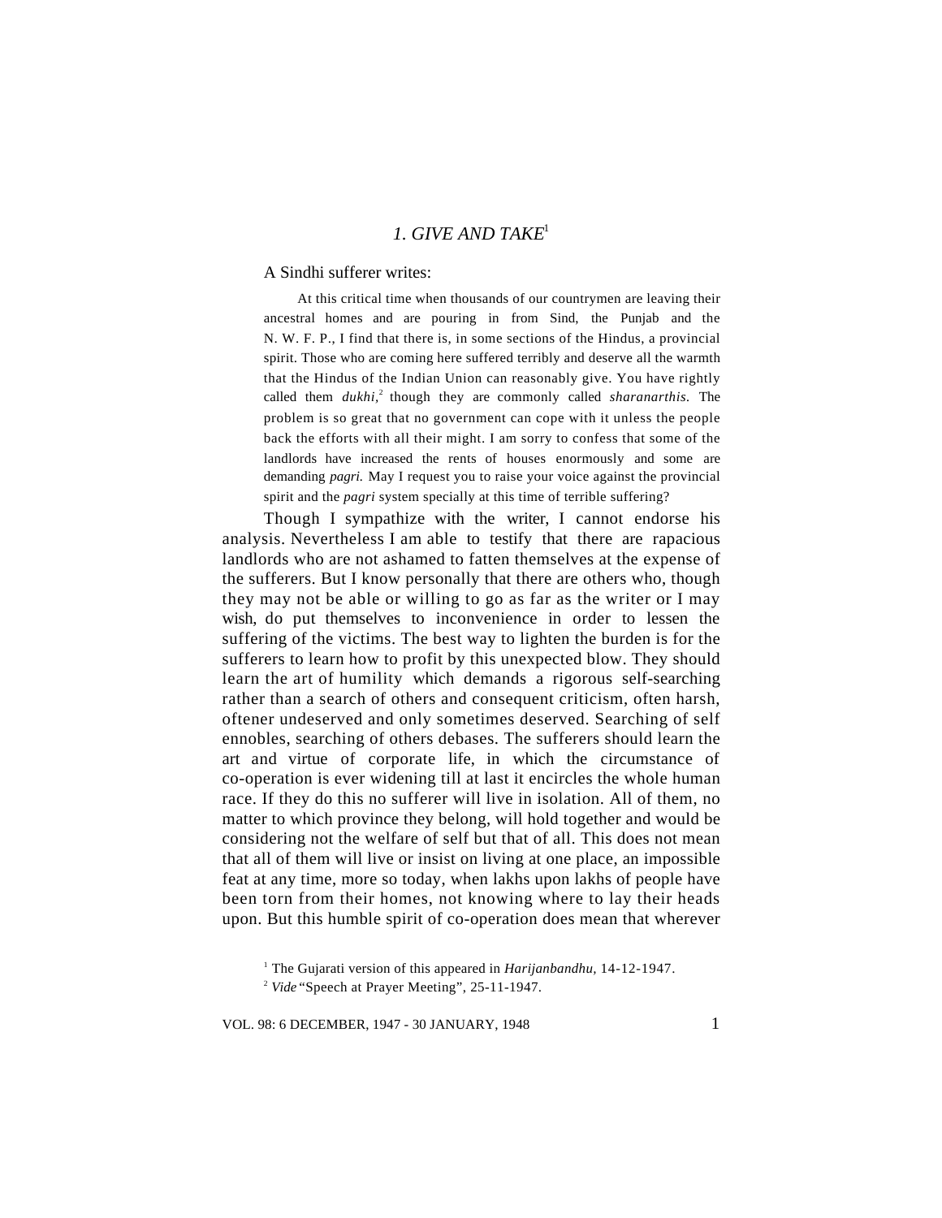# *1. GIVE AND TAKE*[1]

A Sindhi sufferer writes:

> At this critical time when thousands of our countrymen are leaving their ancestral homes and are pouring in from Sind, the Punjab and the N. W. F. P., I find that there is, in some sections of the Hindus, a provincial spirit. Those who are coming here suffered terribly and deserve all the warmth that the Hindus of the Indian Union can reasonably give. You have rightly called them *dukhi*,[2] though they are commonly called *sharanarthis*. The problem is so great that no government can cope with it unless the people back the efforts with all their might. I am sorry to confess that some of the landlords have increased the rents of houses enormously and some are demanding *pagri*. May I request you to raise your voice against the provincial spirit and the *pagri* system specially at this time of terrible suffering?

Though I sympathize with the writer, I cannot endorse his analysis. Nevertheless I am able to testify that there are rapacious landlords who are not ashamed to fatten themselves at the expense of the sufferers. But I know personally that there are others who, though they may not be able or willing to go as far as the writer or I may wish, do put themselves to inconvenience in order to lessen the suffering of the victims. The best way to lighten the burden is for the sufferers to learn how to profit by this unexpected blow. They should learn the art of humility which demands a rigorous self-searching rather than a search of others and consequent criticism, often harsh, oftener undeserved and only sometimes deserved. Searching of self ennobles, searching of others debases. The sufferers should learn the art and virtue of corporate life, in which the circumstance of co-operation is ever widening till at last it encircles the whole human race. If they do this no sufferer will live in isolation. All of them, no matter to which province they belong, will hold together and would be considering not the welfare of self but that of all. This does not mean that all of them will live or insist on living at one place, an impossible feat at any time, more so today, when lakhs upon lakhs of people have been torn from their homes, not knowing where to lay their heads upon. But this humble spirit of co-operation does mean that wherever

[1] The Gujarati version of this appeared in *Harijanbandhu*, 14-12-1947.

[2] *Vide* "Speech at Prayer Meeting", 25-11-1947.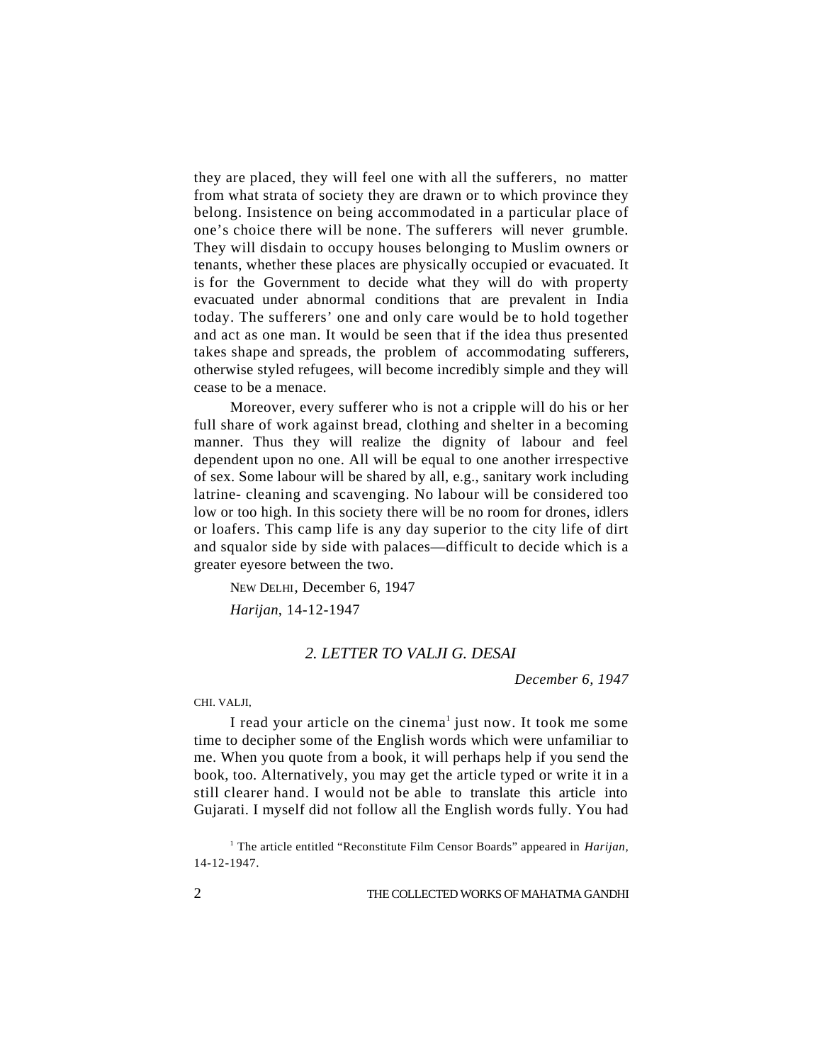they are placed, they will feel one with all the sufferers, no matter from what strata of society they are drawn or to which province they belong. Insistence on being accommodated in a particular place of one's choice there will be none. The sufferers will never grumble. They will disdain to occupy houses belonging to Muslim owners or tenants, whether these places are physically occupied or evacuated. It is for the Government to decide what they will do with property evacuated under abnormal conditions that are prevalent in India today. The sufferers' one and only care would be to hold together and act as one man. It would be seen that if the idea thus presented takes shape and spreads, the problem of accommodating sufferers, otherwise styled refugees, will become incredibly simple and they will cease to be a menace.

Moreover, every sufferer who is not a cripple will do his or her full share of work against bread, clothing and shelter in a becoming manner. Thus they will realize the dignity of labour and feel dependent upon no one. All will be equal to one another irrespective of sex. Some labour will be shared by all, e.g., sanitary work including latrine- cleaning and scavenging. No labour will be considered too low or too high. In this society there will be no room for drones, idlers or loafers. This camp life is any day superior to the city life of dirt and squalor side by side with palaces—difficult to decide which is a greater eyesore between the two.

NEW DELHI, December 6, 1947

*Harijan*, 14-12-1947

## *2. LETTER TO VALJI G. DESAI*

*December 6, 1947*

CHI. VALJI,

I read your article on the cinema[1] just now. It took me some time to decipher some of the English words which were unfamiliar to me. When you quote from a book, it will perhaps help if you send the book, too. Alternatively, you may get the article typed or write it in a still clearer hand. I would not be able to translate this article into Gujarati. I myself did not follow all the English words fully. You had

[1] The article entitled "Reconstitute Film Censor Boards" appeared in *Harijan*, 14-12-1947.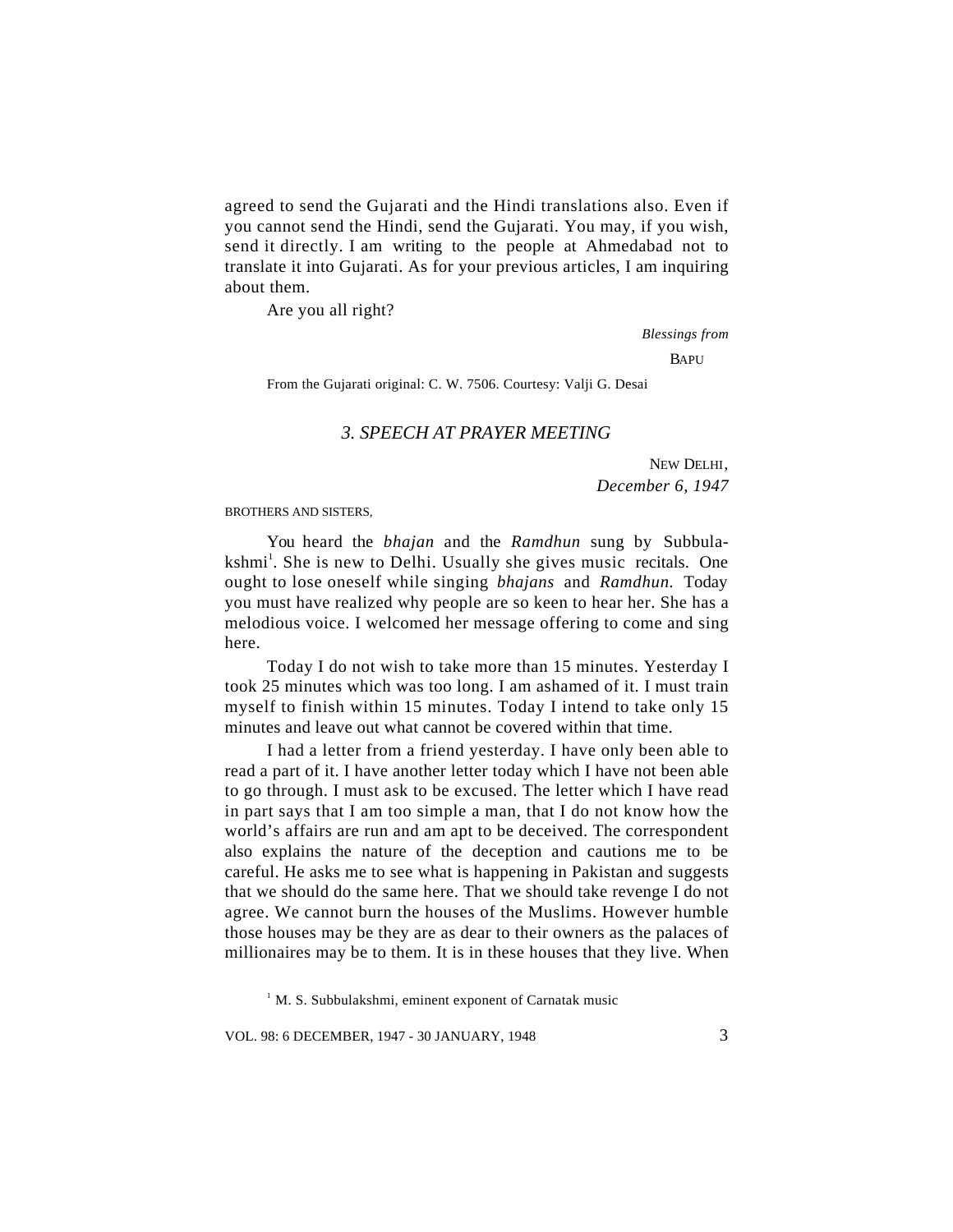agreed to send the Gujarati and the Hindi translations also. Even if you cannot send the Hindi, send the Gujarati. You may, if you wish, send it directly. I am writing to the people at Ahmedabad not to translate it into Gujarati. As for your previous articles, I am inquiring about them.

Are you all right?

*Blessings from*

BAPU

From the Gujarati original: C. W. 7506. Courtesy: Valji G. Desai

## *3. SPEECH AT PRAYER MEETING*

NEW DELHI,
*December 6, 1947*

BROTHERS AND SISTERS,

You heard the *bhajan* and the *Ramdhun* sung by Subbulakshmi[1]. She is new to Delhi. Usually she gives music recitals. One ought to lose oneself while singing *bhajans* and *Ramdhun.* Today you must have realized why people are so keen to hear her. She has a melodious voice. I welcomed her message offering to come and sing here.

Today I do not wish to take more than 15 minutes. Yesterday I took 25 minutes which was too long. I am ashamed of it. I must train myself to finish within 15 minutes. Today I intend to take only 15 minutes and leave out what cannot be covered within that time.

I had a letter from a friend yesterday. I have only been able to read a part of it. I have another letter today which I have not been able to go through. I must ask to be excused. The letter which I have read in part says that I am too simple a man, that I do not know how the world's affairs are run and am apt to be deceived. The correspondent also explains the nature of the deception and cautions me to be careful. He asks me to see what is happening in Pakistan and suggests that we should do the same here. That we should take revenge I do not agree. We cannot burn the houses of the Muslims. However humble those houses may be they are as dear to their owners as the palaces of millionaires may be to them. It is in these houses that they live. When

[1] M. S. Subbulakshmi, eminent exponent of Carnatak music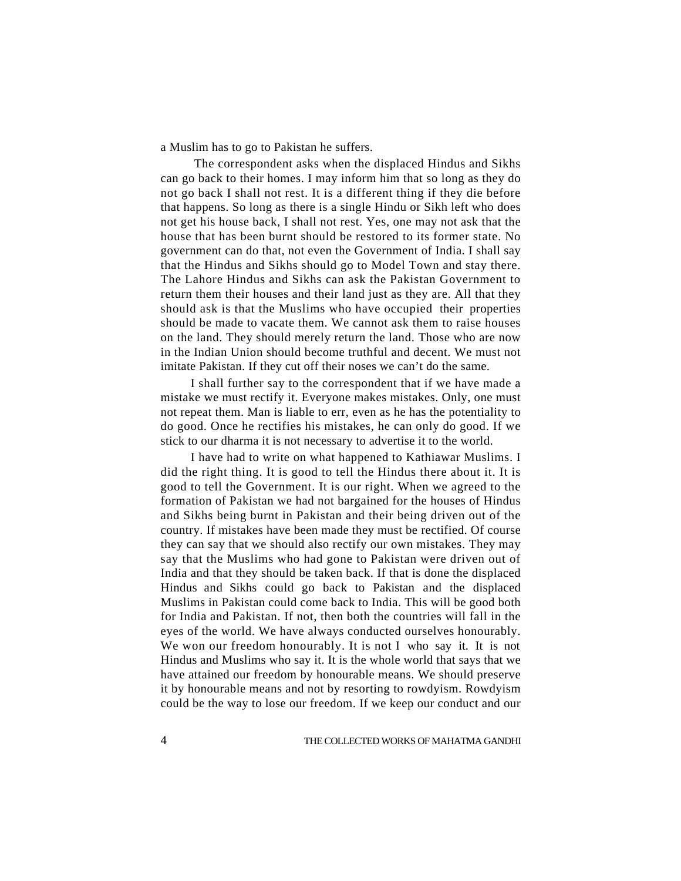a Muslim has to go to Pakistan he suffers.

The correspondent asks when the displaced Hindus and Sikhs can go back to their homes. I may inform him that so long as they do not go back I shall not rest. It is a different thing if they die before that happens. So long as there is a single Hindu or Sikh left who does not get his house back, I shall not rest. Yes, one may not ask that the house that has been burnt should be restored to its former state. No government can do that, not even the Government of India. I shall say that the Hindus and Sikhs should go to Model Town and stay there. The Lahore Hindus and Sikhs can ask the Pakistan Government to return them their houses and their land just as they are. All that they should ask is that the Muslims who have occupied their properties should be made to vacate them. We cannot ask them to raise houses on the land. They should merely return the land. Those who are now in the Indian Union should become truthful and decent. We must not imitate Pakistan. If they cut off their noses we can't do the same.

I shall further say to the correspondent that if we have made a mistake we must rectify it. Everyone makes mistakes. Only, one must not repeat them. Man is liable to err, even as he has the potentiality to do good. Once he rectifies his mistakes, he can only do good. If we stick to our dharma it is not necessary to advertise it to the world.

I have had to write on what happened to Kathiawar Muslims. I did the right thing. It is good to tell the Hindus there about it. It is good to tell the Government. It is our right. When we agreed to the formation of Pakistan we had not bargained for the houses of Hindus and Sikhs being burnt in Pakistan and their being driven out of the country. If mistakes have been made they must be rectified. Of course they can say that we should also rectify our own mistakes. They may say that the Muslims who had gone to Pakistan were driven out of India and that they should be taken back. If that is done the displaced Hindus and Sikhs could go back to Pakistan and the displaced Muslims in Pakistan could come back to India. This will be good both for India and Pakistan. If not, then both the countries will fall in the eyes of the world. We have always conducted ourselves honourably. We won our freedom honourably. It is not I who say it. It is not Hindus and Muslims who say it. It is the whole world that says that we have attained our freedom by honourable means. We should preserve it by honourable means and not by resorting to rowdyism. Rowdyism could be the way to lose our freedom. If we keep our conduct and our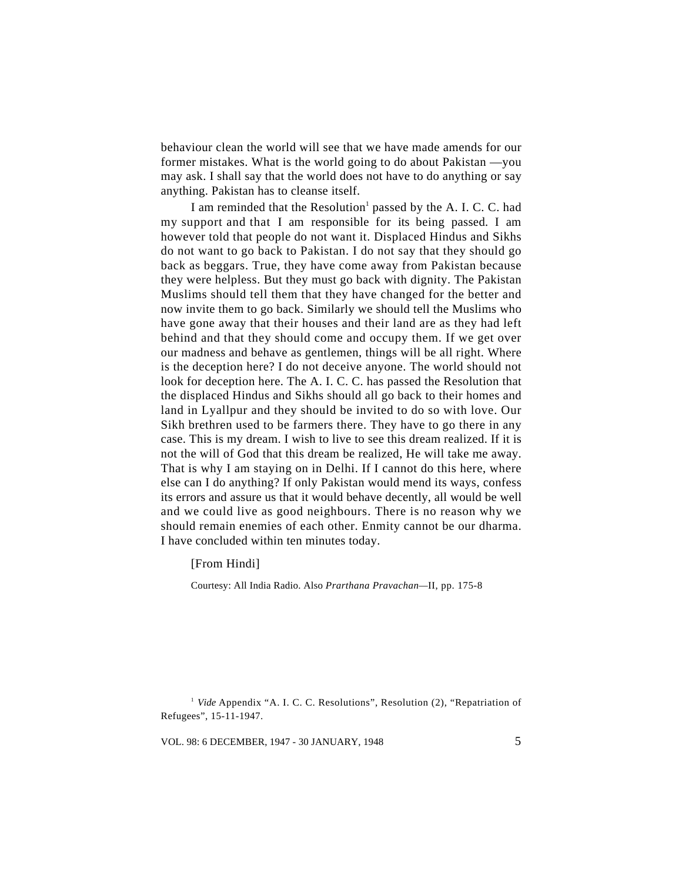behaviour clean the world will see that we have made amends for our former mistakes. What is the world going to do about Pakistan —you may ask. I shall say that the world does not have to do anything or say anything. Pakistan has to cleanse itself.

I am reminded that the Resolution[1] passed by the A. I. C. C. had my support and that I am responsible for its being passed. I am however told that people do not want it. Displaced Hindus and Sikhs do not want to go back to Pakistan. I do not say that they should go back as beggars. True, they have come away from Pakistan because they were helpless. But they must go back with dignity. The Pakistan Muslims should tell them that they have changed for the better and now invite them to go back. Similarly we should tell the Muslims who have gone away that their houses and their land are as they had left behind and that they should come and occupy them. If we get over our madness and behave as gentlemen, things will be all right. Where is the deception here? I do not deceive anyone. The world should not look for deception here. The A. I. C. C. has passed the Resolution that the displaced Hindus and Sikhs should all go back to their homes and land in Lyallpur and they should be invited to do so with love. Our Sikh brethren used to be farmers there. They have to go there in any case. This is my dream. I wish to live to see this dream realized. If it is not the will of God that this dream be realized, He will take me away. That is why I am staying on in Delhi. If I cannot do this here, where else can I do anything? If only Pakistan would mend its ways, confess its errors and assure us that it would behave decently, all would be well and we could live as good neighbours. There is no reason why we should remain enemies of each other. Enmity cannot be our dharma. I have concluded within ten minutes today.

[From Hindi]

Courtesy: All India Radio. Also *Prarthana Pravachan*—II, pp. 175-8

[1] *Vide* Appendix "A. I. C. C. Resolutions", Resolution (2), "Repatriation of Refugees", 15-11-1947.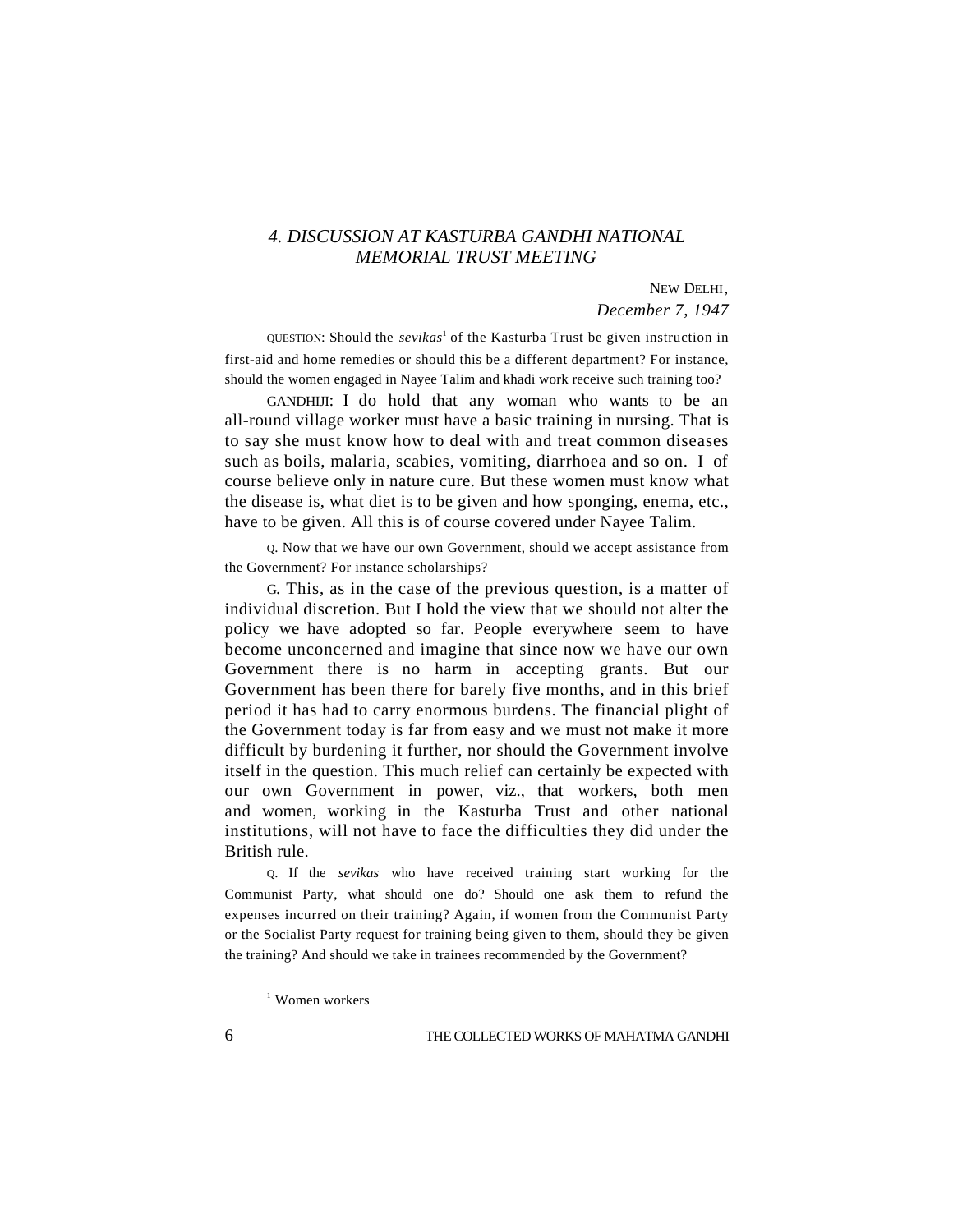## *4. DISCUSSION AT KASTURBA GANDHI NATIONAL MEMORIAL TRUST MEETING*

NEW DELHI,
*December 7, 1947*

QUESTION: Should the *sevikas*[1] of the Kasturba Trust be given instruction in first-aid and home remedies or should this be a different department? For instance, should the women engaged in Nayee Talim and khadi work receive such training too?

GANDHIJI: I do hold that any woman who wants to be an all-round village worker must have a basic training in nursing. That is to say she must know how to deal with and treat common diseases such as boils, malaria, scabies, vomiting, diarrhoea and so on. I of course believe only in nature cure. But these women must know what the disease is, what diet is to be given and how sponging, enema, etc., have to be given. All this is of course covered under Nayee Talim.

Q. Now that we have our own Government, should we accept assistance from the Government? For instance scholarships?

G. This, as in the case of the previous question, is a matter of individual discretion. But I hold the view that we should not alter the policy we have adopted so far. People everywhere seem to have become unconcerned and imagine that since now we have our own Government there is no harm in accepting grants. But our Government has been there for barely five months, and in this brief period it has had to carry enormous burdens. The financial plight of the Government today is far from easy and we must not make it more difficult by burdening it further, nor should the Government involve itself in the question. This much relief can certainly be expected with our own Government in power, viz., that workers, both men and women, working in the Kasturba Trust and other national institutions, will not have to face the difficulties they did under the British rule.

Q. If the *sevikas* who have received training start working for the Communist Party, what should one do? Should one ask them to refund the expenses incurred on their training? Again, if women from the Communist Party or the Socialist Party request for training being given to them, should they be given the training? And should we take in trainees recommended by the Government?

[1] Women workers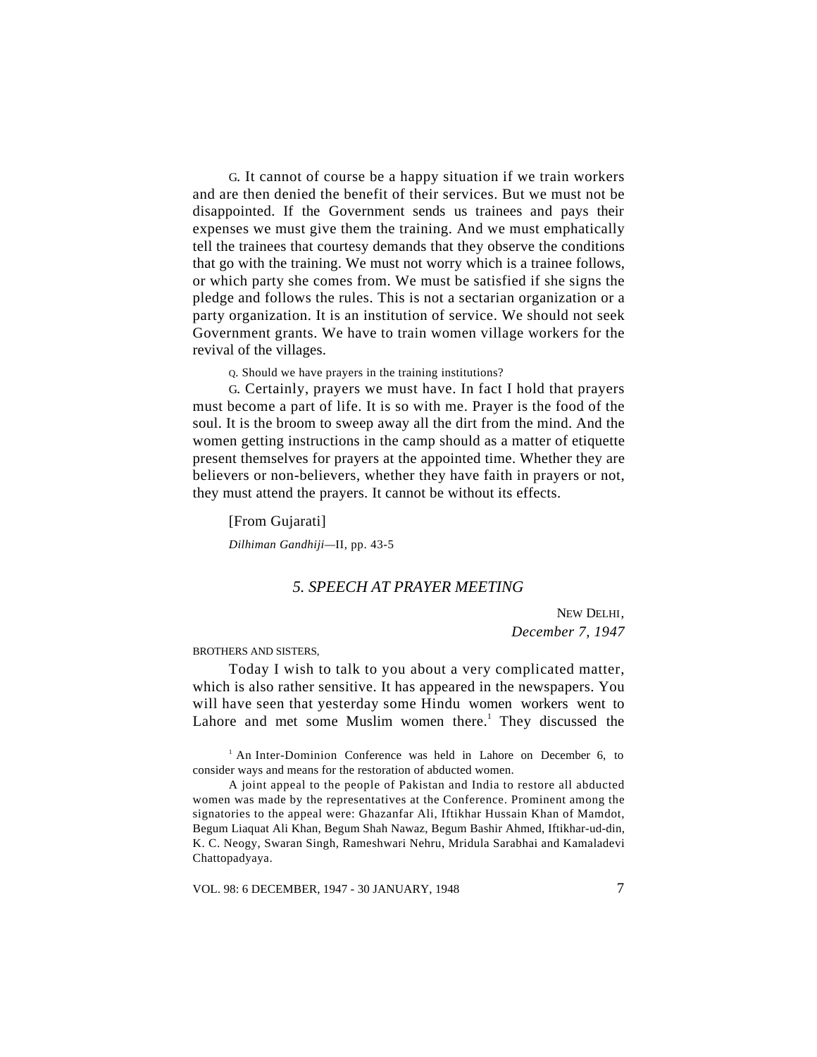G. It cannot of course be a happy situation if we train workers and are then denied the benefit of their services. But we must not be disappointed. If the Government sends us trainees and pays their expenses we must give them the training. And we must emphatically tell the trainees that courtesy demands that they observe the conditions that go with the training. We must not worry which is a trainee follows, or which party she comes from. We must be satisfied if she signs the pledge and follows the rules. This is not a sectarian organization or a party organization. It is an institution of service. We should not seek Government grants. We have to train women village workers for the revival of the villages.

Q. Should we have prayers in the training institutions?

G. Certainly, prayers we must have. In fact I hold that prayers must become a part of life. It is so with me. Prayer is the food of the soul. It is the broom to sweep away all the dirt from the mind. And the women getting instructions in the camp should as a matter of etiquette present themselves for prayers at the appointed time. Whether they are believers or non-believers, whether they have faith in prayers or not, they must attend the prayers. It cannot be without its effects.

[From Gujarati]

*Dilhiman Gandhiji*—II, pp. 43-5

## *5. SPEECH AT PRAYER MEETING*

NEW DELHI,
*December 7, 1947*

BROTHERS AND SISTERS,

Today I wish to talk to you about a very complicated matter, which is also rather sensitive. It has appeared in the newspapers. You will have seen that yesterday some Hindu women workers went to Lahore and met some Muslim women there.[1] They discussed the

[1] An Inter-Dominion Conference was held in Lahore on December 6, to consider ways and means for the restoration of abducted women.

A joint appeal to the people of Pakistan and India to restore all abducted women was made by the representatives at the Conference. Prominent among the signatories to the appeal were: Ghazanfar Ali, Iftikhar Hussain Khan of Mamdot, Begum Liaquat Ali Khan, Begum Shah Nawaz, Begum Bashir Ahmed, Iftikhar-ud-din, K. C. Neogy, Swaran Singh, Rameshwari Nehru, Mridula Sarabhai and Kamaladevi Chattopadyaya.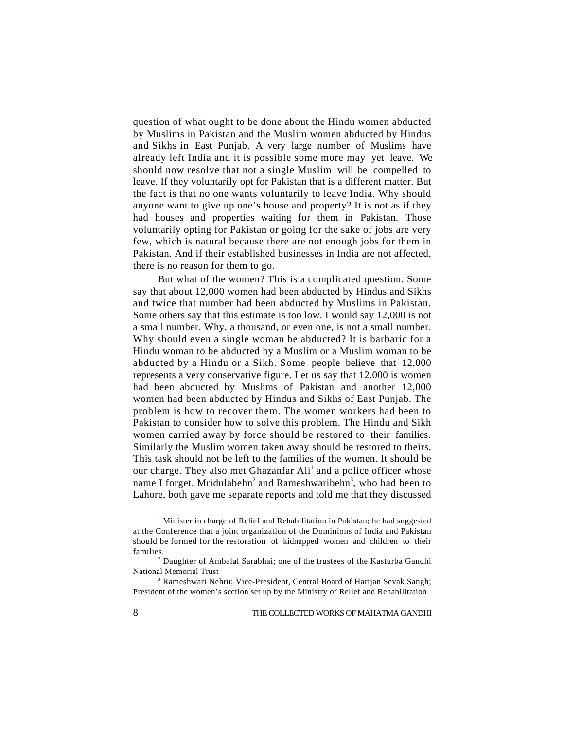question of what ought to be done about the Hindu women abducted by Muslims in Pakistan and the Muslim women abducted by Hindus and Sikhs in East Punjab. A very large number of Muslims have already left India and it is possible some more may yet leave. We should now resolve that not a single Muslim will be compelled to leave. If they voluntarily opt for Pakistan that is a different matter. But the fact is that no one wants voluntarily to leave India. Why should anyone want to give up one's house and property? It is not as if they had houses and properties waiting for them in Pakistan. Those voluntarily opting for Pakistan or going for the sake of jobs are very few, which is natural because there are not enough jobs for them in Pakistan. And if their established businesses in India are not affected, there is no reason for them to go.

But what of the women? This is a complicated question. Some say that about 12,000 women had been abducted by Hindus and Sikhs and twice that number had been abducted by Muslims in Pakistan. Some others say that this estimate is too low. I would say 12,000 is not a small number. Why, a thousand, or even one, is not a small number. Why should even a single woman be abducted? It is barbaric for a Hindu woman to be abducted by a Muslim or a Muslim woman to be abducted by a Hindu or a Sikh. Some people believe that 12,000 represents a very conservative figure. Let us say that 12.000 is women had been abducted by Muslims of Pakistan and another 12,000 women had been abducted by Hindus and Sikhs of East Punjab. The problem is how to recover them. The women workers had been to Pakistan to consider how to solve this problem. The Hindu and Sikh women carried away by force should be restored to their families. Similarly the Muslim women taken away should be restored to theirs. This task should not be left to the families of the women. It should be our charge. They also met Ghazanfar Ali[1] and a police officer whose name I forget. Mridulabehn[2] and Rameshwaribehn[3], who had been to Lahore, both gave me separate reports and told me that they discussed

[1] Minister in charge of Relief and Rehabilitation in Pakistan; he had suggested at the Conference that a joint organization of the Dominions of India and Pakistan should be formed for the restoration of kidnapped women and children to their families.

[2] Daughter of Ambalal Sarabhai; one of the trustees of the Kasturba Gandhi National Memorial Trust

[3] Rameshwari Nehru; Vice-President, Central Board of Harijan Sevak Sangh; President of the women's section set up by the Ministry of Relief and Rehabilitation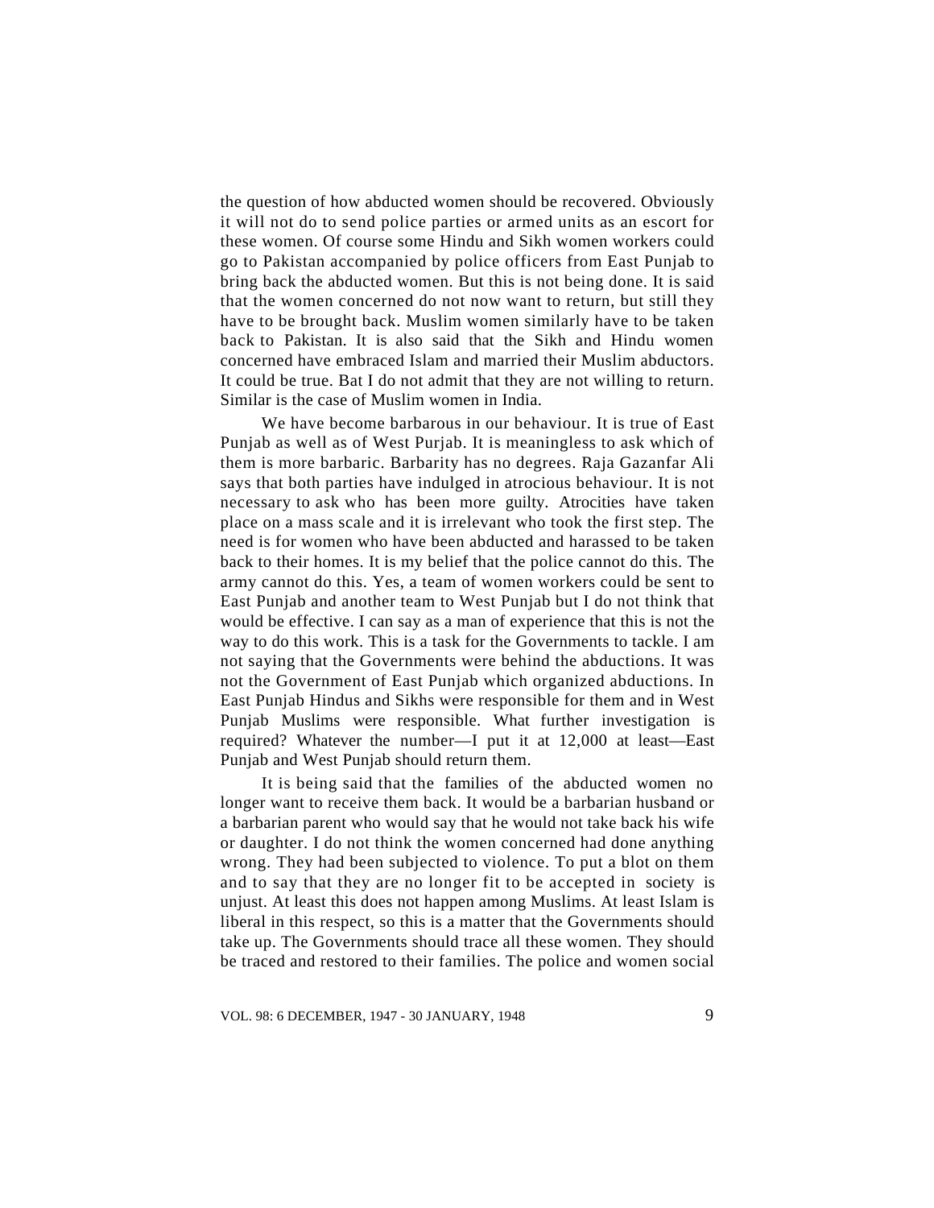the question of how abducted women should be recovered. Obviously it will not do to send police parties or armed units as an escort for these women. Of course some Hindu and Sikh women workers could go to Pakistan accompanied by police officers from East Punjab to bring back the abducted women. But this is not being done. It is said that the women concerned do not now want to return, but still they have to be brought back. Muslim women similarly have to be taken back to Pakistan. It is also said that the Sikh and Hindu women concerned have embraced Islam and married their Muslim abductors. It could be true. Bat I do not admit that they are not willing to return. Similar is the case of Muslim women in India.

We have become barbarous in our behaviour. It is true of East Punjab as well as of West Purjab. It is meaningless to ask which of them is more barbaric. Barbarity has no degrees. Raja Gazanfar Ali says that both parties have indulged in atrocious behaviour. It is not necessary to ask who has been more guilty. Atrocities have taken place on a mass scale and it is irrelevant who took the first step. The need is for women who have been abducted and harassed to be taken back to their homes. It is my belief that the police cannot do this. The army cannot do this. Yes, a team of women workers could be sent to East Punjab and another team to West Punjab but I do not think that would be effective. I can say as a man of experience that this is not the way to do this work. This is a task for the Governments to tackle. I am not saying that the Governments were behind the abductions. It was not the Government of East Punjab which organized abductions. In East Punjab Hindus and Sikhs were responsible for them and in West Punjab Muslims were responsible. What further investigation is required? Whatever the number—I put it at 12,000 at least—East Punjab and West Punjab should return them.

It is being said that the families of the abducted women no longer want to receive them back. It would be a barbarian husband or a barbarian parent who would say that he would not take back his wife or daughter. I do not think the women concerned had done anything wrong. They had been subjected to violence. To put a blot on them and to say that they are no longer fit to be accepted in society is unjust. At least this does not happen among Muslims. At least Islam is liberal in this respect, so this is a matter that the Governments should take up. The Governments should trace all these women. They should be traced and restored to their families. The police and women social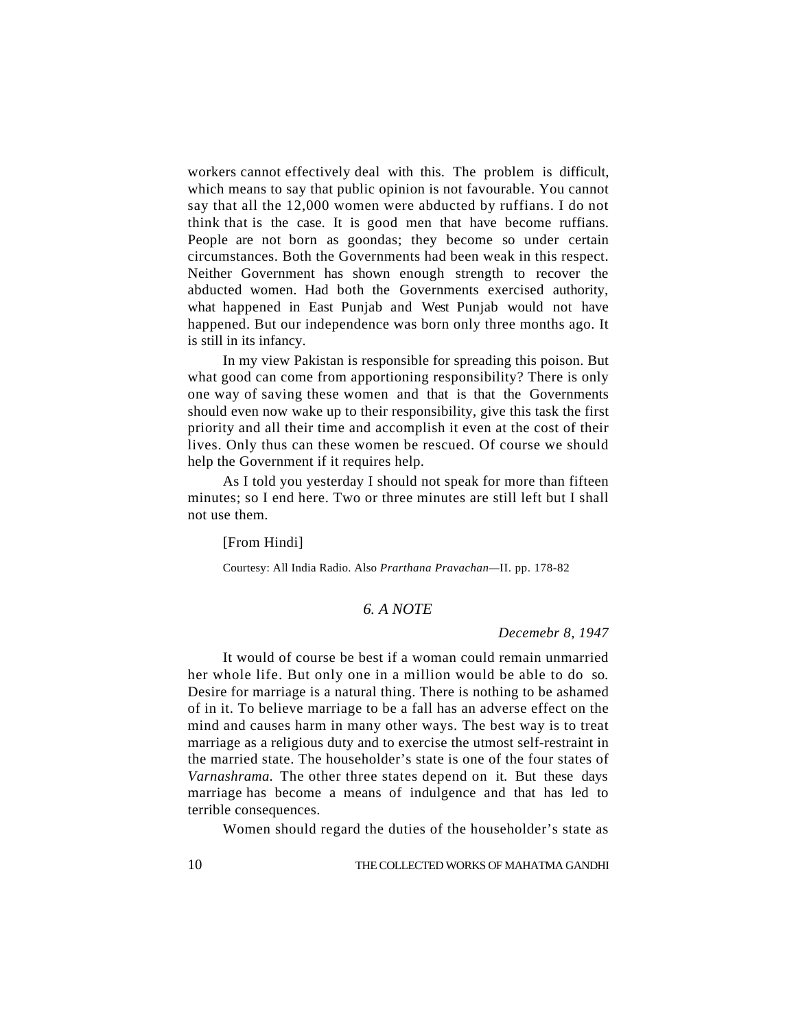workers cannot effectively deal with this. The problem is difficult, which means to say that public opinion is not favourable. You cannot say that all the 12,000 women were abducted by ruffians. I do not think that is the case. It is good men that have become ruffians. People are not born as goondas; they become so under certain circumstances. Both the Governments had been weak in this respect. Neither Government has shown enough strength to recover the abducted women. Had both the Governments exercised authority, what happened in East Punjab and West Punjab would not have happened. But our independence was born only three months ago. It is still in its infancy.

In my view Pakistan is responsible for spreading this poison. But what good can come from apportioning responsibility? There is only one way of saving these women and that is that the Governments should even now wake up to their responsibility, give this task the first priority and all their time and accomplish it even at the cost of their lives. Only thus can these women be rescued. Of course we should help the Government if it requires help.

As I told you yesterday I should not speak for more than fifteen minutes; so I end here. Two or three minutes are still left but I shall not use them.

[From Hindi]

Courtesy: All India Radio. Also *Prarthana Pravachan*—II. pp. 178-82

## *6. A NOTE*

*Decemebr 8, 1947*

It would of course be best if a woman could remain unmarried her whole life. But only one in a million would be able to do so. Desire for marriage is a natural thing. There is nothing to be ashamed of in it. To believe marriage to be a fall has an adverse effect on the mind and causes harm in many other ways. The best way is to treat marriage as a religious duty and to exercise the utmost self-restraint in the married state. The householder's state is one of the four states of *Varnashrama.* The other three states depend on it. But these days marriage has become a means of indulgence and that has led to terrible consequences.

Women should regard the duties of the householder's state as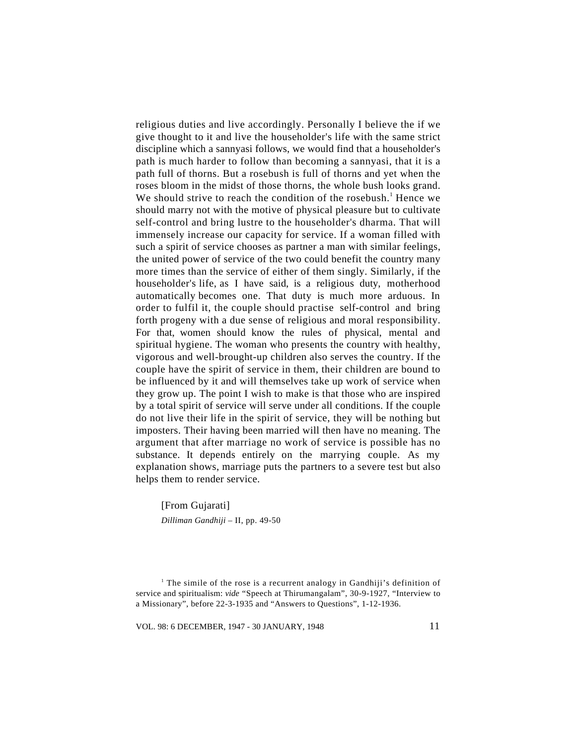religious duties and live accordingly. Personally I believe the if we give thought to it and live the householder's life with the same strict discipline which a sannyasi follows, we would find that a householder's path is much harder to follow than becoming a sannyasi, that it is a path full of thorns. But a rosebush is full of thorns and yet when the roses bloom in the midst of those thorns, the whole bush looks grand. We should strive to reach the condition of the rosebush.[1] Hence we should marry not with the motive of physical pleasure but to cultivate self-control and bring lustre to the householder's dharma. That will immensely increase our capacity for service. If a woman filled with such a spirit of service chooses as partner a man with similar feelings, the united power of service of the two could benefit the country many more times than the service of either of them singly. Similarly, if the householder's life, as I have said, is a religious duty, motherhood automatically becomes one. That duty is much more arduous. In order to fulfil it, the couple should practise self-control and bring forth progeny with a due sense of religious and moral responsibility. For that, women should know the rules of physical, mental and spiritual hygiene. The woman who presents the country with healthy, vigorous and well-brought-up children also serves the country. If the couple have the spirit of service in them, their children are bound to be influenced by it and will themselves take up work of service when they grow up. The point I wish to make is that those who are inspired by a total spirit of service will serve under all conditions. If the couple do not live their life in the spirit of service, they will be nothing but imposters. Their having been married will then have no meaning. The argument that after marriage no work of service is possible has no substance. It depends entirely on the marrying couple. As my explanation shows, marriage puts the partners to a severe test but also helps them to render service.

[From Gujarati]

*Dilliman Gandhiji* – II, pp. 49-50

[1] The simile of the rose is a recurrent analogy in Gandhiji's definition of service and spiritualism: *vide* "Speech at Thirumangalam", 30-9-1927, "Interview to a Missionary", before 22-3-1935 and "Answers to Questions", 1-12-1936.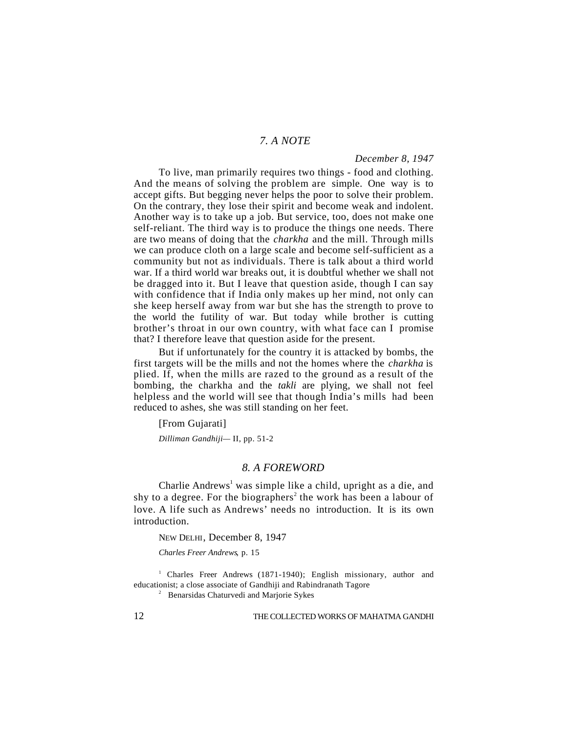## *7. A NOTE*

*December 8, 1947*

To live, man primarily requires two things - food and clothing. And the means of solving the problem are simple. One way is to accept gifts. But begging never helps the poor to solve their problem. On the contrary, they lose their spirit and become weak and indolent. Another way is to take up a job. But service, too, does not make one self-reliant. The third way is to produce the things one needs. There are two means of doing that the *charkha* and the mill. Through mills we can produce cloth on a large scale and become self-sufficient as a community but not as individuals. There is talk about a third world war. If a third world war breaks out, it is doubtful whether we shall not be dragged into it. But I leave that question aside, though I can say with confidence that if India only makes up her mind, not only can she keep herself away from war but she has the strength to prove to the world the futility of war. But today while brother is cutting brother's throat in our own country, with what face can I promise that? I therefore leave that question aside for the present.

But if unfortunately for the country it is attacked by bombs, the first targets will be the mills and not the homes where the *charkha* is plied. If, when the mills are razed to the ground as a result of the bombing, the charkha and the *takli* are plying, we shall not feel helpless and the world will see that though India's mills had been reduced to ashes, she was still standing on her feet.

[From Gujarati]

*Dilliman Gandhiji*— II, pp. 51-2

## *8. A FOREWORD*

Charlie Andrews[1] was simple like a child, upright as a die, and shy to a degree. For the biographers[2] the work has been a labour of love. A life such as Andrews' needs no introduction. It is its own introduction.

NEW DELHI, December 8, 1947

*Charles Freer Andrews*, p. 15

[1] Charles Freer Andrews (1871-1940); English missionary, author and educationist; a close associate of Gandhiji and Rabindranath Tagore

[2] Benarsidas Chaturvedi and Marjorie Sykes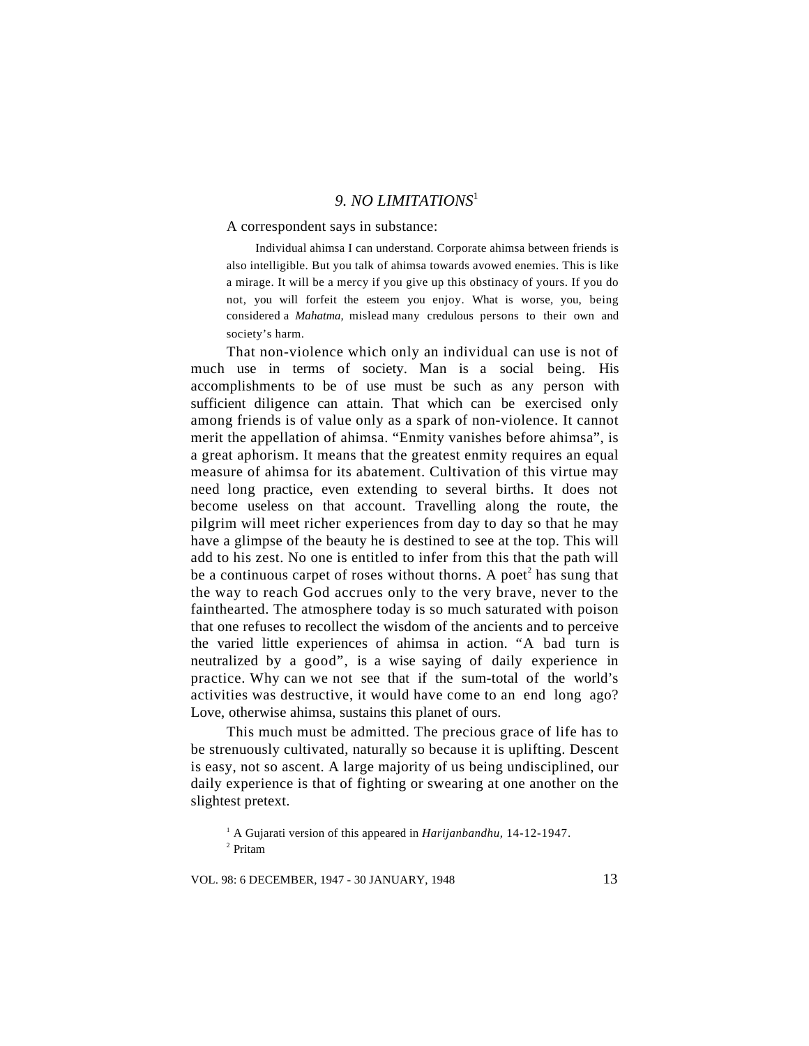# *9. NO LIMITATIONS*[1]

A correspondent says in substance:

> Individual ahimsa I can understand. Corporate ahimsa between friends is also intelligible. But you talk of ahimsa towards avowed enemies. This is like a mirage. It will be a mercy if you give up this obstinacy of yours. If you do not, you will forfeit the esteem you enjoy. What is worse, you, being considered a *Mahatma,* mislead many credulous persons to their own and society's harm.

That non-violence which only an individual can use is not of much use in terms of society. Man is a social being. His accomplishments to be of use must be such as any person with sufficient diligence can attain. That which can be exercised only among friends is of value only as a spark of non-violence. It cannot merit the appellation of ahimsa. "Enmity vanishes before ahimsa", is a great aphorism. It means that the greatest enmity requires an equal measure of ahimsa for its abatement. Cultivation of this virtue may need long practice, even extending to several births. It does not become useless on that account. Travelling along the route, the pilgrim will meet richer experiences from day to day so that he may have a glimpse of the beauty he is destined to see at the top. This will add to his zest. No one is entitled to infer from this that the path will be a continuous carpet of roses without thorns. A poet[2] has sung that the way to reach God accrues only to the very brave, never to the fainthearted. The atmosphere today is so much saturated with poison that one refuses to recollect the wisdom of the ancients and to perceive the varied little experiences of ahimsa in action. "A bad turn is neutralized by a good", is a wise saying of daily experience in practice. Why can we not see that if the sum-total of the world's activities was destructive, it would have come to an end long ago? Love, otherwise ahimsa, sustains this planet of ours.

This much must be admitted. The precious grace of life has to be strenuously cultivated, naturally so because it is uplifting. Descent is easy, not so ascent. A large majority of us being undisciplined, our daily experience is that of fighting or swearing at one another on the slightest pretext.

[1] A Gujarati version of this appeared in *Harijanbandhu,* 14-12-1947.

[2] Pritam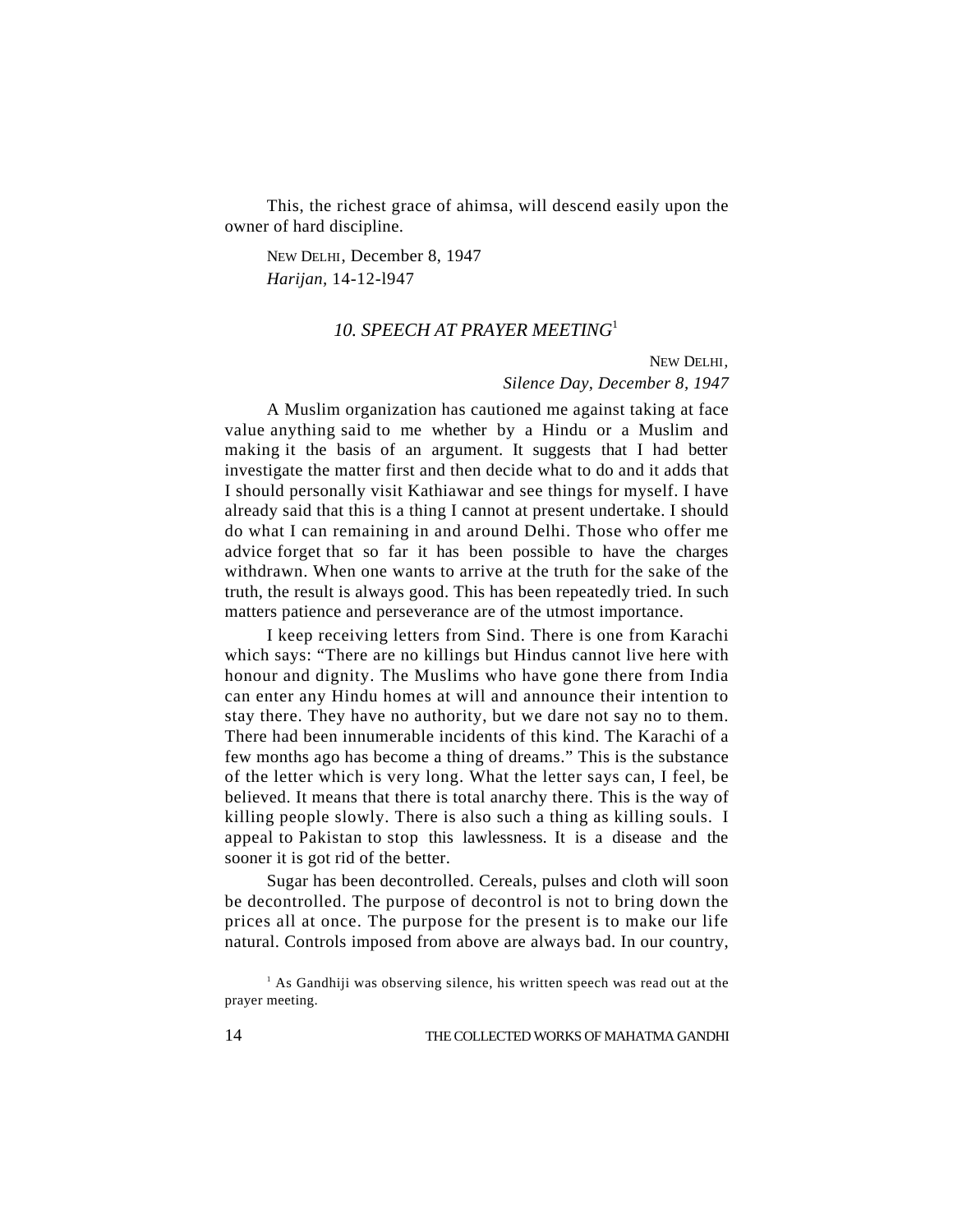This, the richest grace of ahimsa, will descend easily upon the owner of hard discipline.

NEW DELHI, December 8, 1947
*Harijan,* 14-12-l947

## *10. SPEECH AT PRAYER MEETING*[1]

NEW DELHI,
*Silence Day, December 8, 1947*

A Muslim organization has cautioned me against taking at face value anything said to me whether by a Hindu or a Muslim and making it the basis of an argument. It suggests that I had better investigate the matter first and then decide what to do and it adds that I should personally visit Kathiawar and see things for myself. I have already said that this is a thing I cannot at present undertake. I should do what I can remaining in and around Delhi. Those who offer me advice forget that so far it has been possible to have the charges withdrawn. When one wants to arrive at the truth for the sake of the truth, the result is always good. This has been repeatedly tried. In such matters patience and perseverance are of the utmost importance.

I keep receiving letters from Sind. There is one from Karachi which says: "There are no killings but Hindus cannot live here with honour and dignity. The Muslims who have gone there from India can enter any Hindu homes at will and announce their intention to stay there. They have no authority, but we dare not say no to them. There had been innumerable incidents of this kind. The Karachi of a few months ago has become a thing of dreams." This is the substance of the letter which is very long. What the letter says can, I feel, be believed. It means that there is total anarchy there. This is the way of killing people slowly. There is also such a thing as killing souls. I appeal to Pakistan to stop this lawlessness. It is a disease and the sooner it is got rid of the better.

Sugar has been decontrolled. Cereals, pulses and cloth will soon be decontrolled. The purpose of decontrol is not to bring down the prices all at once. The purpose for the present is to make our life natural. Controls imposed from above are always bad. In our country,

[1] As Gandhiji was observing silence, his written speech was read out at the prayer meeting.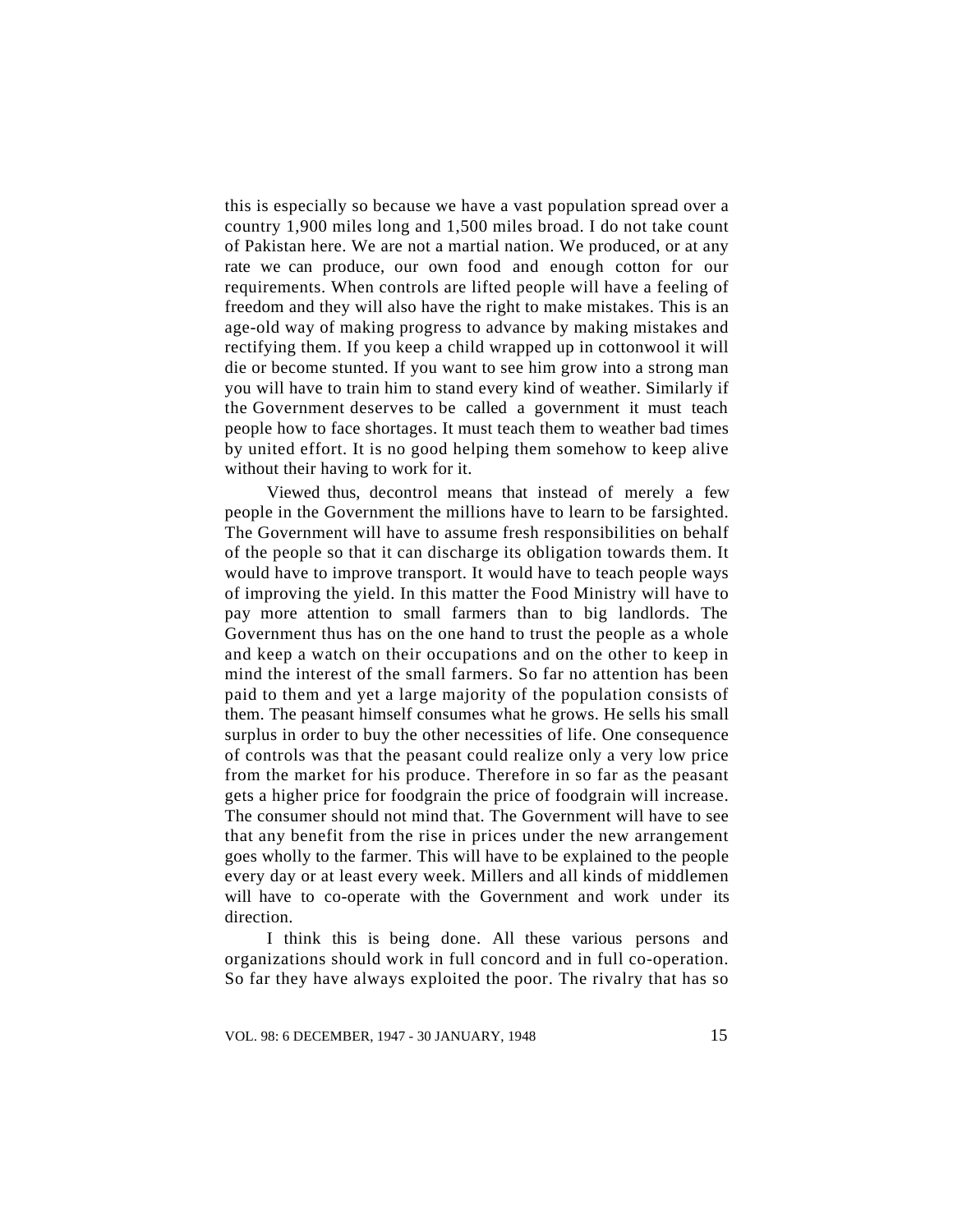this is especially so because we have a vast population spread over a country 1,900 miles long and 1,500 miles broad. I do not take count of Pakistan here. We are not a martial nation. We produced, or at any rate we can produce, our own food and enough cotton for our requirements. When controls are lifted people will have a feeling of freedom and they will also have the right to make mistakes. This is an age-old way of making progress to advance by making mistakes and rectifying them. If you keep a child wrapped up in cottonwool it will die or become stunted. If you want to see him grow into a strong man you will have to train him to stand every kind of weather. Similarly if the Government deserves to be called a government it must teach people how to face shortages. It must teach them to weather bad times by united effort. It is no good helping them somehow to keep alive without their having to work for it.

Viewed thus, decontrol means that instead of merely a few people in the Government the millions have to learn to be farsighted. The Government will have to assume fresh responsibilities on behalf of the people so that it can discharge its obligation towards them. It would have to improve transport. It would have to teach people ways of improving the yield. In this matter the Food Ministry will have to pay more attention to small farmers than to big landlords. The Government thus has on the one hand to trust the people as a whole and keep a watch on their occupations and on the other to keep in mind the interest of the small farmers. So far no attention has been paid to them and yet a large majority of the population consists of them. The peasant himself consumes what he grows. He sells his small surplus in order to buy the other necessities of life. One consequence of controls was that the peasant could realize only a very low price from the market for his produce. Therefore in so far as the peasant gets a higher price for foodgrain the price of foodgrain will increase. The consumer should not mind that. The Government will have to see that any benefit from the rise in prices under the new arrangement goes wholly to the farmer. This will have to be explained to the people every day or at least every week. Millers and all kinds of middlemen will have to co-operate with the Government and work under its direction.

I think this is being done. All these various persons and organizations should work in full concord and in full co-operation. So far they have always exploited the poor. The rivalry that has so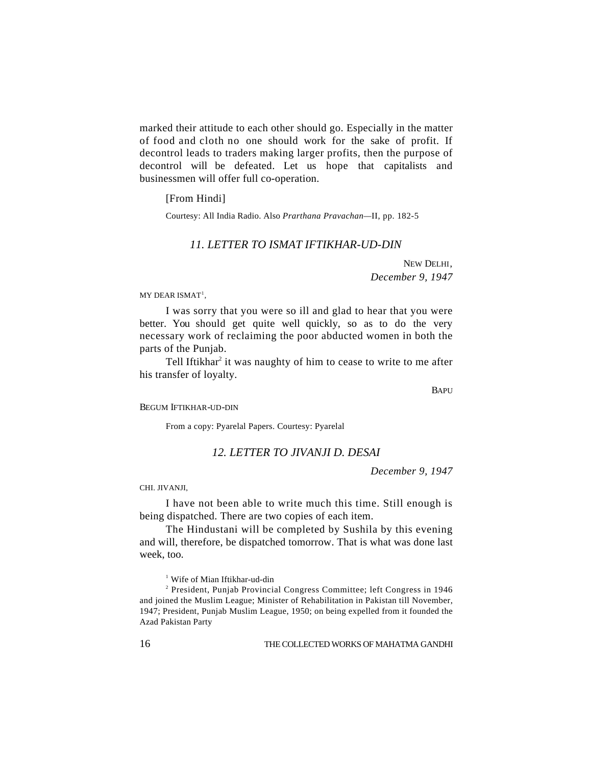marked their attitude to each other should go. Especially in the matter of food and cloth no one should work for the sake of profit. If decontrol leads to traders making larger profits, then the purpose of decontrol will be defeated. Let us hope that capitalists and businessmen will offer full co-operation.

[From Hindi]

Courtesy: All India Radio. Also *Prarthana Pravachan*—II, pp. 182-5

### *11. LETTER TO ISMAT IFTIKHAR-UD-DIN*

NEW DELHI,
*December 9, 1947*

MY DEAR ISMAT[1],

I was sorry that you were so ill and glad to hear that you were better. You should get quite well quickly, so as to do the very necessary work of reclaiming the poor abducted women in both the parts of the Punjab.

Tell Iftikhar[2] it was naughty of him to cease to write to me after his transfer of loyalty.

BAPU

BEGUM IFTIKHAR-UD-DIN

From a copy: Pyarelal Papers. Courtesy: Pyarelal

### *12. LETTER TO JIVANJI D. DESAI*

*December 9, 1947*

CHI. JIVANJI,

I have not been able to write much this time. Still enough is being dispatched. There are two copies of each item.

The Hindustani will be completed by Sushila by this evening and will, therefore, be dispatched tomorrow. That is what was done last week, too.

---

[1] Wife of Mian Iftikhar-ud-din

[2] President, Punjab Provincial Congress Committee; left Congress in 1946 and joined the Muslim League; Minister of Rehabilitation in Pakistan till November, 1947; President, Punjab Muslim League, 1950; on being expelled from it founded the Azad Pakistan Party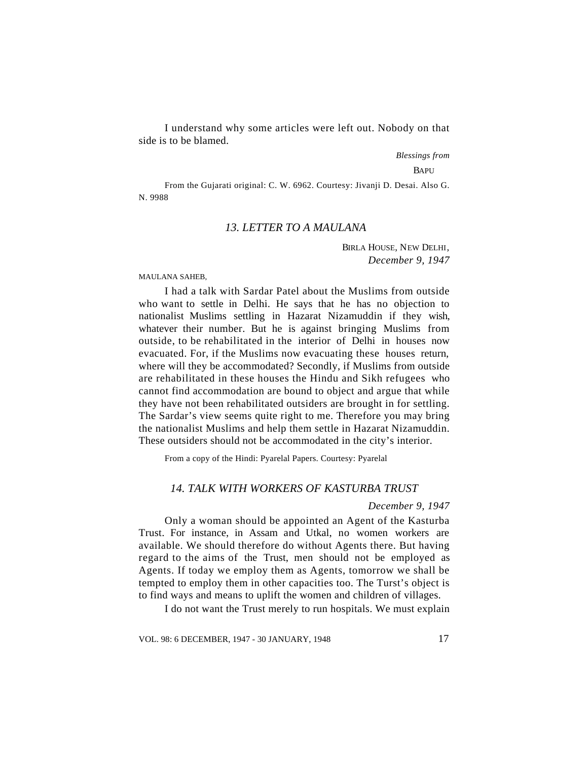I understand why some articles were left out. Nobody on that side is to be blamed.

*Blessings from*

BAPU

From the Gujarati original: C. W. 6962. Courtesy: Jivanji D. Desai. Also G. N. 9988

## *13. LETTER TO A MAULANA*

BIRLA HOUSE, NEW DELHI,
*December 9, 1947*

MAULANA SAHEB,

I had a talk with Sardar Patel about the Muslims from outside who want to settle in Delhi. He says that he has no objection to nationalist Muslims settling in Hazarat Nizamuddin if they wish, whatever their number. But he is against bringing Muslims from outside, to be rehabilitated in the interior of Delhi in houses now evacuated. For, if the Muslims now evacuating these houses return, where will they be accommodated? Secondly, if Muslims from outside are rehabilitated in these houses the Hindu and Sikh refugees who cannot find accommodation are bound to object and argue that while they have not been rehabilitated outsiders are brought in for settling. The Sardar's view seems quite right to me. Therefore you may bring the nationalist Muslims and help them settle in Hazarat Nizamuddin. These outsiders should not be accommodated in the city's interior.

From a copy of the Hindi: Pyarelal Papers. Courtesy: Pyarelal

## *14. TALK WITH WORKERS OF KASTURBA TRUST*

*December 9, 1947*

Only a woman should be appointed an Agent of the Kasturba Trust. For instance, in Assam and Utkal, no women workers are available. We should therefore do without Agents there. But having regard to the aims of the Trust, men should not be employed as Agents. If today we employ them as Agents, tomorrow we shall be tempted to employ them in other capacities too. The Turst's object is to find ways and means to uplift the women and children of villages.

I do not want the Trust merely to run hospitals. We must explain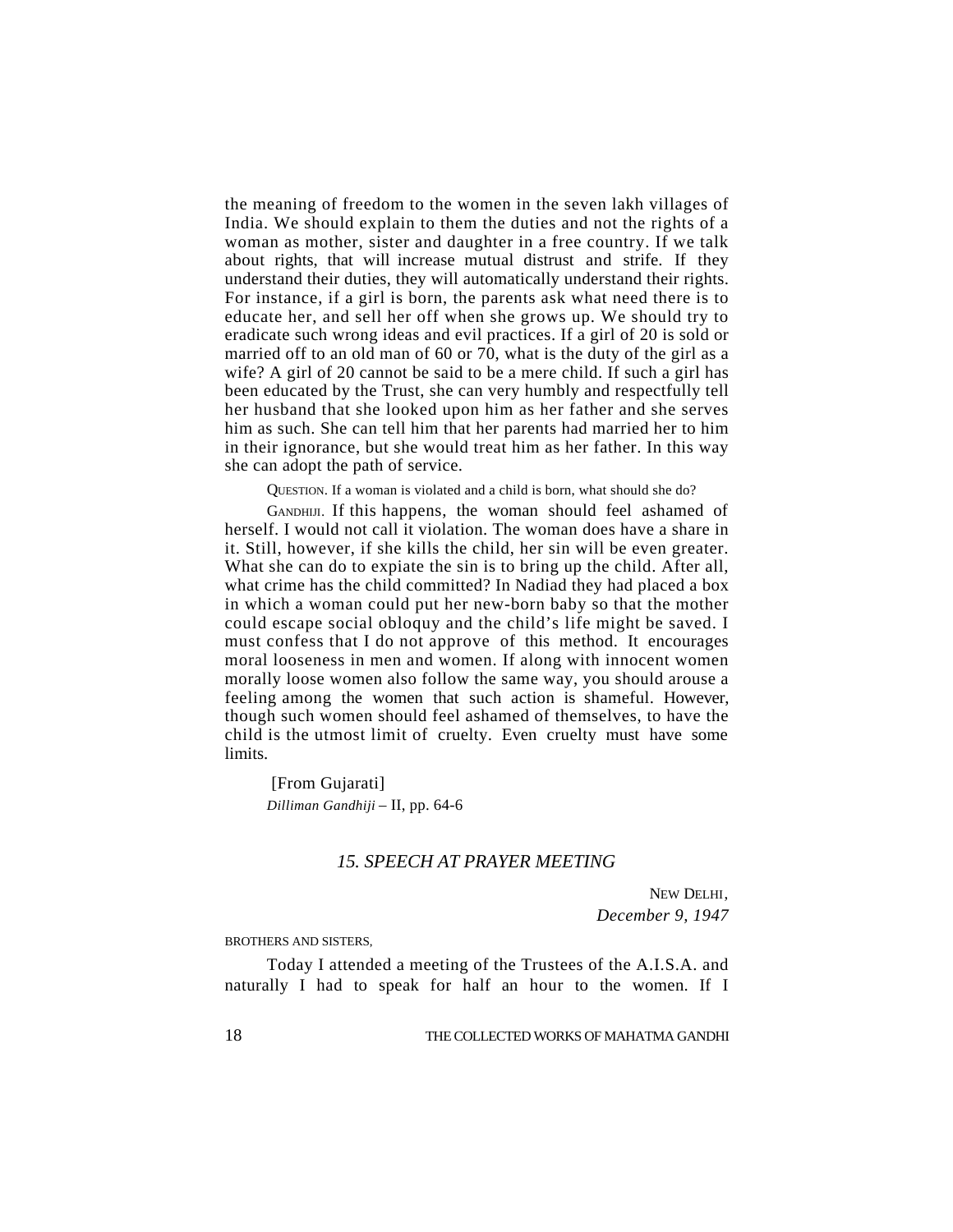the meaning of freedom to the women in the seven lakh villages of India. We should explain to them the duties and not the rights of a woman as mother, sister and daughter in a free country. If we talk about rights, that will increase mutual distrust and strife. If they understand their duties, they will automatically understand their rights. For instance, if a girl is born, the parents ask what need there is to educate her, and sell her off when she grows up. We should try to eradicate such wrong ideas and evil practices. If a girl of 20 is sold or married off to an old man of 60 or 70, what is the duty of the girl as a wife? A girl of 20 cannot be said to be a mere child. If such a girl has been educated by the Trust, she can very humbly and respectfully tell her husband that she looked upon him as her father and she serves him as such. She can tell him that her parents had married her to him in their ignorance, but she would treat him as her father. In this way she can adopt the path of service.

QUESTION. If a woman is violated and a child is born, what should she do?

GANDHIJI. If this happens, the woman should feel ashamed of herself. I would not call it violation. The woman does have a share in it. Still, however, if she kills the child, her sin will be even greater. What she can do to expiate the sin is to bring up the child. After all, what crime has the child committed? In Nadiad they had placed a box in which a woman could put her new-born baby so that the mother could escape social obloquy and the child's life might be saved. I must confess that I do not approve of this method. It encourages moral looseness in men and women. If along with innocent women morally loose women also follow the same way, you should arouse a feeling among the women that such action is shameful. However, though such women should feel ashamed of themselves, to have the child is the utmost limit of cruelty. Even cruelty must have some limits.

[From Gujarati]
*Dilliman Gandhiji* – II, pp. 64-6

## *15. SPEECH AT PRAYER MEETING*

NEW DELHI,
*December 9, 1947*

BROTHERS AND SISTERS,

Today I attended a meeting of the Trustees of the A.I.S.A. and naturally I had to speak for half an hour to the women. If I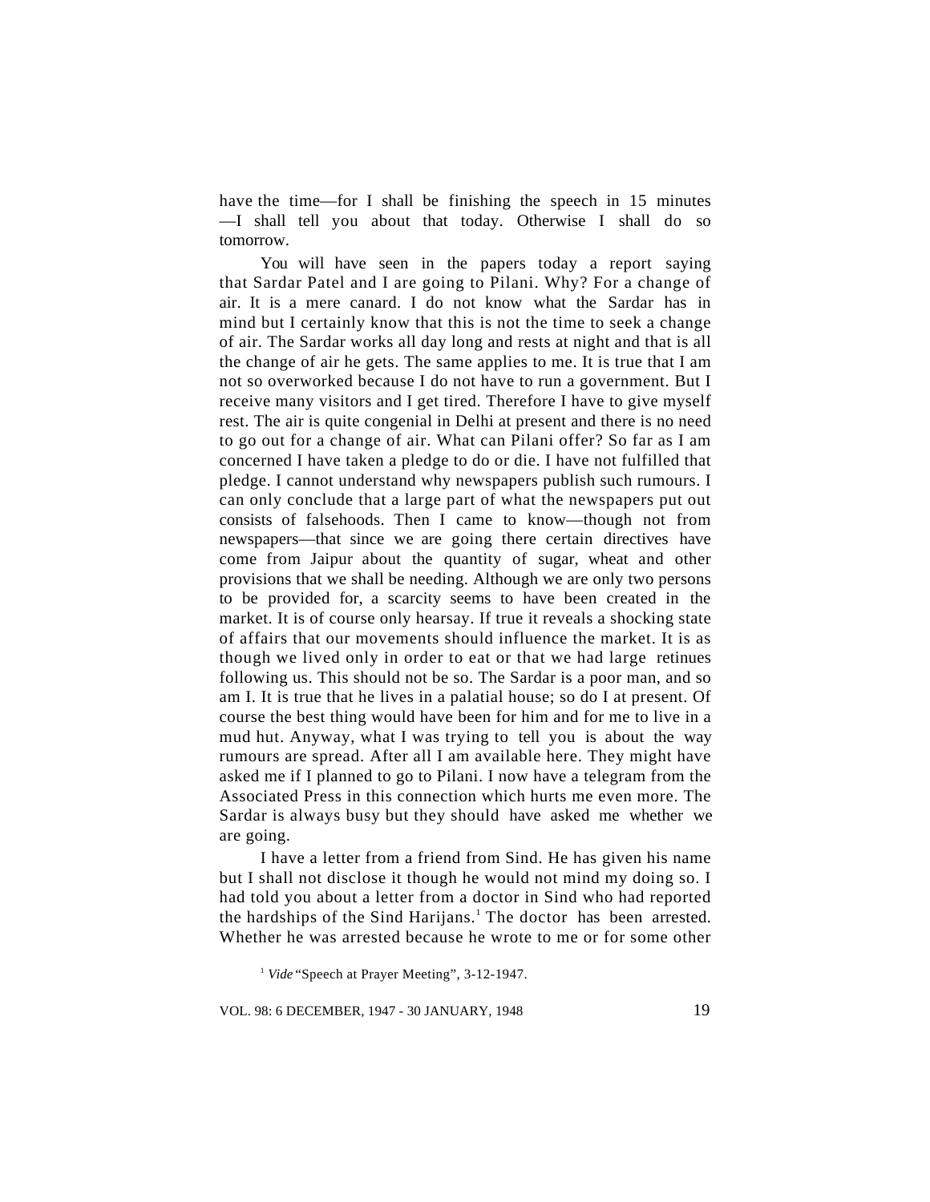have the time—for I shall be finishing the speech in 15 minutes —I shall tell you about that today. Otherwise I shall do so tomorrow.

You will have seen in the papers today a report saying that Sardar Patel and I are going to Pilani. Why? For a change of air. It is a mere canard. I do not know what the Sardar has in mind but I certainly know that this is not the time to seek a change of air. The Sardar works all day long and rests at night and that is all the change of air he gets. The same applies to me. It is true that I am not so overworked because I do not have to run a government. But I receive many visitors and I get tired. Therefore I have to give myself rest. The air is quite congenial in Delhi at present and there is no need to go out for a change of air. What can Pilani offer? So far as I am concerned I have taken a pledge to do or die. I have not fulfilled that pledge. I cannot understand why newspapers publish such rumours. I can only conclude that a large part of what the newspapers put out consists of falsehoods. Then I came to know—though not from newspapers—that since we are going there certain directives have come from Jaipur about the quantity of sugar, wheat and other provisions that we shall be needing. Although we are only two persons to be provided for, a scarcity seems to have been created in the market. It is of course only hearsay. If true it reveals a shocking state of affairs that our movements should influence the market. It is as though we lived only in order to eat or that we had large retinues following us. This should not be so. The Sardar is a poor man, and so am I. It is true that he lives in a palatial house; so do I at present. Of course the best thing would have been for him and for me to live in a mud hut. Anyway, what I was trying to tell you is about the way rumours are spread. After all I am available here. They might have asked me if I planned to go to Pilani. I now have a telegram from the Associated Press in this connection which hurts me even more. The Sardar is always busy but they should have asked me whether we are going.

I have a letter from a friend from Sind. He has given his name but I shall not disclose it though he would not mind my doing so. I had told you about a letter from a doctor in Sind who had reported the hardships of the Sind Harijans.[1] The doctor has been arrested. Whether he was arrested because he wrote to me or for some other

[1] *Vide* "Speech at Prayer Meeting", 3-12-1947.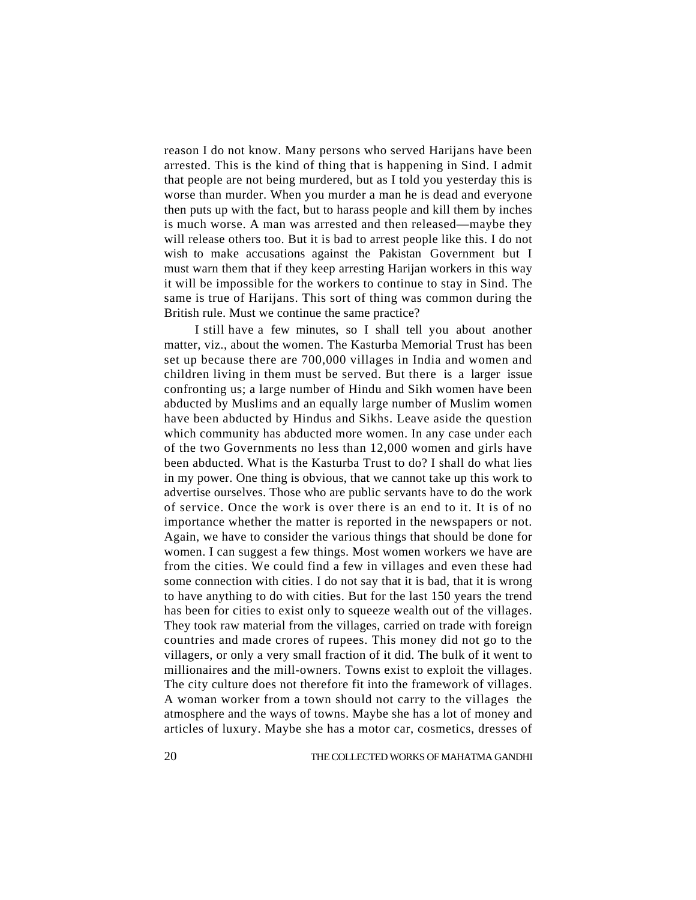reason I do not know. Many persons who served Harijans have been arrested. This is the kind of thing that is happening in Sind. I admit that people are not being murdered, but as I told you yesterday this is worse than murder. When you murder a man he is dead and everyone then puts up with the fact, but to harass people and kill them by inches is much worse. A man was arrested and then released—maybe they will release others too. But it is bad to arrest people like this. I do not wish to make accusations against the Pakistan Government but I must warn them that if they keep arresting Harijan workers in this way it will be impossible for the workers to continue to stay in Sind. The same is true of Harijans. This sort of thing was common during the British rule. Must we continue the same practice?

I still have a few minutes, so I shall tell you about another matter, viz., about the women. The Kasturba Memorial Trust has been set up because there are 700,000 villages in India and women and children living in them must be served. But there is a larger issue confronting us; a large number of Hindu and Sikh women have been abducted by Muslims and an equally large number of Muslim women have been abducted by Hindus and Sikhs. Leave aside the question which community has abducted more women. In any case under each of the two Governments no less than 12,000 women and girls have been abducted. What is the Kasturba Trust to do? I shall do what lies in my power. One thing is obvious, that we cannot take up this work to advertise ourselves. Those who are public servants have to do the work of service. Once the work is over there is an end to it. It is of no importance whether the matter is reported in the newspapers or not. Again, we have to consider the various things that should be done for women. I can suggest a few things. Most women workers we have are from the cities. We could find a few in villages and even these had some connection with cities. I do not say that it is bad, that it is wrong to have anything to do with cities. But for the last 150 years the trend has been for cities to exist only to squeeze wealth out of the villages. They took raw material from the villages, carried on trade with foreign countries and made crores of rupees. This money did not go to the villagers, or only a very small fraction of it did. The bulk of it went to millionaires and the mill-owners. Towns exist to exploit the villages. The city culture does not therefore fit into the framework of villages. A woman worker from a town should not carry to the villages the atmosphere and the ways of towns. Maybe she has a lot of money and articles of luxury. Maybe she has a motor car, cosmetics, dresses of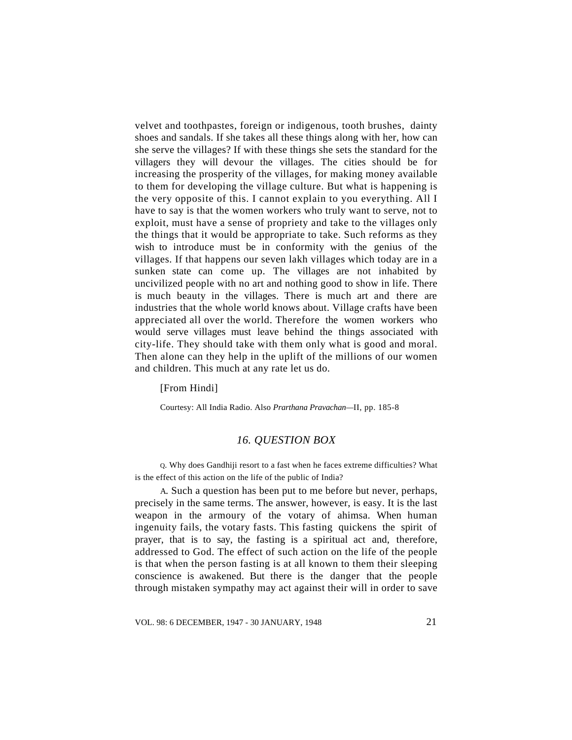velvet and toothpastes, foreign or indigenous, tooth brushes, dainty shoes and sandals. If she takes all these things along with her, how can she serve the villages? If with these things she sets the standard for the villagers they will devour the villages. The cities should be for increasing the prosperity of the villages, for making money available to them for developing the village culture. But what is happening is the very opposite of this. I cannot explain to you everything. All I have to say is that the women workers who truly want to serve, not to exploit, must have a sense of propriety and take to the villages only the things that it would be appropriate to take. Such reforms as they wish to introduce must be in conformity with the genius of the villages. If that happens our seven lakh villages which today are in a sunken state can come up. The villages are not inhabited by uncivilized people with no art and nothing good to show in life. There is much beauty in the villages. There is much art and there are industries that the whole world knows about. Village crafts have been appreciated all over the world. Therefore the women workers who would serve villages must leave behind the things associated with city-life. They should take with them only what is good and moral. Then alone can they help in the uplift of the millions of our women and children. This much at any rate let us do.

[From Hindi]

Courtesy: All India Radio. Also *Prarthana Pravachan*—II, pp. 185-8

## *16. QUESTION BOX*

Q. Why does Gandhiji resort to a fast when he faces extreme difficulties? What is the effect of this action on the life of the public of India?

A. Such a question has been put to me before but never, perhaps, precisely in the same terms. The answer, however, is easy. It is the last weapon in the armoury of the votary of ahimsa. When human ingenuity fails, the votary fasts. This fasting quickens the spirit of prayer, that is to say, the fasting is a spiritual act and, therefore, addressed to God. The effect of such action on the life of the people is that when the person fasting is at all known to them their sleeping conscience is awakened. But there is the danger that the people through mistaken sympathy may act against their will in order to save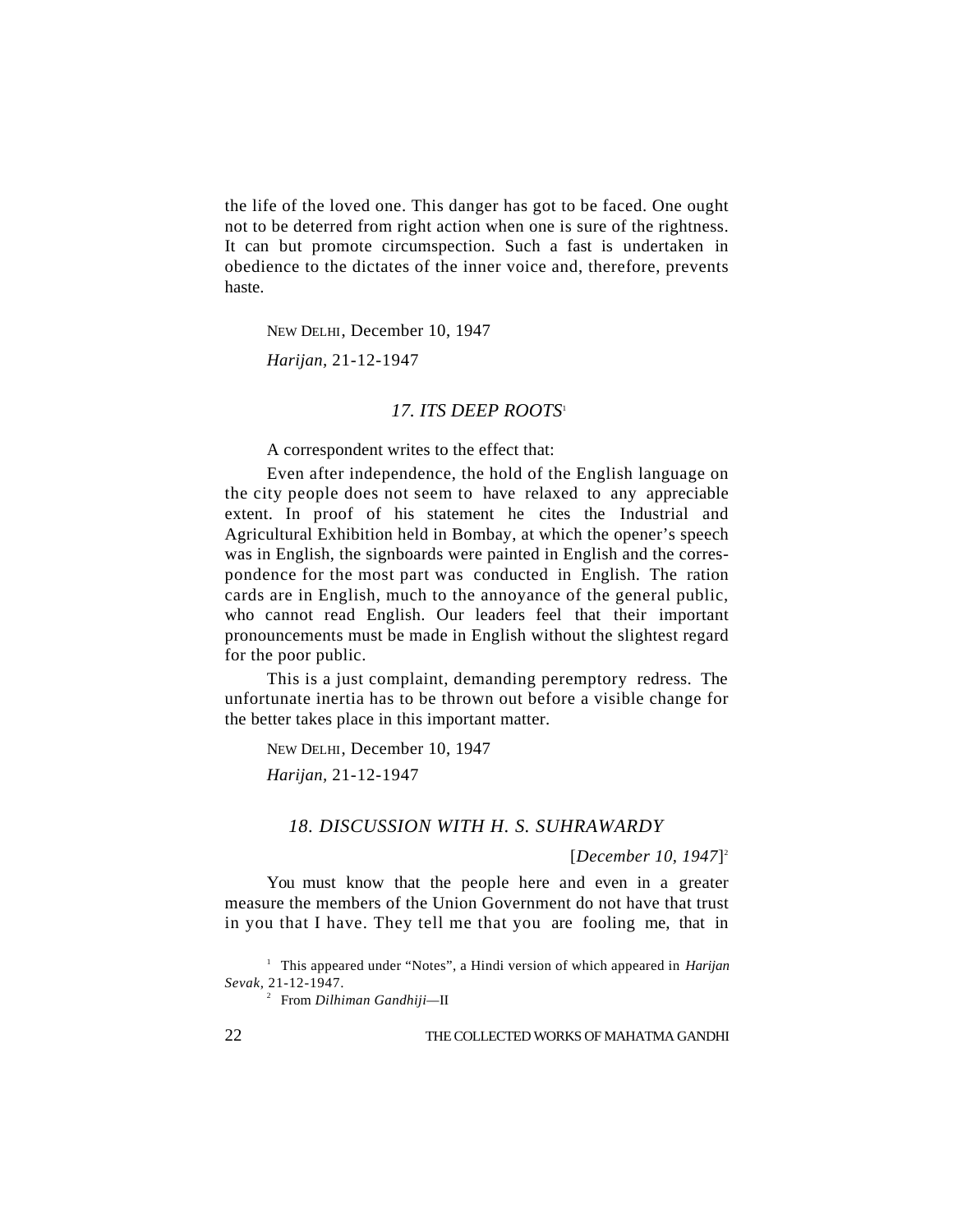the life of the loved one. This danger has got to be faced. One ought not to be deterred from right action when one is sure of the rightness. It can but promote circumspection. Such a fast is undertaken in obedience to the dictates of the inner voice and, therefore, prevents haste.

NEW DELHI, December 10, 1947

*Harijan,* 21-12-1947

## *17. ITS DEEP ROOTS*[1]

A correspondent writes to the effect that:

Even after independence, the hold of the English language on the city people does not seem to have relaxed to any appreciable extent. In proof of his statement he cites the Industrial and Agricultural Exhibition held in Bombay, at which the opener's speech was in English, the signboards were painted in English and the correspondence for the most part was conducted in English. The ration cards are in English, much to the annoyance of the general public, who cannot read English. Our leaders feel that their important pronouncements must be made in English without the slightest regard for the poor public.

This is a just complaint, demanding peremptory redress. The unfortunate inertia has to be thrown out before a visible change for the better takes place in this important matter.

NEW DELHI, December 10, 1947

*Harijan,* 21-12-1947

## *18. DISCUSSION WITH H. S. SUHRAWARDY*

[*December 10, 1947*][2]

You must know that the people here and even in a greater measure the members of the Union Government do not have that trust in you that I have. They tell me that you are fooling me, that in

---

[1] This appeared under "Notes", a Hindi version of which appeared in *Harijan Sevak,* 21-12-1947.

[2] From *Dilhiman Gandhiji*—II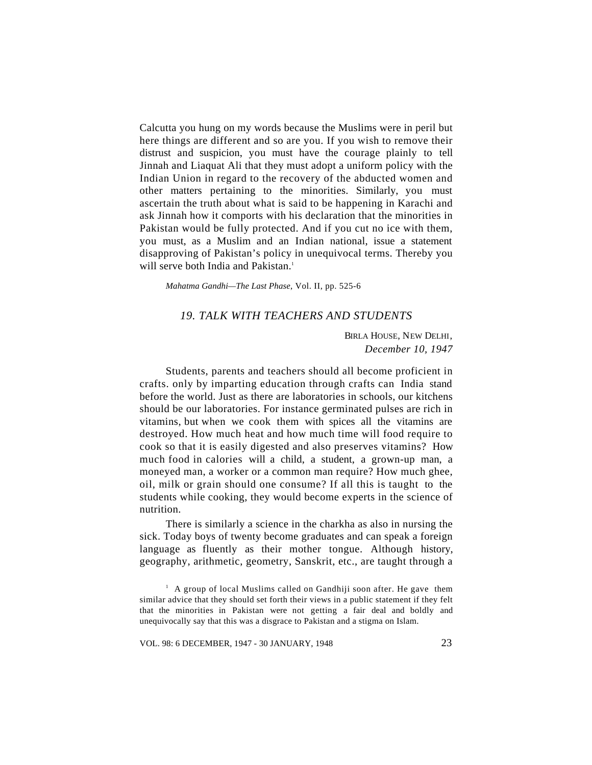Calcutta you hung on my words because the Muslims were in peril but here things are different and so are you. If you wish to remove their distrust and suspicion, you must have the courage plainly to tell Jinnah and Liaquat Ali that they must adopt a uniform policy with the Indian Union in regard to the recovery of the abducted women and other matters pertaining to the minorities. Similarly, you must ascertain the truth about what is said to be happening in Karachi and ask Jinnah how it comports with his declaration that the minorities in Pakistan would be fully protected. And if you cut no ice with them, you must, as a Muslim and an Indian national, issue a statement disapproving of Pakistan's policy in unequivocal terms. Thereby you will serve both India and Pakistan.[1]

*Mahatma Gandhi—The Last Phase*, Vol. II, pp. 525-6

## *19. TALK WITH TEACHERS AND STUDENTS*

BIRLA HOUSE, NEW DELHI,
*December 10, 1947*

Students, parents and teachers should all become proficient in crafts. only by imparting education through crafts can India stand before the world. Just as there are laboratories in schools, our kitchens should be our laboratories. For instance germinated pulses are rich in vitamins, but when we cook them with spices all the vitamins are destroyed. How much heat and how much time will food require to cook so that it is easily digested and also preserves vitamins? How much food in calories will a child, a student, a grown-up man, a moneyed man, a worker or a common man require? How much ghee, oil, milk or grain should one consume? If all this is taught to the students while cooking, they would become experts in the science of nutrition.

There is similarly a science in the charkha as also in nursing the sick. Today boys of twenty become graduates and can speak a foreign language as fluently as their mother tongue. Although history, geography, arithmetic, geometry, Sanskrit, etc., are taught through a

[1] A group of local Muslims called on Gandhiji soon after. He gave them similar advice that they should set forth their views in a public statement if they felt that the minorities in Pakistan were not getting a fair deal and boldly and unequivocally say that this was a disgrace to Pakistan and a stigma on Islam.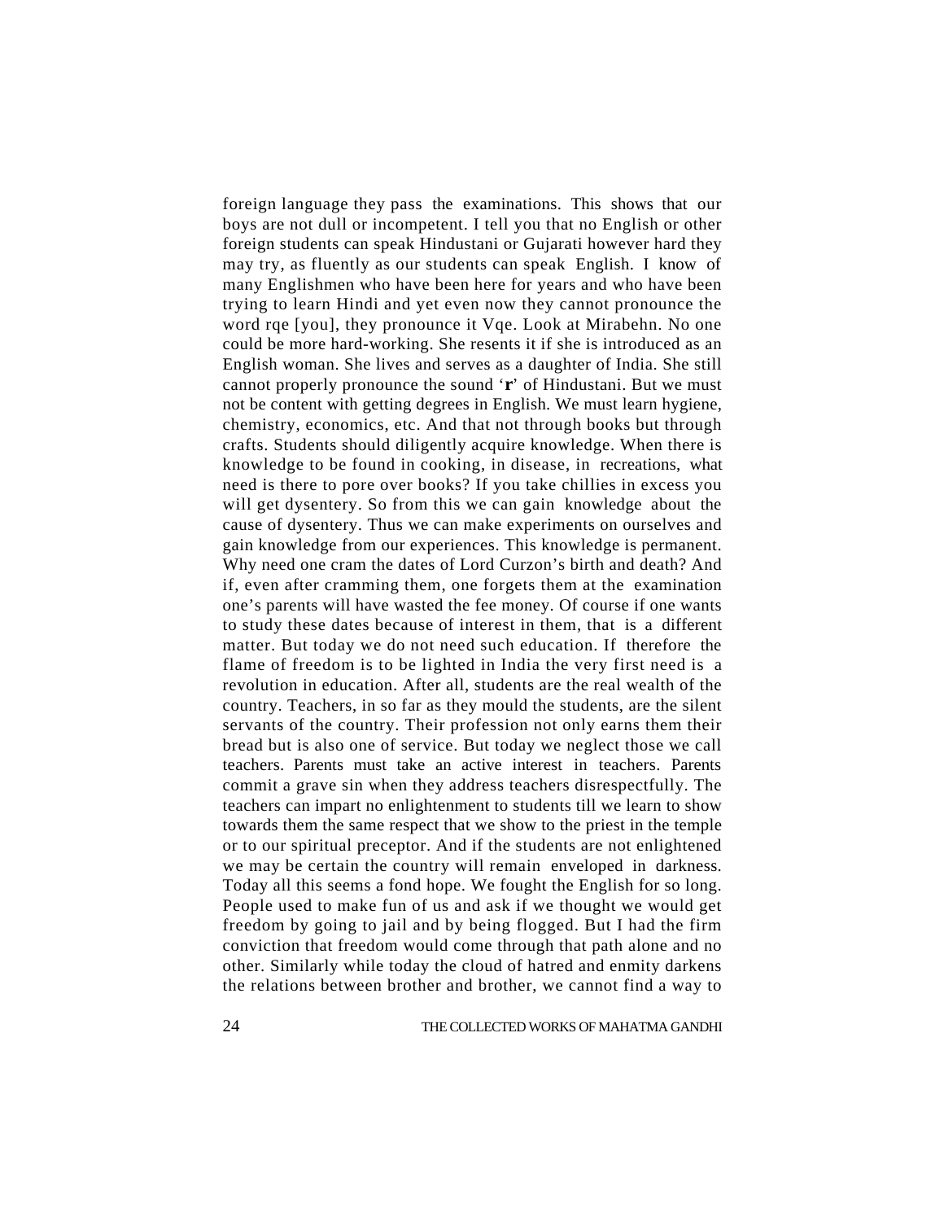foreign language they pass the examinations. This shows that our boys are not dull or incompetent. I tell you that no English or other foreign students can speak Hindustani or Gujarati however hard they may try, as fluently as our students can speak English. I know of many Englishmen who have been here for years and who have been trying to learn Hindi and yet even now they cannot pronounce the word rqe [you], they pronounce it Vqe. Look at Mirabehn. No one could be more hard-working. She resents it if she is introduced as an English woman. She lives and serves as a daughter of India. She still cannot properly pronounce the sound '**r**' of Hindustani. But we must not be content with getting degrees in English. We must learn hygiene, chemistry, economics, etc. And that not through books but through crafts. Students should diligently acquire knowledge. When there is knowledge to be found in cooking, in disease, in recreations, what need is there to pore over books? If you take chillies in excess you will get dysentery. So from this we can gain knowledge about the cause of dysentery. Thus we can make experiments on ourselves and gain knowledge from our experiences. This knowledge is permanent. Why need one cram the dates of Lord Curzon's birth and death? And if, even after cramming them, one forgets them at the examination one's parents will have wasted the fee money. Of course if one wants to study these dates because of interest in them, that is a different matter. But today we do not need such education. If therefore the flame of freedom is to be lighted in India the very first need is a revolution in education. After all, students are the real wealth of the country. Teachers, in so far as they mould the students, are the silent servants of the country. Their profession not only earns them their bread but is also one of service. But today we neglect those we call teachers. Parents must take an active interest in teachers. Parents commit a grave sin when they address teachers disrespectfully. The teachers can impart no enlightenment to students till we learn to show towards them the same respect that we show to the priest in the temple or to our spiritual preceptor. And if the students are not enlightened we may be certain the country will remain enveloped in darkness. Today all this seems a fond hope. We fought the English for so long. People used to make fun of us and ask if we thought we would get freedom by going to jail and by being flogged. But I had the firm conviction that freedom would come through that path alone and no other. Similarly while today the cloud of hatred and enmity darkens the relations between brother and brother, we cannot find a way to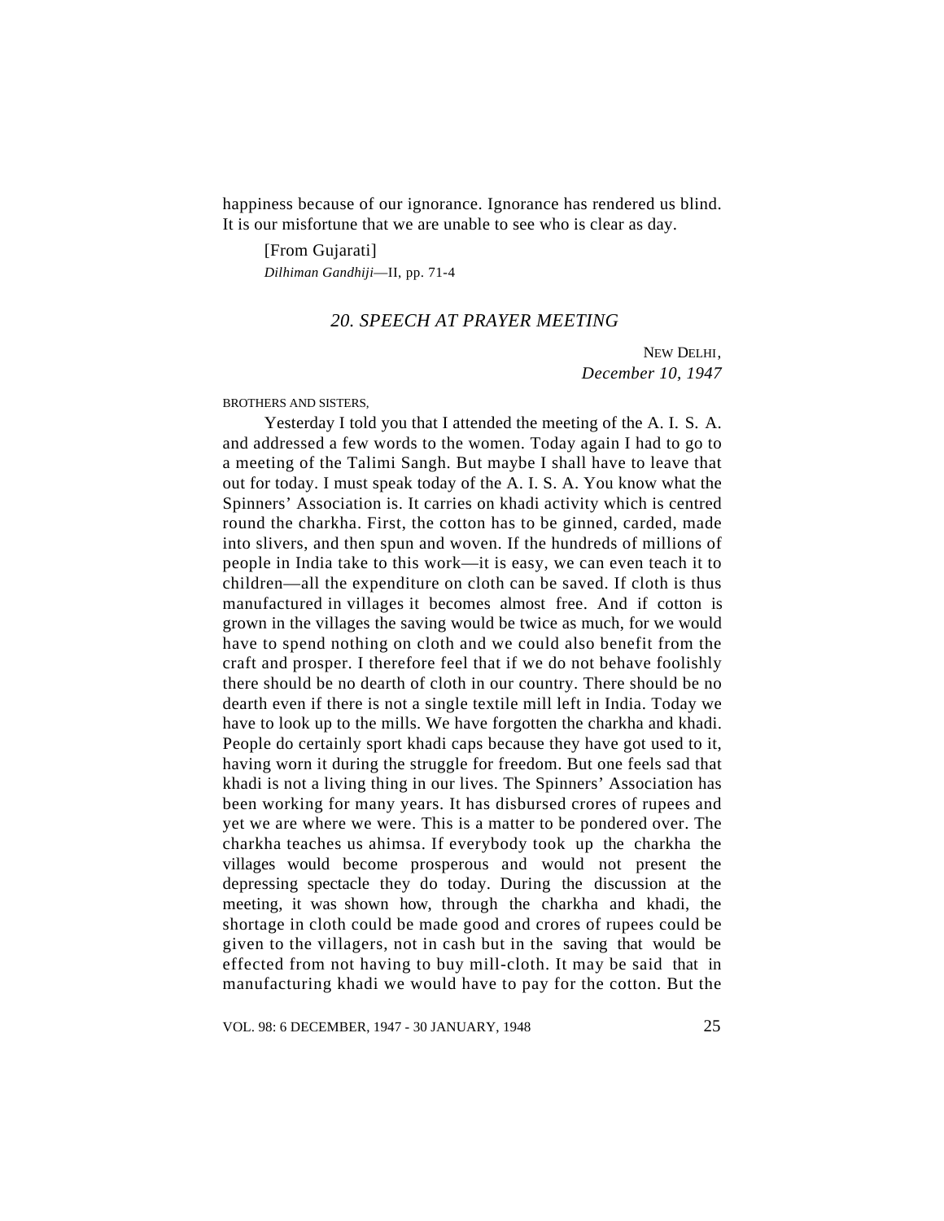happiness because of our ignorance. Ignorance has rendered us blind. It is our misfortune that we are unable to see who is clear as day.

[From Gujarati]

*Dilhiman Gandhiji*—II, pp. 71-4

## *20. SPEECH AT PRAYER MEETING*

NEW DELHI,
*December 10, 1947*

BROTHERS AND SISTERS,

Yesterday I told you that I attended the meeting of the A. I. S. A. and addressed a few words to the women. Today again I had to go to a meeting of the Talimi Sangh. But maybe I shall have to leave that out for today. I must speak today of the A. I. S. A. You know what the Spinners' Association is. It carries on khadi activity which is centred round the charkha. First, the cotton has to be ginned, carded, made into slivers, and then spun and woven. If the hundreds of millions of people in India take to this work—it is easy, we can even teach it to children—all the expenditure on cloth can be saved. If cloth is thus manufactured in villages it becomes almost free. And if cotton is grown in the villages the saving would be twice as much, for we would have to spend nothing on cloth and we could also benefit from the craft and prosper. I therefore feel that if we do not behave foolishly there should be no dearth of cloth in our country. There should be no dearth even if there is not a single textile mill left in India. Today we have to look up to the mills. We have forgotten the charkha and khadi. People do certainly sport khadi caps because they have got used to it, having worn it during the struggle for freedom. But one feels sad that khadi is not a living thing in our lives. The Spinners' Association has been working for many years. It has disbursed crores of rupees and yet we are where we were. This is a matter to be pondered over. The charkha teaches us ahimsa. If everybody took up the charkha the villages would become prosperous and would not present the depressing spectacle they do today. During the discussion at the meeting, it was shown how, through the charkha and khadi, the shortage in cloth could be made good and crores of rupees could be given to the villagers, not in cash but in the saving that would be effected from not having to buy mill-cloth. It may be said that in manufacturing khadi we would have to pay for the cotton. But the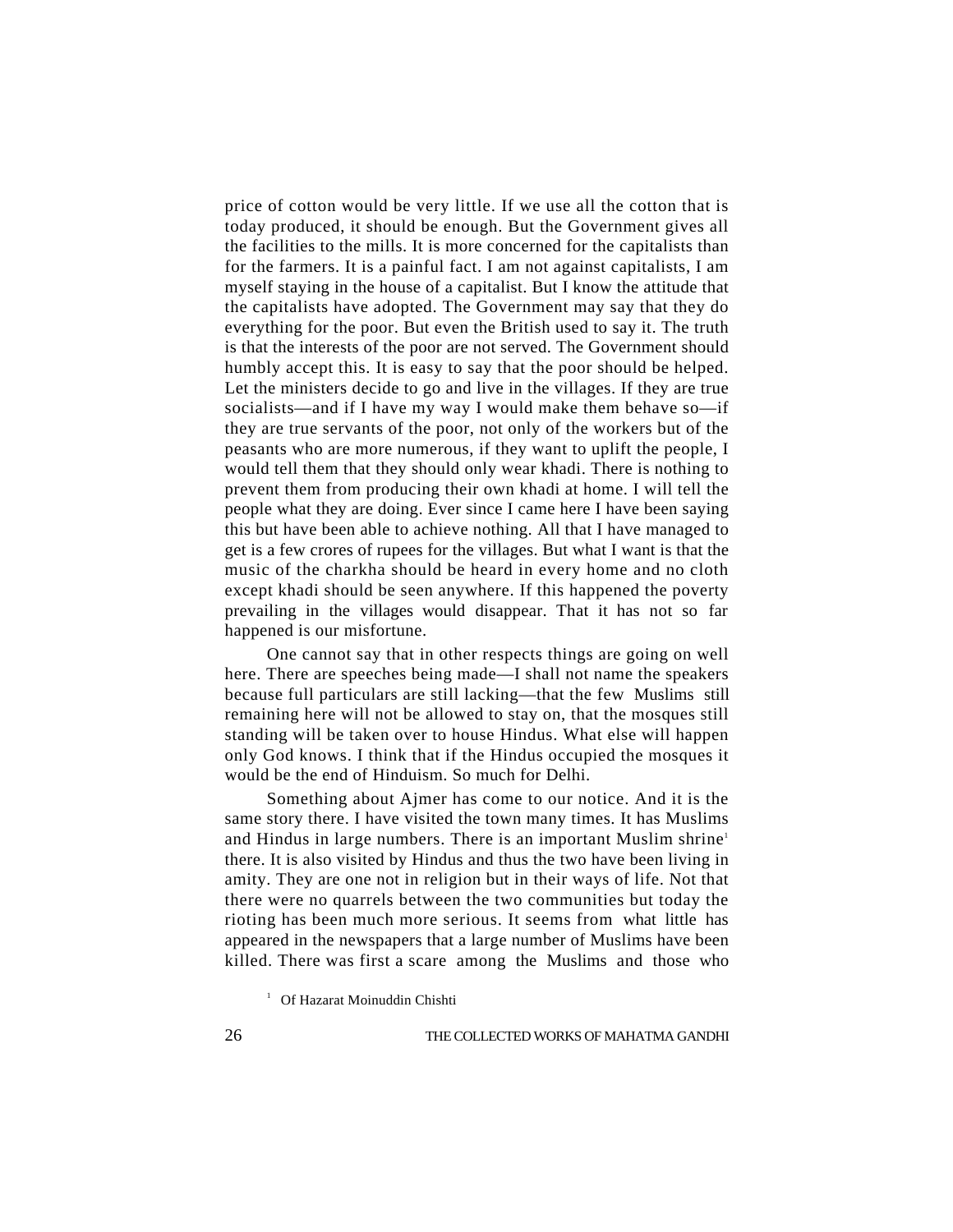price of cotton would be very little. If we use all the cotton that is today produced, it should be enough. But the Government gives all the facilities to the mills. It is more concerned for the capitalists than for the farmers. It is a painful fact. I am not against capitalists, I am myself staying in the house of a capitalist. But I know the attitude that the capitalists have adopted. The Government may say that they do everything for the poor. But even the British used to say it. The truth is that the interests of the poor are not served. The Government should humbly accept this. It is easy to say that the poor should be helped. Let the ministers decide to go and live in the villages. If they are true socialists—and if I have my way I would make them behave so—if they are true servants of the poor, not only of the workers but of the peasants who are more numerous, if they want to uplift the people, I would tell them that they should only wear khadi. There is nothing to prevent them from producing their own khadi at home. I will tell the people what they are doing. Ever since I came here I have been saying this but have been able to achieve nothing. All that I have managed to get is a few crores of rupees for the villages. But what I want is that the music of the charkha should be heard in every home and no cloth except khadi should be seen anywhere. If this happened the poverty prevailing in the villages would disappear. That it has not so far happened is our misfortune.

One cannot say that in other respects things are going on well here. There are speeches being made—I shall not name the speakers because full particulars are still lacking—that the few Muslims still remaining here will not be allowed to stay on, that the mosques still standing will be taken over to house Hindus. What else will happen only God knows. I think that if the Hindus occupied the mosques it would be the end of Hinduism. So much for Delhi.

Something about Ajmer has come to our notice. And it is the same story there. I have visited the town many times. It has Muslims and Hindus in large numbers. There is an important Muslim shrine[1] there. It is also visited by Hindus and thus the two have been living in amity. They are one not in religion but in their ways of life. Not that there were no quarrels between the two communities but today the rioting has been much more serious. It seems from what little has appeared in the newspapers that a large number of Muslims have been killed. There was first a scare among the Muslims and those who

[1] Of Hazarat Moinuddin Chishti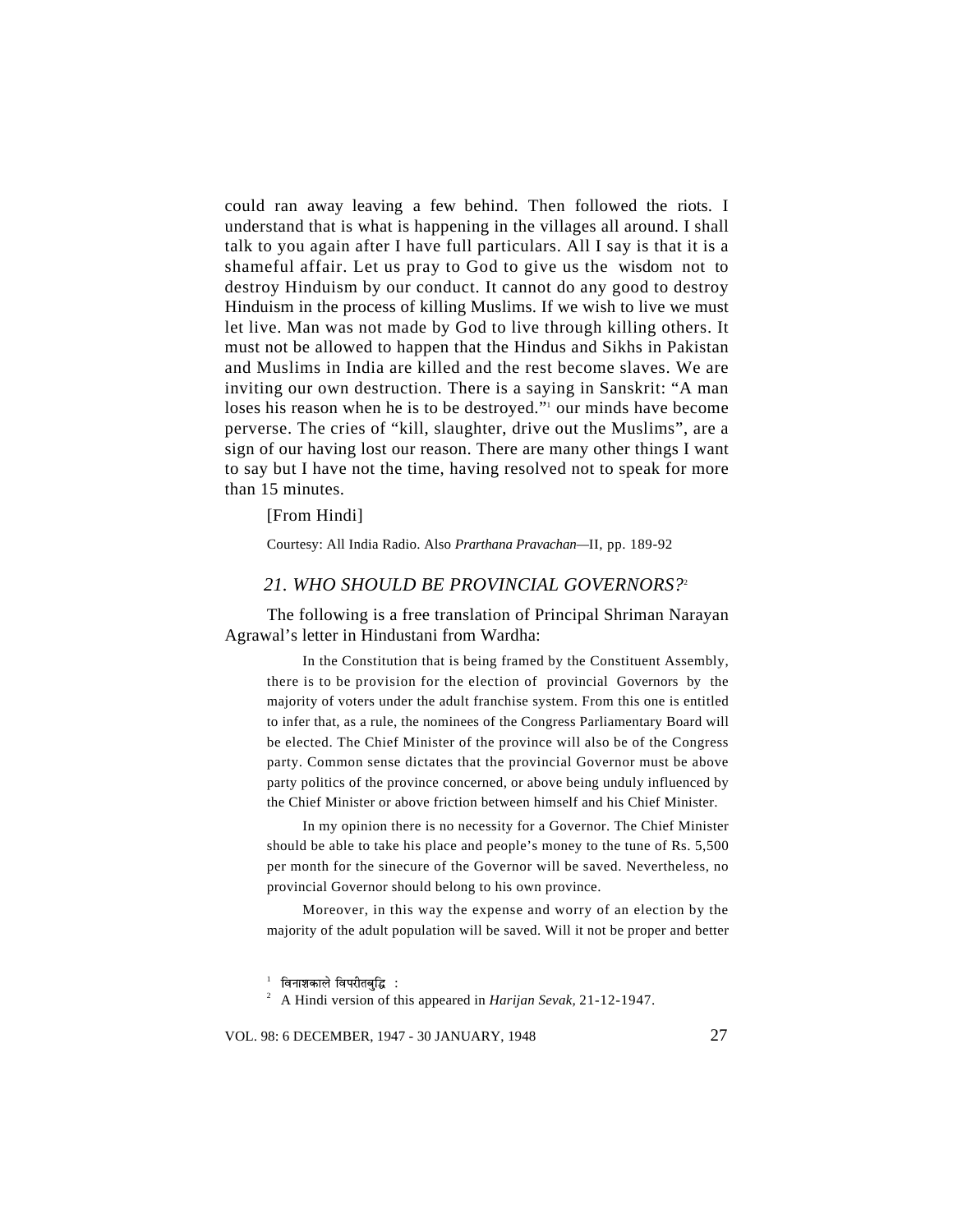could ran away leaving a few behind. Then followed the riots. I understand that is what is happening in the villages all around. I shall talk to you again after I have full particulars. All I say is that it is a shameful affair. Let us pray to God to give us the wisdom not to destroy Hinduism by our conduct. It cannot do any good to destroy Hinduism in the process of killing Muslims. If we wish to live we must let live. Man was not made by God to live through killing others. It must not be allowed to happen that the Hindus and Sikhs in Pakistan and Muslims in India are killed and the rest become slaves. We are inviting our own destruction. There is a saying in Sanskrit: "A man loses his reason when he is to be destroyed."[1] our minds have become perverse. The cries of "kill, slaughter, drive out the Muslims", are a sign of our having lost our reason. There are many other things I want to say but I have not the time, having resolved not to speak for more than 15 minutes.

[From Hindi]

Courtesy: All India Radio. Also *Prarthana Pravachan*—II, pp. 189-92

## *21. WHO SHOULD BE PROVINCIAL GOVERNORS?*[2]

The following is a free translation of Principal Shriman Narayan Agrawal's letter in Hindustani from Wardha:

> In the Constitution that is being framed by the Constituent Assembly, there is to be provision for the election of provincial Governors by the majority of voters under the adult franchise system. From this one is entitled to infer that, as a rule, the nominees of the Congress Parliamentary Board will be elected. The Chief Minister of the province will also be of the Congress party. Common sense dictates that the provincial Governor must be above party politics of the province concerned, or above being unduly influenced by the Chief Minister or above friction between himself and his Chief Minister.
>
> In my opinion there is no necessity for a Governor. The Chief Minister should be able to take his place and people's money to the tune of Rs. 5,500 per month for the sinecure of the Governor will be saved. Nevertheless, no provincial Governor should belong to his own province.
>
> Moreover, in this way the expense and worry of an election by the majority of the adult population will be saved. Will it not be proper and better

[1] विनाशकाले विपरीतबुद्धि :

[2] A Hindi version of this appeared in *Harijan Sevak*, 21-12-1947.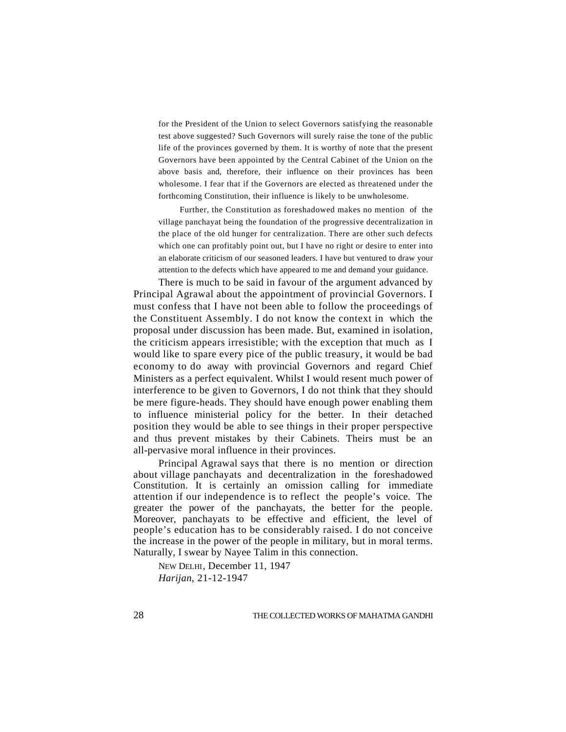for the President of the Union to select Governors satisfying the reasonable test above suggested? Such Governors will surely raise the tone of the public life of the provinces governed by them. It is worthy of note that the present Governors have been appointed by the Central Cabinet of the Union on the above basis and, therefore, their influence on their provinces has been wholesome. I fear that if the Governors are elected as threatened under the forthcoming Constitution, their influence is likely to be unwholesome.

Further, the Constitution as foreshadowed makes no mention of the village panchayat being the foundation of the progressive decentralization in the place of the old hunger for centralization. There are other such defects which one can profitably point out, but I have no right or desire to enter into an elaborate criticism of our seasoned leaders. I have but ventured to draw your attention to the defects which have appeared to me and demand your guidance.

There is much to be said in favour of the argument advanced by Principal Agrawal about the appointment of provincial Governors. I must confess that I have not been able to follow the proceedings of the Constituent Assembly. I do not know the context in which the proposal under discussion has been made. But, examined in isolation, the criticism appears irresistible; with the exception that much as I would like to spare every pice of the public treasury, it would be bad economy to do away with provincial Governors and regard Chief Ministers as a perfect equivalent. Whilst I would resent much power of interference to be given to Governors, I do not think that they should be mere figure-heads. They should have enough power enabling them to influence ministerial policy for the better. In their detached position they would be able to see things in their proper perspective and thus prevent mistakes by their Cabinets. Theirs must be an all-pervasive moral influence in their provinces.

Principal Agrawal says that there is no mention or direction about village panchayats and decentralization in the foreshadowed Constitution. It is certainly an omission calling for immediate attention if our independence is to reflect the people's voice. The greater the power of the panchayats, the better for the people. Moreover, panchayats to be effective and efficient, the level of people's education has to be considerably raised. I do not conceive the increase in the power of the people in military, but in moral terms. Naturally, I swear by Nayee Talim in this connection.

NEW DELHI, December 11, 1947

*Harijan*, 21-12-1947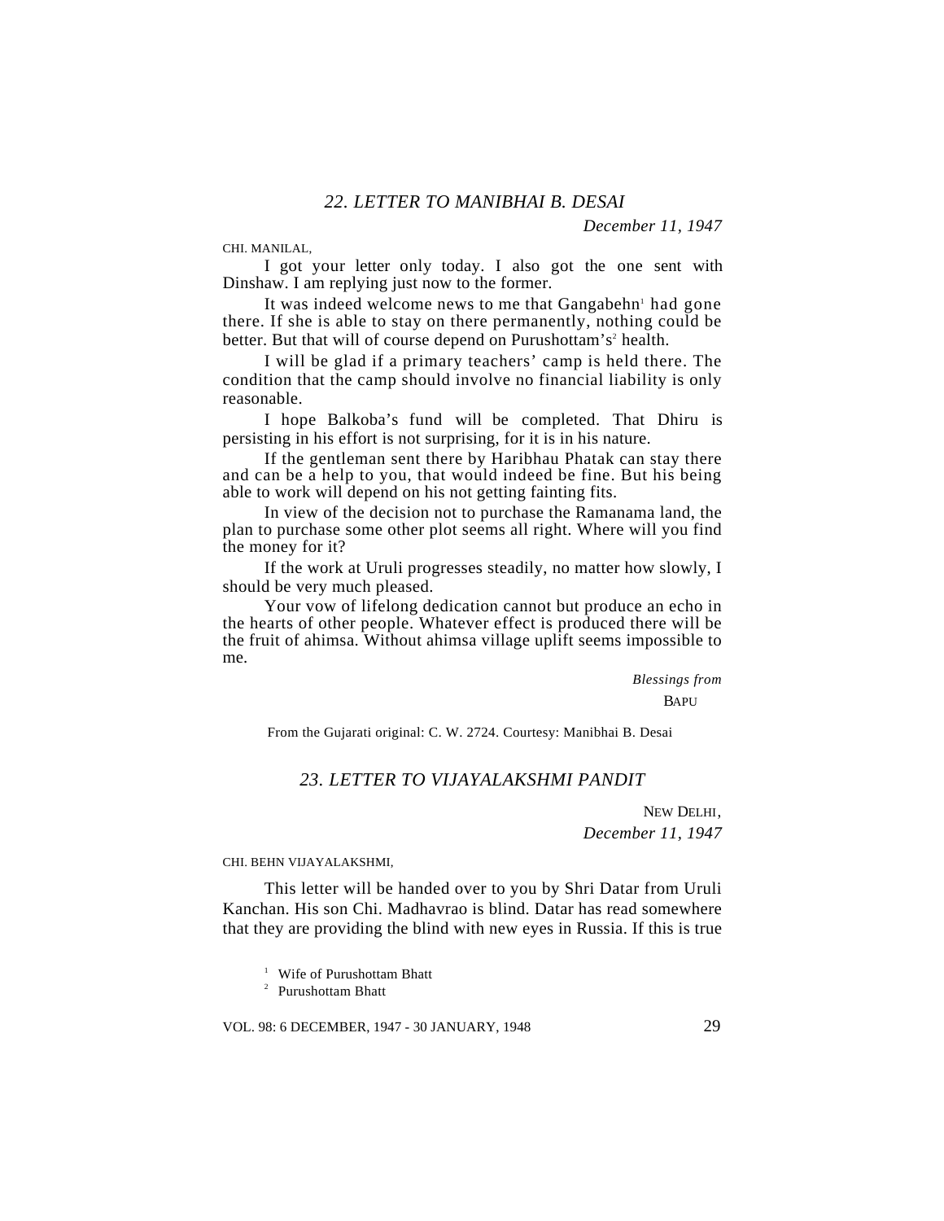## *22. LETTER TO MANIBHAI B. DESAI*

*December 11, 1947*

CHI. MANILAL,

I got your letter only today. I also got the one sent with Dinshaw. I am replying just now to the former.

It was indeed welcome news to me that Gangabehn[1] had gone there. If she is able to stay on there permanently, nothing could be better. But that will of course depend on Purushottam's[2] health.

I will be glad if a primary teachers' camp is held there. The condition that the camp should involve no financial liability is only reasonable.

I hope Balkoba's fund will be completed. That Dhiru is persisting in his effort is not surprising, for it is in his nature.

If the gentleman sent there by Haribhau Phatak can stay there and can be a help to you, that would indeed be fine. But his being able to work will depend on his not getting fainting fits.

In view of the decision not to purchase the Ramanama land, the plan to purchase some other plot seems all right. Where will you find the money for it?

If the work at Uruli progresses steadily, no matter how slowly, I should be very much pleased.

Your vow of lifelong dedication cannot but produce an echo in the hearts of other people. Whatever effect is produced there will be the fruit of ahimsa. Without ahimsa village uplift seems impossible to me.

*Blessings from*
BAPU

From the Gujarati original: C. W. 2724. Courtesy: Manibhai B. Desai

## *23. LETTER TO VIJAYALAKSHMI PANDIT*

NEW DELHI,
*December 11, 1947*

CHI. BEHN VIJAYALAKSHMI,

This letter will be handed over to you by Shri Datar from Uruli Kanchan. His son Chi. Madhavrao is blind. Datar has read somewhere that they are providing the blind with new eyes in Russia. If this is true

[1] Wife of Purushottam Bhatt

[2] Purushottam Bhatt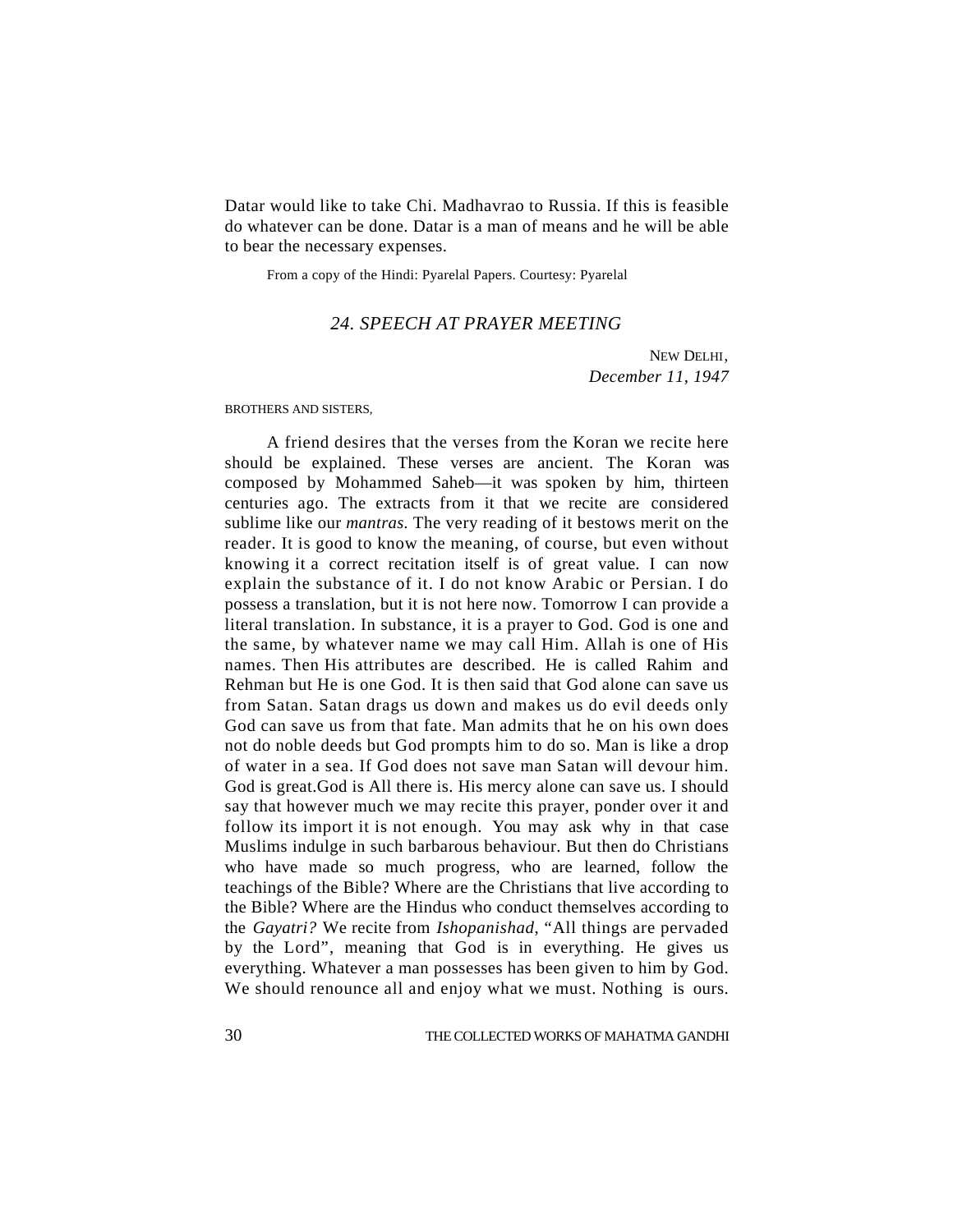Datar would like to take Chi. Madhavrao to Russia. If this is feasible do whatever can be done. Datar is a man of means and he will be able to bear the necessary expenses.

From a copy of the Hindi: Pyarelal Papers. Courtesy: Pyarelal

## *24. SPEECH AT PRAYER MEETING*

NEW DELHI,
*December 11, 1947*

BROTHERS AND SISTERS,

A friend desires that the verses from the Koran we recite here should be explained. These verses are ancient. The Koran was composed by Mohammed Saheb—it was spoken by him, thirteen centuries ago. The extracts from it that we recite are considered sublime like our *mantras*. The very reading of it bestows merit on the reader. It is good to know the meaning, of course, but even without knowing it a correct recitation itself is of great value. I can now explain the substance of it. I do not know Arabic or Persian. I do possess a translation, but it is not here now. Tomorrow I can provide a literal translation. In substance, it is a prayer to God. God is one and the same, by whatever name we may call Him. Allah is one of His names. Then His attributes are described. He is called Rahim and Rehman but He is one God. It is then said that God alone can save us from Satan. Satan drags us down and makes us do evil deeds only God can save us from that fate. Man admits that he on his own does not do noble deeds but God prompts him to do so. Man is like a drop of water in a sea. If God does not save man Satan will devour him. God is great.God is All there is. His mercy alone can save us. I should say that however much we may recite this prayer, ponder over it and follow its import it is not enough. You may ask why in that case Muslims indulge in such barbarous behaviour. But then do Christians who have made so much progress, who are learned, follow the teachings of the Bible? Where are the Christians that live according to the Bible? Where are the Hindus who conduct themselves according to the *Gayatri?* We recite from *Ishopanishad*, "All things are pervaded by the Lord", meaning that God is in everything. He gives us everything. Whatever a man possesses has been given to him by God. We should renounce all and enjoy what we must. Nothing is ours.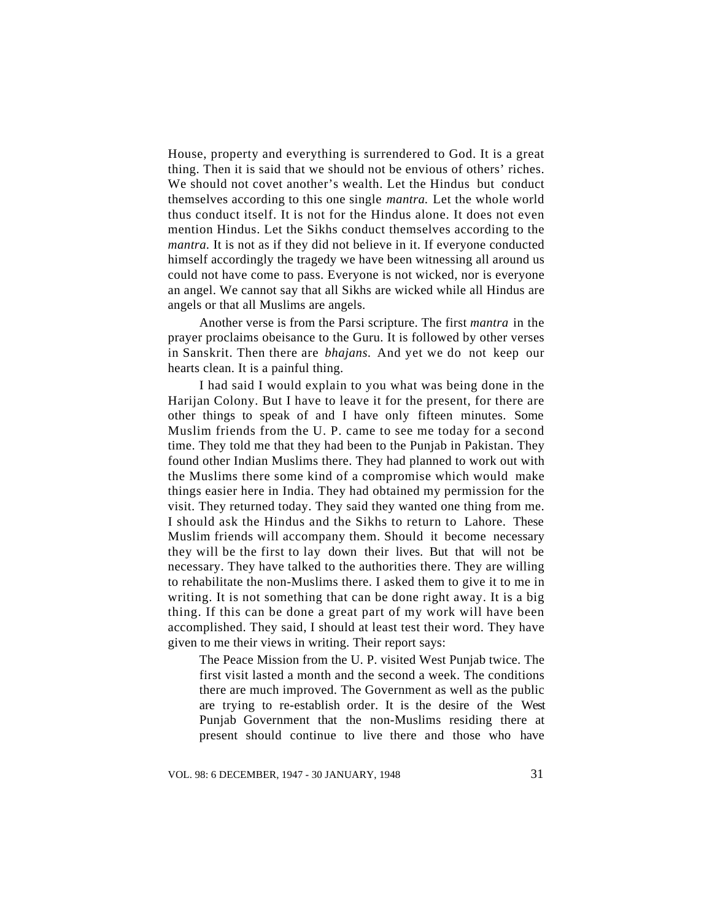House, property and everything is surrendered to God. It is a great thing. Then it is said that we should not be envious of others' riches. We should not covet another's wealth. Let the Hindus but conduct themselves according to this one single *mantra.* Let the whole world thus conduct itself. It is not for the Hindus alone. It does not even mention Hindus. Let the Sikhs conduct themselves according to the *mantra.* It is not as if they did not believe in it. If everyone conducted himself accordingly the tragedy we have been witnessing all around us could not have come to pass. Everyone is not wicked, nor is everyone an angel. We cannot say that all Sikhs are wicked while all Hindus are angels or that all Muslims are angels.

Another verse is from the Parsi scripture. The first *mantra* in the prayer proclaims obeisance to the Guru. It is followed by other verses in Sanskrit. Then there are *bhajans.* And yet we do not keep our hearts clean. It is a painful thing.

I had said I would explain to you what was being done in the Harijan Colony. But I have to leave it for the present, for there are other things to speak of and I have only fifteen minutes. Some Muslim friends from the U. P. came to see me today for a second time. They told me that they had been to the Punjab in Pakistan. They found other Indian Muslims there. They had planned to work out with the Muslims there some kind of a compromise which would make things easier here in India. They had obtained my permission for the visit. They returned today. They said they wanted one thing from me. I should ask the Hindus and the Sikhs to return to Lahore. These Muslim friends will accompany them. Should it become necessary they will be the first to lay down their lives. But that will not be necessary. They have talked to the authorities there. They are willing to rehabilitate the non-Muslims there. I asked them to give it to me in writing. It is not something that can be done right away. It is a big thing. If this can be done a great part of my work will have been accomplished. They said, I should at least test their word. They have given to me their views in writing. Their report says:

> The Peace Mission from the U. P. visited West Punjab twice. The first visit lasted a month and the second a week. The conditions there are much improved. The Government as well as the public are trying to re-establish order. It is the desire of the West Punjab Government that the non-Muslims residing there at present should continue to live there and those who have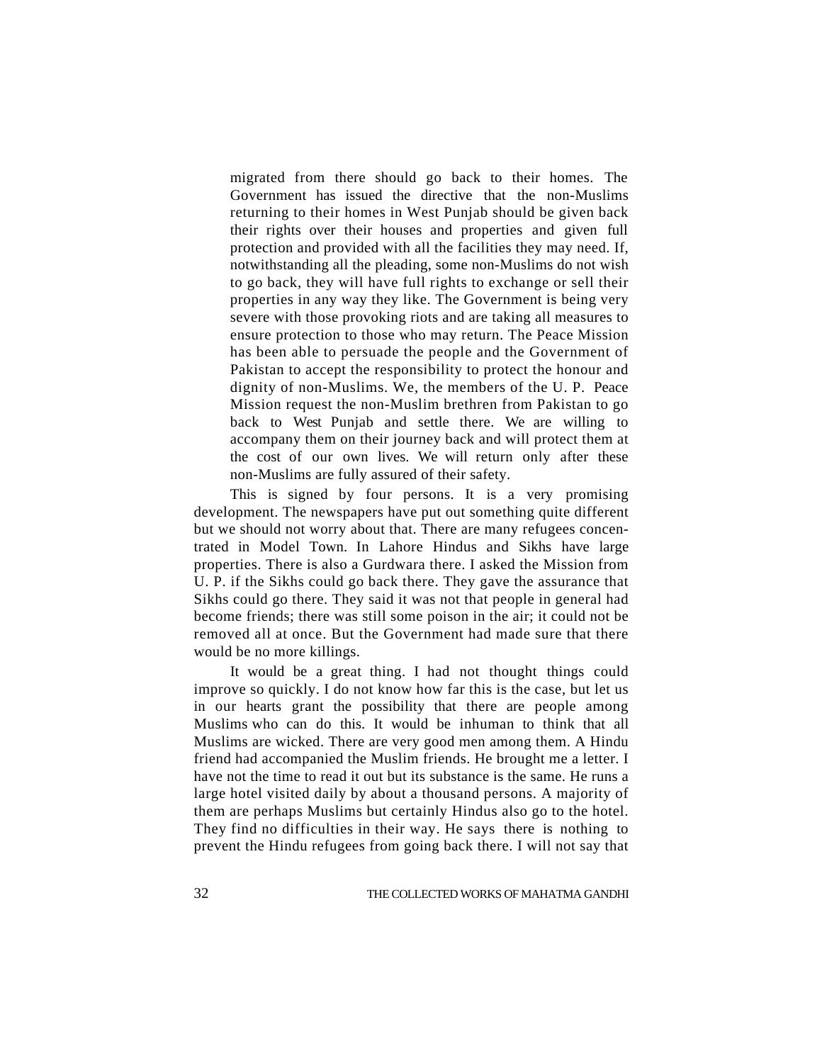> migrated from there should go back to their homes. The Government has issued the directive that the non-Muslims returning to their homes in West Punjab should be given back their rights over their houses and properties and given full protection and provided with all the facilities they may need. If, notwithstanding all the pleading, some non-Muslims do not wish to go back, they will have full rights to exchange or sell their properties in any way they like. The Government is being very severe with those provoking riots and are taking all measures to ensure protection to those who may return. The Peace Mission has been able to persuade the people and the Government of Pakistan to accept the responsibility to protect the honour and dignity of non-Muslims. We, the members of the U. P. Peace Mission request the non-Muslim brethren from Pakistan to go back to West Punjab and settle there. We are willing to accompany them on their journey back and will protect them at the cost of our own lives. We will return only after these non-Muslims are fully assured of their safety.

This is signed by four persons. It is a very promising development. The newspapers have put out something quite different but we should not worry about that. There are many refugees concentrated in Model Town. In Lahore Hindus and Sikhs have large properties. There is also a Gurdwara there. I asked the Mission from U. P. if the Sikhs could go back there. They gave the assurance that Sikhs could go there. They said it was not that people in general had become friends; there was still some poison in the air; it could not be removed all at once. But the Government had made sure that there would be no more killings.

It would be a great thing. I had not thought things could improve so quickly. I do not know how far this is the case, but let us in our hearts grant the possibility that there are people among Muslims who can do this. It would be inhuman to think that all Muslims are wicked. There are very good men among them. A Hindu friend had accompanied the Muslim friends. He brought me a letter. I have not the time to read it out but its substance is the same. He runs a large hotel visited daily by about a thousand persons. A majority of them are perhaps Muslims but certainly Hindus also go to the hotel. They find no difficulties in their way. He says there is nothing to prevent the Hindu refugees from going back there. I will not say that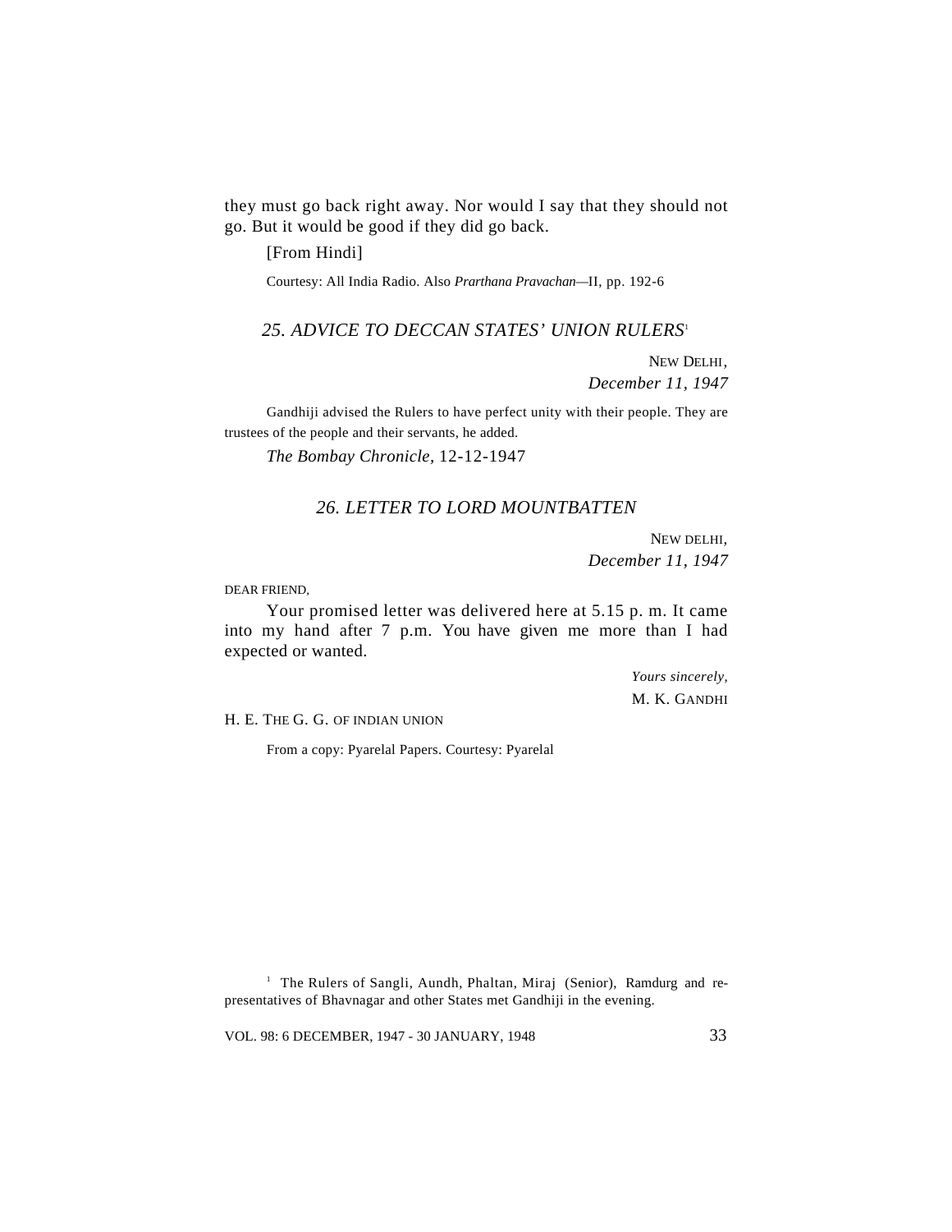they must go back right away. Nor would I say that they should not go. But it would be good if they did go back.

[From Hindi]

Courtesy: All India Radio. Also *Prarthana Pravachan*—II, pp. 192-6

## *25. ADVICE TO DECCAN STATES' UNION RULERS*[1]

NEW DELHI,
*December 11, 1947*

Gandhiji advised the Rulers to have perfect unity with their people. They are trustees of the people and their servants, he added.

*The Bombay Chronicle*, 12-12-1947

## *26. LETTER TO LORD MOUNTBATTEN*

NEW DELHI,
*December 11, 1947*

DEAR FRIEND,

Your promised letter was delivered here at 5.15 p. m. It came into my hand after 7 p.m. You have given me more than I had expected or wanted.

*Yours sincerely,*
M. K. GANDHI

H. E. THE G. G. OF INDIAN UNION

From a copy: Pyarelal Papers. Courtesy: Pyarelal

---

[1] The Rulers of Sangli, Aundh, Phaltan, Miraj (Senior), Ramdurg and representatives of Bhavnagar and other States met Gandhiji in the evening.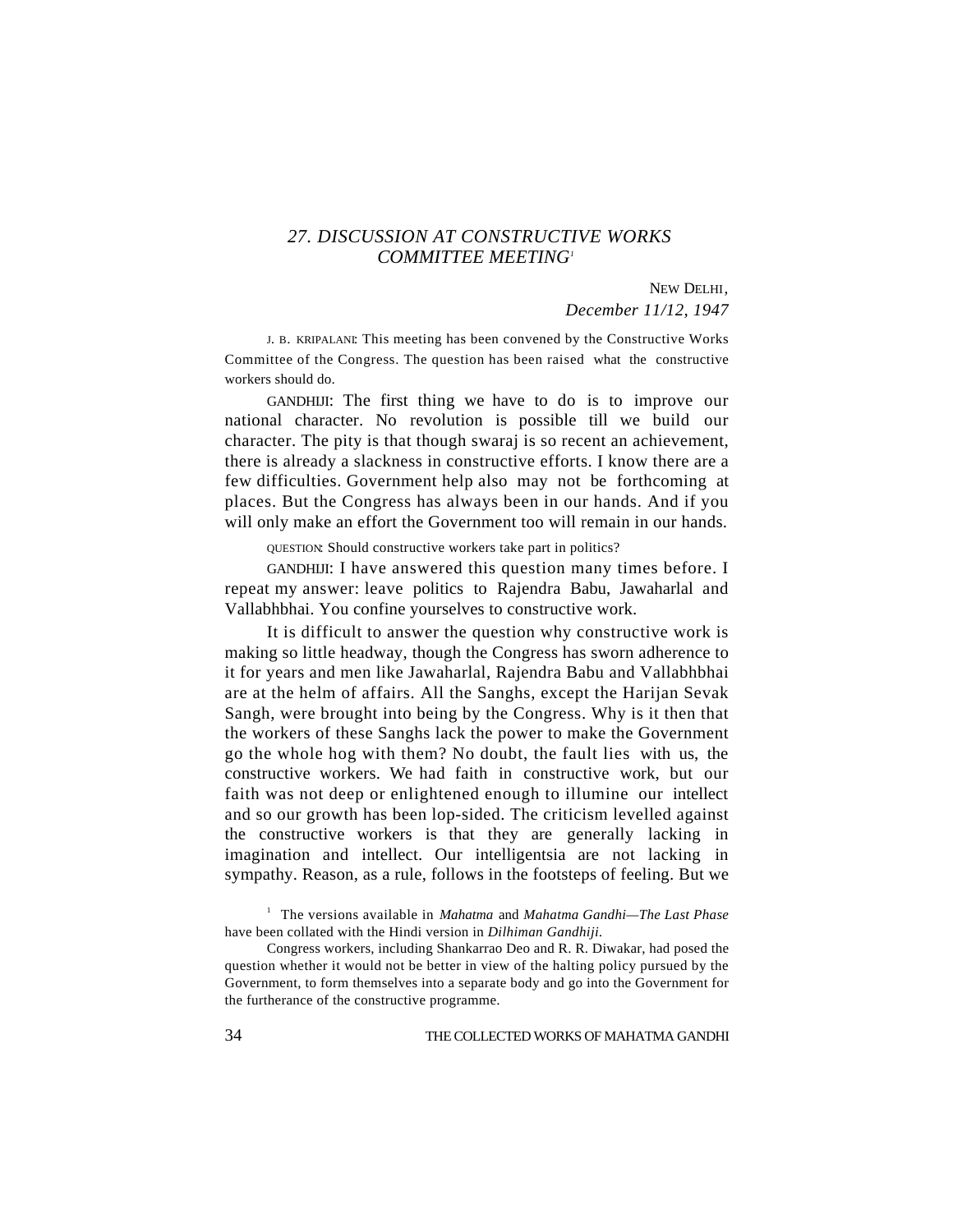## *27. DISCUSSION AT CONSTRUCTIVE WORKS COMMITTEE MEETING*[1]

NEW DELHI,
*December 11/12, 1947*

J. B. KRIPALANI: This meeting has been convened by the Constructive Works Committee of the Congress. The question has been raised what the constructive workers should do.

GANDHIJI: The first thing we have to do is to improve our national character. No revolution is possible till we build our character. The pity is that though swaraj is so recent an achievement, there is already a slackness in constructive efforts. I know there are a few difficulties. Government help also may not be forthcoming at places. But the Congress has always been in our hands. And if you will only make an effort the Government too will remain in our hands.

QUESTION: Should constructive workers take part in politics?

GANDHIJI: I have answered this question many times before. I repeat my answer: leave politics to Rajendra Babu, Jawaharlal and Vallabhbhai. You confine yourselves to constructive work.

It is difficult to answer the question why constructive work is making so little headway, though the Congress has sworn adherence to it for years and men like Jawaharlal, Rajendra Babu and Vallabhbhai are at the helm of affairs. All the Sanghs, except the Harijan Sevak Sangh, were brought into being by the Congress. Why is it then that the workers of these Sanghs lack the power to make the Government go the whole hog with them? No doubt, the fault lies with us, the constructive workers. We had faith in constructive work, but our faith was not deep or enlightened enough to illumine our intellect and so our growth has been lop-sided. The criticism levelled against the constructive workers is that they are generally lacking in imagination and intellect. Our intelligentsia are not lacking in sympathy. Reason, as a rule, follows in the footsteps of feeling. But we

[1] The versions available in *Mahatma* and *Mahatma Gandhi—The Last Phase* have been collated with the Hindi version in *Dilhiman Gandhiji*.

Congress workers, including Shankarrao Deo and R. R. Diwakar, had posed the question whether it would not be better in view of the halting policy pursued by the Government, to form themselves into a separate body and go into the Government for the furtherance of the constructive programme.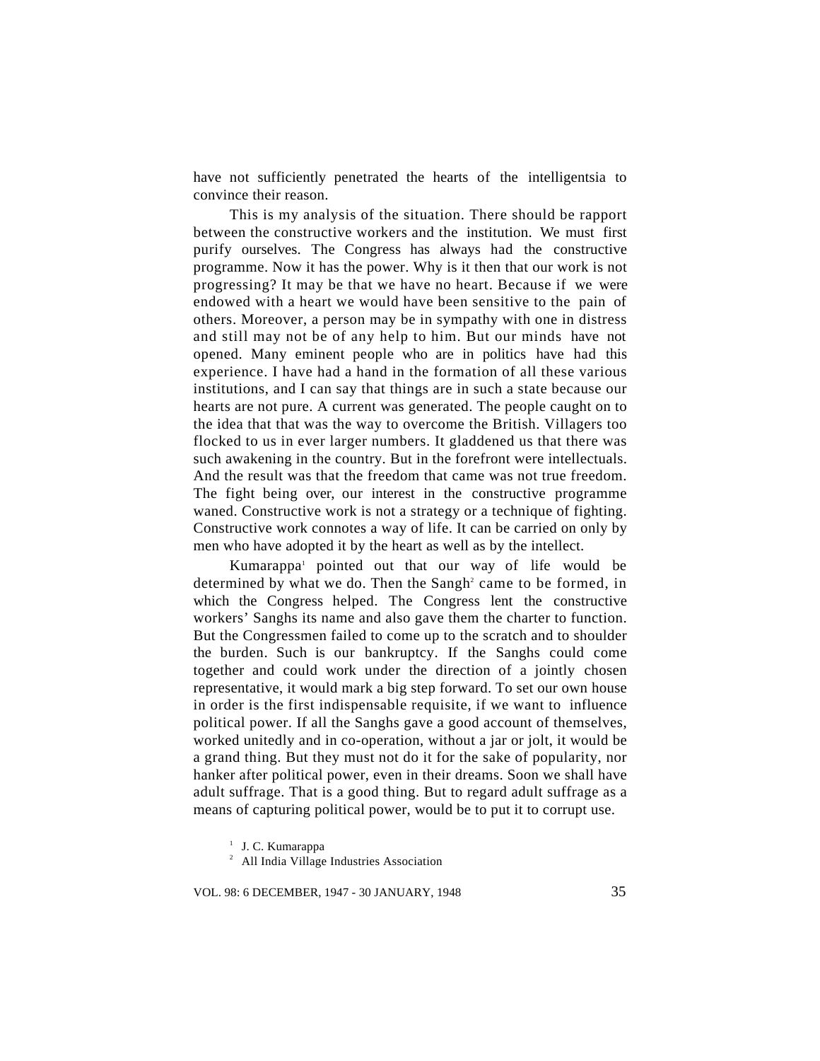have not sufficiently penetrated the hearts of the intelligentsia to convince their reason.

This is my analysis of the situation. There should be rapport between the constructive workers and the institution. We must first purify ourselves. The Congress has always had the constructive programme. Now it has the power. Why is it then that our work is not progressing? It may be that we have no heart. Because if we were endowed with a heart we would have been sensitive to the pain of others. Moreover, a person may be in sympathy with one in distress and still may not be of any help to him. But our minds have not opened. Many eminent people who are in politics have had this experience. I have had a hand in the formation of all these various institutions, and I can say that things are in such a state because our hearts are not pure. A current was generated. The people caught on to the idea that that was the way to overcome the British. Villagers too flocked to us in ever larger numbers. It gladdened us that there was such awakening in the country. But in the forefront were intellectuals. And the result was that the freedom that came was not true freedom. The fight being over, our interest in the constructive programme waned. Constructive work is not a strategy or a technique of fighting. Constructive work connotes a way of life. It can be carried on only by men who have adopted it by the heart as well as by the intellect.

Kumarappa[1] pointed out that our way of life would be determined by what we do. Then the Sangh[2] came to be formed, in which the Congress helped. The Congress lent the constructive workers' Sanghs its name and also gave them the charter to function. But the Congressmen failed to come up to the scratch and to shoulder the burden. Such is our bankruptcy. If the Sanghs could come together and could work under the direction of a jointly chosen representative, it would mark a big step forward. To set our own house in order is the first indispensable requisite, if we want to influence political power. If all the Sanghs gave a good account of themselves, worked unitedly and in co-operation, without a jar or jolt, it would be a grand thing. But they must not do it for the sake of popularity, nor hanker after political power, even in their dreams. Soon we shall have adult suffrage. That is a good thing. But to regard adult suffrage as a means of capturing political power, would be to put it to corrupt use.

[1] J. C. Kumarappa

[2] All India Village Industries Association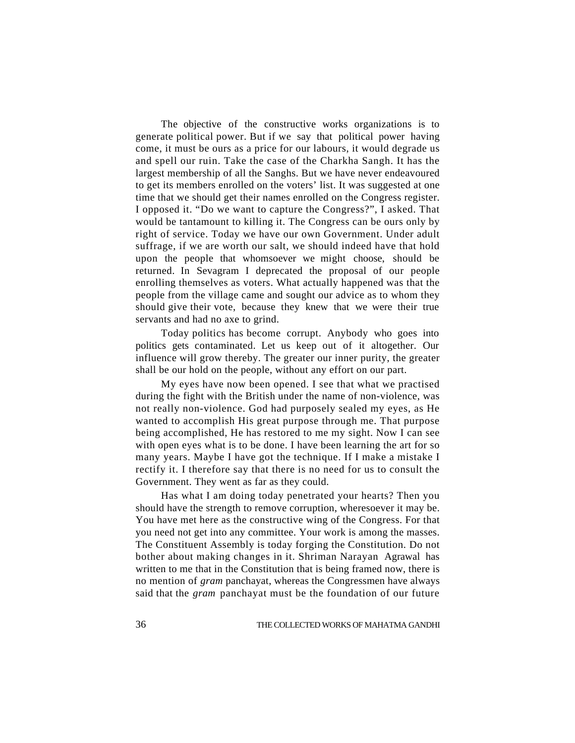The objective of the constructive works organizations is to generate political power. But if we say that political power having come, it must be ours as a price for our labours, it would degrade us and spell our ruin. Take the case of the Charkha Sangh. It has the largest membership of all the Sanghs. But we have never endeavoured to get its members enrolled on the voters' list. It was suggested at one time that we should get their names enrolled on the Congress register. I opposed it. "Do we want to capture the Congress?", I asked. That would be tantamount to killing it. The Congress can be ours only by right of service. Today we have our own Government. Under adult suffrage, if we are worth our salt, we should indeed have that hold upon the people that whomsoever we might choose, should be returned. In Sevagram I deprecated the proposal of our people enrolling themselves as voters. What actually happened was that the people from the village came and sought our advice as to whom they should give their vote, because they knew that we were their true servants and had no axe to grind.

Today politics has become corrupt. Anybody who goes into politics gets contaminated. Let us keep out of it altogether. Our influence will grow thereby. The greater our inner purity, the greater shall be our hold on the people, without any effort on our part.

My eyes have now been opened. I see that what we practised during the fight with the British under the name of non-violence, was not really non-violence. God had purposely sealed my eyes, as He wanted to accomplish His great purpose through me. That purpose being accomplished, He has restored to me my sight. Now I can see with open eyes what is to be done. I have been learning the art for so many years. Maybe I have got the technique. If I make a mistake I rectify it. I therefore say that there is no need for us to consult the Government. They went as far as they could.

Has what I am doing today penetrated your hearts? Then you should have the strength to remove corruption, wheresoever it may be. You have met here as the constructive wing of the Congress. For that you need not get into any committee. Your work is among the masses. The Constituent Assembly is today forging the Constitution. Do not bother about making changes in it. Shriman Narayan Agrawal has written to me that in the Constitution that is being framed now, there is no mention of *gram* panchayat, whereas the Congressmen have always said that the *gram* panchayat must be the foundation of our future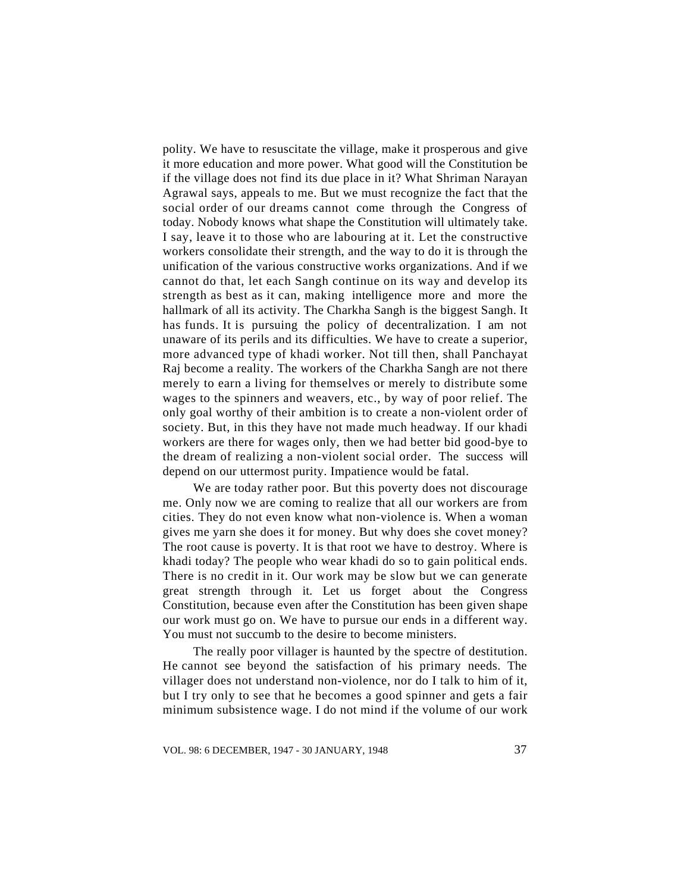polity. We have to resuscitate the village, make it prosperous and give it more education and more power. What good will the Constitution be if the village does not find its due place in it? What Shriman Narayan Agrawal says, appeals to me. But we must recognize the fact that the social order of our dreams cannot come through the Congress of today. Nobody knows what shape the Constitution will ultimately take. I say, leave it to those who are labouring at it. Let the constructive workers consolidate their strength, and the way to do it is through the unification of the various constructive works organizations. And if we cannot do that, let each Sangh continue on its way and develop its strength as best as it can, making intelligence more and more the hallmark of all its activity. The Charkha Sangh is the biggest Sangh. It has funds. It is pursuing the policy of decentralization. I am not unaware of its perils and its difficulties. We have to create a superior, more advanced type of khadi worker. Not till then, shall Panchayat Raj become a reality. The workers of the Charkha Sangh are not there merely to earn a living for themselves or merely to distribute some wages to the spinners and weavers, etc., by way of poor relief. The only goal worthy of their ambition is to create a non-violent order of society. But, in this they have not made much headway. If our khadi workers are there for wages only, then we had better bid good-bye to the dream of realizing a non-violent social order. The success will depend on our uttermost purity. Impatience would be fatal.

We are today rather poor. But this poverty does not discourage me. Only now we are coming to realize that all our workers are from cities. They do not even know what non-violence is. When a woman gives me yarn she does it for money. But why does she covet money? The root cause is poverty. It is that root we have to destroy. Where is khadi today? The people who wear khadi do so to gain political ends. There is no credit in it. Our work may be slow but we can generate great strength through it. Let us forget about the Congress Constitution, because even after the Constitution has been given shape our work must go on. We have to pursue our ends in a different way. You must not succumb to the desire to become ministers.

The really poor villager is haunted by the spectre of destitution. He cannot see beyond the satisfaction of his primary needs. The villager does not understand non-violence, nor do I talk to him of it, but I try only to see that he becomes a good spinner and gets a fair minimum subsistence wage. I do not mind if the volume of our work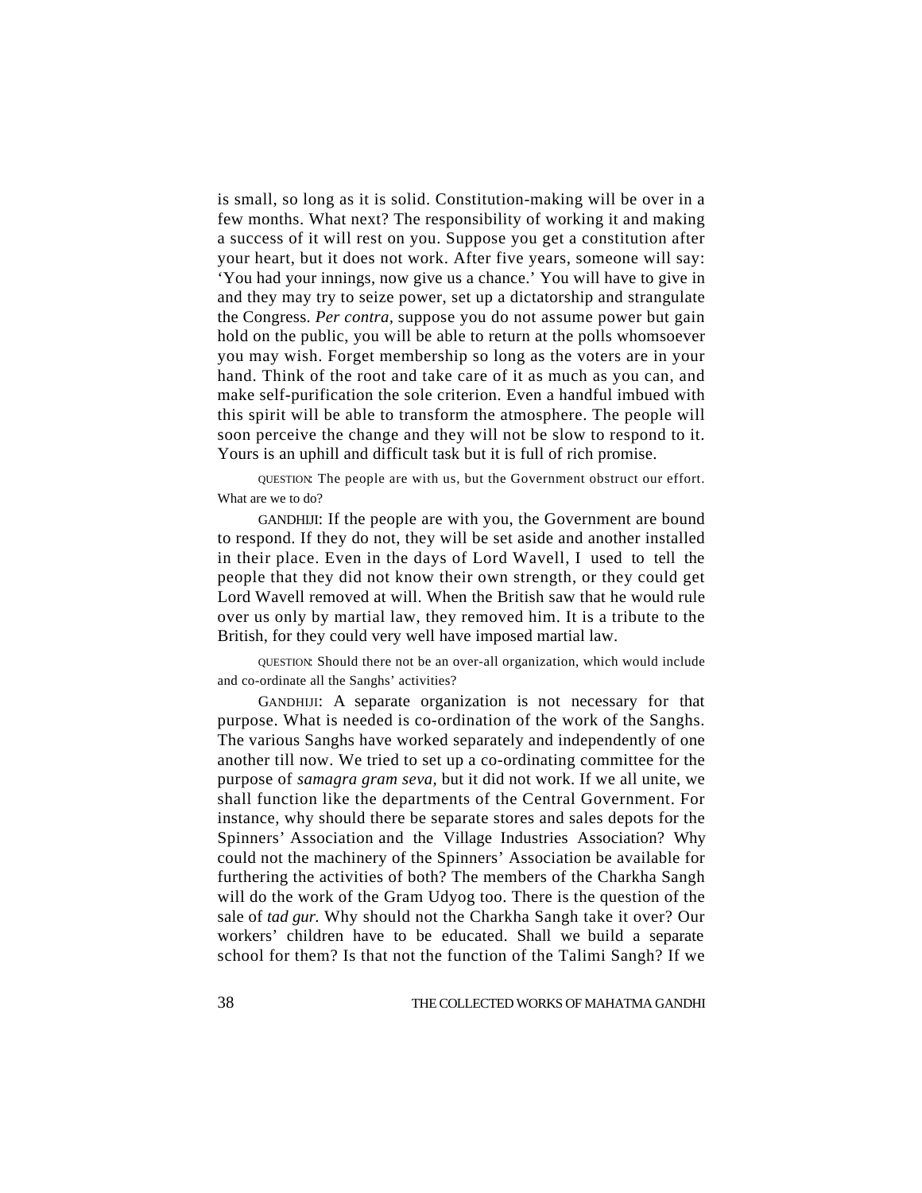is small, so long as it is solid. Constitution-making will be over in a few months. What next? The responsibility of working it and making a success of it will rest on you. Suppose you get a constitution after your heart, but it does not work. After five years, someone will say: 'You had your innings, now give us a chance.' You will have to give in and they may try to seize power, set up a dictatorship and strangulate the Congress. *Per contra*, suppose you do not assume power but gain hold on the public, you will be able to return at the polls whomsoever you may wish. Forget membership so long as the voters are in your hand. Think of the root and take care of it as much as you can, and make self-purification the sole criterion. Even a handful imbued with this spirit will be able to transform the atmosphere. The people will soon perceive the change and they will not be slow to respond to it. Yours is an uphill and difficult task but it is full of rich promise.

QUESTION: The people are with us, but the Government obstruct our effort. What are we to do?

GANDHIJI: If the people are with you, the Government are bound to respond. If they do not, they will be set aside and another installed in their place. Even in the days of Lord Wavell, I used to tell the people that they did not know their own strength, or they could get Lord Wavell removed at will. When the British saw that he would rule over us only by martial law, they removed him. It is a tribute to the British, for they could very well have imposed martial law.

QUESTION: Should there not be an over-all organization, which would include and co-ordinate all the Sanghs' activities?

GANDHIJI: A separate organization is not necessary for that purpose. What is needed is co-ordination of the work of the Sanghs. The various Sanghs have worked separately and independently of one another till now. We tried to set up a co-ordinating committee for the purpose of *samagra gram seva*, but it did not work. If we all unite, we shall function like the departments of the Central Government. For instance, why should there be separate stores and sales depots for the Spinners' Association and the Village Industries Association? Why could not the machinery of the Spinners' Association be available for furthering the activities of both? The members of the Charkha Sangh will do the work of the Gram Udyog too. There is the question of the sale of *tad gur.* Why should not the Charkha Sangh take it over? Our workers' children have to be educated. Shall we build a separate school for them? Is that not the function of the Talimi Sangh? If we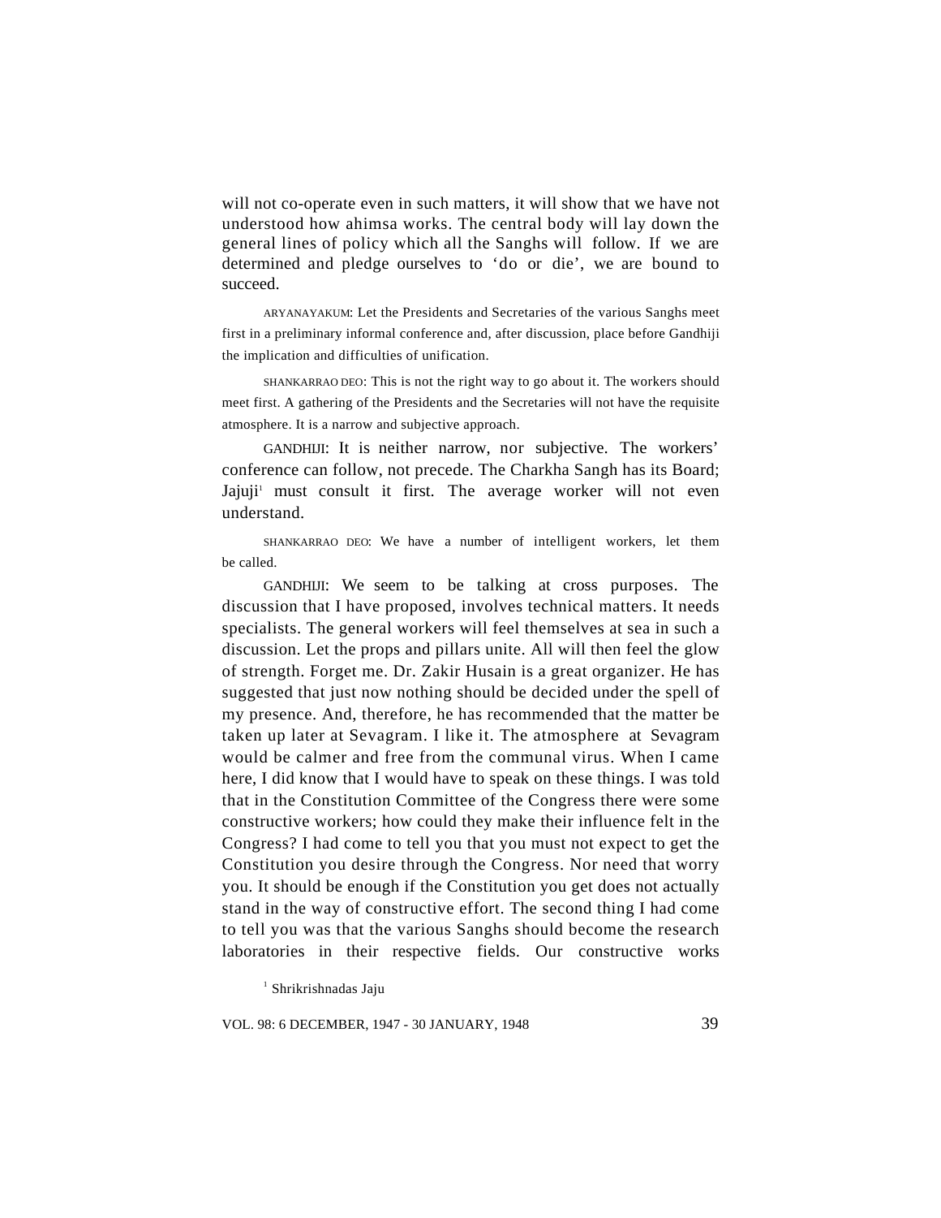will not co-operate even in such matters, it will show that we have not understood how ahimsa works. The central body will lay down the general lines of policy which all the Sanghs will follow. If we are determined and pledge ourselves to 'do or die', we are bound to succeed.

ARYANAYAKUM: Let the Presidents and Secretaries of the various Sanghs meet first in a preliminary informal conference and, after discussion, place before Gandhiji the implication and difficulties of unification.

SHANKARRAO DEO: This is not the right way to go about it. The workers should meet first. A gathering of the Presidents and the Secretaries will not have the requisite atmosphere. It is a narrow and subjective approach.

GANDHIJI: It is neither narrow, nor subjective. The workers' conference can follow, not precede. The Charkha Sangh has its Board; Jajuji[1] must consult it first. The average worker will not even understand.

SHANKARRAO DEO: We have a number of intelligent workers, let them be called.

GANDHIJI: We seem to be talking at cross purposes. The discussion that I have proposed, involves technical matters. It needs specialists. The general workers will feel themselves at sea in such a discussion. Let the props and pillars unite. All will then feel the glow of strength. Forget me. Dr. Zakir Husain is a great organizer. He has suggested that just now nothing should be decided under the spell of my presence. And, therefore, he has recommended that the matter be taken up later at Sevagram. I like it. The atmosphere at Sevagram would be calmer and free from the communal virus. When I came here, I did know that I would have to speak on these things. I was told that in the Constitution Committee of the Congress there were some constructive workers; how could they make their influence felt in the Congress? I had come to tell you that you must not expect to get the Constitution you desire through the Congress. Nor need that worry you. It should be enough if the Constitution you get does not actually stand in the way of constructive effort. The second thing I had come to tell you was that the various Sanghs should become the research laboratories in their respective fields. Our constructive works

[1] Shrikrishnadas Jaju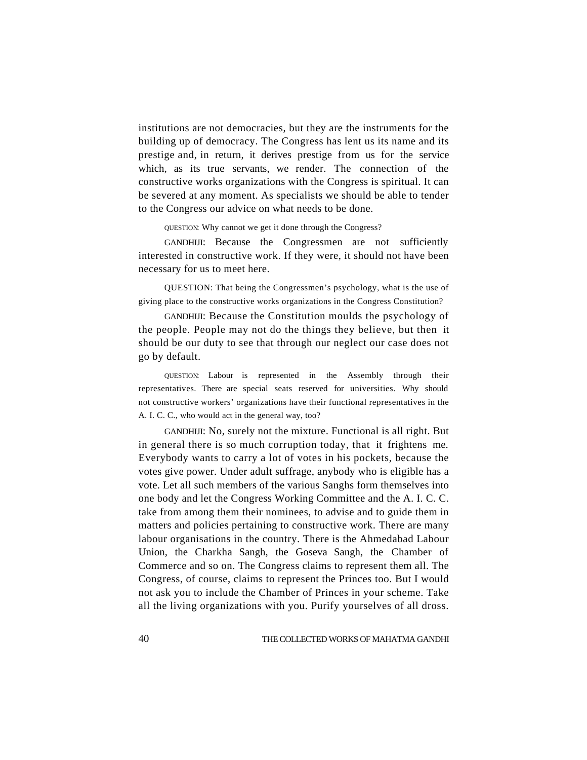institutions are not democracies, but they are the instruments for the building up of democracy. The Congress has lent us its name and its prestige and, in return, it derives prestige from us for the service which, as its true servants, we render. The connection of the constructive works organizations with the Congress is spiritual. It can be severed at any moment. As specialists we should be able to tender to the Congress our advice on what needs to be done.

QUESTION: Why cannot we get it done through the Congress?

GANDHIJI: Because the Congressmen are not sufficiently interested in constructive work. If they were, it should not have been necessary for us to meet here.

QUESTION: That being the Congressmen's psychology, what is the use of giving place to the constructive works organizations in the Congress Constitution?

GANDHIJI: Because the Constitution moulds the psychology of the people. People may not do the things they believe, but then it should be our duty to see that through our neglect our case does not go by default.

QUESTION: Labour is represented in the Assembly through their representatives. There are special seats reserved for universities. Why should not constructive workers' organizations have their functional representatives in the A. I. C. C., who would act in the general way, too?

GANDHIJI: No, surely not the mixture. Functional is all right. But in general there is so much corruption today, that it frightens me. Everybody wants to carry a lot of votes in his pockets, because the votes give power. Under adult suffrage, anybody who is eligible has a vote. Let all such members of the various Sanghs form themselves into one body and let the Congress Working Committee and the A. I. C. C. take from among them their nominees, to advise and to guide them in matters and policies pertaining to constructive work. There are many labour organisations in the country. There is the Ahmedabad Labour Union, the Charkha Sangh, the Goseva Sangh, the Chamber of Commerce and so on. The Congress claims to represent them all. The Congress, of course, claims to represent the Princes too. But I would not ask you to include the Chamber of Princes in your scheme. Take all the living organizations with you. Purify yourselves of all dross.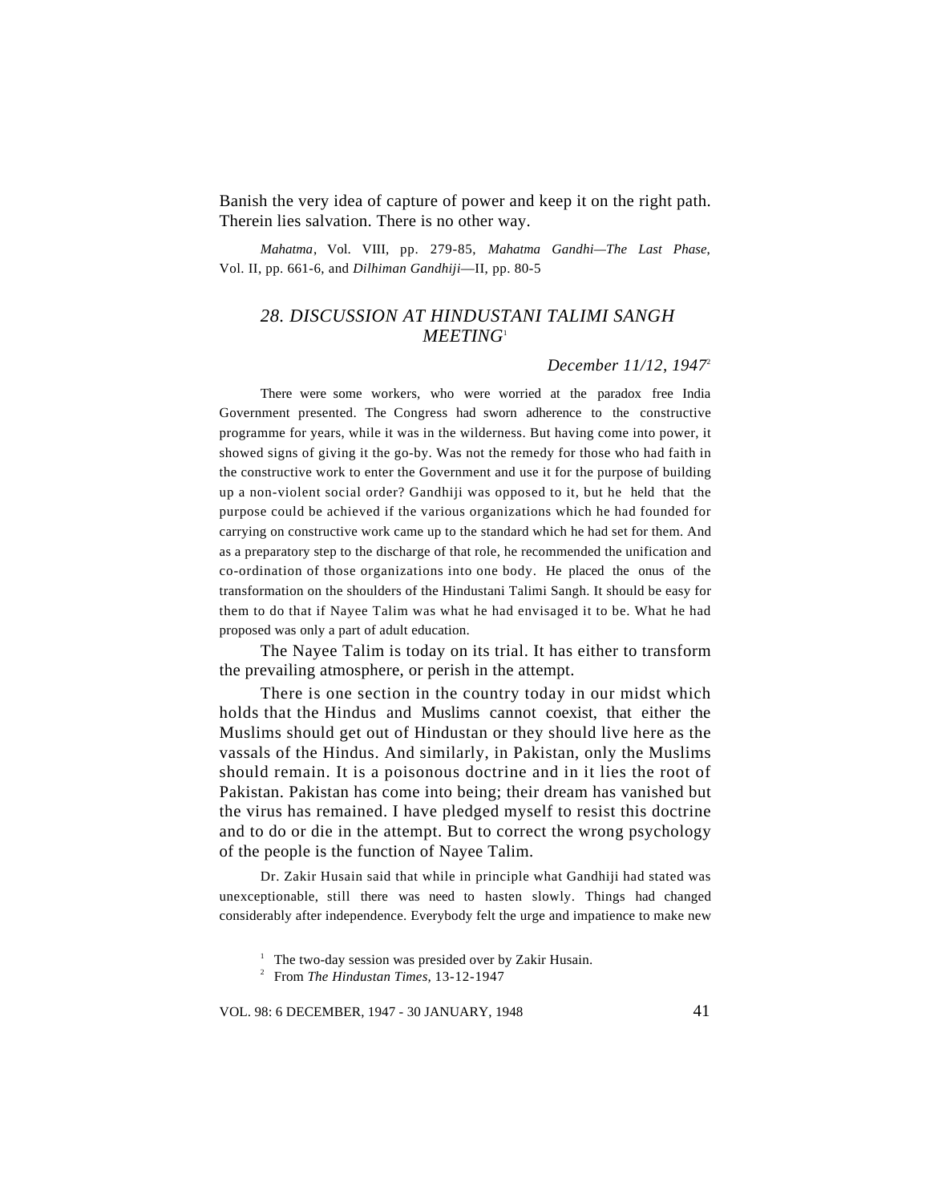Banish the very idea of capture of power and keep it on the right path. Therein lies salvation. There is no other way.

*Mahatma*, Vol. VIII, pp. 279-85, *Mahatma Gandhi—The Last Phase*, Vol. II, pp. 661-6, and *Dilhiman Gandhiji*—II, pp. 80-5

## *28. DISCUSSION AT HINDUSTANI TALIMI SANGH MEETING*[1]

*December 11/12, 1947*[2]

There were some workers, who were worried at the paradox free India Government presented. The Congress had sworn adherence to the constructive programme for years, while it was in the wilderness. But having come into power, it showed signs of giving it the go-by. Was not the remedy for those who had faith in the constructive work to enter the Government and use it for the purpose of building up a non-violent social order? Gandhiji was opposed to it, but he held that the purpose could be achieved if the various organizations which he had founded for carrying on constructive work came up to the standard which he had set for them. And as a preparatory step to the discharge of that role, he recommended the unification and co-ordination of those organizations into one body. He placed the onus of the transformation on the shoulders of the Hindustani Talimi Sangh. It should be easy for them to do that if Nayee Talim was what he had envisaged it to be. What he had proposed was only a part of adult education.

The Nayee Talim is today on its trial. It has either to transform the prevailing atmosphere, or perish in the attempt.

There is one section in the country today in our midst which holds that the Hindus and Muslims cannot coexist, that either the Muslims should get out of Hindustan or they should live here as the vassals of the Hindus. And similarly, in Pakistan, only the Muslims should remain. It is a poisonous doctrine and in it lies the root of Pakistan. Pakistan has come into being; their dream has vanished but the virus has remained. I have pledged myself to resist this doctrine and to do or die in the attempt. But to correct the wrong psychology of the people is the function of Nayee Talim.

Dr. Zakir Husain said that while in principle what Gandhiji had stated was unexceptionable, still there was need to hasten slowly. Things had changed considerably after independence. Everybody felt the urge and impatience to make new

[1] The two-day session was presided over by Zakir Husain.

[2] From *The Hindustan Times*, 13-12-1947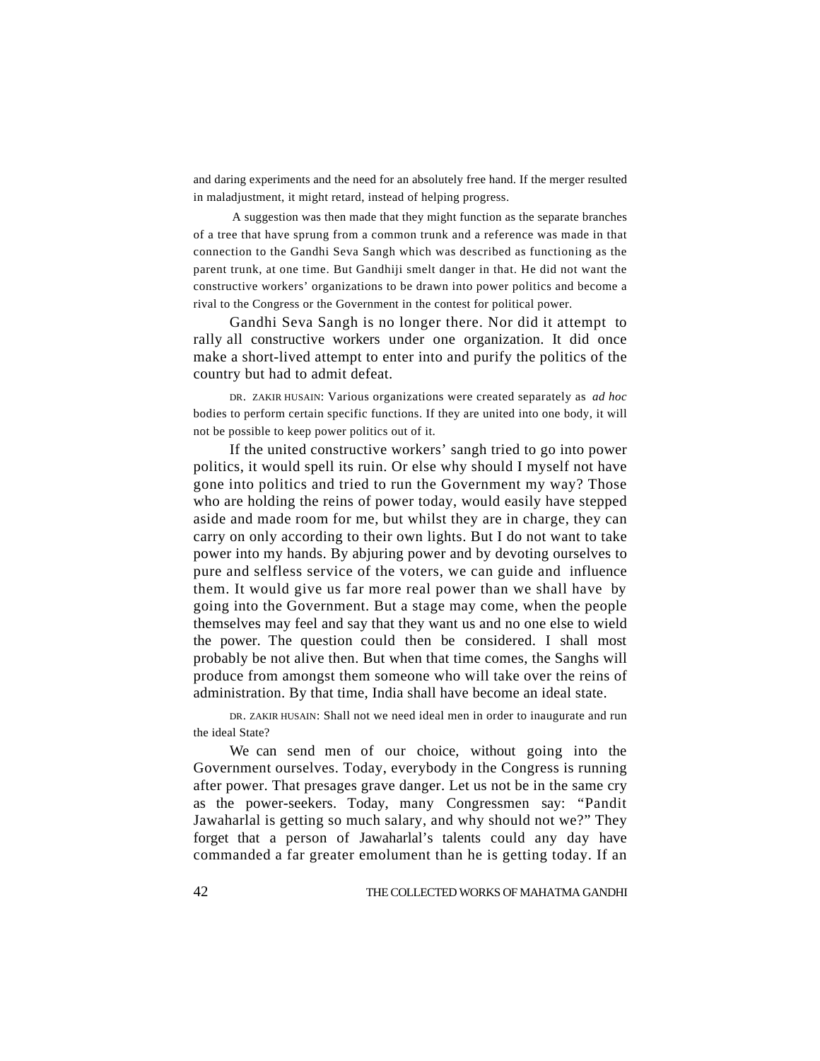and daring experiments and the need for an absolutely free hand. If the merger resulted in maladjustment, it might retard, instead of helping progress.

A suggestion was then made that they might function as the separate branches of a tree that have sprung from a common trunk and a reference was made in that connection to the Gandhi Seva Sangh which was described as functioning as the parent trunk, at one time. But Gandhiji smelt danger in that. He did not want the constructive workers' organizations to be drawn into power politics and become a rival to the Congress or the Government in the contest for political power.

Gandhi Seva Sangh is no longer there. Nor did it attempt to rally all constructive workers under one organization. It did once make a short-lived attempt to enter into and purify the politics of the country but had to admit defeat.

DR. ZAKIR HUSAIN: Various organizations were created separately as *ad hoc* bodies to perform certain specific functions. If they are united into one body, it will not be possible to keep power politics out of it.

If the united constructive workers' sangh tried to go into power politics, it would spell its ruin. Or else why should I myself not have gone into politics and tried to run the Government my way? Those who are holding the reins of power today, would easily have stepped aside and made room for me, but whilst they are in charge, they can carry on only according to their own lights. But I do not want to take power into my hands. By abjuring power and by devoting ourselves to pure and selfless service of the voters, we can guide and influence them. It would give us far more real power than we shall have by going into the Government. But a stage may come, when the people themselves may feel and say that they want us and no one else to wield the power. The question could then be considered. I shall most probably be not alive then. But when that time comes, the Sanghs will produce from amongst them someone who will take over the reins of administration. By that time, India shall have become an ideal state.

DR. ZAKIR HUSAIN: Shall not we need ideal men in order to inaugurate and run the ideal State?

We can send men of our choice, without going into the Government ourselves. Today, everybody in the Congress is running after power. That presages grave danger. Let us not be in the same cry as the power-seekers. Today, many Congressmen say: "Pandit Jawaharlal is getting so much salary, and why should not we?" They forget that a person of Jawaharlal's talents could any day have commanded a far greater emolument than he is getting today. If an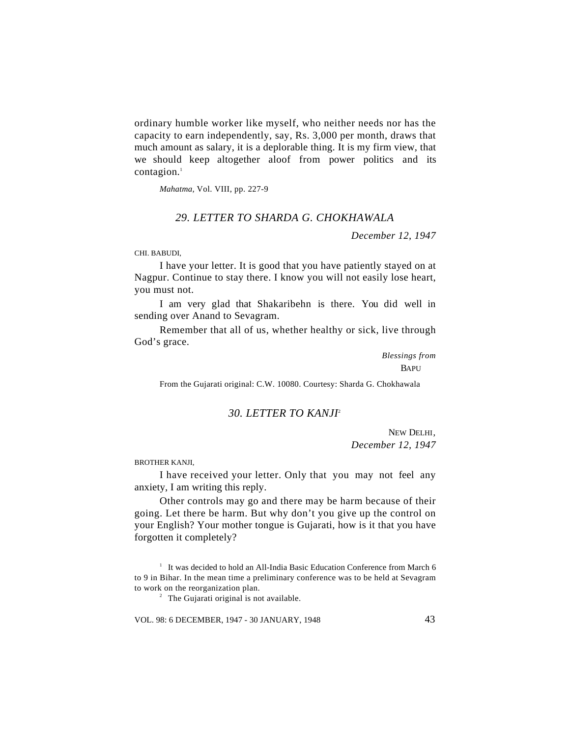ordinary humble worker like myself, who neither needs nor has the capacity to earn independently, say, Rs. 3,000 per month, draws that much amount as salary, it is a deplorable thing. It is my firm view, that we should keep altogether aloof from power politics and its contagion.[1]

*Mahatma,* Vol. VIII, pp. 227-9

## *29. LETTER TO SHARDA G. CHOKHAWALA*

*December 12, 1947*

CHI. BABUDI,

I have your letter. It is good that you have patiently stayed on at Nagpur. Continue to stay there. I know you will not easily lose heart, you must not.

I am very glad that Shakaribehn is there. You did well in sending over Anand to Sevagram.

Remember that all of us, whether healthy or sick, live through God's grace.

*Blessings from*
BAPU

From the Gujarati original: C.W. 10080. Courtesy: Sharda G. Chokhawala

## *30. LETTER TO KANJI*[2]

NEW DELHI,
*December 12, 1947*

BROTHER KANJI,

I have received your letter. Only that you may not feel any anxiety, I am writing this reply.

Other controls may go and there may be harm because of their going. Let there be harm. But why don't you give up the control on your English? Your mother tongue is Gujarati, how is it that you have forgotten it completely?

---

[1] It was decided to hold an All-India Basic Education Conference from March 6 to 9 in Bihar. In the mean time a preliminary conference was to be held at Sevagram to work on the reorganization plan.

[2] The Gujarati original is not available.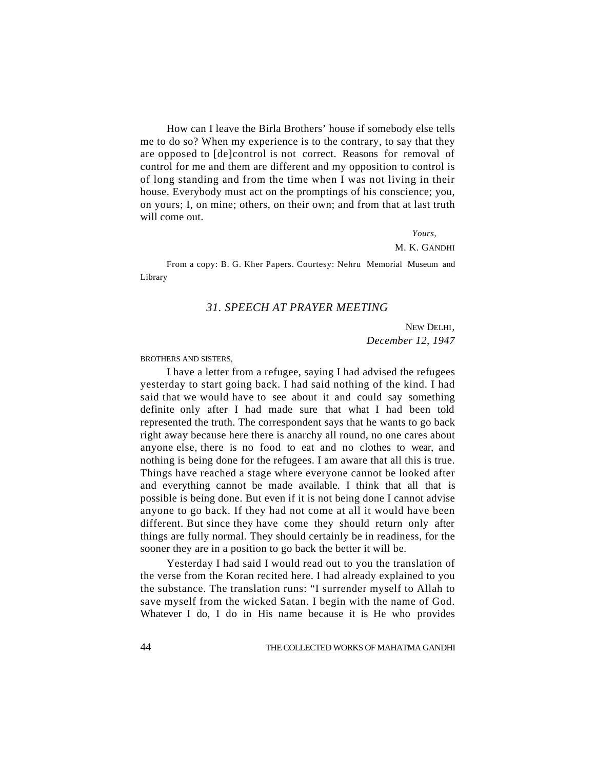How can I leave the Birla Brothers' house if somebody else tells me to do so? When my experience is to the contrary, to say that they are opposed to [de]control is not correct. Reasons for removal of control for me and them are different and my opposition to control is of long standing and from the time when I was not living in their house. Everybody must act on the promptings of his conscience; you, on yours; I, on mine; others, on their own; and from that at last truth will come out.

*Yours,*

M. K. GANDHI

From a copy: B. G. Kher Papers. Courtesy: Nehru Memorial Museum and Library

## *31. SPEECH AT PRAYER MEETING*

NEW DELHI,
*December 12, 1947*

BROTHERS AND SISTERS,

I have a letter from a refugee, saying I had advised the refugees yesterday to start going back. I had said nothing of the kind. I had said that we would have to see about it and could say something definite only after I had made sure that what I had been told represented the truth. The correspondent says that he wants to go back right away because here there is anarchy all round, no one cares about anyone else, there is no food to eat and no clothes to wear, and nothing is being done for the refugees. I am aware that all this is true. Things have reached a stage where everyone cannot be looked after and everything cannot be made available. I think that all that is possible is being done. But even if it is not being done I cannot advise anyone to go back. If they had not come at all it would have been different. But since they have come they should return only after things are fully normal. They should certainly be in readiness, for the sooner they are in a position to go back the better it will be.

Yesterday I had said I would read out to you the translation of the verse from the Koran recited here. I had already explained to you the substance. The translation runs: "I surrender myself to Allah to save myself from the wicked Satan. I begin with the name of God. Whatever I do, I do in His name because it is He who provides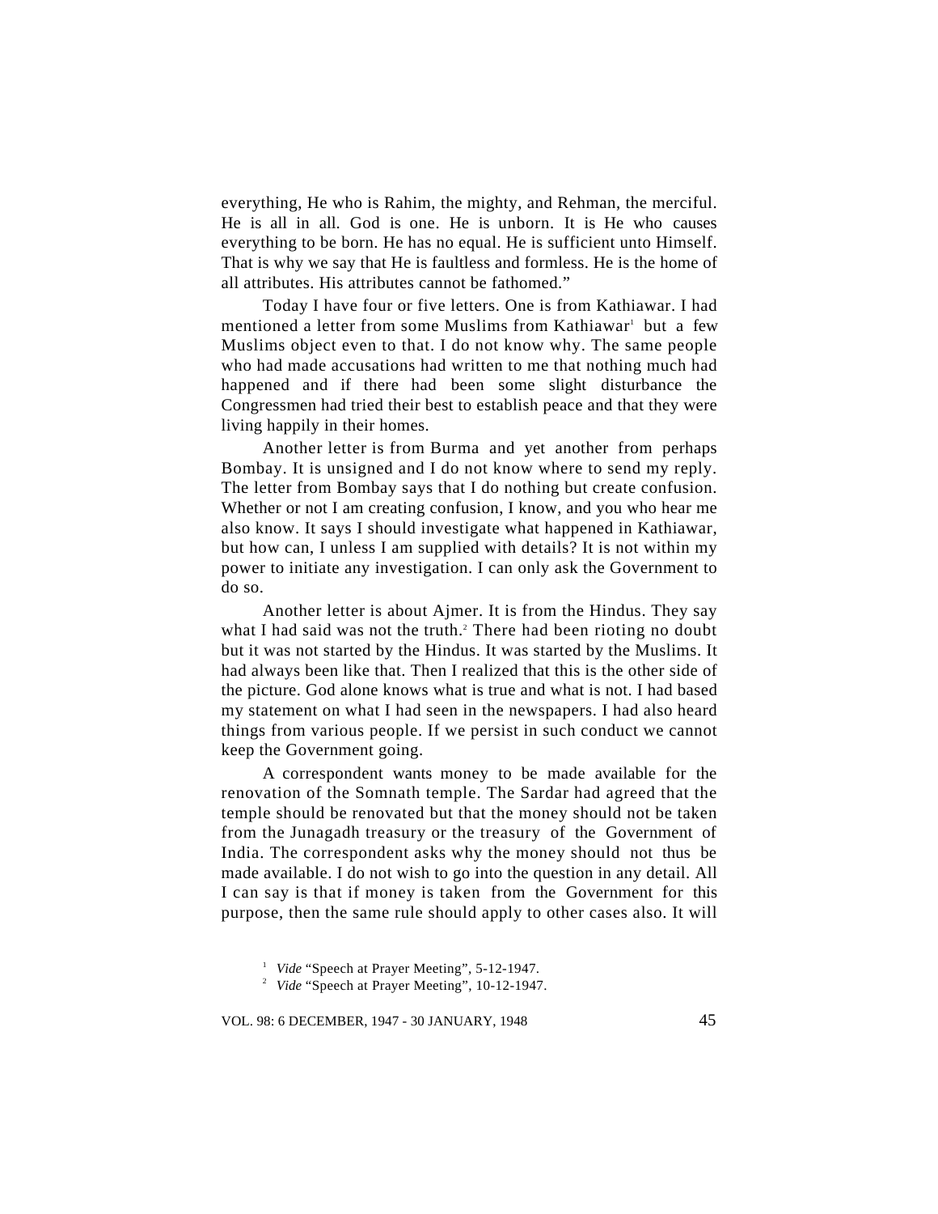everything, He who is Rahim, the mighty, and Rehman, the merciful. He is all in all. God is one. He is unborn. It is He who causes everything to be born. He has no equal. He is sufficient unto Himself. That is why we say that He is faultless and formless. He is the home of all attributes. His attributes cannot be fathomed."

Today I have four or five letters. One is from Kathiawar. I had mentioned a letter from some Muslims from Kathiawar[1] but a few Muslims object even to that. I do not know why. The same people who had made accusations had written to me that nothing much had happened and if there had been some slight disturbance the Congressmen had tried their best to establish peace and that they were living happily in their homes.

Another letter is from Burma and yet another from perhaps Bombay. It is unsigned and I do not know where to send my reply. The letter from Bombay says that I do nothing but create confusion. Whether or not I am creating confusion, I know, and you who hear me also know. It says I should investigate what happened in Kathiawar, but how can, I unless I am supplied with details? It is not within my power to initiate any investigation. I can only ask the Government to do so.

Another letter is about Ajmer. It is from the Hindus. They say what I had said was not the truth.[2] There had been rioting no doubt but it was not started by the Hindus. It was started by the Muslims. It had always been like that. Then I realized that this is the other side of the picture. God alone knows what is true and what is not. I had based my statement on what I had seen in the newspapers. I had also heard things from various people. If we persist in such conduct we cannot keep the Government going.

A correspondent wants money to be made available for the renovation of the Somnath temple. The Sardar had agreed that the temple should be renovated but that the money should not be taken from the Junagadh treasury or the treasury of the Government of India. The correspondent asks why the money should not thus be made available. I do not wish to go into the question in any detail. All I can say is that if money is taken from the Government for this purpose, then the same rule should apply to other cases also. It will

[1] *Vide* "Speech at Prayer Meeting", 5-12-1947.

[2] *Vide* "Speech at Prayer Meeting", 10-12-1947.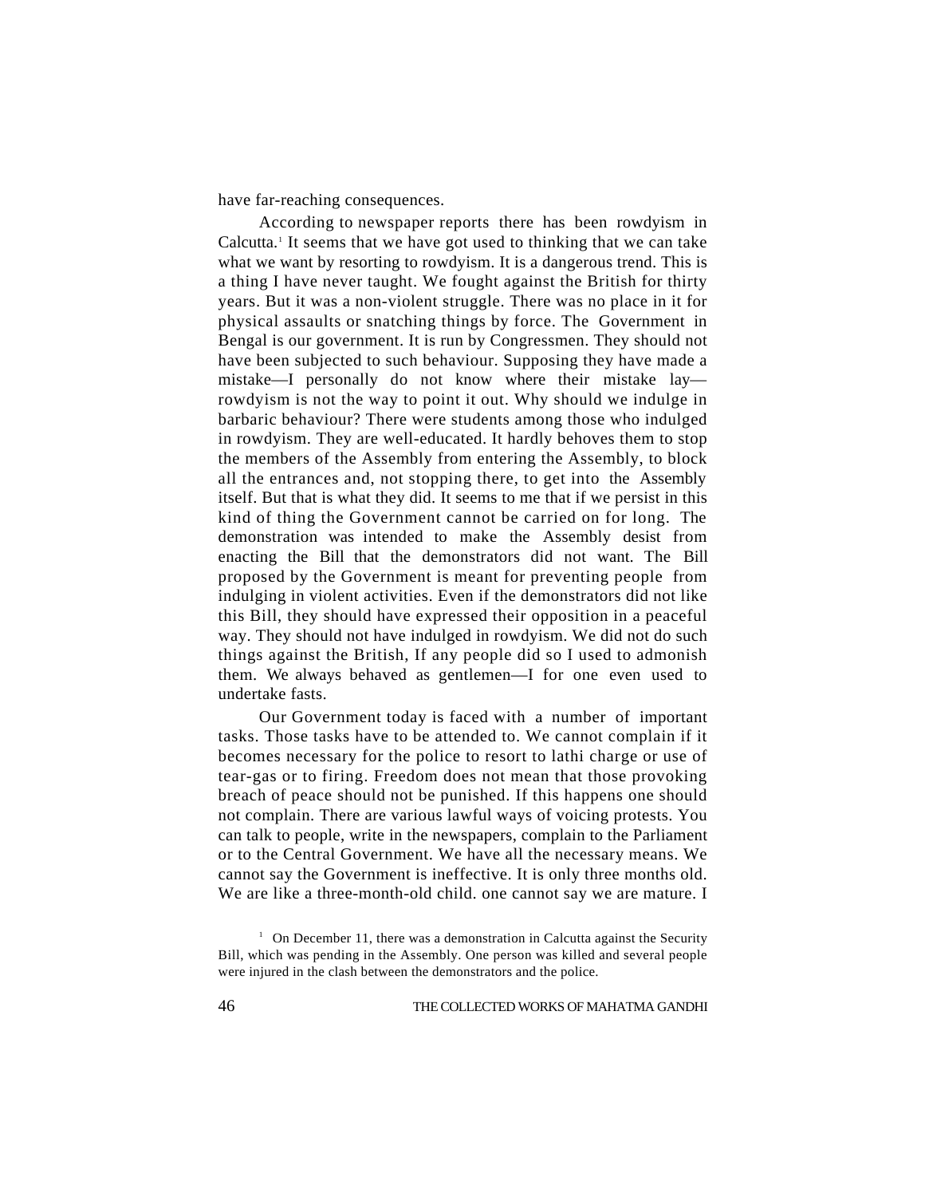have far-reaching consequences.

According to newspaper reports there has been rowdyism in Calcutta.[1] It seems that we have got used to thinking that we can take what we want by resorting to rowdyism. It is a dangerous trend. This is a thing I have never taught. We fought against the British for thirty years. But it was a non-violent struggle. There was no place in it for physical assaults or snatching things by force. The Government in Bengal is our government. It is run by Congressmen. They should not have been subjected to such behaviour. Supposing they have made a mistake—I personally do not know where their mistake lay—rowdyism is not the way to point it out. Why should we indulge in barbaric behaviour? There were students among those who indulged in rowdyism. They are well-educated. It hardly behoves them to stop the members of the Assembly from entering the Assembly, to block all the entrances and, not stopping there, to get into the Assembly itself. But that is what they did. It seems to me that if we persist in this kind of thing the Government cannot be carried on for long. The demonstration was intended to make the Assembly desist from enacting the Bill that the demonstrators did not want. The Bill proposed by the Government is meant for preventing people from indulging in violent activities. Even if the demonstrators did not like this Bill, they should have expressed their opposition in a peaceful way. They should not have indulged in rowdyism. We did not do such things against the British, If any people did so I used to admonish them. We always behaved as gentlemen—I for one even used to undertake fasts.

Our Government today is faced with a number of important tasks. Those tasks have to be attended to. We cannot complain if it becomes necessary for the police to resort to lathi charge or use of tear-gas or to firing. Freedom does not mean that those provoking breach of peace should not be punished. If this happens one should not complain. There are various lawful ways of voicing protests. You can talk to people, write in the newspapers, complain to the Parliament or to the Central Government. We have all the necessary means. We cannot say the Government is ineffective. It is only three months old. We are like a three-month-old child. one cannot say we are mature. I

[1] On December 11, there was a demonstration in Calcutta against the Security Bill, which was pending in the Assembly. One person was killed and several people were injured in the clash between the demonstrators and the police.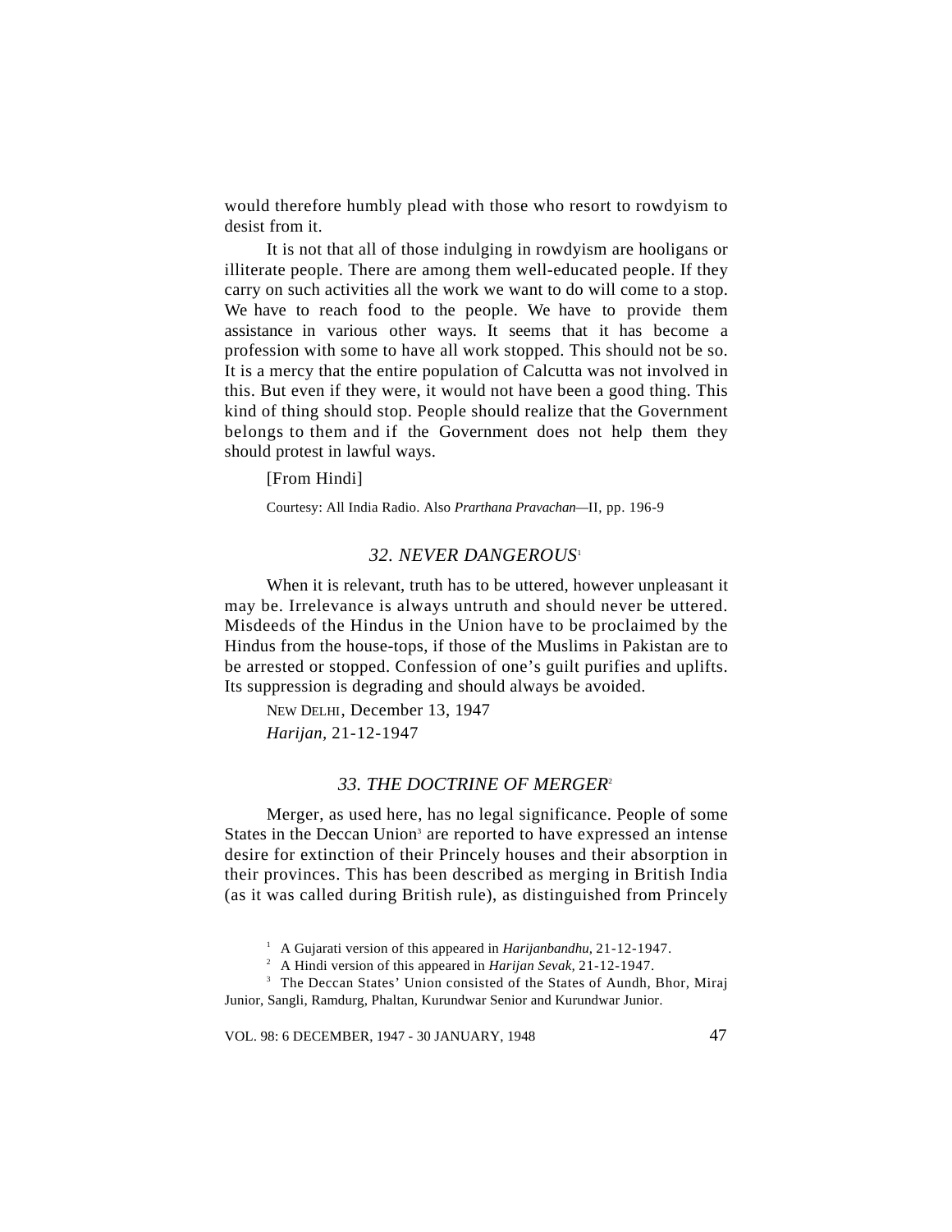would therefore humbly plead with those who resort to rowdyism to desist from it.

It is not that all of those indulging in rowdyism are hooligans or illiterate people. There are among them well-educated people. If they carry on such activities all the work we want to do will come to a stop. We have to reach food to the people. We have to provide them assistance in various other ways. It seems that it has become a profession with some to have all work stopped. This should not be so. It is a mercy that the entire population of Calcutta was not involved in this. But even if they were, it would not have been a good thing. This kind of thing should stop. People should realize that the Government belongs to them and if the Government does not help them they should protest in lawful ways.

[From Hindi]

Courtesy: All India Radio. Also *Prarthana Pravachan*—II, pp. 196-9

### *32. NEVER DANGEROUS*[1]

When it is relevant, truth has to be uttered, however unpleasant it may be. Irrelevance is always untruth and should never be uttered. Misdeeds of the Hindus in the Union have to be proclaimed by the Hindus from the house-tops, if those of the Muslims in Pakistan are to be arrested or stopped. Confession of one's guilt purifies and uplifts. Its suppression is degrading and should always be avoided.

NEW DELHI, December 13, 1947

*Harijan*, 21-12-1947

### *33. THE DOCTRINE OF MERGER*[2]

Merger, as used here, has no legal significance. People of some States in the Deccan Union[3] are reported to have expressed an intense desire for extinction of their Princely houses and their absorption in their provinces. This has been described as merging in British India (as it was called during British rule), as distinguished from Princely

---

[1] A Gujarati version of this appeared in *Harijanbandhu*, 21-12-1947.

[2] A Hindi version of this appeared in *Harijan Sevak*, 21-12-1947.

[3] The Deccan States' Union consisted of the States of Aundh, Bhor, Miraj Junior, Sangli, Ramdurg, Phaltan, Kurundwar Senior and Kurundwar Junior.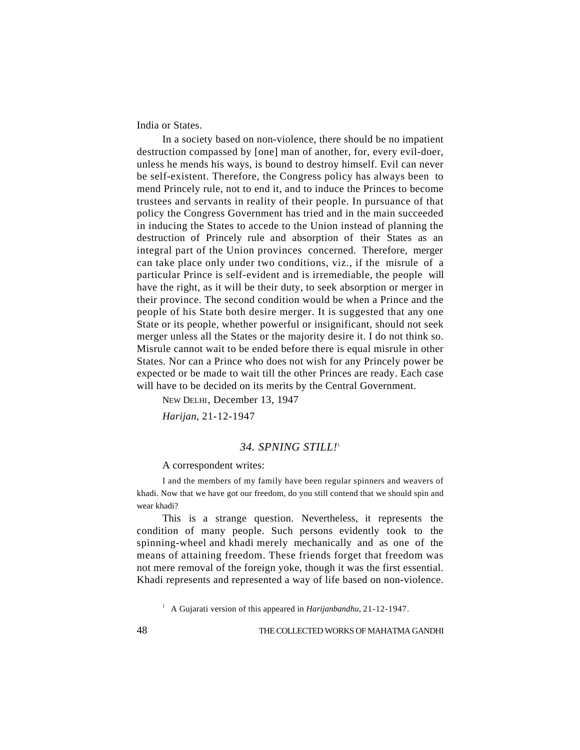India or States.

In a society based on non-violence, there should be no impatient destruction compassed by [one] man of another, for, every evil-doer, unless he mends his ways, is bound to destroy himself. Evil can never be self-existent. Therefore, the Congress policy has always been to mend Princely rule, not to end it, and to induce the Princes to become trustees and servants in reality of their people. In pursuance of that policy the Congress Government has tried and in the main succeeded in inducing the States to accede to the Union instead of planning the destruction of Princely rule and absorption of their States as an integral part of the Union provinces concerned. Therefore, merger can take place only under two conditions, viz., if the misrule of a particular Prince is self-evident and is irremediable, the people will have the right, as it will be their duty, to seek absorption or merger in their province. The second condition would be when a Prince and the people of his State both desire merger. It is suggested that any one State or its people, whether powerful or insignificant, should not seek merger unless all the States or the majority desire it. I do not think so. Misrule cannot wait to be ended before there is equal misrule in other States. Nor can a Prince who does not wish for any Princely power be expected or be made to wait till the other Princes are ready. Each case will have to be decided on its merits by the Central Government.

NEW DELHI, December 13, 1947

*Harijan*, 21-12-1947

## *34. SPNING STILL!*[1]

A correspondent writes:

> I and the members of my family have been regular spinners and weavers of khadi. Now that we have got our freedom, do you still contend that we should spin and wear khadi?

This is a strange question. Nevertheless, it represents the condition of many people. Such persons evidently took to the spinning-wheel and khadi merely mechanically and as one of the means of attaining freedom. These friends forget that freedom was not mere removal of the foreign yoke, though it was the first essential. Khadi represents and represented a way of life based on non-violence.

[1] A Gujarati version of this appeared in *Harijanbandhu*, 21-12-1947.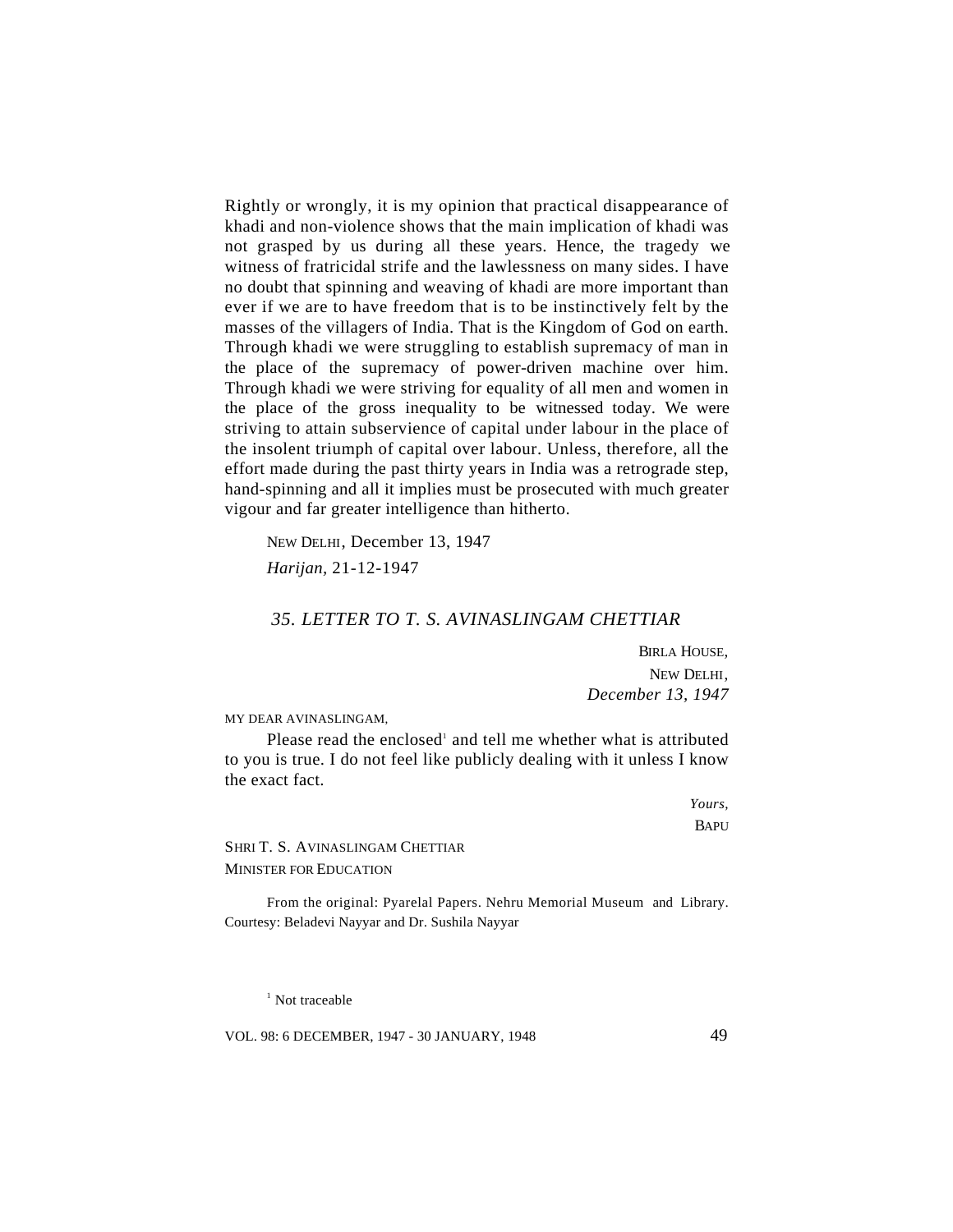Rightly or wrongly, it is my opinion that practical disappearance of khadi and non-violence shows that the main implication of khadi was not grasped by us during all these years. Hence, the tragedy we witness of fratricidal strife and the lawlessness on many sides. I have no doubt that spinning and weaving of khadi are more important than ever if we are to have freedom that is to be instinctively felt by the masses of the villagers of India. That is the Kingdom of God on earth. Through khadi we were struggling to establish supremacy of man in the place of the supremacy of power-driven machine over him. Through khadi we were striving for equality of all men and women in the place of the gross inequality to be witnessed today. We were striving to attain subservience of capital under labour in the place of the insolent triumph of capital over labour. Unless, therefore, all the effort made during the past thirty years in India was a retrograde step, hand-spinning and all it implies must be prosecuted with much greater vigour and far greater intelligence than hitherto.

NEW DELHI, December 13, 1947

*Harijan*, 21-12-1947

### *35. LETTER TO T. S. AVINASLINGAM CHETTIAR*

BIRLA HOUSE,
NEW DELHI,
*December 13, 1947*

MY DEAR AVINASLINGAM,

Please read the enclosed[1] and tell me whether what is attributed to you is true. I do not feel like publicly dealing with it unless I know the exact fact.

*Yours,*
BAPU

SHRI T. S. AVINASLINGAM CHETTIAR
MINISTER FOR EDUCATION

From the original: Pyarelal Papers. Nehru Memorial Museum and Library. Courtesy: Beladevi Nayyar and Dr. Sushila Nayyar

[1] Not traceable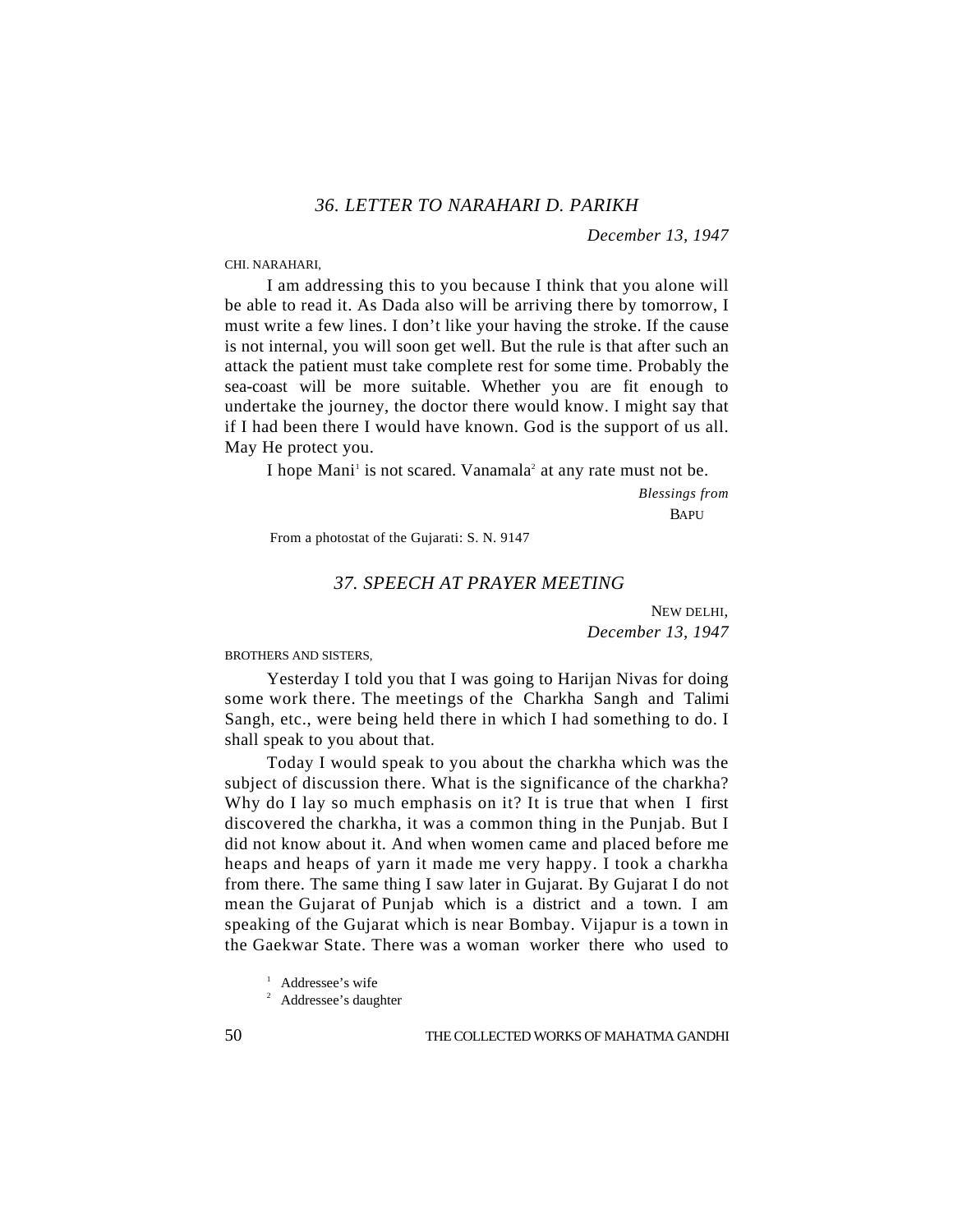## *36. LETTER TO NARAHARI D. PARIKH*

*December 13, 1947*

CHI. NARAHARI,

I am addressing this to you because I think that you alone will be able to read it. As Dada also will be arriving there by tomorrow, I must write a few lines. I don't like your having the stroke. If the cause is not internal, you will soon get well. But the rule is that after such an attack the patient must take complete rest for some time. Probably the sea-coast will be more suitable. Whether you are fit enough to undertake the journey, the doctor there would know. I might say that if I had been there I would have known. God is the support of us all. May He protect you.

I hope Mani[1] is not scared. Vanamala[2] at any rate must not be.

*Blessings from*
BAPU

From a photostat of the Gujarati: S. N. 9147

## *37. SPEECH AT PRAYER MEETING*

NEW DELHI,
*December 13, 1947*

BROTHERS AND SISTERS,

Yesterday I told you that I was going to Harijan Nivas for doing some work there. The meetings of the Charkha Sangh and Talimi Sangh, etc., were being held there in which I had something to do. I shall speak to you about that.

Today I would speak to you about the charkha which was the subject of discussion there. What is the significance of the charkha? Why do I lay so much emphasis on it? It is true that when I first discovered the charkha, it was a common thing in the Punjab. But I did not know about it. And when women came and placed before me heaps and heaps of yarn it made me very happy. I took a charkha from there. The same thing I saw later in Gujarat. By Gujarat I do not mean the Gujarat of Punjab which is a district and a town. I am speaking of the Gujarat which is near Bombay. Vijapur is a town in the Gaekwar State. There was a woman worker there who used to

[1] Addressee's wife

[2] Addressee's daughter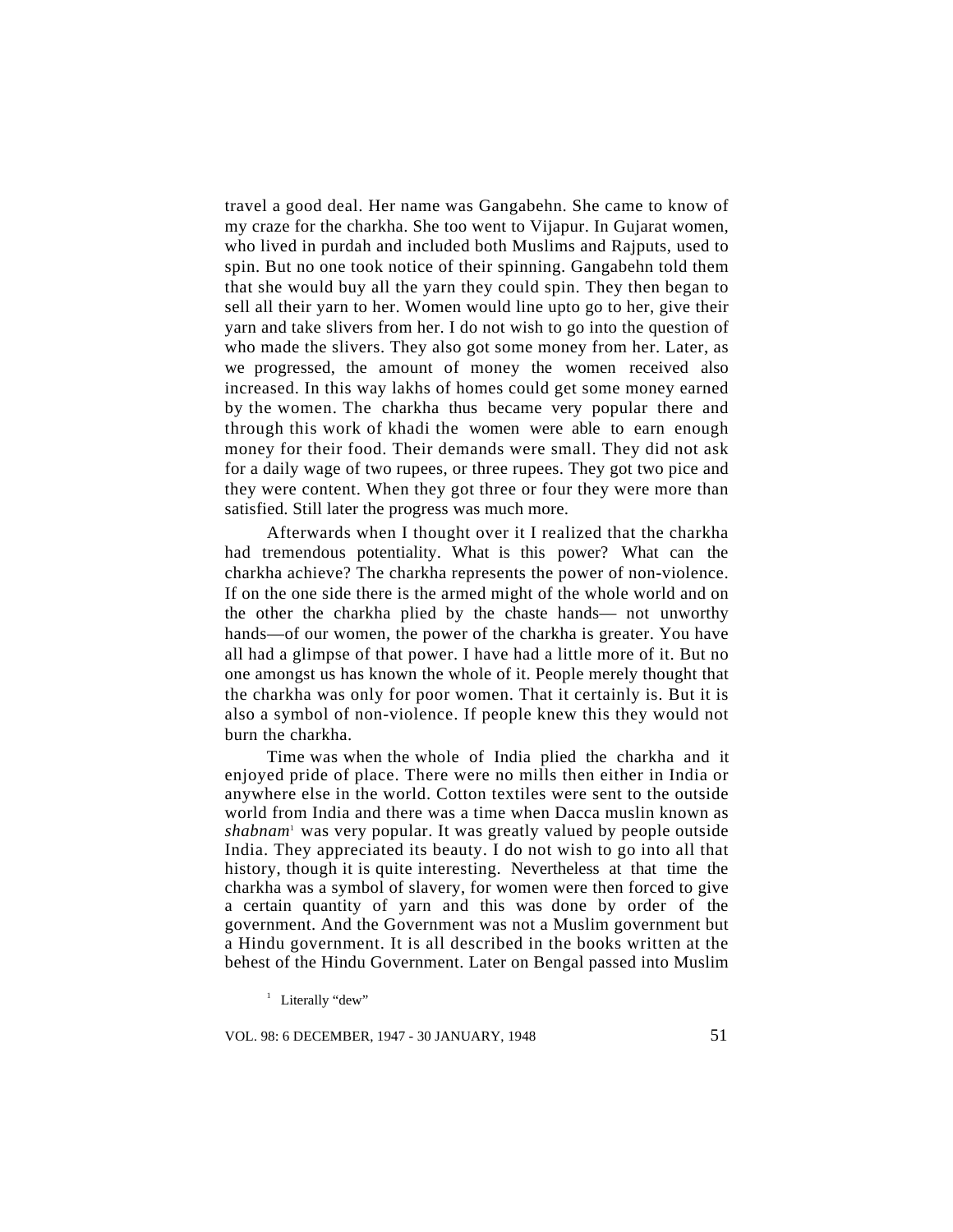travel a good deal. Her name was Gangabehn. She came to know of my craze for the charkha. She too went to Vijapur. In Gujarat women, who lived in purdah and included both Muslims and Rajputs, used to spin. But no one took notice of their spinning. Gangabehn told them that she would buy all the yarn they could spin. They then began to sell all their yarn to her. Women would line upto go to her, give their yarn and take slivers from her. I do not wish to go into the question of who made the slivers. They also got some money from her. Later, as we progressed, the amount of money the women received also increased. In this way lakhs of homes could get some money earned by the women. The charkha thus became very popular there and through this work of khadi the women were able to earn enough money for their food. Their demands were small. They did not ask for a daily wage of two rupees, or three rupees. They got two pice and they were content. When they got three or four they were more than satisfied. Still later the progress was much more.

Afterwards when I thought over it I realized that the charkha had tremendous potentiality. What is this power? What can the charkha achieve? The charkha represents the power of non-violence. If on the one side there is the armed might of the whole world and on the other the charkha plied by the chaste hands— not unworthy hands—of our women, the power of the charkha is greater. You have all had a glimpse of that power. I have had a little more of it. But no one amongst us has known the whole of it. People merely thought that the charkha was only for poor women. That it certainly is. But it is also a symbol of non-violence. If people knew this they would not burn the charkha.

Time was when the whole of India plied the charkha and it enjoyed pride of place. There were no mills then either in India or anywhere else in the world. Cotton textiles were sent to the outside world from India and there was a time when Dacca muslin known as *shabnam*[1] was very popular. It was greatly valued by people outside India. They appreciated its beauty. I do not wish to go into all that history, though it is quite interesting. Nevertheless at that time the charkha was a symbol of slavery, for women were then forced to give a certain quantity of yarn and this was done by order of the government. And the Government was not a Muslim government but a Hindu government. It is all described in the books written at the behest of the Hindu Government. Later on Bengal passed into Muslim

[1] Literally "dew"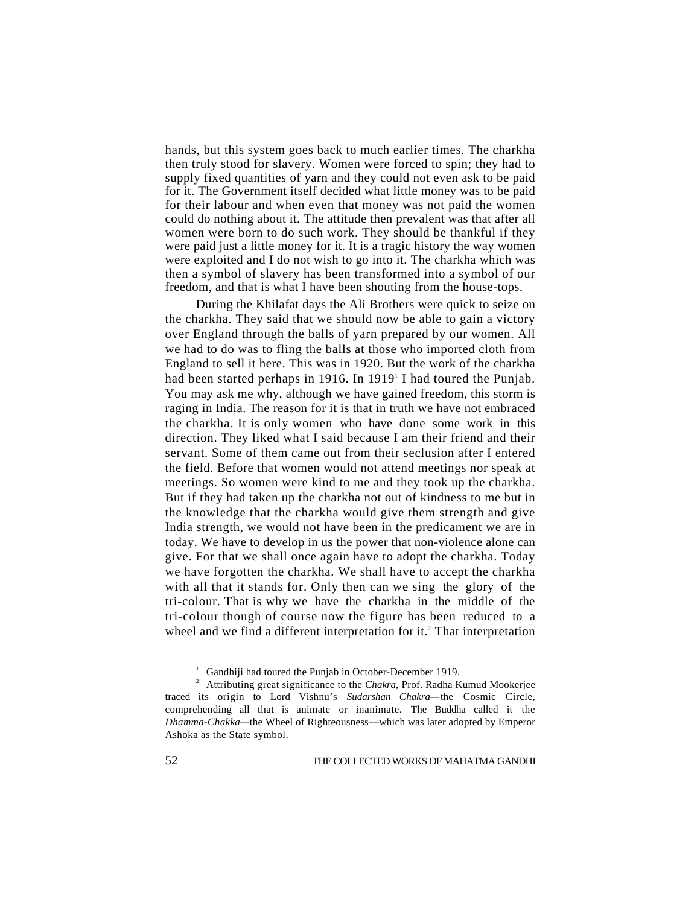hands, but this system goes back to much earlier times. The charkha then truly stood for slavery. Women were forced to spin; they had to supply fixed quantities of yarn and they could not even ask to be paid for it. The Government itself decided what little money was to be paid for their labour and when even that money was not paid the women could do nothing about it. The attitude then prevalent was that after all women were born to do such work. They should be thankful if they were paid just a little money for it. It is a tragic history the way women were exploited and I do not wish to go into it. The charkha which was then a symbol of slavery has been transformed into a symbol of our freedom, and that is what I have been shouting from the house-tops.

During the Khilafat days the Ali Brothers were quick to seize on the charkha. They said that we should now be able to gain a victory over England through the balls of yarn prepared by our women. All we had to do was to fling the balls at those who imported cloth from England to sell it here. This was in 1920. But the work of the charkha had been started perhaps in 1916. In 1919[1] I had toured the Punjab. You may ask me why, although we have gained freedom, this storm is raging in India. The reason for it is that in truth we have not embraced the charkha. It is only women who have done some work in this direction. They liked what I said because I am their friend and their servant. Some of them came out from their seclusion after I entered the field. Before that women would not attend meetings nor speak at meetings. So women were kind to me and they took up the charkha. But if they had taken up the charkha not out of kindness to me but in the knowledge that the charkha would give them strength and give India strength, we would not have been in the predicament we are in today. We have to develop in us the power that non-violence alone can give. For that we shall once again have to adopt the charkha. Today we have forgotten the charkha. We shall have to accept the charkha with all that it stands for. Only then can we sing the glory of the tri-colour. That is why we have the charkha in the middle of the tri-colour though of course now the figure has been reduced to a wheel and we find a different interpretation for it.[2] That interpretation

---

[1] Gandhiji had toured the Punjab in October-December 1919.

[2] Attributing great significance to the *Chakra*, Prof. Radha Kumud Mookerjee traced its origin to Lord Vishnu's *Sudarshan Chakra*—the Cosmic Circle, comprehending all that is animate or inanimate. The Buddha called it the *Dhamma-Chakka*—the Wheel of Righteousness—which was later adopted by Emperor Ashoka as the State symbol.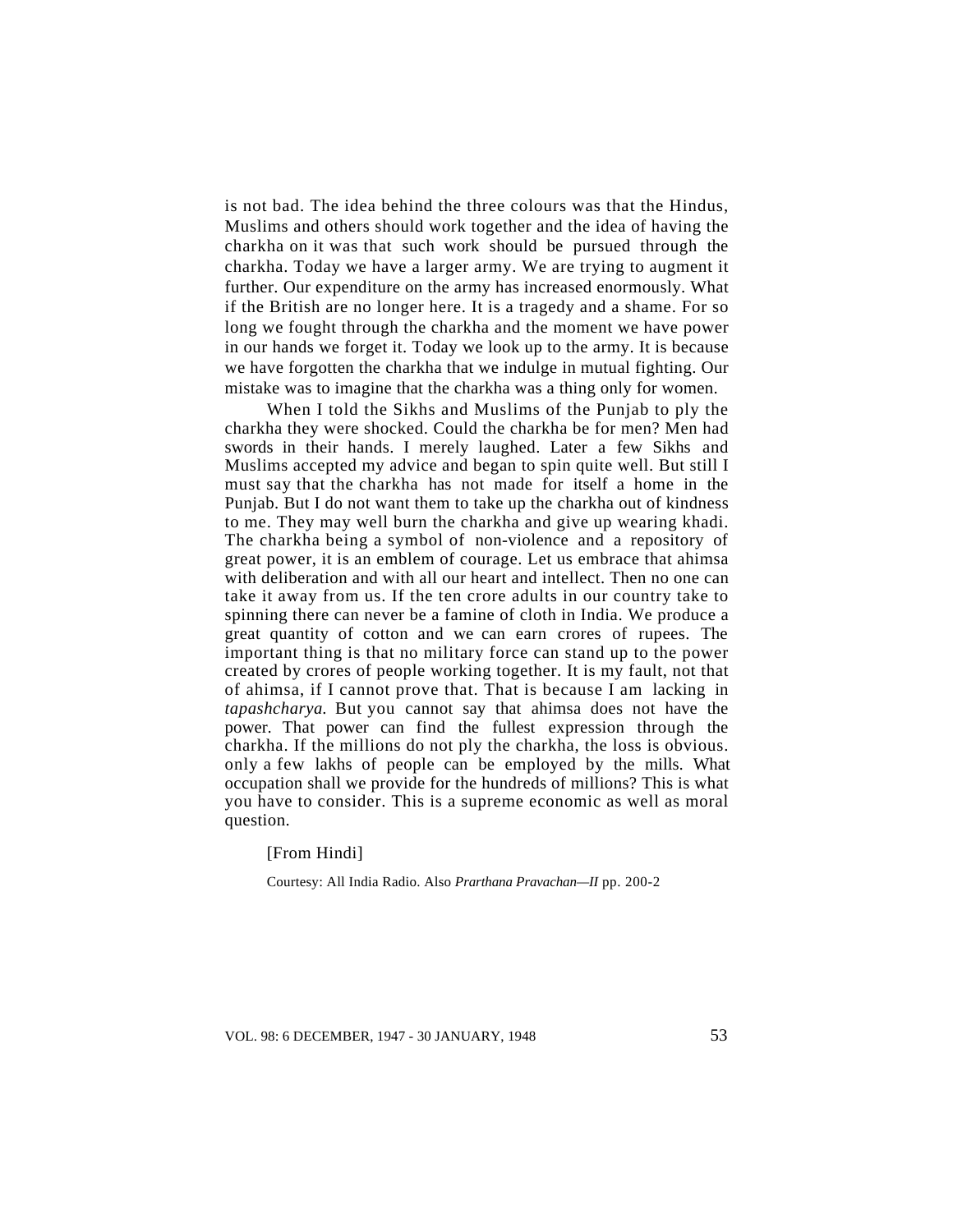is not bad. The idea behind the three colours was that the Hindus, Muslims and others should work together and the idea of having the charkha on it was that such work should be pursued through the charkha. Today we have a larger army. We are trying to augment it further. Our expenditure on the army has increased enormously. What if the British are no longer here. It is a tragedy and a shame. For so long we fought through the charkha and the moment we have power in our hands we forget it. Today we look up to the army. It is because we have forgotten the charkha that we indulge in mutual fighting. Our mistake was to imagine that the charkha was a thing only for women.

When I told the Sikhs and Muslims of the Punjab to ply the charkha they were shocked. Could the charkha be for men? Men had swords in their hands. I merely laughed. Later a few Sikhs and Muslims accepted my advice and began to spin quite well. But still I must say that the charkha has not made for itself a home in the Punjab. But I do not want them to take up the charkha out of kindness to me. They may well burn the charkha and give up wearing khadi. The charkha being a symbol of non-violence and a repository of great power, it is an emblem of courage. Let us embrace that ahimsa with deliberation and with all our heart and intellect. Then no one can take it away from us. If the ten crore adults in our country take to spinning there can never be a famine of cloth in India. We produce a great quantity of cotton and we can earn crores of rupees. The important thing is that no military force can stand up to the power created by crores of people working together. It is my fault, not that of ahimsa, if I cannot prove that. That is because I am lacking in *tapashcharya.* But you cannot say that ahimsa does not have the power. That power can find the fullest expression through the charkha. If the millions do not ply the charkha, the loss is obvious. only a few lakhs of people can be employed by the mills. What occupation shall we provide for the hundreds of millions? This is what you have to consider. This is a supreme economic as well as moral question.

[From Hindi]

Courtesy: All India Radio. Also *Prarthana Pravachan—II* pp. 200-2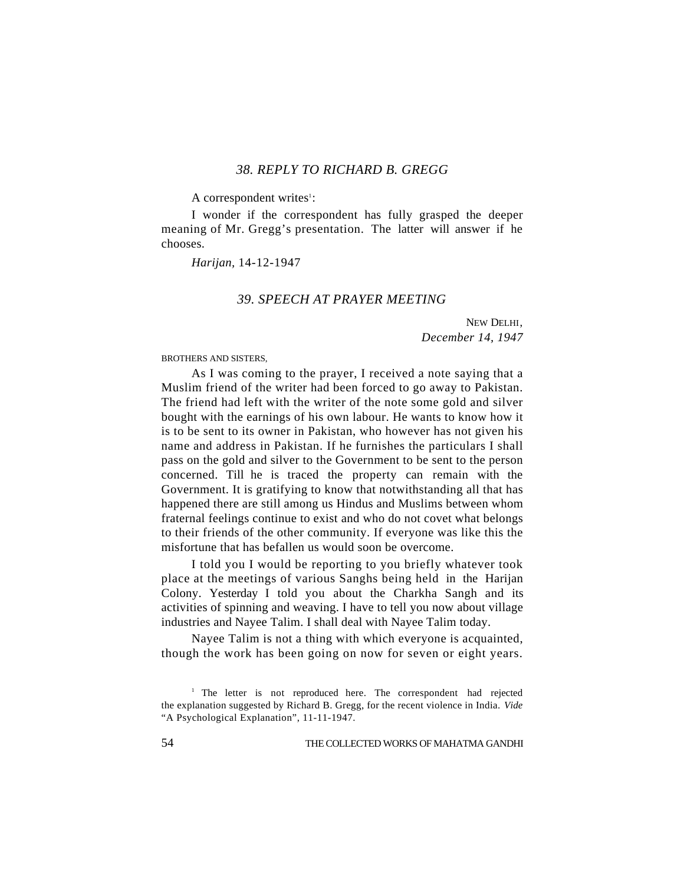## *38. REPLY TO RICHARD B. GREGG*

A correspondent writes[1]:

I wonder if the correspondent has fully grasped the deeper meaning of Mr. Gregg's presentation. The latter will answer if he chooses.

*Harijan,* 14-12-1947

## *39. SPEECH AT PRAYER MEETING*

NEW DELHI,
*December 14, 1947*

BROTHERS AND SISTERS,

As I was coming to the prayer, I received a note saying that a Muslim friend of the writer had been forced to go away to Pakistan. The friend had left with the writer of the note some gold and silver bought with the earnings of his own labour. He wants to know how it is to be sent to its owner in Pakistan, who however has not given his name and address in Pakistan. If he furnishes the particulars I shall pass on the gold and silver to the Government to be sent to the person concerned. Till he is traced the property can remain with the Government. It is gratifying to know that notwithstanding all that has happened there are still among us Hindus and Muslims between whom fraternal feelings continue to exist and who do not covet what belongs to their friends of the other community. If everyone was like this the misfortune that has befallen us would soon be overcome.

I told you I would be reporting to you briefly whatever took place at the meetings of various Sanghs being held in the Harijan Colony. Yesterday I told you about the Charkha Sangh and its activities of spinning and weaving. I have to tell you now about village industries and Nayee Talim. I shall deal with Nayee Talim today.

Nayee Talim is not a thing with which everyone is acquainted, though the work has been going on now for seven or eight years.

---

[1] The letter is not reproduced here. The correspondent had rejected the explanation suggested by Richard B. Gregg, for the recent violence in India. *Vide* "A Psychological Explanation", 11-11-1947.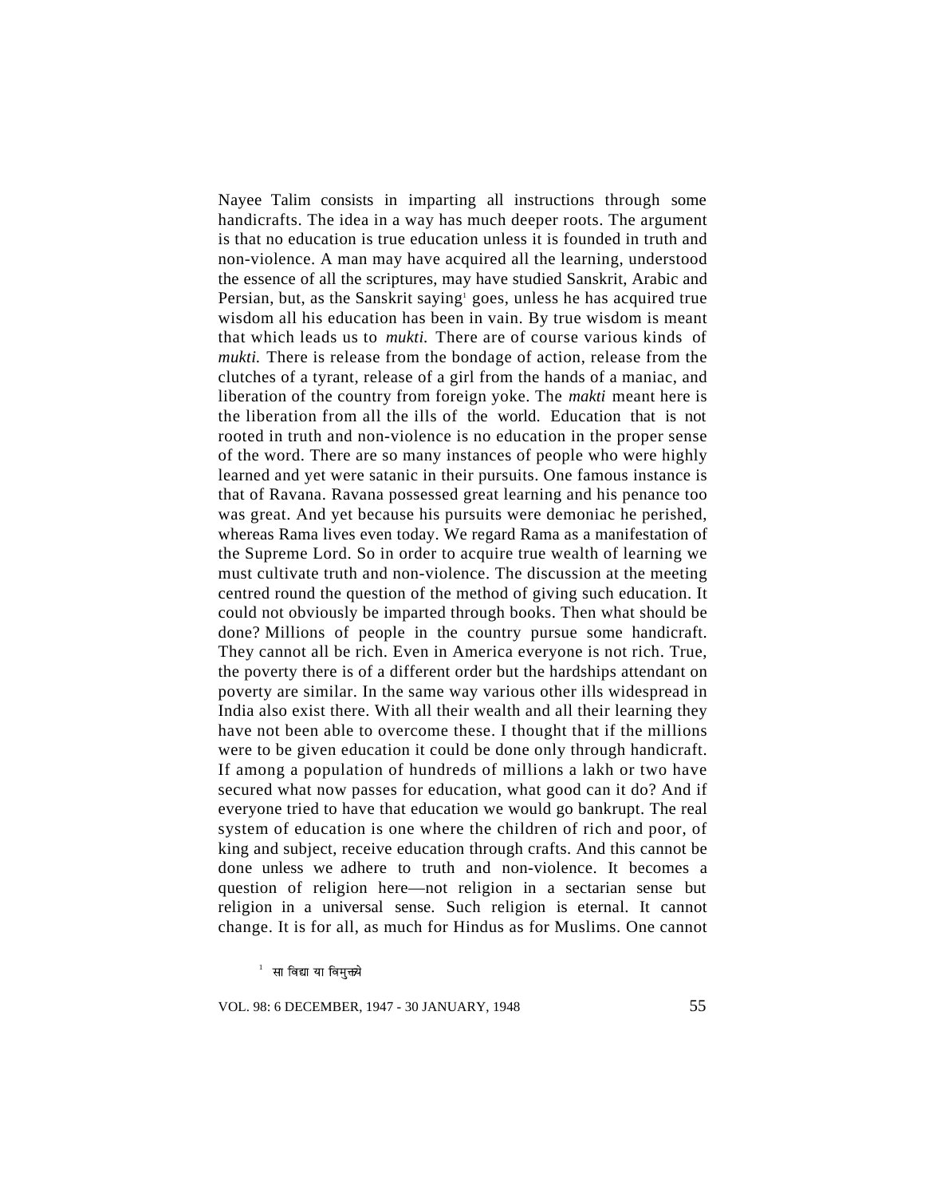Nayee Talim consists in imparting all instructions through some handicrafts. The idea in a way has much deeper roots. The argument is that no education is true education unless it is founded in truth and non-violence. A man may have acquired all the learning, understood the essence of all the scriptures, may have studied Sanskrit, Arabic and Persian, but, as the Sanskrit saying[1] goes, unless he has acquired true wisdom all his education has been in vain. By true wisdom is meant that which leads us to *mukti.* There are of course various kinds of *mukti.* There is release from the bondage of action, release from the clutches of a tyrant, release of a girl from the hands of a maniac, and liberation of the country from foreign yoke. The *makti* meant here is the liberation from all the ills of the world. Education that is not rooted in truth and non-violence is no education in the proper sense of the word. There are so many instances of people who were highly learned and yet were satanic in their pursuits. One famous instance is that of Ravana. Ravana possessed great learning and his penance too was great. And yet because his pursuits were demoniac he perished, whereas Rama lives even today. We regard Rama as a manifestation of the Supreme Lord. So in order to acquire true wealth of learning we must cultivate truth and non-violence. The discussion at the meeting centred round the question of the method of giving such education. It could not obviously be imparted through books. Then what should be done? Millions of people in the country pursue some handicraft. They cannot all be rich. Even in America everyone is not rich. True, the poverty there is of a different order but the hardships attendant on poverty are similar. In the same way various other ills widespread in India also exist there. With all their wealth and all their learning they have not been able to overcome these. I thought that if the millions were to be given education it could be done only through handicraft. If among a population of hundreds of millions a lakh or two have secured what now passes for education, what good can it do? And if everyone tried to have that education we would go bankrupt. The real system of education is one where the children of rich and poor, of king and subject, receive education through crafts. And this cannot be done unless we adhere to truth and non-violence. It becomes a question of religion here—not religion in a sectarian sense but religion in a universal sense. Such religion is eternal. It cannot change. It is for all, as much for Hindus as for Muslims. One cannot

[1] सा विद्या या विमुक्तये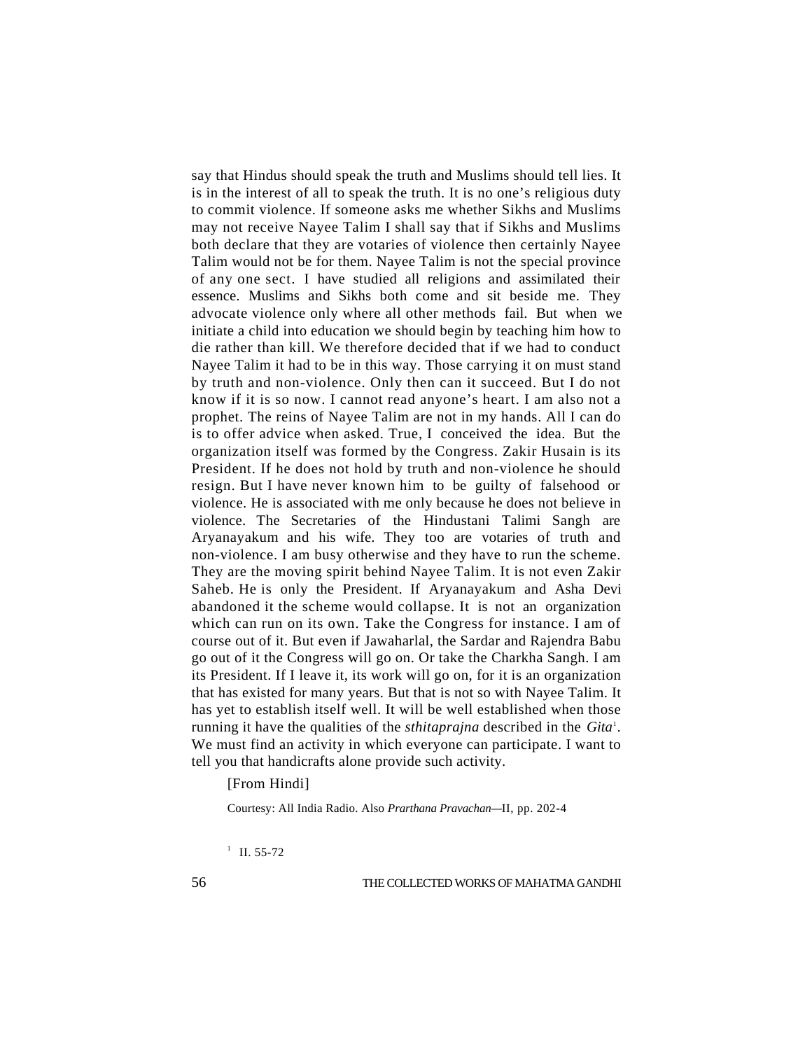say that Hindus should speak the truth and Muslims should tell lies. It is in the interest of all to speak the truth. It is no one's religious duty to commit violence. If someone asks me whether Sikhs and Muslims may not receive Nayee Talim I shall say that if Sikhs and Muslims both declare that they are votaries of violence then certainly Nayee Talim would not be for them. Nayee Talim is not the special province of any one sect. I have studied all religions and assimilated their essence. Muslims and Sikhs both come and sit beside me. They advocate violence only where all other methods fail. But when we initiate a child into education we should begin by teaching him how to die rather than kill. We therefore decided that if we had to conduct Nayee Talim it had to be in this way. Those carrying it on must stand by truth and non-violence. Only then can it succeed. But I do not know if it is so now. I cannot read anyone's heart. I am also not a prophet. The reins of Nayee Talim are not in my hands. All I can do is to offer advice when asked. True, I conceived the idea. But the organization itself was formed by the Congress. Zakir Husain is its President. If he does not hold by truth and non-violence he should resign. But I have never known him to be guilty of falsehood or violence. He is associated with me only because he does not believe in violence. The Secretaries of the Hindustani Talimi Sangh are Aryanayakum and his wife. They too are votaries of truth and non-violence. I am busy otherwise and they have to run the scheme. They are the moving spirit behind Nayee Talim. It is not even Zakir Saheb. He is only the President. If Aryanayakum and Asha Devi abandoned it the scheme would collapse. It is not an organization which can run on its own. Take the Congress for instance. I am of course out of it. But even if Jawaharlal, the Sardar and Rajendra Babu go out of it the Congress will go on. Or take the Charkha Sangh. I am its President. If I leave it, its work will go on, for it is an organization that has existed for many years. But that is not so with Nayee Talim. It has yet to establish itself well. It will be well established when those running it have the qualities of the *sthitaprajna* described in the *Gita*[1]. We must find an activity in which everyone can participate. I want to tell you that handicrafts alone provide such activity.

[From Hindi]

Courtesy: All India Radio. Also *Prarthana Pravachan*—II, pp. 202-4

[1] II. 55-72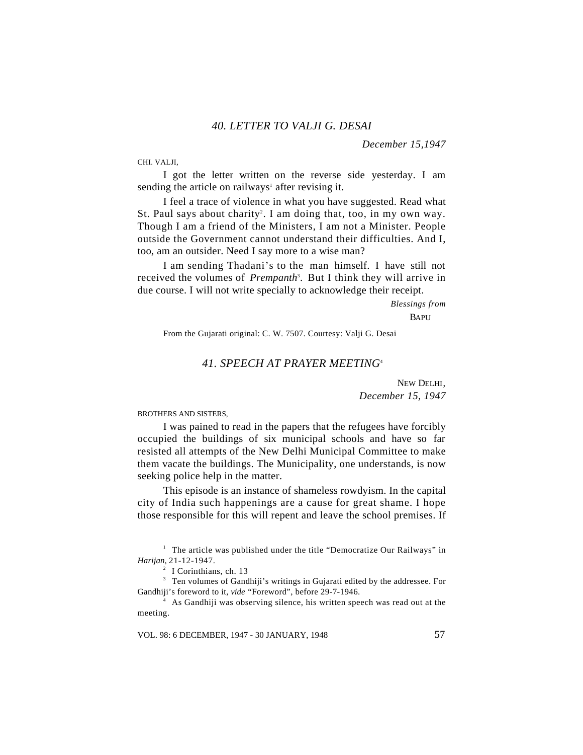## *40. LETTER TO VALJI G. DESAI*

*December 15,1947*

CHI. VALJI,

I got the letter written on the reverse side yesterday. I am sending the article on railways[1] after revising it.

I feel a trace of violence in what you have suggested. Read what St. Paul says about charity[2]. I am doing that, too, in my own way. Though I am a friend of the Ministers, I am not a Minister. People outside the Government cannot understand their difficulties. And I, too, am an outsider. Need I say more to a wise man?

I am sending Thadani's to the man himself. I have still not received the volumes of *Prempanth*[3]. But I think they will arrive in due course. I will not write specially to acknowledge their receipt.

*Blessings from*

BAPU

From the Gujarati original: C. W. 7507. Courtesy: Valji G. Desai

## *41. SPEECH AT PRAYER MEETING*[4]

NEW DELHI,
*December 15, 1947*

BROTHERS AND SISTERS,

I was pained to read in the papers that the refugees have forcibly occupied the buildings of six municipal schools and have so far resisted all attempts of the New Delhi Municipal Committee to make them vacate the buildings. The Municipality, one understands, is now seeking police help in the matter.

This episode is an instance of shameless rowdyism. In the capital city of India such happenings are a cause for great shame. I hope those responsible for this will repent and leave the school premises. If

---

[1] The article was published under the title "Democratize Our Railways" in *Harijan*, 21-12-1947.

[2] I Corinthians, ch. 13

[3] Ten volumes of Gandhiji's writings in Gujarati edited by the addressee. For Gandhiji's foreword to it, *vide* "Foreword", before 29-7-1946.

[4] As Gandhiji was observing silence, his written speech was read out at the meeting.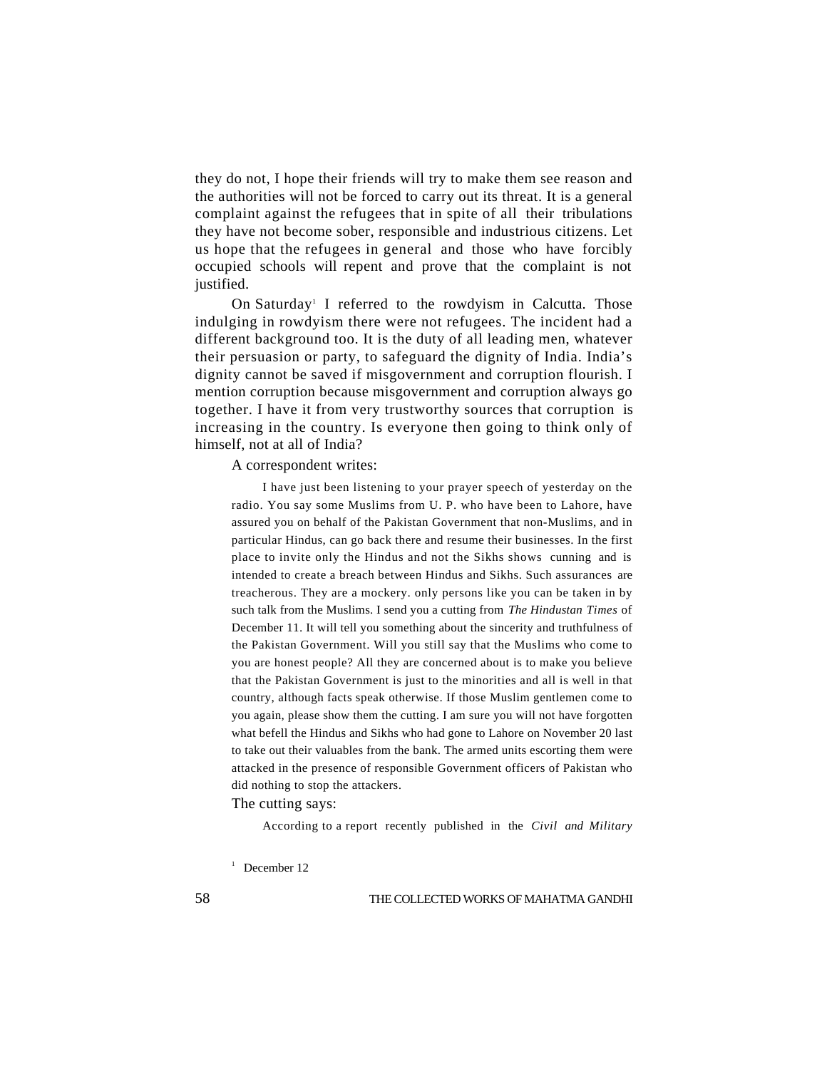they do not, I hope their friends will try to make them see reason and the authorities will not be forced to carry out its threat. It is a general complaint against the refugees that in spite of all their tribulations they have not become sober, responsible and industrious citizens. Let us hope that the refugees in general and those who have forcibly occupied schools will repent and prove that the complaint is not justified.

On Saturday[1] I referred to the rowdyism in Calcutta. Those indulging in rowdyism there were not refugees. The incident had a different background too. It is the duty of all leading men, whatever their persuasion or party, to safeguard the dignity of India. India's dignity cannot be saved if misgovernment and corruption flourish. I mention corruption because misgovernment and corruption always go together. I have it from very trustworthy sources that corruption is increasing in the country. Is everyone then going to think only of himself, not at all of India?

A correspondent writes:

> I have just been listening to your prayer speech of yesterday on the radio. You say some Muslims from U. P. who have been to Lahore, have assured you on behalf of the Pakistan Government that non-Muslims, and in particular Hindus, can go back there and resume their businesses. In the first place to invite only the Hindus and not the Sikhs shows cunning and is intended to create a breach between Hindus and Sikhs. Such assurances are treacherous. They are a mockery. only persons like you can be taken in by such talk from the Muslims. I send you a cutting from *The Hindustan Times* of December 11. It will tell you something about the sincerity and truthfulness of the Pakistan Government. Will you still say that the Muslims who come to you are honest people? All they are concerned about is to make you believe that the Pakistan Government is just to the minorities and all is well in that country, although facts speak otherwise. If those Muslim gentlemen come to you again, please show them the cutting. I am sure you will not have forgotten what befell the Hindus and Sikhs who had gone to Lahore on November 20 last to take out their valuables from the bank. The armed units escorting them were attacked in the presence of responsible Government officers of Pakistan who did nothing to stop the attackers.

The cutting says:

> According to a report recently published in the *Civil and Military*

[1] December 12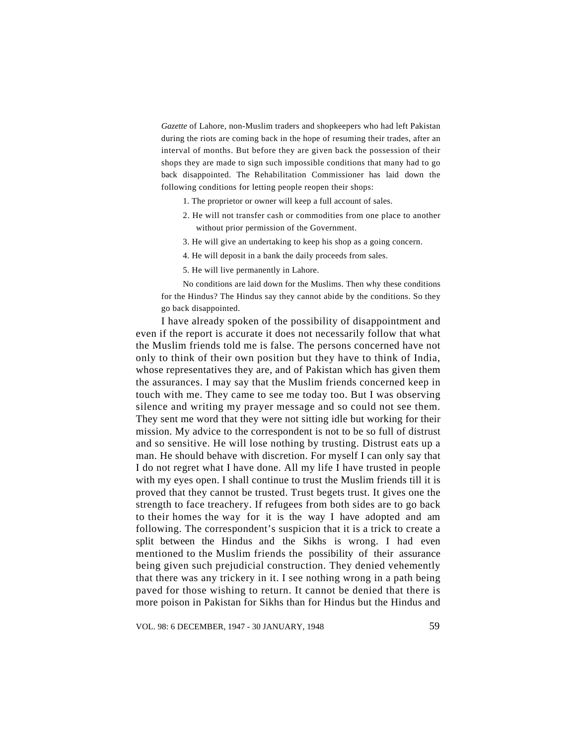*Gazette* of Lahore, non-Muslim traders and shopkeepers who had left Pakistan during the riots are coming back in the hope of resuming their trades, after an interval of months. But before they are given back the possession of their shops they are made to sign such impossible conditions that many had to go back disappointed. The Rehabilitation Commissioner has laid down the following conditions for letting people reopen their shops:

1. The proprietor or owner will keep a full account of sales.
2. He will not transfer cash or commodities from one place to another without prior permission of the Government.
3. He will give an undertaking to keep his shop as a going concern.
4. He will deposit in a bank the daily proceeds from sales.
5. He will live permanently in Lahore.

No conditions are laid down for the Muslims. Then why these conditions for the Hindus? The Hindus say they cannot abide by the conditions. So they go back disappointed.

I have already spoken of the possibility of disappointment and even if the report is accurate it does not necessarily follow that what the Muslim friends told me is false. The persons concerned have not only to think of their own position but they have to think of India, whose representatives they are, and of Pakistan which has given them the assurances. I may say that the Muslim friends concerned keep in touch with me. They came to see me today too. But I was observing silence and writing my prayer message and so could not see them. They sent me word that they were not sitting idle but working for their mission. My advice to the correspondent is not to be so full of distrust and so sensitive. He will lose nothing by trusting. Distrust eats up a man. He should behave with discretion. For myself I can only say that I do not regret what I have done. All my life I have trusted in people with my eyes open. I shall continue to trust the Muslim friends till it is proved that they cannot be trusted. Trust begets trust. It gives one the strength to face treachery. If refugees from both sides are to go back to their homes the way for it is the way I have adopted and am following. The correspondent's suspicion that it is a trick to create a split between the Hindus and the Sikhs is wrong. I had even mentioned to the Muslim friends the possibility of their assurance being given such prejudicial construction. They denied vehemently that there was any trickery in it. I see nothing wrong in a path being paved for those wishing to return. It cannot be denied that there is more poison in Pakistan for Sikhs than for Hindus but the Hindus and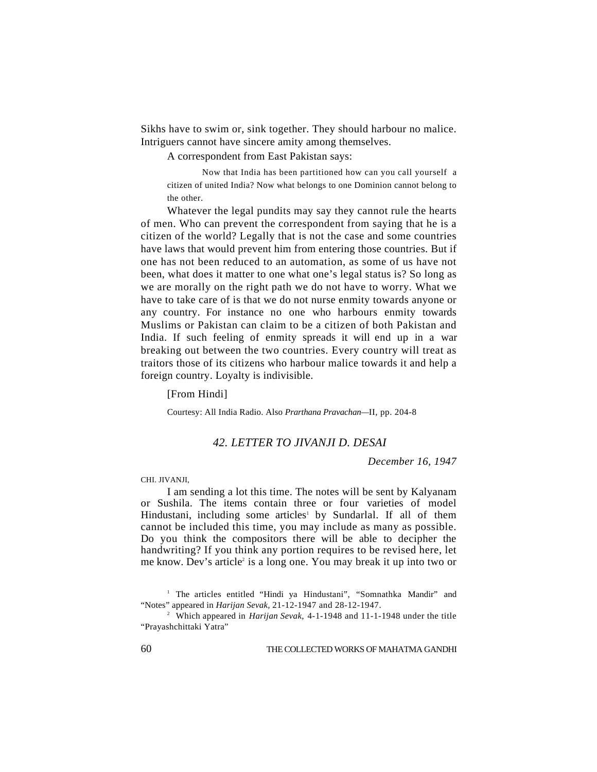Sikhs have to swim or, sink together. They should harbour no malice. Intriguers cannot have sincere amity among themselves.

A correspondent from East Pakistan says:

> Now that India has been partitioned how can you call yourself a citizen of united India? Now what belongs to one Dominion cannot belong to the other.

Whatever the legal pundits may say they cannot rule the hearts of men. Who can prevent the correspondent from saying that he is a citizen of the world? Legally that is not the case and some countries have laws that would prevent him from entering those countries. But if one has not been reduced to an automation, as some of us have not been, what does it matter to one what one's legal status is? So long as we are morally on the right path we do not have to worry. What we have to take care of is that we do not nurse enmity towards anyone or any country. For instance no one who harbours enmity towards Muslims or Pakistan can claim to be a citizen of both Pakistan and India. If such feeling of enmity spreads it will end up in a war breaking out between the two countries. Every country will treat as traitors those of its citizens who harbour malice towards it and help a foreign country. Loyalty is indivisible.

[From Hindi]

Courtesy: All India Radio. Also *Prarthana Pravachan*—II, pp. 204-8

## *42. LETTER TO JIVANJI D. DESAI*

*December 16, 1947*

CHI. JIVANJI,

I am sending a lot this time. The notes will be sent by Kalyanam or Sushila. The items contain three or four varieties of model Hindustani, including some articles[1] by Sundarlal. If all of them cannot be included this time, you may include as many as possible. Do you think the compositors there will be able to decipher the handwriting? If you think any portion requires to be revised here, let me know. Dev's article[2] is a long one. You may break it up into two or

---

[1] The articles entitled "Hindi ya Hindustani", "Somnathka Mandir" and "Notes" appeared in *Harijan Sevak*, 21-12-1947 and 28-12-1947.

[2] Which appeared in *Harijan Sevak*, 4-1-1948 and 11-1-1948 under the title "Prayashchittaki Yatra"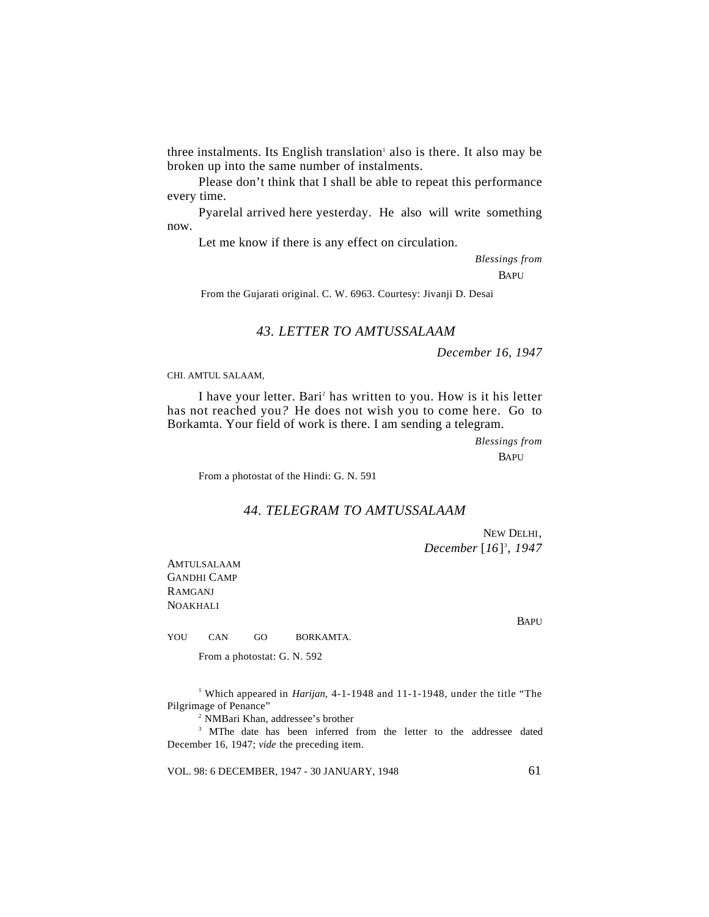three instalments. Its English translation[1] also is there. It also may be broken up into the same number of instalments.

Please don't think that I shall be able to repeat this performance every time.

Pyarelal arrived here yesterday. He also will write something now.

Let me know if there is any effect on circulation.

*Blessings from*

BAPU

From the Gujarati original. C. W. 6963. Courtesy: Jivanji D. Desai

## *43. LETTER TO AMTUSSALAAM*

*December 16, 1947*

CHI. AMTUL SALAAM,

I have your letter. Bari[2] has written to you. How is it his letter has not reached you? He does not wish you to come here. Go to Borkamta. Your field of work is there. I am sending a telegram.

*Blessings from*

BAPU

From a photostat of the Hindi: G. N. 591

## *44. TELEGRAM TO AMTUSSALAAM*

NEW DELHI,

*December [16]*[3]*, 1947*

AMTULSALAAM
GANDHI CAMP
RAMGANJ
NOAKHALI

YOU CAN GO BORKAMTA.

BAPU

From a photostat: G. N. 592

---

[1] Which appeared in *Harijan*, 4-1-1948 and 11-1-1948, under the title "The Pilgrimage of Penance"

[2] NMBari Khan, addressee's brother

[3] MThe date has been inferred from the letter to the addressee dated December 16, 1947; *vide* the preceding item.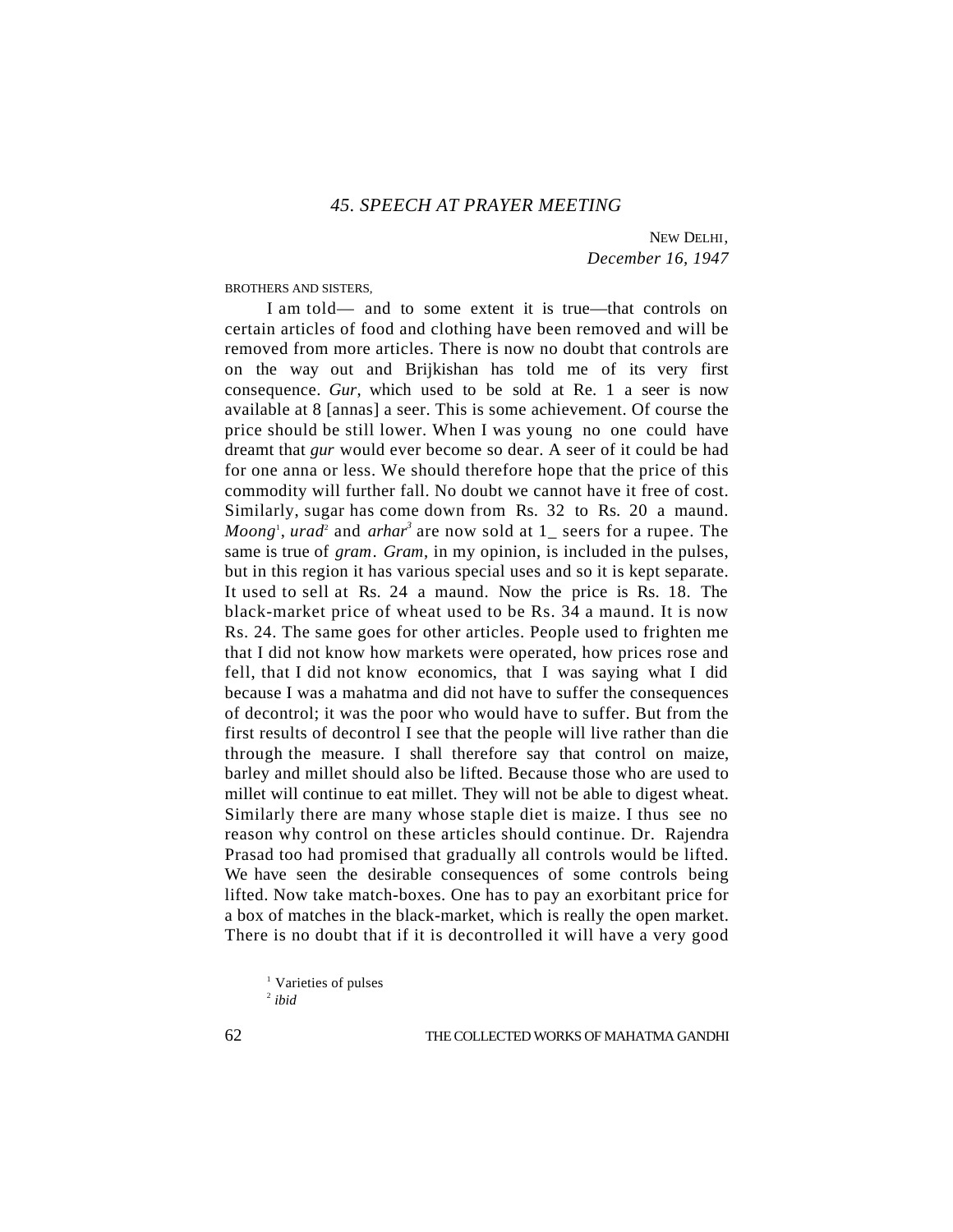## 45. SPEECH AT PRAYER MEETING

NEW DELHI,
*December 16, 1947*

BROTHERS AND SISTERS,

I am told— and to some extent it is true—that controls on certain articles of food and clothing have been removed and will be removed from more articles. There is now no doubt that controls are on the way out and Brijkishan has told me of its very first consequence. *Gur*, which used to be sold at Re. 1 a seer is now available at 8 [annas] a seer. This is some achievement. Of course the price should be still lower. When I was young no one could have dreamt that *gur* would ever become so dear. A seer of it could be had for one anna or less. We should therefore hope that the price of this commodity will further fall. No doubt we cannot have it free of cost. Similarly, sugar has come down from Rs. 32 to Rs. 20 a maund. *Moong*[1], *urad*[2] and *arhar*[3] are now sold at 1_ seers for a rupee. The same is true of *gram*. *Gram*, in my opinion, is included in the pulses, but in this region it has various special uses and so it is kept separate. It used to sell at Rs. 24 a maund. Now the price is Rs. 18. The black-market price of wheat used to be Rs. 34 a maund. It is now Rs. 24. The same goes for other articles. People used to frighten me that I did not know how markets were operated, how prices rose and fell, that I did not know economics, that I was saying what I did because I was a mahatma and did not have to suffer the consequences of decontrol; it was the poor who would have to suffer. But from the first results of decontrol I see that the people will live rather than die through the measure. I shall therefore say that control on maize, barley and millet should also be lifted. Because those who are used to millet will continue to eat millet. They will not be able to digest wheat. Similarly there are many whose staple diet is maize. I thus see no reason why control on these articles should continue. Dr. Rajendra Prasad too had promised that gradually all controls would be lifted. We have seen the desirable consequences of some controls being lifted. Now take match-boxes. One has to pay an exorbitant price for a box of matches in the black-market, which is really the open market. There is no doubt that if it is decontrolled it will have a very good

[1] Varieties of pulses
[2] *ibid*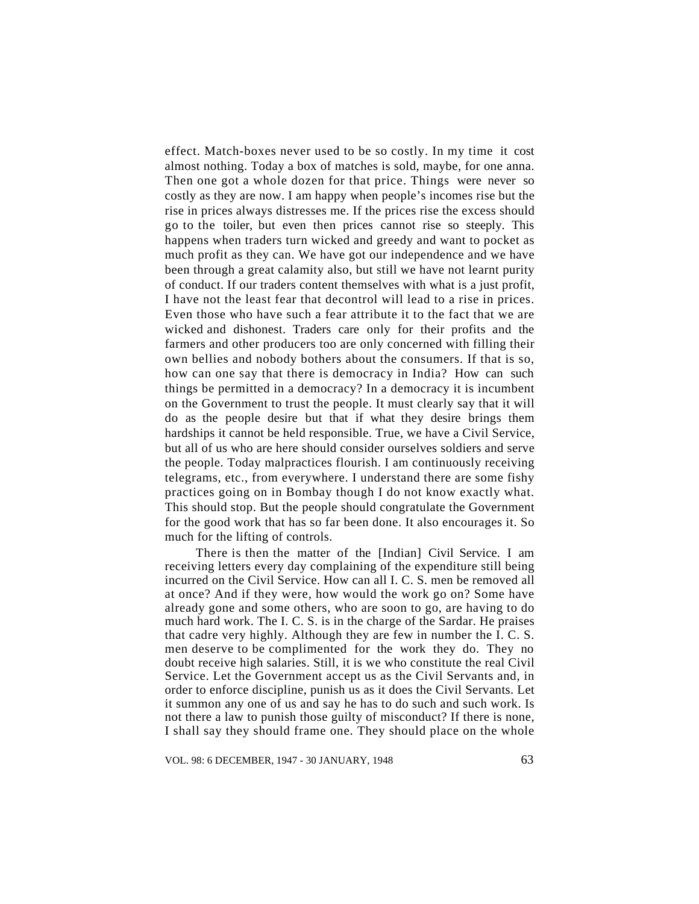effect. Match-boxes never used to be so costly. In my time it cost almost nothing. Today a box of matches is sold, maybe, for one anna. Then one got a whole dozen for that price. Things were never so costly as they are now. I am happy when people's incomes rise but the rise in prices always distresses me. If the prices rise the excess should go to the toiler, but even then prices cannot rise so steeply. This happens when traders turn wicked and greedy and want to pocket as much profit as they can. We have got our independence and we have been through a great calamity also, but still we have not learnt purity of conduct. If our traders content themselves with what is a just profit, I have not the least fear that decontrol will lead to a rise in prices. Even those who have such a fear attribute it to the fact that we are wicked and dishonest. Traders care only for their profits and the farmers and other producers too are only concerned with filling their own bellies and nobody bothers about the consumers. If that is so, how can one say that there is democracy in India? How can such things be permitted in a democracy? In a democracy it is incumbent on the Government to trust the people. It must clearly say that it will do as the people desire but that if what they desire brings them hardships it cannot be held responsible. True, we have a Civil Service, but all of us who are here should consider ourselves soldiers and serve the people. Today malpractices flourish. I am continuously receiving telegrams, etc., from everywhere. I understand there are some fishy practices going on in Bombay though I do not know exactly what. This should stop. But the people should congratulate the Government for the good work that has so far been done. It also encourages it. So much for the lifting of controls.

There is then the matter of the [Indian] Civil Service. I am receiving letters every day complaining of the expenditure still being incurred on the Civil Service. How can all I. C. S. men be removed all at once? And if they were, how would the work go on? Some have already gone and some others, who are soon to go, are having to do much hard work. The I. C. S. is in the charge of the Sardar. He praises that cadre very highly. Although they are few in number the I. C. S. men deserve to be complimented for the work they do. They no doubt receive high salaries. Still, it is we who constitute the real Civil Service. Let the Government accept us as the Civil Servants and, in order to enforce discipline, punish us as it does the Civil Servants. Let it summon any one of us and say he has to do such and such work. Is not there a law to punish those guilty of misconduct? If there is none, I shall say they should frame one. They should place on the whole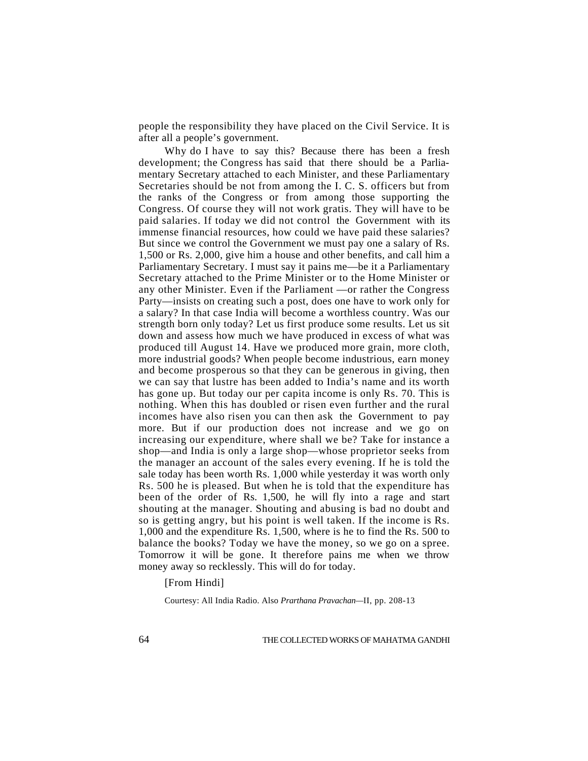people the responsibility they have placed on the Civil Service. It is after all a people's government.

Why do I have to say this? Because there has been a fresh development; the Congress has said that there should be a Parliamentary Secretary attached to each Minister, and these Parliamentary Secretaries should be not from among the I. C. S. officers but from the ranks of the Congress or from among those supporting the Congress. Of course they will not work gratis. They will have to be paid salaries. If today we did not control the Government with its immense financial resources, how could we have paid these salaries? But since we control the Government we must pay one a salary of Rs. 1,500 or Rs. 2,000, give him a house and other benefits, and call him a Parliamentary Secretary. I must say it pains me—be it a Parliamentary Secretary attached to the Prime Minister or to the Home Minister or any other Minister. Even if the Parliament —or rather the Congress Party—insists on creating such a post, does one have to work only for a salary? In that case India will become a worthless country. Was our strength born only today? Let us first produce some results. Let us sit down and assess how much we have produced in excess of what was produced till August 14. Have we produced more grain, more cloth, more industrial goods? When people become industrious, earn money and become prosperous so that they can be generous in giving, then we can say that lustre has been added to India's name and its worth has gone up. But today our per capita income is only Rs. 70. This is nothing. When this has doubled or risen even further and the rural incomes have also risen you can then ask the Government to pay more. But if our production does not increase and we go on increasing our expenditure, where shall we be? Take for instance a shop—and India is only a large shop—whose proprietor seeks from the manager an account of the sales every evening. If he is told the sale today has been worth Rs. 1,000 while yesterday it was worth only Rs. 500 he is pleased. But when he is told that the expenditure has been of the order of Rs. 1,500, he will fly into a rage and start shouting at the manager. Shouting and abusing is bad no doubt and so is getting angry, but his point is well taken. If the income is Rs. 1,000 and the expenditure Rs. 1,500, where is he to find the Rs. 500 to balance the books? Today we have the money, so we go on a spree. Tomorrow it will be gone. It therefore pains me when we throw money away so recklessly. This will do for today.

[From Hindi]

Courtesy: All India Radio. Also *Prarthana Pravachan*—II, pp. 208-13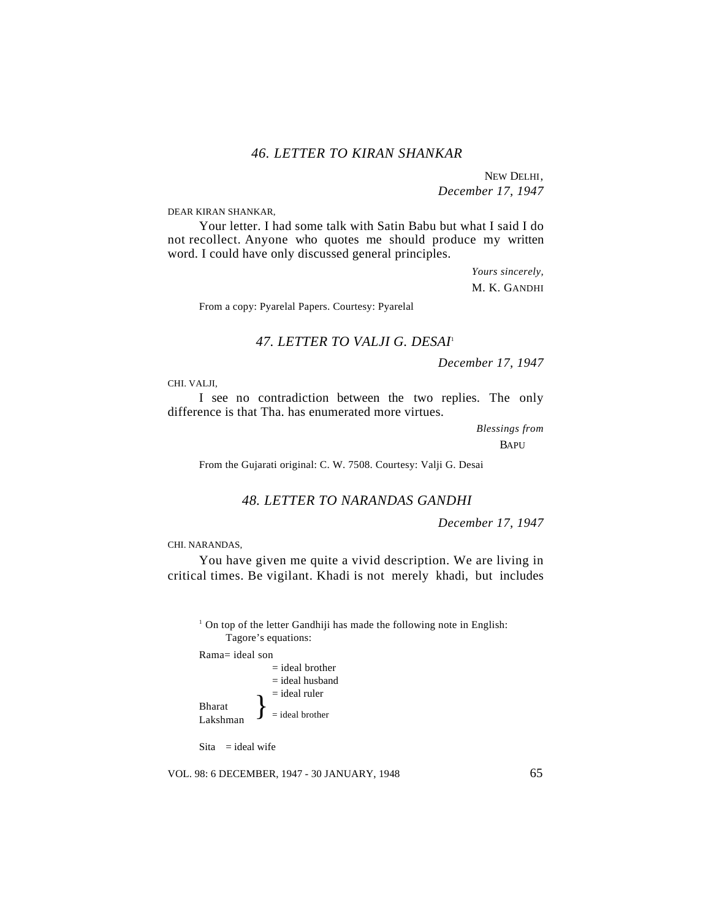### *46. LETTER TO KIRAN SHANKAR*

NEW DELHI,
*December 17, 1947*

DEAR KIRAN SHANKAR,

Your letter. I had some talk with Satin Babu but what I said I do not recollect. Anyone who quotes me should produce my written word. I could have only discussed general principles.

*Yours sincerely,*
M. K. GANDHI

From a copy: Pyarelal Papers. Courtesy: Pyarelal

### *47. LETTER TO VALJI G. DESAI*[1]

*December 17, 1947*

CHI. VALJI,

I see no contradiction between the two replies. The only difference is that Tha. has enumerated more virtues.

*Blessings from*
BAPU

From the Gujarati original: C. W. 7508. Courtesy: Valji G. Desai

### *48. LETTER TO NARANDAS GANDHI*

*December 17, 1947*

CHI. NARANDAS,

You have given me quite a vivid description. We are living in critical times. Be vigilant. Khadi is not merely khadi, but includes

---

[1] On top of the letter Gandhiji has made the following note in English:
Tagore's equations:

Rama= ideal son
= ideal brother
= ideal husband
= ideal ruler

Bharat, Lakshman } = ideal brother

Sita = ideal wife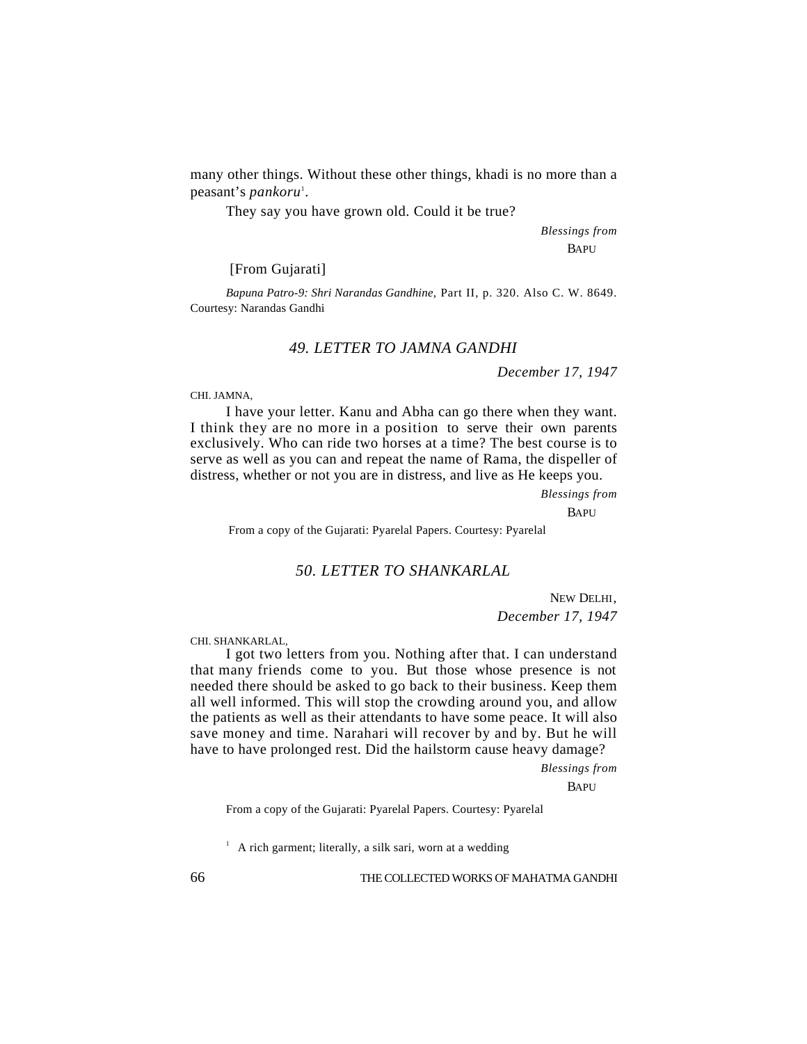many other things. Without these other things, khadi is no more than a peasant's *pankoru*[1].

They say you have grown old. Could it be true?

*Blessings from*

BAPU

[From Gujarati]

*Bapuna Patro-9: Shri Narandas Gandhine,* Part II, p. 320. Also C. W. 8649. Courtesy: Narandas Gandhi

## *49. LETTER TO JAMNA GANDHI*

*December 17, 1947*

CHI. JAMNA,

I have your letter. Kanu and Abha can go there when they want. I think they are no more in a position to serve their own parents exclusively. Who can ride two horses at a time? The best course is to serve as well as you can and repeat the name of Rama, the dispeller of distress, whether or not you are in distress, and live as He keeps you.

*Blessings from*

BAPU

From a copy of the Gujarati: Pyarelal Papers. Courtesy: Pyarelal

## *50. LETTER TO SHANKARLAL*

NEW DELHI,
*December 17, 1947*

CHI. SHANKARLAL,

I got two letters from you. Nothing after that. I can understand that many friends come to you. But those whose presence is not needed there should be asked to go back to their business. Keep them all well informed. This will stop the crowding around you, and allow the patients as well as their attendants to have some peace. It will also save money and time. Narahari will recover by and by. But he will have to have prolonged rest. Did the hailstorm cause heavy damage?

*Blessings from*

BAPU

From a copy of the Gujarati: Pyarelal Papers. Courtesy: Pyarelal

[1] A rich garment; literally, a silk sari, worn at a wedding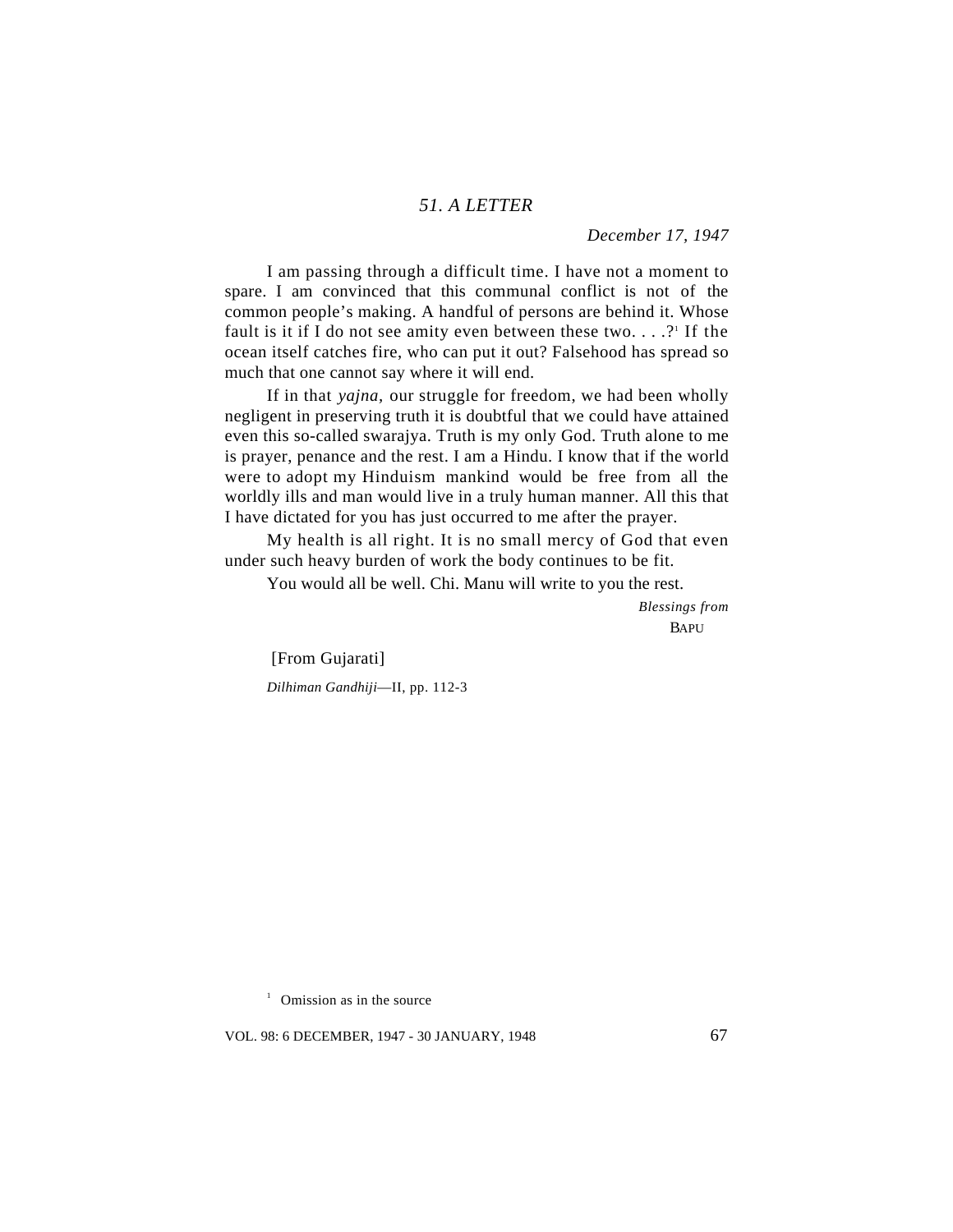## *51. A LETTER*

*December 17, 1947*

I am passing through a difficult time. I have not a moment to spare. I am convinced that this communal conflict is not of the common people's making. A handful of persons are behind it. Whose fault is it if I do not see amity even between these two. . . .?[1] If the ocean itself catches fire, who can put it out? Falsehood has spread so much that one cannot say where it will end.

If in that *yajna,* our struggle for freedom, we had been wholly negligent in preserving truth it is doubtful that we could have attained even this so-called swarajya. Truth is my only God. Truth alone to me is prayer, penance and the rest. I am a Hindu. I know that if the world were to adopt my Hinduism mankind would be free from all the worldly ills and man would live in a truly human manner. All this that I have dictated for you has just occurred to me after the prayer.

My health is all right. It is no small mercy of God that even under such heavy burden of work the body continues to be fit.

You would all be well. Chi. Manu will write to you the rest.

*Blessings from*
BAPU

[From Gujarati]

*Dilhiman Gandhiji*—II, pp. 112-3

[1] Omission as in the source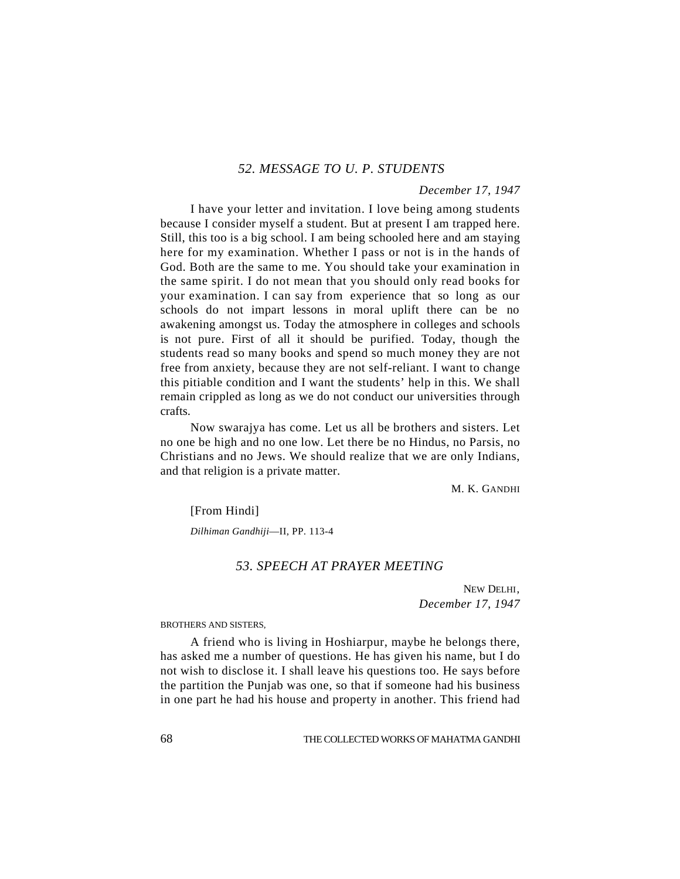## *52. MESSAGE TO U. P. STUDENTS*

*December 17, 1947*

I have your letter and invitation. I love being among students because I consider myself a student. But at present I am trapped here. Still, this too is a big school. I am being schooled here and am staying here for my examination. Whether I pass or not is in the hands of God. Both are the same to me. You should take your examination in the same spirit. I do not mean that you should only read books for your examination. I can say from experience that so long as our schools do not impart lessons in moral uplift there can be no awakening amongst us. Today the atmosphere in colleges and schools is not pure. First of all it should be purified. Today, though the students read so many books and spend so much money they are not free from anxiety, because they are not self-reliant. I want to change this pitiable condition and I want the students' help in this. We shall remain crippled as long as we do not conduct our universities through crafts.

Now swarajya has come. Let us all be brothers and sisters. Let no one be high and no one low. Let there be no Hindus, no Parsis, no Christians and no Jews. We should realize that we are only Indians, and that religion is a private matter.

M. K. GANDHI

[From Hindi]

*Dilhiman Gandhiji*—II, PP. 113-4

## *53. SPEECH AT PRAYER MEETING*

NEW DELHI,
*December 17, 1947*

BROTHERS AND SISTERS,

A friend who is living in Hoshiarpur, maybe he belongs there, has asked me a number of questions. He has given his name, but I do not wish to disclose it. I shall leave his questions too. He says before the partition the Punjab was one, so that if someone had his business in one part he had his house and property in another. This friend had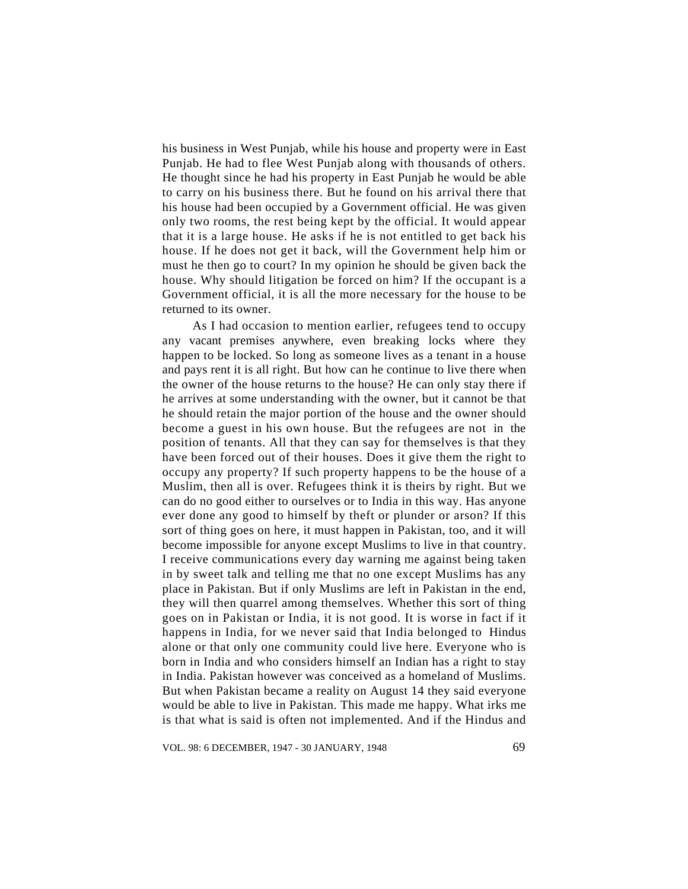his business in West Punjab, while his house and property were in East Punjab. He had to flee West Punjab along with thousands of others. He thought since he had his property in East Punjab he would be able to carry on his business there. But he found on his arrival there that his house had been occupied by a Government official. He was given only two rooms, the rest being kept by the official. It would appear that it is a large house. He asks if he is not entitled to get back his house. If he does not get it back, will the Government help him or must he then go to court? In my opinion he should be given back the house. Why should litigation be forced on him? If the occupant is a Government official, it is all the more necessary for the house to be returned to its owner.

As I had occasion to mention earlier, refugees tend to occupy any vacant premises anywhere, even breaking locks where they happen to be locked. So long as someone lives as a tenant in a house and pays rent it is all right. But how can he continue to live there when the owner of the house returns to the house? He can only stay there if he arrives at some understanding with the owner, but it cannot be that he should retain the major portion of the house and the owner should become a guest in his own house. But the refugees are not in the position of tenants. All that they can say for themselves is that they have been forced out of their houses. Does it give them the right to occupy any property? If such property happens to be the house of a Muslim, then all is over. Refugees think it is theirs by right. But we can do no good either to ourselves or to India in this way. Has anyone ever done any good to himself by theft or plunder or arson? If this sort of thing goes on here, it must happen in Pakistan, too, and it will become impossible for anyone except Muslims to live in that country. I receive communications every day warning me against being taken in by sweet talk and telling me that no one except Muslims has any place in Pakistan. But if only Muslims are left in Pakistan in the end, they will then quarrel among themselves. Whether this sort of thing goes on in Pakistan or India, it is not good. It is worse in fact if it happens in India, for we never said that India belonged to Hindus alone or that only one community could live here. Everyone who is born in India and who considers himself an Indian has a right to stay in India. Pakistan however was conceived as a homeland of Muslims. But when Pakistan became a reality on August 14 they said everyone would be able to live in Pakistan. This made me happy. What irks me is that what is said is often not implemented. And if the Hindus and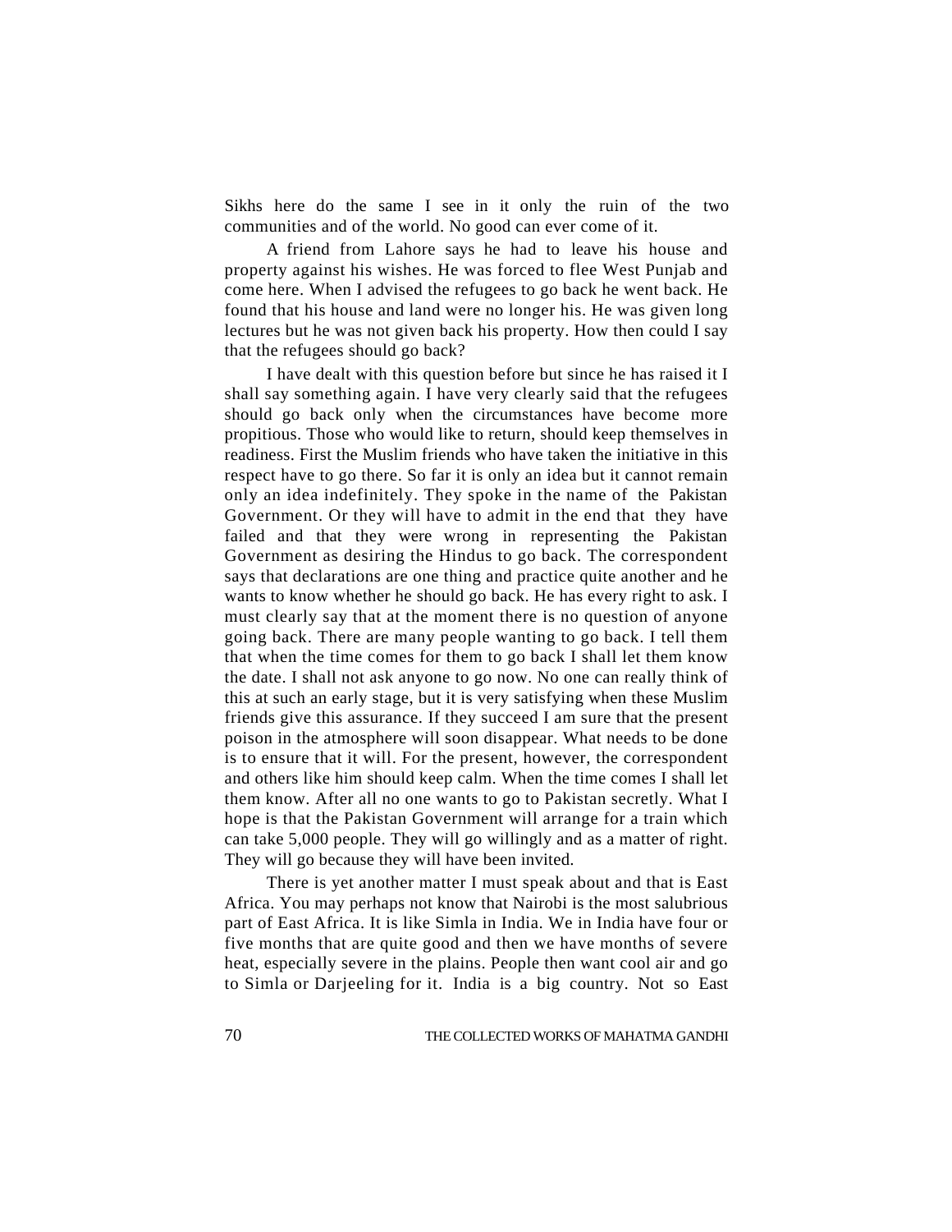Sikhs here do the same I see in it only the ruin of the two communities and of the world. No good can ever come of it.

A friend from Lahore says he had to leave his house and property against his wishes. He was forced to flee West Punjab and come here. When I advised the refugees to go back he went back. He found that his house and land were no longer his. He was given long lectures but he was not given back his property. How then could I say that the refugees should go back?

I have dealt with this question before but since he has raised it I shall say something again. I have very clearly said that the refugees should go back only when the circumstances have become more propitious. Those who would like to return, should keep themselves in readiness. First the Muslim friends who have taken the initiative in this respect have to go there. So far it is only an idea but it cannot remain only an idea indefinitely. They spoke in the name of the Pakistan Government. Or they will have to admit in the end that they have failed and that they were wrong in representing the Pakistan Government as desiring the Hindus to go back. The correspondent says that declarations are one thing and practice quite another and he wants to know whether he should go back. He has every right to ask. I must clearly say that at the moment there is no question of anyone going back. There are many people wanting to go back. I tell them that when the time comes for them to go back I shall let them know the date. I shall not ask anyone to go now. No one can really think of this at such an early stage, but it is very satisfying when these Muslim friends give this assurance. If they succeed I am sure that the present poison in the atmosphere will soon disappear. What needs to be done is to ensure that it will. For the present, however, the correspondent and others like him should keep calm. When the time comes I shall let them know. After all no one wants to go to Pakistan secretly. What I hope is that the Pakistan Government will arrange for a train which can take 5,000 people. They will go willingly and as a matter of right. They will go because they will have been invited.

There is yet another matter I must speak about and that is East Africa. You may perhaps not know that Nairobi is the most salubrious part of East Africa. It is like Simla in India. We in India have four or five months that are quite good and then we have months of severe heat, especially severe in the plains. People then want cool air and go to Simla or Darjeeling for it. India is a big country. Not so East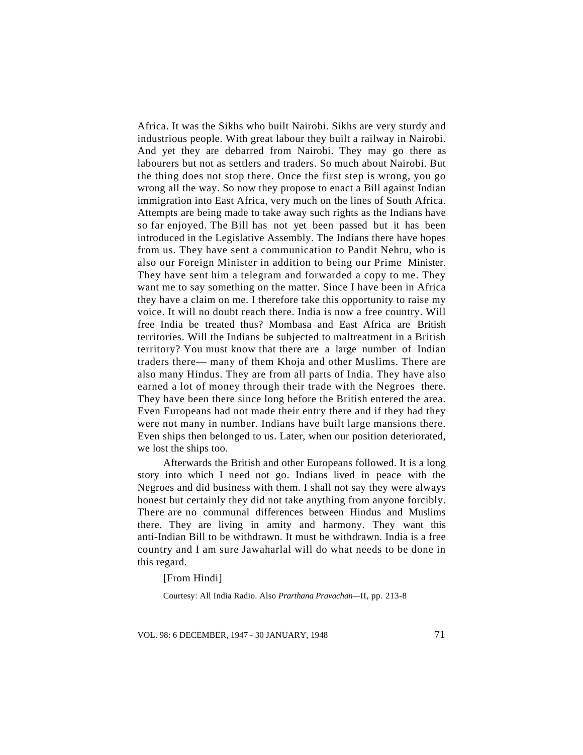Africa. It was the Sikhs who built Nairobi. Sikhs are very sturdy and industrious people. With great labour they built a railway in Nairobi. And yet they are debarred from Nairobi. They may go there as labourers but not as settlers and traders. So much about Nairobi. But the thing does not stop there. Once the first step is wrong, you go wrong all the way. So now they propose to enact a Bill against Indian immigration into East Africa, very much on the lines of South Africa. Attempts are being made to take away such rights as the Indians have so far enjoyed. The Bill has not yet been passed but it has been introduced in the Legislative Assembly. The Indians there have hopes from us. They have sent a communication to Pandit Nehru, who is also our Foreign Minister in addition to being our Prime Minister. They have sent him a telegram and forwarded a copy to me. They want me to say something on the matter. Since I have been in Africa they have a claim on me. I therefore take this opportunity to raise my voice. It will no doubt reach there. India is now a free country. Will free India be treated thus? Mombasa and East Africa are British territories. Will the Indians be subjected to maltreatment in a British territory? You must know that there are a large number of Indian traders there— many of them Khoja and other Muslims. There are also many Hindus. They are from all parts of India. They have also earned a lot of money through their trade with the Negroes there. They have been there since long before the British entered the area. Even Europeans had not made their entry there and if they had they were not many in number. Indians have built large mansions there. Even ships then belonged to us. Later, when our position deteriorated, we lost the ships too.

Afterwards the British and other Europeans followed. It is a long story into which I need not go. Indians lived in peace with the Negroes and did business with them. I shall not say they were always honest but certainly they did not take anything from anyone forcibly. There are no communal differences between Hindus and Muslims there. They are living in amity and harmony. They want this anti-Indian Bill to be withdrawn. It must be withdrawn. India is a free country and I am sure Jawaharlal will do what needs to be done in this regard.

[From Hindi]

Courtesy: All India Radio. Also *Prarthana Pravachan*—II, pp. 213-8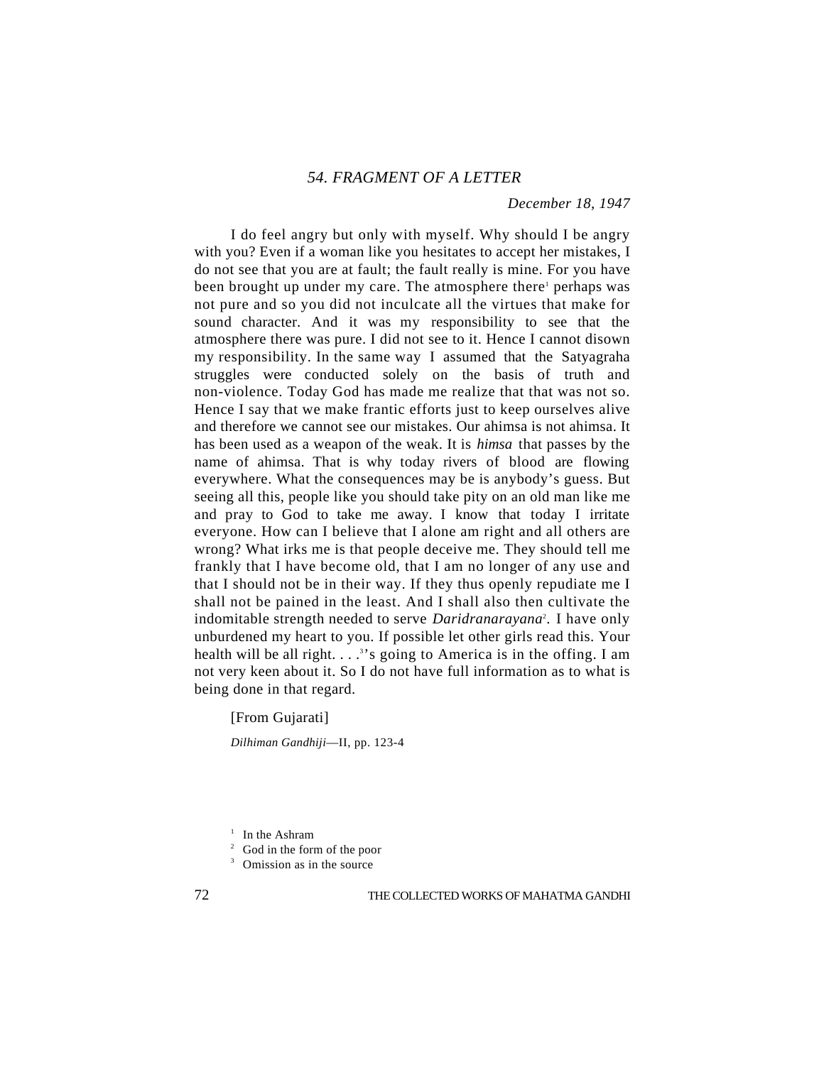## *54. FRAGMENT OF A LETTER*

*December 18, 1947*

I do feel angry but only with myself. Why should I be angry with you? Even if a woman like you hesitates to accept her mistakes, I do not see that you are at fault; the fault really is mine. For you have been brought up under my care. The atmosphere there[1] perhaps was not pure and so you did not inculcate all the virtues that make for sound character. And it was my responsibility to see that the atmosphere there was pure. I did not see to it. Hence I cannot disown my responsibility. In the same way I assumed that the Satyagraha struggles were conducted solely on the basis of truth and non-violence. Today God has made me realize that that was not so. Hence I say that we make frantic efforts just to keep ourselves alive and therefore we cannot see our mistakes. Our ahimsa is not ahimsa. It has been used as a weapon of the weak. It is *himsa* that passes by the name of ahimsa. That is why today rivers of blood are flowing everywhere. What the consequences may be is anybody's guess. But seeing all this, people like you should take pity on an old man like me and pray to God to take me away. I know that today I irritate everyone. How can I believe that I alone am right and all others are wrong? What irks me is that people deceive me. They should tell me frankly that I have become old, that I am no longer of any use and that I should not be in their way. If they thus openly repudiate me I shall not be pained in the least. And I shall also then cultivate the indomitable strength needed to serve *Daridranarayana*[2]. I have only unburdened my heart to you. If possible let other girls read this. Your health will be all right. . . .[3]'s going to America is in the offing. I am not very keen about it. So I do not have full information as to what is being done in that regard.

[From Gujarati]

*Dilhiman Gandhiji*—II, pp. 123-4

[1] In the Ashram

[2] God in the form of the poor

[3] Omission as in the source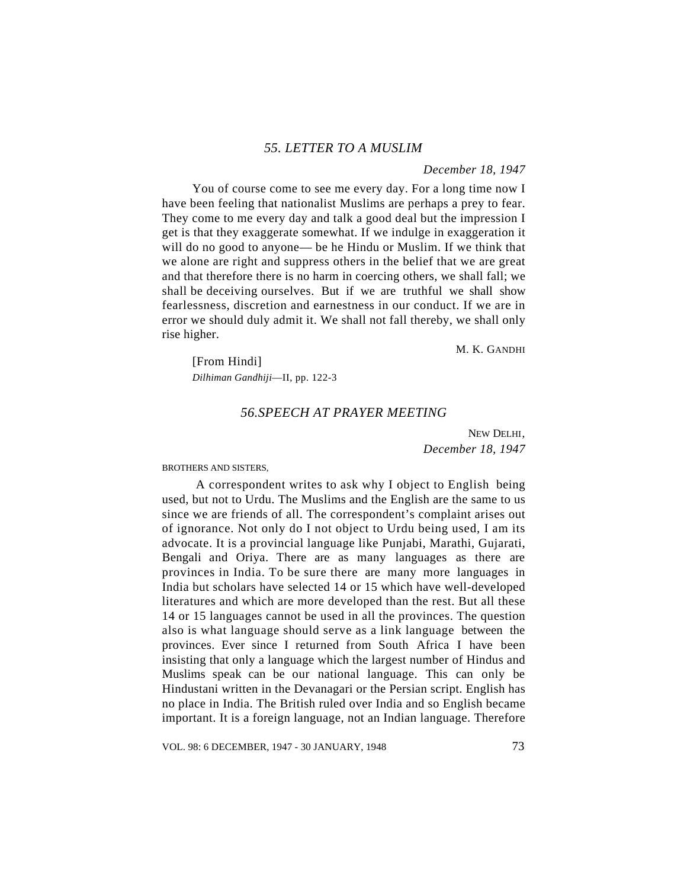## *55. LETTER TO A MUSLIM*

*December 18, 1947*

You of course come to see me every day. For a long time now I have been feeling that nationalist Muslims are perhaps a prey to fear. They come to me every day and talk a good deal but the impression I get is that they exaggerate somewhat. If we indulge in exaggeration it will do no good to anyone— be he Hindu or Muslim. If we think that we alone are right and suppress others in the belief that we are great and that therefore there is no harm in coercing others, we shall fall; we shall be deceiving ourselves. But if we are truthful we shall show fearlessness, discretion and earnestness in our conduct. If we are in error we should duly admit it. We shall not fall thereby, we shall only rise higher.

M. K. GANDHI

[From Hindi]
*Dilhiman Gandhiji*—II, pp. 122-3

## *56.SPEECH AT PRAYER MEETING*

NEW DELHI,
*December 18, 1947*

BROTHERS AND SISTERS,

A correspondent writes to ask why I object to English being used, but not to Urdu. The Muslims and the English are the same to us since we are friends of all. The correspondent's complaint arises out of ignorance. Not only do I not object to Urdu being used, I am its advocate. It is a provincial language like Punjabi, Marathi, Gujarati, Bengali and Oriya. There are as many languages as there are provinces in India. To be sure there are many more languages in India but scholars have selected 14 or 15 which have well-developed literatures and which are more developed than the rest. But all these 14 or 15 languages cannot be used in all the provinces. The question also is what language should serve as a link language between the provinces. Ever since I returned from South Africa I have been insisting that only a language which the largest number of Hindus and Muslims speak can be our national language. This can only be Hindustani written in the Devanagari or the Persian script. English has no place in India. The British ruled over India and so English became important. It is a foreign language, not an Indian language. Therefore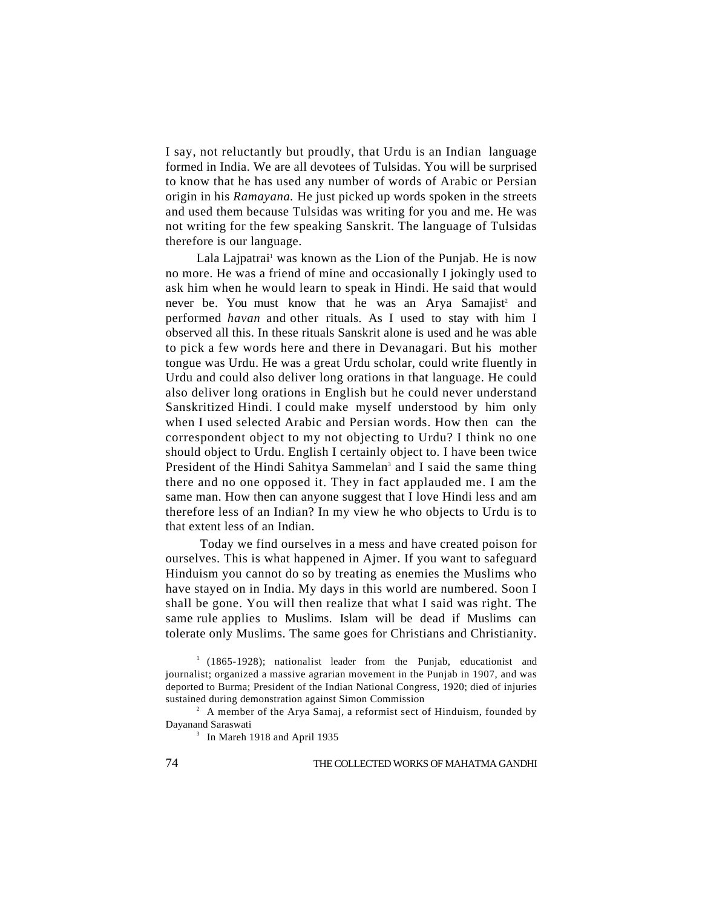I say, not reluctantly but proudly, that Urdu is an Indian language formed in India. We are all devotees of Tulsidas. You will be surprised to know that he has used any number of words of Arabic or Persian origin in his *Ramayana.* He just picked up words spoken in the streets and used them because Tulsidas was writing for you and me. He was not writing for the few speaking Sanskrit. The language of Tulsidas therefore is our language.

Lala Lajpatrai[1] was known as the Lion of the Punjab. He is now no more. He was a friend of mine and occasionally I jokingly used to ask him when he would learn to speak in Hindi. He said that would never be. You must know that he was an Arya Samajist[2] and performed *havan* and other rituals. As I used to stay with him I observed all this. In these rituals Sanskrit alone is used and he was able to pick a few words here and there in Devanagari. But his mother tongue was Urdu. He was a great Urdu scholar, could write fluently in Urdu and could also deliver long orations in that language. He could also deliver long orations in English but he could never understand Sanskritized Hindi. I could make myself understood by him only when I used selected Arabic and Persian words. How then can the correspondent object to my not objecting to Urdu? I think no one should object to Urdu. English I certainly object to. I have been twice President of the Hindi Sahitya Sammelan[3] and I said the same thing there and no one opposed it. They in fact applauded me. I am the same man. How then can anyone suggest that I love Hindi less and am therefore less of an Indian? In my view he who objects to Urdu is to that extent less of an Indian.

Today we find ourselves in a mess and have created poison for ourselves. This is what happened in Ajmer. If you want to safeguard Hinduism you cannot do so by treating as enemies the Muslims who have stayed on in India. My days in this world are numbered. Soon I shall be gone. You will then realize that what I said was right. The same rule applies to Muslims. Islam will be dead if Muslims can tolerate only Muslims. The same goes for Christians and Christianity.

[1] (1865-1928); nationalist leader from the Punjab, educationist and journalist; organized a massive agrarian movement in the Punjab in 1907, and was deported to Burma; President of the Indian National Congress, 1920; died of injuries sustained during demonstration against Simon Commission

[2] A member of the Arya Samaj, a reformist sect of Hinduism, founded by Dayanand Saraswati

[3] In Mareh 1918 and April 1935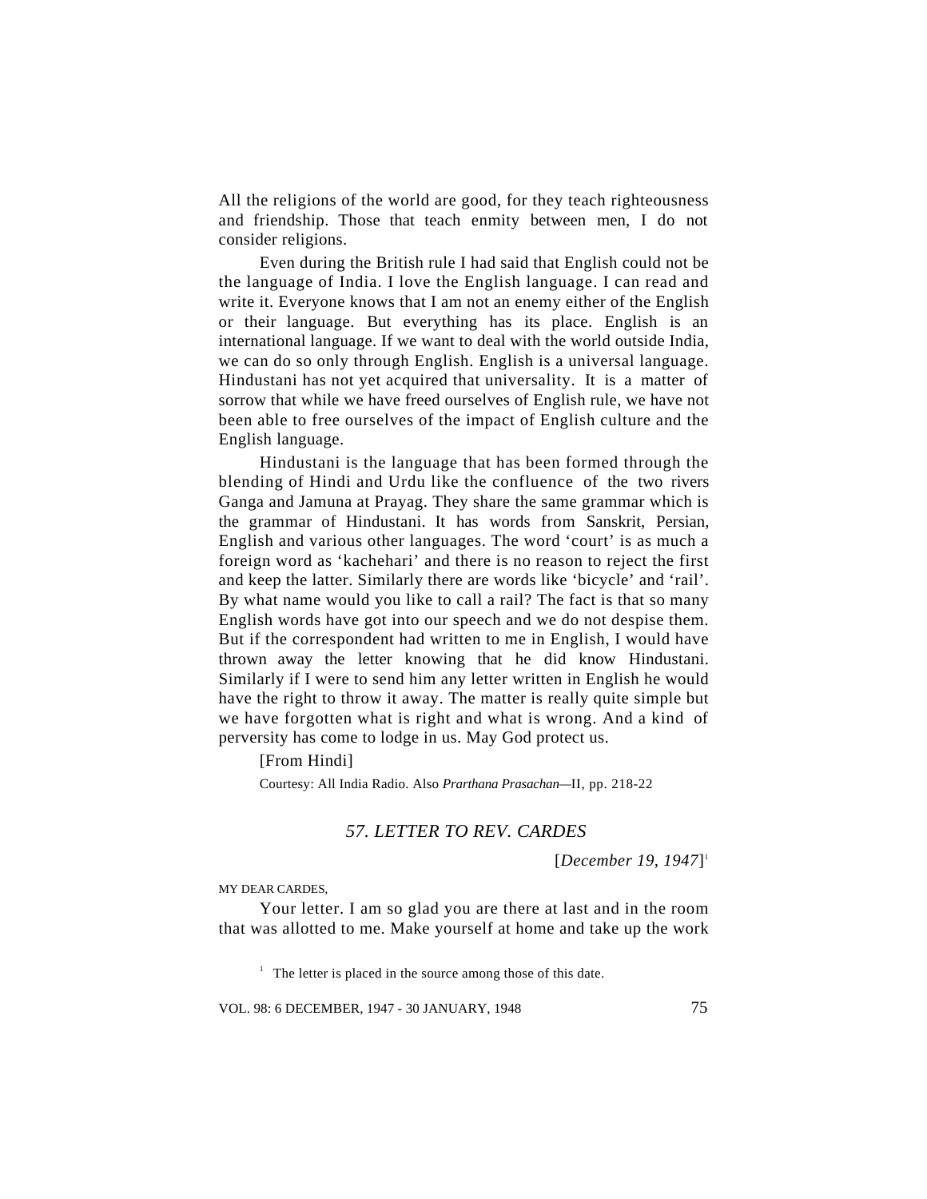All the religions of the world are good, for they teach righteousness and friendship. Those that teach enmity between men, I do not consider religions.

Even during the British rule I had said that English could not be the language of India. I love the English language. I can read and write it. Everyone knows that I am not an enemy either of the English or their language. But everything has its place. English is an international language. If we want to deal with the world outside India, we can do so only through English. English is a universal language. Hindustani has not yet acquired that universality. It is a matter of sorrow that while we have freed ourselves of English rule, we have not been able to free ourselves of the impact of English culture and the English language.

Hindustani is the language that has been formed through the blending of Hindi and Urdu like the confluence of the two rivers Ganga and Jamuna at Prayag. They share the same grammar which is the grammar of Hindustani. It has words from Sanskrit, Persian, English and various other languages. The word 'court' is as much a foreign word as 'kachehari' and there is no reason to reject the first and keep the latter. Similarly there are words like 'bicycle' and 'rail'. By what name would you like to call a rail? The fact is that so many English words have got into our speech and we do not despise them. But if the correspondent had written to me in English, I would have thrown away the letter knowing that he did know Hindustani. Similarly if I were to send him any letter written in English he would have the right to throw it away. The matter is really quite simple but we have forgotten what is right and what is wrong. And a kind of perversity has come to lodge in us. May God protect us.

[From Hindi]

Courtesy: All India Radio. Also *Prarthana Prasachan*—II, pp. 218-22

## *57. LETTER TO REV. CARDES*

[*December 19, 1947*][1]

MY DEAR CARDES,

Your letter. I am so glad you are there at last and in the room that was allotted to me. Make yourself at home and take up the work

[1] The letter is placed in the source among those of this date.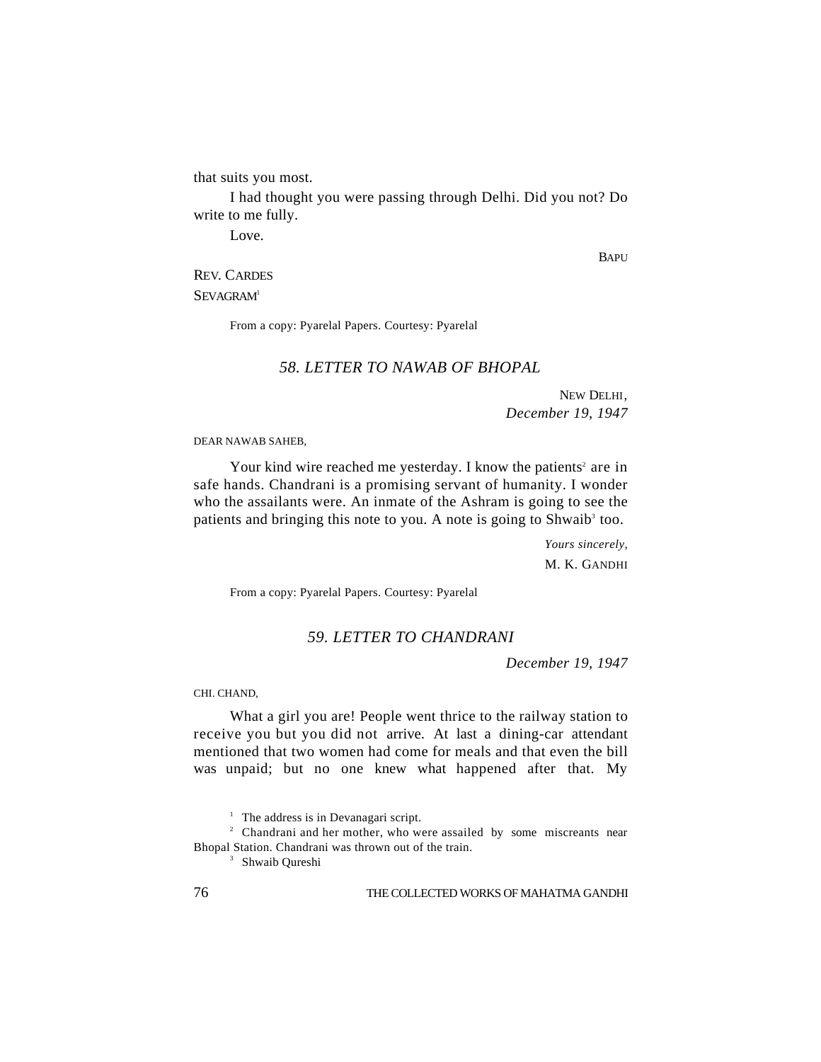that suits you most.

I had thought you were passing through Delhi. Did you not? Do write to me fully.

Love.

BAPU

REV. CARDES
SEVAGRAM[1]

From a copy: Pyarelal Papers. Courtesy: Pyarelal

## *58. LETTER TO NAWAB OF BHOPAL*

NEW DELHI,
*December 19, 1947*

DEAR NAWAB SAHEB,

Your kind wire reached me yesterday. I know the patients[2] are in safe hands. Chandrani is a promising servant of humanity. I wonder who the assailants were. An inmate of the Ashram is going to see the patients and bringing this note to you. A note is going to Shwaib[3] too.

*Yours sincerely,*
M. K. GANDHI

From a copy: Pyarelal Papers. Courtesy: Pyarelal

## *59. LETTER TO CHANDRANI*

*December 19, 1947*

CHI. CHAND,

What a girl you are! People went thrice to the railway station to receive you but you did not arrive. At last a dining-car attendant mentioned that two women had come for meals and that even the bill was unpaid; but no one knew what happened after that. My

---

[1] The address is in Devanagari script.

[2] Chandrani and her mother, who were assailed by some miscreants near Bhopal Station. Chandrani was thrown out of the train.

[3] Shwaib Qureshi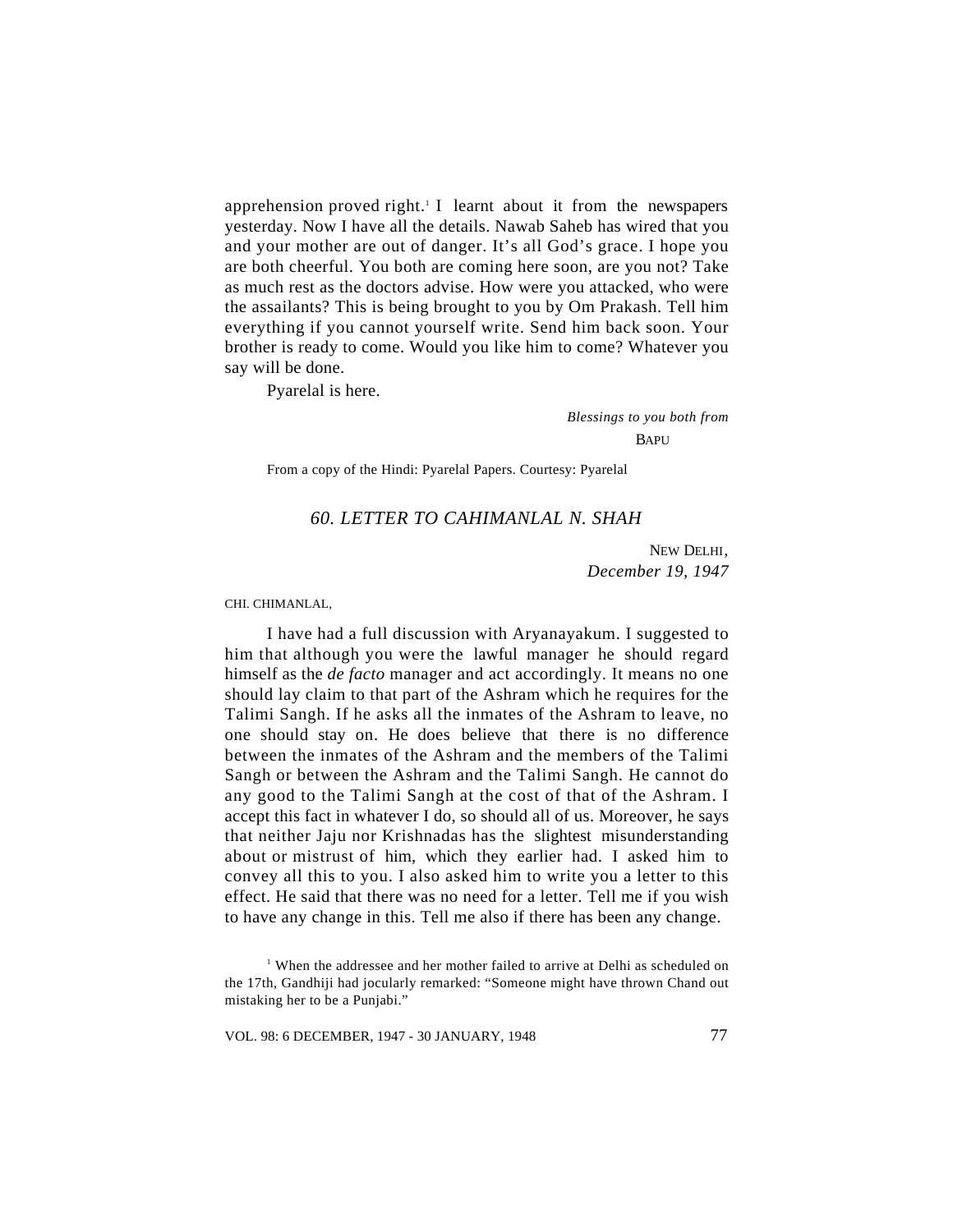apprehension proved right.[1] I learnt about it from the newspapers yesterday. Now I have all the details. Nawab Saheb has wired that you and your mother are out of danger. It's all God's grace. I hope you are both cheerful. You both are coming here soon, are you not? Take as much rest as the doctors advise. How were you attacked, who were the assailants? This is being brought to you by Om Prakash. Tell him everything if you cannot yourself write. Send him back soon. Your brother is ready to come. Would you like him to come? Whatever you say will be done.

Pyarelal is here.

*Blessings to you both from*

BAPU

From a copy of the Hindi: Pyarelal Papers. Courtesy: Pyarelal

## *60. LETTER TO CAHIMANLAL N. SHAH*

NEW DELHI,
*December 19, 1947*

CHI. CHIMANLAL,

I have had a full discussion with Aryanayakum. I suggested to him that although you were the lawful manager he should regard himself as the *de facto* manager and act accordingly. It means no one should lay claim to that part of the Ashram which he requires for the Talimi Sangh. If he asks all the inmates of the Ashram to leave, no one should stay on. He does believe that there is no difference between the inmates of the Ashram and the members of the Talimi Sangh or between the Ashram and the Talimi Sangh. He cannot do any good to the Talimi Sangh at the cost of that of the Ashram. I accept this fact in whatever I do, so should all of us. Moreover, he says that neither Jaju nor Krishnadas has the slightest misunderstanding about or mistrust of him, which they earlier had. I asked him to convey all this to you. I also asked him to write you a letter to this effect. He said that there was no need for a letter. Tell me if you wish to have any change in this. Tell me also if there has been any change.

[1] When the addressee and her mother failed to arrive at Delhi as scheduled on the 17th, Gandhiji had jocularly remarked: "Someone might have thrown Chand out mistaking her to be a Punjabi."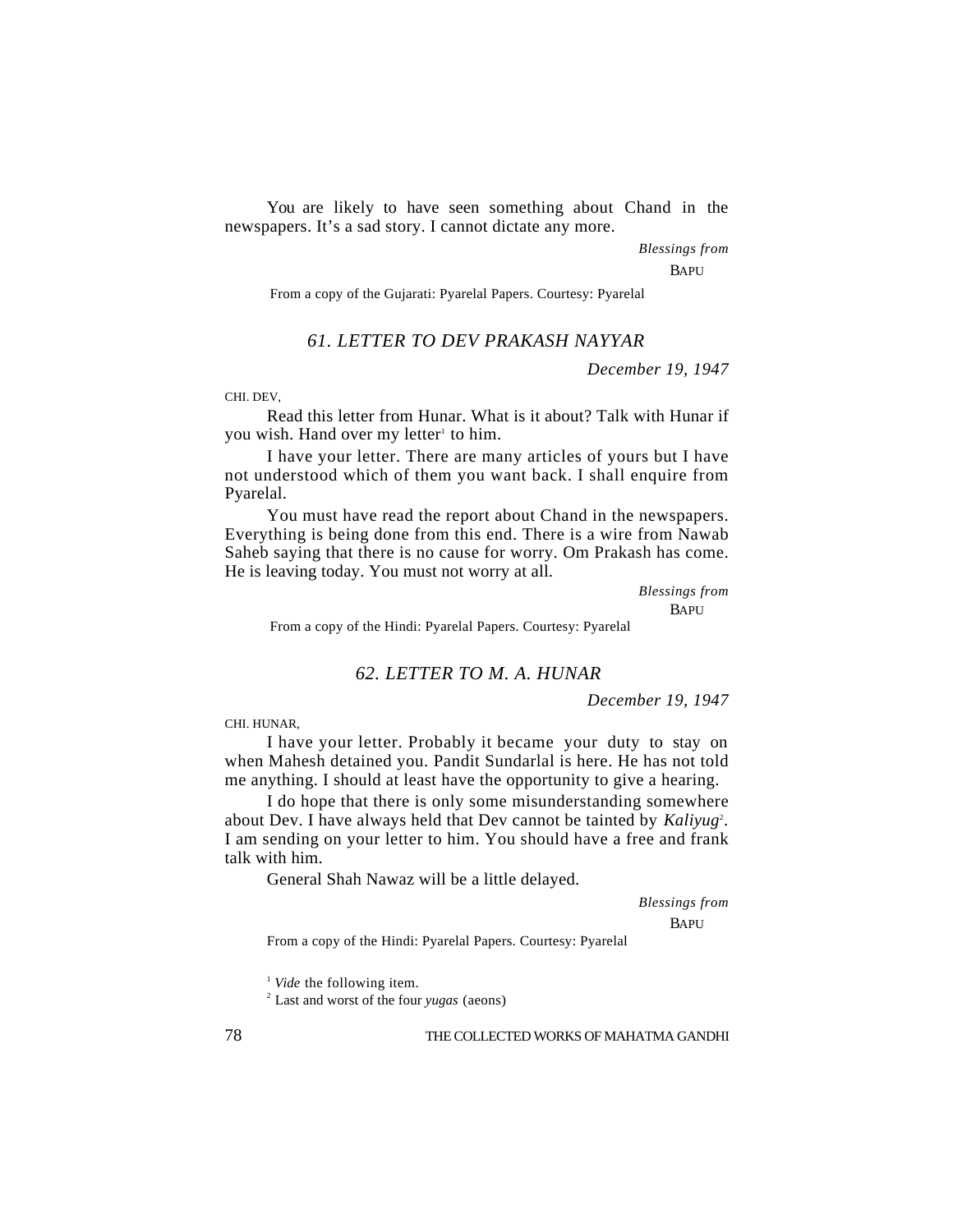You are likely to have seen something about Chand in the newspapers. It's a sad story. I cannot dictate any more.

*Blessings from*

BAPU

From a copy of the Gujarati: Pyarelal Papers. Courtesy: Pyarelal

## *61. LETTER TO DEV PRAKASH NAYYAR*

*December 19, 1947*

CHI. DEV,

Read this letter from Hunar. What is it about? Talk with Hunar if you wish. Hand over my letter[1] to him.

I have your letter. There are many articles of yours but I have not understood which of them you want back. I shall enquire from Pyarelal.

You must have read the report about Chand in the newspapers. Everything is being done from this end. There is a wire from Nawab Saheb saying that there is no cause for worry. Om Prakash has come. He is leaving today. You must not worry at all.

*Blessings from*

BAPU

From a copy of the Hindi: Pyarelal Papers. Courtesy: Pyarelal

## *62. LETTER TO M. A. HUNAR*

*December 19, 1947*

CHI. HUNAR,

I have your letter. Probably it became your duty to stay on when Mahesh detained you. Pandit Sundarlal is here. He has not told me anything. I should at least have the opportunity to give a hearing.

I do hope that there is only some misunderstanding somewhere about Dev. I have always held that Dev cannot be tainted by *Kaliyug*[2]. I am sending on your letter to him. You should have a free and frank talk with him.

General Shah Nawaz will be a little delayed.

*Blessings from*

BAPU

From a copy of the Hindi: Pyarelal Papers. Courtesy: Pyarelal

[1] *Vide* the following item.

[2] Last and worst of the four *yugas* (aeons)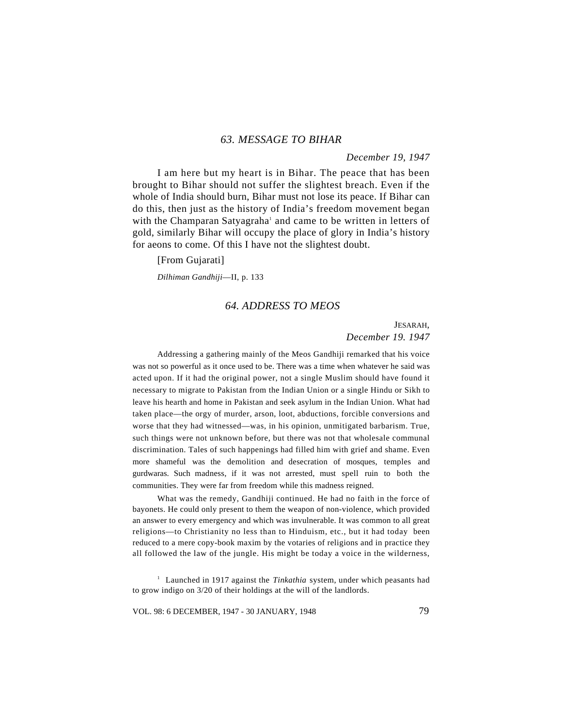## *63. MESSAGE TO BIHAR*

*December 19, 1947*

I am here but my heart is in Bihar. The peace that has been brought to Bihar should not suffer the slightest breach. Even if the whole of India should burn, Bihar must not lose its peace. If Bihar can do this, then just as the history of India's freedom movement began with the Champaran Satyagraha[1] and came to be written in letters of gold, similarly Bihar will occupy the place of glory in India's history for aeons to come. Of this I have not the slightest doubt.

[From Gujarati]

*Dilhiman Gandhiji*—II, p. 133

## *64. ADDRESS TO MEOS*

JESARAH,
*December 19. 1947*

Addressing a gathering mainly of the Meos Gandhiji remarked that his voice was not so powerful as it once used to be. There was a time when whatever he said was acted upon. If it had the original power, not a single Muslim should have found it necessary to migrate to Pakistan from the Indian Union or a single Hindu or Sikh to leave his hearth and home in Pakistan and seek asylum in the Indian Union. What had taken place—the orgy of murder, arson, loot, abductions, forcible conversions and worse that they had witnessed—was, in his opinion, unmitigated barbarism. True, such things were not unknown before, but there was not that wholesale communal discrimination. Tales of such happenings had filled him with grief and shame. Even more shameful was the demolition and desecration of mosques, temples and gurdwaras. Such madness, if it was not arrested, must spell ruin to both the communities. They were far from freedom while this madness reigned.

What was the remedy, Gandhiji continued. He had no faith in the force of bayonets. He could only present to them the weapon of non-violence, which provided an answer to every emergency and which was invulnerable. It was common to all great religions—to Christianity no less than to Hinduism, etc., but it had today been reduced to a mere copy-book maxim by the votaries of religions and in practice they all followed the law of the jungle. His might be today a voice in the wilderness,

[1] Launched in 1917 against the *Tinkathia* system, under which peasants had to grow indigo on 3/20 of their holdings at the will of the landlords.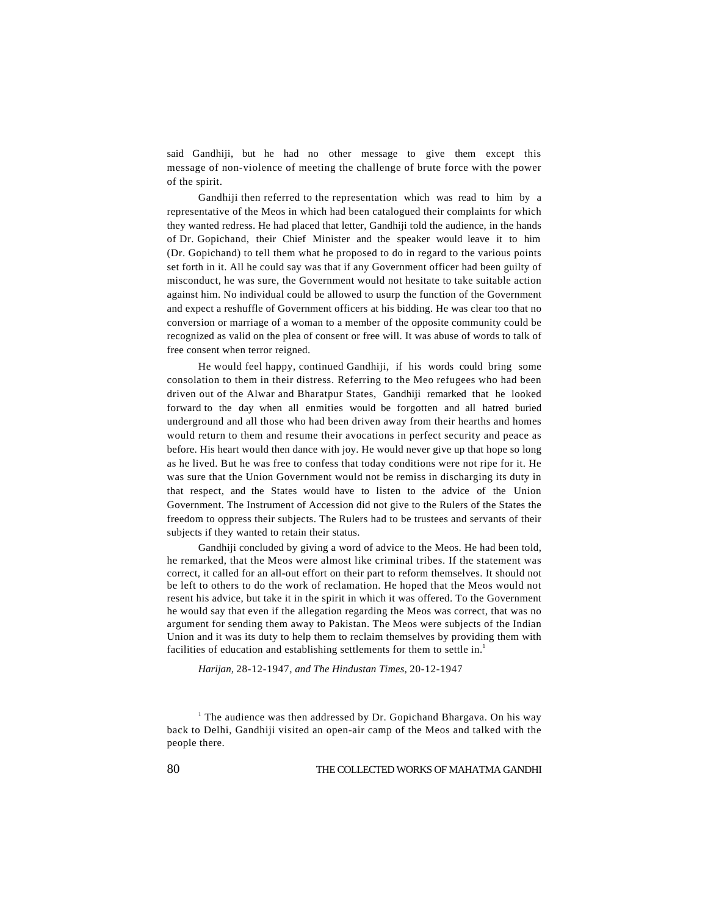said Gandhiji, but he had no other message to give them except this message of non-violence of meeting the challenge of brute force with the power of the spirit.

Gandhiji then referred to the representation which was read to him by a representative of the Meos in which had been catalogued their complaints for which they wanted redress. He had placed that letter, Gandhiji told the audience, in the hands of Dr. Gopichand, their Chief Minister and the speaker would leave it to him (Dr. Gopichand) to tell them what he proposed to do in regard to the various points set forth in it. All he could say was that if any Government officer had been guilty of misconduct, he was sure, the Government would not hesitate to take suitable action against him. No individual could be allowed to usurp the function of the Government and expect a reshuffle of Government officers at his bidding. He was clear too that no conversion or marriage of a woman to a member of the opposite community could be recognized as valid on the plea of consent or free will. It was abuse of words to talk of free consent when terror reigned.

He would feel happy, continued Gandhiji, if his words could bring some consolation to them in their distress. Referring to the Meo refugees who had been driven out of the Alwar and Bharatpur States, Gandhiji remarked that he looked forward to the day when all enmities would be forgotten and all hatred buried underground and all those who had been driven away from their hearths and homes would return to them and resume their avocations in perfect security and peace as before. His heart would then dance with joy. He would never give up that hope so long as he lived. But he was free to confess that today conditions were not ripe for it. He was sure that the Union Government would not be remiss in discharging its duty in that respect, and the States would have to listen to the advice of the Union Government. The Instrument of Accession did not give to the Rulers of the States the freedom to oppress their subjects. The Rulers had to be trustees and servants of their subjects if they wanted to retain their status.

Gandhiji concluded by giving a word of advice to the Meos. He had been told, he remarked, that the Meos were almost like criminal tribes. If the statement was correct, it called for an all-out effort on their part to reform themselves. It should not be left to others to do the work of reclamation. He hoped that the Meos would not resent his advice, but take it in the spirit in which it was offered. To the Government he would say that even if the allegation regarding the Meos was correct, that was no argument for sending them away to Pakistan. The Meos were subjects of the Indian Union and it was its duty to help them to reclaim themselves by providing them with facilities of education and establishing settlements for them to settle in.[1]

*Harijan,* 28-12-1947*, and The Hindustan Times,* 20-12-1947

[1] The audience was then addressed by Dr. Gopichand Bhargava. On his way back to Delhi, Gandhiji visited an open-air camp of the Meos and talked with the people there.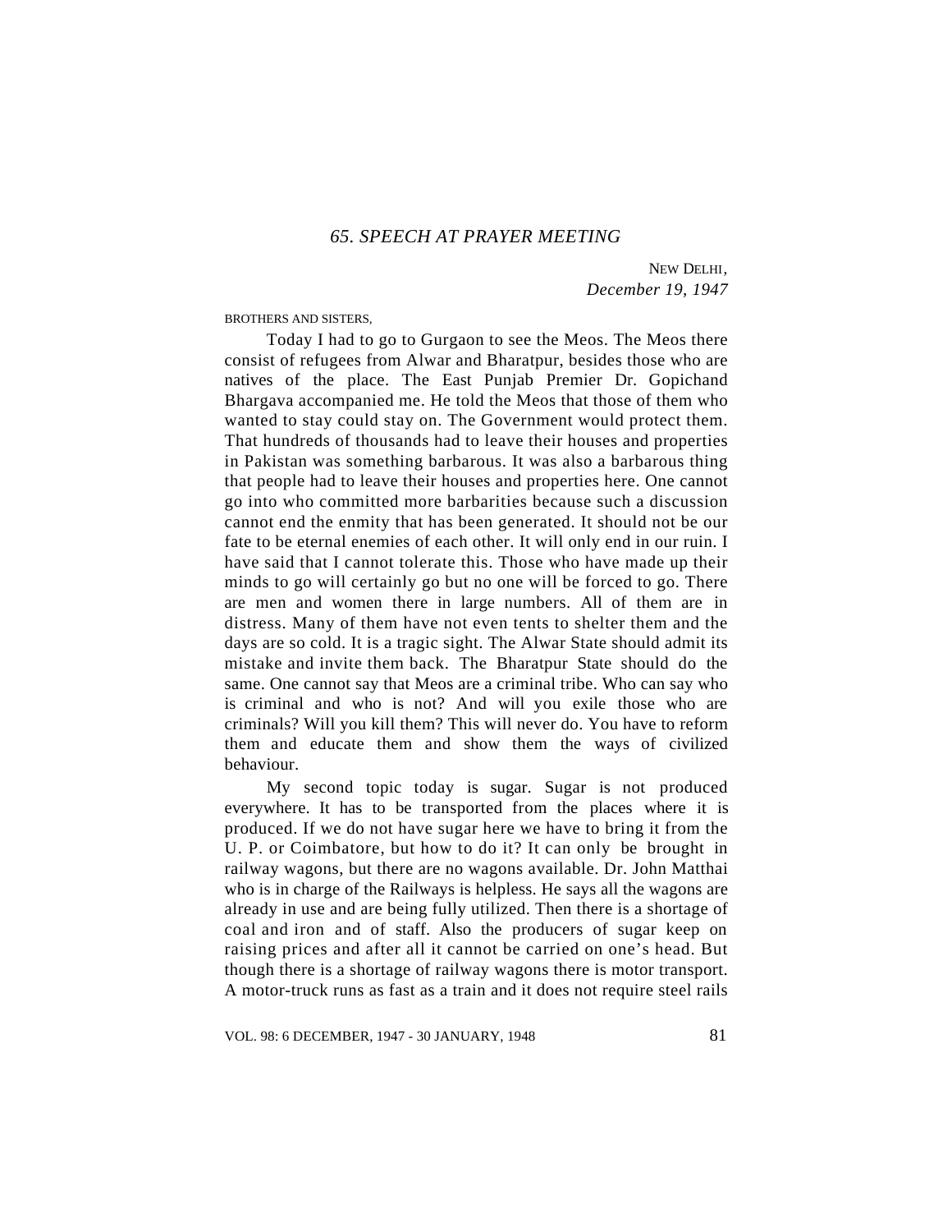## *65. SPEECH AT PRAYER MEETING*

NEW DELHI,
*December 19, 1947*

BROTHERS AND SISTERS,

Today I had to go to Gurgaon to see the Meos. The Meos there consist of refugees from Alwar and Bharatpur, besides those who are natives of the place. The East Punjab Premier Dr. Gopichand Bhargava accompanied me. He told the Meos that those of them who wanted to stay could stay on. The Government would protect them. That hundreds of thousands had to leave their houses and properties in Pakistan was something barbarous. It was also a barbarous thing that people had to leave their houses and properties here. One cannot go into who committed more barbarities because such a discussion cannot end the enmity that has been generated. It should not be our fate to be eternal enemies of each other. It will only end in our ruin. I have said that I cannot tolerate this. Those who have made up their minds to go will certainly go but no one will be forced to go. There are men and women there in large numbers. All of them are in distress. Many of them have not even tents to shelter them and the days are so cold. It is a tragic sight. The Alwar State should admit its mistake and invite them back. The Bharatpur State should do the same. One cannot say that Meos are a criminal tribe. Who can say who is criminal and who is not? And will you exile those who are criminals? Will you kill them? This will never do. You have to reform them and educate them and show them the ways of civilized behaviour.

My second topic today is sugar. Sugar is not produced everywhere. It has to be transported from the places where it is produced. If we do not have sugar here we have to bring it from the U. P. or Coimbatore, but how to do it? It can only be brought in railway wagons, but there are no wagons available. Dr. John Matthai who is in charge of the Railways is helpless. He says all the wagons are already in use and are being fully utilized. Then there is a shortage of coal and iron and of staff. Also the producers of sugar keep on raising prices and after all it cannot be carried on one's head. But though there is a shortage of railway wagons there is motor transport. A motor-truck runs as fast as a train and it does not require steel rails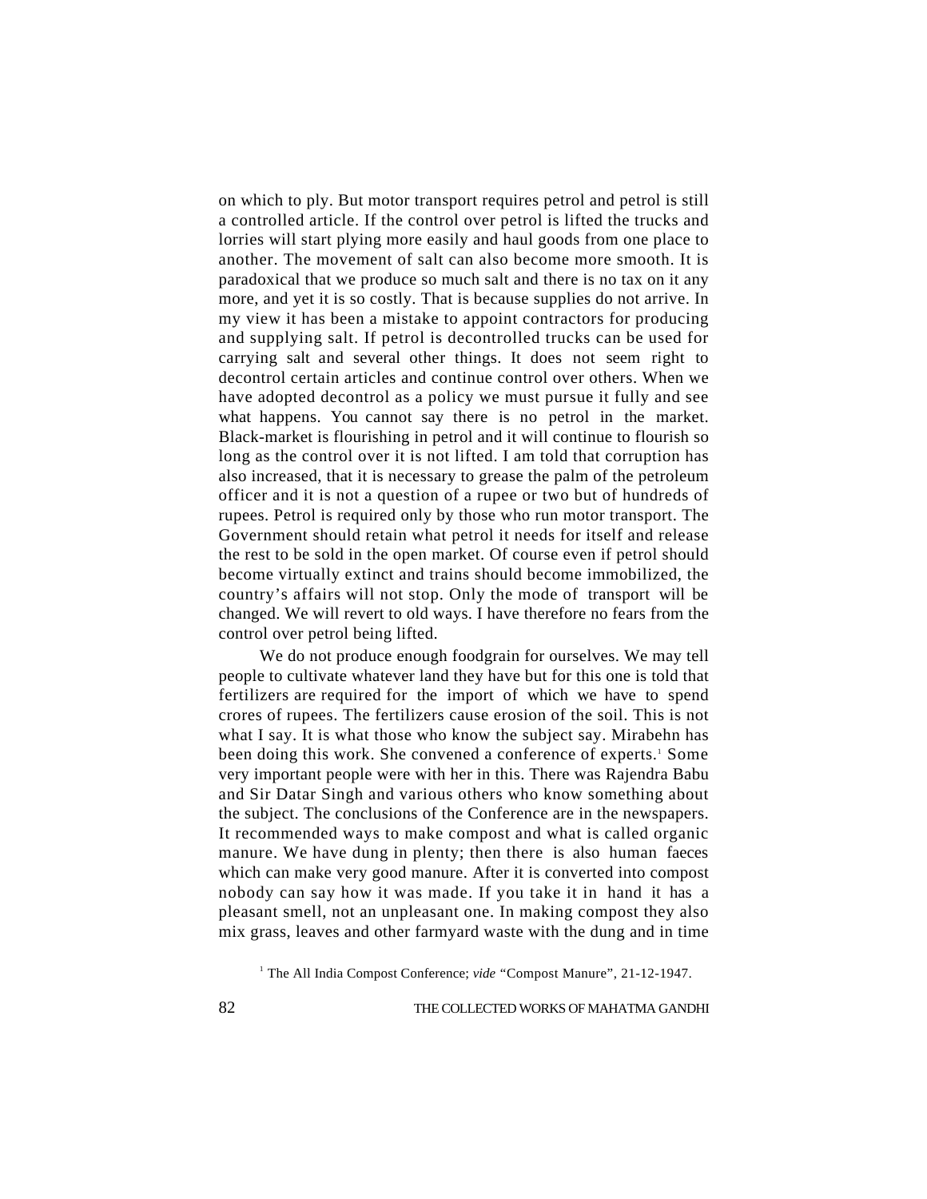on which to ply. But motor transport requires petrol and petrol is still a controlled article. If the control over petrol is lifted the trucks and lorries will start plying more easily and haul goods from one place to another. The movement of salt can also become more smooth. It is paradoxical that we produce so much salt and there is no tax on it any more, and yet it is so costly. That is because supplies do not arrive. In my view it has been a mistake to appoint contractors for producing and supplying salt. If petrol is decontrolled trucks can be used for carrying salt and several other things. It does not seem right to decontrol certain articles and continue control over others. When we have adopted decontrol as a policy we must pursue it fully and see what happens. You cannot say there is no petrol in the market. Black-market is flourishing in petrol and it will continue to flourish so long as the control over it is not lifted. I am told that corruption has also increased, that it is necessary to grease the palm of the petroleum officer and it is not a question of a rupee or two but of hundreds of rupees. Petrol is required only by those who run motor transport. The Government should retain what petrol it needs for itself and release the rest to be sold in the open market. Of course even if petrol should become virtually extinct and trains should become immobilized, the country's affairs will not stop. Only the mode of transport will be changed. We will revert to old ways. I have therefore no fears from the control over petrol being lifted.

We do not produce enough foodgrain for ourselves. We may tell people to cultivate whatever land they have but for this one is told that fertilizers are required for the import of which we have to spend crores of rupees. The fertilizers cause erosion of the soil. This is not what I say. It is what those who know the subject say. Mirabehn has been doing this work. She convened a conference of experts.[1] Some very important people were with her in this. There was Rajendra Babu and Sir Datar Singh and various others who know something about the subject. The conclusions of the Conference are in the newspapers. It recommended ways to make compost and what is called organic manure. We have dung in plenty; then there is also human faeces which can make very good manure. After it is converted into compost nobody can say how it was made. If you take it in hand it has a pleasant smell, not an unpleasant one. In making compost they also mix grass, leaves and other farmyard waste with the dung and in time

[1] The All India Compost Conference; *vide* "Compost Manure", 21-12-1947.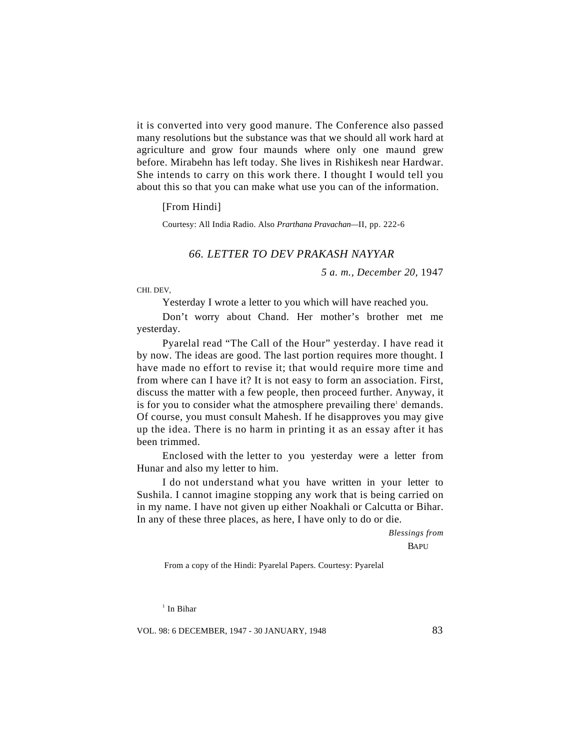it is converted into very good manure. The Conference also passed many resolutions but the substance was that we should all work hard at agriculture and grow four maunds where only one maund grew before. Mirabehn has left today. She lives in Rishikesh near Hardwar. She intends to carry on this work there. I thought I would tell you about this so that you can make what use you can of the information.

[From Hindi]

Courtesy: All India Radio. Also *Prarthana Pravachan*—II, pp. 222-6

### *66. LETTER TO DEV PRAKASH NAYYAR*

*5 a. m., December 20,* 1947

CHI. DEV,

Yesterday I wrote a letter to you which will have reached you.

Don't worry about Chand. Her mother's brother met me yesterday.

Pyarelal read "The Call of the Hour" yesterday. I have read it by now. The ideas are good. The last portion requires more thought. I have made no effort to revise it; that would require more time and from where can I have it? It is not easy to form an association. First, discuss the matter with a few people, then proceed further. Anyway, it is for you to consider what the atmosphere prevailing there[1] demands. Of course, you must consult Mahesh. If he disapproves you may give up the idea. There is no harm in printing it as an essay after it has been trimmed.

Enclosed with the letter to you yesterday were a letter from Hunar and also my letter to him.

I do not understand what you have written in your letter to Sushila. I cannot imagine stopping any work that is being carried on in my name. I have not given up either Noakhali or Calcutta or Bihar. In any of these three places, as here, I have only to do or die.

*Blessings from*

BAPU

From a copy of the Hindi: Pyarelal Papers. Courtesy: Pyarelal

[1] In Bihar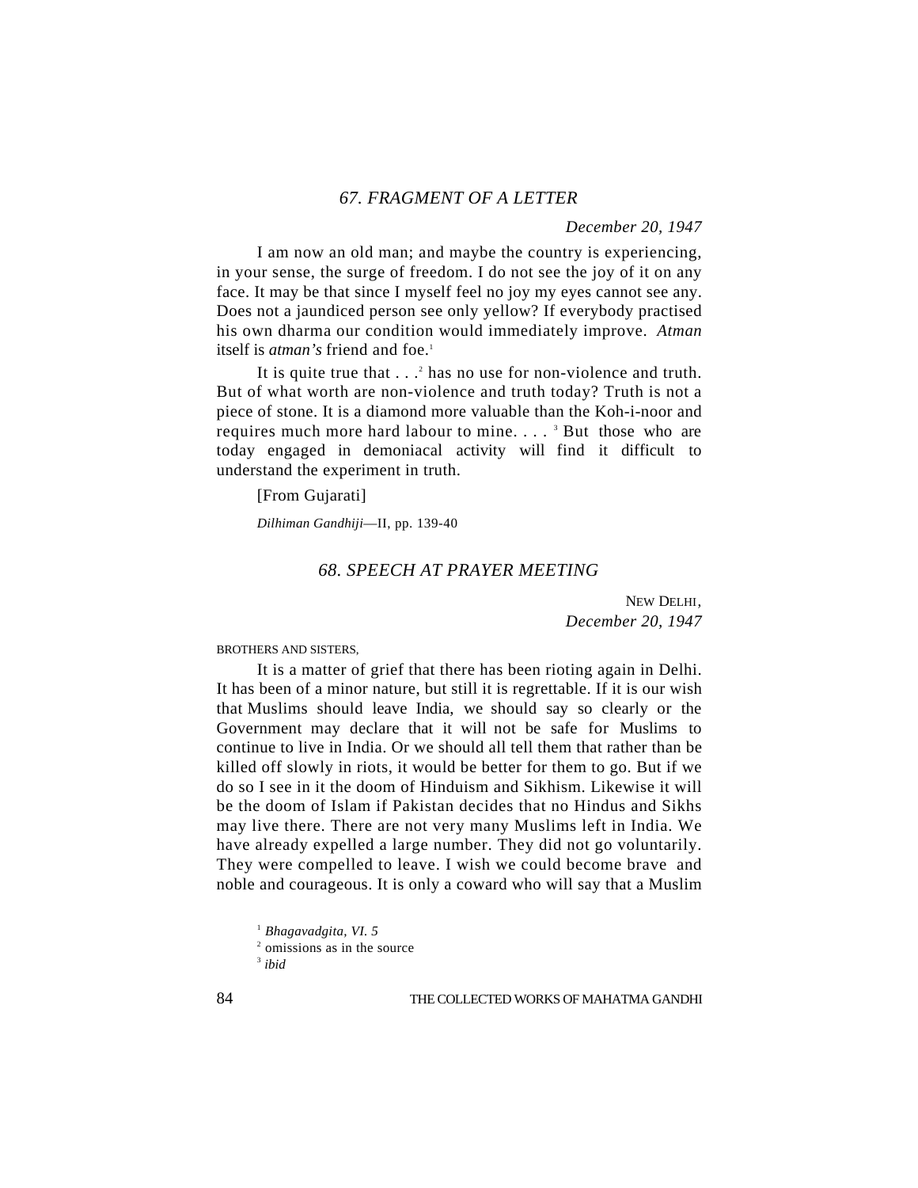## *67. FRAGMENT OF A LETTER*

*December 20, 1947*

I am now an old man; and maybe the country is experiencing, in your sense, the surge of freedom. I do not see the joy of it on any face. It may be that since I myself feel no joy my eyes cannot see any. Does not a jaundiced person see only yellow? If everybody practised his own dharma our condition would immediately improve. *Atman* itself is *atman's* friend and foe.[1]

It is quite true that . . .[2] has no use for non-violence and truth. But of what worth are non-violence and truth today? Truth is not a piece of stone. It is a diamond more valuable than the Koh-i-noor and requires much more hard labour to mine. . . . [3] But those who are today engaged in demoniacal activity will find it difficult to understand the experiment in truth.

[From Gujarati]

*Dilhiman Gandhiji*—II, pp. 139-40

## *68. SPEECH AT PRAYER MEETING*

NEW DELHI,
*December 20, 1947*

BROTHERS AND SISTERS,

It is a matter of grief that there has been rioting again in Delhi. It has been of a minor nature, but still it is regrettable. If it is our wish that Muslims should leave India, we should say so clearly or the Government may declare that it will not be safe for Muslims to continue to live in India. Or we should all tell them that rather than be killed off slowly in riots, it would be better for them to go. But if we do so I see in it the doom of Hinduism and Sikhism. Likewise it will be the doom of Islam if Pakistan decides that no Hindus and Sikhs may live there. There are not very many Muslims left in India. We have already expelled a large number. They did not go voluntarily. They were compelled to leave. I wish we could become brave and noble and courageous. It is only a coward who will say that a Muslim

---

[1] *Bhagavadgita, VI. 5*

[2] omissions as in the source

[3] *ibid*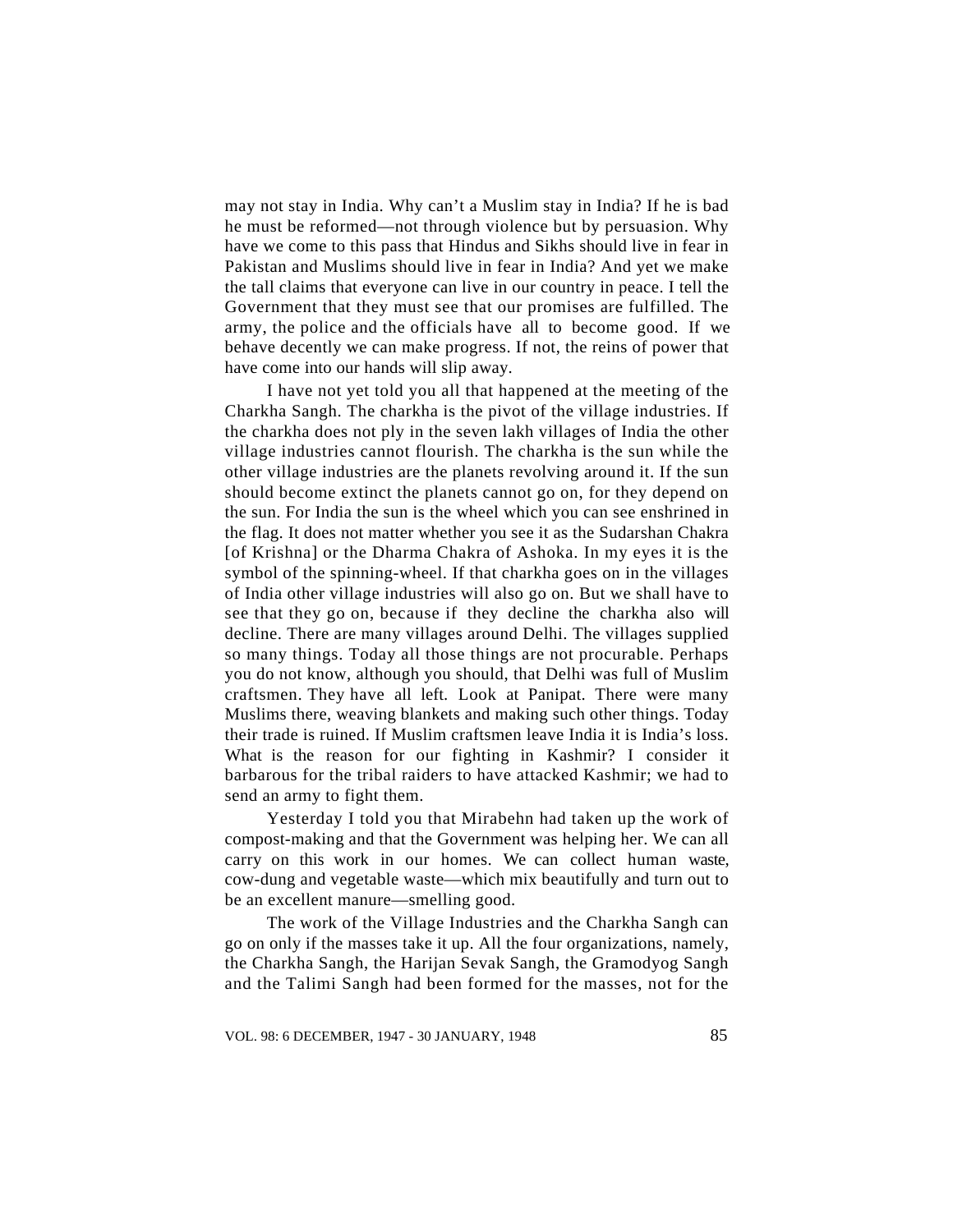may not stay in India. Why can't a Muslim stay in India? If he is bad he must be reformed—not through violence but by persuasion. Why have we come to this pass that Hindus and Sikhs should live in fear in Pakistan and Muslims should live in fear in India? And yet we make the tall claims that everyone can live in our country in peace. I tell the Government that they must see that our promises are fulfilled. The army, the police and the officials have all to become good. If we behave decently we can make progress. If not, the reins of power that have come into our hands will slip away.

I have not yet told you all that happened at the meeting of the Charkha Sangh. The charkha is the pivot of the village industries. If the charkha does not ply in the seven lakh villages of India the other village industries cannot flourish. The charkha is the sun while the other village industries are the planets revolving around it. If the sun should become extinct the planets cannot go on, for they depend on the sun. For India the sun is the wheel which you can see enshrined in the flag. It does not matter whether you see it as the Sudarshan Chakra [of Krishna] or the Dharma Chakra of Ashoka. In my eyes it is the symbol of the spinning-wheel. If that charkha goes on in the villages of India other village industries will also go on. But we shall have to see that they go on, because if they decline the charkha also will decline. There are many villages around Delhi. The villages supplied so many things. Today all those things are not procurable. Perhaps you do not know, although you should, that Delhi was full of Muslim craftsmen. They have all left. Look at Panipat. There were many Muslims there, weaving blankets and making such other things. Today their trade is ruined. If Muslim craftsmen leave India it is India's loss. What is the reason for our fighting in Kashmir? I consider it barbarous for the tribal raiders to have attacked Kashmir; we had to send an army to fight them.

Yesterday I told you that Mirabehn had taken up the work of compost-making and that the Government was helping her. We can all carry on this work in our homes. We can collect human waste, cow-dung and vegetable waste—which mix beautifully and turn out to be an excellent manure—smelling good.

The work of the Village Industries and the Charkha Sangh can go on only if the masses take it up. All the four organizations, namely, the Charkha Sangh, the Harijan Sevak Sangh, the Gramodyog Sangh and the Talimi Sangh had been formed for the masses, not for the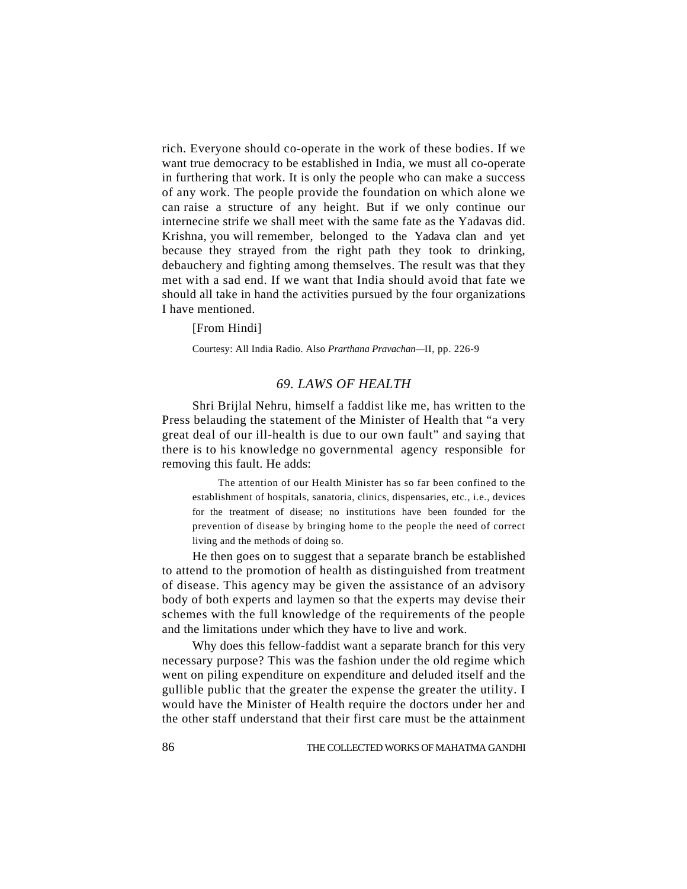rich. Everyone should co-operate in the work of these bodies. If we want true democracy to be established in India, we must all co-operate in furthering that work. It is only the people who can make a success of any work. The people provide the foundation on which alone we can raise a structure of any height. But if we only continue our internecine strife we shall meet with the same fate as the Yadavas did. Krishna, you will remember, belonged to the Yadava clan and yet because they strayed from the right path they took to drinking, debauchery and fighting among themselves. The result was that they met with a sad end. If we want that India should avoid that fate we should all take in hand the activities pursued by the four organizations I have mentioned.

[From Hindi]

Courtesy: All India Radio. Also *Prarthana Pravachan*—II, pp. 226-9

## *69. LAWS OF HEALTH*

Shri Brijlal Nehru, himself a faddist like me, has written to the Press belauding the statement of the Minister of Health that "a very great deal of our ill-health is due to our own fault" and saying that there is to his knowledge no governmental agency responsible for removing this fault. He adds:

> The attention of our Health Minister has so far been confined to the establishment of hospitals, sanatoria, clinics, dispensaries, etc., i.e., devices for the treatment of disease; no institutions have been founded for the prevention of disease by bringing home to the people the need of correct living and the methods of doing so.

He then goes on to suggest that a separate branch be established to attend to the promotion of health as distinguished from treatment of disease. This agency may be given the assistance of an advisory body of both experts and laymen so that the experts may devise their schemes with the full knowledge of the requirements of the people and the limitations under which they have to live and work.

Why does this fellow-faddist want a separate branch for this very necessary purpose? This was the fashion under the old regime which went on piling expenditure on expenditure and deluded itself and the gullible public that the greater the expense the greater the utility. I would have the Minister of Health require the doctors under her and the other staff understand that their first care must be the attainment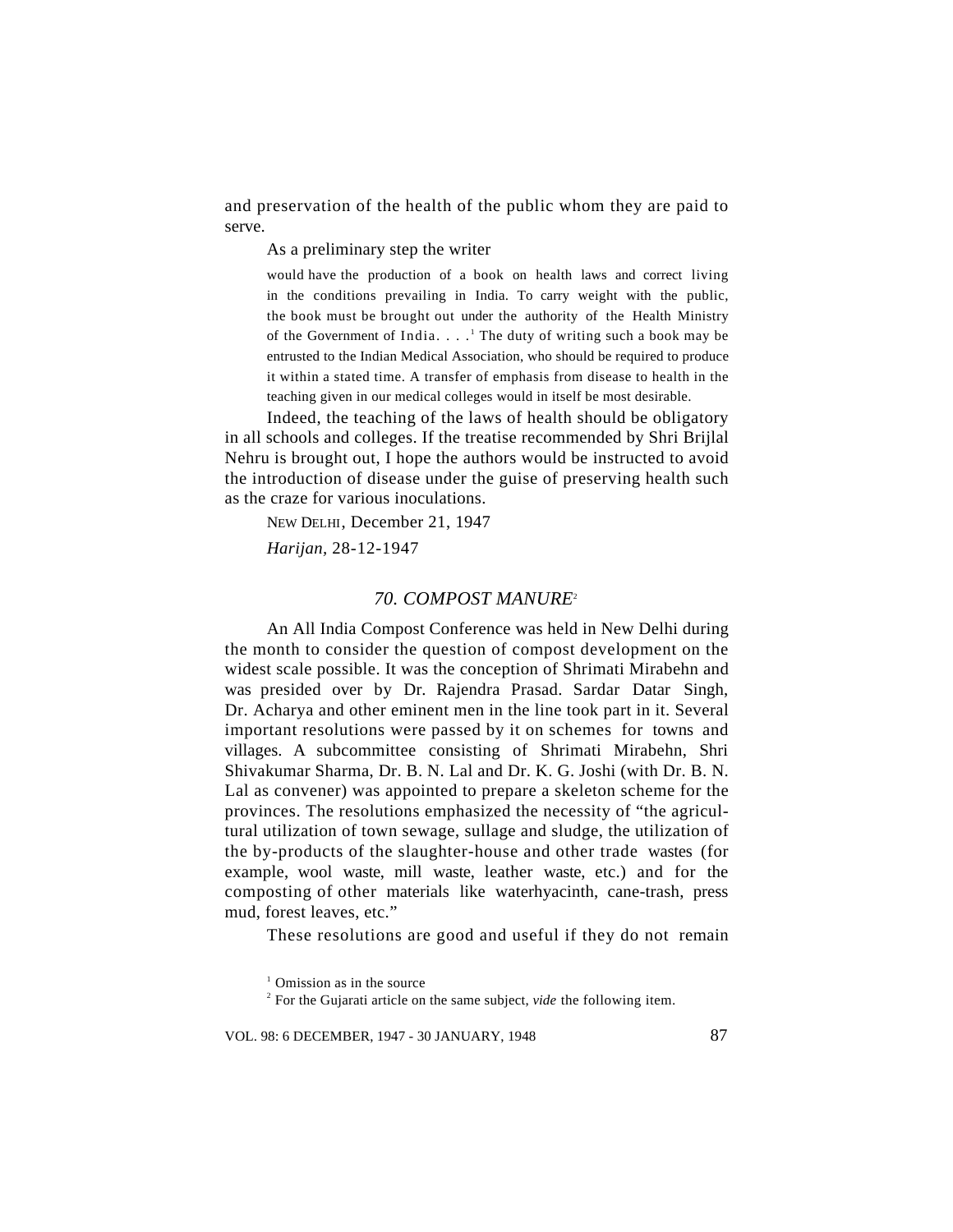and preservation of the health of the public whom they are paid to serve.

As a preliminary step the writer

> would have the production of a book on health laws and correct living in the conditions prevailing in India. To carry weight with the public, the book must be brought out under the authority of the Health Ministry of the Government of India. . . .[1] The duty of writing such a book may be entrusted to the Indian Medical Association, who should be required to produce it within a stated time. A transfer of emphasis from disease to health in the teaching given in our medical colleges would in itself be most desirable.

Indeed, the teaching of the laws of health should be obligatory in all schools and colleges. If the treatise recommended by Shri Brijlal Nehru is brought out, I hope the authors would be instructed to avoid the introduction of disease under the guise of preserving health such as the craze for various inoculations.

NEW DELHI, December 21, 1947

*Harijan*, 28-12-1947

### *70. COMPOST MANURE*[2]

An All India Compost Conference was held in New Delhi during the month to consider the question of compost development on the widest scale possible. It was the conception of Shrimati Mirabehn and was presided over by Dr. Rajendra Prasad. Sardar Datar Singh, Dr. Acharya and other eminent men in the line took part in it. Several important resolutions were passed by it on schemes for towns and villages. A subcommittee consisting of Shrimati Mirabehn, Shri Shivakumar Sharma, Dr. B. N. Lal and Dr. K. G. Joshi (with Dr. B. N. Lal as convener) was appointed to prepare a skeleton scheme for the provinces. The resolutions emphasized the necessity of "the agricultural utilization of town sewage, sullage and sludge, the utilization of the by-products of the slaughter-house and other trade wastes (for example, wool waste, mill waste, leather waste, etc.) and for the composting of other materials like waterhyacinth, cane-trash, press mud, forest leaves, etc."

These resolutions are good and useful if they do not remain

[1] Omission as in the source

[2] For the Gujarati article on the same subject, *vide* the following item.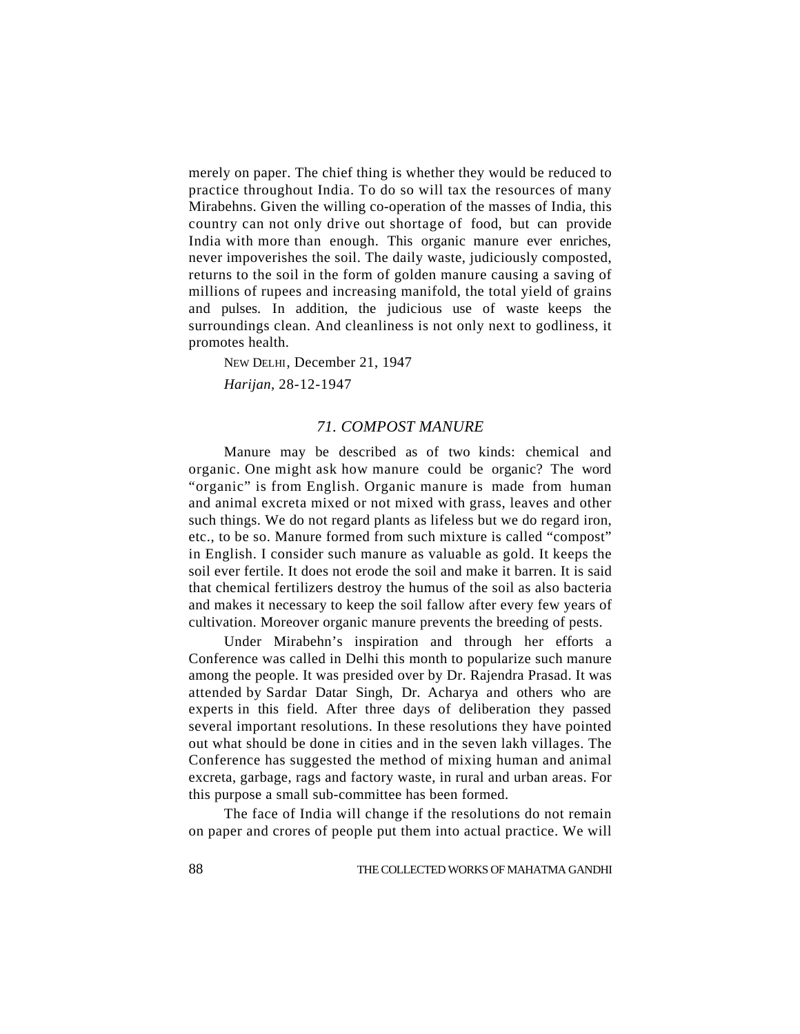merely on paper. The chief thing is whether they would be reduced to practice throughout India. To do so will tax the resources of many Mirabehns. Given the willing co-operation of the masses of India, this country can not only drive out shortage of food, but can provide India with more than enough. This organic manure ever enriches, never impoverishes the soil. The daily waste, judiciously composted, returns to the soil in the form of golden manure causing a saving of millions of rupees and increasing manifold, the total yield of grains and pulses. In addition, the judicious use of waste keeps the surroundings clean. And cleanliness is not only next to godliness, it promotes health.

NEW DELHI, December 21, 1947

*Harijan,* 28-12-1947

## *71. COMPOST MANURE*

Manure may be described as of two kinds: chemical and organic. One might ask how manure could be organic? The word "organic" is from English. Organic manure is made from human and animal excreta mixed or not mixed with grass, leaves and other such things. We do not regard plants as lifeless but we do regard iron, etc., to be so. Manure formed from such mixture is called "compost" in English. I consider such manure as valuable as gold. It keeps the soil ever fertile. It does not erode the soil and make it barren. It is said that chemical fertilizers destroy the humus of the soil as also bacteria and makes it necessary to keep the soil fallow after every few years of cultivation. Moreover organic manure prevents the breeding of pests.

Under Mirabehn's inspiration and through her efforts a Conference was called in Delhi this month to popularize such manure among the people. It was presided over by Dr. Rajendra Prasad. It was attended by Sardar Datar Singh, Dr. Acharya and others who are experts in this field. After three days of deliberation they passed several important resolutions. In these resolutions they have pointed out what should be done in cities and in the seven lakh villages. The Conference has suggested the method of mixing human and animal excreta, garbage, rags and factory waste, in rural and urban areas. For this purpose a small sub-committee has been formed.

The face of India will change if the resolutions do not remain on paper and crores of people put them into actual practice. We will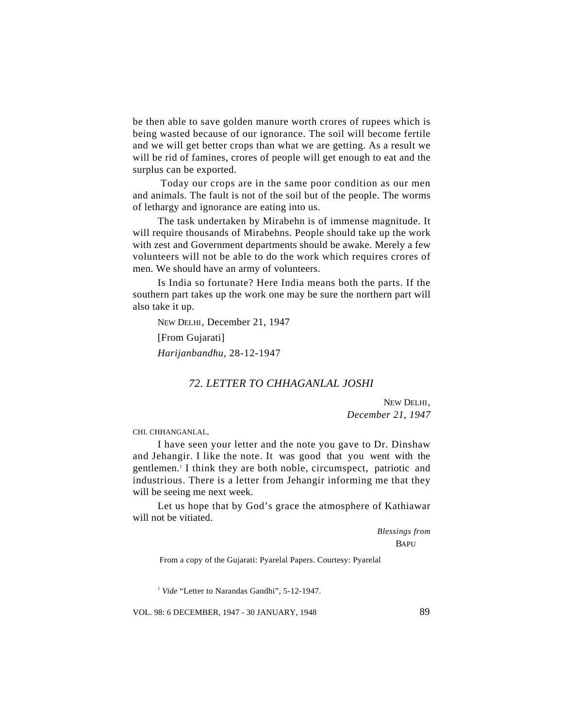be then able to save golden manure worth crores of rupees which is being wasted because of our ignorance. The soil will become fertile and we will get better crops than what we are getting. As a result we will be rid of famines, crores of people will get enough to eat and the surplus can be exported.

Today our crops are in the same poor condition as our men and animals. The fault is not of the soil but of the people. The worms of lethargy and ignorance are eating into us.

The task undertaken by Mirabehn is of immense magnitude. It will require thousands of Mirabehns. People should take up the work with zest and Government departments should be awake. Merely a few volunteers will not be able to do the work which requires crores of men. We should have an army of volunteers.

Is India so fortunate? Here India means both the parts. If the southern part takes up the work one may be sure the northern part will also take it up.

NEW DELHI, December 21, 1947

[From Gujarati]

*Harijanbandhu*, 28-12-1947

### *72. LETTER TO CHHAGANLAL JOSHI*

NEW DELHI,
*December 21, 1947*

CHI. CHHANGANLAL,

I have seen your letter and the note you gave to Dr. Dinshaw and Jehangir. I like the note. It was good that you went with the gentlemen.[1] I think they are both noble, circumspect, patriotic and industrious. There is a letter from Jehangir informing me that they will be seeing me next week.

Let us hope that by God's grace the atmosphere of Kathiawar will not be vitiated.

*Blessings from*
BAPU

From a copy of the Gujarati: Pyarelal Papers. Courtesy: Pyarelal

[1] *Vide* "Letter to Narandas Gandhi", 5-12-1947.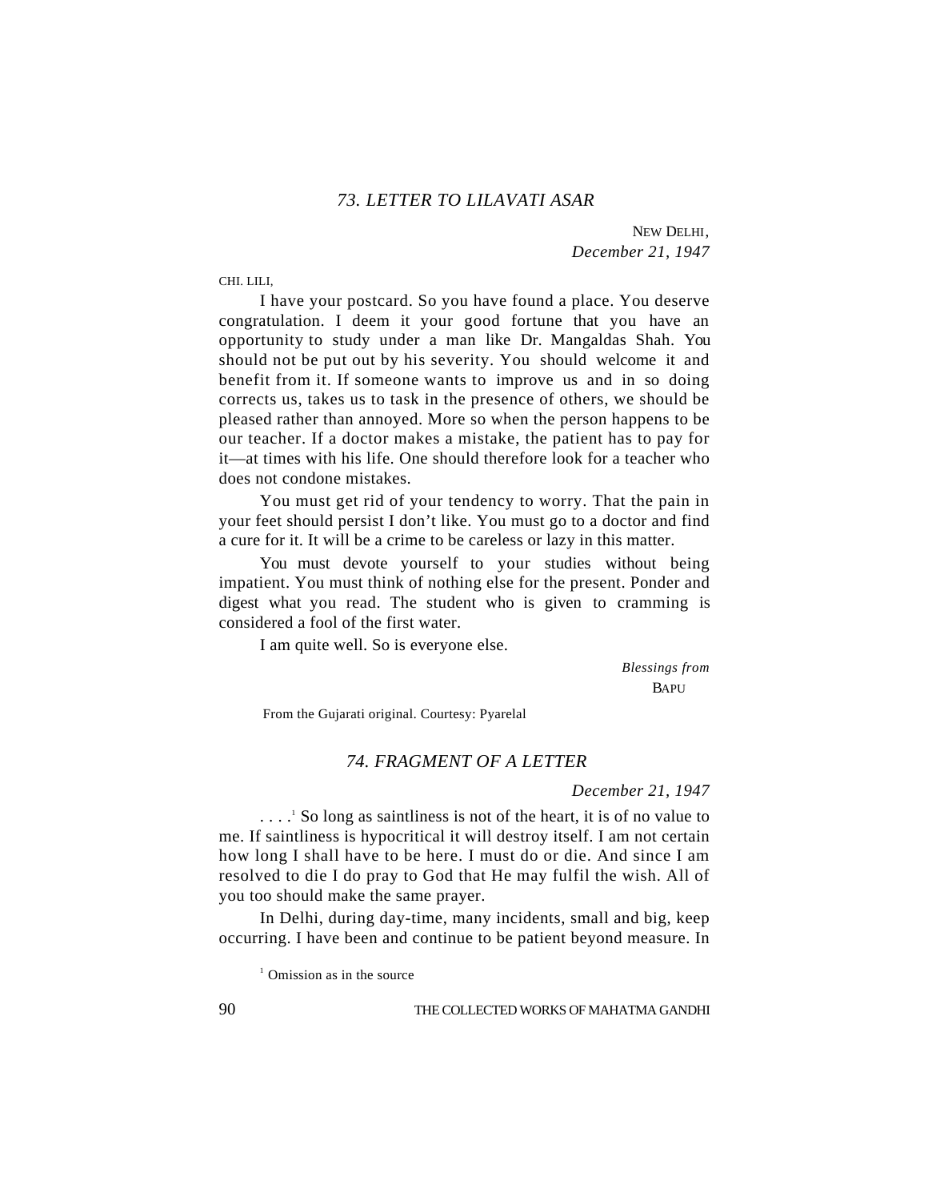## *73. LETTER TO LILAVATI ASAR*

NEW DELHI,
*December 21, 1947*

CHI. LILI,

I have your postcard. So you have found a place. You deserve congratulation. I deem it your good fortune that you have an opportunity to study under a man like Dr. Mangaldas Shah. You should not be put out by his severity. You should welcome it and benefit from it. If someone wants to improve us and in so doing corrects us, takes us to task in the presence of others, we should be pleased rather than annoyed. More so when the person happens to be our teacher. If a doctor makes a mistake, the patient has to pay for it—at times with his life. One should therefore look for a teacher who does not condone mistakes.

You must get rid of your tendency to worry. That the pain in your feet should persist I don't like. You must go to a doctor and find a cure for it. It will be a crime to be careless or lazy in this matter.

You must devote yourself to your studies without being impatient. You must think of nothing else for the present. Ponder and digest what you read. The student who is given to cramming is considered a fool of the first water.

I am quite well. So is everyone else.

*Blessings from*
BAPU

From the Gujarati original. Courtesy: Pyarelal

## *74. FRAGMENT OF A LETTER*

*December 21, 1947*

. . . .[1] So long as saintliness is not of the heart, it is of no value to me. If saintliness is hypocritical it will destroy itself. I am not certain how long I shall have to be here. I must do or die. And since I am resolved to die I do pray to God that He may fulfil the wish. All of you too should make the same prayer.

In Delhi, during day-time, many incidents, small and big, keep occurring. I have been and continue to be patient beyond measure. In

[1] Omission as in the source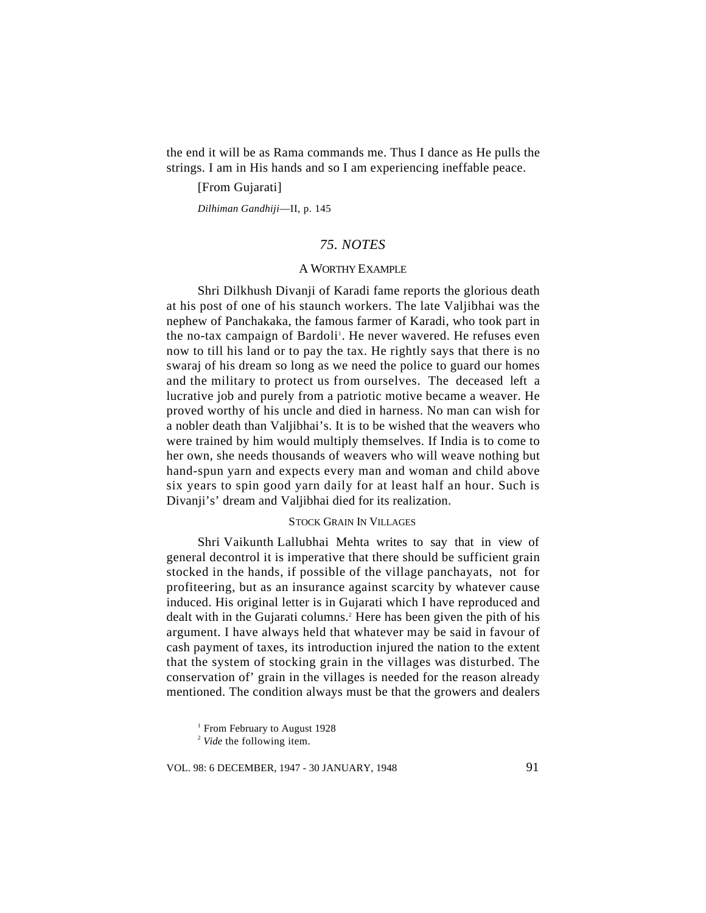the end it will be as Rama commands me. Thus I dance as He pulls the strings. I am in His hands and so I am experiencing ineffable peace.

[From Gujarati]

*Dilhiman Gandhiji*—II, p. 145

## *75. NOTES*

### A WORTHY EXAMPLE

Shri Dilkhush Divanji of Karadi fame reports the glorious death at his post of one of his staunch workers. The late Valjibhai was the nephew of Panchakaka, the famous farmer of Karadi, who took part in the no-tax campaign of Bardoli[1]. He never wavered. He refuses even now to till his land or to pay the tax. He rightly says that there is no swaraj of his dream so long as we need the police to guard our homes and the military to protect us from ourselves. The deceased left a lucrative job and purely from a patriotic motive became a weaver. He proved worthy of his uncle and died in harness. No man can wish for a nobler death than Valjibhai's. It is to be wished that the weavers who were trained by him would multiply themselves. If India is to come to her own, she needs thousands of weavers who will weave nothing but hand-spun yarn and expects every man and woman and child above six years to spin good yarn daily for at least half an hour. Such is Divanji's' dream and Valjibhai died for its realization.

### STOCK GRAIN IN VILLAGES

Shri Vaikunth Lallubhai Mehta writes to say that in view of general decontrol it is imperative that there should be sufficient grain stocked in the hands, if possible of the village panchayats, not for profiteering, but as an insurance against scarcity by whatever cause induced. His original letter is in Gujarati which I have reproduced and dealt with in the Gujarati columns.[2] Here has been given the pith of his argument. I have always held that whatever may be said in favour of cash payment of taxes, its introduction injured the nation to the extent that the system of stocking grain in the villages was disturbed. The conservation of' grain in the villages is needed for the reason already mentioned. The condition always must be that the growers and dealers

[1] From February to August 1928

[2] *Vide* the following item.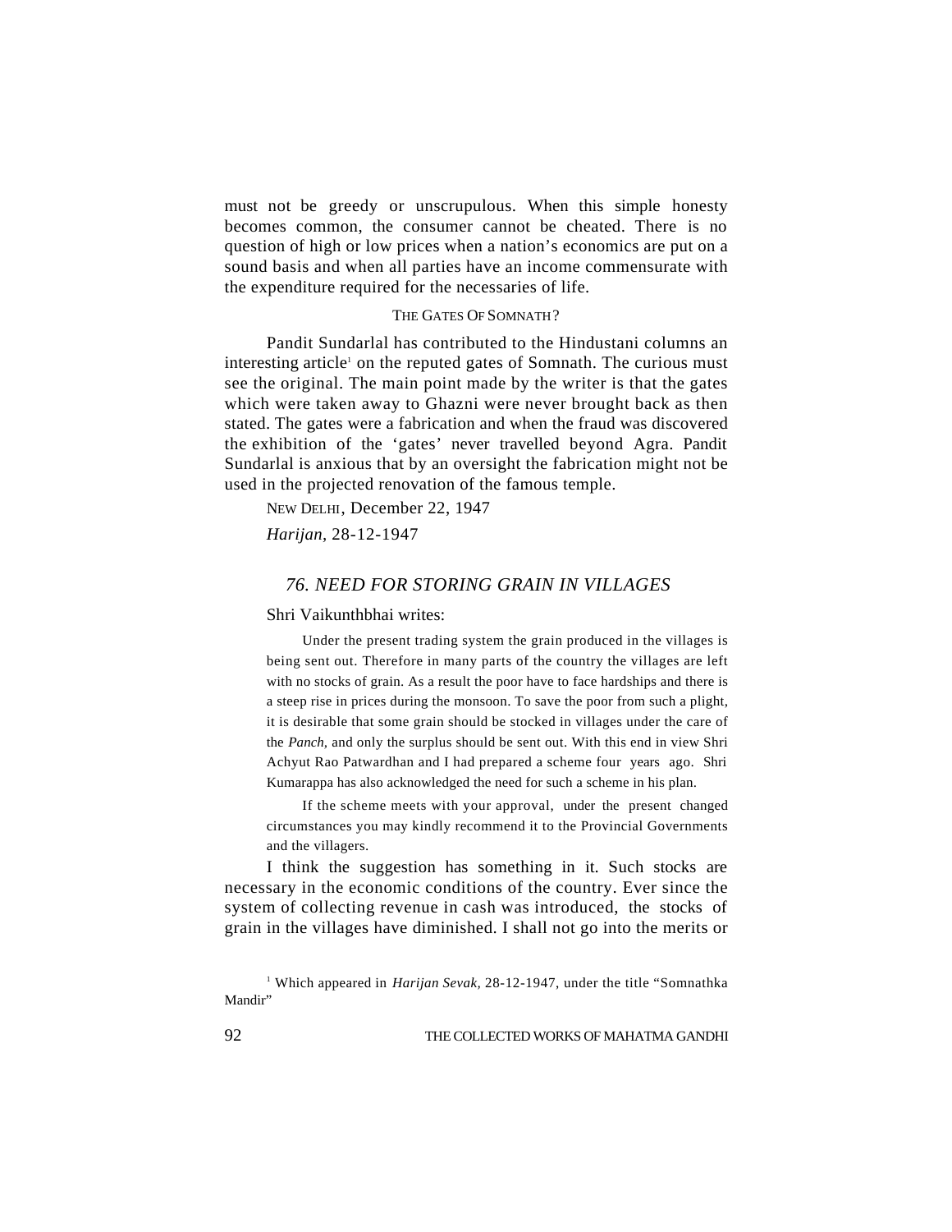must not be greedy or unscrupulous. When this simple honesty becomes common, the consumer cannot be cheated. There is no question of high or low prices when a nation's economics are put on a sound basis and when all parties have an income commensurate with the expenditure required for the necessaries of life.

THE GATES OF SOMNATH?

Pandit Sundarlal has contributed to the Hindustani columns an interesting article[1] on the reputed gates of Somnath. The curious must see the original. The main point made by the writer is that the gates which were taken away to Ghazni were never brought back as then stated. The gates were a fabrication and when the fraud was discovered the exhibition of the 'gates' never travelled beyond Agra. Pandit Sundarlal is anxious that by an oversight the fabrication might not be used in the projected renovation of the famous temple.

NEW DELHI, December 22, 1947

*Harijan*, 28-12-1947

### *76. NEED FOR STORING GRAIN IN VILLAGES*

Shri Vaikunthbhai writes:

> Under the present trading system the grain produced in the villages is being sent out. Therefore in many parts of the country the villages are left with no stocks of grain. As a result the poor have to face hardships and there is a steep rise in prices during the monsoon. To save the poor from such a plight, it is desirable that some grain should be stocked in villages under the care of the *Panch*, and only the surplus should be sent out. With this end in view Shri Achyut Rao Patwardhan and I had prepared a scheme four years ago. Shri Kumarappa has also acknowledged the need for such a scheme in his plan.
>
> If the scheme meets with your approval, under the present changed circumstances you may kindly recommend it to the Provincial Governments and the villagers.

I think the suggestion has something in it. Such stocks are necessary in the economic conditions of the country. Ever since the system of collecting revenue in cash was introduced, the stocks of grain in the villages have diminished. I shall not go into the merits or

[1] Which appeared in *Harijan Sevak*, 28-12-1947, under the title "Somnathka Mandir"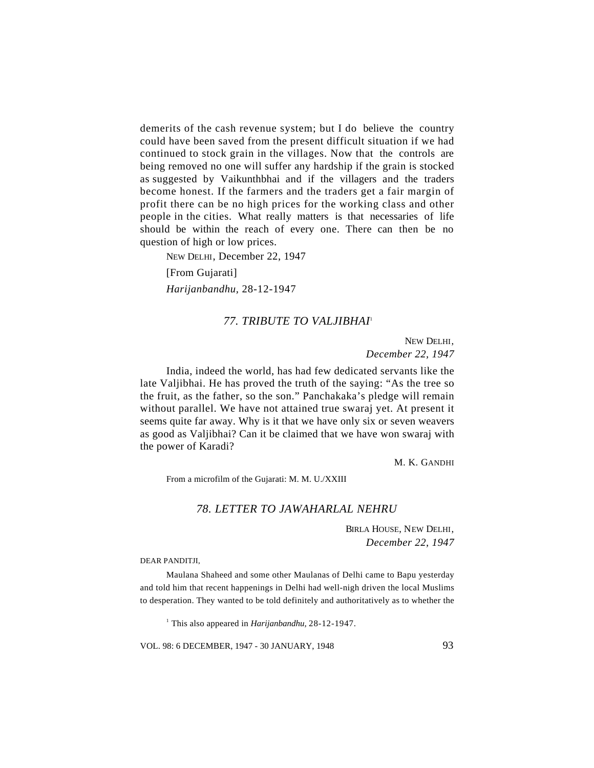demerits of the cash revenue system; but I do believe the country could have been saved from the present difficult situation if we had continued to stock grain in the villages. Now that the controls are being removed no one will suffer any hardship if the grain is stocked as suggested by Vaikunthbhai and if the villagers and the traders become honest. If the farmers and the traders get a fair margin of profit there can be no high prices for the working class and other people in the cities. What really matters is that necessaries of life should be within the reach of every one. There can then be no question of high or low prices.

NEW DELHI, December 22, 1947

[From Gujarati]

*Harijanbandhu*, 28-12-1947

### *77. TRIBUTE TO VALJIBHAI*[1]

NEW DELHI,
*December 22, 1947*

India, indeed the world, has had few dedicated servants like the late Valjibhai. He has proved the truth of the saying: "As the tree so the fruit, as the father, so the son." Panchakaka's pledge will remain without parallel. We have not attained true swaraj yet. At present it seems quite far away. Why is it that we have only six or seven weavers as good as Valjibhai? Can it be claimed that we have won swaraj with the power of Karadi?

M. K. GANDHI

From a microfilm of the Gujarati: M. M. U./XXIII

### *78. LETTER TO JAWAHARLAL NEHRU*

BIRLA HOUSE, NEW DELHI,
*December 22, 1947*

DEAR PANDITJI,

Maulana Shaheed and some other Maulanas of Delhi came to Bapu yesterday and told him that recent happenings in Delhi had well-nigh driven the local Muslims to desperation. They wanted to be told definitely and authoritatively as to whether the

[1] This also appeared in *Harijanbandhu*, 28-12-1947.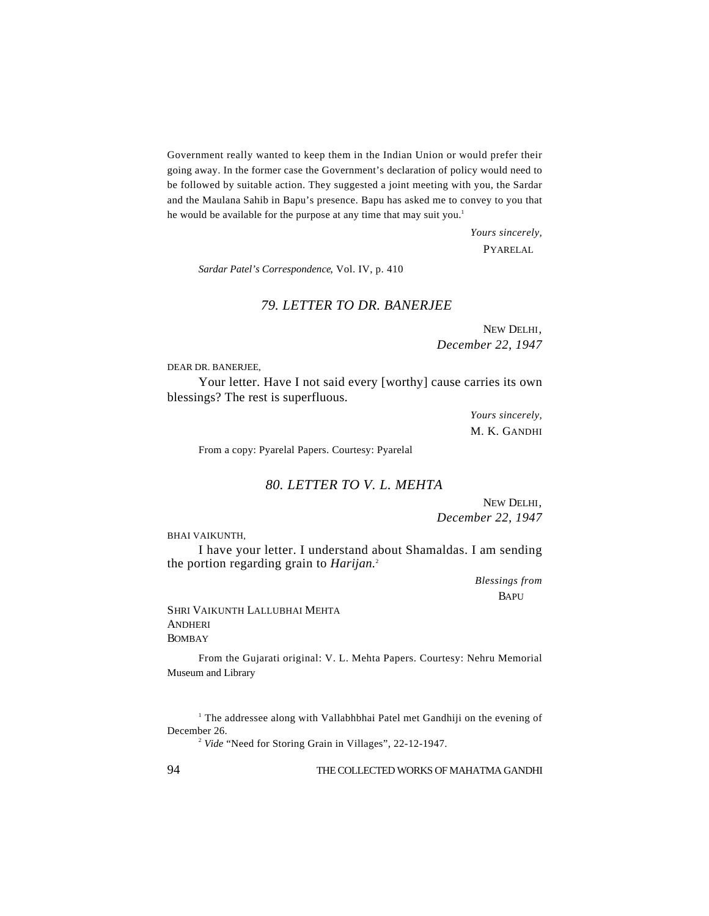Government really wanted to keep them in the Indian Union or would prefer their going away. In the former case the Government's declaration of policy would need to be followed by suitable action. They suggested a joint meeting with you, the Sardar and the Maulana Sahib in Bapu's presence. Bapu has asked me to convey to you that he would be available for the purpose at any time that may suit you.[1]

*Yours sincerely,*
PYARELAL

*Sardar Patel's Correspondence*, Vol. IV, p. 410

## *79. LETTER TO DR. BANERJEE*

NEW DELHI,
*December 22, 1947*

DEAR DR. BANERJEE,

Your letter. Have I not said every [worthy] cause carries its own blessings? The rest is superfluous.

*Yours sincerely,*
M. K. GANDHI

From a copy: Pyarelal Papers. Courtesy: Pyarelal

## *80. LETTER TO V. L. MEHTA*

NEW DELHI,
*December 22, 1947*

BHAI VAIKUNTH,

I have your letter. I understand about Shamaldas. I am sending the portion regarding grain to *Harijan.*[2]

*Blessings from*
BAPU

SHRI VAIKUNTH LALLUBHAI MEHTA
ANDHERI
BOMBAY

From the Gujarati original: V. L. Mehta Papers. Courtesy: Nehru Memorial Museum and Library

---

[1] The addressee along with Vallabhbhai Patel met Gandhiji on the evening of December 26.

[2] *Vide* "Need for Storing Grain in Villages", 22-12-1947.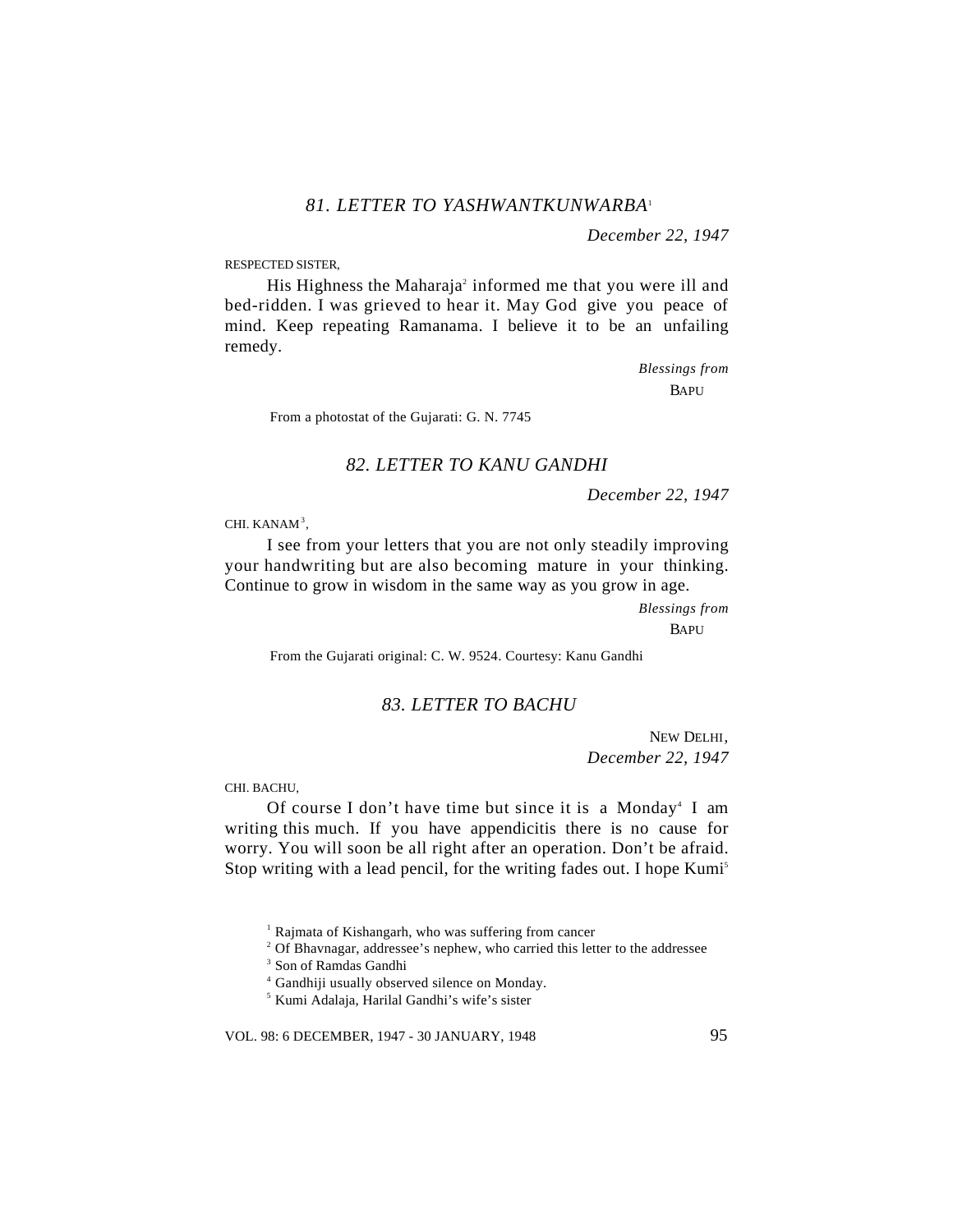### *81. LETTER TO YASHWANTKUNWARBA*[1]

*December 22, 1947*

RESPECTED SISTER,

His Highness the Maharaja[2] informed me that you were ill and bed-ridden. I was grieved to hear it. May God give you peace of mind. Keep repeating Ramanama. I believe it to be an unfailing remedy.

*Blessings from*
BAPU

From a photostat of the Gujarati: G. N. 7745

### *82. LETTER TO KANU GANDHI*

*December 22, 1947*

CHI. KANAM[3],

I see from your letters that you are not only steadily improving your handwriting but are also becoming mature in your thinking. Continue to grow in wisdom in the same way as you grow in age.

*Blessings from*
BAPU

From the Gujarati original: C. W. 9524. Courtesy: Kanu Gandhi

### *83. LETTER TO BACHU*

NEW DELHI,
*December 22, 1947*

CHI. BACHU,

Of course I don't have time but since it is a Monday[4] I am writing this much. If you have appendicitis there is no cause for worry. You will soon be all right after an operation. Don't be afraid. Stop writing with a lead pencil, for the writing fades out. I hope Kumi[5]

---

[1] Rajmata of Kishangarh, who was suffering from cancer

[2] Of Bhavnagar, addressee's nephew, who carried this letter to the addressee

[3] Son of Ramdas Gandhi

[4] Gandhiji usually observed silence on Monday.

[5] Kumi Adalaja, Harilal Gandhi's wife's sister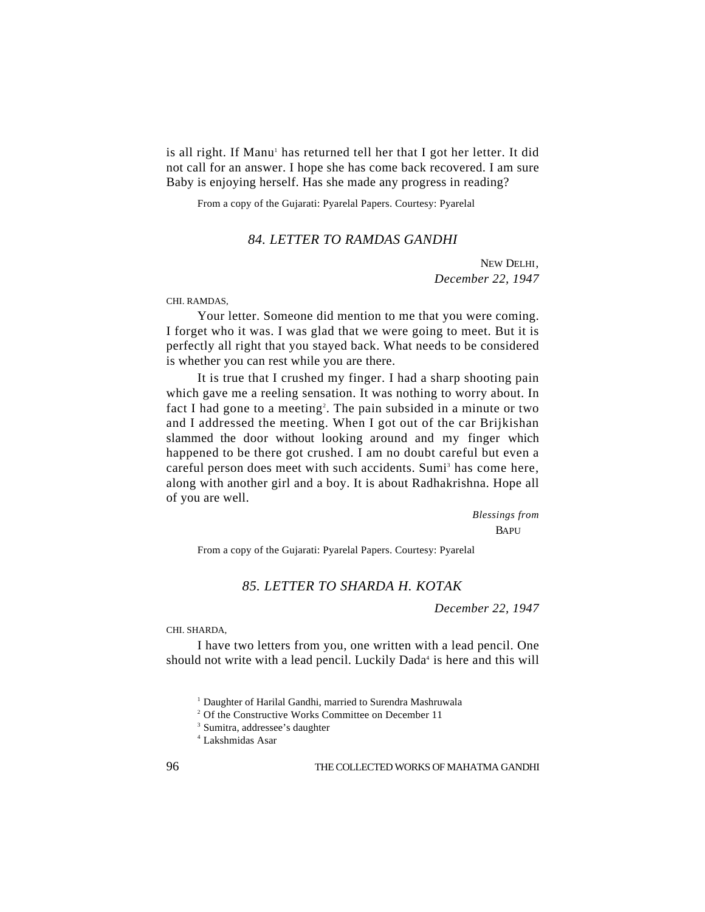is all right. If Manu[1] has returned tell her that I got her letter. It did not call for an answer. I hope she has come back recovered. I am sure Baby is enjoying herself. Has she made any progress in reading?

From a copy of the Gujarati: Pyarelal Papers. Courtesy: Pyarelal

## *84. LETTER TO RAMDAS GANDHI*

NEW DELHI,
*December 22, 1947*

CHI. RAMDAS,

Your letter. Someone did mention to me that you were coming. I forget who it was. I was glad that we were going to meet. But it is perfectly all right that you stayed back. What needs to be considered is whether you can rest while you are there.

It is true that I crushed my finger. I had a sharp shooting pain which gave me a reeling sensation. It was nothing to worry about. In fact I had gone to a meeting[2]. The pain subsided in a minute or two and I addressed the meeting. When I got out of the car Brijkishan slammed the door without looking around and my finger which happened to be there got crushed. I am no doubt careful but even a careful person does meet with such accidents. Sumi[3] has come here, along with another girl and a boy. It is about Radhakrishna. Hope all of you are well.

*Blessings from*
BAPU

From a copy of the Gujarati: Pyarelal Papers. Courtesy: Pyarelal

## *85. LETTER TO SHARDA H. KOTAK*

*December 22, 1947*

CHI. SHARDA,

I have two letters from you, one written with a lead pencil. One should not write with a lead pencil. Luckily Dada[4] is here and this will

[1] Daughter of Harilal Gandhi, married to Surendra Mashruwala

[2] Of the Constructive Works Committee on December 11

[3] Sumitra, addressee's daughter

[4] Lakshmidas Asar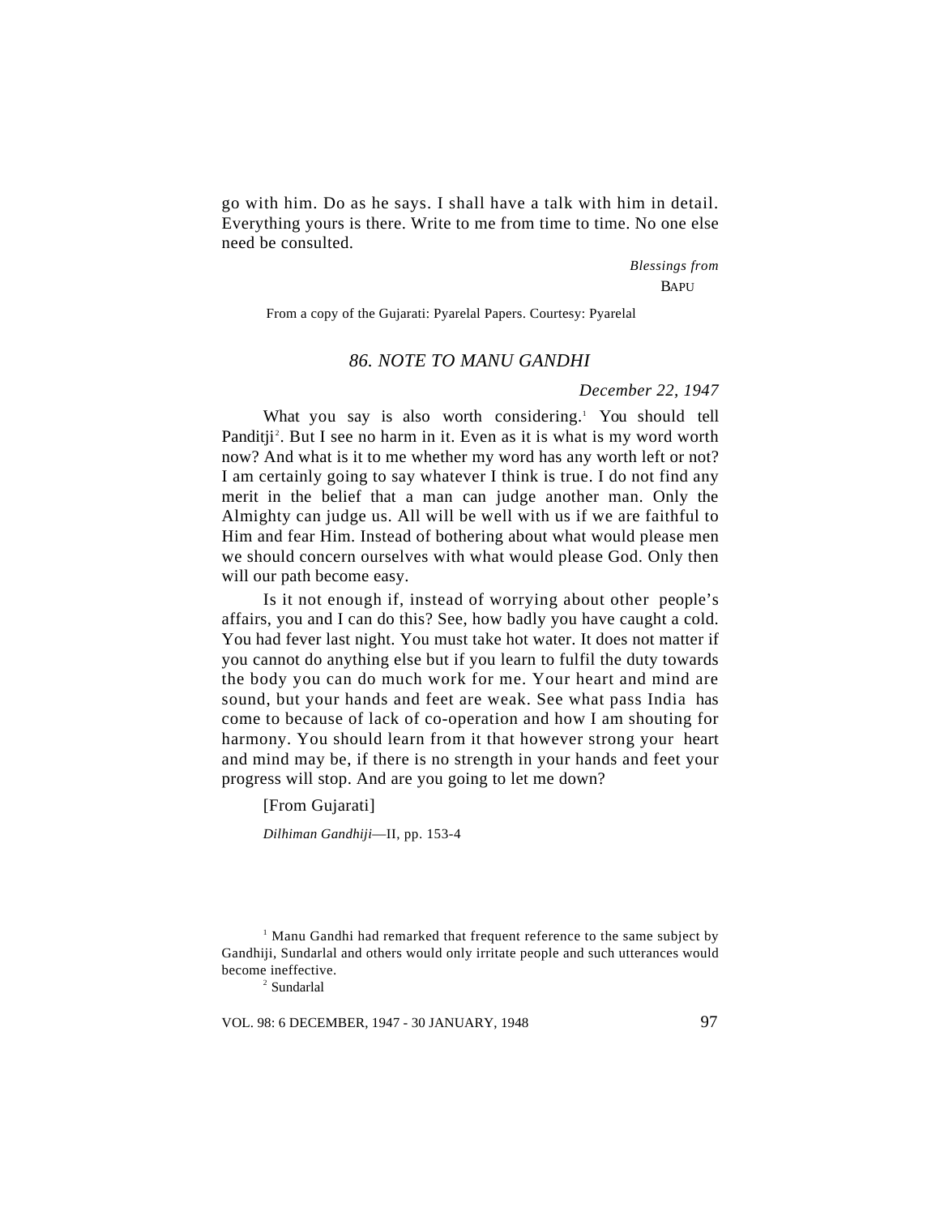go with him. Do as he says. I shall have a talk with him in detail. Everything yours is there. Write to me from time to time. No one else need be consulted.

*Blessings from*
BAPU

From a copy of the Gujarati: Pyarelal Papers. Courtesy: Pyarelal

## *86. NOTE TO MANU GANDHI*

*December 22, 1947*

What you say is also worth considering.[1] You should tell Panditji[2]. But I see no harm in it. Even as it is what is my word worth now? And what is it to me whether my word has any worth left or not? I am certainly going to say whatever I think is true. I do not find any merit in the belief that a man can judge another man. Only the Almighty can judge us. All will be well with us if we are faithful to Him and fear Him. Instead of bothering about what would please men we should concern ourselves with what would please God. Only then will our path become easy.

Is it not enough if, instead of worrying about other people's affairs, you and I can do this? See, how badly you have caught a cold. You had fever last night. You must take hot water. It does not matter if you cannot do anything else but if you learn to fulfil the duty towards the body you can do much work for me. Your heart and mind are sound, but your hands and feet are weak. See what pass India has come to because of lack of co-operation and how I am shouting for harmony. You should learn from it that however strong your heart and mind may be, if there is no strength in your hands and feet your progress will stop. And are you going to let me down?

[From Gujarati]

*Dilhiman Gandhiji*—II, pp. 153-4

[1] Manu Gandhi had remarked that frequent reference to the same subject by Gandhiji, Sundarlal and others would only irritate people and such utterances would become ineffective.

[2] Sundarlal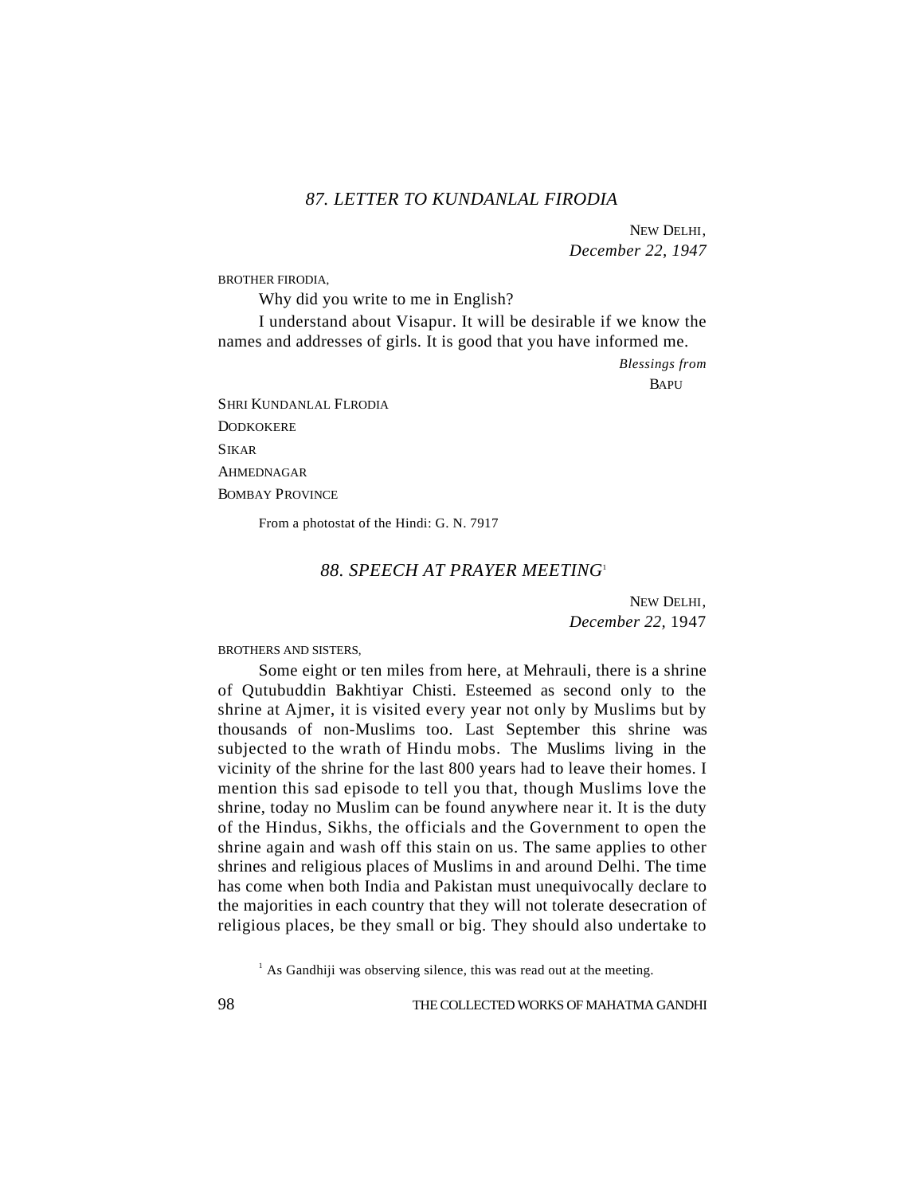## *87. LETTER TO KUNDANLAL FIRODIA*

NEW DELHI,
*December 22, 1947*

BROTHER FIRODIA,

Why did you write to me in English?

I understand about Visapur. It will be desirable if we know the names and addresses of girls. It is good that you have informed me.

*Blessings from*
BAPU

SHRI KUNDANLAL FLRODIA
DODKOKERE
SIKAR
AHMEDNAGAR
BOMBAY PROVINCE

From a photostat of the Hindi: G. N. 7917

## *88. SPEECH AT PRAYER MEETING*[1]

NEW DELHI,
*December 22,* 1947

BROTHERS AND SISTERS,

Some eight or ten miles from here, at Mehrauli, there is a shrine of Qutubuddin Bakhtiyar Chisti. Esteemed as second only to the shrine at Ajmer, it is visited every year not only by Muslims but by thousands of non-Muslims too. Last September this shrine was subjected to the wrath of Hindu mobs. The Muslims living in the vicinity of the shrine for the last 800 years had to leave their homes. I mention this sad episode to tell you that, though Muslims love the shrine, today no Muslim can be found anywhere near it. It is the duty of the Hindus, Sikhs, the officials and the Government to open the shrine again and wash off this stain on us. The same applies to other shrines and religious places of Muslims in and around Delhi. The time has come when both India and Pakistan must unequivocally declare to the majorities in each country that they will not tolerate desecration of religious places, be they small or big. They should also undertake to

[1] As Gandhiji was observing silence, this was read out at the meeting.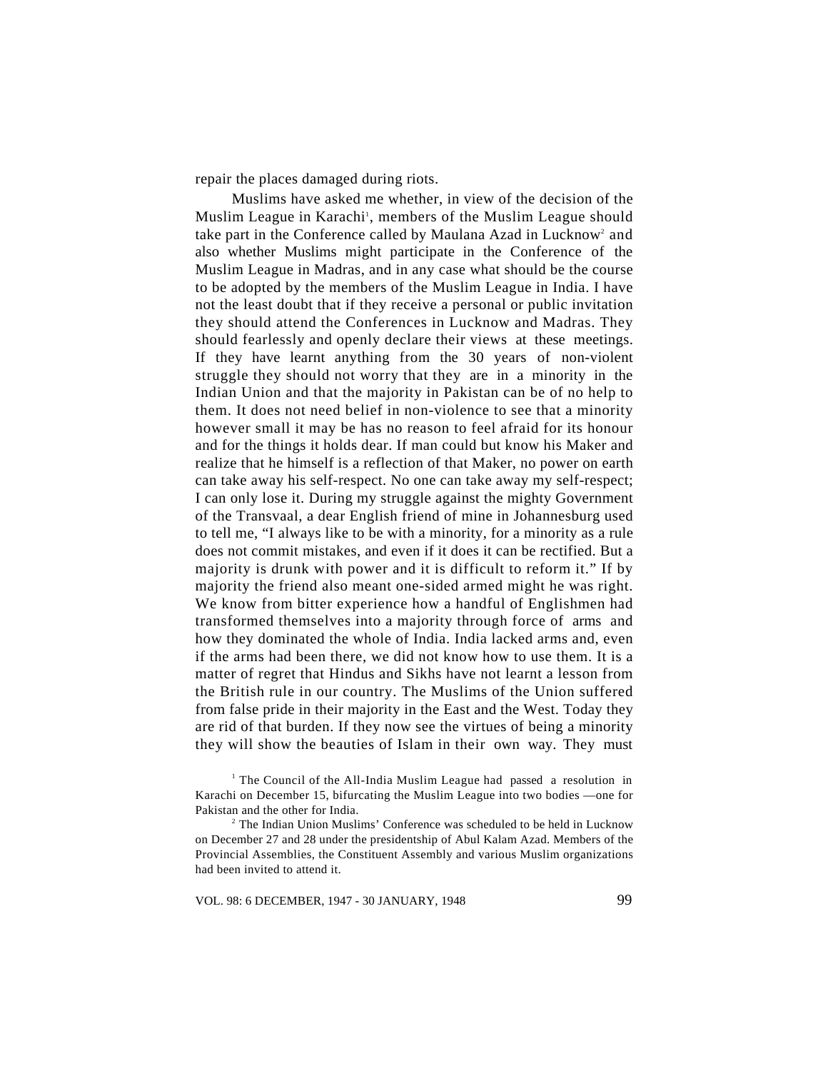repair the places damaged during riots.

Muslims have asked me whether, in view of the decision of the Muslim League in Karachi[1], members of the Muslim League should take part in the Conference called by Maulana Azad in Lucknow[2] and also whether Muslims might participate in the Conference of the Muslim League in Madras, and in any case what should be the course to be adopted by the members of the Muslim League in India. I have not the least doubt that if they receive a personal or public invitation they should attend the Conferences in Lucknow and Madras. They should fearlessly and openly declare their views at these meetings. If they have learnt anything from the 30 years of non-violent struggle they should not worry that they are in a minority in the Indian Union and that the majority in Pakistan can be of no help to them. It does not need belief in non-violence to see that a minority however small it may be has no reason to feel afraid for its honour and for the things it holds dear. If man could but know his Maker and realize that he himself is a reflection of that Maker, no power on earth can take away his self-respect. No one can take away my self-respect; I can only lose it. During my struggle against the mighty Government of the Transvaal, a dear English friend of mine in Johannesburg used to tell me, "I always like to be with a minority, for a minority as a rule does not commit mistakes, and even if it does it can be rectified. But a majority is drunk with power and it is difficult to reform it." If by majority the friend also meant one-sided armed might he was right. We know from bitter experience how a handful of Englishmen had transformed themselves into a majority through force of arms and how they dominated the whole of India. India lacked arms and, even if the arms had been there, we did not know how to use them. It is a matter of regret that Hindus and Sikhs have not learnt a lesson from the British rule in our country. The Muslims of the Union suffered from false pride in their majority in the East and the West. Today they are rid of that burden. If they now see the virtues of being a minority they will show the beauties of Islam in their own way. They must

[1] The Council of the All-India Muslim League had passed a resolution in Karachi on December 15, bifurcating the Muslim League into two bodies —one for Pakistan and the other for India.

[2] The Indian Union Muslims' Conference was scheduled to be held in Lucknow on December 27 and 28 under the presidentship of Abul Kalam Azad. Members of the Provincial Assemblies, the Constituent Assembly and various Muslim organizations had been invited to attend it.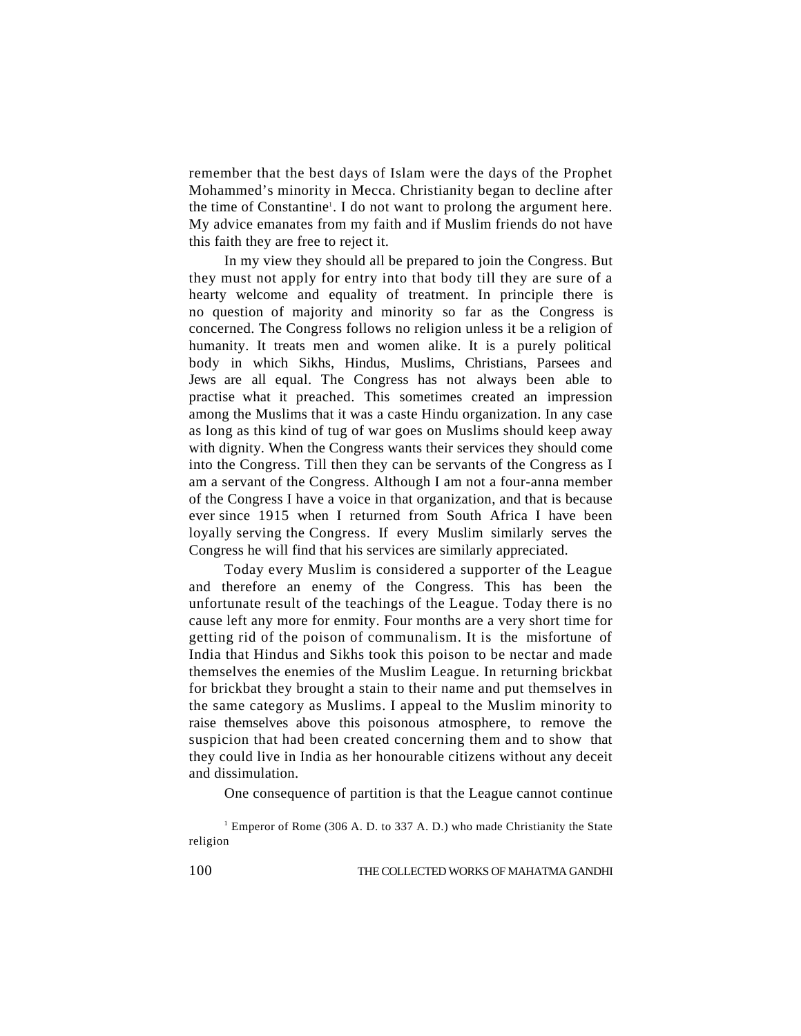remember that the best days of Islam were the days of the Prophet Mohammed's minority in Mecca. Christianity began to decline after the time of Constantine[1]. I do not want to prolong the argument here. My advice emanates from my faith and if Muslim friends do not have this faith they are free to reject it.

In my view they should all be prepared to join the Congress. But they must not apply for entry into that body till they are sure of a hearty welcome and equality of treatment. In principle there is no question of majority and minority so far as the Congress is concerned. The Congress follows no religion unless it be a religion of humanity. It treats men and women alike. It is a purely political body in which Sikhs, Hindus, Muslims, Christians, Parsees and Jews are all equal. The Congress has not always been able to practise what it preached. This sometimes created an impression among the Muslims that it was a caste Hindu organization. In any case as long as this kind of tug of war goes on Muslims should keep away with dignity. When the Congress wants their services they should come into the Congress. Till then they can be servants of the Congress as I am a servant of the Congress. Although I am not a four-anna member of the Congress I have a voice in that organization, and that is because ever since 1915 when I returned from South Africa I have been loyally serving the Congress. If every Muslim similarly serves the Congress he will find that his services are similarly appreciated.

Today every Muslim is considered a supporter of the League and therefore an enemy of the Congress. This has been the unfortunate result of the teachings of the League. Today there is no cause left any more for enmity. Four months are a very short time for getting rid of the poison of communalism. It is the misfortune of India that Hindus and Sikhs took this poison to be nectar and made themselves the enemies of the Muslim League. In returning brickbat for brickbat they brought a stain to their name and put themselves in the same category as Muslims. I appeal to the Muslim minority to raise themselves above this poisonous atmosphere, to remove the suspicion that had been created concerning them and to show that they could live in India as her honourable citizens without any deceit and dissimulation.

One consequence of partition is that the League cannot continue

[1] Emperor of Rome (306 A. D. to 337 A. D.) who made Christianity the State religion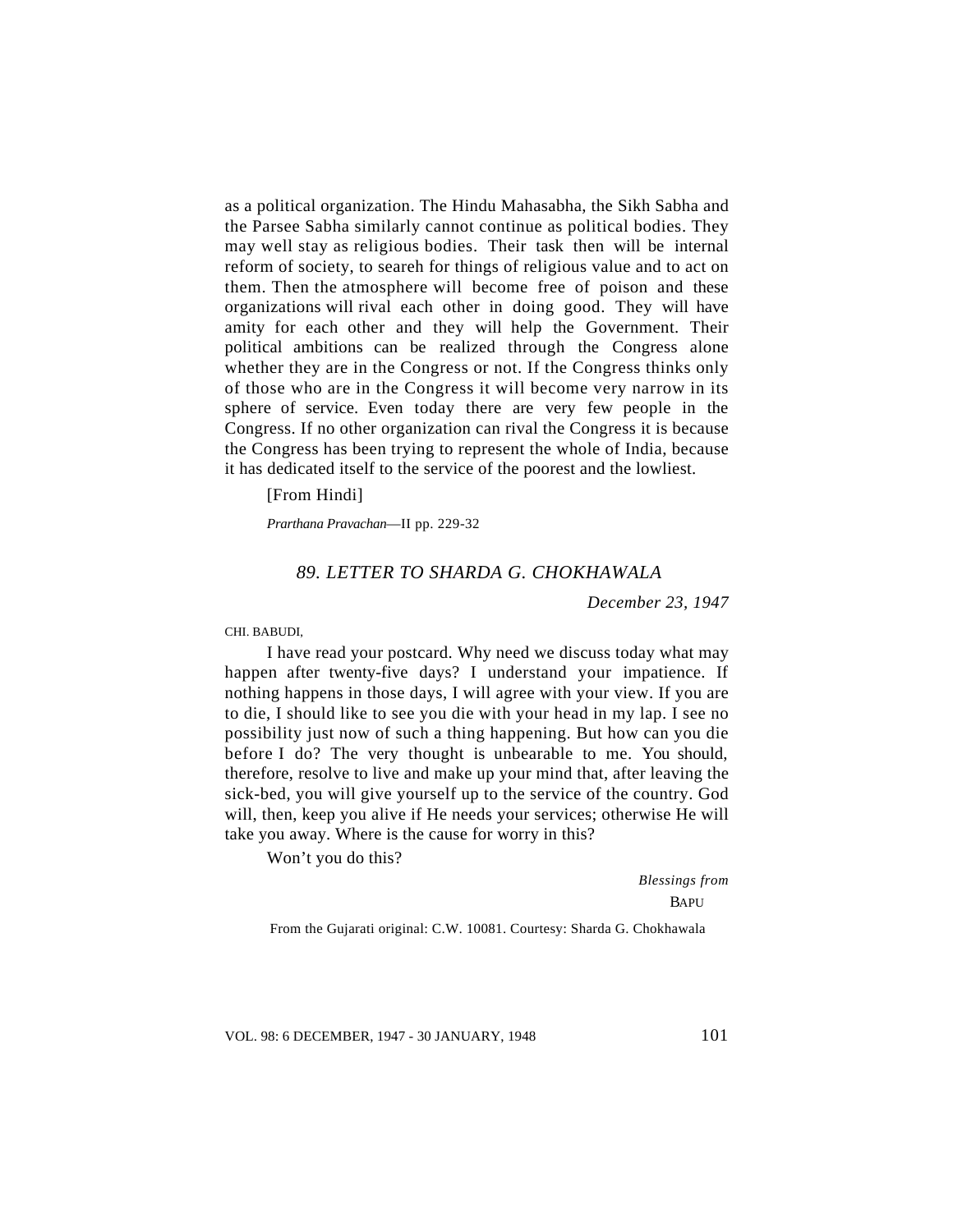as a political organization. The Hindu Mahasabha, the Sikh Sabha and the Parsee Sabha similarly cannot continue as political bodies. They may well stay as religious bodies. Their task then will be internal reform of society, to seareh for things of religious value and to act on them. Then the atmosphere will become free of poison and these organizations will rival each other in doing good. They will have amity for each other and they will help the Government. Their political ambitions can be realized through the Congress alone whether they are in the Congress or not. If the Congress thinks only of those who are in the Congress it will become very narrow in its sphere of service. Even today there are very few people in the Congress. If no other organization can rival the Congress it is because the Congress has been trying to represent the whole of India, because it has dedicated itself to the service of the poorest and the lowliest.

[From Hindi]

*Prarthana Pravachan*—II pp. 229-32

## *89. LETTER TO SHARDA G. CHOKHAWALA*

*December 23, 1947*

CHI. BABUDI,

I have read your postcard. Why need we discuss today what may happen after twenty-five days? I understand your impatience. If nothing happens in those days, I will agree with your view. If you are to die, I should like to see you die with your head in my lap. I see no possibility just now of such a thing happening. But how can you die before I do? The very thought is unbearable to me. You should, therefore, resolve to live and make up your mind that, after leaving the sick-bed, you will give yourself up to the service of the country. God will, then, keep you alive if He needs your services; otherwise He will take you away. Where is the cause for worry in this?

Won't you do this?

*Blessings from*

BAPU

From the Gujarati original: C.W. 10081. Courtesy: Sharda G. Chokhawala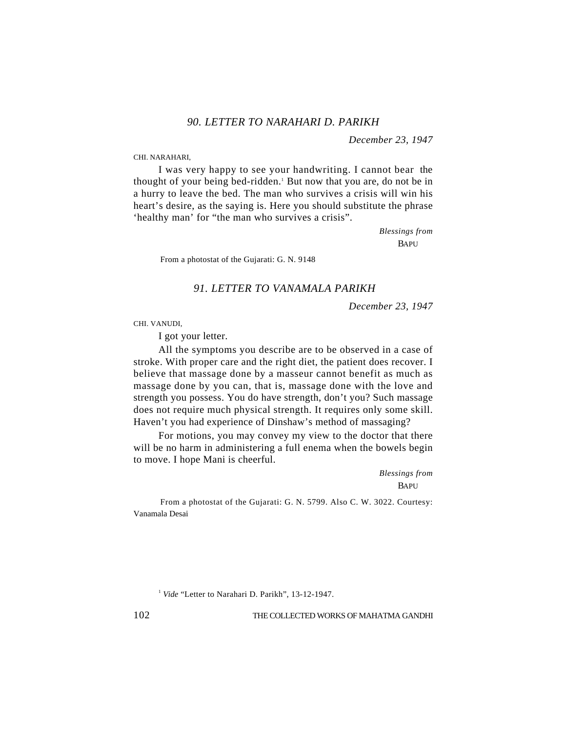## *90. LETTER TO NARAHARI D. PARIKH*

*December 23, 1947*

CHI. NARAHARI,

I was very happy to see your handwriting. I cannot bear the thought of your being bed-ridden.[1] But now that you are, do not be in a hurry to leave the bed. The man who survives a crisis will win his heart's desire, as the saying is. Here you should substitute the phrase 'healthy man' for "the man who survives a crisis".

*Blessings from*
BAPU

From a photostat of the Gujarati: G. N. 9148

## *91. LETTER TO VANAMALA PARIKH*

*December 23, 1947*

CHI. VANUDI,

I got your letter.

All the symptoms you describe are to be observed in a case of stroke. With proper care and the right diet, the patient does recover. I believe that massage done by a masseur cannot benefit as much as massage done by you can, that is, massage done with the love and strength you possess. You do have strength, don't you? Such massage does not require much physical strength. It requires only some skill. Haven't you had experience of Dinshaw's method of massaging?

For motions, you may convey my view to the doctor that there will be no harm in administering a full enema when the bowels begin to move. I hope Mani is cheerful.

*Blessings from*
BAPU

From a photostat of the Gujarati: G. N. 5799. Also C. W. 3022. Courtesy: Vanamala Desai

[1] *Vide* "Letter to Narahari D. Parikh", 13-12-1947.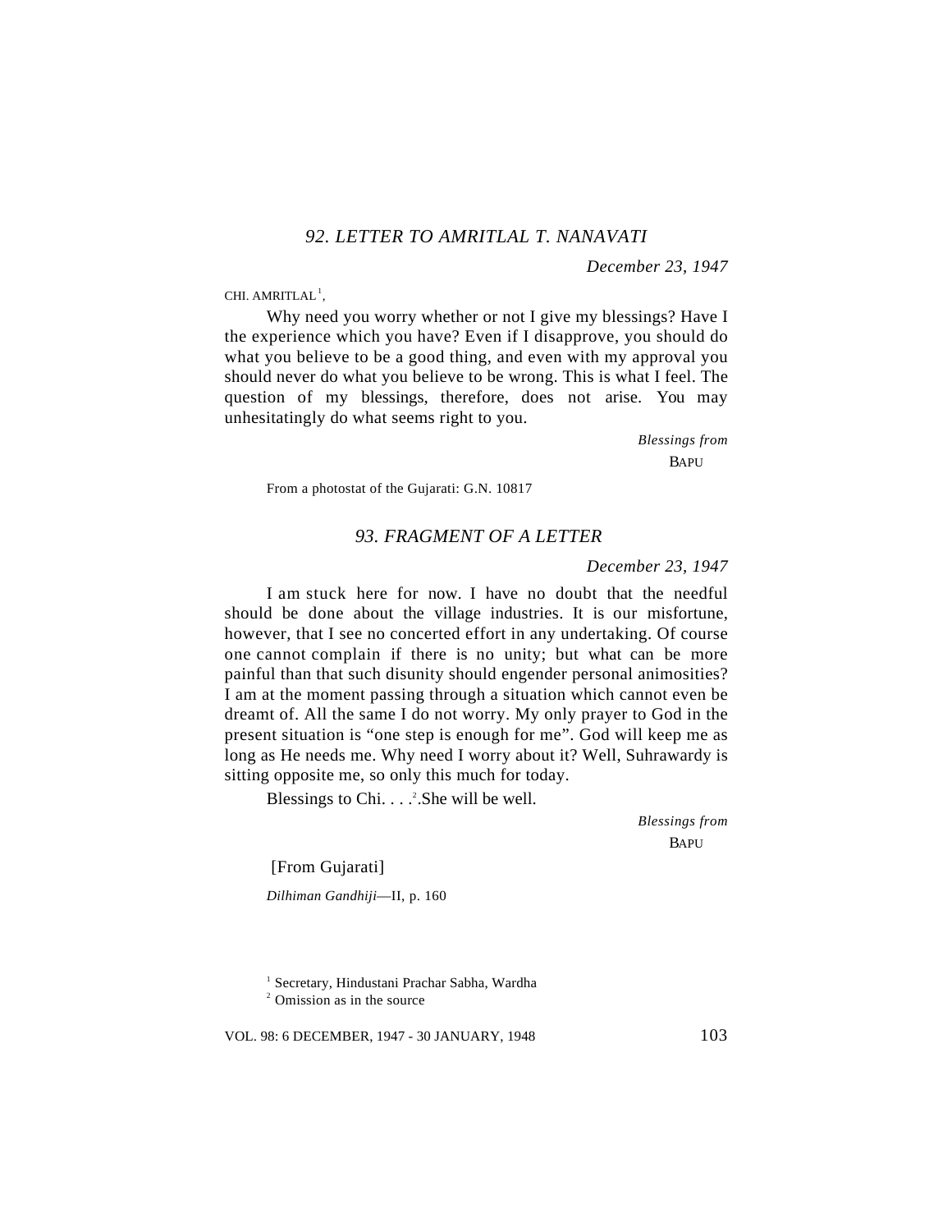### *92. LETTER TO AMRITLAL T. NANAVATI*

*December 23, 1947*

CHI. AMRITLAL[1],

Why need you worry whether or not I give my blessings? Have I the experience which you have? Even if I disapprove, you should do what you believe to be a good thing, and even with my approval you should never do what you believe to be wrong. This is what I feel. The question of my blessings, therefore, does not arise. You may unhesitatingly do what seems right to you.

*Blessings from*
BAPU

From a photostat of the Gujarati: G.N. 10817

### *93. FRAGMENT OF A LETTER*

*December 23, 1947*

I am stuck here for now. I have no doubt that the needful should be done about the village industries. It is our misfortune, however, that I see no concerted effort in any undertaking. Of course one cannot complain if there is no unity; but what can be more painful than that such disunity should engender personal animosities? I am at the moment passing through a situation which cannot even be dreamt of. All the same I do not worry. My only prayer to God in the present situation is "one step is enough for me". God will keep me as long as He needs me. Why need I worry about it? Well, Suhrawardy is sitting opposite me, so only this much for today.

Blessings to Chi. . . .[2].She will be well.

*Blessings from*
BAPU

[From Gujarati]

*Dilhiman Gandhiji*—II, p. 160

---

[1] Secretary, Hindustani Prachar Sabha, Wardha

[2] Omission as in the source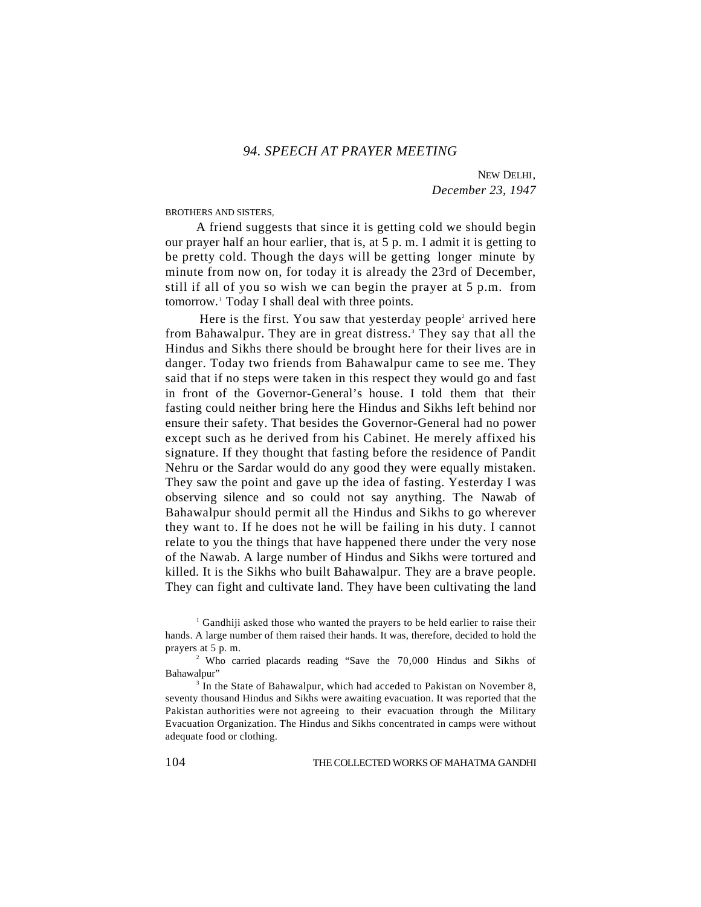## *94. SPEECH AT PRAYER MEETING*

NEW DELHI,
*December 23, 1947*

BROTHERS AND SISTERS,

A friend suggests that since it is getting cold we should begin our prayer half an hour earlier, that is, at 5 p. m. I admit it is getting to be pretty cold. Though the days will be getting longer minute by minute from now on, for today it is already the 23rd of December, still if all of you so wish we can begin the prayer at 5 p.m. from tomorrow.[1] Today I shall deal with three points.

Here is the first. You saw that yesterday people[2] arrived here from Bahawalpur. They are in great distress.[3] They say that all the Hindus and Sikhs there should be brought here for their lives are in danger. Today two friends from Bahawalpur came to see me. They said that if no steps were taken in this respect they would go and fast in front of the Governor-General's house. I told them that their fasting could neither bring here the Hindus and Sikhs left behind nor ensure their safety. That besides the Governor-General had no power except such as he derived from his Cabinet. He merely affixed his signature. If they thought that fasting before the residence of Pandit Nehru or the Sardar would do any good they were equally mistaken. They saw the point and gave up the idea of fasting. Yesterday I was observing silence and so could not say anything. The Nawab of Bahawalpur should permit all the Hindus and Sikhs to go wherever they want to. If he does not he will be failing in his duty. I cannot relate to you the things that have happened there under the very nose of the Nawab. A large number of Hindus and Sikhs were tortured and killed. It is the Sikhs who built Bahawalpur. They are a brave people. They can fight and cultivate land. They have been cultivating the land

[1] Gandhiji asked those who wanted the prayers to be held earlier to raise their hands. A large number of them raised their hands. It was, therefore, decided to hold the prayers at 5 p. m.

[2] Who carried placards reading "Save the 70,000 Hindus and Sikhs of Bahawalpur"

[3] In the State of Bahawalpur, which had acceded to Pakistan on November 8, seventy thousand Hindus and Sikhs were awaiting evacuation. It was reported that the Pakistan authorities were not agreeing to their evacuation through the Military Evacuation Organization. The Hindus and Sikhs concentrated in camps were without adequate food or clothing.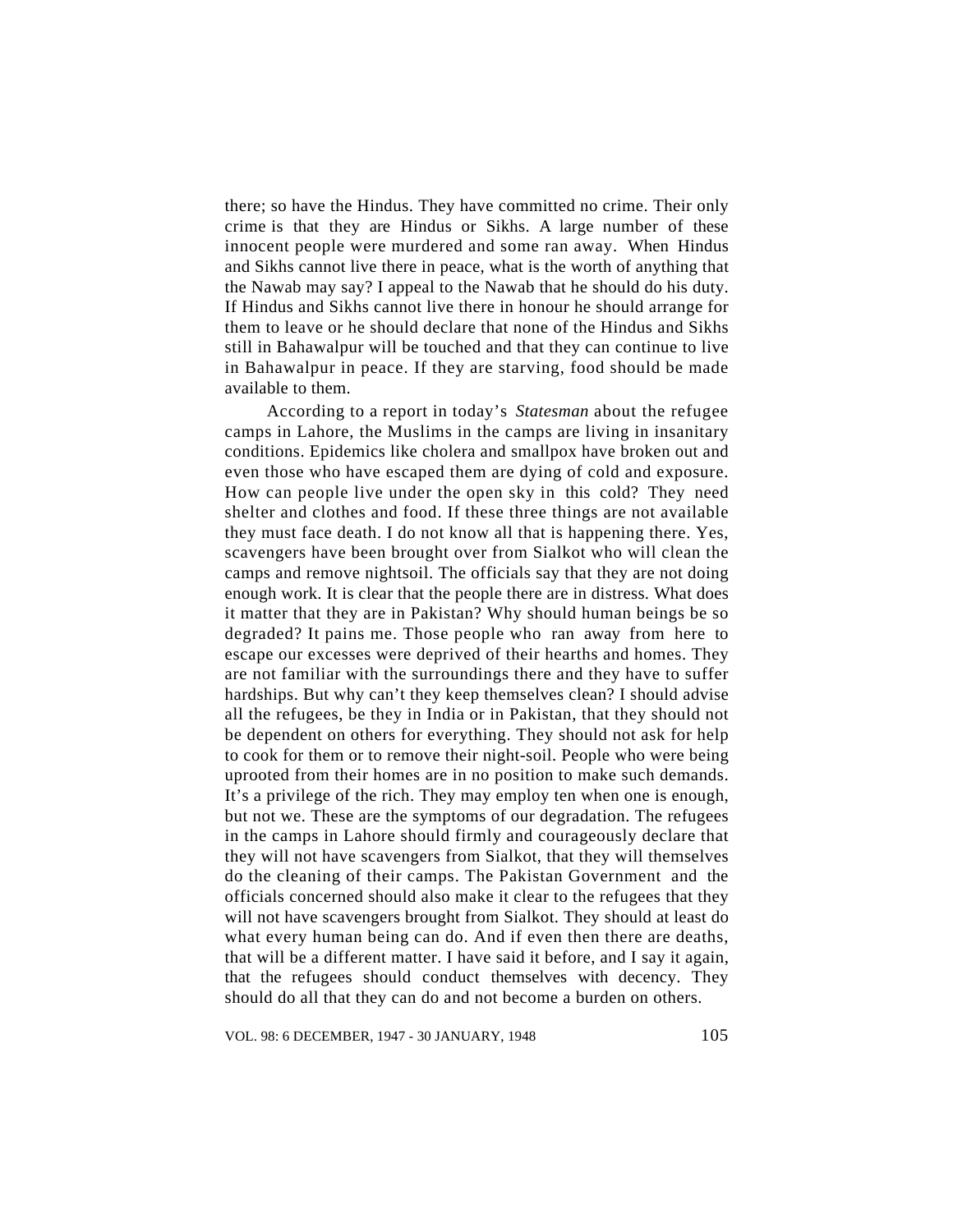there; so have the Hindus. They have committed no crime. Their only crime is that they are Hindus or Sikhs. A large number of these innocent people were murdered and some ran away. When Hindus and Sikhs cannot live there in peace, what is the worth of anything that the Nawab may say? I appeal to the Nawab that he should do his duty. If Hindus and Sikhs cannot live there in honour he should arrange for them to leave or he should declare that none of the Hindus and Sikhs still in Bahawalpur will be touched and that they can continue to live in Bahawalpur in peace. If they are starving, food should be made available to them.

According to a report in today's *Statesman* about the refugee camps in Lahore, the Muslims in the camps are living in insanitary conditions. Epidemics like cholera and smallpox have broken out and even those who have escaped them are dying of cold and exposure. How can people live under the open sky in this cold? They need shelter and clothes and food. If these three things are not available they must face death. I do not know all that is happening there. Yes, scavengers have been brought over from Sialkot who will clean the camps and remove nightsoil. The officials say that they are not doing enough work. It is clear that the people there are in distress. What does it matter that they are in Pakistan? Why should human beings be so degraded? It pains me. Those people who ran away from here to escape our excesses were deprived of their hearths and homes. They are not familiar with the surroundings there and they have to suffer hardships. But why can't they keep themselves clean? I should advise all the refugees, be they in India or in Pakistan, that they should not be dependent on others for everything. They should not ask for help to cook for them or to remove their night-soil. People who were being uprooted from their homes are in no position to make such demands. It's a privilege of the rich. They may employ ten when one is enough, but not we. These are the symptoms of our degradation. The refugees in the camps in Lahore should firmly and courageously declare that they will not have scavengers from Sialkot, that they will themselves do the cleaning of their camps. The Pakistan Government and the officials concerned should also make it clear to the refugees that they will not have scavengers brought from Sialkot. They should at least do what every human being can do. And if even then there are deaths, that will be a different matter. I have said it before, and I say it again, that the refugees should conduct themselves with decency. They should do all that they can do and not become a burden on others.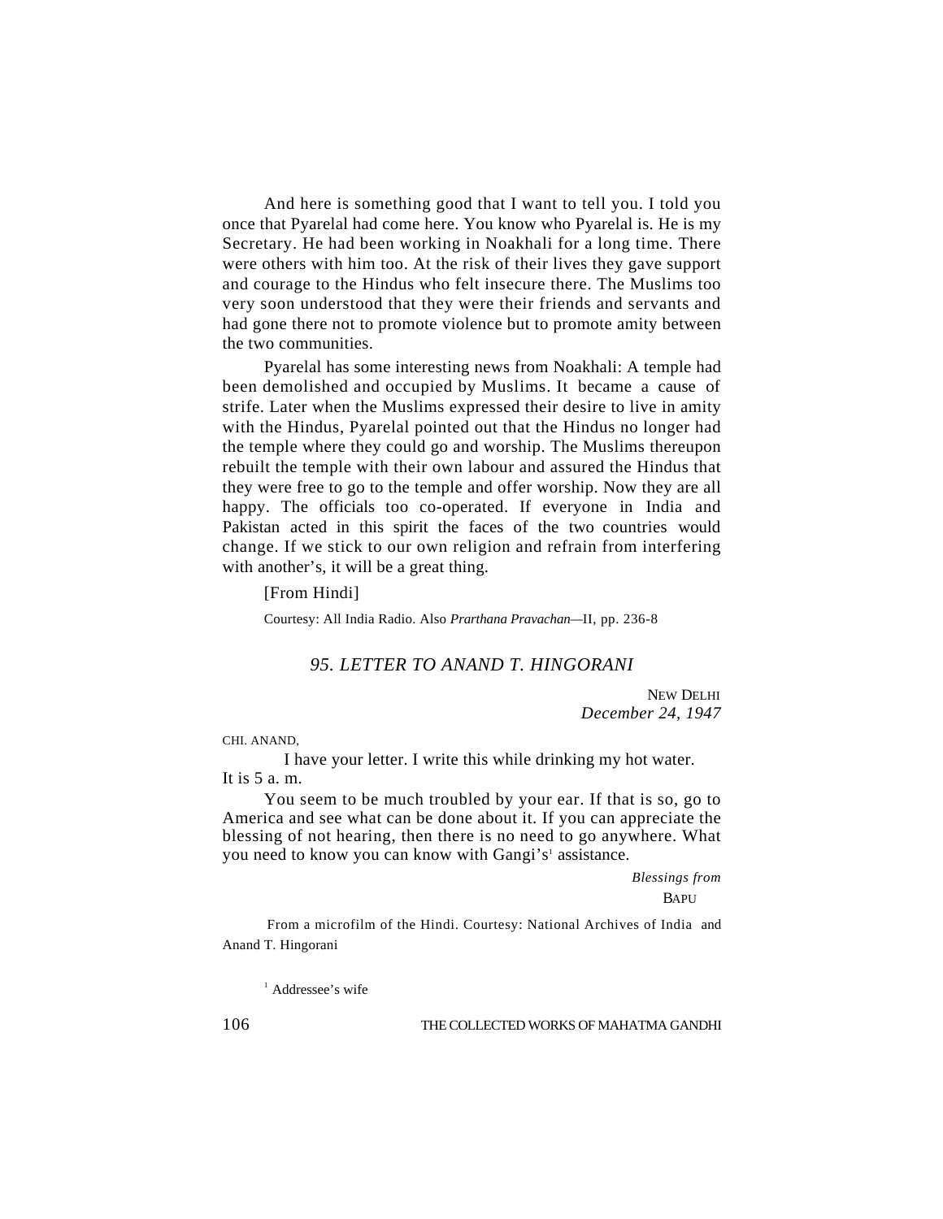And here is something good that I want to tell you. I told you once that Pyarelal had come here. You know who Pyarelal is. He is my Secretary. He had been working in Noakhali for a long time. There were others with him too. At the risk of their lives they gave support and courage to the Hindus who felt insecure there. The Muslims too very soon understood that they were their friends and servants and had gone there not to promote violence but to promote amity between the two communities.

Pyarelal has some interesting news from Noakhali: A temple had been demolished and occupied by Muslims. It became a cause of strife. Later when the Muslims expressed their desire to live in amity with the Hindus, Pyarelal pointed out that the Hindus no longer had the temple where they could go and worship. The Muslims thereupon rebuilt the temple with their own labour and assured the Hindus that they were free to go to the temple and offer worship. Now they are all happy. The officials too co-operated. If everyone in India and Pakistan acted in this spirit the faces of the two countries would change. If we stick to our own religion and refrain from interfering with another's, it will be a great thing.

[From Hindi]

Courtesy: All India Radio. Also *Prarthana Pravachan*—II, pp. 236-8

### *95. LETTER TO ANAND T. HINGORANI*

NEW DELHI
*December 24, 1947*

CHI. ANAND,

I have your letter. I write this while drinking my hot water. It is 5 a. m.

You seem to be much troubled by your ear. If that is so, go to America and see what can be done about it. If you can appreciate the blessing of not hearing, then there is no need to go anywhere. What you need to know you can know with Gangi's[1] assistance.

*Blessings from*
BAPU

From a microfilm of the Hindi. Courtesy: National Archives of India and Anand T. Hingorani

[1] Addressee's wife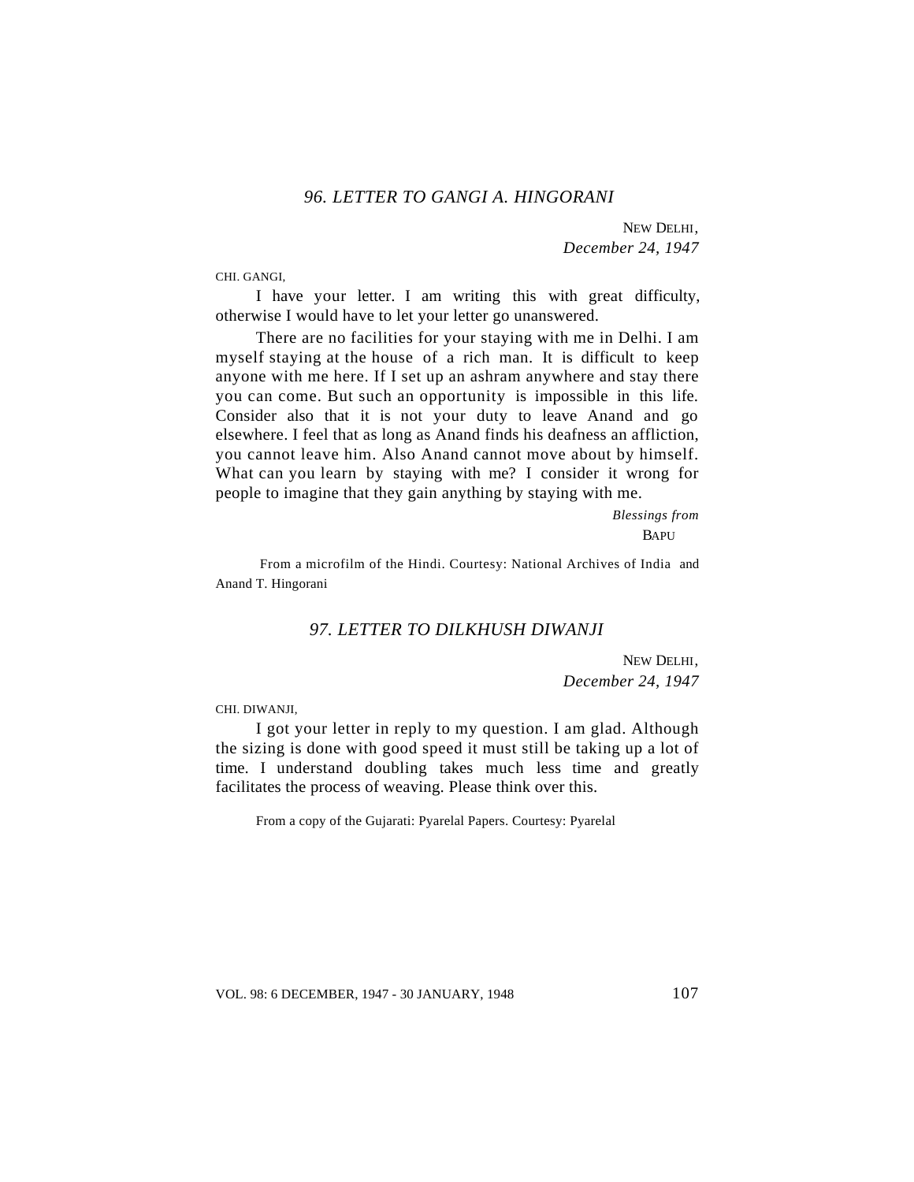## *96. LETTER TO GANGI A. HINGORANI*

NEW DELHI,
*December 24, 1947*

CHI. GANGI,

I have your letter. I am writing this with great difficulty, otherwise I would have to let your letter go unanswered.

There are no facilities for your staying with me in Delhi. I am myself staying at the house of a rich man. It is difficult to keep anyone with me here. If I set up an ashram anywhere and stay there you can come. But such an opportunity is impossible in this life. Consider also that it is not your duty to leave Anand and go elsewhere. I feel that as long as Anand finds his deafness an affliction, you cannot leave him. Also Anand cannot move about by himself. What can you learn by staying with me? I consider it wrong for people to imagine that they gain anything by staying with me.

*Blessings from*
BAPU

From a microfilm of the Hindi. Courtesy: National Archives of India and Anand T. Hingorani

## *97. LETTER TO DILKHUSH DIWANJI*

NEW DELHI,
*December 24, 1947*

CHI. DIWANJI,

I got your letter in reply to my question. I am glad. Although the sizing is done with good speed it must still be taking up a lot of time. I understand doubling takes much less time and greatly facilitates the process of weaving. Please think over this.

From a copy of the Gujarati: Pyarelal Papers. Courtesy: Pyarelal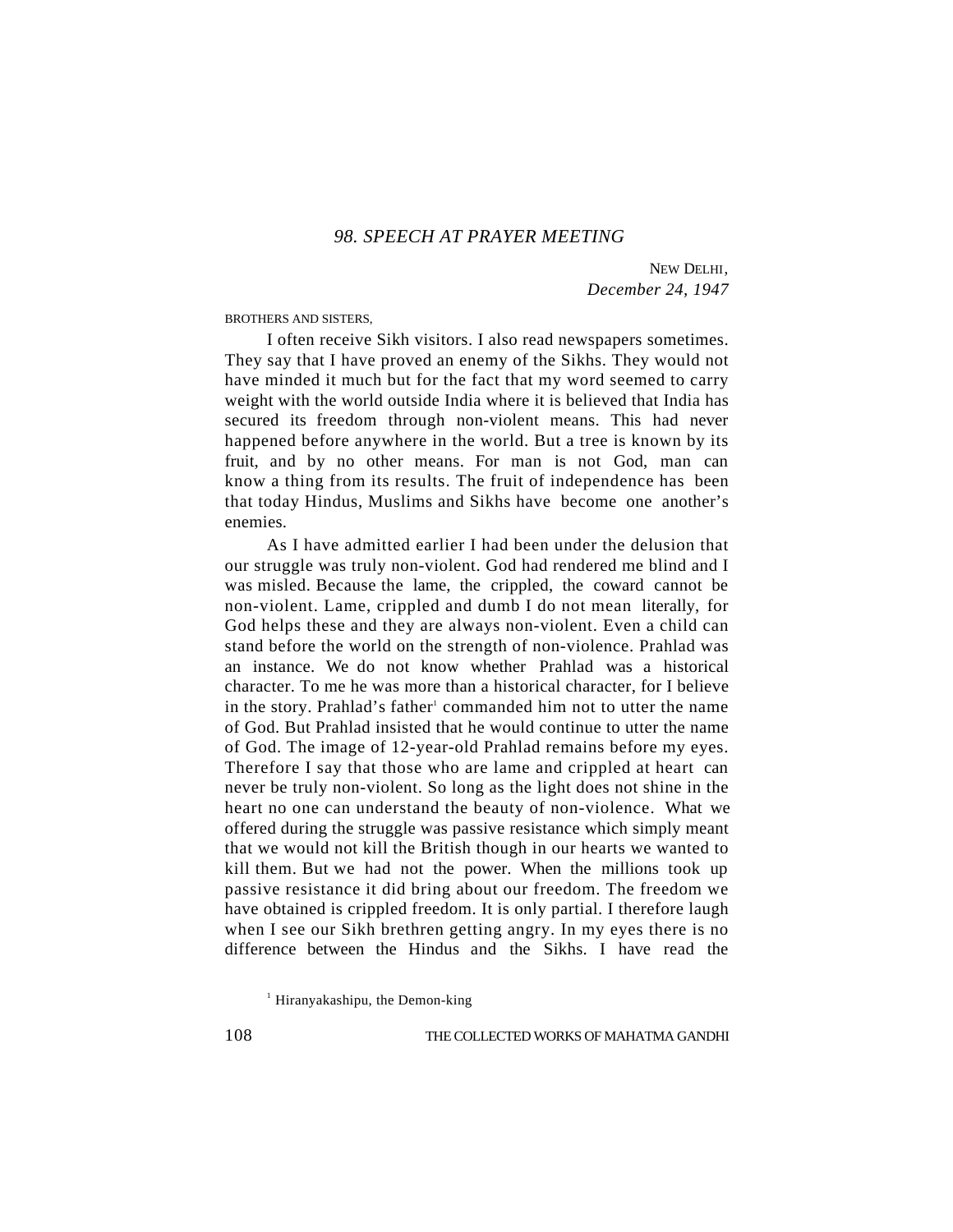## 98. SPEECH AT PRAYER MEETING

NEW DELHI,
*December 24, 1947*

BROTHERS AND SISTERS,

I often receive Sikh visitors. I also read newspapers sometimes. They say that I have proved an enemy of the Sikhs. They would not have minded it much but for the fact that my word seemed to carry weight with the world outside India where it is believed that India has secured its freedom through non-violent means. This had never happened before anywhere in the world. But a tree is known by its fruit, and by no other means. For man is not God, man can know a thing from its results. The fruit of independence has been that today Hindus, Muslims and Sikhs have become one another's enemies.

As I have admitted earlier I had been under the delusion that our struggle was truly non-violent. God had rendered me blind and I was misled. Because the lame, the crippled, the coward cannot be non-violent. Lame, crippled and dumb I do not mean literally, for God helps these and they are always non-violent. Even a child can stand before the world on the strength of non-violence. Prahlad was an instance. We do not know whether Prahlad was a historical character. To me he was more than a historical character, for I believe in the story. Prahlad's father[1] commanded him not to utter the name of God. But Prahlad insisted that he would continue to utter the name of God. The image of 12-year-old Prahlad remains before my eyes. Therefore I say that those who are lame and crippled at heart can never be truly non-violent. So long as the light does not shine in the heart no one can understand the beauty of non-violence. What we offered during the struggle was passive resistance which simply meant that we would not kill the British though in our hearts we wanted to kill them. But we had not the power. When the millions took up passive resistance it did bring about our freedom. The freedom we have obtained is crippled freedom. It is only partial. I therefore laugh when I see our Sikh brethren getting angry. In my eyes there is no difference between the Hindus and the Sikhs. I have read the

[1] Hiranyakashipu, the Demon-king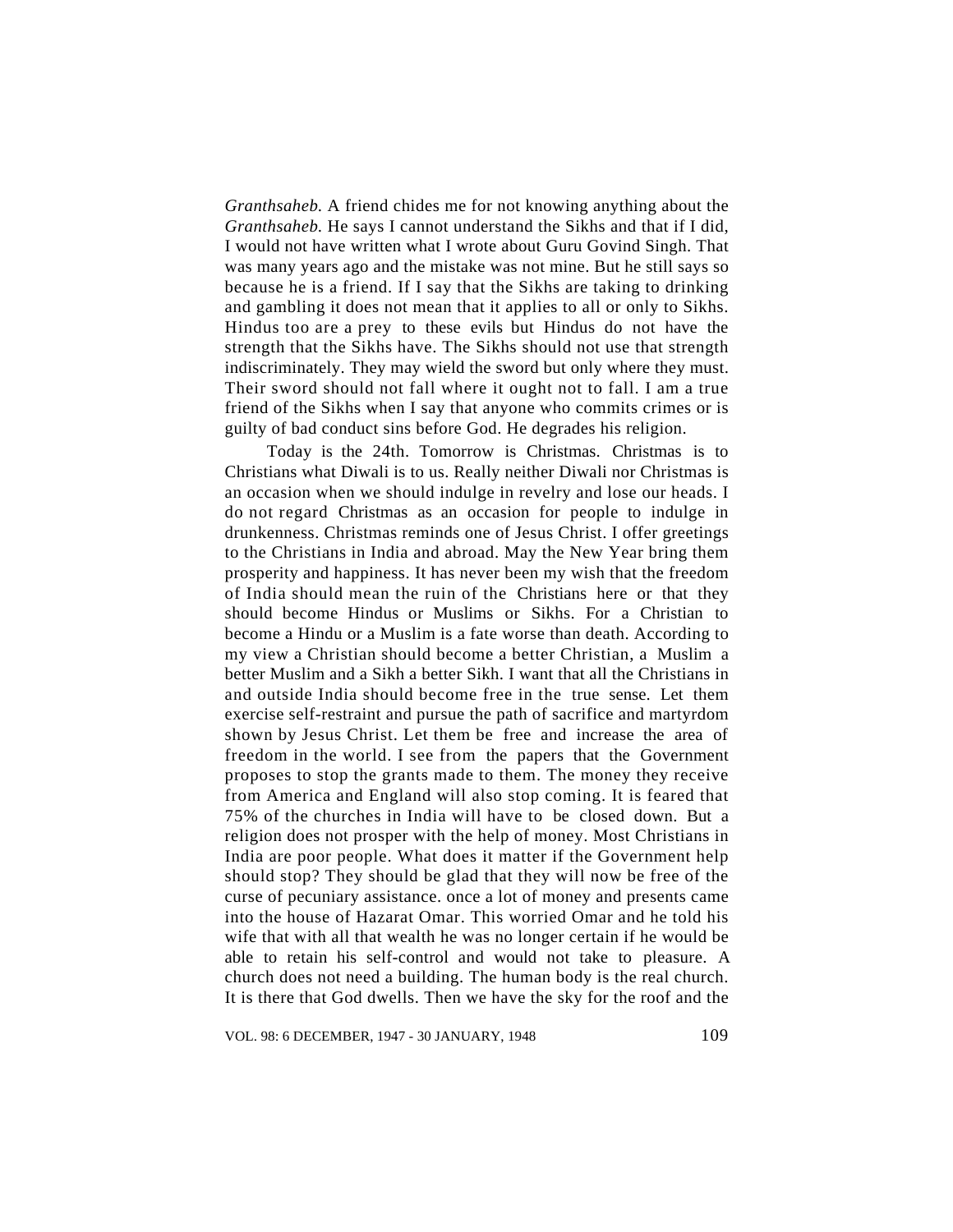*Granthsaheb.* A friend chides me for not knowing anything about the *Granthsaheb.* He says I cannot understand the Sikhs and that if I did, I would not have written what I wrote about Guru Govind Singh. That was many years ago and the mistake was not mine. But he still says so because he is a friend. If I say that the Sikhs are taking to drinking and gambling it does not mean that it applies to all or only to Sikhs. Hindus too are a prey to these evils but Hindus do not have the strength that the Sikhs have. The Sikhs should not use that strength indiscriminately. They may wield the sword but only where they must. Their sword should not fall where it ought not to fall. I am a true friend of the Sikhs when I say that anyone who commits crimes or is guilty of bad conduct sins before God. He degrades his religion.

Today is the 24th. Tomorrow is Christmas. Christmas is to Christians what Diwali is to us. Really neither Diwali nor Christmas is an occasion when we should indulge in revelry and lose our heads. I do not regard Christmas as an occasion for people to indulge in drunkenness. Christmas reminds one of Jesus Christ. I offer greetings to the Christians in India and abroad. May the New Year bring them prosperity and happiness. It has never been my wish that the freedom of India should mean the ruin of the Christians here or that they should become Hindus or Muslims or Sikhs. For a Christian to become a Hindu or a Muslim is a fate worse than death. According to my view a Christian should become a better Christian, a Muslim a better Muslim and a Sikh a better Sikh. I want that all the Christians in and outside India should become free in the true sense. Let them exercise self-restraint and pursue the path of sacrifice and martyrdom shown by Jesus Christ. Let them be free and increase the area of freedom in the world. I see from the papers that the Government proposes to stop the grants made to them. The money they receive from America and England will also stop coming. It is feared that 75% of the churches in India will have to be closed down. But a religion does not prosper with the help of money. Most Christians in India are poor people. What does it matter if the Government help should stop? They should be glad that they will now be free of the curse of pecuniary assistance. once a lot of money and presents came into the house of Hazarat Omar. This worried Omar and he told his wife that with all that wealth he was no longer certain if he would be able to retain his self-control and would not take to pleasure. A church does not need a building. The human body is the real church. It is there that God dwells. Then we have the sky for the roof and the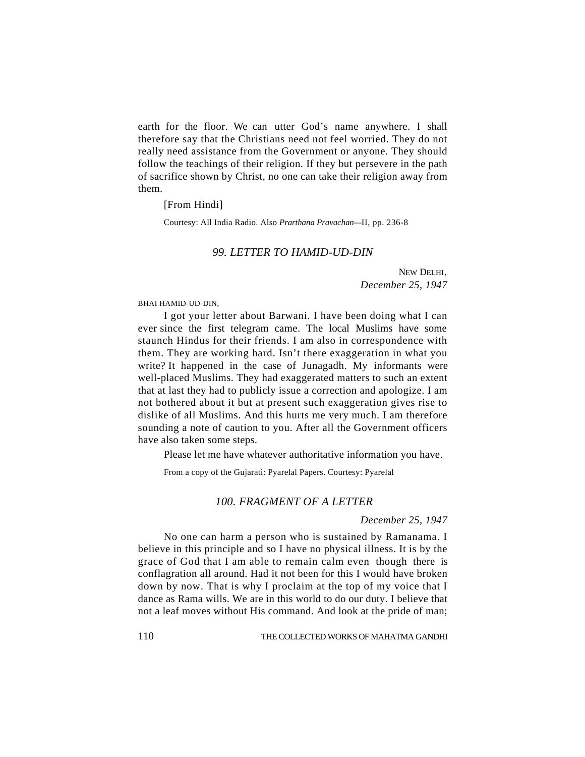earth for the floor. We can utter God's name anywhere. I shall therefore say that the Christians need not feel worried. They do not really need assistance from the Government or anyone. They should follow the teachings of their religion. If they but persevere in the path of sacrifice shown by Christ, no one can take their religion away from them.

[From Hindi]

Courtesy: All India Radio. Also *Prarthana Pravachan*—II, pp. 236-8

## *99. LETTER TO HAMID-UD-DIN*

NEW DELHI,
*December 25, 1947*

BHAI HAMID-UD-DIN,

I got your letter about Barwani. I have been doing what I can ever since the first telegram came. The local Muslims have some staunch Hindus for their friends. I am also in correspondence with them. They are working hard. Isn't there exaggeration in what you write? It happened in the case of Junagadh. My informants were well-placed Muslims. They had exaggerated matters to such an extent that at last they had to publicly issue a correction and apologize. I am not bothered about it but at present such exaggeration gives rise to dislike of all Muslims. And this hurts me very much. I am therefore sounding a note of caution to you. After all the Government officers have also taken some steps.

Please let me have whatever authoritative information you have.

From a copy of the Gujarati: Pyarelal Papers. Courtesy: Pyarelal

## *100. FRAGMENT OF A LETTER*

*December 25, 1947*

No one can harm a person who is sustained by Ramanama. I believe in this principle and so I have no physical illness. It is by the grace of God that I am able to remain calm even though there is conflagration all around. Had it not been for this I would have broken down by now. That is why I proclaim at the top of my voice that I dance as Rama wills. We are in this world to do our duty. I believe that not a leaf moves without His command. And look at the pride of man;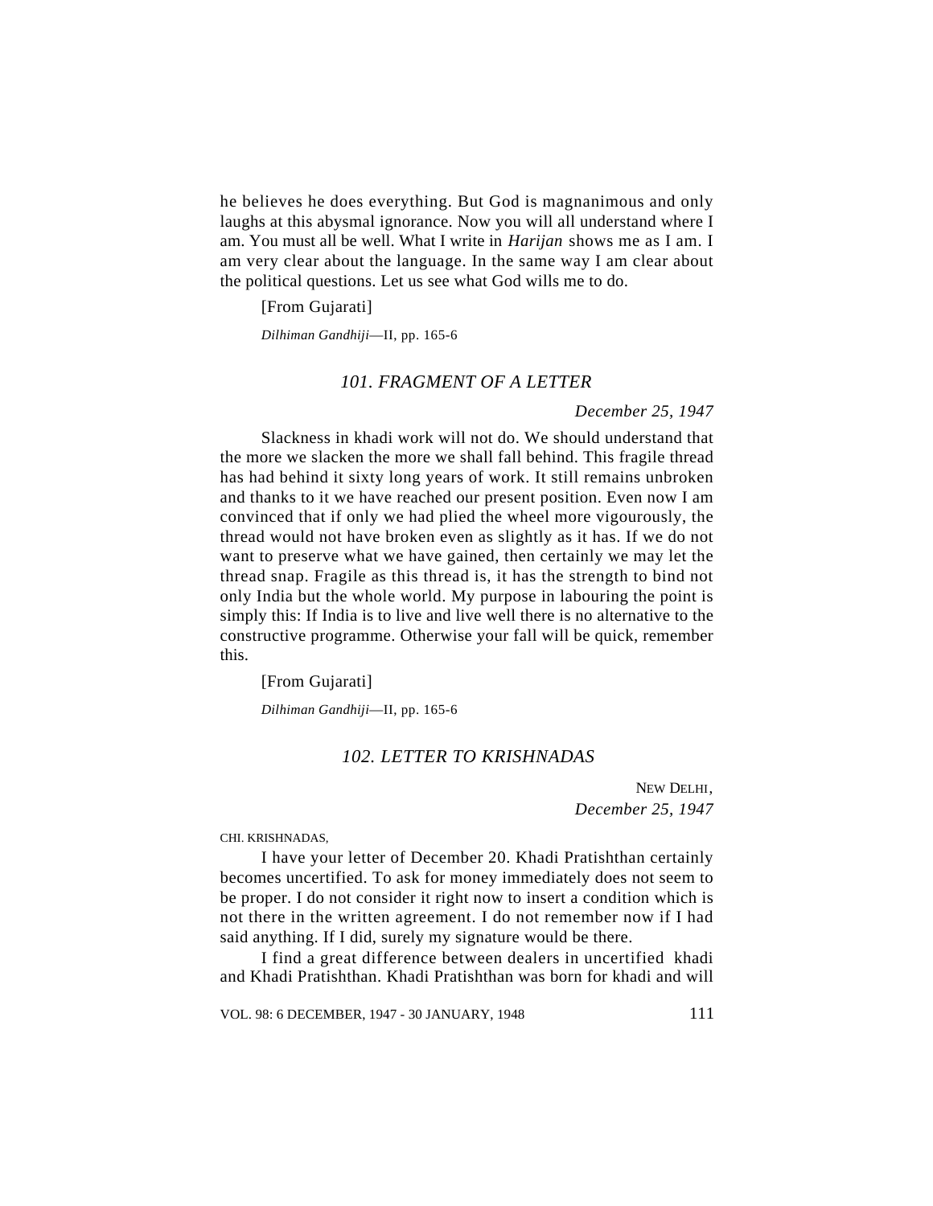he believes he does everything. But God is magnanimous and only laughs at this abysmal ignorance. Now you will all understand where I am. You must all be well. What I write in *Harijan* shows me as I am. I am very clear about the language. In the same way I am clear about the political questions. Let us see what God wills me to do.

[From Gujarati]

*Dilhiman Gandhiji*—II, pp. 165-6

### *101. FRAGMENT OF A LETTER*

*December 25, 1947*

Slackness in khadi work will not do. We should understand that the more we slacken the more we shall fall behind. This fragile thread has had behind it sixty long years of work. It still remains unbroken and thanks to it we have reached our present position. Even now I am convinced that if only we had plied the wheel more vigourously, the thread would not have broken even as slightly as it has. If we do not want to preserve what we have gained, then certainly we may let the thread snap. Fragile as this thread is, it has the strength to bind not only India but the whole world. My purpose in labouring the point is simply this: If India is to live and live well there is no alternative to the constructive programme. Otherwise your fall will be quick, remember this.

[From Gujarati]

*Dilhiman Gandhiji*—II, pp. 165-6

### *102. LETTER TO KRISHNADAS*

NEW DELHI,
*December 25, 1947*

CHI. KRISHNADAS,

I have your letter of December 20. Khadi Pratishthan certainly becomes uncertified. To ask for money immediately does not seem to be proper. I do not consider it right now to insert a condition which is not there in the written agreement. I do not remember now if I had said anything. If I did, surely my signature would be there.

I find a great difference between dealers in uncertified khadi and Khadi Pratishthan. Khadi Pratishthan was born for khadi and will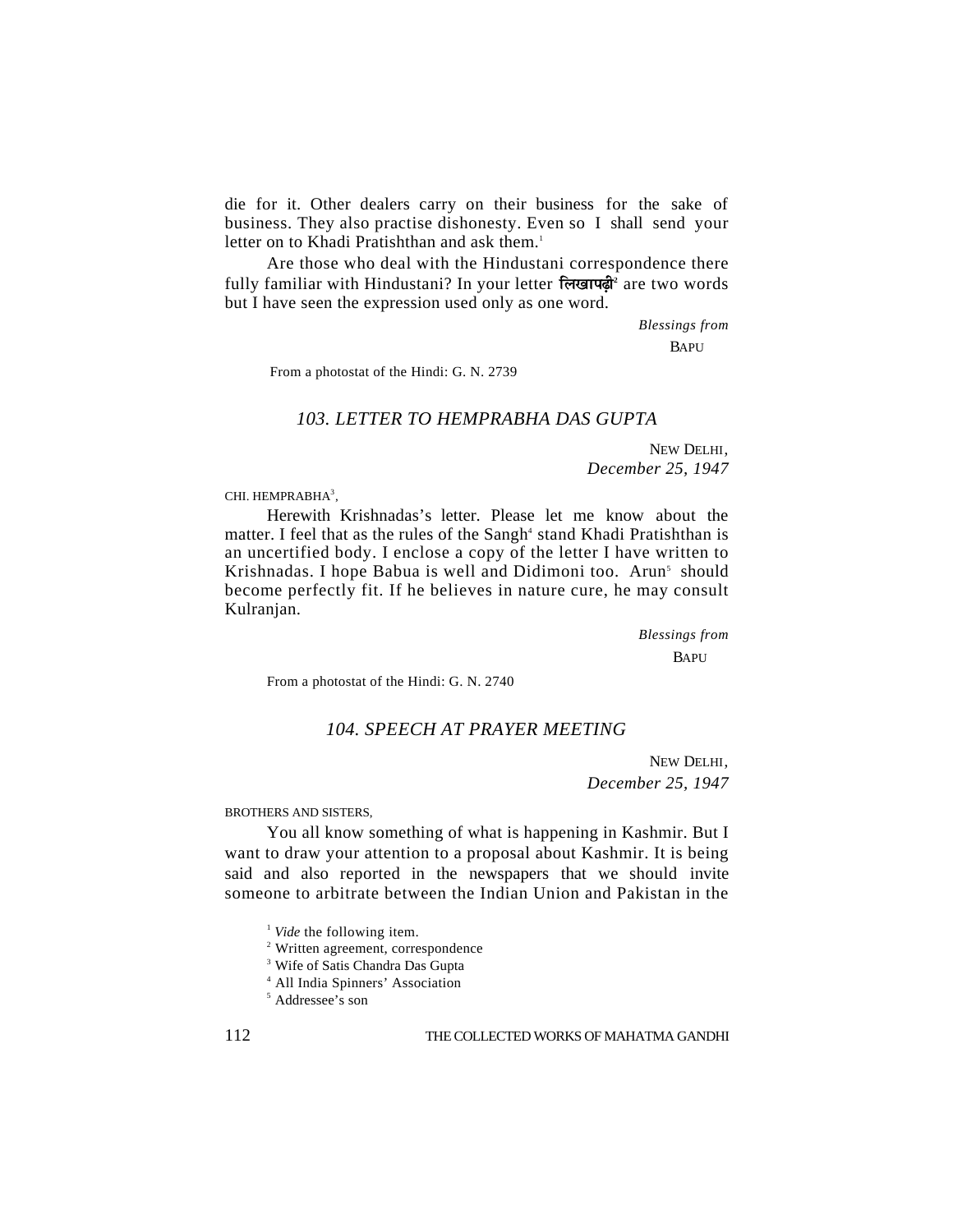die for it. Other dealers carry on their business for the sake of business. They also practise dishonesty. Even so I shall send your letter on to Khadi Pratishthan and ask them.[1]

Are those who deal with the Hindustani correspondence there fully familiar with Hindustani? In your letter लिखापढ़ी[2] are two words but I have seen the expression used only as one word.

*Blessings from*

BAPU

From a photostat of the Hindi: G. N. 2739

## *103. LETTER TO HEMPRABHA DAS GUPTA*

NEW DELHI,
*December 25, 1947*

CHI. HEMPRABHA[3],

Herewith Krishnadas's letter. Please let me know about the matter. I feel that as the rules of the Sangh[4] stand Khadi Pratishthan is an uncertified body. I enclose a copy of the letter I have written to Krishnadas. I hope Babua is well and Didimoni too. Arun[5] should become perfectly fit. If he believes in nature cure, he may consult Kulranjan.

*Blessings from*

BAPU

From a photostat of the Hindi: G. N. 2740

## *104. SPEECH AT PRAYER MEETING*

NEW DELHI,
*December 25, 1947*

BROTHERS AND SISTERS,

You all know something of what is happening in Kashmir. But I want to draw your attention to a proposal about Kashmir. It is being said and also reported in the newspapers that we should invite someone to arbitrate between the Indian Union and Pakistan in the

[1] *Vide* the following item.

[2] Written agreement, correspondence

[3] Wife of Satis Chandra Das Gupta

[4] All India Spinners' Association

[5] Addressee's son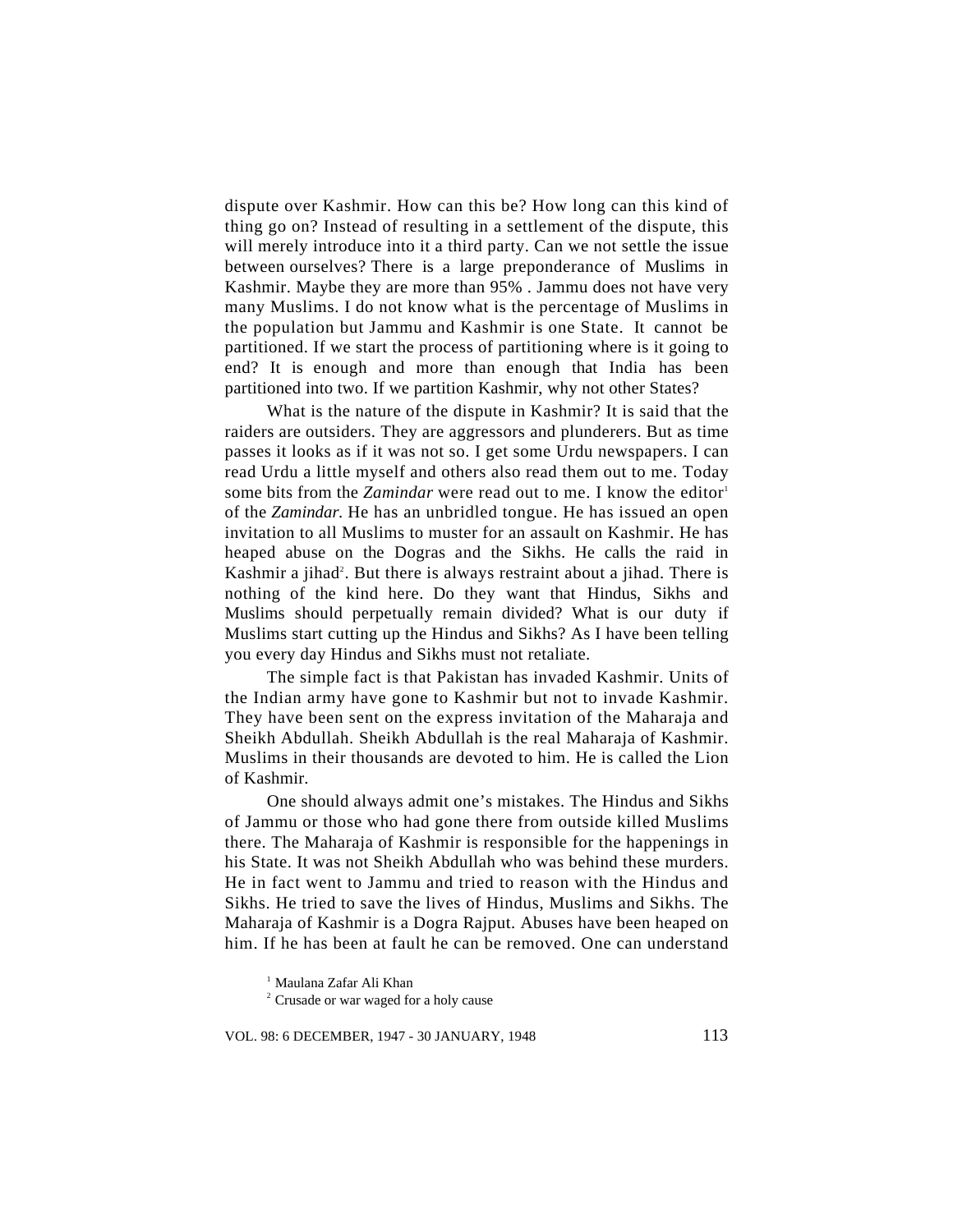dispute over Kashmir. How can this be? How long can this kind of thing go on? Instead of resulting in a settlement of the dispute, this will merely introduce into it a third party. Can we not settle the issue between ourselves? There is a large preponderance of Muslims in Kashmir. Maybe they are more than 95% . Jammu does not have very many Muslims. I do not know what is the percentage of Muslims in the population but Jammu and Kashmir is one State. It cannot be partitioned. If we start the process of partitioning where is it going to end? It is enough and more than enough that India has been partitioned into two. If we partition Kashmir, why not other States?

What is the nature of the dispute in Kashmir? It is said that the raiders are outsiders. They are aggressors and plunderers. But as time passes it looks as if it was not so. I get some Urdu newspapers. I can read Urdu a little myself and others also read them out to me. Today some bits from the *Zamindar* were read out to me. I know the editor[1] of the *Zamindar.* He has an unbridled tongue. He has issued an open invitation to all Muslims to muster for an assault on Kashmir. He has heaped abuse on the Dogras and the Sikhs. He calls the raid in Kashmir a jihad[2]. But there is always restraint about a jihad. There is nothing of the kind here. Do they want that Hindus, Sikhs and Muslims should perpetually remain divided? What is our duty if Muslims start cutting up the Hindus and Sikhs? As I have been telling you every day Hindus and Sikhs must not retaliate.

The simple fact is that Pakistan has invaded Kashmir. Units of the Indian army have gone to Kashmir but not to invade Kashmir. They have been sent on the express invitation of the Maharaja and Sheikh Abdullah. Sheikh Abdullah is the real Maharaja of Kashmir. Muslims in their thousands are devoted to him. He is called the Lion of Kashmir.

One should always admit one's mistakes. The Hindus and Sikhs of Jammu or those who had gone there from outside killed Muslims there. The Maharaja of Kashmir is responsible for the happenings in his State. It was not Sheikh Abdullah who was behind these murders. He in fact went to Jammu and tried to reason with the Hindus and Sikhs. He tried to save the lives of Hindus, Muslims and Sikhs. The Maharaja of Kashmir is a Dogra Rajput. Abuses have been heaped on him. If he has been at fault he can be removed. One can understand

[1] Maulana Zafar Ali Khan

[2] Crusade or war waged for a holy cause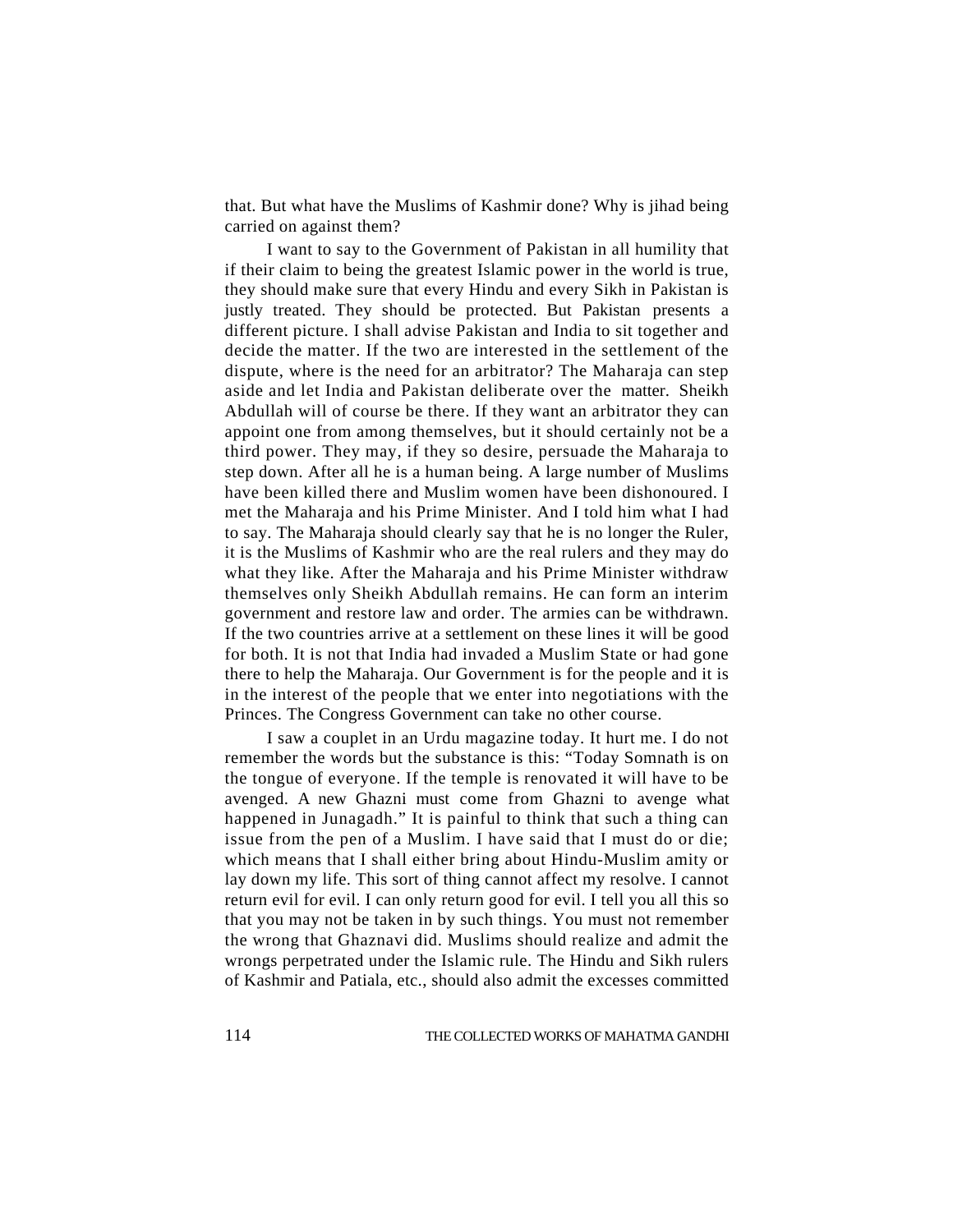that. But what have the Muslims of Kashmir done? Why is jihad being carried on against them?

I want to say to the Government of Pakistan in all humility that if their claim to being the greatest Islamic power in the world is true, they should make sure that every Hindu and every Sikh in Pakistan is justly treated. They should be protected. But Pakistan presents a different picture. I shall advise Pakistan and India to sit together and decide the matter. If the two are interested in the settlement of the dispute, where is the need for an arbitrator? The Maharaja can step aside and let India and Pakistan deliberate over the matter. Sheikh Abdullah will of course be there. If they want an arbitrator they can appoint one from among themselves, but it should certainly not be a third power. They may, if they so desire, persuade the Maharaja to step down. After all he is a human being. A large number of Muslims have been killed there and Muslim women have been dishonoured. I met the Maharaja and his Prime Minister. And I told him what I had to say. The Maharaja should clearly say that he is no longer the Ruler, it is the Muslims of Kashmir who are the real rulers and they may do what they like. After the Maharaja and his Prime Minister withdraw themselves only Sheikh Abdullah remains. He can form an interim government and restore law and order. The armies can be withdrawn. If the two countries arrive at a settlement on these lines it will be good for both. It is not that India had invaded a Muslim State or had gone there to help the Maharaja. Our Government is for the people and it is in the interest of the people that we enter into negotiations with the Princes. The Congress Government can take no other course.

I saw a couplet in an Urdu magazine today. It hurt me. I do not remember the words but the substance is this: "Today Somnath is on the tongue of everyone. If the temple is renovated it will have to be avenged. A new Ghazni must come from Ghazni to avenge what happened in Junagadh." It is painful to think that such a thing can issue from the pen of a Muslim. I have said that I must do or die; which means that I shall either bring about Hindu-Muslim amity or lay down my life. This sort of thing cannot affect my resolve. I cannot return evil for evil. I can only return good for evil. I tell you all this so that you may not be taken in by such things. You must not remember the wrong that Ghaznavi did. Muslims should realize and admit the wrongs perpetrated under the Islamic rule. The Hindu and Sikh rulers of Kashmir and Patiala, etc., should also admit the excesses committed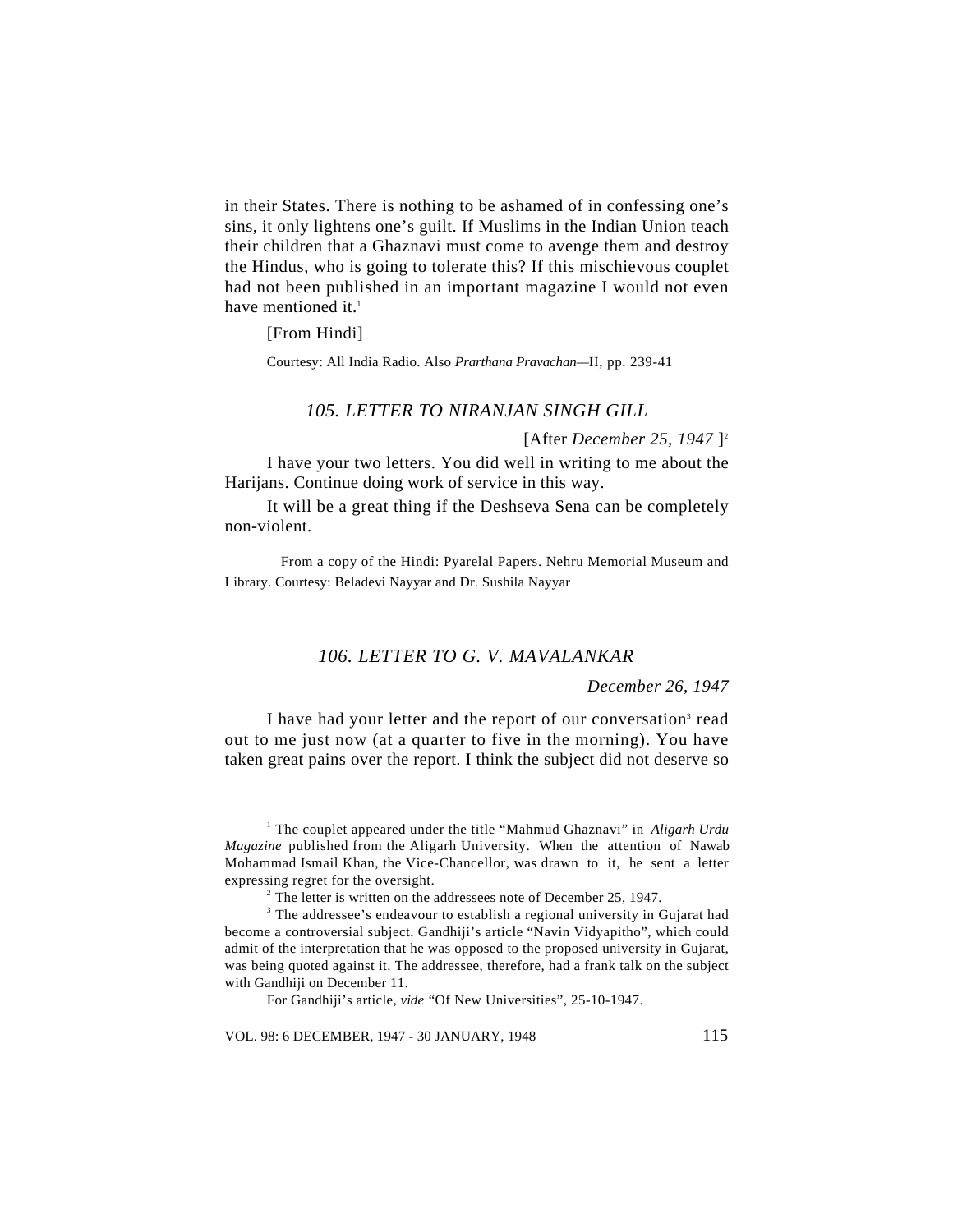in their States. There is nothing to be ashamed of in confessing one's sins, it only lightens one's guilt. If Muslims in the Indian Union teach their children that a Ghaznavi must come to avenge them and destroy the Hindus, who is going to tolerate this? If this mischievous couplet had not been published in an important magazine I would not even have mentioned it.[1]

[From Hindi]

Courtesy: All India Radio. Also *Prarthana Pravachan*—II, pp. 239-41

### *105. LETTER TO NIRANJAN SINGH GILL*

[After *December 25, 1947* ][2]

I have your two letters. You did well in writing to me about the Harijans. Continue doing work of service in this way.

It will be a great thing if the Deshseva Sena can be completely non-violent.

From a copy of the Hindi: Pyarelal Papers. Nehru Memorial Museum and Library. Courtesy: Beladevi Nayyar and Dr. Sushila Nayyar

### *106. LETTER TO G. V. MAVALANKAR*

*December 26, 1947*

I have had your letter and the report of our conversation[3] read out to me just now (at a quarter to five in the morning). You have taken great pains over the report. I think the subject did not deserve so

---

[1] The couplet appeared under the title "Mahmud Ghaznavi" in *Aligarh Urdu Magazine* published from the Aligarh University. When the attention of Nawab Mohammad Ismail Khan, the Vice-Chancellor, was drawn to it, he sent a letter expressing regret for the oversight.

[2] The letter is written on the addressees note of December 25, 1947.

[3] The addressee's endeavour to establish a regional university in Gujarat had become a controversial subject. Gandhiji's article "Navin Vidyapitho", which could admit of the interpretation that he was opposed to the proposed university in Gujarat, was being quoted against it. The addressee, therefore, had a frank talk on the subject with Gandhiji on December 11.

For Gandhiji's article, *vide* "Of New Universities", 25-10-1947.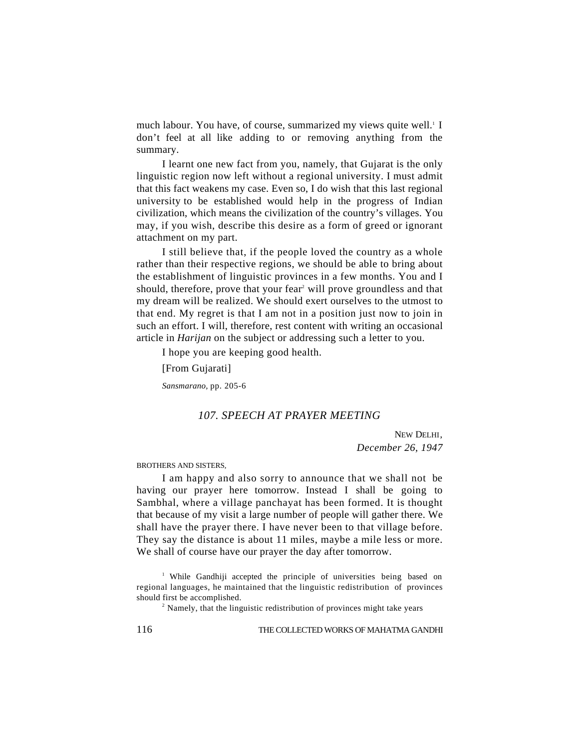much labour. You have, of course, summarized my views quite well.[1] I don't feel at all like adding to or removing anything from the summary.

I learnt one new fact from you, namely, that Gujarat is the only linguistic region now left without a regional university. I must admit that this fact weakens my case. Even so, I do wish that this last regional university to be established would help in the progress of Indian civilization, which means the civilization of the country's villages. You may, if you wish, describe this desire as a form of greed or ignorant attachment on my part.

I still believe that, if the people loved the country as a whole rather than their respective regions, we should be able to bring about the establishment of linguistic provinces in a few months. You and I should, therefore, prove that your fear[2] will prove groundless and that my dream will be realized. We should exert ourselves to the utmost to that end. My regret is that I am not in a position just now to join in such an effort. I will, therefore, rest content with writing an occasional article in *Harijan* on the subject or addressing such a letter to you.

I hope you are keeping good health.

[From Gujarati]

*Sansmarano,* pp. 205-6

## *107. SPEECH AT PRAYER MEETING*

NEW DELHI,
*December 26, 1947*

BROTHERS AND SISTERS,

I am happy and also sorry to announce that we shall not be having our prayer here tomorrow. Instead I shall be going to Sambhal, where a village panchayat has been formed. It is thought that because of my visit a large number of people will gather there. We shall have the prayer there. I have never been to that village before. They say the distance is about 11 miles, maybe a mile less or more. We shall of course have our prayer the day after tomorrow.

---

[1] While Gandhiji accepted the principle of universities being based on regional languages, he maintained that the linguistic redistribution of provinces should first be accomplished.

[2] Namely, that the linguistic redistribution of provinces might take years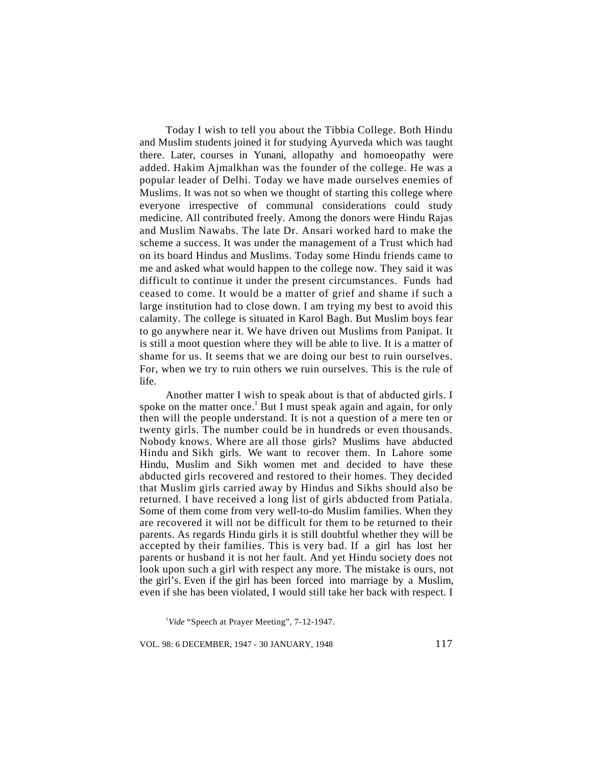Today I wish to tell you about the Tibbia College. Both Hindu and Muslim students joined it for studying Ayurveda which was taught there. Later, courses in Yunani, allopathy and homoeopathy were added. Hakim Ajmalkhan was the founder of the college. He was a popular leader of Delhi. Today we have made ourselves enemies of Muslims. It was not so when we thought of starting this college where everyone irrespective of communal considerations could study medicine. All contributed freely. Among the donors were Hindu Rajas and Muslim Nawabs. The late Dr. Ansari worked hard to make the scheme a success. It was under the management of a Trust which had on its board Hindus and Muslims. Today some Hindu friends came to me and asked what would happen to the college now. They said it was difficult to continue it under the present circumstances. Funds had ceased to come. It would be a matter of grief and shame if such a large institution had to close down. I am trying my best to avoid this calamity. The college is situated in Karol Bagh. But Muslim boys fear to go anywhere near it. We have driven out Muslims from Panipat. It is still a moot question where they will be able to live. It is a matter of shame for us. It seems that we are doing our best to ruin ourselves. For, when we try to ruin others we ruin ourselves. This is the rule of life.

Another matter I wish to speak about is that of abducted girls. I spoke on the matter once.[1] But I must speak again and again, for only then will the people understand. It is not a question of a mere ten or twenty girls. The number could be in hundreds or even thousands. Nobody knows. Where are all those girls? Muslims have abducted Hindu and Sikh girls. We want to recover them. In Lahore some Hindu, Muslim and Sikh women met and decided to have these abducted girls recovered and restored to their homes. They decided that Muslim girls carried away by Hindus and Sikhs should also be returned. I have received a long list of girls abducted from Patiala. Some of them come from very well-to-do Muslim families. When they are recovered it will not be difficult for them to be returned to their parents. As regards Hindu girls it is still doubtful whether they will be accepted by their families. This is very bad. If a girl has lost her parents or husband it is not her fault. And yet Hindu society does not look upon such a girl with respect any more. The mistake is ours, not the girl's. Even if the girl has been forced into marriage by a Muslim, even if she has been violated, I would still take her back with respect. I

[1] *Vide* "Speech at Prayer Meeting", 7-12-1947.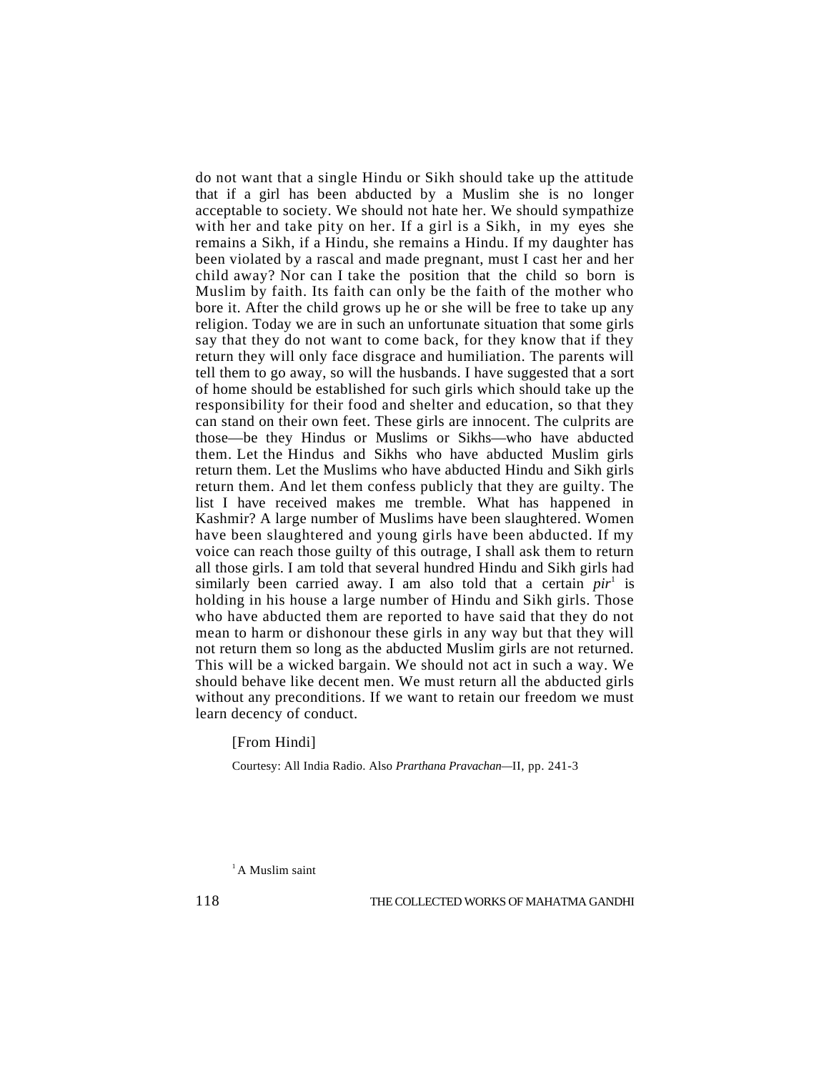do not want that a single Hindu or Sikh should take up the attitude that if a girl has been abducted by a Muslim she is no longer acceptable to society. We should not hate her. We should sympathize with her and take pity on her. If a girl is a Sikh, in my eyes she remains a Sikh, if a Hindu, she remains a Hindu. If my daughter has been violated by a rascal and made pregnant, must I cast her and her child away? Nor can I take the position that the child so born is Muslim by faith. Its faith can only be the faith of the mother who bore it. After the child grows up he or she will be free to take up any religion. Today we are in such an unfortunate situation that some girls say that they do not want to come back, for they know that if they return they will only face disgrace and humiliation. The parents will tell them to go away, so will the husbands. I have suggested that a sort of home should be established for such girls which should take up the responsibility for their food and shelter and education, so that they can stand on their own feet. These girls are innocent. The culprits are those—be they Hindus or Muslims or Sikhs—who have abducted them. Let the Hindus and Sikhs who have abducted Muslim girls return them. Let the Muslims who have abducted Hindu and Sikh girls return them. And let them confess publicly that they are guilty. The list I have received makes me tremble. What has happened in Kashmir? A large number of Muslims have been slaughtered. Women have been slaughtered and young girls have been abducted. If my voice can reach those guilty of this outrage, I shall ask them to return all those girls. I am told that several hundred Hindu and Sikh girls had similarly been carried away. I am also told that a certain *pir*[1] is holding in his house a large number of Hindu and Sikh girls. Those who have abducted them are reported to have said that they do not mean to harm or dishonour these girls in any way but that they will not return them so long as the abducted Muslim girls are not returned. This will be a wicked bargain. We should not act in such a way. We should behave like decent men. We must return all the abducted girls without any preconditions. If we want to retain our freedom we must learn decency of conduct.

[From Hindi]

Courtesy: All India Radio. Also *Prarthana Pravachan*—II, pp. 241-3

[1] A Muslim saint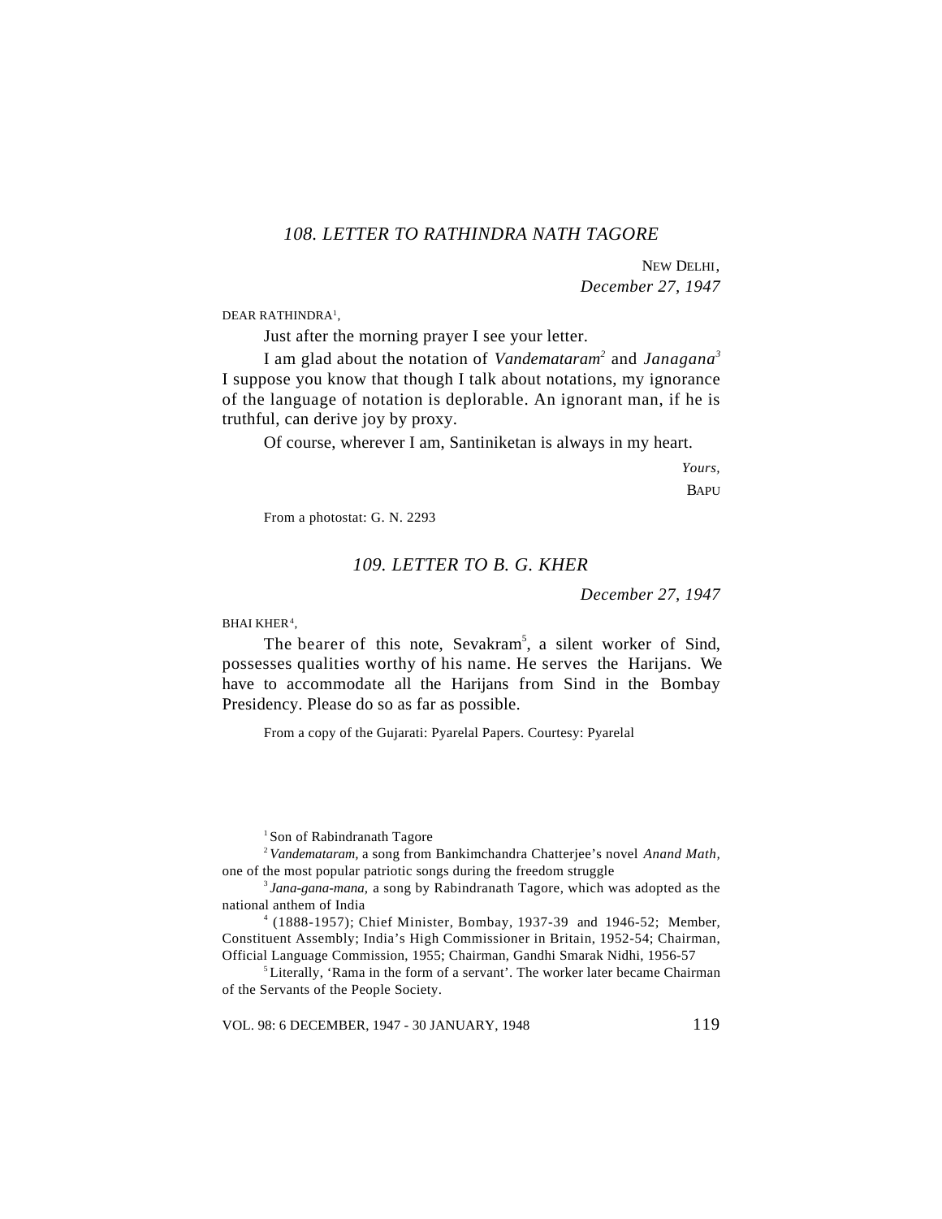### *108. LETTER TO RATHINDRA NATH TAGORE*

NEW DELHI,
*December 27, 1947*

DEAR RATHINDRA[1],

Just after the morning prayer I see your letter.

I am glad about the notation of *Vandemataram*[2] and *Janagana*[3] I suppose you know that though I talk about notations, my ignorance of the language of notation is deplorable. An ignorant man, if he is truthful, can derive joy by proxy.

Of course, wherever I am, Santiniketan is always in my heart.

*Yours,*
BAPU

From a photostat: G. N. 2293

### *109. LETTER TO B. G. KHER*

*December 27, 1947*

BHAI KHER[4],

The bearer of this note, Sevakram[5], a silent worker of Sind, possesses qualities worthy of his name. He serves the Harijans. We have to accommodate all the Harijans from Sind in the Bombay Presidency. Please do so as far as possible.

From a copy of the Gujarati: Pyarelal Papers. Courtesy: Pyarelal

---

[1] Son of Rabindranath Tagore

[2] *Vandemataram,* a song from Bankimchandra Chatterjee's novel *Anand Math,* one of the most popular patriotic songs during the freedom struggle

[3] *Jana-gana-mana,* a song by Rabindranath Tagore, which was adopted as the national anthem of India

[4] (1888-1957); Chief Minister, Bombay, 1937-39 and 1946-52; Member, Constituent Assembly; India's High Commissioner in Britain, 1952-54; Chairman, Official Language Commission, 1955; Chairman, Gandhi Smarak Nidhi, 1956-57

[5] Literally, 'Rama in the form of a servant'. The worker later became Chairman of the Servants of the People Society.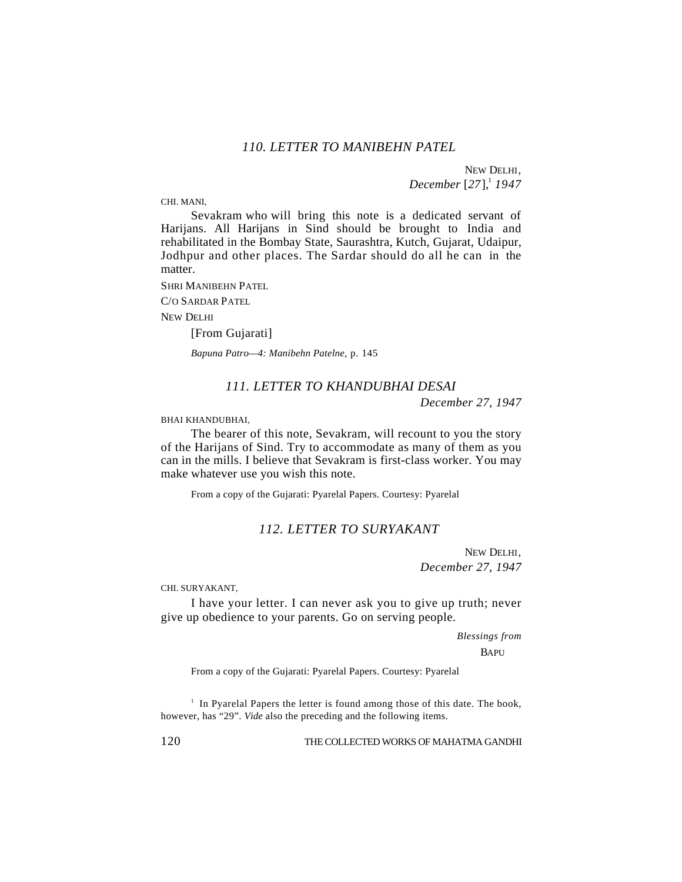### *110. LETTER TO MANIBEHN PATEL*

NEW DELHI,
*December* [*27*],[1] *1947*

CHI. MANI,

Sevakram who will bring this note is a dedicated servant of Harijans. All Harijans in Sind should be brought to India and rehabilitated in the Bombay State, Saurashtra, Kutch, Gujarat, Udaipur, Jodhpur and other places. The Sardar should do all he can in the matter.

SHRI MANIBEHN PATEL
C/O SARDAR PATEL
NEW DELHI

[From Gujarati]

*Bapuna Patro—4: Manibehn Patelne*, p. 145

### *111. LETTER TO KHANDUBHAI DESAI*

*December 27, 1947*

BHAI KHANDUBHAI,

The bearer of this note, Sevakram, will recount to you the story of the Harijans of Sind. Try to accommodate as many of them as you can in the mills. I believe that Sevakram is first-class worker. You may make whatever use you wish this note.

From a copy of the Gujarati: Pyarelal Papers. Courtesy: Pyarelal

### *112. LETTER TO SURYAKANT*

NEW DELHI,
*December 27, 1947*

CHI. SURYAKANT,

I have your letter. I can never ask you to give up truth; never give up obedience to your parents. Go on serving people.

*Blessings from*
BAPU

From a copy of the Gujarati: Pyarelal Papers. Courtesy: Pyarelal

---

[1] In Pyarelal Papers the letter is found among those of this date. The book, however, has "29". *Vide* also the preceding and the following items.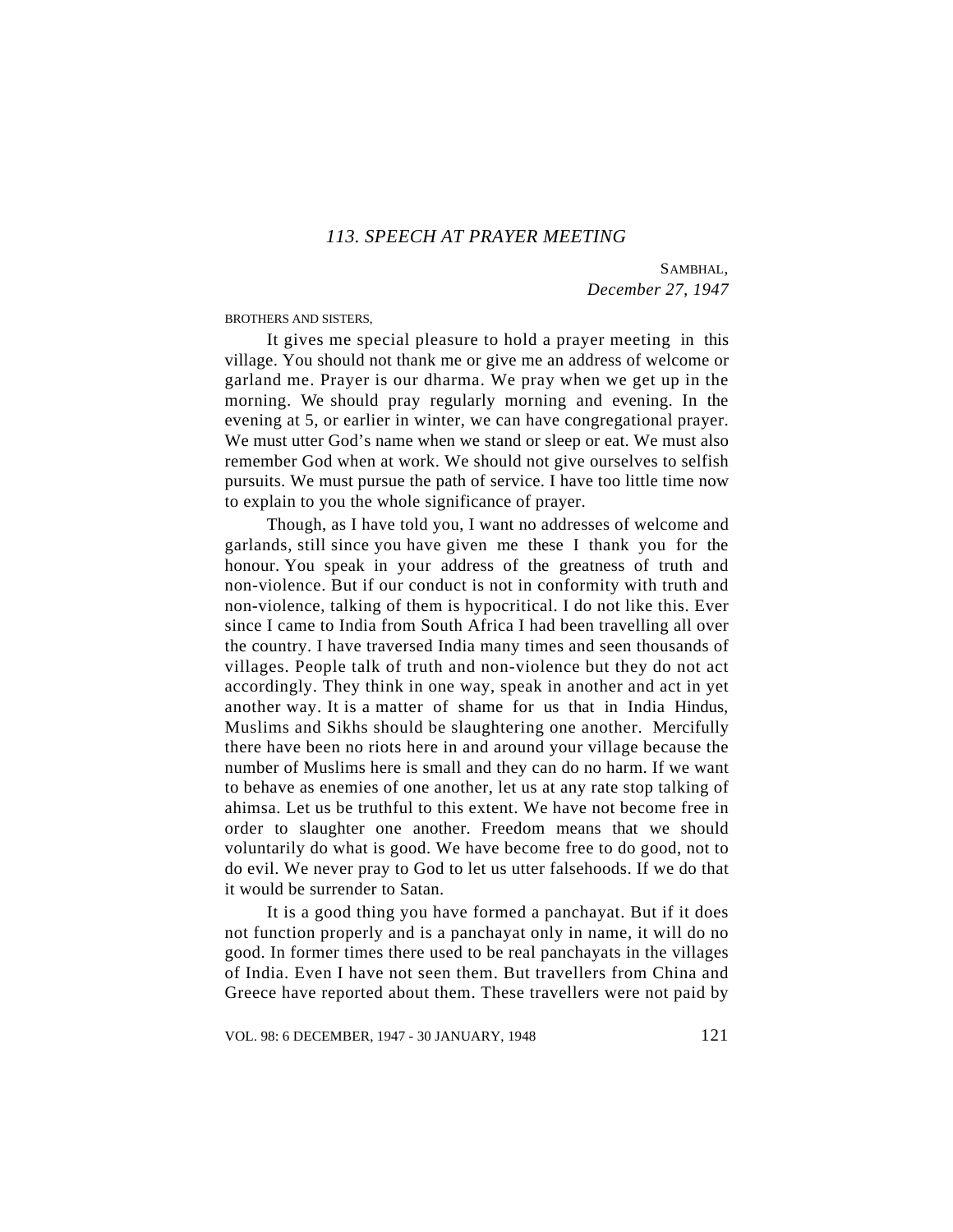## *113. SPEECH AT PRAYER MEETING*

SAMBHAL,
*December 27, 1947*

BROTHERS AND SISTERS,

It gives me special pleasure to hold a prayer meeting in this village. You should not thank me or give me an address of welcome or garland me. Prayer is our dharma. We pray when we get up in the morning. We should pray regularly morning and evening. In the evening at 5, or earlier in winter, we can have congregational prayer. We must utter God's name when we stand or sleep or eat. We must also remember God when at work. We should not give ourselves to selfish pursuits. We must pursue the path of service. I have too little time now to explain to you the whole significance of prayer.

Though, as I have told you, I want no addresses of welcome and garlands, still since you have given me these I thank you for the honour. You speak in your address of the greatness of truth and non-violence. But if our conduct is not in conformity with truth and non-violence, talking of them is hypocritical. I do not like this. Ever since I came to India from South Africa I had been travelling all over the country. I have traversed India many times and seen thousands of villages. People talk of truth and non-violence but they do not act accordingly. They think in one way, speak in another and act in yet another way. It is a matter of shame for us that in India Hindus, Muslims and Sikhs should be slaughtering one another. Mercifully there have been no riots here in and around your village because the number of Muslims here is small and they can do no harm. If we want to behave as enemies of one another, let us at any rate stop talking of ahimsa. Let us be truthful to this extent. We have not become free in order to slaughter one another. Freedom means that we should voluntarily do what is good. We have become free to do good, not to do evil. We never pray to God to let us utter falsehoods. If we do that it would be surrender to Satan.

It is a good thing you have formed a panchayat. But if it does not function properly and is a panchayat only in name, it will do no good. In former times there used to be real panchayats in the villages of India. Even I have not seen them. But travellers from China and Greece have reported about them. These travellers were not paid by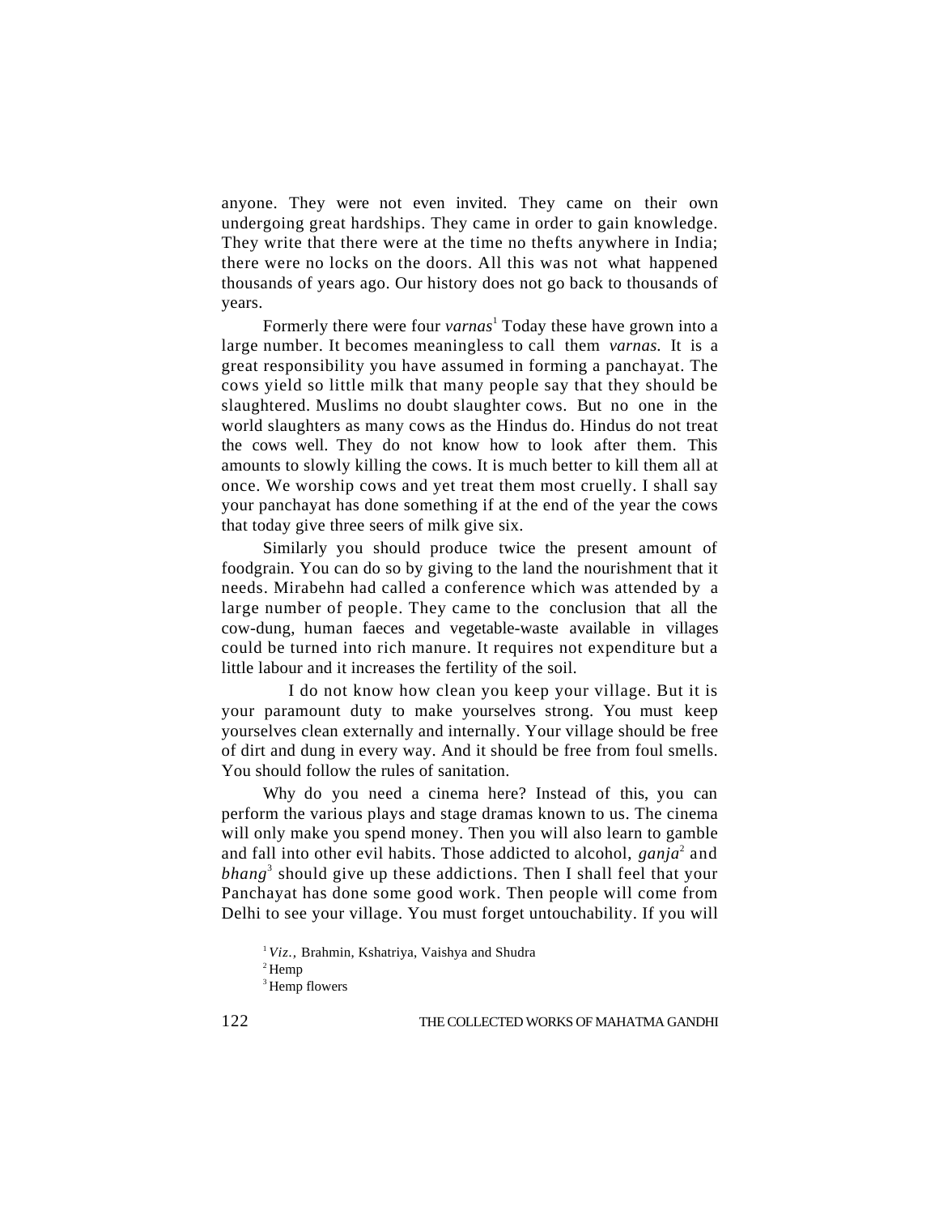anyone. They were not even invited. They came on their own undergoing great hardships. They came in order to gain knowledge. They write that there were at the time no thefts anywhere in India; there were no locks on the doors. All this was not what happened thousands of years ago. Our history does not go back to thousands of years.

Formerly there were four *varnas*[1] Today these have grown into a large number. It becomes meaningless to call them *varnas.* It is a great responsibility you have assumed in forming a panchayat. The cows yield so little milk that many people say that they should be slaughtered. Muslims no doubt slaughter cows. But no one in the world slaughters as many cows as the Hindus do. Hindus do not treat the cows well. They do not know how to look after them. This amounts to slowly killing the cows. It is much better to kill them all at once. We worship cows and yet treat them most cruelly. I shall say your panchayat has done something if at the end of the year the cows that today give three seers of milk give six.

Similarly you should produce twice the present amount of foodgrain. You can do so by giving to the land the nourishment that it needs. Mirabehn had called a conference which was attended by a large number of people. They came to the conclusion that all the cow-dung, human faeces and vegetable-waste available in villages could be turned into rich manure. It requires not expenditure but a little labour and it increases the fertility of the soil.

I do not know how clean you keep your village. But it is your paramount duty to make yourselves strong. You must keep yourselves clean externally and internally. Your village should be free of dirt and dung in every way. And it should be free from foul smells. You should follow the rules of sanitation.

Why do you need a cinema here? Instead of this, you can perform the various plays and stage dramas known to us. The cinema will only make you spend money. Then you will also learn to gamble and fall into other evil habits. Those addicted to alcohol, *ganja*[2] and *bhang*[3] should give up these addictions. Then I shall feel that your Panchayat has done some good work. Then people will come from Delhi to see your village. You must forget untouchability. If you will

[1] *Viz.,* Brahmin, Kshatriya, Vaishya and Shudra

[2] Hemp

[3] Hemp flowers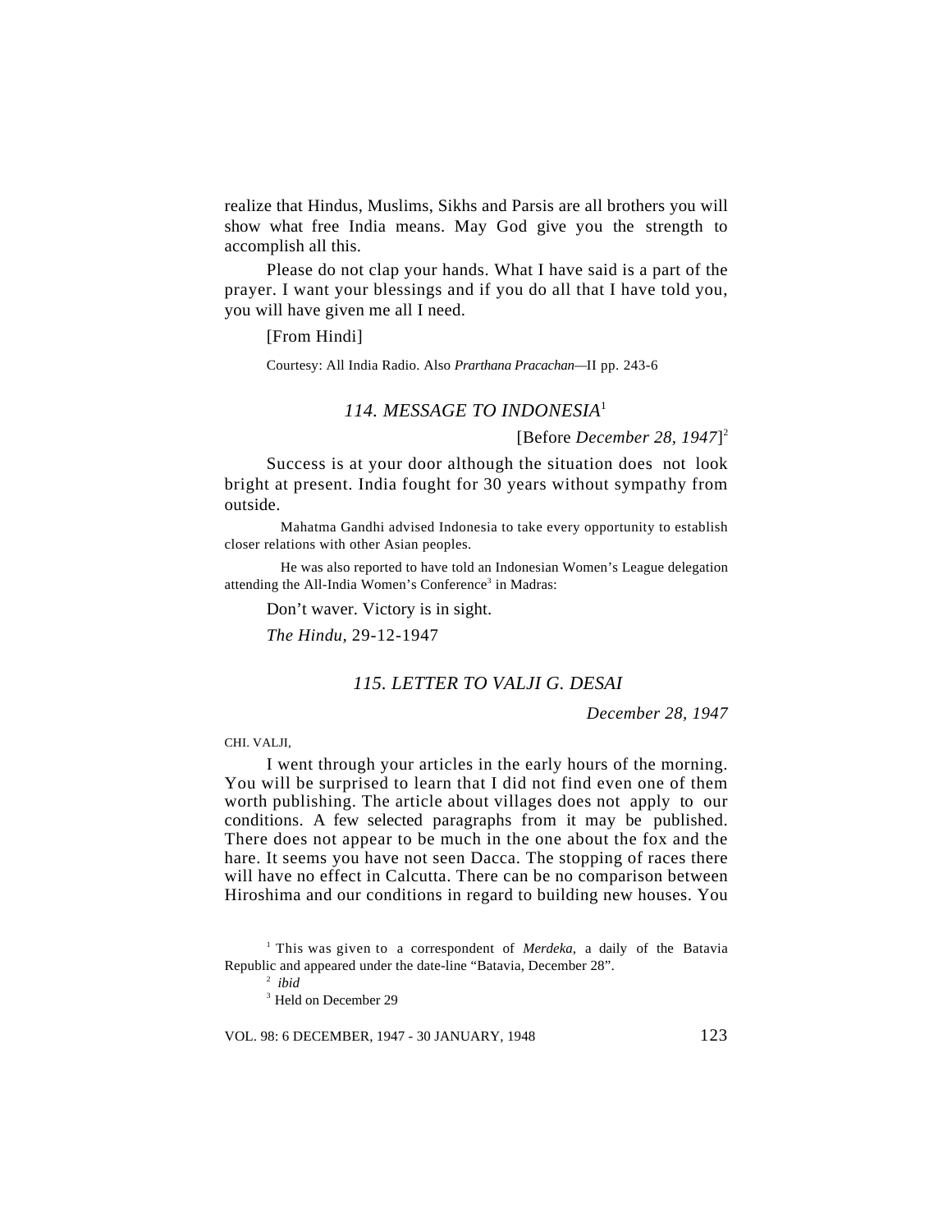realize that Hindus, Muslims, Sikhs and Parsis are all brothers you will show what free India means. May God give you the strength to accomplish all this.

Please do not clap your hands. What I have said is a part of the prayer. I want your blessings and if you do all that I have told you, you will have given me all I need.

[From Hindi]

Courtesy: All India Radio. Also *Prarthana Pracachan*—II pp. 243-6

## *114. MESSAGE TO INDONESIA*[1]

[Before *December 28, 1947*][2]

Success is at your door although the situation does not look bright at present. India fought for 30 years without sympathy from outside.

Mahatma Gandhi advised Indonesia to take every opportunity to establish closer relations with other Asian peoples.

He was also reported to have told an Indonesian Women's League delegation attending the All-India Women's Conference[3] in Madras:

Don't waver. Victory is in sight.

*The Hindu*, 29-12-1947

## *115. LETTER TO VALJI G. DESAI*

*December 28, 1947*

CHI. VALJI,

I went through your articles in the early hours of the morning. You will be surprised to learn that I did not find even one of them worth publishing. The article about villages does not apply to our conditions. A few selected paragraphs from it may be published. There does not appear to be much in the one about the fox and the hare. It seems you have not seen Dacca. The stopping of races there will have no effect in Calcutta. There can be no comparison between Hiroshima and our conditions in regard to building new houses. You

---

[1] This was given to a correspondent of *Merdeka*, a daily of the Batavia Republic and appeared under the date-line "Batavia, December 28".

[2] *ibid*

[3] Held on December 29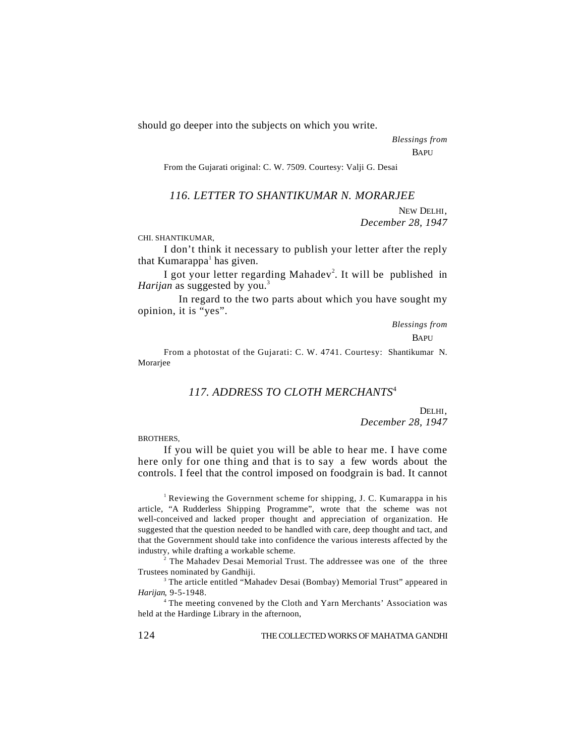should go deeper into the subjects on which you write.

*Blessings from*

BAPU

From the Gujarati original: C. W. 7509. Courtesy: Valji G. Desai

## *116. LETTER TO SHANTIKUMAR N. MORARJEE*

NEW DELHI,
*December 28, 1947*

CHI. SHANTIKUMAR,

I don't think it necessary to publish your letter after the reply that Kumarappa[1] has given.

I got your letter regarding Mahadev[2]. It will be published in *Harijan* as suggested by you.[3]

In regard to the two parts about which you have sought my opinion, it is "yes".

*Blessings from*

BAPU

From a photostat of the Gujarati: C. W. 4741. Courtesy: Shantikumar N. Morarjee

## *117. ADDRESS TO CLOTH MERCHANTS*[4]

DELHI,
*December 28, 1947*

BROTHERS,

If you will be quiet you will be able to hear me. I have come here only for one thing and that is to say a few words about the controls. I feel that the control imposed on foodgrain is bad. It cannot

---

[1] Reviewing the Government scheme for shipping, J. C. Kumarappa in his article, "A Rudderless Shipping Programme", wrote that the scheme was not well-conceived and lacked proper thought and appreciation of organization. He suggested that the question needed to be handled with care, deep thought and tact, and that the Government should take into confidence the various interests affected by the industry, while drafting a workable scheme.

[2] The Mahadev Desai Memorial Trust. The addressee was one of the three Trustees nominated by Gandhiji.

[3] The article entitled "Mahadev Desai (Bombay) Memorial Trust" appeared in *Harijan*, 9-5-1948.

[4] The meeting convened by the Cloth and Yarn Merchants' Association was held at the Hardinge Library in the afternoon,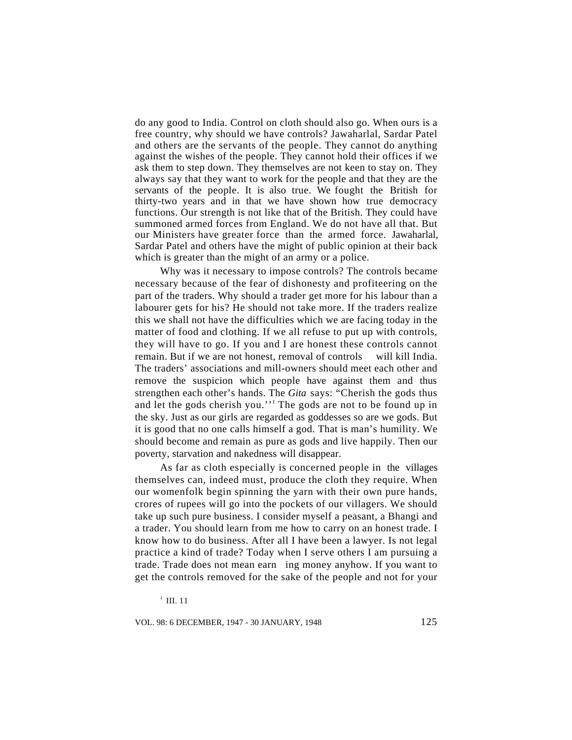do any good to India. Control on cloth should also go. When ours is a free country, why should we have controls? Jawaharlal, Sardar Patel and others are the servants of the people. They cannot do anything against the wishes of the people. They cannot hold their offices if we ask them to step down. They themselves are not keen to stay on. They always say that they want to work for the people and that they are the servants of the people. It is also true. We fought the British for thirty-two years and in that we have shown how true democracy functions. Our strength is not like that of the British. They could have summoned armed forces from England. We do not have all that. But our Ministers have greater force than the armed force. Jawaharlal, Sardar Patel and others have the might of public opinion at their back which is greater than the might of an army or a police.

Why was it necessary to impose controls? The controls became necessary because of the fear of dishonesty and profiteering on the part of the traders. Why should a trader get more for his labour than a labourer gets for his? He should not take more. If the traders realize this we shall not have the difficulties which we are facing today in the matter of food and clothing. If we all refuse to put up with controls, they will have to go. If you and I are honest these controls cannot remain. But if we are not honest, removal of controls will kill India. The traders' associations and mill-owners should meet each other and remove the suspicion which people have against them and thus strengthen each other's hands. The *Gita* says: "Cherish the gods thus and let the gods cherish you."[1] The gods are not to be found up in the sky. Just as our girls are regarded as goddesses so are we gods. But it is good that no one calls himself a god. That is man's humility. We should become and remain as pure as gods and live happily. Then our poverty, starvation and nakedness will disappear.

As far as cloth especially is concerned people in the villages themselves can, indeed must, produce the cloth they require. When our womenfolk begin spinning the yarn with their own pure hands, crores of rupees will go into the pockets of our villagers. We should take up such pure business. I consider myself a peasant, a Bhangi and a trader. You should learn from me how to carry on an honest trade. I know how to do business. After all I have been a lawyer. Is not legal practice a kind of trade? Today when I serve others I am pursuing a trade. Trade does not mean earning money anyhow. If you want to get the controls removed for the sake of the people and not for your

[1] III. 11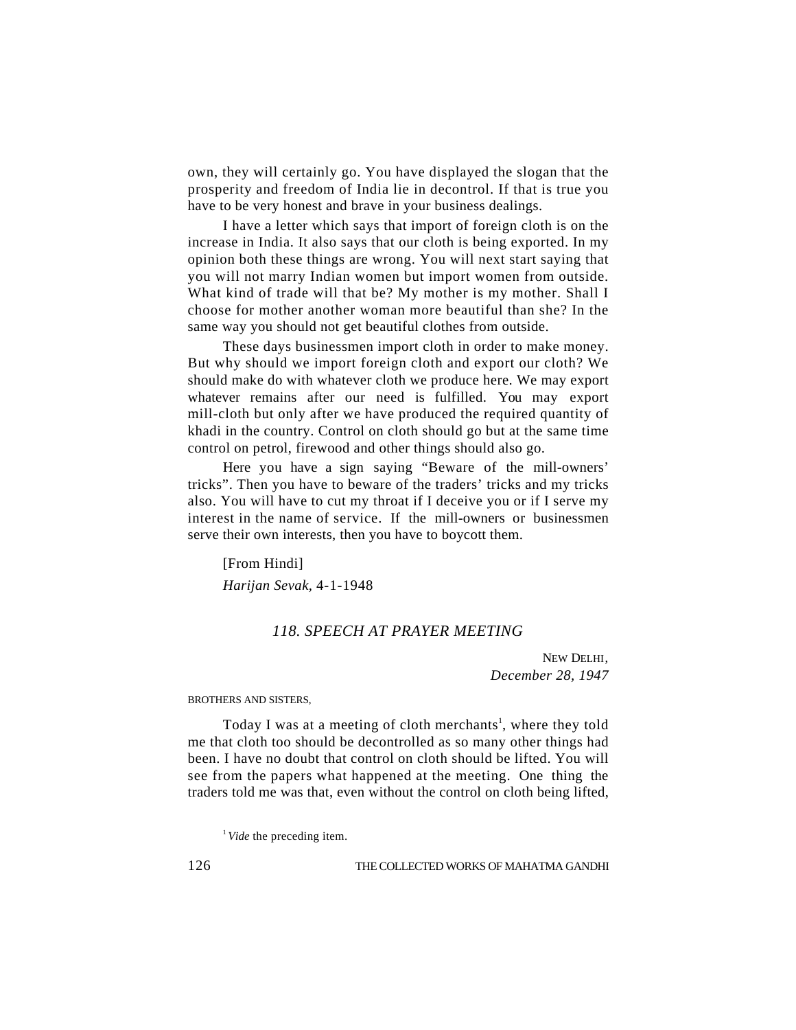own, they will certainly go. You have displayed the slogan that the prosperity and freedom of India lie in decontrol. If that is true you have to be very honest and brave in your business dealings.

I have a letter which says that import of foreign cloth is on the increase in India. It also says that our cloth is being exported. In my opinion both these things are wrong. You will next start saying that you will not marry Indian women but import women from outside. What kind of trade will that be? My mother is my mother. Shall I choose for mother another woman more beautiful than she? In the same way you should not get beautiful clothes from outside.

These days businessmen import cloth in order to make money. But why should we import foreign cloth and export our cloth? We should make do with whatever cloth we produce here. We may export whatever remains after our need is fulfilled. You may export mill-cloth but only after we have produced the required quantity of khadi in the country. Control on cloth should go but at the same time control on petrol, firewood and other things should also go.

Here you have a sign saying "Beware of the mill-owners' tricks". Then you have to beware of the traders' tricks and my tricks also. You will have to cut my throat if I deceive you or if I serve my interest in the name of service. If the mill-owners or businessmen serve their own interests, then you have to boycott them.

[From Hindi]

*Harijan Sevak*, 4-1-1948

## *118. SPEECH AT PRAYER MEETING*

NEW DELHI,
*December 28, 1947*

BROTHERS AND SISTERS,

Today I was at a meeting of cloth merchants[1], where they told me that cloth too should be decontrolled as so many other things had been. I have no doubt that control on cloth should be lifted. You will see from the papers what happened at the meeting. One thing the traders told me was that, even without the control on cloth being lifted,

[1] *Vide* the preceding item.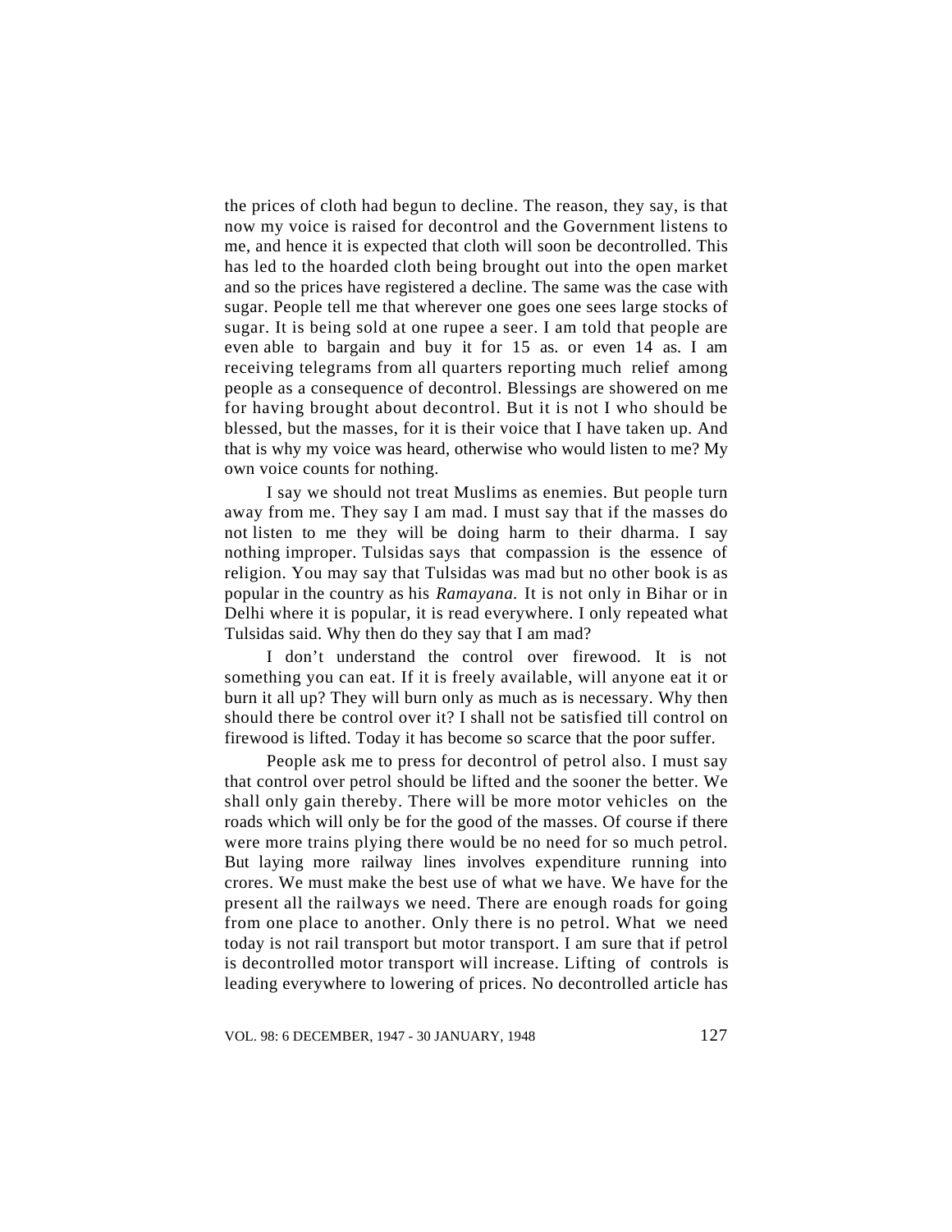the prices of cloth had begun to decline. The reason, they say, is that now my voice is raised for decontrol and the Government listens to me, and hence it is expected that cloth will soon be decontrolled. This has led to the hoarded cloth being brought out into the open market and so the prices have registered a decline. The same was the case with sugar. People tell me that wherever one goes one sees large stocks of sugar. It is being sold at one rupee a seer. I am told that people are even able to bargain and buy it for 15 as. or even 14 as. I am receiving telegrams from all quarters reporting much relief among people as a consequence of decontrol. Blessings are showered on me for having brought about decontrol. But it is not I who should be blessed, but the masses, for it is their voice that I have taken up. And that is why my voice was heard, otherwise who would listen to me? My own voice counts for nothing.

I say we should not treat Muslims as enemies. But people turn away from me. They say I am mad. I must say that if the masses do not listen to me they will be doing harm to their dharma. I say nothing improper. Tulsidas says that compassion is the essence of religion. You may say that Tulsidas was mad but no other book is as popular in the country as his *Ramayana.* It is not only in Bihar or in Delhi where it is popular, it is read everywhere. I only repeated what Tulsidas said. Why then do they say that I am mad?

I don't understand the control over firewood. It is not something you can eat. If it is freely available, will anyone eat it or burn it all up? They will burn only as much as is necessary. Why then should there be control over it? I shall not be satisfied till control on firewood is lifted. Today it has become so scarce that the poor suffer.

People ask me to press for decontrol of petrol also. I must say that control over petrol should be lifted and the sooner the better. We shall only gain thereby. There will be more motor vehicles on the roads which will only be for the good of the masses. Of course if there were more trains plying there would be no need for so much petrol. But laying more railway lines involves expenditure running into crores. We must make the best use of what we have. We have for the present all the railways we need. There are enough roads for going from one place to another. Only there is no petrol. What we need today is not rail transport but motor transport. I am sure that if petrol is decontrolled motor transport will increase. Lifting of controls is leading everywhere to lowering of prices. No decontrolled article has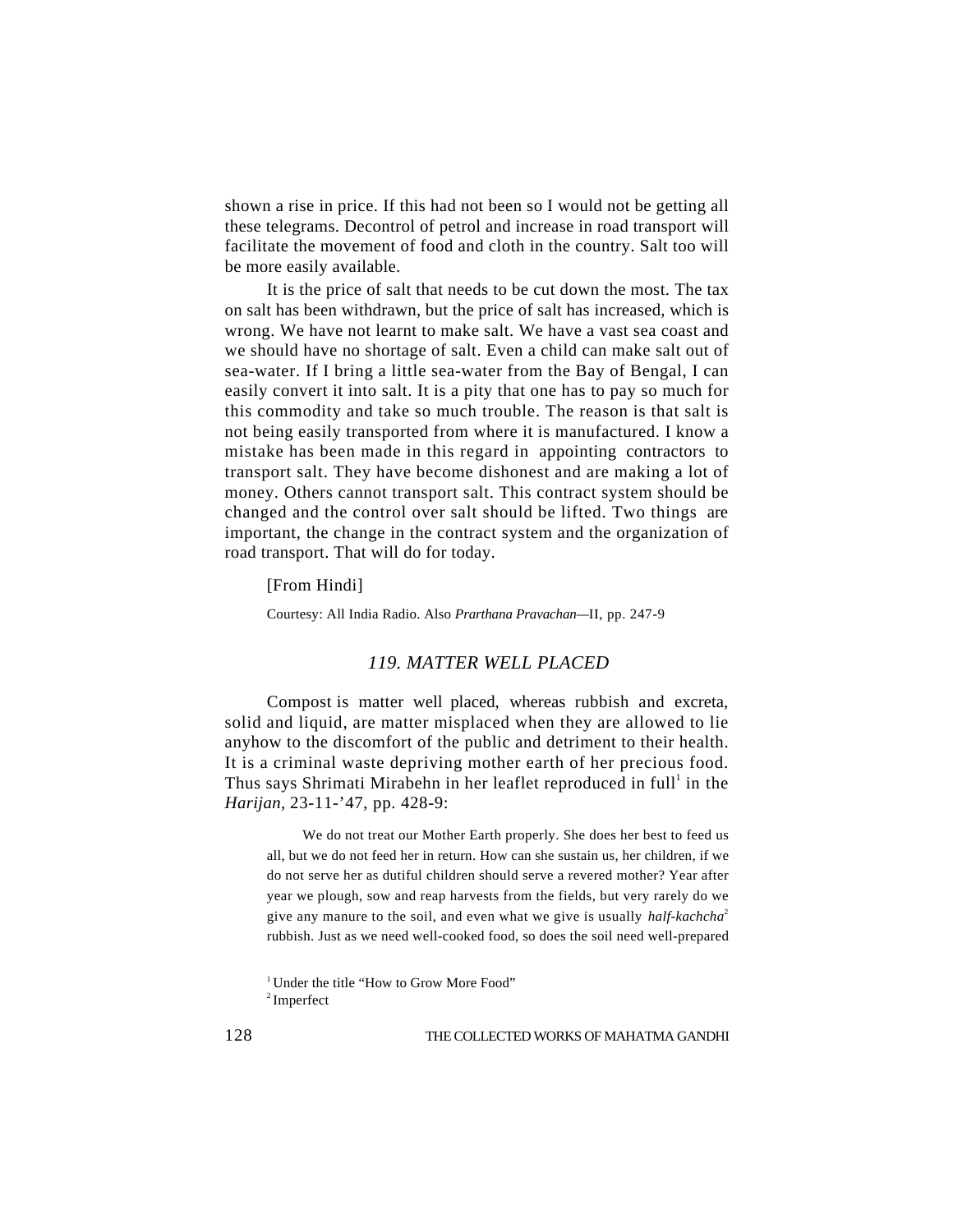shown a rise in price. If this had not been so I would not be getting all these telegrams. Decontrol of petrol and increase in road transport will facilitate the movement of food and cloth in the country. Salt too will be more easily available.

It is the price of salt that needs to be cut down the most. The tax on salt has been withdrawn, but the price of salt has increased, which is wrong. We have not learnt to make salt. We have a vast sea coast and we should have no shortage of salt. Even a child can make salt out of sea-water. If I bring a little sea-water from the Bay of Bengal, I can easily convert it into salt. It is a pity that one has to pay so much for this commodity and take so much trouble. The reason is that salt is not being easily transported from where it is manufactured. I know a mistake has been made in this regard in appointing contractors to transport salt. They have become dishonest and are making a lot of money. Others cannot transport salt. This contract system should be changed and the control over salt should be lifted. Two things are important, the change in the contract system and the organization of road transport. That will do for today.

[From Hindi]

Courtesy: All India Radio. Also *Prarthana Pravachan*—II, pp. 247-9

## *119. MATTER WELL PLACED*

Compost is matter well placed, whereas rubbish and excreta, solid and liquid, are matter misplaced when they are allowed to lie anyhow to the discomfort of the public and detriment to their health. It is a criminal waste depriving mother earth of her precious food. Thus says Shrimati Mirabehn in her leaflet reproduced in full[1] in the *Harijan*, 23-11-'47, pp. 428-9:

> We do not treat our Mother Earth properly. She does her best to feed us all, but we do not feed her in return. How can she sustain us, her children, if we do not serve her as dutiful children should serve a revered mother? Year after year we plough, sow and reap harvests from the fields, but very rarely do we give any manure to the soil, and even what we give is usually *half-kachcha*[2] rubbish. Just as we need well-cooked food, so does the soil need well-prepared

[1] Under the title "How to Grow More Food"

[2] Imperfect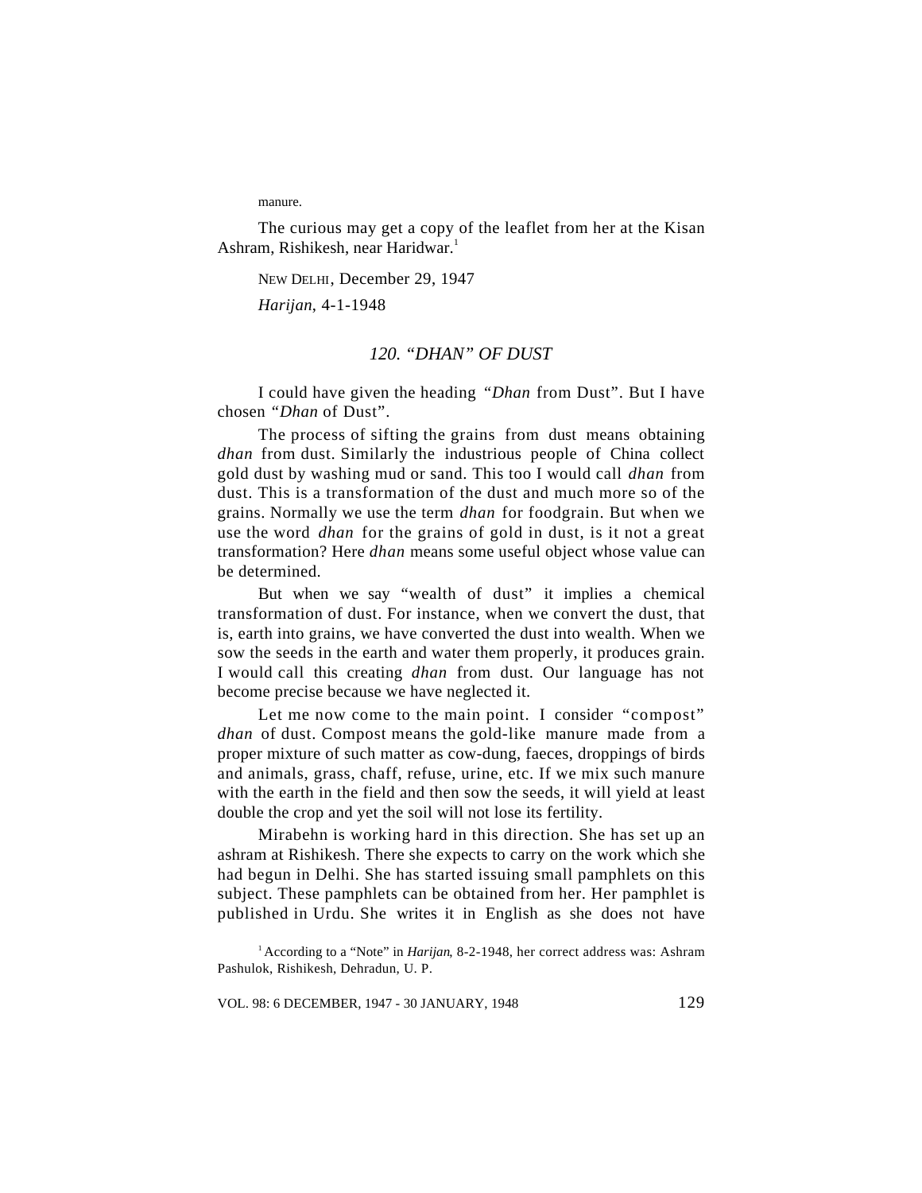manure.

The curious may get a copy of the leaflet from her at the Kisan Ashram, Rishikesh, near Haridwar.[1]

NEW DELHI, December 29, 1947

*Harijan*, 4-1-1948

## *120. "DHAN" OF DUST*

I could have given the heading "*Dhan* from Dust". But I have chosen "*Dhan* of Dust".

The process of sifting the grains from dust means obtaining *dhan* from dust. Similarly the industrious people of China collect gold dust by washing mud or sand. This too I would call *dhan* from dust. This is a transformation of the dust and much more so of the grains. Normally we use the term *dhan* for foodgrain. But when we use the word *dhan* for the grains of gold in dust, is it not a great transformation? Here *dhan* means some useful object whose value can be determined.

But when we say "wealth of dust" it implies a chemical transformation of dust. For instance, when we convert the dust, that is, earth into grains, we have converted the dust into wealth. When we sow the seeds in the earth and water them properly, it produces grain. I would call this creating *dhan* from dust. Our language has not become precise because we have neglected it.

Let me now come to the main point. I consider "compost" *dhan* of dust. Compost means the gold-like manure made from a proper mixture of such matter as cow-dung, faeces, droppings of birds and animals, grass, chaff, refuse, urine, etc. If we mix such manure with the earth in the field and then sow the seeds, it will yield at least double the crop and yet the soil will not lose its fertility.

Mirabehn is working hard in this direction. She has set up an ashram at Rishikesh. There she expects to carry on the work which she had begun in Delhi. She has started issuing small pamphlets on this subject. These pamphlets can be obtained from her. Her pamphlet is published in Urdu. She writes it in English as she does not have

[1] According to a "Note" in *Harijan*, 8-2-1948, her correct address was: Ashram Pashulok, Rishikesh, Dehradun, U. P.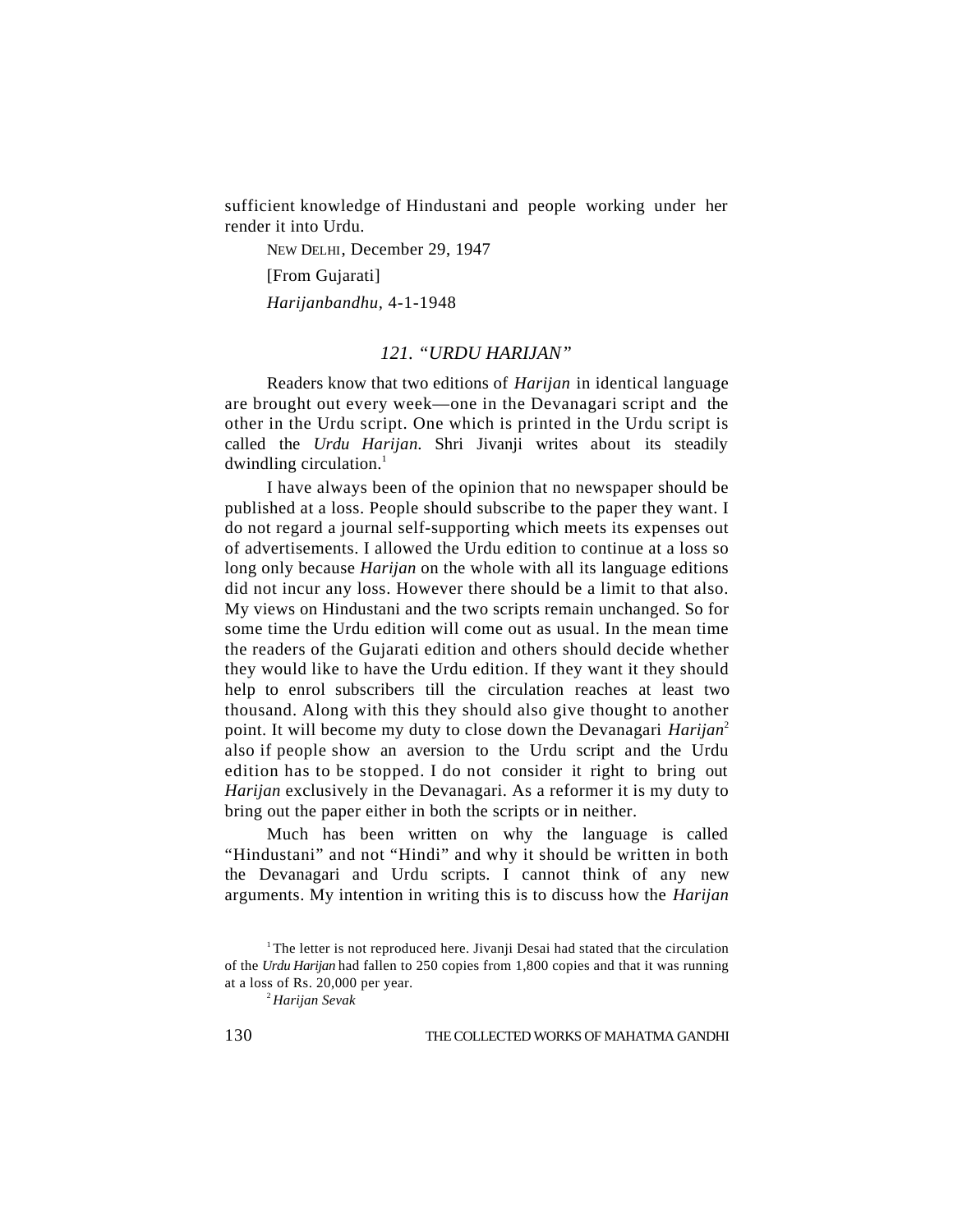sufficient knowledge of Hindustani and people working under her render it into Urdu.

NEW DELHI, December 29, 1947

[From Gujarati]

*Harijanbandhu*, 4-1-1948

## 121. "URDU HARIJAN"

Readers know that two editions of *Harijan* in identical language are brought out every week—one in the Devanagari script and the other in the Urdu script. One which is printed in the Urdu script is called the *Urdu Harijan*. Shri Jivanji writes about its steadily dwindling circulation.[1]

I have always been of the opinion that no newspaper should be published at a loss. People should subscribe to the paper they want. I do not regard a journal self-supporting which meets its expenses out of advertisements. I allowed the Urdu edition to continue at a loss so long only because *Harijan* on the whole with all its language editions did not incur any loss. However there should be a limit to that also. My views on Hindustani and the two scripts remain unchanged. So for some time the Urdu edition will come out as usual. In the mean time the readers of the Gujarati edition and others should decide whether they would like to have the Urdu edition. If they want it they should help to enrol subscribers till the circulation reaches at least two thousand. Along with this they should also give thought to another point. It will become my duty to close down the Devanagari *Harijan*[2] also if people show an aversion to the Urdu script and the Urdu edition has to be stopped. I do not consider it right to bring out *Harijan* exclusively in the Devanagari. As a reformer it is my duty to bring out the paper either in both the scripts or in neither.

Much has been written on why the language is called "Hindustani" and not "Hindi" and why it should be written in both the Devanagari and Urdu scripts. I cannot think of any new arguments. My intention in writing this is to discuss how the *Harijan*

[1] The letter is not reproduced here. Jivanji Desai had stated that the circulation of the *Urdu Harijan* had fallen to 250 copies from 1,800 copies and that it was running at a loss of Rs. 20,000 per year.

[2] *Harijan Sevak*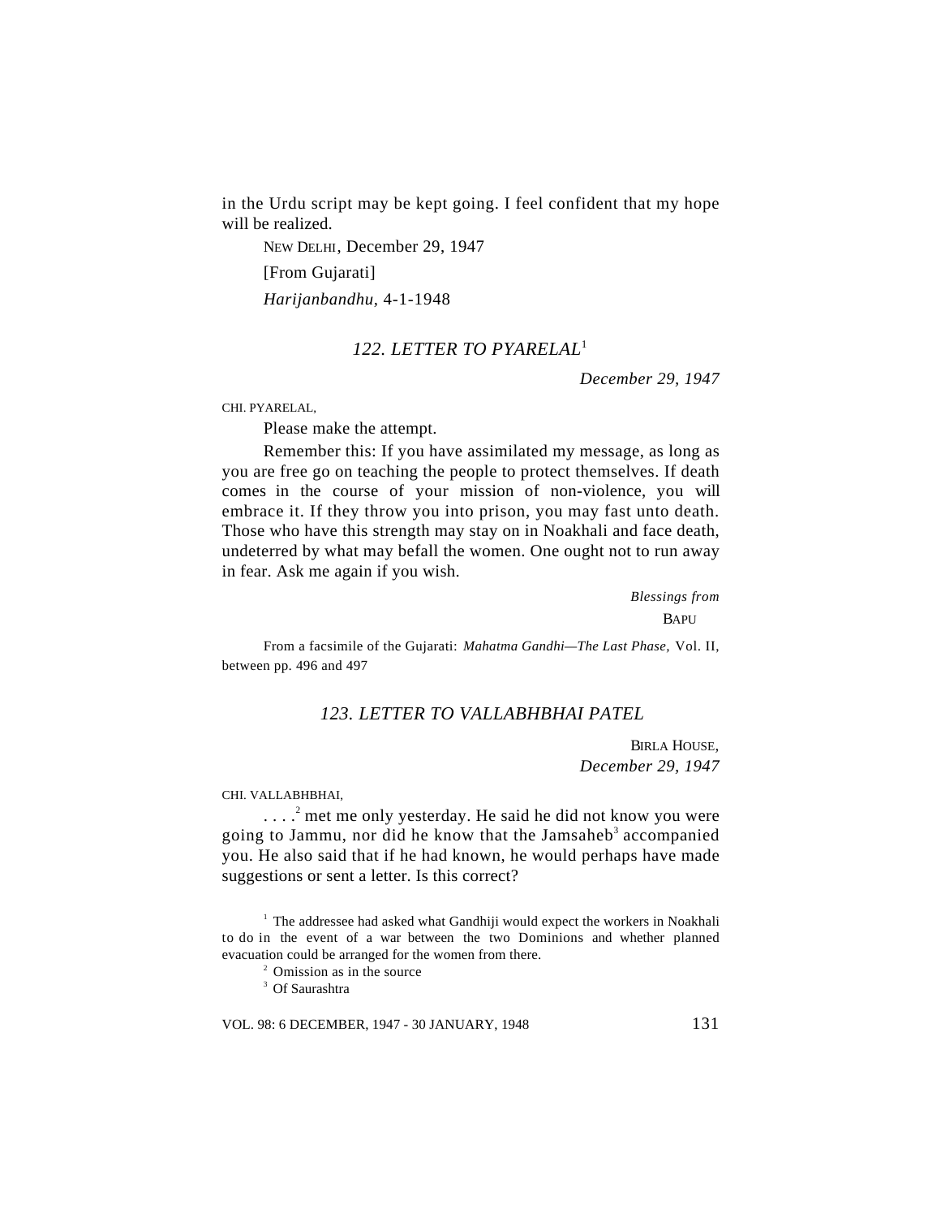in the Urdu script may be kept going. I feel confident that my hope will be realized.

NEW DELHI, December 29, 1947

[From Gujarati]

*Harijanbandhu*, 4-1-1948

## *122. LETTER TO PYARELAL*[1]

*December 29, 1947*

CHI. PYARELAL,

Please make the attempt.

Remember this: If you have assimilated my message, as long as you are free go on teaching the people to protect themselves. If death comes in the course of your mission of non-violence, you will embrace it. If they throw you into prison, you may fast unto death. Those who have this strength may stay on in Noakhali and face death, undeterred by what may befall the women. One ought not to run away in fear. Ask me again if you wish.

*Blessings from*

BAPU

From a facsimile of the Gujarati: *Mahatma Gandhi—The Last Phase*, Vol. II, between pp. 496 and 497

## *123. LETTER TO VALLABHBHAI PATEL*

BIRLA HOUSE,
*December 29, 1947*

CHI. VALLABHBHAI,

. . . .[2] met me only yesterday. He said he did not know you were going to Jammu, nor did he know that the Jamsaheb[3] accompanied you. He also said that if he had known, he would perhaps have made suggestions or sent a letter. Is this correct?

[1] The addressee had asked what Gandhiji would expect the workers in Noakhali to do in the event of a war between the two Dominions and whether planned evacuation could be arranged for the women from there.

[2] Omission as in the source

[3] Of Saurashtra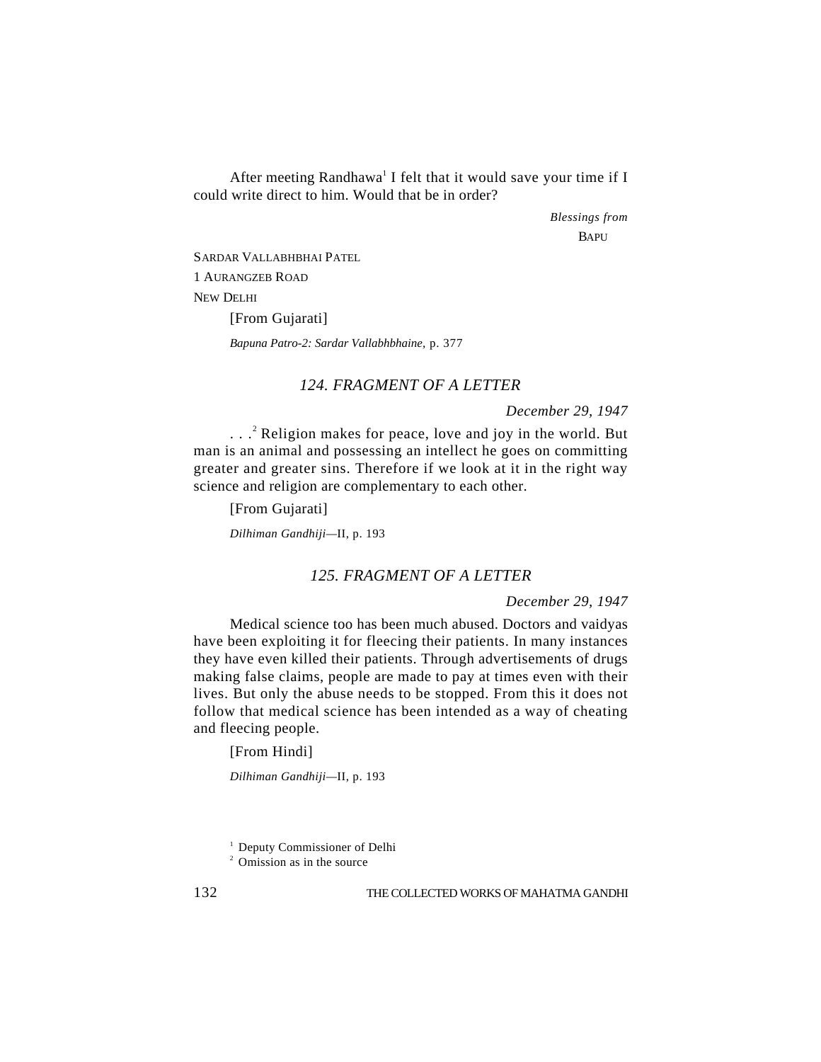After meeting Randhawa[1] I felt that it would save your time if I could write direct to him. Would that be in order?

*Blessings from*
BAPU

SARDAR VALLABHBHAI PATEL
1 AURANGZEB ROAD
NEW DELHI

[From Gujarati]

*Bapuna Patro-2: Sardar Vallabhbhaine*, p. 377

### *124. FRAGMENT OF A LETTER*

*December 29, 1947*

. . .[2] Religion makes for peace, love and joy in the world. But man is an animal and possessing an intellect he goes on committing greater and greater sins. Therefore if we look at it in the right way science and religion are complementary to each other.

[From Gujarati]

*Dilhiman Gandhiji*—II, p. 193

### *125. FRAGMENT OF A LETTER*

*December 29, 1947*

Medical science too has been much abused. Doctors and vaidyas have been exploiting it for fleecing their patients. In many instances they have even killed their patients. Through advertisements of drugs making false claims, people are made to pay at times even with their lives. But only the abuse needs to be stopped. From this it does not follow that medical science has been intended as a way of cheating and fleecing people.

[From Hindi]

*Dilhiman Gandhiji*—II, p. 193

[1] Deputy Commissioner of Delhi

[2] Omission as in the source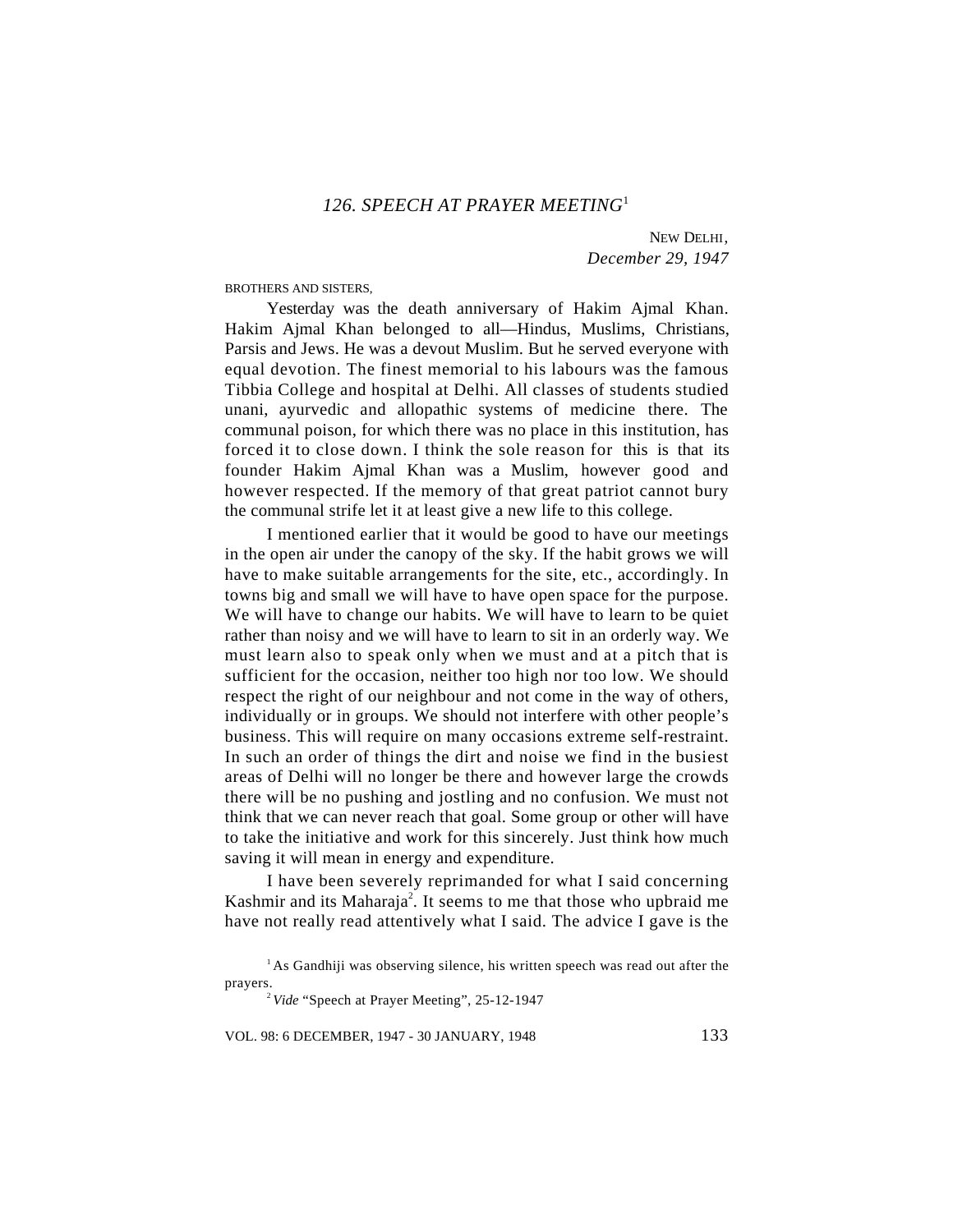## *126. SPEECH AT PRAYER MEETING*[1]

NEW DELHI,
*December 29, 1947*

BROTHERS AND SISTERS,

Yesterday was the death anniversary of Hakim Ajmal Khan. Hakim Ajmal Khan belonged to all—Hindus, Muslims, Christians, Parsis and Jews. He was a devout Muslim. But he served everyone with equal devotion. The finest memorial to his labours was the famous Tibbia College and hospital at Delhi. All classes of students studied unani, ayurvedic and allopathic systems of medicine there. The communal poison, for which there was no place in this institution, has forced it to close down. I think the sole reason for this is that its founder Hakim Ajmal Khan was a Muslim, however good and however respected. If the memory of that great patriot cannot bury the communal strife let it at least give a new life to this college.

I mentioned earlier that it would be good to have our meetings in the open air under the canopy of the sky. If the habit grows we will have to make suitable arrangements for the site, etc., accordingly. In towns big and small we will have to have open space for the purpose. We will have to change our habits. We will have to learn to be quiet rather than noisy and we will have to learn to sit in an orderly way. We must learn also to speak only when we must and at a pitch that is sufficient for the occasion, neither too high nor too low. We should respect the right of our neighbour and not come in the way of others, individually or in groups. We should not interfere with other people's business. This will require on many occasions extreme self-restraint. In such an order of things the dirt and noise we find in the busiest areas of Delhi will no longer be there and however large the crowds there will be no pushing and jostling and no confusion. We must not think that we can never reach that goal. Some group or other will have to take the initiative and work for this sincerely. Just think how much saving it will mean in energy and expenditure.

I have been severely reprimanded for what I said concerning Kashmir and its Maharaja[2]. It seems to me that those who upbraid me have not really read attentively what I said. The advice I gave is the

[1] As Gandhiji was observing silence, his written speech was read out after the prayers.

[2] *Vide* "Speech at Prayer Meeting", 25-12-1947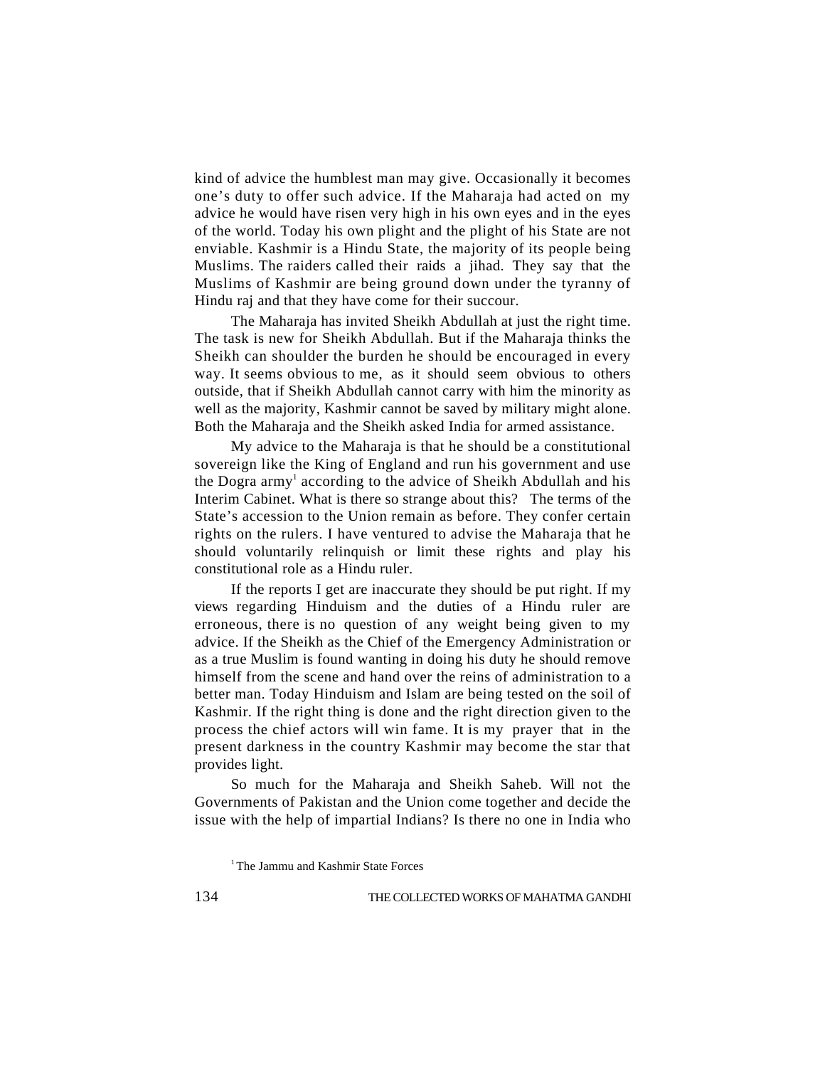kind of advice the humblest man may give. Occasionally it becomes one's duty to offer such advice. If the Maharaja had acted on my advice he would have risen very high in his own eyes and in the eyes of the world. Today his own plight and the plight of his State are not enviable. Kashmir is a Hindu State, the majority of its people being Muslims. The raiders called their raids a jihad. They say that the Muslims of Kashmir are being ground down under the tyranny of Hindu raj and that they have come for their succour.

The Maharaja has invited Sheikh Abdullah at just the right time. The task is new for Sheikh Abdullah. But if the Maharaja thinks the Sheikh can shoulder the burden he should be encouraged in every way. It seems obvious to me, as it should seem obvious to others outside, that if Sheikh Abdullah cannot carry with him the minority as well as the majority, Kashmir cannot be saved by military might alone. Both the Maharaja and the Sheikh asked India for armed assistance.

My advice to the Maharaja is that he should be a constitutional sovereign like the King of England and run his government and use the Dogra army[1] according to the advice of Sheikh Abdullah and his Interim Cabinet. What is there so strange about this? The terms of the State's accession to the Union remain as before. They confer certain rights on the rulers. I have ventured to advise the Maharaja that he should voluntarily relinquish or limit these rights and play his constitutional role as a Hindu ruler.

If the reports I get are inaccurate they should be put right. If my views regarding Hinduism and the duties of a Hindu ruler are erroneous, there is no question of any weight being given to my advice. If the Sheikh as the Chief of the Emergency Administration or as a true Muslim is found wanting in doing his duty he should remove himself from the scene and hand over the reins of administration to a better man. Today Hinduism and Islam are being tested on the soil of Kashmir. If the right thing is done and the right direction given to the process the chief actors will win fame. It is my prayer that in the present darkness in the country Kashmir may become the star that provides light.

So much for the Maharaja and Sheikh Saheb. Will not the Governments of Pakistan and the Union come together and decide the issue with the help of impartial Indians? Is there no one in India who

[1] The Jammu and Kashmir State Forces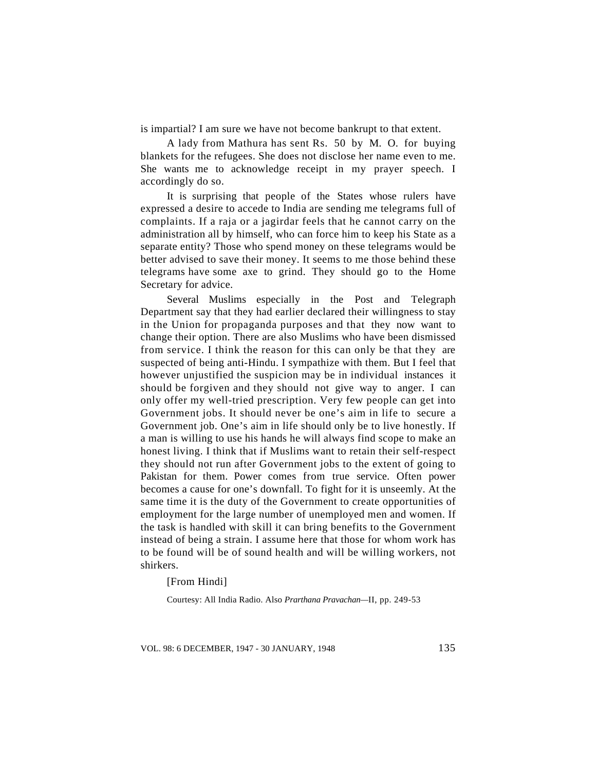is impartial? I am sure we have not become bankrupt to that extent.

A lady from Mathura has sent Rs. 50 by M. O. for buying blankets for the refugees. She does not disclose her name even to me. She wants me to acknowledge receipt in my prayer speech. I accordingly do so.

It is surprising that people of the States whose rulers have expressed a desire to accede to India are sending me telegrams full of complaints. If a raja or a jagirdar feels that he cannot carry on the administration all by himself, who can force him to keep his State as a separate entity? Those who spend money on these telegrams would be better advised to save their money. It seems to me those behind these telegrams have some axe to grind. They should go to the Home Secretary for advice.

Several Muslims especially in the Post and Telegraph Department say that they had earlier declared their willingness to stay in the Union for propaganda purposes and that they now want to change their option. There are also Muslims who have been dismissed from service. I think the reason for this can only be that they are suspected of being anti-Hindu. I sympathize with them. But I feel that however unjustified the suspicion may be in individual instances it should be forgiven and they should not give way to anger. I can only offer my well-tried prescription. Very few people can get into Government jobs. It should never be one's aim in life to secure a Government job. One's aim in life should only be to live honestly. If a man is willing to use his hands he will always find scope to make an honest living. I think that if Muslims want to retain their self-respect they should not run after Government jobs to the extent of going to Pakistan for them. Power comes from true service. Often power becomes a cause for one's downfall. To fight for it is unseemly. At the same time it is the duty of the Government to create opportunities of employment for the large number of unemployed men and women. If the task is handled with skill it can bring benefits to the Government instead of being a strain. I assume here that those for whom work has to be found will be of sound health and will be willing workers, not shirkers.

[From Hindi]

Courtesy: All India Radio. Also *Prarthana Pravachan*—II, pp. 249-53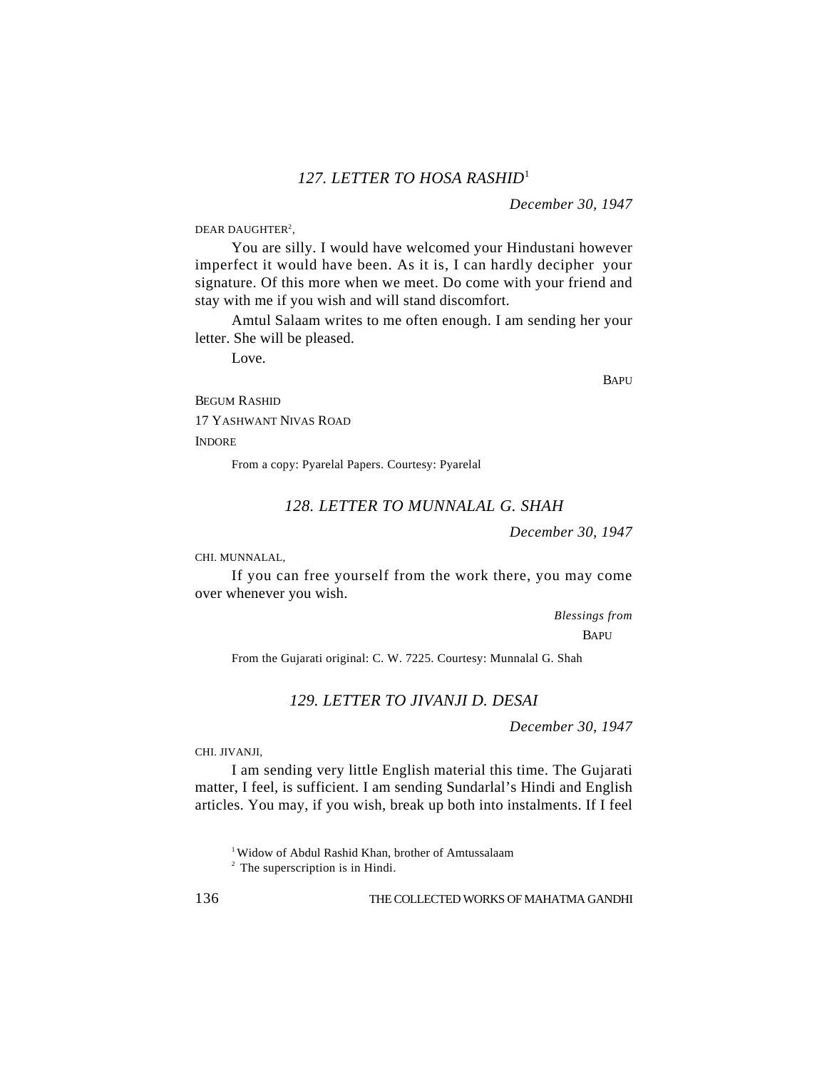## *127. LETTER TO HOSA RASHID*[1]

*December 30, 1947*

DEAR DAUGHTER[2],

You are silly. I would have welcomed your Hindustani however imperfect it would have been. As it is, I can hardly decipher your signature. Of this more when we meet. Do come with your friend and stay with me if you wish and will stand discomfort.

Amtul Salaam writes to me often enough. I am sending her your letter. She will be pleased.

Love.

BAPU

BEGUM RASHID

17 YASHWANT NIVAS ROAD

INDORE

From a copy: Pyarelal Papers. Courtesy: Pyarelal

## *128. LETTER TO MUNNALAL G. SHAH*

*December 30, 1947*

CHI. MUNNALAL,

If you can free yourself from the work there, you may come over whenever you wish.

*Blessings from*

BAPU

From the Gujarati original: C. W. 7225. Courtesy: Munnalal G. Shah

## *129. LETTER TO JIVANJI D. DESAI*

*December 30, 1947*

CHI. JIVANJI,

I am sending very little English material this time. The Gujarati matter, I feel, is sufficient. I am sending Sundarlal's Hindi and English articles. You may, if you wish, break up both into instalments. If I feel

[1] Widow of Abdul Rashid Khan, brother of Amtussalaam

[2] The superscription is in Hindi.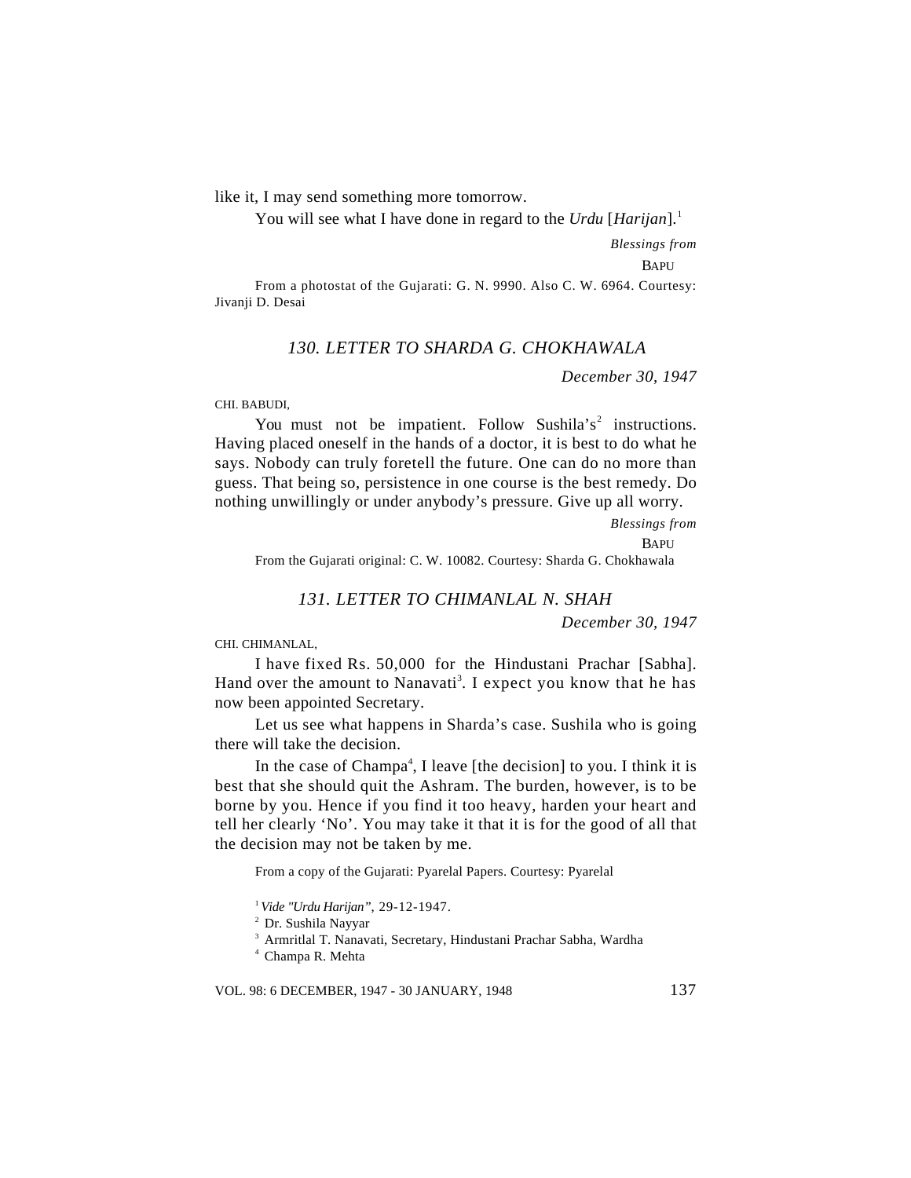like it, I may send something more tomorrow.

You will see what I have done in regard to the *Urdu* [*Harijan*].[1]

*Blessings from*

BAPU

From a photostat of the Gujarati: G. N. 9990. Also C. W. 6964. Courtesy: Jivanji D. Desai

### *130. LETTER TO SHARDA G. CHOKHAWALA*

*December 30, 1947*

CHI. BABUDI,

You must not be impatient. Follow Sushila's[2] instructions. Having placed oneself in the hands of a doctor, it is best to do what he says. Nobody can truly foretell the future. One can do no more than guess. That being so, persistence in one course is the best remedy. Do nothing unwillingly or under anybody's pressure. Give up all worry.

*Blessings from*

BAPU

From the Gujarati original: C. W. 10082. Courtesy: Sharda G. Chokhawala

### *131. LETTER TO CHIMANLAL N. SHAH*

*December 30, 1947*

CHI. CHIMANLAL,

I have fixed Rs. 50,000 for the Hindustani Prachar [Sabha]. Hand over the amount to Nanavati[3]. I expect you know that he has now been appointed Secretary.

Let us see what happens in Sharda's case. Sushila who is going there will take the decision.

In the case of Champa[4], I leave [the decision] to you. I think it is best that she should quit the Ashram. The burden, however, is to be borne by you. Hence if you find it too heavy, harden your heart and tell her clearly 'No'. You may take it that it is for the good of all that the decision may not be taken by me.

From a copy of the Gujarati: Pyarelal Papers. Courtesy: Pyarelal

[1] *Vide "Urdu Harijan"*, 29-12-1947.

[2] Dr. Sushila Nayyar

[3] Armritlal T. Nanavati, Secretary, Hindustani Prachar Sabha, Wardha

[4] Champa R. Mehta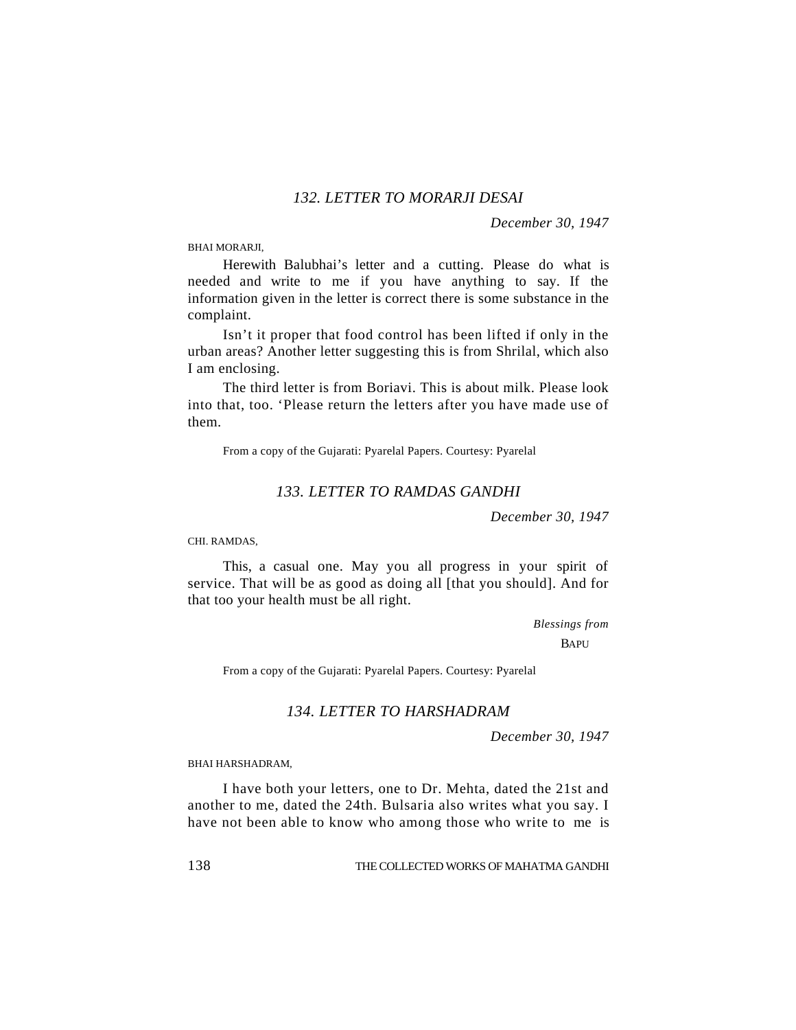## *132. LETTER TO MORARJI DESAI*

*December 30, 1947*

BHAI MORARJI,

Herewith Balubhai's letter and a cutting. Please do what is needed and write to me if you have anything to say. If the information given in the letter is correct there is some substance in the complaint.

Isn't it proper that food control has been lifted if only in the urban areas? Another letter suggesting this is from Shrilal, which also I am enclosing.

The third letter is from Boriavi. This is about milk. Please look into that, too. 'Please return the letters after you have made use of them.

From a copy of the Gujarati: Pyarelal Papers. Courtesy: Pyarelal

## *133. LETTER TO RAMDAS GANDHI*

*December 30, 1947*

CHI. RAMDAS,

This, a casual one. May you all progress in your spirit of service. That will be as good as doing all [that you should]. And for that too your health must be all right.

*Blessings from*

BAPU

From a copy of the Gujarati: Pyarelal Papers. Courtesy: Pyarelal

## *134. LETTER TO HARSHADRAM*

*December 30, 1947*

BHAI HARSHADRAM,

I have both your letters, one to Dr. Mehta, dated the 21st and another to me, dated the 24th. Bulsaria also writes what you say. I have not been able to know who among those who write to me is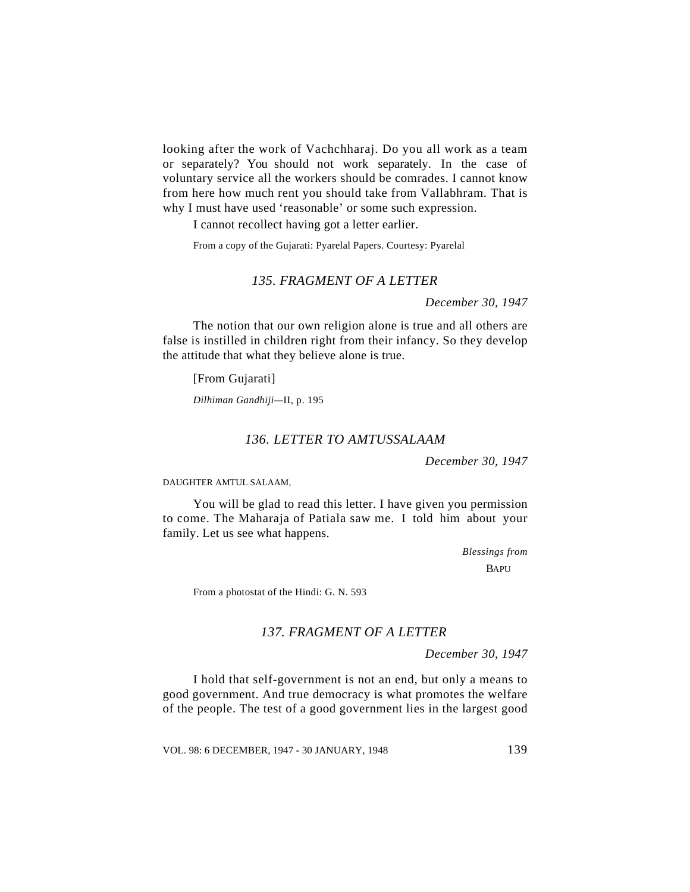looking after the work of Vachchharaj. Do you all work as a team or separately? You should not work separately. In the case of voluntary service all the workers should be comrades. I cannot know from here how much rent you should take from Vallabhram. That is why I must have used 'reasonable' or some such expression.

I cannot recollect having got a letter earlier.

From a copy of the Gujarati: Pyarelal Papers. Courtesy: Pyarelal

### *135. FRAGMENT OF A LETTER*

*December 30, 1947*

The notion that our own religion alone is true and all others are false is instilled in children right from their infancy. So they develop the attitude that what they believe alone is true.

[From Gujarati]

*Dilhiman Gandhiji*—II, p. 195

### *136. LETTER TO AMTUSSALAAM*

*December 30, 1947*

DAUGHTER AMTUL SALAAM,

You will be glad to read this letter. I have given you permission to come. The Maharaja of Patiala saw me. I told him about your family. Let us see what happens.

*Blessings from*
BAPU

From a photostat of the Hindi: G. N. 593

### *137. FRAGMENT OF A LETTER*

*December 30, 1947*

I hold that self-government is not an end, but only a means to good government. And true democracy is what promotes the welfare of the people. The test of a good government lies in the largest good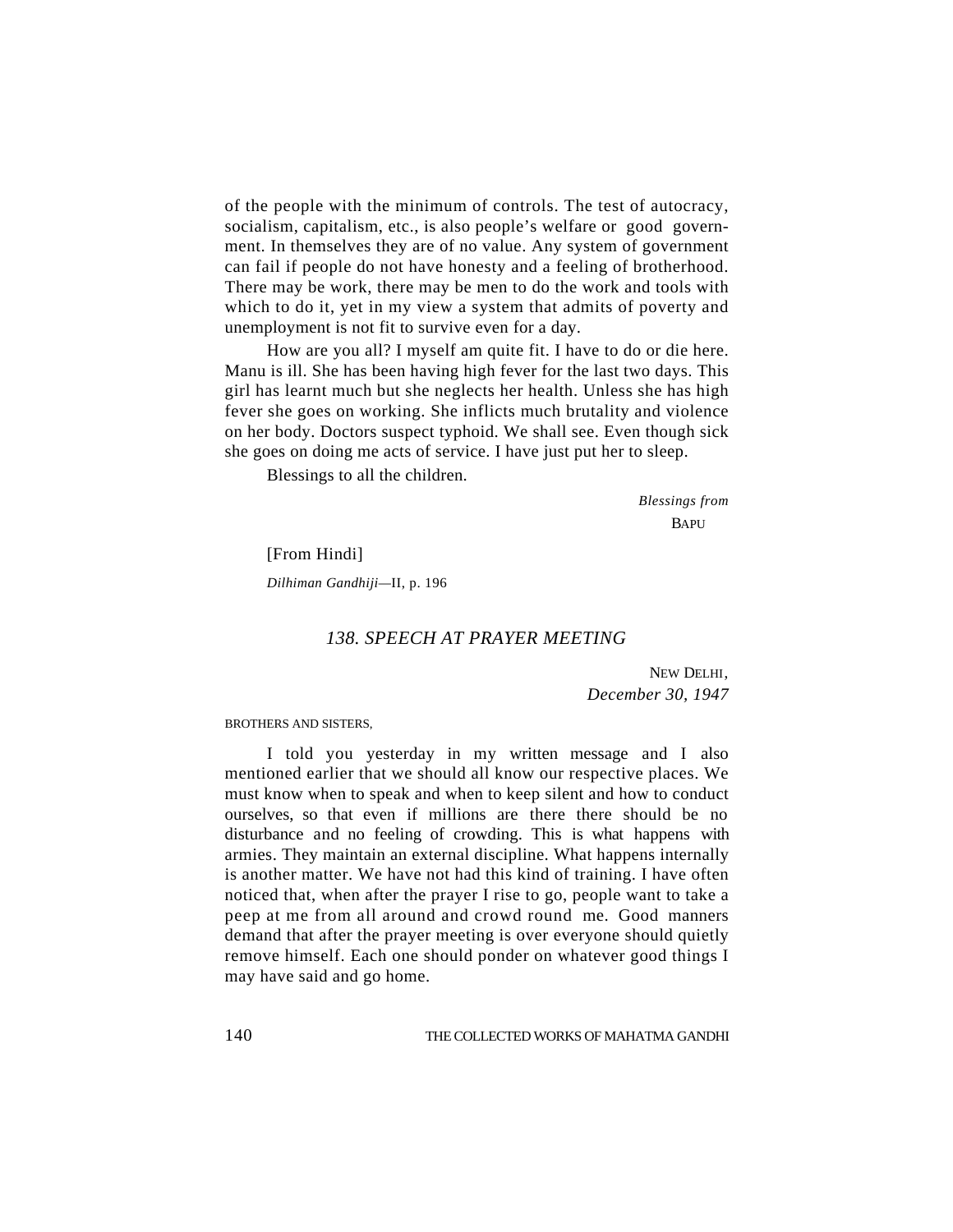of the people with the minimum of controls. The test of autocracy, socialism, capitalism, etc., is also people's welfare or good government. In themselves they are of no value. Any system of government can fail if people do not have honesty and a feeling of brotherhood. There may be work, there may be men to do the work and tools with which to do it, yet in my view a system that admits of poverty and unemployment is not fit to survive even for a day.

How are you all? I myself am quite fit. I have to do or die here. Manu is ill. She has been having high fever for the last two days. This girl has learnt much but she neglects her health. Unless she has high fever she goes on working. She inflicts much brutality and violence on her body. Doctors suspect typhoid. We shall see. Even though sick she goes on doing me acts of service. I have just put her to sleep.

Blessings to all the children.

*Blessings from*
BAPU

[From Hindi]

*Dilhiman Gandhiji*—II, p. 196

## *138. SPEECH AT PRAYER MEETING*

NEW DELHI,
*December 30, 1947*

BROTHERS AND SISTERS,

I told you yesterday in my written message and I also mentioned earlier that we should all know our respective places. We must know when to speak and when to keep silent and how to conduct ourselves, so that even if millions are there there should be no disturbance and no feeling of crowding. This is what happens with armies. They maintain an external discipline. What happens internally is another matter. We have not had this kind of training. I have often noticed that, when after the prayer I rise to go, people want to take a peep at me from all around and crowd round me. Good manners demand that after the prayer meeting is over everyone should quietly remove himself. Each one should ponder on whatever good things I may have said and go home.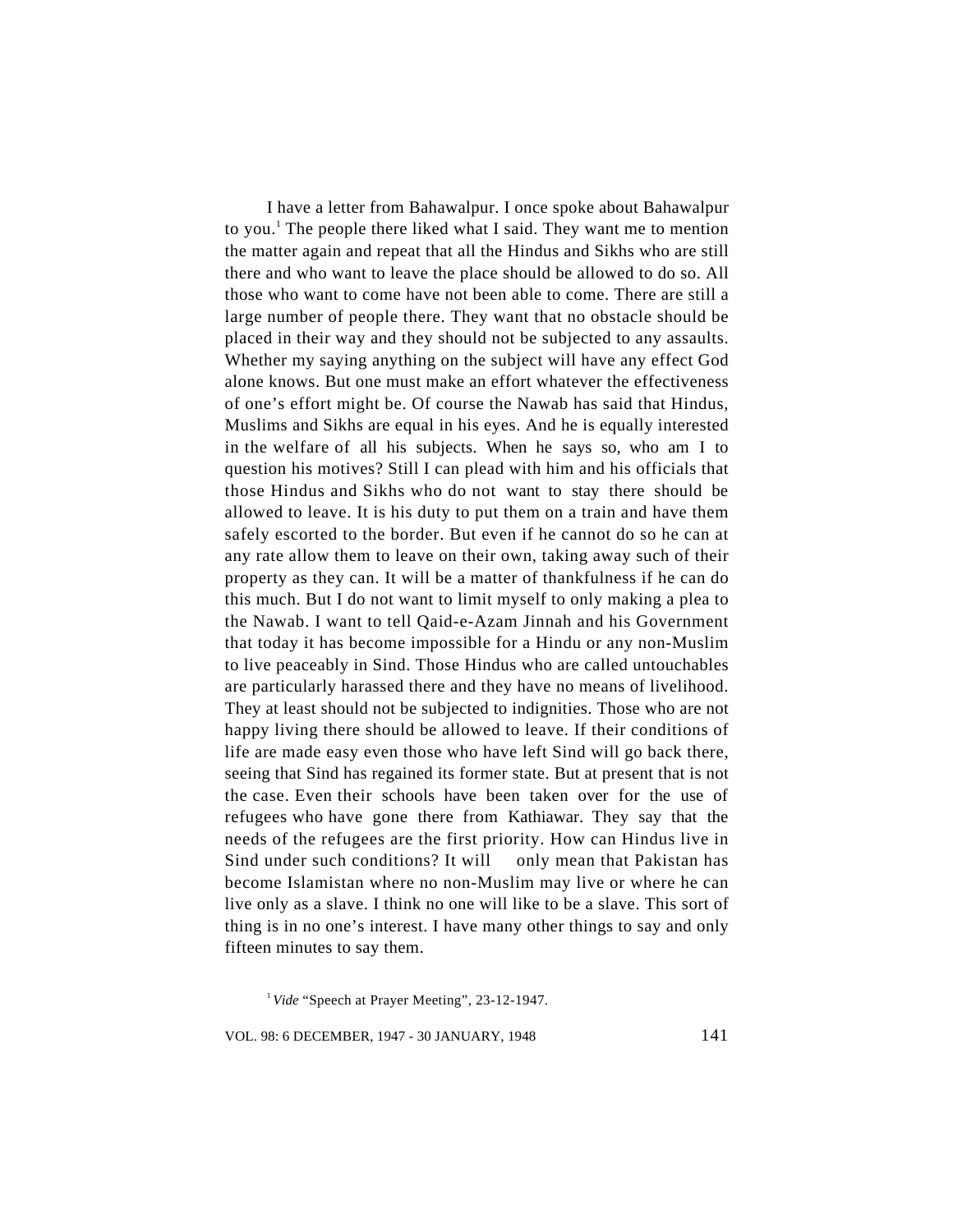I have a letter from Bahawalpur. I once spoke about Bahawalpur to you.[1] The people there liked what I said. They want me to mention the matter again and repeat that all the Hindus and Sikhs who are still there and who want to leave the place should be allowed to do so. All those who want to come have not been able to come. There are still a large number of people there. They want that no obstacle should be placed in their way and they should not be subjected to any assaults. Whether my saying anything on the subject will have any effect God alone knows. But one must make an effort whatever the effectiveness of one's effort might be. Of course the Nawab has said that Hindus, Muslims and Sikhs are equal in his eyes. And he is equally interested in the welfare of all his subjects. When he says so, who am I to question his motives? Still I can plead with him and his officials that those Hindus and Sikhs who do not want to stay there should be allowed to leave. It is his duty to put them on a train and have them safely escorted to the border. But even if he cannot do so he can at any rate allow them to leave on their own, taking away such of their property as they can. It will be a matter of thankfulness if he can do this much. But I do not want to limit myself to only making a plea to the Nawab. I want to tell Qaid-e-Azam Jinnah and his Government that today it has become impossible for a Hindu or any non-Muslim to live peaceably in Sind. Those Hindus who are called untouchables are particularly harassed there and they have no means of livelihood. They at least should not be subjected to indignities. Those who are not happy living there should be allowed to leave. If their conditions of life are made easy even those who have left Sind will go back there, seeing that Sind has regained its former state. But at present that is not the case. Even their schools have been taken over for the use of refugees who have gone there from Kathiawar. They say that the needs of the refugees are the first priority. How can Hindus live in Sind under such conditions? It will only mean that Pakistan has become Islamistan where no non-Muslim may live or where he can live only as a slave. I think no one will like to be a slave. This sort of thing is in no one's interest. I have many other things to say and only fifteen minutes to say them.

[1] *Vide* "Speech at Prayer Meeting", 23-12-1947.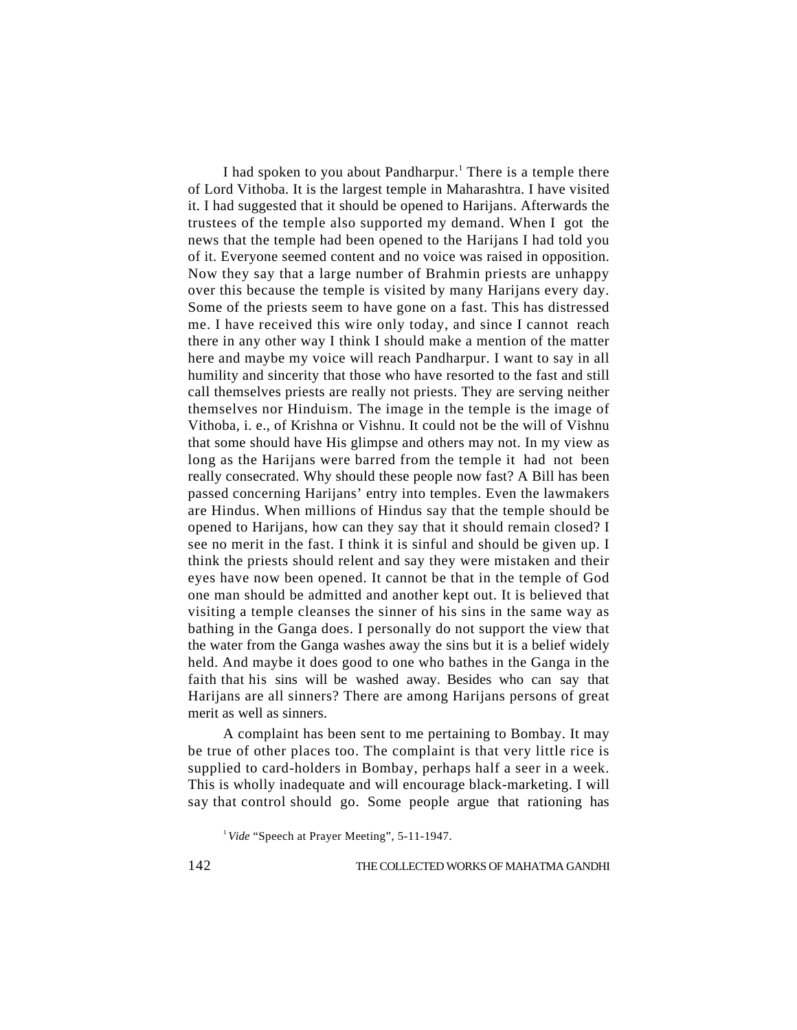I had spoken to you about Pandharpur.[1] There is a temple there of Lord Vithoba. It is the largest temple in Maharashtra. I have visited it. I had suggested that it should be opened to Harijans. Afterwards the trustees of the temple also supported my demand. When I got the news that the temple had been opened to the Harijans I had told you of it. Everyone seemed content and no voice was raised in opposition. Now they say that a large number of Brahmin priests are unhappy over this because the temple is visited by many Harijans every day. Some of the priests seem to have gone on a fast. This has distressed me. I have received this wire only today, and since I cannot reach there in any other way I think I should make a mention of the matter here and maybe my voice will reach Pandharpur. I want to say in all humility and sincerity that those who have resorted to the fast and still call themselves priests are really not priests. They are serving neither themselves nor Hinduism. The image in the temple is the image of Vithoba, i. e., of Krishna or Vishnu. It could not be the will of Vishnu that some should have His glimpse and others may not. In my view as long as the Harijans were barred from the temple it had not been really consecrated. Why should these people now fast? A Bill has been passed concerning Harijans' entry into temples. Even the lawmakers are Hindus. When millions of Hindus say that the temple should be opened to Harijans, how can they say that it should remain closed? I see no merit in the fast. I think it is sinful and should be given up. I think the priests should relent and say they were mistaken and their eyes have now been opened. It cannot be that in the temple of God one man should be admitted and another kept out. It is believed that visiting a temple cleanses the sinner of his sins in the same way as bathing in the Ganga does. I personally do not support the view that the water from the Ganga washes away the sins but it is a belief widely held. And maybe it does good to one who bathes in the Ganga in the faith that his sins will be washed away. Besides who can say that Harijans are all sinners? There are among Harijans persons of great merit as well as sinners.

A complaint has been sent to me pertaining to Bombay. It may be true of other places too. The complaint is that very little rice is supplied to card-holders in Bombay, perhaps half a seer in a week. This is wholly inadequate and will encourage black-marketing. I will say that control should go. Some people argue that rationing has

[1] *Vide* "Speech at Prayer Meeting", 5-11-1947.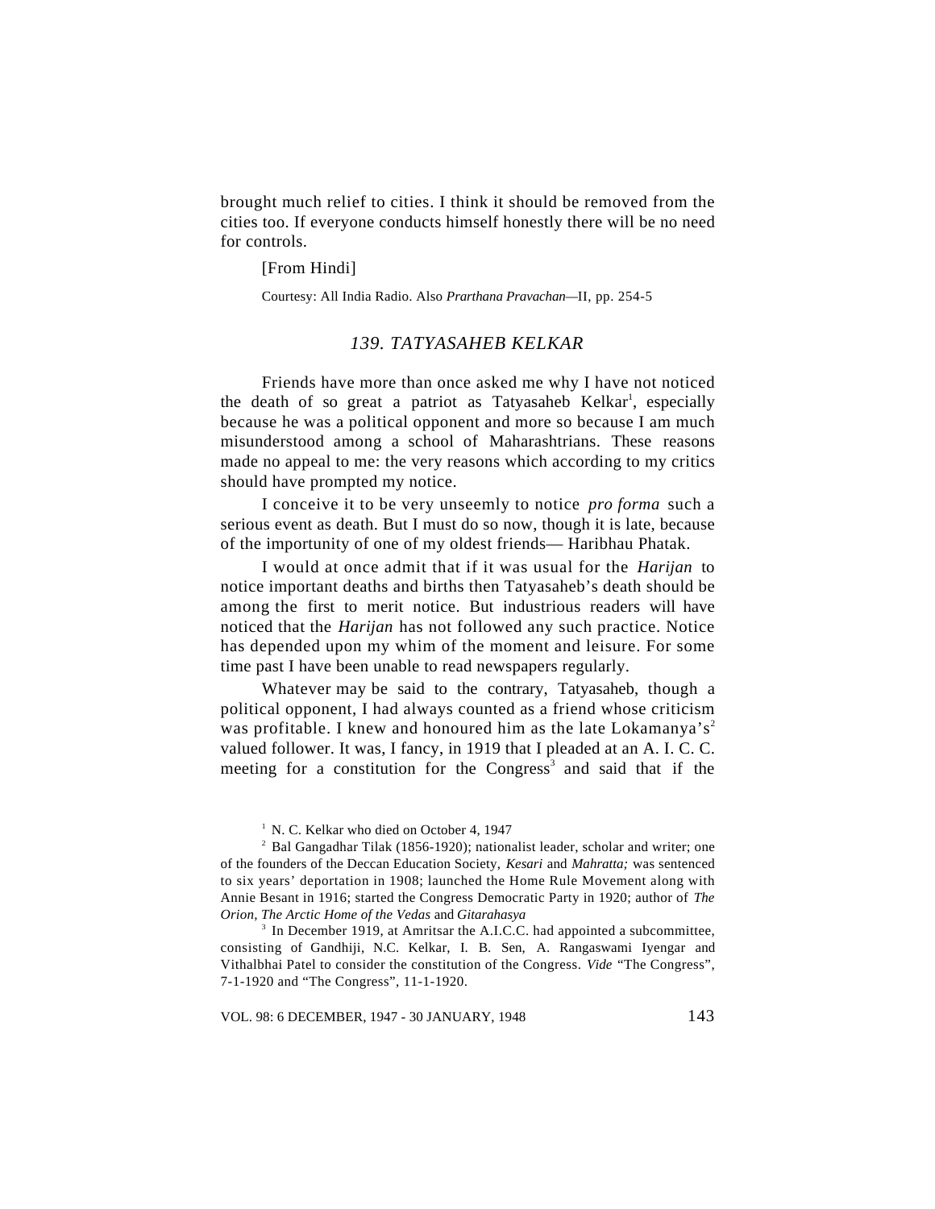brought much relief to cities. I think it should be removed from the cities too. If everyone conducts himself honestly there will be no need for controls.

[From Hindi]

Courtesy: All India Radio. Also *Prarthana Pravachan*—II, pp. 254-5

## *139. TATYASAHEB KELKAR*

Friends have more than once asked me why I have not noticed the death of so great a patriot as Tatyasaheb Kelkar[1], especially because he was a political opponent and more so because I am much misunderstood among a school of Maharashtrians. These reasons made no appeal to me: the very reasons which according to my critics should have prompted my notice.

I conceive it to be very unseemly to notice *pro forma* such a serious event as death. But I must do so now, though it is late, because of the importunity of one of my oldest friends— Haribhau Phatak.

I would at once admit that if it was usual for the *Harijan* to notice important deaths and births then Tatyasaheb's death should be among the first to merit notice. But industrious readers will have noticed that the *Harijan* has not followed any such practice. Notice has depended upon my whim of the moment and leisure. For some time past I have been unable to read newspapers regularly.

Whatever may be said to the contrary, Tatyasaheb, though a political opponent, I had always counted as a friend whose criticism was profitable. I knew and honoured him as the late Lokamanya's[2] valued follower. It was, I fancy, in 1919 that I pleaded at an A. I. C. C. meeting for a constitution for the Congress[3] and said that if the

[1] N. C. Kelkar who died on October 4, 1947

[2] Bal Gangadhar Tilak (1856-1920); nationalist leader, scholar and writer; one of the founders of the Deccan Education Society, *Kesari* and *Mahratta;* was sentenced to six years' deportation in 1908; launched the Home Rule Movement along with Annie Besant in 1916; started the Congress Democratic Party in 1920; author of *The Orion, The Arctic Home of the Vedas* and *Gitarahasya*

[3] In December 1919, at Amritsar the A.I.C.C. had appointed a subcommittee, consisting of Gandhiji, N.C. Kelkar, I. B. Sen, A. Rangaswami Iyengar and Vithalbhai Patel to consider the constitution of the Congress. *Vide* "The Congress", 7-1-1920 and "The Congress", 11-1-1920.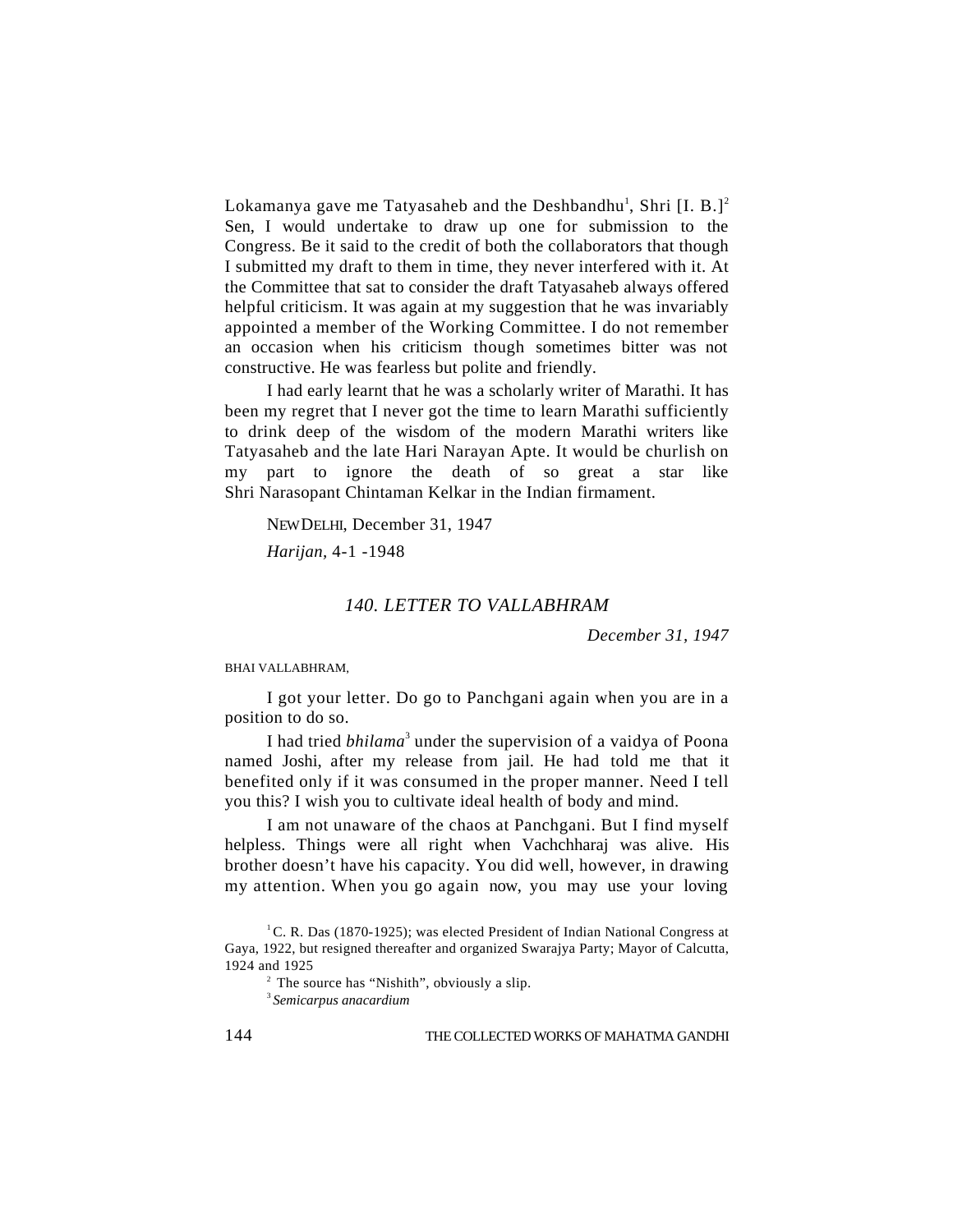Lokamanya gave me Tatyasaheb and the Deshbandhu[1], Shri [I. B.][2] Sen, I would undertake to draw up one for submission to the Congress. Be it said to the credit of both the collaborators that though I submitted my draft to them in time, they never interfered with it. At the Committee that sat to consider the draft Tatyasaheb always offered helpful criticism. It was again at my suggestion that he was invariably appointed a member of the Working Committee. I do not remember an occasion when his criticism though sometimes bitter was not constructive. He was fearless but polite and friendly.

I had early learnt that he was a scholarly writer of Marathi. It has been my regret that I never got the time to learn Marathi sufficiently to drink deep of the wisdom of the modern Marathi writers like Tatyasaheb and the late Hari Narayan Apte. It would be churlish on my part to ignore the death of so great a star like Shri Narasopant Chintaman Kelkar in the Indian firmament.

NEW DELHI, December 31, 1947

*Harijan*, 4-1 -1948

### *140. LETTER TO VALLABHRAM*

*December 31, 1947*

BHAI VALLABHRAM,

I got your letter. Do go to Panchgani again when you are in a position to do so.

I had tried *bhilama*[3] under the supervision of a vaidya of Poona named Joshi, after my release from jail. He had told me that it benefited only if it was consumed in the proper manner. Need I tell you this? I wish you to cultivate ideal health of body and mind.

I am not unaware of the chaos at Panchgani. But I find myself helpless. Things were all right when Vachchharaj was alive. His brother doesn't have his capacity. You did well, however, in drawing my attention. When you go again now, you may use your loving

---

[1] C. R. Das (1870-1925); was elected President of Indian National Congress at Gaya, 1922, but resigned thereafter and organized Swarajya Party; Mayor of Calcutta, 1924 and 1925

[2] The source has "Nishith", obviously a slip.

[3] *Semicarpus anacardium*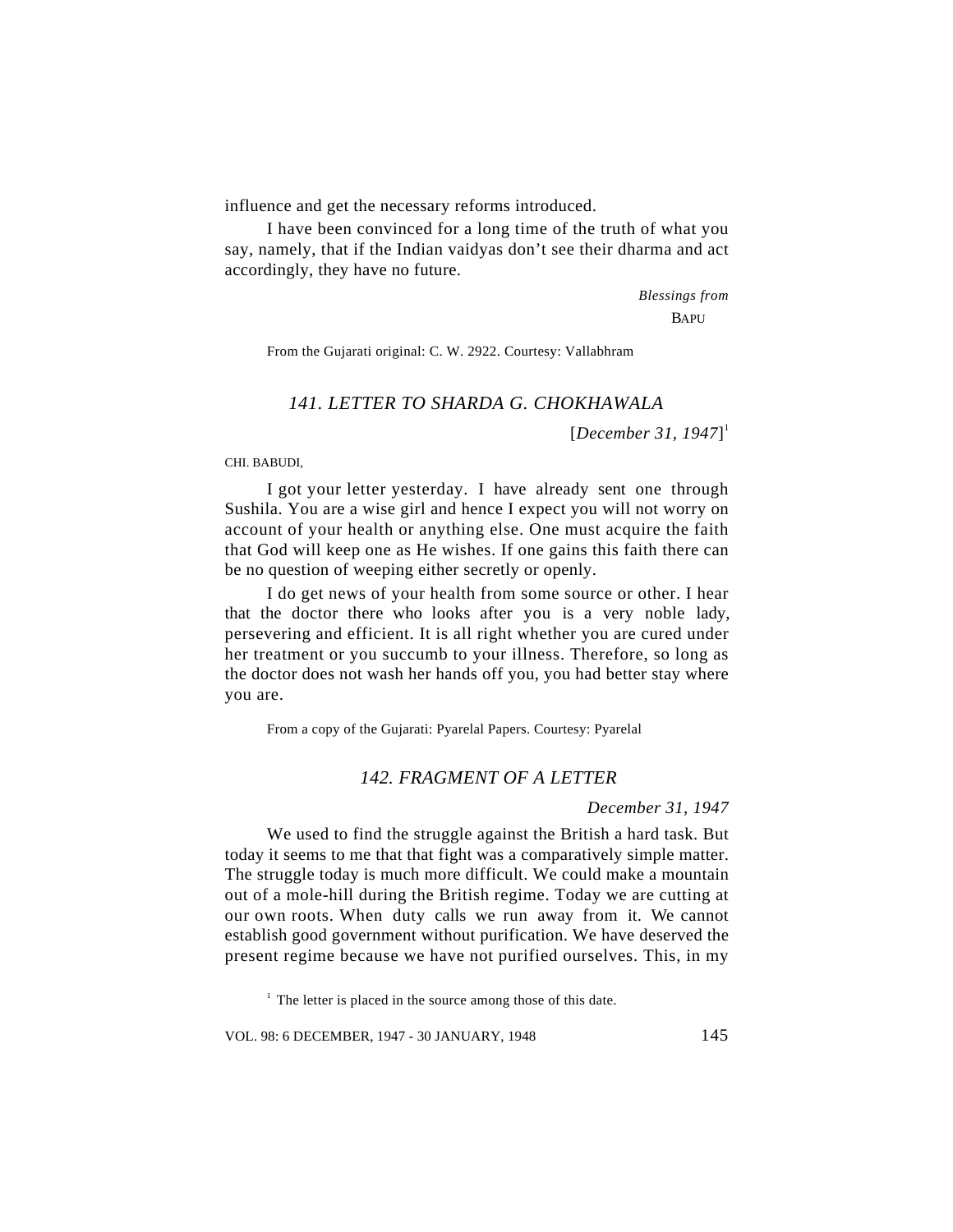influence and get the necessary reforms introduced.

I have been convinced for a long time of the truth of what you say, namely, that if the Indian vaidyas don't see their dharma and act accordingly, they have no future.

*Blessings from*
BAPU

From the Gujarati original: C. W. 2922. Courtesy: Vallabhram

## *141. LETTER TO SHARDA G. CHOKHAWALA*

[*December 31, 1947*][1]

CHI. BABUDI,

I got your letter yesterday. I have already sent one through Sushila. You are a wise girl and hence I expect you will not worry on account of your health or anything else. One must acquire the faith that God will keep one as He wishes. If one gains this faith there can be no question of weeping either secretly or openly.

I do get news of your health from some source or other. I hear that the doctor there who looks after you is a very noble lady, persevering and efficient. It is all right whether you are cured under her treatment or you succumb to your illness. Therefore, so long as the doctor does not wash her hands off you, you had better stay where you are.

From a copy of the Gujarati: Pyarelal Papers. Courtesy: Pyarelal

## *142. FRAGMENT OF A LETTER*

*December 31, 1947*

We used to find the struggle against the British a hard task. But today it seems to me that that fight was a comparatively simple matter. The struggle today is much more difficult. We could make a mountain out of a mole-hill during the British regime. Today we are cutting at our own roots. When duty calls we run away from it. We cannot establish good government without purification. We have deserved the present regime because we have not purified ourselves. This, in my

[1] The letter is placed in the source among those of this date.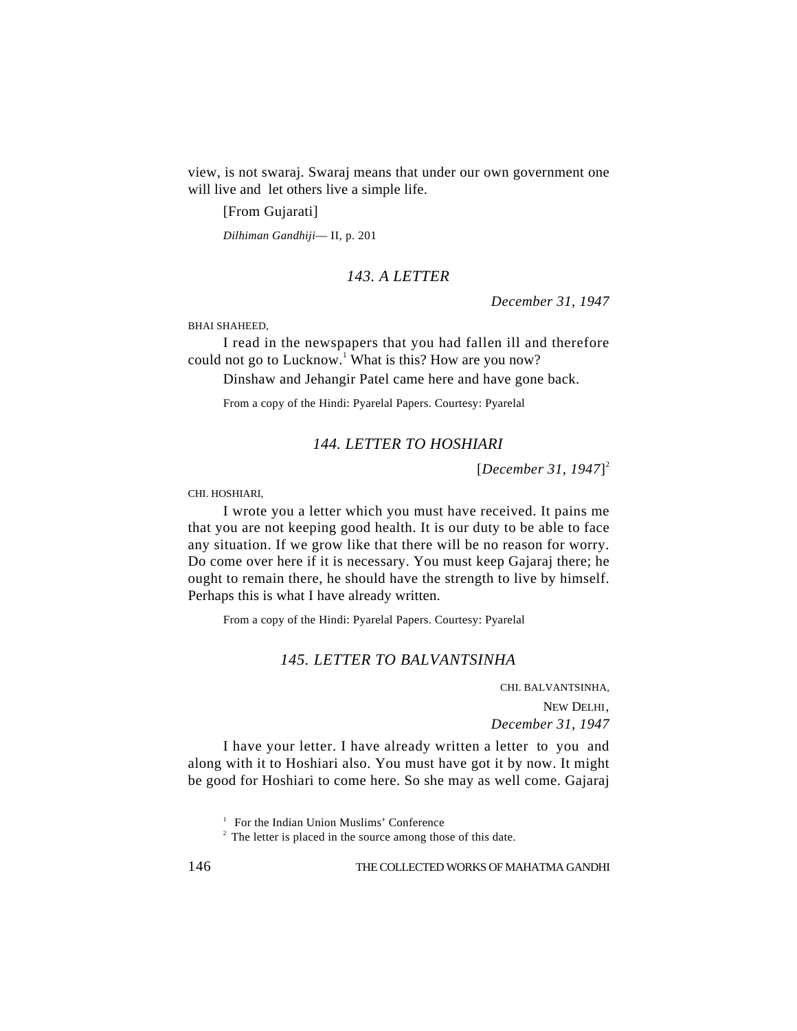view, is not swaraj. Swaraj means that under our own government one will live and let others live a simple life.

[From Gujarati]

*Dilhiman Gandhiji*— II, p. 201

### *143. A LETTER*

*December 31, 1947*

BHAI SHAHEED,

I read in the newspapers that you had fallen ill and therefore could not go to Lucknow.[1] What is this? How are you now?

Dinshaw and Jehangir Patel came here and have gone back.

From a copy of the Hindi: Pyarelal Papers. Courtesy: Pyarelal

### *144. LETTER TO HOSHIARI*

[*December 31, 1947*][2]

CHI. HOSHIARI,

I wrote you a letter which you must have received. It pains me that you are not keeping good health. It is our duty to be able to face any situation. If we grow like that there will be no reason for worry. Do come over here if it is necessary. You must keep Gajaraj there; he ought to remain there, he should have the strength to live by himself. Perhaps this is what I have already written.

From a copy of the Hindi: Pyarelal Papers. Courtesy: Pyarelal

### *145. LETTER TO BALVANTSINHA*

CHI. BALVANTSINHA,

NEW DELHI,
*December 31, 1947*

I have your letter. I have already written a letter to you and along with it to Hoshiari also. You must have got it by now. It might be good for Hoshiari to come here. So she may as well come. Gajaraj

---

[1] For the Indian Union Muslims' Conference

[2] The letter is placed in the source among those of this date.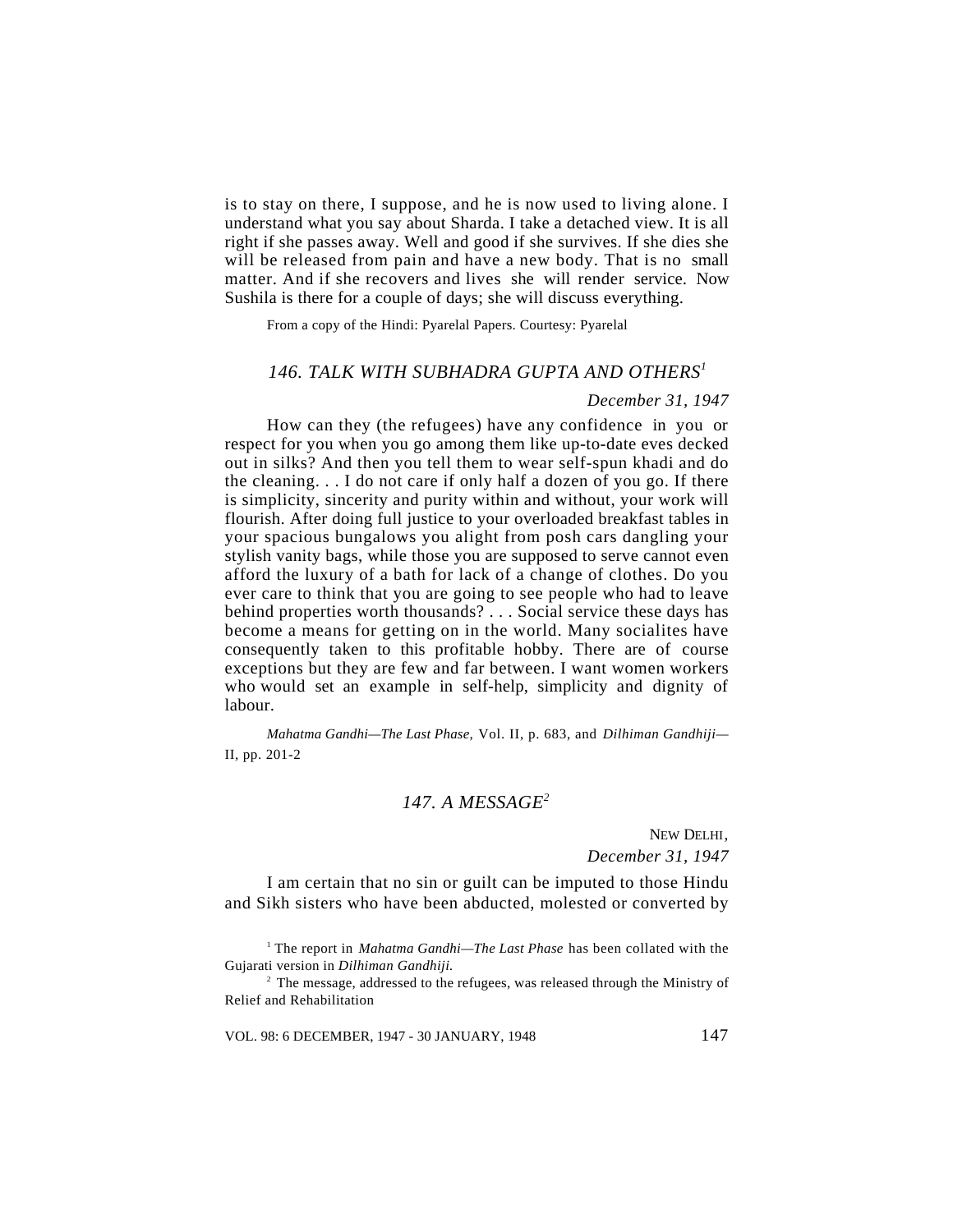is to stay on there, I suppose, and he is now used to living alone. I understand what you say about Sharda. I take a detached view. It is all right if she passes away. Well and good if she survives. If she dies she will be released from pain and have a new body. That is no small matter. And if she recovers and lives she will render service. Now Sushila is there for a couple of days; she will discuss everything.

From a copy of the Hindi: Pyarelal Papers. Courtesy: Pyarelal

## *146. TALK WITH SUBHADRA GUPTA AND OTHERS*[1]

*December 31, 1947*

How can they (the refugees) have any confidence in you or respect for you when you go among them like up-to-date eves decked out in silks? And then you tell them to wear self-spun khadi and do the cleaning. . . I do not care if only half a dozen of you go. If there is simplicity, sincerity and purity within and without, your work will flourish. After doing full justice to your overloaded breakfast tables in your spacious bungalows you alight from posh cars dangling your stylish vanity bags, while those you are supposed to serve cannot even afford the luxury of a bath for lack of a change of clothes. Do you ever care to think that you are going to see people who had to leave behind properties worth thousands? . . . Social service these days has become a means for getting on in the world. Many socialites have consequently taken to this profitable hobby. There are of course exceptions but they are few and far between. I want women workers who would set an example in self-help, simplicity and dignity of labour.

*Mahatma Gandhi—The Last Phase,* Vol. II, p. 683, and *Dilhiman Gandhiji*—II, pp. 201-2

## *147. A MESSAGE*[2]

NEW DELHI,
*December 31, 1947*

I am certain that no sin or guilt can be imputed to those Hindu and Sikh sisters who have been abducted, molested or converted by

[1] The report in *Mahatma Gandhi—The Last Phase* has been collated with the Gujarati version in *Dilhiman Gandhiji.*

[2] The message, addressed to the refugees, was released through the Ministry of Relief and Rehabilitation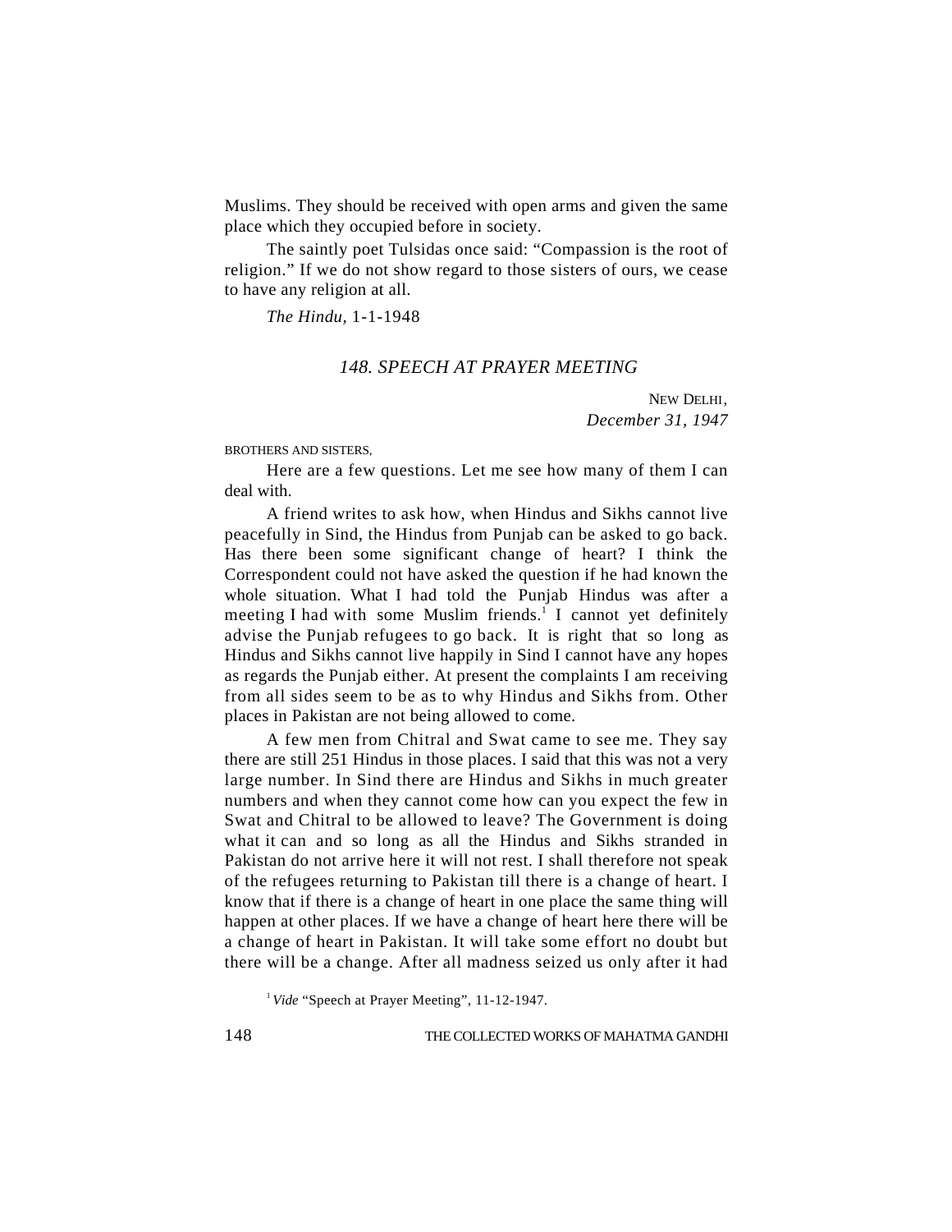Muslims. They should be received with open arms and given the same place which they occupied before in society.

The saintly poet Tulsidas once said: "Compassion is the root of religion." If we do not show regard to those sisters of ours, we cease to have any religion at all.

*The Hindu,* 1-1-1948

### *148. SPEECH AT PRAYER MEETING*

NEW DELHI,
*December 31, 1947*

BROTHERS AND SISTERS,

Here are a few questions. Let me see how many of them I can deal with.

A friend writes to ask how, when Hindus and Sikhs cannot live peacefully in Sind, the Hindus from Punjab can be asked to go back. Has there been some significant change of heart? I think the Correspondent could not have asked the question if he had known the whole situation. What I had told the Punjab Hindus was after a meeting I had with some Muslim friends.[1] I cannot yet definitely advise the Punjab refugees to go back. It is right that so long as Hindus and Sikhs cannot live happily in Sind I cannot have any hopes as regards the Punjab either. At present the complaints I am receiving from all sides seem to be as to why Hindus and Sikhs from. Other places in Pakistan are not being allowed to come.

A few men from Chitral and Swat came to see me. They say there are still 251 Hindus in those places. I said that this was not a very large number. In Sind there are Hindus and Sikhs in much greater numbers and when they cannot come how can you expect the few in Swat and Chitral to be allowed to leave? The Government is doing what it can and so long as all the Hindus and Sikhs stranded in Pakistan do not arrive here it will not rest. I shall therefore not speak of the refugees returning to Pakistan till there is a change of heart. I know that if there is a change of heart in one place the same thing will happen at other places. If we have a change of heart here there will be a change of heart in Pakistan. It will take some effort no doubt but there will be a change. After all madness seized us only after it had

[1] *Vide* "Speech at Prayer Meeting", 11-12-1947.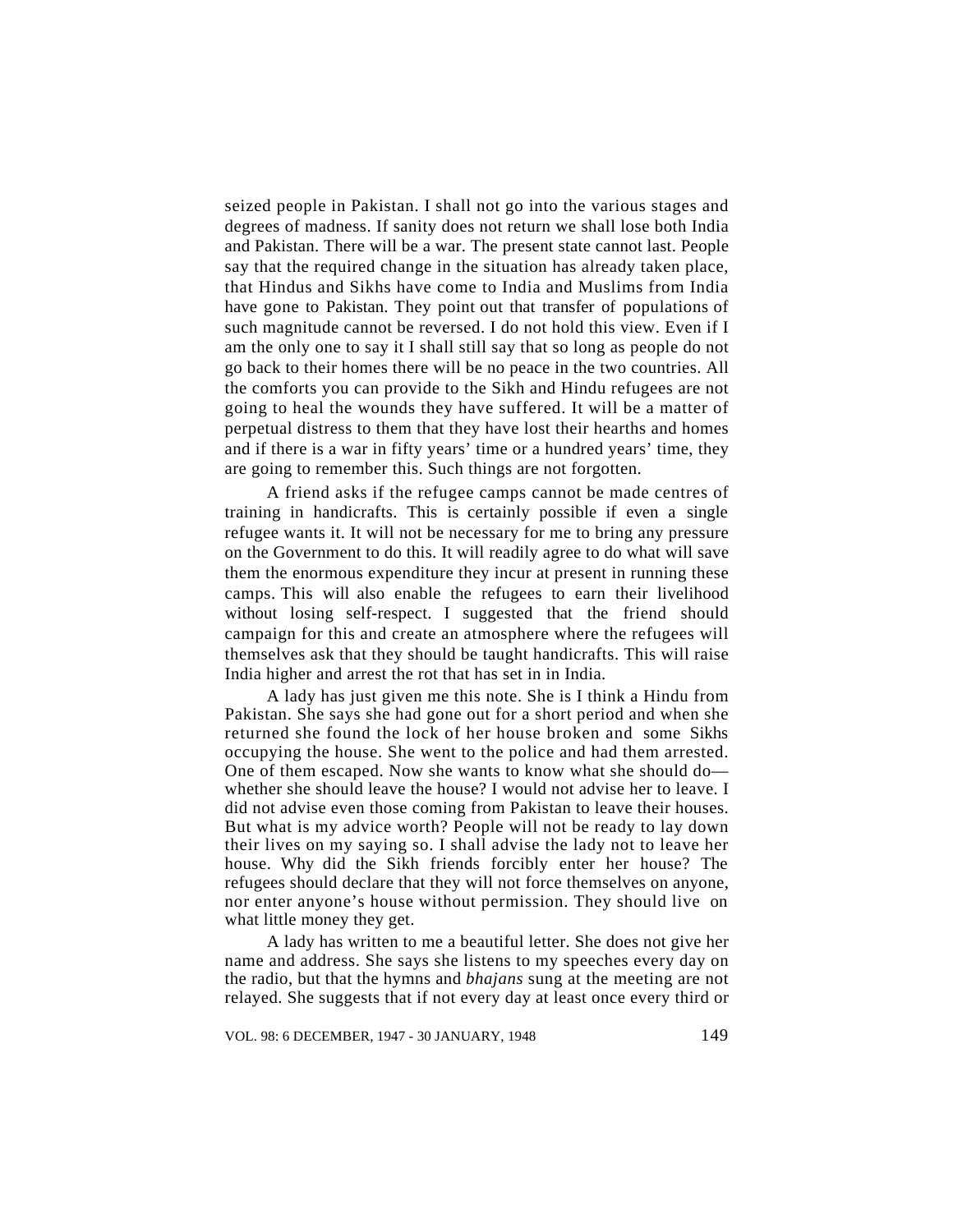seized people in Pakistan. I shall not go into the various stages and degrees of madness. If sanity does not return we shall lose both India and Pakistan. There will be a war. The present state cannot last. People say that the required change in the situation has already taken place, that Hindus and Sikhs have come to India and Muslims from India have gone to Pakistan. They point out that transfer of populations of such magnitude cannot be reversed. I do not hold this view. Even if I am the only one to say it I shall still say that so long as people do not go back to their homes there will be no peace in the two countries. All the comforts you can provide to the Sikh and Hindu refugees are not going to heal the wounds they have suffered. It will be a matter of perpetual distress to them that they have lost their hearths and homes and if there is a war in fifty years' time or a hundred years' time, they are going to remember this. Such things are not forgotten.

A friend asks if the refugee camps cannot be made centres of training in handicrafts. This is certainly possible if even a single refugee wants it. It will not be necessary for me to bring any pressure on the Government to do this. It will readily agree to do what will save them the enormous expenditure they incur at present in running these camps. This will also enable the refugees to earn their livelihood without losing self-respect. I suggested that the friend should campaign for this and create an atmosphere where the refugees will themselves ask that they should be taught handicrafts. This will raise India higher and arrest the rot that has set in in India.

A lady has just given me this note. She is I think a Hindu from Pakistan. She says she had gone out for a short period and when she returned she found the lock of her house broken and some Sikhs occupying the house. She went to the police and had them arrested. One of them escaped. Now she wants to know what she should do—whether she should leave the house? I would not advise her to leave. I did not advise even those coming from Pakistan to leave their houses. But what is my advice worth? People will not be ready to lay down their lives on my saying so. I shall advise the lady not to leave her house. Why did the Sikh friends forcibly enter her house? The refugees should declare that they will not force themselves on anyone, nor enter anyone's house without permission. They should live on what little money they get.

A lady has written to me a beautiful letter. She does not give her name and address. She says she listens to my speeches every day on the radio, but that the hymns and *bhajans* sung at the meeting are not relayed. She suggests that if not every day at least once every third or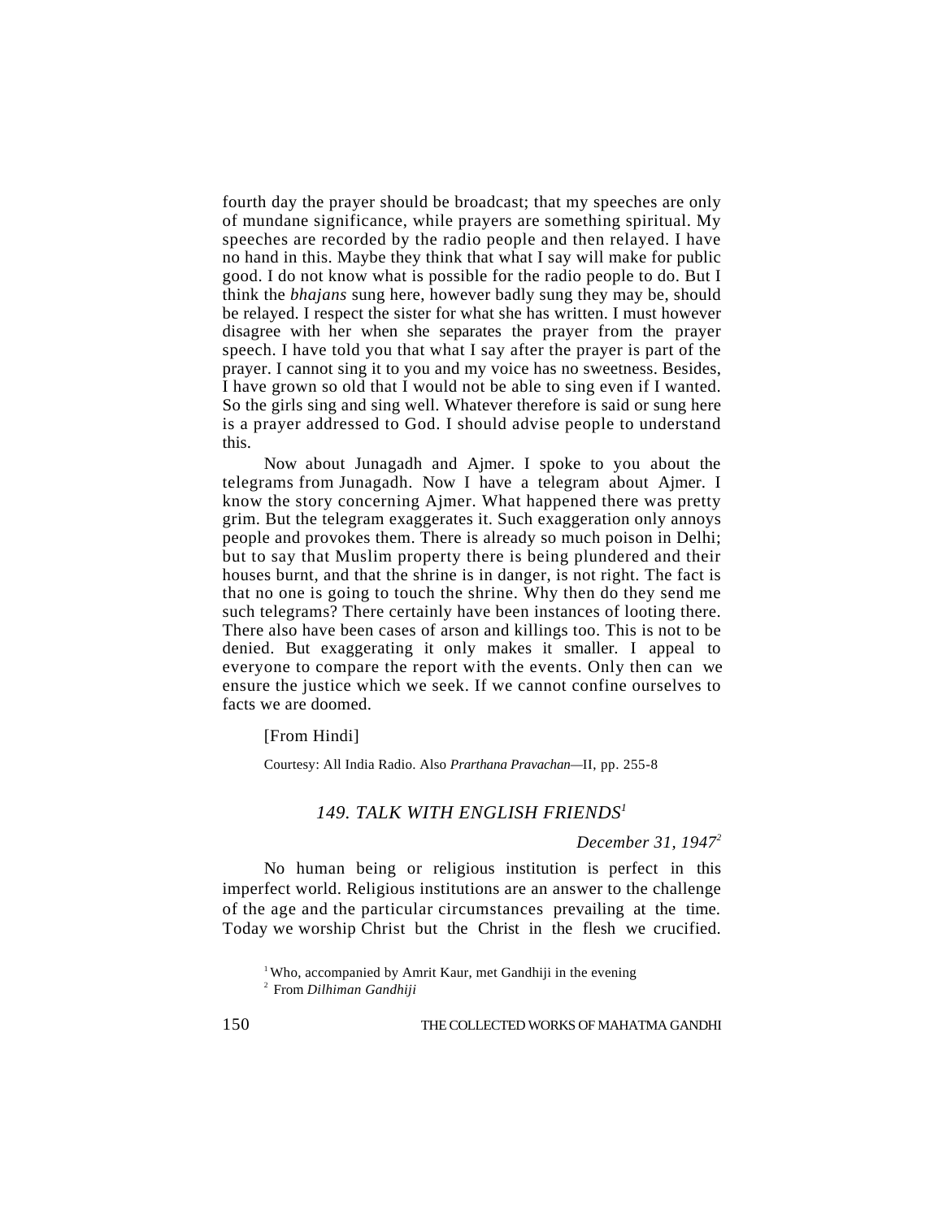fourth day the prayer should be broadcast; that my speeches are only of mundane significance, while prayers are something spiritual. My speeches are recorded by the radio people and then relayed. I have no hand in this. Maybe they think that what I say will make for public good. I do not know what is possible for the radio people to do. But I think the *bhajans* sung here, however badly sung they may be, should be relayed. I respect the sister for what she has written. I must however disagree with her when she separates the prayer from the prayer speech. I have told you that what I say after the prayer is part of the prayer. I cannot sing it to you and my voice has no sweetness. Besides, I have grown so old that I would not be able to sing even if I wanted. So the girls sing and sing well. Whatever therefore is said or sung here is a prayer addressed to God. I should advise people to understand this.

Now about Junagadh and Ajmer. I spoke to you about the telegrams from Junagadh. Now I have a telegram about Ajmer. I know the story concerning Ajmer. What happened there was pretty grim. But the telegram exaggerates it. Such exaggeration only annoys people and provokes them. There is already so much poison in Delhi; but to say that Muslim property there is being plundered and their houses burnt, and that the shrine is in danger, is not right. The fact is that no one is going to touch the shrine. Why then do they send me such telegrams? There certainly have been instances of looting there. There also have been cases of arson and killings too. This is not to be denied. But exaggerating it only makes it smaller. I appeal to everyone to compare the report with the events. Only then can we ensure the justice which we seek. If we cannot confine ourselves to facts we are doomed.

[From Hindi]

Courtesy: All India Radio. Also *Prarthana Pravachan*—II, pp. 255-8

## *149. TALK WITH ENGLISH FRIENDS*[1]

*December 31, 1947*[2]

No human being or religious institution is perfect in this imperfect world. Religious institutions are an answer to the challenge of the age and the particular circumstances prevailing at the time. Today we worship Christ but the Christ in the flesh we crucified.

[1] Who, accompanied by Amrit Kaur, met Gandhiji in the evening

[2] From *Dilhiman Gandhiji*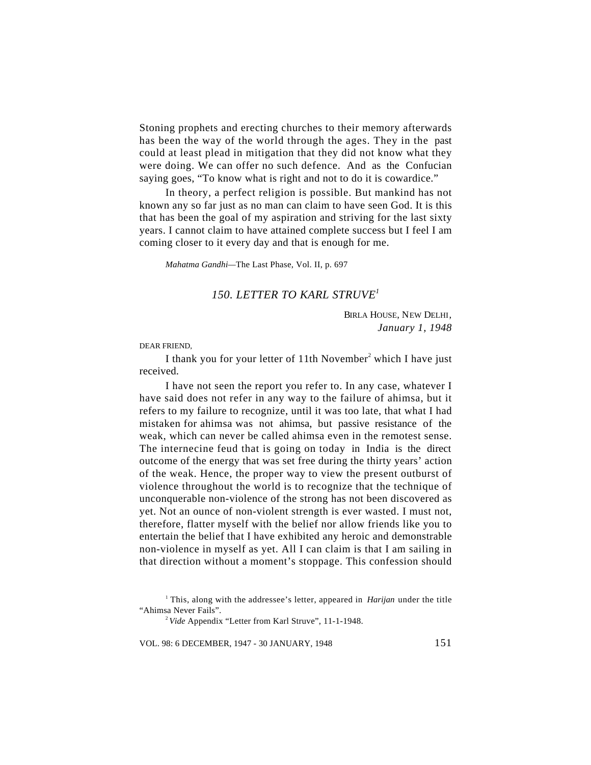Stoning prophets and erecting churches to their memory afterwards has been the way of the world through the ages. They in the past could at least plead in mitigation that they did not know what they were doing. We can offer no such defence. And as the Confucian saying goes, "To know what is right and not to do it is cowardice."

In theory, a perfect religion is possible. But mankind has not known any so far just as no man can claim to have seen God. It is this that has been the goal of my aspiration and striving for the last sixty years. I cannot claim to have attained complete success but I feel I am coming closer to it every day and that is enough for me.

*Mahatma Gandhi*—The Last Phase, Vol. II, p. 697

## *150. LETTER TO KARL STRUVE*[1]

BIRLA HOUSE, NEW DELHI,
*January 1, 1948*

DEAR FRIEND,

I thank you for your letter of 11th November[2] which I have just received.

I have not seen the report you refer to. In any case, whatever I have said does not refer in any way to the failure of ahimsa, but it refers to my failure to recognize, until it was too late, that what I had mistaken for ahimsa was not ahimsa, but passive resistance of the weak, which can never be called ahimsa even in the remotest sense. The internecine feud that is going on today in India is the direct outcome of the energy that was set free during the thirty years' action of the weak. Hence, the proper way to view the present outburst of violence throughout the world is to recognize that the technique of unconquerable non-violence of the strong has not been discovered as yet. Not an ounce of non-violent strength is ever wasted. I must not, therefore, flatter myself with the belief nor allow friends like you to entertain the belief that I have exhibited any heroic and demonstrable non-violence in myself as yet. All I can claim is that I am sailing in that direction without a moment's stoppage. This confession should

---

[1] This, along with the addressee's letter, appeared in *Harijan* under the title "Ahimsa Never Fails".

[2] *Vide* Appendix "Letter from Karl Struve", 11-1-1948.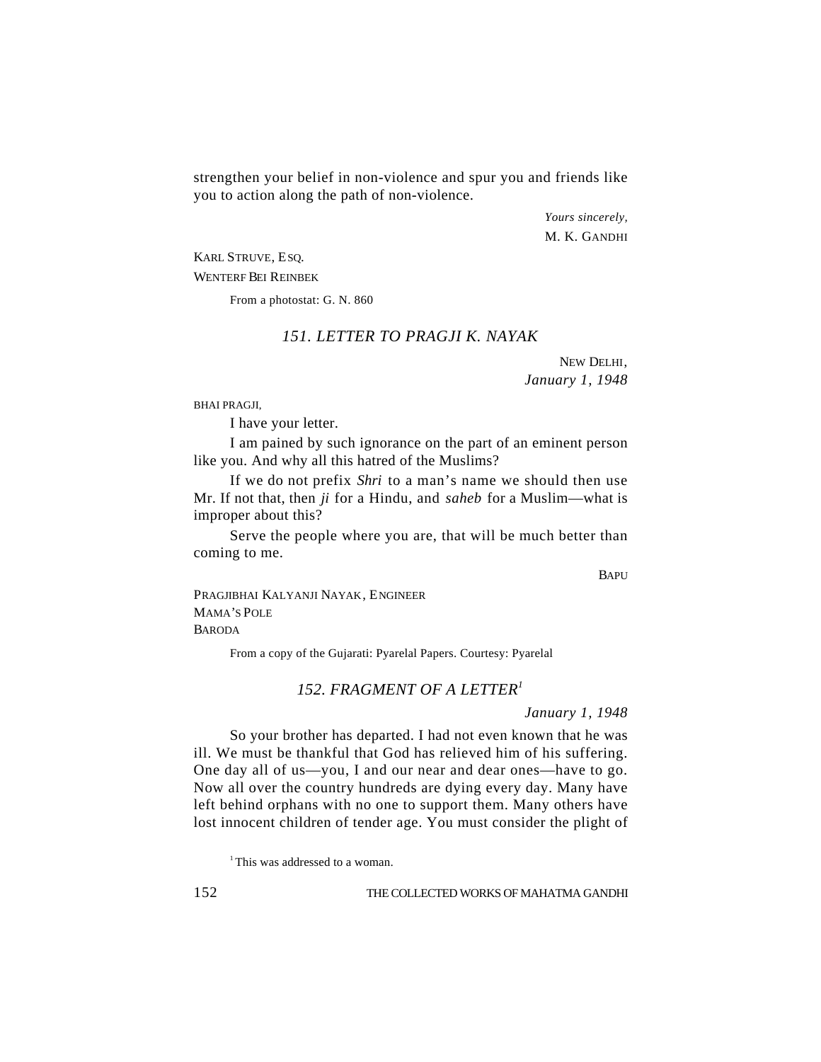strengthen your belief in non-violence and spur you and friends like you to action along the path of non-violence.

*Yours sincerely,*
M. K. GANDHI

KARL STRUVE, ESQ.
WENTERF BEI REINBEK

From a photostat: G. N. 860

## *151. LETTER TO PRAGJI K. NAYAK*

NEW DELHI,
*January 1, 1948*

BHAI PRAGJI,

I have your letter.

I am pained by such ignorance on the part of an eminent person like you. And why all this hatred of the Muslims?

If we do not prefix *Shri* to a man's name we should then use Mr. If not that, then *ji* for a Hindu, and *saheb* for a Muslim—what is improper about this?

Serve the people where you are, that will be much better than coming to me.

BAPU

PRAGJIBHAI KALYANJI NAYAK, ENGINEER
MAMA'S POLE
BARODA

From a copy of the Gujarati: Pyarelal Papers. Courtesy: Pyarelal

## *152. FRAGMENT OF A LETTER*[1]

*January 1, 1948*

So your brother has departed. I had not even known that he was ill. We must be thankful that God has relieved him of his suffering. One day all of us—you, I and our near and dear ones—have to go. Now all over the country hundreds are dying every day. Many have left behind orphans with no one to support them. Many others have lost innocent children of tender age. You must consider the plight of

[1] This was addressed to a woman.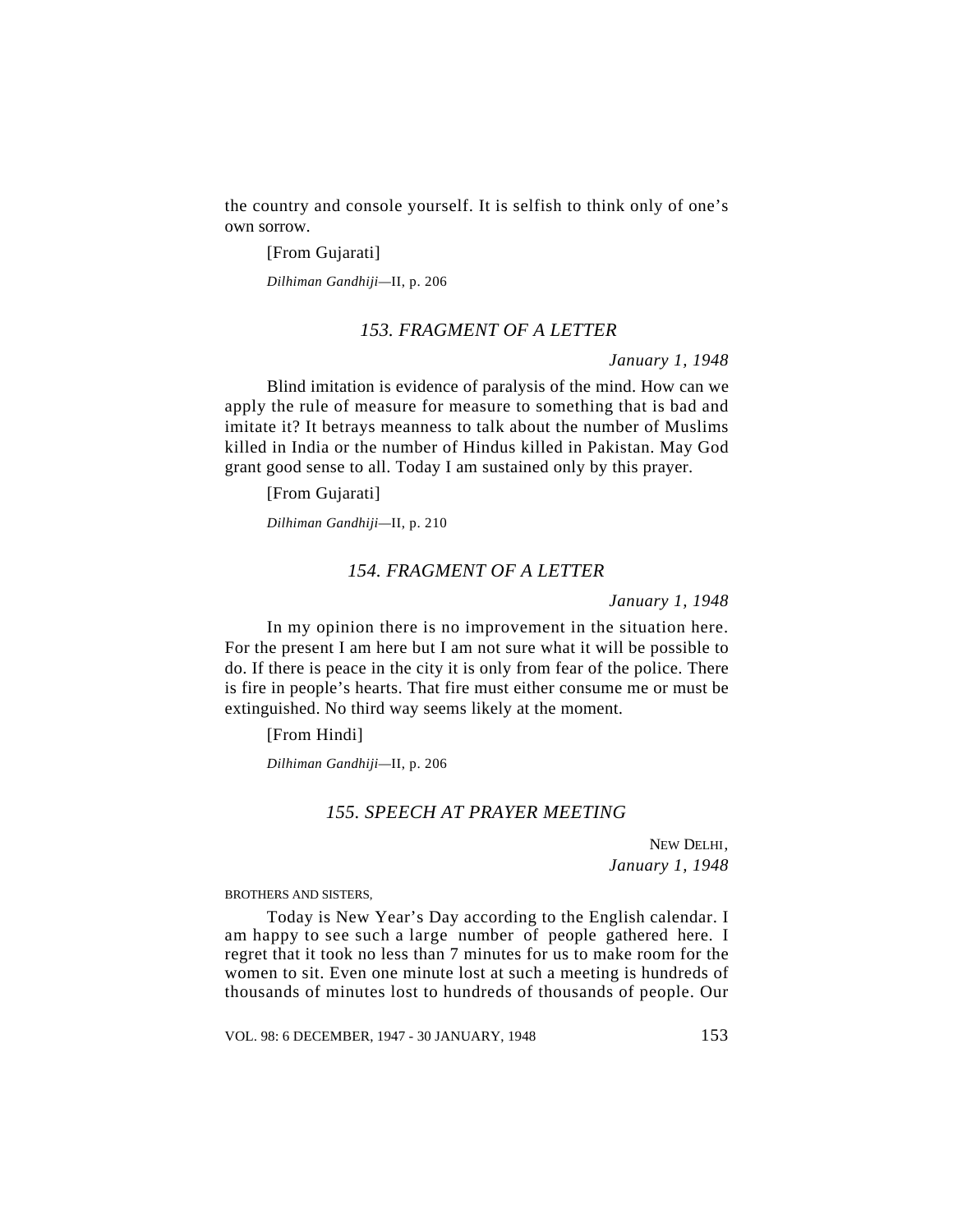the country and console yourself. It is selfish to think only of one's own sorrow.

[From Gujarati]

*Dilhiman Gandhiji*—II, p. 206

### *153. FRAGMENT OF A LETTER*

*January 1, 1948*

Blind imitation is evidence of paralysis of the mind. How can we apply the rule of measure for measure to something that is bad and imitate it? It betrays meanness to talk about the number of Muslims killed in India or the number of Hindus killed in Pakistan. May God grant good sense to all. Today I am sustained only by this prayer.

[From Gujarati]

*Dilhiman Gandhiji*—II, p. 210

### *154. FRAGMENT OF A LETTER*

*January 1, 1948*

In my opinion there is no improvement in the situation here. For the present I am here but I am not sure what it will be possible to do. If there is peace in the city it is only from fear of the police. There is fire in people's hearts. That fire must either consume me or must be extinguished. No third way seems likely at the moment.

[From Hindi]

*Dilhiman Gandhiji*—II, p. 206

### *155. SPEECH AT PRAYER MEETING*

NEW DELHI,
*January 1, 1948*

BROTHERS AND SISTERS,

Today is New Year's Day according to the English calendar. I am happy to see such a large number of people gathered here. I regret that it took no less than 7 minutes for us to make room for the women to sit. Even one minute lost at such a meeting is hundreds of thousands of minutes lost to hundreds of thousands of people. Our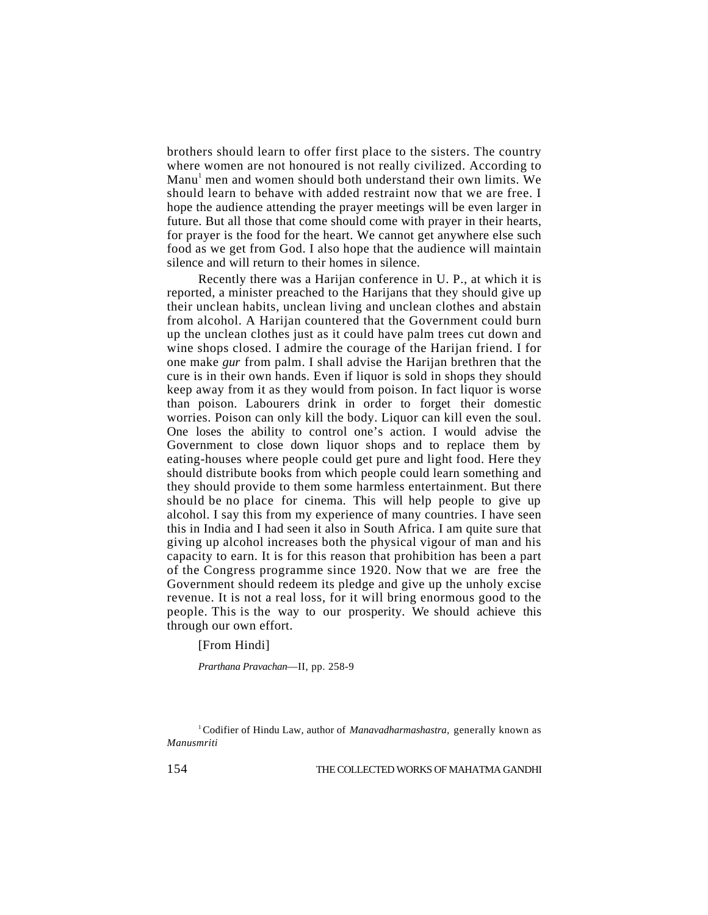brothers should learn to offer first place to the sisters. The country where women are not honoured is not really civilized. According to Manu[1] men and women should both understand their own limits. We should learn to behave with added restraint now that we are free. I hope the audience attending the prayer meetings will be even larger in future. But all those that come should come with prayer in their hearts, for prayer is the food for the heart. We cannot get anywhere else such food as we get from God. I also hope that the audience will maintain silence and will return to their homes in silence.

Recently there was a Harijan conference in U. P., at which it is reported, a minister preached to the Harijans that they should give up their unclean habits, unclean living and unclean clothes and abstain from alcohol. A Harijan countered that the Government could burn up the unclean clothes just as it could have palm trees cut down and wine shops closed. I admire the courage of the Harijan friend. I for one make *gur* from palm. I shall advise the Harijan brethren that the cure is in their own hands. Even if liquor is sold in shops they should keep away from it as they would from poison. In fact liquor is worse than poison. Labourers drink in order to forget their domestic worries. Poison can only kill the body. Liquor can kill even the soul. One loses the ability to control one's action. I would advise the Government to close down liquor shops and to replace them by eating-houses where people could get pure and light food. Here they should distribute books from which people could learn something and they should provide to them some harmless entertainment. But there should be no place for cinema. This will help people to give up alcohol. I say this from my experience of many countries. I have seen this in India and I had seen it also in South Africa. I am quite sure that giving up alcohol increases both the physical vigour of man and his capacity to earn. It is for this reason that prohibition has been a part of the Congress programme since 1920. Now that we are free the Government should redeem its pledge and give up the unholy excise revenue. It is not a real loss, for it will bring enormous good to the people. This is the way to our prosperity. We should achieve this through our own effort.

[From Hindi]

*Prarthana Pravachan*—II, pp. 258-9

[1] Codifier of Hindu Law, author of *Manavadharmashastra*, generally known as *Manusmriti*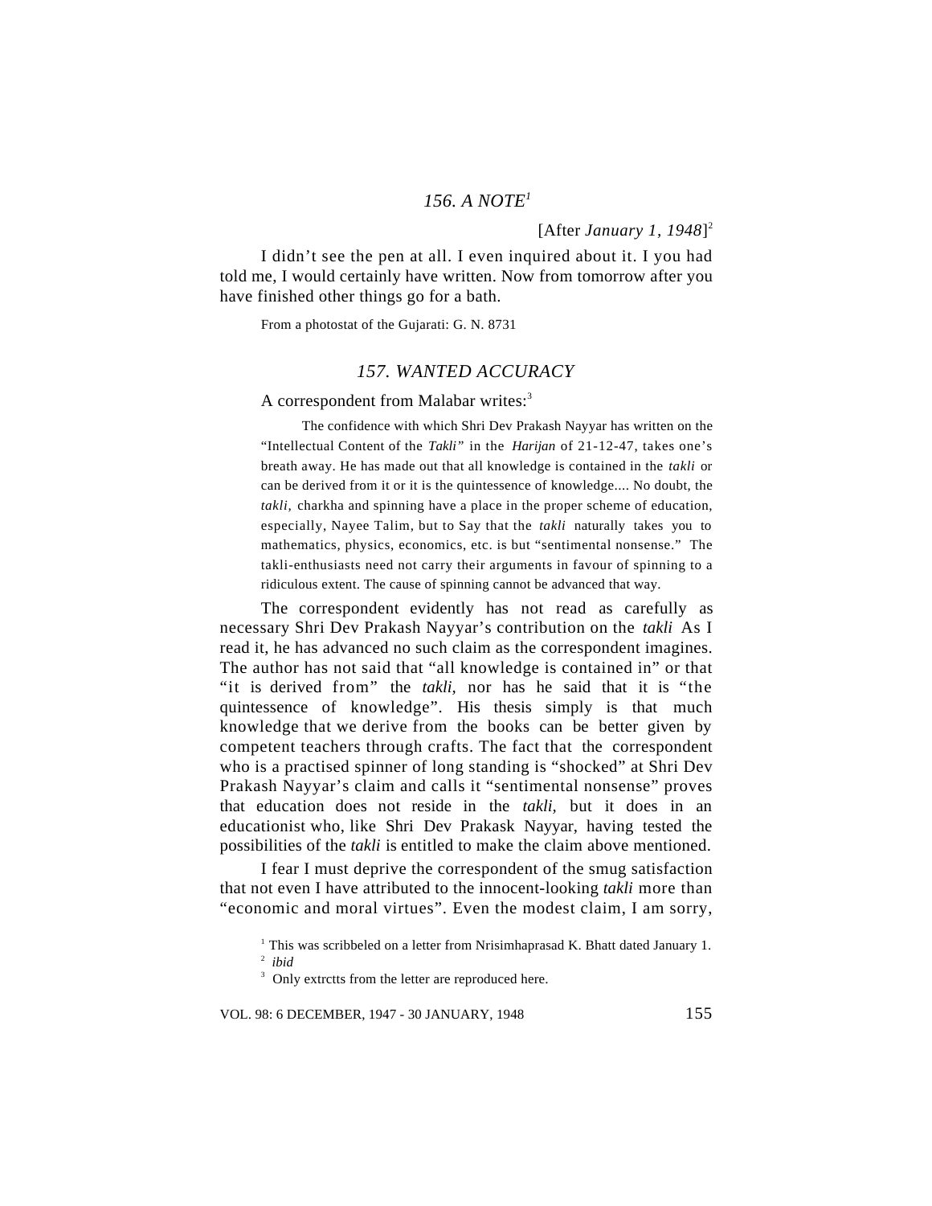## *156. A NOTE*[1]

[After *January 1, 1948*][2]

I didn't see the pen at all. I even inquired about it. I you had told me, I would certainly have written. Now from tomorrow after you have finished other things go for a bath.

From a photostat of the Gujarati: G. N. 8731

## *157. WANTED ACCURACY*

A correspondent from Malabar writes:[3]

> The confidence with which Shri Dev Prakash Nayyar has written on the "Intellectual Content of the *Takli"* in the *Harijan* of 21-12-47, takes one's breath away. He has made out that all knowledge is contained in the *takli* or can be derived from it or it is the quintessence of knowledge.... No doubt, the *takli*, charkha and spinning have a place in the proper scheme of education, especially, Nayee Talim, but to Say that the *takli* naturally takes you to mathematics, physics, economics, etc. is but "sentimental nonsense." The takli-enthusiasts need not carry their arguments in favour of spinning to a ridiculous extent. The cause of spinning cannot be advanced that way.

The correspondent evidently has not read as carefully as necessary Shri Dev Prakash Nayyar's contribution on the *takli* As I read it, he has advanced no such claim as the correspondent imagines. The author has not said that "all knowledge is contained in" or that "it is derived from" the *takli*, nor has he said that it is "the quintessence of knowledge". His thesis simply is that much knowledge that we derive from the books can be better given by competent teachers through crafts. The fact that the correspondent who is a practised spinner of long standing is "shocked" at Shri Dev Prakash Nayyar's claim and calls it "sentimental nonsense" proves that education does not reside in the *takli*, but it does in an educationist who, like Shri Dev Prakask Nayyar, having tested the possibilities of the *takli* is entitled to make the claim above mentioned.

I fear I must deprive the correspondent of the smug satisfaction that not even I have attributed to the innocent-looking *takli* more than "economic and moral virtues". Even the modest claim, I am sorry,

---

[1] This was scribbeled on a letter from Nrisimhaprasad K. Bhatt dated January 1.

[2] *ibid*

[3] Only extrctts from the letter are reproduced here.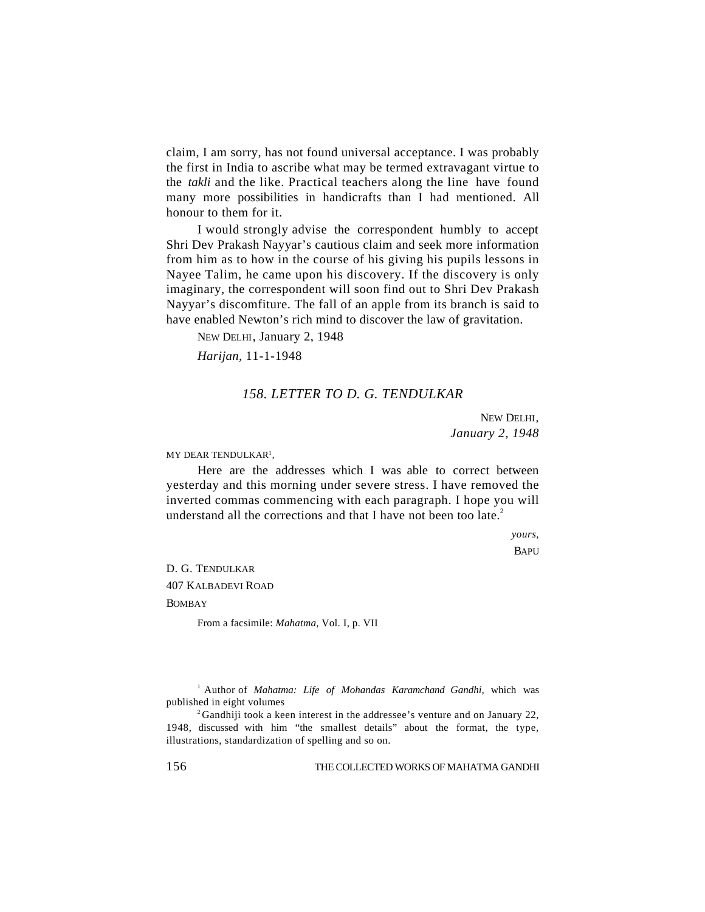claim, I am sorry, has not found universal acceptance. I was probably the first in India to ascribe what may be termed extravagant virtue to the *takli* and the like. Practical teachers along the line have found many more possibilities in handicrafts than I had mentioned. All honour to them for it.

I would strongly advise the correspondent humbly to accept Shri Dev Prakash Nayyar's cautious claim and seek more information from him as to how in the course of his giving his pupils lessons in Nayee Talim, he came upon his discovery. If the discovery is only imaginary, the correspondent will soon find out to Shri Dev Prakash Nayyar's discomfiture. The fall of an apple from its branch is said to have enabled Newton's rich mind to discover the law of gravitation.

NEW DELHI, January 2, 1948

*Harijan*, 11-1-1948

## *158. LETTER TO D. G. TENDULKAR*

NEW DELHI,
*January 2, 1948*

MY DEAR TENDULKAR[1],

Here are the addresses which I was able to correct between yesterday and this morning under severe stress. I have removed the inverted commas commencing with each paragraph. I hope you will understand all the corrections and that I have not been too late.[2]

*yours*,
BAPU

D. G. TENDULKAR
407 KALBADEVI ROAD
BOMBAY

From a facsimile: *Mahatma*, Vol. I, p. VII

[1] Author of *Mahatma: Life of Mohandas Karamchand Gandhi,* which was published in eight volumes

[2] Gandhiji took a keen interest in the addressee's venture and on January 22, 1948, discussed with him "the smallest details" about the format, the type, illustrations, standardization of spelling and so on.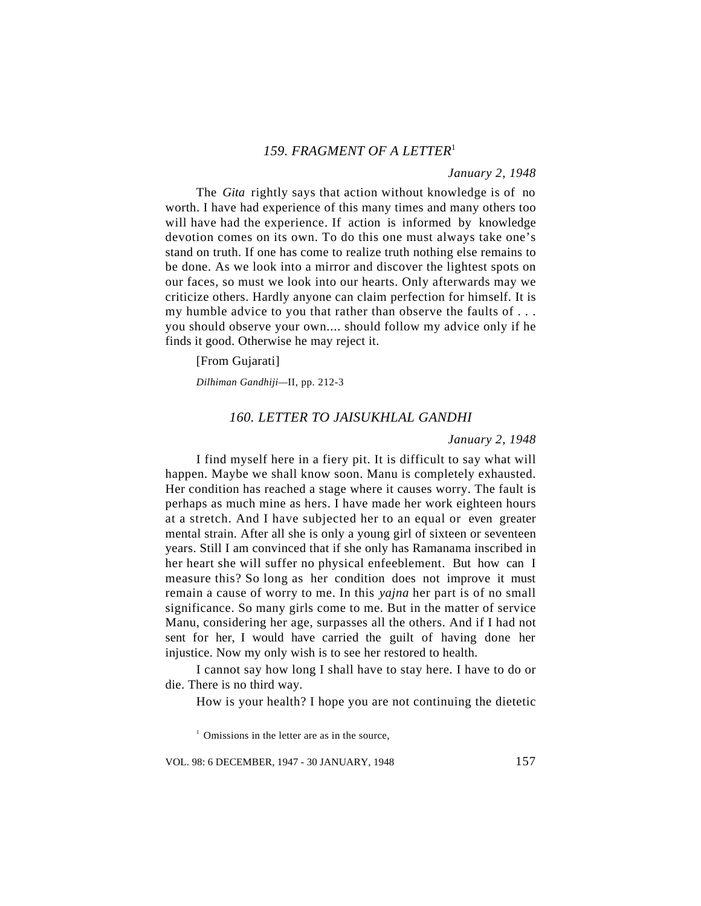### *159. FRAGMENT OF A LETTER*[1]

*January 2, 1948*

The *Gita* rightly says that action without knowledge is of no worth. I have had experience of this many times and many others too will have had the experience. If action is informed by knowledge devotion comes on its own. To do this one must always take one's stand on truth. If one has come to realize truth nothing else remains to be done. As we look into a mirror and discover the lightest spots on our faces, so must we look into our hearts. Only afterwards may we criticize others. Hardly anyone can claim perfection for himself. It is my humble advice to you that rather than observe the faults of . . . you should observe your own.... should follow my advice only if he finds it good. Otherwise he may reject it.

[From Gujarati]

*Dilhiman Gandhiji*—II, pp. 212-3

### *160. LETTER TO JAISUKHLAL GANDHI*

*January 2, 1948*

I find myself here in a fiery pit. It is difficult to say what will happen. Maybe we shall know soon. Manu is completely exhausted. Her condition has reached a stage where it causes worry. The fault is perhaps as much mine as hers. I have made her work eighteen hours at a stretch. And I have subjected her to an equal or even greater mental strain. After all she is only a young girl of sixteen or seventeen years. Still I am convinced that if she only has Ramanama inscribed in her heart she will suffer no physical enfeeblement. But how can I measure this? So long as her condition does not improve it must remain a cause of worry to me. In this *yajna* her part is of no small significance. So many girls come to me. But in the matter of service Manu, considering her age, surpasses all the others. And if I had not sent for her, I would have carried the guilt of having done her injustice. Now my only wish is to see her restored to health.

I cannot say how long I shall have to stay here. I have to do or die. There is no third way.

How is your health? I hope you are not continuing the dietetic

[1] Omissions in the letter are as in the source,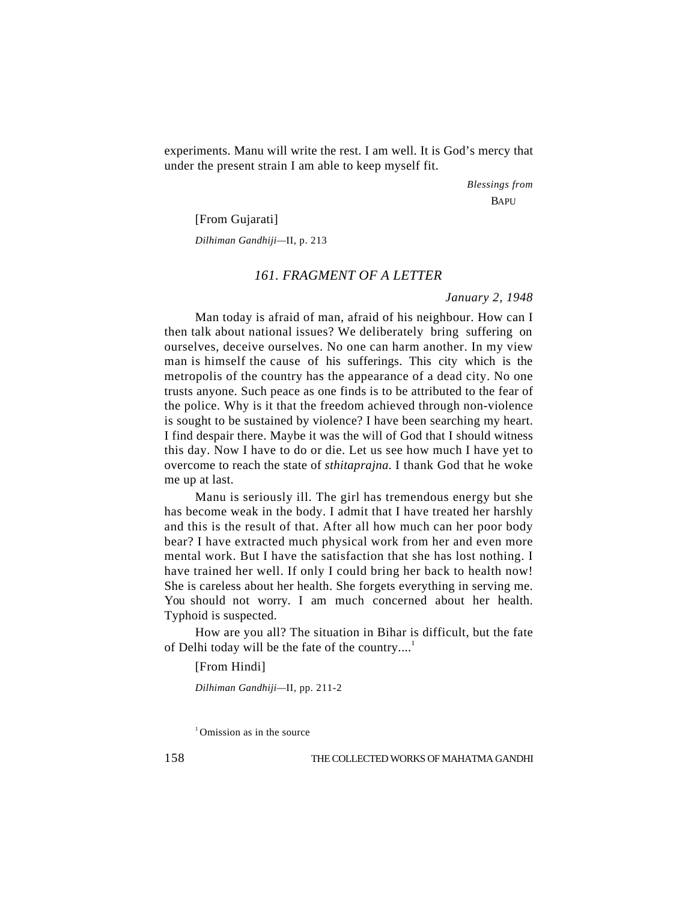experiments. Manu will write the rest. I am well. It is God's mercy that under the present strain I am able to keep myself fit.

*Blessings from*
BAPU

[From Gujarati]

*Dilhiman Gandhiji*—II, p. 213

### *161. FRAGMENT OF A LETTER*

*January 2, 1948*

Man today is afraid of man, afraid of his neighbour. How can I then talk about national issues? We deliberately bring suffering on ourselves, deceive ourselves. No one can harm another. In my view man is himself the cause of his sufferings. This city which is the metropolis of the country has the appearance of a dead city. No one trusts anyone. Such peace as one finds is to be attributed to the fear of the police. Why is it that the freedom achieved through non-violence is sought to be sustained by violence? I have been searching my heart. I find despair there. Maybe it was the will of God that I should witness this day. Now I have to do or die. Let us see how much I have yet to overcome to reach the state of *sthitaprajna.* I thank God that he woke me up at last.

Manu is seriously ill. The girl has tremendous energy but she has become weak in the body. I admit that I have treated her harshly and this is the result of that. After all how much can her poor body bear? I have extracted much physical work from her and even more mental work. But I have the satisfaction that she has lost nothing. I have trained her well. If only I could bring her back to health now! She is careless about her health. She forgets everything in serving me. You should not worry. I am much concerned about her health. Typhoid is suspected.

How are you all? The situation in Bihar is difficult, but the fate of Delhi today will be the fate of the country....[1]

[From Hindi]

*Dilhiman Gandhiji*—II, pp. 211-2

[1] Omission as in the source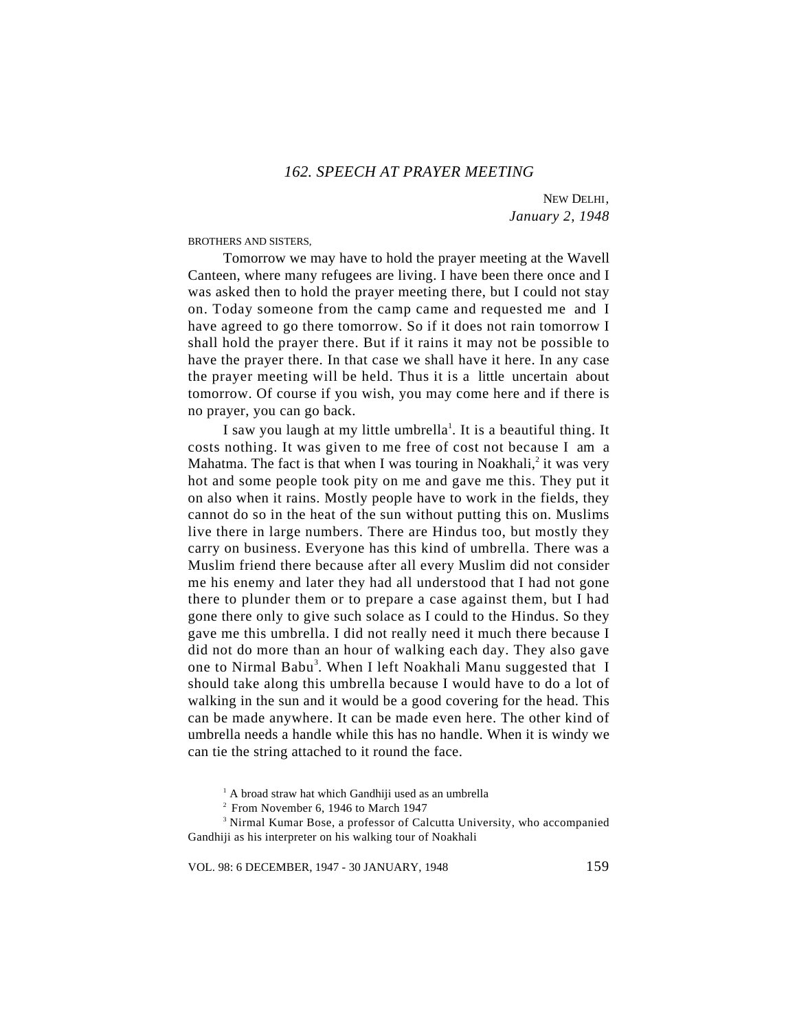## *162. SPEECH AT PRAYER MEETING*

NEW DELHI,
*January 2, 1948*

BROTHERS AND SISTERS,

Tomorrow we may have to hold the prayer meeting at the Wavell Canteen, where many refugees are living. I have been there once and I was asked then to hold the prayer meeting there, but I could not stay on. Today someone from the camp came and requested me and I have agreed to go there tomorrow. So if it does not rain tomorrow I shall hold the prayer there. But if it rains it may not be possible to have the prayer there. In that case we shall have it here. In any case the prayer meeting will be held. Thus it is a little uncertain about tomorrow. Of course if you wish, you may come here and if there is no prayer, you can go back.

I saw you laugh at my little umbrella[1]. It is a beautiful thing. It costs nothing. It was given to me free of cost not because I am a Mahatma. The fact is that when I was touring in Noakhali,[2] it was very hot and some people took pity on me and gave me this. They put it on also when it rains. Mostly people have to work in the fields, they cannot do so in the heat of the sun without putting this on. Muslims live there in large numbers. There are Hindus too, but mostly they carry on business. Everyone has this kind of umbrella. There was a Muslim friend there because after all every Muslim did not consider me his enemy and later they had all understood that I had not gone there to plunder them or to prepare a case against them, but I had gone there only to give such solace as I could to the Hindus. So they gave me this umbrella. I did not really need it much there because I did not do more than an hour of walking each day. They also gave one to Nirmal Babu[3]. When I left Noakhali Manu suggested that I should take along this umbrella because I would have to do a lot of walking in the sun and it would be a good covering for the head. This can be made anywhere. It can be made even here. The other kind of umbrella needs a handle while this has no handle. When it is windy we can tie the string attached to it round the face.

[1] A broad straw hat which Gandhiji used as an umbrella

[2] From November 6, 1946 to March 1947

[3] Nirmal Kumar Bose, a professor of Calcutta University, who accompanied Gandhiji as his interpreter on his walking tour of Noakhali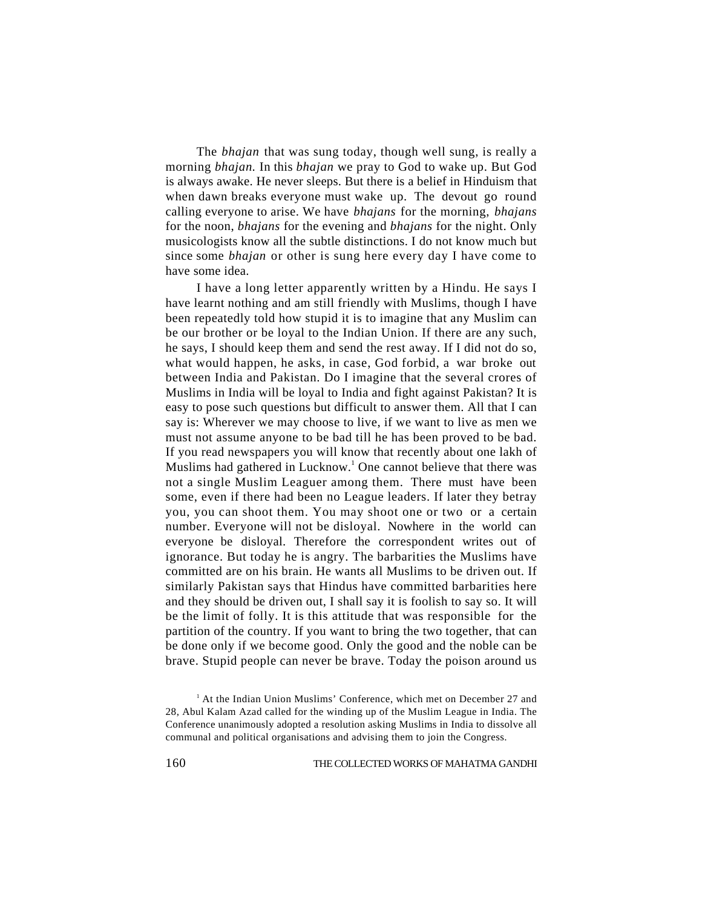The *bhajan* that was sung today, though well sung, is really a morning *bhajan.* In this *bhajan* we pray to God to wake up. But God is always awake. He never sleeps. But there is a belief in Hinduism that when dawn breaks everyone must wake up. The devout go round calling everyone to arise. We have *bhajans* for the morning, *bhajans* for the noon, *bhajans* for the evening and *bhajans* for the night. Only musicologists know all the subtle distinctions. I do not know much but since some *bhajan* or other is sung here every day I have come to have some idea.

I have a long letter apparently written by a Hindu. He says I have learnt nothing and am still friendly with Muslims, though I have been repeatedly told how stupid it is to imagine that any Muslim can be our brother or be loyal to the Indian Union. If there are any such, he says, I should keep them and send the rest away. If I did not do so, what would happen, he asks, in case, God forbid, a war broke out between India and Pakistan. Do I imagine that the several crores of Muslims in India will be loyal to India and fight against Pakistan? It is easy to pose such questions but difficult to answer them. All that I can say is: Wherever we may choose to live, if we want to live as men we must not assume anyone to be bad till he has been proved to be bad. If you read newspapers you will know that recently about one lakh of Muslims had gathered in Lucknow.[1] One cannot believe that there was not a single Muslim Leaguer among them. There must have been some, even if there had been no League leaders. If later they betray you, you can shoot them. You may shoot one or two or a certain number. Everyone will not be disloyal. Nowhere in the world can everyone be disloyal. Therefore the correspondent writes out of ignorance. But today he is angry. The barbarities the Muslims have committed are on his brain. He wants all Muslims to be driven out. If similarly Pakistan says that Hindus have committed barbarities here and they should be driven out, I shall say it is foolish to say so. It will be the limit of folly. It is this attitude that was responsible for the partition of the country. If you want to bring the two together, that can be done only if we become good. Only the good and the noble can be brave. Stupid people can never be brave. Today the poison around us

[1] At the Indian Union Muslims' Conference, which met on December 27 and 28, Abul Kalam Azad called for the winding up of the Muslim League in India. The Conference unanimously adopted a resolution asking Muslims in India to dissolve all communal and political organisations and advising them to join the Congress.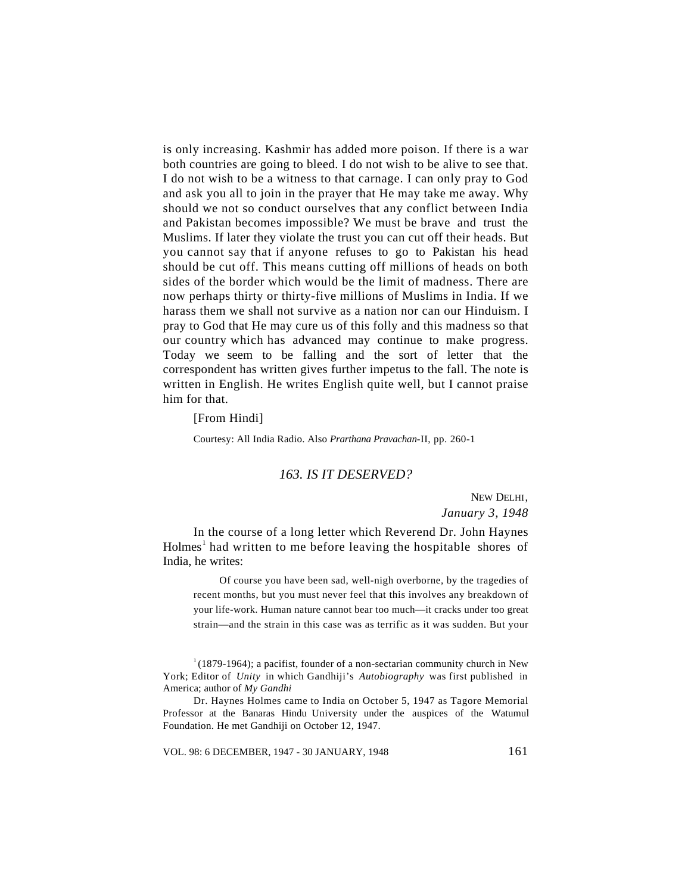is only increasing. Kashmir has added more poison. If there is a war both countries are going to bleed. I do not wish to be alive to see that. I do not wish to be a witness to that carnage. I can only pray to God and ask you all to join in the prayer that He may take me away. Why should we not so conduct ourselves that any conflict between India and Pakistan becomes impossible? We must be brave and trust the Muslims. If later they violate the trust you can cut off their heads. But you cannot say that if anyone refuses to go to Pakistan his head should be cut off. This means cutting off millions of heads on both sides of the border which would be the limit of madness. There are now perhaps thirty or thirty-five millions of Muslims in India. If we harass them we shall not survive as a nation nor can our Hinduism. I pray to God that He may cure us of this folly and this madness so that our country which has advanced may continue to make progress. Today we seem to be falling and the sort of letter that the correspondent has written gives further impetus to the fall. The note is written in English. He writes English quite well, but I cannot praise him for that.

[From Hindi]

Courtesy: All India Radio. Also *Prarthana Pravachan*-II, pp. 260-1

## *163. IS IT DESERVED?*

NEW DELHI,
*January 3, 1948*

In the course of a long letter which Reverend Dr. John Haynes Holmes[1] had written to me before leaving the hospitable shores of India, he writes:

> Of course you have been sad, well-nigh overborne, by the tragedies of recent months, but you must never feel that this involves any breakdown of your life-work. Human nature cannot bear too much—it cracks under too great strain—and the strain in this case was as terrific as it was sudden. But your

---

[1] (1879-1964); a pacifist, founder of a non-sectarian community church in New York; Editor of *Unity* in which Gandhiji's *Autobiography* was first published in America; author of *My Gandhi*

Dr. Haynes Holmes came to India on October 5, 1947 as Tagore Memorial Professor at the Banaras Hindu University under the auspices of the Watumul Foundation. He met Gandhiji on October 12, 1947.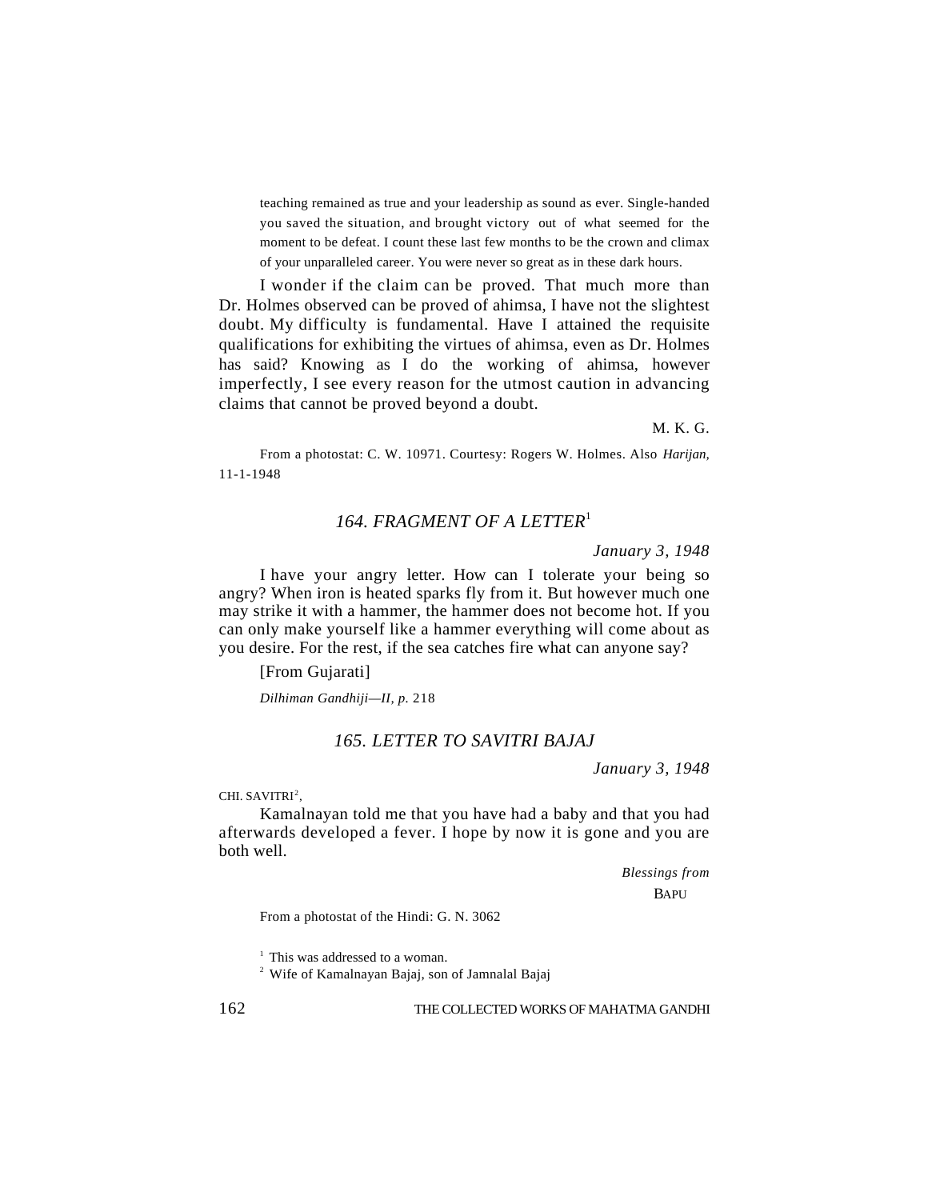> teaching remained as true and your leadership as sound as ever. Single-handed you saved the situation, and brought victory out of what seemed for the moment to be defeat. I count these last few months to be the crown and climax of your unparalleled career. You were never so great as in these dark hours.

I wonder if the claim can be proved. That much more than Dr. Holmes observed can be proved of ahimsa, I have not the slightest doubt. My difficulty is fundamental. Have I attained the requisite qualifications for exhibiting the virtues of ahimsa, even as Dr. Holmes has said? Knowing as I do the working of ahimsa, however imperfectly, I see every reason for the utmost caution in advancing claims that cannot be proved beyond a doubt.

M. K. G.

From a photostat: C. W. 10971. Courtesy: Rogers W. Holmes. Also *Harijan,* 11-1-1948

## *164. FRAGMENT OF A LETTER*[1]

*January 3, 1948*

I have your angry letter. How can I tolerate your being so angry? When iron is heated sparks fly from it. But however much one may strike it with a hammer, the hammer does not become hot. If you can only make yourself like a hammer everything will come about as you desire. For the rest, if the sea catches fire what can anyone say?

[From Gujarati]

*Dilhiman Gandhiji—II, p.* 218

## *165. LETTER TO SAVITRI BAJAJ*

*January 3, 1948*

CHI. SAVITRI[2],

Kamalnayan told me that you have had a baby and that you had afterwards developed a fever. I hope by now it is gone and you are both well.

*Blessings from*

BAPU

From a photostat of the Hindi: G. N. 3062

[1] This was addressed to a woman.

[2] Wife of Kamalnayan Bajaj, son of Jamnalal Bajaj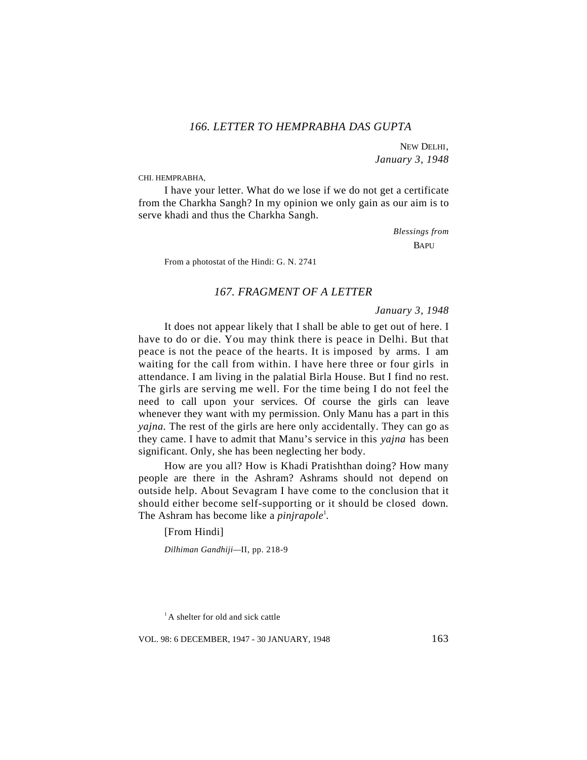### *166. LETTER TO HEMPRABHA DAS GUPTA*

NEW DELHI,
*January 3, 1948*

CHI. HEMPRABHA,

I have your letter. What do we lose if we do not get a certificate from the Charkha Sangh? In my opinion we only gain as our aim is to serve khadi and thus the Charkha Sangh.

*Blessings from*
BAPU

From a photostat of the Hindi: G. N. 2741

### *167. FRAGMENT OF A LETTER*

*January 3, 1948*

It does not appear likely that I shall be able to get out of here. I have to do or die. You may think there is peace in Delhi. But that peace is not the peace of the hearts. It is imposed by arms. I am waiting for the call from within. I have here three or four girls in attendance. I am living in the palatial Birla House. But I find no rest. The girls are serving me well. For the time being I do not feel the need to call upon your services. Of course the girls can leave whenever they want with my permission. Only Manu has a part in this *yajna*. The rest of the girls are here only accidentally. They can go as they came. I have to admit that Manu's service in this *yajna* has been significant. Only, she has been neglecting her body.

How are you all? How is Khadi Pratishthan doing? How many people are there in the Ashram? Ashrams should not depend on outside help. About Sevagram I have come to the conclusion that it should either become self-supporting or it should be closed down. The Ashram has become like a *pinjrapole*[1].

[From Hindi]

*Dilhiman Gandhiji*—II, pp. 218-9

[1] A shelter for old and sick cattle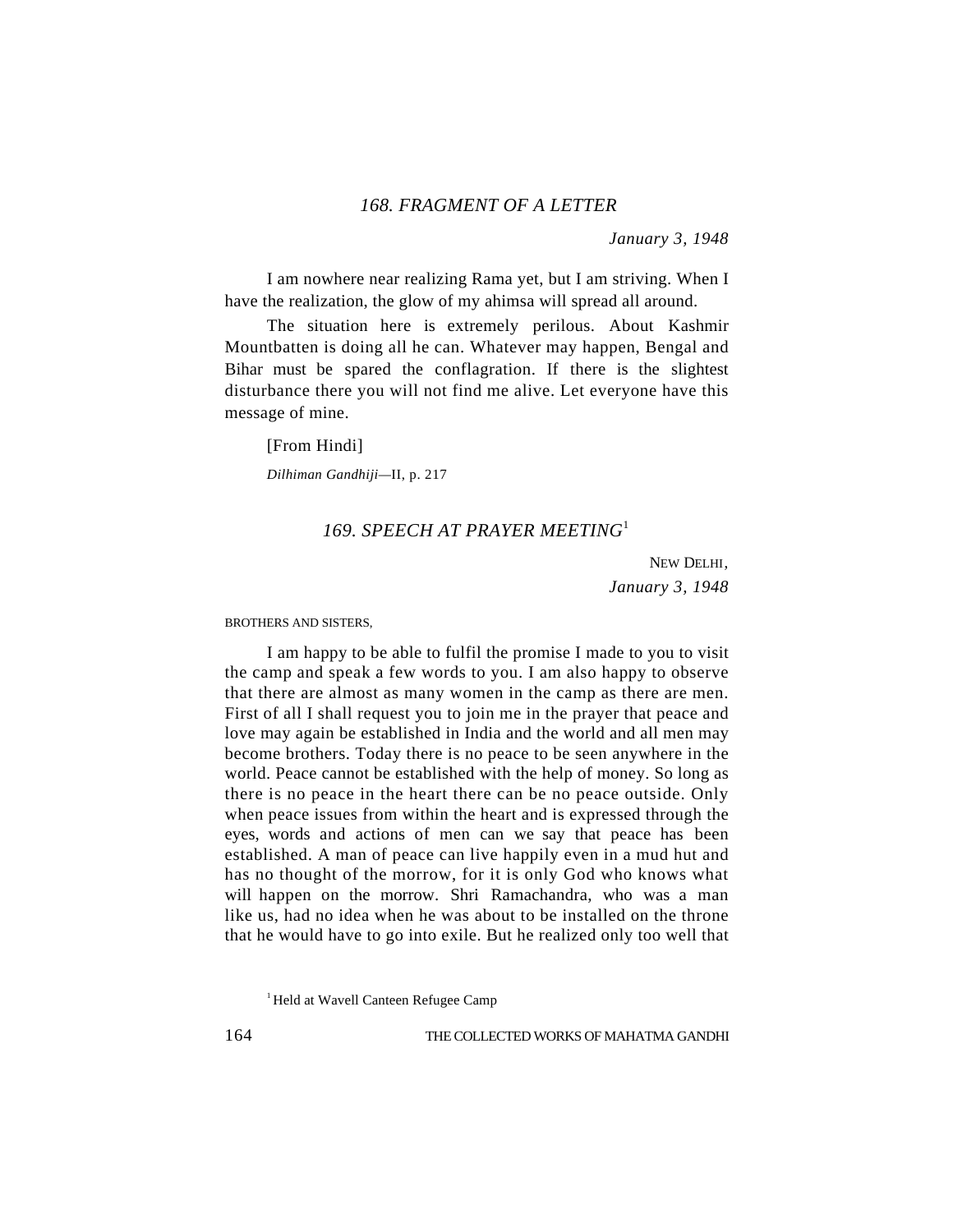## *168. FRAGMENT OF A LETTER*

*January 3, 1948*

I am nowhere near realizing Rama yet, but I am striving. When I have the realization, the glow of my ahimsa will spread all around.

The situation here is extremely perilous. About Kashmir Mountbatten is doing all he can. Whatever may happen, Bengal and Bihar must be spared the conflagration. If there is the slightest disturbance there you will not find me alive. Let everyone have this message of mine.

[From Hindi]

*Dilhiman Gandhiji*—II, p. 217

## *169. SPEECH AT PRAYER MEETING*[1]

NEW DELHI,
*January 3, 1948*

BROTHERS AND SISTERS,

I am happy to be able to fulfil the promise I made to you to visit the camp and speak a few words to you. I am also happy to observe that there are almost as many women in the camp as there are men. First of all I shall request you to join me in the prayer that peace and love may again be established in India and the world and all men may become brothers. Today there is no peace to be seen anywhere in the world. Peace cannot be established with the help of money. So long as there is no peace in the heart there can be no peace outside. Only when peace issues from within the heart and is expressed through the eyes, words and actions of men can we say that peace has been established. A man of peace can live happily even in a mud hut and has no thought of the morrow, for it is only God who knows what will happen on the morrow. Shri Ramachandra, who was a man like us, had no idea when he was about to be installed on the throne that he would have to go into exile. But he realized only too well that

[1] Held at Wavell Canteen Refugee Camp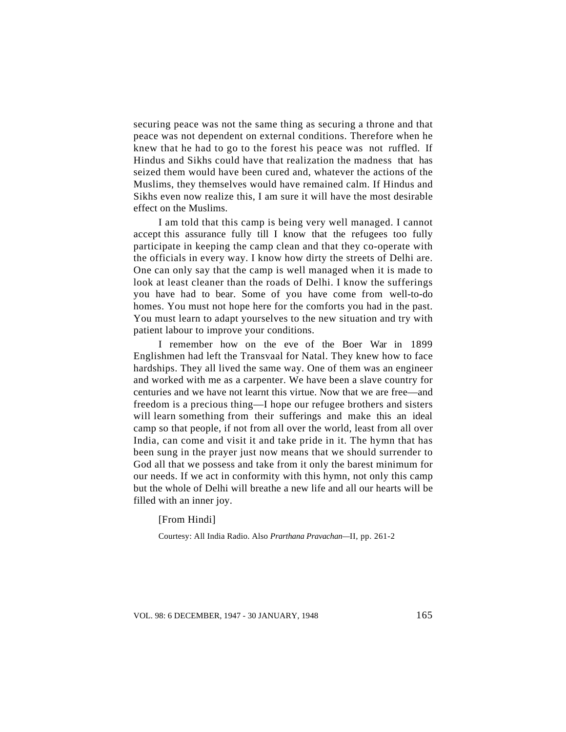securing peace was not the same thing as securing a throne and that peace was not dependent on external conditions. Therefore when he knew that he had to go to the forest his peace was not ruffled. If Hindus and Sikhs could have that realization the madness that has seized them would have been cured and, whatever the actions of the Muslims, they themselves would have remained calm. If Hindus and Sikhs even now realize this, I am sure it will have the most desirable effect on the Muslims.

I am told that this camp is being very well managed. I cannot accept this assurance fully till I know that the refugees too fully participate in keeping the camp clean and that they co-operate with the officials in every way. I know how dirty the streets of Delhi are. One can only say that the camp is well managed when it is made to look at least cleaner than the roads of Delhi. I know the sufferings you have had to bear. Some of you have come from well-to-do homes. You must not hope here for the comforts you had in the past. You must learn to adapt yourselves to the new situation and try with patient labour to improve your conditions.

I remember how on the eve of the Boer War in 1899 Englishmen had left the Transvaal for Natal. They knew how to face hardships. They all lived the same way. One of them was an engineer and worked with me as a carpenter. We have been a slave country for centuries and we have not learnt this virtue. Now that we are free—and freedom is a precious thing—I hope our refugee brothers and sisters will learn something from their sufferings and make this an ideal camp so that people, if not from all over the world, least from all over India, can come and visit it and take pride in it. The hymn that has been sung in the prayer just now means that we should surrender to God all that we possess and take from it only the barest minimum for our needs. If we act in conformity with this hymn, not only this camp but the whole of Delhi will breathe a new life and all our hearts will be filled with an inner joy.

[From Hindi]

Courtesy: All India Radio. Also *Prarthana Pravachan*—II, pp. 261-2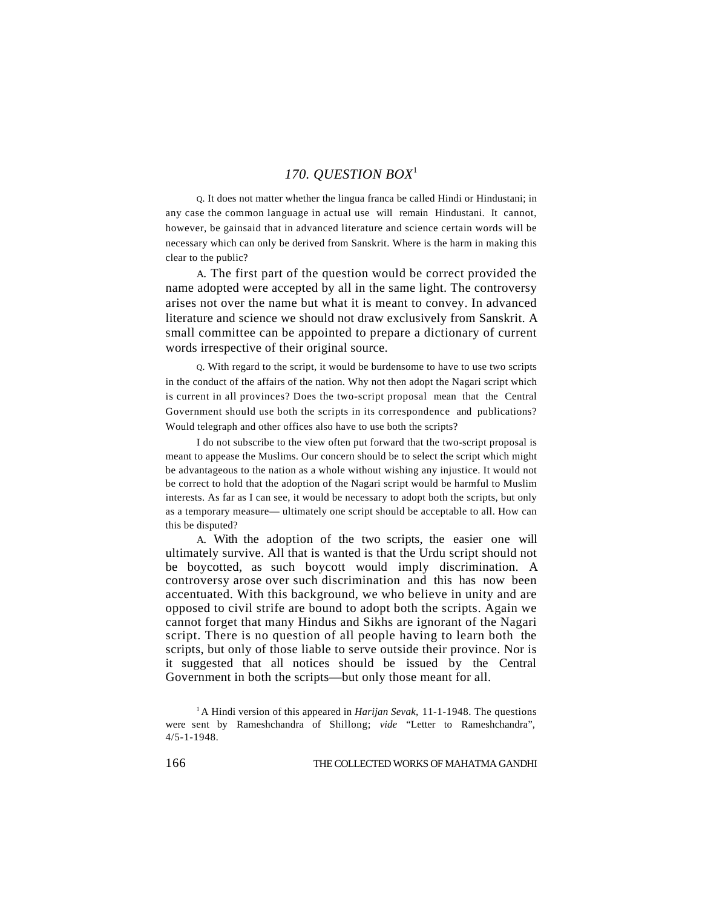## *170. QUESTION BOX*[1]

Q. It does not matter whether the lingua franca be called Hindi or Hindustani; in any case the common language in actual use will remain Hindustani. It cannot, however, be gainsaid that in advanced literature and science certain words will be necessary which can only be derived from Sanskrit. Where is the harm in making this clear to the public?

A. The first part of the question would be correct provided the name adopted were accepted by all in the same light. The controversy arises not over the name but what it is meant to convey. In advanced literature and science we should not draw exclusively from Sanskrit. A small committee can be appointed to prepare a dictionary of current words irrespective of their original source.

Q. With regard to the script, it would be burdensome to have to use two scripts in the conduct of the affairs of the nation. Why not then adopt the Nagari script which is current in all provinces? Does the two-script proposal mean that the Central Government should use both the scripts in its correspondence and publications? Would telegraph and other offices also have to use both the scripts?

I do not subscribe to the view often put forward that the two-script proposal is meant to appease the Muslims. Our concern should be to select the script which might be advantageous to the nation as a whole without wishing any injustice. It would not be correct to hold that the adoption of the Nagari script would be harmful to Muslim interests. As far as I can see, it would be necessary to adopt both the scripts, but only as a temporary measure— ultimately one script should be acceptable to all. How can this be disputed?

A. With the adoption of the two scripts, the easier one will ultimately survive. All that is wanted is that the Urdu script should not be boycotted, as such boycott would imply discrimination. A controversy arose over such discrimination and this has now been accentuated. With this background, we who believe in unity and are opposed to civil strife are bound to adopt both the scripts. Again we cannot forget that many Hindus and Sikhs are ignorant of the Nagari script. There is no question of all people having to learn both the scripts, but only of those liable to serve outside their province. Nor is it suggested that all notices should be issued by the Central Government in both the scripts—but only those meant for all.

[1] A Hindi version of this appeared in *Harijan Sevak*, 11-1-1948. The questions were sent by Rameshchandra of Shillong; *vide* "Letter to Rameshchandra", 4/5-1-1948.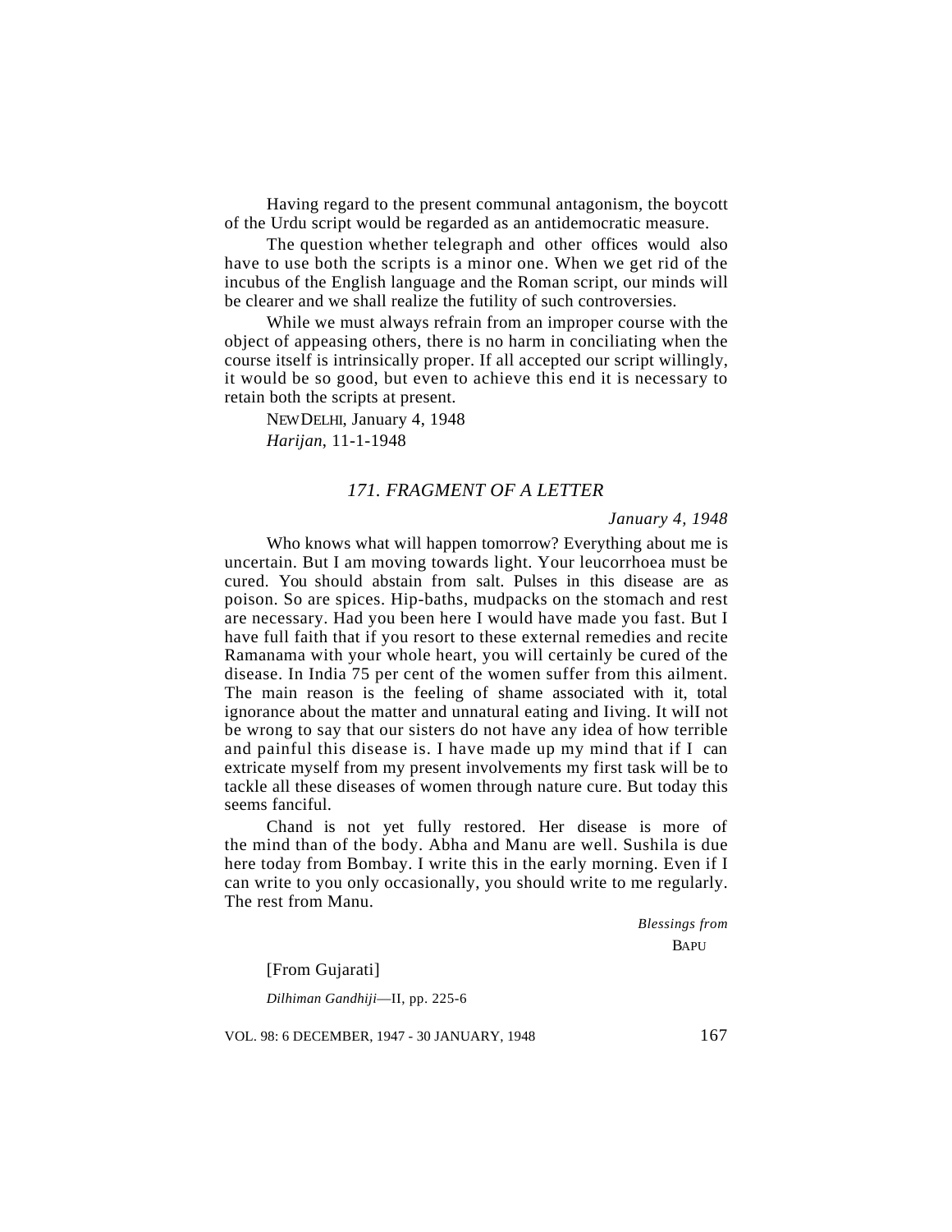Having regard to the present communal antagonism, the boycott of the Urdu script would be regarded as an antidemocratic measure.

The question whether telegraph and other offices would also have to use both the scripts is a minor one. When we get rid of the incubus of the English language and the Roman script, our minds will be clearer and we shall realize the futility of such controversies.

While we must always refrain from an improper course with the object of appeasing others, there is no harm in conciliating when the course itself is intrinsically proper. If all accepted our script willingly, it would be so good, but even to achieve this end it is necessary to retain both the scripts at present.

NEW DELHI, January 4, 1948

*Harijan*, 11-1-1948

### *171. FRAGMENT OF A LETTER*

*January 4, 1948*

Who knows what will happen tomorrow? Everything about me is uncertain. But I am moving towards light. Your leucorrhoea must be cured. You should abstain from salt. Pulses in this disease are as poison. So are spices. Hip-baths, mudpacks on the stomach and rest are necessary. Had you been here I would have made you fast. But I have full faith that if you resort to these external remedies and recite Ramanama with your whole heart, you will certainly be cured of the disease. In India 75 per cent of the women suffer from this ailment. The main reason is the feeling of shame associated with it, total ignorance about the matter and unnatural eating and Iiving. It wilI not be wrong to say that our sisters do not have any idea of how terrible and painful this disease is. I have made up my mind that if I can extricate myself from my present involvements my first task will be to tackle all these diseases of women through nature cure. But today this seems fanciful.

Chand is not yet fully restored. Her disease is more of the mind than of the body. Abha and Manu are well. Sushila is due here today from Bombay. I write this in the early morning. Even if I can write to you only occasionally, you should write to me regularly. The rest from Manu.

*Blessings from*

BAPU

[From Gujarati]

*Dilhiman Gandhiji*—II, pp. 225-6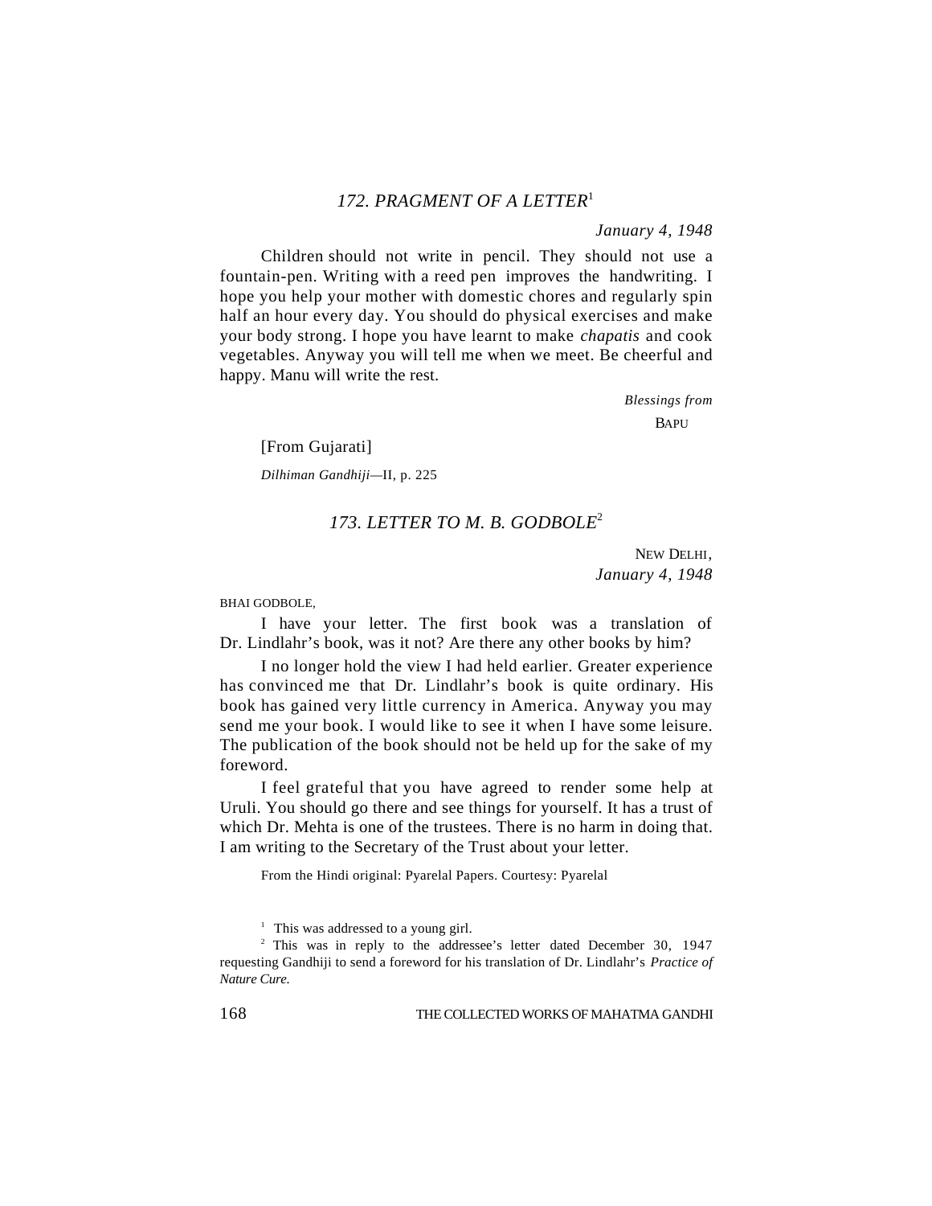### *172. PRAGMENT OF A LETTER*[1]

*January 4, 1948*

Children should not write in pencil. They should not use a fountain-pen. Writing with a reed pen improves the handwriting. I hope you help your mother with domestic chores and regularly spin half an hour every day. You should do physical exercises and make your body strong. I hope you have learnt to make *chapatis* and cook vegetables. Anyway you will tell me when we meet. Be cheerful and happy. Manu will write the rest.

*Blessings from*
BAPU

[From Gujarati]

*Dilhiman Gandhiji*—II, p. 225

### *173. LETTER TO M. B. GODBOLE*[2]

NEW DELHI,
*January 4, 1948*

BHAI GODBOLE,

I have your letter. The first book was a translation of Dr. Lindlahr's book, was it not? Are there any other books by him?

I no longer hold the view I had held earlier. Greater experience has convinced me that Dr. Lindlahr's book is quite ordinary. His book has gained very little currency in America. Anyway you may send me your book. I would like to see it when I have some leisure. The publication of the book should not be held up for the sake of my foreword.

I feel grateful that you have agreed to render some help at Uruli. You should go there and see things for yourself. It has a trust of which Dr. Mehta is one of the trustees. There is no harm in doing that. I am writing to the Secretary of the Trust about your letter.

From the Hindi original: Pyarelal Papers. Courtesy: Pyarelal

---

[1] This was addressed to a young girl.

[2] This was in reply to the addressee's letter dated December 30, 1947 requesting Gandhiji to send a foreword for his translation of Dr. Lindlahr's *Practice of Nature Cure.*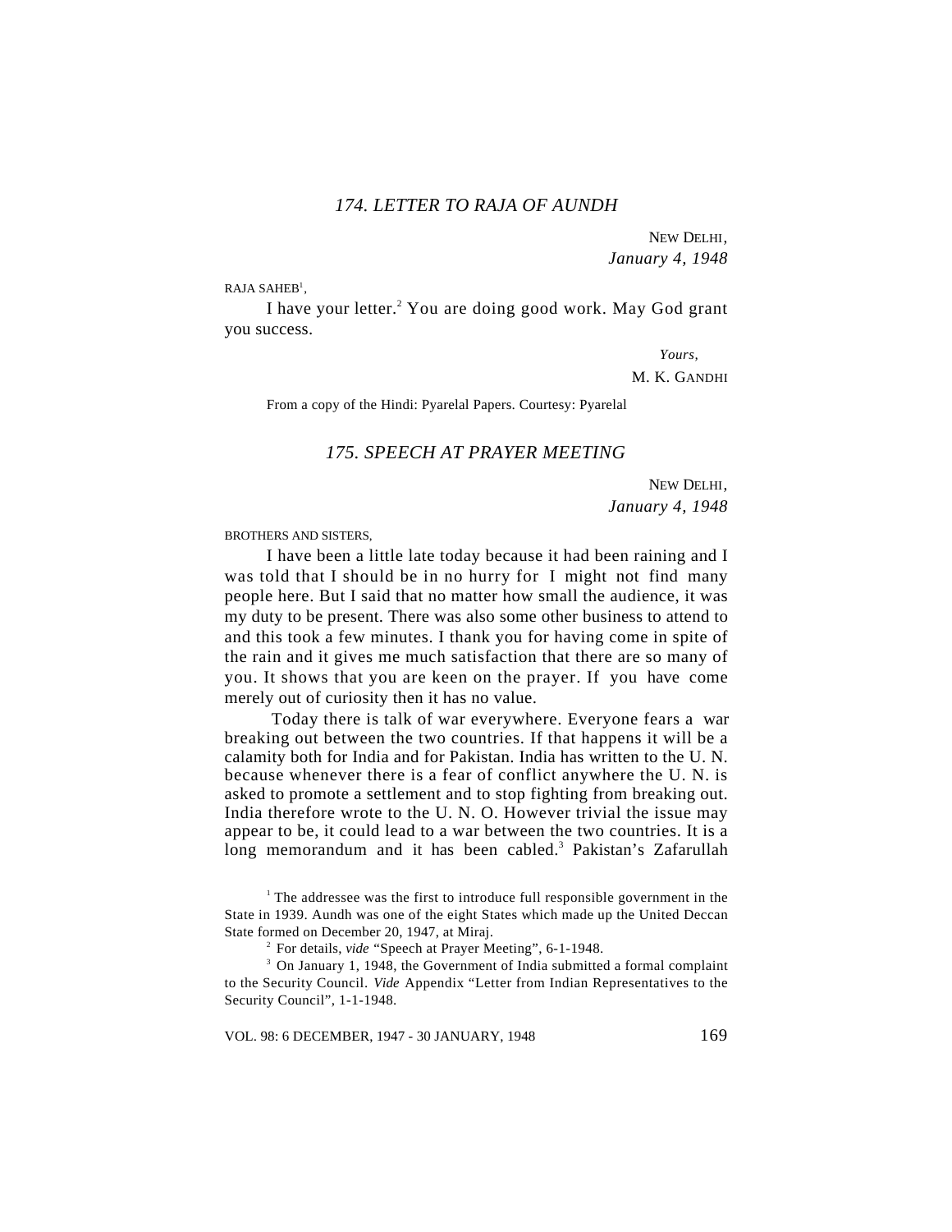## *174. LETTER TO RAJA OF AUNDH*

NEW DELHI,
*January 4, 1948*

RAJA SAHEB[1],

I have your letter.[2] You are doing good work. May God grant you success.

*Yours,*
M. K. GANDHI

From a copy of the Hindi: Pyarelal Papers. Courtesy: Pyarelal

## *175. SPEECH AT PRAYER MEETING*

NEW DELHI,
*January 4, 1948*

BROTHERS AND SISTERS,

I have been a little late today because it had been raining and I was told that I should be in no hurry for I might not find many people here. But I said that no matter how small the audience, it was my duty to be present. There was also some other business to attend to and this took a few minutes. I thank you for having come in spite of the rain and it gives me much satisfaction that there are so many of you. It shows that you are keen on the prayer. If you have come merely out of curiosity then it has no value.

Today there is talk of war everywhere. Everyone fears a war breaking out between the two countries. If that happens it will be a calamity both for India and for Pakistan. India has written to the U. N. because whenever there is a fear of conflict anywhere the U. N. is asked to promote a settlement and to stop fighting from breaking out. India therefore wrote to the U. N. O. However trivial the issue may appear to be, it could lead to a war between the two countries. It is a long memorandum and it has been cabled.[3] Pakistan's Zafarullah

---

[1] The addressee was the first to introduce full responsible government in the State in 1939. Aundh was one of the eight States which made up the United Deccan State formed on December 20, 1947, at Miraj.

[2] For details, *vide* "Speech at Prayer Meeting", 6-1-1948.

[3] On January 1, 1948, the Government of India submitted a formal complaint to the Security Council. *Vide* Appendix "Letter from Indian Representatives to the Security Council", 1-1-1948.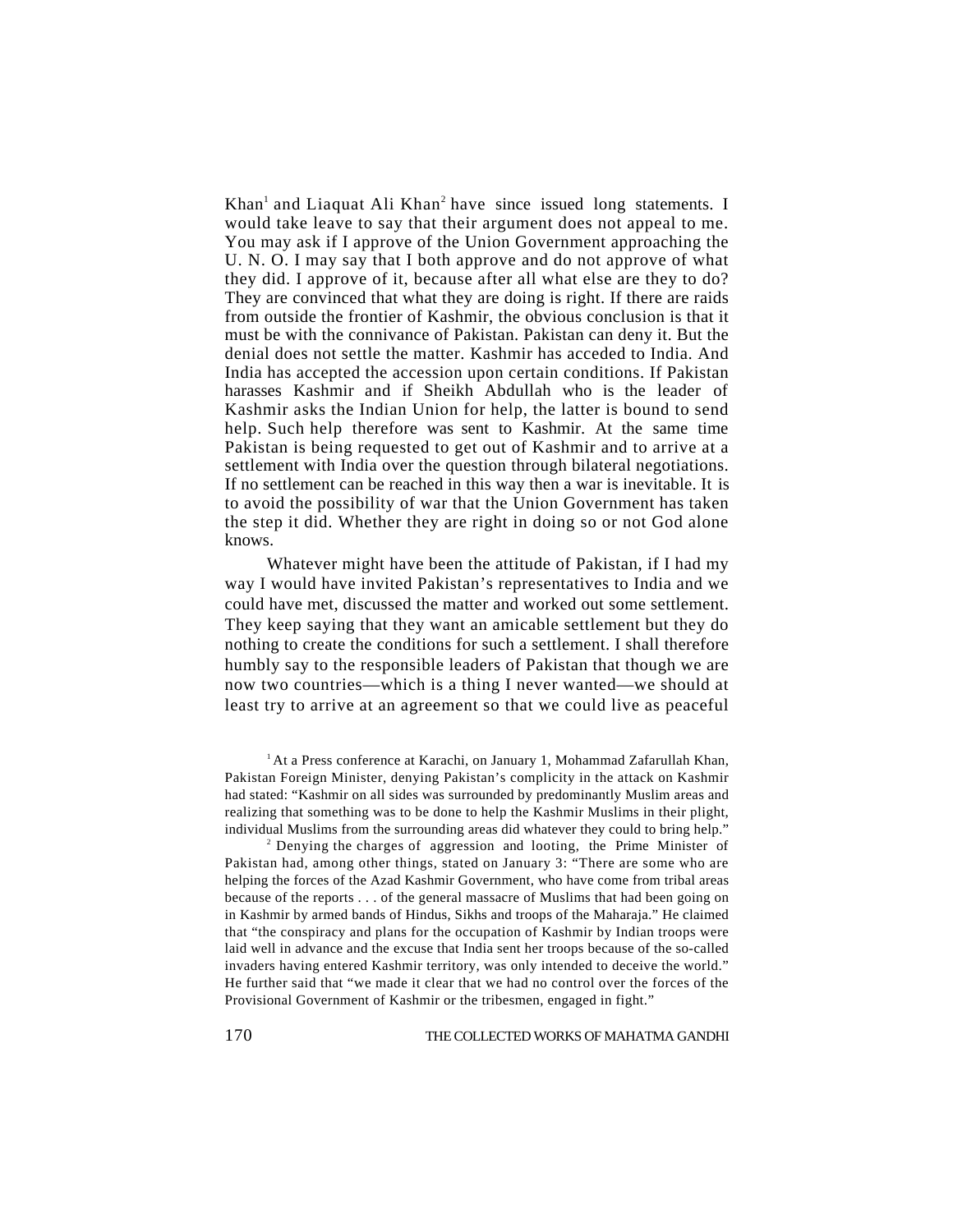Khan[1] and Liaquat Ali Khan[2] have since issued long statements. I would take leave to say that their argument does not appeal to me. You may ask if I approve of the Union Government approaching the U. N. O. I may say that I both approve and do not approve of what they did. I approve of it, because after all what else are they to do? They are convinced that what they are doing is right. If there are raids from outside the frontier of Kashmir, the obvious conclusion is that it must be with the connivance of Pakistan. Pakistan can deny it. But the denial does not settle the matter. Kashmir has acceded to India. And India has accepted the accession upon certain conditions. If Pakistan harasses Kashmir and if Sheikh Abdullah who is the leader of Kashmir asks the Indian Union for help, the latter is bound to send help. Such help therefore was sent to Kashmir. At the same time Pakistan is being requested to get out of Kashmir and to arrive at a settlement with India over the question through bilateral negotiations. If no settlement can be reached in this way then a war is inevitable. It is to avoid the possibility of war that the Union Government has taken the step it did. Whether they are right in doing so or not God alone knows.

Whatever might have been the attitude of Pakistan, if I had my way I would have invited Pakistan's representatives to India and we could have met, discussed the matter and worked out some settlement. They keep saying that they want an amicable settlement but they do nothing to create the conditions for such a settlement. I shall therefore humbly say to the responsible leaders of Pakistan that though we are now two countries—which is a thing I never wanted—we should at least try to arrive at an agreement so that we could live as peaceful

[1] At a Press conference at Karachi, on January 1, Mohammad Zafarullah Khan, Pakistan Foreign Minister, denying Pakistan's complicity in the attack on Kashmir had stated: "Kashmir on all sides was surrounded by predominantly Muslim areas and realizing that something was to be done to help the Kashmir Muslims in their plight, individual Muslims from the surrounding areas did whatever they could to bring help."

[2] Denying the charges of aggression and looting, the Prime Minister of Pakistan had, among other things, stated on January 3: "There are some who are helping the forces of the Azad Kashmir Government, who have come from tribal areas because of the reports . . . of the general massacre of Muslims that had been going on in Kashmir by armed bands of Hindus, Sikhs and troops of the Maharaja." He claimed that "the conspiracy and plans for the occupation of Kashmir by Indian troops were laid well in advance and the excuse that India sent her troops because of the so-called invaders having entered Kashmir territory, was only intended to deceive the world." He further said that "we made it clear that we had no control over the forces of the Provisional Government of Kashmir or the tribesmen, engaged in fight."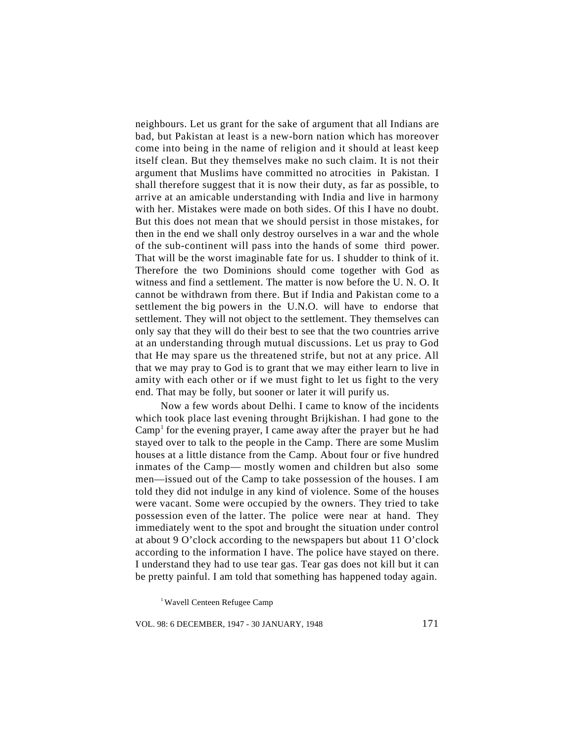neighbours. Let us grant for the sake of argument that all Indians are bad, but Pakistan at least is a new-born nation which has moreover come into being in the name of religion and it should at least keep itself clean. But they themselves make no such claim. It is not their argument that Muslims have committed no atrocities in Pakistan. I shall therefore suggest that it is now their duty, as far as possible, to arrive at an amicable understanding with India and live in harmony with her. Mistakes were made on both sides. Of this I have no doubt. But this does not mean that we should persist in those mistakes, for then in the end we shall only destroy ourselves in a war and the whole of the sub-continent will pass into the hands of some third power. That will be the worst imaginable fate for us. I shudder to think of it. Therefore the two Dominions should come together with God as witness and find a settlement. The matter is now before the U. N. O. It cannot be withdrawn from there. But if India and Pakistan come to a settlement the big powers in the U.N.O. will have to endorse that settlement. They will not object to the settlement. They themselves can only say that they will do their best to see that the two countries arrive at an understanding through mutual discussions. Let us pray to God that He may spare us the threatened strife, but not at any price. All that we may pray to God is to grant that we may either learn to live in amity with each other or if we must fight to let us fight to the very end. That may be folly, but sooner or later it will purify us.

Now a few words about Delhi. I came to know of the incidents which took place last evening throught Brijkishan. I had gone to the Camp[1] for the evening prayer, I came away after the prayer but he had stayed over to talk to the people in the Camp. There are some Muslim houses at a little distance from the Camp. About four or five hundred inmates of the Camp— mostly women and children but also some men—issued out of the Camp to take possession of the houses. I am told they did not indulge in any kind of violence. Some of the houses were vacant. Some were occupied by the owners. They tried to take possession even of the latter. The police were near at hand. They immediately went to the spot and brought the situation under control at about 9 O'clock according to the newspapers but about 11 O'clock according to the information I have. The police have stayed on there. I understand they had to use tear gas. Tear gas does not kill but it can be pretty painful. I am told that something has happened today again.

[1] Wavell Centeen Refugee Camp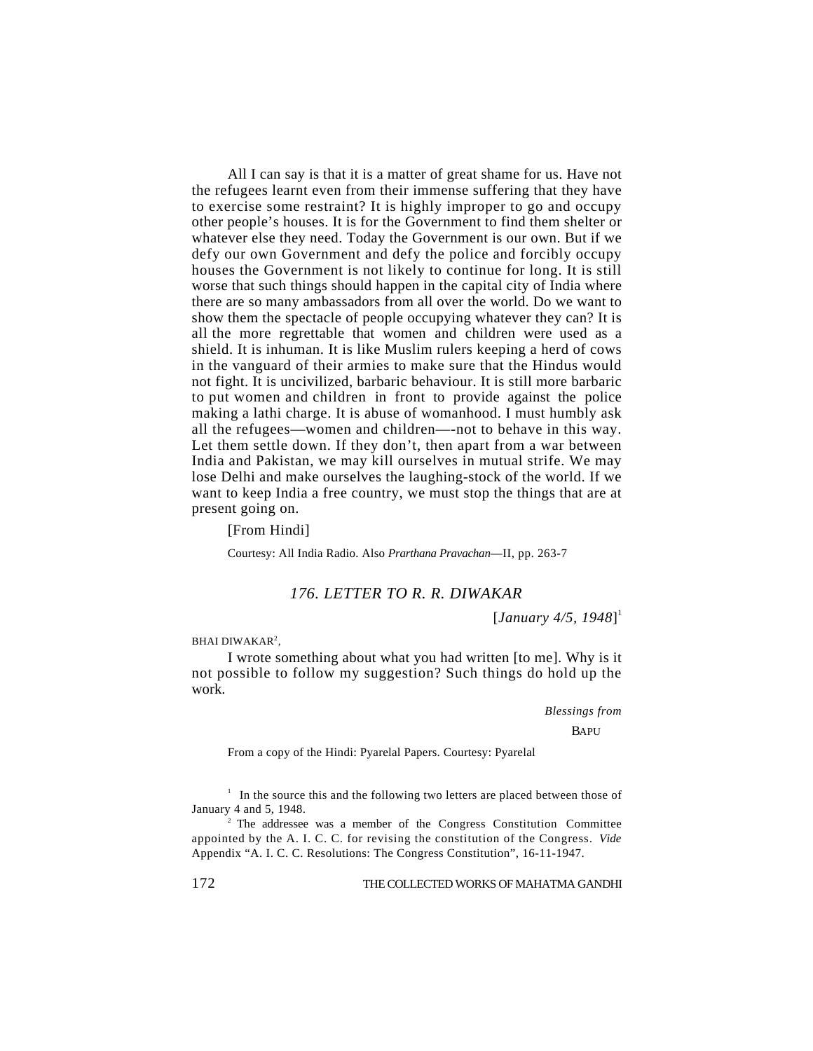All I can say is that it is a matter of great shame for us. Have not the refugees learnt even from their immense suffering that they have to exercise some restraint? It is highly improper to go and occupy other people's houses. It is for the Government to find them shelter or whatever else they need. Today the Government is our own. But if we defy our own Government and defy the police and forcibly occupy houses the Government is not likely to continue for long. It is still worse that such things should happen in the capital city of India where there are so many ambassadors from all over the world. Do we want to show them the spectacle of people occupying whatever they can? It is all the more regrettable that women and children were used as a shield. It is inhuman. It is like Muslim rulers keeping a herd of cows in the vanguard of their armies to make sure that the Hindus would not fight. It is uncivilized, barbaric behaviour. It is still more barbaric to put women and children in front to provide against the police making a lathi charge. It is abuse of womanhood. I must humbly ask all the refugees—women and children—-not to behave in this way. Let them settle down. If they don't, then apart from a war between India and Pakistan, we may kill ourselves in mutual strife. We may lose Delhi and make ourselves the laughing-stock of the world. If we want to keep India a free country, we must stop the things that are at present going on.

[From Hindi]

Courtesy: All India Radio. Also *Prarthana Pravachan*—II, pp. 263-7

## *176. LETTER TO R. R. DIWAKAR*

[*January 4/5, 1948*][1]

BHAI DIWAKAR[2],

I wrote something about what you had written [to me]. Why is it not possible to follow my suggestion? Such things do hold up the work.

*Blessings from*

BAPU

From a copy of the Hindi: Pyarelal Papers. Courtesy: Pyarelal

[1] In the source this and the following two letters are placed between those of January 4 and 5, 1948.

[2] The addressee was a member of the Congress Constitution Committee appointed by the A. I. C. C. for revising the constitution of the Congress. *Vide* Appendix "A. I. C. C. Resolutions: The Congress Constitution", 16-11-1947.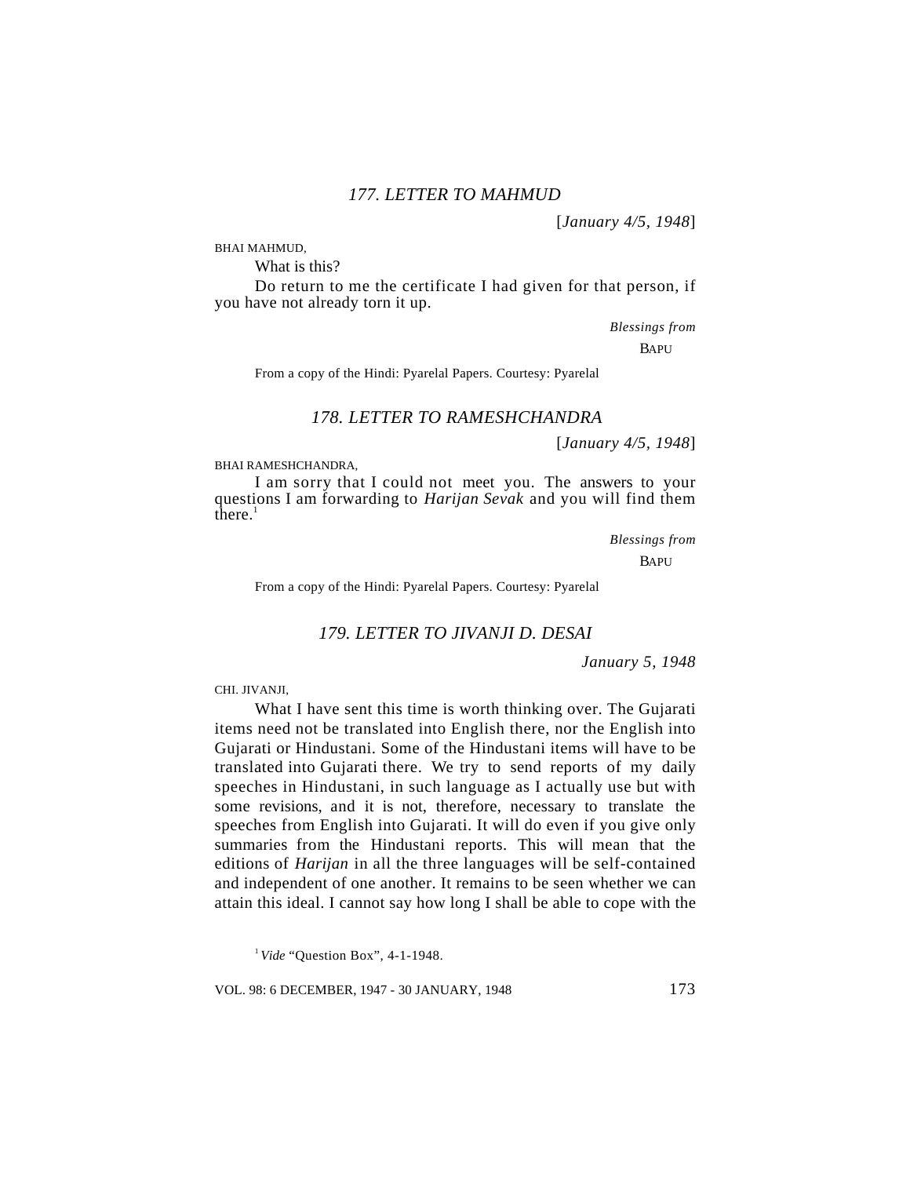### *177. LETTER TO MAHMUD*

[*January 4/5, 1948*]

BHAI MAHMUD,

What is this?

Do return to me the certificate I had given for that person, if you have not already torn it up.

*Blessings from*

BAPU

From a copy of the Hindi: Pyarelal Papers. Courtesy: Pyarelal

### *178. LETTER TO RAMESHCHANDRA*

[*January 4/5, 1948*]

BHAI RAMESHCHANDRA,

I am sorry that I could not meet you. The answers to your questions I am forwarding to *Harijan Sevak* and you will find them there.[1]

*Blessings from*

BAPU

From a copy of the Hindi: Pyarelal Papers. Courtesy: Pyarelal

### *179. LETTER TO JIVANJI D. DESAI*

*January 5, 1948*

CHI. JIVANJI,

What I have sent this time is worth thinking over. The Gujarati items need not be translated into English there, nor the English into Gujarati or Hindustani. Some of the Hindustani items will have to be translated into Gujarati there. We try to send reports of my daily speeches in Hindustani, in such language as I actually use but with some revisions, and it is not, therefore, necessary to translate the speeches from English into Gujarati. It will do even if you give only summaries from the Hindustani reports. This will mean that the editions of *Harijan* in all the three languages will be self-contained and independent of one another. It remains to be seen whether we can attain this ideal. I cannot say how long I shall be able to cope with the

[1] *Vide* "Question Box", 4-1-1948.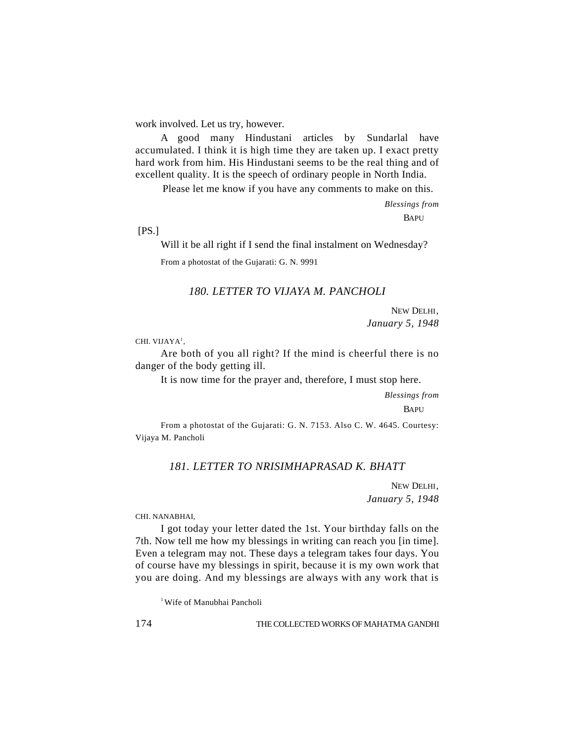work involved. Let us try, however.

A good many Hindustani articles by Sundarlal have accumulated. I think it is high time they are taken up. I exact pretty hard work from him. His Hindustani seems to be the real thing and of excellent quality. It is the speech of ordinary people in North India.

Please let me know if you have any comments to make on this.

*Blessings from*
BAPU

[PS.]

Will it be all right if I send the final instalment on Wednesday?

From a photostat of the Gujarati: G. N. 9991

### *180. LETTER TO VIJAYA M. PANCHOLI*

NEW DELHI,
*January 5, 1948*

CHI. VIJAYA[1],

Are both of you all right? If the mind is cheerful there is no danger of the body getting ill.

It is now time for the prayer and, therefore, I must stop here.

*Blessings from*
BAPU

From a photostat of the Gujarati: G. N. 7153. Also C. W. 4645. Courtesy: Vijaya M. Pancholi

### *181. LETTER TO NRISIMHAPRASAD K. BHATT*

NEW DELHI,
*January 5, 1948*

CHI. NANABHAI,

I got today your letter dated the 1st. Your birthday falls on the 7th. Now tell me how my blessings in writing can reach you [in time]. Even a telegram may not. These days a telegram takes four days. You of course have my blessings in spirit, because it is my own work that you are doing. And my blessings are always with any work that is

[1] Wife of Manubhai Pancholi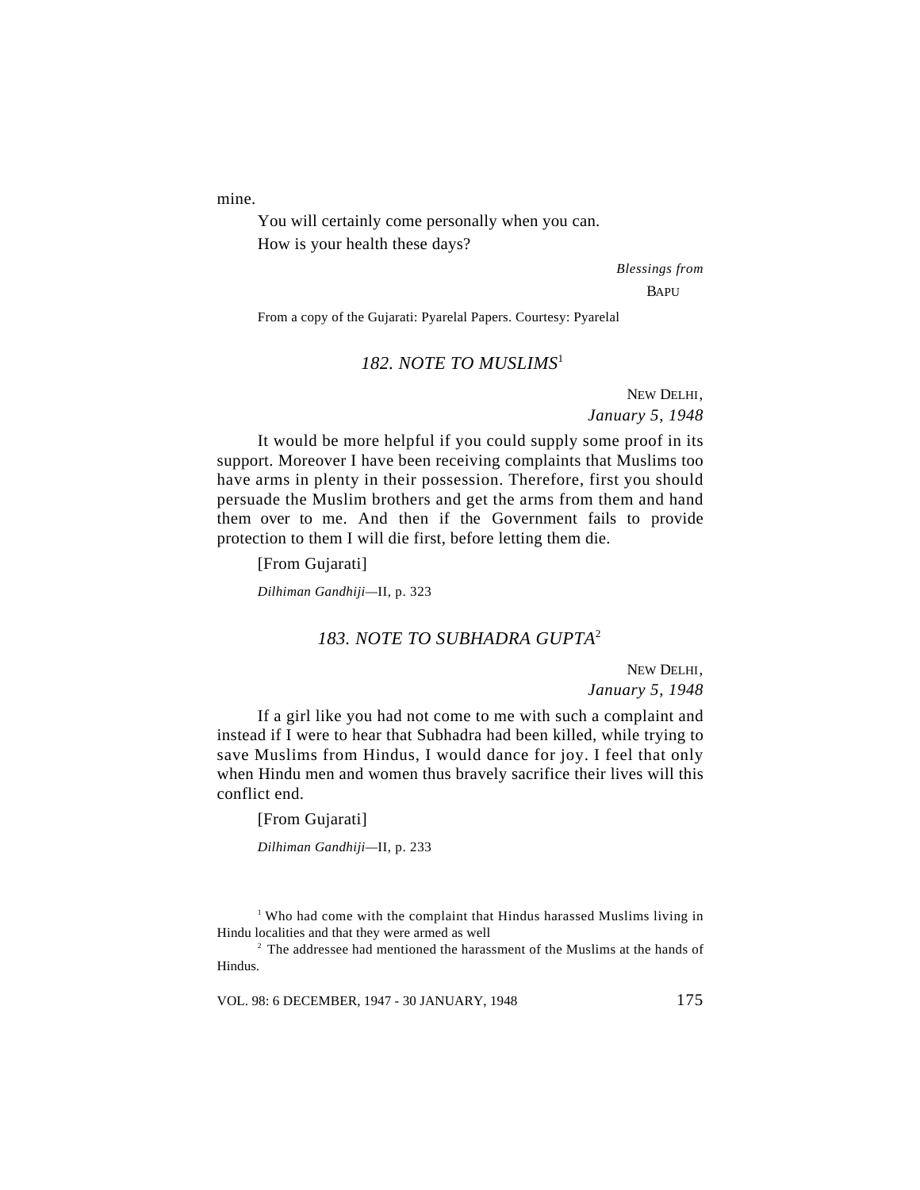mine.

You will certainly come personally when you can.

How is your health these days?

*Blessings from*

BAPU

From a copy of the Gujarati: Pyarelal Papers. Courtesy: Pyarelal

## *182. NOTE TO MUSLIMS*[1]

NEW DELHI,
*January 5, 1948*

It would be more helpful if you could supply some proof in its support. Moreover I have been receiving complaints that Muslims too have arms in plenty in their possession. Therefore, first you should persuade the Muslim brothers and get the arms from them and hand them over to me. And then if the Government fails to provide protection to them I will die first, before letting them die.

[From Gujarati]

*Dilhiman Gandhiji*—II, p. 323

## *183. NOTE TO SUBHADRA GUPTA*[2]

NEW DELHI,
*January 5, 1948*

If a girl like you had not come to me with such a complaint and instead if I were to hear that Subhadra had been killed, while trying to save Muslims from Hindus, I would dance for joy. I feel that only when Hindu men and women thus bravely sacrifice their lives will this conflict end.

[From Gujarati]

*Dilhiman Gandhiji*—II, p. 233

[1] Who had come with the complaint that Hindus harassed Muslims living in Hindu localities and that they were armed as well

[2] The addressee had mentioned the harassment of the Muslims at the hands of Hindus.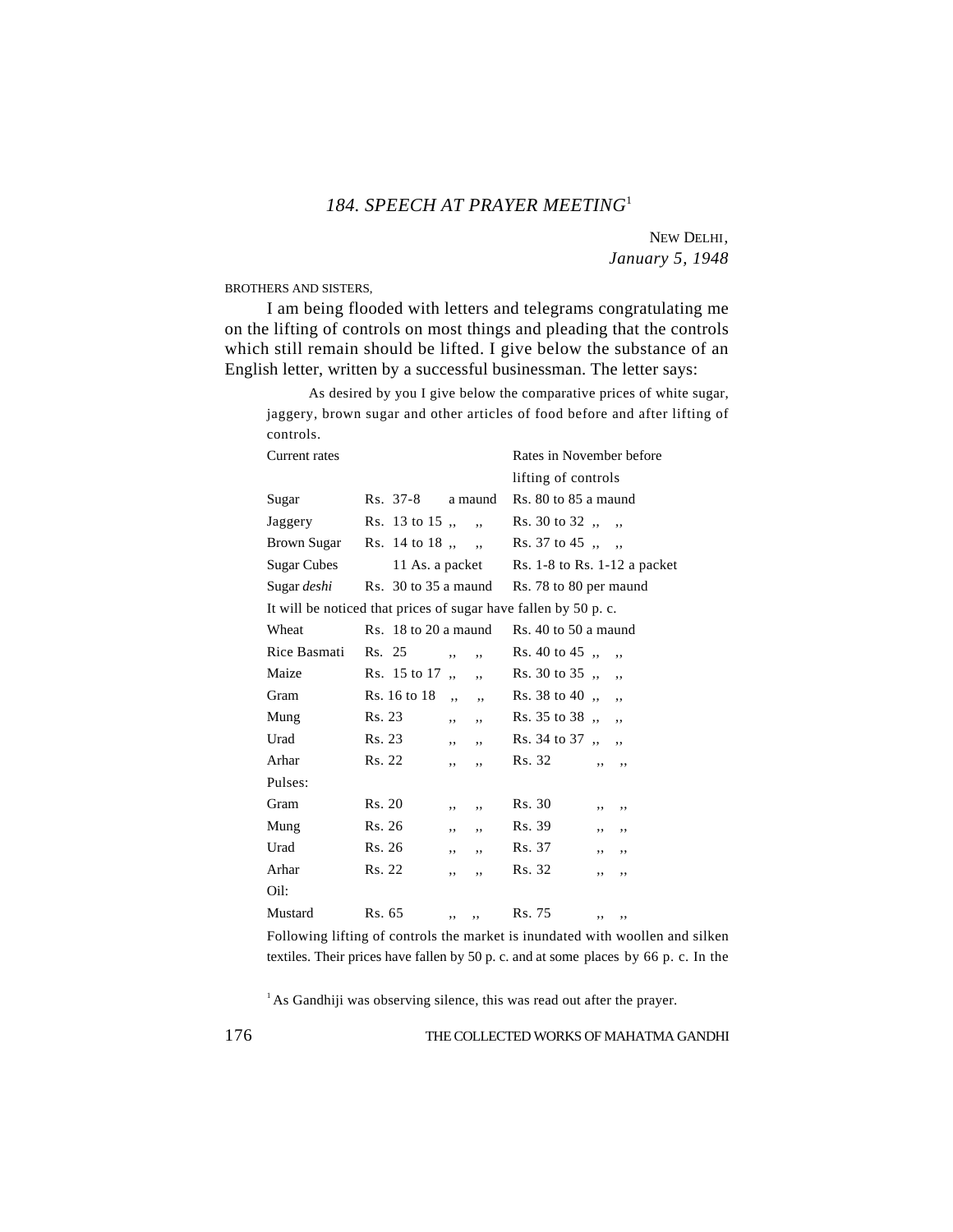## *184. SPEECH AT PRAYER MEETING*[1]

NEW DELHI,
*January 5, 1948*

BROTHERS AND SISTERS,

I am being flooded with letters and telegrams congratulating me on the lifting of controls on most things and pleading that the controls which still remain should be lifted. I give below the substance of an English letter, written by a successful businessman. The letter says:

> As desired by you I give below the comparative prices of white sugar, jaggery, brown sugar and other articles of food before and after lifting of controls.

| | Current rates | Rates in November before lifting of controls |
|---|---|---|
| Sugar | Rs. 37-8 a maund | Rs. 80 to 85 a maund |
| Jaggery | Rs. 13 to 15 ,, ,, | Rs. 30 to 32 ,, ,, |
| Brown Sugar | Rs. 14 to 18 ,, ,, | Rs. 37 to 45 ,, ,, |
| Sugar Cubes | 11 As. a packet | Rs. 1-8 to Rs. 1-12 a packet |
| Sugar *deshi* | Rs. 30 to 35 a maund | Rs. 78 to 80 per maund |

It will be noticed that prices of sugar have fallen by 50 p. c.

| | | |
|---|---|---|
| Wheat | Rs. 18 to 20 a maund | Rs. 40 to 50 a maund |
| Rice Basmati | Rs. 25 ,, ,, | Rs. 40 to 45 ,, ,, |
| Maize | Rs. 15 to 17 ,, ,, | Rs. 30 to 35 ,, ,, |
| Gram | Rs. 16 to 18 ,, ,, | Rs. 38 to 40 ,, ,, |
| Mung | Rs. 23 ,, ,, | Rs. 35 to 38 ,, ,, |
| Urad | Rs. 23 ,, ,, | Rs. 34 to 37 ,, ,, |
| Arhar | Rs. 22 ,, ,, | Rs. 32 ,, ,, |
| Pulses: | | |
| Gram | Rs. 20 ,, ,, | Rs. 30 ,, ,, |
| Mung | Rs. 26 ,, ,, | Rs. 39 ,, ,, |
| Urad | Rs. 26 ,, ,, | Rs. 37 ,, ,, |
| Arhar | Rs. 22 ,, ,, | Rs. 32 ,, ,, |
| Oil: | | |
| Mustard | Rs. 65 ,, ,, | Rs. 75 ,, ,, |

> Following lifting of controls the market is inundated with woollen and silken textiles. Their prices have fallen by 50 p. c. and at some places by 66 p. c. In the

[1] As Gandhiji was observing silence, this was read out after the prayer.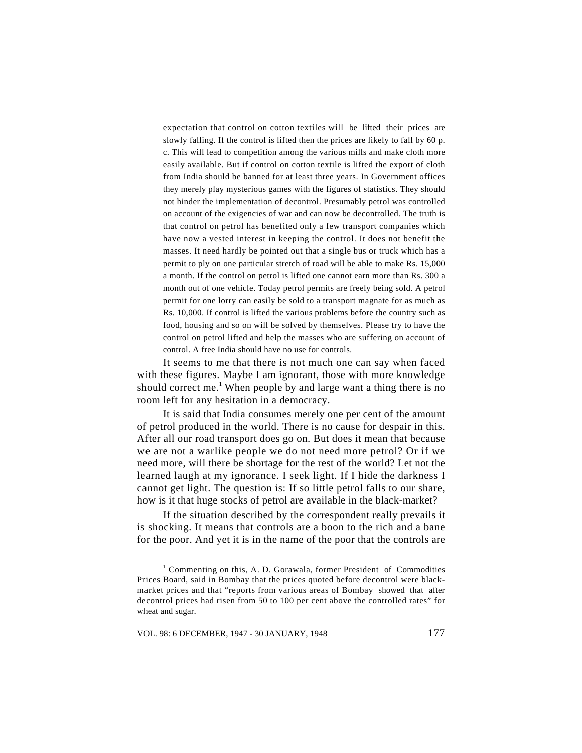> expectation that control on cotton textiles will be lifted their prices are slowly falling. If the control is lifted then the prices are likely to fall by 60 p. c. This will lead to competition among the various mills and make cloth more easily available. But if control on cotton textile is lifted the export of cloth from India should be banned for at least three years. In Government offices they merely play mysterious games with the figures of statistics. They should not hinder the implementation of decontrol. Presumably petrol was controlled on account of the exigencies of war and can now be decontrolled. The truth is that control on petrol has benefited only a few transport companies which have now a vested interest in keeping the control. It does not benefit the masses. It need hardly be pointed out that a single bus or truck which has a permit to ply on one particular stretch of road will be able to make Rs. 15,000 a month. If the control on petrol is lifted one cannot earn more than Rs. 300 a month out of one vehicle. Today petrol permits are freely being sold. A petrol permit for one lorry can easily be sold to a transport magnate for as much as Rs. 10,000. If control is lifted the various problems before the country such as food, housing and so on will be solved by themselves. Please try to have the control on petrol lifted and help the masses who are suffering on account of control. A free India should have no use for controls.

It seems to me that there is not much one can say when faced with these figures. Maybe I am ignorant, those with more knowledge should correct me.[1] When people by and large want a thing there is no room left for any hesitation in a democracy.

It is said that India consumes merely one per cent of the amount of petrol produced in the world. There is no cause for despair in this. After all our road transport does go on. But does it mean that because we are not a warlike people we do not need more petrol? Or if we need more, will there be shortage for the rest of the world? Let not the learned laugh at my ignorance. I seek light. If I hide the darkness I cannot get light. The question is: If so little petrol falls to our share, how is it that huge stocks of petrol are available in the black-market?

If the situation described by the correspondent really prevails it is shocking. It means that controls are a boon to the rich and a bane for the poor. And yet it is in the name of the poor that the controls are

[1] Commenting on this, A. D. Gorawala, former President of Commodities Prices Board, said in Bombay that the prices quoted before decontrol were black-market prices and that "reports from various areas of Bombay showed that after decontrol prices had risen from 50 to 100 per cent above the controlled rates" for wheat and sugar.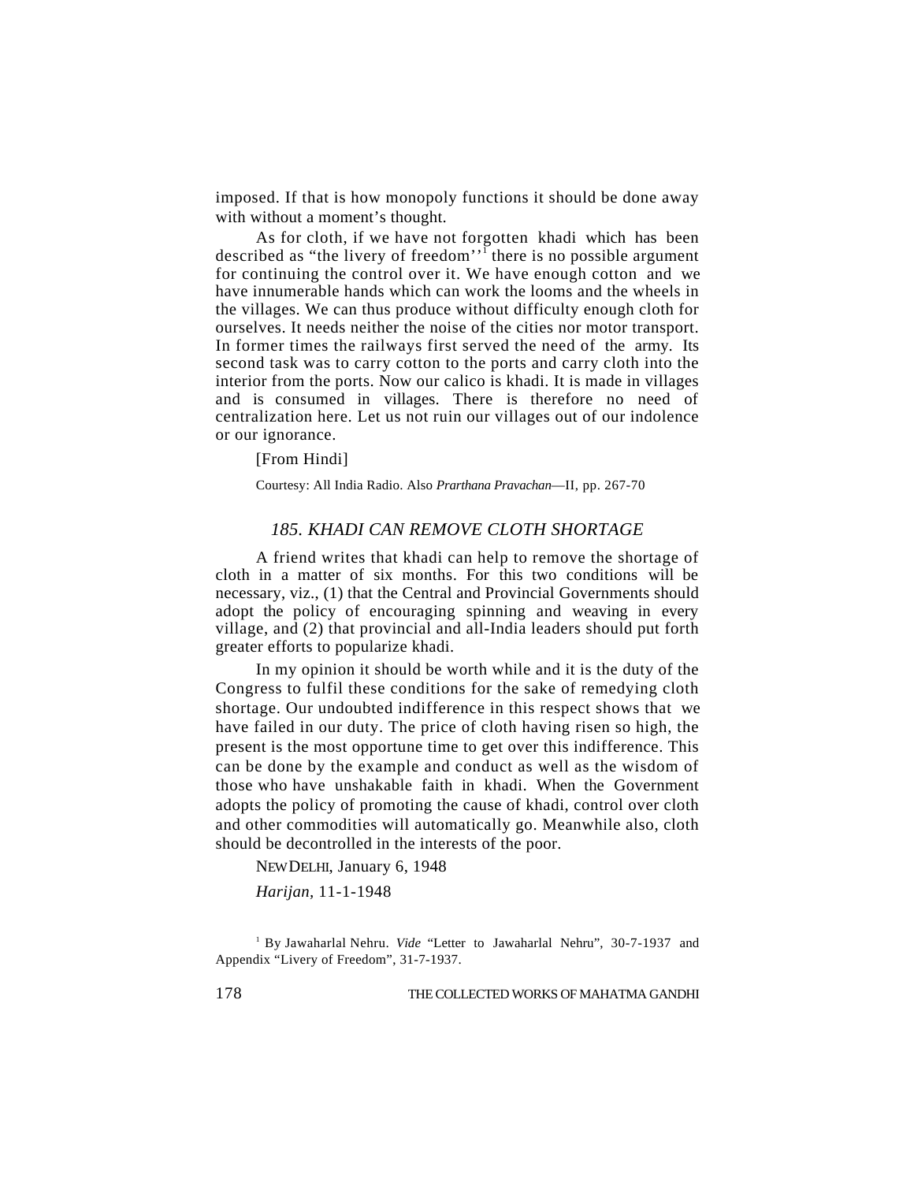imposed. If that is how monopoly functions it should be done away with without a moment's thought.

As for cloth, if we have not forgotten khadi which has been described as "the livery of freedom''[1] there is no possible argument for continuing the control over it. We have enough cotton and we have innumerable hands which can work the looms and the wheels in the villages. We can thus produce without difficulty enough cloth for ourselves. It needs neither the noise of the cities nor motor transport. In former times the railways first served the need of the army. Its second task was to carry cotton to the ports and carry cloth into the interior from the ports. Now our calico is khadi. It is made in villages and is consumed in villages. There is therefore no need of centralization here. Let us not ruin our villages out of our indolence or our ignorance.

[From Hindi]

Courtesy: All India Radio. Also *Prarthana Pravachan*—II, pp. 267-70

## *185. KHADI CAN REMOVE CLOTH SHORTAGE*

A friend writes that khadi can help to remove the shortage of cloth in a matter of six months. For this two conditions will be necessary, viz., (1) that the Central and Provincial Governments should adopt the policy of encouraging spinning and weaving in every village, and (2) that provincial and all-India leaders should put forth greater efforts to popularize khadi.

In my opinion it should be worth while and it is the duty of the Congress to fulfil these conditions for the sake of remedying cloth shortage. Our undoubted indifference in this respect shows that we have failed in our duty. The price of cloth having risen so high, the present is the most opportune time to get over this indifference. This can be done by the example and conduct as well as the wisdom of those who have unshakable faith in khadi. When the Government adopts the policy of promoting the cause of khadi, control over cloth and other commodities will automatically go. Meanwhile also, cloth should be decontrolled in the interests of the poor.

NEW DELHI, January 6, 1948

*Harijan*, 11-1-1948

[1] By Jawaharlal Nehru. *Vide* "Letter to Jawaharlal Nehru", 30-7-1937 and Appendix "Livery of Freedom", 31-7-1937.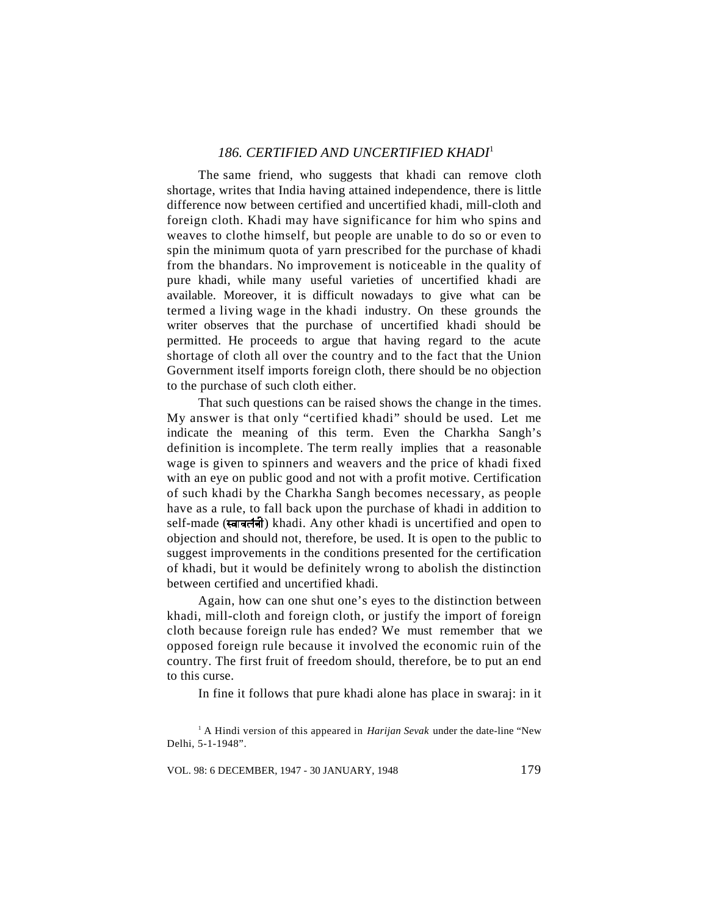## *186. CERTIFIED AND UNCERTIFIED KHADI*[1]

The same friend, who suggests that khadi can remove cloth shortage, writes that India having attained independence, there is little difference now between certified and uncertified khadi, mill-cloth and foreign cloth. Khadi may have significance for him who spins and weaves to clothe himself, but people are unable to do so or even to spin the minimum quota of yarn prescribed for the purchase of khadi from the bhandars. No improvement is noticeable in the quality of pure khadi, while many useful varieties of uncertified khadi are available. Moreover, it is difficult nowadays to give what can be termed a living wage in the khadi industry. On these grounds the writer observes that the purchase of uncertified khadi should be permitted. He proceeds to argue that having regard to the acute shortage of cloth all over the country and to the fact that the Union Government itself imports foreign cloth, there should be no objection to the purchase of such cloth either.

That such questions can be raised shows the change in the times. My answer is that only "certified khadi" should be used. Let me indicate the meaning of this term. Even the Charkha Sangh's definition is incomplete. The term really implies that a reasonable wage is given to spinners and weavers and the price of khadi fixed with an eye on public good and not with a profit motive. Certification of such khadi by the Charkha Sangh becomes necessary, as people have as a rule, to fall back upon the purchase of khadi in addition to self-made (स्वावलंबी) khadi. Any other khadi is uncertified and open to objection and should not, therefore, be used. It is open to the public to suggest improvements in the conditions presented for the certification of khadi, but it would be definitely wrong to abolish the distinction between certified and uncertified khadi.

Again, how can one shut one's eyes to the distinction between khadi, mill-cloth and foreign cloth, or justify the import of foreign cloth because foreign rule has ended? We must remember that we opposed foreign rule because it involved the economic ruin of the country. The first fruit of freedom should, therefore, be to put an end to this curse.

In fine it follows that pure khadi alone has place in swaraj: in it

[1] A Hindi version of this appeared in *Harijan Sevak* under the date-line "New Delhi, 5-1-1948".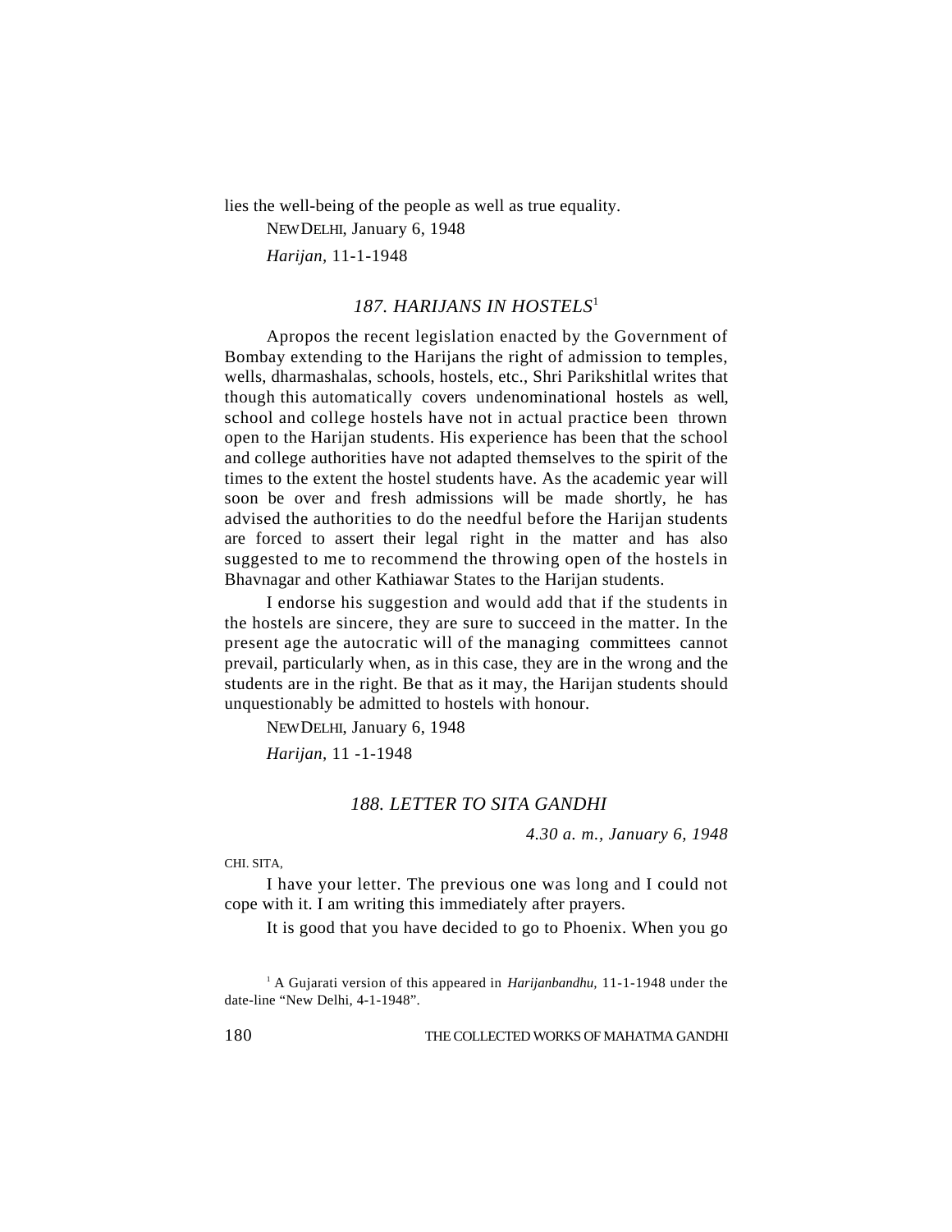lies the well-being of the people as well as true equality.

NEW DELHI, January 6, 1948

*Harijan*, 11-1-1948

### *187. HARIJANS IN HOSTELS*[1]

Apropos the recent legislation enacted by the Government of Bombay extending to the Harijans the right of admission to temples, wells, dharmashalas, schools, hostels, etc., Shri Parikshitlal writes that though this automatically covers undenominational hostels as well, school and college hostels have not in actual practice been thrown open to the Harijan students. His experience has been that the school and college authorities have not adapted themselves to the spirit of the times to the extent the hostel students have. As the academic year will soon be over and fresh admissions will be made shortly, he has advised the authorities to do the needful before the Harijan students are forced to assert their legal right in the matter and has also suggested to me to recommend the throwing open of the hostels in Bhavnagar and other Kathiawar States to the Harijan students.

I endorse his suggestion and would add that if the students in the hostels are sincere, they are sure to succeed in the matter. In the present age the autocratic will of the managing committees cannot prevail, particularly when, as in this case, they are in the wrong and the students are in the right. Be that as it may, the Harijan students should unquestionably be admitted to hostels with honour.

NEW DELHI, January 6, 1948

*Harijan*, 11 -1-1948

### *188. LETTER TO SITA GANDHI*

*4.30 a. m., January 6, 1948*

CHI. SITA,

I have your letter. The previous one was long and I could not cope with it. I am writing this immediately after prayers.

It is good that you have decided to go to Phoenix. When you go

---

[1] A Gujarati version of this appeared in *Harijanbandhu*, 11-1-1948 under the date-line "New Delhi, 4-1-1948".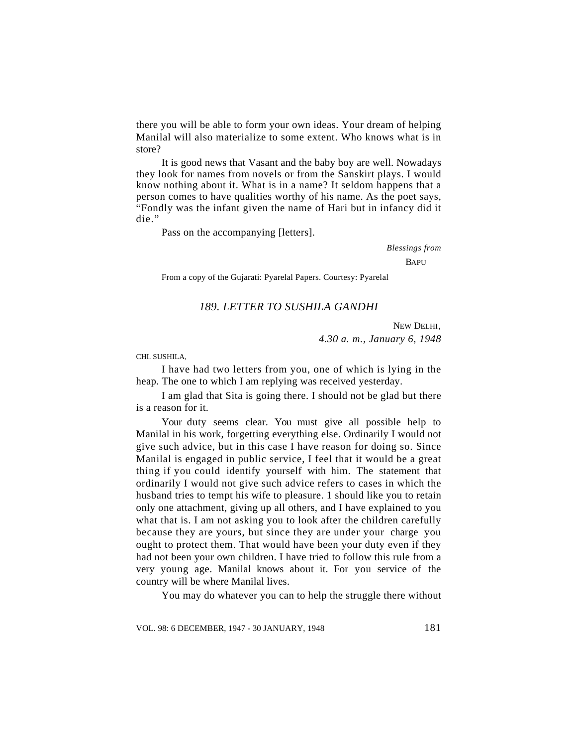there you will be able to form your own ideas. Your dream of helping Manilal will also materialize to some extent. Who knows what is in store?

It is good news that Vasant and the baby boy are well. Nowadays they look for names from novels or from the Sanskirt plays. I would know nothing about it. What is in a name? It seldom happens that a person comes to have qualities worthy of his name. As the poet says, "Fondly was the infant given the name of Hari but in infancy did it die."

Pass on the accompanying [letters].

*Blessings from*

BAPU

From a copy of the Gujarati: Pyarelal Papers. Courtesy: Pyarelal

## *189. LETTER TO SUSHILA GANDHI*

NEW DELHI,
*4.30 a. m., January 6, 1948*

CHI. SUSHILA,

I have had two letters from you, one of which is lying in the heap. The one to which I am replying was received yesterday.

I am glad that Sita is going there. I should not be glad but there is a reason for it.

Your duty seems clear. You must give all possible help to Manilal in his work, forgetting everything else. Ordinarily I would not give such advice, but in this case I have reason for doing so. Since Manilal is engaged in public service, I feel that it would be a great thing if you could identify yourself with him. The statement that ordinarily I would not give such advice refers to cases in which the husband tries to tempt his wife to pleasure. 1 should like you to retain only one attachment, giving up all others, and I have explained to you what that is. I am not asking you to look after the children carefully because they are yours, but since they are under your charge you ought to protect them. That would have been your duty even if they had not been your own children. I have tried to follow this rule from a very young age. Manilal knows about it. For you service of the country will be where Manilal lives.

You may do whatever you can to help the struggle there without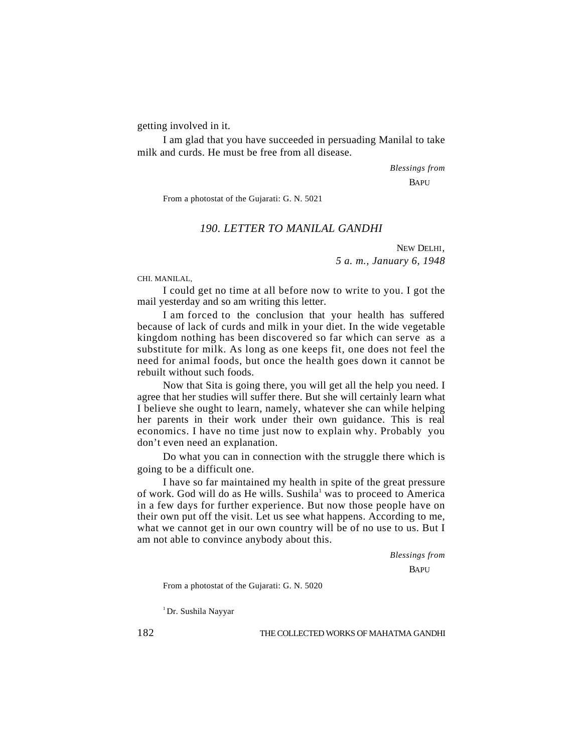getting involved in it.

I am glad that you have succeeded in persuading Manilal to take milk and curds. He must be free from all disease.

*Blessings from*

BAPU

From a photostat of the Gujarati: G. N. 5021

### *190. LETTER TO MANILAL GANDHI*

NEW DELHI,
*5 a. m., January 6, 1948*

CHI. MANILAL,

I could get no time at all before now to write to you. I got the mail yesterday and so am writing this letter.

I am forced to the conclusion that your health has suffered because of lack of curds and milk in your diet. In the wide vegetable kingdom nothing has been discovered so far which can serve as a substitute for milk. As long as one keeps fit, one does not feel the need for animal foods, but once the health goes down it cannot be rebuilt without such foods.

Now that Sita is going there, you will get all the help you need. I agree that her studies will suffer there. But she will certainly learn what I believe she ought to learn, namely, whatever she can while helping her parents in their work under their own guidance. This is real economics. I have no time just now to explain why. Probably you don't even need an explanation.

Do what you can in connection with the struggle there which is going to be a difficult one.

I have so far maintained my health in spite of the great pressure of work. God will do as He wills. Sushila[1] was to proceed to America in a few days for further experience. But now those people have on their own put off the visit. Let us see what happens. According to me, what we cannot get in our own country will be of no use to us. But I am not able to convince anybody about this.

*Blessings from*

BAPU

From a photostat of the Gujarati: G. N. 5020

[1] Dr. Sushila Nayyar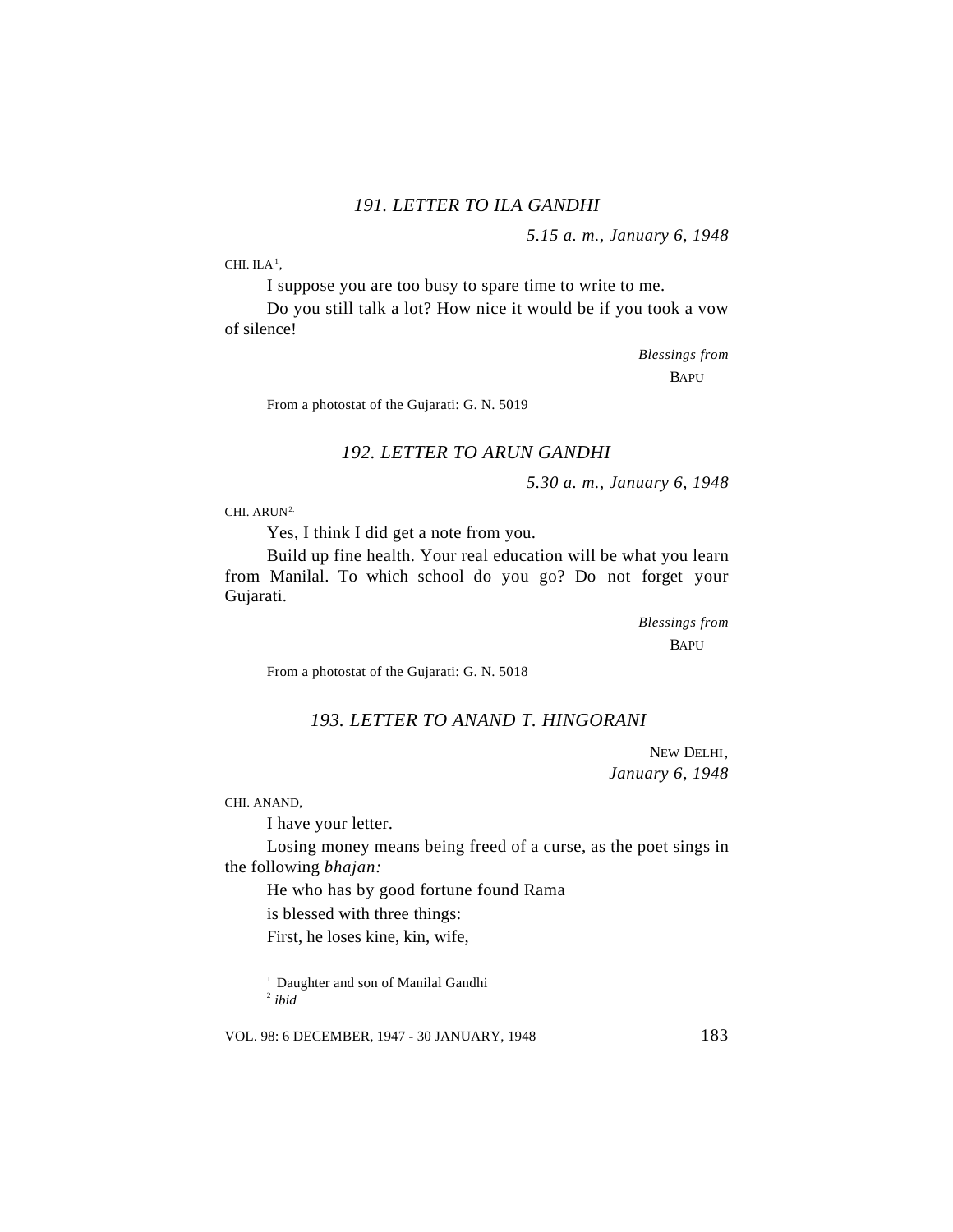### *191. LETTER TO ILA GANDHI*

*5.15 a. m., January 6, 1948*

CHI. ILA[1],

I suppose you are too busy to spare time to write to me.

Do you still talk a lot? How nice it would be if you took a vow of silence!

*Blessings from*

BAPU

From a photostat of the Gujarati: G. N. 5019

### *192. LETTER TO ARUN GANDHI*

*5.30 a. m., January 6, 1948*

CHI. ARUN[2],

Yes, I think I did get a note from you.

Build up fine health. Your real education will be what you learn from Manilal. To which school do you go? Do not forget your Gujarati.

*Blessings from*

BAPU

From a photostat of the Gujarati: G. N. 5018

### *193. LETTER TO ANAND T. HINGORANI*

NEW DELHI,

*January 6, 1948*

CHI. ANAND,

I have your letter.

Losing money means being freed of a curse, as the poet sings in the following *bhajan:*

He who has by good fortune found Rama

is blessed with three things:

First, he loses kine, kin, wife,

---

[1] Daughter and son of Manilal Gandhi

[2] *ibid*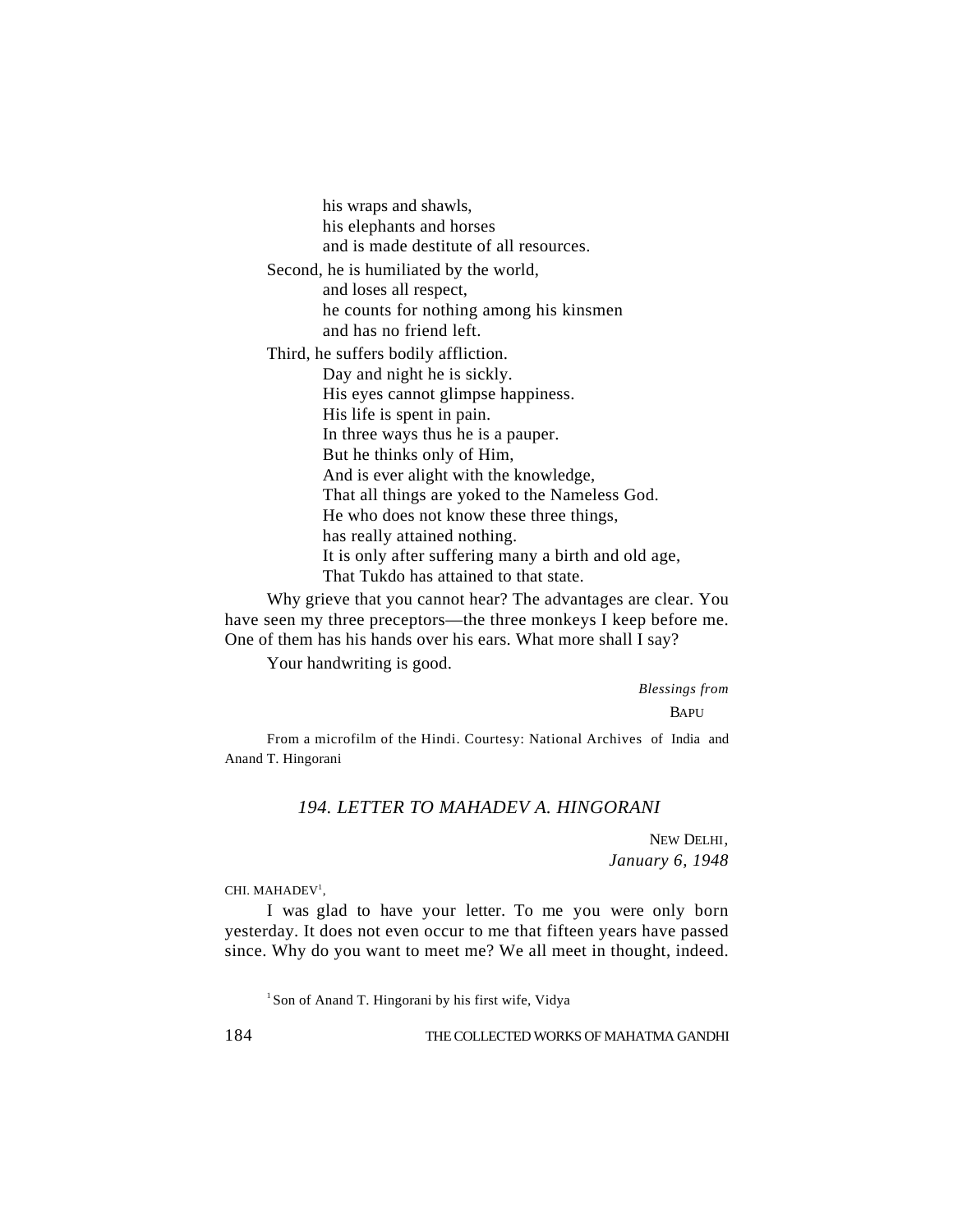his wraps and shawls,
his elephants and horses
and is made destitute of all resources.

Second, he is humiliated by the world,
and loses all respect,
he counts for nothing among his kinsmen
and has no friend left.

Third, he suffers bodily affliction.
Day and night he is sickly.
His eyes cannot glimpse happiness.
His life is spent in pain.
In three ways thus he is a pauper.
But he thinks only of Him,
And is ever alight with the knowledge,
That all things are yoked to the Nameless God.
He who does not know these three things,
has really attained nothing.
It is only after suffering many a birth and old age,
That Tukdo has attained to that state.

Why grieve that you cannot hear? The advantages are clear. You have seen my three preceptors—the three monkeys I keep before me. One of them has his hands over his ears. What more shall I say?

Your handwriting is good.

*Blessings from*

BAPU

From a microfilm of the Hindi. Courtesy: National Archives of India and Anand T. Hingorani

## *194. LETTER TO MAHADEV A. HINGORANI*

NEW DELHI,
*January 6, 1948*

CHI. MAHADEV[1],

I was glad to have your letter. To me you were only born yesterday. It does not even occur to me that fifteen years have passed since. Why do you want to meet me? We all meet in thought, indeed.

[1] Son of Anand T. Hingorani by his first wife, Vidya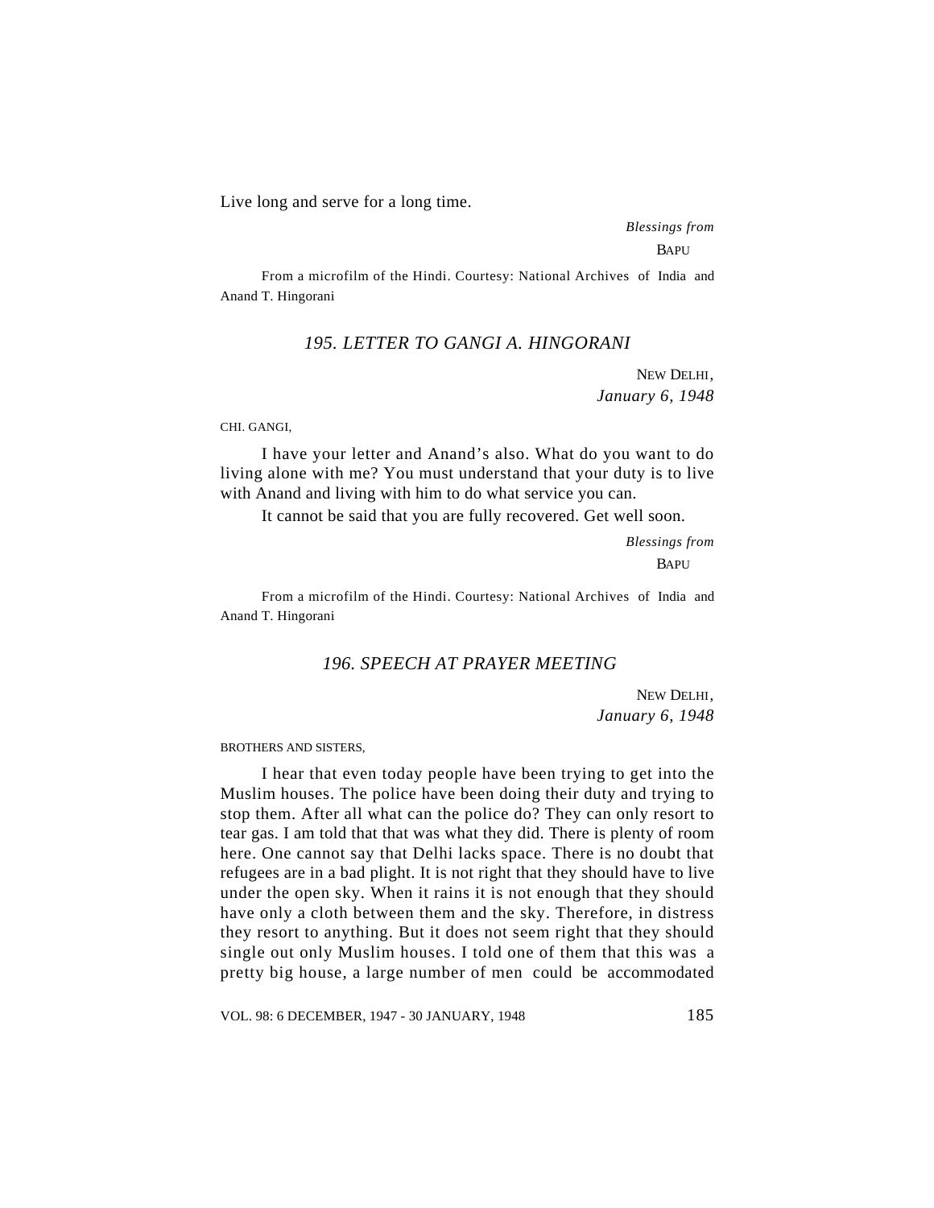Live long and serve for a long time.

*Blessings from*

BAPU

From a microfilm of the Hindi. Courtesy: National Archives of India and Anand T. Hingorani

## *195. LETTER TO GANGI A. HINGORANI*

NEW DELHI,
*January 6, 1948*

CHI. GANGI,

I have your letter and Anand's also. What do you want to do living alone with me? You must understand that your duty is to live with Anand and living with him to do what service you can.

It cannot be said that you are fully recovered. Get well soon.

*Blessings from*

BAPU

From a microfilm of the Hindi. Courtesy: National Archives of India and Anand T. Hingorani

## *196. SPEECH AT PRAYER MEETING*

NEW DELHI,
*January 6, 1948*

BROTHERS AND SISTERS,

I hear that even today people have been trying to get into the Muslim houses. The police have been doing their duty and trying to stop them. After all what can the police do? They can only resort to tear gas. I am told that that was what they did. There is plenty of room here. One cannot say that Delhi lacks space. There is no doubt that refugees are in a bad plight. It is not right that they should have to live under the open sky. When it rains it is not enough that they should have only a cloth between them and the sky. Therefore, in distress they resort to anything. But it does not seem right that they should single out only Muslim houses. I told one of them that this was a pretty big house, a large number of men could be accommodated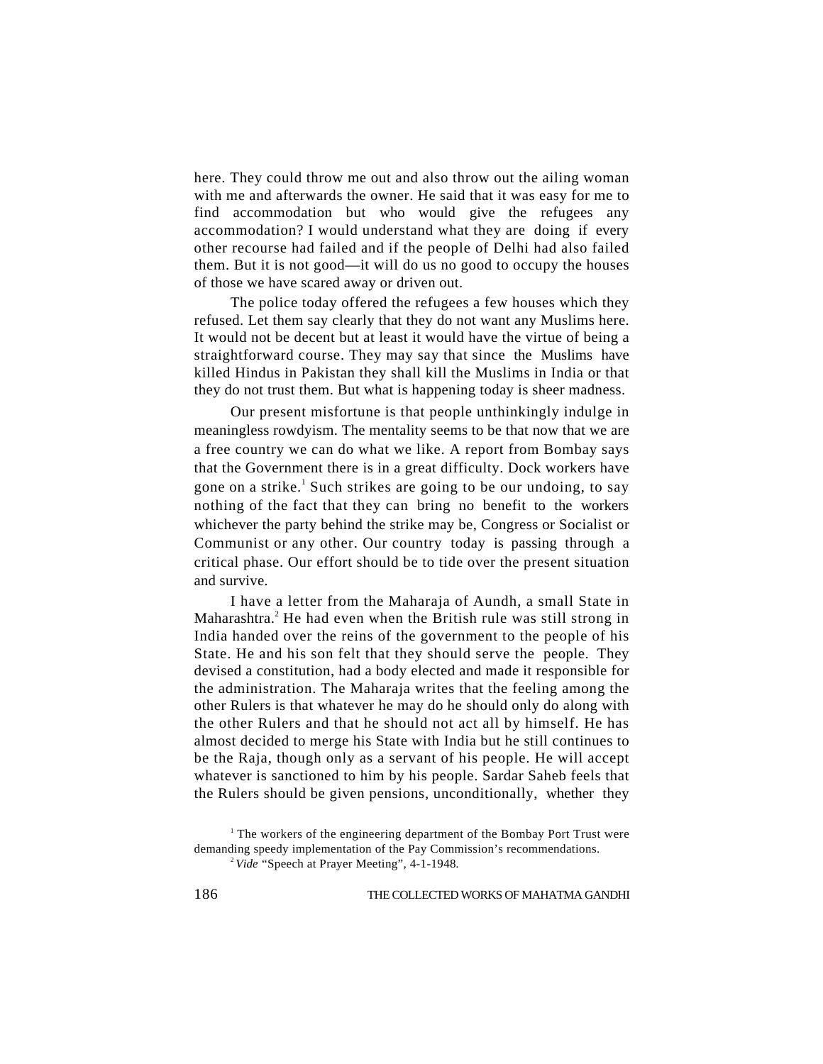here. They could throw me out and also throw out the ailing woman with me and afterwards the owner. He said that it was easy for me to find accommodation but who would give the refugees any accommodation? I would understand what they are doing if every other recourse had failed and if the people of Delhi had also failed them. But it is not good—it will do us no good to occupy the houses of those we have scared away or driven out.

The police today offered the refugees a few houses which they refused. Let them say clearly that they do not want any Muslims here. It would not be decent but at least it would have the virtue of being a straightforward course. They may say that since the Muslims have killed Hindus in Pakistan they shall kill the Muslims in India or that they do not trust them. But what is happening today is sheer madness.

Our present misfortune is that people unthinkingly indulge in meaningless rowdyism. The mentality seems to be that now that we are a free country we can do what we like. A report from Bombay says that the Government there is in a great difficulty. Dock workers have gone on a strike.[1] Such strikes are going to be our undoing, to say nothing of the fact that they can bring no benefit to the workers whichever the party behind the strike may be, Congress or Socialist or Communist or any other. Our country today is passing through a critical phase. Our effort should be to tide over the present situation and survive.

I have a letter from the Maharaja of Aundh, a small State in Maharashtra.[2] He had even when the British rule was still strong in India handed over the reins of the government to the people of his State. He and his son felt that they should serve the people. They devised a constitution, had a body elected and made it responsible for the administration. The Maharaja writes that the feeling among the other Rulers is that whatever he may do he should only do along with the other Rulers and that he should not act all by himself. He has almost decided to merge his State with India but he still continues to be the Raja, though only as a servant of his people. He will accept whatever is sanctioned to him by his people. Sardar Saheb feels that the Rulers should be given pensions, unconditionally, whether they

[1] The workers of the engineering department of the Bombay Port Trust were demanding speedy implementation of the Pay Commission's recommendations.

[2] *Vide* "Speech at Prayer Meeting", 4-1-1948.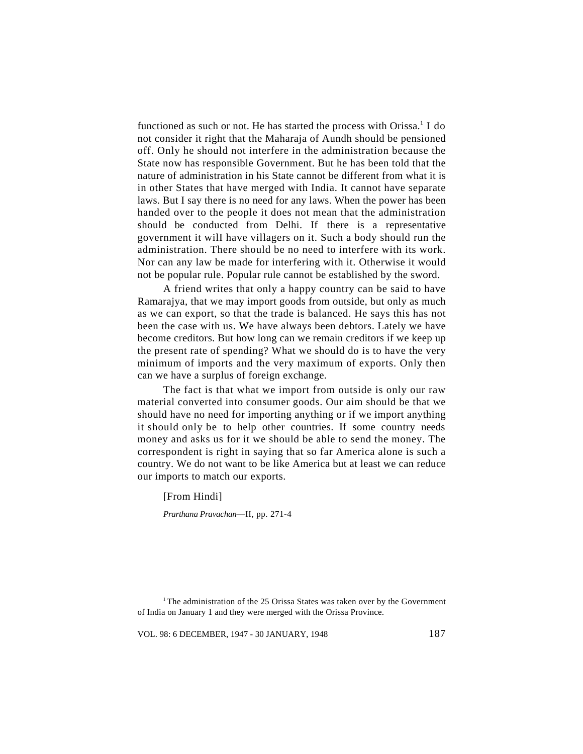functioned as such or not. He has started the process with Orissa.[1] I do not consider it right that the Maharaja of Aundh should be pensioned off. Only he should not interfere in the administration because the State now has responsible Government. But he has been told that the nature of administration in his State cannot be different from what it is in other States that have merged with India. It cannot have separate laws. But I say there is no need for any laws. When the power has been handed over to the people it does not mean that the administration should be conducted from Delhi. If there is a representative government it wilI have villagers on it. Such a body should run the administration. There should be no need to interfere with its work. Nor can any law be made for interfering with it. Otherwise it would not be popular rule. Popular rule cannot be established by the sword.

A friend writes that only a happy country can be said to have Ramarajya, that we may import goods from outside, but only as much as we can export, so that the trade is balanced. He says this has not been the case with us. We have always been debtors. Lately we have become creditors. But how long can we remain creditors if we keep up the present rate of spending? What we should do is to have the very minimum of imports and the very maximum of exports. Only then can we have a surplus of foreign exchange.

The fact is that what we import from outside is only our raw material converted into consumer goods. Our aim should be that we should have no need for importing anything or if we import anything it should only be to help other countries. If some country needs money and asks us for it we should be able to send the money. The correspondent is right in saying that so far America alone is such a country. We do not want to be like America but at least we can reduce our imports to match our exports.

[From Hindi]

*Prarthana Pravachan*—II, pp. 271-4

---

[1] The administration of the 25 Orissa States was taken over by the Government of India on January 1 and they were merged with the Orissa Province.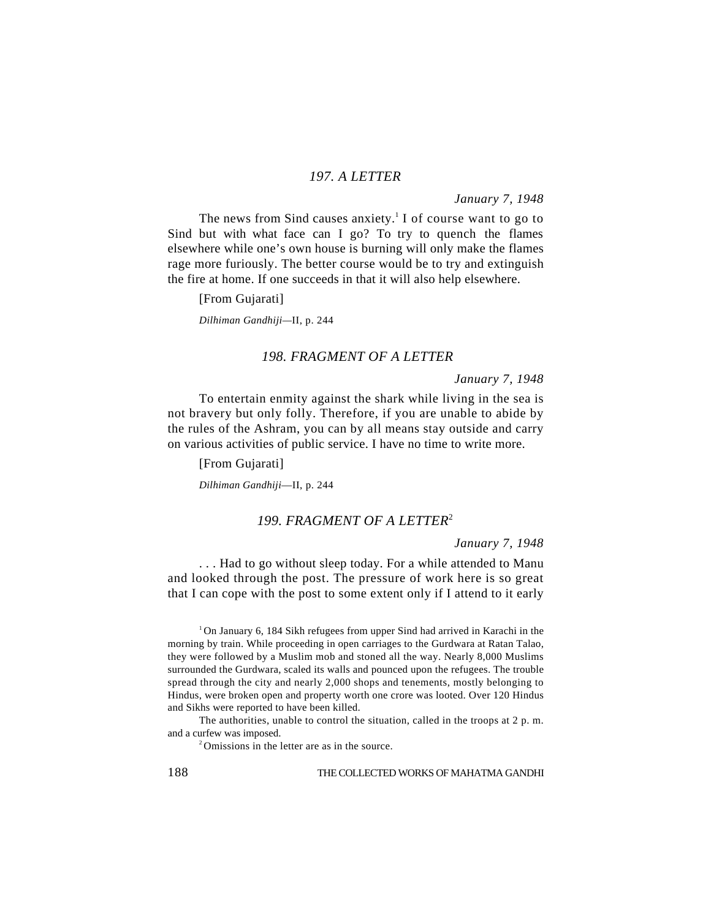### *197. A LETTER*

*January 7, 1948*

The news from Sind causes anxiety.[1] I of course want to go to Sind but with what face can I go? To try to quench the flames elsewhere while one's own house is burning will only make the flames rage more furiously. The better course would be to try and extinguish the fire at home. If one succeeds in that it will also help elsewhere.

[From Gujarati]

*Dilhiman Gandhiji*—II, p. 244

### *198. FRAGMENT OF A LETTER*

*January 7, 1948*

To entertain enmity against the shark while living in the sea is not bravery but only folly. Therefore, if you are unable to abide by the rules of the Ashram, you can by all means stay outside and carry on various activities of public service. I have no time to write more.

[From Gujarati]

*Dilhiman Gandhiji*—II, p. 244

### *199. FRAGMENT OF A LETTER*[2]

*January 7, 1948*

. . . Had to go without sleep today. For a while attended to Manu and looked through the post. The pressure of work here is so great that I can cope with the post to some extent only if I attend to it early

---

[1] On January 6, 184 Sikh refugees from upper Sind had arrived in Karachi in the morning by train. While proceeding in open carriages to the Gurdwara at Ratan Talao, they were followed by a Muslim mob and stoned all the way. Nearly 8,000 Muslims surrounded the Gurdwara, scaled its walls and pounced upon the refugees. The trouble spread through the city and nearly 2,000 shops and tenements, mostly belonging to Hindus, were broken open and property worth one crore was looted. Over 120 Hindus and Sikhs were reported to have been killed.

The authorities, unable to control the situation, called in the troops at 2 p. m. and a curfew was imposed.

[2] Omissions in the letter are as in the source.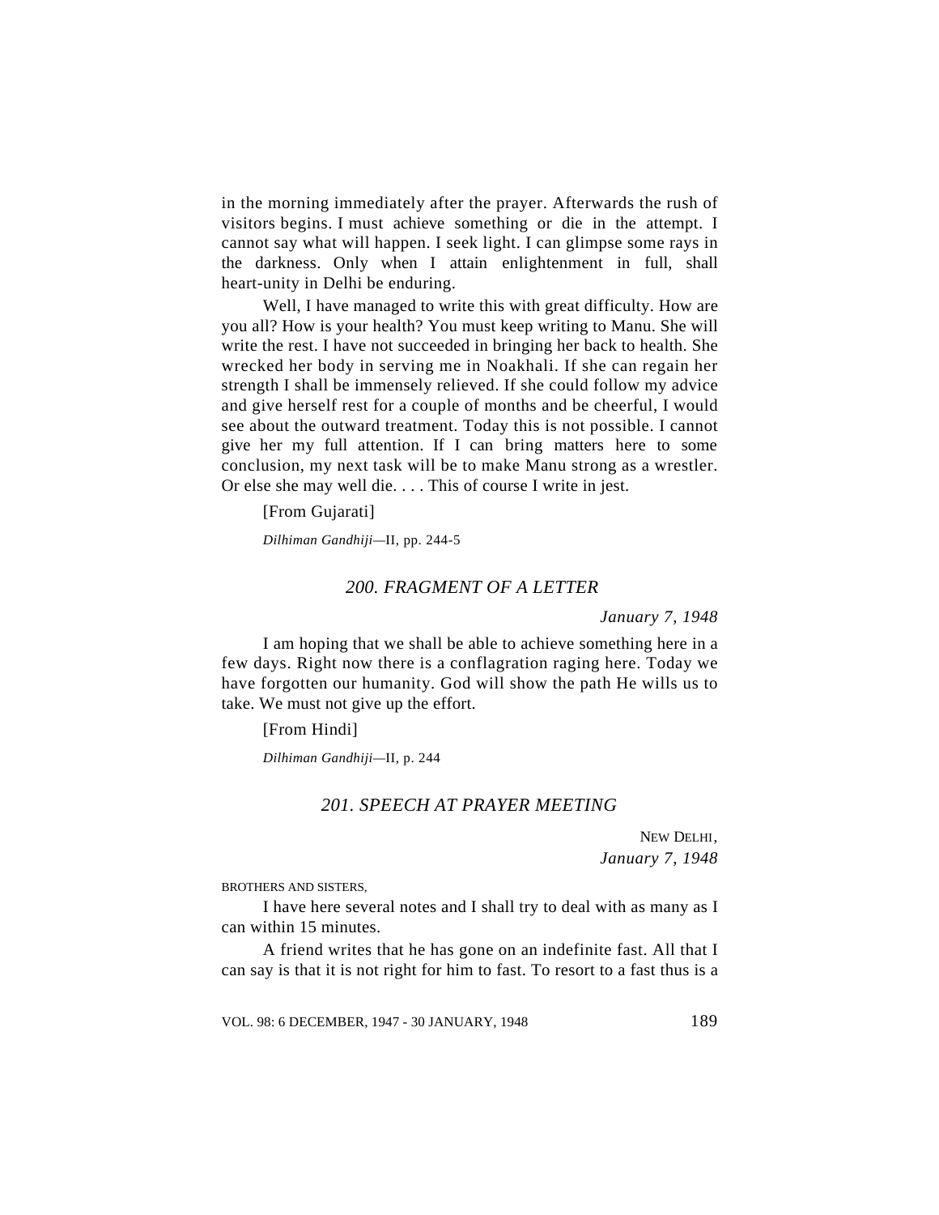in the morning immediately after the prayer. Afterwards the rush of visitors begins. I must achieve something or die in the attempt. I cannot say what will happen. I seek light. I can glimpse some rays in the darkness. Only when I attain enlightenment in full, shall heart-unity in Delhi be enduring.

Well, I have managed to write this with great difficulty. How are you all? How is your health? You must keep writing to Manu. She will write the rest. I have not succeeded in bringing her back to health. She wrecked her body in serving me in Noakhali. If she can regain her strength I shall be immensely relieved. If she could follow my advice and give herself rest for a couple of months and be cheerful, I would see about the outward treatment. Today this is not possible. I cannot give her my full attention. If I can bring matters here to some conclusion, my next task will be to make Manu strong as a wrestler. Or else she may well die. . . . This of course I write in jest.

[From Gujarati]

*Dilhiman Gandhiji*—II, pp. 244-5

## *200. FRAGMENT OF A LETTER*

*January 7, 1948*

I am hoping that we shall be able to achieve something here in a few days. Right now there is a conflagration raging here. Today we have forgotten our humanity. God will show the path He wills us to take. We must not give up the effort.

[From Hindi]

*Dilhiman Gandhiji*—II, p. 244

## *201. SPEECH AT PRAYER MEETING*

NEW DELHI,
*January 7, 1948*

BROTHERS AND SISTERS,

I have here several notes and I shall try to deal with as many as I can within 15 minutes.

A friend writes that he has gone on an indefinite fast. All that I can say is that it is not right for him to fast. To resort to a fast thus is a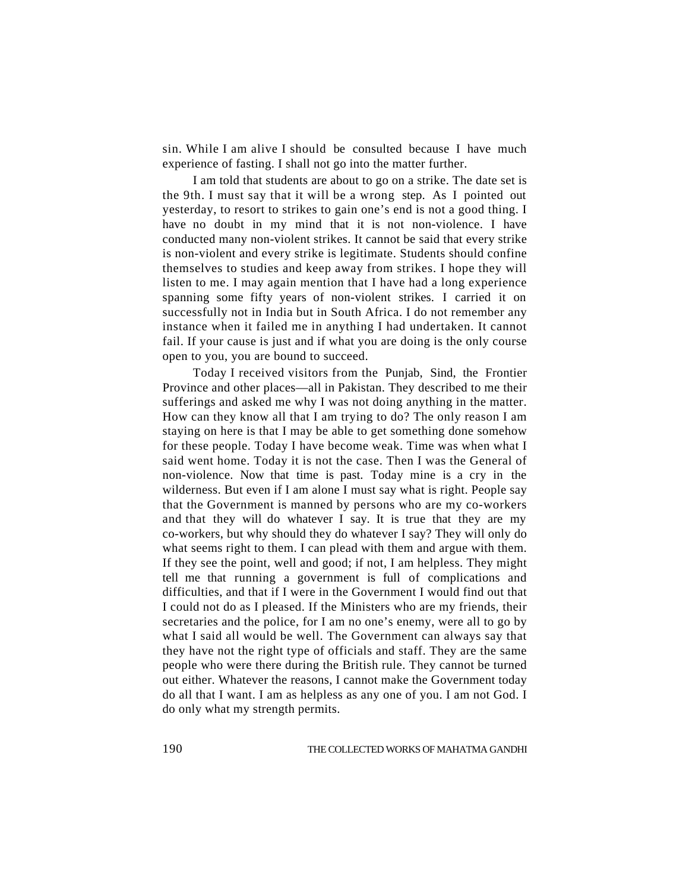sin. While I am alive I should be consulted because I have much experience of fasting. I shall not go into the matter further.

I am told that students are about to go on a strike. The date set is the 9th. I must say that it will be a wrong step. As I pointed out yesterday, to resort to strikes to gain one's end is not a good thing. I have no doubt in my mind that it is not non-violence. I have conducted many non-violent strikes. It cannot be said that every strike is non-violent and every strike is legitimate. Students should confine themselves to studies and keep away from strikes. I hope they will listen to me. I may again mention that I have had a long experience spanning some fifty years of non-violent strikes. I carried it on successfully not in India but in South Africa. I do not remember any instance when it failed me in anything I had undertaken. It cannot fail. If your cause is just and if what you are doing is the only course open to you, you are bound to succeed.

Today I received visitors from the Punjab, Sind, the Frontier Province and other places—all in Pakistan. They described to me their sufferings and asked me why I was not doing anything in the matter. How can they know all that I am trying to do? The only reason I am staying on here is that I may be able to get something done somehow for these people. Today I have become weak. Time was when what I said went home. Today it is not the case. Then I was the General of non-violence. Now that time is past. Today mine is a cry in the wilderness. But even if I am alone I must say what is right. People say that the Government is manned by persons who are my co-workers and that they will do whatever I say. It is true that they are my co-workers, but why should they do whatever I say? They will only do what seems right to them. I can plead with them and argue with them. If they see the point, well and good; if not, I am helpless. They might tell me that running a government is full of complications and difficulties, and that if I were in the Government I would find out that I could not do as I pleased. If the Ministers who are my friends, their secretaries and the police, for I am no one's enemy, were all to go by what I said all would be well. The Government can always say that they have not the right type of officials and staff. They are the same people who were there during the British rule. They cannot be turned out either. Whatever the reasons, I cannot make the Government today do all that I want. I am as helpless as any one of you. I am not God. I do only what my strength permits.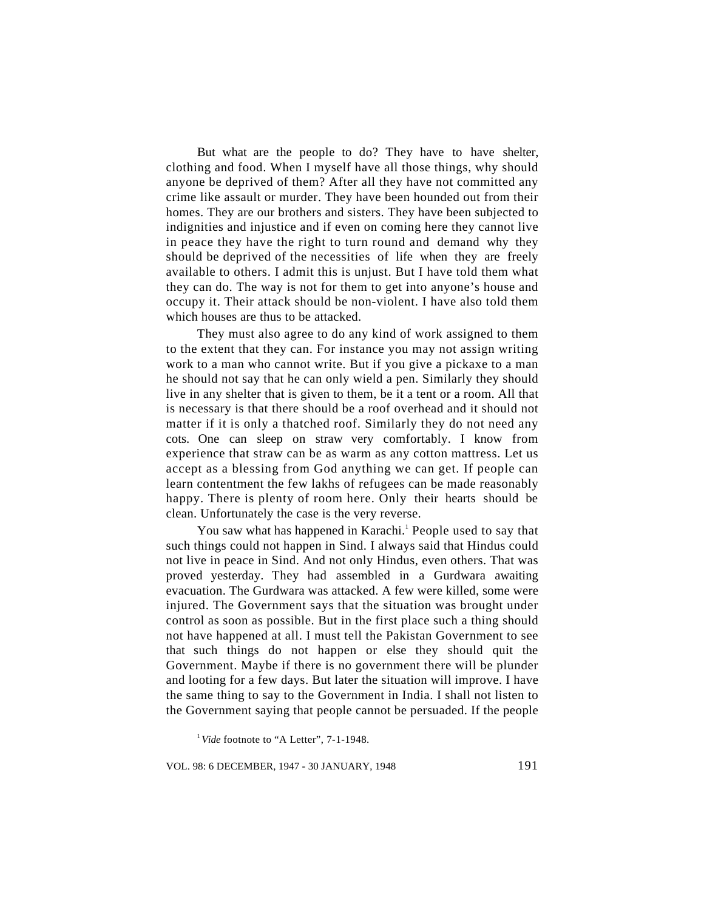But what are the people to do? They have to have shelter, clothing and food. When I myself have all those things, why should anyone be deprived of them? After all they have not committed any crime like assault or murder. They have been hounded out from their homes. They are our brothers and sisters. They have been subjected to indignities and injustice and if even on coming here they cannot live in peace they have the right to turn round and demand why they should be deprived of the necessities of life when they are freely available to others. I admit this is unjust. But I have told them what they can do. The way is not for them to get into anyone's house and occupy it. Their attack should be non-violent. I have also told them which houses are thus to be attacked.

They must also agree to do any kind of work assigned to them to the extent that they can. For instance you may not assign writing work to a man who cannot write. But if you give a pickaxe to a man he should not say that he can only wield a pen. Similarly they should live in any shelter that is given to them, be it a tent or a room. All that is necessary is that there should be a roof overhead and it should not matter if it is only a thatched roof. Similarly they do not need any cots. One can sleep on straw very comfortably. I know from experience that straw can be as warm as any cotton mattress. Let us accept as a blessing from God anything we can get. If people can learn contentment the few lakhs of refugees can be made reasonably happy. There is plenty of room here. Only their hearts should be clean. Unfortunately the case is the very reverse.

You saw what has happened in Karachi.[1] People used to say that such things could not happen in Sind. I always said that Hindus could not live in peace in Sind. And not only Hindus, even others. That was proved yesterday. They had assembled in a Gurdwara awaiting evacuation. The Gurdwara was attacked. A few were killed, some were injured. The Government says that the situation was brought under control as soon as possible. But in the first place such a thing should not have happened at all. I must tell the Pakistan Government to see that such things do not happen or else they should quit the Government. Maybe if there is no government there will be plunder and looting for a few days. But later the situation will improve. I have the same thing to say to the Government in India. I shall not listen to the Government saying that people cannot be persuaded. If the people

[1] *Vide* footnote to "A Letter", 7-1-1948.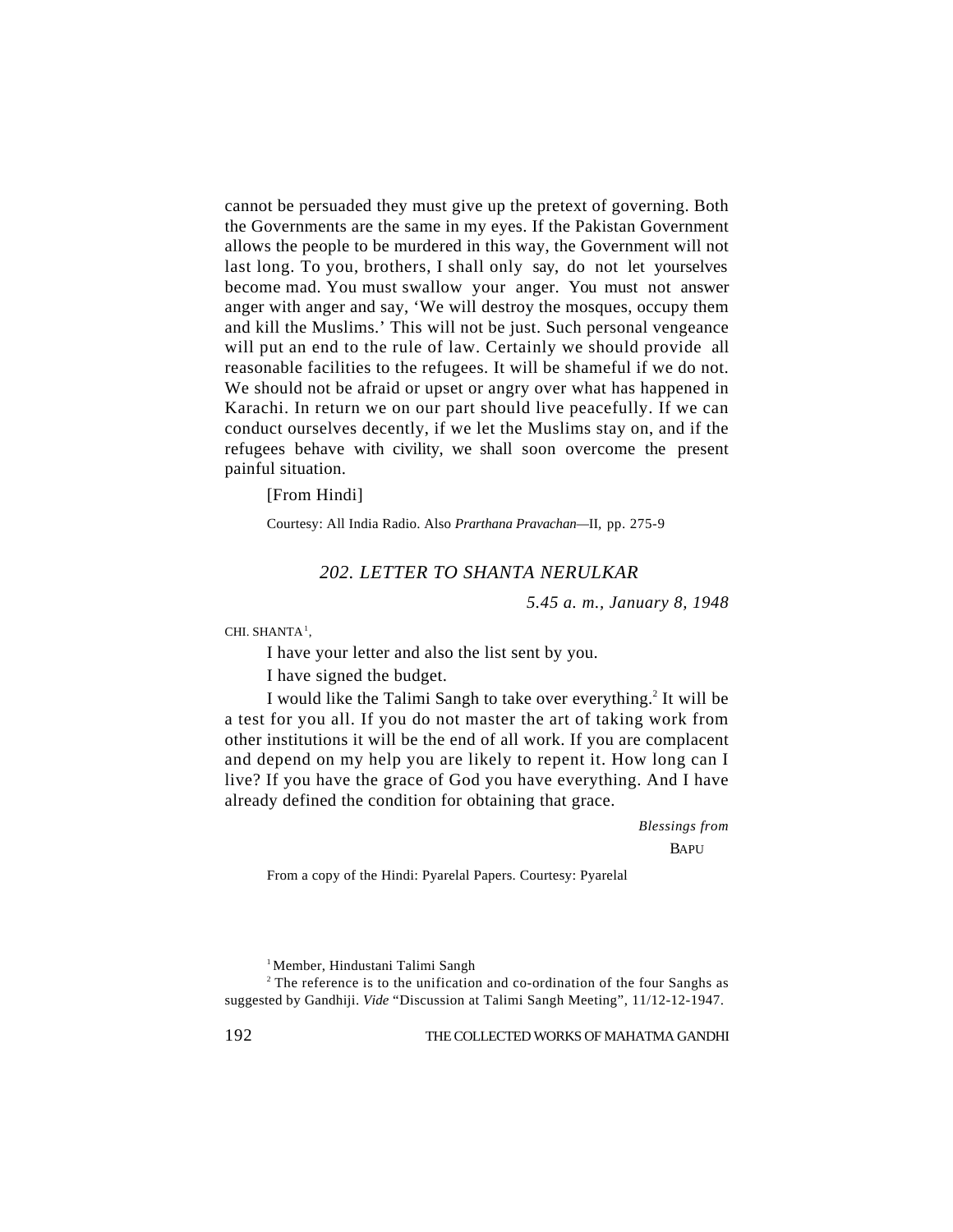cannot be persuaded they must give up the pretext of governing. Both the Governments are the same in my eyes. If the Pakistan Government allows the people to be murdered in this way, the Government will not last long. To you, brothers, I shall only say, do not let yourselves become mad. You must swallow your anger. You must not answer anger with anger and say, 'We will destroy the mosques, occupy them and kill the Muslims.' This will not be just. Such personal vengeance will put an end to the rule of law. Certainly we should provide all reasonable facilities to the refugees. It will be shameful if we do not. We should not be afraid or upset or angry over what has happened in Karachi. In return we on our part should live peacefully. If we can conduct ourselves decently, if we let the Muslims stay on, and if the refugees behave with civility, we shall soon overcome the present painful situation.

[From Hindi]

Courtesy: All India Radio. Also *Prarthana Pravachan*—II, pp. 275-9

## *202. LETTER TO SHANTA NERULKAR*

*5.45 a. m., January 8, 1948*

CHI. SHANTA[1],

I have your letter and also the list sent by you.

I have signed the budget.

I would like the Talimi Sangh to take over everything.[2] It will be a test for you all. If you do not master the art of taking work from other institutions it will be the end of all work. If you are complacent and depend on my help you are likely to repent it. How long can I live? If you have the grace of God you have everything. And I have already defined the condition for obtaining that grace.

*Blessings from*

BAPU

From a copy of the Hindi: Pyarelal Papers. Courtesy: Pyarelal

[1] Member, Hindustani Talimi Sangh

[2] The reference is to the unification and co-ordination of the four Sanghs as suggested by Gandhiji. *Vide* "Discussion at Talimi Sangh Meeting", 11/12-12-1947.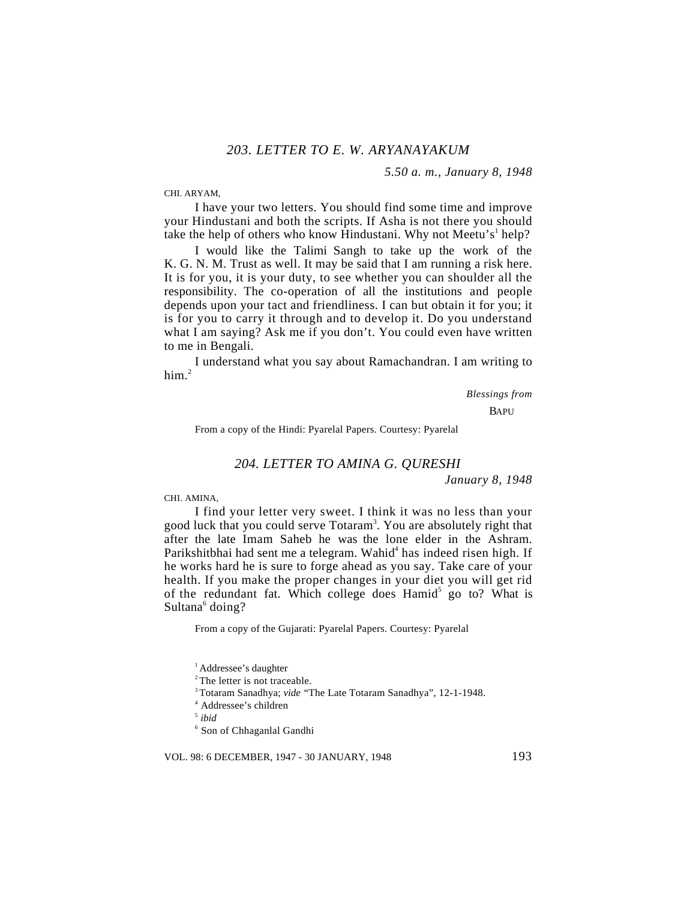## *203. LETTER TO E. W. ARYANAYAKUM*

*5.50 a. m., January 8, 1948*

CHI. ARYAM,

I have your two letters. You should find some time and improve your Hindustani and both the scripts. If Asha is not there you should take the help of others who know Hindustani. Why not Meetu's[1] help?

I would like the Talimi Sangh to take up the work of the K. G. N. M. Trust as well. It may be said that I am running a risk here. It is for you, it is your duty, to see whether you can shoulder all the responsibility. The co-operation of all the institutions and people depends upon your tact and friendliness. I can but obtain it for you; it is for you to carry it through and to develop it. Do you understand what I am saying? Ask me if you don't. You could even have written to me in Bengali.

I understand what you say about Ramachandran. I am writing to him.[2]

*Blessings from*

BAPU

From a copy of the Hindi: Pyarelal Papers. Courtesy: Pyarelal

## *204. LETTER TO AMINA G. QURESHI*

*January 8, 1948*

CHI. AMINA,

I find your letter very sweet. I think it was no less than your good luck that you could serve Totaram[3]. You are absolutely right that after the late Imam Saheb he was the lone elder in the Ashram. Parikshitbhai had sent me a telegram. Wahid[4] has indeed risen high. If he works hard he is sure to forge ahead as you say. Take care of your health. If you make the proper changes in your diet you will get rid of the redundant fat. Which college does Hamid[5] go to? What is Sultana[6] doing?

From a copy of the Gujarati: Pyarelal Papers. Courtesy: Pyarelal

---

[1] Addressee's daughter

[2] The letter is not traceable.

[3] Totaram Sanadhya; *vide* "The Late Totaram Sanadhya", 12-1-1948.

[4] Addressee's children

[5] *ibid*

[6] Son of Chhaganlal Gandhi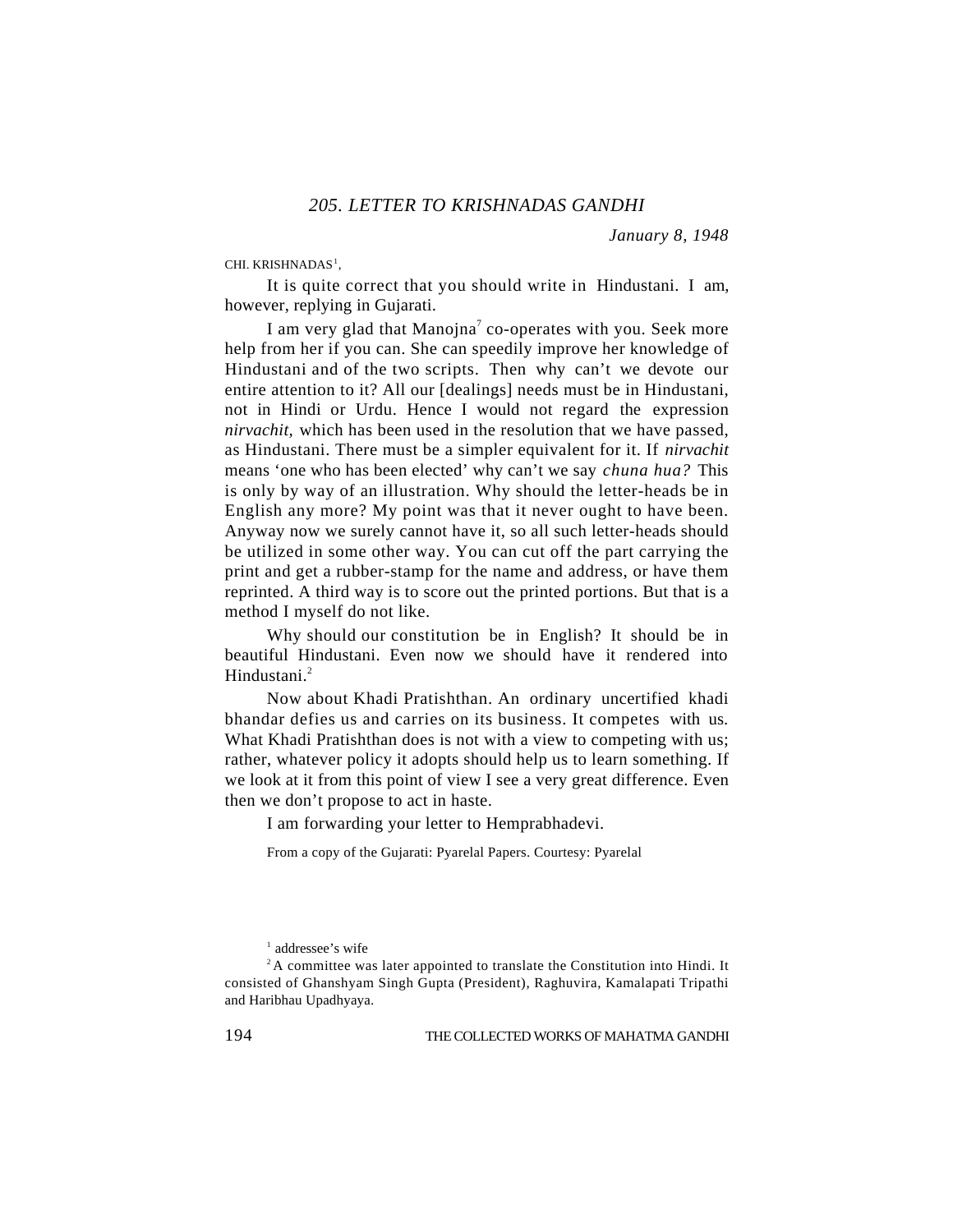## *205. LETTER TO KRISHNADAS GANDHI*

*January 8, 1948*

CHI. KRISHNADAS[1],

It is quite correct that you should write in Hindustani. I am, however, replying in Gujarati.

I am very glad that Manojna[1] co-operates with you. Seek more help from her if you can. She can speedily improve her knowledge of Hindustani and of the two scripts. Then why can't we devote our entire attention to it? All our [dealings] needs must be in Hindustani, not in Hindi or Urdu. Hence I would not regard the expression *nirvachit,* which has been used in the resolution that we have passed, as Hindustani. There must be a simpler equivalent for it. If *nirvachit* means 'one who has been elected' why can't we say *chuna hua?* This is only by way of an illustration. Why should the letter-heads be in English any more? My point was that it never ought to have been. Anyway now we surely cannot have it, so all such letter-heads should be utilized in some other way. You can cut off the part carrying the print and get a rubber-stamp for the name and address, or have them reprinted. A third way is to score out the printed portions. But that is a method I myself do not like.

Why should our constitution be in English? It should be in beautiful Hindustani. Even now we should have it rendered into Hindustani.[2]

Now about Khadi Pratishthan. An ordinary uncertified khadi bhandar defies us and carries on its business. It competes with us. What Khadi Pratishthan does is not with a view to competing with us; rather, whatever policy it adopts should help us to learn something. If we look at it from this point of view I see a very great difference. Even then we don't propose to act in haste.

I am forwarding your letter to Hemprabhadevi.

From a copy of the Gujarati: Pyarelal Papers. Courtesy: Pyarelal

---

[1] addressee's wife

[2] A committee was later appointed to translate the Constitution into Hindi. It consisted of Ghanshyam Singh Gupta (President), Raghuvira, Kamalapati Tripathi and Haribhau Upadhyaya.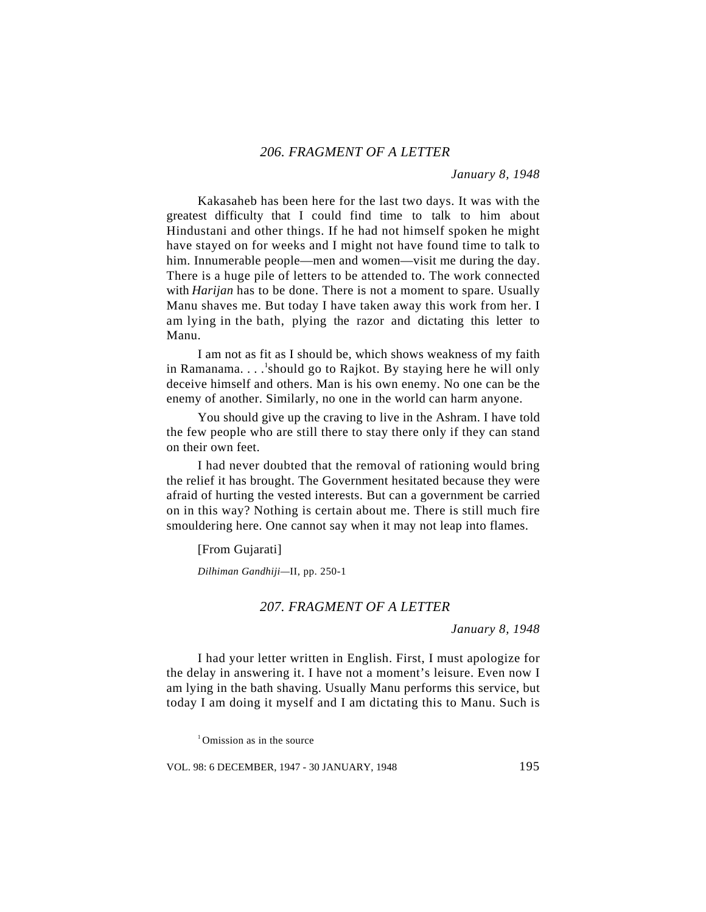## 206. FRAGMENT OF A LETTER

*January 8, 1948*

Kakasaheb has been here for the last two days. It was with the greatest difficulty that I could find time to talk to him about Hindustani and other things. If he had not himself spoken he might have stayed on for weeks and I might not have found time to talk to him. Innumerable people—men and women—visit me during the day. There is a huge pile of letters to be attended to. The work connected with *Harijan* has to be done. There is not a moment to spare. Usually Manu shaves me. But today I have taken away this work from her. I am lying in the bath, plying the razor and dictating this letter to Manu.

I am not as fit as I should be, which shows weakness of my faith in Ramanama. . . .[1]should go to Rajkot. By staying here he will only deceive himself and others. Man is his own enemy. No one can be the enemy of another. Similarly, no one in the world can harm anyone.

You should give up the craving to live in the Ashram. I have told the few people who are still there to stay there only if they can stand on their own feet.

I had never doubted that the removal of rationing would bring the relief it has brought. The Government hesitated because they were afraid of hurting the vested interests. But can a government be carried on in this way? Nothing is certain about me. There is still much fire smouldering here. One cannot say when it may not leap into flames.

[From Gujarati]

*Dilhiman Gandhiji*—II, pp. 250-1

## 207. FRAGMENT OF A LETTER

*January 8, 1948*

I had your letter written in English. First, I must apologize for the delay in answering it. I have not a moment's leisure. Even now I am lying in the bath shaving. Usually Manu performs this service, but today I am doing it myself and I am dictating this to Manu. Such is

[1] Omission as in the source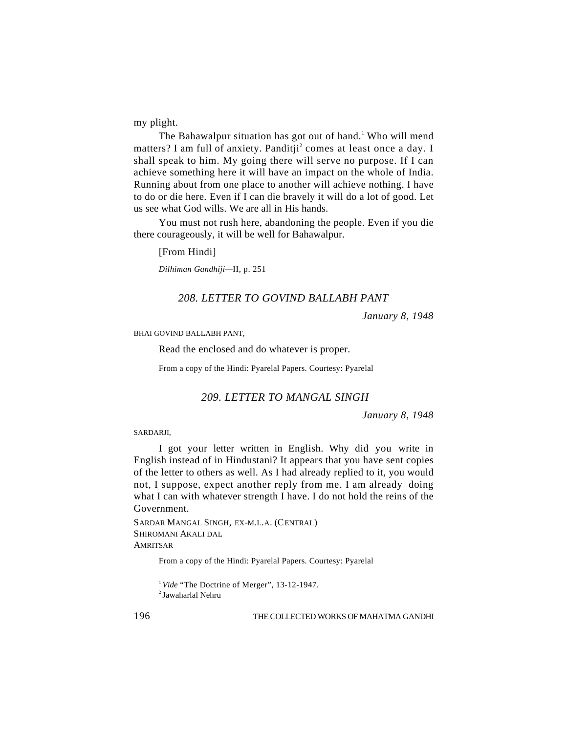my plight.

The Bahawalpur situation has got out of hand.[1] Who will mend matters? I am full of anxiety. Panditji[2] comes at least once a day. I shall speak to him. My going there will serve no purpose. If I can achieve something here it will have an impact on the whole of India. Running about from one place to another will achieve nothing. I have to do or die here. Even if I can die bravely it will do a lot of good. Let us see what God wills. We are all in His hands.

You must not rush here, abandoning the people. Even if you die there courageously, it will be well for Bahawalpur.

[From Hindi]

*Dilhiman Gandhiji*—II, p. 251

## *208. LETTER TO GOVIND BALLABH PANT*

*January 8, 1948*

BHAI GOVIND BALLABH PANT,

Read the enclosed and do whatever is proper.

From a copy of the Hindi: Pyarelal Papers. Courtesy: Pyarelal

## *209. LETTER TO MANGAL SINGH*

*January 8, 1948*

SARDARJI,

I got your letter written in English. Why did you write in English instead of in Hindustani? It appears that you have sent copies of the letter to others as well. As I had already replied to it, you would not, I suppose, expect another reply from me. I am already doing what I can with whatever strength I have. I do not hold the reins of the Government.

SARDAR MANGAL SINGH, EX-M.L.A. (CENTRAL)
SHIROMANI AKALI DAL
AMRITSAR

From a copy of the Hindi: Pyarelal Papers. Courtesy: Pyarelal

[1] *Vide* "The Doctrine of Merger", 13-12-1947.
[2] Jawaharlal Nehru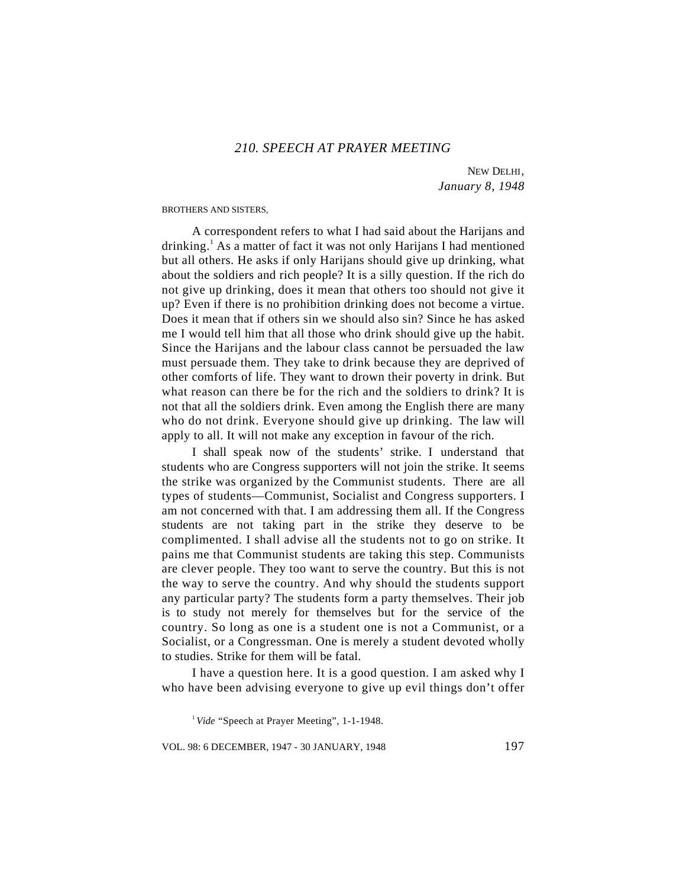## *210. SPEECH AT PRAYER MEETING*

NEW DELHI,
*January 8, 1948*

BROTHERS AND SISTERS,

A correspondent refers to what I had said about the Harijans and drinking.[1] As a matter of fact it was not only Harijans I had mentioned but all others. He asks if only Harijans should give up drinking, what about the soldiers and rich people? It is a silly question. If the rich do not give up drinking, does it mean that others too should not give it up? Even if there is no prohibition drinking does not become a virtue. Does it mean that if others sin we should also sin? Since he has asked me I would tell him that all those who drink should give up the habit. Since the Harijans and the labour class cannot be persuaded the law must persuade them. They take to drink because they are deprived of other comforts of life. They want to drown their poverty in drink. But what reason can there be for the rich and the soldiers to drink? It is not that all the soldiers drink. Even among the English there are many who do not drink. Everyone should give up drinking. The law will apply to all. It will not make any exception in favour of the rich.

I shall speak now of the students' strike. I understand that students who are Congress supporters will not join the strike. It seems the strike was organized by the Communist students. There are all types of students—Communist, Socialist and Congress supporters. I am not concerned with that. I am addressing them all. If the Congress students are not taking part in the strike they deserve to be complimented. I shall advise all the students not to go on strike. It pains me that Communist students are taking this step. Communists are clever people. They too want to serve the country. But this is not the way to serve the country. And why should the students support any particular party? The students form a party themselves. Their job is to study not merely for themselves but for the service of the country. So long as one is a student one is not a Communist, or a Socialist, or a Congressman. One is merely a student devoted wholly to studies. Strike for them will be fatal.

I have a question here. It is a good question. I am asked why I who have been advising everyone to give up evil things don't offer

[1] *Vide* "Speech at Prayer Meeting", 1-1-1948.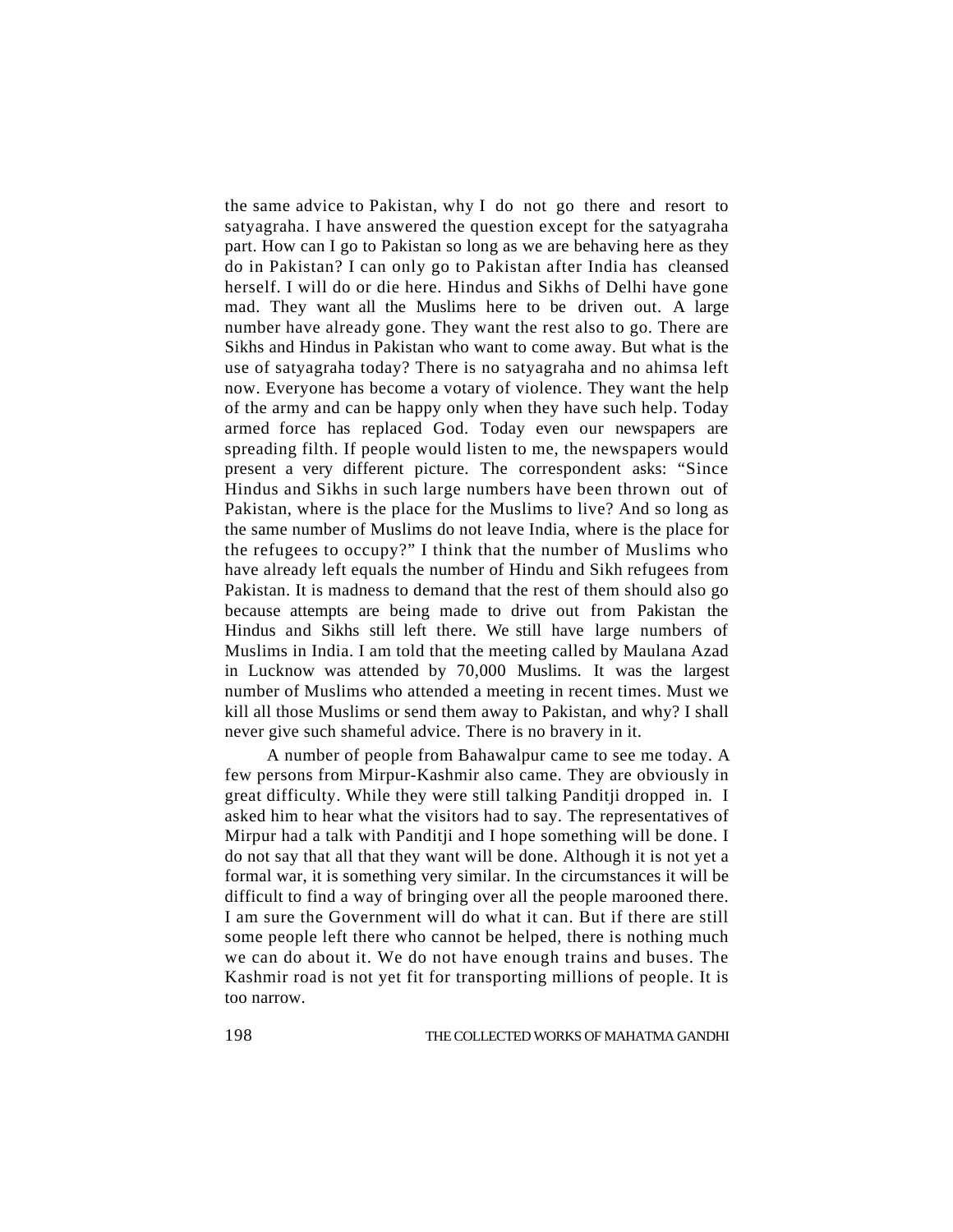the same advice to Pakistan, why I do not go there and resort to satyagraha. I have answered the question except for the satyagraha part. How can I go to Pakistan so long as we are behaving here as they do in Pakistan? I can only go to Pakistan after India has cleansed herself. I will do or die here. Hindus and Sikhs of Delhi have gone mad. They want all the Muslims here to be driven out. A large number have already gone. They want the rest also to go. There are Sikhs and Hindus in Pakistan who want to come away. But what is the use of satyagraha today? There is no satyagraha and no ahimsa left now. Everyone has become a votary of violence. They want the help of the army and can be happy only when they have such help. Today armed force has replaced God. Today even our newspapers are spreading filth. If people would listen to me, the newspapers would present a very different picture. The correspondent asks: "Since Hindus and Sikhs in such large numbers have been thrown out of Pakistan, where is the place for the Muslims to live? And so long as the same number of Muslims do not leave India, where is the place for the refugees to occupy?" I think that the number of Muslims who have already left equals the number of Hindu and Sikh refugees from Pakistan. It is madness to demand that the rest of them should also go because attempts are being made to drive out from Pakistan the Hindus and Sikhs still left there. We still have large numbers of Muslims in India. I am told that the meeting called by Maulana Azad in Lucknow was attended by 70,000 Muslims. It was the largest number of Muslims who attended a meeting in recent times. Must we kill all those Muslims or send them away to Pakistan, and why? I shall never give such shameful advice. There is no bravery in it.

A number of people from Bahawalpur came to see me today. A few persons from Mirpur-Kashmir also came. They are obviously in great difficulty. While they were still talking Panditji dropped in. I asked him to hear what the visitors had to say. The representatives of Mirpur had a talk with Panditji and I hope something will be done. I do not say that all that they want will be done. Although it is not yet a formal war, it is something very similar. In the circumstances it will be difficult to find a way of bringing over all the people marooned there. I am sure the Government will do what it can. But if there are still some people left there who cannot be helped, there is nothing much we can do about it. We do not have enough trains and buses. The Kashmir road is not yet fit for transporting millions of people. It is too narrow.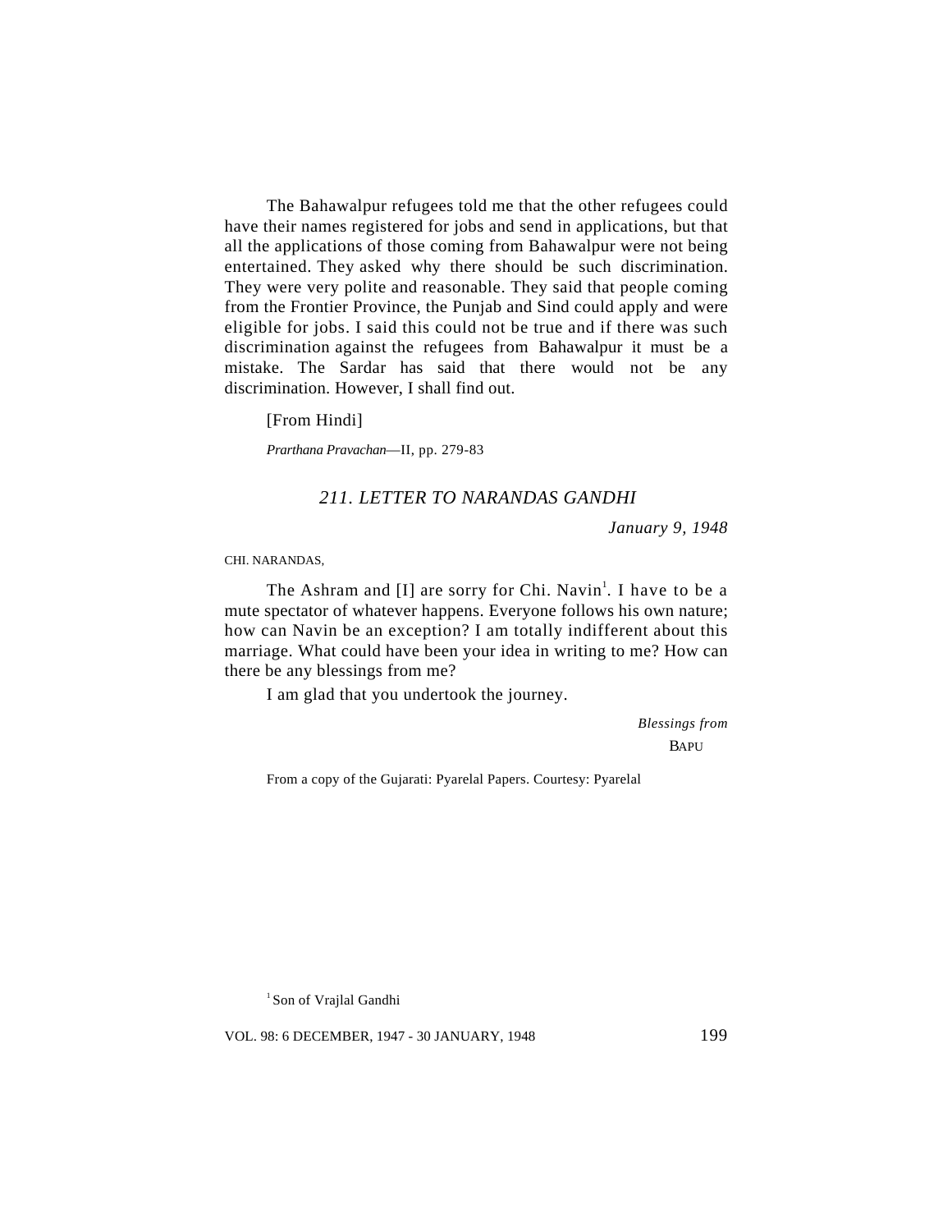The Bahawalpur refugees told me that the other refugees could have their names registered for jobs and send in applications, but that all the applications of those coming from Bahawalpur were not being entertained. They asked why there should be such discrimination. They were very polite and reasonable. They said that people coming from the Frontier Province, the Punjab and Sind could apply and were eligible for jobs. I said this could not be true and if there was such discrimination against the refugees from Bahawalpur it must be a mistake. The Sardar has said that there would not be any discrimination. However, I shall find out.

[From Hindi]

*Prarthana Pravachan*—II, pp. 279-83

### *211. LETTER TO NARANDAS GANDHI*

*January 9, 1948*

CHI. NARANDAS,

The Ashram and [I] are sorry for Chi. Navin[1]. I have to be a mute spectator of whatever happens. Everyone follows his own nature; how can Navin be an exception? I am totally indifferent about this marriage. What could have been your idea in writing to me? How can there be any blessings from me?

I am glad that you undertook the journey.

*Blessings from*
BAPU

From a copy of the Gujarati: Pyarelal Papers. Courtesy: Pyarelal

[1] Son of Vrajlal Gandhi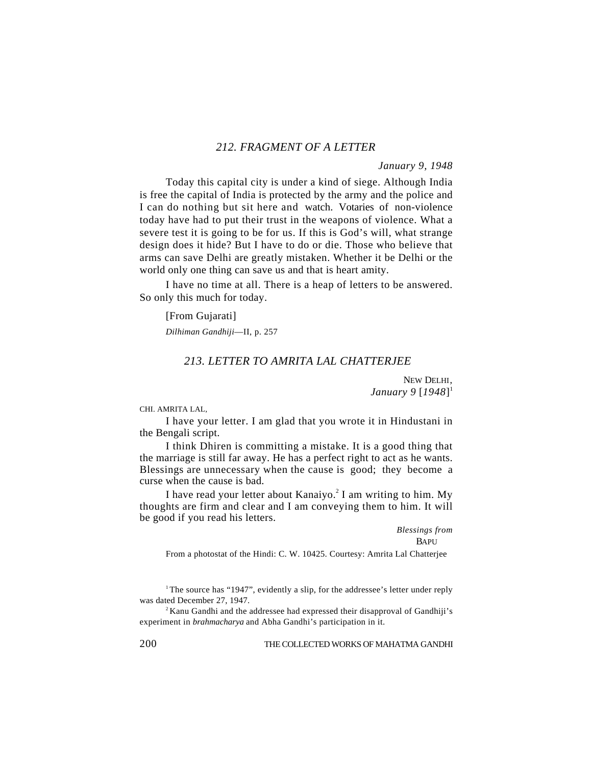## 212. FRAGMENT OF A LETTER

*January 9, 1948*

Today this capital city is under a kind of siege. Although India is free the capital of India is protected by the army and the police and I can do nothing but sit here and watch. Votaries of non-violence today have had to put their trust in the weapons of violence. What a severe test it is going to be for us. If this is God's will, what strange design does it hide? But I have to do or die. Those who believe that arms can save Delhi are greatly mistaken. Whether it be Delhi or the world only one thing can save us and that is heart amity.

I have no time at all. There is a heap of letters to be answered. So only this much for today.

[From Gujarati]

*Dilhiman Gandhiji*—II, p. 257

## 213. LETTER TO AMRITA LAL CHATTERJEE

NEW DELHI,
*January 9* [*1948*][1]

CHI. AMRITA LAL,

I have your letter. I am glad that you wrote it in Hindustani in the Bengali script.

I think Dhiren is committing a mistake. It is a good thing that the marriage is still far away. He has a perfect right to act as he wants. Blessings are unnecessary when the cause is good; they become a curse when the cause is bad.

I have read your letter about Kanaiyo.[2] I am writing to him. My thoughts are firm and clear and I am conveying them to him. It will be good if you read his letters.

*Blessings from*
BAPU

From a photostat of the Hindi: C. W. 10425. Courtesy: Amrita Lal Chatterjee

---

[1] The source has "1947", evidently a slip, for the addressee's letter under reply was dated December 27, 1947.

[2] Kanu Gandhi and the addressee had expressed their disapproval of Gandhiji's experiment in *brahmacharya* and Abha Gandhi's participation in it.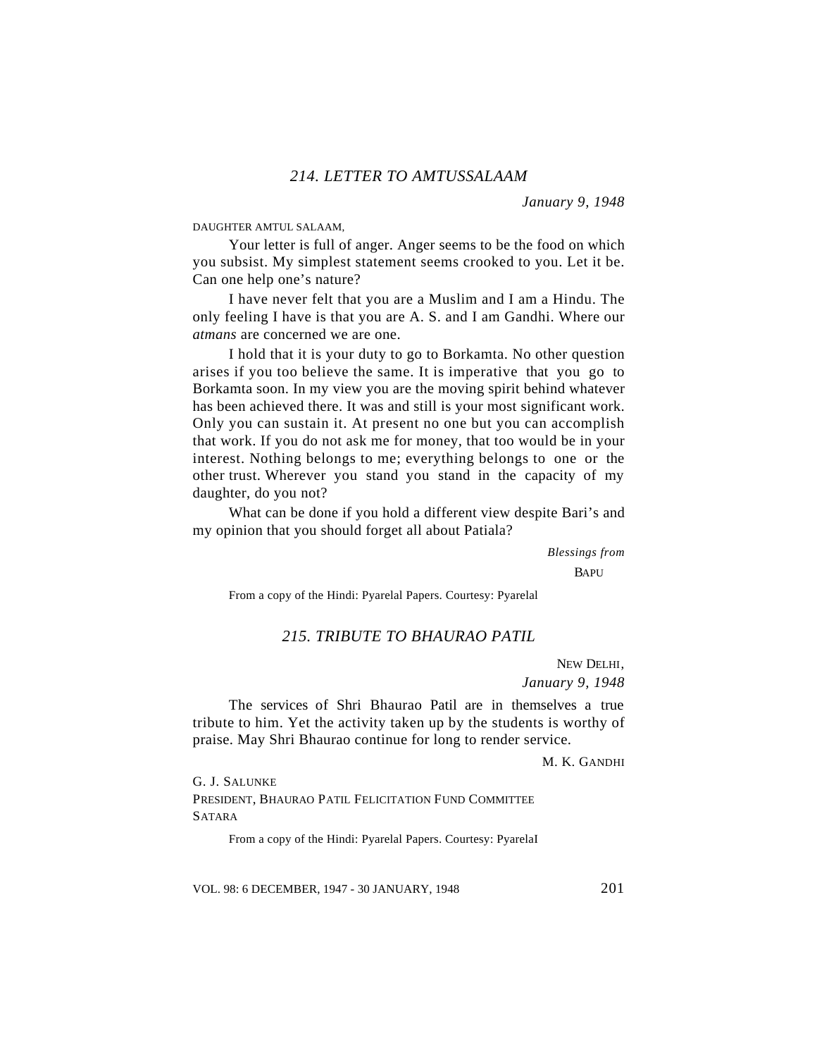## *214. LETTER TO AMTUSSALAAM*

*January 9, 1948*

DAUGHTER AMTUL SALAAM,

Your letter is full of anger. Anger seems to be the food on which you subsist. My simplest statement seems crooked to you. Let it be. Can one help one's nature?

I have never felt that you are a Muslim and I am a Hindu. The only feeling I have is that you are A. S. and I am Gandhi. Where our *atmans* are concerned we are one.

I hold that it is your duty to go to Borkamta. No other question arises if you too believe the same. It is imperative that you go to Borkamta soon. In my view you are the moving spirit behind whatever has been achieved there. It was and still is your most significant work. Only you can sustain it. At present no one but you can accomplish that work. If you do not ask me for money, that too would be in your interest. Nothing belongs to me; everything belongs to one or the other trust. Wherever you stand you stand in the capacity of my daughter, do you not?

What can be done if you hold a different view despite Bari's and my opinion that you should forget all about Patiala?

*Blessings from*

BAPU

From a copy of the Hindi: Pyarelal Papers. Courtesy: Pyarelal

## *215. TRIBUTE TO BHAURAO PATIL*

NEW DELHI,
*January 9, 1948*

The services of Shri Bhaurao Patil are in themselves a true tribute to him. Yet the activity taken up by the students is worthy of praise. May Shri Bhaurao continue for long to render service.

M. K. GANDHI

G. J. SALUNKE
PRESIDENT, BHAURAO PATIL FELICITATION FUND COMMITTEE
SATARA

From a copy of the Hindi: Pyarelal Papers. Courtesy: Pyarelal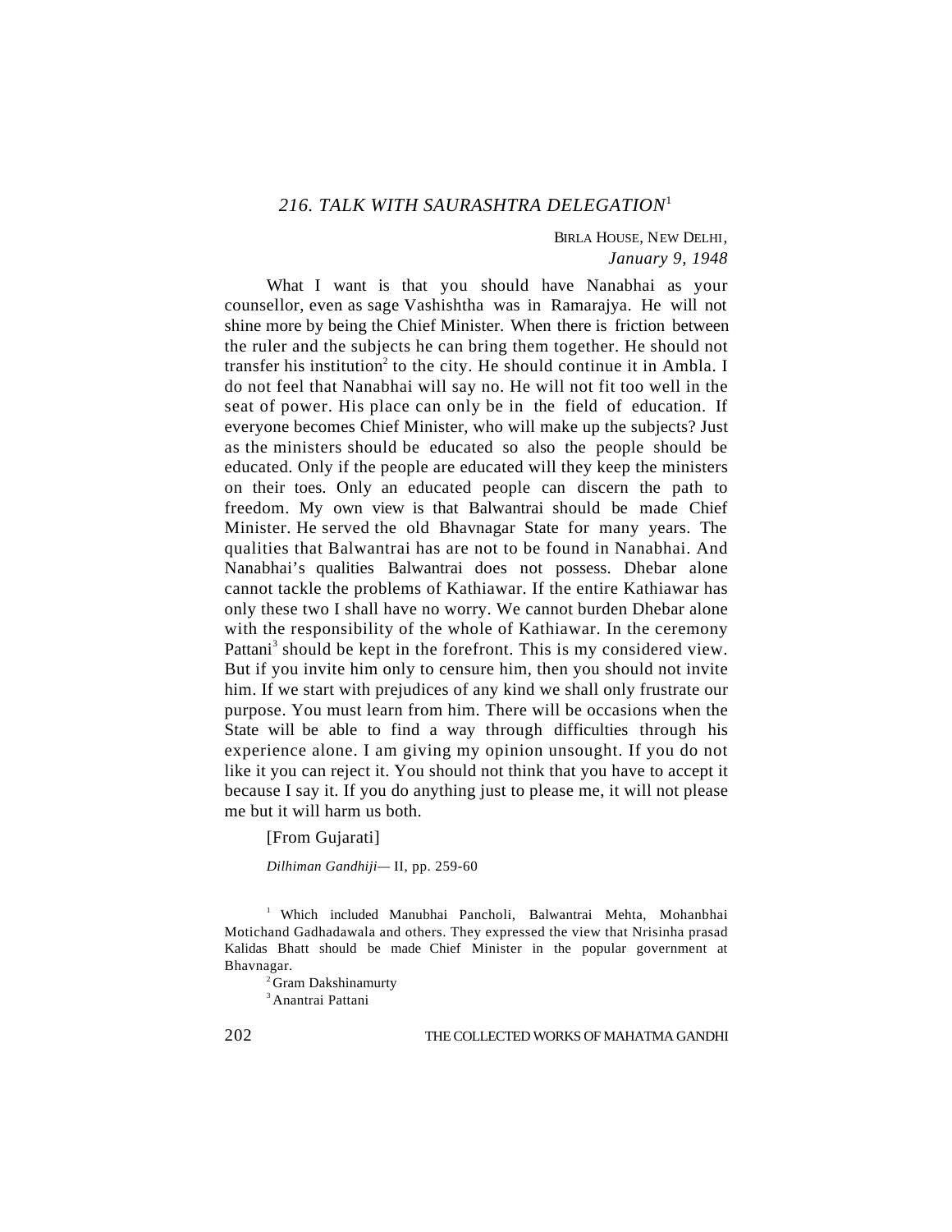## *216. TALK WITH SAURASHTRA DELEGATION*[1]

BIRLA HOUSE, NEW DELHI,
*January 9, 1948*

What I want is that you should have Nanabhai as your counsellor, even as sage Vashishtha was in Ramarajya. He will not shine more by being the Chief Minister. When there is friction between the ruler and the subjects he can bring them together. He should not transfer his institution[2] to the city. He should continue it in Ambla. I do not feel that Nanabhai will say no. He will not fit too well in the seat of power. His place can only be in the field of education. If everyone becomes Chief Minister, who will make up the subjects? Just as the ministers should be educated so also the people should be educated. Only if the people are educated will they keep the ministers on their toes. Only an educated people can discern the path to freedom. My own view is that Balwantrai should be made Chief Minister. He served the old Bhavnagar State for many years. The qualities that Balwantrai has are not to be found in Nanabhai. And Nanabhai's qualities Balwantrai does not possess. Dhebar alone cannot tackle the problems of Kathiawar. If the entire Kathiawar has only these two I shall have no worry. We cannot burden Dhebar alone with the responsibility of the whole of Kathiawar. In the ceremony Pattani[3] should be kept in the forefront. This is my considered view. But if you invite him only to censure him, then you should not invite him. If we start with prejudices of any kind we shall only frustrate our purpose. You must learn from him. There will be occasions when the State will be able to find a way through difficulties through his experience alone. I am giving my opinion unsought. If you do not like it you can reject it. You should not think that you have to accept it because I say it. If you do anything just to please me, it will not please me but it will harm us both.

[From Gujarati]

*Dilhiman Gandhiji*— II, pp. 259-60

[1] Which included Manubhai Pancholi, Balwantrai Mehta, Mohanbhai Motichand Gadhadawala and others. They expressed the view that Nrisinha prasad Kalidas Bhatt should be made Chief Minister in the popular government at Bhavnagar.

[2] Gram Dakshinamurty

[3] Anantrai Pattani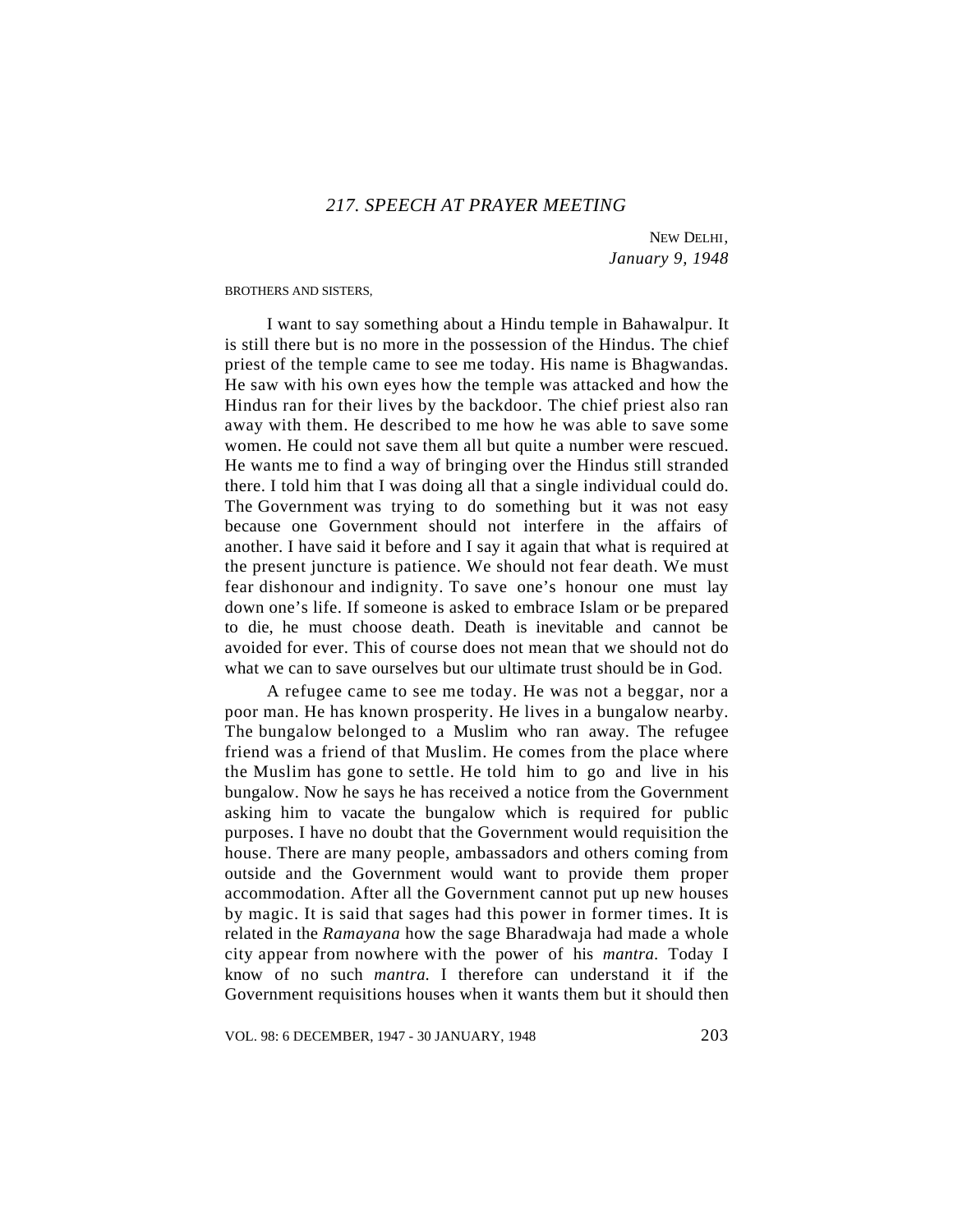## *217. SPEECH AT PRAYER MEETING*

NEW DELHI,
*January 9, 1948*

BROTHERS AND SISTERS,

I want to say something about a Hindu temple in Bahawalpur. It is still there but is no more in the possession of the Hindus. The chief priest of the temple came to see me today. His name is Bhagwandas. He saw with his own eyes how the temple was attacked and how the Hindus ran for their lives by the backdoor. The chief priest also ran away with them. He described to me how he was able to save some women. He could not save them all but quite a number were rescued. He wants me to find a way of bringing over the Hindus still stranded there. I told him that I was doing all that a single individual could do. The Government was trying to do something but it was not easy because one Government should not interfere in the affairs of another. I have said it before and I say it again that what is required at the present juncture is patience. We should not fear death. We must fear dishonour and indignity. To save one's honour one must lay down one's life. If someone is asked to embrace Islam or be prepared to die, he must choose death. Death is inevitable and cannot be avoided for ever. This of course does not mean that we should not do what we can to save ourselves but our ultimate trust should be in God.

A refugee came to see me today. He was not a beggar, nor a poor man. He has known prosperity. He lives in a bungalow nearby. The bungalow belonged to a Muslim who ran away. The refugee friend was a friend of that Muslim. He comes from the place where the Muslim has gone to settle. He told him to go and live in his bungalow. Now he says he has received a notice from the Government asking him to vacate the bungalow which is required for public purposes. I have no doubt that the Government would requisition the house. There are many people, ambassadors and others coming from outside and the Government would want to provide them proper accommodation. After all the Government cannot put up new houses by magic. It is said that sages had this power in former times. It is related in the *Ramayana* how the sage Bharadwaja had made a whole city appear from nowhere with the power of his *mantra.* Today I know of no such *mantra.* I therefore can understand it if the Government requisitions houses when it wants them but it should then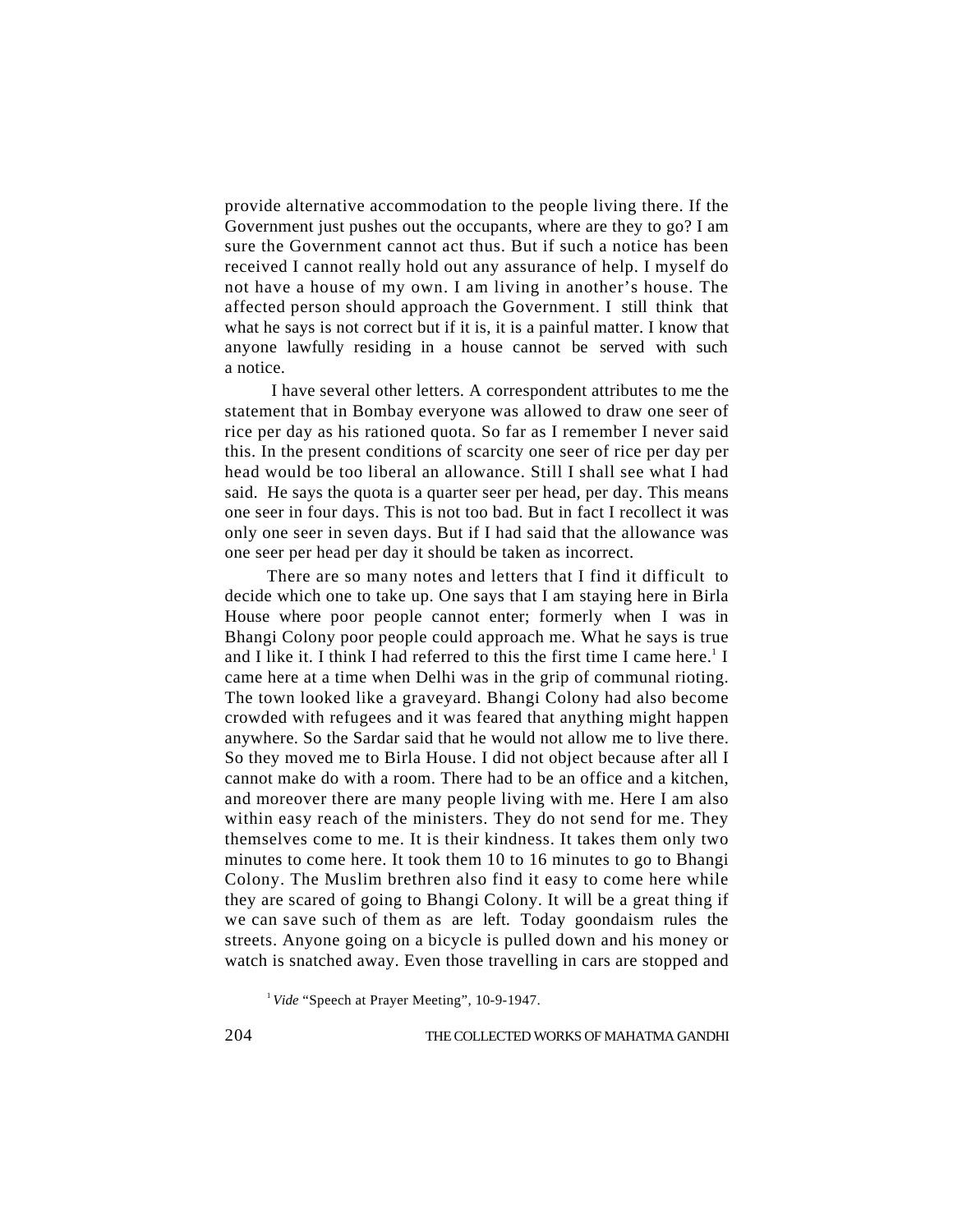provide alternative accommodation to the people living there. If the Government just pushes out the occupants, where are they to go? I am sure the Government cannot act thus. But if such a notice has been received I cannot really hold out any assurance of help. I myself do not have a house of my own. I am living in another's house. The affected person should approach the Government. I still think that what he says is not correct but if it is, it is a painful matter. I know that anyone lawfully residing in a house cannot be served with such a notice.

I have several other letters. A correspondent attributes to me the statement that in Bombay everyone was allowed to draw one seer of rice per day as his rationed quota. So far as I remember I never said this. In the present conditions of scarcity one seer of rice per day per head would be too liberal an allowance. Still I shall see what I had said. He says the quota is a quarter seer per head, per day. This means one seer in four days. This is not too bad. But in fact I recollect it was only one seer in seven days. But if I had said that the allowance was one seer per head per day it should be taken as incorrect.

There are so many notes and letters that I find it difficult to decide which one to take up. One says that I am staying here in Birla House where poor people cannot enter; formerly when I was in Bhangi Colony poor people could approach me. What he says is true and I like it. I think I had referred to this the first time I came here.[1] I came here at a time when Delhi was in the grip of communal rioting. The town looked like a graveyard. Bhangi Colony had also become crowded with refugees and it was feared that anything might happen anywhere. So the Sardar said that he would not allow me to live there. So they moved me to Birla House. I did not object because after all I cannot make do with a room. There had to be an office and a kitchen, and moreover there are many people living with me. Here I am also within easy reach of the ministers. They do not send for me. They themselves come to me. It is their kindness. It takes them only two minutes to come here. It took them 10 to 16 minutes to go to Bhangi Colony. The Muslim brethren also find it easy to come here while they are scared of going to Bhangi Colony. It will be a great thing if we can save such of them as are left. Today goondaism rules the streets. Anyone going on a bicycle is pulled down and his money or watch is snatched away. Even those travelling in cars are stopped and

[1] *Vide* "Speech at Prayer Meeting", 10-9-1947.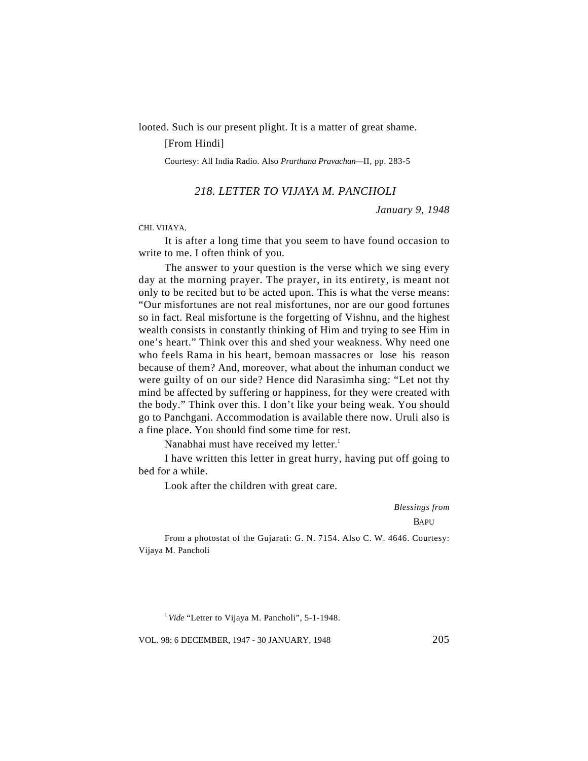looted. Such is our present plight. It is a matter of great shame.

[From Hindi]

Courtesy: All India Radio. Also *Prarthana Pravachan*—II, pp. 283-5

## *218. LETTER TO VIJAYA M. PANCHOLI*

*January 9, 1948*

CHI. VIJAYA,

It is after a long time that you seem to have found occasion to write to me. I often think of you.

The answer to your question is the verse which we sing every day at the morning prayer. The prayer, in its entirety, is meant not only to be recited but to be acted upon. This is what the verse means: "Our misfortunes are not real misfortunes, nor are our good fortunes so in fact. Real misfortune is the forgetting of Vishnu, and the highest wealth consists in constantly thinking of Him and trying to see Him in one's heart." Think over this and shed your weakness. Why need one who feels Rama in his heart, bemoan massacres or lose his reason because of them? And, moreover, what about the inhuman conduct we were guilty of on our side? Hence did Narasimha sing: "Let not thy mind be affected by suffering or happiness, for they were created with the body." Think over this. I don't like your being weak. You should go to Panchgani. Accommodation is available there now. Uruli also is a fine place. You should find some time for rest.

Nanabhai must have received my letter.[1]

I have written this letter in great hurry, having put off going to bed for a while.

Look after the children with great care.

*Blessings from*

BAPU

From a photostat of the Gujarati: G. N. 7154. Also C. W. 4646. Courtesy: Vijaya M. Pancholi

[1] *Vide* "Letter to Vijaya M. Pancholi", 5-1-1948.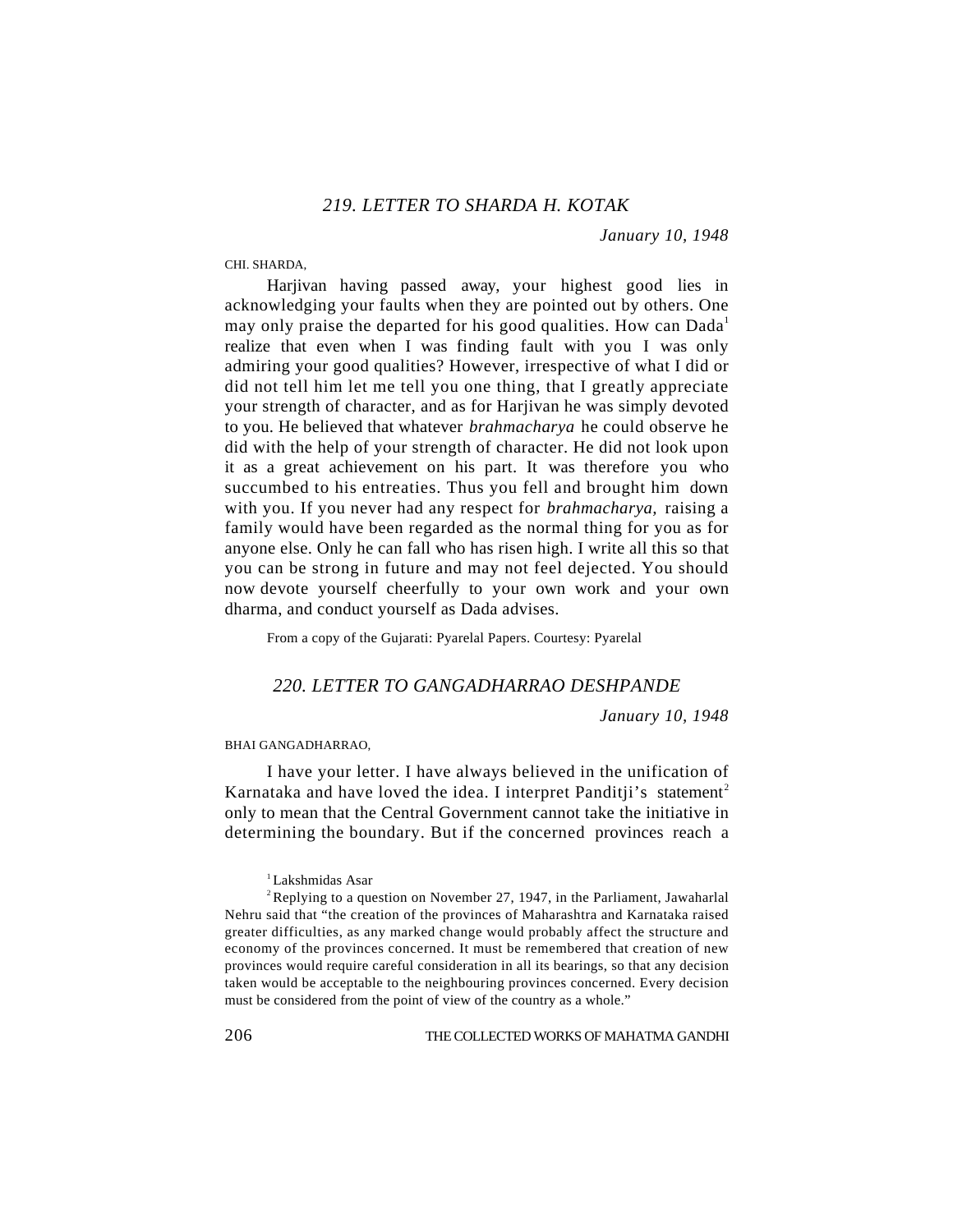## *219. LETTER TO SHARDA H. KOTAK*

*January 10, 1948*

CHI. SHARDA,

Harjivan having passed away, your highest good lies in acknowledging your faults when they are pointed out by others. One may only praise the departed for his good qualities. How can Dada[1] realize that even when I was finding fault with you I was only admiring your good qualities? However, irrespective of what I did or did not tell him let me tell you one thing, that I greatly appreciate your strength of character, and as for Harjivan he was simply devoted to you. He believed that whatever *brahmacharya* he could observe he did with the help of your strength of character. He did not look upon it as a great achievement on his part. It was therefore you who succumbed to his entreaties. Thus you fell and brought him down with you. If you never had any respect for *brahmacharya,* raising a family would have been regarded as the normal thing for you as for anyone else. Only he can fall who has risen high. I write all this so that you can be strong in future and may not feel dejected. You should now devote yourself cheerfully to your own work and your own dharma, and conduct yourself as Dada advises.

From a copy of the Gujarati: Pyarelal Papers. Courtesy: Pyarelal

## *220. LETTER TO GANGADHARRAO DESHPANDE*

*January 10, 1948*

BHAI GANGADHARRAO,

I have your letter. I have always believed in the unification of Karnataka and have loved the idea. I interpret Panditji's statement[2] only to mean that the Central Government cannot take the initiative in determining the boundary. But if the concerned provinces reach a

[1] Lakshmidas Asar

[2] Replying to a question on November 27, 1947, in the Parliament, Jawaharlal Nehru said that "the creation of the provinces of Maharashtra and Karnataka raised greater difficulties, as any marked change would probably affect the structure and economy of the provinces concerned. It must be remembered that creation of new provinces would require careful consideration in all its bearings, so that any decision taken would be acceptable to the neighbouring provinces concerned. Every decision must be considered from the point of view of the country as a whole."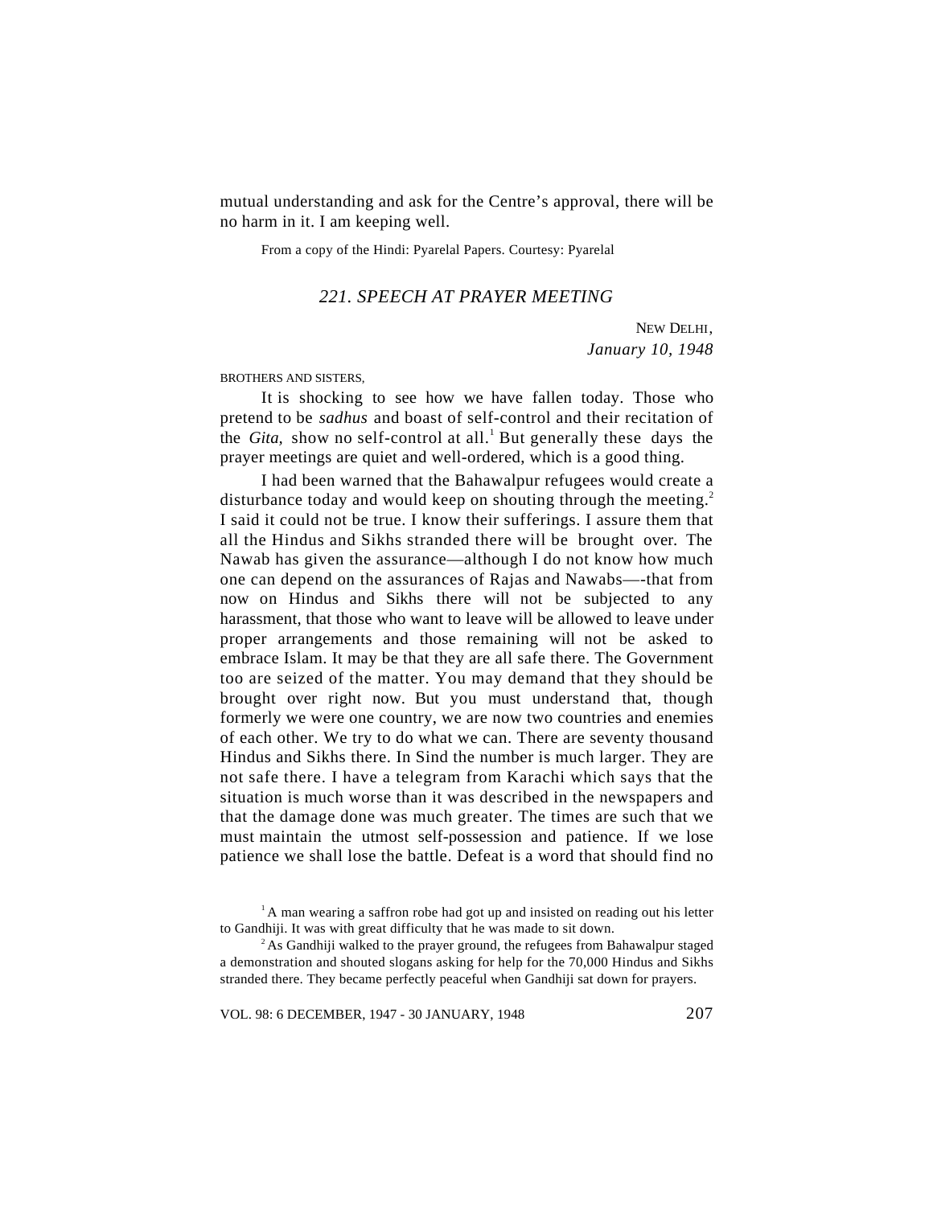mutual understanding and ask for the Centre's approval, there will be no harm in it. I am keeping well.

From a copy of the Hindi: Pyarelal Papers. Courtesy: Pyarelal

## *221. SPEECH AT PRAYER MEETING*

NEW DELHI,
*January 10, 1948*

BROTHERS AND SISTERS,

It is shocking to see how we have fallen today. Those who pretend to be *sadhus* and boast of self-control and their recitation of the *Gita,* show no self-control at all.[1] But generally these days the prayer meetings are quiet and well-ordered, which is a good thing.

I had been warned that the Bahawalpur refugees would create a disturbance today and would keep on shouting through the meeting.[2] I said it could not be true. I know their sufferings. I assure them that all the Hindus and Sikhs stranded there will be brought over. The Nawab has given the assurance—although I do not know how much one can depend on the assurances of Rajas and Nawabs—-that from now on Hindus and Sikhs there will not be subjected to any harassment, that those who want to leave will be allowed to leave under proper arrangements and those remaining will not be asked to embrace Islam. It may be that they are all safe there. The Government too are seized of the matter. You may demand that they should be brought over right now. But you must understand that, though formerly we were one country, we are now two countries and enemies of each other. We try to do what we can. There are seventy thousand Hindus and Sikhs there. In Sind the number is much larger. They are not safe there. I have a telegram from Karachi which says that the situation is much worse than it was described in the newspapers and that the damage done was much greater. The times are such that we must maintain the utmost self-possession and patience. If we lose patience we shall lose the battle. Defeat is a word that should find no

[1] A man wearing a saffron robe had got up and insisted on reading out his letter to Gandhiji. It was with great difficulty that he was made to sit down.

[2] As Gandhiji walked to the prayer ground, the refugees from Bahawalpur staged a demonstration and shouted slogans asking for help for the 70,000 Hindus and Sikhs stranded there. They became perfectly peaceful when Gandhiji sat down for prayers.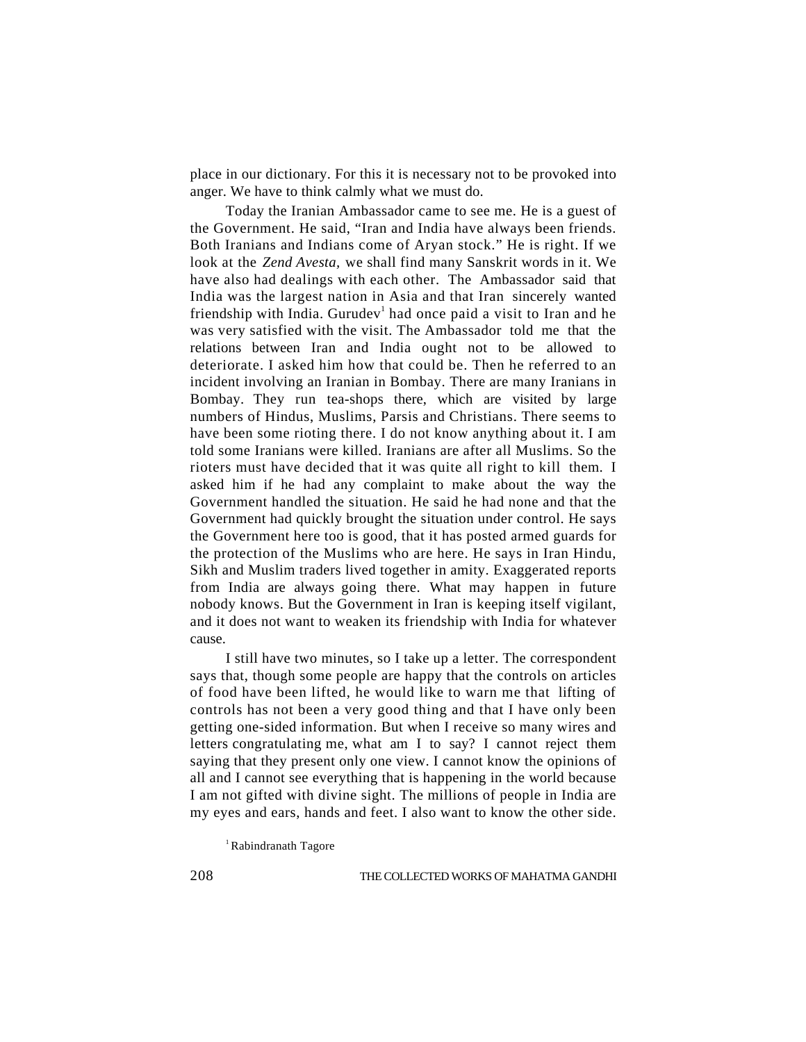place in our dictionary. For this it is necessary not to be provoked into anger. We have to think calmly what we must do.

Today the Iranian Ambassador came to see me. He is a guest of the Government. He said, "Iran and India have always been friends. Both Iranians and Indians come of Aryan stock." He is right. If we look at the *Zend Avesta,* we shall find many Sanskrit words in it. We have also had dealings with each other. The Ambassador said that India was the largest nation in Asia and that Iran sincerely wanted friendship with India. Gurudev[1] had once paid a visit to Iran and he was very satisfied with the visit. The Ambassador told me that the relations between Iran and India ought not to be allowed to deteriorate. I asked him how that could be. Then he referred to an incident involving an Iranian in Bombay. There are many Iranians in Bombay. They run tea-shops there, which are visited by large numbers of Hindus, Muslims, Parsis and Christians. There seems to have been some rioting there. I do not know anything about it. I am told some Iranians were killed. Iranians are after all Muslims. So the rioters must have decided that it was quite all right to kill them. I asked him if he had any complaint to make about the way the Government handled the situation. He said he had none and that the Government had quickly brought the situation under control. He says the Government here too is good, that it has posted armed guards for the protection of the Muslims who are here. He says in Iran Hindu, Sikh and Muslim traders lived together in amity. Exaggerated reports from India are always going there. What may happen in future nobody knows. But the Government in Iran is keeping itself vigilant, and it does not want to weaken its friendship with India for whatever cause.

I still have two minutes, so I take up a letter. The correspondent says that, though some people are happy that the controls on articles of food have been lifted, he would like to warn me that lifting of controls has not been a very good thing and that I have only been getting one-sided information. But when I receive so many wires and letters congratulating me, what am I to say? I cannot reject them saying that they present only one view. I cannot know the opinions of all and I cannot see everything that is happening in the world because I am not gifted with divine sight. The millions of people in India are my eyes and ears, hands and feet. I also want to know the other side.

[1] Rabindranath Tagore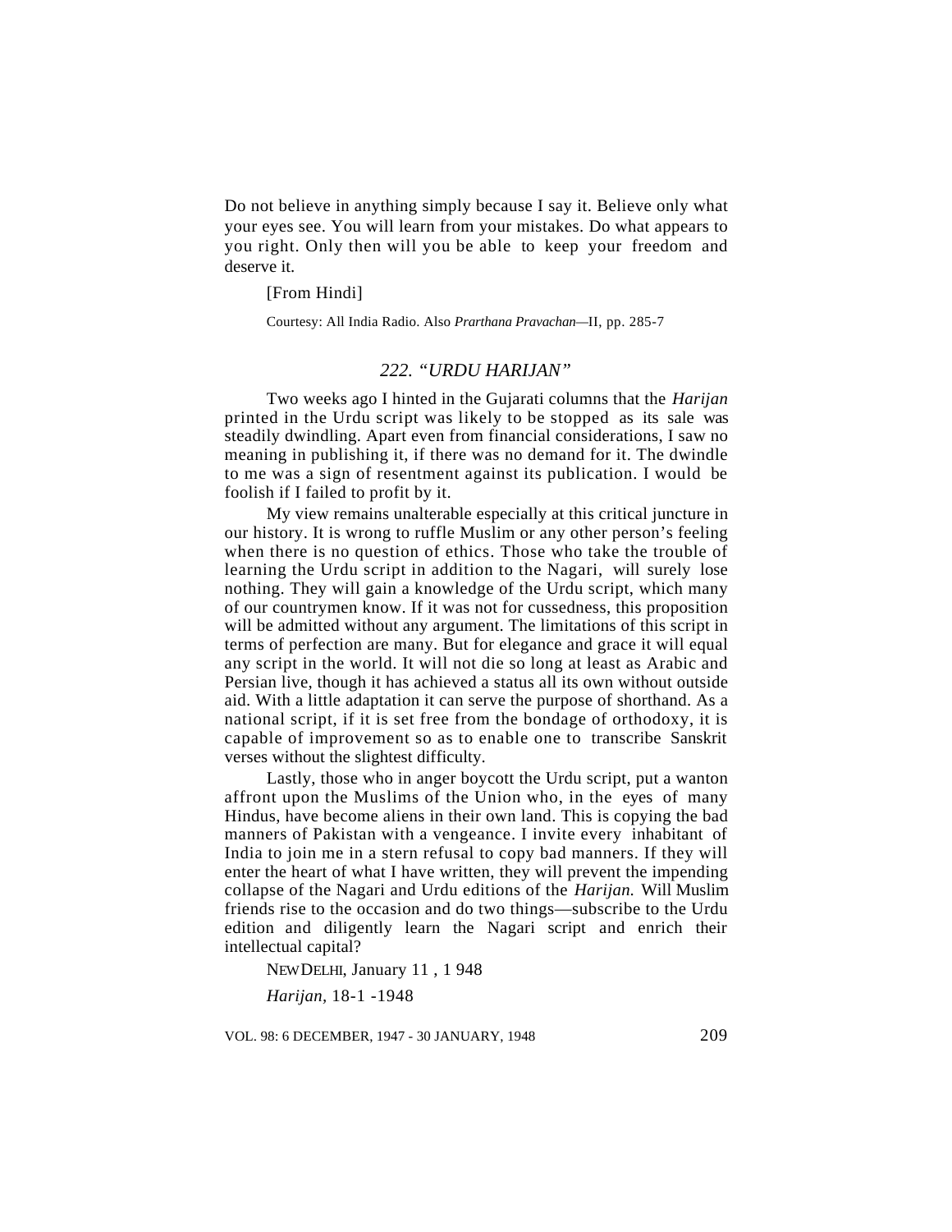Do not believe in anything simply because I say it. Believe only what your eyes see. You will learn from your mistakes. Do what appears to you right. Only then will you be able to keep your freedom and deserve it.

[From Hindi]

Courtesy: All India Radio. Also *Prarthana Pravachan*—II, pp. 285-7

## *222. "URDU HARIJAN"*

Two weeks ago I hinted in the Gujarati columns that the *Harijan* printed in the Urdu script was likely to be stopped as its sale was steadily dwindling. Apart even from financial considerations, I saw no meaning in publishing it, if there was no demand for it. The dwindle to me was a sign of resentment against its publication. I would be foolish if I failed to profit by it.

My view remains unalterable especially at this critical juncture in our history. It is wrong to ruffle Muslim or any other person's feeling when there is no question of ethics. Those who take the trouble of learning the Urdu script in addition to the Nagari, will surely lose nothing. They will gain a knowledge of the Urdu script, which many of our countrymen know. If it was not for cussedness, this proposition will be admitted without any argument. The limitations of this script in terms of perfection are many. But for elegance and grace it will equal any script in the world. It will not die so long at least as Arabic and Persian live, though it has achieved a status all its own without outside aid. With a little adaptation it can serve the purpose of shorthand. As a national script, if it is set free from the bondage of orthodoxy, it is capable of improvement so as to enable one to transcribe Sanskrit verses without the slightest difficulty.

Lastly, those who in anger boycott the Urdu script, put a wanton affront upon the Muslims of the Union who, in the eyes of many Hindus, have become aliens in their own land. This is copying the bad manners of Pakistan with a vengeance. I invite every inhabitant of India to join me in a stern refusal to copy bad manners. If they will enter the heart of what I have written, they will prevent the impending collapse of the Nagari and Urdu editions of the *Harijan.* Will Muslim friends rise to the occasion and do two things—subscribe to the Urdu edition and diligently learn the Nagari script and enrich their intellectual capital?

NEW DELHI, January 11, 1948

*Harijan*, 18-1-1948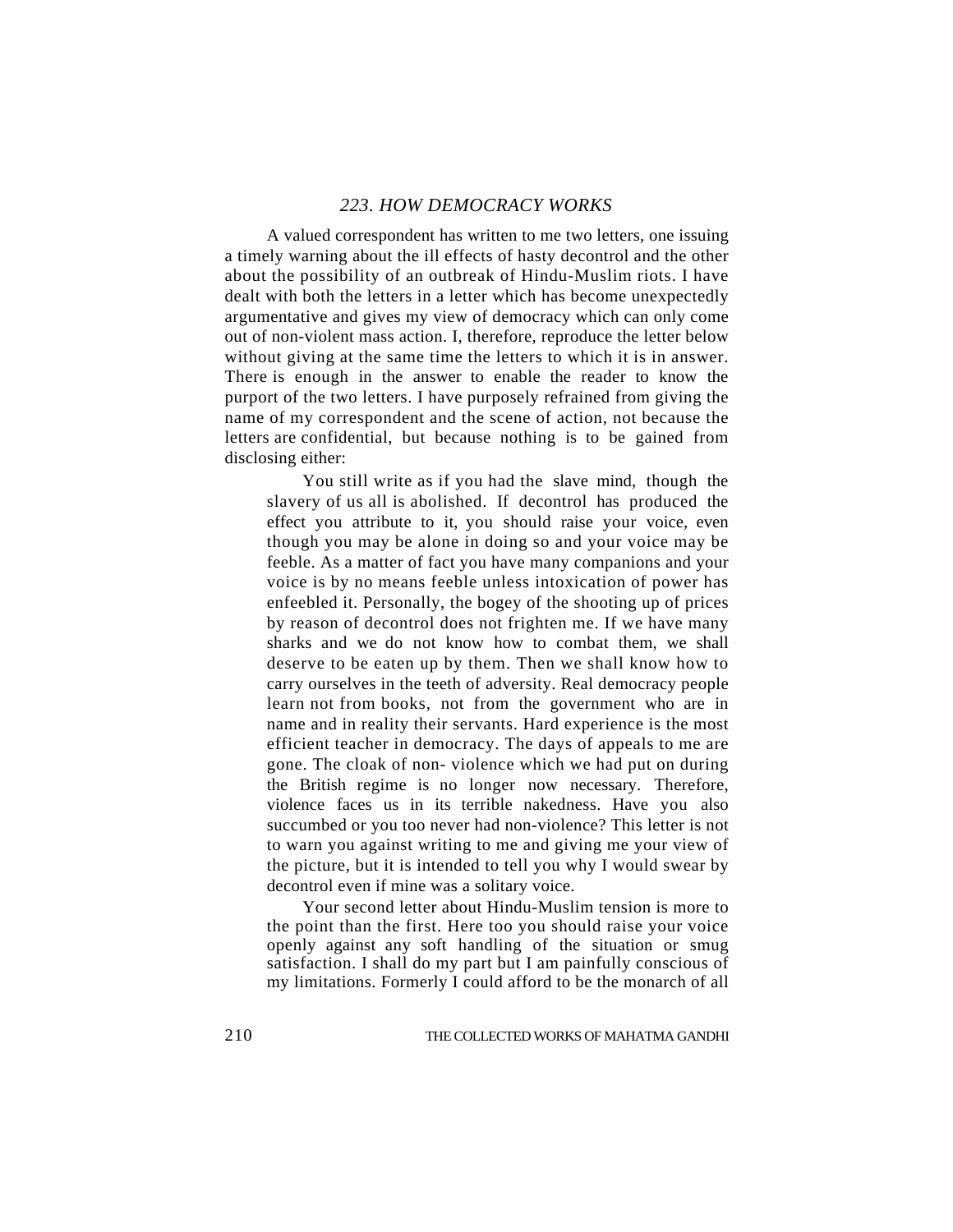## *223. HOW DEMOCRACY WORKS*

A valued correspondent has written to me two letters, one issuing a timely warning about the ill effects of hasty decontrol and the other about the possibility of an outbreak of Hindu-Muslim riots. I have dealt with both the letters in a letter which has become unexpectedly argumentative and gives my view of democracy which can only come out of non-violent mass action. I, therefore, reproduce the letter below without giving at the same time the letters to which it is in answer. There is enough in the answer to enable the reader to know the purport of the two letters. I have purposely refrained from giving the name of my correspondent and the scene of action, not because the letters are confidential, but because nothing is to be gained from disclosing either:

> You still write as if you had the slave mind, though the slavery of us all is abolished. If decontrol has produced the effect you attribute to it, you should raise your voice, even though you may be alone in doing so and your voice may be feeble. As a matter of fact you have many companions and your voice is by no means feeble unless intoxication of power has enfeebled it. Personally, the bogey of the shooting up of prices by reason of decontrol does not frighten me. If we have many sharks and we do not know how to combat them, we shall deserve to be eaten up by them. Then we shall know how to carry ourselves in the teeth of adversity. Real democracy people learn not from books, not from the government who are in name and in reality their servants. Hard experience is the most efficient teacher in democracy. The days of appeals to me are gone. The cloak of non- violence which we had put on during the British regime is no longer now necessary. Therefore, violence faces us in its terrible nakedness. Have you also succumbed or you too never had non-violence? This letter is not to warn you against writing to me and giving me your view of the picture, but it is intended to tell you why I would swear by decontrol even if mine was a solitary voice.
>
> Your second letter about Hindu-Muslim tension is more to the point than the first. Here too you should raise your voice openly against any soft handling of the situation or smug satisfaction. I shall do my part but I am painfully conscious of my limitations. Formerly I could afford to be the monarch of all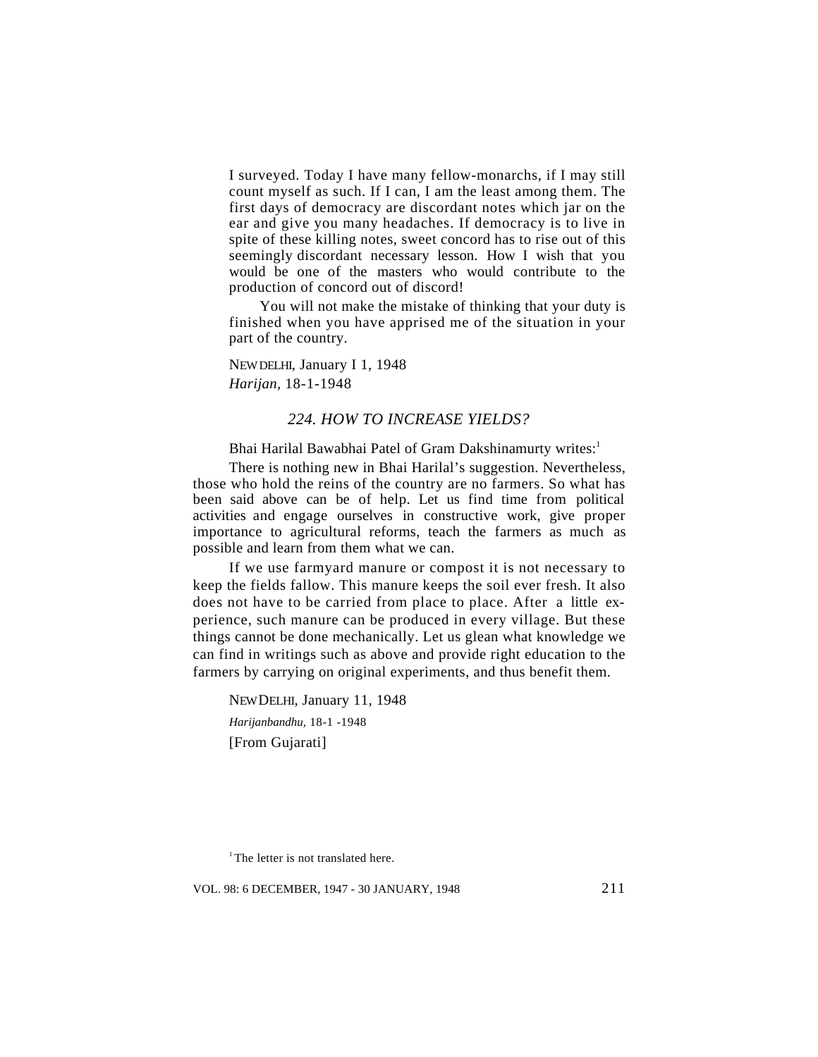I surveyed. Today I have many fellow-monarchs, if I may still count myself as such. If I can, I am the least among them. The first days of democracy are discordant notes which jar on the ear and give you many headaches. If democracy is to live in spite of these killing notes, sweet concord has to rise out of this seemingly discordant necessary lesson. How I wish that you would be one of the masters who would contribute to the production of concord out of discord!

You will not make the mistake of thinking that your duty is finished when you have apprised me of the situation in your part of the country.

NEW DELHI, January I 1, 1948
*Harijan*, 18-1-1948

## *224. HOW TO INCREASE YIELDS?*

Bhai Harilal Bawabhai Patel of Gram Dakshinamurty writes:[1]

There is nothing new in Bhai Harilal's suggestion. Nevertheless, those who hold the reins of the country are no farmers. So what has been said above can be of help. Let us find time from political activities and engage ourselves in constructive work, give proper importance to agricultural reforms, teach the farmers as much as possible and learn from them what we can.

If we use farmyard manure or compost it is not necessary to keep the fields fallow. This manure keeps the soil ever fresh. It also does not have to be carried from place to place. After a little experience, such manure can be produced in every village. But these things cannot be done mechanically. Let us glean what knowledge we can find in writings such as above and provide right education to the farmers by carrying on original experiments, and thus benefit them.

NEW DELHI, January 11, 1948
*Harijanbandhu*, 18-1 -1948
[From Gujarati]

[1] The letter is not translated here.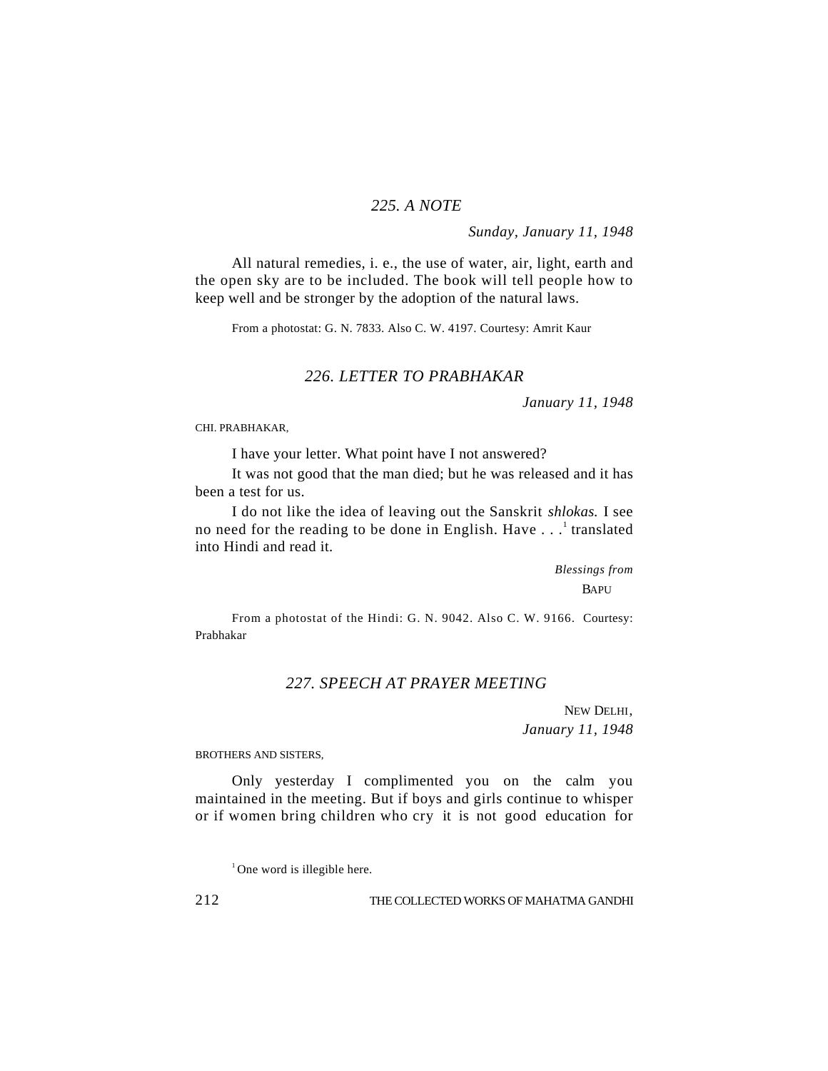## *225. A NOTE*

*Sunday, January 11, 1948*

All natural remedies, i. e., the use of water, air, light, earth and the open sky are to be included. The book will tell people how to keep well and be stronger by the adoption of the natural laws.

From a photostat: G. N. 7833. Also C. W. 4197. Courtesy: Amrit Kaur

## *226. LETTER TO PRABHAKAR*

*January 11, 1948*

CHI. PRABHAKAR,

I have your letter. What point have I not answered?

It was not good that the man died; but he was released and it has been a test for us.

I do not like the idea of leaving out the Sanskrit *shlokas.* I see no need for the reading to be done in English. Have . . .[1] translated into Hindi and read it.

*Blessings from*
BAPU

From a photostat of the Hindi: G. N. 9042. Also C. W. 9166. Courtesy: Prabhakar

## *227. SPEECH AT PRAYER MEETING*

NEW DELHI,
*January 11, 1948*

BROTHERS AND SISTERS,

Only yesterday I complimented you on the calm you maintained in the meeting. But if boys and girls continue to whisper or if women bring children who cry it is not good education for

[1] One word is illegible here.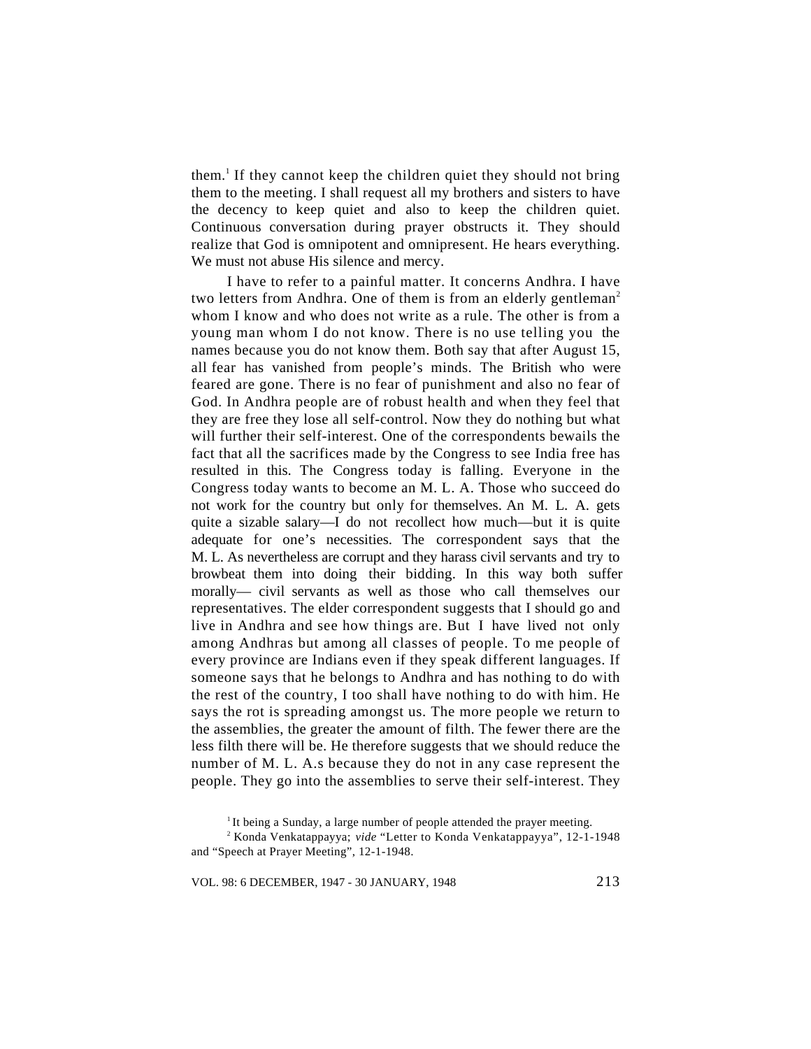them.[1] If they cannot keep the children quiet they should not bring them to the meeting. I shall request all my brothers and sisters to have the decency to keep quiet and also to keep the children quiet. Continuous conversation during prayer obstructs it. They should realize that God is omnipotent and omnipresent. He hears everything. We must not abuse His silence and mercy.

I have to refer to a painful matter. It concerns Andhra. I have two letters from Andhra. One of them is from an elderly gentleman[2] whom I know and who does not write as a rule. The other is from a young man whom I do not know. There is no use telling you the names because you do not know them. Both say that after August 15, all fear has vanished from people's minds. The British who were feared are gone. There is no fear of punishment and also no fear of God. In Andhra people are of robust health and when they feel that they are free they lose all self-control. Now they do nothing but what will further their self-interest. One of the correspondents bewails the fact that all the sacrifices made by the Congress to see India free has resulted in this. The Congress today is falling. Everyone in the Congress today wants to become an M. L. A. Those who succeed do not work for the country but only for themselves. An M. L. A. gets quite a sizable salary—I do not recollect how much—but it is quite adequate for one's necessities. The correspondent says that the M. L. As nevertheless are corrupt and they harass civil servants and try to browbeat them into doing their bidding. In this way both suffer morally— civil servants as well as those who call themselves our representatives. The elder correspondent suggests that I should go and live in Andhra and see how things are. But I have lived not only among Andhras but among all classes of people. To me people of every province are Indians even if they speak different languages. If someone says that he belongs to Andhra and has nothing to do with the rest of the country, I too shall have nothing to do with him. He says the rot is spreading amongst us. The more people we return to the assemblies, the greater the amount of filth. The fewer there are the less filth there will be. He therefore suggests that we should reduce the number of M. L. A.s because they do not in any case represent the people. They go into the assemblies to serve their self-interest. They

[1] It being a Sunday, a large number of people attended the prayer meeting.

[2] Konda Venkatappayya; *vide* "Letter to Konda Venkatappayya", 12-1-1948 and "Speech at Prayer Meeting", 12-1-1948.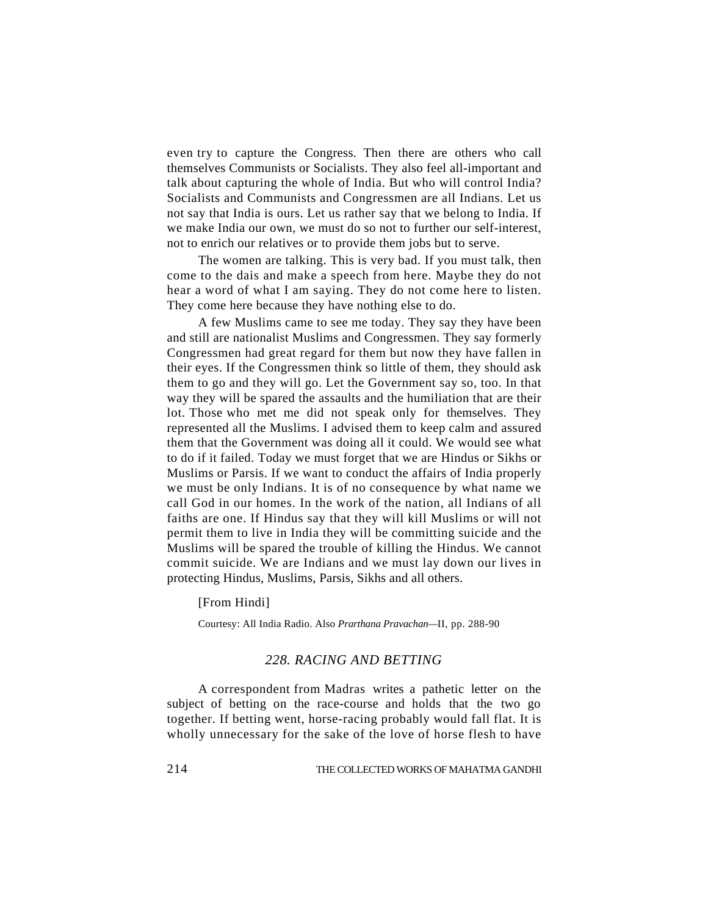even try to capture the Congress. Then there are others who call themselves Communists or Socialists. They also feel all-important and talk about capturing the whole of India. But who will control India? Socialists and Communists and Congressmen are all Indians. Let us not say that India is ours. Let us rather say that we belong to India. If we make India our own, we must do so not to further our self-interest, not to enrich our relatives or to provide them jobs but to serve.

The women are talking. This is very bad. If you must talk, then come to the dais and make a speech from here. Maybe they do not hear a word of what I am saying. They do not come here to listen. They come here because they have nothing else to do.

A few Muslims came to see me today. They say they have been and still are nationalist Muslims and Congressmen. They say formerly Congressmen had great regard for them but now they have fallen in their eyes. If the Congressmen think so little of them, they should ask them to go and they will go. Let the Government say so, too. In that way they will be spared the assaults and the humiliation that are their lot. Those who met me did not speak only for themselves. They represented all the Muslims. I advised them to keep calm and assured them that the Government was doing all it could. We would see what to do if it failed. Today we must forget that we are Hindus or Sikhs or Muslims or Parsis. If we want to conduct the affairs of India properly we must be only Indians. It is of no consequence by what name we call God in our homes. In the work of the nation, all Indians of all faiths are one. If Hindus say that they will kill Muslims or will not permit them to live in India they will be committing suicide and the Muslims will be spared the trouble of killing the Hindus. We cannot commit suicide. We are Indians and we must lay down our lives in protecting Hindus, Muslims, Parsis, Sikhs and all others.

[From Hindi]

Courtesy: All India Radio. Also *Prarthana Pravachan*—II, pp. 288-90

## *228. RACING AND BETTING*

A correspondent from Madras writes a pathetic letter on the subject of betting on the race-course and holds that the two go together. If betting went, horse-racing probably would fall flat. It is wholly unnecessary for the sake of the love of horse flesh to have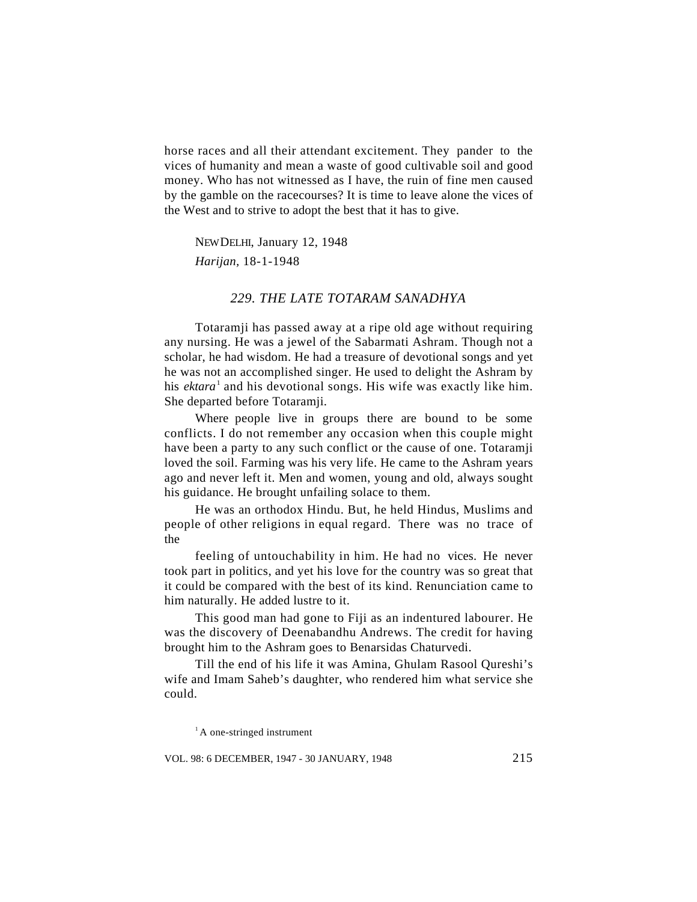horse races and all their attendant excitement. They pander to the vices of humanity and mean a waste of good cultivable soil and good money. Who has not witnessed as I have, the ruin of fine men caused by the gamble on the racecourses? It is time to leave alone the vices of the West and to strive to adopt the best that it has to give.

NEW DELHI, January 12, 1948
*Harijan*, 18-1-1948

### *229. THE LATE TOTARAM SANADHYA*

Totaramji has passed away at a ripe old age without requiring any nursing. He was a jewel of the Sabarmati Ashram. Though not a scholar, he had wisdom. He had a treasure of devotional songs and yet he was not an accomplished singer. He used to delight the Ashram by his *ektara*[1] and his devotional songs. His wife was exactly like him. She departed before Totaramji.

Where people live in groups there are bound to be some conflicts. I do not remember any occasion when this couple might have been a party to any such conflict or the cause of one. Totaramji loved the soil. Farming was his very life. He came to the Ashram years ago and never left it. Men and women, young and old, always sought his guidance. He brought unfailing solace to them.

He was an orthodox Hindu. But, he held Hindus, Muslims and people of other religions in equal regard. There was no trace of the feeling of untouchability in him. He had no vices. He never took part in politics, and yet his love for the country was so great that it could be compared with the best of its kind. Renunciation came to him naturally. He added lustre to it.

This good man had gone to Fiji as an indentured labourer. He was the discovery of Deenabandhu Andrews. The credit for having brought him to the Ashram goes to Benarsidas Chaturvedi.

Till the end of his life it was Amina, Ghulam Rasool Qureshi's wife and Imam Saheb's daughter, who rendered him what service she could.

[1] A one-stringed instrument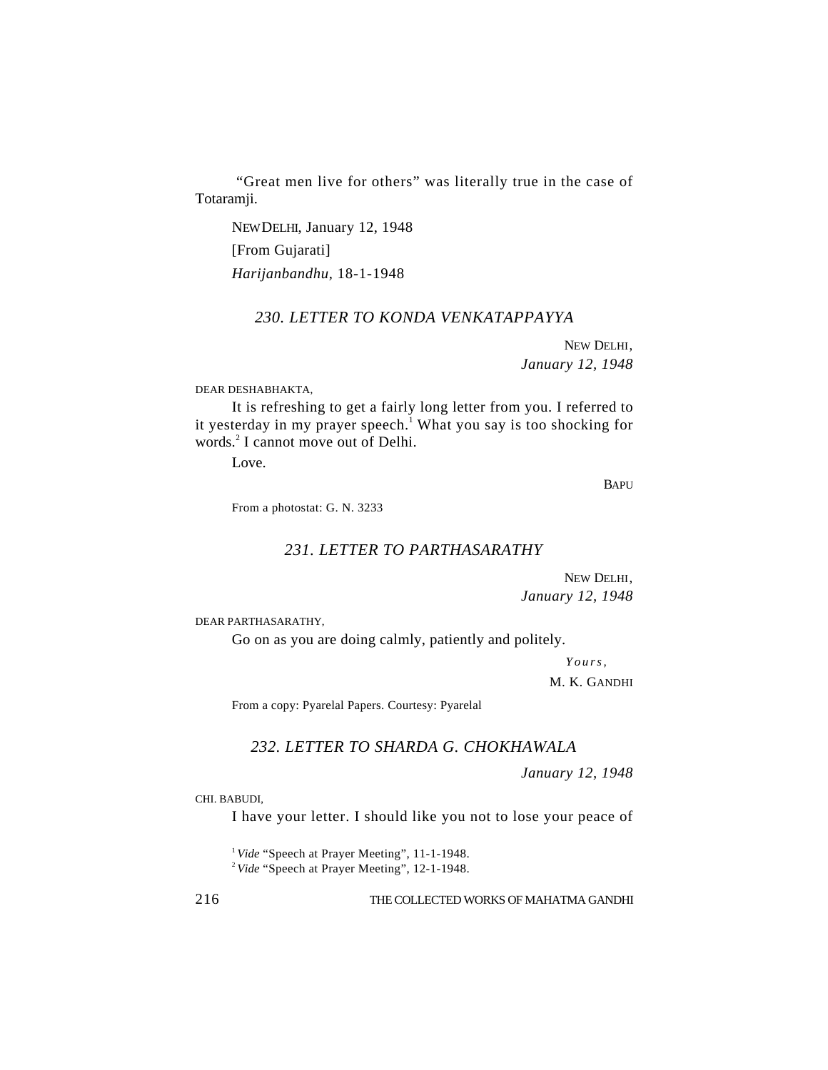"Great men live for others" was literally true in the case of Totaramji.

NEW DELHI, January 12, 1948

[From Gujarati]

*Harijanbandhu*, 18-1-1948

### *230. LETTER TO KONDA VENKATAPPAYYA*

NEW DELHI,
*January 12, 1948*

DEAR DESHABHAKTA,

It is refreshing to get a fairly long letter from you. I referred to it yesterday in my prayer speech.[1] What you say is too shocking for words.[2] I cannot move out of Delhi.

Love.

BAPU

From a photostat: G. N. 3233

### *231. LETTER TO PARTHASARATHY*

NEW DELHI,
*January 12, 1948*

DEAR PARTHASARATHY,

Go on as you are doing calmly, patiently and politely.

*Yours,*

M. K. GANDHI

From a copy: Pyarelal Papers. Courtesy: Pyarelal

### *232. LETTER TO SHARDA G. CHOKHAWALA*

*January 12, 1948*

CHI. BABUDI,

I have your letter. I should like you not to lose your peace of

[1] *Vide* "Speech at Prayer Meeting", 11-1-1948.

[2] *Vide* "Speech at Prayer Meeting", 12-1-1948.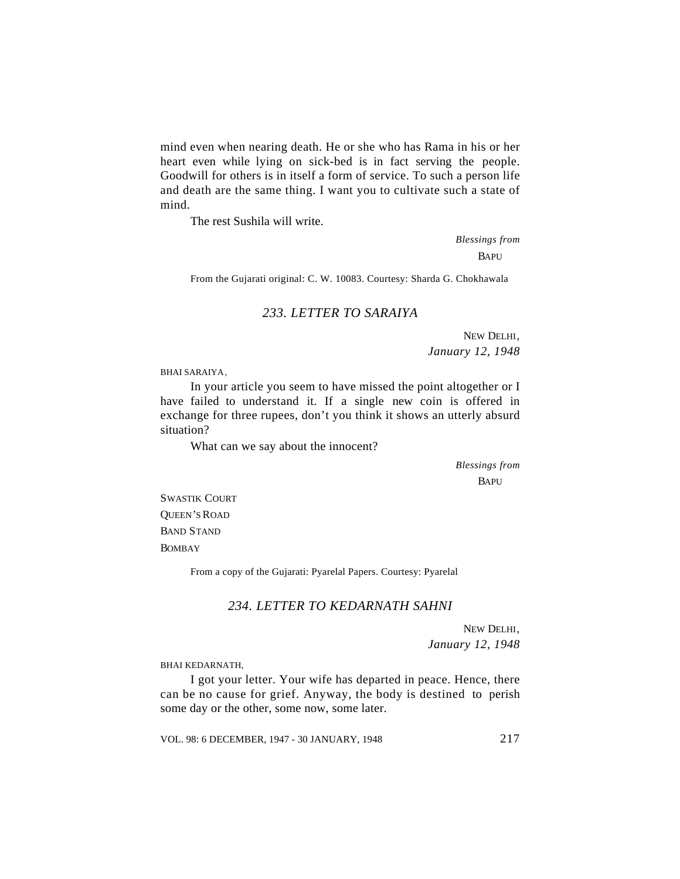mind even when nearing death. He or she who has Rama in his or her heart even while lying on sick-bed is in fact serving the people. Goodwill for others is in itself a form of service. To such a person life and death are the same thing. I want you to cultivate such a state of mind.

The rest Sushila will write.

*Blessings from*
BAPU

From the Gujarati original: C. W. 10083. Courtesy: Sharda G. Chokhawala

## *233. LETTER TO SARAIYA*

NEW DELHI,
*January 12, 1948*

BHAI SARAIYA,

In your article you seem to have missed the point altogether or I have failed to understand it. If a single new coin is offered in exchange for three rupees, don't you think it shows an utterly absurd situation?

What can we say about the innocent?

*Blessings from*
BAPU

SWASTIK COURT
QUEEN'S ROAD
BAND STAND
BOMBAY

From a copy of the Gujarati: Pyarelal Papers. Courtesy: Pyarelal

## *234. LETTER TO KEDARNATH SAHNI*

NEW DELHI,
*January 12, 1948*

BHAI KEDARNATH,

I got your letter. Your wife has departed in peace. Hence, there can be no cause for grief. Anyway, the body is destined to perish some day or the other, some now, some later.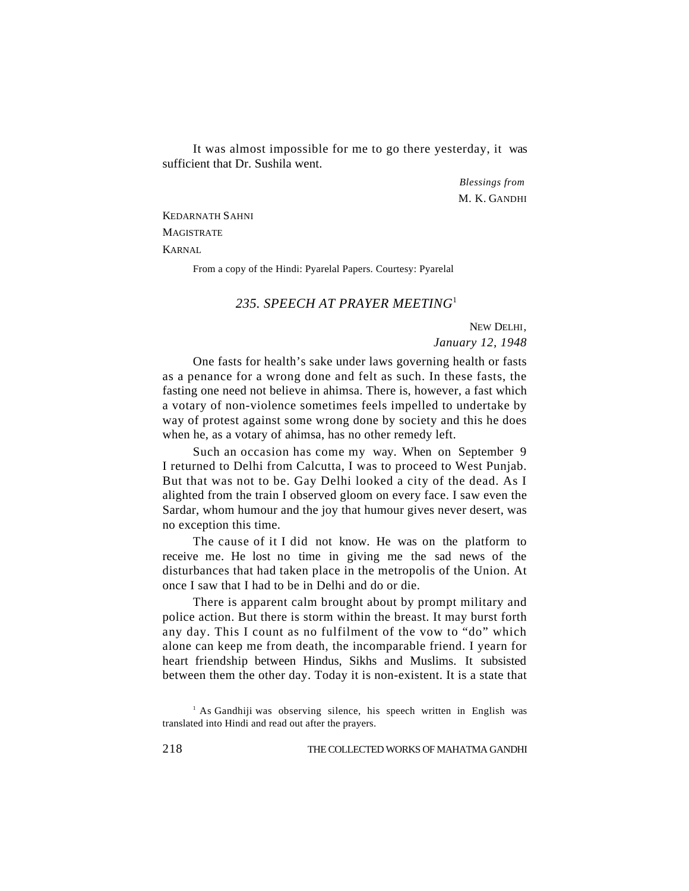It was almost impossible for me to go there yesterday, it was sufficient that Dr. Sushila went.

*Blessings from*
M. K. GANDHI

KEDARNATH SAHNI
MAGISTRATE
KARNAL

From a copy of the Hindi: Pyarelal Papers. Courtesy: Pyarelal

## *235. SPEECH AT PRAYER MEETING*[1]

NEW DELHI,
*January 12, 1948*

One fasts for health's sake under laws governing health or fasts as a penance for a wrong done and felt as such. In these fasts, the fasting one need not believe in ahimsa. There is, however, a fast which a votary of non-violence sometimes feels impelled to undertake by way of protest against some wrong done by society and this he does when he, as a votary of ahimsa, has no other remedy left.

Such an occasion has come my way. When on September 9 I returned to Delhi from Calcutta, I was to proceed to West Punjab. But that was not to be. Gay Delhi looked a city of the dead. As I alighted from the train I observed gloom on every face. I saw even the Sardar, whom humour and the joy that humour gives never desert, was no exception this time.

The cause of it I did not know. He was on the platform to receive me. He lost no time in giving me the sad news of the disturbances that had taken place in the metropolis of the Union. At once I saw that I had to be in Delhi and do or die.

There is apparent calm brought about by prompt military and police action. But there is storm within the breast. It may burst forth any day. This I count as no fulfilment of the vow to "do" which alone can keep me from death, the incomparable friend. I yearn for heart friendship between Hindus, Sikhs and Muslims. It subsisted between them the other day. Today it is non-existent. It is a state that

[1] As Gandhiji was observing silence, his speech written in English was translated into Hindi and read out after the prayers.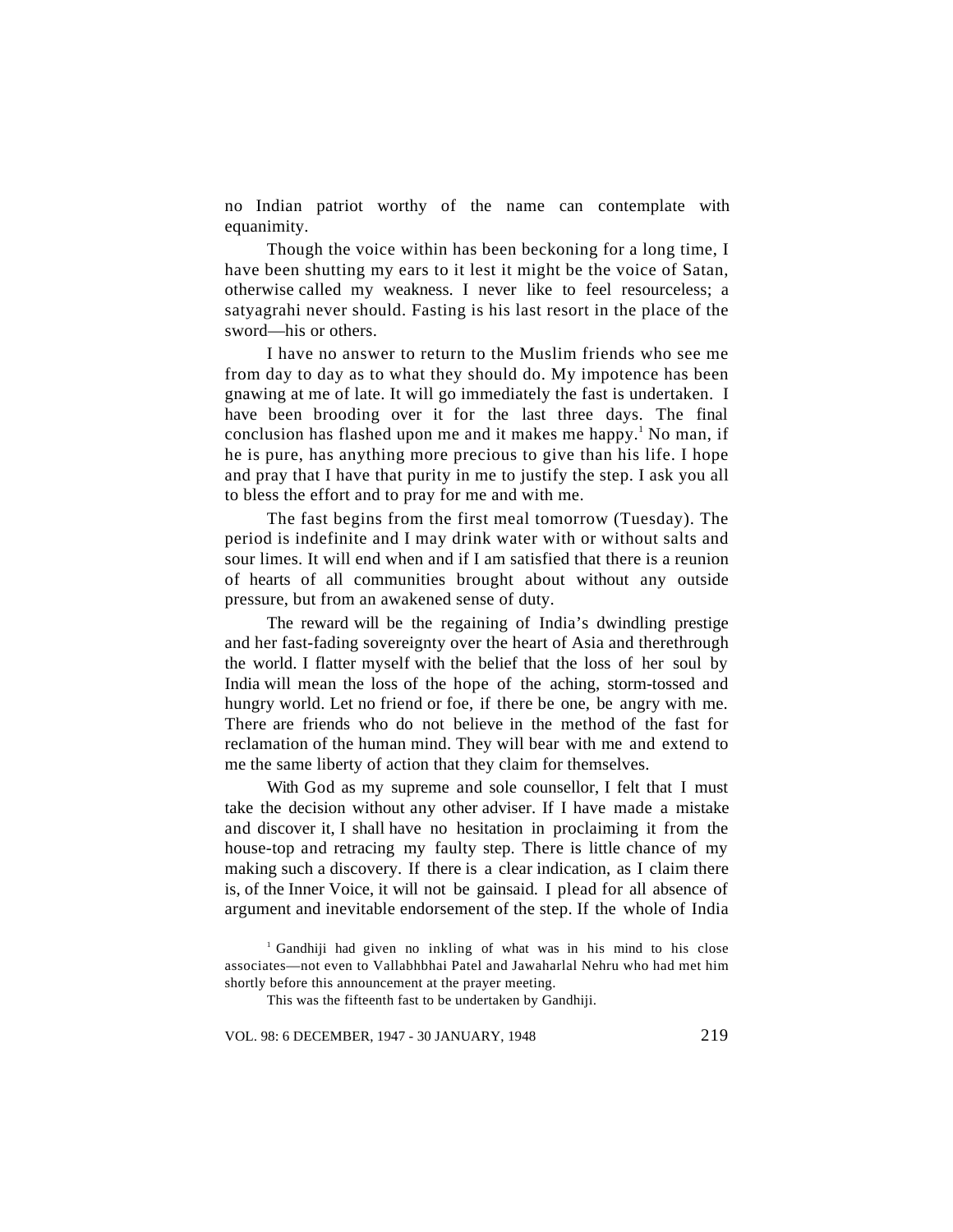no Indian patriot worthy of the name can contemplate with equanimity.

Though the voice within has been beckoning for a long time, I have been shutting my ears to it lest it might be the voice of Satan, otherwise called my weakness. I never like to feel resourceless; a satyagrahi never should. Fasting is his last resort in the place of the sword—his or others.

I have no answer to return to the Muslim friends who see me from day to day as to what they should do. My impotence has been gnawing at me of late. It will go immediately the fast is undertaken. I have been brooding over it for the last three days. The final conclusion has flashed upon me and it makes me happy.[1] No man, if he is pure, has anything more precious to give than his life. I hope and pray that I have that purity in me to justify the step. I ask you all to bless the effort and to pray for me and with me.

The fast begins from the first meal tomorrow (Tuesday). The period is indefinite and I may drink water with or without salts and sour limes. It will end when and if I am satisfied that there is a reunion of hearts of all communities brought about without any outside pressure, but from an awakened sense of duty.

The reward will be the regaining of India's dwindling prestige and her fast-fading sovereignty over the heart of Asia and therethrough the world. I flatter myself with the belief that the loss of her soul by India will mean the loss of the hope of the aching, storm-tossed and hungry world. Let no friend or foe, if there be one, be angry with me. There are friends who do not believe in the method of the fast for reclamation of the human mind. They will bear with me and extend to me the same liberty of action that they claim for themselves.

With God as my supreme and sole counsellor, I felt that I must take the decision without any other adviser. If I have made a mistake and discover it, I shall have no hesitation in proclaiming it from the house-top and retracing my faulty step. There is little chance of my making such a discovery. If there is a clear indication, as I claim there is, of the Inner Voice, it will not be gainsaid. I plead for all absence of argument and inevitable endorsement of the step. If the whole of India

[1] Gandhiji had given no inkling of what was in his mind to his close associates—not even to Vallabhbhai Patel and Jawaharlal Nehru who had met him shortly before this announcement at the prayer meeting.

This was the fifteenth fast to be undertaken by Gandhiji.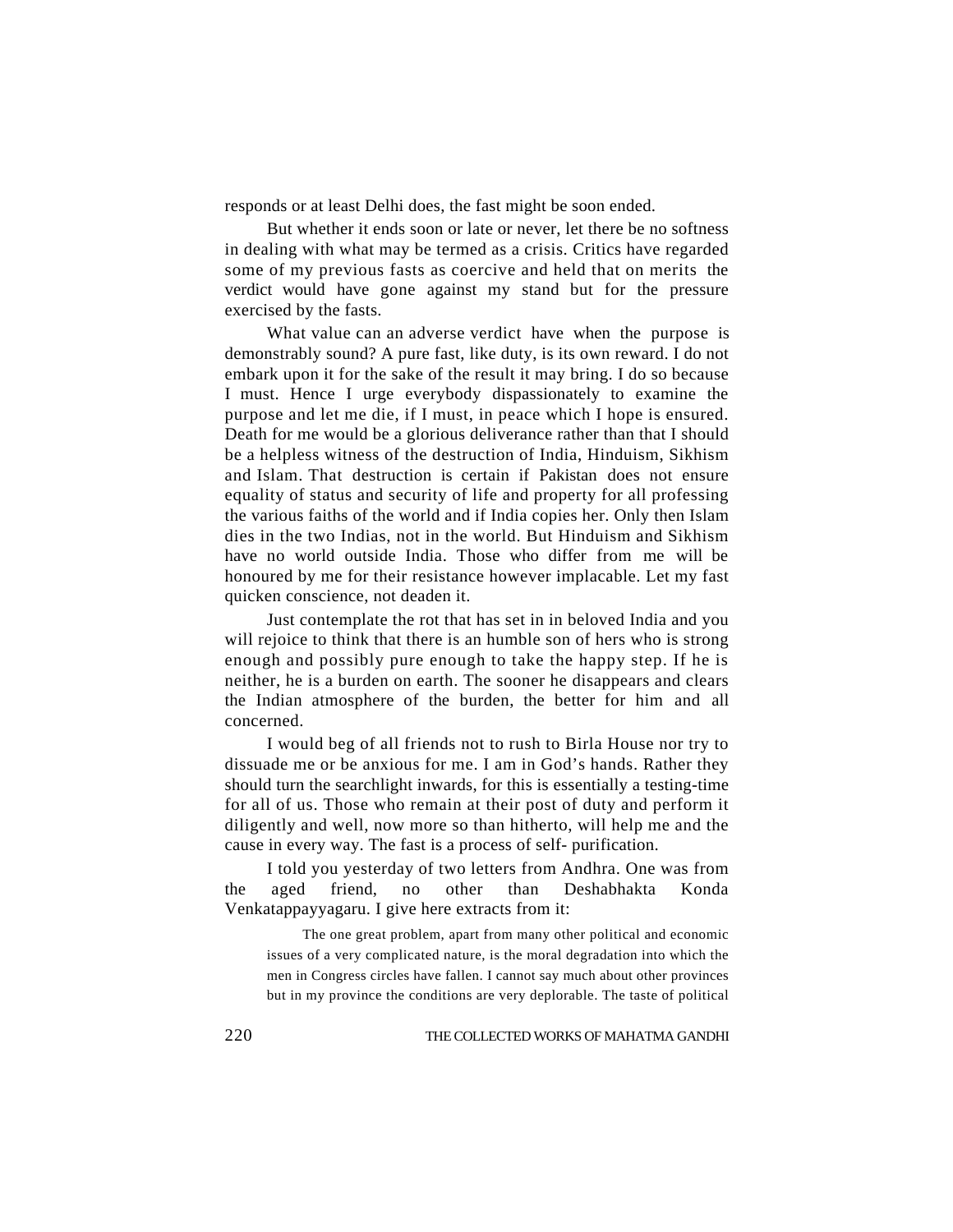responds or at least Delhi does, the fast might be soon ended.

But whether it ends soon or late or never, let there be no softness in dealing with what may be termed as a crisis. Critics have regarded some of my previous fasts as coercive and held that on merits the verdict would have gone against my stand but for the pressure exercised by the fasts.

What value can an adverse verdict have when the purpose is demonstrably sound? A pure fast, like duty, is its own reward. I do not embark upon it for the sake of the result it may bring. I do so because I must. Hence I urge everybody dispassionately to examine the purpose and let me die, if I must, in peace which I hope is ensured. Death for me would be a glorious deliverance rather than that I should be a helpless witness of the destruction of India, Hinduism, Sikhism and Islam. That destruction is certain if Pakistan does not ensure equality of status and security of life and property for all professing the various faiths of the world and if India copies her. Only then Islam dies in the two Indias, not in the world. But Hinduism and Sikhism have no world outside India. Those who differ from me will be honoured by me for their resistance however implacable. Let my fast quicken conscience, not deaden it.

Just contemplate the rot that has set in in beloved India and you will rejoice to think that there is an humble son of hers who is strong enough and possibly pure enough to take the happy step. If he is neither, he is a burden on earth. The sooner he disappears and clears the Indian atmosphere of the burden, the better for him and all concerned.

I would beg of all friends not to rush to Birla House nor try to dissuade me or be anxious for me. I am in God's hands. Rather they should turn the searchlight inwards, for this is essentially a testing-time for all of us. Those who remain at their post of duty and perform it diligently and well, now more so than hitherto, will help me and the cause in every way. The fast is a process of self- purification.

I told you yesterday of two letters from Andhra. One was from the aged friend, no other than Deshabhakta Konda Venkatappayyagaru. I give here extracts from it:

> The one great problem, apart from many other political and economic issues of a very complicated nature, is the moral degradation into which the men in Congress circles have fallen. I cannot say much about other provinces but in my province the conditions are very deplorable. The taste of political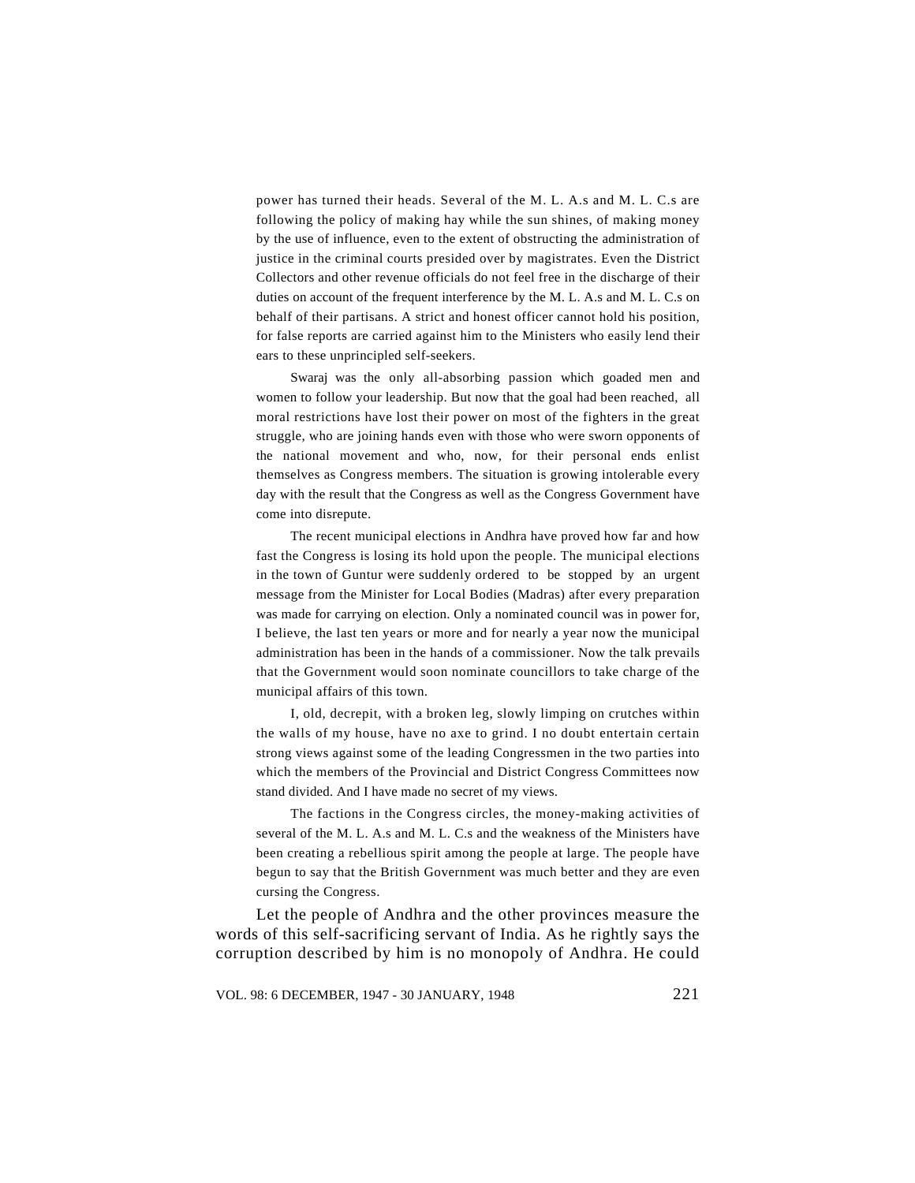power has turned their heads. Several of the M. L. A.s and M. L. C.s are following the policy of making hay while the sun shines, of making money by the use of influence, even to the extent of obstructing the administration of justice in the criminal courts presided over by magistrates. Even the District Collectors and other revenue officials do not feel free in the discharge of their duties on account of the frequent interference by the M. L. A.s and M. L. C.s on behalf of their partisans. A strict and honest officer cannot hold his position, for false reports are carried against him to the Ministers who easily lend their ears to these unprincipled self-seekers.

Swaraj was the only all-absorbing passion which goaded men and women to follow your leadership. But now that the goal had been reached, all moral restrictions have lost their power on most of the fighters in the great struggle, who are joining hands even with those who were sworn opponents of the national movement and who, now, for their personal ends enlist themselves as Congress members. The situation is growing intolerable every day with the result that the Congress as well as the Congress Government have come into disrepute.

The recent municipal elections in Andhra have proved how far and how fast the Congress is losing its hold upon the people. The municipal elections in the town of Guntur were suddenly ordered to be stopped by an urgent message from the Minister for Local Bodies (Madras) after every preparation was made for carrying on election. Only a nominated council was in power for, I believe, the last ten years or more and for nearly a year now the municipal administration has been in the hands of a commissioner. Now the talk prevails that the Government would soon nominate councillors to take charge of the municipal affairs of this town.

I, old, decrepit, with a broken leg, slowly limping on crutches within the walls of my house, have no axe to grind. I no doubt entertain certain strong views against some of the leading Congressmen in the two parties into which the members of the Provincial and District Congress Committees now stand divided. And I have made no secret of my views.

The factions in the Congress circles, the money-making activities of several of the M. L. A.s and M. L. C.s and the weakness of the Ministers have been creating a rebellious spirit among the people at large. The people have begun to say that the British Government was much better and they are even cursing the Congress.

Let the people of Andhra and the other provinces measure the words of this self-sacrificing servant of India. As he rightly says the corruption described by him is no monopoly of Andhra. He could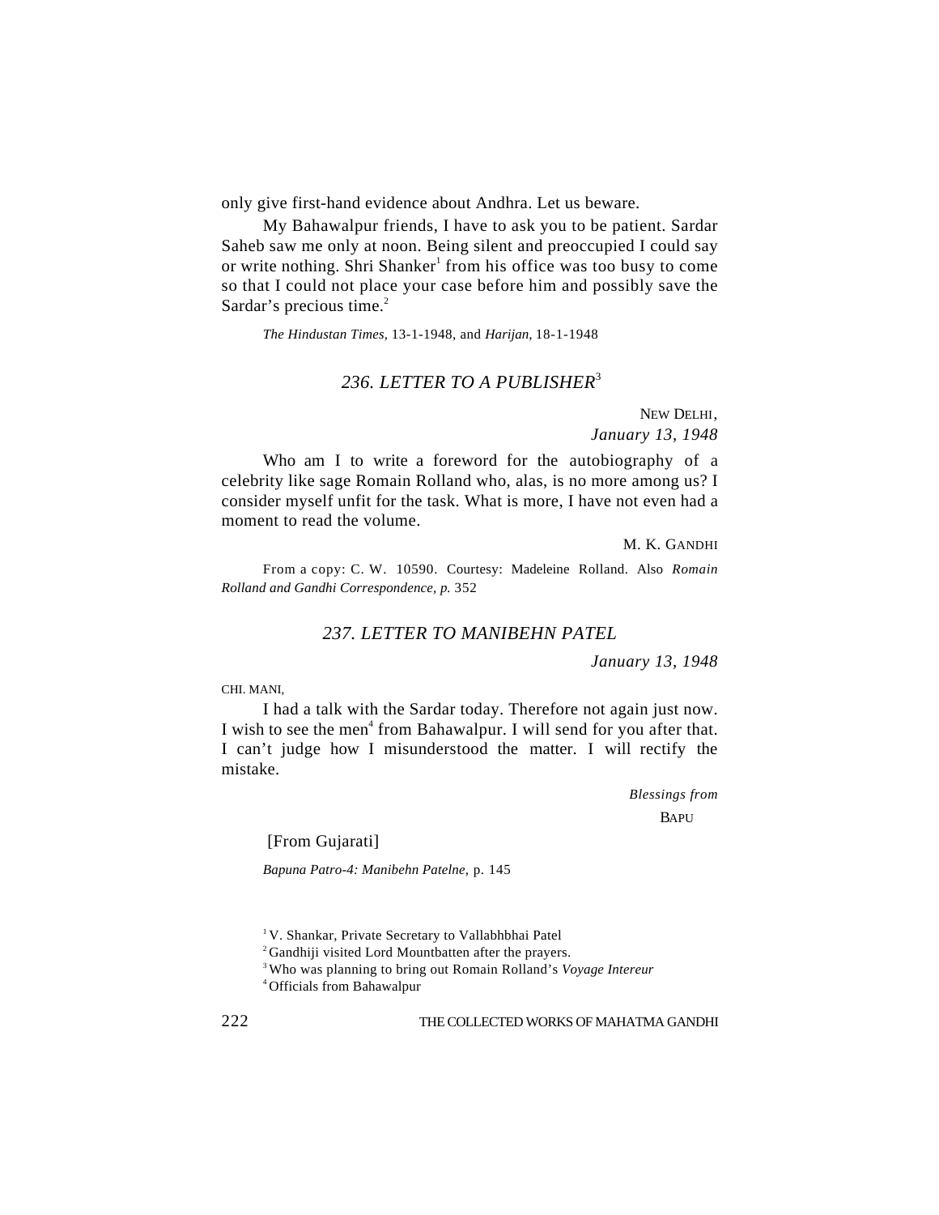only give first-hand evidence about Andhra. Let us beware.

My Bahawalpur friends, I have to ask you to be patient. Sardar Saheb saw me only at noon. Being silent and preoccupied I could say or write nothing. Shri Shanker[1] from his office was too busy to come so that I could not place your case before him and possibly save the Sardar's precious time.[2]

*The Hindustan Times*, 13-1-1948, and *Harijan*, 18-1-1948

## *236. LETTER TO A PUBLISHER*[3]

NEW DELHI,
*January 13, 1948*

Who am I to write a foreword for the autobiography of a celebrity like sage Romain Rolland who, alas, is no more among us? I consider myself unfit for the task. What is more, I have not even had a moment to read the volume.

M. K. GANDHI

From a copy: C. W. 10590. Courtesy: Madeleine Rolland. Also *Romain Rolland and Gandhi Correspondence, p.* 352

## *237. LETTER TO MANIBEHN PATEL*

*January 13, 1948*

CHI. MANI,

I had a talk with the Sardar today. Therefore not again just now. I wish to see the men[4] from Bahawalpur. I will send for you after that. I can't judge how I misunderstood the matter. I will rectify the mistake.

*Blessings from*
BAPU

[From Gujarati]

*Bapuna Patro-4: Manibehn Patelne*, p. 145

---

[1] V. Shankar, Private Secretary to Vallabhbhai Patel

[2] Gandhiji visited Lord Mountbatten after the prayers.

[3] Who was planning to bring out Romain Rolland's *Voyage Intereur*

[4] Officials from Bahawalpur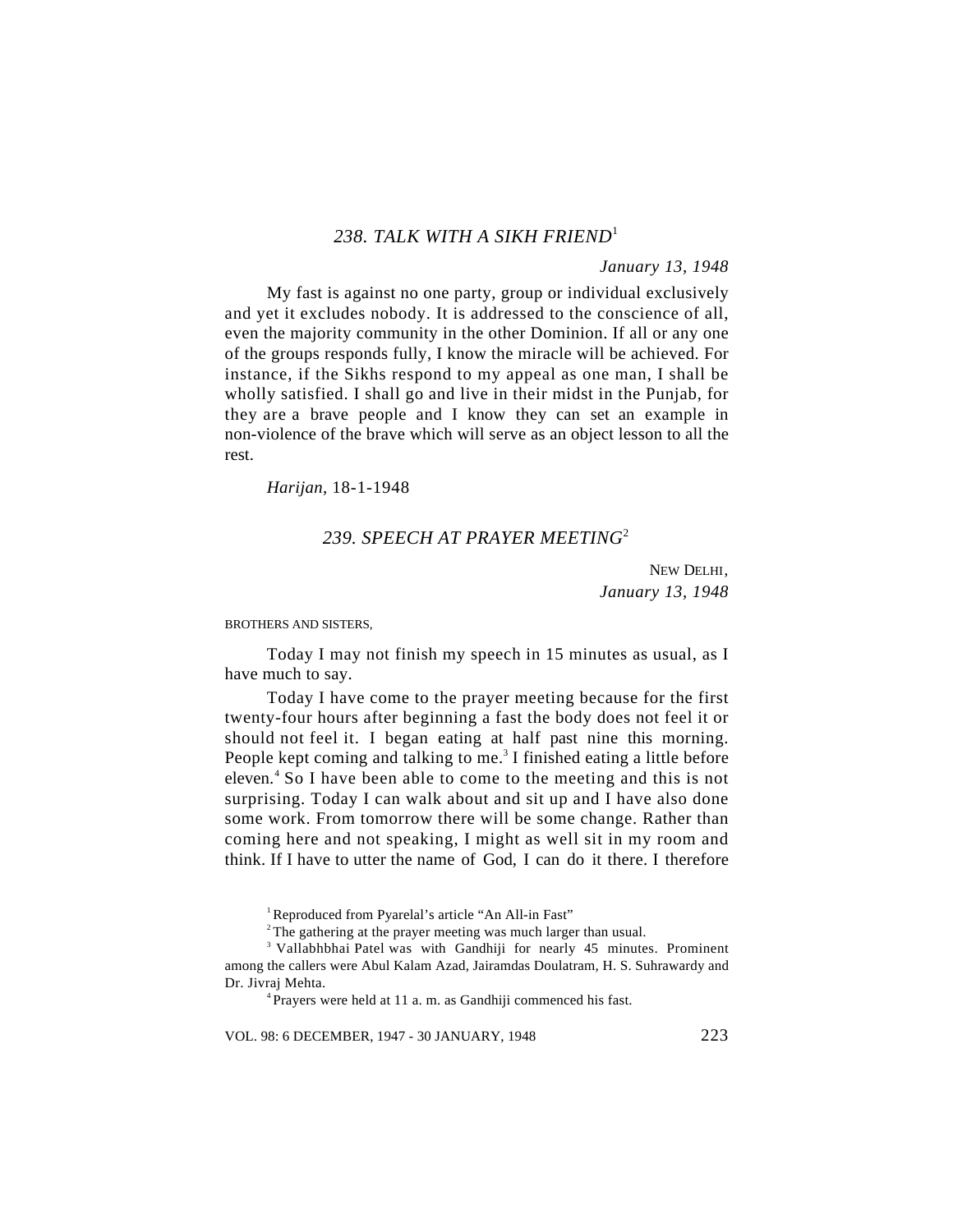## *238. TALK WITH A SIKH FRIEND*[1]

*January 13, 1948*

My fast is against no one party, group or individual exclusively and yet it excludes nobody. It is addressed to the conscience of all, even the majority community in the other Dominion. If all or any one of the groups responds fully, I know the miracle will be achieved. For instance, if the Sikhs respond to my appeal as one man, I shall be wholly satisfied. I shall go and live in their midst in the Punjab, for they are a brave people and I know they can set an example in non-violence of the brave which will serve as an object lesson to all the rest.

*Harijan*, 18-1-1948

## *239. SPEECH AT PRAYER MEETING*[2]

NEW DELHI,
*January 13, 1948*

BROTHERS AND SISTERS,

Today I may not finish my speech in 15 minutes as usual, as I have much to say.

Today I have come to the prayer meeting because for the first twenty-four hours after beginning a fast the body does not feel it or should not feel it. I began eating at half past nine this morning. People kept coming and talking to me.[3] I finished eating a little before eleven.[4] So I have been able to come to the meeting and this is not surprising. Today I can walk about and sit up and I have also done some work. From tomorrow there will be some change. Rather than coming here and not speaking, I might as well sit in my room and think. If I have to utter the name of God, I can do it there. I therefore

---

[1] Reproduced from Pyarelal's article "An All-in Fast"

[2] The gathering at the prayer meeting was much larger than usual.

[3] Vallabhbhai Patel was with Gandhiji for nearly 45 minutes. Prominent among the callers were Abul Kalam Azad, Jairamdas Doulatram, H. S. Suhrawardy and Dr. Jivraj Mehta.

[4] Prayers were held at 11 a. m. as Gandhiji commenced his fast.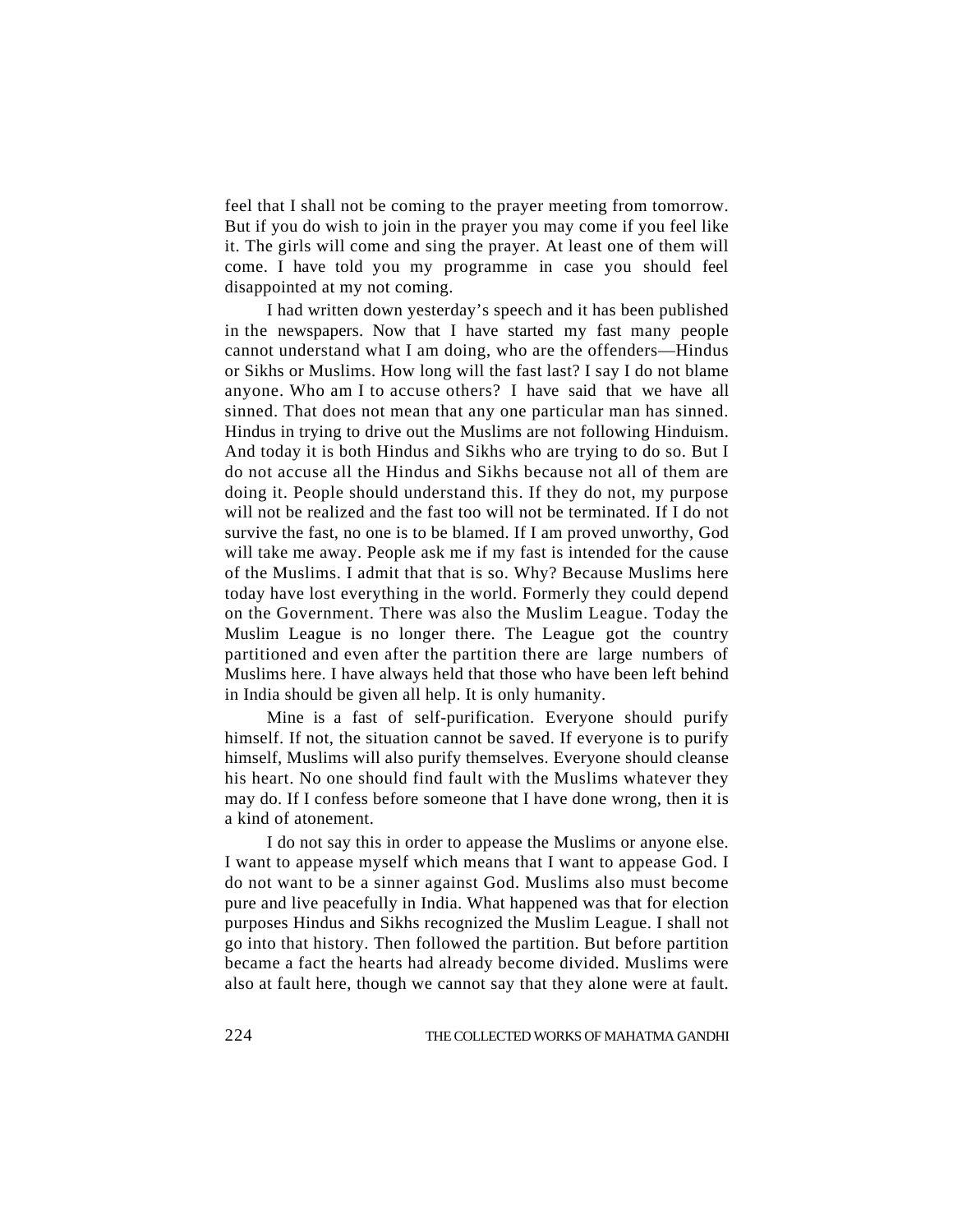feel that I shall not be coming to the prayer meeting from tomorrow. But if you do wish to join in the prayer you may come if you feel like it. The girls will come and sing the prayer. At least one of them will come. I have told you my programme in case you should feel disappointed at my not coming.

I had written down yesterday's speech and it has been published in the newspapers. Now that I have started my fast many people cannot understand what I am doing, who are the offenders—Hindus or Sikhs or Muslims. How long will the fast last? I say I do not blame anyone. Who am I to accuse others? I have said that we have all sinned. That does not mean that any one particular man has sinned. Hindus in trying to drive out the Muslims are not following Hinduism. And today it is both Hindus and Sikhs who are trying to do so. But I do not accuse all the Hindus and Sikhs because not all of them are doing it. People should understand this. If they do not, my purpose will not be realized and the fast too will not be terminated. If I do not survive the fast, no one is to be blamed. If I am proved unworthy, God will take me away. People ask me if my fast is intended for the cause of the Muslims. I admit that that is so. Why? Because Muslims here today have lost everything in the world. Formerly they could depend on the Government. There was also the Muslim League. Today the Muslim League is no longer there. The League got the country partitioned and even after the partition there are large numbers of Muslims here. I have always held that those who have been left behind in India should be given all help. It is only humanity.

Mine is a fast of self-purification. Everyone should purify himself. If not, the situation cannot be saved. If everyone is to purify himself, Muslims will also purify themselves. Everyone should cleanse his heart. No one should find fault with the Muslims whatever they may do. If I confess before someone that I have done wrong, then it is a kind of atonement.

I do not say this in order to appease the Muslims or anyone else. I want to appease myself which means that I want to appease God. I do not want to be a sinner against God. Muslims also must become pure and live peacefully in India. What happened was that for election purposes Hindus and Sikhs recognized the Muslim League. I shall not go into that history. Then followed the partition. But before partition became a fact the hearts had already become divided. Muslims were also at fault here, though we cannot say that they alone were at fault.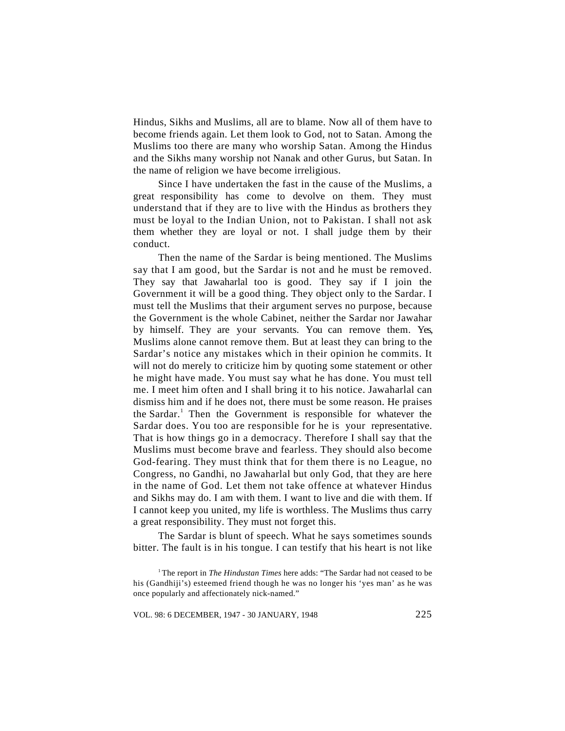Hindus, Sikhs and Muslims, all are to blame. Now all of them have to become friends again. Let them look to God, not to Satan. Among the Muslims too there are many who worship Satan. Among the Hindus and the Sikhs many worship not Nanak and other Gurus, but Satan. In the name of religion we have become irreligious.

Since I have undertaken the fast in the cause of the Muslims, a great responsibility has come to devolve on them. They must understand that if they are to live with the Hindus as brothers they must be loyal to the Indian Union, not to Pakistan. I shall not ask them whether they are loyal or not. I shall judge them by their conduct.

Then the name of the Sardar is being mentioned. The Muslims say that I am good, but the Sardar is not and he must be removed. They say that Jawaharlal too is good. They say if I join the Government it will be a good thing. They object only to the Sardar. I must tell the Muslims that their argument serves no purpose, because the Government is the whole Cabinet, neither the Sardar nor Jawahar by himself. They are your servants. You can remove them. Yes, Muslims alone cannot remove them. But at least they can bring to the Sardar's notice any mistakes which in their opinion he commits. It will not do merely to criticize him by quoting some statement or other he might have made. You must say what he has done. You must tell me. I meet him often and I shall bring it to his notice. Jawaharlal can dismiss him and if he does not, there must be some reason. He praises the Sardar.[1] Then the Government is responsible for whatever the Sardar does. You too are responsible for he is your representative. That is how things go in a democracy. Therefore I shall say that the Muslims must become brave and fearless. They should also become God-fearing. They must think that for them there is no League, no Congress, no Gandhi, no Jawaharlal but only God, that they are here in the name of God. Let them not take offence at whatever Hindus and Sikhs may do. I am with them. I want to live and die with them. If I cannot keep you united, my life is worthless. The Muslims thus carry a great responsibility. They must not forget this.

The Sardar is blunt of speech. What he says sometimes sounds bitter. The fault is in his tongue. I can testify that his heart is not like

[1] The report in *The Hindustan Times* here adds: "The Sardar had not ceased to be his (Gandhiji's) esteemed friend though he was no longer his 'yes man' as he was once popularly and affectionately nick-named."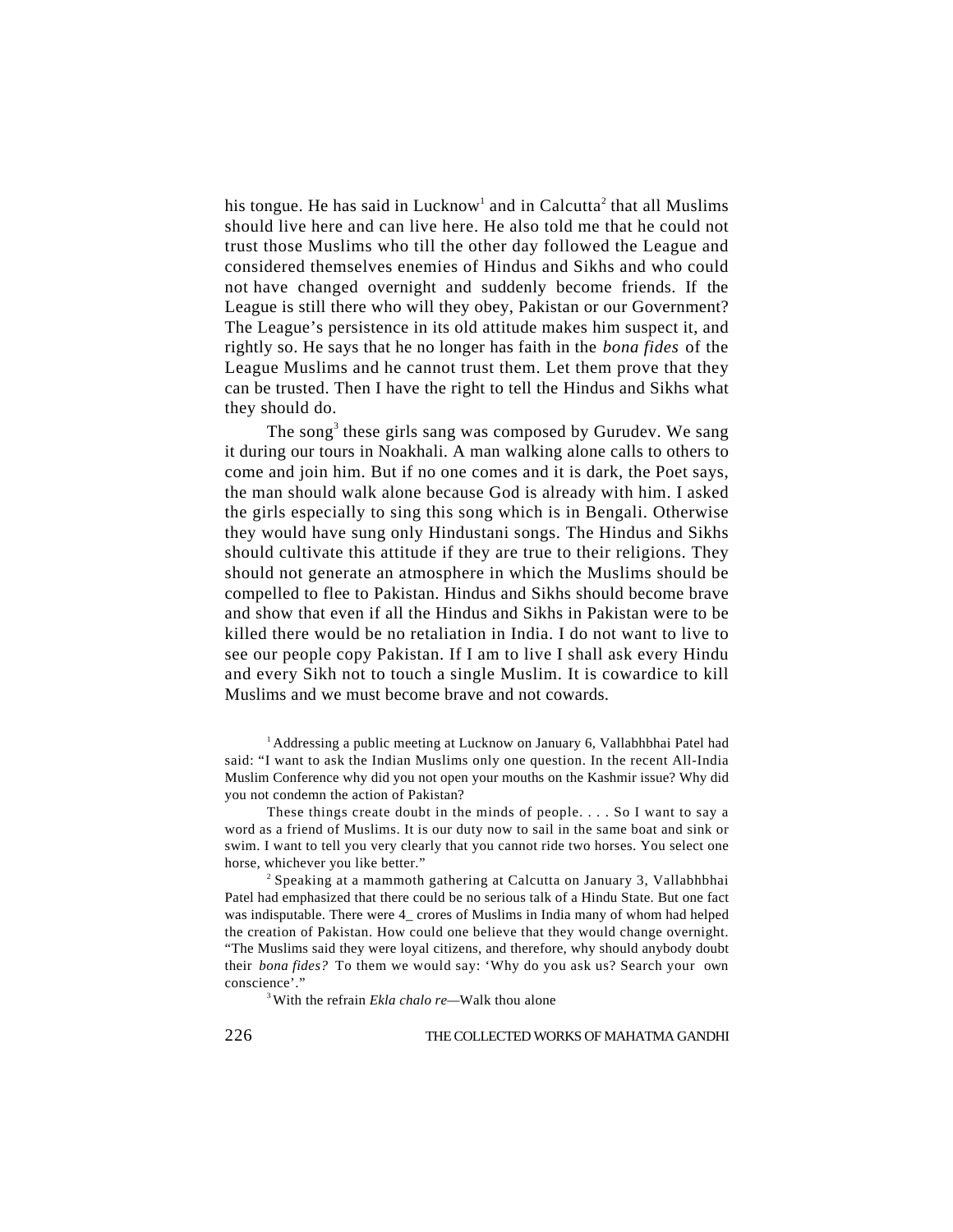his tongue. He has said in Lucknow[1] and in Calcutta[2] that all Muslims should live here and can live here. He also told me that he could not trust those Muslims who till the other day followed the League and considered themselves enemies of Hindus and Sikhs and who could not have changed overnight and suddenly become friends. If the League is still there who will they obey, Pakistan or our Government? The League's persistence in its old attitude makes him suspect it, and rightly so. He says that he no longer has faith in the *bona fides* of the League Muslims and he cannot trust them. Let them prove that they can be trusted. Then I have the right to tell the Hindus and Sikhs what they should do.

The song[3] these girls sang was composed by Gurudev. We sang it during our tours in Noakhali. A man walking alone calls to others to come and join him. But if no one comes and it is dark, the Poet says, the man should walk alone because God is already with him. I asked the girls especially to sing this song which is in Bengali. Otherwise they would have sung only Hindustani songs. The Hindus and Sikhs should cultivate this attitude if they are true to their religions. They should not generate an atmosphere in which the Muslims should be compelled to flee to Pakistan. Hindus and Sikhs should become brave and show that even if all the Hindus and Sikhs in Pakistan were to be killed there would be no retaliation in India. I do not want to live to see our people copy Pakistan. If I am to live I shall ask every Hindu and every Sikh not to touch a single Muslim. It is cowardice to kill Muslims and we must become brave and not cowards.

[1] Addressing a public meeting at Lucknow on January 6, Vallabhbhai Patel had said: "I want to ask the Indian Muslims only one question. In the recent All-India Muslim Conference why did you not open your mouths on the Kashmir issue? Why did you not condemn the action of Pakistan?

These things create doubt in the minds of people. . . . So I want to say a word as a friend of Muslims. It is our duty now to sail in the same boat and sink or swim. I want to tell you very clearly that you cannot ride two horses. You select one horse, whichever you like better."

[2] Speaking at a mammoth gathering at Calcutta on January 3, Vallabhbhai Patel had emphasized that there could be no serious talk of a Hindu State. But one fact was indisputable. There were 4_ crores of Muslims in India many of whom had helped the creation of Pakistan. How could one believe that they would change overnight. "The Muslims said they were loyal citizens, and therefore, why should anybody doubt their *bona fides?* To them we would say: 'Why do you ask us? Search your own conscience'."

[3] With the refrain *Ekla chalo re*—Walk thou alone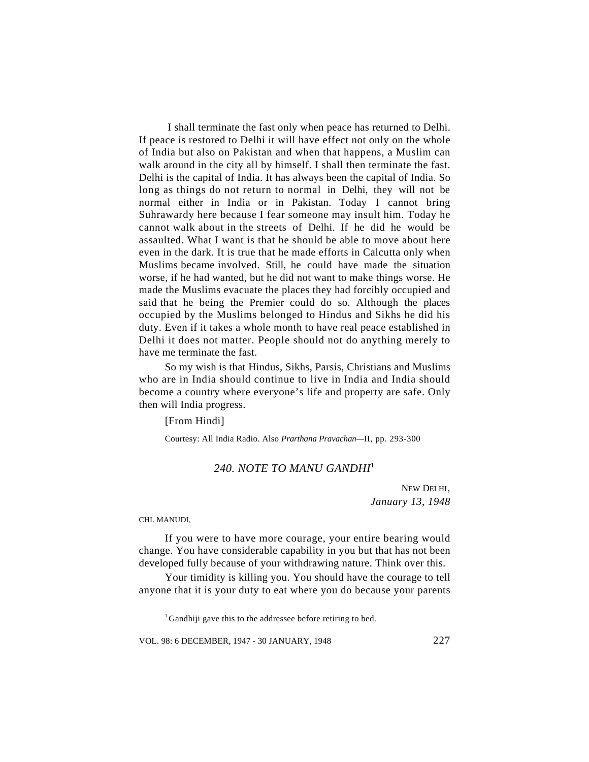I shall terminate the fast only when peace has returned to Delhi. If peace is restored to Delhi it will have effect not only on the whole of India but also on Pakistan and when that happens, a Muslim can walk around in the city all by himself. I shall then terminate the fast. Delhi is the capital of India. It has always been the capital of India. So long as things do not return to normal in Delhi, they will not be normal either in India or in Pakistan. Today I cannot bring Suhrawardy here because I fear someone may insult him. Today he cannot walk about in the streets of Delhi. If he did he would be assaulted. What I want is that he should be able to move about here even in the dark. It is true that he made efforts in Calcutta only when Muslims became involved. Still, he could have made the situation worse, if he had wanted, but he did not want to make things worse. He made the Muslims evacuate the places they had forcibly occupied and said that he being the Premier could do so. Although the places occupied by the Muslims belonged to Hindus and Sikhs he did his duty. Even if it takes a whole month to have real peace established in Delhi it does not matter. People should not do anything merely to have me terminate the fast.

So my wish is that Hindus, Sikhs, Parsis, Christians and Muslims who are in India should continue to live in India and India should become a country where everyone's life and property are safe. Only then will India progress.

[From Hindi]

Courtesy: All India Radio. Also *Prarthana Pravachan*—II, pp. 293-300

## *240. NOTE TO MANU GANDHI*[1]

NEW DELHI,
*January 13, 1948*

CHI. MANUDI,

If you were to have more courage, your entire bearing would change. You have considerable capability in you but that has not been developed fully because of your withdrawing nature. Think over this.

Your timidity is killing you. You should have the courage to tell anyone that it is your duty to eat where you do because your parents

[1] Gandhiji gave this to the addressee before retiring to bed.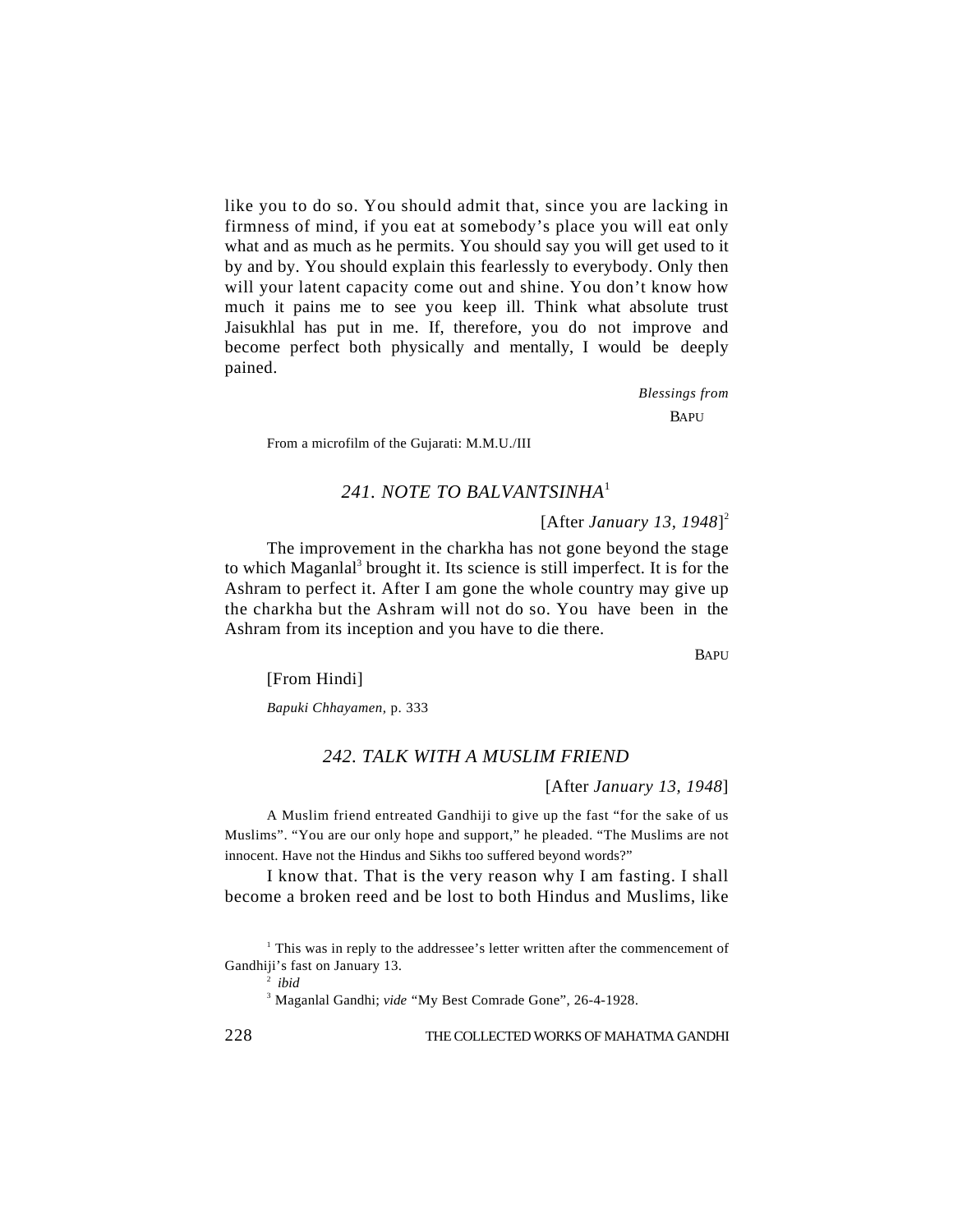like you to do so. You should admit that, since you are lacking in firmness of mind, if you eat at somebody's place you will eat only what and as much as he permits. You should say you will get used to it by and by. You should explain this fearlessly to everybody. Only then will your latent capacity come out and shine. You don't know how much it pains me to see you keep ill. Think what absolute trust Jaisukhlal has put in me. If, therefore, you do not improve and become perfect both physically and mentally, I would be deeply pained.

*Blessings from*

BAPU

From a microfilm of the Gujarati: M.M.U./III

### 241. NOTE TO BALVANTSINHA[1]

[After *January 13, 1948*][2]

The improvement in the charkha has not gone beyond the stage to which Maganlal[3] brought it. Its science is still imperfect. It is for the Ashram to perfect it. After I am gone the whole country may give up the charkha but the Ashram will not do so. You have been in the Ashram from its inception and you have to die there.

BAPU

[From Hindi]

*Bapuki Chhayamen,* p. 333

### 242. TALK WITH A MUSLIM FRIEND

[After *January 13, 1948*]

A Muslim friend entreated Gandhiji to give up the fast "for the sake of us Muslims". "You are our only hope and support," he pleaded. "The Muslims are not innocent. Have not the Hindus and Sikhs too suffered beyond words?"

I know that. That is the very reason why I am fasting. I shall become a broken reed and be lost to both Hindus and Muslims, like

---

[1] This was in reply to the addressee's letter written after the commencement of Gandhiji's fast on January 13.

[2] *ibid*

[3] Maganlal Gandhi; *vide* "My Best Comrade Gone", 26-4-1928.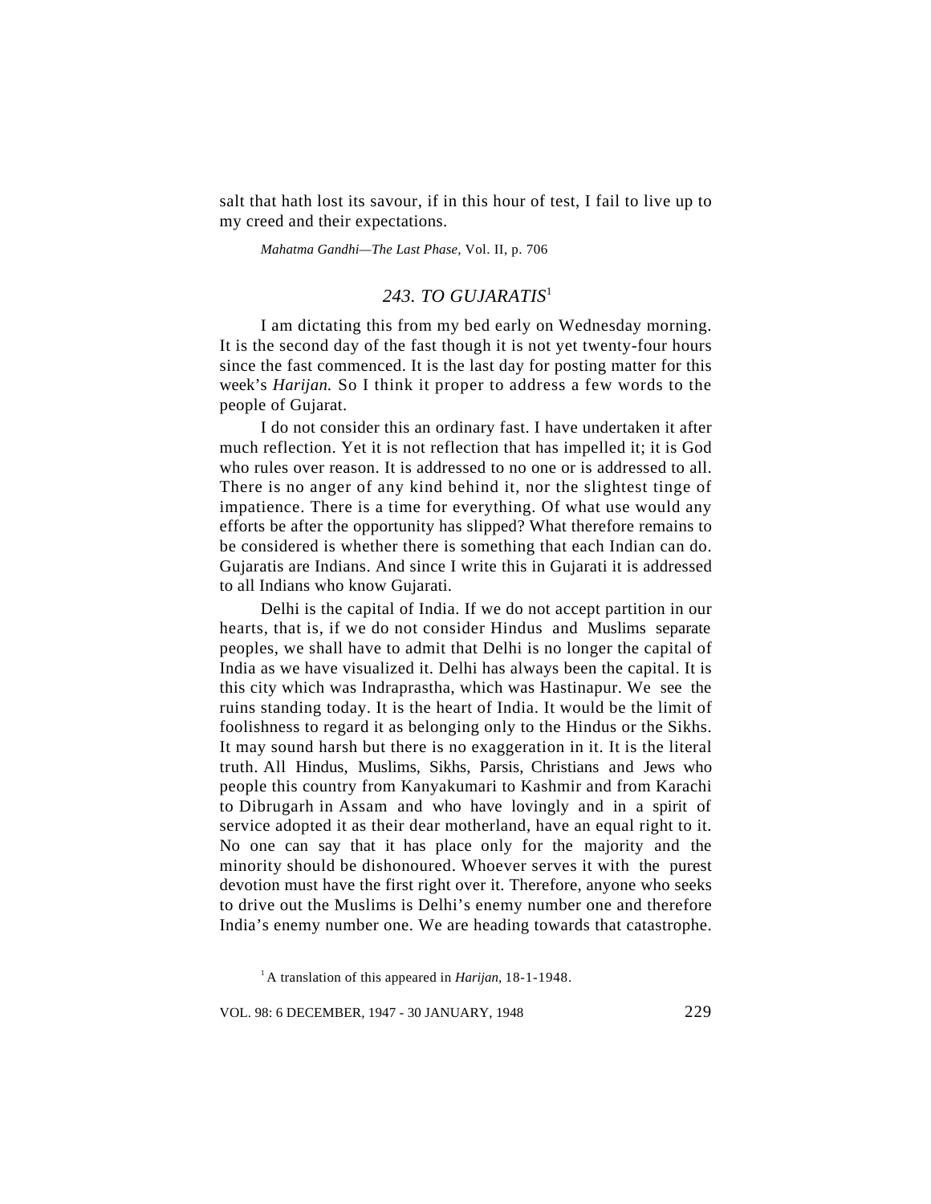salt that hath lost its savour, if in this hour of test, I fail to live up to my creed and their expectations.

*Mahatma Gandhi—The Last Phase,* Vol. II, p. 706

## *243. TO GUJARATIS*[1]

I am dictating this from my bed early on Wednesday morning. It is the second day of the fast though it is not yet twenty-four hours since the fast commenced. It is the last day for posting matter for this week's *Harijan.* So I think it proper to address a few words to the people of Gujarat.

I do not consider this an ordinary fast. I have undertaken it after much reflection. Yet it is not reflection that has impelled it; it is God who rules over reason. It is addressed to no one or is addressed to all. There is no anger of any kind behind it, nor the slightest tinge of impatience. There is a time for everything. Of what use would any efforts be after the opportunity has slipped? What therefore remains to be considered is whether there is something that each Indian can do. Gujaratis are Indians. And since I write this in Gujarati it is addressed to all Indians who know Gujarati.

Delhi is the capital of India. If we do not accept partition in our hearts, that is, if we do not consider Hindus and Muslims separate peoples, we shall have to admit that Delhi is no longer the capital of India as we have visualized it. Delhi has always been the capital. It is this city which was Indraprastha, which was Hastinapur. We see the ruins standing today. It is the heart of India. It would be the limit of foolishness to regard it as belonging only to the Hindus or the Sikhs. It may sound harsh but there is no exaggeration in it. It is the literal truth. All Hindus, Muslims, Sikhs, Parsis, Christians and Jews who people this country from Kanyakumari to Kashmir and from Karachi to Dibrugarh in Assam and who have lovingly and in a spirit of service adopted it as their dear motherland, have an equal right to it. No one can say that it has place only for the majority and the minority should be dishonoured. Whoever serves it with the purest devotion must have the first right over it. Therefore, anyone who seeks to drive out the Muslims is Delhi's enemy number one and therefore India's enemy number one. We are heading towards that catastrophe.

[1] A translation of this appeared in *Harijan,* 18-1-1948.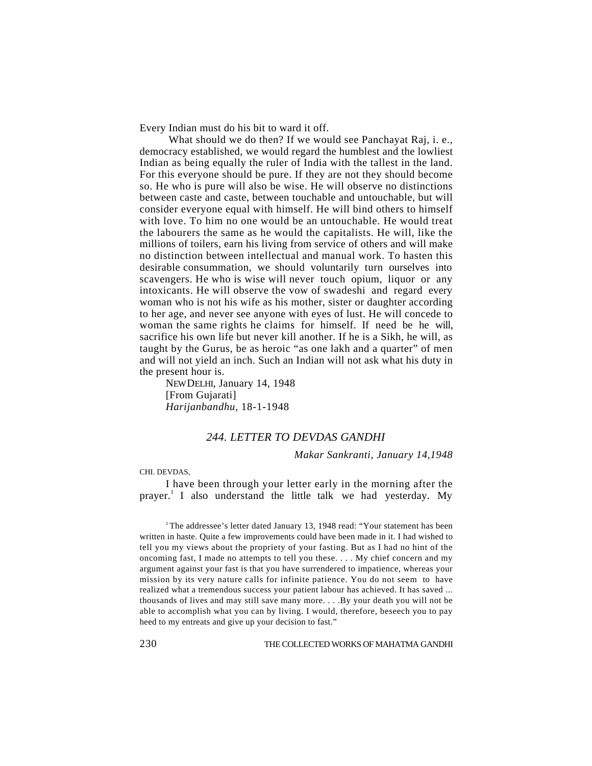Every Indian must do his bit to ward it off.

What should we do then? If we would see Panchayat Raj, i. e., democracy established, we would regard the humblest and the lowliest Indian as being equally the ruler of India with the tallest in the land. For this everyone should be pure. If they are not they should become so. He who is pure will also be wise. He will observe no distinctions between caste and caste, between touchable and untouchable, but will consider everyone equal with himself. He will bind others to himself with love. To him no one would be an untouchable. He would treat the labourers the same as he would the capitalists. He will, like the millions of toilers, earn his living from service of others and will make no distinction between intellectual and manual work. To hasten this desirable consummation, we should voluntarily turn ourselves into scavengers. He who is wise will never touch opium, liquor or any intoxicants. He will observe the vow of swadeshi and regard every woman who is not his wife as his mother, sister or daughter according to her age, and never see anyone with eyes of lust. He will concede to woman the same rights he claims for himself. If need be he will, sacrifice his own life but never kill another. If he is a Sikh, he will, as taught by the Gurus, be as heroic "as one lakh and a quarter" of men and will not yield an inch. Such an Indian will not ask what his duty in the present hour is.

NEW DELHI, January 14, 1948
[From Gujarati]
*Harijanbandhu*, 18-1-1948

## *244. LETTER TO DEVDAS GANDHI*

*Makar Sankranti, January 14,1948*

CHI. DEVDAS,

I have been through your letter early in the morning after the prayer.[1] I also understand the little talk we had yesterday. My

[1] The addressee's letter dated January 13, 1948 read: "Your statement has been written in haste. Quite a few improvements could have been made in it. I had wished to tell you my views about the propriety of your fasting. But as I had no hint of the oncoming fast, I made no attempts to tell you these. . . . My chief concern and my argument against your fast is that you have surrendered to impatience, whereas your mission by its very nature calls for infinite patience. You do not seem to have realized what a tremendous success your patient labour has achieved. It has saved ... thousands of lives and may still save many more. . . .By your death you will not be able to accomplish what you can by living. I would, therefore, beseech you to pay heed to my entreats and give up your decision to fast."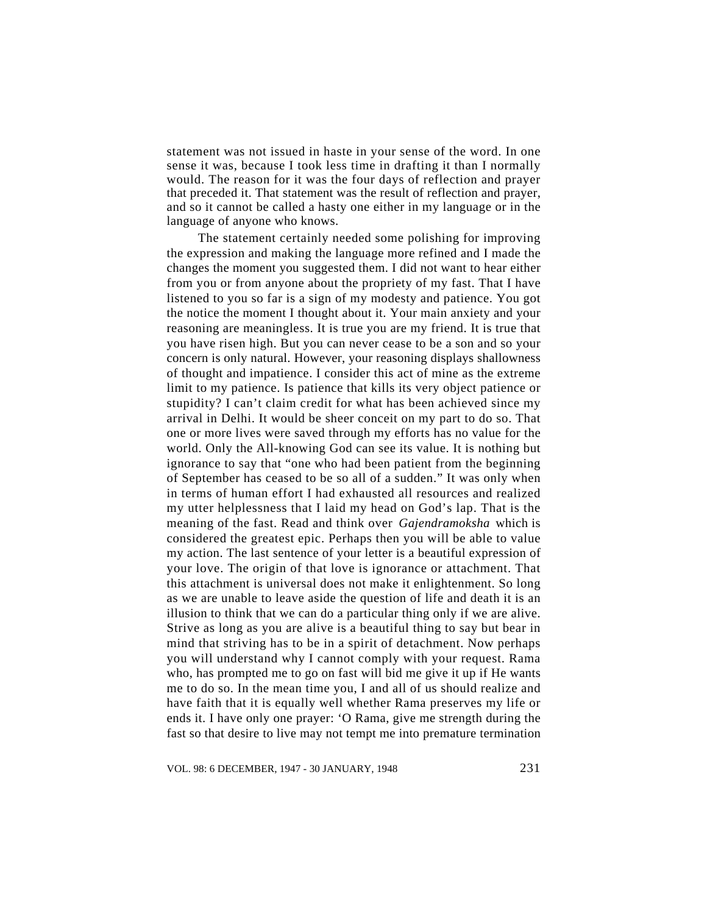statement was not issued in haste in your sense of the word. In one sense it was, because I took less time in drafting it than I normally would. The reason for it was the four days of reflection and prayer that preceded it. That statement was the result of reflection and prayer, and so it cannot be called a hasty one either in my language or in the language of anyone who knows.

The statement certainly needed some polishing for improving the expression and making the language more refined and I made the changes the moment you suggested them. I did not want to hear either from you or from anyone about the propriety of my fast. That I have listened to you so far is a sign of my modesty and patience. You got the notice the moment I thought about it. Your main anxiety and your reasoning are meaningless. It is true you are my friend. It is true that you have risen high. But you can never cease to be a son and so your concern is only natural. However, your reasoning displays shallowness of thought and impatience. I consider this act of mine as the extreme limit to my patience. Is patience that kills its very object patience or stupidity? I can't claim credit for what has been achieved since my arrival in Delhi. It would be sheer conceit on my part to do so. That one or more lives were saved through my efforts has no value for the world. Only the All-knowing God can see its value. It is nothing but ignorance to say that "one who had been patient from the beginning of September has ceased to be so all of a sudden." It was only when in terms of human effort I had exhausted all resources and realized my utter helplessness that I laid my head on God's lap. That is the meaning of the fast. Read and think over *Gajendramoksha* which is considered the greatest epic. Perhaps then you will be able to value my action. The last sentence of your letter is a beautiful expression of your love. The origin of that love is ignorance or attachment. That this attachment is universal does not make it enlightenment. So long as we are unable to leave aside the question of life and death it is an illusion to think that we can do a particular thing only if we are alive. Strive as long as you are alive is a beautiful thing to say but bear in mind that striving has to be in a spirit of detachment. Now perhaps you will understand why I cannot comply with your request. Rama who, has prompted me to go on fast will bid me give it up if He wants me to do so. In the mean time you, I and all of us should realize and have faith that it is equally well whether Rama preserves my life or ends it. I have only one prayer: 'O Rama, give me strength during the fast so that desire to live may not tempt me into premature termination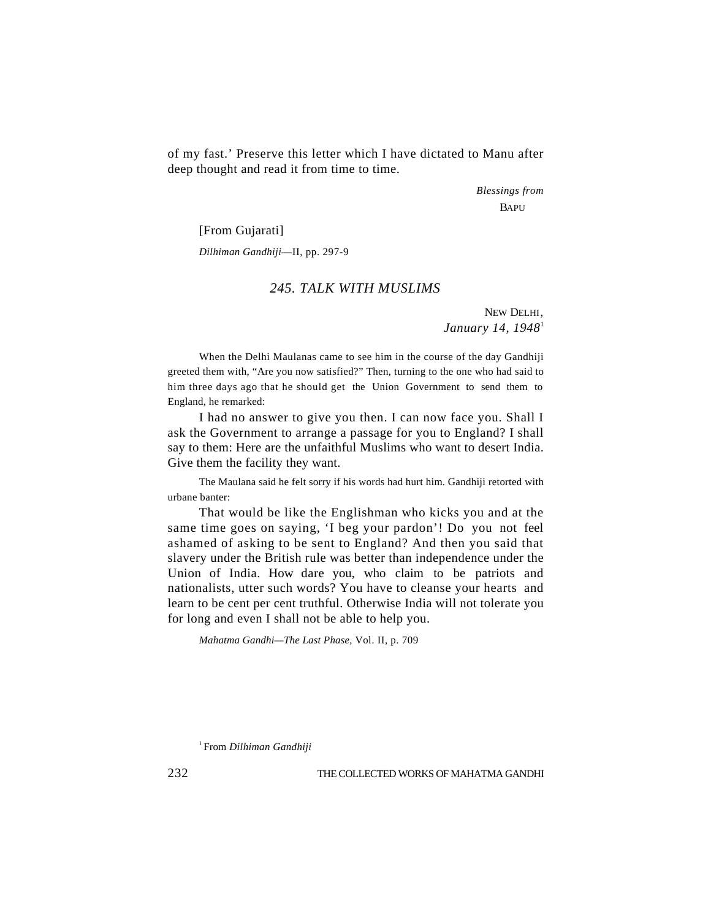of my fast.' Preserve this letter which I have dictated to Manu after deep thought and read it from time to time.

*Blessings from*
BAPU

[From Gujarati]

*Dilhiman Gandhiji*—II, pp. 297-9

## *245. TALK WITH MUSLIMS*

NEW DELHI,
*January 14, 1948*[1]

When the Delhi Maulanas came to see him in the course of the day Gandhiji greeted them with, "Are you now satisfied?" Then, turning to the one who had said to him three days ago that he should get the Union Government to send them to England, he remarked:

I had no answer to give you then. I can now face you. Shall I ask the Government to arrange a passage for you to England? I shall say to them: Here are the unfaithful Muslims who want to desert India. Give them the facility they want.

The Maulana said he felt sorry if his words had hurt him. Gandhiji retorted with urbane banter:

That would be like the Englishman who kicks you and at the same time goes on saying, 'I beg your pardon'! Do you not feel ashamed of asking to be sent to England? And then you said that slavery under the British rule was better than independence under the Union of India. How dare you, who claim to be patriots and nationalists, utter such words? You have to cleanse your hearts and learn to be cent per cent truthful. Otherwise India will not tolerate you for long and even I shall not be able to help you.

*Mahatma Gandhi—The Last Phase*, Vol. II, p. 709

[1] From *Dilhiman Gandhiji*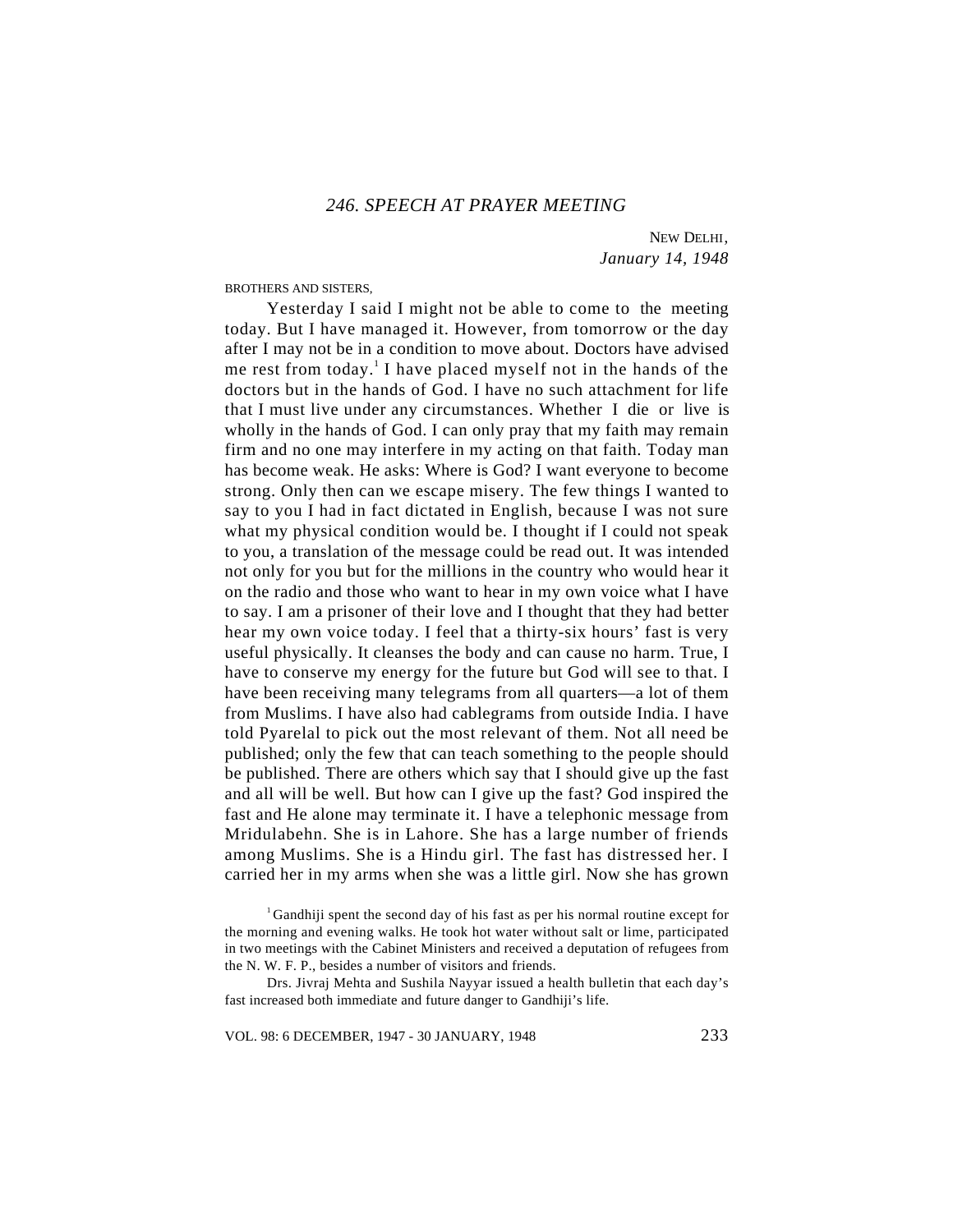## *246. SPEECH AT PRAYER MEETING*

NEW DELHI,
*January 14, 1948*

BROTHERS AND SISTERS,

Yesterday I said I might not be able to come to the meeting today. But I have managed it. However, from tomorrow or the day after I may not be in a condition to move about. Doctors have advised me rest from today.[1] I have placed myself not in the hands of the doctors but in the hands of God. I have no such attachment for life that I must live under any circumstances. Whether I die or live is wholly in the hands of God. I can only pray that my faith may remain firm and no one may interfere in my acting on that faith. Today man has become weak. He asks: Where is God? I want everyone to become strong. Only then can we escape misery. The few things I wanted to say to you I had in fact dictated in English, because I was not sure what my physical condition would be. I thought if I could not speak to you, a translation of the message could be read out. It was intended not only for you but for the millions in the country who would hear it on the radio and those who want to hear in my own voice what I have to say. I am a prisoner of their love and I thought that they had better hear my own voice today. I feel that a thirty-six hours' fast is very useful physically. It cleanses the body and can cause no harm. True, I have to conserve my energy for the future but God will see to that. I have been receiving many telegrams from all quarters—a lot of them from Muslims. I have also had cablegrams from outside India. I have told Pyarelal to pick out the most relevant of them. Not all need be published; only the few that can teach something to the people should be published. There are others which say that I should give up the fast and all will be well. But how can I give up the fast? God inspired the fast and He alone may terminate it. I have a telephonic message from Mridulabehn. She is in Lahore. She has a large number of friends among Muslims. She is a Hindu girl. The fast has distressed her. I carried her in my arms when she was a little girl. Now she has grown

[1] Gandhiji spent the second day of his fast as per his normal routine except for the morning and evening walks. He took hot water without salt or lime, participated in two meetings with the Cabinet Ministers and received a deputation of refugees from the N. W. F. P., besides a number of visitors and friends.

Drs. Jivraj Mehta and Sushila Nayyar issued a health bulletin that each day's fast increased both immediate and future danger to Gandhiji's life.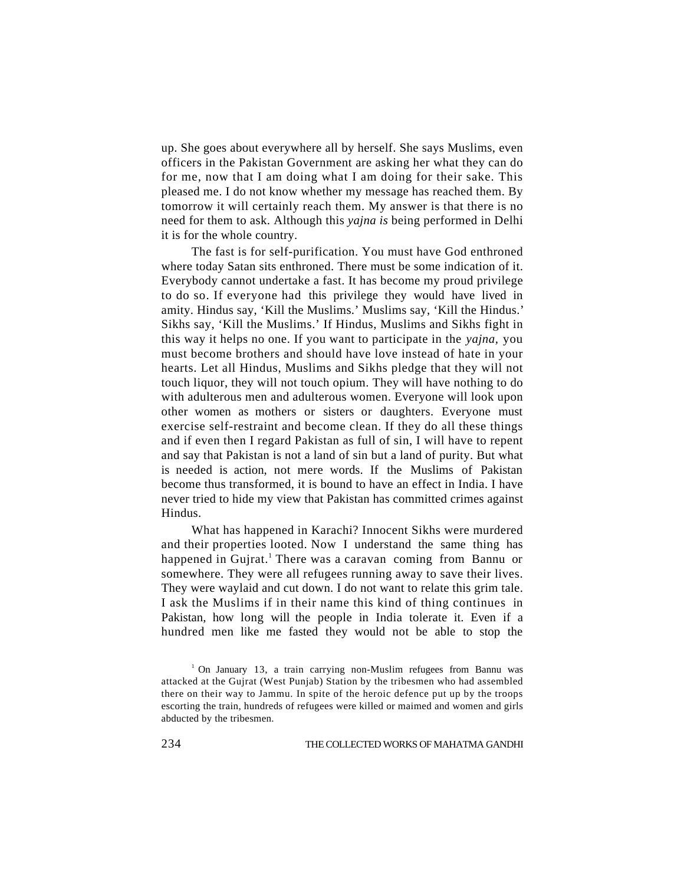up. She goes about everywhere all by herself. She says Muslims, even officers in the Pakistan Government are asking her what they can do for me, now that I am doing what I am doing for their sake. This pleased me. I do not know whether my message has reached them. By tomorrow it will certainly reach them. My answer is that there is no need for them to ask. Although this *yajna is* being performed in Delhi it is for the whole country.

The fast is for self-purification. You must have God enthroned where today Satan sits enthroned. There must be some indication of it. Everybody cannot undertake a fast. It has become my proud privilege to do so. If everyone had this privilege they would have lived in amity. Hindus say, 'Kill the Muslims.' Muslims say, 'Kill the Hindus.' Sikhs say, 'Kill the Muslims.' If Hindus, Muslims and Sikhs fight in this way it helps no one. If you want to participate in the *yajna*, you must become brothers and should have love instead of hate in your hearts. Let all Hindus, Muslims and Sikhs pledge that they will not touch liquor, they will not touch opium. They will have nothing to do with adulterous men and adulterous women. Everyone will look upon other women as mothers or sisters or daughters. Everyone must exercise self-restraint and become clean. If they do all these things and if even then I regard Pakistan as full of sin, I will have to repent and say that Pakistan is not a land of sin but a land of purity. But what is needed is action, not mere words. If the Muslims of Pakistan become thus transformed, it is bound to have an effect in India. I have never tried to hide my view that Pakistan has committed crimes against Hindus.

What has happened in Karachi? Innocent Sikhs were murdered and their properties looted. Now I understand the same thing has happened in Gujrat.[1] There was a caravan coming from Bannu or somewhere. They were all refugees running away to save their lives. They were waylaid and cut down. I do not want to relate this grim tale. I ask the Muslims if in their name this kind of thing continues in Pakistan, how long will the people in India tolerate it. Even if a hundred men like me fasted they would not be able to stop the

[1] On January 13, a train carrying non-Muslim refugees from Bannu was attacked at the Gujrat (West Punjab) Station by the tribesmen who had assembled there on their way to Jammu. In spite of the heroic defence put up by the troops escorting the train, hundreds of refugees were killed or maimed and women and girls abducted by the tribesmen.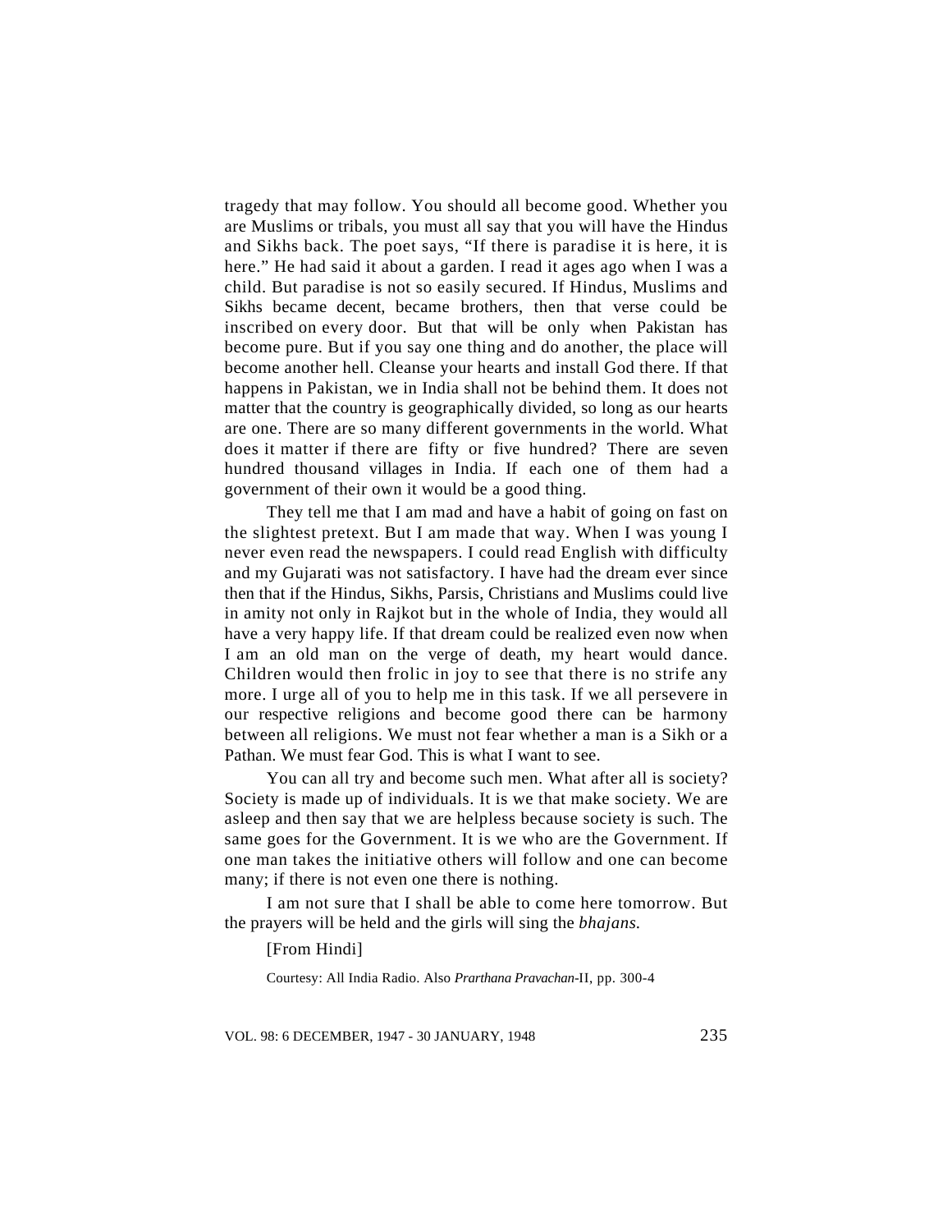tragedy that may follow. You should all become good. Whether you are Muslims or tribals, you must all say that you will have the Hindus and Sikhs back. The poet says, "If there is paradise it is here, it is here." He had said it about a garden. I read it ages ago when I was a child. But paradise is not so easily secured. If Hindus, Muslims and Sikhs became decent, became brothers, then that verse could be inscribed on every door. But that will be only when Pakistan has become pure. But if you say one thing and do another, the place will become another hell. Cleanse your hearts and install God there. If that happens in Pakistan, we in India shall not be behind them. It does not matter that the country is geographically divided, so long as our hearts are one. There are so many different governments in the world. What does it matter if there are fifty or five hundred? There are seven hundred thousand villages in India. If each one of them had a government of their own it would be a good thing.

They tell me that I am mad and have a habit of going on fast on the slightest pretext. But I am made that way. When I was young I never even read the newspapers. I could read English with difficulty and my Gujarati was not satisfactory. I have had the dream ever since then that if the Hindus, Sikhs, Parsis, Christians and Muslims could live in amity not only in Rajkot but in the whole of India, they would all have a very happy life. If that dream could be realized even now when I am an old man on the verge of death, my heart would dance. Children would then frolic in joy to see that there is no strife any more. I urge all of you to help me in this task. If we all persevere in our respective religions and become good there can be harmony between all religions. We must not fear whether a man is a Sikh or a Pathan. We must fear God. This is what I want to see.

You can all try and become such men. What after all is society? Society is made up of individuals. It is we that make society. We are asleep and then say that we are helpless because society is such. The same goes for the Government. It is we who are the Government. If one man takes the initiative others will follow and one can become many; if there is not even one there is nothing.

I am not sure that I shall be able to come here tomorrow. But the prayers will be held and the girls will sing the *bhajans.*

[From Hindi]

Courtesy: All India Radio. Also *Prarthana Pravachan*-II, pp. 300-4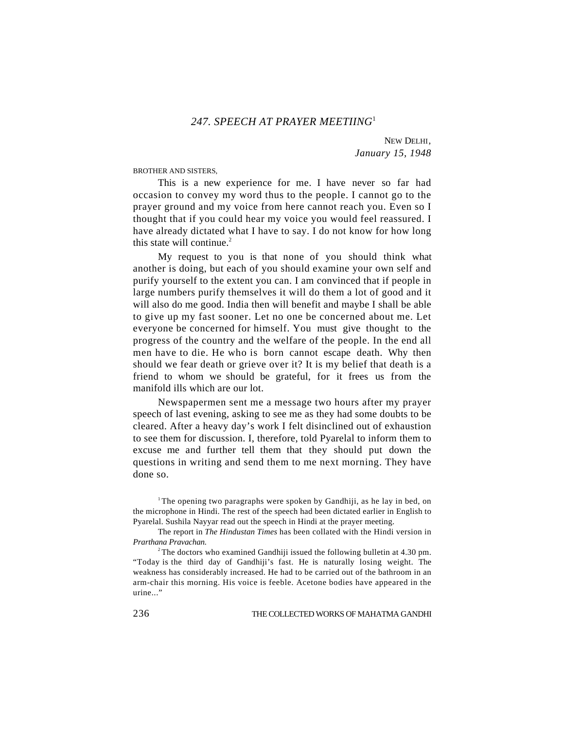## *247. SPEECH AT PRAYER MEETIING*[1]

NEW DELHI,
*January 15, 1948*

BROTHER AND SISTERS,

This is a new experience for me. I have never so far had occasion to convey my word thus to the people. I cannot go to the prayer ground and my voice from here cannot reach you. Even so I thought that if you could hear my voice you would feel reassured. I have already dictated what I have to say. I do not know for how long this state will continue.[2]

My request to you is that none of you should think what another is doing, but each of you should examine your own self and purify yourself to the extent you can. I am convinced that if people in large numbers purify themselves it will do them a lot of good and it will also do me good. India then will benefit and maybe I shall be able to give up my fast sooner. Let no one be concerned about me. Let everyone be concerned for himself. You must give thought to the progress of the country and the welfare of the people. In the end all men have to die. He who is born cannot escape death. Why then should we fear death or grieve over it? It is my belief that death is a friend to whom we should be grateful, for it frees us from the manifold ills which are our lot.

Newspapermen sent me a message two hours after my prayer speech of last evening, asking to see me as they had some doubts to be cleared. After a heavy day's work I felt disinclined out of exhaustion to see them for discussion. I, therefore, told Pyarelal to inform them to excuse me and further tell them that they should put down the questions in writing and send them to me next morning. They have done so.

[1] The opening two paragraphs were spoken by Gandhiji, as he lay in bed, on the microphone in Hindi. The rest of the speech had been dictated earlier in English to Pyarelal. Sushila Nayyar read out the speech in Hindi at the prayer meeting.

The report in *The Hindustan Times* has been collated with the Hindi version in *Prarthana Pravachan.*

[2] The doctors who examined Gandhiji issued the following bulletin at 4.30 pm. "Today is the third day of Gandhiji's fast. He is naturally losing weight. The weakness has considerably increased. He had to be carried out of the bathroom in an arm-chair this morning. His voice is feeble. Acetone bodies have appeared in the urine..."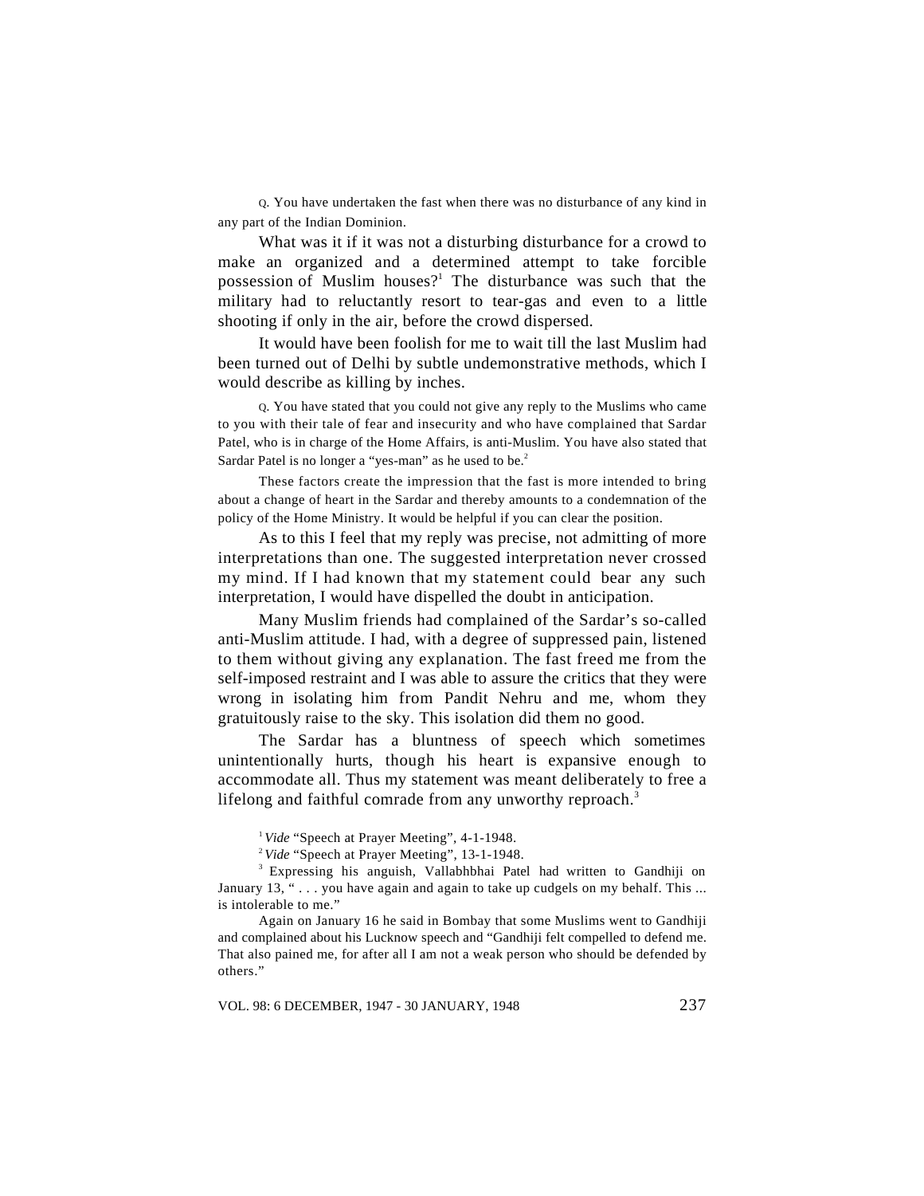Q. You have undertaken the fast when there was no disturbance of any kind in any part of the Indian Dominion.

What was it if it was not a disturbing disturbance for a crowd to make an organized and a determined attempt to take forcible possession of Muslim houses?[1] The disturbance was such that the military had to reluctantly resort to tear-gas and even to a little shooting if only in the air, before the crowd dispersed.

It would have been foolish for me to wait till the last Muslim had been turned out of Delhi by subtle undemonstrative methods, which I would describe as killing by inches.

Q. You have stated that you could not give any reply to the Muslims who came to you with their tale of fear and insecurity and who have complained that Sardar Patel, who is in charge of the Home Affairs, is anti-Muslim. You have also stated that Sardar Patel is no longer a "yes-man" as he used to be.[2]

These factors create the impression that the fast is more intended to bring about a change of heart in the Sardar and thereby amounts to a condemnation of the policy of the Home Ministry. It would be helpful if you can clear the position.

As to this I feel that my reply was precise, not admitting of more interpretations than one. The suggested interpretation never crossed my mind. If I had known that my statement could bear any such interpretation, I would have dispelled the doubt in anticipation.

Many Muslim friends had complained of the Sardar's so-called anti-Muslim attitude. I had, with a degree of suppressed pain, listened to them without giving any explanation. The fast freed me from the self-imposed restraint and I was able to assure the critics that they were wrong in isolating him from Pandit Nehru and me, whom they gratuitously raise to the sky. This isolation did them no good.

The Sardar has a bluntness of speech which sometimes unintentionally hurts, though his heart is expansive enough to accommodate all. Thus my statement was meant deliberately to free a lifelong and faithful comrade from any unworthy reproach.[3]

---

[1] *Vide* "Speech at Prayer Meeting", 4-1-1948.

[2] *Vide* "Speech at Prayer Meeting", 13-1-1948.

[3] Expressing his anguish, Vallabhbhai Patel had written to Gandhiji on January 13, " . . . you have again and again to take up cudgels on my behalf. This ... is intolerable to me."

Again on January 16 he said in Bombay that some Muslims went to Gandhiji and complained about his Lucknow speech and "Gandhiji felt compelled to defend me. That also pained me, for after all I am not a weak person who should be defended by others."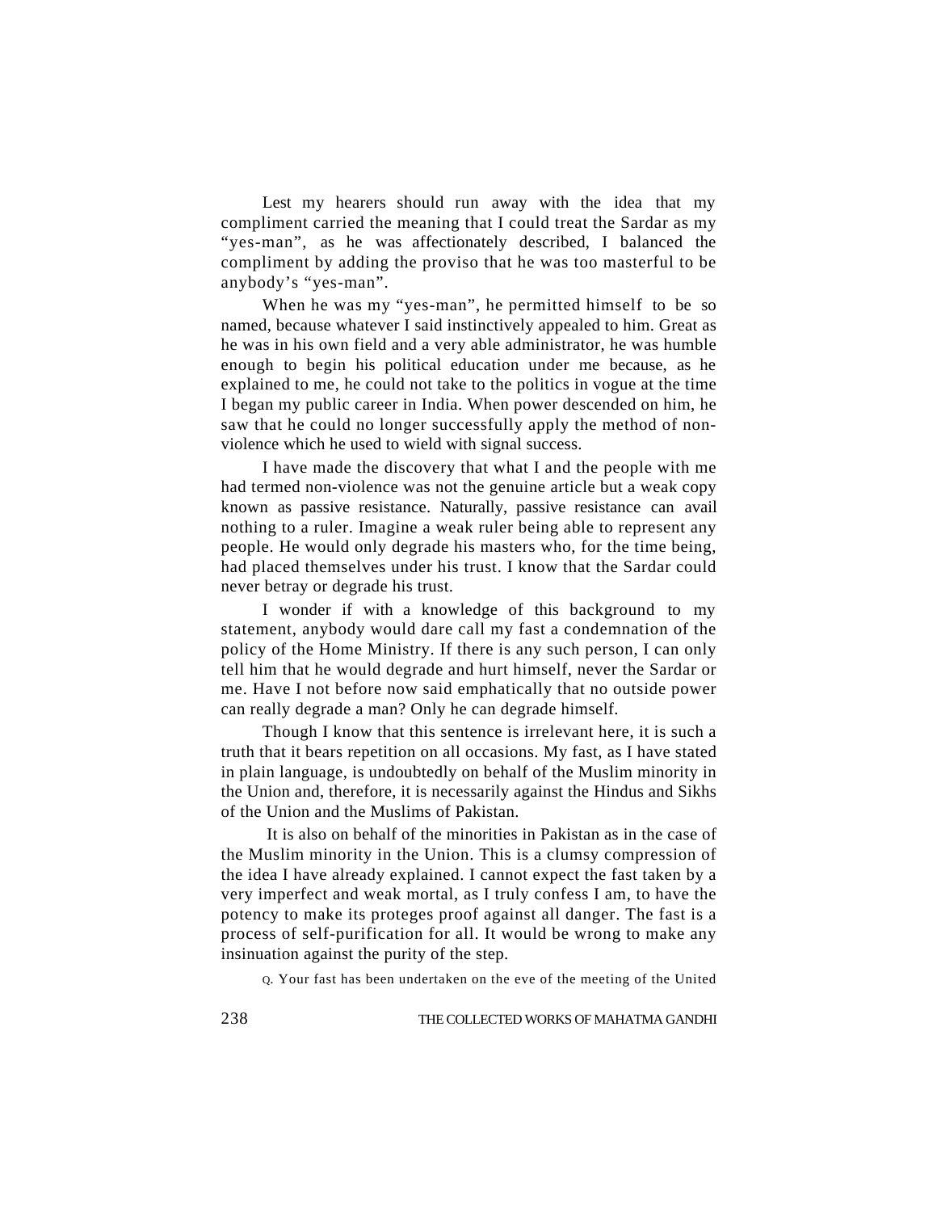Lest my hearers should run away with the idea that my compliment carried the meaning that I could treat the Sardar as my "yes-man", as he was affectionately described, I balanced the compliment by adding the proviso that he was too masterful to be anybody's "yes-man".

When he was my "yes-man", he permitted himself to be so named, because whatever I said instinctively appealed to him. Great as he was in his own field and a very able administrator, he was humble enough to begin his political education under me because, as he explained to me, he could not take to the politics in vogue at the time I began my public career in India. When power descended on him, he saw that he could no longer successfully apply the method of non-violence which he used to wield with signal success.

I have made the discovery that what I and the people with me had termed non-violence was not the genuine article but a weak copy known as passive resistance. Naturally, passive resistance can avail nothing to a ruler. Imagine a weak ruler being able to represent any people. He would only degrade his masters who, for the time being, had placed themselves under his trust. I know that the Sardar could never betray or degrade his trust.

I wonder if with a knowledge of this background to my statement, anybody would dare call my fast a condemnation of the policy of the Home Ministry. If there is any such person, I can only tell him that he would degrade and hurt himself, never the Sardar or me. Have I not before now said emphatically that no outside power can really degrade a man? Only he can degrade himself.

Though I know that this sentence is irrelevant here, it is such a truth that it bears repetition on all occasions. My fast, as I have stated in plain language, is undoubtedly on behalf of the Muslim minority in the Union and, therefore, it is necessarily against the Hindus and Sikhs of the Union and the Muslims of Pakistan.

It is also on behalf of the minorities in Pakistan as in the case of the Muslim minority in the Union. This is a clumsy compression of the idea I have already explained. I cannot expect the fast taken by a very imperfect and weak mortal, as I truly confess I am, to have the potency to make its proteges proof against all danger. The fast is a process of self-purification for all. It would be wrong to make any insinuation against the purity of the step.

Q. Your fast has been undertaken on the eve of the meeting of the United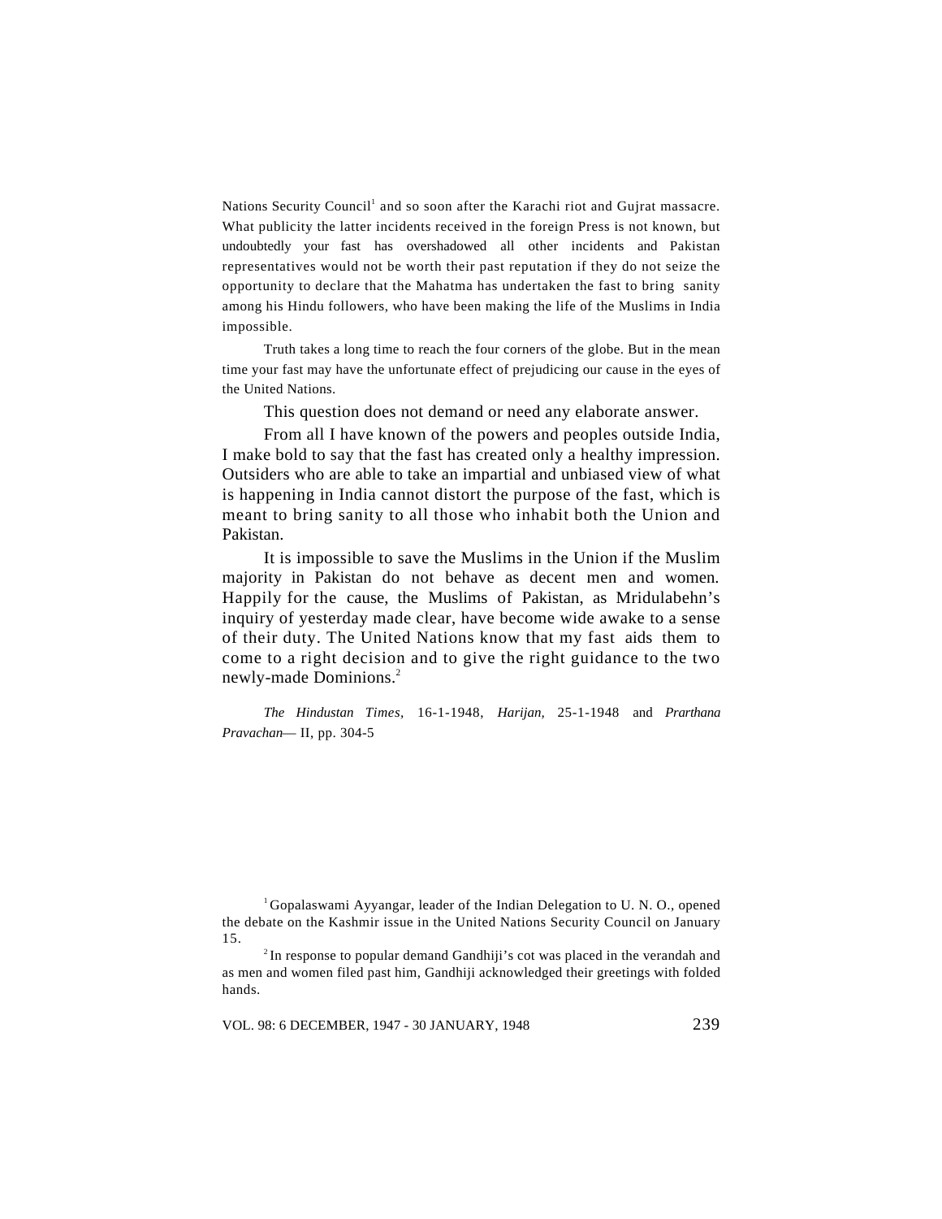Nations Security Council[1] and so soon after the Karachi riot and Gujrat massacre. What publicity the latter incidents received in the foreign Press is not known, but undoubtedly your fast has overshadowed all other incidents and Pakistan representatives would not be worth their past reputation if they do not seize the opportunity to declare that the Mahatma has undertaken the fast to bring sanity among his Hindu followers, who have been making the life of the Muslims in India impossible.

Truth takes a long time to reach the four corners of the globe. But in the mean time your fast may have the unfortunate effect of prejudicing our cause in the eyes of the United Nations.

This question does not demand or need any elaborate answer.

From all I have known of the powers and peoples outside India, I make bold to say that the fast has created only a healthy impression. Outsiders who are able to take an impartial and unbiased view of what is happening in India cannot distort the purpose of the fast, which is meant to bring sanity to all those who inhabit both the Union and Pakistan.

It is impossible to save the Muslims in the Union if the Muslim majority in Pakistan do not behave as decent men and women. Happily for the cause, the Muslims of Pakistan, as Mridulabehn's inquiry of yesterday made clear, have become wide awake to a sense of their duty. The United Nations know that my fast aids them to come to a right decision and to give the right guidance to the two newly-made Dominions.[2]

*The Hindustan Times*, 16-1-1948, *Harijan*, 25-1-1948 and *Prarthana Pravachan*— II, pp. 304-5

---

[1] Gopalaswami Ayyangar, leader of the Indian Delegation to U. N. O., opened the debate on the Kashmir issue in the United Nations Security Council on January 15.

[2] In response to popular demand Gandhiji's cot was placed in the verandah and as men and women filed past him, Gandhiji acknowledged their greetings with folded hands.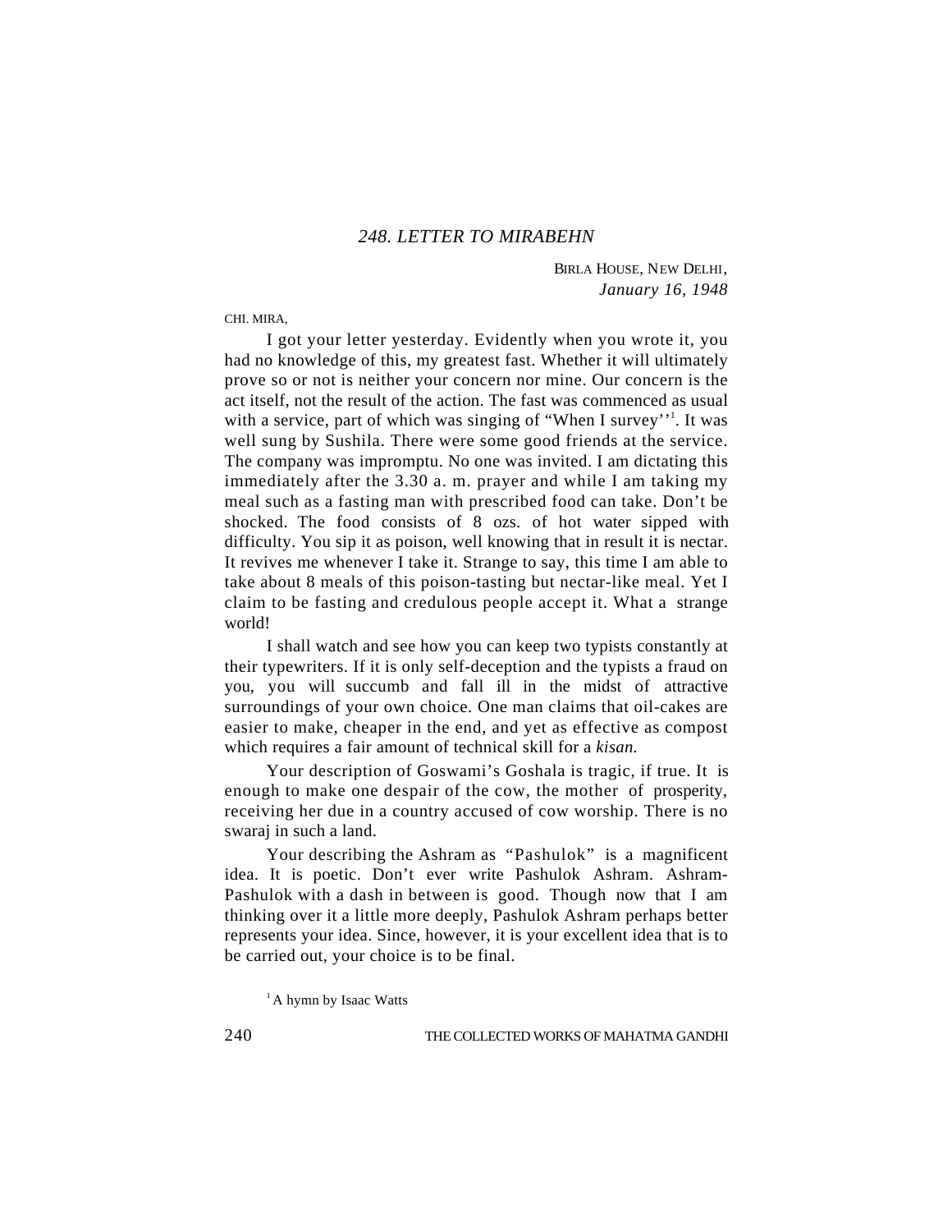### *248. LETTER TO MIRABEHN*

BIRLA HOUSE, NEW DELHI,
*January 16, 1948*

CHI. MIRA,

I got your letter yesterday. Evidently when you wrote it, you had no knowledge of this, my greatest fast. Whether it will ultimately prove so or not is neither your concern nor mine. Our concern is the act itself, not the result of the action. The fast was commenced as usual with a service, part of which was singing of "When I survey''[1]. It was well sung by Sushila. There were some good friends at the service. The company was impromptu. No one was invited. I am dictating this immediately after the 3.30 a. m. prayer and while I am taking my meal such as a fasting man with prescribed food can take. Don't be shocked. The food consists of 8 ozs. of hot water sipped with difficulty. You sip it as poison, well knowing that in result it is nectar. It revives me whenever I take it. Strange to say, this time I am able to take about 8 meals of this poison-tasting but nectar-like meal. Yet I claim to be fasting and credulous people accept it. What a strange world!

I shall watch and see how you can keep two typists constantly at their typewriters. If it is only self-deception and the typists a fraud on you, you will succumb and fall ill in the midst of attractive surroundings of your own choice. One man claims that oil-cakes are easier to make, cheaper in the end, and yet as effective as compost which requires a fair amount of technical skill for a *kisan.*

Your description of Goswami's Goshala is tragic, if true. It is enough to make one despair of the cow, the mother of prosperity, receiving her due in a country accused of cow worship. There is no swaraj in such a land.

Your describing the Ashram as "Pashulok" is a magnificent idea. It is poetic. Don't ever write Pashulok Ashram. Ashram-Pashulok with a dash in between is good. Though now that I am thinking over it a little more deeply, Pashulok Ashram perhaps better represents your idea. Since, however, it is your excellent idea that is to be carried out, your choice is to be final.

[1] A hymn by Isaac Watts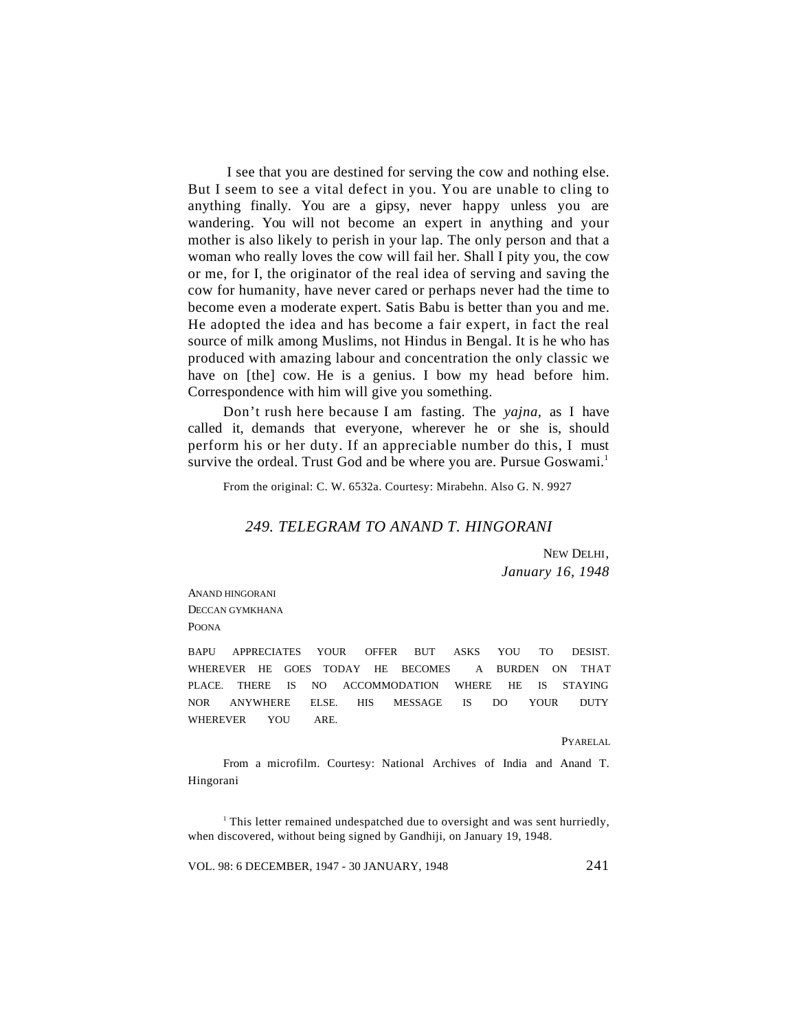I see that you are destined for serving the cow and nothing else. But I seem to see a vital defect in you. You are unable to cling to anything finally. You are a gipsy, never happy unless you are wandering. You will not become an expert in anything and your mother is also likely to perish in your lap. The only person and that a woman who really loves the cow will fail her. Shall I pity you, the cow or me, for I, the originator of the real idea of serving and saving the cow for humanity, have never cared or perhaps never had the time to become even a moderate expert. Satis Babu is better than you and me. He adopted the idea and has become a fair expert, in fact the real source of milk among Muslims, not Hindus in Bengal. It is he who has produced with amazing labour and concentration the only classic we have on [the] cow. He is a genius. I bow my head before him. Correspondence with him will give you something.

Don't rush here because I am fasting. The *yajna*, as I have called it, demands that everyone, wherever he or she is, should perform his or her duty. If an appreciable number do this, I must survive the ordeal. Trust God and be where you are. Pursue Goswami.[1]

From the original: C. W. 6532a. Courtesy: Mirabehn. Also G. N. 9927

## *249. TELEGRAM TO ANAND T. HINGORANI*

NEW DELHI,
*January 16, 1948*

ANAND HINGORANI
DECCAN GYMKHANA
POONA

BAPU APPRECIATES YOUR OFFER BUT ASKS YOU TO DESIST. WHEREVER HE GOES TODAY HE BECOMES A BURDEN ON THAT PLACE. THERE IS NO ACCOMMODATION WHERE HE IS STAYING NOR ANYWHERE ELSE. HIS MESSAGE IS DO YOUR DUTY WHEREVER YOU ARE.

PYARELAL

From a microfilm. Courtesy: National Archives of India and Anand T. Hingorani

[1] This letter remained undespatched due to oversight and was sent hurriedly, when discovered, without being signed by Gandhiji, on January 19, 1948.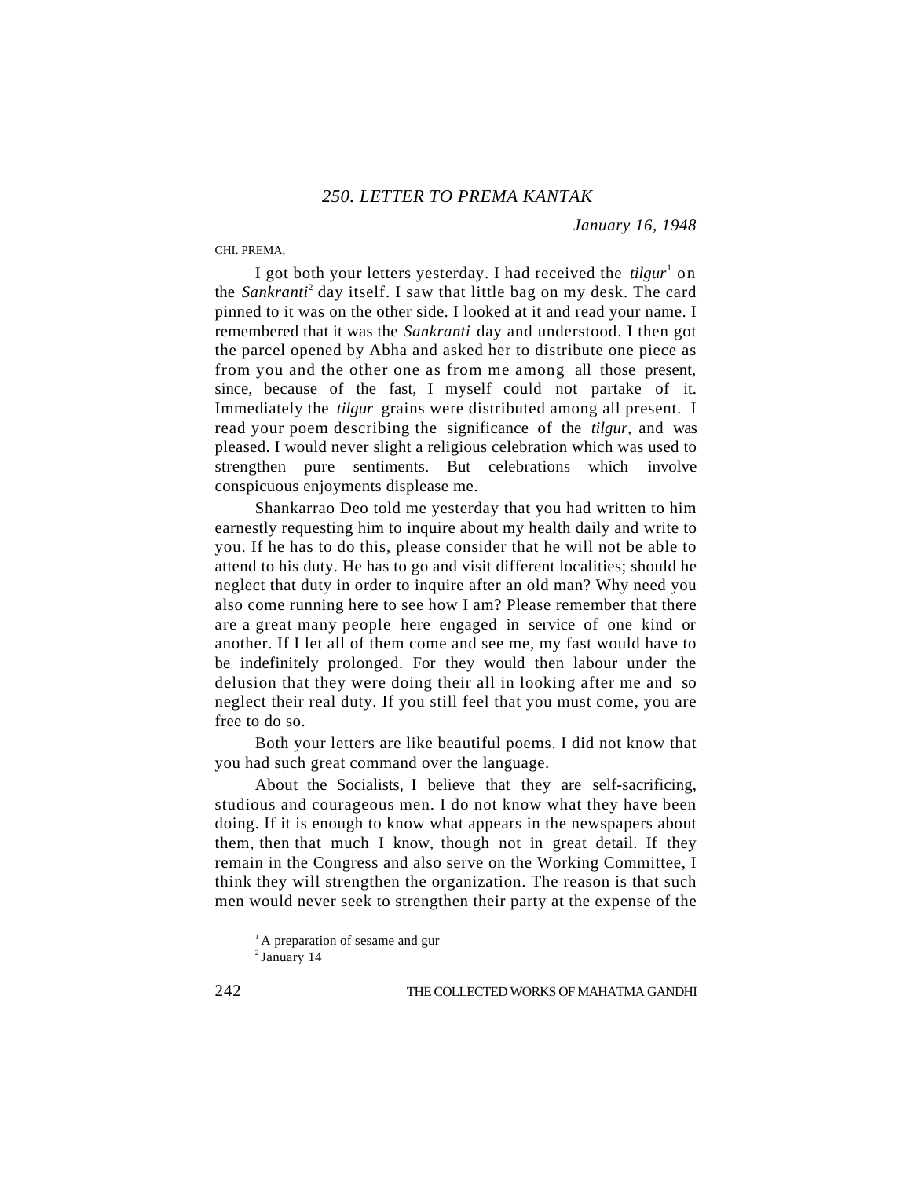## *250. LETTER TO PREMA KANTAK*

*January 16, 1948*

CHI. PREMA,

I got both your letters yesterday. I had received the *tilgur*[1] on the *Sankranti*[2] day itself. I saw that little bag on my desk. The card pinned to it was on the other side. I looked at it and read your name. I remembered that it was the *Sankranti* day and understood. I then got the parcel opened by Abha and asked her to distribute one piece as from you and the other one as from me among all those present, since, because of the fast, I myself could not partake of it. Immediately the *tilgur* grains were distributed among all present. I read your poem describing the significance of the *tilgur,* and was pleased. I would never slight a religious celebration which was used to strengthen pure sentiments. But celebrations which involve conspicuous enjoyments displease me.

Shankarrao Deo told me yesterday that you had written to him earnestly requesting him to inquire about my health daily and write to you. If he has to do this, please consider that he will not be able to attend to his duty. He has to go and visit different localities; should he neglect that duty in order to inquire after an old man? Why need you also come running here to see how I am? Please remember that there are a great many people here engaged in service of one kind or another. If I let all of them come and see me, my fast would have to be indefinitely prolonged. For they would then labour under the delusion that they were doing their all in looking after me and so neglect their real duty. If you still feel that you must come, you are free to do so.

Both your letters are like beautiful poems. I did not know that you had such great command over the language.

About the Socialists, I believe that they are self-sacrificing, studious and courageous men. I do not know what they have been doing. If it is enough to know what appears in the newspapers about them, then that much I know, though not in great detail. If they remain in the Congress and also serve on the Working Committee, I think they will strengthen the organization. The reason is that such men would never seek to strengthen their party at the expense of the

[1] A preparation of sesame and gur

[2] January 14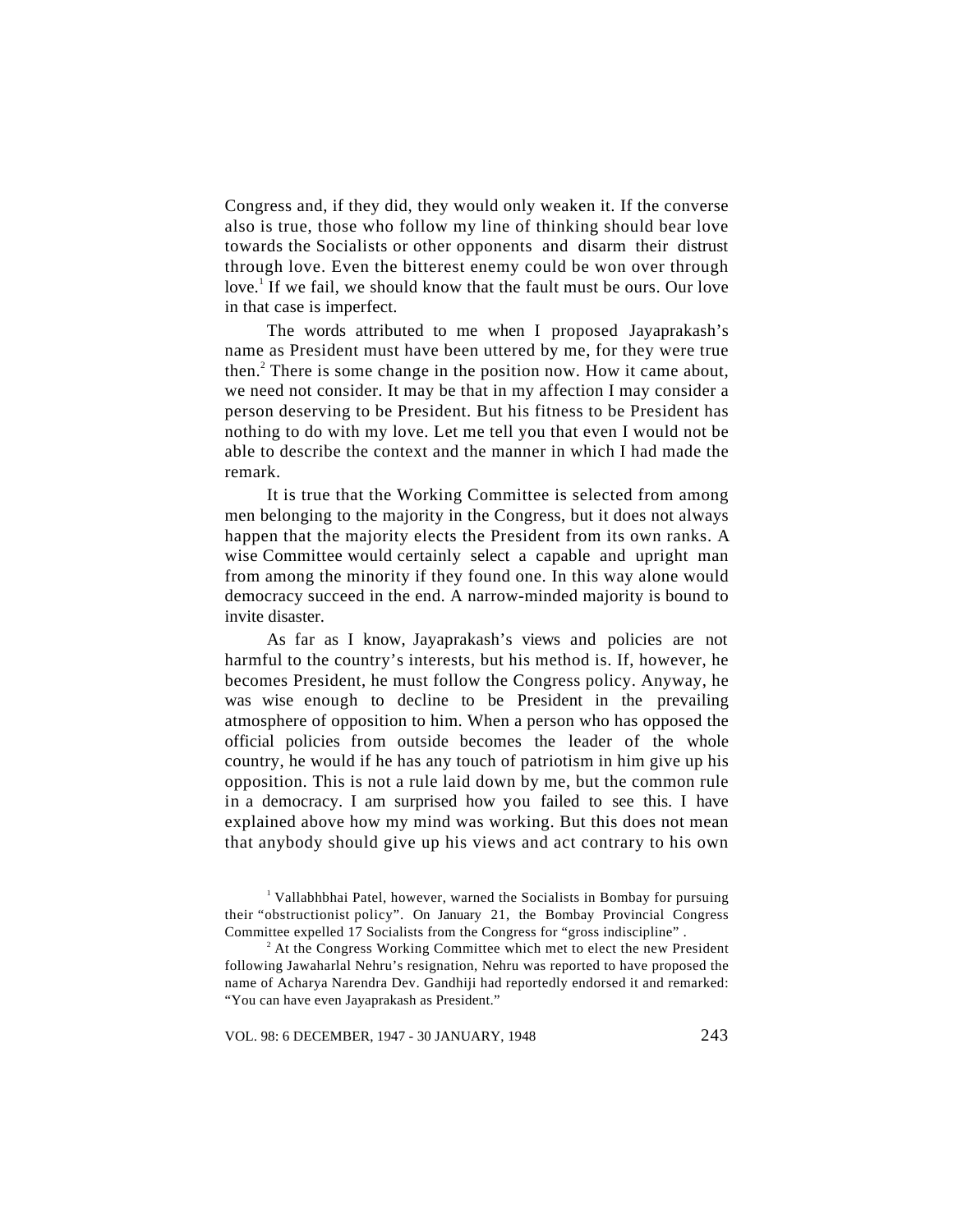Congress and, if they did, they would only weaken it. If the converse also is true, those who follow my line of thinking should bear love towards the Socialists or other opponents and disarm their distrust through love. Even the bitterest enemy could be won over through love.[1] If we fail, we should know that the fault must be ours. Our love in that case is imperfect.

The words attributed to me when I proposed Jayaprakash's name as President must have been uttered by me, for they were true then.[2] There is some change in the position now. How it came about, we need not consider. It may be that in my affection I may consider a person deserving to be President. But his fitness to be President has nothing to do with my love. Let me tell you that even I would not be able to describe the context and the manner in which I had made the remark.

It is true that the Working Committee is selected from among men belonging to the majority in the Congress, but it does not always happen that the majority elects the President from its own ranks. A wise Committee would certainly select a capable and upright man from among the minority if they found one. In this way alone would democracy succeed in the end. A narrow-minded majority is bound to invite disaster.

As far as I know, Jayaprakash's views and policies are not harmful to the country's interests, but his method is. If, however, he becomes President, he must follow the Congress policy. Anyway, he was wise enough to decline to be President in the prevailing atmosphere of opposition to him. When a person who has opposed the official policies from outside becomes the leader of the whole country, he would if he has any touch of patriotism in him give up his opposition. This is not a rule laid down by me, but the common rule in a democracy. I am surprised how you failed to see this. I have explained above how my mind was working. But this does not mean that anybody should give up his views and act contrary to his own

---

[1] Vallabhbhai Patel, however, warned the Socialists in Bombay for pursuing their "obstructionist policy". On January 21, the Bombay Provincial Congress Committee expelled 17 Socialists from the Congress for "gross indiscipline" .

[2] At the Congress Working Committee which met to elect the new President following Jawaharlal Nehru's resignation, Nehru was reported to have proposed the name of Acharya Narendra Dev. Gandhiji had reportedly endorsed it and remarked: "You can have even Jayaprakash as President."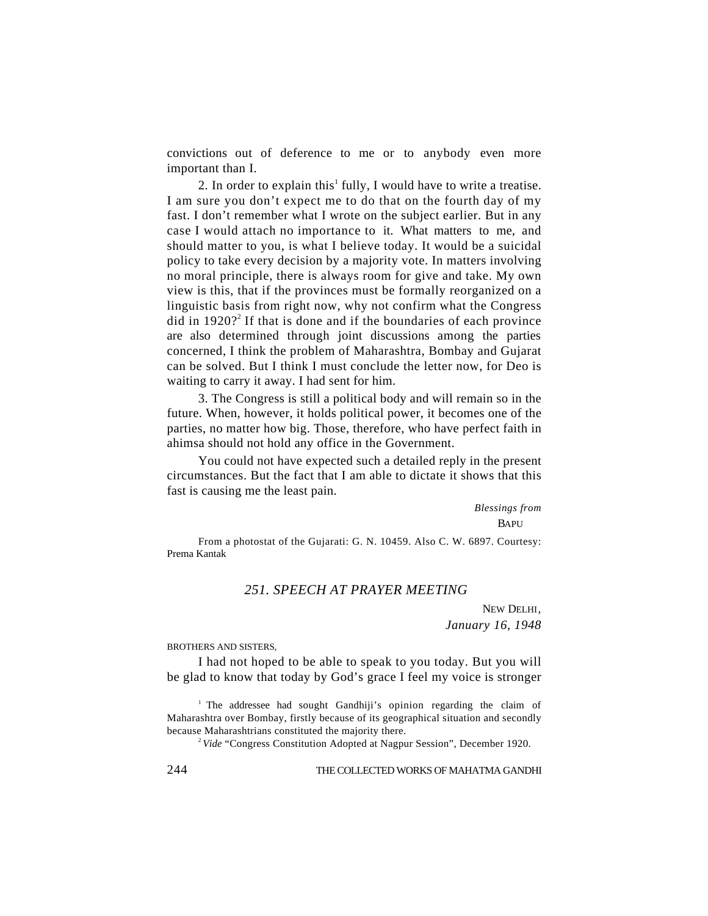convictions out of deference to me or to anybody even more important than I.

2. In order to explain this[1] fully, I would have to write a treatise. I am sure you don't expect me to do that on the fourth day of my fast. I don't remember what I wrote on the subject earlier. But in any case I would attach no importance to it. What matters to me, and should matter to you, is what I believe today. It would be a suicidal policy to take every decision by a majority vote. In matters involving no moral principle, there is always room for give and take. My own view is this, that if the provinces must be formally reorganized on a linguistic basis from right now, why not confirm what the Congress did in 1920?[2] If that is done and if the boundaries of each province are also determined through joint discussions among the parties concerned, I think the problem of Maharashtra, Bombay and Gujarat can be solved. But I think I must conclude the letter now, for Deo is waiting to carry it away. I had sent for him.

3. The Congress is still a political body and will remain so in the future. When, however, it holds political power, it becomes one of the parties, no matter how big. Those, therefore, who have perfect faith in ahimsa should not hold any office in the Government.

You could not have expected such a detailed reply in the present circumstances. But the fact that I am able to dictate it shows that this fast is causing me the least pain.

*Blessings from*
BAPU

From a photostat of the Gujarati: G. N. 10459. Also C. W. 6897. Courtesy: Prema Kantak

## *251. SPEECH AT PRAYER MEETING*

NEW DELHI,
*January 16, 1948*

BROTHERS AND SISTERS,

I had not hoped to be able to speak to you today. But you will be glad to know that today by God's grace I feel my voice is stronger

[1] The addressee had sought Gandhiji's opinion regarding the claim of Maharashtra over Bombay, firstly because of its geographical situation and secondly because Maharashtrians constituted the majority there.

[2] *Vide* "Congress Constitution Adopted at Nagpur Session", December 1920.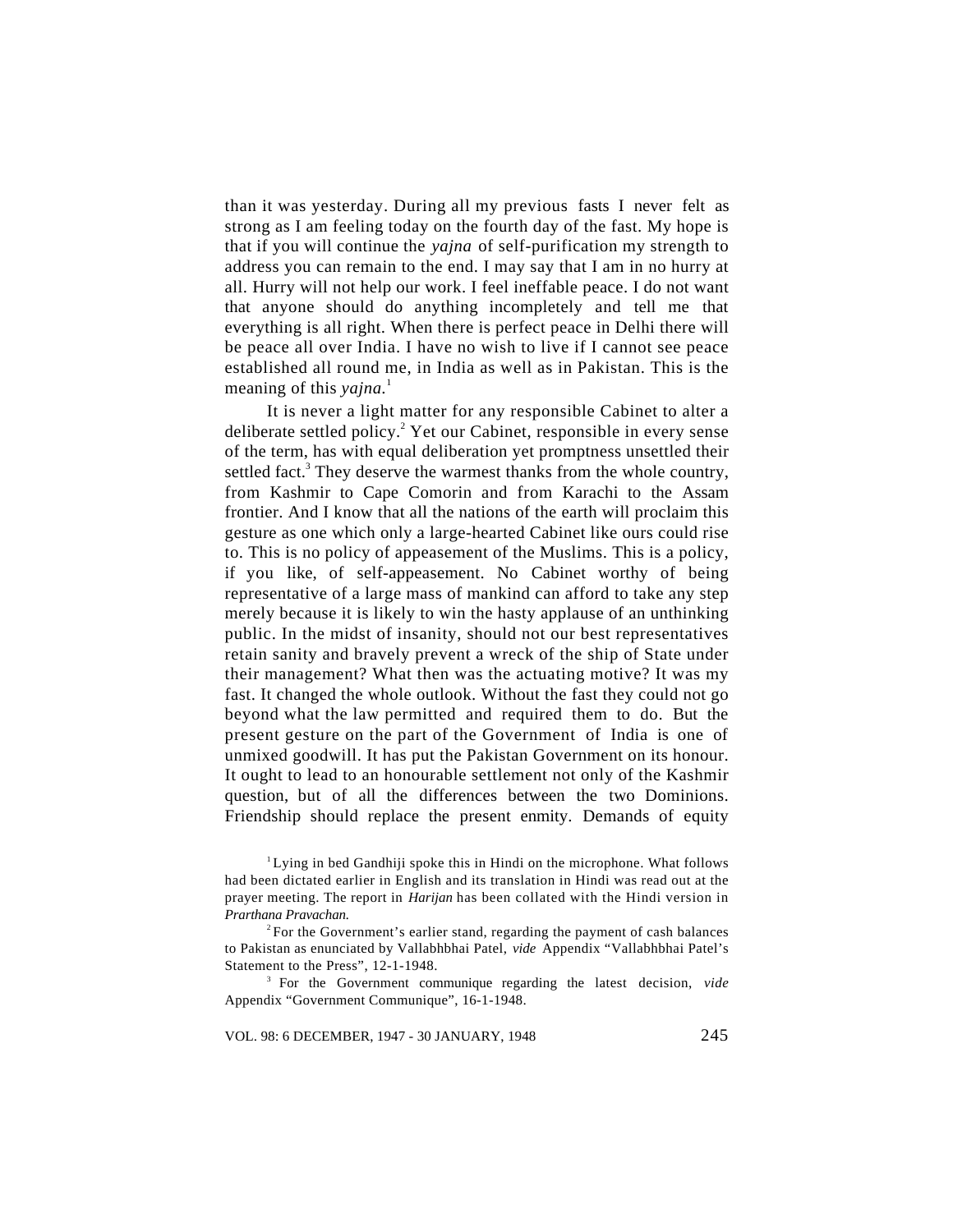than it was yesterday. During all my previous fasts I never felt as strong as I am feeling today on the fourth day of the fast. My hope is that if you will continue the *yajna* of self-purification my strength to address you can remain to the end. I may say that I am in no hurry at all. Hurry will not help our work. I feel ineffable peace. I do not want that anyone should do anything incompletely and tell me that everything is all right. When there is perfect peace in Delhi there will be peace all over India. I have no wish to live if I cannot see peace established all round me, in India as well as in Pakistan. This is the meaning of this *yajna*.[1]

It is never a light matter for any responsible Cabinet to alter a deliberate settled policy.[2] Yet our Cabinet, responsible in every sense of the term, has with equal deliberation yet promptness unsettled their settled fact.[3] They deserve the warmest thanks from the whole country, from Kashmir to Cape Comorin and from Karachi to the Assam frontier. And I know that all the nations of the earth will proclaim this gesture as one which only a large-hearted Cabinet like ours could rise to. This is no policy of appeasement of the Muslims. This is a policy, if you like, of self-appeasement. No Cabinet worthy of being representative of a large mass of mankind can afford to take any step merely because it is likely to win the hasty applause of an unthinking public. In the midst of insanity, should not our best representatives retain sanity and bravely prevent a wreck of the ship of State under their management? What then was the actuating motive? It was my fast. It changed the whole outlook. Without the fast they could not go beyond what the law permitted and required them to do. But the present gesture on the part of the Government of India is one of unmixed goodwill. It has put the Pakistan Government on its honour. It ought to lead to an honourable settlement not only of the Kashmir question, but of all the differences between the two Dominions. Friendship should replace the present enmity. Demands of equity

[1] Lying in bed Gandhiji spoke this in Hindi on the microphone. What follows had been dictated earlier in English and its translation in Hindi was read out at the prayer meeting. The report in *Harijan* has been collated with the Hindi version in *Prarthana Pravachan.*

[2] For the Government's earlier stand, regarding the payment of cash balances to Pakistan as enunciated by Vallabhbhai Patel, *vide* Appendix "Vallabhbhai Patel's Statement to the Press", 12-1-1948.

[3] For the Government communique regarding the latest decision, *vide* Appendix "Government Communique", 16-1-1948.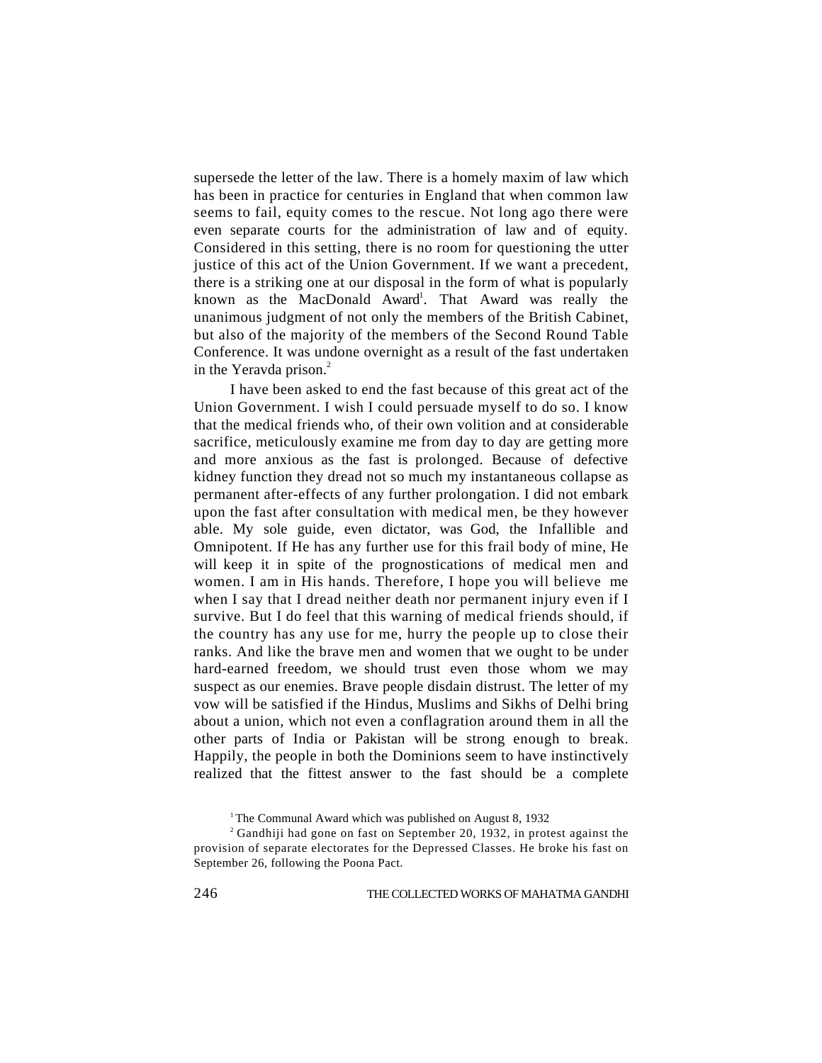supersede the letter of the law. There is a homely maxim of law which has been in practice for centuries in England that when common law seems to fail, equity comes to the rescue. Not long ago there were even separate courts for the administration of law and of equity. Considered in this setting, there is no room for questioning the utter justice of this act of the Union Government. If we want a precedent, there is a striking one at our disposal in the form of what is popularly known as the MacDonald Award[1]. That Award was really the unanimous judgment of not only the members of the British Cabinet, but also of the majority of the members of the Second Round Table Conference. It was undone overnight as a result of the fast undertaken in the Yeravda prison.[2]

I have been asked to end the fast because of this great act of the Union Government. I wish I could persuade myself to do so. I know that the medical friends who, of their own volition and at considerable sacrifice, meticulously examine me from day to day are getting more and more anxious as the fast is prolonged. Because of defective kidney function they dread not so much my instantaneous collapse as permanent after-effects of any further prolongation. I did not embark upon the fast after consultation with medical men, be they however able. My sole guide, even dictator, was God, the Infallible and Omnipotent. If He has any further use for this frail body of mine, He will keep it in spite of the prognostications of medical men and women. I am in His hands. Therefore, I hope you will believe me when I say that I dread neither death nor permanent injury even if I survive. But I do feel that this warning of medical friends should, if the country has any use for me, hurry the people up to close their ranks. And like the brave men and women that we ought to be under hard-earned freedom, we should trust even those whom we may suspect as our enemies. Brave people disdain distrust. The letter of my vow will be satisfied if the Hindus, Muslims and Sikhs of Delhi bring about a union, which not even a conflagration around them in all the other parts of India or Pakistan will be strong enough to break. Happily, the people in both the Dominions seem to have instinctively realized that the fittest answer to the fast should be a complete

[1] The Communal Award which was published on August 8, 1932

[2] Gandhiji had gone on fast on September 20, 1932, in protest against the provision of separate electorates for the Depressed Classes. He broke his fast on September 26, following the Poona Pact.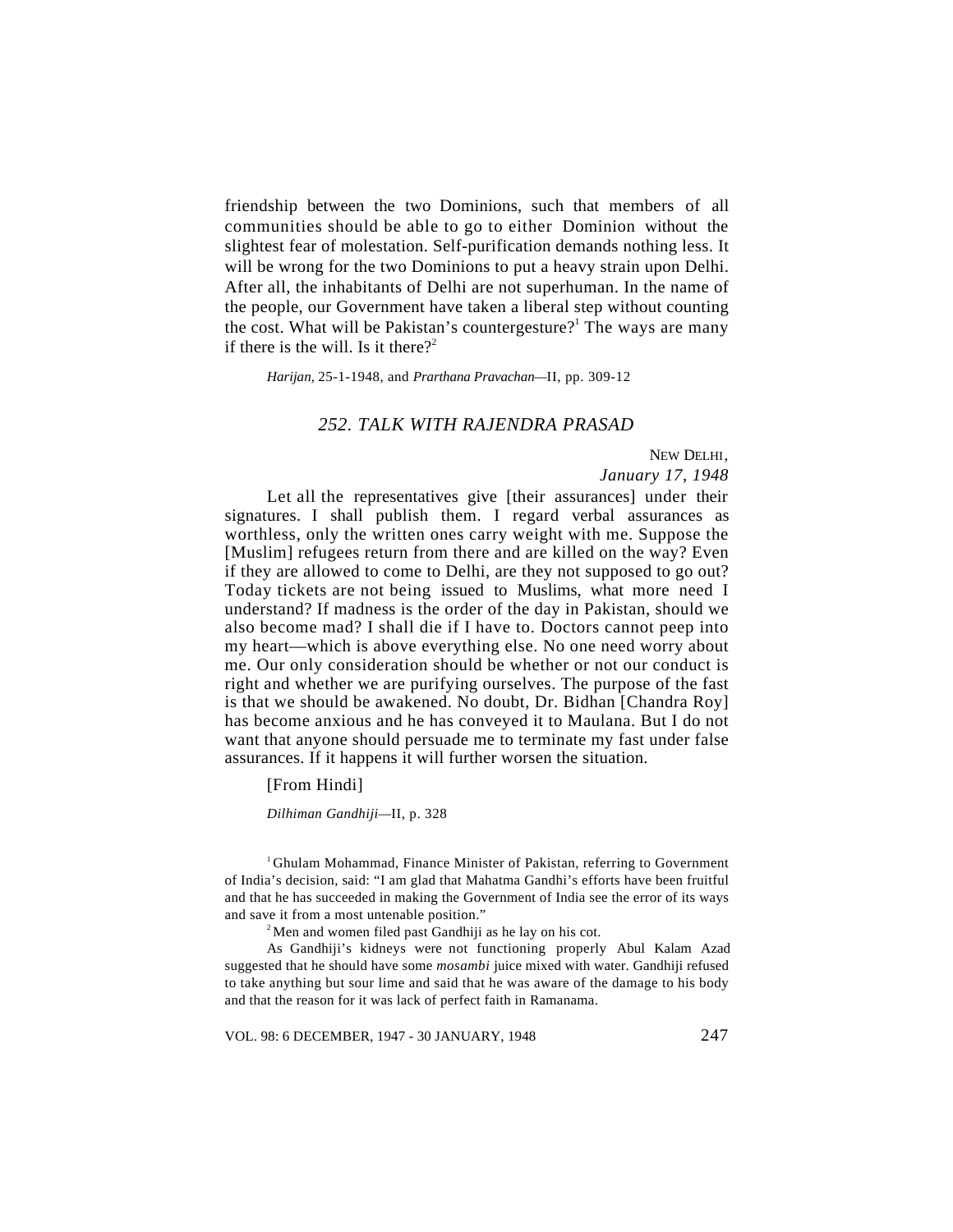friendship between the two Dominions, such that members of all communities should be able to go to either Dominion without the slightest fear of molestation. Self-purification demands nothing less. It will be wrong for the two Dominions to put a heavy strain upon Delhi. After all, the inhabitants of Delhi are not superhuman. In the name of the people, our Government have taken a liberal step without counting the cost. What will be Pakistan's countergesture?[1] The ways are many if there is the will. Is it there?[2]

*Harijan*, 25-1-1948, and *Prarthana Pravachan*—II, pp. 309-12

## 252. TALK WITH RAJENDRA PRASAD

NEW DELHI,
*January 17, 1948*

Let all the representatives give [their assurances] under their signatures. I shall publish them. I regard verbal assurances as worthless, only the written ones carry weight with me. Suppose the [Muslim] refugees return from there and are killed on the way? Even if they are allowed to come to Delhi, are they not supposed to go out? Today tickets are not being issued to Muslims, what more need I understand? If madness is the order of the day in Pakistan, should we also become mad? I shall die if I have to. Doctors cannot peep into my heart—which is above everything else. No one need worry about me. Our only consideration should be whether or not our conduct is right and whether we are purifying ourselves. The purpose of the fast is that we should be awakened. No doubt, Dr. Bidhan [Chandra Roy] has become anxious and he has conveyed it to Maulana. But I do not want that anyone should persuade me to terminate my fast under false assurances. If it happens it will further worsen the situation.

[From Hindi]

*Dilhiman Gandhiji*—II, p. 328

---

[1] Ghulam Mohammad, Finance Minister of Pakistan, referring to Government of India's decision, said: "I am glad that Mahatma Gandhi's efforts have been fruitful and that he has succeeded in making the Government of India see the error of its ways and save it from a most untenable position."

[2] Men and women filed past Gandhiji as he lay on his cot.

As Gandhiji's kidneys were not functioning properly Abul Kalam Azad suggested that he should have some *mosambi* juice mixed with water. Gandhiji refused to take anything but sour lime and said that he was aware of the damage to his body and that the reason for it was lack of perfect faith in Ramanama.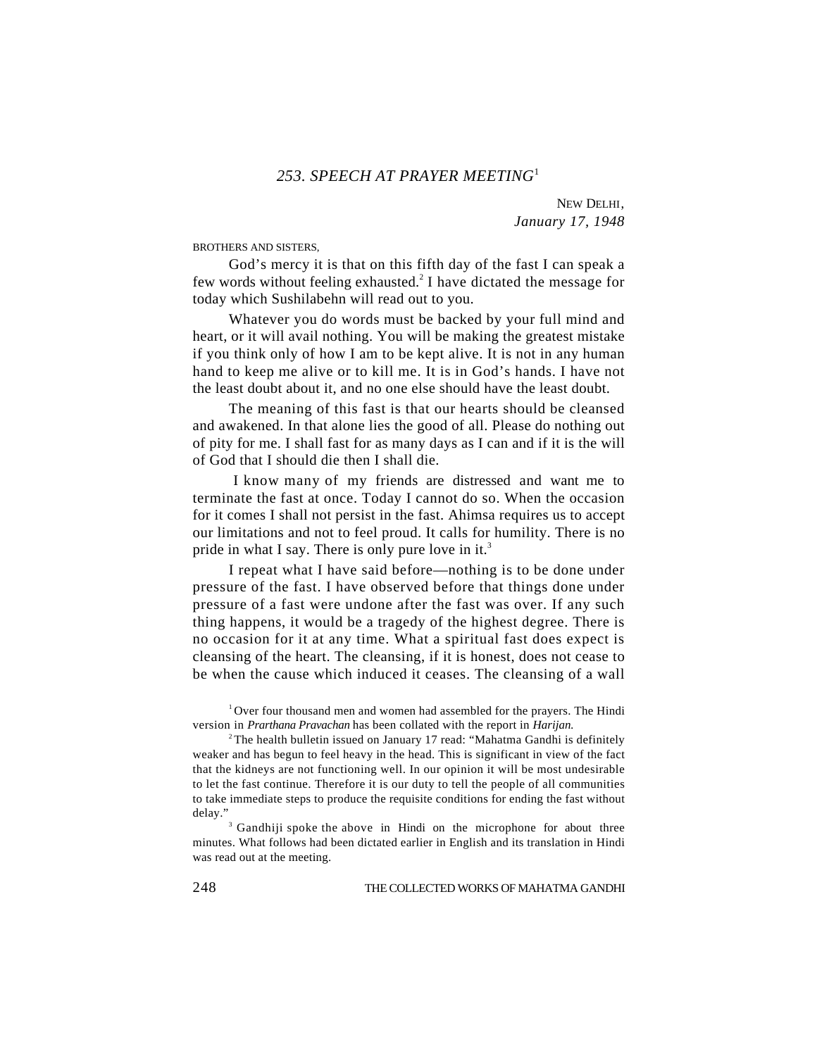## *253. SPEECH AT PRAYER MEETING*[1]

NEW DELHI,
*January 17, 1948*

BROTHERS AND SISTERS,

God's mercy it is that on this fifth day of the fast I can speak a few words without feeling exhausted.[2] I have dictated the message for today which Sushilabehn will read out to you.

Whatever you do words must be backed by your full mind and heart, or it will avail nothing. You will be making the greatest mistake if you think only of how I am to be kept alive. It is not in any human hand to keep me alive or to kill me. It is in God's hands. I have not the least doubt about it, and no one else should have the least doubt.

The meaning of this fast is that our hearts should be cleansed and awakened. In that alone lies the good of all. Please do nothing out of pity for me. I shall fast for as many days as I can and if it is the will of God that I should die then I shall die.

I know many of my friends are distressed and want me to terminate the fast at once. Today I cannot do so. When the occasion for it comes I shall not persist in the fast. Ahimsa requires us to accept our limitations and not to feel proud. It calls for humility. There is no pride in what I say. There is only pure love in it.[3]

I repeat what I have said before—nothing is to be done under pressure of the fast. I have observed before that things done under pressure of a fast were undone after the fast was over. If any such thing happens, it would be a tragedy of the highest degree. There is no occasion for it at any time. What a spiritual fast does expect is cleansing of the heart. The cleansing, if it is honest, does not cease to be when the cause which induced it ceases. The cleansing of a wall

[1] Over four thousand men and women had assembled for the prayers. The Hindi version in *Prarthana Pravachan* has been collated with the report in *Harijan.*

[2] The health bulletin issued on January 17 read: "Mahatma Gandhi is definitely weaker and has begun to feel heavy in the head. This is significant in view of the fact that the kidneys are not functioning well. In our opinion it will be most undesirable to let the fast continue. Therefore it is our duty to tell the people of all communities to take immediate steps to produce the requisite conditions for ending the fast without delay."

[3] Gandhiji spoke the above in Hindi on the microphone for about three minutes. What follows had been dictated earlier in English and its translation in Hindi was read out at the meeting.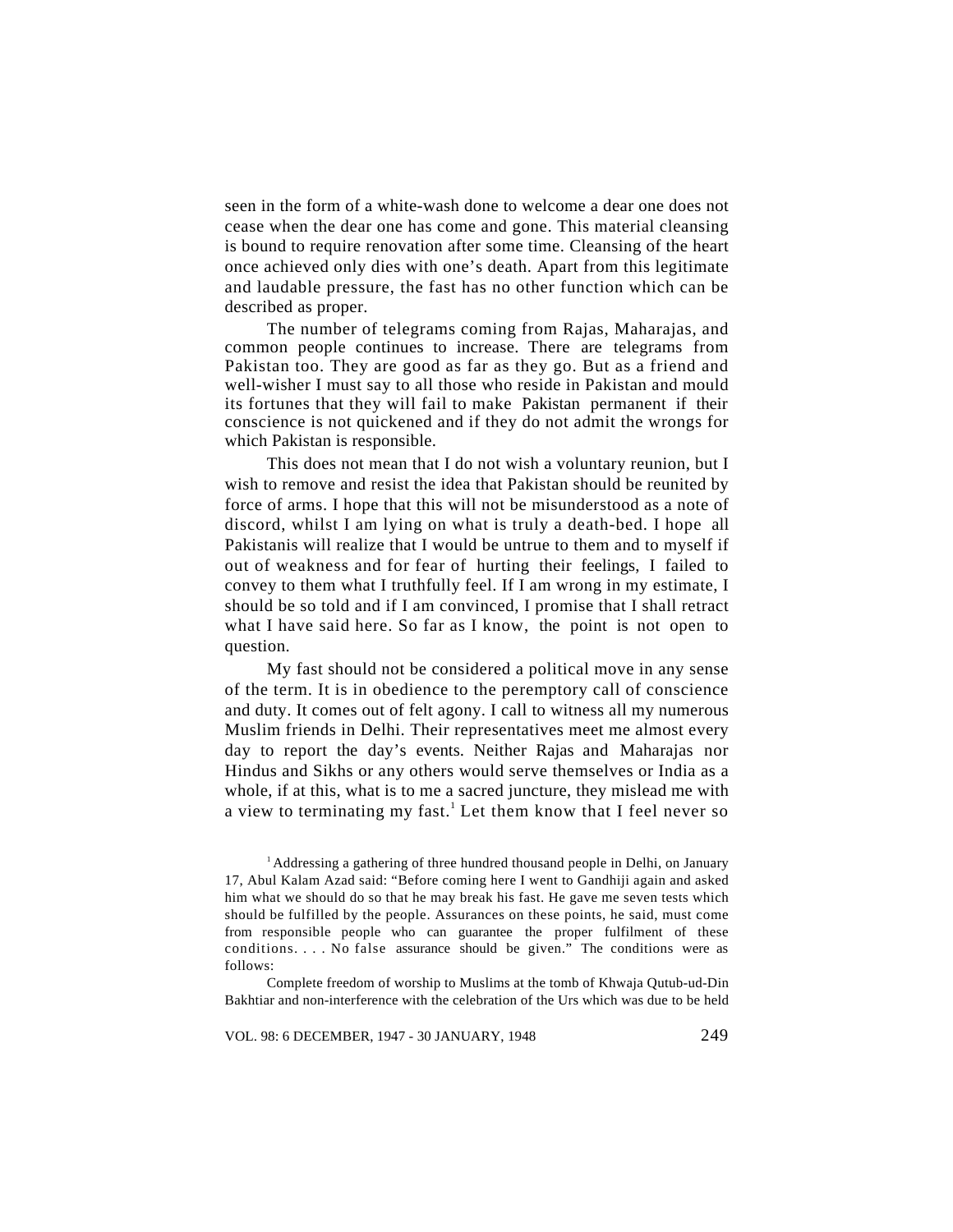seen in the form of a white-wash done to welcome a dear one does not cease when the dear one has come and gone. This material cleansing is bound to require renovation after some time. Cleansing of the heart once achieved only dies with one's death. Apart from this legitimate and laudable pressure, the fast has no other function which can be described as proper.

The number of telegrams coming from Rajas, Maharajas, and common people continues to increase. There are telegrams from Pakistan too. They are good as far as they go. But as a friend and well-wisher I must say to all those who reside in Pakistan and mould its fortunes that they will fail to make Pakistan permanent if their conscience is not quickened and if they do not admit the wrongs for which Pakistan is responsible.

This does not mean that I do not wish a voluntary reunion, but I wish to remove and resist the idea that Pakistan should be reunited by force of arms. I hope that this will not be misunderstood as a note of discord, whilst I am lying on what is truly a death-bed. I hope all Pakistanis will realize that I would be untrue to them and to myself if out of weakness and for fear of hurting their feelings, I failed to convey to them what I truthfully feel. If I am wrong in my estimate, I should be so told and if I am convinced, I promise that I shall retract what I have said here. So far as I know, the point is not open to question.

My fast should not be considered a political move in any sense of the term. It is in obedience to the peremptory call of conscience and duty. It comes out of felt agony. I call to witness all my numerous Muslim friends in Delhi. Their representatives meet me almost every day to report the day's events. Neither Rajas and Maharajas nor Hindus and Sikhs or any others would serve themselves or India as a whole, if at this, what is to me a sacred juncture, they mislead me with a view to terminating my fast.[1] Let them know that I feel never so

[1] Addressing a gathering of three hundred thousand people in Delhi, on January 17, Abul Kalam Azad said: "Before coming here I went to Gandhiji again and asked him what we should do so that he may break his fast. He gave me seven tests which should be fulfilled by the people. Assurances on these points, he said, must come from responsible people who can guarantee the proper fulfilment of these conditions. . . . No false assurance should be given." The conditions were as follows:

Complete freedom of worship to Muslims at the tomb of Khwaja Qutub-ud-Din Bakhtiar and non-interference with the celebration of the Urs which was due to be held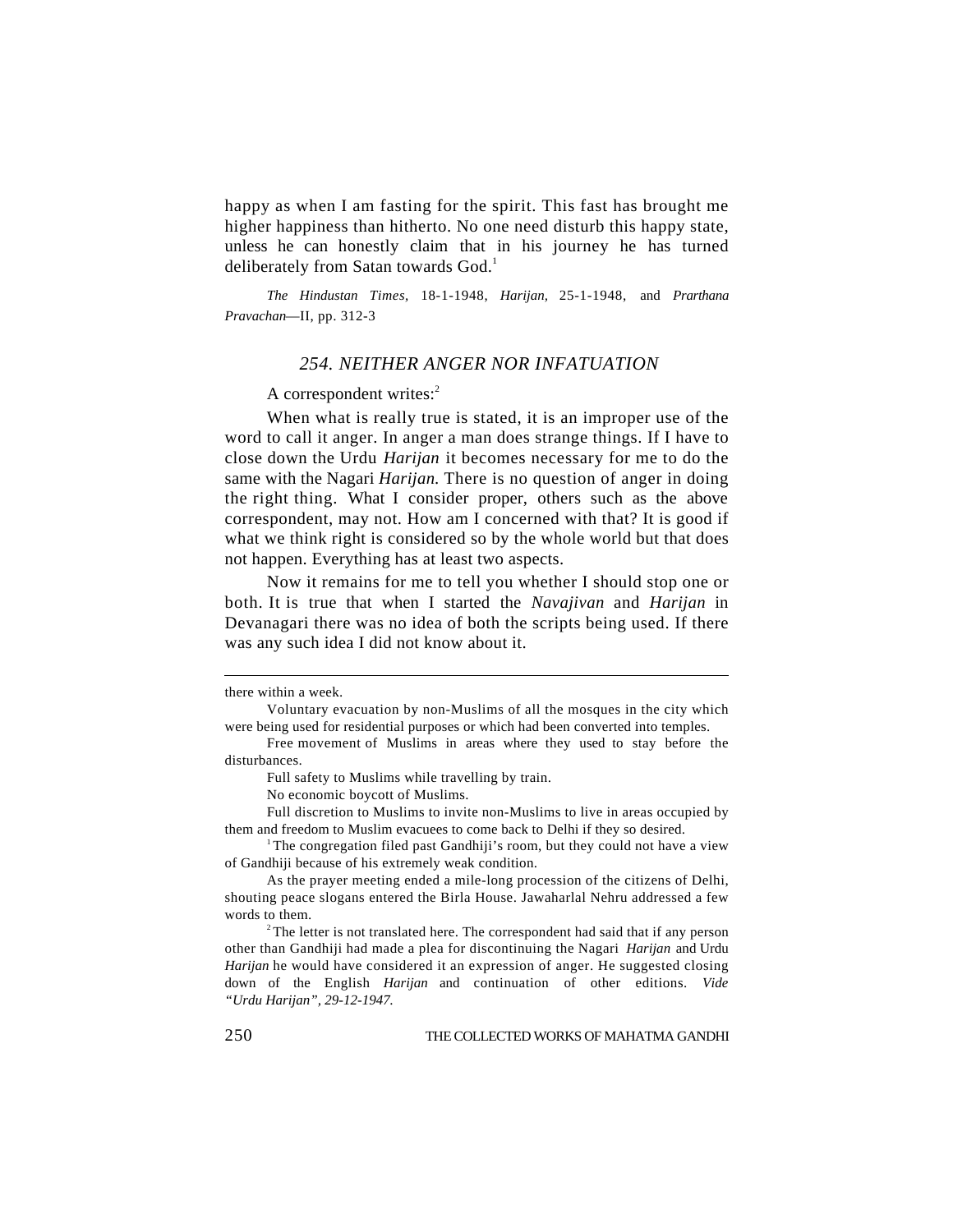happy as when I am fasting for the spirit. This fast has brought me higher happiness than hitherto. No one need disturb this happy state, unless he can honestly claim that in his journey he has turned deliberately from Satan towards God.[1]

*The Hindustan Times,* 18-1-1948, *Harijan,* 25-1-1948, and *Prarthana Pravachan*—II, pp. 312-3

## *254. NEITHER ANGER NOR INFATUATION*

A correspondent writes:[2]

When what is really true is stated, it is an improper use of the word to call it anger. In anger a man does strange things. If I have to close down the Urdu *Harijan* it becomes necessary for me to do the same with the Nagari *Harijan.* There is no question of anger in doing the right thing. What I consider proper, others such as the above correspondent, may not. How am I concerned with that? It is good if what we think right is considered so by the whole world but that does not happen. Everything has at least two aspects.

Now it remains for me to tell you whether I should stop one or both. It is true that when I started the *Navajivan* and *Harijan* in Devanagari there was no idea of both the scripts being used. If there was any such idea I did not know about it.

---

there within a week.

Voluntary evacuation by non-Muslims of all the mosques in the city which were being used for residential purposes or which had been converted into temples.

Free movement of Muslims in areas where they used to stay before the disturbances.

Full safety to Muslims while travelling by train.

No economic boycott of Muslims.

Full discretion to Muslims to invite non-Muslims to live in areas occupied by them and freedom to Muslim evacuees to come back to Delhi if they so desired.

[1] The congregation filed past Gandhiji's room, but they could not have a view of Gandhiji because of his extremely weak condition.

As the prayer meeting ended a mile-long procession of the citizens of Delhi, shouting peace slogans entered the Birla House. Jawaharlal Nehru addressed a few words to them.

[2] The letter is not translated here. The correspondent had said that if any person other than Gandhiji had made a plea for discontinuing the Nagari *Harijan* and Urdu *Harijan* he would have considered it an expression of anger. He suggested closing down of the English *Harijan* and continuation of other editions. *Vide "Urdu Harijan", 29-12-1947.*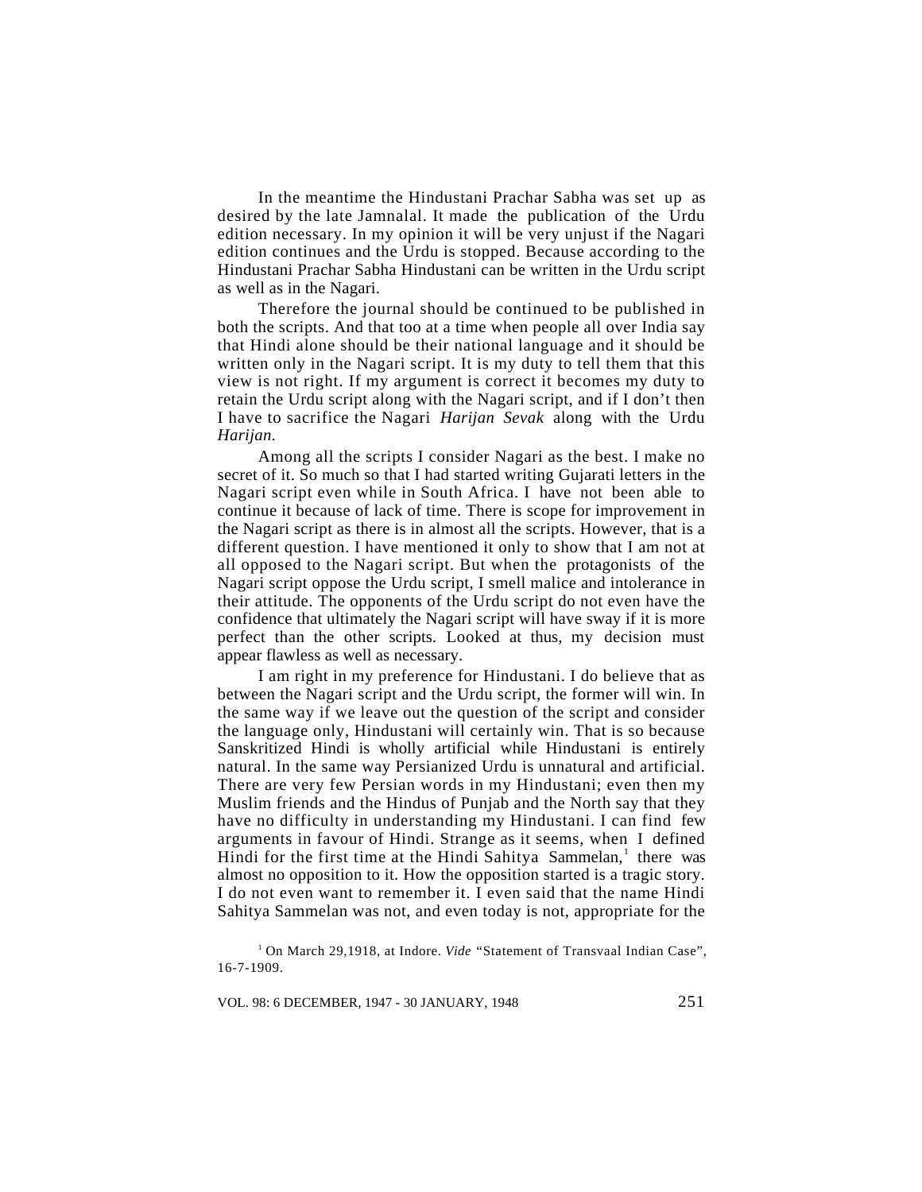In the meantime the Hindustani Prachar Sabha was set up as desired by the late Jamnalal. It made the publication of the Urdu edition necessary. In my opinion it will be very unjust if the Nagari edition continues and the Urdu is stopped. Because according to the Hindustani Prachar Sabha Hindustani can be written in the Urdu script as well as in the Nagari.

Therefore the journal should be continued to be published in both the scripts. And that too at a time when people all over India say that Hindi alone should be their national language and it should be written only in the Nagari script. It is my duty to tell them that this view is not right. If my argument is correct it becomes my duty to retain the Urdu script along with the Nagari script, and if I don't then I have to sacrifice the Nagari *Harijan Sevak* along with the Urdu *Harijan*.

Among all the scripts I consider Nagari as the best. I make no secret of it. So much so that I had started writing Gujarati letters in the Nagari script even while in South Africa. I have not been able to continue it because of lack of time. There is scope for improvement in the Nagari script as there is in almost all the scripts. However, that is a different question. I have mentioned it only to show that I am not at all opposed to the Nagari script. But when the protagonists of the Nagari script oppose the Urdu script, I smell malice and intolerance in their attitude. The opponents of the Urdu script do not even have the confidence that ultimately the Nagari script will have sway if it is more perfect than the other scripts. Looked at thus, my decision must appear flawless as well as necessary.

I am right in my preference for Hindustani. I do believe that as between the Nagari script and the Urdu script, the former will win. In the same way if we leave out the question of the script and consider the language only, Hindustani will certainly win. That is so because Sanskritized Hindi is wholly artificial while Hindustani is entirely natural. In the same way Persianized Urdu is unnatural and artificial. There are very few Persian words in my Hindustani; even then my Muslim friends and the Hindus of Punjab and the North say that they have no difficulty in understanding my Hindustani. I can find few arguments in favour of Hindi. Strange as it seems, when I defined Hindi for the first time at the Hindi Sahitya Sammelan,[1] there was almost no opposition to it. How the opposition started is a tragic story. I do not even want to remember it. I even said that the name Hindi Sahitya Sammelan was not, and even today is not, appropriate for the

[1] On March 29,1918, at Indore. *Vide* "Statement of Transvaal Indian Case", 16-7-1909.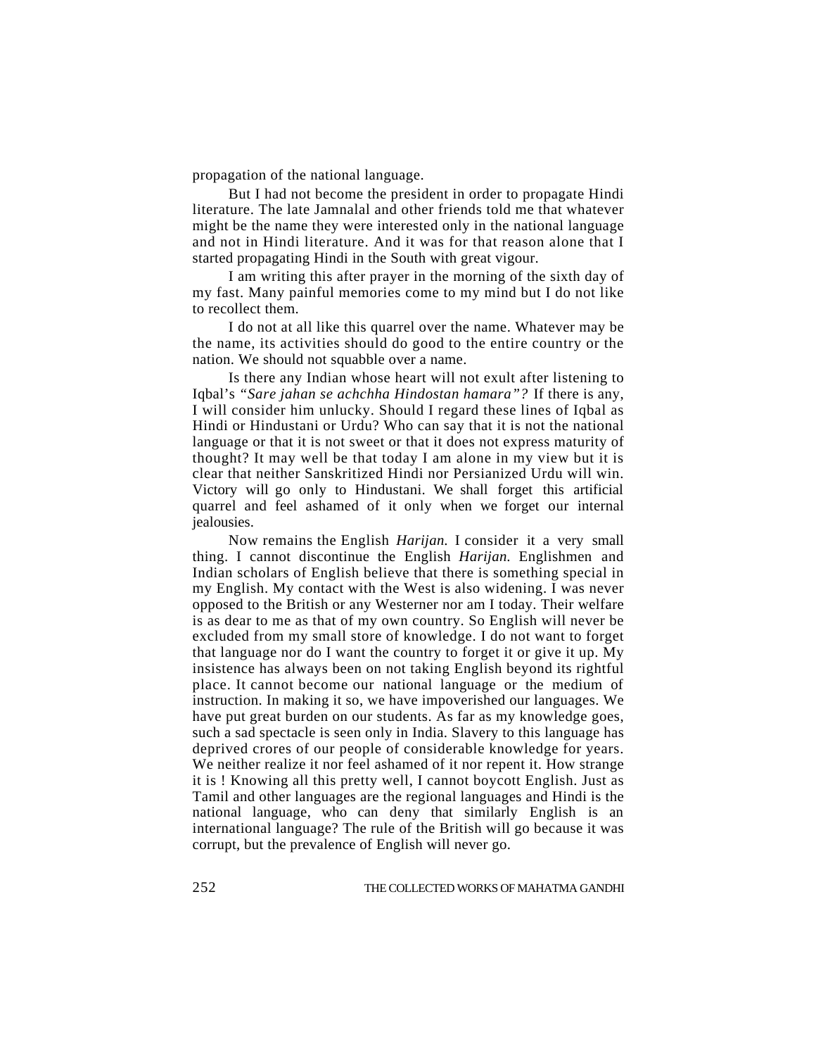propagation of the national language.

But I had not become the president in order to propagate Hindi literature. The late Jamnalal and other friends told me that whatever might be the name they were interested only in the national language and not in Hindi literature. And it was for that reason alone that I started propagating Hindi in the South with great vigour.

I am writing this after prayer in the morning of the sixth day of my fast. Many painful memories come to my mind but I do not like to recollect them.

I do not at all like this quarrel over the name. Whatever may be the name, its activities should do good to the entire country or the nation. We should not squabble over a name.

Is there any Indian whose heart will not exult after listening to Iqbal's *"Sare jahan se achchha Hindostan hamara"?* If there is any, I will consider him unlucky. Should I regard these lines of Iqbal as Hindi or Hindustani or Urdu? Who can say that it is not the national language or that it is not sweet or that it does not express maturity of thought? It may well be that today I am alone in my view but it is clear that neither Sanskritized Hindi nor Persianized Urdu will win. Victory will go only to Hindustani. We shall forget this artificial quarrel and feel ashamed of it only when we forget our internal jealousies.

Now remains the English *Harijan.* I consider it a very small thing. I cannot discontinue the English *Harijan.* Englishmen and Indian scholars of English believe that there is something special in my English. My contact with the West is also widening. I was never opposed to the British or any Westerner nor am I today. Their welfare is as dear to me as that of my own country. So English will never be excluded from my small store of knowledge. I do not want to forget that language nor do I want the country to forget it or give it up. My insistence has always been on not taking English beyond its rightful place. It cannot become our national language or the medium of instruction. In making it so, we have impoverished our languages. We have put great burden on our students. As far as my knowledge goes, such a sad spectacle is seen only in India. Slavery to this language has deprived crores of our people of considerable knowledge for years. We neither realize it nor feel ashamed of it nor repent it. How strange it is ! Knowing all this pretty well, I cannot boycott English. Just as Tamil and other languages are the regional languages and Hindi is the national language, who can deny that similarly English is an international language? The rule of the British will go because it was corrupt, but the prevalence of English will never go.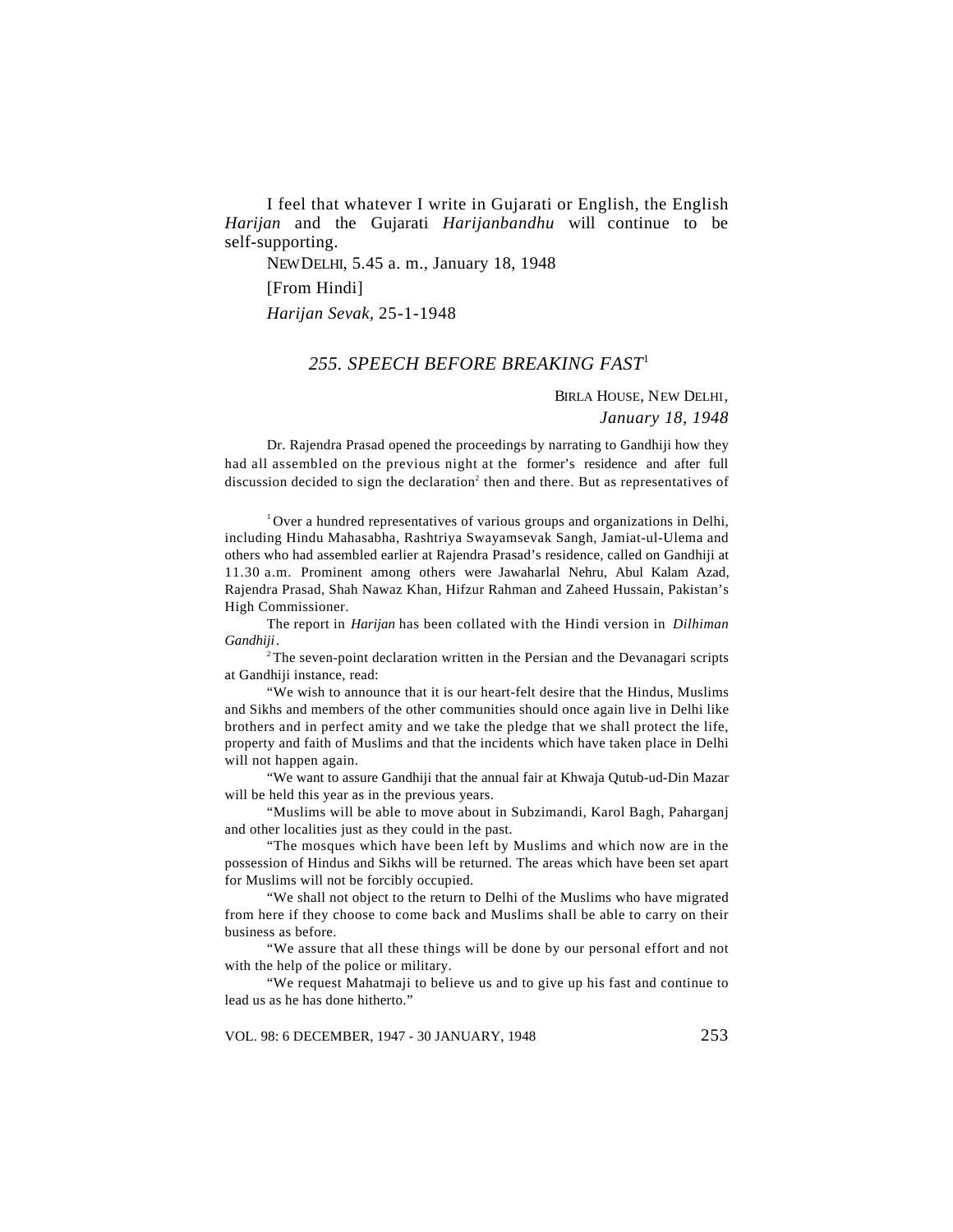I feel that whatever I write in Gujarati or English, the English *Harijan* and the Gujarati *Harijanbandhu* will continue to be self-supporting.

NEW DELHI, 5.45 a. m., January 18, 1948

[From Hindi]

*Harijan Sevak*, 25-1-1948

## *255. SPEECH BEFORE BREAKING FAST*[1]

BIRLA HOUSE, NEW DELHI,
*January 18, 1948*

Dr. Rajendra Prasad opened the proceedings by narrating to Gandhiji how they had all assembled on the previous night at the former's residence and after full discussion decided to sign the declaration[2] then and there. But as representatives of

---

[1] Over a hundred representatives of various groups and organizations in Delhi, including Hindu Mahasabha, Rashtriya Swayamsevak Sangh, Jamiat-ul-Ulema and others who had assembled earlier at Rajendra Prasad's residence, called on Gandhiji at 11.30 a.m. Prominent among others were Jawaharlal Nehru, Abul Kalam Azad, Rajendra Prasad, Shah Nawaz Khan, Hifzur Rahman and Zaheed Hussain, Pakistan's High Commissioner.

The report in *Harijan* has been collated with the Hindi version in *Dilhiman Gandhiji*.

[2] The seven-point declaration written in the Persian and the Devanagari scripts at Gandhiji instance, read:

"We wish to announce that it is our heart-felt desire that the Hindus, Muslims and Sikhs and members of the other communities should once again live in Delhi like brothers and in perfect amity and we take the pledge that we shall protect the life, property and faith of Muslims and that the incidents which have taken place in Delhi will not happen again.

"We want to assure Gandhiji that the annual fair at Khwaja Qutub-ud-Din Mazar will be held this year as in the previous years.

"Muslims will be able to move about in Subzimandi, Karol Bagh, Paharganj and other localities just as they could in the past.

"The mosques which have been left by Muslims and which now are in the possession of Hindus and Sikhs will be returned. The areas which have been set apart for Muslims will not be forcibly occupied.

"We shall not object to the return to Delhi of the Muslims who have migrated from here if they choose to come back and Muslims shall be able to carry on their business as before.

"We assure that all these things will be done by our personal effort and not with the help of the police or military.

"We request Mahatmaji to believe us and to give up his fast and continue to lead us as he has done hitherto."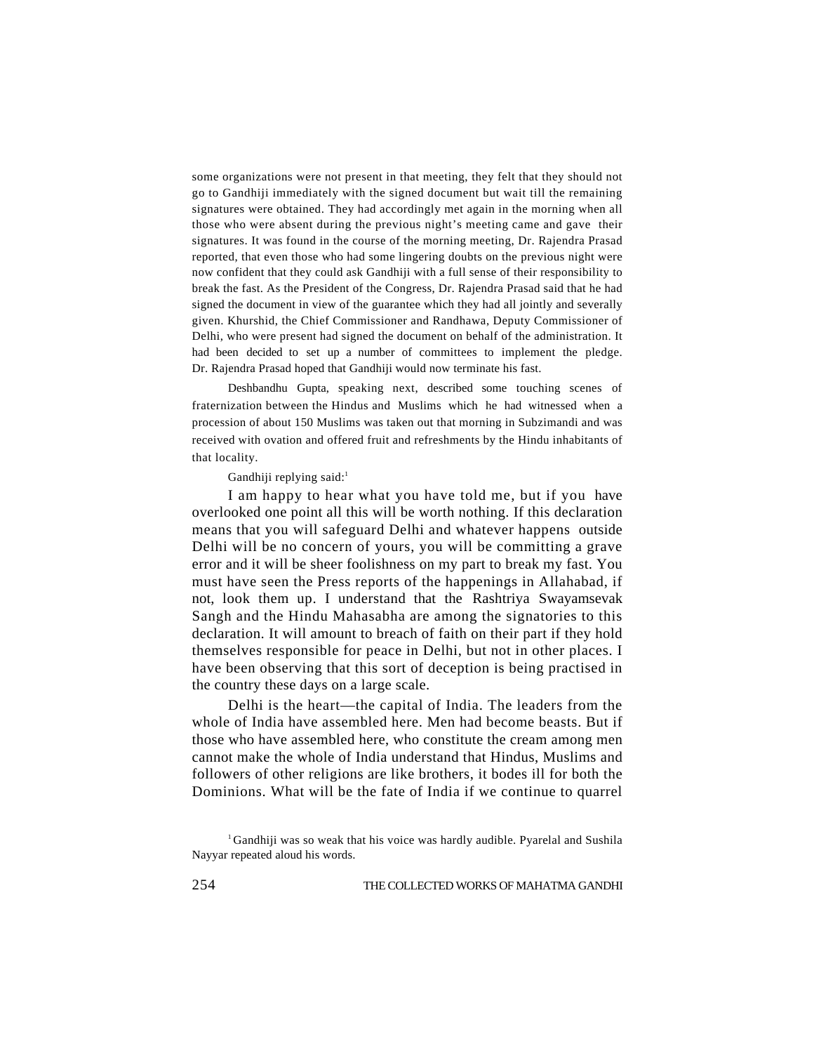some organizations were not present in that meeting, they felt that they should not go to Gandhiji immediately with the signed document but wait till the remaining signatures were obtained. They had accordingly met again in the morning when all those who were absent during the previous night's meeting came and gave their signatures. It was found in the course of the morning meeting, Dr. Rajendra Prasad reported, that even those who had some lingering doubts on the previous night were now confident that they could ask Gandhiji with a full sense of their responsibility to break the fast. As the President of the Congress, Dr. Rajendra Prasad said that he had signed the document in view of the guarantee which they had all jointly and severally given. Khurshid, the Chief Commissioner and Randhawa, Deputy Commissioner of Delhi, who were present had signed the document on behalf of the administration. It had been decided to set up a number of committees to implement the pledge. Dr. Rajendra Prasad hoped that Gandhiji would now terminate his fast.

Deshbandhu Gupta, speaking next, described some touching scenes of fraternization between the Hindus and Muslims which he had witnessed when a procession of about 150 Muslims was taken out that morning in Subzimandi and was received with ovation and offered fruit and refreshments by the Hindu inhabitants of that locality.

Gandhiji replying said:[1]

I am happy to hear what you have told me, but if you have overlooked one point all this will be worth nothing. If this declaration means that you will safeguard Delhi and whatever happens outside Delhi will be no concern of yours, you will be committing a grave error and it will be sheer foolishness on my part to break my fast. You must have seen the Press reports of the happenings in Allahabad, if not, look them up. I understand that the Rashtriya Swayamsevak Sangh and the Hindu Mahasabha are among the signatories to this declaration. It will amount to breach of faith on their part if they hold themselves responsible for peace in Delhi, but not in other places. I have been observing that this sort of deception is being practised in the country these days on a large scale.

Delhi is the heart—the capital of India. The leaders from the whole of India have assembled here. Men had become beasts. But if those who have assembled here, who constitute the cream among men cannot make the whole of India understand that Hindus, Muslims and followers of other religions are like brothers, it bodes ill for both the Dominions. What will be the fate of India if we continue to quarrel

[1] Gandhiji was so weak that his voice was hardly audible. Pyarelal and Sushila Nayyar repeated aloud his words.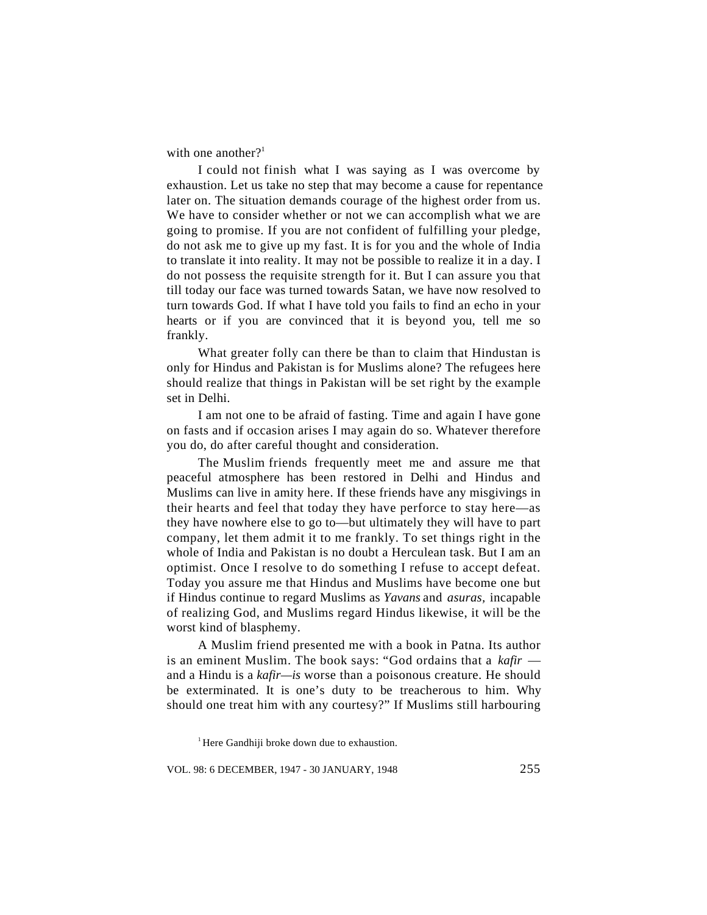with one another?[1]

I could not finish what I was saying as I was overcome by exhaustion. Let us take no step that may become a cause for repentance later on. The situation demands courage of the highest order from us. We have to consider whether or not we can accomplish what we are going to promise. If you are not confident of fulfilling your pledge, do not ask me to give up my fast. It is for you and the whole of India to translate it into reality. It may not be possible to realize it in a day. I do not possess the requisite strength for it. But I can assure you that till today our face was turned towards Satan, we have now resolved to turn towards God. If what I have told you fails to find an echo in your hearts or if you are convinced that it is beyond you, tell me so frankly.

What greater folly can there be than to claim that Hindustan is only for Hindus and Pakistan is for Muslims alone? The refugees here should realize that things in Pakistan will be set right by the example set in Delhi.

I am not one to be afraid of fasting. Time and again I have gone on fasts and if occasion arises I may again do so. Whatever therefore you do, do after careful thought and consideration.

The Muslim friends frequently meet me and assure me that peaceful atmosphere has been restored in Delhi and Hindus and Muslims can live in amity here. If these friends have any misgivings in their hearts and feel that today they have perforce to stay here—as they have nowhere else to go to—but ultimately they will have to part company, let them admit it to me frankly. To set things right in the whole of India and Pakistan is no doubt a Herculean task. But I am an optimist. Once I resolve to do something I refuse to accept defeat. Today you assure me that Hindus and Muslims have become one but if Hindus continue to regard Muslims as *Yavans* and *asuras*, incapable of realizing God, and Muslims regard Hindus likewise, it will be the worst kind of blasphemy.

A Muslim friend presented me with a book in Patna. Its author is an eminent Muslim. The book says: "God ordains that a *kafir* — and a Hindu is a *kafir—is* worse than a poisonous creature. He should be exterminated. It is one's duty to be treacherous to him. Why should one treat him with any courtesy?" If Muslims still harbouring

[1] Here Gandhiji broke down due to exhaustion.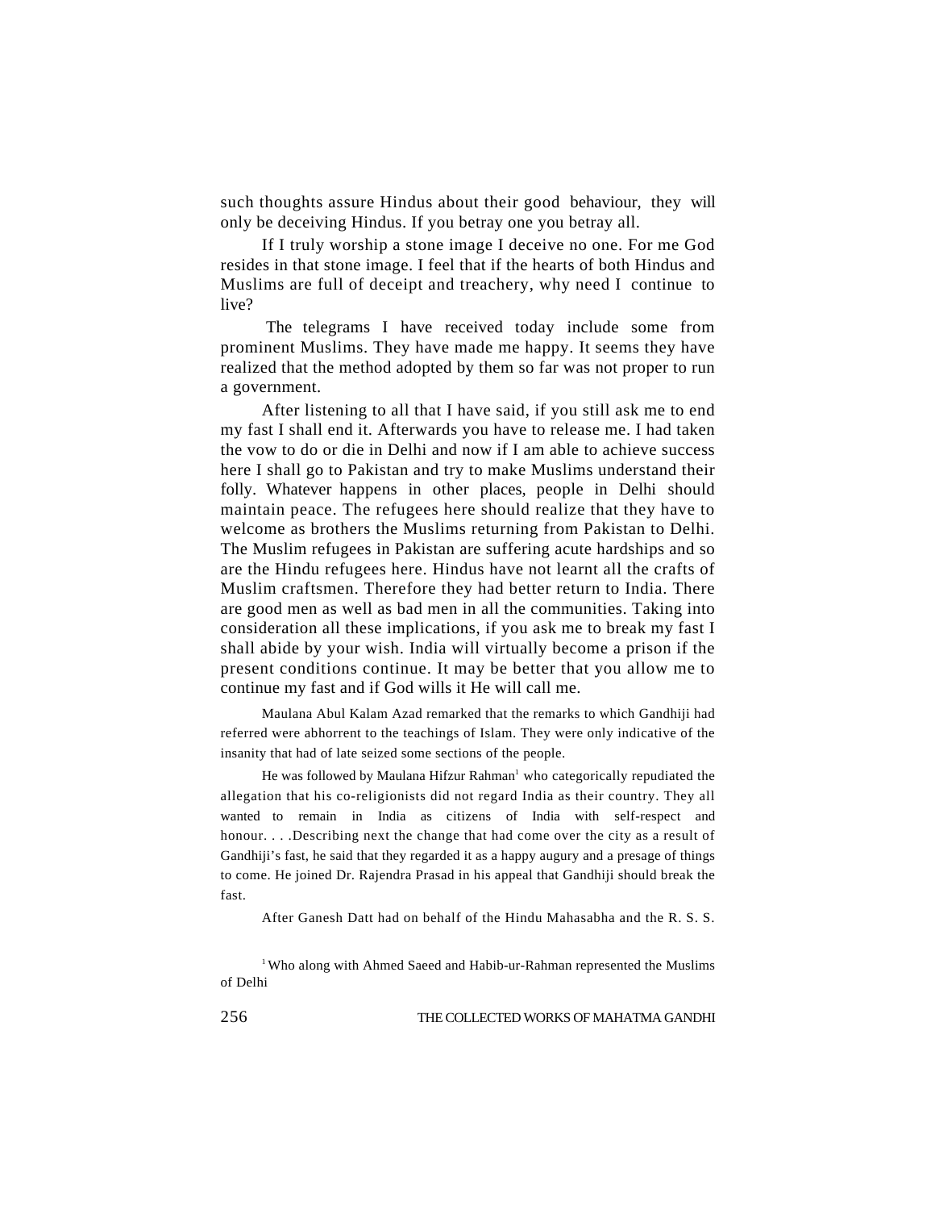such thoughts assure Hindus about their good behaviour, they will only be deceiving Hindus. If you betray one you betray all.

If I truly worship a stone image I deceive no one. For me God resides in that stone image. I feel that if the hearts of both Hindus and Muslims are full of deceipt and treachery, why need I continue to live?

The telegrams I have received today include some from prominent Muslims. They have made me happy. It seems they have realized that the method adopted by them so far was not proper to run a government.

After listening to all that I have said, if you still ask me to end my fast I shall end it. Afterwards you have to release me. I had taken the vow to do or die in Delhi and now if I am able to achieve success here I shall go to Pakistan and try to make Muslims understand their folly. Whatever happens in other places, people in Delhi should maintain peace. The refugees here should realize that they have to welcome as brothers the Muslims returning from Pakistan to Delhi. The Muslim refugees in Pakistan are suffering acute hardships and so are the Hindu refugees here. Hindus have not learnt all the crafts of Muslim craftsmen. Therefore they had better return to India. There are good men as well as bad men in all the communities. Taking into consideration all these implications, if you ask me to break my fast I shall abide by your wish. India will virtually become a prison if the present conditions continue. It may be better that you allow me to continue my fast and if God wills it He will call me.

Maulana Abul Kalam Azad remarked that the remarks to which Gandhiji had referred were abhorrent to the teachings of Islam. They were only indicative of the insanity that had of late seized some sections of the people.

He was followed by Maulana Hifzur Rahman[1] who categorically repudiated the allegation that his co-religionists did not regard India as their country. They all wanted to remain in India as citizens of India with self-respect and honour. . . .Describing next the change that had come over the city as a result of Gandhiji's fast, he said that they regarded it as a happy augury and a presage of things to come. He joined Dr. Rajendra Prasad in his appeal that Gandhiji should break the fast.

After Ganesh Datt had on behalf of the Hindu Mahasabha and the R. S. S.

[1] Who along with Ahmed Saeed and Habib-ur-Rahman represented the Muslims of Delhi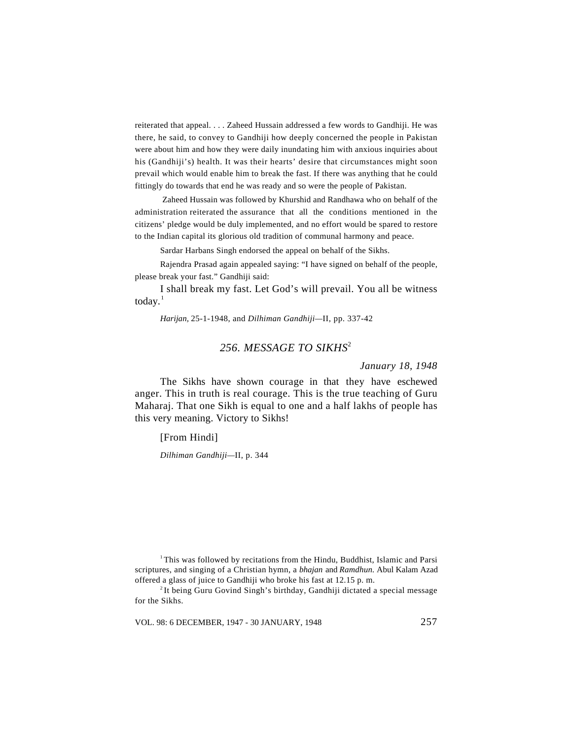reiterated that appeal. . . . Zaheed Hussain addressed a few words to Gandhiji. He was there, he said, to convey to Gandhiji how deeply concerned the people in Pakistan were about him and how they were daily inundating him with anxious inquiries about his (Gandhiji's) health. It was their hearts' desire that circumstances might soon prevail which would enable him to break the fast. If there was anything that he could fittingly do towards that end he was ready and so were the people of Pakistan.

Zaheed Hussain was followed by Khurshid and Randhawa who on behalf of the administration reiterated the assurance that all the conditions mentioned in the citizens' pledge would be duly implemented, and no effort would be spared to restore to the Indian capital its glorious old tradition of communal harmony and peace.

Sardar Harbans Singh endorsed the appeal on behalf of the Sikhs.

Rajendra Prasad again appealed saying: "I have signed on behalf of the people, please break your fast." Gandhiji said:

I shall break my fast. Let God's will prevail. You all be witness today.[1]

*Harijan*, 25-1-1948, and *Dilhiman Gandhiji*—II, pp. 337-42

## 256. MESSAGE TO SIKHS[2]

*January 18, 1948*

The Sikhs have shown courage in that they have eschewed anger. This in truth is real courage. This is the true teaching of Guru Maharaj. That one Sikh is equal to one and a half lakhs of people has this very meaning. Victory to Sikhs!

[From Hindi]

*Dilhiman Gandhiji*—II, p. 344

---

[1] This was followed by recitations from the Hindu, Buddhist, Islamic and Parsi scriptures, and singing of a Christian hymn, a *bhajan* and *Ramdhun*. Abul Kalam Azad offered a glass of juice to Gandhiji who broke his fast at 12.15 p. m.

[2] It being Guru Govind Singh's birthday, Gandhiji dictated a special message for the Sikhs.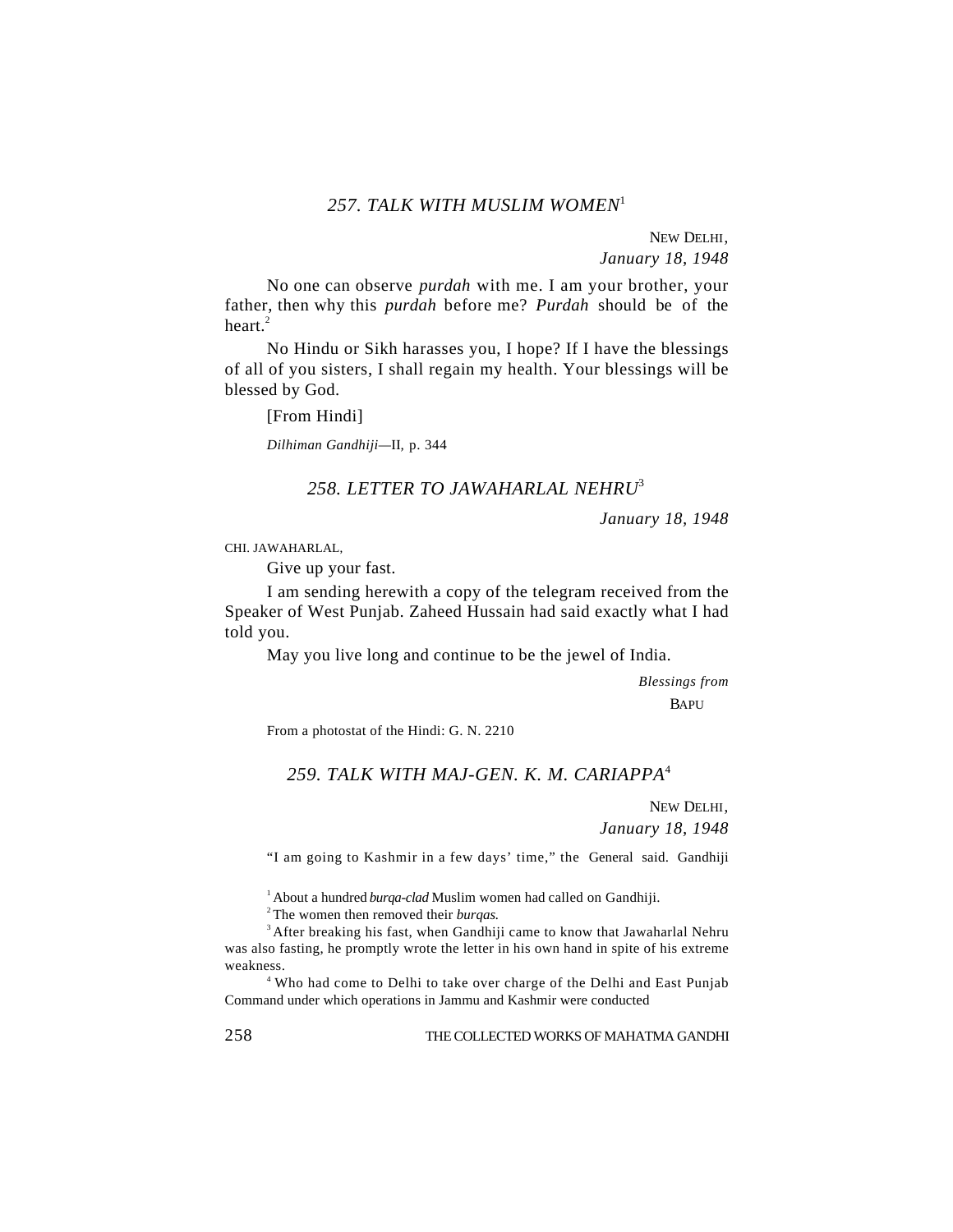### 257. TALK WITH MUSLIM WOMEN[1]

NEW DELHI,
*January 18, 1948*

No one can observe *purdah* with me. I am your brother, your father, then why this *purdah* before me? *Purdah* should be of the heart.[2]

No Hindu or Sikh harasses you, I hope? If I have the blessings of all of you sisters, I shall regain my health. Your blessings will be blessed by God.

[From Hindi]

*Dilhiman Gandhiji*—II, p. 344

### 258. LETTER TO JAWAHARLAL NEHRU[3]

*January 18, 1948*

CHI. JAWAHARLAL,

Give up your fast.

I am sending herewith a copy of the telegram received from the Speaker of West Punjab. Zaheed Hussain had said exactly what I had told you.

May you live long and continue to be the jewel of India.

*Blessings from*
BAPU

From a photostat of the Hindi: G. N. 2210

### 259. TALK WITH MAJ-GEN. K. M. CARIAPPA[4]

NEW DELHI,
*January 18, 1948*

"I am going to Kashmir in a few days' time," the General said. Gandhiji

---

[1] About a hundred *burqa-clad* Muslim women had called on Gandhiji.

[2] The women then removed their *burqas*.

[3] After breaking his fast, when Gandhiji came to know that Jawaharlal Nehru was also fasting, he promptly wrote the letter in his own hand in spite of his extreme weakness.

[4] Who had come to Delhi to take over charge of the Delhi and East Punjab Command under which operations in Jammu and Kashmir were conducted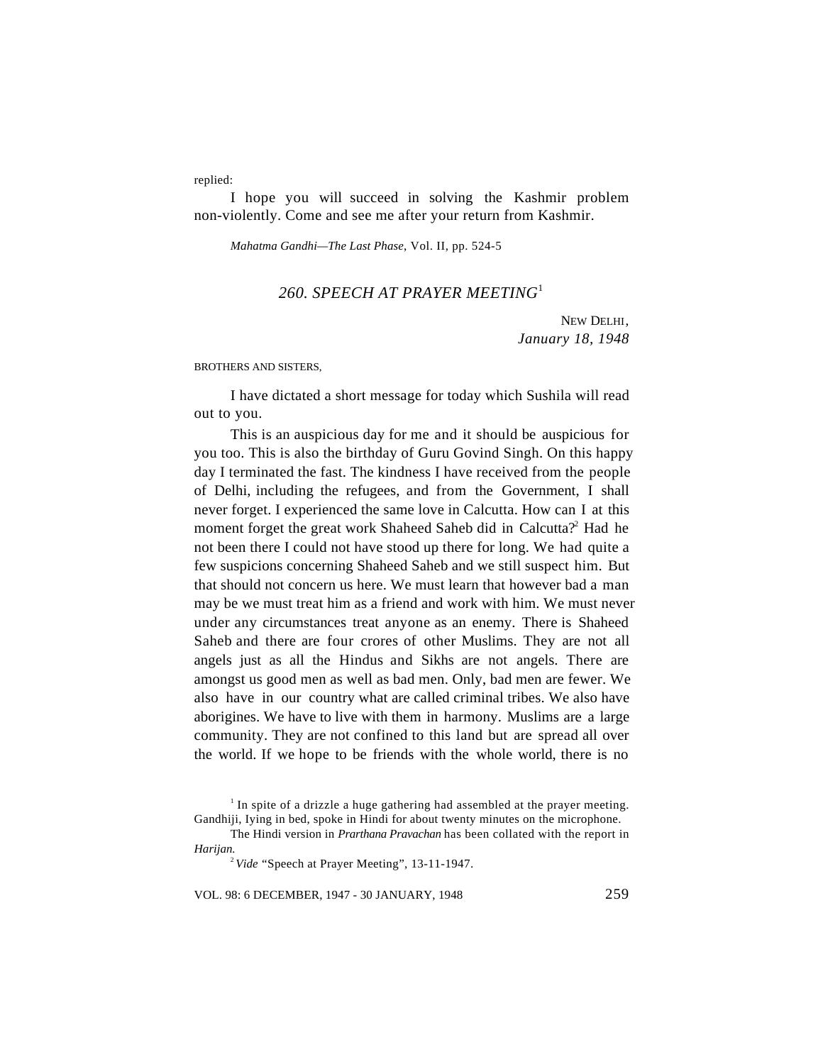replied:

I hope you will succeed in solving the Kashmir problem non-violently. Come and see me after your return from Kashmir.

*Mahatma Gandhi—The Last Phase*, Vol. II, pp. 524-5

## *260. SPEECH AT PRAYER MEETING*[1]

NEW DELHI,
*January 18, 1948*

BROTHERS AND SISTERS,

I have dictated a short message for today which Sushila will read out to you.

This is an auspicious day for me and it should be auspicious for you too. This is also the birthday of Guru Govind Singh. On this happy day I terminated the fast. The kindness I have received from the people of Delhi, including the refugees, and from the Government, I shall never forget. I experienced the same love in Calcutta. How can I at this moment forget the great work Shaheed Saheb did in Calcutta?[2] Had he not been there I could not have stood up there for long. We had quite a few suspicions concerning Shaheed Saheb and we still suspect him. But that should not concern us here. We must learn that however bad a man may be we must treat him as a friend and work with him. We must never under any circumstances treat anyone as an enemy. There is Shaheed Saheb and there are four crores of other Muslims. They are not all angels just as all the Hindus and Sikhs are not angels. There are amongst us good men as well as bad men. Only, bad men are fewer. We also have in our country what are called criminal tribes. We also have aborigines. We have to live with them in harmony. Muslims are a large community. They are not confined to this land but are spread all over the world. If we hope to be friends with the whole world, there is no

[1] In spite of a drizzle a huge gathering had assembled at the prayer meeting. Gandhiji, lying in bed, spoke in Hindi for about twenty minutes on the microphone.

The Hindi version in *Prarthana Pravachan* has been collated with the report in *Harijan.*

[2] *Vide* "Speech at Prayer Meeting", 13-11-1947.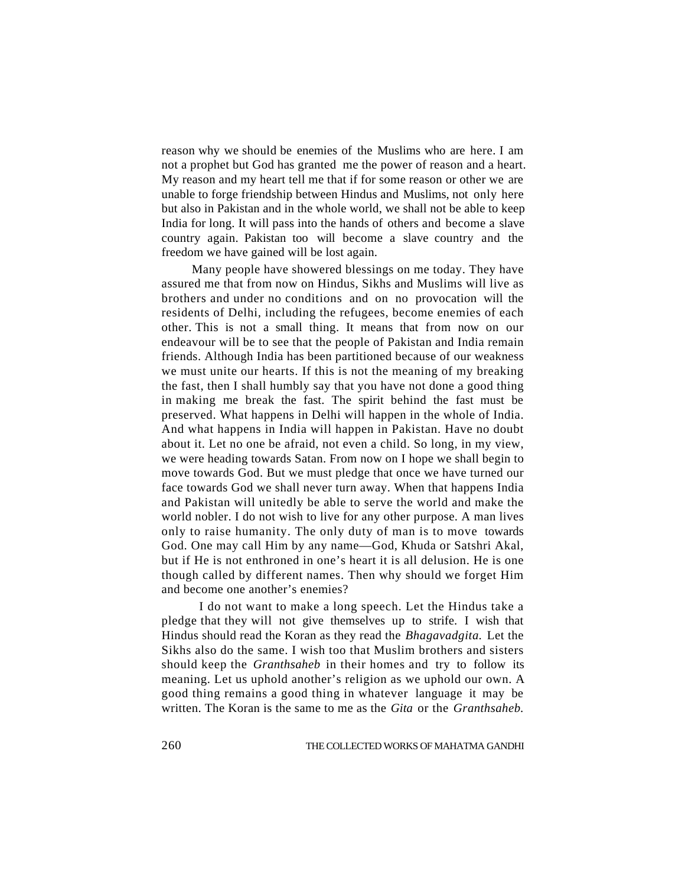reason why we should be enemies of the Muslims who are here. I am not a prophet but God has granted me the power of reason and a heart. My reason and my heart tell me that if for some reason or other we are unable to forge friendship between Hindus and Muslims, not only here but also in Pakistan and in the whole world, we shall not be able to keep India for long. It will pass into the hands of others and become a slave country again. Pakistan too will become a slave country and the freedom we have gained will be lost again.

Many people have showered blessings on me today. They have assured me that from now on Hindus, Sikhs and Muslims will live as brothers and under no conditions and on no provocation will the residents of Delhi, including the refugees, become enemies of each other. This is not a small thing. It means that from now on our endeavour will be to see that the people of Pakistan and India remain friends. Although India has been partitioned because of our weakness we must unite our hearts. If this is not the meaning of my breaking the fast, then I shall humbly say that you have not done a good thing in making me break the fast. The spirit behind the fast must be preserved. What happens in Delhi will happen in the whole of India. And what happens in India will happen in Pakistan. Have no doubt about it. Let no one be afraid, not even a child. So long, in my view, we were heading towards Satan. From now on I hope we shall begin to move towards God. But we must pledge that once we have turned our face towards God we shall never turn away. When that happens India and Pakistan will unitedly be able to serve the world and make the world nobler. I do not wish to live for any other purpose. A man lives only to raise humanity. The only duty of man is to move towards God. One may call Him by any name—God, Khuda or Satshri Akal, but if He is not enthroned in one's heart it is all delusion. He is one though called by different names. Then why should we forget Him and become one another's enemies?

I do not want to make a long speech. Let the Hindus take a pledge that they will not give themselves up to strife. I wish that Hindus should read the Koran as they read the *Bhagavadgita.* Let the Sikhs also do the same. I wish too that Muslim brothers and sisters should keep the *Granthsaheb* in their homes and try to follow its meaning. Let us uphold another's religion as we uphold our own. A good thing remains a good thing in whatever language it may be written. The Koran is the same to me as the *Gita* or the *Granthsaheb.*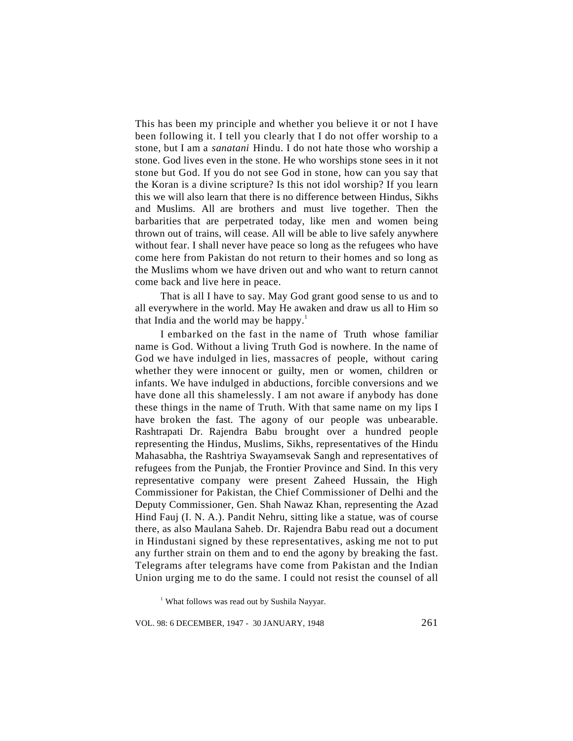This has been my principle and whether you believe it or not I have been following it. I tell you clearly that I do not offer worship to a stone, but I am a *sanatani* Hindu. I do not hate those who worship a stone. God lives even in the stone. He who worships stone sees in it not stone but God. If you do not see God in stone, how can you say that the Koran is a divine scripture? Is this not idol worship? If you learn this we will also learn that there is no difference between Hindus, Sikhs and Muslims. All are brothers and must live together. Then the barbarities that are perpetrated today, like men and women being thrown out of trains, will cease. All will be able to live safely anywhere without fear. I shall never have peace so long as the refugees who have come here from Pakistan do not return to their homes and so long as the Muslims whom we have driven out and who want to return cannot come back and live here in peace.

That is all I have to say. May God grant good sense to us and to all everywhere in the world. May He awaken and draw us all to Him so that India and the world may be happy.[1]

I embarked on the fast in the name of Truth whose familiar name is God. Without a living Truth God is nowhere. In the name of God we have indulged in lies, massacres of people, without caring whether they were innocent or guilty, men or women, children or infants. We have indulged in abductions, forcible conversions and we have done all this shamelessly. I am not aware if anybody has done these things in the name of Truth. With that same name on my lips I have broken the fast. The agony of our people was unbearable. Rashtrapati Dr. Rajendra Babu brought over a hundred people representing the Hindus, Muslims, Sikhs, representatives of the Hindu Mahasabha, the Rashtriya Swayamsevak Sangh and representatives of refugees from the Punjab, the Frontier Province and Sind. In this very representative company were present Zaheed Hussain, the High Commissioner for Pakistan, the Chief Commissioner of Delhi and the Deputy Commissioner, Gen. Shah Nawaz Khan, representing the Azad Hind Fauj (I. N. A.). Pandit Nehru, sitting like a statue, was of course there, as also Maulana Saheb. Dr. Rajendra Babu read out a document in Hindustani signed by these representatives, asking me not to put any further strain on them and to end the agony by breaking the fast. Telegrams after telegrams have come from Pakistan and the Indian Union urging me to do the same. I could not resist the counsel of all

[1] What follows was read out by Sushila Nayyar.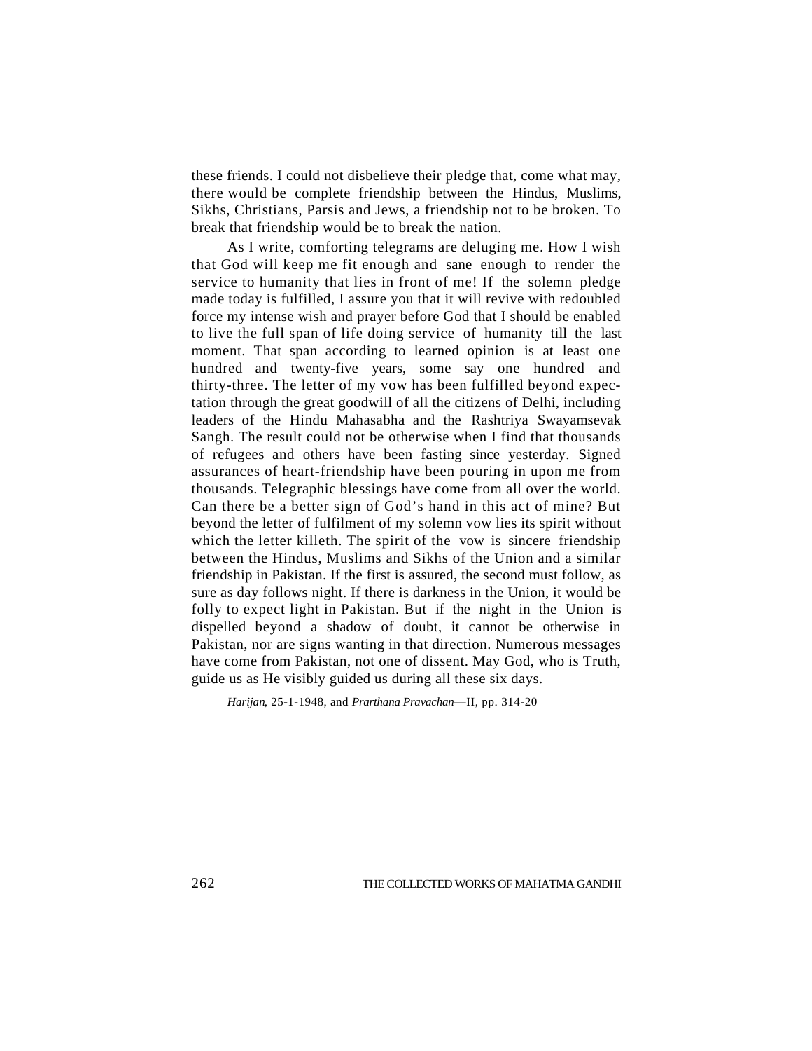these friends. I could not disbelieve their pledge that, come what may, there would be complete friendship between the Hindus, Muslims, Sikhs, Christians, Parsis and Jews, a friendship not to be broken. To break that friendship would be to break the nation.

As I write, comforting telegrams are deluging me. How I wish that God will keep me fit enough and sane enough to render the service to humanity that lies in front of me! If the solemn pledge made today is fulfilled, I assure you that it will revive with redoubled force my intense wish and prayer before God that I should be enabled to live the full span of life doing service of humanity till the last moment. That span according to learned opinion is at least one hundred and twenty-five years, some say one hundred and thirty-three. The letter of my vow has been fulfilled beyond expectation through the great goodwill of all the citizens of Delhi, including leaders of the Hindu Mahasabha and the Rashtriya Swayamsevak Sangh. The result could not be otherwise when I find that thousands of refugees and others have been fasting since yesterday. Signed assurances of heart-friendship have been pouring in upon me from thousands. Telegraphic blessings have come from all over the world. Can there be a better sign of God's hand in this act of mine? But beyond the letter of fulfilment of my solemn vow lies its spirit without which the letter killeth. The spirit of the vow is sincere friendship between the Hindus, Muslims and Sikhs of the Union and a similar friendship in Pakistan. If the first is assured, the second must follow, as sure as day follows night. If there is darkness in the Union, it would be folly to expect light in Pakistan. But if the night in the Union is dispelled beyond a shadow of doubt, it cannot be otherwise in Pakistan, nor are signs wanting in that direction. Numerous messages have come from Pakistan, not one of dissent. May God, who is Truth, guide us as He visibly guided us during all these six days.

*Harijan*, 25-1-1948, and *Prarthana Pravachan*—II, pp. 314-20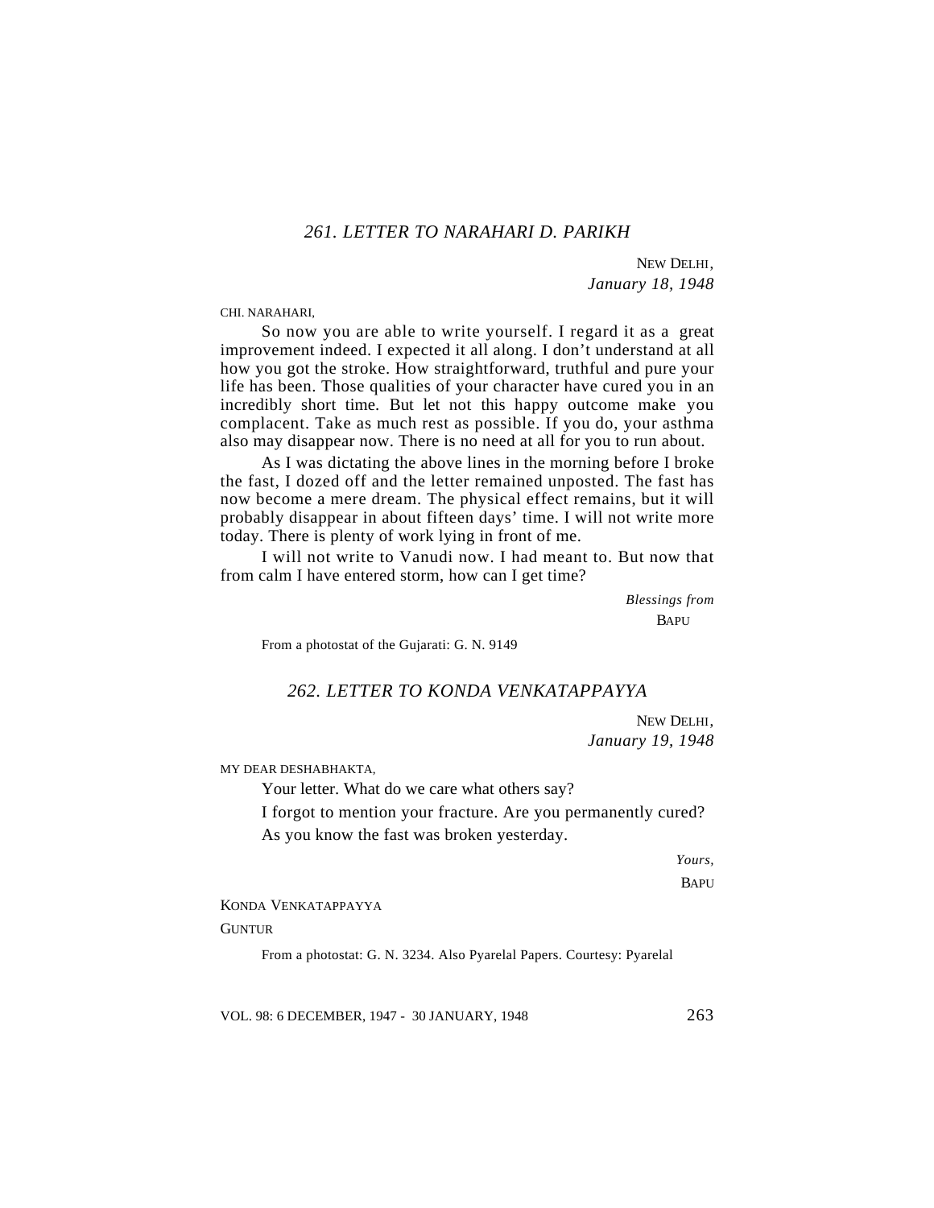## *261. LETTER TO NARAHARI D. PARIKH*

NEW DELHI,
*January 18, 1948*

CHI. NARAHARI,

So now you are able to write yourself. I regard it as a great improvement indeed. I expected it all along. I don't understand at all how you got the stroke. How straightforward, truthful and pure your life has been. Those qualities of your character have cured you in an incredibly short time. But let not this happy outcome make you complacent. Take as much rest as possible. If you do, your asthma also may disappear now. There is no need at all for you to run about.

As I was dictating the above lines in the morning before I broke the fast, I dozed off and the letter remained unposted. The fast has now become a mere dream. The physical effect remains, but it will probably disappear in about fifteen days' time. I will not write more today. There is plenty of work lying in front of me.

I will not write to Vanudi now. I had meant to. But now that from calm I have entered storm, how can I get time?

*Blessings from*
BAPU

From a photostat of the Gujarati: G. N. 9149

## *262. LETTER TO KONDA VENKATAPPAYYA*

NEW DELHI,
*January 19, 1948*

MY DEAR DESHABHAKTA,

Your letter. What do we care what others say?

I forgot to mention your fracture. Are you permanently cured?

As you know the fast was broken yesterday.

*Yours,*
BAPU

KONDA VENKATAPPAYYA
GUNTUR

From a photostat: G. N. 3234. Also Pyarelal Papers. Courtesy: Pyarelal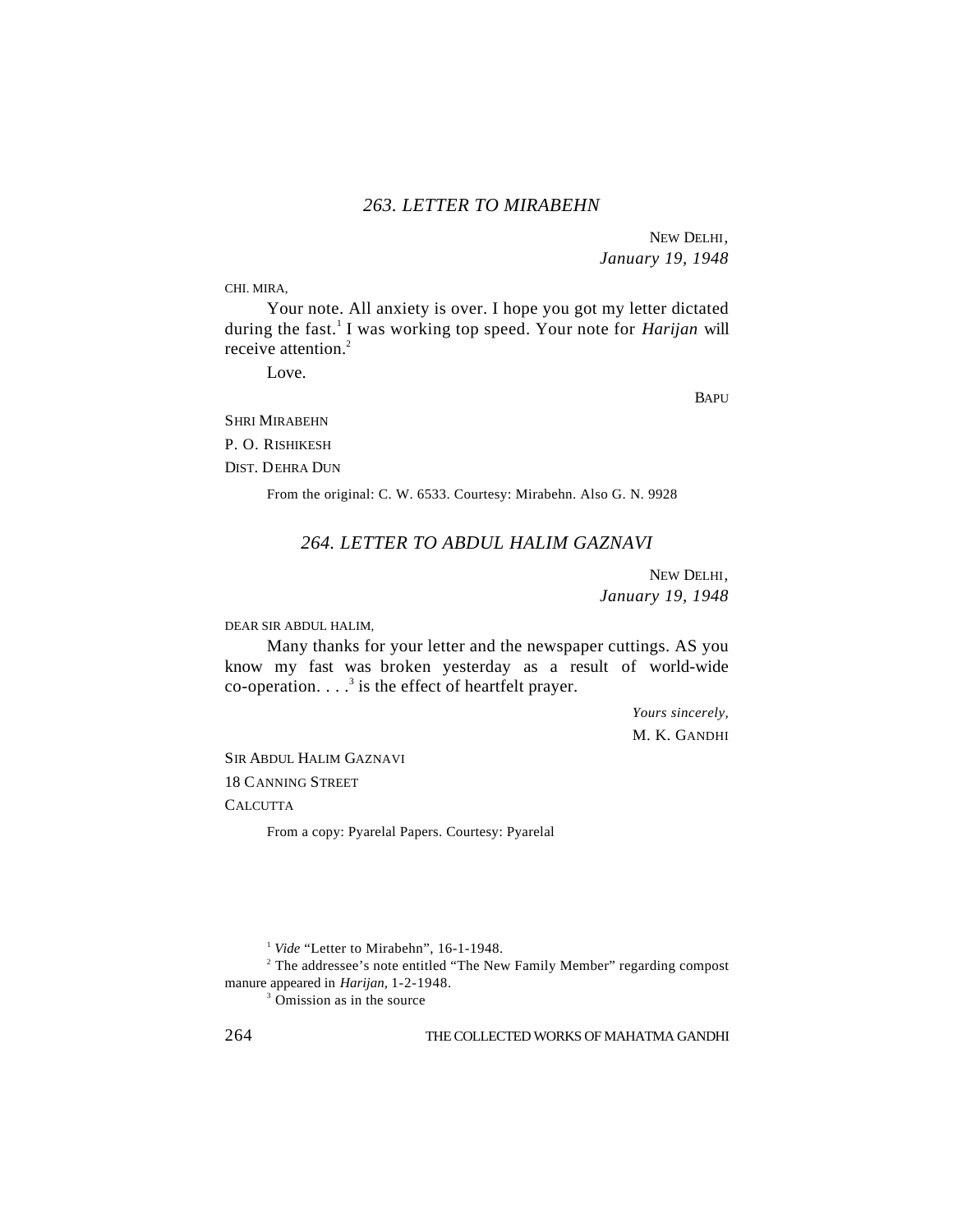## *263. LETTER TO MIRABEHN*

NEW DELHI,
*January 19, 1948*

CHI. MIRA,

Your note. All anxiety is over. I hope you got my letter dictated during the fast.[1] I was working top speed. Your note for *Harijan* will receive attention.[2]

Love.

BAPU

SHRI MIRABEHN
P. O. RISHIKESH
DIST. DEHRA DUN

From the original: C. W. 6533. Courtesy: Mirabehn. Also G. N. 9928

## *264. LETTER TO ABDUL HALIM GAZNAVI*

NEW DELHI,
*January 19, 1948*

DEAR SIR ABDUL HALIM,

Many thanks for your letter and the newspaper cuttings. AS you know my fast was broken yesterday as a result of world-wide co-operation. . . .[3] is the effect of heartfelt prayer.

*Yours sincerely,*
M. K. GANDHI

SIR ABDUL HALIM GAZNAVI
18 CANNING STREET
CALCUTTA

From a copy: Pyarelal Papers. Courtesy: Pyarelal

---

[1] *Vide* "Letter to Mirabehn", 16-1-1948.

[2] The addressee's note entitled "The New Family Member" regarding compost manure appeared in *Harijan,* 1-2-1948.

[3] Omission as in the source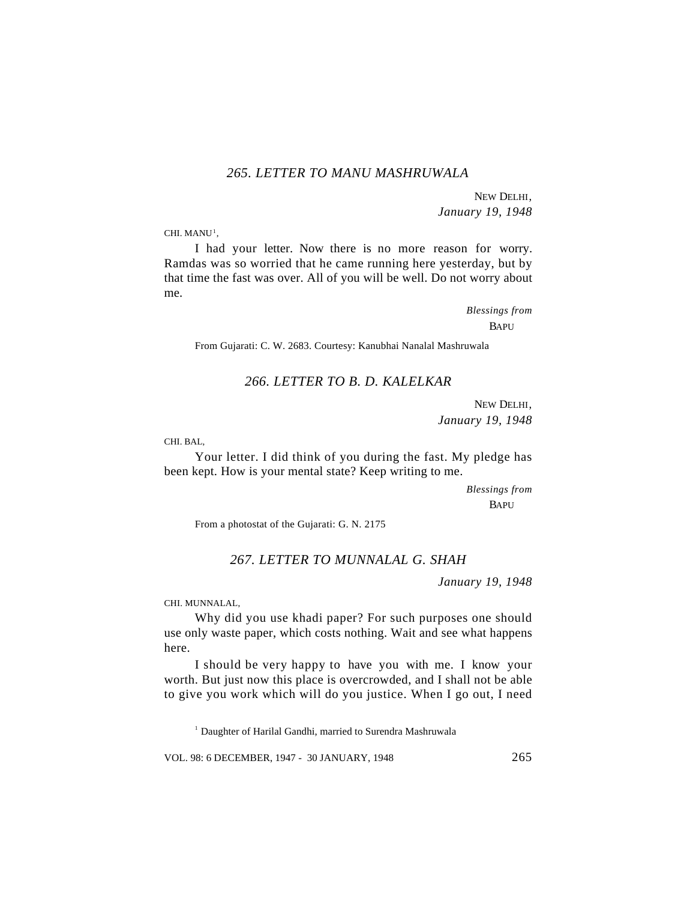## *265. LETTER TO MANU MASHRUWALA*

NEW DELHI,
*January 19, 1948*

CHI. MANU[1],

I had your letter. Now there is no more reason for worry. Ramdas was so worried that he came running here yesterday, but by that time the fast was over. All of you will be well. Do not worry about me.

*Blessings from*
BAPU

From Gujarati: C. W. 2683. Courtesy: Kanubhai Nanalal Mashruwala

## *266. LETTER TO B. D. KALELKAR*

NEW DELHI,
*January 19, 1948*

CHI. BAL,

Your letter. I did think of you during the fast. My pledge has been kept. How is your mental state? Keep writing to me.

*Blessings from*
BAPU

From a photostat of the Gujarati: G. N. 2175

## *267. LETTER TO MUNNALAL G. SHAH*

*January 19, 1948*

CHI. MUNNALAL,

Why did you use khadi paper? For such purposes one should use only waste paper, which costs nothing. Wait and see what happens here.

I should be very happy to have you with me. I know your worth. But just now this place is overcrowded, and I shall not be able to give you work which will do you justice. When I go out, I need

[1] Daughter of Harilal Gandhi, married to Surendra Mashruwala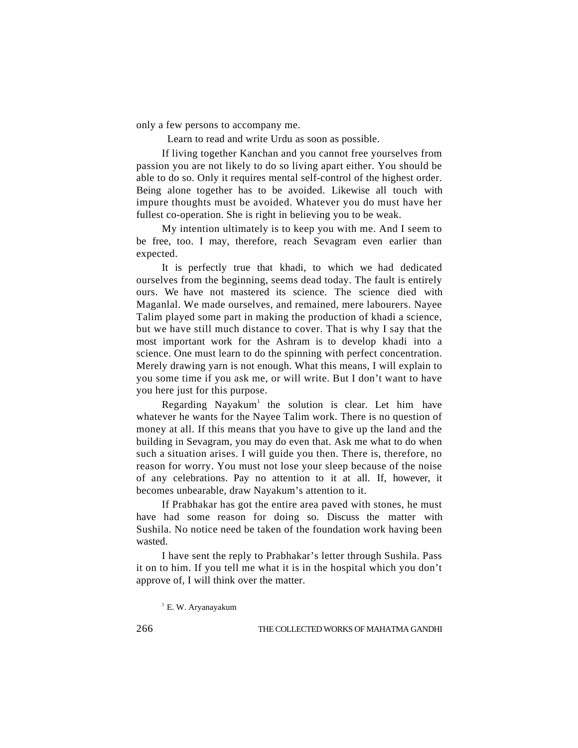only a few persons to accompany me.

Learn to read and write Urdu as soon as possible.

If living together Kanchan and you cannot free yourselves from passion you are not likely to do so living apart either. You should be able to do so. Only it requires mental self-control of the highest order. Being alone together has to be avoided. Likewise all touch with impure thoughts must be avoided. Whatever you do must have her fullest co-operation. She is right in believing you to be weak.

My intention ultimately is to keep you with me. And I seem to be free, too. I may, therefore, reach Sevagram even earlier than expected.

It is perfectly true that khadi, to which we had dedicated ourselves from the beginning, seems dead today. The fault is entirely ours. We have not mastered its science. The science died with Maganlal. We made ourselves, and remained, mere labourers. Nayee Talim played some part in making the production of khadi a science, but we have still much distance to cover. That is why I say that the most important work for the Ashram is to develop khadi into a science. One must learn to do the spinning with perfect concentration. Merely drawing yarn is not enough. What this means, I will explain to you some time if you ask me, or will write. But I don't want to have you here just for this purpose.

Regarding Nayakum[1] the solution is clear. Let him have whatever he wants for the Nayee Talim work. There is no question of money at all. If this means that you have to give up the land and the building in Sevagram, you may do even that. Ask me what to do when such a situation arises. I will guide you then. There is, therefore, no reason for worry. You must not lose your sleep because of the noise of any celebrations. Pay no attention to it at all. If, however, it becomes unbearable, draw Nayakum's attention to it.

If Prabhakar has got the entire area paved with stones, he must have had some reason for doing so. Discuss the matter with Sushila. No notice need be taken of the foundation work having been wasted.

I have sent the reply to Prabhakar's letter through Sushila. Pass it on to him. If you tell me what it is in the hospital which you don't approve of, I will think over the matter.

[1] E. W. Aryanayakum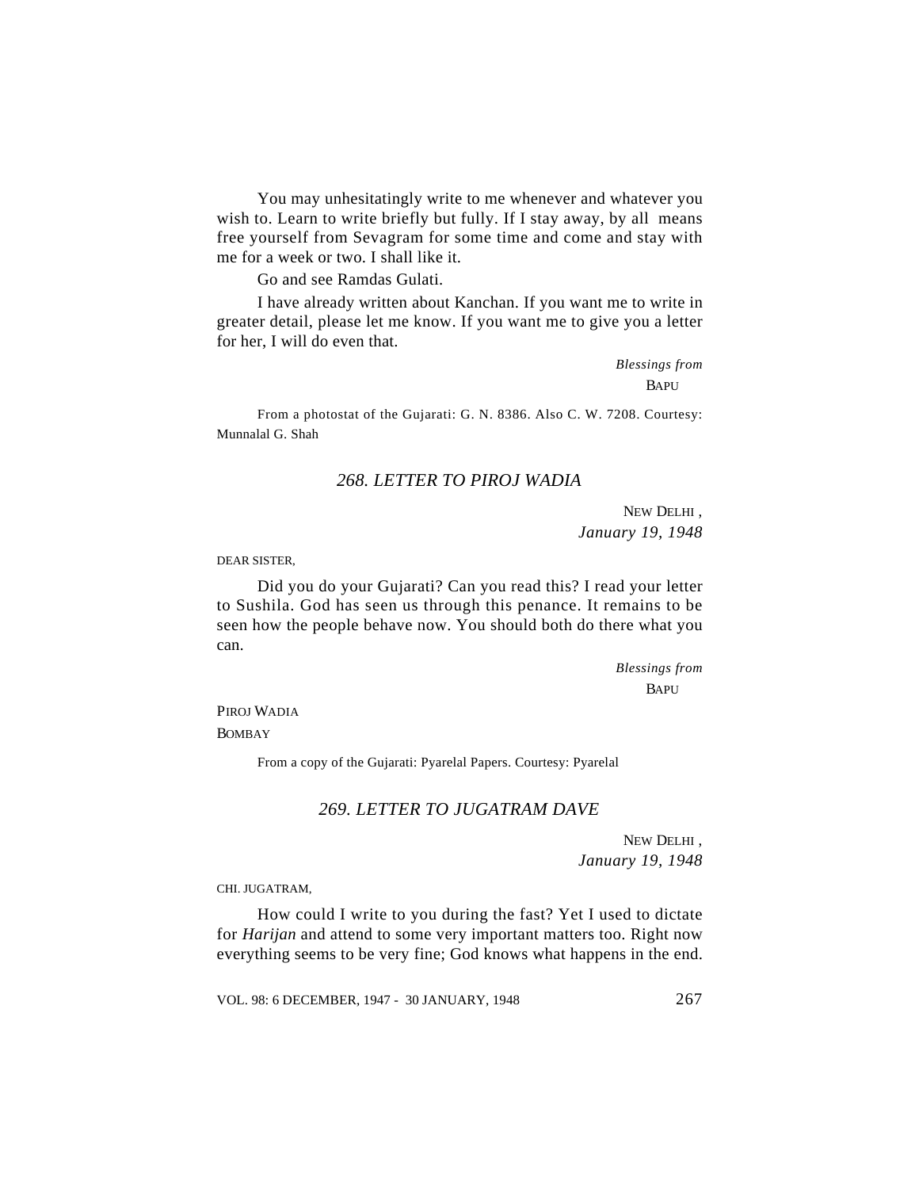You may unhesitatingly write to me whenever and whatever you wish to. Learn to write briefly but fully. If I stay away, by all means free yourself from Sevagram for some time and come and stay with me for a week or two. I shall like it.

Go and see Ramdas Gulati.

I have already written about Kanchan. If you want me to write in greater detail, please let me know. If you want me to give you a letter for her, I will do even that.

*Blessings from*
BAPU

From a photostat of the Gujarati: G. N. 8386. Also C. W. 7208. Courtesy: Munnalal G. Shah

### *268. LETTER TO PIROJ WADIA*

NEW DELHI,
*January 19, 1948*

DEAR SISTER,

Did you do your Gujarati? Can you read this? I read your letter to Sushila. God has seen us through this penance. It remains to be seen how the people behave now. You should both do there what you can.

*Blessings from*
BAPU

PIROJ WADIA
BOMBAY

From a copy of the Gujarati: Pyarelal Papers. Courtesy: Pyarelal

### *269. LETTER TO JUGATRAM DAVE*

NEW DELHI,
*January 19, 1948*

CHI. JUGATRAM,

How could I write to you during the fast? Yet I used to dictate for *Harijan* and attend to some very important matters too. Right now everything seems to be very fine; God knows what happens in the end.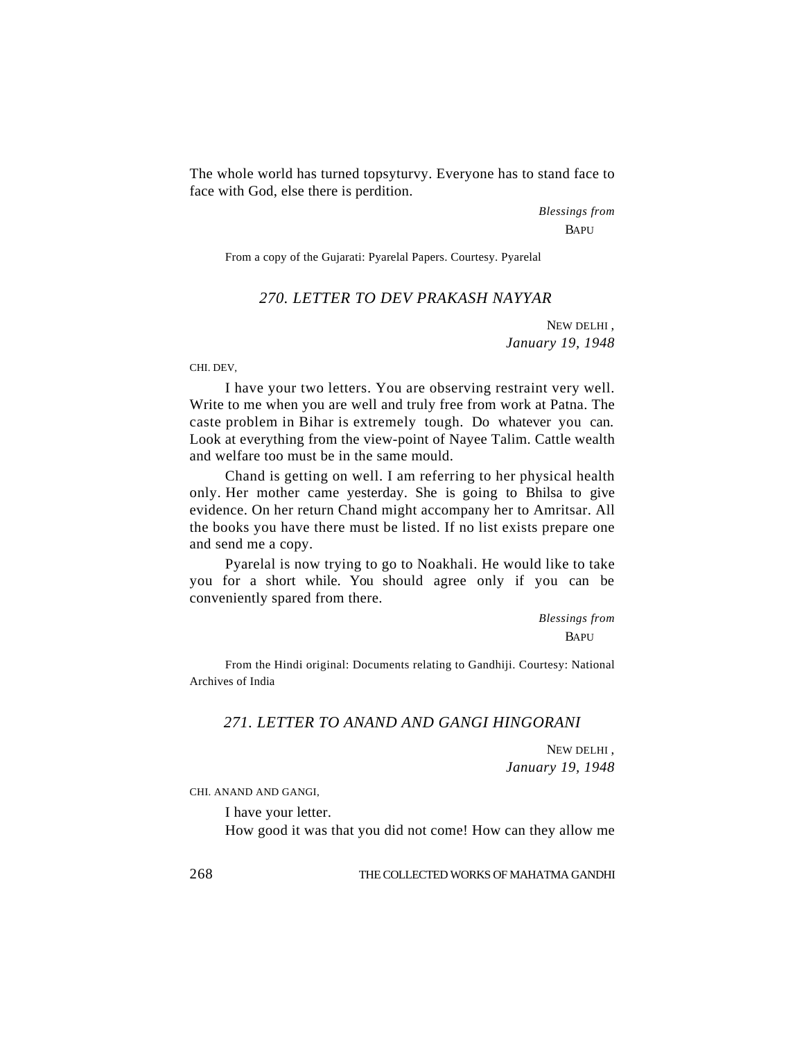The whole world has turned topsyturvy. Everyone has to stand face to face with God, else there is perdition.

*Blessings from*
BAPU

From a copy of the Gujarati: Pyarelal Papers. Courtesy. Pyarelal

## *270. LETTER TO DEV PRAKASH NAYYAR*

NEW DELHI ,
*January 19, 1948*

CHI. DEV,

I have your two letters. You are observing restraint very well. Write to me when you are well and truly free from work at Patna. The caste problem in Bihar is extremely tough. Do whatever you can. Look at everything from the view-point of Nayee Talim. Cattle wealth and welfare too must be in the same mould.

Chand is getting on well. I am referring to her physical health only. Her mother came yesterday. She is going to Bhilsa to give evidence. On her return Chand might accompany her to Amritsar. All the books you have there must be listed. If no list exists prepare one and send me a copy.

Pyarelal is now trying to go to Noakhali. He would like to take you for a short while. You should agree only if you can be conveniently spared from there.

*Blessings from*
BAPU

From the Hindi original: Documents relating to Gandhiji. Courtesy: National Archives of India

## *271. LETTER TO ANAND AND GANGI HINGORANI*

NEW DELHI ,
*January 19, 1948*

CHI. ANAND AND GANGI,

I have your letter.

How good it was that you did not come! How can they allow me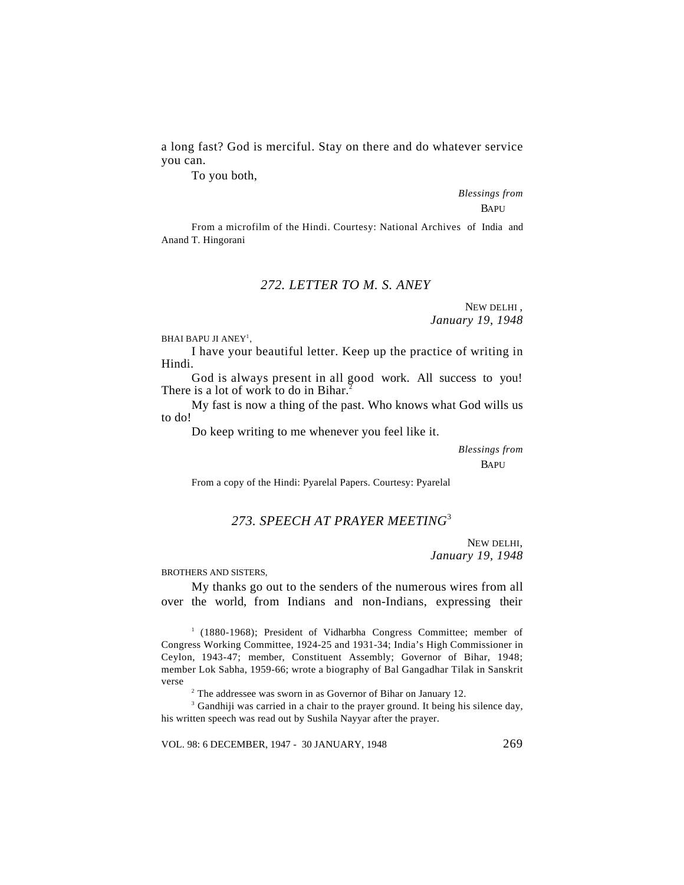a long fast? God is merciful. Stay on there and do whatever service you can.

To you both,

*Blessings from*
BAPU

From a microfilm of the Hindi. Courtesy: National Archives of India and Anand T. Hingorani

## *272. LETTER TO M. S. ANEY*

NEW DELHI,
*January 19, 1948*

BHAI BAPU JI ANEY[1],

I have your beautiful letter. Keep up the practice of writing in Hindi.

God is always present in all good work. All success to you! There is a lot of work to do in Bihar.[2]

My fast is now a thing of the past. Who knows what God wills us to do!

Do keep writing to me whenever you feel like it.

*Blessings from*
BAPU

From a copy of the Hindi: Pyarelal Papers. Courtesy: Pyarelal

## *273. SPEECH AT PRAYER MEETING*[3]

NEW DELHI,
*January 19, 1948*

BROTHERS AND SISTERS,

My thanks go out to the senders of the numerous wires from all over the world, from Indians and non-Indians, expressing their

---

[1] (1880-1968); President of Vidharbha Congress Committee; member of Congress Working Committee, 1924-25 and 1931-34; India's High Commissioner in Ceylon, 1943-47; member, Constituent Assembly; Governor of Bihar, 1948; member Lok Sabha, 1959-66; wrote a biography of Bal Gangadhar Tilak in Sanskrit verse

[2] The addressee was sworn in as Governor of Bihar on January 12.

[3] Gandhiji was carried in a chair to the prayer ground. It being his silence day, his written speech was read out by Sushila Nayyar after the prayer.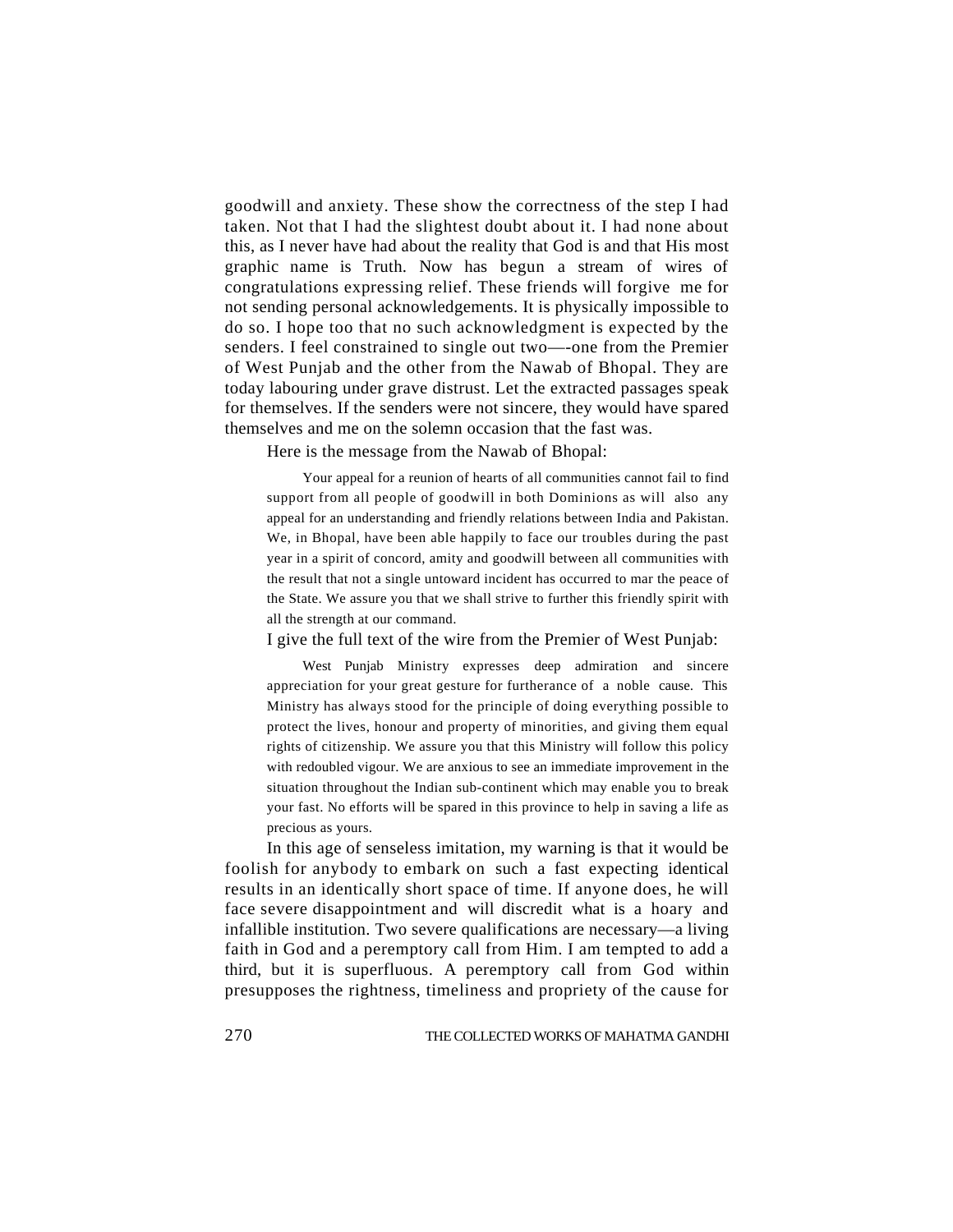goodwill and anxiety. These show the correctness of the step I had taken. Not that I had the slightest doubt about it. I had none about this, as I never have had about the reality that God is and that His most graphic name is Truth. Now has begun a stream of wires of congratulations expressing relief. These friends will forgive me for not sending personal acknowledgements. It is physically impossible to do so. I hope too that no such acknowledgment is expected by the senders. I feel constrained to single out two—-one from the Premier of West Punjab and the other from the Nawab of Bhopal. They are today labouring under grave distrust. Let the extracted passages speak for themselves. If the senders were not sincere, they would have spared themselves and me on the solemn occasion that the fast was.

Here is the message from the Nawab of Bhopal:

> Your appeal for a reunion of hearts of all communities cannot fail to find support from all people of goodwill in both Dominions as will also any appeal for an understanding and friendly relations between India and Pakistan. We, in Bhopal, have been able happily to face our troubles during the past year in a spirit of concord, amity and goodwill between all communities with the result that not a single untoward incident has occurred to mar the peace of the State. We assure you that we shall strive to further this friendly spirit with all the strength at our command.

I give the full text of the wire from the Premier of West Punjab:

> West Punjab Ministry expresses deep admiration and sincere appreciation for your great gesture for furtherance of a noble cause. This Ministry has always stood for the principle of doing everything possible to protect the lives, honour and property of minorities, and giving them equal rights of citizenship. We assure you that this Ministry will follow this policy with redoubled vigour. We are anxious to see an immediate improvement in the situation throughout the Indian sub-continent which may enable you to break your fast. No efforts will be spared in this province to help in saving a life as precious as yours.

In this age of senseless imitation, my warning is that it would be foolish for anybody to embark on such a fast expecting identical results in an identically short space of time. If anyone does, he will face severe disappointment and will discredit what is a hoary and infallible institution. Two severe qualifications are necessary—a living faith in God and a peremptory call from Him. I am tempted to add a third, but it is superfluous. A peremptory call from God within presupposes the rightness, timeliness and propriety of the cause for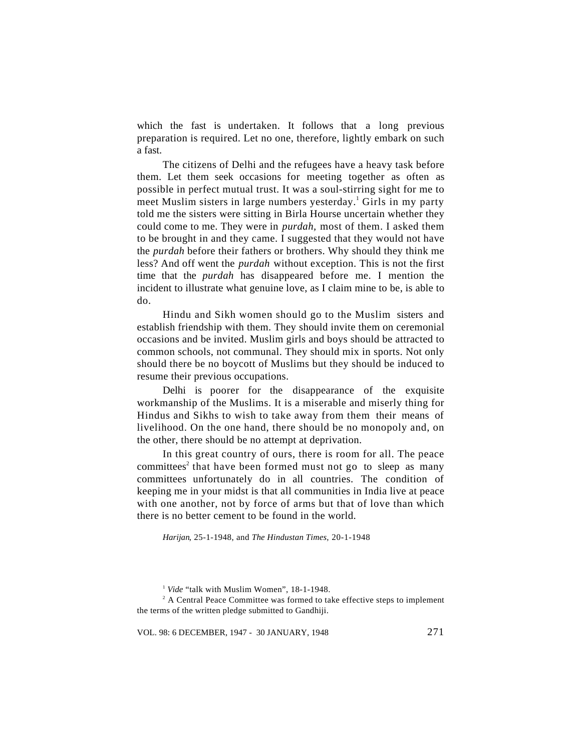which the fast is undertaken. It follows that a long previous preparation is required. Let no one, therefore, lightly embark on such a fast.

The citizens of Delhi and the refugees have a heavy task before them. Let them seek occasions for meeting together as often as possible in perfect mutual trust. It was a soul-stirring sight for me to meet Muslim sisters in large numbers yesterday.[1] Girls in my party told me the sisters were sitting in Birla Hourse uncertain whether they could come to me. They were in *purdah*, most of them. I asked them to be brought in and they came. I suggested that they would not have the *purdah* before their fathers or brothers. Why should they think me less? And off went the *purdah* without exception. This is not the first time that the *purdah* has disappeared before me. I mention the incident to illustrate what genuine love, as I claim mine to be, is able to do.

Hindu and Sikh women should go to the Muslim sisters and establish friendship with them. They should invite them on ceremonial occasions and be invited. Muslim girls and boys should be attracted to common schools, not communal. They should mix in sports. Not only should there be no boycott of Muslims but they should be induced to resume their previous occupations.

Delhi is poorer for the disappearance of the exquisite workmanship of the Muslims. It is a miserable and miserly thing for Hindus and Sikhs to wish to take away from them their means of livelihood. On the one hand, there should be no monopoly and, on the other, there should be no attempt at deprivation.

In this great country of ours, there is room for all. The peace committees[2] that have been formed must not go to sleep as many committees unfortunately do in all countries. The condition of keeping me in your midst is that all communities in India live at peace with one another, not by force of arms but that of love than which there is no better cement to be found in the world.

*Harijan*, 25-1-1948, and *The Hindustan Times*, 20-1-1948

[1] *Vide* "talk with Muslim Women", 18-1-1948.

[2] A Central Peace Committee was formed to take effective steps to implement the terms of the written pledge submitted to Gandhiji.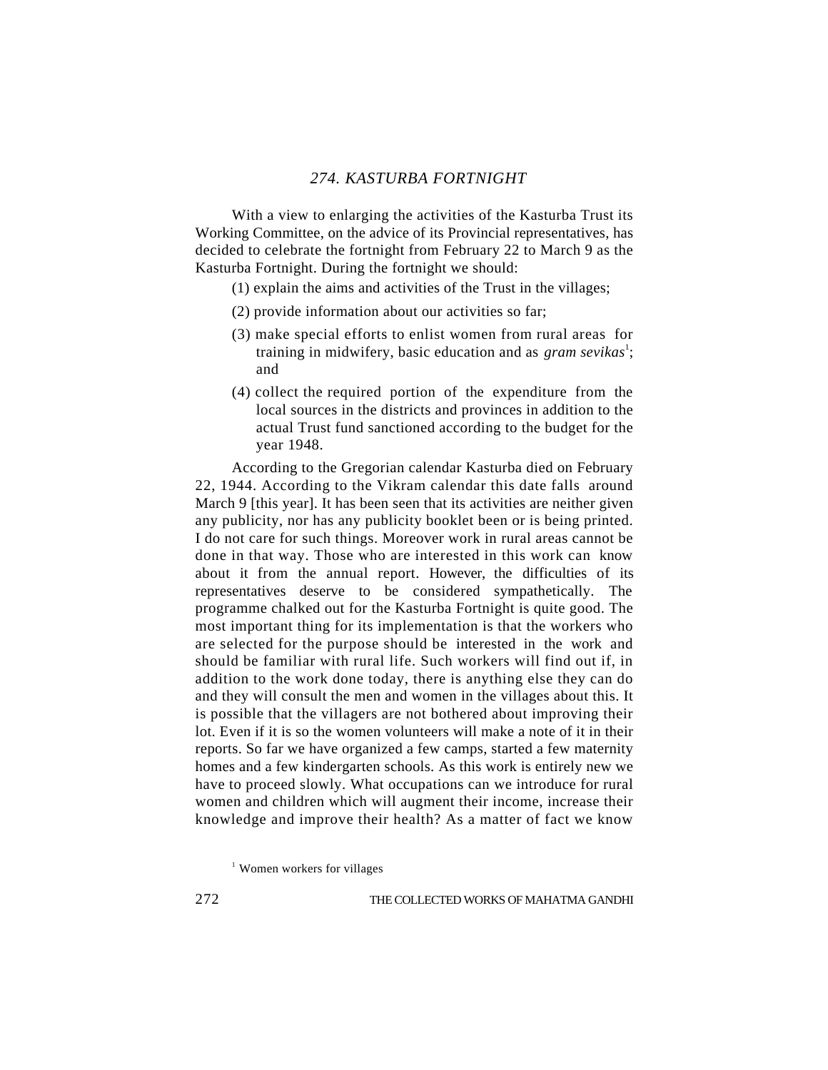## *274. KASTURBA FORTNIGHT*

With a view to enlarging the activities of the Kasturba Trust its Working Committee, on the advice of its Provincial representatives, has decided to celebrate the fortnight from February 22 to March 9 as the Kasturba Fortnight. During the fortnight we should:

(1) explain the aims and activities of the Trust in the villages;

(2) provide information about our activities so far;

(3) make special efforts to enlist women from rural areas for training in midwifery, basic education and as *gram sevikas*[1]; and

(4) collect the required portion of the expenditure from the local sources in the districts and provinces in addition to the actual Trust fund sanctioned according to the budget for the year 1948.

According to the Gregorian calendar Kasturba died on February 22, 1944. According to the Vikram calendar this date falls around March 9 [this year]. It has been seen that its activities are neither given any publicity, nor has any publicity booklet been or is being printed. I do not care for such things. Moreover work in rural areas cannot be done in that way. Those who are interested in this work can know about it from the annual report. However, the difficulties of its representatives deserve to be considered sympathetically. The programme chalked out for the Kasturba Fortnight is quite good. The most important thing for its implementation is that the workers who are selected for the purpose should be interested in the work and should be familiar with rural life. Such workers will find out if, in addition to the work done today, there is anything else they can do and they will consult the men and women in the villages about this. It is possible that the villagers are not bothered about improving their lot. Even if it is so the women volunteers will make a note of it in their reports. So far we have organized a few camps, started a few maternity homes and a few kindergarten schools. As this work is entirely new we have to proceed slowly. What occupations can we introduce for rural women and children which will augment their income, increase their knowledge and improve their health? As a matter of fact we know

[1] Women workers for villages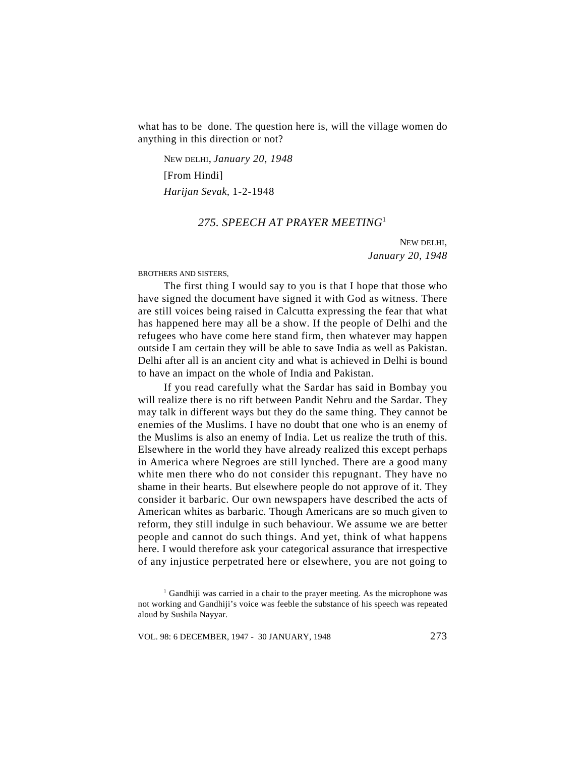what has to be done. The question here is, will the village women do anything in this direction or not?

NEW DELHI, *January 20, 1948*

[From Hindi]

*Harijan Sevak*, 1-2-1948

## *275. SPEECH AT PRAYER MEETING*[1]

NEW DELHI,
*January 20, 1948*

BROTHERS AND SISTERS,

The first thing I would say to you is that I hope that those who have signed the document have signed it with God as witness. There are still voices being raised in Calcutta expressing the fear that what has happened here may all be a show. If the people of Delhi and the refugees who have come here stand firm, then whatever may happen outside I am certain they will be able to save India as well as Pakistan. Delhi after all is an ancient city and what is achieved in Delhi is bound to have an impact on the whole of India and Pakistan.

If you read carefully what the Sardar has said in Bombay you will realize there is no rift between Pandit Nehru and the Sardar. They may talk in different ways but they do the same thing. They cannot be enemies of the Muslims. I have no doubt that one who is an enemy of the Muslims is also an enemy of India. Let us realize the truth of this. Elsewhere in the world they have already realized this except perhaps in America where Negroes are still lynched. There are a good many white men there who do not consider this repugnant. They have no shame in their hearts. But elsewhere people do not approve of it. They consider it barbaric. Our own newspapers have described the acts of American whites as barbaric. Though Americans are so much given to reform, they still indulge in such behaviour. We assume we are better people and cannot do such things. And yet, think of what happens here. I would therefore ask your categorical assurance that irrespective of any injustice perpetrated here or elsewhere, you are not going to

[1] Gandhiji was carried in a chair to the prayer meeting. As the microphone was not working and Gandhiji's voice was feeble the substance of his speech was repeated aloud by Sushila Nayyar.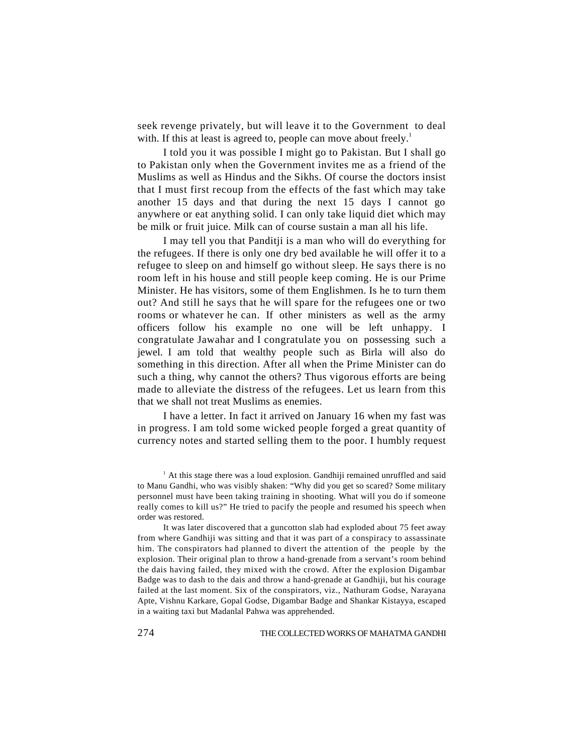seek revenge privately, but will leave it to the Government to deal with. If this at least is agreed to, people can move about freely.[1]

I told you it was possible I might go to Pakistan. But I shall go to Pakistan only when the Government invites me as a friend of the Muslims as well as Hindus and the Sikhs. Of course the doctors insist that I must first recoup from the effects of the fast which may take another 15 days and that during the next 15 days I cannot go anywhere or eat anything solid. I can only take liquid diet which may be milk or fruit juice. Milk can of course sustain a man all his life.

I may tell you that Panditji is a man who will do everything for the refugees. If there is only one dry bed available he will offer it to a refugee to sleep on and himself go without sleep. He says there is no room left in his house and still people keep coming. He is our Prime Minister. He has visitors, some of them Englishmen. Is he to turn them out? And still he says that he will spare for the refugees one or two rooms or whatever he can. If other ministers as well as the army officers follow his example no one will be left unhappy. I congratulate Jawahar and I congratulate you on possessing such a jewel. I am told that wealthy people such as Birla will also do something in this direction. After all when the Prime Minister can do such a thing, why cannot the others? Thus vigorous efforts are being made to alleviate the distress of the refugees. Let us learn from this that we shall not treat Muslims as enemies.

I have a letter. In fact it arrived on January 16 when my fast was in progress. I am told some wicked people forged a great quantity of currency notes and started selling them to the poor. I humbly request

[1] At this stage there was a loud explosion. Gandhiji remained unruffled and said to Manu Gandhi, who was visibly shaken: "Why did you get so scared? Some military personnel must have been taking training in shooting. What will you do if someone really comes to kill us?" He tried to pacify the people and resumed his speech when order was restored.

It was later discovered that a guncotton slab had exploded about 75 feet away from where Gandhiji was sitting and that it was part of a conspiracy to assassinate him. The conspirators had planned to divert the attention of the people by the explosion. Their original plan to throw a hand-grenade from a servant's room behind the dais having failed, they mixed with the crowd. After the explosion Digambar Badge was to dash to the dais and throw a hand-grenade at Gandhiji, but his courage failed at the last moment. Six of the conspirators, viz., Nathuram Godse, Narayana Apte, Vishnu Karkare, Gopal Godse, Digambar Badge and Shankar Kistayya, escaped in a waiting taxi but Madanlal Pahwa was apprehended.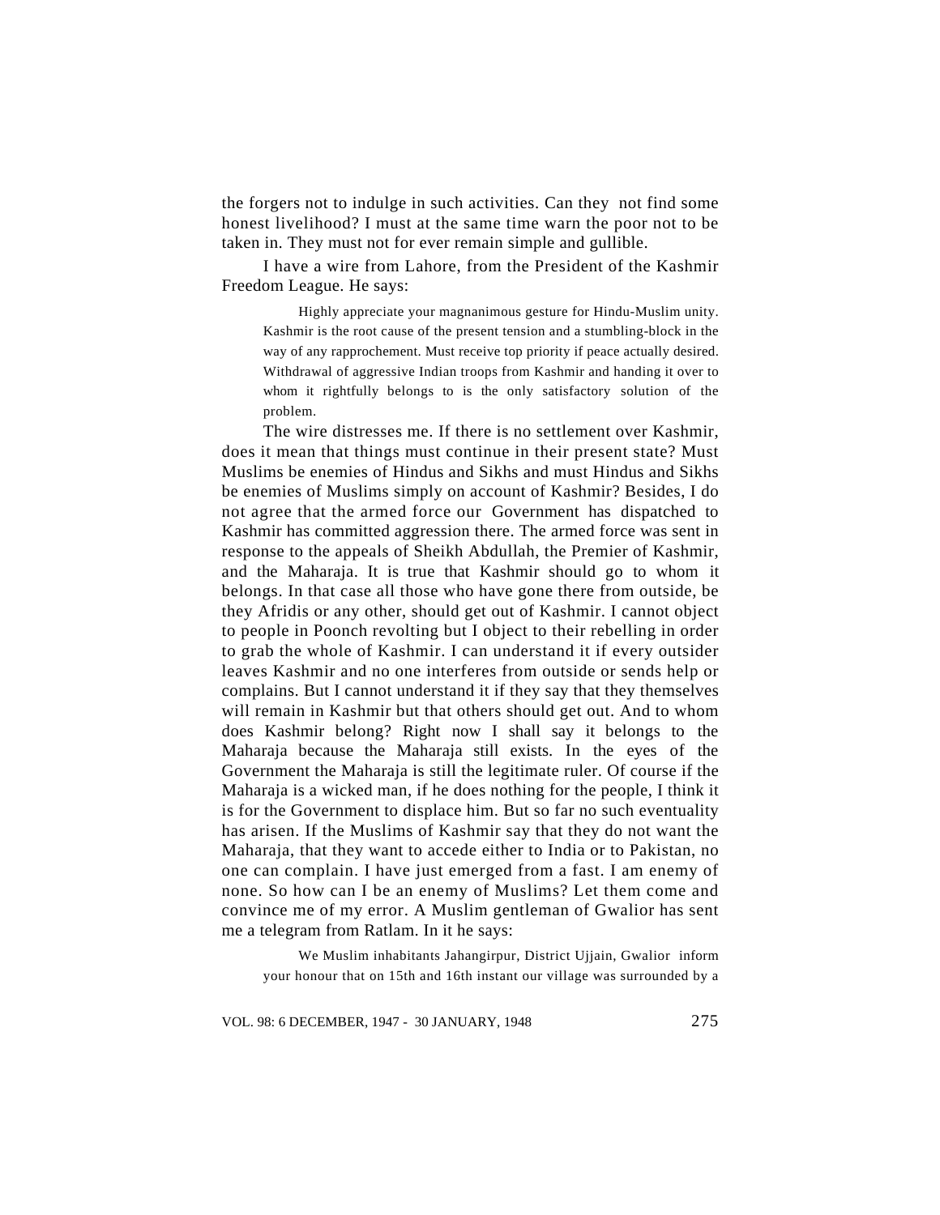the forgers not to indulge in such activities. Can they not find some honest livelihood? I must at the same time warn the poor not to be taken in. They must not for ever remain simple and gullible.

I have a wire from Lahore, from the President of the Kashmir Freedom League. He says:

> Highly appreciate your magnanimous gesture for Hindu-Muslim unity. Kashmir is the root cause of the present tension and a stumbling-block in the way of any rapprochement. Must receive top priority if peace actually desired. Withdrawal of aggressive Indian troops from Kashmir and handing it over to whom it rightfully belongs to is the only satisfactory solution of the problem.

The wire distresses me. If there is no settlement over Kashmir, does it mean that things must continue in their present state? Must Muslims be enemies of Hindus and Sikhs and must Hindus and Sikhs be enemies of Muslims simply on account of Kashmir? Besides, I do not agree that the armed force our Government has dispatched to Kashmir has committed aggression there. The armed force was sent in response to the appeals of Sheikh Abdullah, the Premier of Kashmir, and the Maharaja. It is true that Kashmir should go to whom it belongs. In that case all those who have gone there from outside, be they Afridis or any other, should get out of Kashmir. I cannot object to people in Poonch revolting but I object to their rebelling in order to grab the whole of Kashmir. I can understand it if every outsider leaves Kashmir and no one interferes from outside or sends help or complains. But I cannot understand it if they say that they themselves will remain in Kashmir but that others should get out. And to whom does Kashmir belong? Right now I shall say it belongs to the Maharaja because the Maharaja still exists. In the eyes of the Government the Maharaja is still the legitimate ruler. Of course if the Maharaja is a wicked man, if he does nothing for the people, I think it is for the Government to displace him. But so far no such eventuality has arisen. If the Muslims of Kashmir say that they do not want the Maharaja, that they want to accede either to India or to Pakistan, no one can complain. I have just emerged from a fast. I am enemy of none. So how can I be an enemy of Muslims? Let them come and convince me of my error. A Muslim gentleman of Gwalior has sent me a telegram from Ratlam. In it he says:

> We Muslim inhabitants Jahangirpur, District Ujjain, Gwalior inform your honour that on 15th and 16th instant our village was surrounded by a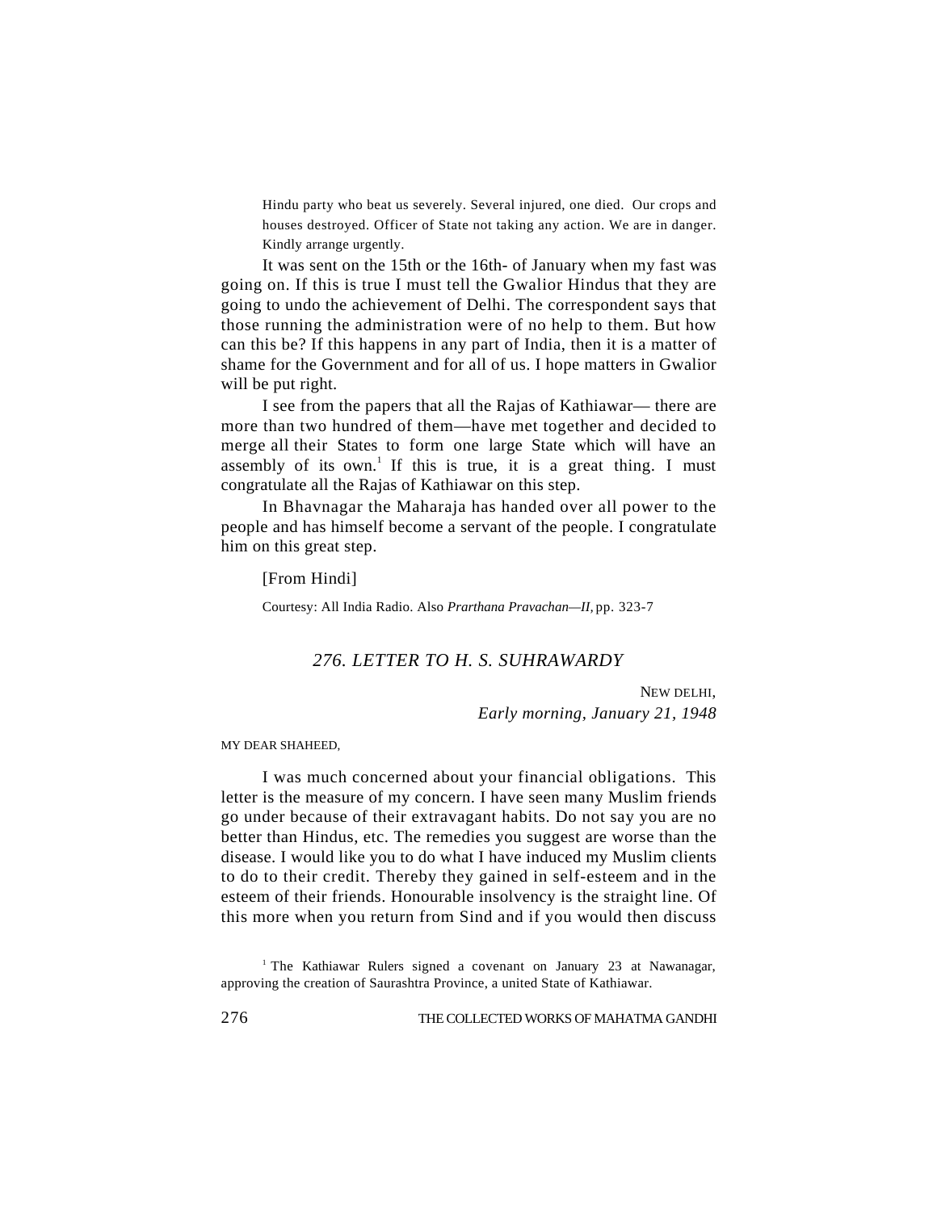> Hindu party who beat us severely. Several injured, one died. Our crops and houses destroyed. Officer of State not taking any action. We are in danger. Kindly arrange urgently.

It was sent on the 15th or the 16th- of January when my fast was going on. If this is true I must tell the Gwalior Hindus that they are going to undo the achievement of Delhi. The correspondent says that those running the administration were of no help to them. But how can this be? If this happens in any part of India, then it is a matter of shame for the Government and for all of us. I hope matters in Gwalior will be put right.

I see from the papers that all the Rajas of Kathiawar— there are more than two hundred of them—have met together and decided to merge all their States to form one large State which will have an assembly of its own.[1] If this is true, it is a great thing. I must congratulate all the Rajas of Kathiawar on this step.

In Bhavnagar the Maharaja has handed over all power to the people and has himself become a servant of the people. I congratulate him on this great step.

[From Hindi]

Courtesy: All India Radio. Also *Prarthana Pravachan—II,* pp. 323-7

## *276. LETTER TO H. S. SUHRAWARDY*

NEW DELHI,
*Early morning, January 21, 1948*

MY DEAR SHAHEED,

I was much concerned about your financial obligations. This letter is the measure of my concern. I have seen many Muslim friends go under because of their extravagant habits. Do not say you are no better than Hindus, etc. The remedies you suggest are worse than the disease. I would like you to do what I have induced my Muslim clients to do to their credit. Thereby they gained in self-esteem and in the esteem of their friends. Honourable insolvency is the straight line. Of this more when you return from Sind and if you would then discuss

[1] The Kathiawar Rulers signed a covenant on January 23 at Nawanagar, approving the creation of Saurashtra Province, a united State of Kathiawar.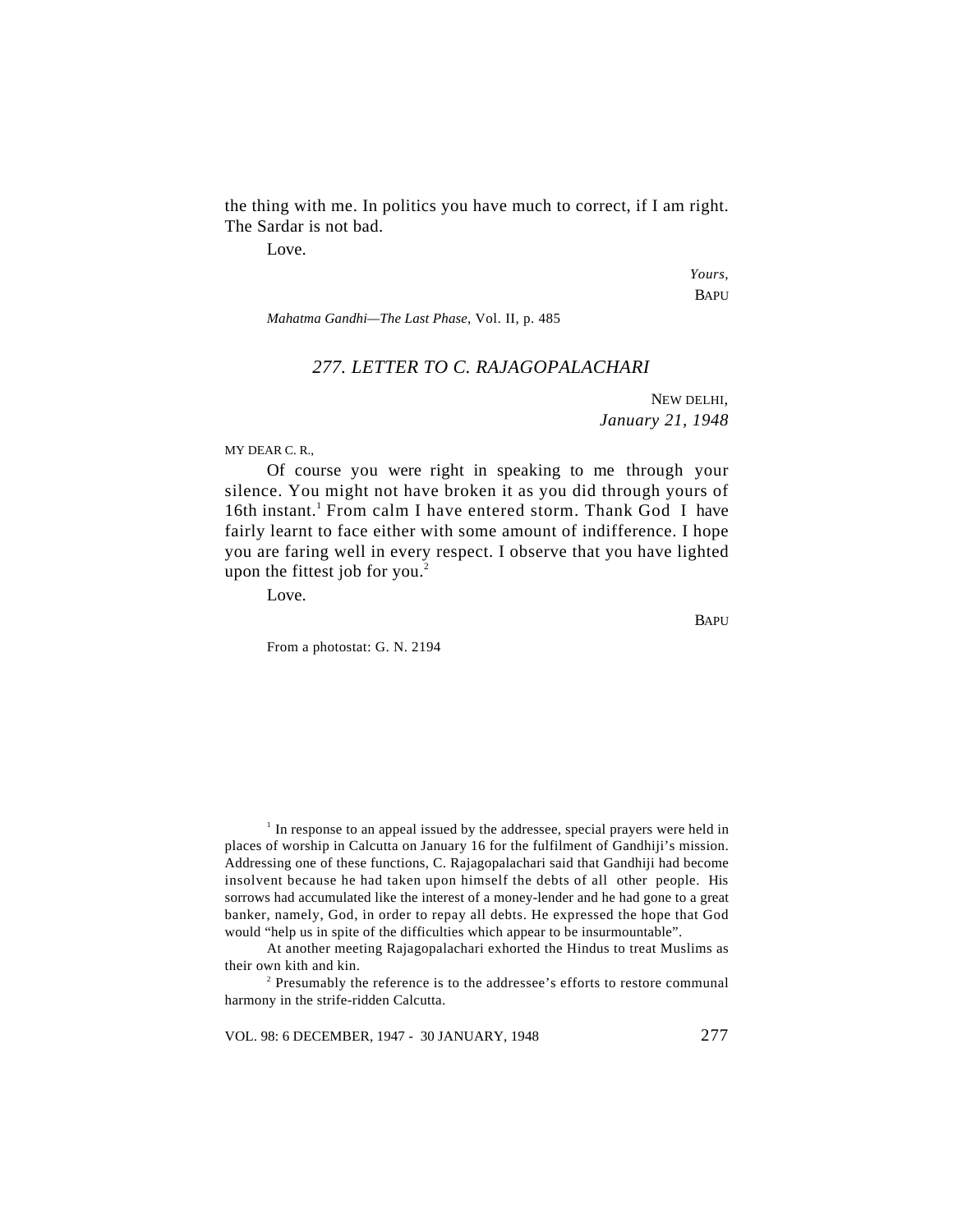the thing with me. In politics you have much to correct, if I am right. The Sardar is not bad.

Love.

*Yours,*
BAPU

*Mahatma Gandhi—The Last Phase*, Vol. II, p. 485

## *277. LETTER TO C. RAJAGOPALACHARI*

NEW DELHI,
*January 21, 1948*

MY DEAR C. R.,

Of course you were right in speaking to me through your silence. You might not have broken it as you did through yours of 16th instant.[1] From calm I have entered storm. Thank God I have fairly learnt to face either with some amount of indifference. I hope you are faring well in every respect. I observe that you have lighted upon the fittest job for you.[2]

Love.

BAPU

From a photostat: G. N. 2194

---

[1] In response to an appeal issued by the addressee, special prayers were held in places of worship in Calcutta on January 16 for the fulfilment of Gandhiji's mission. Addressing one of these functions, C. Rajagopalachari said that Gandhiji had become insolvent because he had taken upon himself the debts of all other people. His sorrows had accumulated like the interest of a money-lender and he had gone to a great banker, namely, God, in order to repay all debts. He expressed the hope that God would "help us in spite of the difficulties which appear to be insurmountable".

At another meeting Rajagopalachari exhorted the Hindus to treat Muslims as their own kith and kin.

[2] Presumably the reference is to the addressee's efforts to restore communal harmony in the strife-ridden Calcutta.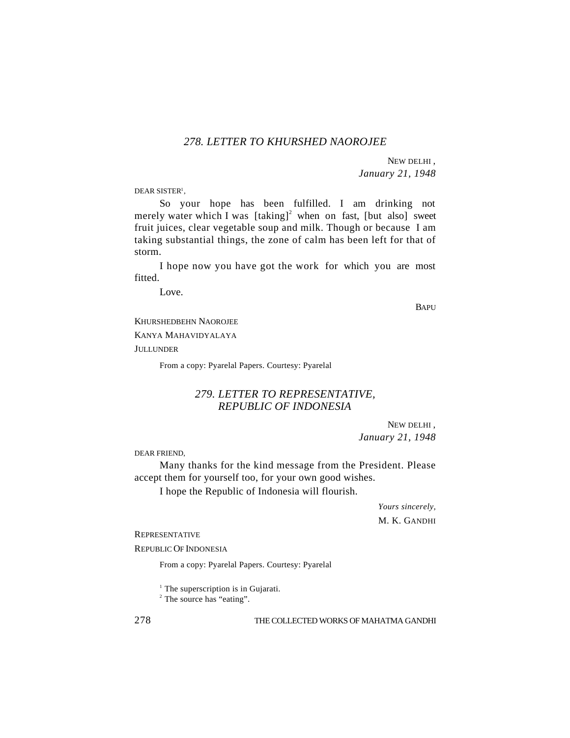## *278. LETTER TO KHURSHED NAOROJEE*

NEW DELHI ,
*January 21, 1948*

DEAR SISTER[1],

So your hope has been fulfilled. I am drinking not merely water which I was [taking][2] when on fast, [but also] sweet fruit juices, clear vegetable soup and milk. Though or because I am taking substantial things, the zone of calm has been left for that of storm.

I hope now you have got the work for which you are most fitted.

Love.

BAPU

KHURSHEDBEHN NAOROJEE
KANYA MAHAVIDYALAYA
JULLUNDER

From a copy: Pyarelal Papers. Courtesy: Pyarelal

## *279. LETTER TO REPRESENTATIVE, REPUBLIC OF INDONESIA*

NEW DELHI ,
*January 21, 1948*

DEAR FRIEND,

Many thanks for the kind message from the President. Please accept them for yourself too, for your own good wishes.

I hope the Republic of Indonesia will flourish.

*Yours sincerely,*
M. K. GANDHI

REPRESENTATIVE
REPUBLIC OF INDONESIA

From a copy: Pyarelal Papers. Courtesy: Pyarelal

[1] The superscription is in Gujarati.
[2] The source has "eating".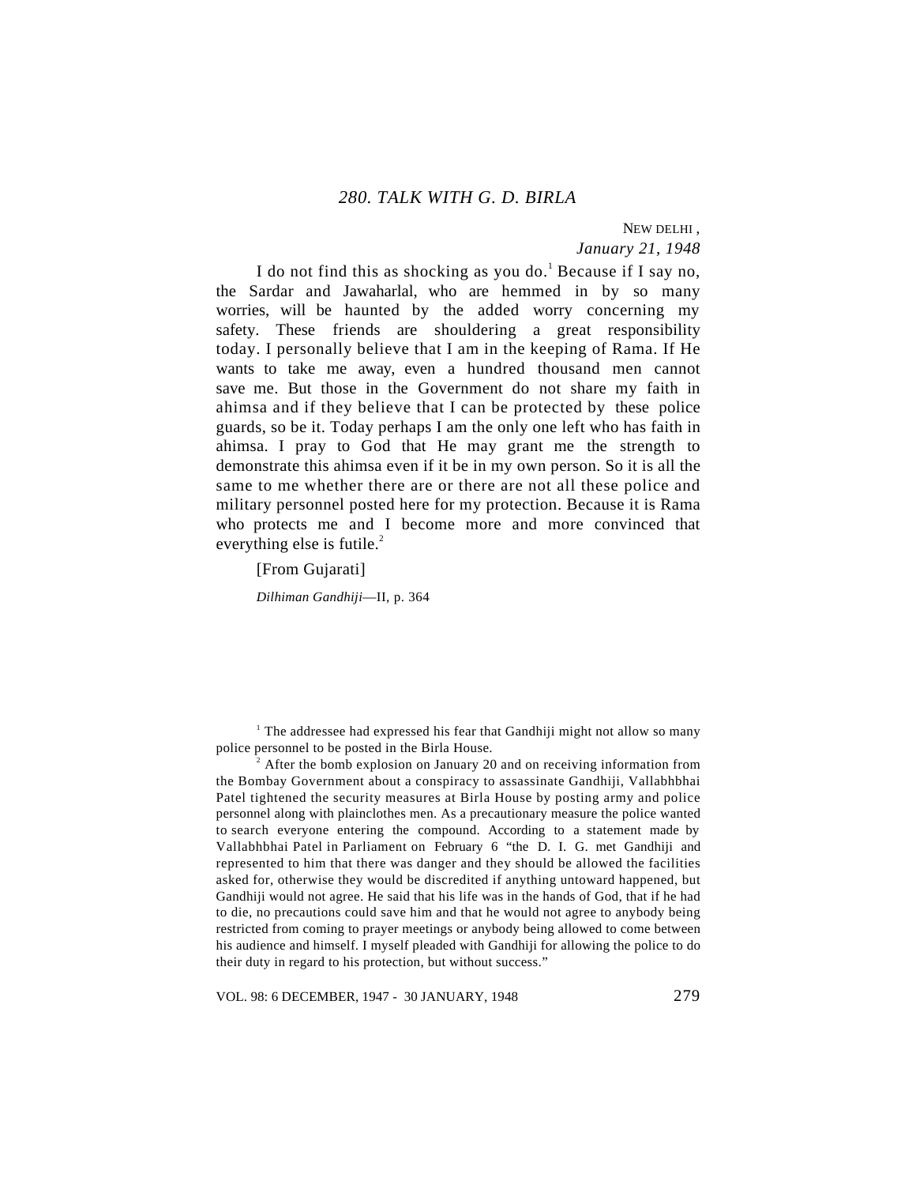### *280. TALK WITH G. D. BIRLA*

NEW DELHI ,
*January 21, 1948*

I do not find this as shocking as you do.[1] Because if I say no, the Sardar and Jawaharlal, who are hemmed in by so many worries, will be haunted by the added worry concerning my safety. These friends are shouldering a great responsibility today. I personally believe that I am in the keeping of Rama. If He wants to take me away, even a hundred thousand men cannot save me. But those in the Government do not share my faith in ahimsa and if they believe that I can be protected by these police guards, so be it. Today perhaps I am the only one left who has faith in ahimsa. I pray to God that He may grant me the strength to demonstrate this ahimsa even if it be in my own person. So it is all the same to me whether there are or there are not all these police and military personnel posted here for my protection. Because it is Rama who protects me and I become more and more convinced that everything else is futile.[2]

[From Gujarati]

*Dilhiman Gandhiji*—II, p. 364

[1] The addressee had expressed his fear that Gandhiji might not allow so many police personnel to be posted in the Birla House.

[2] After the bomb explosion on January 20 and on receiving information from the Bombay Government about a conspiracy to assassinate Gandhiji, Vallabhbhai Patel tightened the security measures at Birla House by posting army and police personnel along with plainclothes men. As a precautionary measure the police wanted to search everyone entering the compound. According to a statement made by Vallabhbhai Patel in Parliament on February 6 "the D. I. G. met Gandhiji and represented to him that there was danger and they should be allowed the facilities asked for, otherwise they would be discredited if anything untoward happened, but Gandhiji would not agree. He said that his life was in the hands of God, that if he had to die, no precautions could save him and that he would not agree to anybody being restricted from coming to prayer meetings or anybody being allowed to come between his audience and himself. I myself pleaded with Gandhiji for allowing the police to do their duty in regard to his protection, but without success."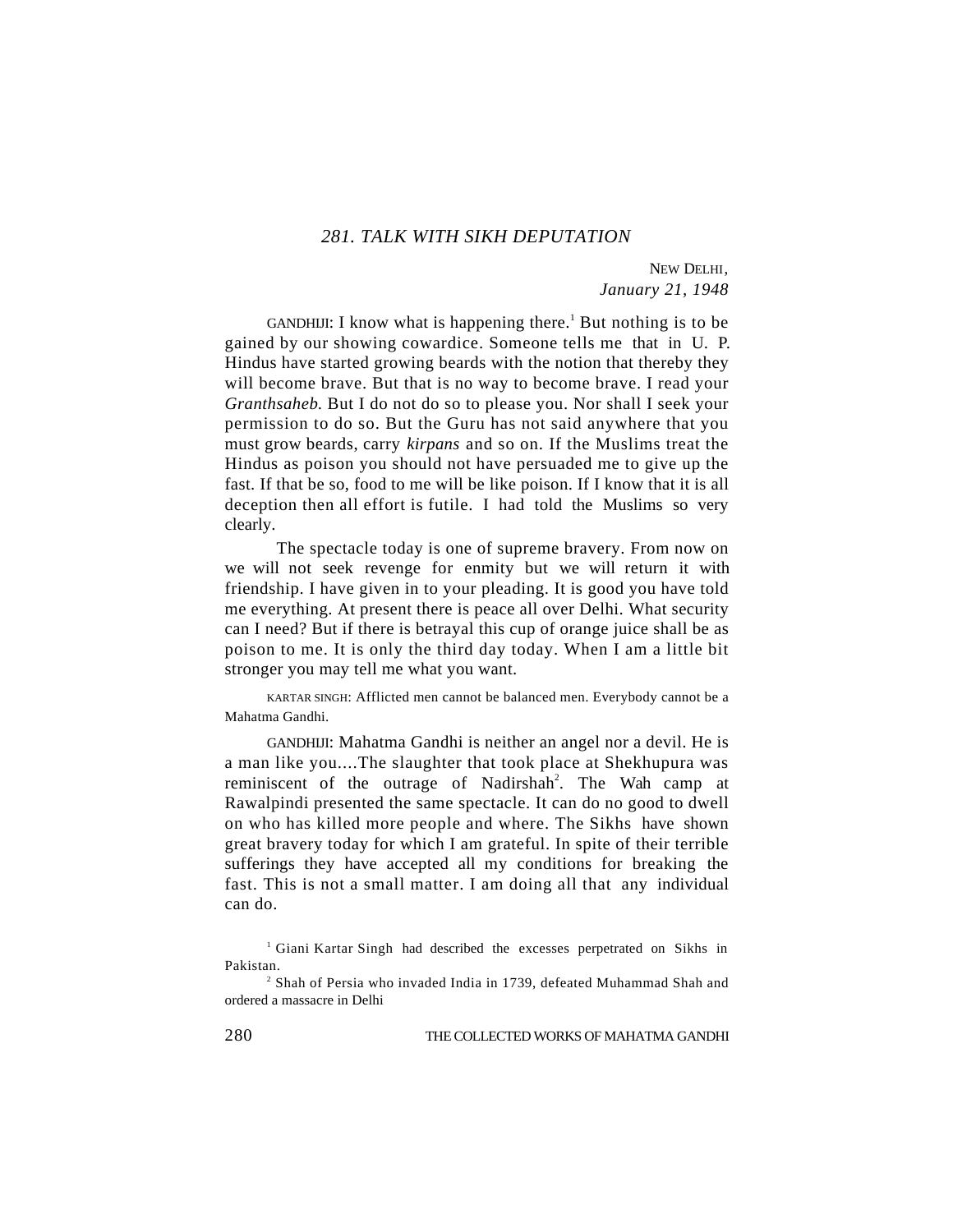## *281. TALK WITH SIKH DEPUTATION*

NEW DELHI,
*January 21, 1948*

GANDHIJI: I know what is happening there.[1] But nothing is to be gained by our showing cowardice. Someone tells me that in U. P. Hindus have started growing beards with the notion that thereby they will become brave. But that is no way to become brave. I read your *Granthsaheb.* But I do not do so to please you. Nor shall I seek your permission to do so. But the Guru has not said anywhere that you must grow beards, carry *kirpans* and so on. If the Muslims treat the Hindus as poison you should not have persuaded me to give up the fast. If that be so, food to me will be like poison. If I know that it is all deception then all effort is futile. I had told the Muslims so very clearly.

The spectacle today is one of supreme bravery. From now on we will not seek revenge for enmity but we will return it with friendship. I have given in to your pleading. It is good you have told me everything. At present there is peace all over Delhi. What security can I need? But if there is betrayal this cup of orange juice shall be as poison to me. It is only the third day today. When I am a little bit stronger you may tell me what you want.

KARTAR SINGH: Afflicted men cannot be balanced men. Everybody cannot be a Mahatma Gandhi.

GANDHIJI: Mahatma Gandhi is neither an angel nor a devil. He is a man like you....The slaughter that took place at Shekhupura was reminiscent of the outrage of Nadirshah[2]. The Wah camp at Rawalpindi presented the same spectacle. It can do no good to dwell on who has killed more people and where. The Sikhs have shown great bravery today for which I am grateful. In spite of their terrible sufferings they have accepted all my conditions for breaking the fast. This is not a small matter. I am doing all that any individual can do.

[1] Giani Kartar Singh had described the excesses perpetrated on Sikhs in Pakistan.

[2] Shah of Persia who invaded India in 1739, defeated Muhammad Shah and ordered a massacre in Delhi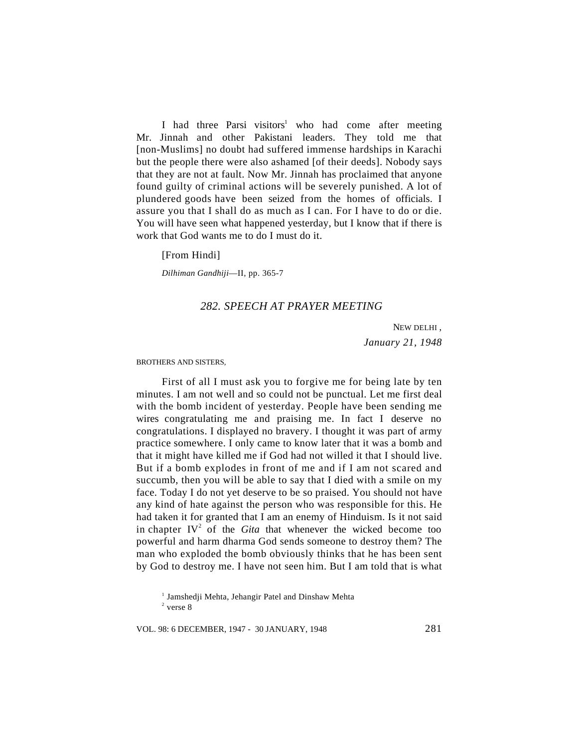I had three Parsi visitors[1] who had come after meeting Mr. Jinnah and other Pakistani leaders. They told me that [non-Muslims] no doubt had suffered immense hardships in Karachi but the people there were also ashamed [of their deeds]. Nobody says that they are not at fault. Now Mr. Jinnah has proclaimed that anyone found guilty of criminal actions will be severely punished. A lot of plundered goods have been seized from the homes of officials. I assure you that I shall do as much as I can. For I have to do or die. You will have seen what happened yesterday, but I know that if there is work that God wants me to do I must do it.

[From Hindi]

*Dilhiman Gandhiji*—II, pp. 365-7

## *282. SPEECH AT PRAYER MEETING*

NEW DELHI ,
*January 21, 1948*

BROTHERS AND SISTERS,

First of all I must ask you to forgive me for being late by ten minutes. I am not well and so could not be punctual. Let me first deal with the bomb incident of yesterday. People have been sending me wires congratulating me and praising me. In fact I deserve no congratulations. I displayed no bravery. I thought it was part of army practice somewhere. I only came to know later that it was a bomb and that it might have killed me if God had not willed it that I should live. But if a bomb explodes in front of me and if I am not scared and succumb, then you will be able to say that I died with a smile on my face. Today I do not yet deserve to be so praised. You should not have any kind of hate against the person who was responsible for this. He had taken it for granted that I am an enemy of Hinduism. Is it not said in chapter IV[2] of the *Gita* that whenever the wicked become too powerful and harm dharma God sends someone to destroy them? The man who exploded the bomb obviously thinks that he has been sent by God to destroy me. I have not seen him. But I am told that is what

[1] Jamshedji Mehta, Jehangir Patel and Dinshaw Mehta

[2] verse 8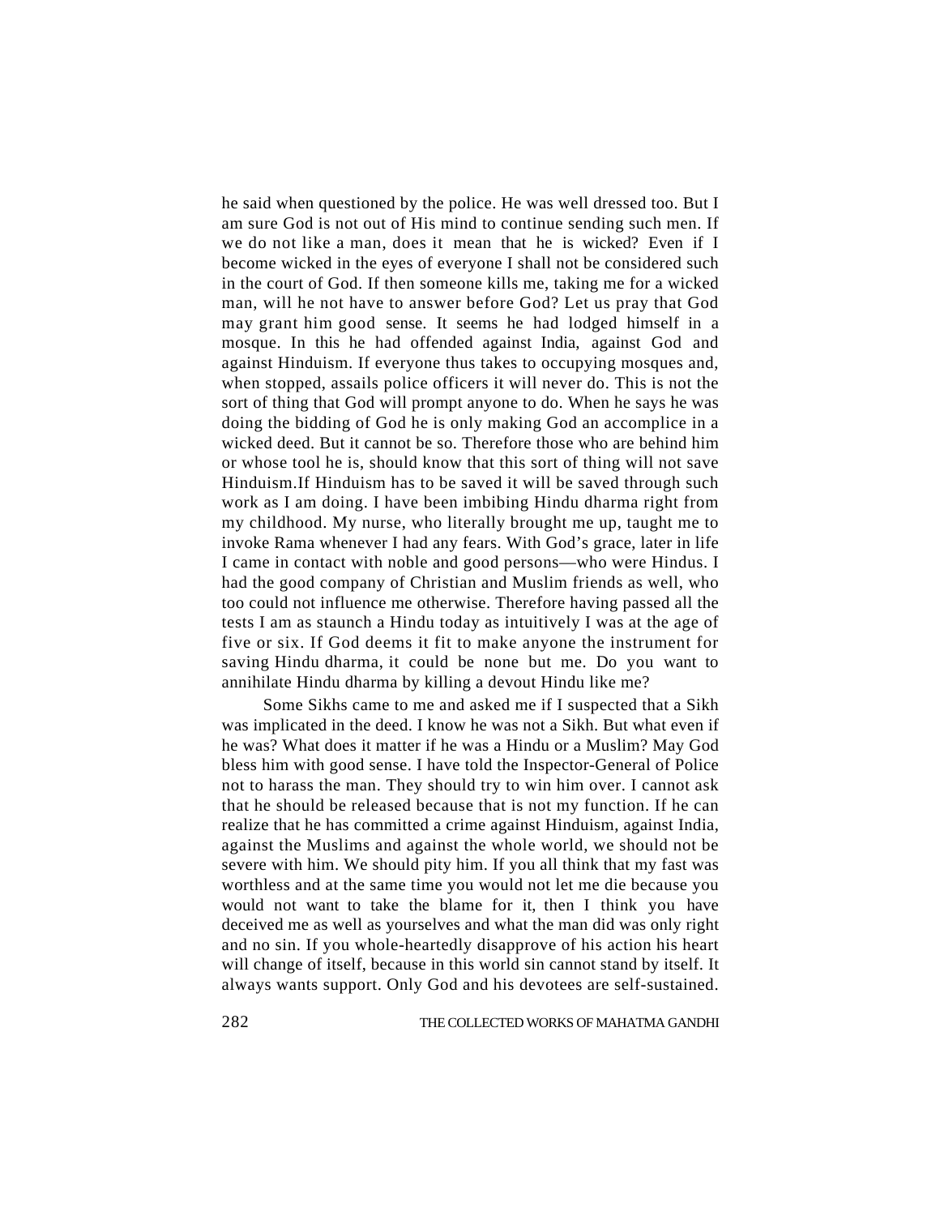he said when questioned by the police. He was well dressed too. But I am sure God is not out of His mind to continue sending such men. If we do not like a man, does it mean that he is wicked? Even if I become wicked in the eyes of everyone I shall not be considered such in the court of God. If then someone kills me, taking me for a wicked man, will he not have to answer before God? Let us pray that God may grant him good sense. It seems he had lodged himself in a mosque. In this he had offended against India, against God and against Hinduism. If everyone thus takes to occupying mosques and, when stopped, assails police officers it will never do. This is not the sort of thing that God will prompt anyone to do. When he says he was doing the bidding of God he is only making God an accomplice in a wicked deed. But it cannot be so. Therefore those who are behind him or whose tool he is, should know that this sort of thing will not save Hinduism.If Hinduism has to be saved it will be saved through such work as I am doing. I have been imbibing Hindu dharma right from my childhood. My nurse, who literally brought me up, taught me to invoke Rama whenever I had any fears. With God's grace, later in life I came in contact with noble and good persons—who were Hindus. I had the good company of Christian and Muslim friends as well, who too could not influence me otherwise. Therefore having passed all the tests I am as staunch a Hindu today as intuitively I was at the age of five or six. If God deems it fit to make anyone the instrument for saving Hindu dharma, it could be none but me. Do you want to annihilate Hindu dharma by killing a devout Hindu like me?

Some Sikhs came to me and asked me if I suspected that a Sikh was implicated in the deed. I know he was not a Sikh. But what even if he was? What does it matter if he was a Hindu or a Muslim? May God bless him with good sense. I have told the Inspector-General of Police not to harass the man. They should try to win him over. I cannot ask that he should be released because that is not my function. If he can realize that he has committed a crime against Hinduism, against India, against the Muslims and against the whole world, we should not be severe with him. We should pity him. If you all think that my fast was worthless and at the same time you would not let me die because you would not want to take the blame for it, then I think you have deceived me as well as yourselves and what the man did was only right and no sin. If you whole-heartedly disapprove of his action his heart will change of itself, because in this world sin cannot stand by itself. It always wants support. Only God and his devotees are self-sustained.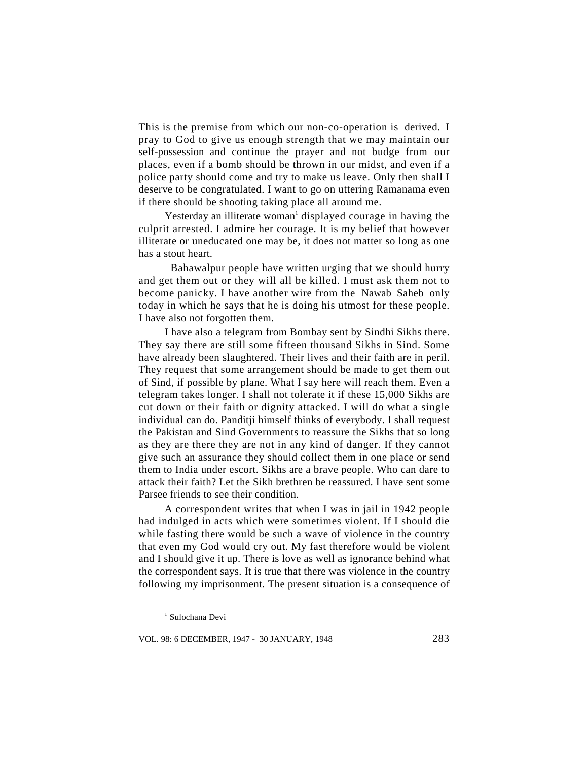This is the premise from which our non-co-operation is derived. I pray to God to give us enough strength that we may maintain our self-possession and continue the prayer and not budge from our places, even if a bomb should be thrown in our midst, and even if a police party should come and try to make us leave. Only then shall I deserve to be congratulated. I want to go on uttering Ramanama even if there should be shooting taking place all around me.

Yesterday an illiterate woman[1] displayed courage in having the culprit arrested. I admire her courage. It is my belief that however illiterate or uneducated one may be, it does not matter so long as one has a stout heart.

Bahawalpur people have written urging that we should hurry and get them out or they will all be killed. I must ask them not to become panicky. I have another wire from the Nawab Saheb only today in which he says that he is doing his utmost for these people. I have also not forgotten them.

I have also a telegram from Bombay sent by Sindhi Sikhs there. They say there are still some fifteen thousand Sikhs in Sind. Some have already been slaughtered. Their lives and their faith are in peril. They request that some arrangement should be made to get them out of Sind, if possible by plane. What I say here will reach them. Even a telegram takes longer. I shall not tolerate it if these 15,000 Sikhs are cut down or their faith or dignity attacked. I will do what a single individual can do. Panditji himself thinks of everybody. I shall request the Pakistan and Sind Governments to reassure the Sikhs that so long as they are there they are not in any kind of danger. If they cannot give such an assurance they should collect them in one place or send them to India under escort. Sikhs are a brave people. Who can dare to attack their faith? Let the Sikh brethren be reassured. I have sent some Parsee friends to see their condition.

A correspondent writes that when I was in jail in 1942 people had indulged in acts which were sometimes violent. If I should die while fasting there would be such a wave of violence in the country that even my God would cry out. My fast therefore would be violent and I should give it up. There is love as well as ignorance behind what the correspondent says. It is true that there was violence in the country following my imprisonment. The present situation is a consequence of

[1] Sulochana Devi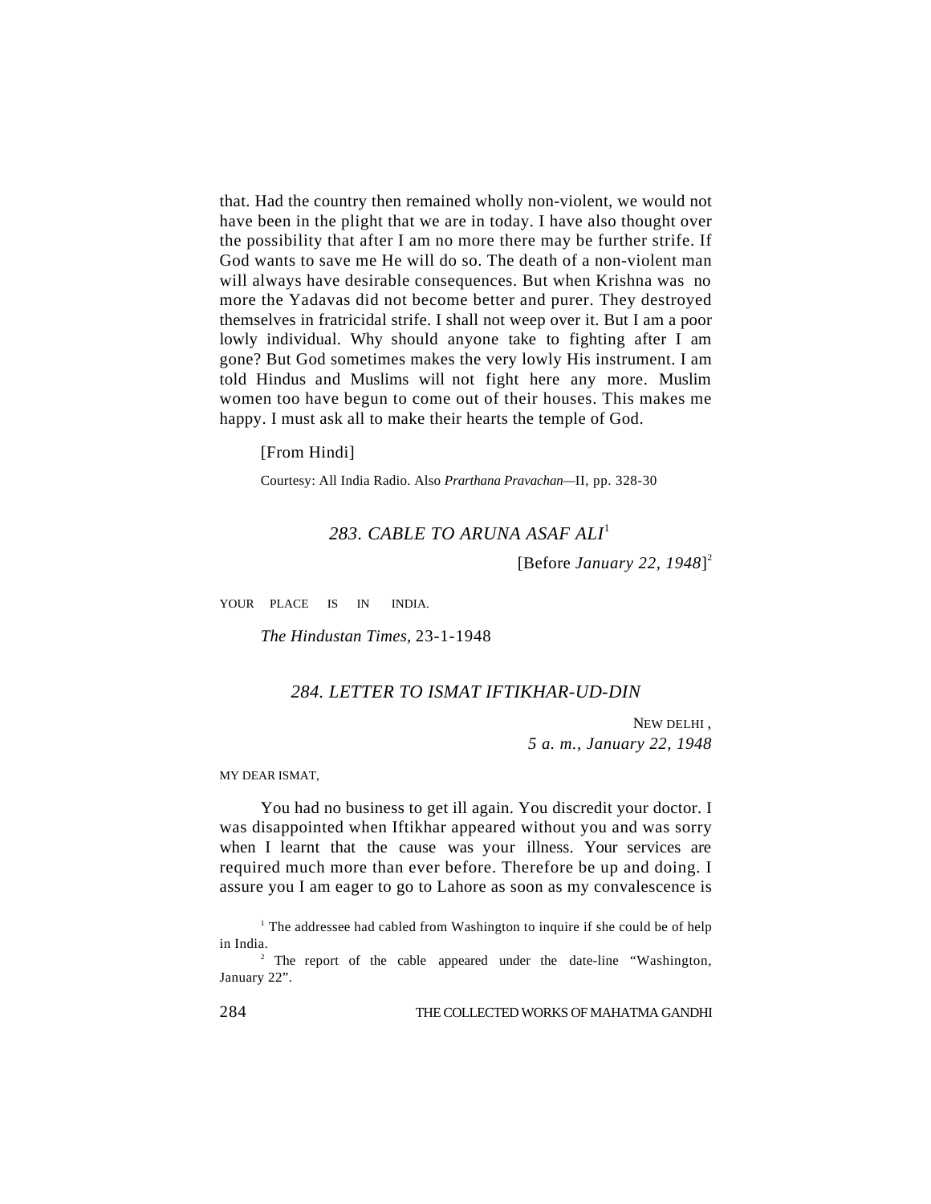that. Had the country then remained wholly non-violent, we would not have been in the plight that we are in today. I have also thought over the possibility that after I am no more there may be further strife. If God wants to save me He will do so. The death of a non-violent man will always have desirable consequences. But when Krishna was no more the Yadavas did not become better and purer. They destroyed themselves in fratricidal strife. I shall not weep over it. But I am a poor lowly individual. Why should anyone take to fighting after I am gone? But God sometimes makes the very lowly His instrument. I am told Hindus and Muslims will not fight here any more. Muslim women too have begun to come out of their houses. This makes me happy. I must ask all to make their hearts the temple of God.

[From Hindi]

Courtesy: All India Radio. Also *Prarthana Pravachan*—II, pp. 328-30

## *283. CABLE TO ARUNA ASAF ALI*[1]

[Before *January 22, 1948*][2]

YOUR PLACE IS IN INDIA.

*The Hindustan Times*, 23-1-1948

## *284. LETTER TO ISMAT IFTIKHAR-UD-DIN*

NEW DELHI ,
*5 a. m., January 22, 1948*

MY DEAR ISMAT,

You had no business to get ill again. You discredit your doctor. I was disappointed when Iftikhar appeared without you and was sorry when I learnt that the cause was your illness. Your services are required much more than ever before. Therefore be up and doing. I assure you I am eager to go to Lahore as soon as my convalescence is

---

[1] The addressee had cabled from Washington to inquire if she could be of help in India.

[2] The report of the cable appeared under the date-line "Washington, January 22".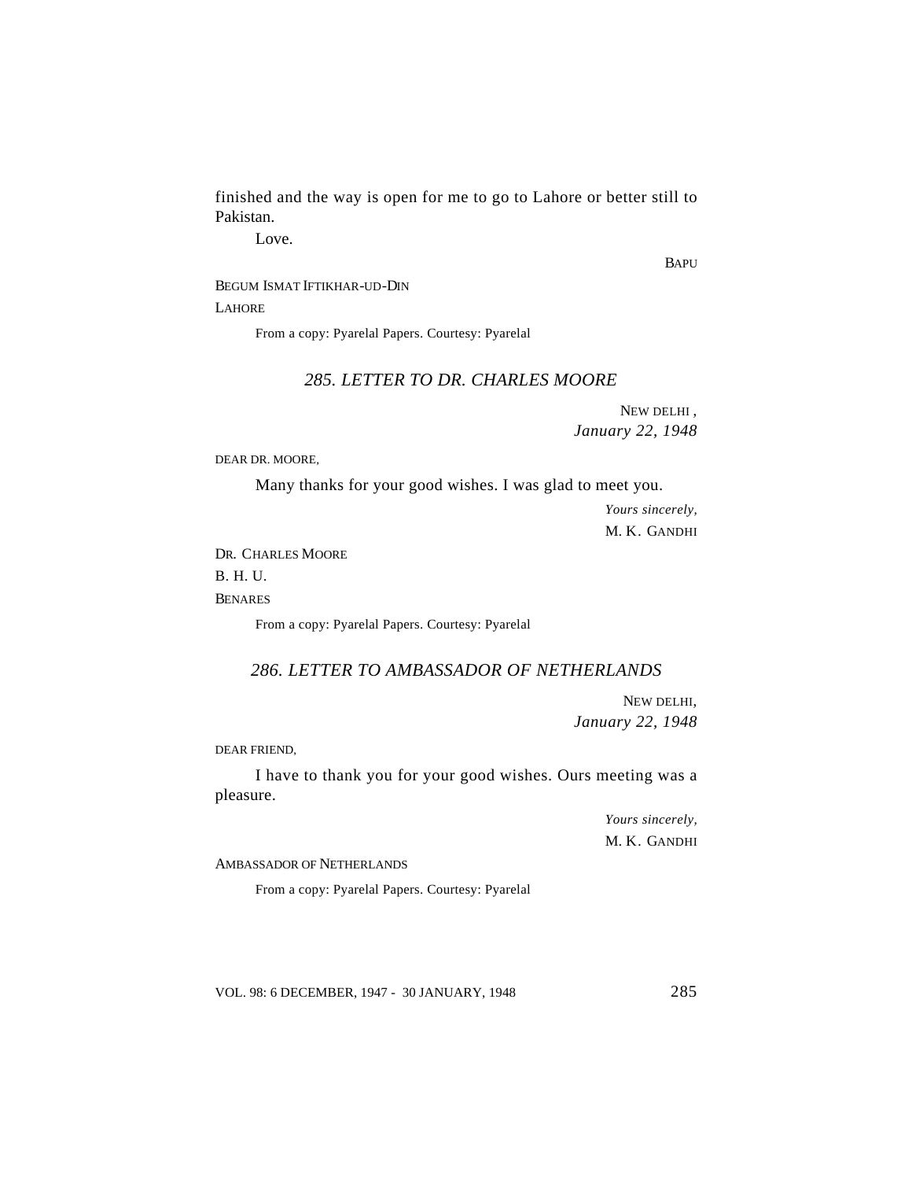finished and the way is open for me to go to Lahore or better still to Pakistan.

Love.

BAPU

BEGUM ISMAT IFTIKHAR-UD-DIN
LAHORE

From a copy: Pyarelal Papers. Courtesy: Pyarelal

## *285. LETTER TO DR. CHARLES MOORE*

NEW DELHI ,
*January 22, 1948*

DEAR DR. MOORE,

Many thanks for your good wishes. I was glad to meet you.

*Yours sincerely,*
M. K. GANDHI

DR. CHARLES MOORE
B. H. U.
BENARES

From a copy: Pyarelal Papers. Courtesy: Pyarelal

## *286. LETTER TO AMBASSADOR OF NETHERLANDS*

NEW DELHI,
*January 22, 1948*

DEAR FRIEND,

I have to thank you for your good wishes. Ours meeting was a pleasure.

*Yours sincerely,*
M. K. GANDHI

AMBASSADOR OF NETHERLANDS

From a copy: Pyarelal Papers. Courtesy: Pyarelal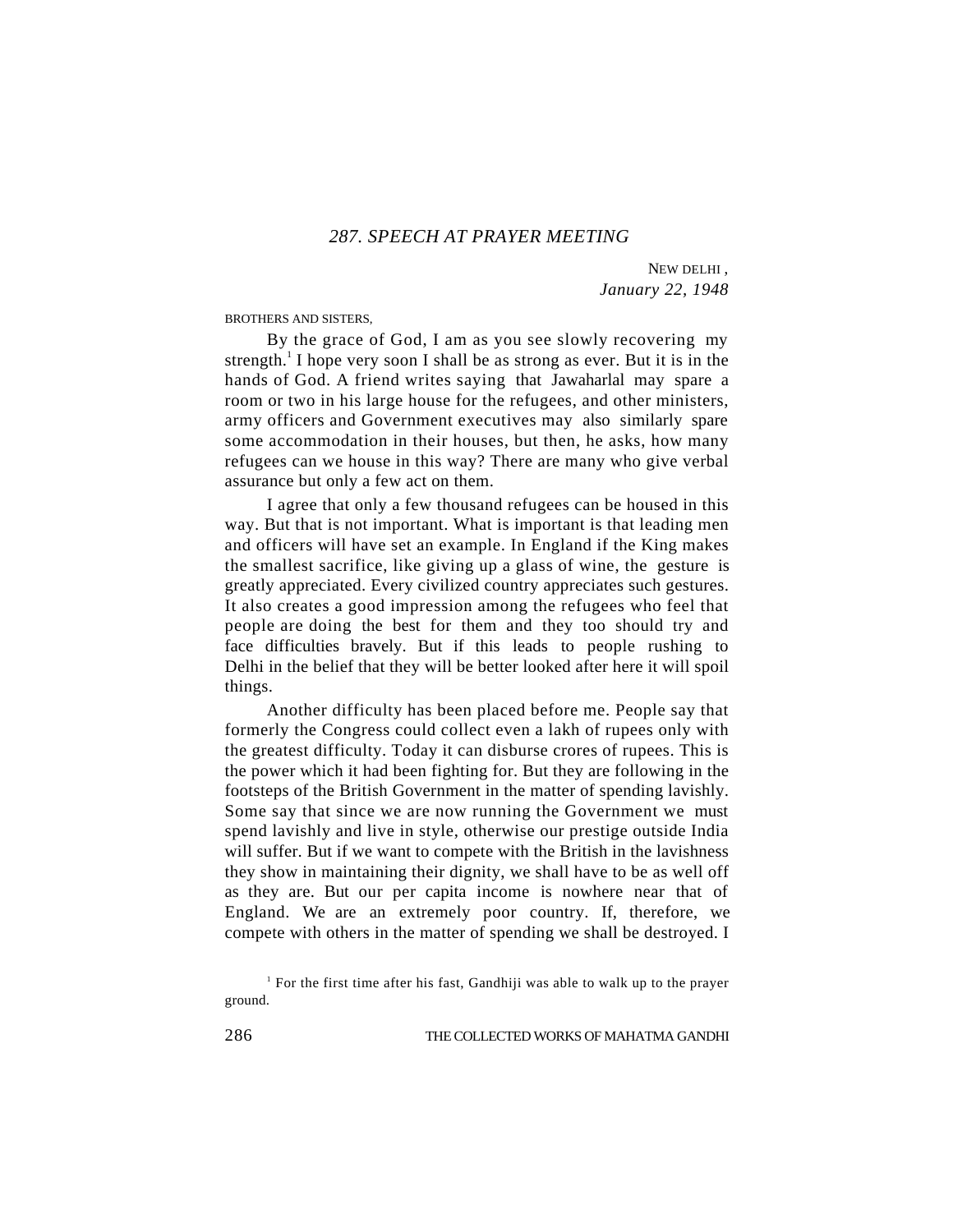## *287. SPEECH AT PRAYER MEETING*

NEW DELHI ,
*January 22, 1948*

BROTHERS AND SISTERS,

By the grace of God, I am as you see slowly recovering my strength.[1] I hope very soon I shall be as strong as ever. But it is in the hands of God. A friend writes saying that Jawaharlal may spare a room or two in his large house for the refugees, and other ministers, army officers and Government executives may also similarly spare some accommodation in their houses, but then, he asks, how many refugees can we house in this way? There are many who give verbal assurance but only a few act on them.

I agree that only a few thousand refugees can be housed in this way. But that is not important. What is important is that leading men and officers will have set an example. In England if the King makes the smallest sacrifice, like giving up a glass of wine, the gesture is greatly appreciated. Every civilized country appreciates such gestures. It also creates a good impression among the refugees who feel that people are doing the best for them and they too should try and face difficulties bravely. But if this leads to people rushing to Delhi in the belief that they will be better looked after here it will spoil things.

Another difficulty has been placed before me. People say that formerly the Congress could collect even a lakh of rupees only with the greatest difficulty. Today it can disburse crores of rupees. This is the power which it had been fighting for. But they are following in the footsteps of the British Government in the matter of spending lavishly. Some say that since we are now running the Government we must spend lavishly and live in style, otherwise our prestige outside India will suffer. But if we want to compete with the British in the lavishness they show in maintaining their dignity, we shall have to be as well off as they are. But our per capita income is nowhere near that of England. We are an extremely poor country. If, therefore, we compete with others in the matter of spending we shall be destroyed. I

[1] For the first time after his fast, Gandhiji was able to walk up to the prayer ground.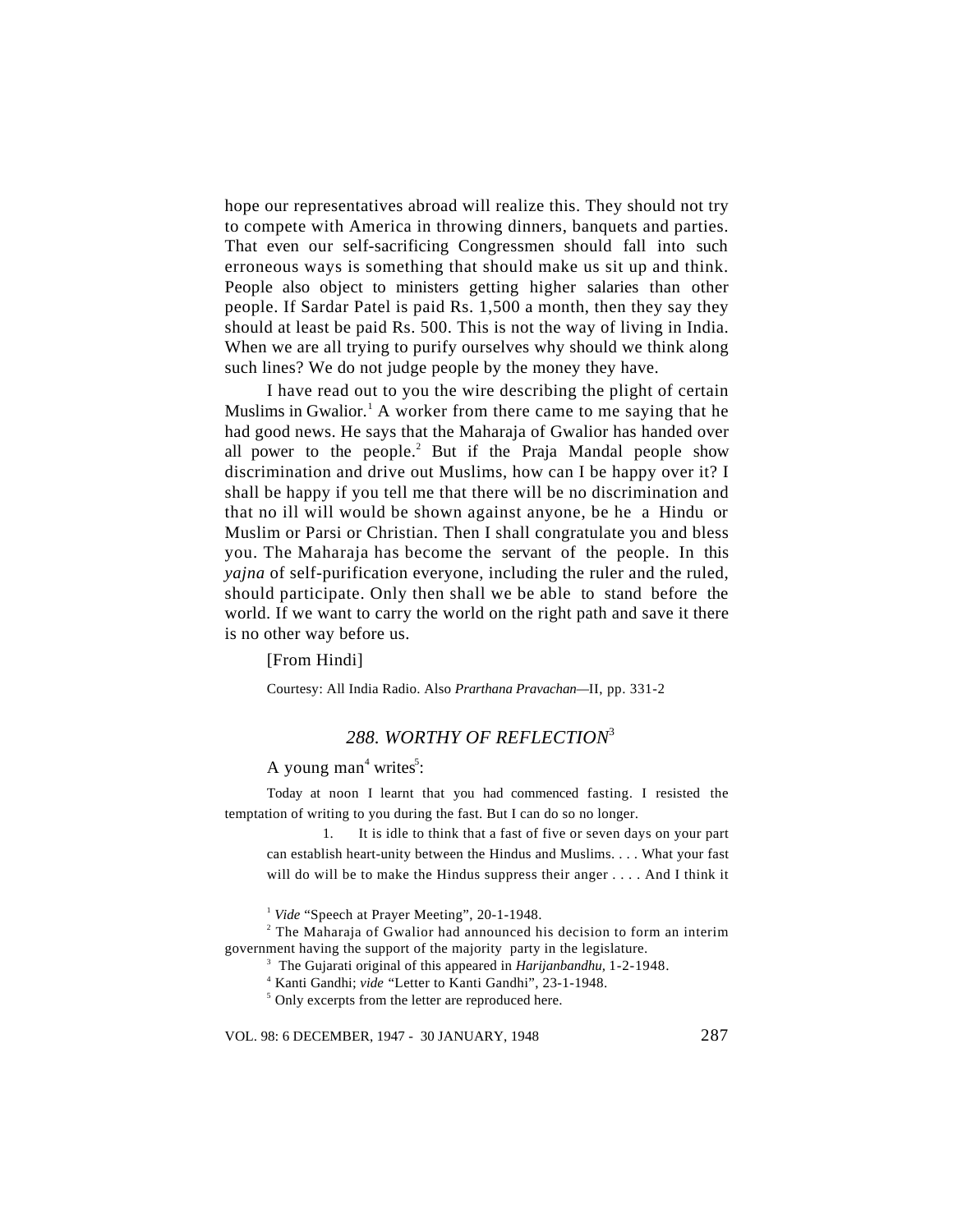hope our representatives abroad will realize this. They should not try to compete with America in throwing dinners, banquets and parties. That even our self-sacrificing Congressmen should fall into such erroneous ways is something that should make us sit up and think. People also object to ministers getting higher salaries than other people. If Sardar Patel is paid Rs. 1,500 a month, then they say they should at least be paid Rs. 500. This is not the way of living in India. When we are all trying to purify ourselves why should we think along such lines? We do not judge people by the money they have.

I have read out to you the wire describing the plight of certain Muslims in Gwalior.[1] A worker from there came to me saying that he had good news. He says that the Maharaja of Gwalior has handed over all power to the people.[2] But if the Praja Mandal people show discrimination and drive out Muslims, how can I be happy over it? I shall be happy if you tell me that there will be no discrimination and that no ill will would be shown against anyone, be he a Hindu or Muslim or Parsi or Christian. Then I shall congratulate you and bless you. The Maharaja has become the servant of the people. In this *yajna* of self-purification everyone, including the ruler and the ruled, should participate. Only then shall we be able to stand before the world. If we want to carry the world on the right path and save it there is no other way before us.

[From Hindi]

Courtesy: All India Radio. Also *Prarthana Pravachan*—II, pp. 331-2

## *288. WORTHY OF REFLECTION*[3]

A young man[4] writes[5]:

Today at noon I learnt that you had commenced fasting. I resisted the temptation of writing to you during the fast. But I can do so no longer.

1. It is idle to think that a fast of five or seven days on your part can establish heart-unity between the Hindus and Muslims. . . . What your fast will do will be to make the Hindus suppress their anger . . . . And I think it

---

[1] *Vide* "Speech at Prayer Meeting", 20-1-1948.

[2] The Maharaja of Gwalior had announced his decision to form an interim government having the support of the majority party in the legislature.

[3] The Gujarati original of this appeared in *Harijanbandhu,* 1-2-1948.

[4] Kanti Gandhi; *vide* "Letter to Kanti Gandhi", 23-1-1948.

[5] Only excerpts from the letter are reproduced here.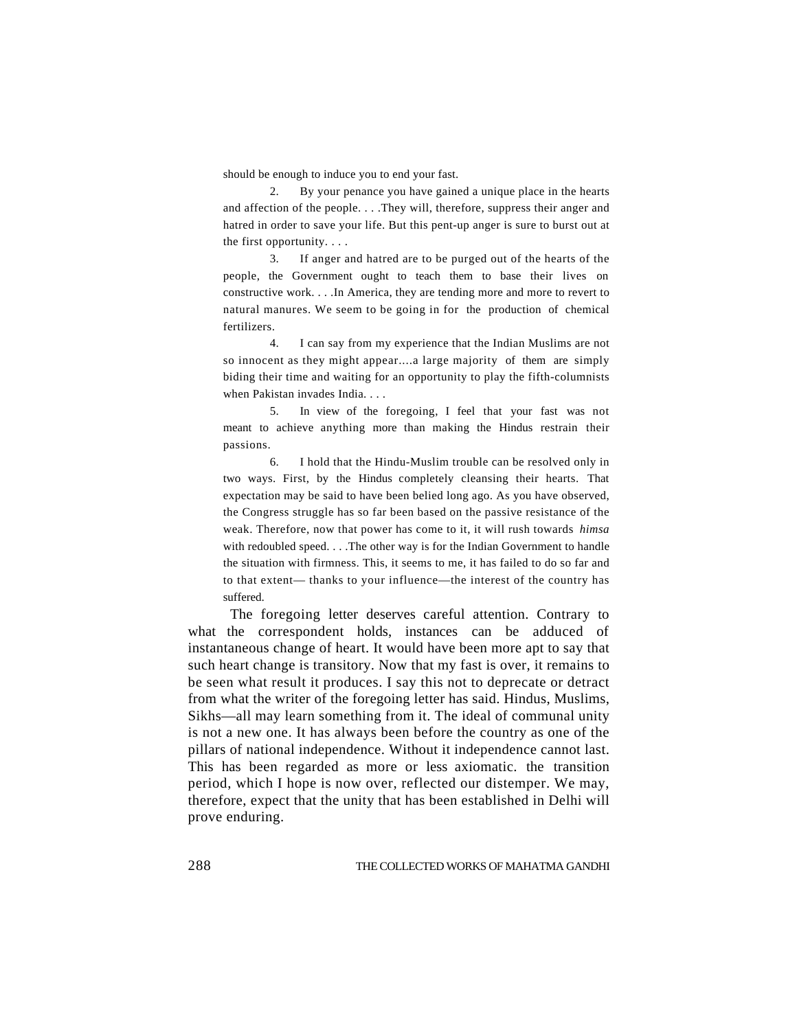should be enough to induce you to end your fast.

2. By your penance you have gained a unique place in the hearts and affection of the people. . . .They will, therefore, suppress their anger and hatred in order to save your life. But this pent-up anger is sure to burst out at the first opportunity. . . .

3. If anger and hatred are to be purged out of the hearts of the people, the Government ought to teach them to base their lives on constructive work. . . .In America, they are tending more and more to revert to natural manures. We seem to be going in for the production of chemical fertilizers.

4. I can say from my experience that the Indian Muslims are not so innocent as they might appear....a large majority of them are simply biding their time and waiting for an opportunity to play the fifth-columnists when Pakistan invades India. . . .

5. In view of the foregoing, I feel that your fast was not meant to achieve anything more than making the Hindus restrain their passions.

6. I hold that the Hindu-Muslim trouble can be resolved only in two ways. First, by the Hindus completely cleansing their hearts. That expectation may be said to have been belied long ago. As you have observed, the Congress struggle has so far been based on the passive resistance of the weak. Therefore, now that power has come to it, it will rush towards *himsa* with redoubled speed. . . .The other way is for the Indian Government to handle the situation with firmness. This, it seems to me, it has failed to do so far and to that extent— thanks to your influence—the interest of the country has suffered.

The foregoing letter deserves careful attention. Contrary to what the correspondent holds, instances can be adduced of instantaneous change of heart. It would have been more apt to say that such heart change is transitory. Now that my fast is over, it remains to be seen what result it produces. I say this not to deprecate or detract from what the writer of the foregoing letter has said. Hindus, Muslims, Sikhs—all may learn something from it. The ideal of communal unity is not a new one. It has always been before the country as one of the pillars of national independence. Without it independence cannot last. This has been regarded as more or less axiomatic. the transition period, which I hope is now over, reflected our distemper. We may, therefore, expect that the unity that has been established in Delhi will prove enduring.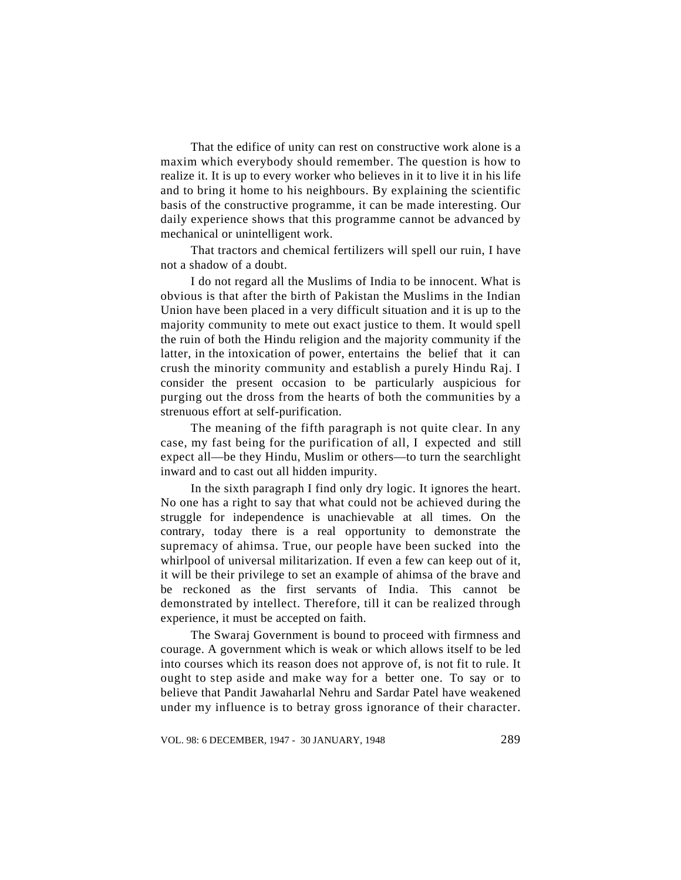That the edifice of unity can rest on constructive work alone is a maxim which everybody should remember. The question is how to realize it. It is up to every worker who believes in it to live it in his life and to bring it home to his neighbours. By explaining the scientific basis of the constructive programme, it can be made interesting. Our daily experience shows that this programme cannot be advanced by mechanical or unintelligent work.

That tractors and chemical fertilizers will spell our ruin, I have not a shadow of a doubt.

I do not regard all the Muslims of India to be innocent. What is obvious is that after the birth of Pakistan the Muslims in the Indian Union have been placed in a very difficult situation and it is up to the majority community to mete out exact justice to them. It would spell the ruin of both the Hindu religion and the majority community if the latter, in the intoxication of power, entertains the belief that it can crush the minority community and establish a purely Hindu Raj. I consider the present occasion to be particularly auspicious for purging out the dross from the hearts of both the communities by a strenuous effort at self-purification.

The meaning of the fifth paragraph is not quite clear. In any case, my fast being for the purification of all, I expected and still expect all—be they Hindu, Muslim or others—to turn the searchlight inward and to cast out all hidden impurity.

In the sixth paragraph I find only dry logic. It ignores the heart. No one has a right to say that what could not be achieved during the struggle for independence is unachievable at all times. On the contrary, today there is a real opportunity to demonstrate the supremacy of ahimsa. True, our people have been sucked into the whirlpool of universal militarization. If even a few can keep out of it, it will be their privilege to set an example of ahimsa of the brave and be reckoned as the first servants of India. This cannot be demonstrated by intellect. Therefore, till it can be realized through experience, it must be accepted on faith.

The Swaraj Government is bound to proceed with firmness and courage. A government which is weak or which allows itself to be led into courses which its reason does not approve of, is not fit to rule. It ought to step aside and make way for a better one. To say or to believe that Pandit Jawaharlal Nehru and Sardar Patel have weakened under my influence is to betray gross ignorance of their character.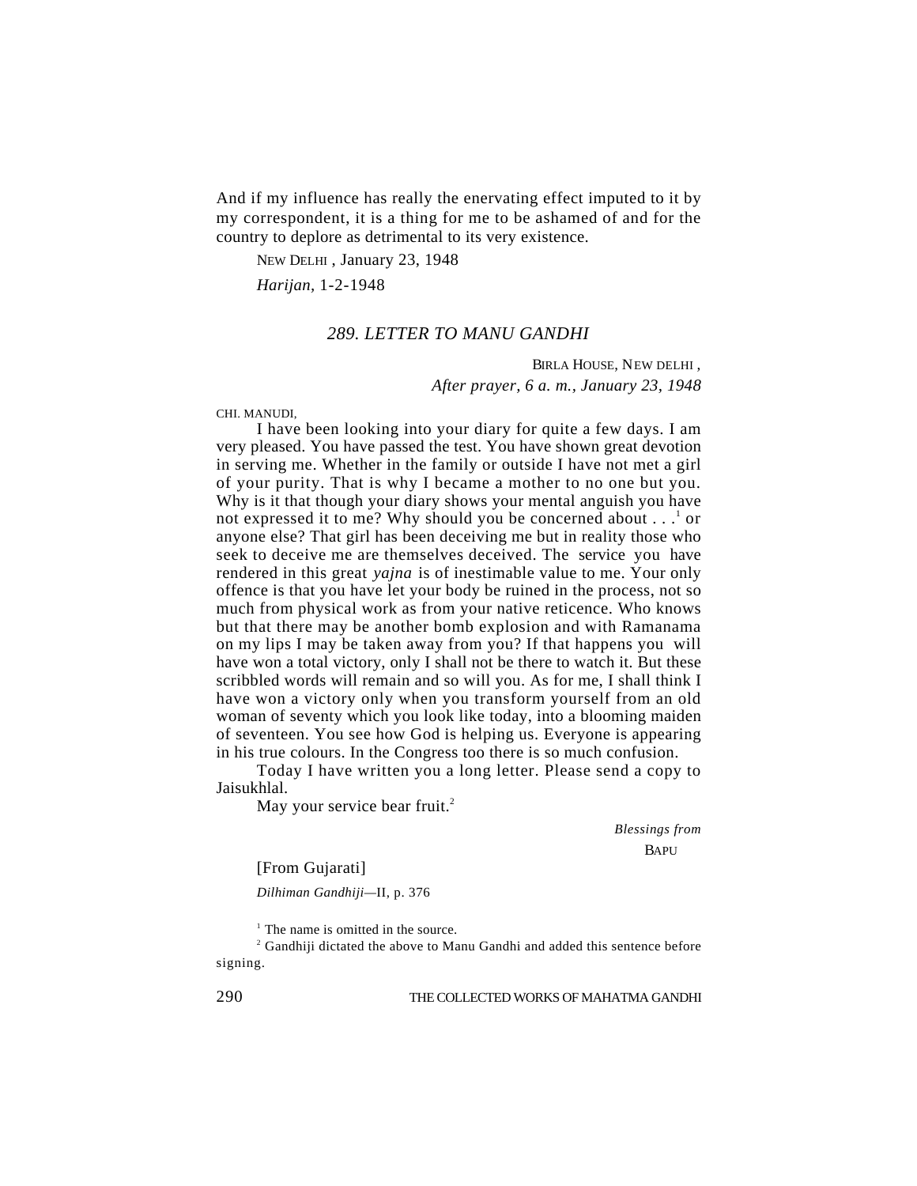And if my influence has really the enervating effect imputed to it by my correspondent, it is a thing for me to be ashamed of and for the country to deplore as detrimental to its very existence.

NEW DELHI , January 23, 1948

*Harijan*, 1-2-1948

## 289. LETTER TO MANU GANDHI

BIRLA HOUSE, NEW DELHI ,
*After prayer, 6 a. m., January 23, 1948*

CHI. MANUDI,

I have been looking into your diary for quite a few days. I am very pleased. You have passed the test. You have shown great devotion in serving me. Whether in the family or outside I have not met a girl of your purity. That is why I became a mother to no one but you. Why is it that though your diary shows your mental anguish you have not expressed it to me? Why should you be concerned about . . .[1] or anyone else? That girl has been deceiving me but in reality those who seek to deceive me are themselves deceived. The service you have rendered in this great *yajna* is of inestimable value to me. Your only offence is that you have let your body be ruined in the process, not so much from physical work as from your native reticence. Who knows but that there may be another bomb explosion and with Ramanama on my lips I may be taken away from you? If that happens you will have won a total victory, only I shall not be there to watch it. But these scribbled words will remain and so will you. As for me, I shall think I have won a victory only when you transform yourself from an old woman of seventy which you look like today, into a blooming maiden of seventeen. You see how God is helping us. Everyone is appearing in his true colours. In the Congress too there is so much confusion.

Today I have written you a long letter. Please send a copy to Jaisukhlal.

May your service bear fruit.[2]

*Blessings from*
BAPU

[From Gujarati]

*Dilhiman Gandhiji*—II, p. 376

[1] The name is omitted in the source.

[2] Gandhiji dictated the above to Manu Gandhi and added this sentence before signing.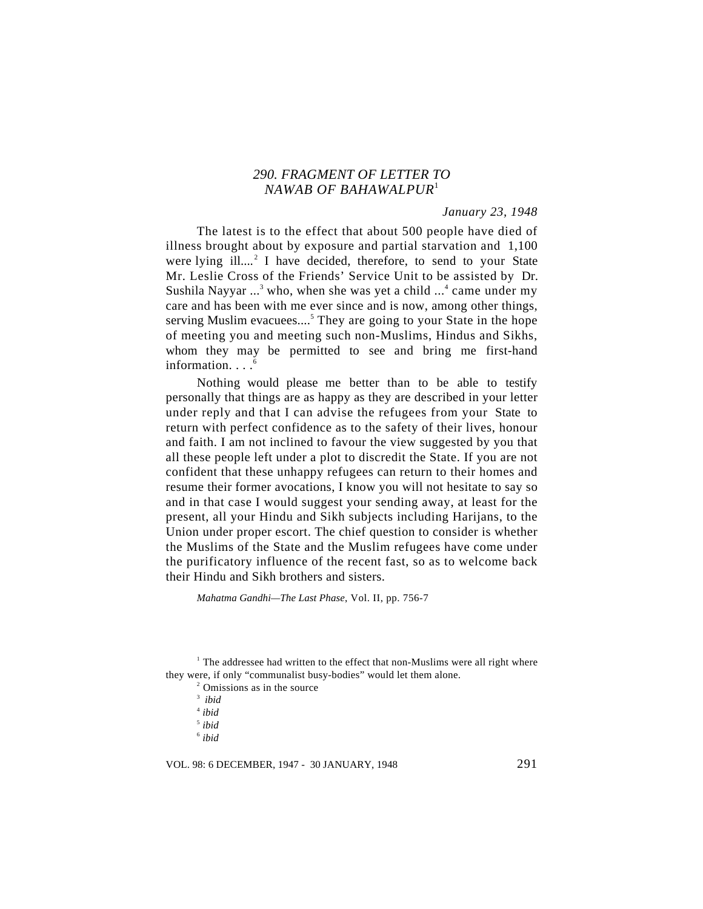## *290. FRAGMENT OF LETTER TO NAWAB OF BAHAWALPUR*[1]

*January 23, 1948*

The latest is to the effect that about 500 people have died of illness brought about by exposure and partial starvation and 1,100 were lying ill....[2] I have decided, therefore, to send to your State Mr. Leslie Cross of the Friends' Service Unit to be assisted by Dr. Sushila Nayyar ...[3] who, when she was yet a child ...[4] came under my care and has been with me ever since and is now, among other things, serving Muslim evacuees....[5] They are going to your State in the hope of meeting you and meeting such non-Muslims, Hindus and Sikhs, whom they may be permitted to see and bring me first-hand information. . . .[6]

Nothing would please me better than to be able to testify personally that things are as happy as they are described in your letter under reply and that I can advise the refugees from your State to return with perfect confidence as to the safety of their lives, honour and faith. I am not inclined to favour the view suggested by you that all these people left under a plot to discredit the State. If you are not confident that these unhappy refugees can return to their homes and resume their former avocations, I know you will not hesitate to say so and in that case I would suggest your sending away, at least for the present, all your Hindu and Sikh subjects including Harijans, to the Union under proper escort. The chief question to consider is whether the Muslims of the State and the Muslim refugees have come under the purificatory influence of the recent fast, so as to welcome back their Hindu and Sikh brothers and sisters.

*Mahatma Gandhi—The Last Phase*, Vol. II, pp. 756-7

[1] The addressee had written to the effect that non-Muslims were all right where they were, if only "communalist busy-bodies" would let them alone.

[2] Omissions as in the source

[3] *ibid*

[4] *ibid*

[5] *ibid*

[6] *ibid*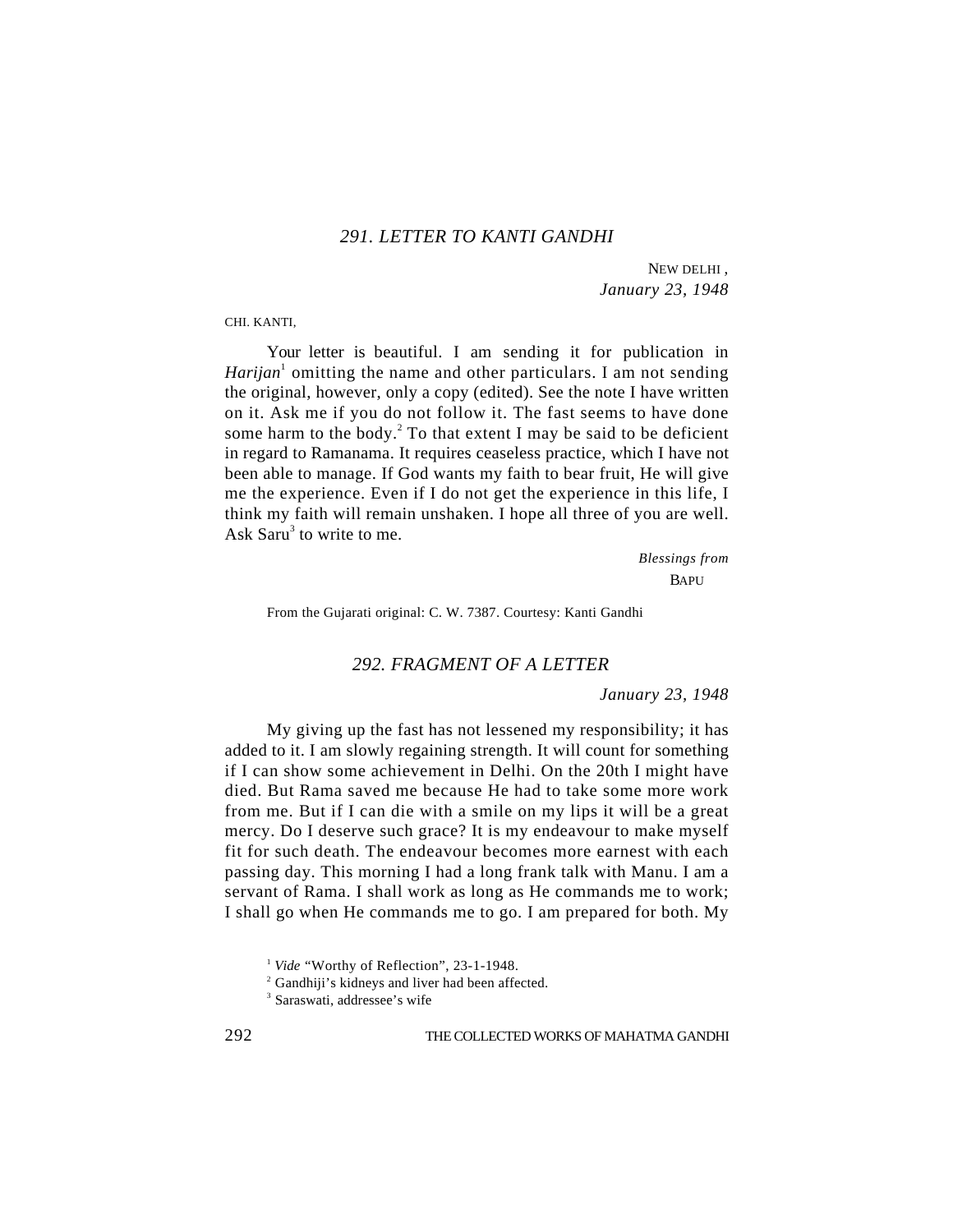## *291. LETTER TO KANTI GANDHI*

NEW DELHI,
*January 23, 1948*

CHI. KANTI,

Your letter is beautiful. I am sending it for publication in *Harijan*[1] omitting the name and other particulars. I am not sending the original, however, only a copy (edited). See the note I have written on it. Ask me if you do not follow it. The fast seems to have done some harm to the body.[2] To that extent I may be said to be deficient in regard to Ramanama. It requires ceaseless practice, which I have not been able to manage. If God wants my faith to bear fruit, He will give me the experience. Even if I do not get the experience in this life, I think my faith will remain unshaken. I hope all three of you are well. Ask Saru[3] to write to me.

*Blessings from*
BAPU

From the Gujarati original: C. W. 7387. Courtesy: Kanti Gandhi

## *292. FRAGMENT OF A LETTER*

*January 23, 1948*

My giving up the fast has not lessened my responsibility; it has added to it. I am slowly regaining strength. It will count for something if I can show some achievement in Delhi. On the 20th I might have died. But Rama saved me because He had to take some more work from me. But if I can die with a smile on my lips it will be a great mercy. Do I deserve such grace? It is my endeavour to make myself fit for such death. The endeavour becomes more earnest with each passing day. This morning I had a long frank talk with Manu. I am a servant of Rama. I shall work as long as He commands me to work; I shall go when He commands me to go. I am prepared for both. My

[1] *Vide* "Worthy of Reflection", 23-1-1948.

[2] Gandhiji's kidneys and liver had been affected.

[3] Saraswati, addressee's wife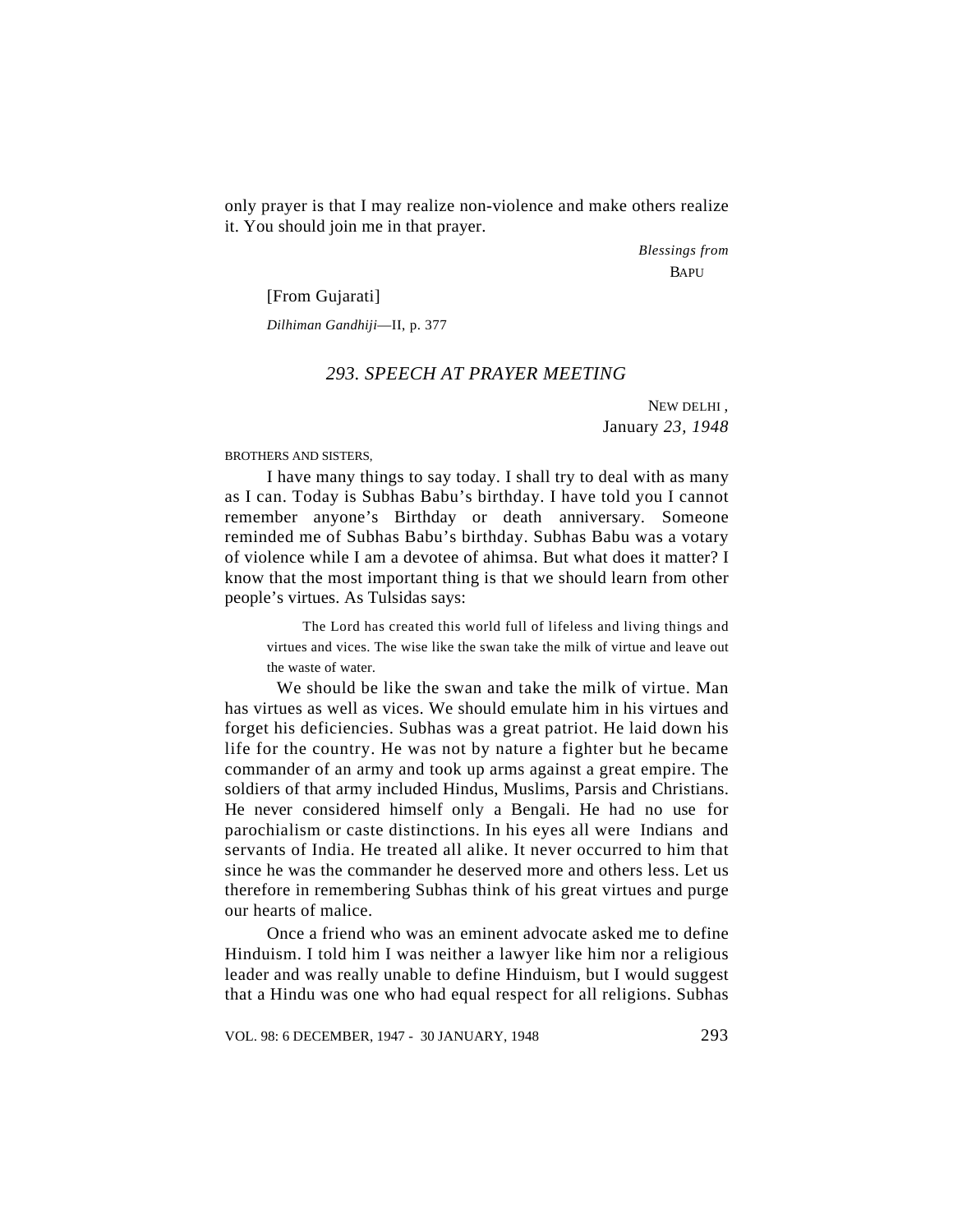only prayer is that I may realize non-violence and make others realize it. You should join me in that prayer.

*Blessings from*
BAPU

[From Gujarati]

*Dilhiman Gandhiji*—II, p. 377

## *293. SPEECH AT PRAYER MEETING*

NEW DELHI ,
January *23, 1948*

BROTHERS AND SISTERS,

I have many things to say today. I shall try to deal with as many as I can. Today is Subhas Babu's birthday. I have told you I cannot remember anyone's Birthday or death anniversary. Someone reminded me of Subhas Babu's birthday. Subhas Babu was a votary of violence while I am a devotee of ahimsa. But what does it matter? I know that the most important thing is that we should learn from other people's virtues. As Tulsidas says:

> The Lord has created this world full of lifeless and living things and virtues and vices. The wise like the swan take the milk of virtue and leave out the waste of water.

We should be like the swan and take the milk of virtue. Man has virtues as well as vices. We should emulate him in his virtues and forget his deficiencies. Subhas was a great patriot. He laid down his life for the country. He was not by nature a fighter but he became commander of an army and took up arms against a great empire. The soldiers of that army included Hindus, Muslims, Parsis and Christians. He never considered himself only a Bengali. He had no use for parochialism or caste distinctions. In his eyes all were Indians and servants of India. He treated all alike. It never occurred to him that since he was the commander he deserved more and others less. Let us therefore in remembering Subhas think of his great virtues and purge our hearts of malice.

Once a friend who was an eminent advocate asked me to define Hinduism. I told him I was neither a lawyer like him nor a religious leader and was really unable to define Hinduism, but I would suggest that a Hindu was one who had equal respect for all religions. Subhas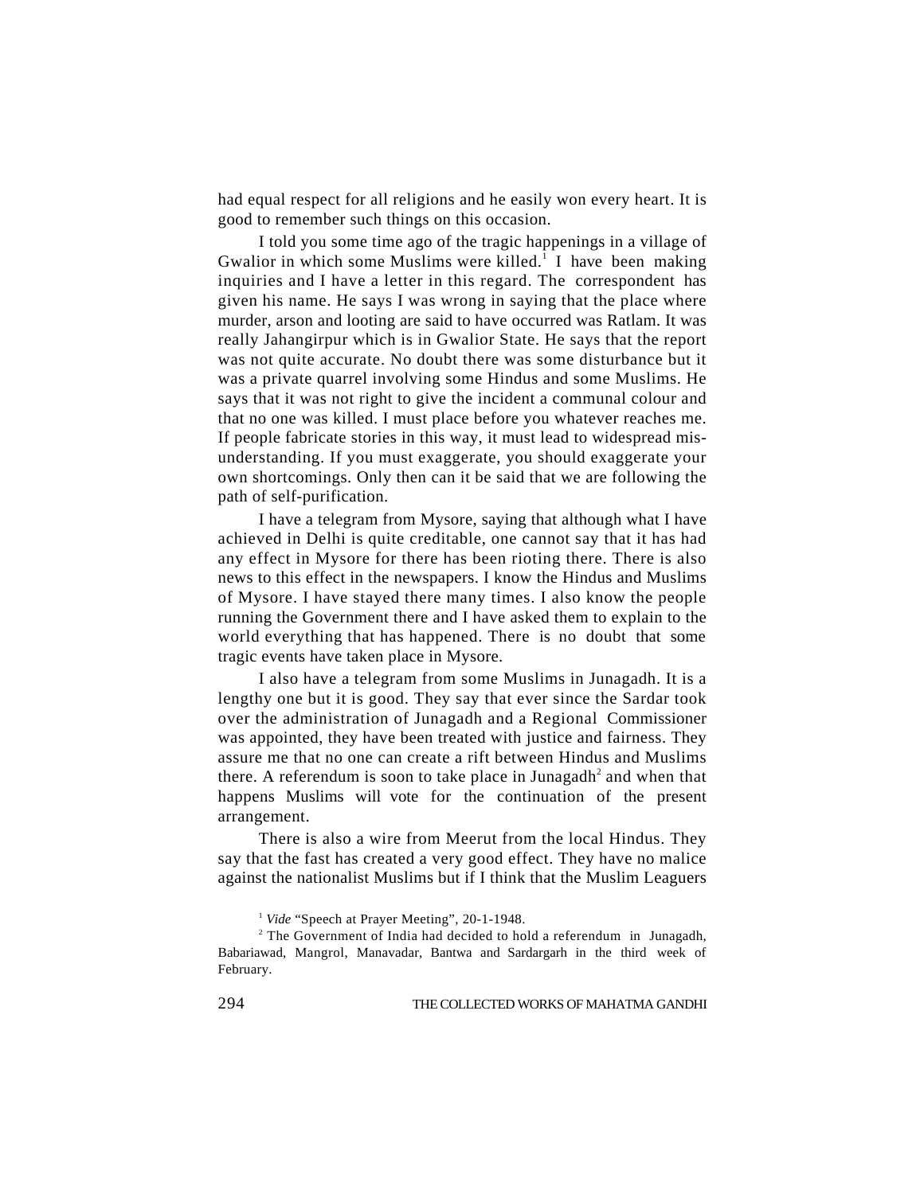had equal respect for all religions and he easily won every heart. It is good to remember such things on this occasion.

I told you some time ago of the tragic happenings in a village of Gwalior in which some Muslims were killed.[1] I have been making inquiries and I have a letter in this regard. The correspondent has given his name. He says I was wrong in saying that the place where murder, arson and looting are said to have occurred was Ratlam. It was really Jahangirpur which is in Gwalior State. He says that the report was not quite accurate. No doubt there was some disturbance but it was a private quarrel involving some Hindus and some Muslims. He says that it was not right to give the incident a communal colour and that no one was killed. I must place before you whatever reaches me. If people fabricate stories in this way, it must lead to widespread misunderstanding. If you must exaggerate, you should exaggerate your own shortcomings. Only then can it be said that we are following the path of self-purification.

I have a telegram from Mysore, saying that although what I have achieved in Delhi is quite creditable, one cannot say that it has had any effect in Mysore for there has been rioting there. There is also news to this effect in the newspapers. I know the Hindus and Muslims of Mysore. I have stayed there many times. I also know the people running the Government there and I have asked them to explain to the world everything that has happened. There is no doubt that some tragic events have taken place in Mysore.

I also have a telegram from some Muslims in Junagadh. It is a lengthy one but it is good. They say that ever since the Sardar took over the administration of Junagadh and a Regional Commissioner was appointed, they have been treated with justice and fairness. They assure me that no one can create a rift between Hindus and Muslims there. A referendum is soon to take place in Junagadh[2] and when that happens Muslims will vote for the continuation of the present arrangement.

There is also a wire from Meerut from the local Hindus. They say that the fast has created a very good effect. They have no malice against the nationalist Muslims but if I think that the Muslim Leaguers

---

[1] *Vide* "Speech at Prayer Meeting", 20-1-1948.

[2] The Government of India had decided to hold a referendum in Junagadh, Babariawad, Mangrol, Manavadar, Bantwa and Sardargarh in the third week of February.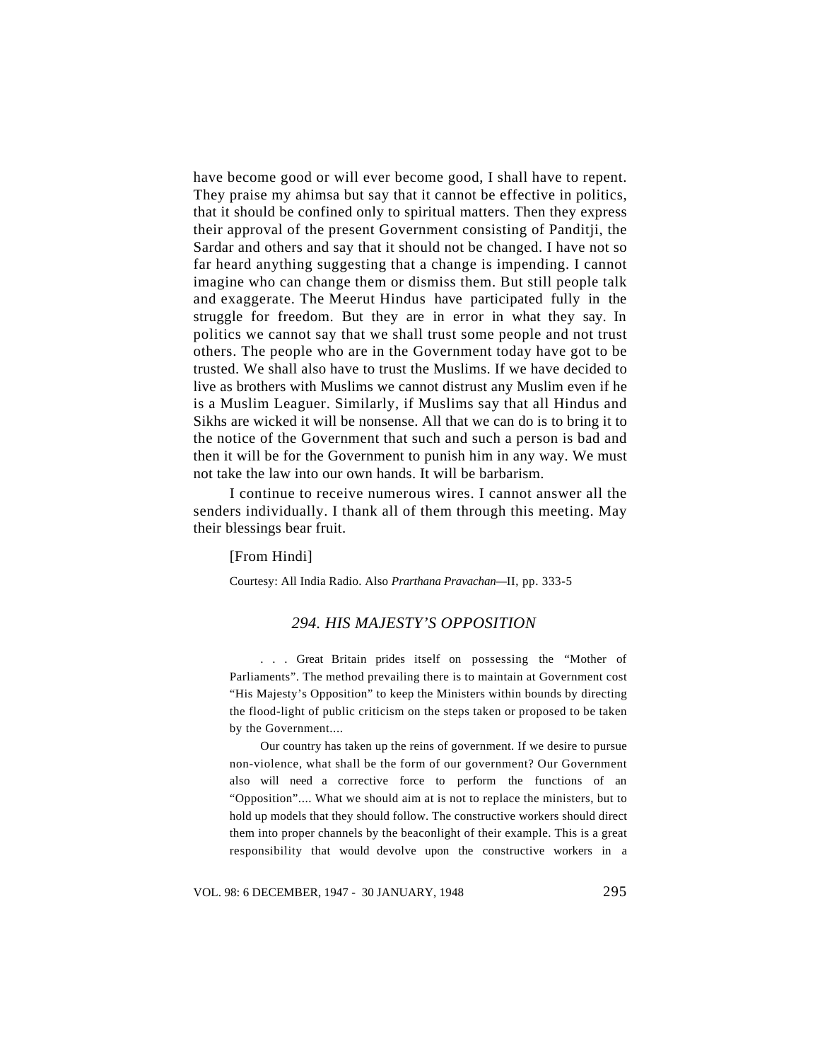have become good or will ever become good, I shall have to repent. They praise my ahimsa but say that it cannot be effective in politics, that it should be confined only to spiritual matters. Then they express their approval of the present Government consisting of Panditji, the Sardar and others and say that it should not be changed. I have not so far heard anything suggesting that a change is impending. I cannot imagine who can change them or dismiss them. But still people talk and exaggerate. The Meerut Hindus have participated fully in the struggle for freedom. But they are in error in what they say. In politics we cannot say that we shall trust some people and not trust others. The people who are in the Government today have got to be trusted. We shall also have to trust the Muslims. If we have decided to live as brothers with Muslims we cannot distrust any Muslim even if he is a Muslim Leaguer. Similarly, if Muslims say that all Hindus and Sikhs are wicked it will be nonsense. All that we can do is to bring it to the notice of the Government that such and such a person is bad and then it will be for the Government to punish him in any way. We must not take the law into our own hands. It will be barbarism.

I continue to receive numerous wires. I cannot answer all the senders individually. I thank all of them through this meeting. May their blessings bear fruit.

[From Hindi]

Courtesy: All India Radio. Also *Prarthana Pravachan*—II, pp. 333-5

## *294. HIS MAJESTY'S OPPOSITION*

. . . Great Britain prides itself on possessing the "Mother of Parliaments". The method prevailing there is to maintain at Government cost "His Majesty's Opposition" to keep the Ministers within bounds by directing the flood-light of public criticism on the steps taken or proposed to be taken by the Government....

Our country has taken up the reins of government. If we desire to pursue non-violence, what shall be the form of our government? Our Government also will need a corrective force to perform the functions of an "Opposition".... What we should aim at is not to replace the ministers, but to hold up models that they should follow. The constructive workers should direct them into proper channels by the beaconlight of their example. This is a great responsibility that would devolve upon the constructive workers in a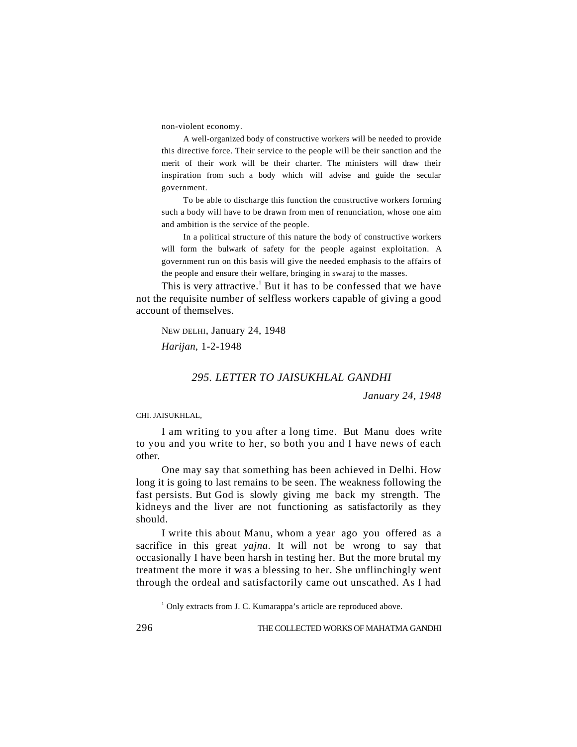non-violent economy.

> A well-organized body of constructive workers will be needed to provide this directive force. Their service to the people will be their sanction and the merit of their work will be their charter. The ministers will draw their inspiration from such a body which will advise and guide the secular government.
>
> To be able to discharge this function the constructive workers forming such a body will have to be drawn from men of renunciation, whose one aim and ambition is the service of the people.
>
> In a political structure of this nature the body of constructive workers will form the bulwark of safety for the people against exploitation. A government run on this basis will give the needed emphasis to the affairs of the people and ensure their welfare, bringing in swaraj to the masses.

This is very attractive.[1] But it has to be confessed that we have not the requisite number of selfless workers capable of giving a good account of themselves.

NEW DELHI, January 24, 1948

*Harijan*, 1-2-1948

## *295. LETTER TO JAISUKHLAL GANDHI*

*January 24, 1948*

CHI. JAISUKHLAL,

I am writing to you after a long time. But Manu does write to you and you write to her, so both you and I have news of each other.

One may say that something has been achieved in Delhi. How long it is going to last remains to be seen. The weakness following the fast persists. But God is slowly giving me back my strength. The kidneys and the liver are not functioning as satisfactorily as they should.

I write this about Manu, whom a year ago you offered as a sacrifice in this great *yajna*. It will not be wrong to say that occasionally I have been harsh in testing her. But the more brutal my treatment the more it was a blessing to her. She unflinchingly went through the ordeal and satisfactorily came out unscathed. As I had

[1] Only extracts from J. C. Kumarappa's article are reproduced above.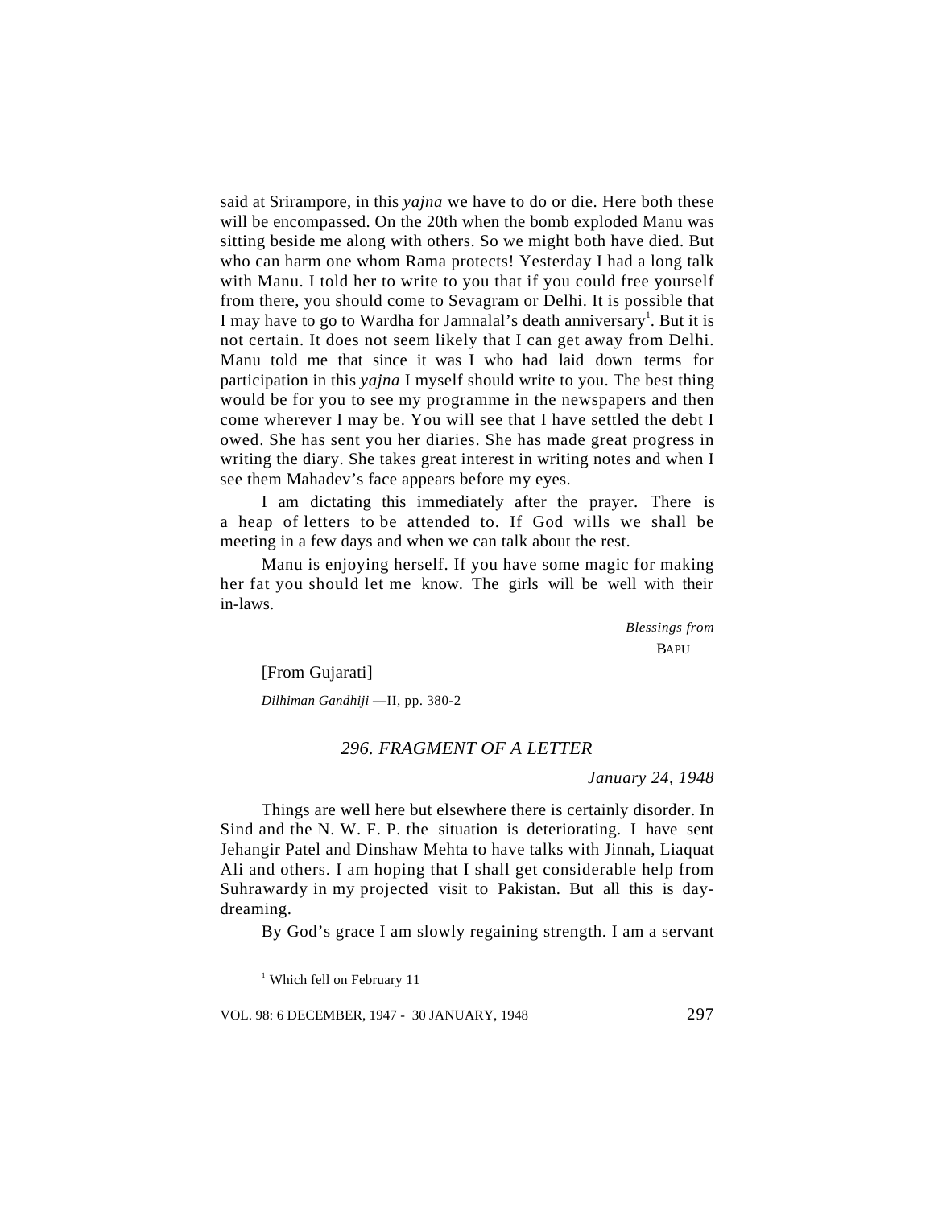said at Srirampore, in this *yajna* we have to do or die. Here both these will be encompassed. On the 20th when the bomb exploded Manu was sitting beside me along with others. So we might both have died. But who can harm one whom Rama protects! Yesterday I had a long talk with Manu. I told her to write to you that if you could free yourself from there, you should come to Sevagram or Delhi. It is possible that I may have to go to Wardha for Jamnalal's death anniversary[1]. But it is not certain. It does not seem likely that I can get away from Delhi. Manu told me that since it was I who had laid down terms for participation in this *yajna* I myself should write to you. The best thing would be for you to see my programme in the newspapers and then come wherever I may be. You will see that I have settled the debt I owed. She has sent you her diaries. She has made great progress in writing the diary. She takes great interest in writing notes and when I see them Mahadev's face appears before my eyes.

I am dictating this immediately after the prayer. There is a heap of letters to be attended to. If God wills we shall be meeting in a few days and when we can talk about the rest.

Manu is enjoying herself. If you have some magic for making her fat you should let me know. The girls will be well with their in-laws.

*Blessings from*
BAPU

[From Gujarati]

*Dilhiman Gandhiji* —II, pp. 380-2

## *296. FRAGMENT OF A LETTER*

*January 24, 1948*

Things are well here but elsewhere there is certainly disorder. In Sind and the N. W. F. P. the situation is deteriorating. I have sent Jehangir Patel and Dinshaw Mehta to have talks with Jinnah, Liaquat Ali and others. I am hoping that I shall get considerable help from Suhrawardy in my projected visit to Pakistan. But all this is day-dreaming.

By God's grace I am slowly regaining strength. I am a servant

[1] Which fell on February 11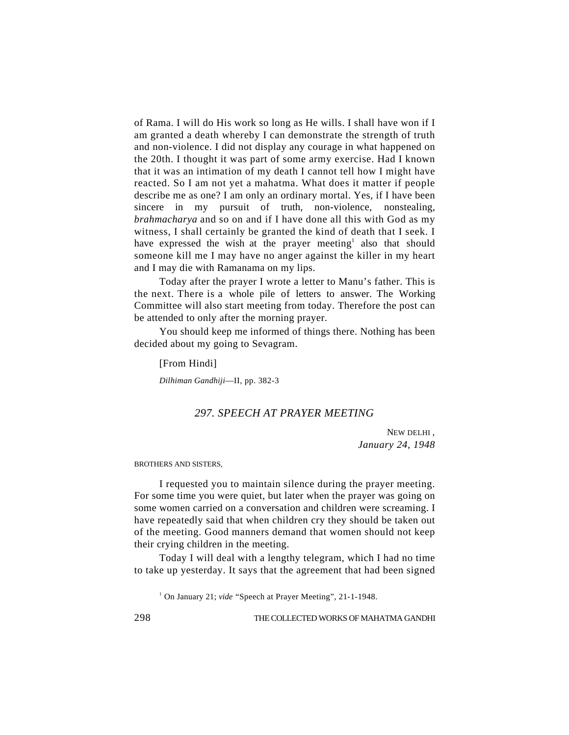of Rama. I will do His work so long as He wills. I shall have won if I am granted a death whereby I can demonstrate the strength of truth and non-violence. I did not display any courage in what happened on the 20th. I thought it was part of some army exercise. Had I known that it was an intimation of my death I cannot tell how I might have reacted. So I am not yet a mahatma. What does it matter if people describe me as one? I am only an ordinary mortal. Yes, if I have been sincere in my pursuit of truth, non-violence, nonstealing, *brahmacharya* and so on and if I have done all this with God as my witness, I shall certainly be granted the kind of death that I seek. I have expressed the wish at the prayer meeting[1] also that should someone kill me I may have no anger against the killer in my heart and I may die with Ramanama on my lips.

Today after the prayer I wrote a letter to Manu's father. This is the next. There is a whole pile of letters to answer. The Working Committee will also start meeting from today. Therefore the post can be attended to only after the morning prayer.

You should keep me informed of things there. Nothing has been decided about my going to Sevagram.

[From Hindi]

*Dilhiman Gandhiji*—II, pp. 382-3

## *297. SPEECH AT PRAYER MEETING*

NEW DELHI ,
*January 24, 1948*

BROTHERS AND SISTERS,

I requested you to maintain silence during the prayer meeting. For some time you were quiet, but later when the prayer was going on some women carried on a conversation and children were screaming. I have repeatedly said that when children cry they should be taken out of the meeting. Good manners demand that women should not keep their crying children in the meeting.

Today I will deal with a lengthy telegram, which I had no time to take up yesterday. It says that the agreement that had been signed

[1] On January 21; *vide* "Speech at Prayer Meeting", 21-1-1948.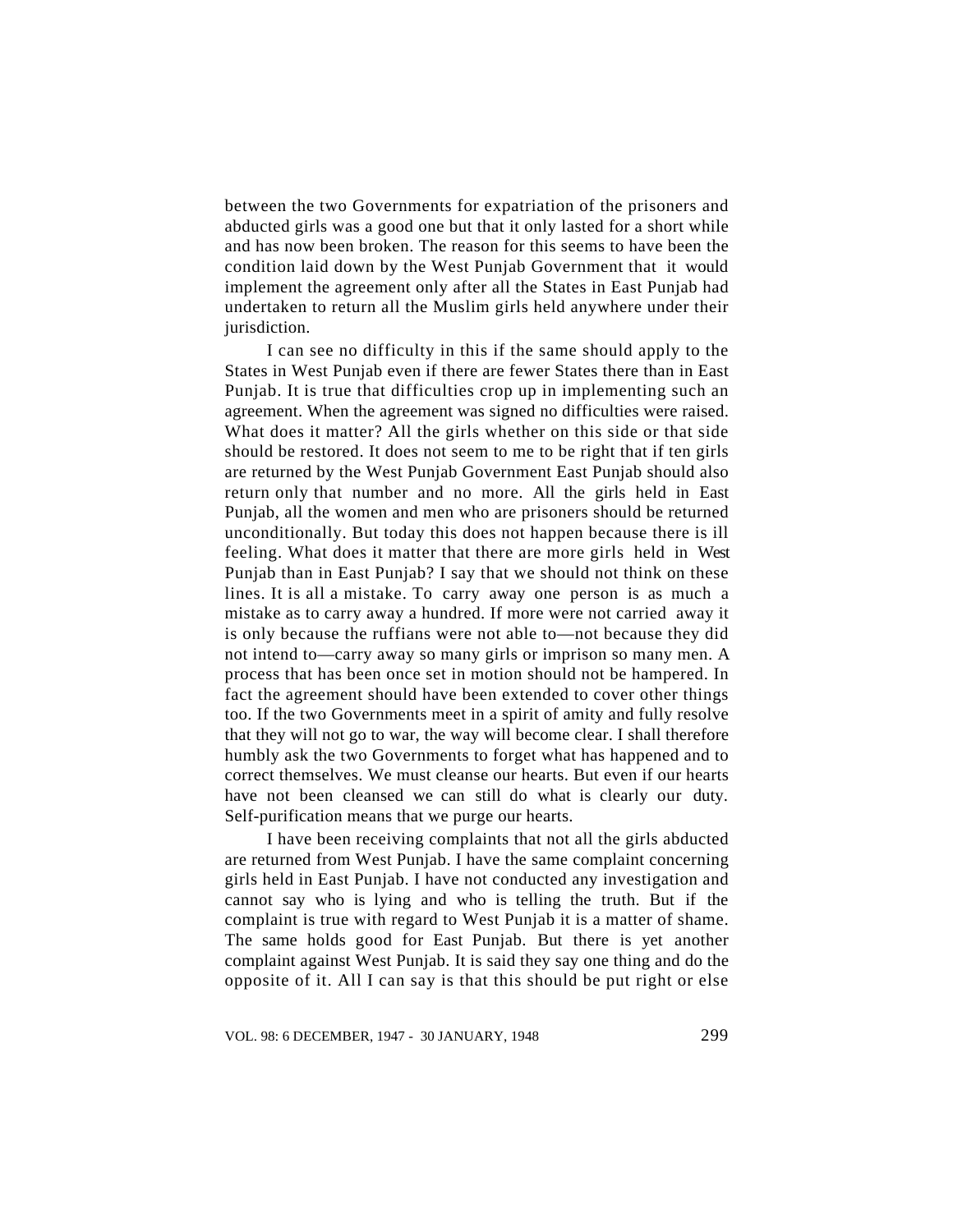between the two Governments for expatriation of the prisoners and abducted girls was a good one but that it only lasted for a short while and has now been broken. The reason for this seems to have been the condition laid down by the West Punjab Government that it would implement the agreement only after all the States in East Punjab had undertaken to return all the Muslim girls held anywhere under their jurisdiction.

I can see no difficulty in this if the same should apply to the States in West Punjab even if there are fewer States there than in East Punjab. It is true that difficulties crop up in implementing such an agreement. When the agreement was signed no difficulties were raised. What does it matter? All the girls whether on this side or that side should be restored. It does not seem to me to be right that if ten girls are returned by the West Punjab Government East Punjab should also return only that number and no more. All the girls held in East Punjab, all the women and men who are prisoners should be returned unconditionally. But today this does not happen because there is ill feeling. What does it matter that there are more girls held in West Punjab than in East Punjab? I say that we should not think on these lines. It is all a mistake. To carry away one person is as much a mistake as to carry away a hundred. If more were not carried away it is only because the ruffians were not able to—not because they did not intend to—carry away so many girls or imprison so many men. A process that has been once set in motion should not be hampered. In fact the agreement should have been extended to cover other things too. If the two Governments meet in a spirit of amity and fully resolve that they will not go to war, the way will become clear. I shall therefore humbly ask the two Governments to forget what has happened and to correct themselves. We must cleanse our hearts. But even if our hearts have not been cleansed we can still do what is clearly our duty. Self-purification means that we purge our hearts.

I have been receiving complaints that not all the girls abducted are returned from West Punjab. I have the same complaint concerning girls held in East Punjab. I have not conducted any investigation and cannot say who is lying and who is telling the truth. But if the complaint is true with regard to West Punjab it is a matter of shame. The same holds good for East Punjab. But there is yet another complaint against West Punjab. It is said they say one thing and do the opposite of it. All I can say is that this should be put right or else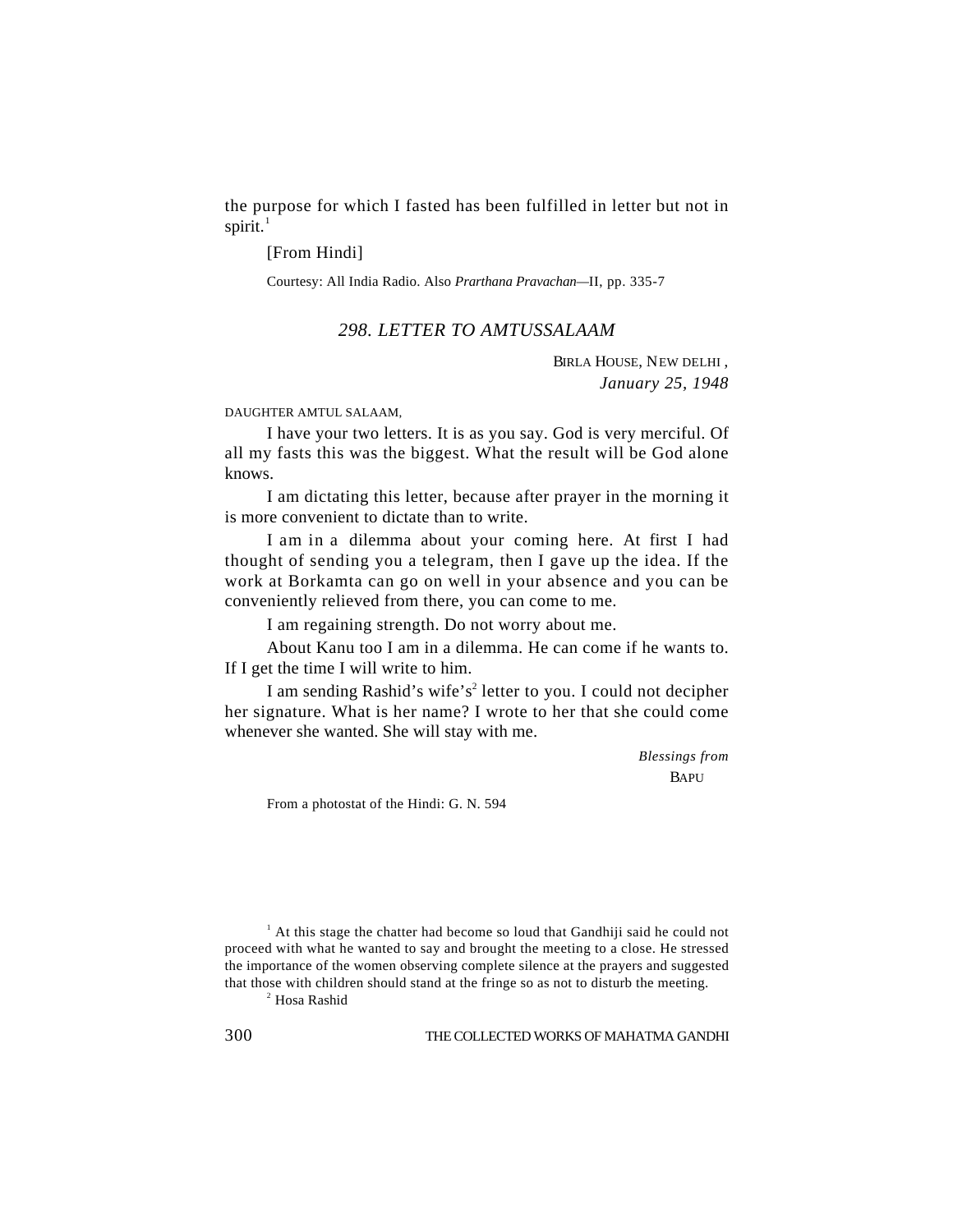the purpose for which I fasted has been fulfilled in letter but not in spirit.[1]

[From Hindi]

Courtesy: All India Radio. Also *Prarthana Pravachan*—II, pp. 335-7

## *298. LETTER TO AMTUSSALAAM*

BIRLA HOUSE, NEW DELHI ,
*January 25, 1948*

DAUGHTER AMTUL SALAAM,

I have your two letters. It is as you say. God is very merciful. Of all my fasts this was the biggest. What the result will be God alone knows.

I am dictating this letter, because after prayer in the morning it is more convenient to dictate than to write.

I am in a dilemma about your coming here. At first I had thought of sending you a telegram, then I gave up the idea. If the work at Borkamta can go on well in your absence and you can be conveniently relieved from there, you can come to me.

I am regaining strength. Do not worry about me.

About Kanu too I am in a dilemma. He can come if he wants to. If I get the time I will write to him.

I am sending Rashid's wife's[2] letter to you. I could not decipher her signature. What is her name? I wrote to her that she could come whenever she wanted. She will stay with me.

*Blessings from*
BAPU

From a photostat of the Hindi: G. N. 594

---

[1] At this stage the chatter had become so loud that Gandhiji said he could not proceed with what he wanted to say and brought the meeting to a close. He stressed the importance of the women observing complete silence at the prayers and suggested that those with children should stand at the fringe so as not to disturb the meeting.

[2] Hosa Rashid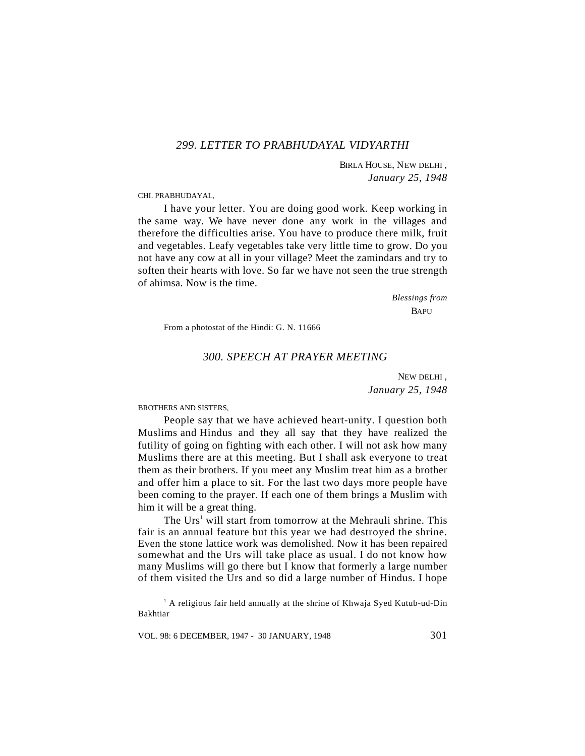### *299. LETTER TO PRABHUDAYAL VIDYARTHI*

BIRLA HOUSE, NEW DELHI,
*January 25, 1948*

CHI. PRABHUDAYAL,

I have your letter. You are doing good work. Keep working in the same way. We have never done any work in the villages and therefore the difficulties arise. You have to produce there milk, fruit and vegetables. Leafy vegetables take very little time to grow. Do you not have any cow at all in your village? Meet the zamindars and try to soften their hearts with love. So far we have not seen the true strength of ahimsa. Now is the time.

*Blessings from*
BAPU

From a photostat of the Hindi: G. N. 11666

### *300. SPEECH AT PRAYER MEETING*

NEW DELHI,
*January 25, 1948*

BROTHERS AND SISTERS,

People say that we have achieved heart-unity. I question both Muslims and Hindus and they all say that they have realized the futility of going on fighting with each other. I will not ask how many Muslims there are at this meeting. But I shall ask everyone to treat them as their brothers. If you meet any Muslim treat him as a brother and offer him a place to sit. For the last two days more people have been coming to the prayer. If each one of them brings a Muslim with him it will be a great thing.

The Urs[1] will start from tomorrow at the Mehrauli shrine. This fair is an annual feature but this year we had destroyed the shrine. Even the stone lattice work was demolished. Now it has been repaired somewhat and the Urs will take place as usual. I do not know how many Muslims will go there but I know that formerly a large number of them visited the Urs and so did a large number of Hindus. I hope

[1] A religious fair held annually at the shrine of Khwaja Syed Kutub-ud-Din Bakhtiar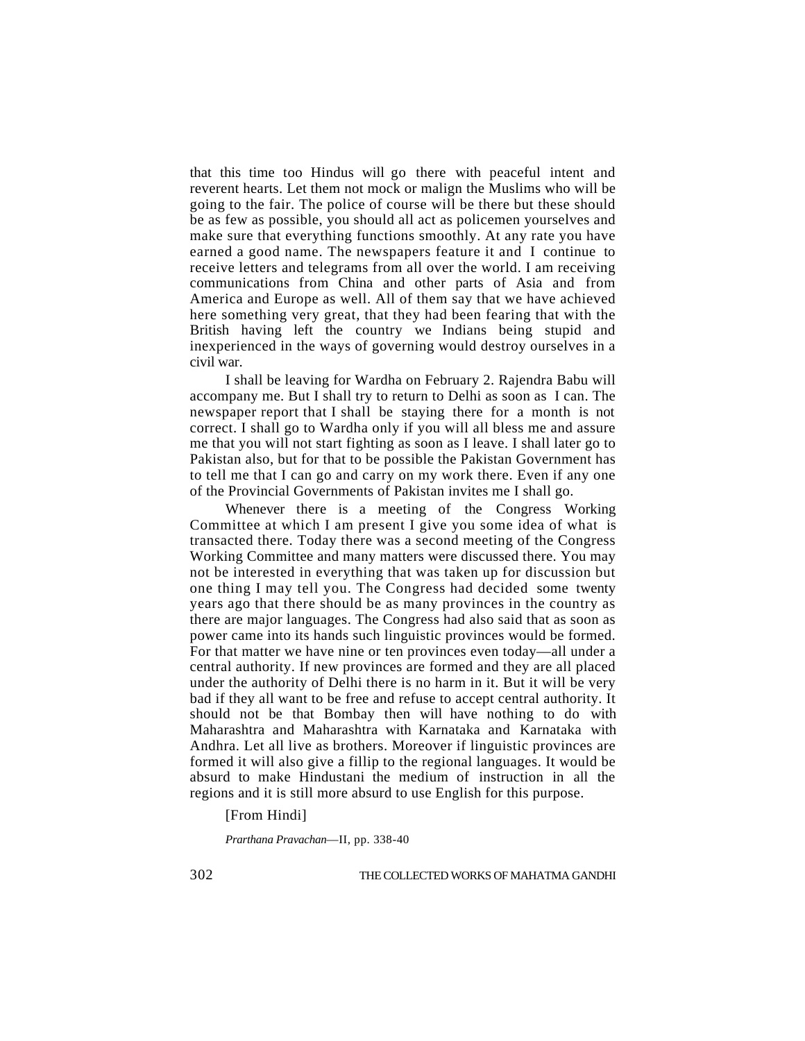that this time too Hindus will go there with peaceful intent and reverent hearts. Let them not mock or malign the Muslims who will be going to the fair. The police of course will be there but these should be as few as possible, you should all act as policemen yourselves and make sure that everything functions smoothly. At any rate you have earned a good name. The newspapers feature it and I continue to receive letters and telegrams from all over the world. I am receiving communications from China and other parts of Asia and from America and Europe as well. All of them say that we have achieved here something very great, that they had been fearing that with the British having left the country we Indians being stupid and inexperienced in the ways of governing would destroy ourselves in a civil war.

I shall be leaving for Wardha on February 2. Rajendra Babu will accompany me. But I shall try to return to Delhi as soon as I can. The newspaper report that I shall be staying there for a month is not correct. I shall go to Wardha only if you will all bless me and assure me that you will not start fighting as soon as I leave. I shall later go to Pakistan also, but for that to be possible the Pakistan Government has to tell me that I can go and carry on my work there. Even if any one of the Provincial Governments of Pakistan invites me I shall go.

Whenever there is a meeting of the Congress Working Committee at which I am present I give you some idea of what is transacted there. Today there was a second meeting of the Congress Working Committee and many matters were discussed there. You may not be interested in everything that was taken up for discussion but one thing I may tell you. The Congress had decided some twenty years ago that there should be as many provinces in the country as there are major languages. The Congress had also said that as soon as power came into its hands such linguistic provinces would be formed. For that matter we have nine or ten provinces even today—all under a central authority. If new provinces are formed and they are all placed under the authority of Delhi there is no harm in it. But it will be very bad if they all want to be free and refuse to accept central authority. It should not be that Bombay then will have nothing to do with Maharashtra and Maharashtra with Karnataka and Karnataka with Andhra. Let all live as brothers. Moreover if linguistic provinces are formed it will also give a fillip to the regional languages. It would be absurd to make Hindustani the medium of instruction in all the regions and it is still more absurd to use English for this purpose.

[From Hindi]

*Prarthana Pravachan*—II, pp. 338-40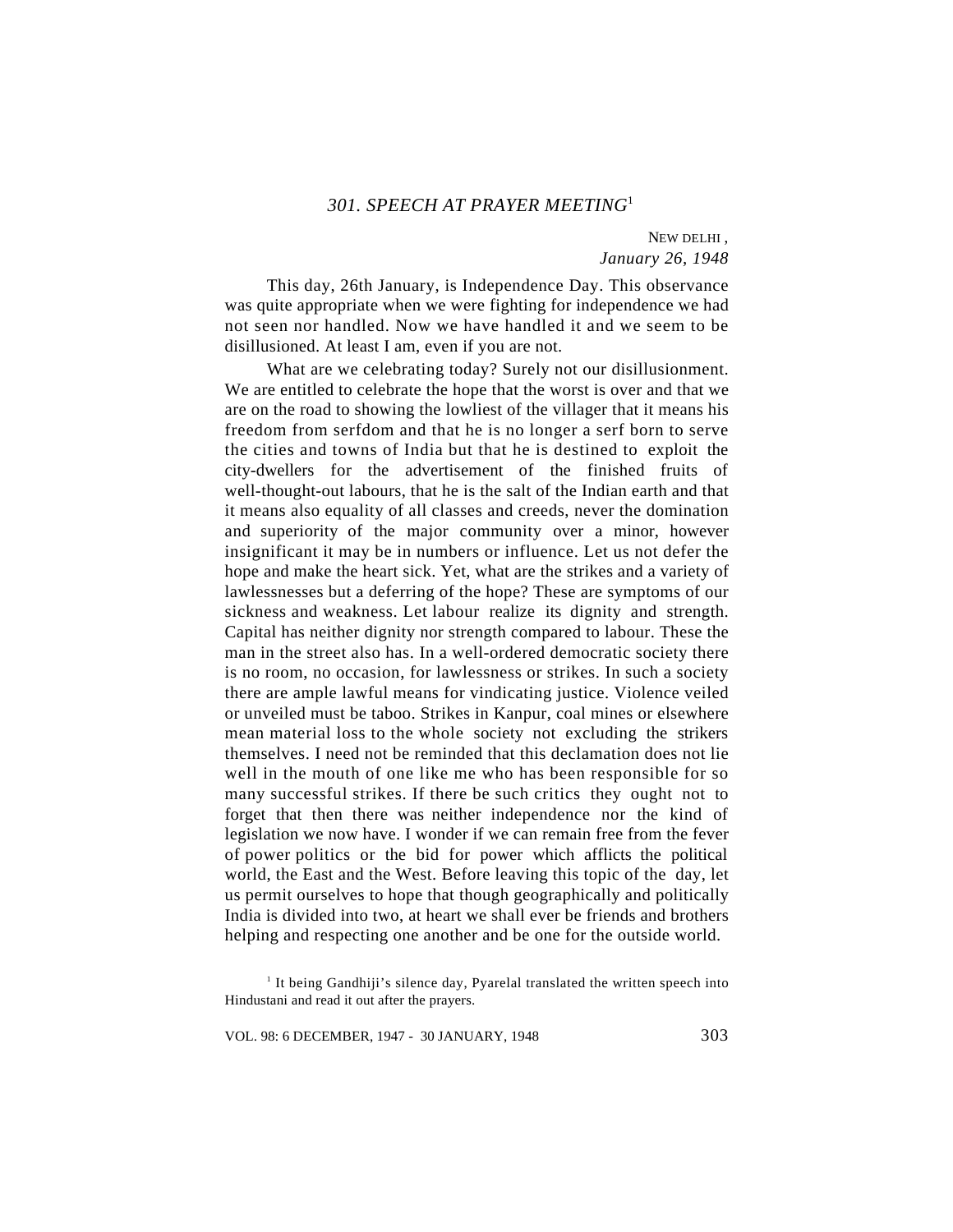### *301. SPEECH AT PRAYER MEETING*[1]

NEW DELHI ,
*January 26, 1948*

This day, 26th January, is Independence Day. This observance was quite appropriate when we were fighting for independence we had not seen nor handled. Now we have handled it and we seem to be disillusioned. At least I am, even if you are not.

What are we celebrating today? Surely not our disillusionment. We are entitled to celebrate the hope that the worst is over and that we are on the road to showing the lowliest of the villager that it means his freedom from serfdom and that he is no longer a serf born to serve the cities and towns of India but that he is destined to exploit the city-dwellers for the advertisement of the finished fruits of well-thought-out labours, that he is the salt of the Indian earth and that it means also equality of all classes and creeds, never the domination and superiority of the major community over a minor, however insignificant it may be in numbers or influence. Let us not defer the hope and make the heart sick. Yet, what are the strikes and a variety of lawlessnesses but a deferring of the hope? These are symptoms of our sickness and weakness. Let labour realize its dignity and strength. Capital has neither dignity nor strength compared to labour. These the man in the street also has. In a well-ordered democratic society there is no room, no occasion, for lawlessness or strikes. In such a society there are ample lawful means for vindicating justice. Violence veiled or unveiled must be taboo. Strikes in Kanpur, coal mines or elsewhere mean material loss to the whole society not excluding the strikers themselves. I need not be reminded that this declamation does not lie well in the mouth of one like me who has been responsible for so many successful strikes. If there be such critics they ought not to forget that then there was neither independence nor the kind of legislation we now have. I wonder if we can remain free from the fever of power politics or the bid for power which afflicts the political world, the East and the West. Before leaving this topic of the day, let us permit ourselves to hope that though geographically and politically India is divided into two, at heart we shall ever be friends and brothers helping and respecting one another and be one for the outside world.

[1] It being Gandhiji's silence day, Pyarelal translated the written speech into Hindustani and read it out after the prayers.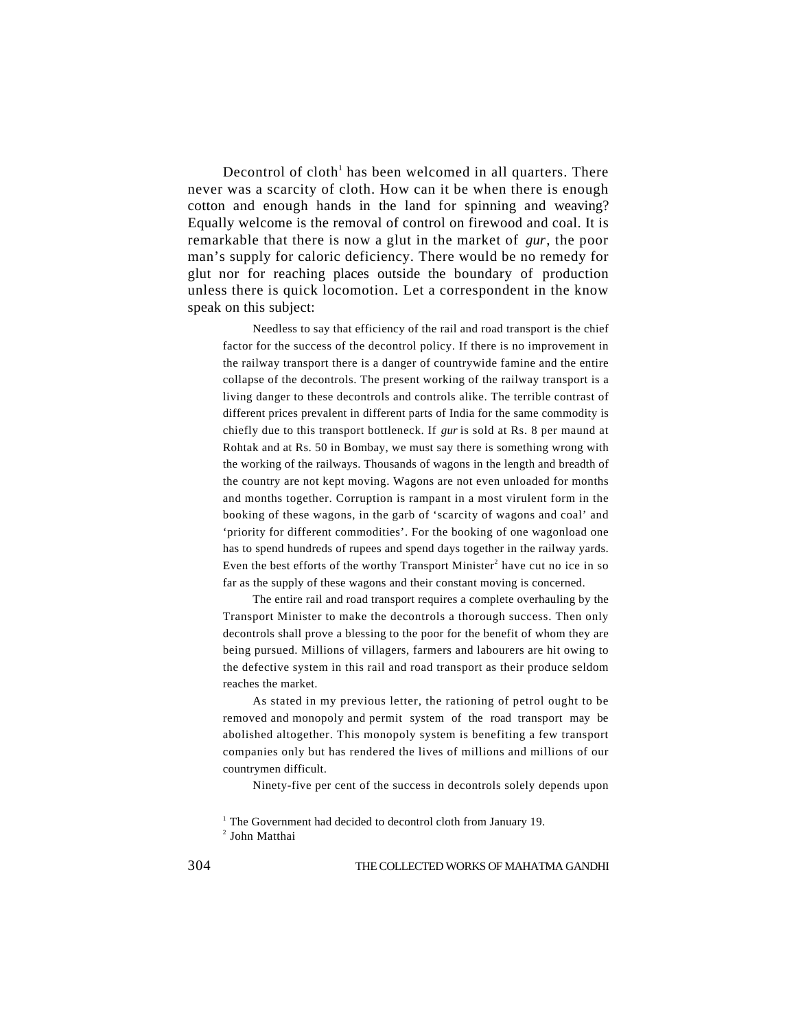Decontrol of cloth[1] has been welcomed in all quarters. There never was a scarcity of cloth. How can it be when there is enough cotton and enough hands in the land for spinning and weaving? Equally welcome is the removal of control on firewood and coal. It is remarkable that there is now a glut in the market of *gur*, the poor man's supply for caloric deficiency. There would be no remedy for glut nor for reaching places outside the boundary of production unless there is quick locomotion. Let a correspondent in the know speak on this subject:

> Needless to say that efficiency of the rail and road transport is the chief factor for the success of the decontrol policy. If there is no improvement in the railway transport there is a danger of countrywide famine and the entire collapse of the decontrols. The present working of the railway transport is a living danger to these decontrols and controls alike. The terrible contrast of different prices prevalent in different parts of India for the same commodity is chiefly due to this transport bottleneck. If *gur* is sold at Rs. 8 per maund at Rohtak and at Rs. 50 in Bombay, we must say there is something wrong with the working of the railways. Thousands of wagons in the length and breadth of the country are not kept moving. Wagons are not even unloaded for months and months together. Corruption is rampant in a most virulent form in the booking of these wagons, in the garb of 'scarcity of wagons and coal' and 'priority for different commodities'. For the booking of one wagonload one has to spend hundreds of rupees and spend days together in the railway yards. Even the best efforts of the worthy Transport Minister[2] have cut no ice in so far as the supply of these wagons and their constant moving is concerned.
>
> The entire rail and road transport requires a complete overhauling by the Transport Minister to make the decontrols a thorough success. Then only decontrols shall prove a blessing to the poor for the benefit of whom they are being pursued. Millions of villagers, farmers and labourers are hit owing to the defective system in this rail and road transport as their produce seldom reaches the market.
>
> As stated in my previous letter, the rationing of petrol ought to be removed and monopoly and permit system of the road transport may be abolished altogether. This monopoly system is benefiting a few transport companies only but has rendered the lives of millions and millions of our countrymen difficult.
>
> Ninety-five per cent of the success in decontrols solely depends upon

[1] The Government had decided to decontrol cloth from January 19.

[2] John Matthai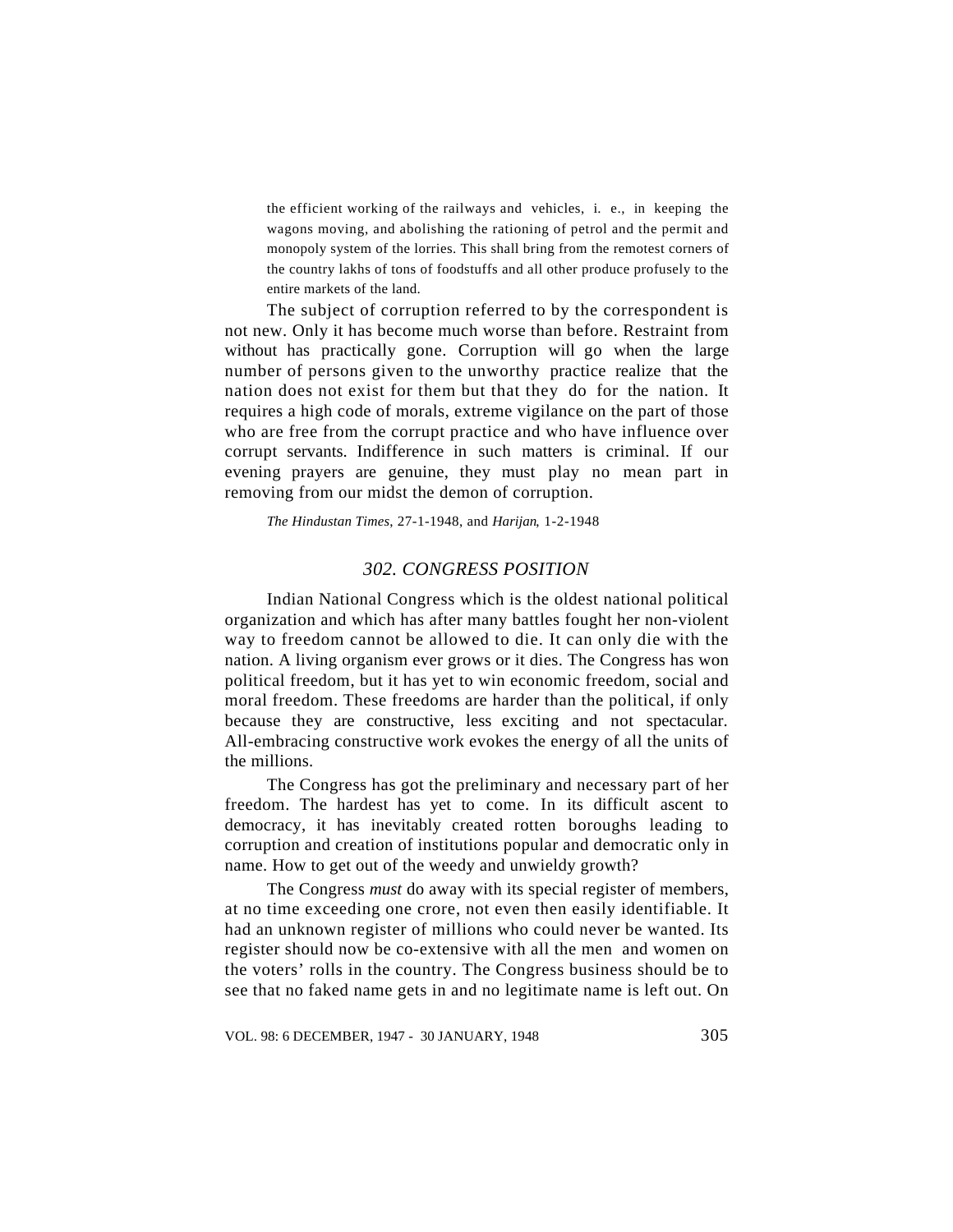the efficient working of the railways and vehicles, i. e., in keeping the wagons moving, and abolishing the rationing of petrol and the permit and monopoly system of the lorries. This shall bring from the remotest corners of the country lakhs of tons of foodstuffs and all other produce profusely to the entire markets of the land.

The subject of corruption referred to by the correspondent is not new. Only it has become much worse than before. Restraint from without has practically gone. Corruption will go when the large number of persons given to the unworthy practice realize that the nation does not exist for them but that they do for the nation. It requires a high code of morals, extreme vigilance on the part of those who are free from the corrupt practice and who have influence over corrupt servants. Indifference in such matters is criminal. If our evening prayers are genuine, they must play no mean part in removing from our midst the demon of corruption.

*The Hindustan Times*, 27-1-1948, and *Harijan*, 1-2-1948

## *302. CONGRESS POSITION*

Indian National Congress which is the oldest national political organization and which has after many battles fought her non-violent way to freedom cannot be allowed to die. It can only die with the nation. A living organism ever grows or it dies. The Congress has won political freedom, but it has yet to win economic freedom, social and moral freedom. These freedoms are harder than the political, if only because they are constructive, less exciting and not spectacular. All-embracing constructive work evokes the energy of all the units of the millions.

The Congress has got the preliminary and necessary part of her freedom. The hardest has yet to come. In its difficult ascent to democracy, it has inevitably created rotten boroughs leading to corruption and creation of institutions popular and democratic only in name. How to get out of the weedy and unwieldy growth?

The Congress *must* do away with its special register of members, at no time exceeding one crore, not even then easily identifiable. It had an unknown register of millions who could never be wanted. Its register should now be co-extensive with all the men and women on the voters' rolls in the country. The Congress business should be to see that no faked name gets in and no legitimate name is left out. On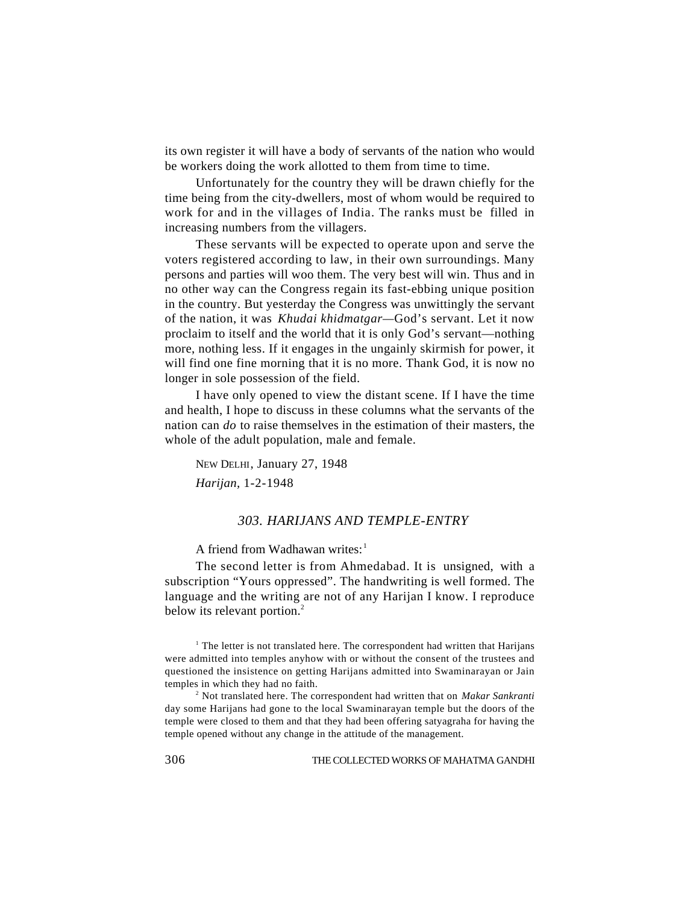its own register it will have a body of servants of the nation who would be workers doing the work allotted to them from time to time.

Unfortunately for the country they will be drawn chiefly for the time being from the city-dwellers, most of whom would be required to work for and in the villages of India. The ranks must be filled in increasing numbers from the villagers.

These servants will be expected to operate upon and serve the voters registered according to law, in their own surroundings. Many persons and parties will woo them. The very best will win. Thus and in no other way can the Congress regain its fast-ebbing unique position in the country. But yesterday the Congress was unwittingly the servant of the nation, it was *Khudai khidmatgar*—God's servant. Let it now proclaim to itself and the world that it is only God's servant—nothing more, nothing less. If it engages in the ungainly skirmish for power, it will find one fine morning that it is no more. Thank God, it is now no longer in sole possession of the field.

I have only opened to view the distant scene. If I have the time and health, I hope to discuss in these columns what the servants of the nation can *do* to raise themselves in the estimation of their masters, the whole of the adult population, male and female.

NEW DELHI, January 27, 1948

*Harijan*, 1-2-1948

### *303. HARIJANS AND TEMPLE-ENTRY*

A friend from Wadhawan writes:[1]

The second letter is from Ahmedabad. It is unsigned, with a subscription "Yours oppressed". The handwriting is well formed. The language and the writing are not of any Harijan I know. I reproduce below its relevant portion.[2]

[1] The letter is not translated here. The correspondent had written that Harijans were admitted into temples anyhow with or without the consent of the trustees and questioned the insistence on getting Harijans admitted into Swaminarayan or Jain temples in which they had no faith.

[2] Not translated here. The correspondent had written that on *Makar Sankranti* day some Harijans had gone to the local Swaminarayan temple but the doors of the temple were closed to them and that they had been offering satyagraha for having the temple opened without any change in the attitude of the management.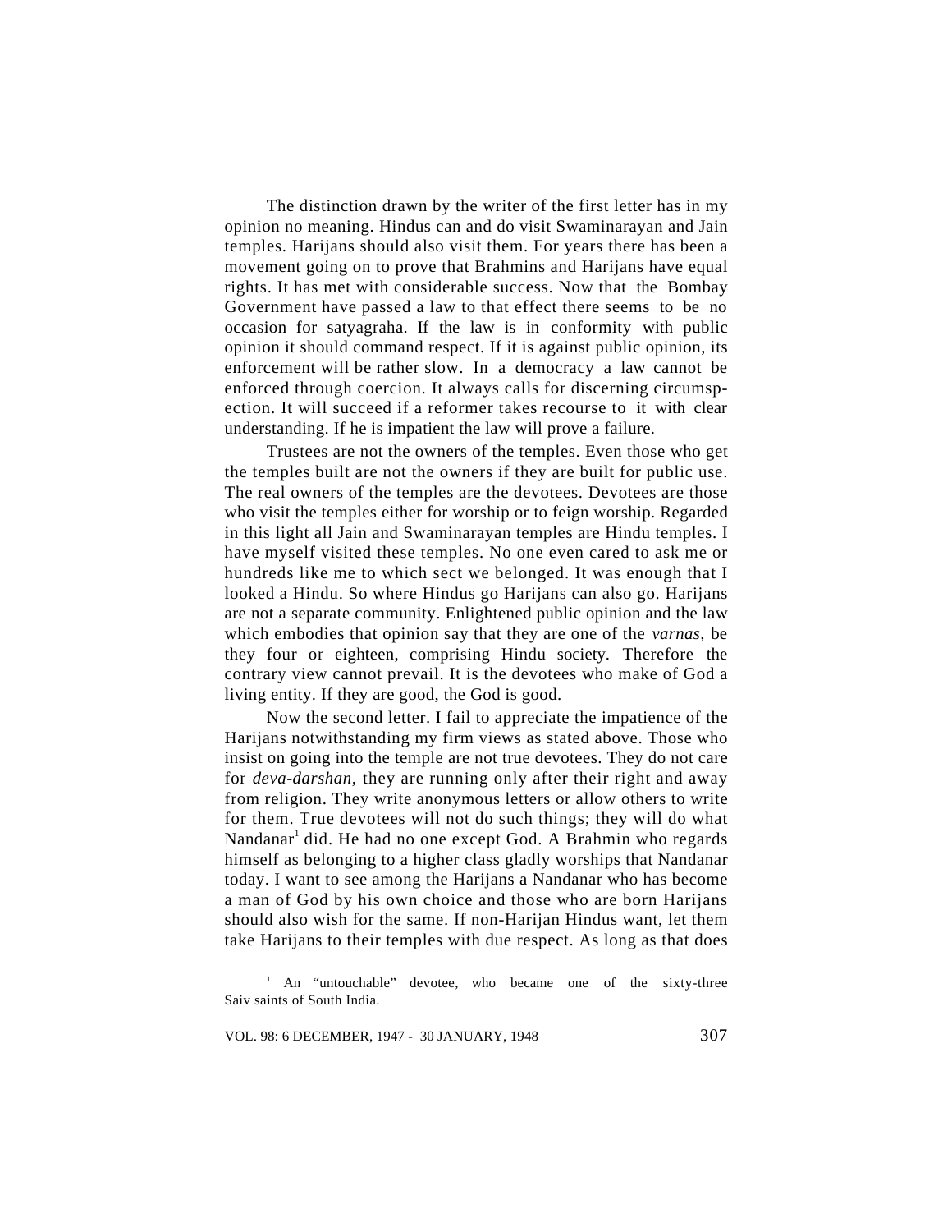The distinction drawn by the writer of the first letter has in my opinion no meaning. Hindus can and do visit Swaminarayan and Jain temples. Harijans should also visit them. For years there has been a movement going on to prove that Brahmins and Harijans have equal rights. It has met with considerable success. Now that the Bombay Government have passed a law to that effect there seems to be no occasion for satyagraha. If the law is in conformity with public opinion it should command respect. If it is against public opinion, its enforcement will be rather slow. In a democracy a law cannot be enforced through coercion. It always calls for discerning circumspection. It will succeed if a reformer takes recourse to it with clear understanding. If he is impatient the law will prove a failure.

Trustees are not the owners of the temples. Even those who get the temples built are not the owners if they are built for public use. The real owners of the temples are the devotees. Devotees are those who visit the temples either for worship or to feign worship. Regarded in this light all Jain and Swaminarayan temples are Hindu temples. I have myself visited these temples. No one even cared to ask me or hundreds like me to which sect we belonged. It was enough that I looked a Hindu. So where Hindus go Harijans can also go. Harijans are not a separate community. Enlightened public opinion and the law which embodies that opinion say that they are one of the *varnas,* be they four or eighteen, comprising Hindu society. Therefore the contrary view cannot prevail. It is the devotees who make of God a living entity. If they are good, the God is good.

Now the second letter. I fail to appreciate the impatience of the Harijans notwithstanding my firm views as stated above. Those who insist on going into the temple are not true devotees. They do not care for *deva-darshan*, they are running only after their right and away from religion. They write anonymous letters or allow others to write for them. True devotees will not do such things; they will do what Nandanar[1] did. He had no one except God. A Brahmin who regards himself as belonging to a higher class gladly worships that Nandanar today. I want to see among the Harijans a Nandanar who has become a man of God by his own choice and those who are born Harijans should also wish for the same. If non-Harijan Hindus want, let them take Harijans to their temples with due respect. As long as that does

[1] An "untouchable" devotee, who became one of the sixty-three Saiv saints of South India.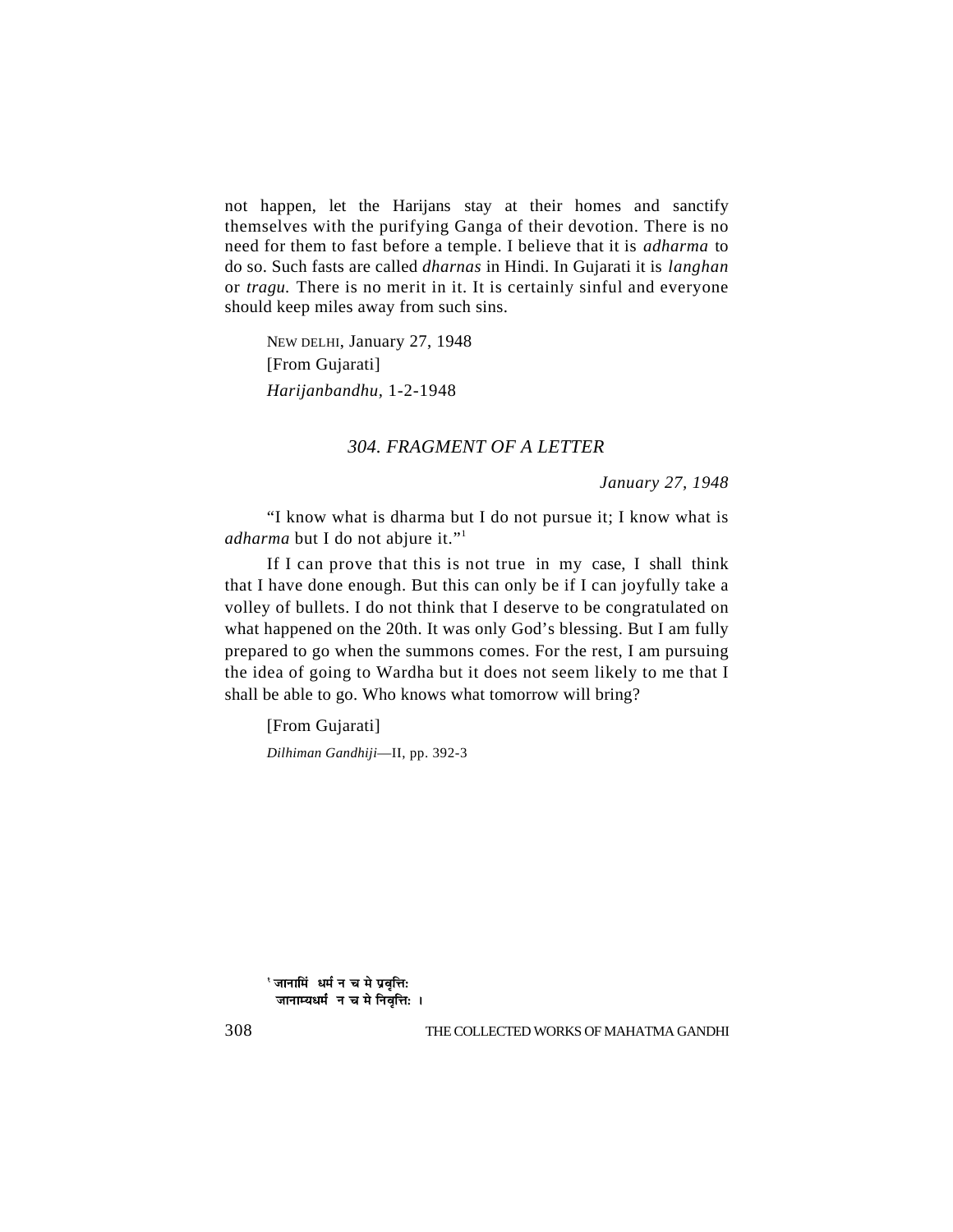not happen, let the Harijans stay at their homes and sanctify themselves with the purifying Ganga of their devotion. There is no need for them to fast before a temple. I believe that it is *adharma* to do so. Such fasts are called *dharnas* in Hindi. In Gujarati it is *langhan* or *tragu.* There is no merit in it. It is certainly sinful and everyone should keep miles away from such sins.

NEW DELHI, January 27, 1948
[From Gujarati]
*Harijanbandhu*, 1-2-1948

### *304. FRAGMENT OF A LETTER*

*January 27, 1948*

"I know what is dharma but I do not pursue it; I know what is *adharma* but I do not abjure it."[1]

If I can prove that this is not true in my case, I shall think that I have done enough. But this can only be if I can joyfully take a volley of bullets. I do not think that I deserve to be congratulated on what happened on the 20th. It was only God's blessing. But I am fully prepared to go when the summons comes. For the rest, I am pursuing the idea of going to Wardha but it does not seem likely to me that I shall be able to go. Who knows what tomorrow will bring?

[From Gujarati]
*Dilhiman Gandhiji*—II, pp. 392-3

[1] जानामि धर्मं न च मे प्रवृत्तिः
जानाम्यधर्मं न च मे निवृत्तिः ।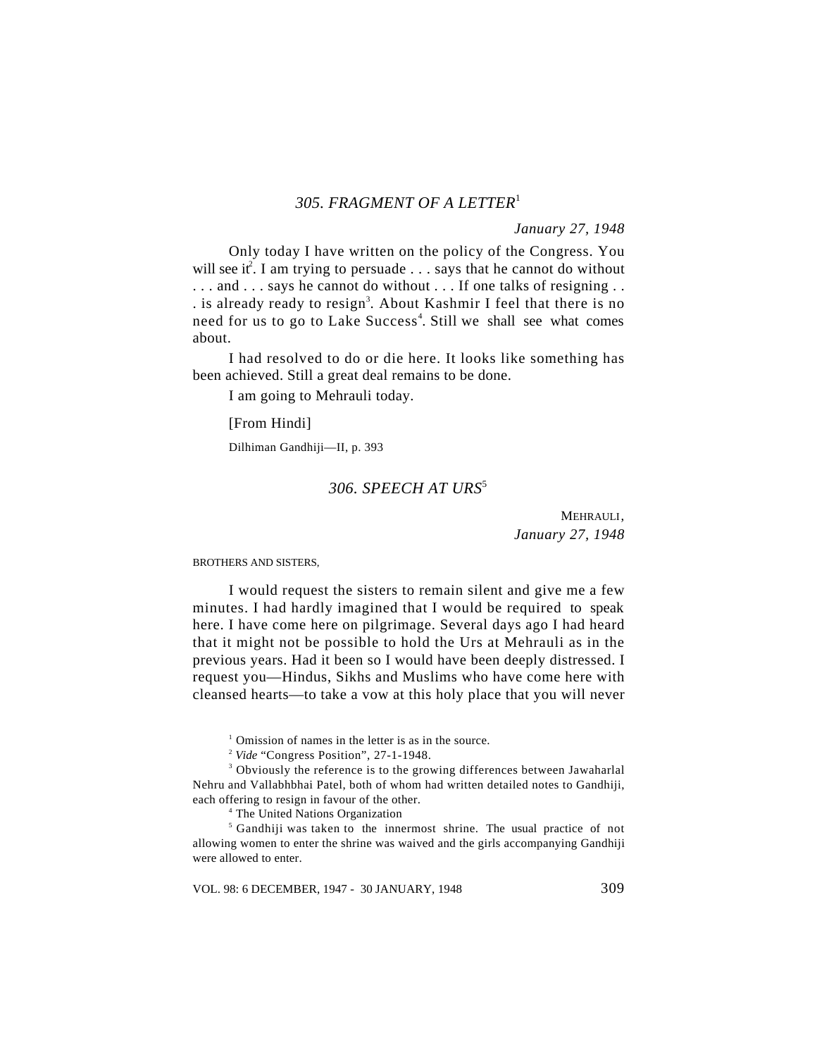## *305. FRAGMENT OF A LETTER*[1]

*January 27, 1948*

Only today I have written on the policy of the Congress. You will see it[2]. I am trying to persuade . . . says that he cannot do without . . . and . . . says he cannot do without . . . If one talks of resigning . . . is already ready to resign[3]. About Kashmir I feel that there is no need for us to go to Lake Success[4]. Still we shall see what comes about.

I had resolved to do or die here. It looks like something has been achieved. Still a great deal remains to be done.

I am going to Mehrauli today.

[From Hindi]

Dilhiman Gandhiji—II, p. 393

## *306. SPEECH AT URS*[5]

MEHRAULI,
*January 27, 1948*

BROTHERS AND SISTERS,

I would request the sisters to remain silent and give me a few minutes. I had hardly imagined that I would be required to speak here. I have come here on pilgrimage. Several days ago I had heard that it might not be possible to hold the Urs at Mehrauli as in the previous years. Had it been so I would have been deeply distressed. I request you—Hindus, Sikhs and Muslims who have come here with cleansed hearts—to take a vow at this holy place that you will never

---

[1] Omission of names in the letter is as in the source.

[2] *Vide* "Congress Position", 27-1-1948.

[3] Obviously the reference is to the growing differences between Jawaharlal Nehru and Vallabhbhai Patel, both of whom had written detailed notes to Gandhiji, each offering to resign in favour of the other.

[4] The United Nations Organization

[5] Gandhiji was taken to the innermost shrine. The usual practice of not allowing women to enter the shrine was waived and the girls accompanying Gandhiji were allowed to enter.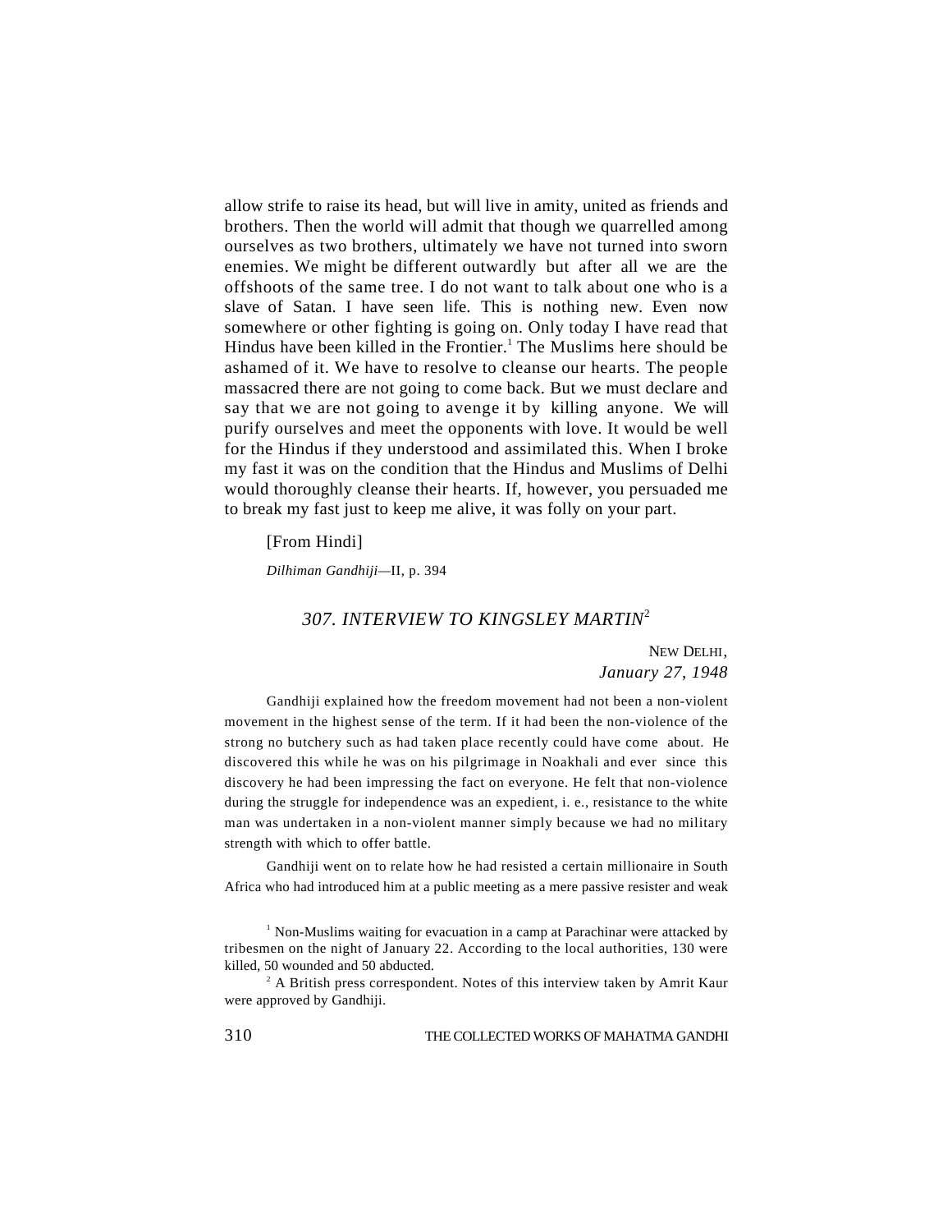allow strife to raise its head, but will live in amity, united as friends and brothers. Then the world will admit that though we quarrelled among ourselves as two brothers, ultimately we have not turned into sworn enemies. We might be different outwardly but after all we are the offshoots of the same tree. I do not want to talk about one who is a slave of Satan. I have seen life. This is nothing new. Even now somewhere or other fighting is going on. Only today I have read that Hindus have been killed in the Frontier.[1] The Muslims here should be ashamed of it. We have to resolve to cleanse our hearts. The people massacred there are not going to come back. But we must declare and say that we are not going to avenge it by killing anyone. We will purify ourselves and meet the opponents with love. It would be well for the Hindus if they understood and assimilated this. When I broke my fast it was on the condition that the Hindus and Muslims of Delhi would thoroughly cleanse their hearts. If, however, you persuaded me to break my fast just to keep me alive, it was folly on your part.

[From Hindi]

*Dilhiman Gandhiji*—II, p. 394

## *307. INTERVIEW TO KINGSLEY MARTIN*[2]

NEW DELHI,
*January 27, 1948*

Gandhiji explained how the freedom movement had not been a non-violent movement in the highest sense of the term. If it had been the non-violence of the strong no butchery such as had taken place recently could have come about. He discovered this while he was on his pilgrimage in Noakhali and ever since this discovery he had been impressing the fact on everyone. He felt that non-violence during the struggle for independence was an expedient, i. e., resistance to the white man was undertaken in a non-violent manner simply because we had no military strength with which to offer battle.

Gandhiji went on to relate how he had resisted a certain millionaire in South Africa who had introduced him at a public meeting as a mere passive resister and weak

[1] Non-Muslims waiting for evacuation in a camp at Parachinar were attacked by tribesmen on the night of January 22. According to the local authorities, 130 were killed, 50 wounded and 50 abducted.

[2] A British press correspondent. Notes of this interview taken by Amrit Kaur were approved by Gandhiji.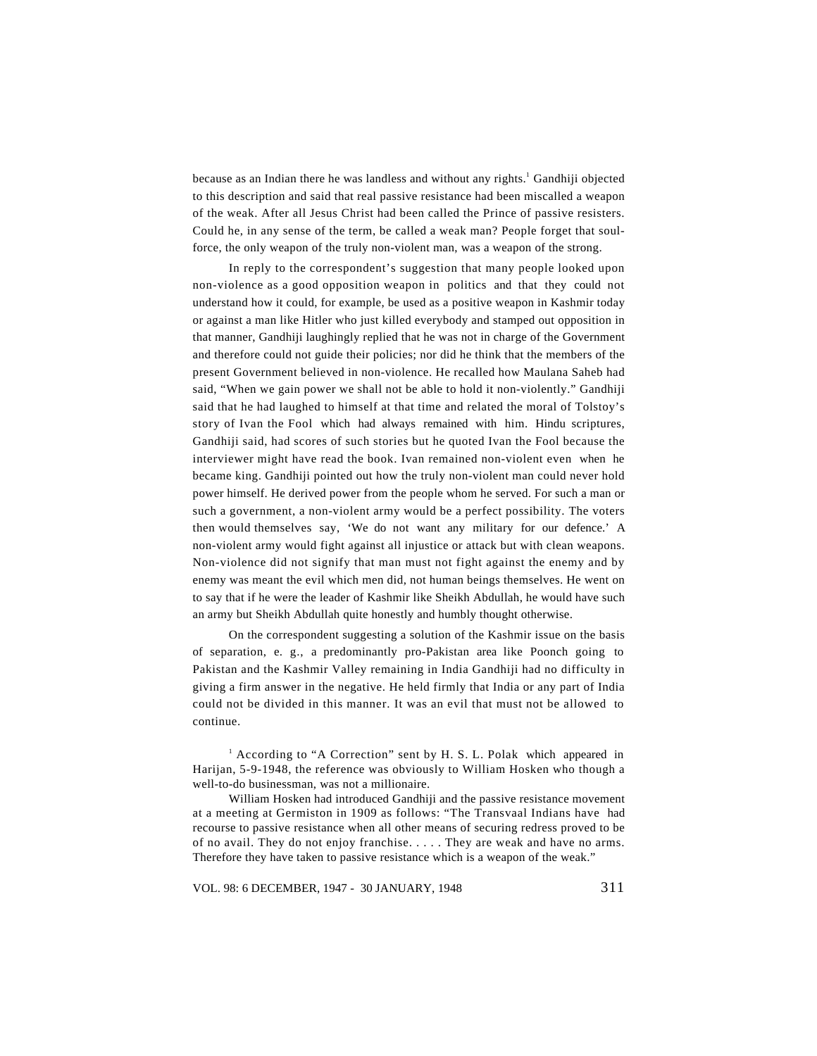because as an Indian there he was landless and without any rights.[1] Gandhiji objected to this description and said that real passive resistance had been miscalled a weapon of the weak. After all Jesus Christ had been called the Prince of passive resisters. Could he, in any sense of the term, be called a weak man? People forget that soul-force, the only weapon of the truly non-violent man, was a weapon of the strong.

In reply to the correspondent's suggestion that many people looked upon non-violence as a good opposition weapon in politics and that they could not understand how it could, for example, be used as a positive weapon in Kashmir today or against a man like Hitler who just killed everybody and stamped out opposition in that manner, Gandhiji laughingly replied that he was not in charge of the Government and therefore could not guide their policies; nor did he think that the members of the present Government believed in non-violence. He recalled how Maulana Saheb had said, "When we gain power we shall not be able to hold it non-violently." Gandhiji said that he had laughed to himself at that time and related the moral of Tolstoy's story of Ivan the Fool which had always remained with him. Hindu scriptures, Gandhiji said, had scores of such stories but he quoted Ivan the Fool because the interviewer might have read the book. Ivan remained non-violent even when he became king. Gandhiji pointed out how the truly non-violent man could never hold power himself. He derived power from the people whom he served. For such a man or such a government, a non-violent army would be a perfect possibility. The voters then would themselves say, 'We do not want any military for our defence.' A non-violent army would fight against all injustice or attack but with clean weapons. Non-violence did not signify that man must not fight against the enemy and by enemy was meant the evil which men did, not human beings themselves. He went on to say that if he were the leader of Kashmir like Sheikh Abdullah, he would have such an army but Sheikh Abdullah quite honestly and humbly thought otherwise.

On the correspondent suggesting a solution of the Kashmir issue on the basis of separation, e. g., a predominantly pro-Pakistan area like Poonch going to Pakistan and the Kashmir Valley remaining in India Gandhiji had no difficulty in giving a firm answer in the negative. He held firmly that India or any part of India could not be divided in this manner. It was an evil that must not be allowed to continue.

[1] According to "A Correction" sent by H. S. L. Polak which appeared in Harijan, 5-9-1948, the reference was obviously to William Hosken who though a well-to-do businessman, was not a millionaire.

William Hosken had introduced Gandhiji and the passive resistance movement at a meeting at Germiston in 1909 as follows: "The Transvaal Indians have had recourse to passive resistance when all other means of securing redress proved to be of no avail. They do not enjoy franchise. . . . . They are weak and have no arms. Therefore they have taken to passive resistance which is a weapon of the weak."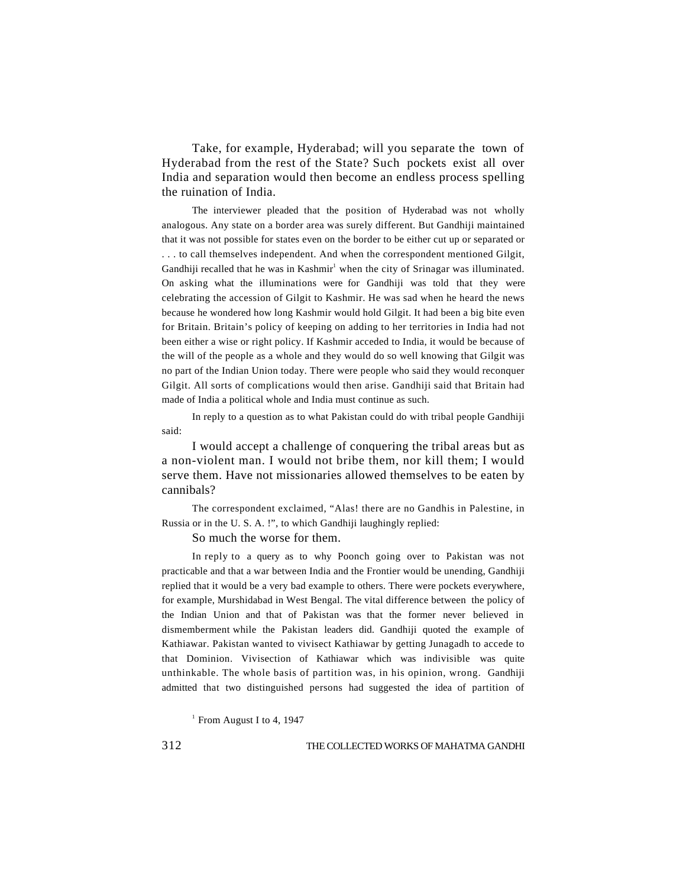Take, for example, Hyderabad; will you separate the town of Hyderabad from the rest of the State? Such pockets exist all over India and separation would then become an endless process spelling the ruination of India.

The interviewer pleaded that the position of Hyderabad was not wholly analogous. Any state on a border area was surely different. But Gandhiji maintained that it was not possible for states even on the border to be either cut up or separated or . . . to call themselves independent. And when the correspondent mentioned Gilgit, Gandhiji recalled that he was in Kashmir[1] when the city of Srinagar was illuminated. On asking what the illuminations were for Gandhiji was told that they were celebrating the accession of Gilgit to Kashmir. He was sad when he heard the news because he wondered how long Kashmir would hold Gilgit. It had been a big bite even for Britain. Britain's policy of keeping on adding to her territories in India had not been either a wise or right policy. If Kashmir acceded to India, it would be because of the will of the people as a whole and they would do so well knowing that Gilgit was no part of the Indian Union today. There were people who said they would reconquer Gilgit. All sorts of complications would then arise. Gandhiji said that Britain had made of India a political whole and India must continue as such.

In reply to a question as to what Pakistan could do with tribal people Gandhiji said:

I would accept a challenge of conquering the tribal areas but as a non-violent man. I would not bribe them, nor kill them; I would serve them. Have not missionaries allowed themselves to be eaten by cannibals?

The correspondent exclaimed, "Alas! there are no Gandhis in Palestine, in Russia or in the U. S. A. !", to which Gandhiji laughingly replied:

So much the worse for them.

In reply to a query as to why Poonch going over to Pakistan was not practicable and that a war between India and the Frontier would be unending, Gandhiji replied that it would be a very bad example to others. There were pockets everywhere, for example, Murshidabad in West Bengal. The vital difference between the policy of the Indian Union and that of Pakistan was that the former never believed in dismemberment while the Pakistan leaders did. Gandhiji quoted the example of Kathiawar. Pakistan wanted to vivisect Kathiawar by getting Junagadh to accede to that Dominion. Vivisection of Kathiawar which was indivisible was quite unthinkable. The whole basis of partition was, in his opinion, wrong. Gandhiji admitted that two distinguished persons had suggested the idea of partition of

[1] From August I to 4, 1947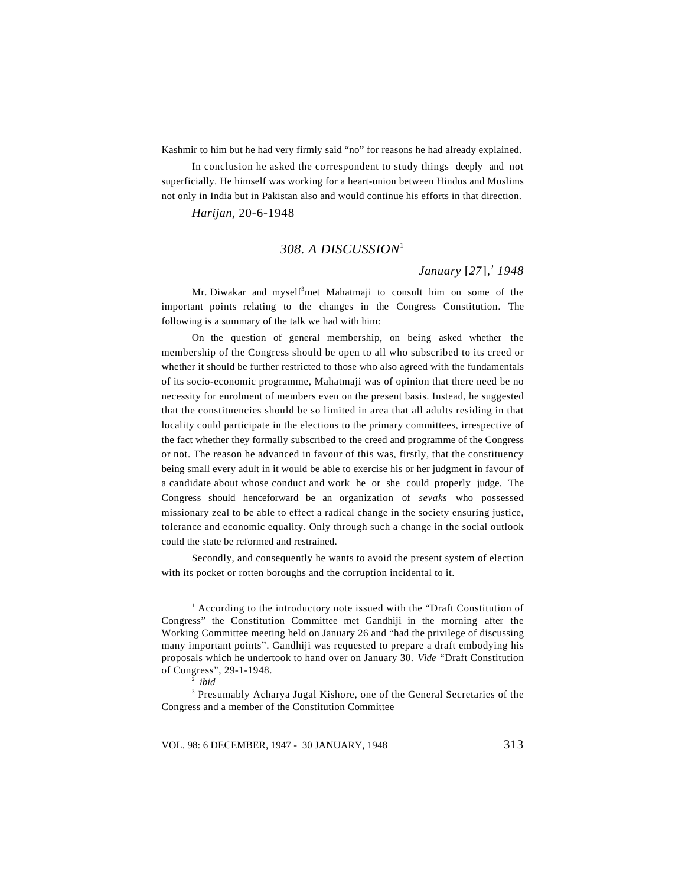Kashmir to him but he had very firmly said "no" for reasons he had already explained.

In conclusion he asked the correspondent to study things deeply and not superficially. He himself was working for a heart-union between Hindus and Muslims not only in India but in Pakistan also and would continue his efforts in that direction.

*Harijan*, 20-6-1948

## *308. A DISCUSSION*[1]

*January* [*27*],[2] *1948*

Mr. Diwakar and myself[3] met Mahatmaji to consult him on some of the important points relating to the changes in the Congress Constitution. The following is a summary of the talk we had with him:

On the question of general membership, on being asked whether the membership of the Congress should be open to all who subscribed to its creed or whether it should be further restricted to those who also agreed with the fundamentals of its socio-economic programme, Mahatmaji was of opinion that there need be no necessity for enrolment of members even on the present basis. Instead, he suggested that the constituencies should be so limited in area that all adults residing in that locality could participate in the elections to the primary committees, irrespective of the fact whether they formally subscribed to the creed and programme of the Congress or not. The reason he advanced in favour of this was, firstly, that the constituency being small every adult in it would be able to exercise his or her judgment in favour of a candidate about whose conduct and work he or she could properly judge. The Congress should henceforward be an organization of *sevaks* who possessed missionary zeal to be able to effect a radical change in the society ensuring justice, tolerance and economic equality. Only through such a change in the social outlook could the state be reformed and restrained.

Secondly, and consequently he wants to avoid the present system of election with its pocket or rotten boroughs and the corruption incidental to it.

[1] According to the introductory note issued with the "Draft Constitution of Congress" the Constitution Committee met Gandhiji in the morning after the Working Committee meeting held on January 26 and "had the privilege of discussing many important points". Gandhiji was requested to prepare a draft embodying his proposals which he undertook to hand over on January 30. *Vide* "Draft Constitution of Congress", 29-1-1948.

[2] *ibid*

[3] Presumably Acharya Jugal Kishore, one of the General Secretaries of the Congress and a member of the Constitution Committee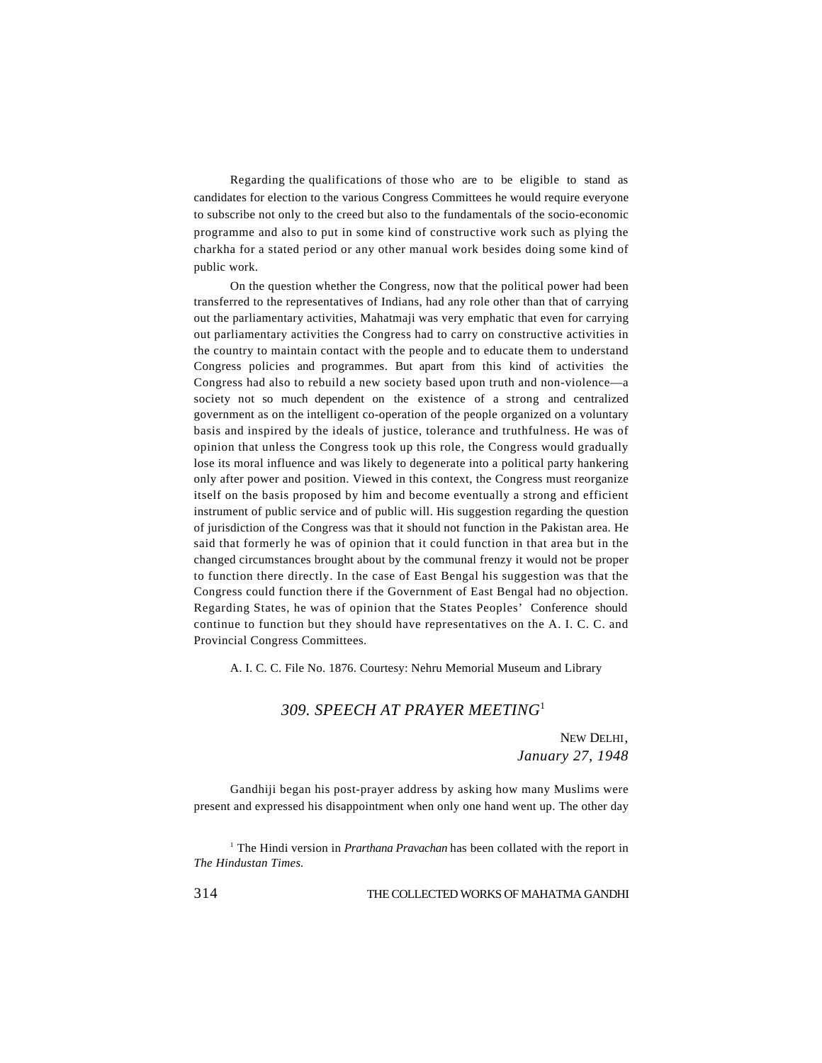Regarding the qualifications of those who are to be eligible to stand as candidates for election to the various Congress Committees he would require everyone to subscribe not only to the creed but also to the fundamentals of the socio-economic programme and also to put in some kind of constructive work such as plying the charkha for a stated period or any other manual work besides doing some kind of public work.

On the question whether the Congress, now that the political power had been transferred to the representatives of Indians, had any role other than that of carrying out the parliamentary activities, Mahatmaji was very emphatic that even for carrying out parliamentary activities the Congress had to carry on constructive activities in the country to maintain contact with the people and to educate them to understand Congress policies and programmes. But apart from this kind of activities the Congress had also to rebuild a new society based upon truth and non-violence—a society not so much dependent on the existence of a strong and centralized government as on the intelligent co-operation of the people organized on a voluntary basis and inspired by the ideals of justice, tolerance and truthfulness. He was of opinion that unless the Congress took up this role, the Congress would gradually lose its moral influence and was likely to degenerate into a political party hankering only after power and position. Viewed in this context, the Congress must reorganize itself on the basis proposed by him and become eventually a strong and efficient instrument of public service and of public will. His suggestion regarding the question of jurisdiction of the Congress was that it should not function in the Pakistan area. He said that formerly he was of opinion that it could function in that area but in the changed circumstances brought about by the communal frenzy it would not be proper to function there directly. In the case of East Bengal his suggestion was that the Congress could function there if the Government of East Bengal had no objection. Regarding States, he was of opinion that the States Peoples' Conference should continue to function but they should have representatives on the A. I. C. C. and Provincial Congress Committees.

A. I. C. C. File No. 1876. Courtesy: Nehru Memorial Museum and Library

## *309. SPEECH AT PRAYER MEETING*[1]

NEW DELHI,
*January 27, 1948*

Gandhiji began his post-prayer address by asking how many Muslims were present and expressed his disappointment when only one hand went up. The other day

[1] The Hindi version in *Prarthana Pravachan* has been collated with the report in *The Hindustan Times.*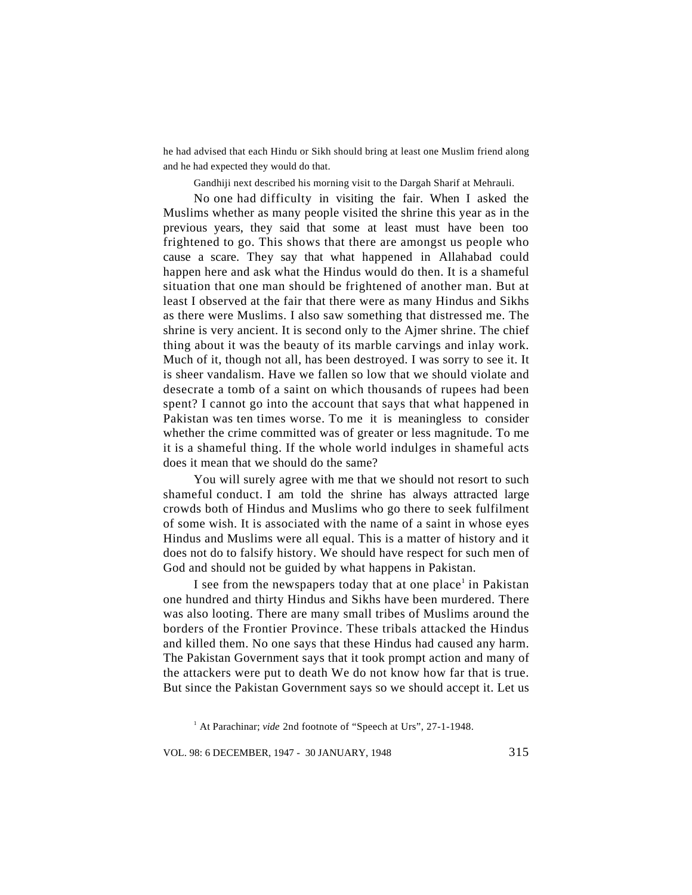he had advised that each Hindu or Sikh should bring at least one Muslim friend along and he had expected they would do that.

Gandhiji next described his morning visit to the Dargah Sharif at Mehrauli.

No one had difficulty in visiting the fair. When I asked the Muslims whether as many people visited the shrine this year as in the previous years, they said that some at least must have been too frightened to go. This shows that there are amongst us people who cause a scare. They say that what happened in Allahabad could happen here and ask what the Hindus would do then. It is a shameful situation that one man should be frightened of another man. But at least I observed at the fair that there were as many Hindus and Sikhs as there were Muslims. I also saw something that distressed me. The shrine is very ancient. It is second only to the Ajmer shrine. The chief thing about it was the beauty of its marble carvings and inlay work. Much of it, though not all, has been destroyed. I was sorry to see it. It is sheer vandalism. Have we fallen so low that we should violate and desecrate a tomb of a saint on which thousands of rupees had been spent? I cannot go into the account that says that what happened in Pakistan was ten times worse. To me it is meaningless to consider whether the crime committed was of greater or less magnitude. To me it is a shameful thing. If the whole world indulges in shameful acts does it mean that we should do the same?

You will surely agree with me that we should not resort to such shameful conduct. I am told the shrine has always attracted large crowds both of Hindus and Muslims who go there to seek fulfilment of some wish. It is associated with the name of a saint in whose eyes Hindus and Muslims were all equal. This is a matter of history and it does not do to falsify history. We should have respect for such men of God and should not be guided by what happens in Pakistan.

I see from the newspapers today that at one place[1] in Pakistan one hundred and thirty Hindus and Sikhs have been murdered. There was also looting. There are many small tribes of Muslims around the borders of the Frontier Province. These tribals attacked the Hindus and killed them. No one says that these Hindus had caused any harm. The Pakistan Government says that it took prompt action and many of the attackers were put to death We do not know how far that is true. But since the Pakistan Government says so we should accept it. Let us

[1] At Parachinar; *vide* 2nd footnote of "Speech at Urs", 27-1-1948.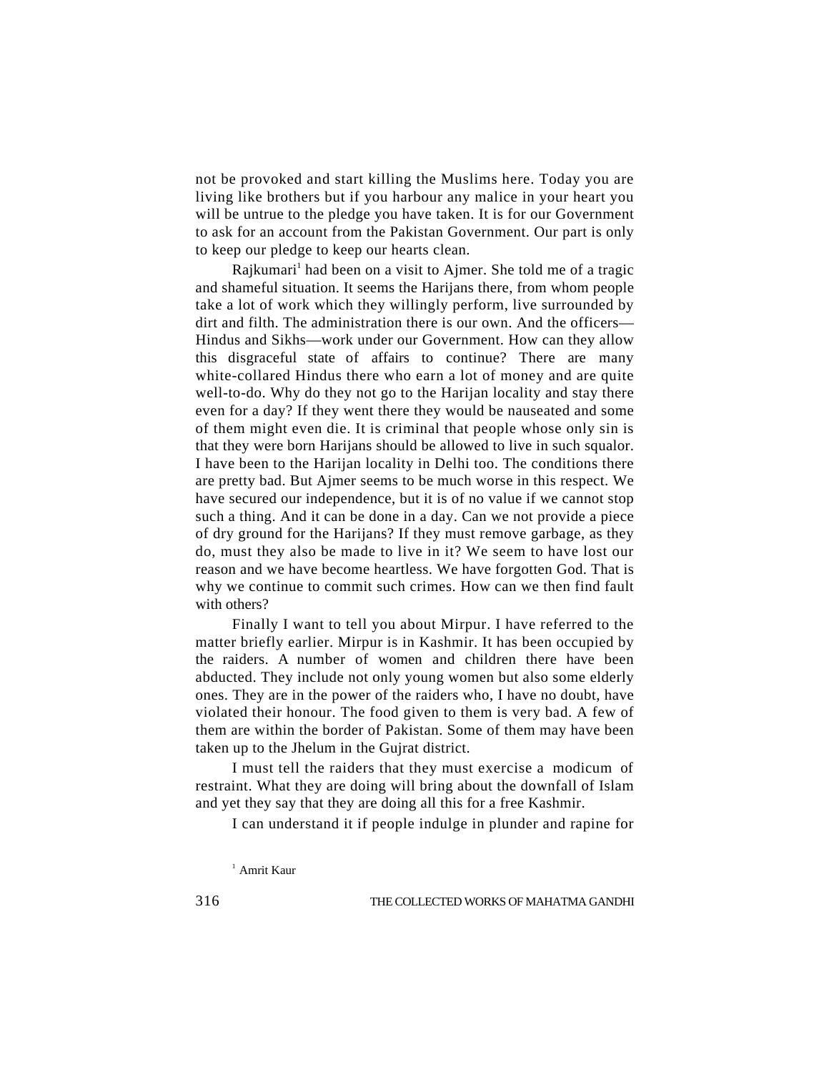not be provoked and start killing the Muslims here. Today you are living like brothers but if you harbour any malice in your heart you will be untrue to the pledge you have taken. It is for our Government to ask for an account from the Pakistan Government. Our part is only to keep our pledge to keep our hearts clean.

Rajkumari[1] had been on a visit to Ajmer. She told me of a tragic and shameful situation. It seems the Harijans there, from whom people take a lot of work which they willingly perform, live surrounded by dirt and filth. The administration there is our own. And the officers—Hindus and Sikhs—work under our Government. How can they allow this disgraceful state of affairs to continue? There are many white-collared Hindus there who earn a lot of money and are quite well-to-do. Why do they not go to the Harijan locality and stay there even for a day? If they went there they would be nauseated and some of them might even die. It is criminal that people whose only sin is that they were born Harijans should be allowed to live in such squalor. I have been to the Harijan locality in Delhi too. The conditions there are pretty bad. But Ajmer seems to be much worse in this respect. We have secured our independence, but it is of no value if we cannot stop such a thing. And it can be done in a day. Can we not provide a piece of dry ground for the Harijans? If they must remove garbage, as they do, must they also be made to live in it? We seem to have lost our reason and we have become heartless. We have forgotten God. That is why we continue to commit such crimes. How can we then find fault with others?

Finally I want to tell you about Mirpur. I have referred to the matter briefly earlier. Mirpur is in Kashmir. It has been occupied by the raiders. A number of women and children there have been abducted. They include not only young women but also some elderly ones. They are in the power of the raiders who, I have no doubt, have violated their honour. The food given to them is very bad. A few of them are within the border of Pakistan. Some of them may have been taken up to the Jhelum in the Gujrat district.

I must tell the raiders that they must exercise a modicum of restraint. What they are doing will bring about the downfall of Islam and yet they say that they are doing all this for a free Kashmir.

I can understand it if people indulge in plunder and rapine for

[1] Amrit Kaur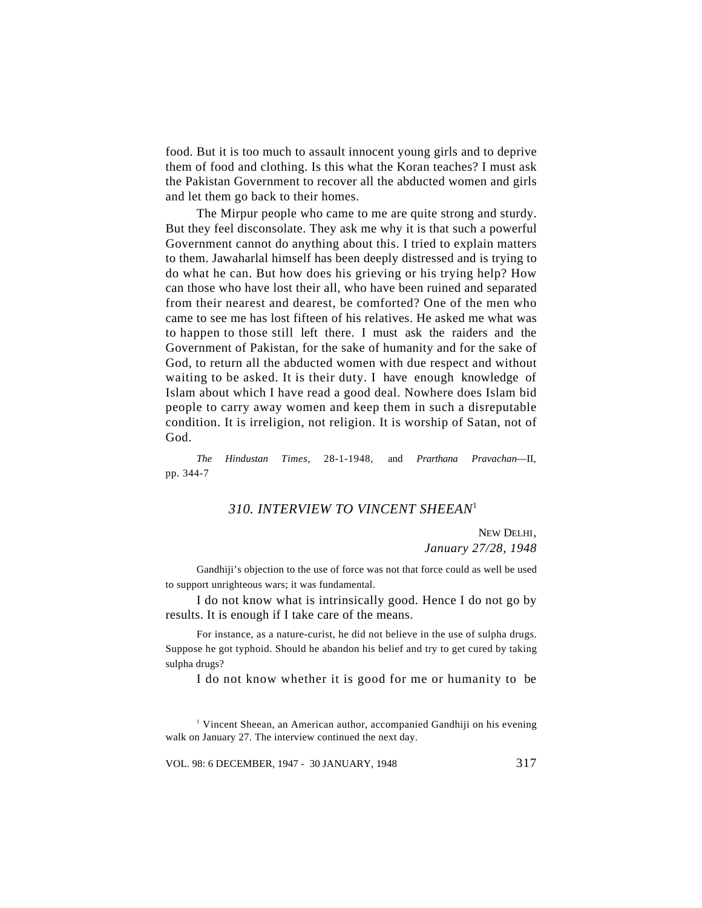food. But it is too much to assault innocent young girls and to deprive them of food and clothing. Is this what the Koran teaches? I must ask the Pakistan Government to recover all the abducted women and girls and let them go back to their homes.

The Mirpur people who came to me are quite strong and sturdy. But they feel disconsolate. They ask me why it is that such a powerful Government cannot do anything about this. I tried to explain matters to them. Jawaharlal himself has been deeply distressed and is trying to do what he can. But how does his grieving or his trying help? How can those who have lost their all, who have been ruined and separated from their nearest and dearest, be comforted? One of the men who came to see me has lost fifteen of his relatives. He asked me what was to happen to those still left there. I must ask the raiders and the Government of Pakistan, for the sake of humanity and for the sake of God, to return all the abducted women with due respect and without waiting to be asked. It is their duty. I have enough knowledge of Islam about which I have read a good deal. Nowhere does Islam bid people to carry away women and keep them in such a disreputable condition. It is irreligion, not religion. It is worship of Satan, not of God.

*The Hindustan Times*, 28-1-1948, and *Prarthana Pravachan*—II, pp. 344-7

### *310. INTERVIEW TO VINCENT SHEEAN*[1]

NEW DELHI,
*January 27/28, 1948*

Gandhiji's objection to the use of force was not that force could as well be used to support unrighteous wars; it was fundamental.

I do not know what is intrinsically good. Hence I do not go by results. It is enough if I take care of the means.

For instance, as a nature-curist, he did not believe in the use of sulpha drugs. Suppose he got typhoid. Should he abandon his belief and try to get cured by taking sulpha drugs?

I do not know whether it is good for me or humanity to be

[1] Vincent Sheean, an American author, accompanied Gandhiji on his evening walk on January 27. The interview continued the next day.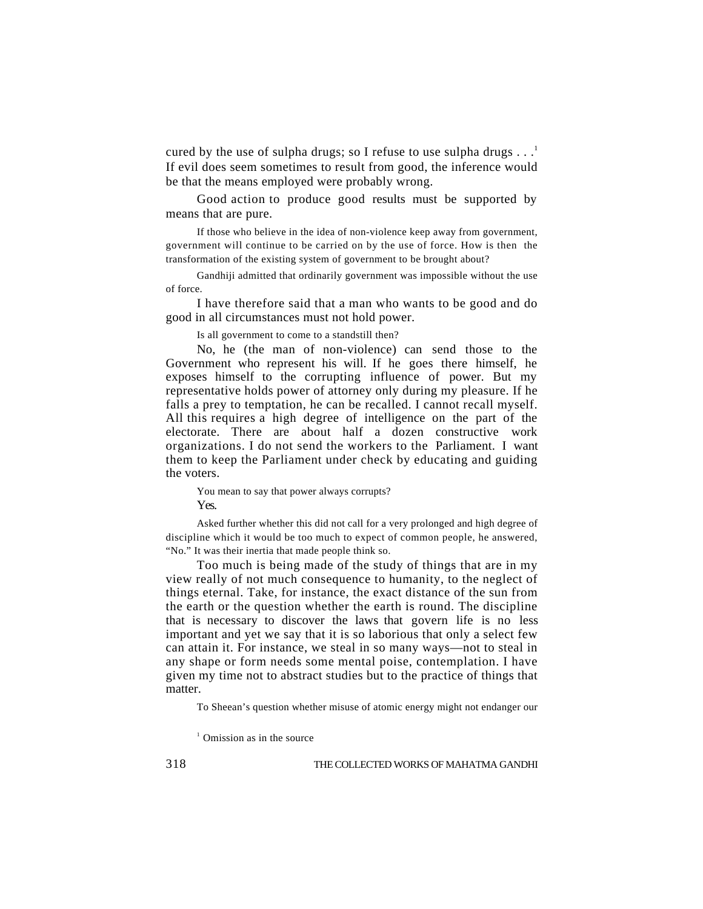cured by the use of sulpha drugs; so I refuse to use sulpha drugs . . .[1] If evil does seem sometimes to result from good, the inference would be that the means employed were probably wrong.

Good action to produce good results must be supported by means that are pure.

If those who believe in the idea of non-violence keep away from government, government will continue to be carried on by the use of force. How is then the transformation of the existing system of government to be brought about?

Gandhiji admitted that ordinarily government was impossible without the use of force.

I have therefore said that a man who wants to be good and do good in all circumstances must not hold power.

Is all government to come to a standstill then?

No, he (the man of non-violence) can send those to the Government who represent his will. If he goes there himself, he exposes himself to the corrupting influence of power. But my representative holds power of attorney only during my pleasure. If he falls a prey to temptation, he can be recalled. I cannot recall myself. All this requires a high degree of intelligence on the part of the electorate. There are about half a dozen constructive work organizations. I do not send the workers to the Parliament. I want them to keep the Parliament under check by educating and guiding the voters.

You mean to say that power always corrupts?

Yes.

Asked further whether this did not call for a very prolonged and high degree of discipline which it would be too much to expect of common people, he answered, "No." It was their inertia that made people think so.

Too much is being made of the study of things that are in my view really of not much consequence to humanity, to the neglect of things eternal. Take, for instance, the exact distance of the sun from the earth or the question whether the earth is round. The discipline that is necessary to discover the laws that govern life is no less important and yet we say that it is so laborious that only a select few can attain it. For instance, we steal in so many ways—not to steal in any shape or form needs some mental poise, contemplation. I have given my time not to abstract studies but to the practice of things that matter.

To Sheean's question whether misuse of atomic energy might not endanger our

[1] Omission as in the source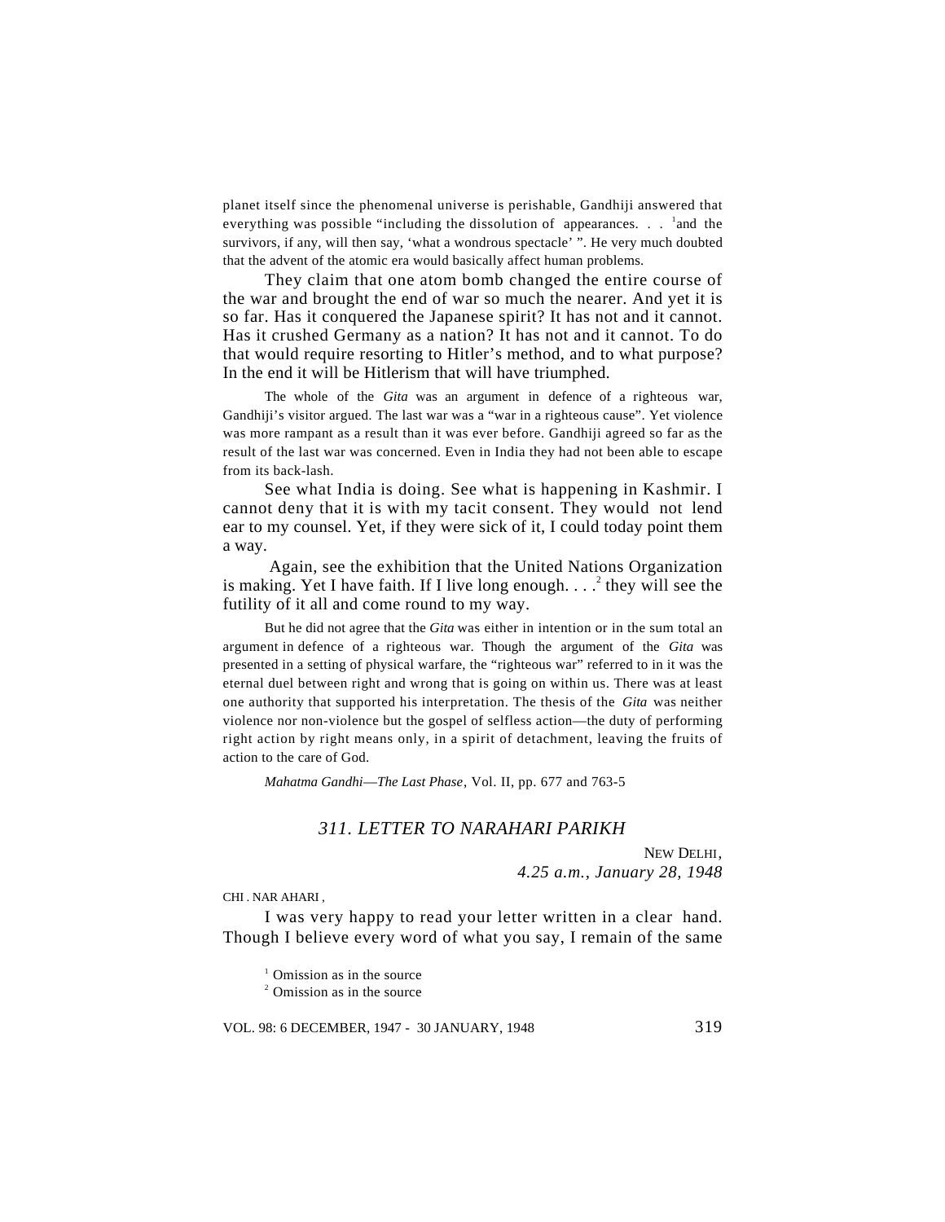planet itself since the phenomenal universe is perishable, Gandhiji answered that everything was possible "including the dissolution of appearances. . . [1]and the survivors, if any, will then say, 'what a wondrous spectacle' ". He very much doubted that the advent of the atomic era would basically affect human problems.

They claim that one atom bomb changed the entire course of the war and brought the end of war so much the nearer. And yet it is so far. Has it conquered the Japanese spirit? It has not and it cannot. Has it crushed Germany as a nation? It has not and it cannot. To do that would require resorting to Hitler's method, and to what purpose? In the end it will be Hitlerism that will have triumphed.

The whole of the *Gita* was an argument in defence of a righteous war, Gandhiji's visitor argued. The last war was a "war in a righteous cause". Yet violence was more rampant as a result than it was ever before. Gandhiji agreed so far as the result of the last war was concerned. Even in India they had not been able to escape from its back-lash.

See what India is doing. See what is happening in Kashmir. I cannot deny that it is with my tacit consent. They would not lend ear to my counsel. Yet, if they were sick of it, I could today point them a way.

Again, see the exhibition that the United Nations Organization is making. Yet I have faith. If I live long enough. . . .[2] they will see the futility of it all and come round to my way.

But he did not agree that the *Gita* was either in intention or in the sum total an argument in defence of a righteous war. Though the argument of the *Gita* was presented in a setting of physical warfare, the "righteous war" referred to in it was the eternal duel between right and wrong that is going on within us. There was at least one authority that supported his interpretation. The thesis of the *Gita* was neither violence nor non-violence but the gospel of selfless action—the duty of performing right action by right means only, in a spirit of detachment, leaving the fruits of action to the care of God.

*Mahatma Gandhi—The Last Phase*, Vol. II, pp. 677 and 763-5

## *311. LETTER TO NARAHARI PARIKH*

NEW DELHI,
*4.25 a.m., January 28, 1948*

CHI. NARAHARI,

I was very happy to read your letter written in a clear hand. Though I believe every word of what you say, I remain of the same

[1] Omission as in the source
[2] Omission as in the source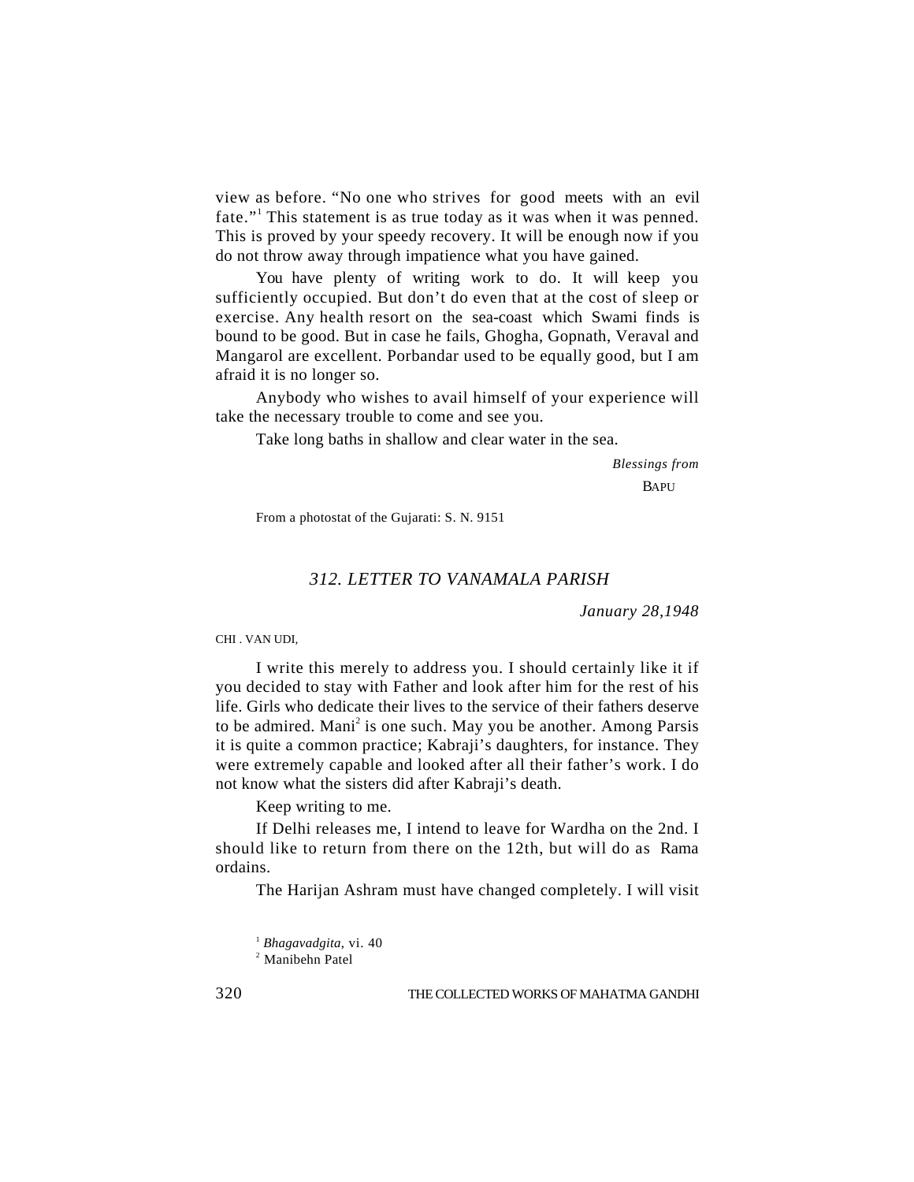view as before. "No one who strives for good meets with an evil fate."[1] This statement is as true today as it was when it was penned. This is proved by your speedy recovery. It will be enough now if you do not throw away through impatience what you have gained.

You have plenty of writing work to do. It will keep you sufficiently occupied. But don't do even that at the cost of sleep or exercise. Any health resort on the sea-coast which Swami finds is bound to be good. But in case he fails, Ghogha, Gopnath, Veraval and Mangarol are excellent. Porbandar used to be equally good, but I am afraid it is no longer so.

Anybody who wishes to avail himself of your experience will take the necessary trouble to come and see you.

Take long baths in shallow and clear water in the sea.

*Blessings from*

BAPU

From a photostat of the Gujarati: S. N. 9151

## *312. LETTER TO VANAMALA PARISH*

*January 28,1948*

CHI . VAN UDI,

I write this merely to address you. I should certainly like it if you decided to stay with Father and look after him for the rest of his life. Girls who dedicate their lives to the service of their fathers deserve to be admired. Mani[2] is one such. May you be another. Among Parsis it is quite a common practice; Kabraji's daughters, for instance. They were extremely capable and looked after all their father's work. I do not know what the sisters did after Kabraji's death.

Keep writing to me.

If Delhi releases me, I intend to leave for Wardha on the 2nd. I should like to return from there on the 12th, but will do as Rama ordains.

The Harijan Ashram must have changed completely. I will visit

[1] *Bhagavadgita*, vi. 40

[2] Manibehn Patel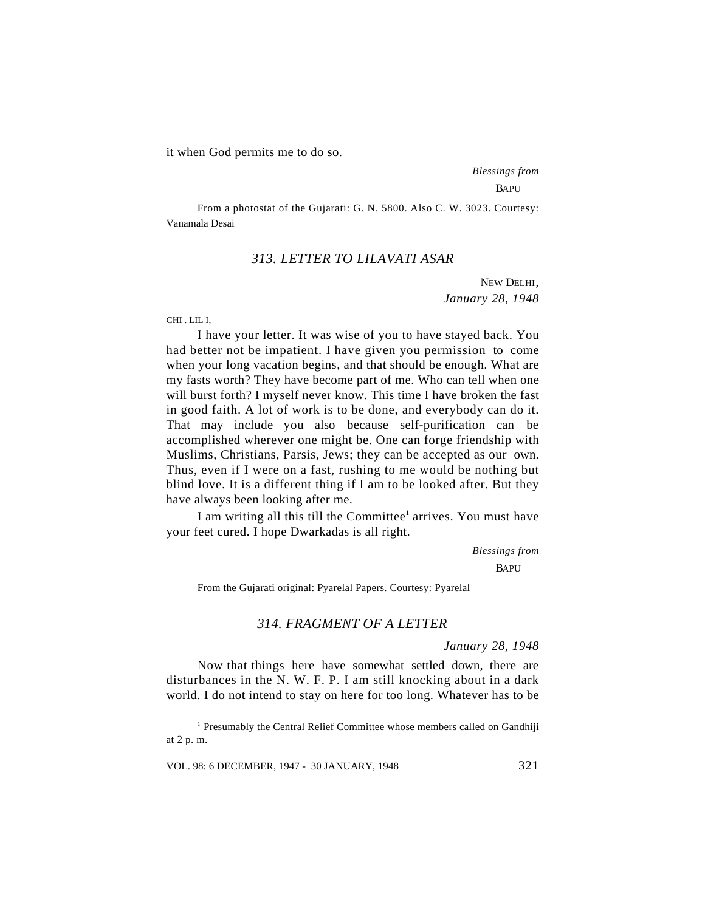it when God permits me to do so.

*Blessings from*

BAPU

From a photostat of the Gujarati: G. N. 5800. Also C. W. 3023. Courtesy: Vanamala Desai

### *313. LETTER TO LILAVATI ASAR*

NEW DELHI,
*January 28, 1948*

CHI. LILI,

I have your letter. It was wise of you to have stayed back. You had better not be impatient. I have given you permission to come when your long vacation begins, and that should be enough. What are my fasts worth? They have become part of me. Who can tell when one will burst forth? I myself never know. This time I have broken the fast in good faith. A lot of work is to be done, and everybody can do it. That may include you also because self-purification can be accomplished wherever one might be. One can forge friendship with Muslims, Christians, Parsis, Jews; they can be accepted as our own. Thus, even if I were on a fast, rushing to me would be nothing but blind love. It is a different thing if I am to be looked after. But they have always been looking after me.

I am writing all this till the Committee[1] arrives. You must have your feet cured. I hope Dwarkadas is all right.

*Blessings from*

BAPU

From the Gujarati original: Pyarelal Papers. Courtesy: Pyarelal

### *314. FRAGMENT OF A LETTER*

*January 28, 1948*

Now that things here have somewhat settled down, there are disturbances in the N. W. F. P. I am still knocking about in a dark world. I do not intend to stay on here for too long. Whatever has to be

[1] Presumably the Central Relief Committee whose members called on Gandhiji at 2 p. m.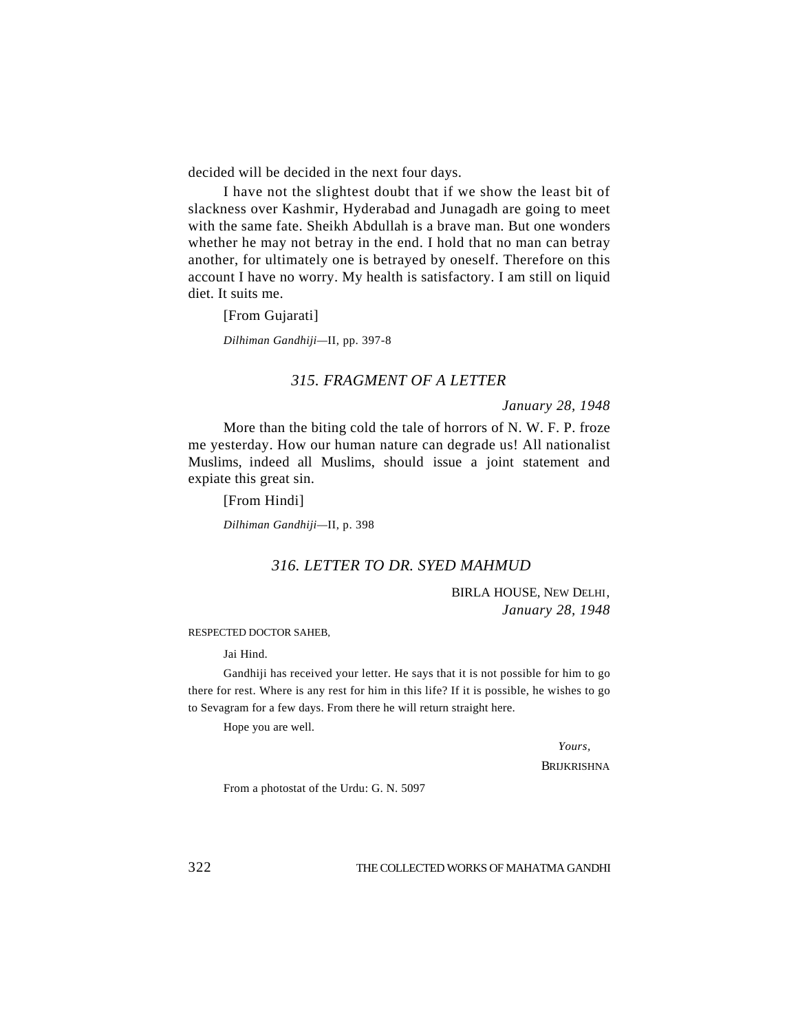decided will be decided in the next four days.

I have not the slightest doubt that if we show the least bit of slackness over Kashmir, Hyderabad and Junagadh are going to meet with the same fate. Sheikh Abdullah is a brave man. But one wonders whether he may not betray in the end. I hold that no man can betray another, for ultimately one is betrayed by oneself. Therefore on this account I have no worry. My health is satisfactory. I am still on liquid diet. It suits me.

[From Gujarati]

*Dilhiman Gandhiji*—II, pp. 397-8

## *315. FRAGMENT OF A LETTER*

*January 28, 1948*

More than the biting cold the tale of horrors of N. W. F. P. froze me yesterday. How our human nature can degrade us! All nationalist Muslims, indeed all Muslims, should issue a joint statement and expiate this great sin.

[From Hindi]

*Dilhiman Gandhiji*—II, p. 398

## *316. LETTER TO DR. SYED MAHMUD*

BIRLA HOUSE, NEW DELHI,
*January 28, 1948*

RESPECTED DOCTOR SAHEB,

Jai Hind.

Gandhiji has received your letter. He says that it is not possible for him to go there for rest. Where is any rest for him in this life? If it is possible, he wishes to go to Sevagram for a few days. From there he will return straight here.

Hope you are well.

*Yours,*
BRIJKRISHNA

From a photostat of the Urdu: G. N. 5097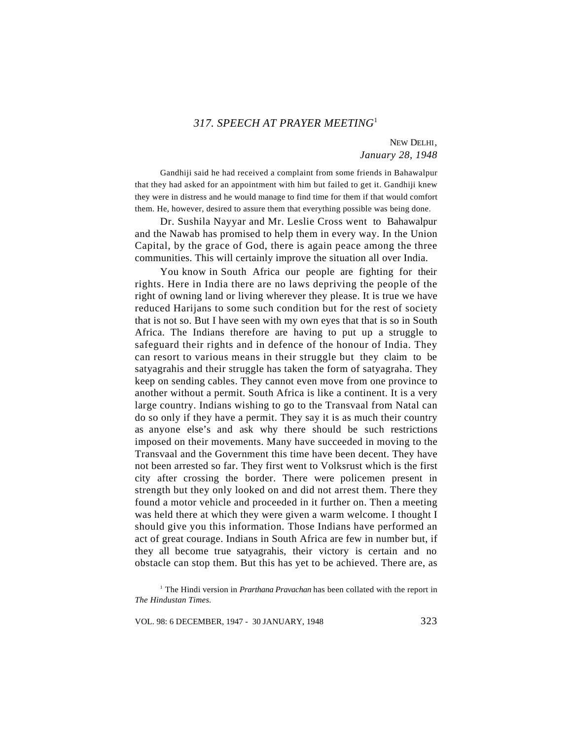## *317. SPEECH AT PRAYER MEETING*[1]

NEW DELHI,
*January 28, 1948*

Gandhiji said he had received a complaint from some friends in Bahawalpur that they had asked for an appointment with him but failed to get it. Gandhiji knew they were in distress and he would manage to find time for them if that would comfort them. He, however, desired to assure them that everything possible was being done.

Dr. Sushila Nayyar and Mr. Leslie Cross went to Bahawalpur and the Nawab has promised to help them in every way. In the Union Capital, by the grace of God, there is again peace among the three communities. This will certainly improve the situation all over India.

You know in South Africa our people are fighting for their rights. Here in India there are no laws depriving the people of the right of owning land or living wherever they please. It is true we have reduced Harijans to some such condition but for the rest of society that is not so. But I have seen with my own eyes that that is so in South Africa. The Indians therefore are having to put up a struggle to safeguard their rights and in defence of the honour of India. They can resort to various means in their struggle but they claim to be satyagrahis and their struggle has taken the form of satyagraha. They keep on sending cables. They cannot even move from one province to another without a permit. South Africa is like a continent. It is a very large country. Indians wishing to go to the Transvaal from Natal can do so only if they have a permit. They say it is as much their country as anyone else's and ask why there should be such restrictions imposed on their movements. Many have succeeded in moving to the Transvaal and the Government this time have been decent. They have not been arrested so far. They first went to Volksrust which is the first city after crossing the border. There were policemen present in strength but they only looked on and did not arrest them. There they found a motor vehicle and proceeded in it further on. Then a meeting was held there at which they were given a warm welcome. I thought I should give you this information. Those Indians have performed an act of great courage. Indians in South Africa are few in number but, if they all become true satyagrahis, their victory is certain and no obstacle can stop them. But this has yet to be achieved. There are, as

[1] The Hindi version in *Prarthana Pravachan* has been collated with the report in *The Hindustan Times.*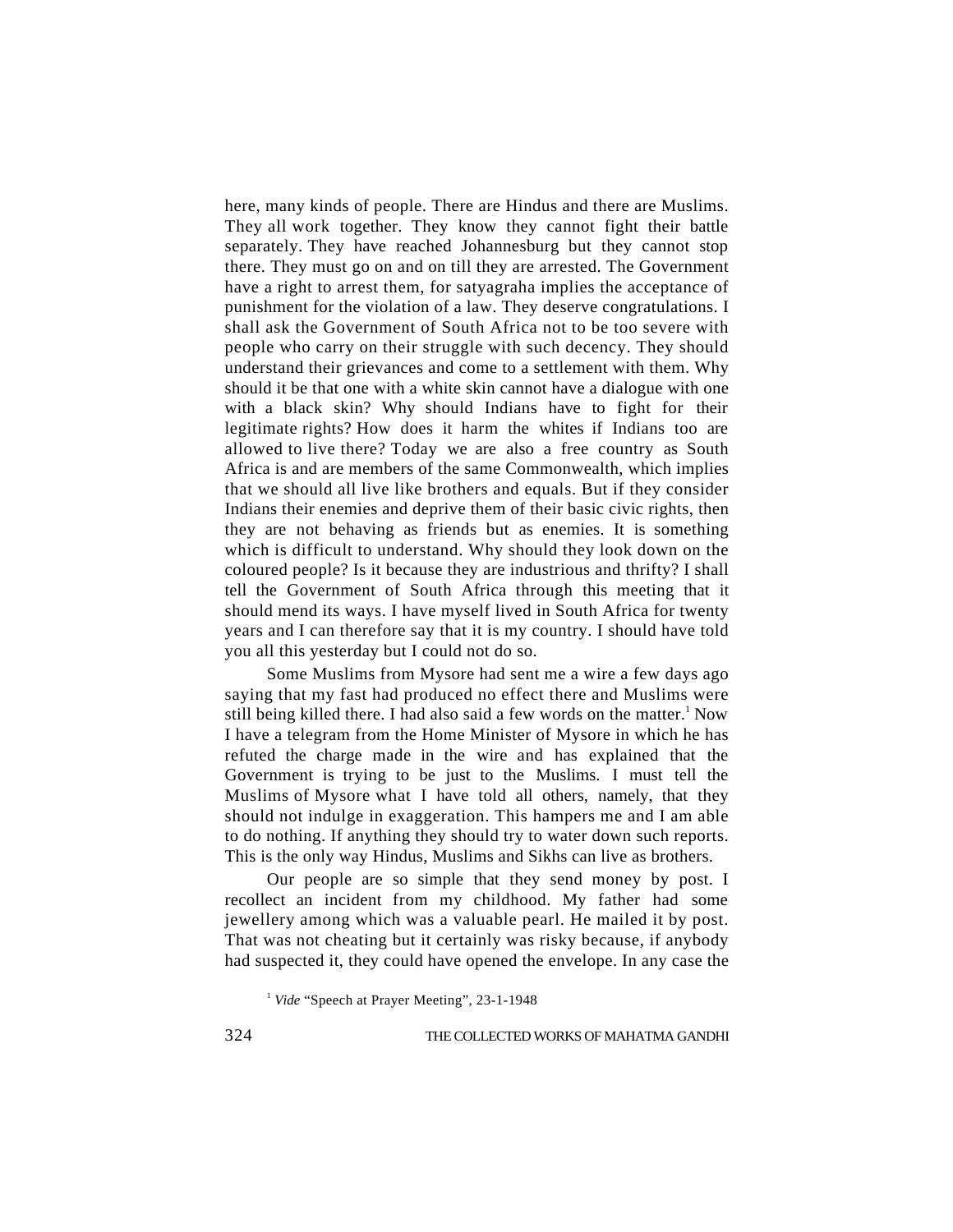here, many kinds of people. There are Hindus and there are Muslims. They all work together. They know they cannot fight their battle separately. They have reached Johannesburg but they cannot stop there. They must go on and on till they are arrested. The Government have a right to arrest them, for satyagraha implies the acceptance of punishment for the violation of a law. They deserve congratulations. I shall ask the Government of South Africa not to be too severe with people who carry on their struggle with such decency. They should understand their grievances and come to a settlement with them. Why should it be that one with a white skin cannot have a dialogue with one with a black skin? Why should Indians have to fight for their legitimate rights? How does it harm the whites if Indians too are allowed to live there? Today we are also a free country as South Africa is and are members of the same Commonwealth, which implies that we should all live like brothers and equals. But if they consider Indians their enemies and deprive them of their basic civic rights, then they are not behaving as friends but as enemies. It is something which is difficult to understand. Why should they look down on the coloured people? Is it because they are industrious and thrifty? I shall tell the Government of South Africa through this meeting that it should mend its ways. I have myself lived in South Africa for twenty years and I can therefore say that it is my country. I should have told you all this yesterday but I could not do so.

Some Muslims from Mysore had sent me a wire a few days ago saying that my fast had produced no effect there and Muslims were still being killed there. I had also said a few words on the matter.[1] Now I have a telegram from the Home Minister of Mysore in which he has refuted the charge made in the wire and has explained that the Government is trying to be just to the Muslims. I must tell the Muslims of Mysore what I have told all others, namely, that they should not indulge in exaggeration. This hampers me and I am able to do nothing. If anything they should try to water down such reports. This is the only way Hindus, Muslims and Sikhs can live as brothers.

Our people are so simple that they send money by post. I recollect an incident from my childhood. My father had some jewellery among which was a valuable pearl. He mailed it by post. That was not cheating but it certainly was risky because, if anybody had suspected it, they could have opened the envelope. In any case the

[1] *Vide* "Speech at Prayer Meeting", 23-1-1948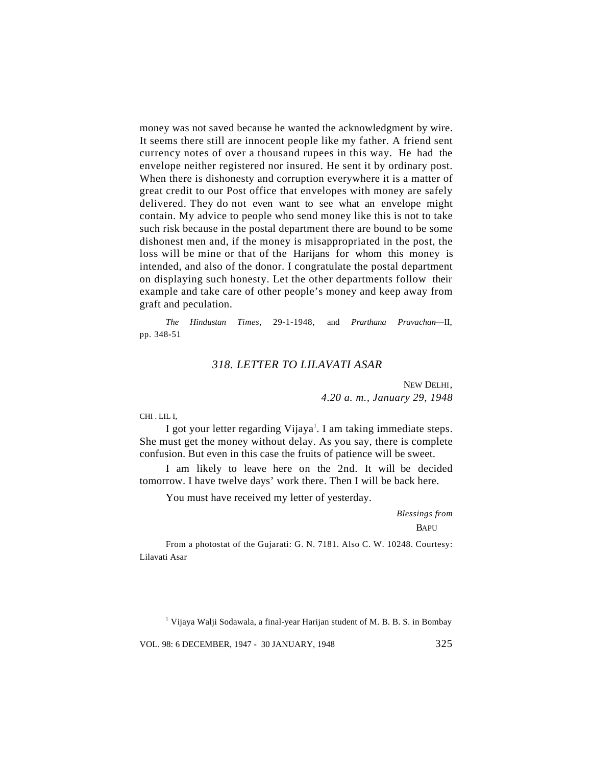money was not saved because he wanted the acknowledgment by wire. It seems there still are innocent people like my father. A friend sent currency notes of over a thousand rupees in this way. He had the envelope neither registered nor insured. He sent it by ordinary post. When there is dishonesty and corruption everywhere it is a matter of great credit to our Post office that envelopes with money are safely delivered. They do not even want to see what an envelope might contain. My advice to people who send money like this is not to take such risk because in the postal department there are bound to be some dishonest men and, if the money is misappropriated in the post, the loss will be mine or that of the Harijans for whom this money is intended, and also of the donor. I congratulate the postal department on displaying such honesty. Let the other departments follow their example and take care of other people's money and keep away from graft and peculation.

*The Hindustan Times,* 29-1-1948, and *Prarthana Pravachan*—II, pp. 348-51

## *318. LETTER TO LILAVATI ASAR*

NEW DELHI,
*4.20 a. m., January 29, 1948*

CHI. LILI,

I got your letter regarding Vijaya[1]. I am taking immediate steps. She must get the money without delay. As you say, there is complete confusion. But even in this case the fruits of patience will be sweet.

I am likely to leave here on the 2nd. It will be decided tomorrow. I have twelve days' work there. Then I will be back here.

You must have received my letter of yesterday.

*Blessings from*
BAPU

From a photostat of the Gujarati: G. N. 7181. Also C. W. 10248. Courtesy: Lilavati Asar

[1] Vijaya Walji Sodawala, a final-year Harijan student of M. B. B. S. in Bombay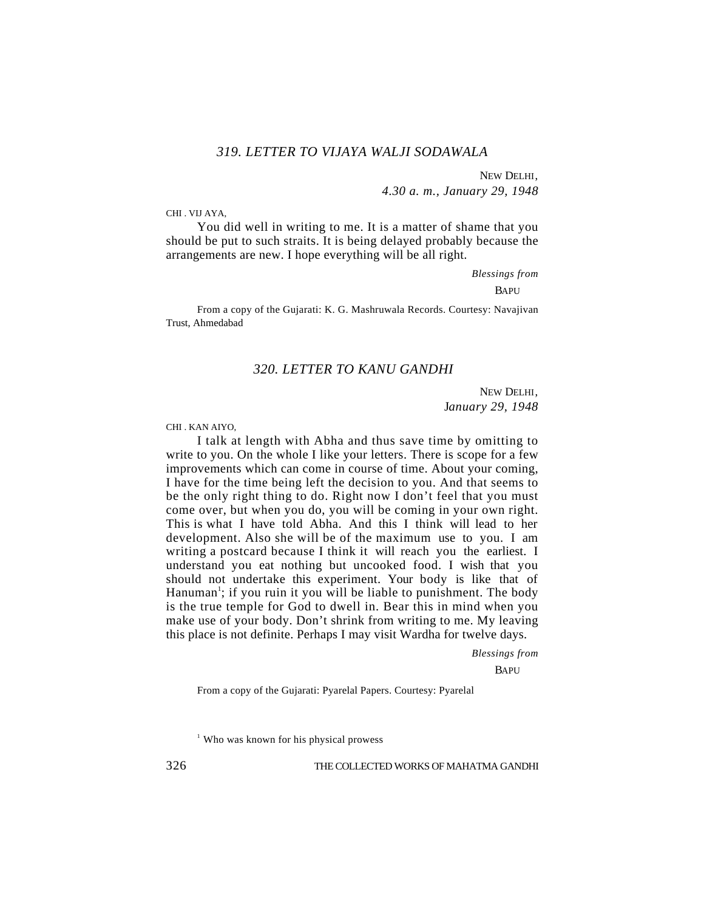## *319. LETTER TO VIJAYA WALJI SODAWALA*

NEW DELHI,
*4.30 a. m., January 29, 1948*

CHI . VIJ AYA,

You did well in writing to me. It is a matter of shame that you should be put to such straits. It is being delayed probably because the arrangements are new. I hope everything will be all right.

*Blessings from*
BAPU

From a copy of the Gujarati: K. G. Mashruwala Records. Courtesy: Navajivan Trust, Ahmedabad

## *320. LETTER TO KANU GANDHI*

NEW DELHI,
*January 29, 1948*

CHI . KAN AIYO,

I talk at length with Abha and thus save time by omitting to write to you. On the whole I like your letters. There is scope for a few improvements which can come in course of time. About your coming, I have for the time being left the decision to you. And that seems to be the only right thing to do. Right now I don't feel that you must come over, but when you do, you will be coming in your own right. This is what I have told Abha. And this I think will lead to her development. Also she will be of the maximum use to you. I am writing a postcard because I think it will reach you the earliest. I understand you eat nothing but uncooked food. I wish that you should not undertake this experiment. Your body is like that of Hanuman[1]; if you ruin it you will be liable to punishment. The body is the true temple for God to dwell in. Bear this in mind when you make use of your body. Don't shrink from writing to me. My leaving this place is not definite. Perhaps I may visit Wardha for twelve days.

*Blessings from*
BAPU

From a copy of the Gujarati: Pyarelal Papers. Courtesy: Pyarelal

[1] Who was known for his physical prowess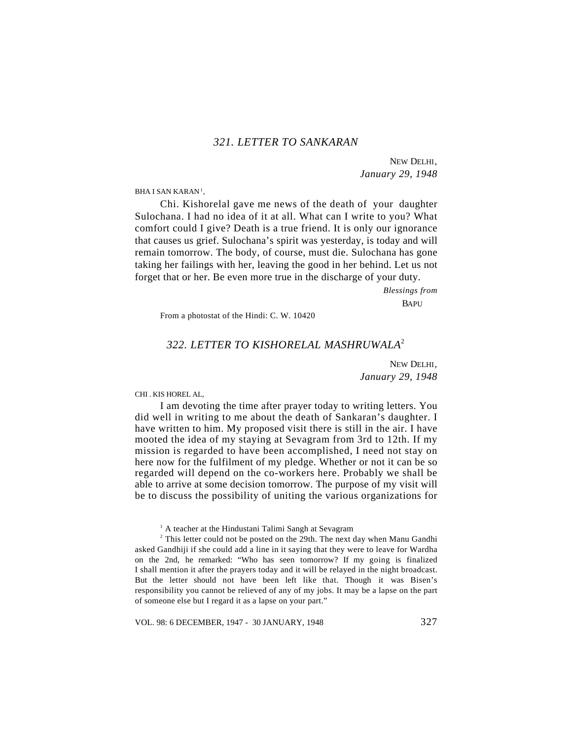### *321. LETTER TO SANKARAN*

NEW DELHI,
*January 29, 1948*

BHAI SANKARAN[1],

Chi. Kishorelal gave me news of the death of your daughter Sulochana. I had no idea of it at all. What can I write to you? What comfort could I give? Death is a true friend. It is only our ignorance that causes us grief. Sulochana's spirit was yesterday, is today and will remain tomorrow. The body, of course, must die. Sulochana has gone taking her failings with her, leaving the good in her behind. Let us not forget that or her. Be even more true in the discharge of your duty.

*Blessings from*
BAPU

From a photostat of the Hindi: C. W. 10420

### *322. LETTER TO KISHORELAL MASHRUWALA*[2]

NEW DELHI,
*January 29, 1948*

CHI. KISHORELAL,

I am devoting the time after prayer today to writing letters. You did well in writing to me about the death of Sankaran's daughter. I have written to him. My proposed visit there is still in the air. I have mooted the idea of my staying at Sevagram from 3rd to 12th. If my mission is regarded to have been accomplished, I need not stay on here now for the fulfilment of my pledge. Whether or not it can be so regarded will depend on the co-workers here. Probably we shall be able to arrive at some decision tomorrow. The purpose of my visit will be to discuss the possibility of uniting the various organizations for

[1] A teacher at the Hindustani Talimi Sangh at Sevagram

[2] This letter could not be posted on the 29th. The next day when Manu Gandhi asked Gandhiji if she could add a line in it saying that they were to leave for Wardha on the 2nd, he remarked: "Who has seen tomorrow? If my going is finalized I shall mention it after the prayers today and it will be relayed in the night broadcast. But the letter should not have been left like that. Though it was Bisen's responsibility you cannot be relieved of any of my jobs. It may be a lapse on the part of someone else but I regard it as a lapse on your part."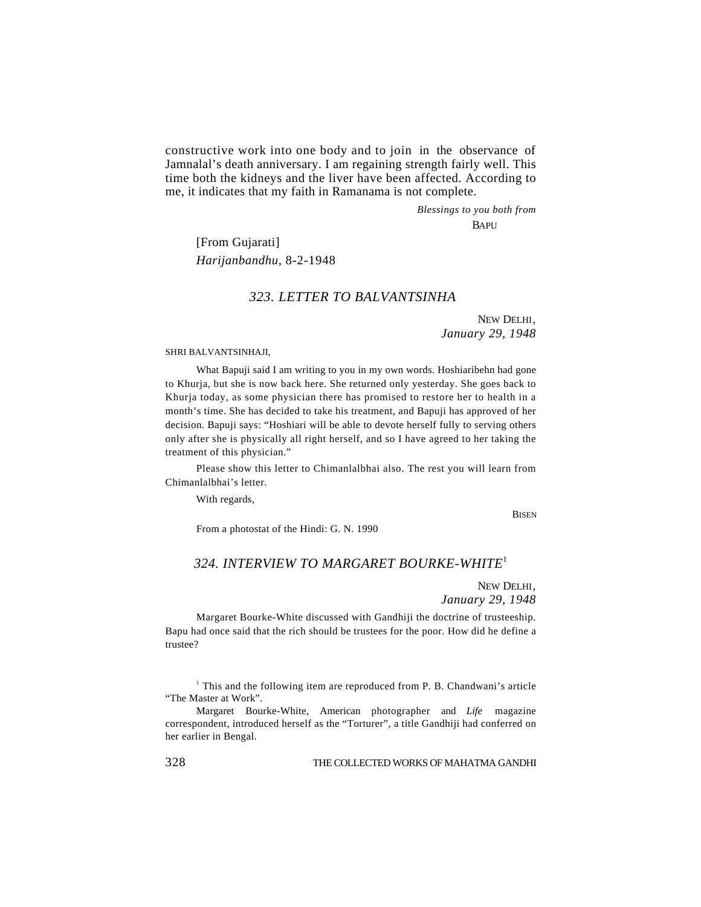constructive work into one body and to join in the observance of Jamnalal's death anniversary. I am regaining strength fairly well. This time both the kidneys and the liver have been affected. According to me, it indicates that my faith in Ramanama is not complete.

*Blessings to you both from*

BAPU

[From Gujarati]

*Harijanbandhu*, 8-2-1948

## *323. LETTER TO BALVANTSINHA*

NEW DELHI,
*January 29, 1948*

SHRI BALVANTSINHAJI,

What Bapuji said I am writing to you in my own words. Hoshiaribehn had gone to Khurja, but she is now back here. She returned only yesterday. She goes back to Khurja today, as some physician there has promised to restore her to health in a month's time. She has decided to take his treatment, and Bapuji has approved of her decision. Bapuji says: "Hoshiari will be able to devote herself fully to serving others only after she is physically all right herself, and so I have agreed to her taking the treatment of this physician."

Please show this letter to Chimanlalbhai also. The rest you will learn from Chimanlalbhai's letter.

With regards,

BISEN

From a photostat of the Hindi: G. N. 1990

## *324. INTERVIEW TO MARGARET BOURKE-WHITE*[1]

NEW DELHI,
*January 29, 1948*

Margaret Bourke-White discussed with Gandhiji the doctrine of trusteeship. Bapu had once said that the rich should be trustees for the poor. How did he define a trustee?

[1] This and the following item are reproduced from P. B. Chandwani's article "The Master at Work".

Margaret Bourke-White, American photographer and *Life* magazine correspondent, introduced herself as the "Torturer", a title Gandhiji had conferred on her earlier in Bengal.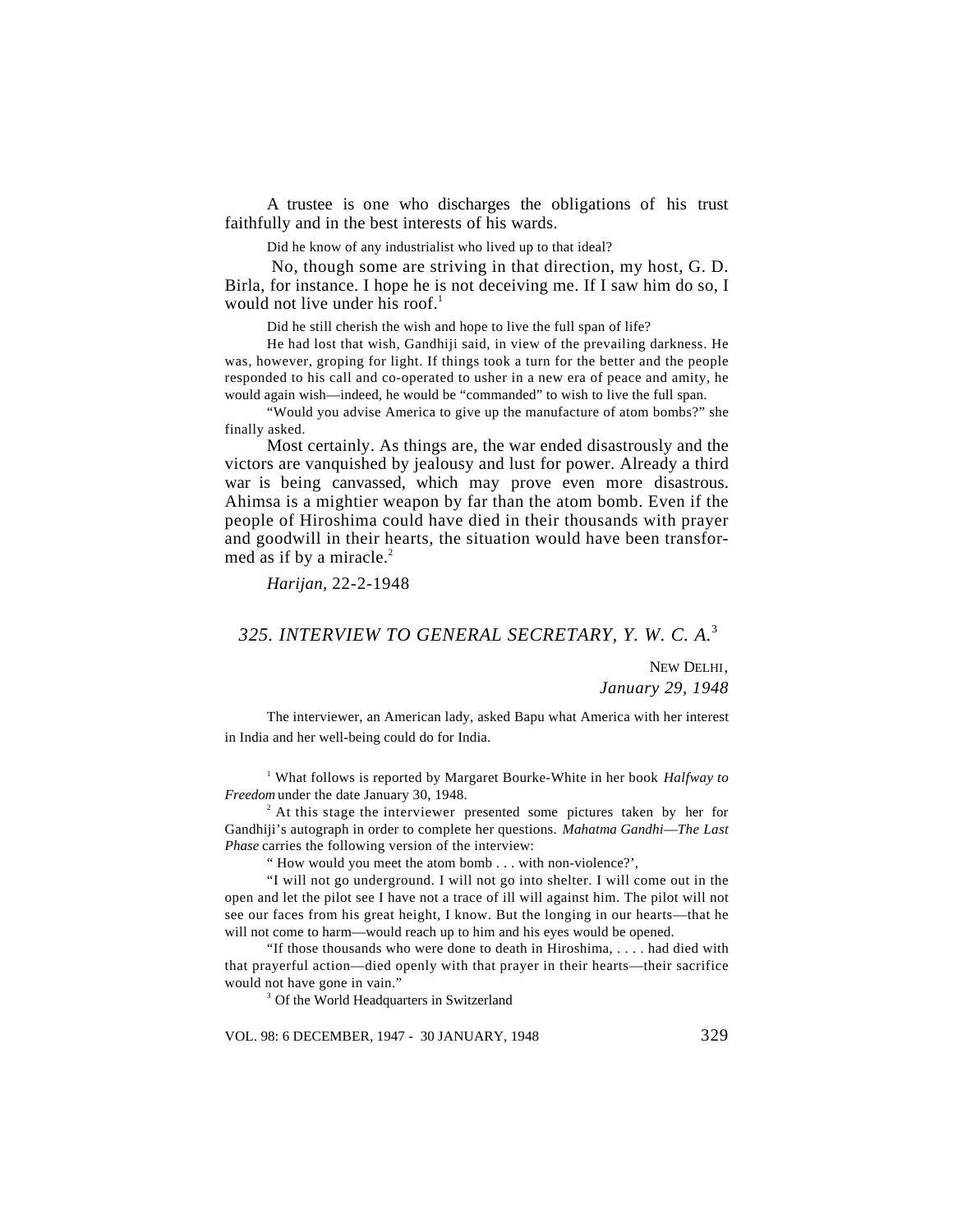A trustee is one who discharges the obligations of his trust faithfully and in the best interests of his wards.

Did he know of any industrialist who lived up to that ideal?

No, though some are striving in that direction, my host, G. D. Birla, for instance. I hope he is not deceiving me. If I saw him do so, I would not live under his roof.[1]

Did he still cherish the wish and hope to live the full span of life?

He had lost that wish, Gandhiji said, in view of the prevailing darkness. He was, however, groping for light. If things took a turn for the better and the people responded to his call and co-operated to usher in a new era of peace and amity, he would again wish—indeed, he would be "commanded" to wish to live the full span.

"Would you advise America to give up the manufacture of atom bombs?" she finally asked.

Most certainly. As things are, the war ended disastrously and the victors are vanquished by jealousy and lust for power. Already a third war is being canvassed, which may prove even more disastrous. Ahimsa is a mightier weapon by far than the atom bomb. Even if the people of Hiroshima could have died in their thousands with prayer and goodwill in their hearts, the situation would have been transformed as if by a miracle.[2]

*Harijan*, 22-2-1948

## *325. INTERVIEW TO GENERAL SECRETARY, Y. W. C. A.*[3]

NEW DELHI,
*January 29, 1948*

The interviewer, an American lady, asked Bapu what America with her interest in India and her well-being could do for India.

---

[1] What follows is reported by Margaret Bourke-White in her book *Halfway to Freedom* under the date January 30, 1948.

[2] At this stage the interviewer presented some pictures taken by her for Gandhiji's autograph in order to complete her questions. *Mahatma Gandhi—The Last Phase* carries the following version of the interview:

" How would you meet the atom bomb . . . with non-violence?',

"I will not go underground. I will not go into shelter. I will come out in the open and let the pilot see I have not a trace of ill will against him. The pilot will not see our faces from his great height, I know. But the longing in our hearts—that he will not come to harm—would reach up to him and his eyes would be opened.

"If those thousands who were done to death in Hiroshima, . . . . had died with that prayerful action—died openly with that prayer in their hearts—their sacrifice would not have gone in vain."

[3] Of the World Headquarters in Switzerland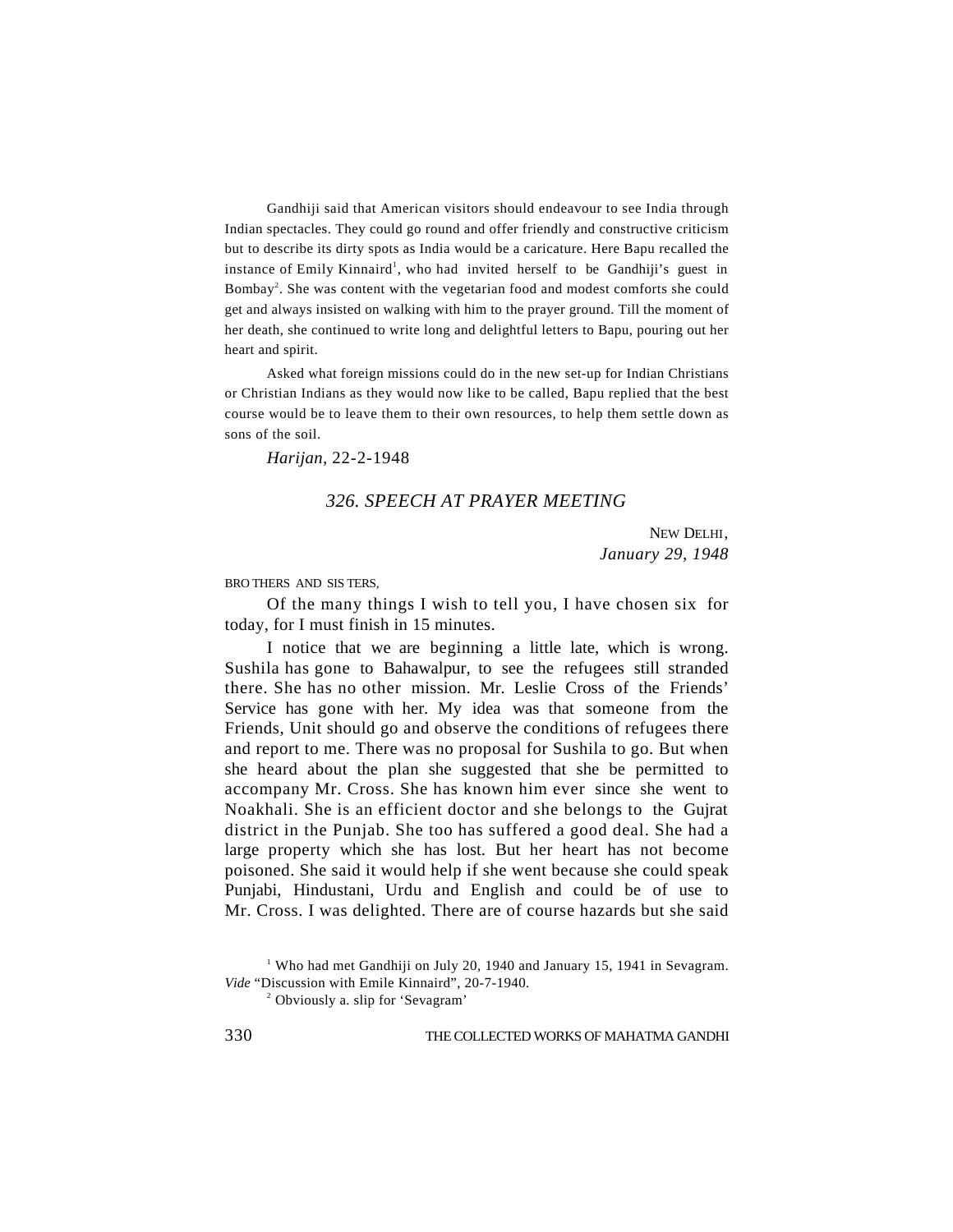Gandhiji said that American visitors should endeavour to see India through Indian spectacles. They could go round and offer friendly and constructive criticism but to describe its dirty spots as India would be a caricature. Here Bapu recalled the instance of Emily Kinnaird[1], who had invited herself to be Gandhiji's guest in Bombay[2]. She was content with the vegetarian food and modest comforts she could get and always insisted on walking with him to the prayer ground. Till the moment of her death, she continued to write long and delightful letters to Bapu, pouring out her heart and spirit.

Asked what foreign missions could do in the new set-up for Indian Christians or Christian Indians as they would now like to be called, Bapu replied that the best course would be to leave them to their own resources, to help them settle down as sons of the soil.

*Harijan,* 22-2-1948

## *326. SPEECH AT PRAYER MEETING*

NEW DELHI,
*January 29, 1948*

BROTHERS AND SISTERS,

Of the many things I wish to tell you, I have chosen six for today, for I must finish in 15 minutes.

I notice that we are beginning a little late, which is wrong. Sushila has gone to Bahawalpur, to see the refugees still stranded there. She has no other mission. Mr. Leslie Cross of the Friends' Service has gone with her. My idea was that someone from the Friends, Unit should go and observe the conditions of refugees there and report to me. There was no proposal for Sushila to go. But when she heard about the plan she suggested that she be permitted to accompany Mr. Cross. She has known him ever since she went to Noakhali. She is an efficient doctor and she belongs to the Gujrat district in the Punjab. She too has suffered a good deal. She had a large property which she has lost. But her heart has not become poisoned. She said it would help if she went because she could speak Punjabi, Hindustani, Urdu and English and could be of use to Mr. Cross. I was delighted. There are of course hazards but she said

[1] Who had met Gandhiji on July 20, 1940 and January 15, 1941 in Sevagram. *Vide* "Discussion with Emile Kinnaird", 20-7-1940.

[2] Obviously a. slip for 'Sevagram'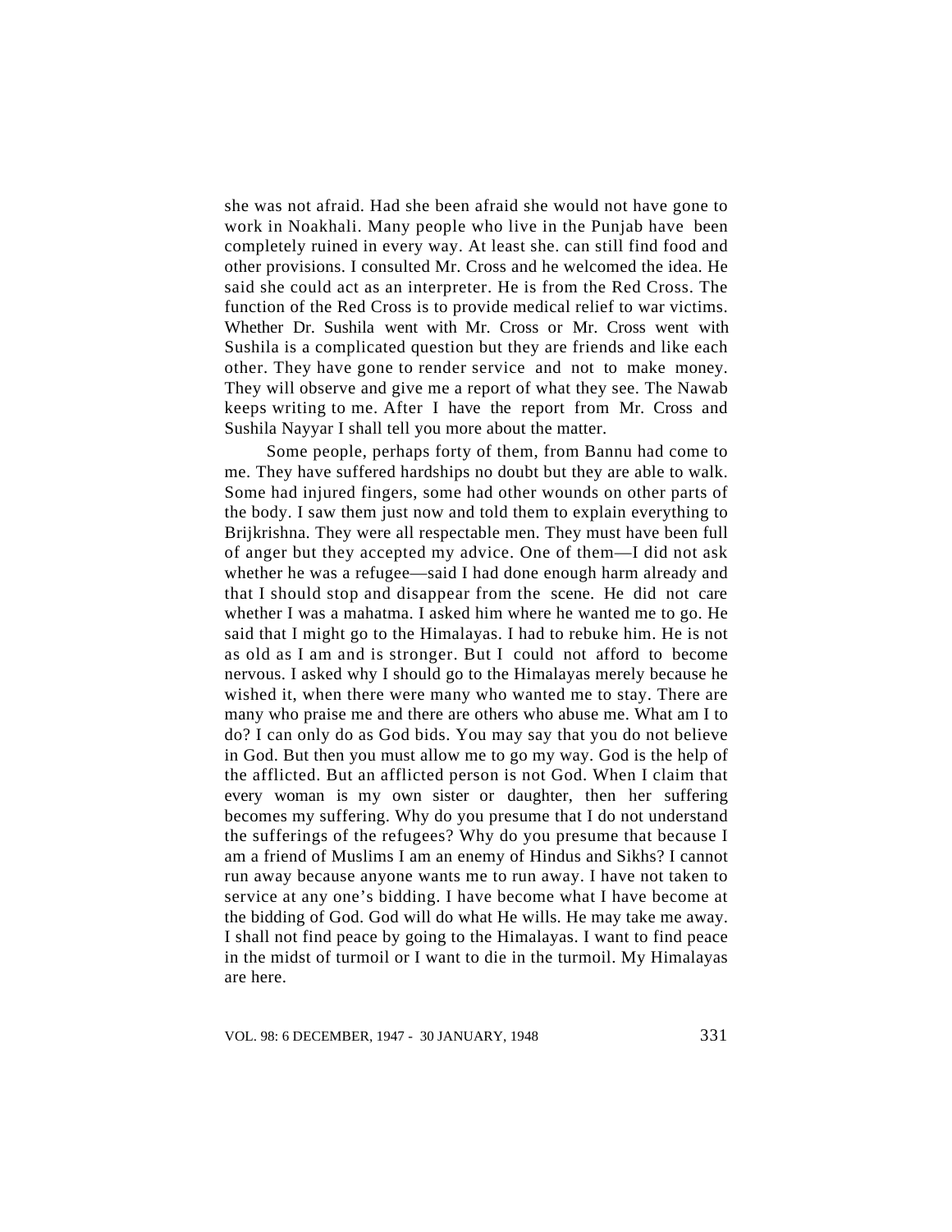she was not afraid. Had she been afraid she would not have gone to work in Noakhali. Many people who live in the Punjab have been completely ruined in every way. At least she. can still find food and other provisions. I consulted Mr. Cross and he welcomed the idea. He said she could act as an interpreter. He is from the Red Cross. The function of the Red Cross is to provide medical relief to war victims. Whether Dr. Sushila went with Mr. Cross or Mr. Cross went with Sushila is a complicated question but they are friends and like each other. They have gone to render service and not to make money. They will observe and give me a report of what they see. The Nawab keeps writing to me. After I have the report from Mr. Cross and Sushila Nayyar I shall tell you more about the matter.

Some people, perhaps forty of them, from Bannu had come to me. They have suffered hardships no doubt but they are able to walk. Some had injured fingers, some had other wounds on other parts of the body. I saw them just now and told them to explain everything to Brijkrishna. They were all respectable men. They must have been full of anger but they accepted my advice. One of them—I did not ask whether he was a refugee—said I had done enough harm already and that I should stop and disappear from the scene. He did not care whether I was a mahatma. I asked him where he wanted me to go. He said that I might go to the Himalayas. I had to rebuke him. He is not as old as I am and is stronger. But I could not afford to become nervous. I asked why I should go to the Himalayas merely because he wished it, when there were many who wanted me to stay. There are many who praise me and there are others who abuse me. What am I to do? I can only do as God bids. You may say that you do not believe in God. But then you must allow me to go my way. God is the help of the afflicted. But an afflicted person is not God. When I claim that every woman is my own sister or daughter, then her suffering becomes my suffering. Why do you presume that I do not understand the sufferings of the refugees? Why do you presume that because I am a friend of Muslims I am an enemy of Hindus and Sikhs? I cannot run away because anyone wants me to run away. I have not taken to service at any one's bidding. I have become what I have become at the bidding of God. God will do what He wills. He may take me away. I shall not find peace by going to the Himalayas. I want to find peace in the midst of turmoil or I want to die in the turmoil. My Himalayas are here.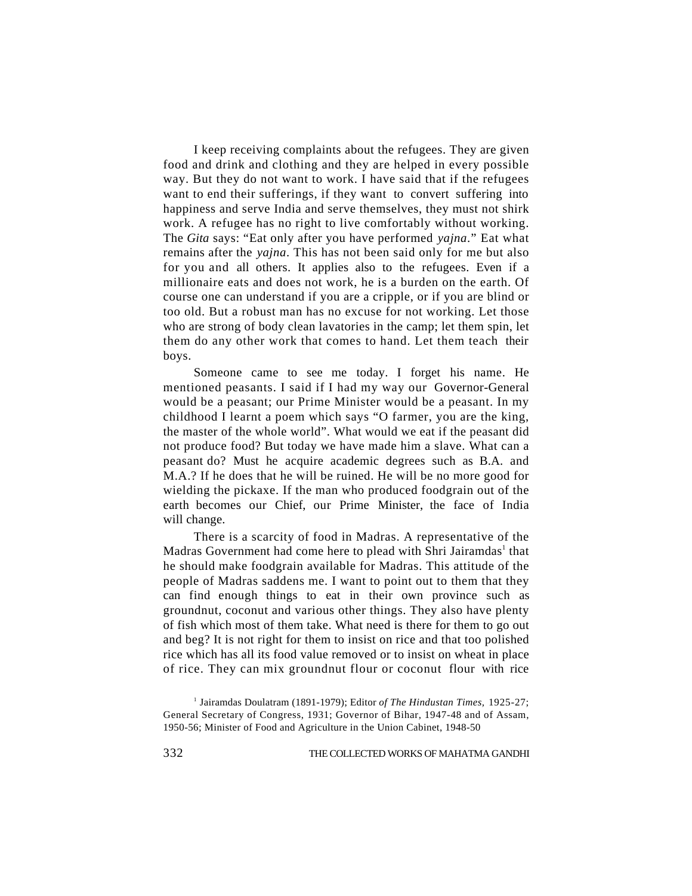I keep receiving complaints about the refugees. They are given food and drink and clothing and they are helped in every possible way. But they do not want to work. I have said that if the refugees want to end their sufferings, if they want to convert suffering into happiness and serve India and serve themselves, they must not shirk work. A refugee has no right to live comfortably without working. The *Gita* says: "Eat only after you have performed *yajna*." Eat what remains after the *yajna*. This has not been said only for me but also for you and all others. It applies also to the refugees. Even if a millionaire eats and does not work, he is a burden on the earth. Of course one can understand if you are a cripple, or if you are blind or too old. But a robust man has no excuse for not working. Let those who are strong of body clean lavatories in the camp; let them spin, let them do any other work that comes to hand. Let them teach their boys.

Someone came to see me today. I forget his name. He mentioned peasants. I said if I had my way our Governor-General would be a peasant; our Prime Minister would be a peasant. In my childhood I learnt a poem which says "O farmer, you are the king, the master of the whole world". What would we eat if the peasant did not produce food? But today we have made him a slave. What can a peasant do? Must he acquire academic degrees such as B.A. and M.A.? If he does that he will be ruined. He will be no more good for wielding the pickaxe. If the man who produced foodgrain out of the earth becomes our Chief, our Prime Minister, the face of India will change.

There is a scarcity of food in Madras. A representative of the Madras Government had come here to plead with Shri Jairamdas[1] that he should make foodgrain available for Madras. This attitude of the people of Madras saddens me. I want to point out to them that they can find enough things to eat in their own province such as groundnut, coconut and various other things. They also have plenty of fish which most of them take. What need is there for them to go out and beg? It is not right for them to insist on rice and that too polished rice which has all its food value removed or to insist on wheat in place of rice. They can mix groundnut flour or coconut flour with rice

[1] Jairamdas Doulatram (1891-1979); Editor *of The Hindustan Times,* 1925-27; General Secretary of Congress, 1931; Governor of Bihar, 1947-48 and of Assam, 1950-56; Minister of Food and Agriculture in the Union Cabinet, 1948-50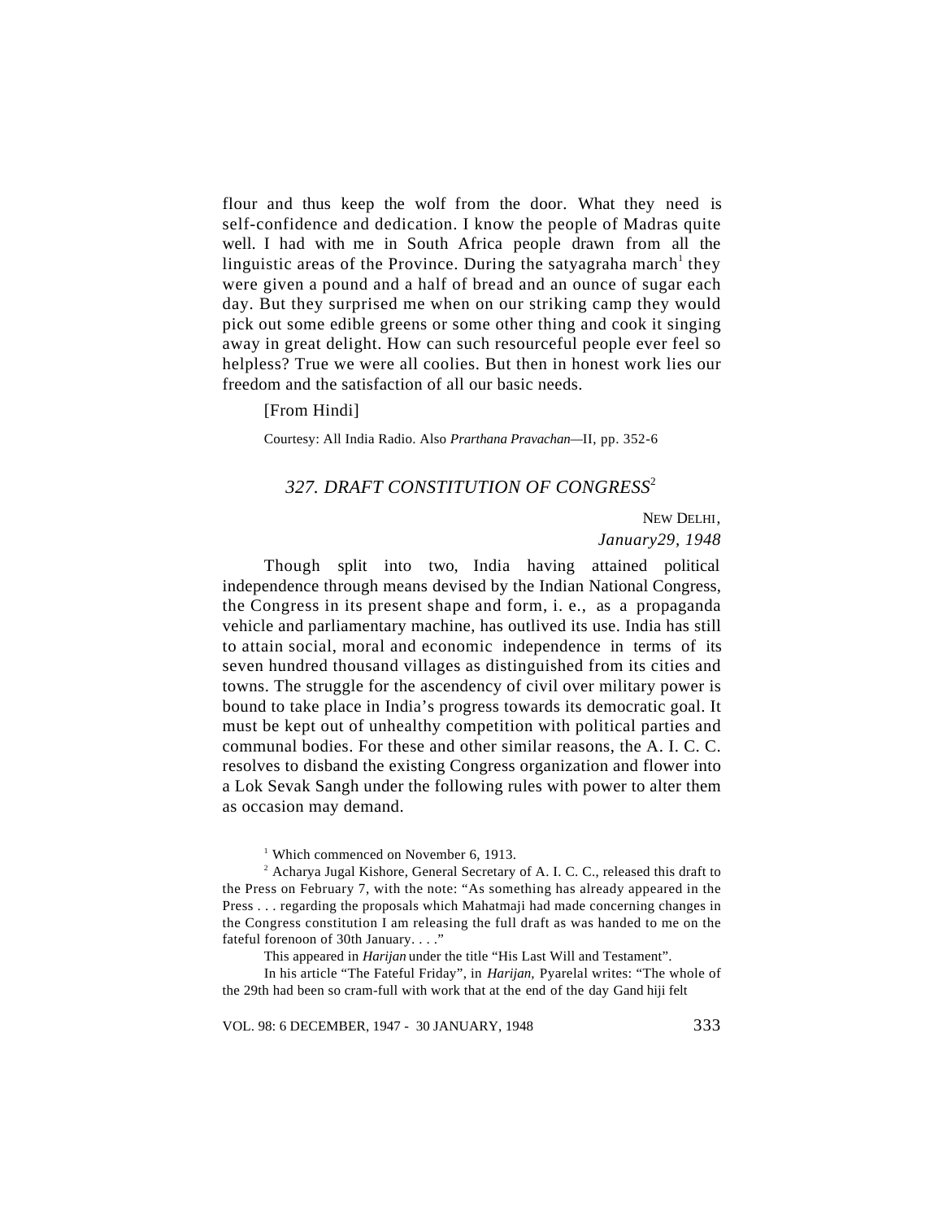flour and thus keep the wolf from the door. What they need is self-confidence and dedication. I know the people of Madras quite well. I had with me in South Africa people drawn from all the linguistic areas of the Province. During the satyagraha march[1] they were given a pound and a half of bread and an ounce of sugar each day. But they surprised me when on our striking camp they would pick out some edible greens or some other thing and cook it singing away in great delight. How can such resourceful people ever feel so helpless? True we were all coolies. But then in honest work lies our freedom and the satisfaction of all our basic needs.

[From Hindi]

Courtesy: All India Radio. Also *Prarthana Pravachan*—II, pp. 352-6

## *327. DRAFT CONSTITUTION OF CONGRESS*[2]

NEW DELHI,
*January29, 1948*

Though split into two, India having attained political independence through means devised by the Indian National Congress, the Congress in its present shape and form, i. e., as a propaganda vehicle and parliamentary machine, has outlived its use. India has still to attain social, moral and economic independence in terms of its seven hundred thousand villages as distinguished from its cities and towns. The struggle for the ascendency of civil over military power is bound to take place in India's progress towards its democratic goal. It must be kept out of unhealthy competition with political parties and communal bodies. For these and other similar reasons, the A. I. C. C. resolves to disband the existing Congress organization and flower into a Lok Sevak Sangh under the following rules with power to alter them as occasion may demand.

---

[1] Which commenced on November 6, 1913.

[2] Acharya Jugal Kishore, General Secretary of A. I. C. C., released this draft to the Press on February 7, with the note: "As something has already appeared in the Press . . . regarding the proposals which Mahatmaji had made concerning changes in the Congress constitution I am releasing the full draft as was handed to me on the fateful forenoon of 30th January. . . ."

This appeared in *Harijan* under the title "His Last Will and Testament".

In his article "The Fateful Friday", in *Harijan*, Pyarelal writes: "The whole of the 29th had been so cram-full with work that at the end of the day Gandhiji felt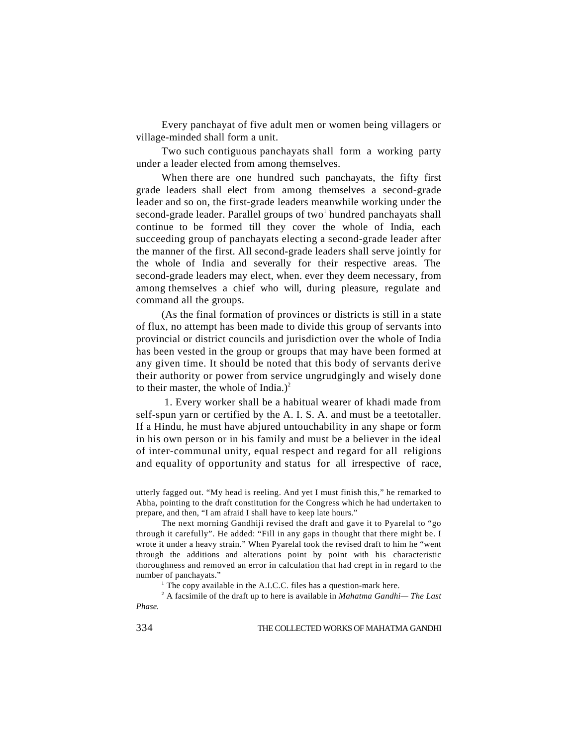Every panchayat of five adult men or women being villagers or village-minded shall form a unit.

Two such contiguous panchayats shall form a working party under a leader elected from among themselves.

When there are one hundred such panchayats, the fifty first grade leaders shall elect from among themselves a second-grade leader and so on, the first-grade leaders meanwhile working under the second-grade leader. Parallel groups of two[1] hundred panchayats shall continue to be formed till they cover the whole of India, each succeeding group of panchayats electing a second-grade leader after the manner of the first. All second-grade leaders shall serve jointly for the whole of India and severally for their respective areas. The second-grade leaders may elect, when. ever they deem necessary, from among themselves a chief who will, during pleasure, regulate and command all the groups.

(As the final formation of provinces or districts is still in a state of flux, no attempt has been made to divide this group of servants into provincial or district councils and jurisdiction over the whole of India has been vested in the group or groups that may have been formed at any given time. It should be noted that this body of servants derive their authority or power from service ungrudgingly and wisely done to their master, the whole of India.)[2]

1. Every worker shall be a habitual wearer of khadi made from self-spun yarn or certified by the A. I. S. A. and must be a teetotaller. If a Hindu, he must have abjured untouchability in any shape or form in his own person or in his family and must be a believer in the ideal of inter-communal unity, equal respect and regard for all religions and equality of opportunity and status for all irrespective of race,

utterly fagged out. "My head is reeling. And yet I must finish this," he remarked to Abha, pointing to the draft constitution for the Congress which he had undertaken to prepare, and then, "I am afraid I shall have to keep late hours."

The next morning Gandhiji revised the draft and gave it to Pyarelal to "go through it carefully". He added: "Fill in any gaps in thought that there might be. I wrote it under a heavy strain." When Pyarelal took the revised draft to him he "went through the additions and alterations point by point with his characteristic thoroughness and removed an error in calculation that had crept in in regard to the number of panchayats."

[1] The copy available in the A.I.C.C. files has a question-mark here.

[2] A facsimile of the draft up to here is available in *Mahatma Gandhi— The Last Phase.*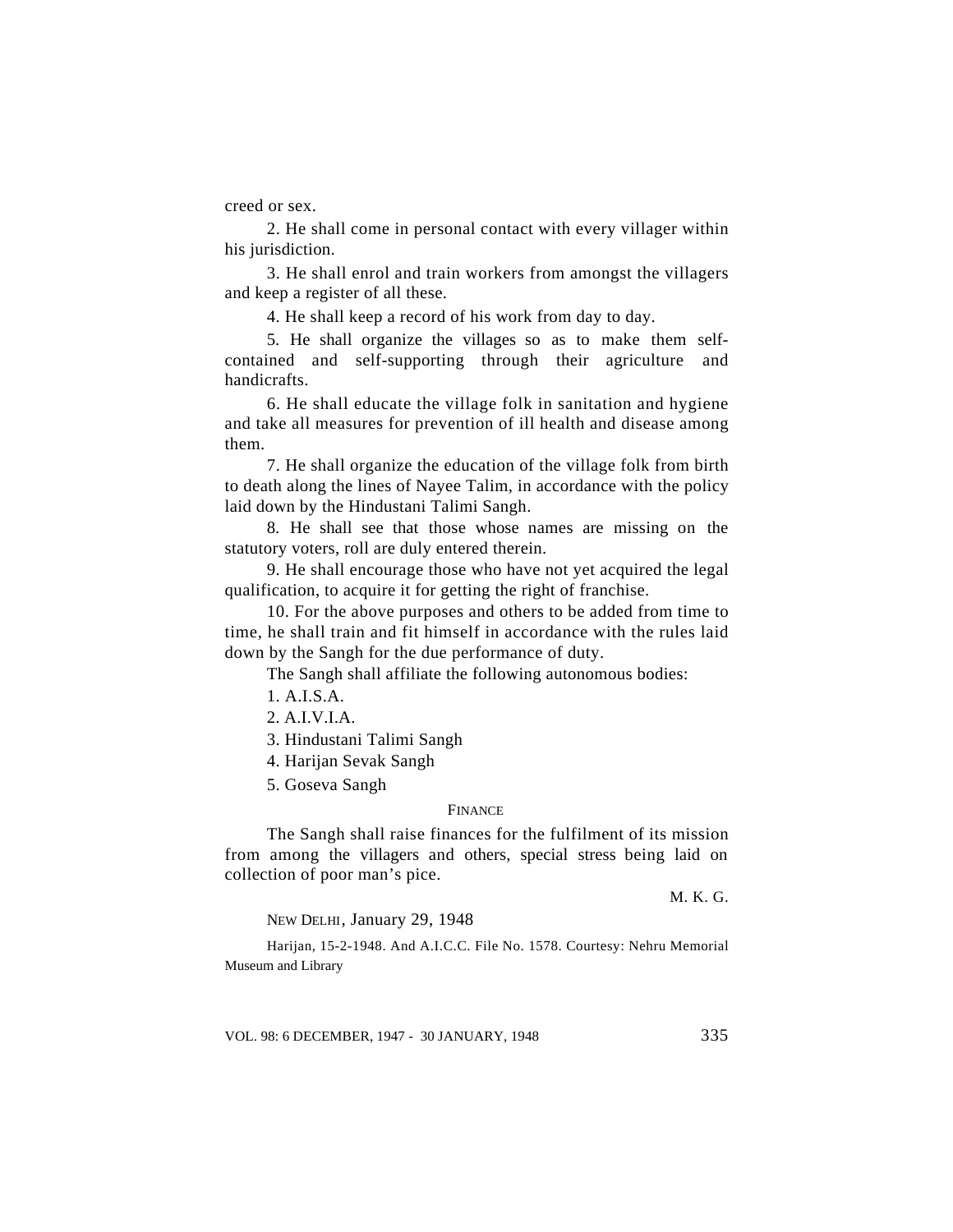creed or sex.

2. He shall come in personal contact with every villager within his jurisdiction.

3. He shall enrol and train workers from amongst the villagers and keep a register of all these.

4. He shall keep a record of his work from day to day.

5. He shall organize the villages so as to make them self-contained and self-supporting through their agriculture and handicrafts.

6. He shall educate the village folk in sanitation and hygiene and take all measures for prevention of ill health and disease among them.

7. He shall organize the education of the village folk from birth to death along the lines of Nayee Talim, in accordance with the policy laid down by the Hindustani Talimi Sangh.

8. He shall see that those whose names are missing on the statutory voters, roll are duly entered therein.

9. He shall encourage those who have not yet acquired the legal qualification, to acquire it for getting the right of franchise.

10. For the above purposes and others to be added from time to time, he shall train and fit himself in accordance with the rules laid down by the Sangh for the due performance of duty.

The Sangh shall affiliate the following autonomous bodies:

1. A.I.S.A.
2. A.I.V.I.A.
3. Hindustani Talimi Sangh
4. Harijan Sevak Sangh
5. Goseva Sangh

FINANCE

The Sangh shall raise finances for the fulfilment of its mission from among the villagers and others, special stress being laid on collection of poor man's pice.

M. K. G.

NEW DELHI, January 29, 1948

*Harijan*, 15-2-1948. And A.I.C.C. File No. 1578. Courtesy: Nehru Memorial Museum and Library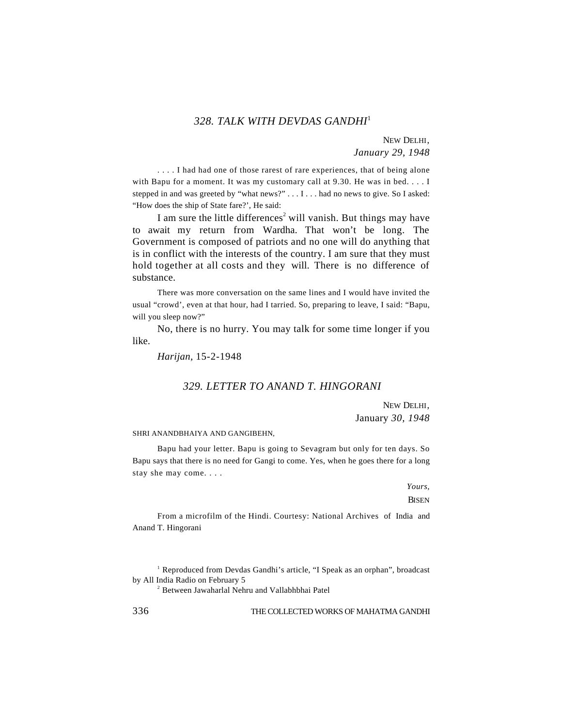### 328. TALK WITH DEVDAS GANDHI[1]

NEW DELHI,
*January 29, 1948*

. . . . I had had one of those rarest of rare experiences, that of being alone with Bapu for a moment. It was my customary call at 9.30. He was in bed. . . . I stepped in and was greeted by "what news?" . . . I . . . had no news to give. So I asked: "How does the ship of State fare?', He said:

I am sure the little differences[2] will vanish. But things may have to await my return from Wardha. That won't be long. The Government is composed of patriots and no one will do anything that is in conflict with the interests of the country. I am sure that they must hold together at all costs and they will. There is no difference of substance.

There was more conversation on the same lines and I would have invited the usual "crowd', even at that hour, had I tarried. So, preparing to leave, I said: "Bapu, will you sleep now?"

No, there is no hurry. You may talk for some time longer if you like.

*Harijan*, 15-2-1948

### 329. LETTER TO ANAND T. HINGORANI

NEW DELHI,
January *30, 1948*

SHRI ANANDBHAIYA AND GANGIBEHN,

Bapu had your letter. Bapu is going to Sevagram but only for ten days. So Bapu says that there is no need for Gangi to come. Yes, when he goes there for a long stay she may come. . . .

*Yours,*
BISEN

From a microfilm of the Hindi. Courtesy: National Archives of India and Anand T. Hingorani

[1] Reproduced from Devdas Gandhi's article, "I Speak as an orphan", broadcast by All India Radio on February 5

[2] Between Jawaharlal Nehru and Vallabhbhai Patel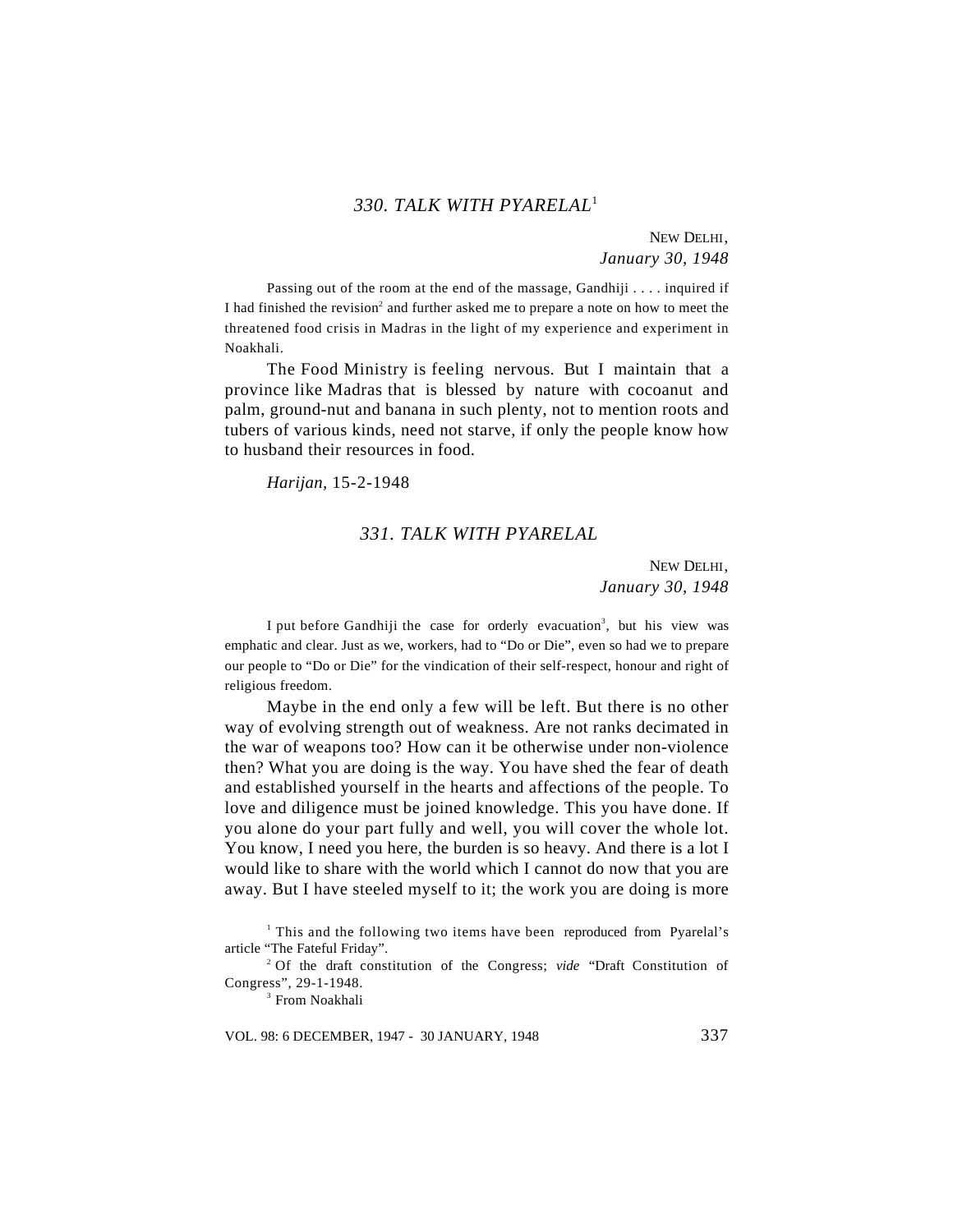## *330. TALK WITH PYAREL*AL[1]

NEW DELHI,
*January 30, 1948*

Passing out of the room at the end of the massage, Gandhiji . . . . inquired if I had finished the revision[2] and further asked me to prepare a note on how to meet the threatened food crisis in Madras in the light of my experience and experiment in Noakhali.

The Food Ministry is feeling nervous. But I maintain that a province like Madras that is blessed by nature with cocoanut and palm, ground-nut and banana in such plenty, not to mention roots and tubers of various kinds, need not starve, if only the people know how to husband their resources in food.

*Harijan*, 15-2-1948

## *331. TALK WITH PYARELAL*

NEW DELHI,
*January 30, 1948*

I put before Gandhiji the case for orderly evacuation[3], but his view was emphatic and clear. Just as we, workers, had to "Do or Die", even so had we to prepare our people to "Do or Die" for the vindication of their self-respect, honour and right of religious freedom.

Maybe in the end only a few will be left. But there is no other way of evolving strength out of weakness. Are not ranks decimated in the war of weapons too? How can it be otherwise under non-violence then? What you are doing is the way. You have shed the fear of death and established yourself in the hearts and affections of the people. To love and diligence must be joined knowledge. This you have done. If you alone do your part fully and well, you will cover the whole lot. You know, I need you here, the burden is so heavy. And there is a lot I would like to share with the world which I cannot do now that you are away. But I have steeled myself to it; the work you are doing is more

---

[1] This and the following two items have been reproduced from Pyarelal's article "The Fateful Friday".

[2] Of the draft constitution of the Congress; *vide* "Draft Constitution of Congress", 29-1-1948.

[3] From Noakhali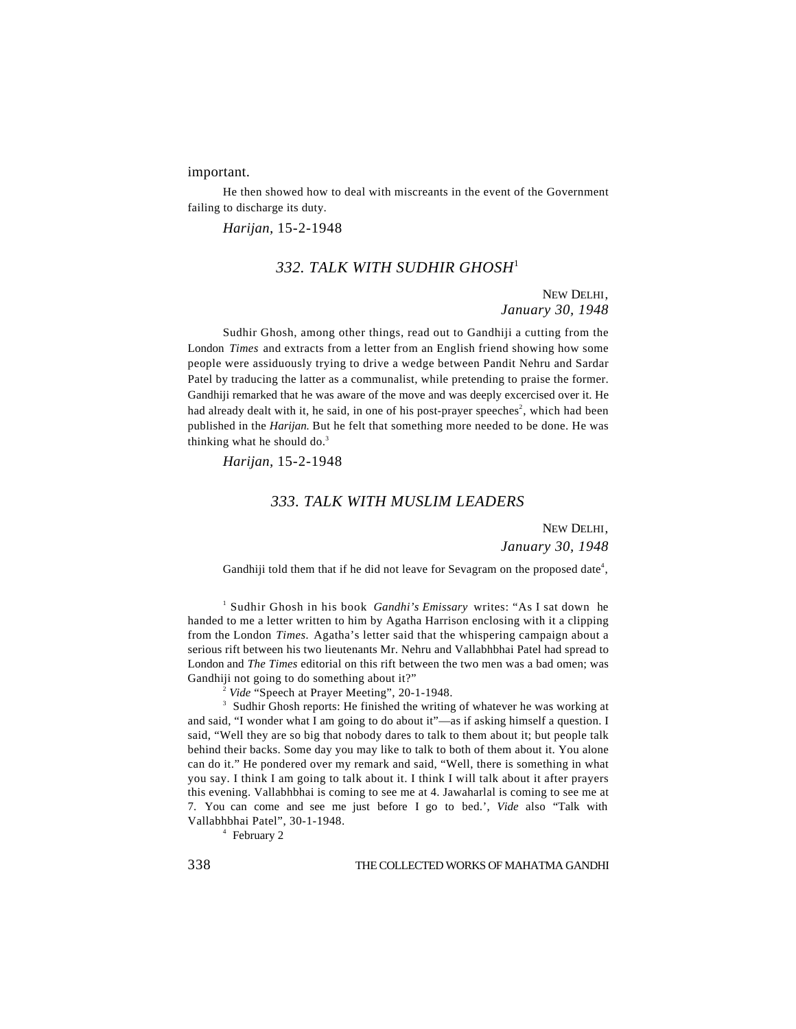important.

He then showed how to deal with miscreants in the event of the Government failing to discharge its duty.

*Harijan*, 15-2-1948

## *332. TALK WITH SUDHIR GHOSH*[1]

NEW DELHI,
*January 30, 1948*

Sudhir Ghosh, among other things, read out to Gandhiji a cutting from the London *Times* and extracts from a letter from an English friend showing how some people were assiduously trying to drive a wedge between Pandit Nehru and Sardar Patel by traducing the latter as a communalist, while pretending to praise the former. Gandhiji remarked that he was aware of the move and was deeply excercised over it. He had already dealt with it, he said, in one of his post-prayer speeches[2], which had been published in the *Harijan*. But he felt that something more needed to be done. He was thinking what he should do.[3]

*Harijan*, 15-2-1948

## *333. TALK WITH MUSLIM LEADERS*

NEW DELHI,
*January 30, 1948*

Gandhiji told them that if he did not leave for Sevagram on the proposed date[4],

---

[1] Sudhir Ghosh in his book *Gandhi's Emissary* writes: "As I sat down he handed to me a letter written to him by Agatha Harrison enclosing with it a clipping from the London *Times*. Agatha's letter said that the whispering campaign about a serious rift between his two lieutenants Mr. Nehru and Vallabhbhai Patel had spread to London and *The Times* editorial on this rift between the two men was a bad omen; was Gandhiji not going to do something about it?"

[2] *Vide* "Speech at Prayer Meeting", 20-1-1948.

[3] Sudhir Ghosh reports: He finished the writing of whatever he was working at and said, "I wonder what I am going to do about it"—as if asking himself a question. I said, "Well they are so big that nobody dares to talk to them about it; but people talk behind their backs. Some day you may like to talk to both of them about it. You alone can do it." He pondered over my remark and said, "Well, there is something in what you say. I think I am going to talk about it. I think I will talk about it after prayers this evening. Vallabhbhai is coming to see me at 4. Jawaharlal is coming to see me at 7. You can come and see me just before I go to bed.', *Vide* also "Talk with Vallabhbhai Patel", 30-1-1948.

[4] February 2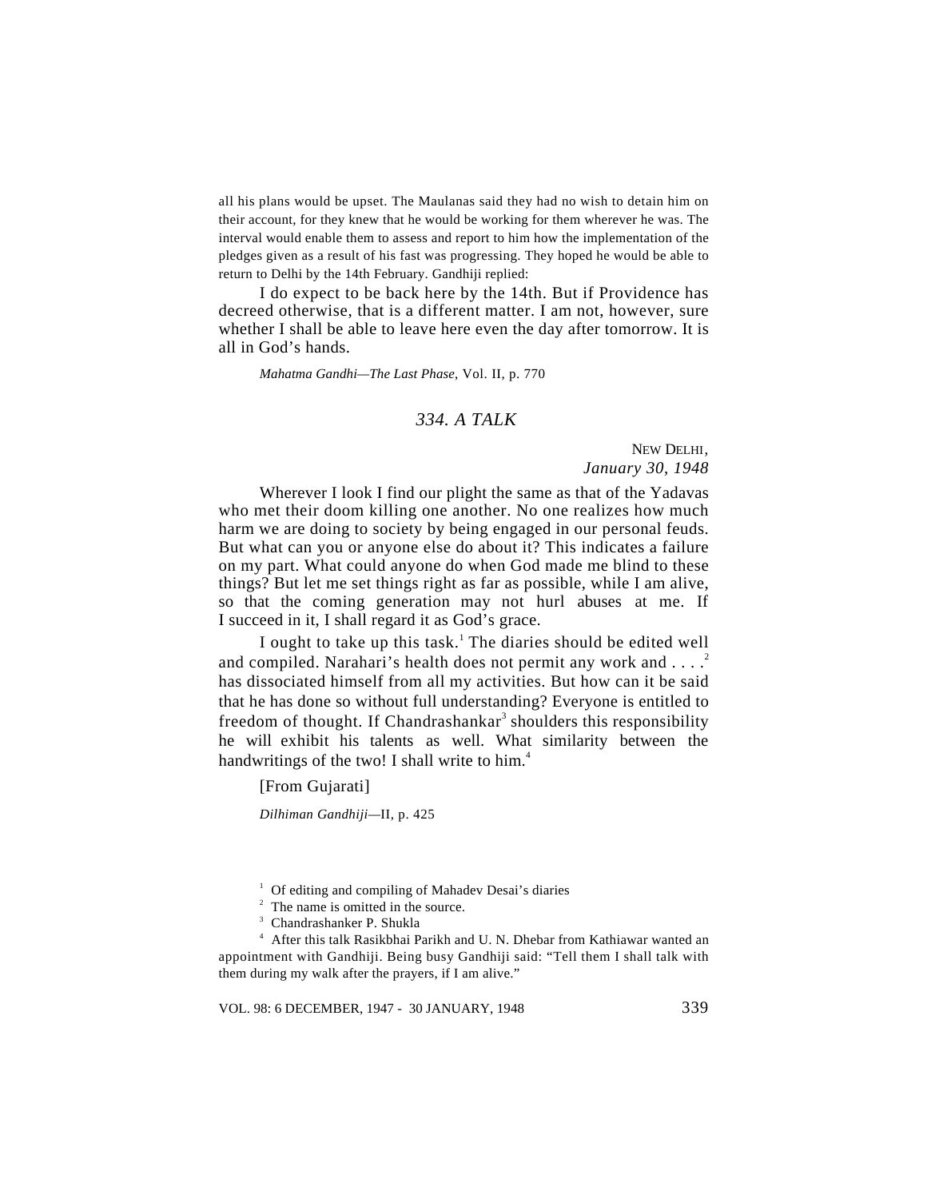all his plans would be upset. The Maulanas said they had no wish to detain him on their account, for they knew that he would be working for them wherever he was. The interval would enable them to assess and report to him how the implementation of the pledges given as a result of his fast was progressing. They hoped he would be able to return to Delhi by the 14th February. Gandhiji replied:

I do expect to be back here by the 14th. But if Providence has decreed otherwise, that is a different matter. I am not, however, sure whether I shall be able to leave here even the day after tomorrow. It is all in God's hands.

*Mahatma Gandhi—The Last Phase*, Vol. II, p. 770

## *334. A TALK*

NEW DELHI,
*January 30, 1948*

Wherever I look I find our plight the same as that of the Yadavas who met their doom killing one another. No one realizes how much harm we are doing to society by being engaged in our personal feuds. But what can you or anyone else do about it? This indicates a failure on my part. What could anyone do when God made me blind to these things? But let me set things right as far as possible, while I am alive, so that the coming generation may not hurl abuses at me. If I succeed in it, I shall regard it as God's grace.

I ought to take up this task.[1] The diaries should be edited well and compiled. Narahari's health does not permit any work and . . . .[2] has dissociated himself from all my activities. But how can it be said that he has done so without full understanding? Everyone is entitled to freedom of thought. If Chandrashankar[3] shoulders this responsibility he will exhibit his talents as well. What similarity between the handwritings of the two! I shall write to him.[4]

[From Gujarati]

*Dilhiman Gandhiji*—II, p. 425

[1] Of editing and compiling of Mahadev Desai's diaries

[2] The name is omitted in the source.

[3] Chandrashanker P. Shukla

[4] After this talk Rasikbhai Parikh and U. N. Dhebar from Kathiawar wanted an appointment with Gandhiji. Being busy Gandhiji said: "Tell them I shall talk with them during my walk after the prayers, if I am alive."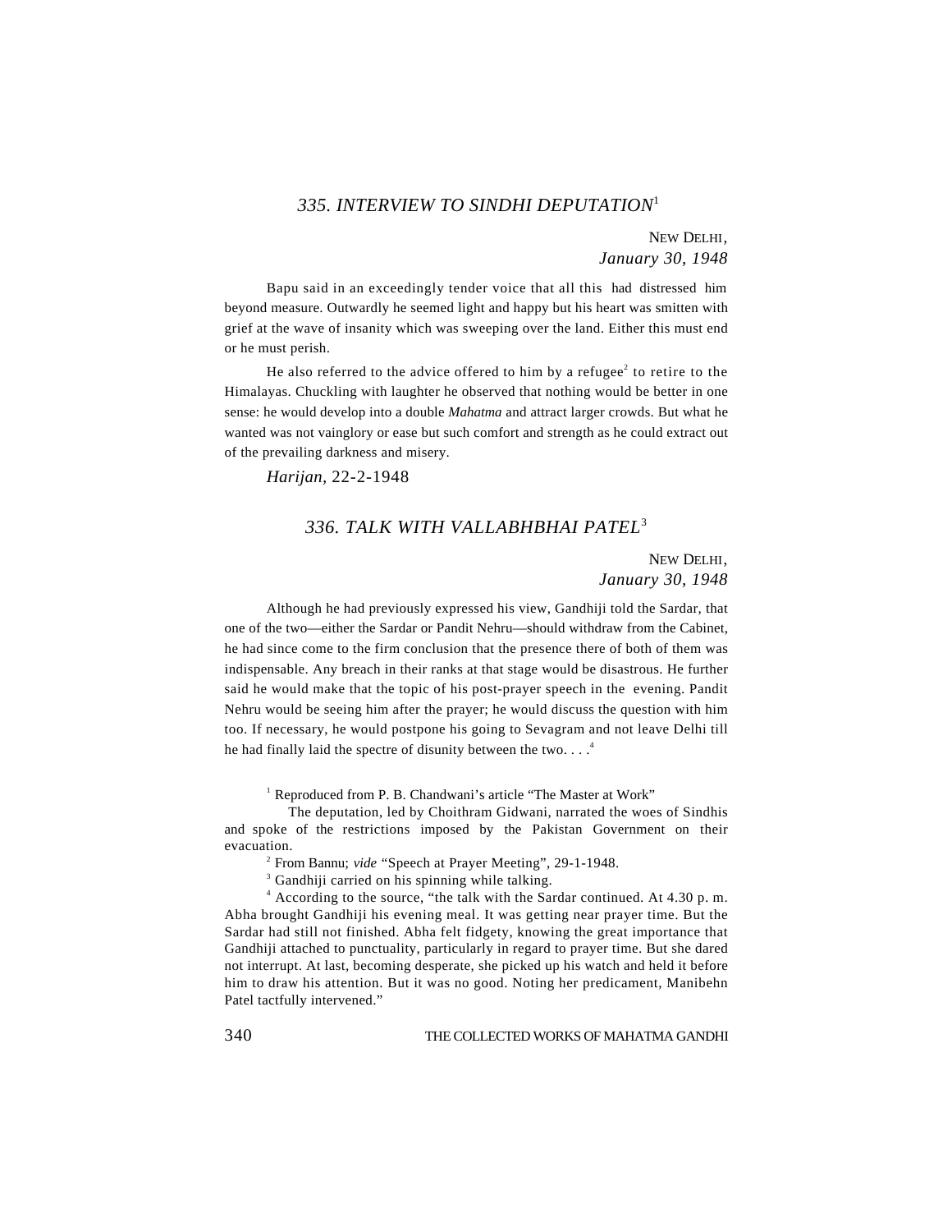## *335. INTERVIEW TO SINDHI DEPUTATION*[1]

NEW DELHI,
*January 30, 1948*

Bapu said in an exceedingly tender voice that all this had distressed him beyond measure. Outwardly he seemed light and happy but his heart was smitten with grief at the wave of insanity which was sweeping over the land. Either this must end or he must perish.

He also referred to the advice offered to him by a refugee[2] to retire to the Himalayas. Chuckling with laughter he observed that nothing would be better in one sense: he would develop into a double *Mahatma* and attract larger crowds. But what he wanted was not vainglory or ease but such comfort and strength as he could extract out of the prevailing darkness and misery.

*Harijan*, 22-2-1948

## *336. TALK WITH VALLABHBHAI PATEL*[3]

NEW DELHI,
*January 30, 1948*

Although he had previously expressed his view, Gandhiji told the Sardar, that one of the two—either the Sardar or Pandit Nehru—should withdraw from the Cabinet, he had since come to the firm conclusion that the presence there of both of them was indispensable. Any breach in their ranks at that stage would be disastrous. He further said he would make that the topic of his post-prayer speech in the evening. Pandit Nehru would be seeing him after the prayer; he would discuss the question with him too. If necessary, he would postpone his going to Sevagram and not leave Delhi till he had finally laid the spectre of disunity between the two. . . .[4]

---

[1] Reproduced from P. B. Chandwani's article "The Master at Work"

The deputation, led by Choithram Gidwani, narrated the woes of Sindhis and spoke of the restrictions imposed by the Pakistan Government on their evacuation.

[2] From Bannu; *vide* "Speech at Prayer Meeting", 29-1-1948.

[3] Gandhiji carried on his spinning while talking.

[4] According to the source, "the talk with the Sardar continued. At 4.30 p. m. Abha brought Gandhiji his evening meal. It was getting near prayer time. But the Sardar had still not finished. Abha felt fidgety, knowing the great importance that Gandhiji attached to punctuality, particularly in regard to prayer time. But she dared not interrupt. At last, becoming desperate, she picked up his watch and held it before him to draw his attention. But it was no good. Noting her predicament, Manibehn Patel tactfully intervened."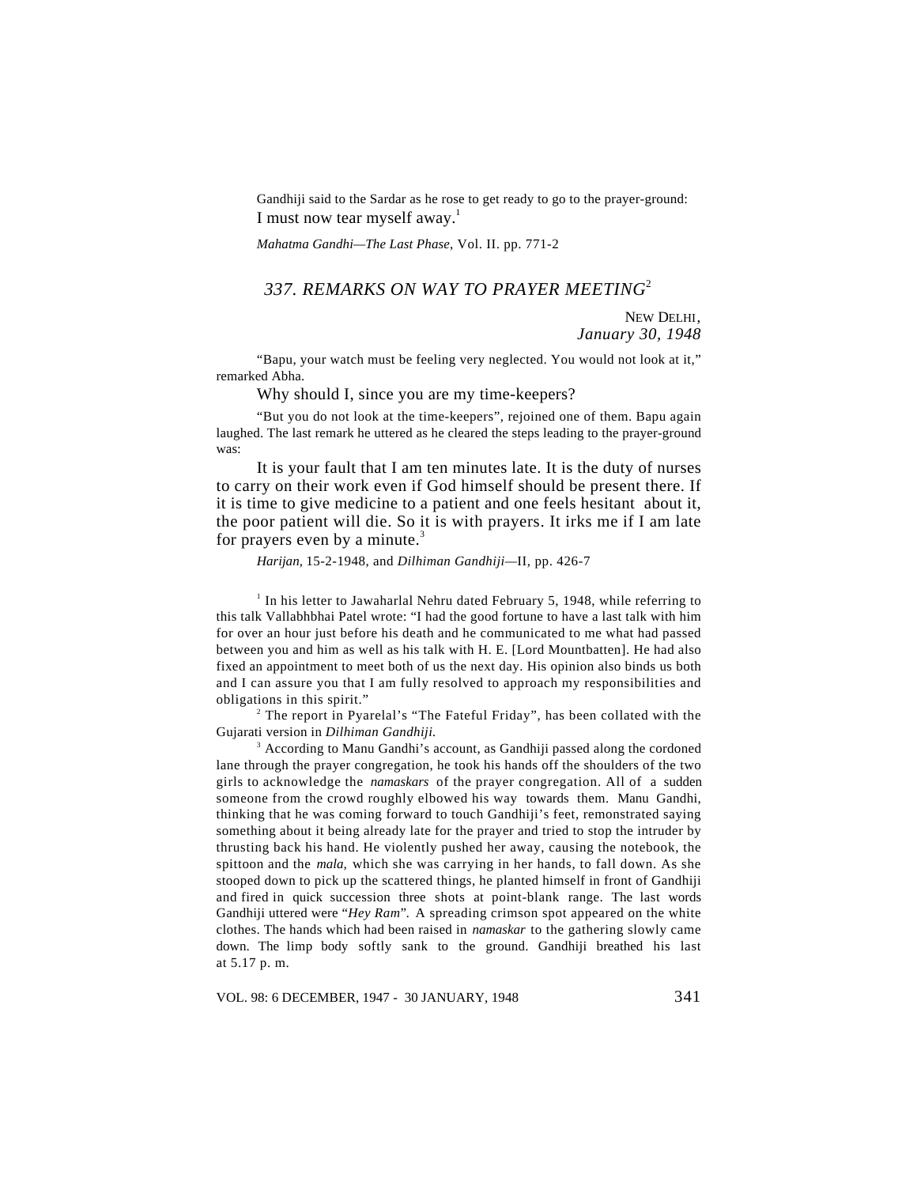Gandhiji said to the Sardar as he rose to get ready to go to the prayer-ground:

I must now tear myself away.[1]

*Mahatma Gandhi—The Last Phase*, Vol. II. pp. 771-2

## *337. REMARKS ON WAY TO PRAYER MEETING*[2]

NEW DELHI,
*January 30, 1948*

"Bapu, your watch must be feeling very neglected. You would not look at it," remarked Abha.

Why should I, since you are my time-keepers?

"But you do not look at the time-keepers", rejoined one of them. Bapu again laughed. The last remark he uttered as he cleared the steps leading to the prayer-ground was:

It is your fault that I am ten minutes late. It is the duty of nurses to carry on their work even if God himself should be present there. If it is time to give medicine to a patient and one feels hesitant about it, the poor patient will die. So it is with prayers. It irks me if I am late for prayers even by a minute.[3]

*Harijan*, 15-2-1948, and *Dilhiman Gandhiji*—II, pp. 426-7

---

[1] In his letter to Jawaharlal Nehru dated February 5, 1948, while referring to this talk Vallabhbhai Patel wrote: "I had the good fortune to have a last talk with him for over an hour just before his death and he communicated to me what had passed between you and him as well as his talk with H. E. [Lord Mountbatten]. He had also fixed an appointment to meet both of us the next day. His opinion also binds us both and I can assure you that I am fully resolved to approach my responsibilities and obligations in this spirit."

[2] The report in Pyarelal's "The Fateful Friday", has been collated with the Gujarati version in *Dilhiman Gandhiji.*

[3] According to Manu Gandhi's account, as Gandhiji passed along the cordoned lane through the prayer congregation, he took his hands off the shoulders of the two girls to acknowledge the *namaskars* of the prayer congregation. All of a sudden someone from the crowd roughly elbowed his way towards them. Manu Gandhi, thinking that he was coming forward to touch Gandhiji's feet, remonstrated saying something about it being already late for the prayer and tried to stop the intruder by thrusting back his hand. He violently pushed her away, causing the notebook, the spittoon and the *mala,* which she was carrying in her hands, to fall down. As she stooped down to pick up the scattered things, he planted himself in front of Gandhiji and fired in quick succession three shots at point-blank range. The last words Gandhiji uttered were "*Hey Ram*". A spreading crimson spot appeared on the white clothes. The hands which had been raised in *namaskar* to the gathering slowly came down. The limp body softly sank to the ground. Gandhiji breathed his last at 5.17 p. m.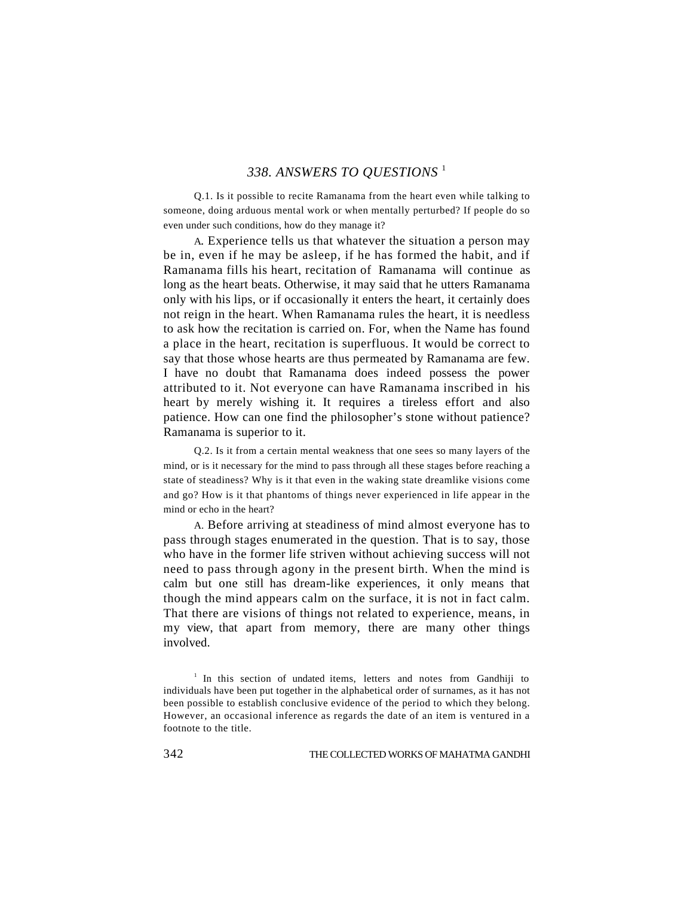# *338. ANSWERS TO QUESTIONS* [1]

Q.1. Is it possible to recite Ramanama from the heart even while talking to someone, doing arduous mental work or when mentally perturbed? If people do so even under such conditions, how do they manage it?

A. Experience tells us that whatever the situation a person may be in, even if he may be asleep, if he has formed the habit, and if Ramanama fills his heart, recitation of Ramanama will continue as long as the heart beats. Otherwise, it may said that he utters Ramanama only with his lips, or if occasionally it enters the heart, it certainly does not reign in the heart. When Ramanama rules the heart, it is needless to ask how the recitation is carried on. For, when the Name has found a place in the heart, recitation is superfluous. It would be correct to say that those whose hearts are thus permeated by Ramanama are few. I have no doubt that Ramanama does indeed possess the power attributed to it. Not everyone can have Ramanama inscribed in his heart by merely wishing it. It requires a tireless effort and also patience. How can one find the philosopher's stone without patience? Ramanama is superior to it.

Q.2. Is it from a certain mental weakness that one sees so many layers of the mind, or is it necessary for the mind to pass through all these stages before reaching a state of steadiness? Why is it that even in the waking state dreamlike visions come and go? How is it that phantoms of things never experienced in life appear in the mind or echo in the heart?

A. Before arriving at steadiness of mind almost everyone has to pass through stages enumerated in the question. That is to say, those who have in the former life striven without achieving success will not need to pass through agony in the present birth. When the mind is calm but one still has dream-like experiences, it only means that though the mind appears calm on the surface, it is not in fact calm. That there are visions of things not related to experience, means, in my view, that apart from memory, there are many other things involved.

[1] In this section of undated items, letters and notes from Gandhiji to individuals have been put together in the alphabetical order of surnames, as it has not been possible to establish conclusive evidence of the period to which they belong. However, an occasional inference as regards the date of an item is ventured in a footnote to the title.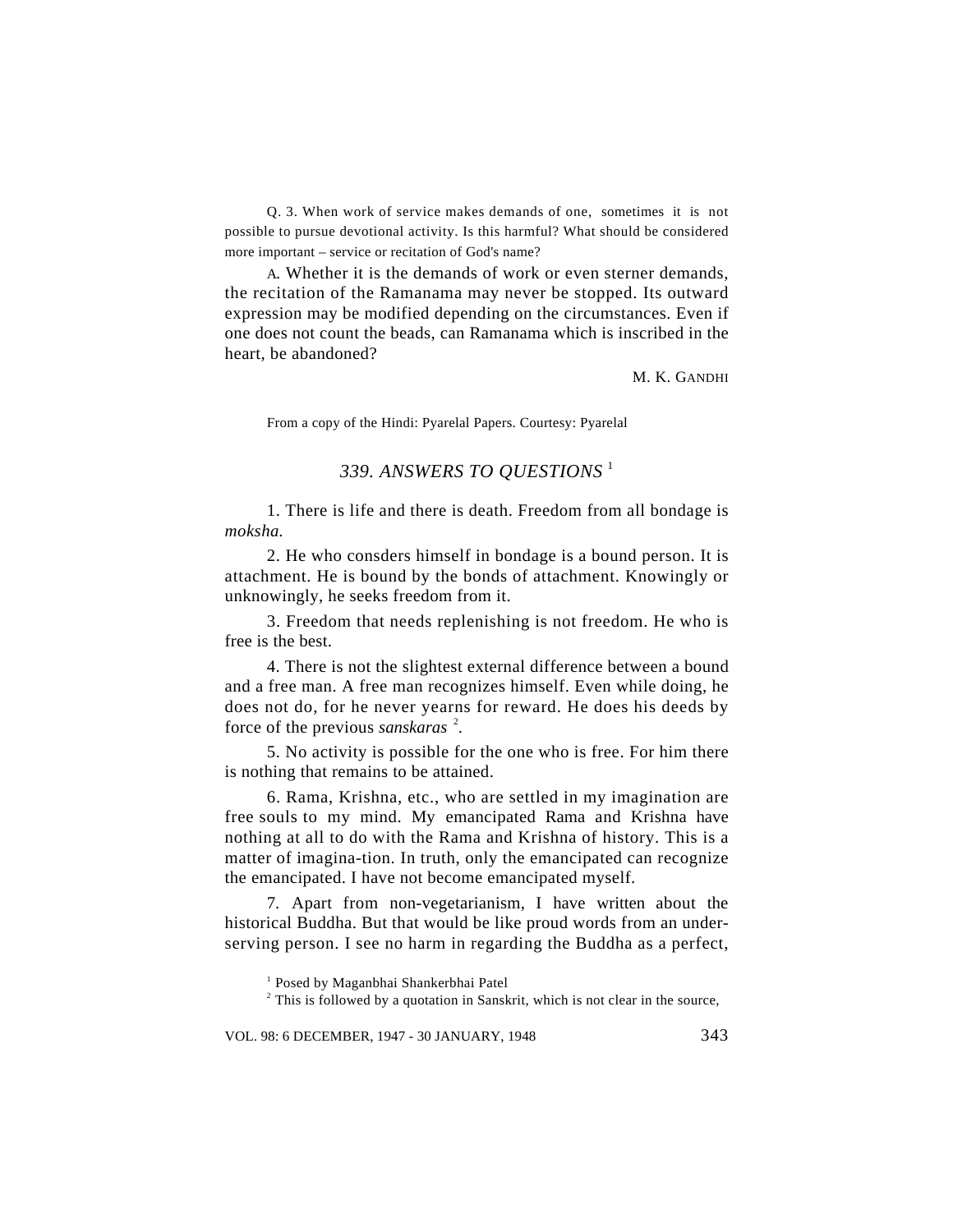Q. 3. When work of service makes demands of one, sometimes it is not possible to pursue devotional activity. Is this harmful? What should be considered more important – service or recitation of God's name?

A. Whether it is the demands of work or even sterner demands, the recitation of the Ramanama may never be stopped. Its outward expression may be modified depending on the circumstances. Even if one does not count the beads, can Ramanama which is inscribed in the heart, be abandoned?

M. K. GANDHI

From a copy of the Hindi: Pyarelal Papers. Courtesy: Pyarelal

## 339. *ANSWERS TO QUESTIONS* [1]

1. There is life and there is death. Freedom from all bondage is *moksha.*

2. He who consders himself in bondage is a bound person. It is attachment. He is bound by the bonds of attachment. Knowingly or unknowingly, he seeks freedom from it.

3. Freedom that needs replenishing is not freedom. He who is free is the best.

4. There is not the slightest external difference between a bound and a free man. A free man recognizes himself. Even while doing, he does not do, for he never yearns for reward. He does his deeds by force of the previous *sanskaras* [2].

5. No activity is possible for the one who is free. For him there is nothing that remains to be attained.

6. Rama, Krishna, etc., who are settled in my imagination are free souls to my mind. My emancipated Rama and Krishna have nothing at all to do with the Rama and Krishna of history. This is a matter of imagina-tion. In truth, only the emancipated can recognize the emancipated. I have not become emancipated myself.

7. Apart from non-vegetarianism, I have written about the historical Buddha. But that would be like proud words from an under-serving person. I see no harm in regarding the Buddha as a perfect,

[1] Posed by Maganbhai Shankerbhai Patel

[2] This is followed by a quotation in Sanskrit, which is not clear in the source,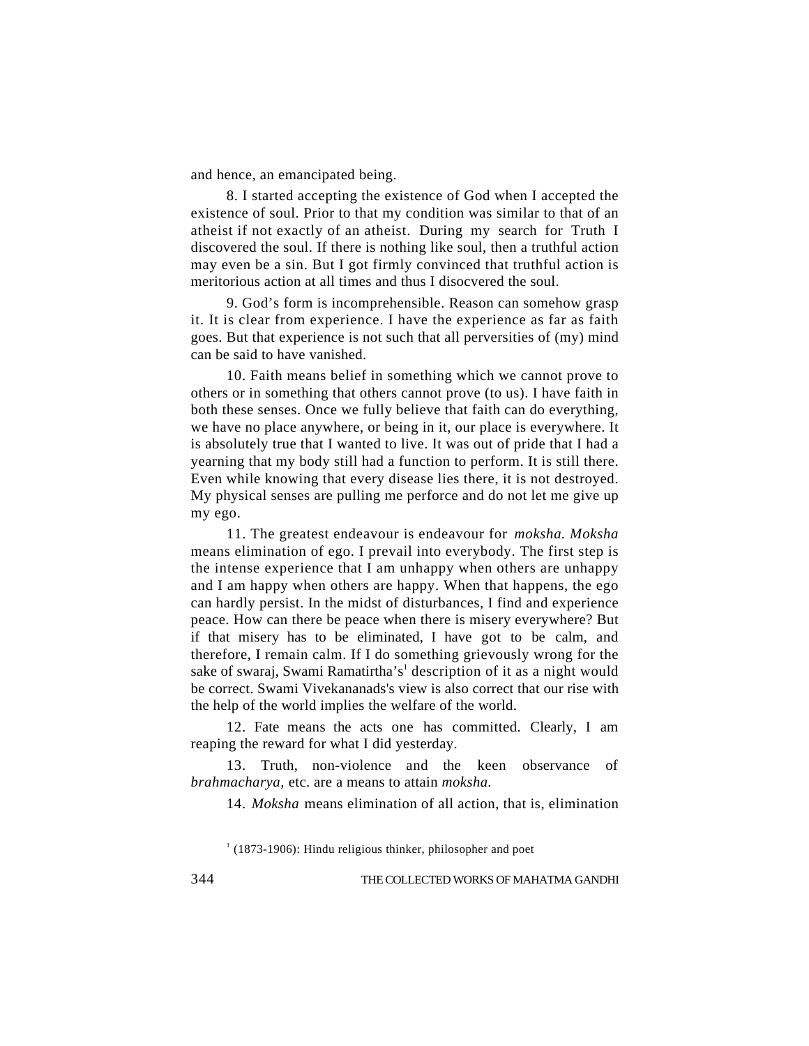and hence, an emancipated being.

8. I started accepting the existence of God when I accepted the existence of soul. Prior to that my condition was similar to that of an atheist if not exactly of an atheist. During my search for Truth I discovered the soul. If there is nothing like soul, then a truthful action may even be a sin. But I got firmly convinced that truthful action is meritorious action at all times and thus I disocvered the soul.

9. God’s form is incomprehensible. Reason can somehow grasp it. It is clear from experience. I have the experience as far as faith goes. But that experience is not such that all perversities of (my) mind can be said to have vanished.

10. Faith means belief in something which we cannot prove to others or in something that others cannot prove (to us). I have faith in both these senses. Once we fully believe that faith can do everything, we have no place anywhere, or being in it, our place is everywhere. It is absolutely true that I wanted to live. It was out of pride that I had a yearning that my body still had a function to perform. It is still there. Even while knowing that every disease lies there, it is not destroyed. My physical senses are pulling me perforce and do not let me give up my ego.

11. The greatest endeavour is endeavour for *moksha*. *Moksha* means elimination of ego. I prevail into everybody. The first step is the intense experience that I am unhappy when others are unhappy and I am happy when others are happy. When that happens, the ego can hardly persist. In the midst of disturbances, I find and experience peace. How can there be peace when there is misery everywhere? But if that misery has to be eliminated, I have got to be calm, and therefore, I remain calm. If I do something grievously wrong for the sake of swaraj, Swami Ramatirtha’s[1] description of it as a night would be correct. Swami Vivekananads's view is also correct that our rise with the help of the world implies the welfare of the world.

12. Fate means the acts one has committed. Clearly, I am reaping the reward for what I did yesterday.

13. Truth, non-violence and the keen observance of *brahmacharya,* etc. are a means to attain *moksha.*

14. *Moksha* means elimination of all action, that is, elimination

[1] (1873-1906): Hindu religious thinker, philosopher and poet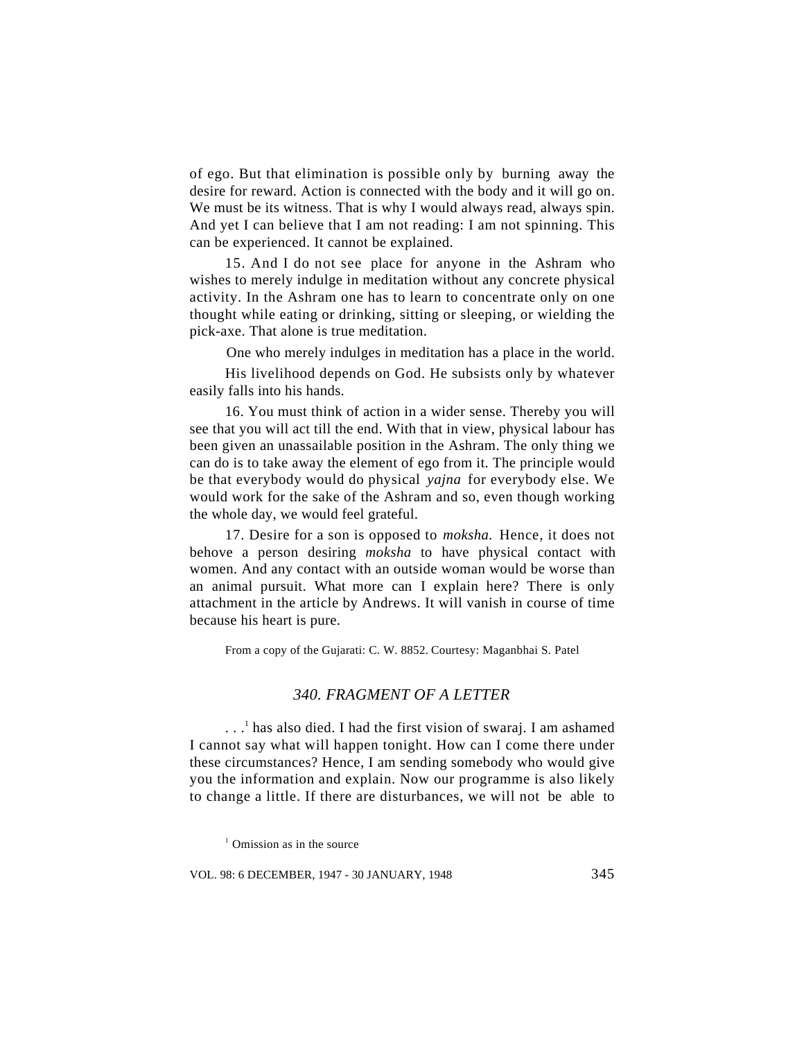of ego. But that elimination is possible only by burning away the desire for reward. Action is connected with the body and it will go on. We must be its witness. That is why I would always read, always spin. And yet I can believe that I am not reading: I am not spinning. This can be experienced. It cannot be explained.

15. And I do not see place for anyone in the Ashram who wishes to merely indulge in meditation without any concrete physical activity. In the Ashram one has to learn to concentrate only on one thought while eating or drinking, sitting or sleeping, or wielding the pick-axe. That alone is true meditation.

One who merely indulges in meditation has a place in the world.

His livelihood depends on God. He subsists only by whatever easily falls into his hands.

16. You must think of action in a wider sense. Thereby you will see that you will act till the end. With that in view, physical labour has been given an unassailable position in the Ashram. The only thing we can do is to take away the element of ego from it. The principle would be that everybody would do physical *yajna* for everybody else. We would work for the sake of the Ashram and so, even though working the whole day, we would feel grateful.

17. Desire for a son is opposed to *moksha.* Hence, it does not behove a person desiring *moksha* to have physical contact with women. And any contact with an outside woman would be worse than an animal pursuit. What more can I explain here? There is only attachment in the article by Andrews. It will vanish in course of time because his heart is pure.

From a copy of the Gujarati: C. W. 8852. Courtesy: Maganbhai S. Patel

## *340. FRAGMENT OF A LETTER*

. . .[1] has also died. I had the first vision of swaraj. I am ashamed I cannot say what will happen tonight. How can I come there under these circumstances? Hence, I am sending somebody who would give you the information and explain. Now our programme is also likely to change a little. If there are disturbances, we will not be able to

[1] Omission as in the source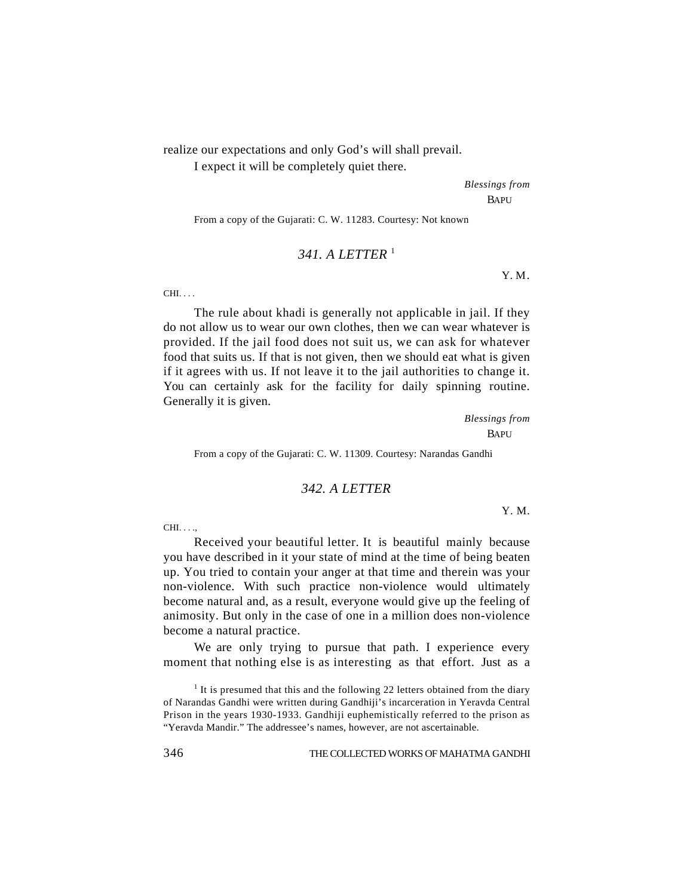realize our expectations and only God's will shall prevail.

I expect it will be completely quiet there.

*Blessings from*
BAPU

From a copy of the Gujarati: C. W. 11283. Courtesy: Not known

## *341. A LETTER* [1]

Y. M.

CHI. . . .

The rule about khadi is generally not applicable in jail. If they do not allow us to wear our own clothes, then we can wear whatever is provided. If the jail food does not suit us, we can ask for whatever food that suits us. If that is not given, then we should eat what is given if it agrees with us. If not leave it to the jail authorities to change it. You can certainly ask for the facility for daily spinning routine. Generally it is given.

*Blessings from*
BAPU

From a copy of the Gujarati: C. W. 11309. Courtesy: Narandas Gandhi

## *342. A LETTER*

Y. M.

CHI. . . .,

Received your beautiful letter. It is beautiful mainly because you have described in it your state of mind at the time of being beaten up. You tried to contain your anger at that time and therein was your non-violence. With such practice non-violence would ultimately become natural and, as a result, everyone would give up the feeling of animosity. But only in the case of one in a million does non-violence become a natural practice.

We are only trying to pursue that path. I experience every moment that nothing else is as interesting as that effort. Just as a

[1] It is presumed that this and the following 22 letters obtained from the diary of Narandas Gandhi were written during Gandhiji's incarceration in Yeravda Central Prison in the years 1930-1933. Gandhiji euphemistically referred to the prison as "Yeravda Mandir." The addressee's names, however, are not ascertainable.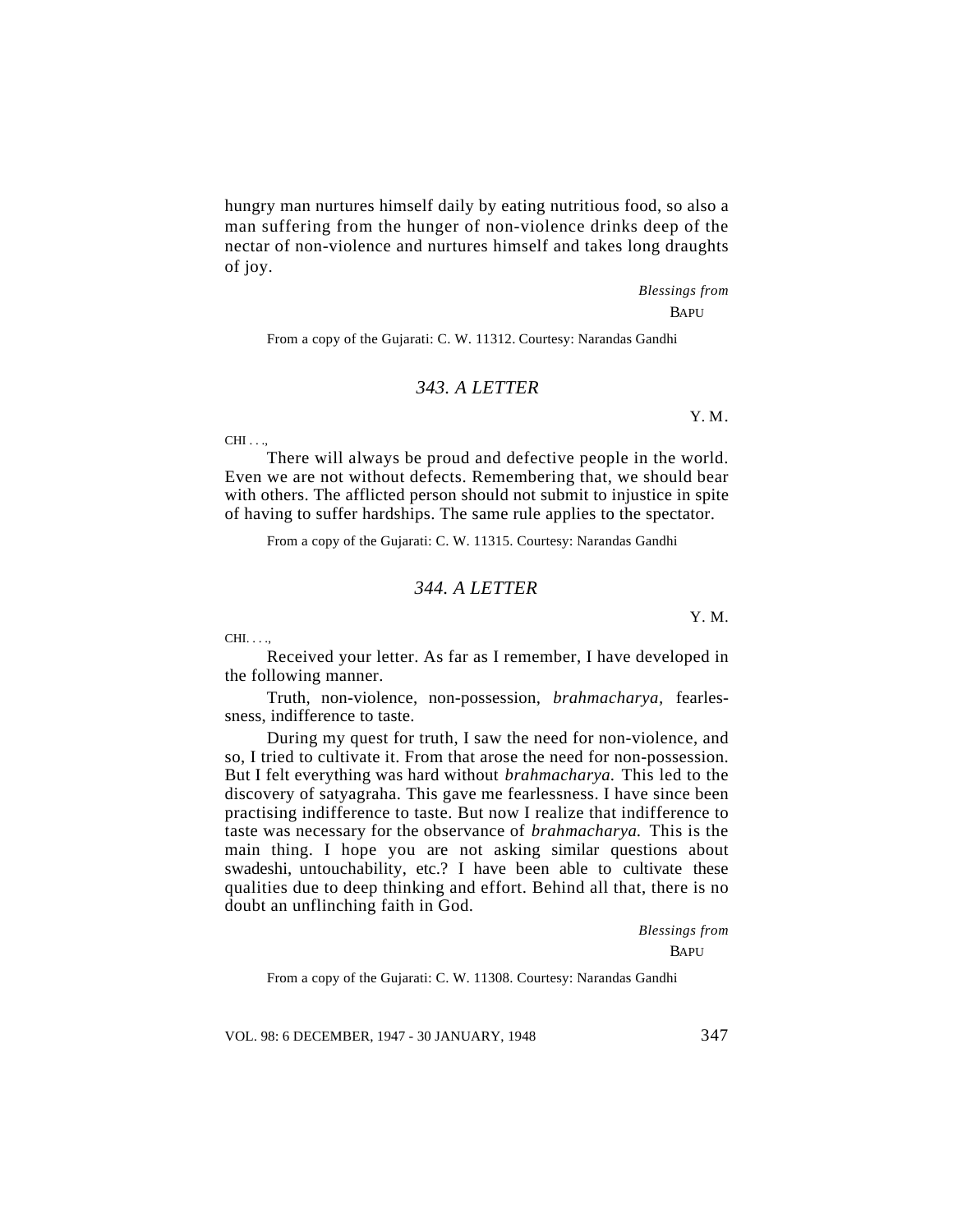hungry man nurtures himself daily by eating nutritious food, so also a man suffering from the hunger of non-violence drinks deep of the nectar of non-violence and nurtures himself and takes long draughts of joy.

*Blessings from*
BAPU

From a copy of the Gujarati: C. W. 11312. Courtesy: Narandas Gandhi

## *343. A LETTER*

Y. M.

CHI . . .,

There will always be proud and defective people in the world. Even we are not without defects. Remembering that, we should bear with others. The afflicted person should not submit to injustice in spite of having to suffer hardships. The same rule applies to the spectator.

From a copy of the Gujarati: C. W. 11315. Courtesy: Narandas Gandhi

## *344. A LETTER*

Y. M.

CHI. . . .,

Received your letter. As far as I remember, I have developed in the following manner.

Truth, non-violence, non-possession, *brahmacharya,* fearlessness, indifference to taste.

During my quest for truth, I saw the need for non-violence, and so, I tried to cultivate it. From that arose the need for non-possession. But I felt everything was hard without *brahmacharya.* This led to the discovery of satyagraha. This gave me fearlessness. I have since been practising indifference to taste. But now I realize that indifference to taste was necessary for the observance of *brahmacharya.* This is the main thing. I hope you are not asking similar questions about swadeshi, untouchability, etc.? I have been able to cultivate these qualities due to deep thinking and effort. Behind all that, there is no doubt an unflinching faith in God.

*Blessings from*
BAPU

From a copy of the Gujarati: C. W. 11308. Courtesy: Narandas Gandhi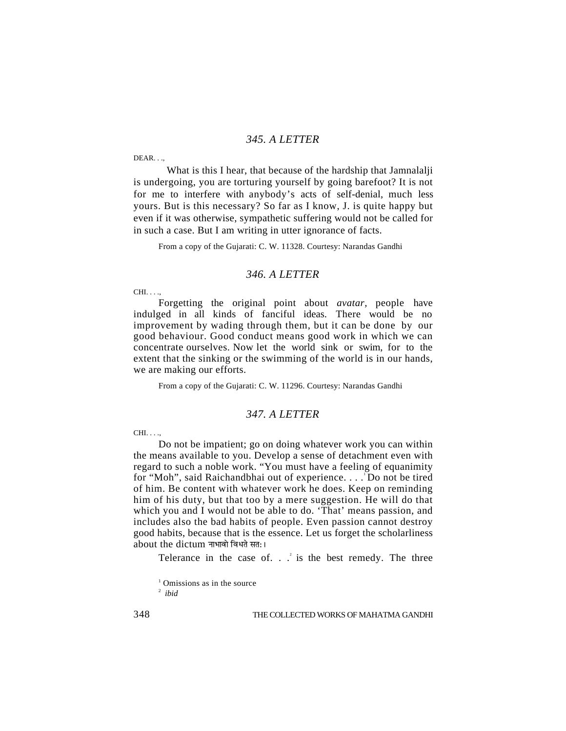## *345. A LETTER*

DEAR. . .,

What is this I hear, that because of the hardship that Jamnalalji is undergoing, you are torturing yourself by going barefoot? It is not for me to interfere with anybody's acts of self-denial, much less yours. But is this necessary? So far as I know, J. is quite happy but even if it was otherwise, sympathetic suffering would not be called for in such a case. But I am writing in utter ignorance of facts.

From a copy of the Gujarati: C. W. 11328. Courtesy: Narandas Gandhi

## *346. A LETTER*

CHI. . . .,

Forgetting the original point about *avatar*, people have indulged in all kinds of fanciful ideas. There would be no improvement by wading through them, but it can be done by our good behaviour. Good conduct means good work in which we can concentrate ourselves. Now let the world sink or swim, for to the extent that the sinking or the swimming of the world is in our hands, we are making our efforts.

From a copy of the Gujarati: C. W. 11296. Courtesy: Narandas Gandhi

## *347. A LETTER*

CHI. . . .,

Do not be impatient; go on doing whatever work you can within the means available to you. Develop a sense of detachment even with regard to such a noble work. "You must have a feeling of equanimity for "Moh", said Raichandbhai out of experience. . . .[1] Do not be tired of him. Be content with whatever work he does. Keep on reminding him of his duty, but that too by a mere suggestion. He will do that which you and I would not be able to do. 'That' means passion, and includes also the bad habits of people. Even passion cannot destroy good habits, because that is the essence. Let us forget the scholarliness about the dictum नाभावो विधते सतः।

Telerance in the case of. . .[2] is the best remedy. The three

[1] Omissions as in the source

[2] *ibid*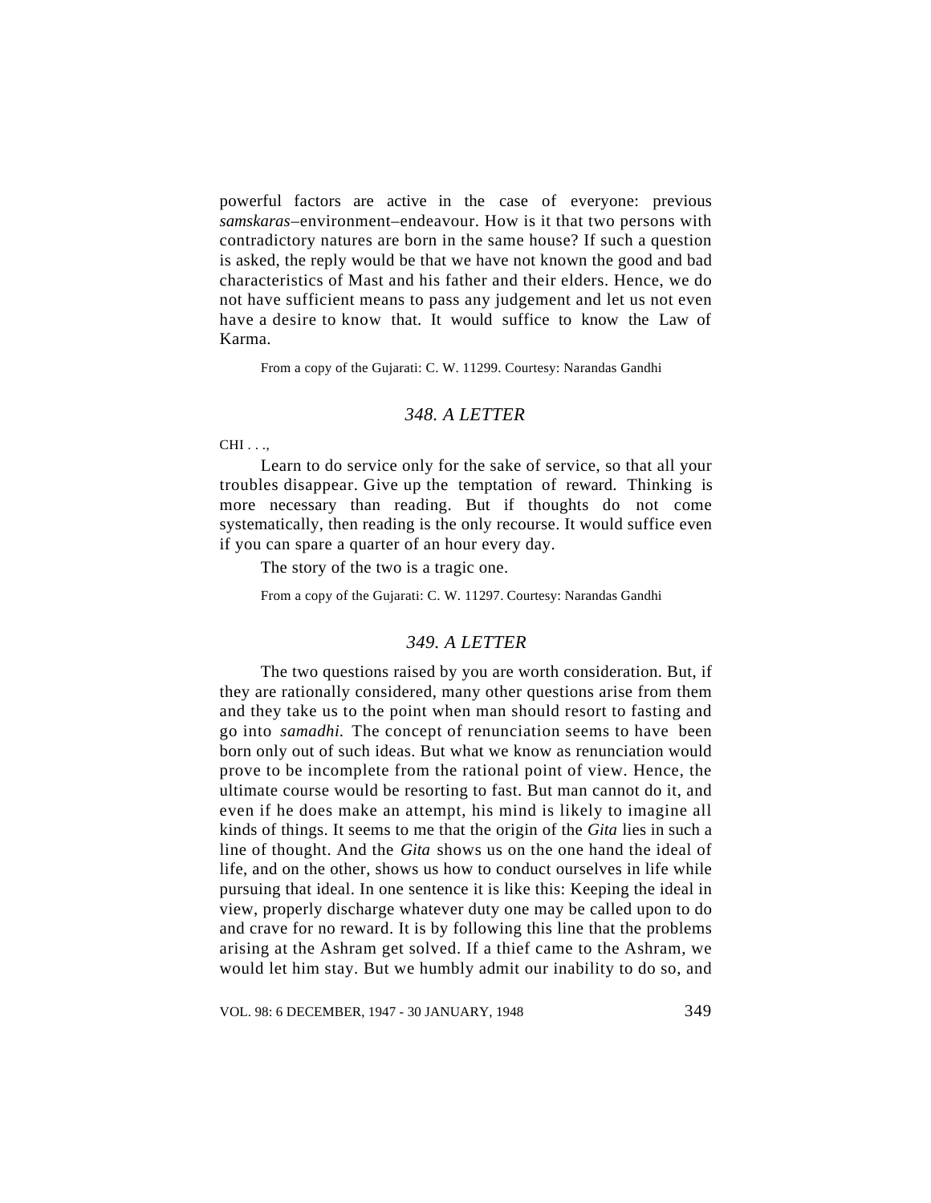powerful factors are active in the case of everyone: previous *samskaras*–environment–endeavour. How is it that two persons with contradictory natures are born in the same house? If such a question is asked, the reply would be that we have not known the good and bad characteristics of Mast and his father and their elders. Hence, we do not have sufficient means to pass any judgement and let us not even have a desire to know that. It would suffice to know the Law of Karma.

From a copy of the Gujarati: C. W. 11299. Courtesy: Narandas Gandhi

## *348. A LETTER*

CHI . . .,

Learn to do service only for the sake of service, so that all your troubles disappear. Give up the temptation of reward. Thinking is more necessary than reading. But if thoughts do not come systematically, then reading is the only recourse. It would suffice even if you can spare a quarter of an hour every day.

The story of the two is a tragic one.

From a copy of the Gujarati: C. W. 11297. Courtesy: Narandas Gandhi

## *349. A LETTER*

The two questions raised by you are worth consideration. But, if they are rationally considered, many other questions arise from them and they take us to the point when man should resort to fasting and go into *samadhi.* The concept of renunciation seems to have been born only out of such ideas. But what we know as renunciation would prove to be incomplete from the rational point of view. Hence, the ultimate course would be resorting to fast. But man cannot do it, and even if he does make an attempt, his mind is likely to imagine all kinds of things. It seems to me that the origin of the *Gita* lies in such a line of thought. And the *Gita* shows us on the one hand the ideal of life, and on the other, shows us how to conduct ourselves in life while pursuing that ideal. In one sentence it is like this: Keeping the ideal in view, properly discharge whatever duty one may be called upon to do and crave for no reward. It is by following this line that the problems arising at the Ashram get solved. If a thief came to the Ashram, we would let him stay. But we humbly admit our inability to do so, and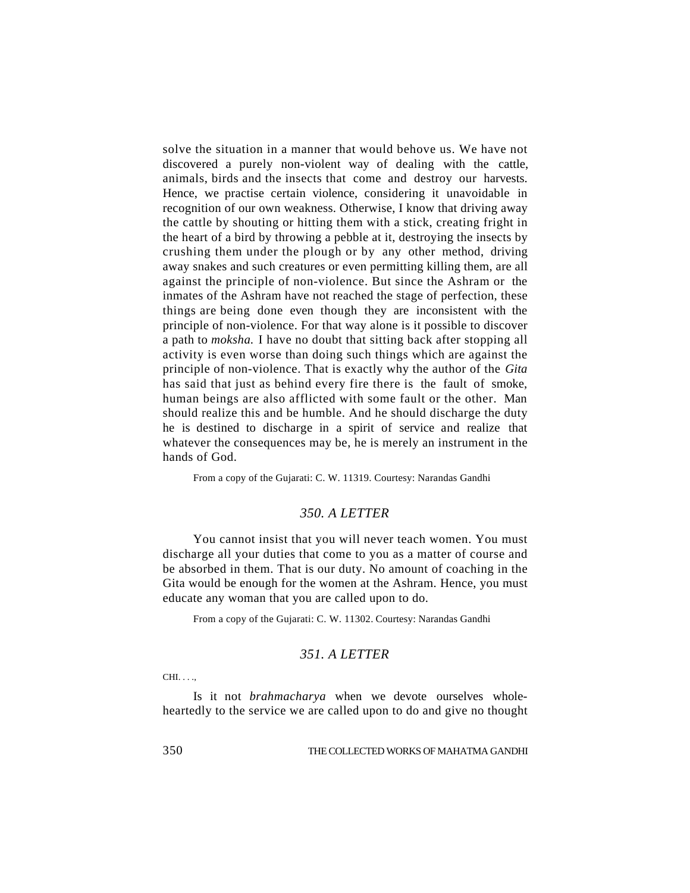solve the situation in a manner that would behove us. We have not discovered a purely non-violent way of dealing with the cattle, animals, birds and the insects that come and destroy our harvests. Hence, we practise certain violence, considering it unavoidable in recognition of our own weakness. Otherwise, I know that driving away the cattle by shouting or hitting them with a stick, creating fright in the heart of a bird by throwing a pebble at it, destroying the insects by crushing them under the plough or by any other method, driving away snakes and such creatures or even permitting killing them, are all against the principle of non-violence. But since the Ashram or the inmates of the Ashram have not reached the stage of perfection, these things are being done even though they are inconsistent with the principle of non-violence. For that way alone is it possible to discover a path to *moksha.* I have no doubt that sitting back after stopping all activity is even worse than doing such things which are against the principle of non-violence. That is exactly why the author of the *Gita* has said that just as behind every fire there is the fault of smoke, human beings are also afflicted with some fault or the other. Man should realize this and be humble. And he should discharge the duty he is destined to discharge in a spirit of service and realize that whatever the consequences may be, he is merely an instrument in the hands of God.

From a copy of the Gujarati: C. W. 11319. Courtesy: Narandas Gandhi

## *350. A LETTER*

You cannot insist that you will never teach women. You must discharge all your duties that come to you as a matter of course and be absorbed in them. That is our duty. No amount of coaching in the Gita would be enough for the women at the Ashram. Hence, you must educate any woman that you are called upon to do.

From a copy of the Gujarati: C. W. 11302. Courtesy: Narandas Gandhi

## *351. A LETTER*

CHI. . . .,

Is it not *brahmacharya* when we devote ourselves whole-heartedly to the service we are called upon to do and give no thought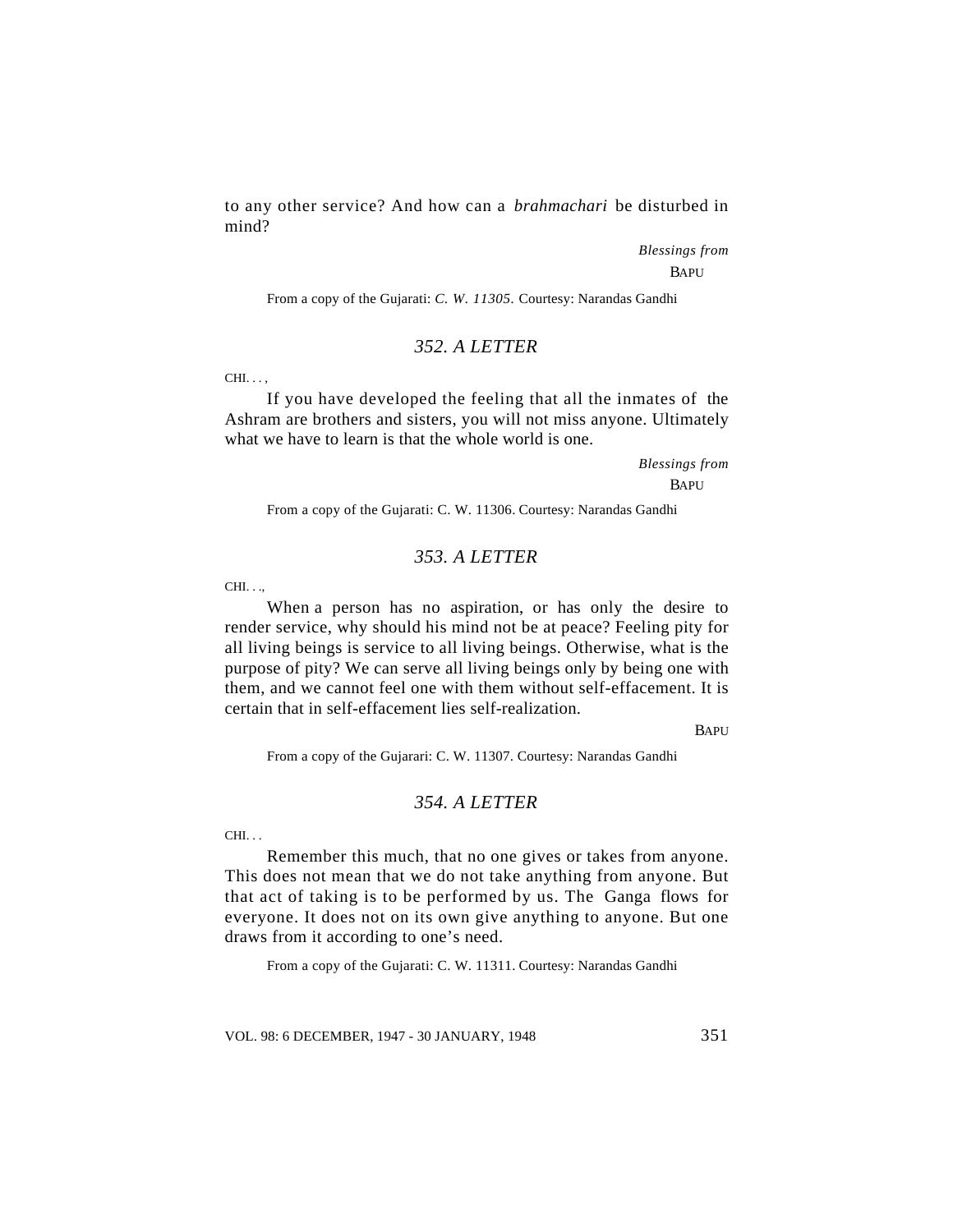to any other service? And how can a *brahmachari* be disturbed in mind?

*Blessings from*
BAPU

From a copy of the Gujarati: *C. W. 11305*. Courtesy: Narandas Gandhi

### *352. A LETTER*

CHI. . . ,

If you have developed the feeling that all the inmates of the Ashram are brothers and sisters, you will not miss anyone. Ultimately what we have to learn is that the whole world is one.

*Blessings from*
BAPU

From a copy of the Gujarati: C. W. 11306. Courtesy: Narandas Gandhi

### *353. A LETTER*

CHI. . .,

When a person has no aspiration, or has only the desire to render service, why should his mind not be at peace? Feeling pity for all living beings is service to all living beings. Otherwise, what is the purpose of pity? We can serve all living beings only by being one with them, and we cannot feel one with them without self-effacement. It is certain that in self-effacement lies self-realization.

BAPU

From a copy of the Gujarari: C. W. 11307. Courtesy: Narandas Gandhi

### *354. A LETTER*

CHI. . .

Remember this much, that no one gives or takes from anyone. This does not mean that we do not take anything from anyone. But that act of taking is to be performed by us. The Ganga flows for everyone. It does not on its own give anything to anyone. But one draws from it according to one's need.

From a copy of the Gujarati: C. W. 11311. Courtesy: Narandas Gandhi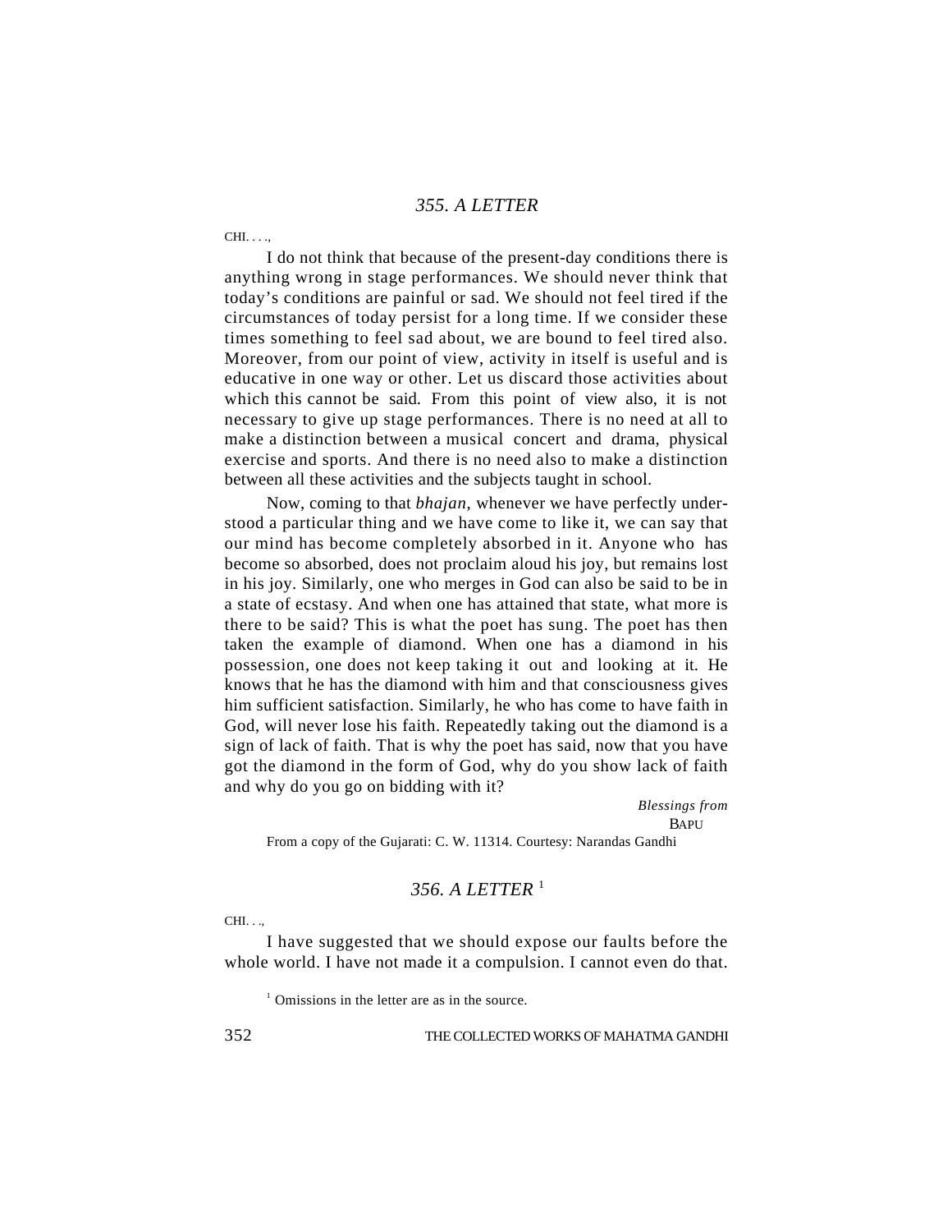## *355. A LETTER*

CHI. . . .,

I do not think that because of the present-day conditions there is anything wrong in stage performances. We should never think that today's conditions are painful or sad. We should not feel tired if the circumstances of today persist for a long time. If we consider these times something to feel sad about, we are bound to feel tired also. Moreover, from our point of view, activity in itself is useful and is educative in one way or other. Let us discard those activities about which this cannot be said. From this point of view also, it is not necessary to give up stage performances. There is no need at all to make a distinction between a musical concert and drama, physical exercise and sports. And there is no need also to make a distinction between all these activities and the subjects taught in school.

Now, coming to that *bhajan*, whenever we have perfectly understood a particular thing and we have come to like it, we can say that our mind has become completely absorbed in it. Anyone who has become so absorbed, does not proclaim aloud his joy, but remains lost in his joy. Similarly, one who merges in God can also be said to be in a state of ecstasy. And when one has attained that state, what more is there to be said? This is what the poet has sung. The poet has then taken the example of diamond. When one has a diamond in his possession, one does not keep taking it out and looking at it. He knows that he has the diamond with him and that consciousness gives him sufficient satisfaction. Similarly, he who has come to have faith in God, will never lose his faith. Repeatedly taking out the diamond is a sign of lack of faith. That is why the poet has said, now that you have got the diamond in the form of God, why do you show lack of faith and why do you go on bidding with it?

*Blessings from*
BAPU

From a copy of the Gujarati: C. W. 11314. Courtesy: Narandas Gandhi

## *356. A LETTER* [1]

CHI. . .,

I have suggested that we should expose our faults before the whole world. I have not made it a compulsion. I cannot even do that.

[1] Omissions in the letter are as in the source.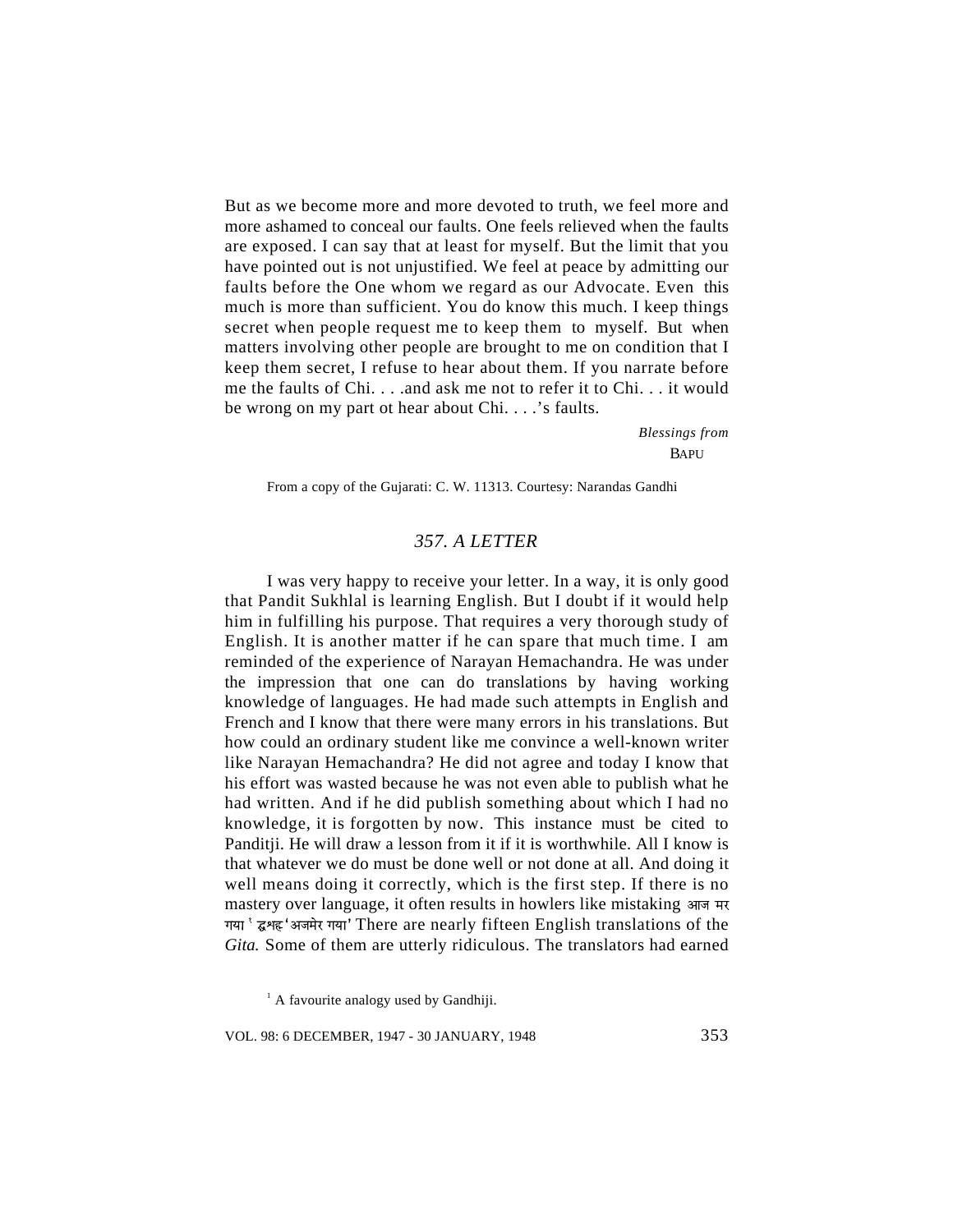But as we become more and more devoted to truth, we feel more and more ashamed to conceal our faults. One feels relieved when the faults are exposed. I can say that at least for myself. But the limit that you have pointed out is not unjustified. We feel at peace by admitting our faults before the One whom we regard as our Advocate. Even this much is more than sufficient. You do know this much. I keep things secret when people request me to keep them to myself. But when matters involving other people are brought to me on condition that I keep them secret, I refuse to hear about them. If you narrate before me the faults of Chi. . . .and ask me not to refer it to Chi. . . it would be wrong on my part ot hear about Chi. . . .'s faults.

*Blessings from*
BAPU

From a copy of the Gujarati: C. W. 11313. Courtesy: Narandas Gandhi

## *357. A LETTER*

I was very happy to receive your letter. In a way, it is only good that Pandit Sukhlal is learning English. But I doubt if it would help him in fulfilling his purpose. That requires a very thorough study of English. It is another matter if he can spare that much time. I am reminded of the experience of Narayan Hemachandra. He was under the impression that one can do translations by having working knowledge of languages. He had made such attempts in English and French and I know that there were many errors in his translations. But how could an ordinary student like me convince a well-known writer like Narayan Hemachandra? He did not agree and today I know that his effort was wasted because he was not even able to publish what he had written. And if he did publish something about which I had no knowledge, it is forgotten by now. This instance must be cited to Panditji. He will draw a lesson from it if it is worthwhile. All I know is that whatever we do must be done well or not done at all. And doing it well means doing it correctly, which is the first step. If there is no mastery over language, it often results in howlers like mistaking आज मर गया[1] for 'अजमेर गया' There are nearly fifteen English translations of the *Gita.* Some of them are utterly ridiculous. The translators had earned

[1] A favourite analogy used by Gandhiji.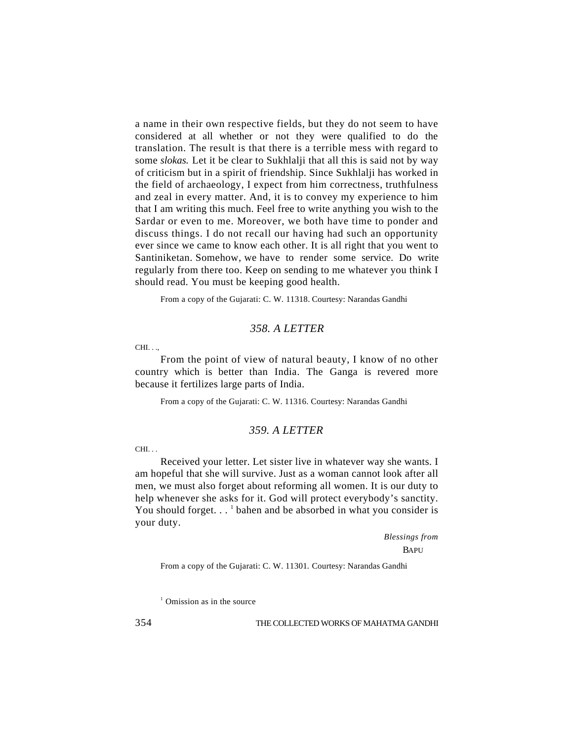a name in their own respective fields, but they do not seem to have considered at all whether or not they were qualified to do the translation. The result is that there is a terrible mess with regard to some *slokas.* Let it be clear to Sukhlalji that all this is said not by way of criticism but in a spirit of friendship. Since Sukhlalji has worked in the field of archaeology, I expect from him correctness, truthfulness and zeal in every matter. And, it is to convey my experience to him that I am writing this much. Feel free to write anything you wish to the Sardar or even to me. Moreover, we both have time to ponder and discuss things. I do not recall our having had such an opportunity ever since we came to know each other. It is all right that you went to Santiniketan. Somehow, we have to render some service. Do write regularly from there too. Keep on sending to me whatever you think I should read. You must be keeping good health.

From a copy of the Gujarati: C. W. 11318. Courtesy: Narandas Gandhi

## *358. A LETTER*

CHI. . .,

From the point of view of natural beauty, I know of no other country which is better than India. The Ganga is revered more because it fertilizes large parts of India.

From a copy of the Gujarati: C. W. 11316. Courtesy: Narandas Gandhi

## *359. A LETTER*

CHI. . .

Received your letter. Let sister live in whatever way she wants. I am hopeful that she will survive. Just as a woman cannot look after all men, we must also forget about reforming all women. It is our duty to help whenever she asks for it. God will protect everybody's sanctity. You should forget. . . [1] bahen and be absorbed in what you consider is your duty.

*Blessings from*

BAPU

From a copy of the Gujarati: C. W. 11301. Courtesy: Narandas Gandhi

[1] Omission as in the source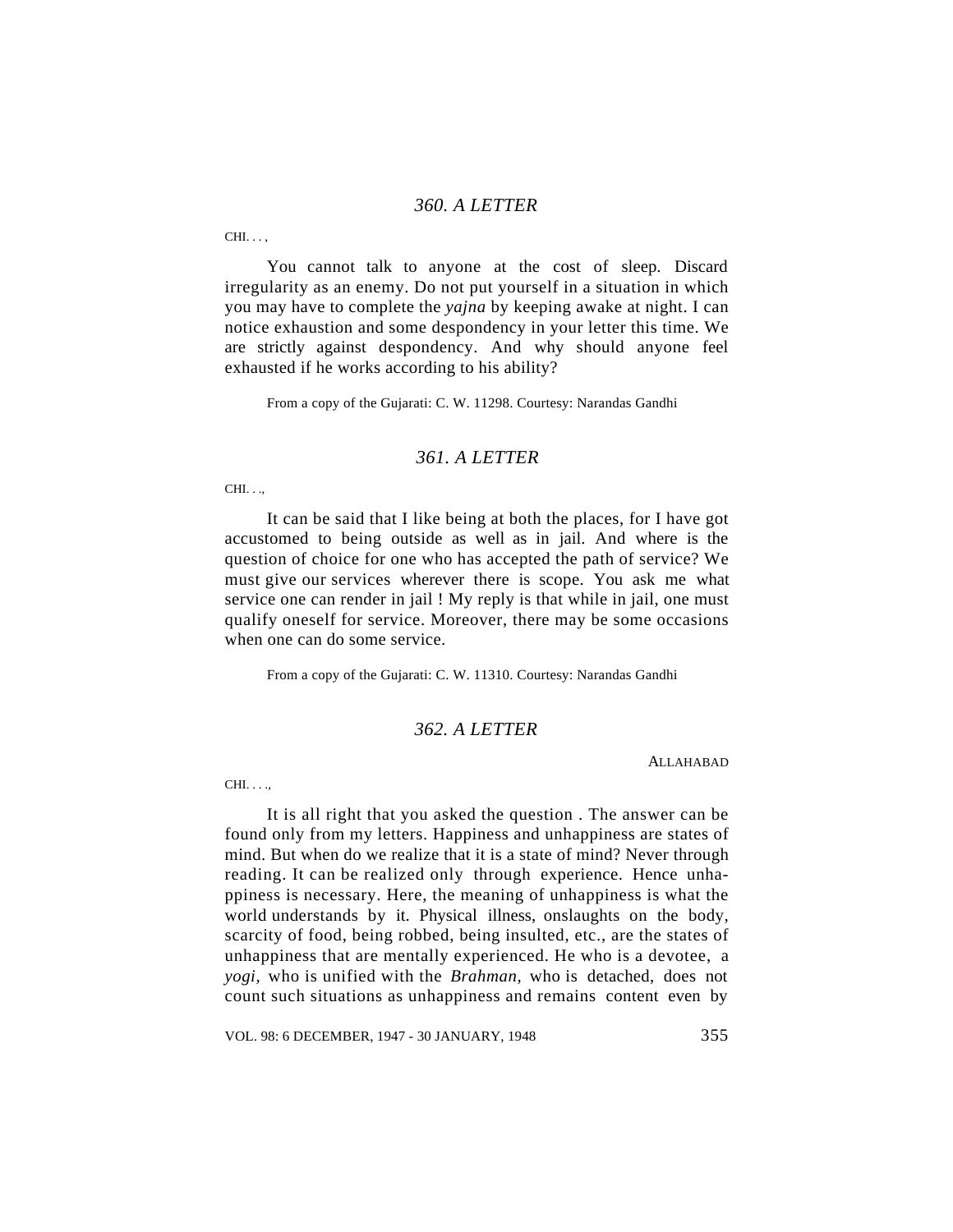## *360. A LETTER*

CHI. . . ,

You cannot talk to anyone at the cost of sleep. Discard irregularity as an enemy. Do not put yourself in a situation in which you may have to complete the *yajna* by keeping awake at night. I can notice exhaustion and some despondency in your letter this time. We are strictly against despondency. And why should anyone feel exhausted if he works according to his ability?

From a copy of the Gujarati: C. W. 11298. Courtesy: Narandas Gandhi

## *361. A LETTER*

CHI. . .,

It can be said that I like being at both the places, for I have got accustomed to being outside as well as in jail. And where is the question of choice for one who has accepted the path of service? We must give our services wherever there is scope. You ask me what service one can render in jail ! My reply is that while in jail, one must qualify oneself for service. Moreover, there may be some occasions when one can do some service.

From a copy of the Gujarati: C. W. 11310. Courtesy: Narandas Gandhi

## *362. A LETTER*

ALLAHABAD

CHI. . . .,

It is all right that you asked the question . The answer can be found only from my letters. Happiness and unhappiness are states of mind. But when do we realize that it is a state of mind? Never through reading. It can be realized only through experience. Hence unhappiness is necessary. Here, the meaning of unhappiness is what the world understands by it. Physical illness, onslaughts on the body, scarcity of food, being robbed, being insulted, etc., are the states of unhappiness that are mentally experienced. He who is a devotee, a *yogi,* who is unified with the *Brahman*, who is detached, does not count such situations as unhappiness and remains content even by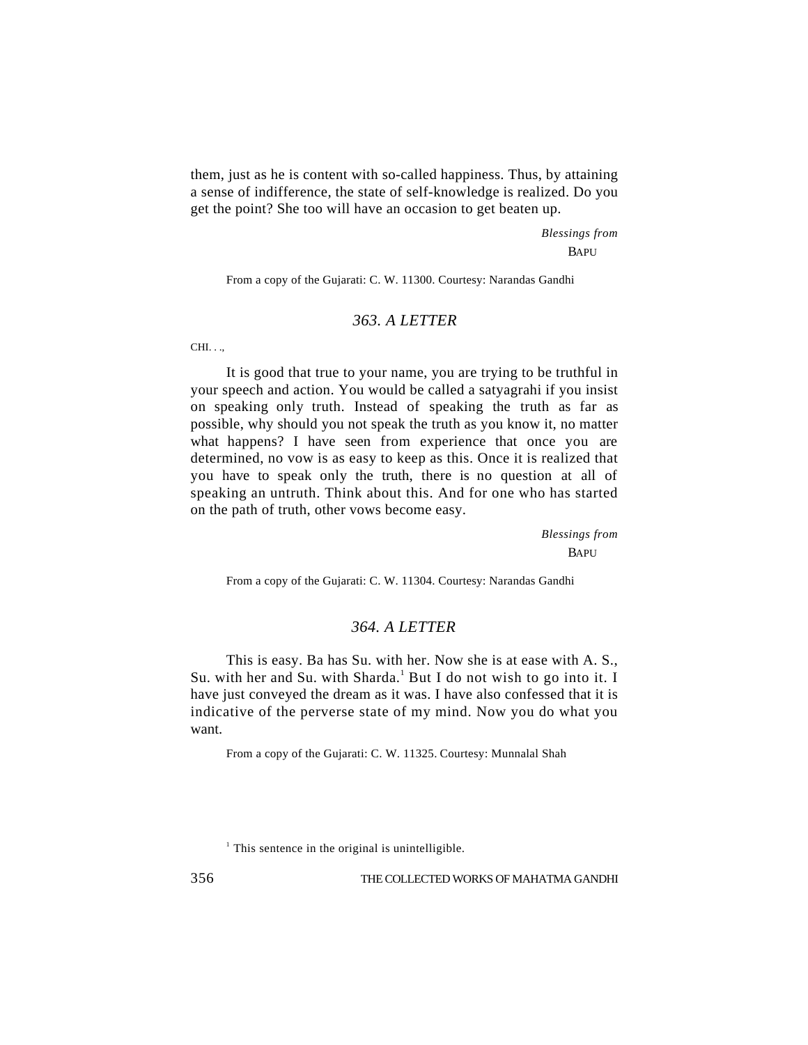them, just as he is content with so-called happiness. Thus, by attaining a sense of indifference, the state of self-knowledge is realized. Do you get the point? She too will have an occasion to get beaten up.

*Blessings from*
BAPU

From a copy of the Gujarati: C. W. 11300. Courtesy: Narandas Gandhi

### *363. A LETTER*

CHI. . .,

It is good that true to your name, you are trying to be truthful in your speech and action. You would be called a satyagrahi if you insist on speaking only truth. Instead of speaking the truth as far as possible, why should you not speak the truth as you know it, no matter what happens? I have seen from experience that once you are determined, no vow is as easy to keep as this. Once it is realized that you have to speak only the truth, there is no question at all of speaking an untruth. Think about this. And for one who has started on the path of truth, other vows become easy.

*Blessings from*
BAPU

From a copy of the Gujarati: C. W. 11304. Courtesy: Narandas Gandhi

### *364. A LETTER*

This is easy. Ba has Su. with her. Now she is at ease with A. S., Su. with her and Su. with Sharda.[1] But I do not wish to go into it. I have just conveyed the dream as it was. I have also confessed that it is indicative of the perverse state of my mind. Now you do what you want.

From a copy of the Gujarati: C. W. 11325. Courtesy: Munnalal Shah

[1] This sentence in the original is unintelligible.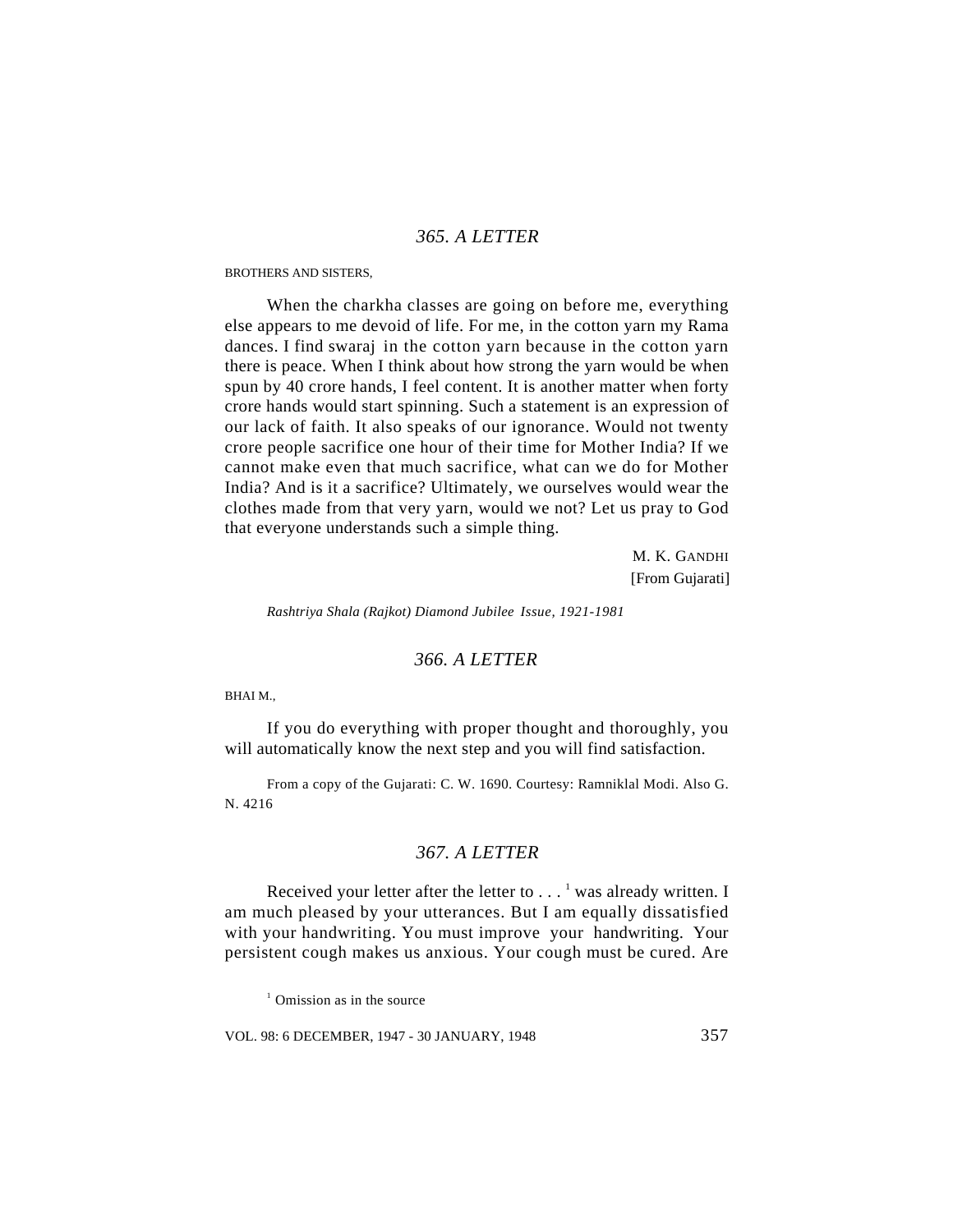## *365. A LETTER*

BROTHERS AND SISTERS,

When the charkha classes are going on before me, everything else appears to me devoid of life. For me, in the cotton yarn my Rama dances. I find swaraj in the cotton yarn because in the cotton yarn there is peace. When I think about how strong the yarn would be when spun by 40 crore hands, I feel content. It is another matter when forty crore hands would start spinning. Such a statement is an expression of our lack of faith. It also speaks of our ignorance. Would not twenty crore people sacrifice one hour of their time for Mother India? If we cannot make even that much sacrifice, what can we do for Mother India? And is it a sacrifice? Ultimately, we ourselves would wear the clothes made from that very yarn, would we not? Let us pray to God that everyone understands such a simple thing.

M. K. GANDHI
[From Gujarati]

*Rashtriya Shala (Rajkot) Diamond Jubilee Issue, 1921-1981*

## *366. A LETTER*

BHAI M.,

If you do everything with proper thought and thoroughly, you will automatically know the next step and you will find satisfaction.

From a copy of the Gujarati: C. W. 1690. Courtesy: Ramniklal Modi. Also G. N. 4216

## *367. A LETTER*

Received your letter after the letter to . . . [1] was already written. I am much pleased by your utterances. But I am equally dissatisfied with your handwriting. You must improve your handwriting. Your persistent cough makes us anxious. Your cough must be cured. Are

[1] Omission as in the source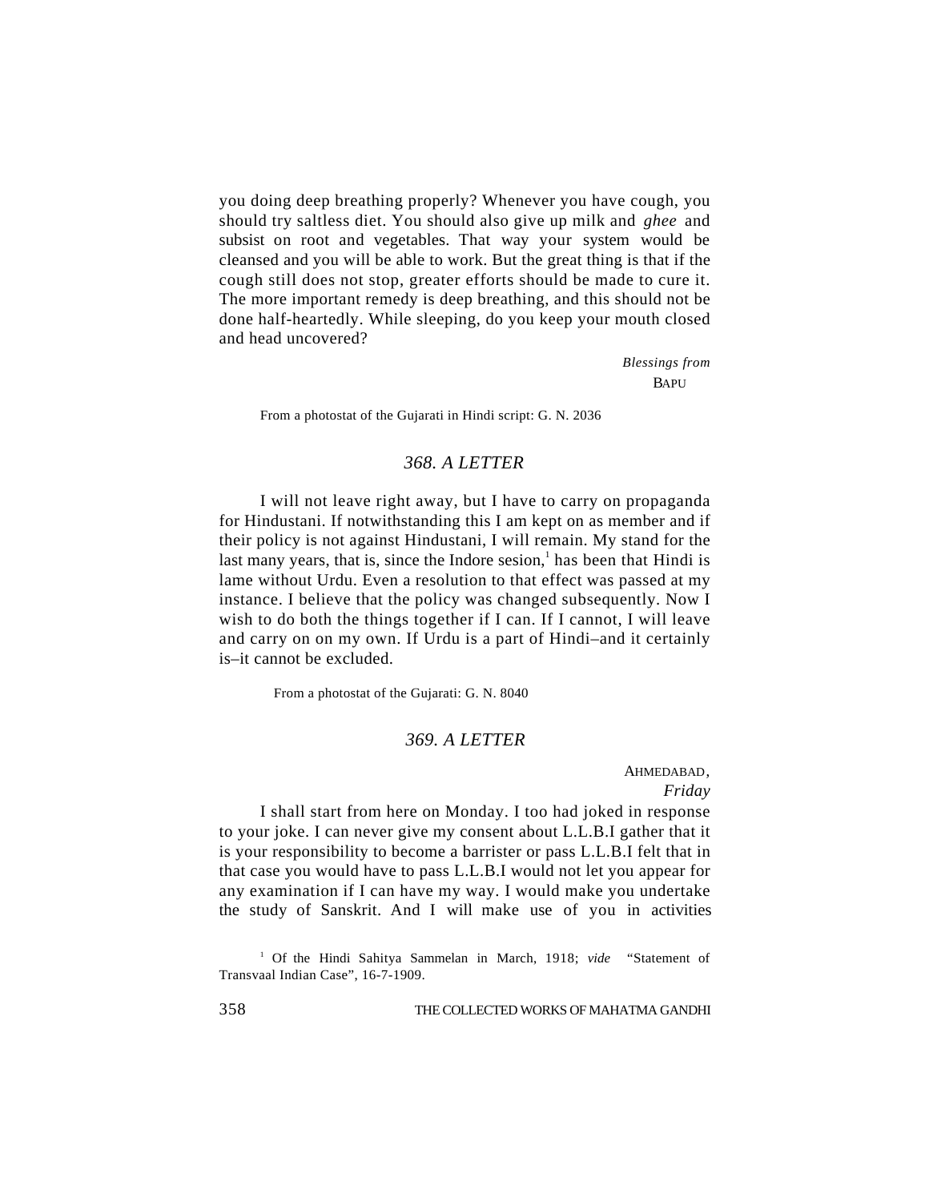you doing deep breathing properly? Whenever you have cough, you should try saltless diet. You should also give up milk and *ghee* and subsist on root and vegetables. That way your system would be cleansed and you will be able to work. But the great thing is that if the cough still does not stop, greater efforts should be made to cure it. The more important remedy is deep breathing, and this should not be done half-heartedly. While sleeping, do you keep your mouth closed and head uncovered?

*Blessings from*
BAPU

From a photostat of the Gujarati in Hindi script: G. N. 2036

### *368. A LETTER*

I will not leave right away, but I have to carry on propaganda for Hindustani. If notwithstanding this I am kept on as member and if their policy is not against Hindustani, I will remain. My stand for the last many years, that is, since the Indore sesion,[1] has been that Hindi is lame without Urdu. Even a resolution to that effect was passed at my instance. I believe that the policy was changed subsequently. Now I wish to do both the things together if I can. If I cannot, I will leave and carry on on my own. If Urdu is a part of Hindi–and it certainly is–it cannot be excluded.

From a photostat of the Gujarati: G. N. 8040

### *369. A LETTER*

AHMEDABAD,
*Friday*

I shall start from here on Monday. I too had joked in response to your joke. I can never give my consent about L.L.B.I gather that it is your responsibility to become a barrister or pass L.L.B.I felt that in that case you would have to pass L.L.B.I would not let you appear for any examination if I can have my way. I would make you undertake the study of Sanskrit. And I will make use of you in activities

[1] Of the Hindi Sahitya Sammelan in March, 1918; *vide* "Statement of Transvaal Indian Case", 16-7-1909.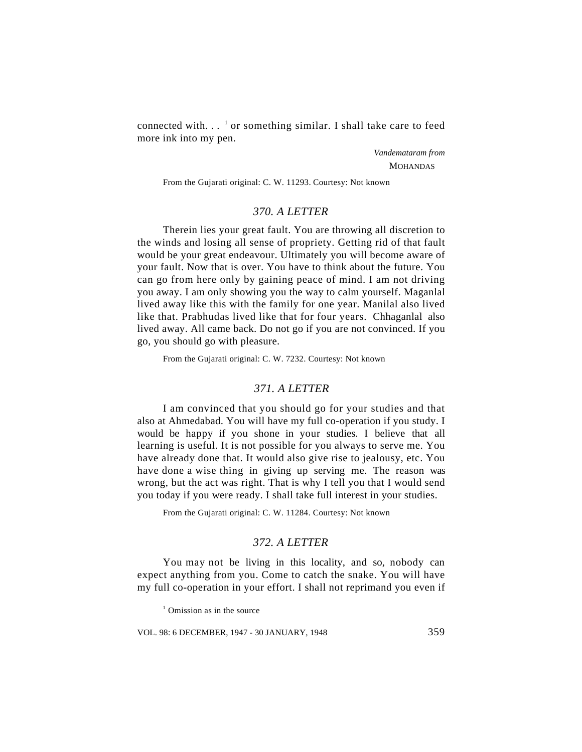connected with. . . [1] or something similar. I shall take care to feed more ink into my pen.

*Vandemataram from*
MOHANDAS

From the Gujarati original: C. W. 11293. Courtesy: Not known

## *370. A LETTER*

Therein lies your great fault. You are throwing all discretion to the winds and losing all sense of propriety. Getting rid of that fault would be your great endeavour. Ultimately you will become aware of your fault. Now that is over. You have to think about the future. You can go from here only by gaining peace of mind. I am not driving you away. I am only showing you the way to calm yourself. Maganlal lived away like this with the family for one year. Manilal also lived like that. Prabhudas lived like that for four years. Chhaganlal also lived away. All came back. Do not go if you are not convinced. If you go, you should go with pleasure.

From the Gujarati original: C. W. 7232. Courtesy: Not known

## *371. A LETTER*

I am convinced that you should go for your studies and that also at Ahmedabad. You will have my full co-operation if you study. I would be happy if you shone in your studies. I believe that all learning is useful. It is not possible for you always to serve me. You have already done that. It would also give rise to jealousy, etc. You have done a wise thing in giving up serving me. The reason was wrong, but the act was right. That is why I tell you that I would send you today if you were ready. I shall take full interest in your studies.

From the Gujarati original: C. W. 11284. Courtesy: Not known

## *372. A LETTER*

You may not be living in this locality, and so, nobody can expect anything from you. Come to catch the snake. You will have my full co-operation in your effort. I shall not reprimand you even if

[1] Omission as in the source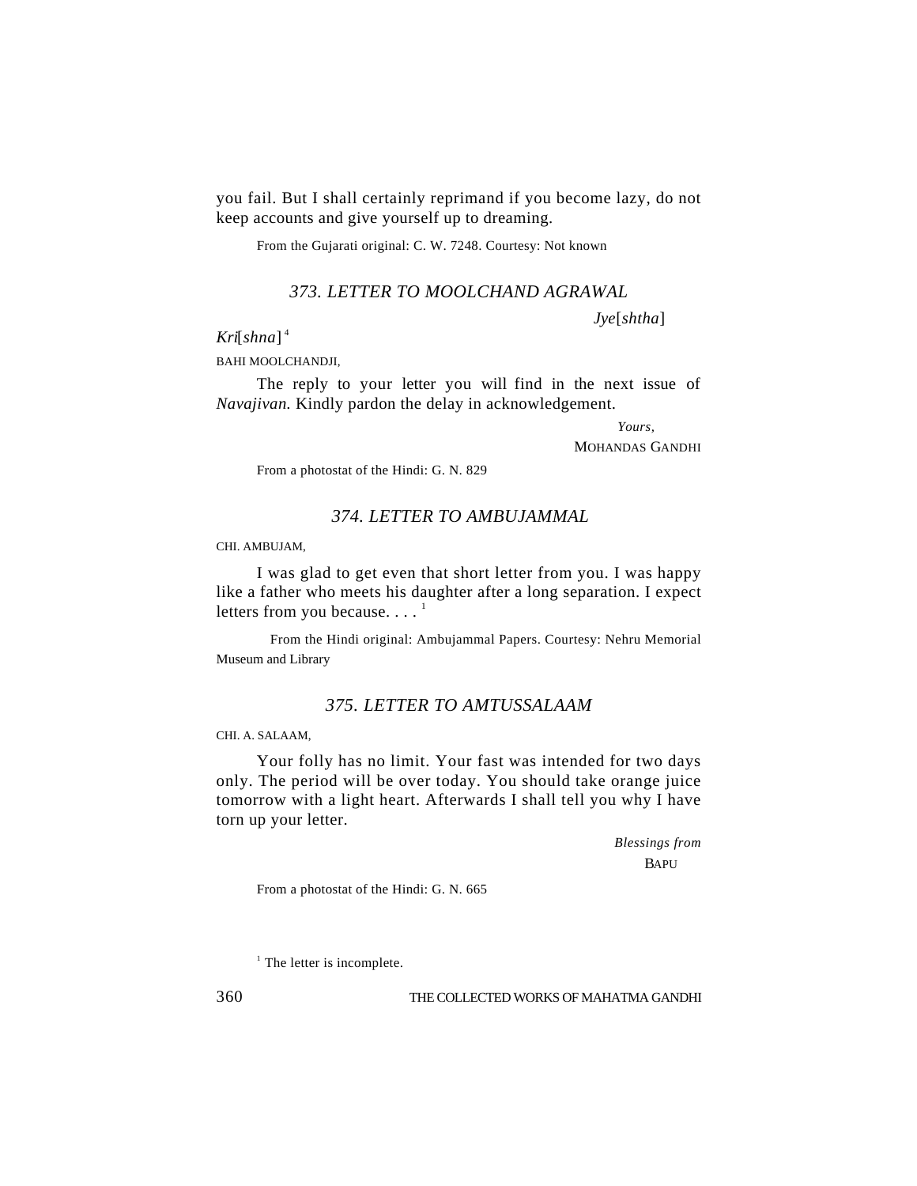you fail. But I shall certainly reprimand if you become lazy, do not keep accounts and give yourself up to dreaming.

From the Gujarati original: C. W. 7248. Courtesy: Not known

### *373. LETTER TO MOOLCHAND AGRAWAL*

*Jye*[*shtha*]

*Kri*[*shna*] [4]

BAHI MOOLCHANDJI,

The reply to your letter you will find in the next issue of *Navajivan.* Kindly pardon the delay in acknowledgement.

*Yours,*

MOHANDAS GANDHI

From a photostat of the Hindi: G. N. 829

### *374. LETTER TO AMBUJAMMAL*

CHI. AMBUJAM,

I was glad to get even that short letter from you. I was happy like a father who meets his daughter after a long separation. I expect letters from you because. . . . [1]

From the Hindi original: Ambujammal Papers. Courtesy: Nehru Memorial Museum and Library

### *375. LETTER TO AMTUSSALAAM*

CHI. A. SALAAM,

Your folly has no limit. Your fast was intended for two days only. The period will be over today. You should take orange juice tomorrow with a light heart. Afterwards I shall tell you why I have torn up your letter.

*Blessings from*

BAPU

From a photostat of the Hindi: G. N. 665

[1] The letter is incomplete.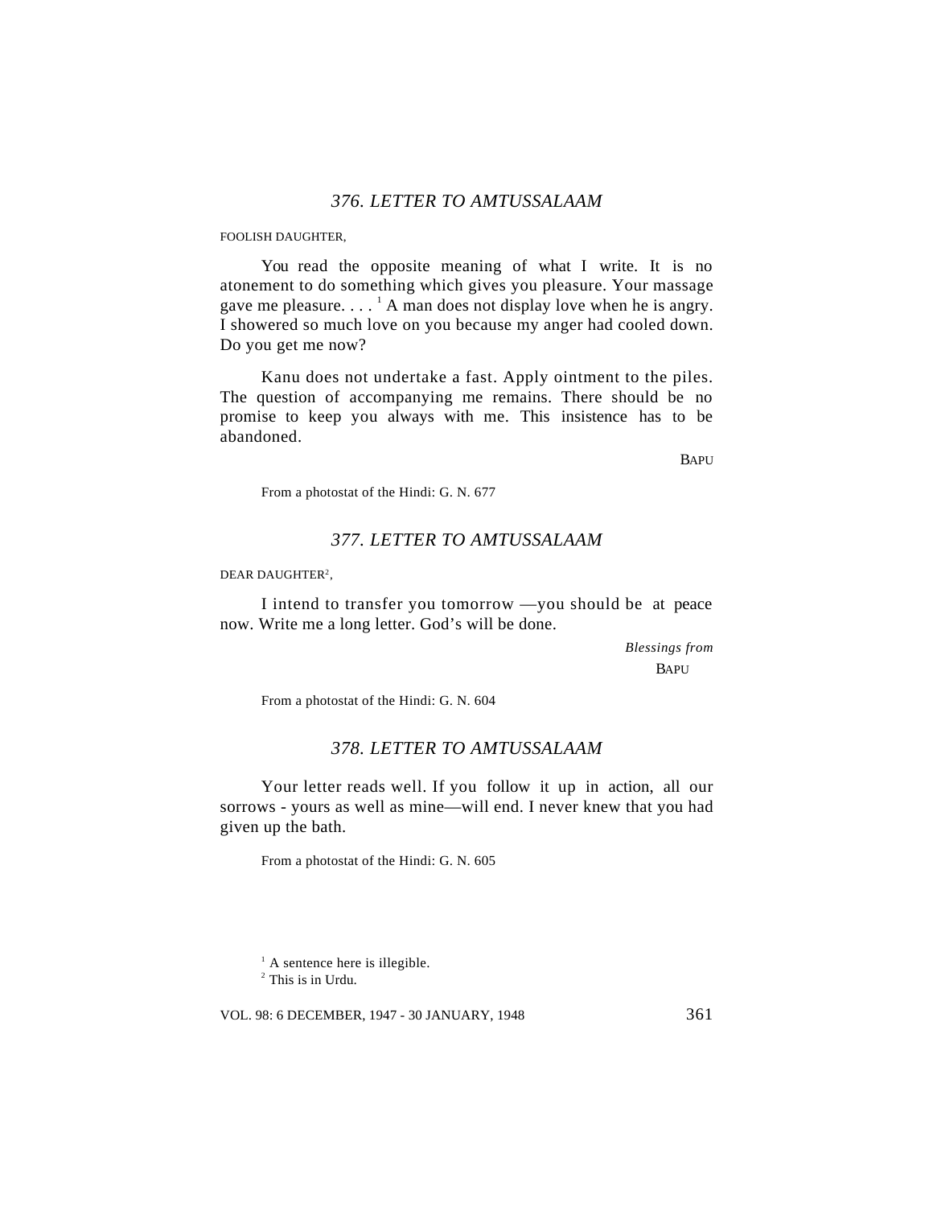### *376. LETTER TO AMTUSSALAAM*

FOOLISH DAUGHTER,

You read the opposite meaning of what I write. It is no atonement to do something which gives you pleasure. Your massage gave me pleasure. . . . [1] A man does not display love when he is angry. I showered so much love on you because my anger had cooled down. Do you get me now?

Kanu does not undertake a fast. Apply ointment to the piles. The question of accompanying me remains. There should be no promise to keep you always with me. This insistence has to be abandoned.

BAPU

From a photostat of the Hindi: G. N. 677

### *377. LETTER TO AMTUSSALAAM*

DEAR DAUGHTER[2],

I intend to transfer you tomorrow —you should be at peace now. Write me a long letter. God's will be done.

*Blessings from*
BAPU

From a photostat of the Hindi: G. N. 604

### *378. LETTER TO AMTUSSALAAM*

Your letter reads well. If you follow it up in action, all our sorrows - yours as well as mine—will end. I never knew that you had given up the bath.

From a photostat of the Hindi: G. N. 605

[1] A sentence here is illegible.
[2] This is in Urdu.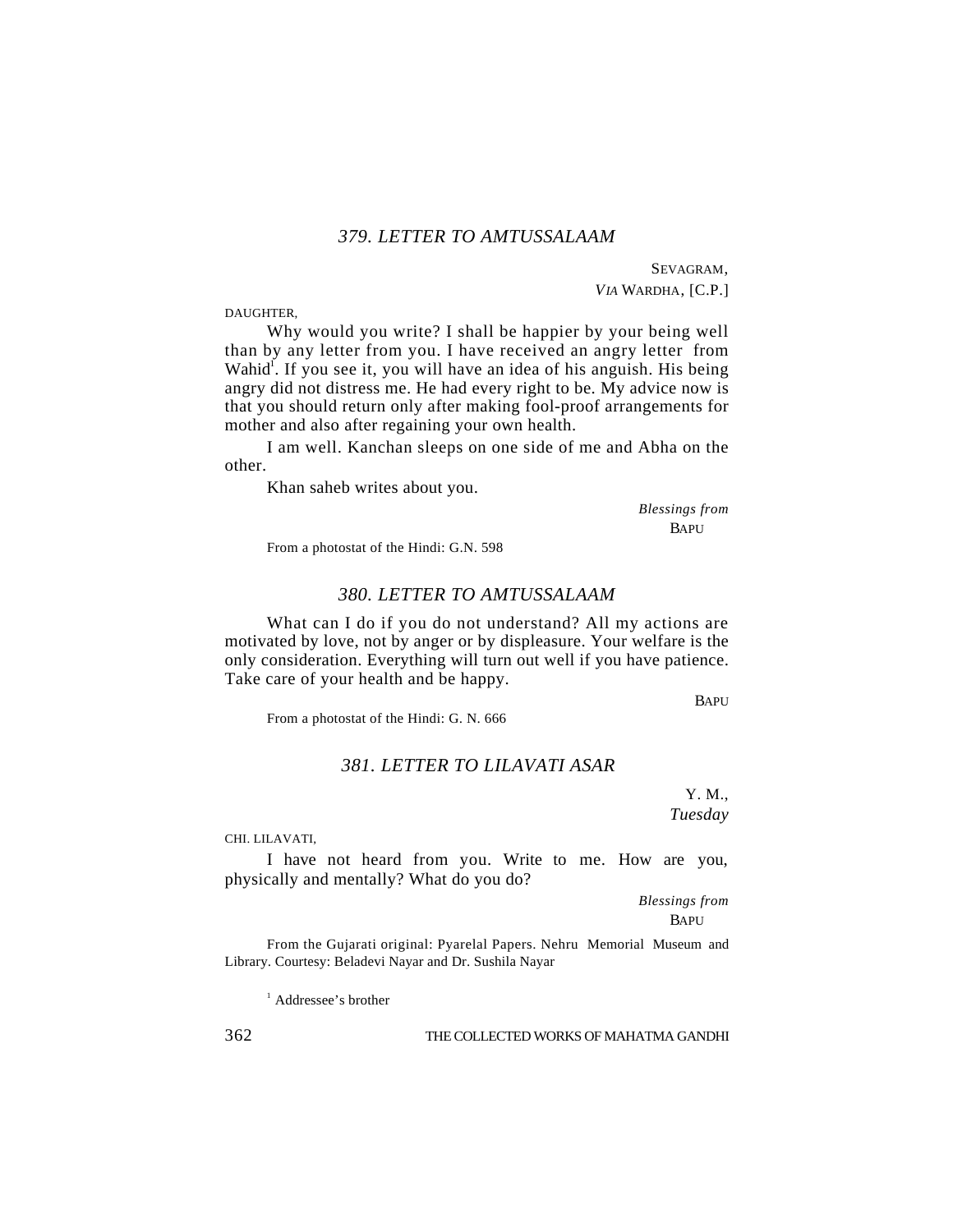### 379. LETTER TO AMTUSSALAAM

SEVAGRAM,
*VIA* WARDHA, [C.P.]

DAUGHTER,

Why would you write? I shall be happier by your being well than by any letter from you. I have received an angry letter from Wahid[1]. If you see it, you will have an idea of his anguish. His being angry did not distress me. He had every right to be. My advice now is that you should return only after making fool-proof arrangements for mother and also after regaining your own health.

I am well. Kanchan sleeps on one side of me and Abha on the other.

Khan saheb writes about you.

*Blessings from*
BAPU

From a photostat of the Hindi: G.N. 598

### 380. LETTER TO AMTUSSALAAM

What can I do if you do not understand? All my actions are motivated by love, not by anger or by displeasure. Your welfare is the only consideration. Everything will turn out well if you have patience. Take care of your health and be happy.

BAPU

From a photostat of the Hindi: G. N. 666

### 381. LETTER TO LILAVATI ASAR

Y. M.,
*Tuesday*

CHI. LILAVATI,

I have not heard from you. Write to me. How are you, physically and mentally? What do you do?

*Blessings from*
BAPU

From the Gujarati original: Pyarelal Papers. Nehru Memorial Museum and Library. Courtesy: Beladevi Nayar and Dr. Sushila Nayar

[1] Addressee's brother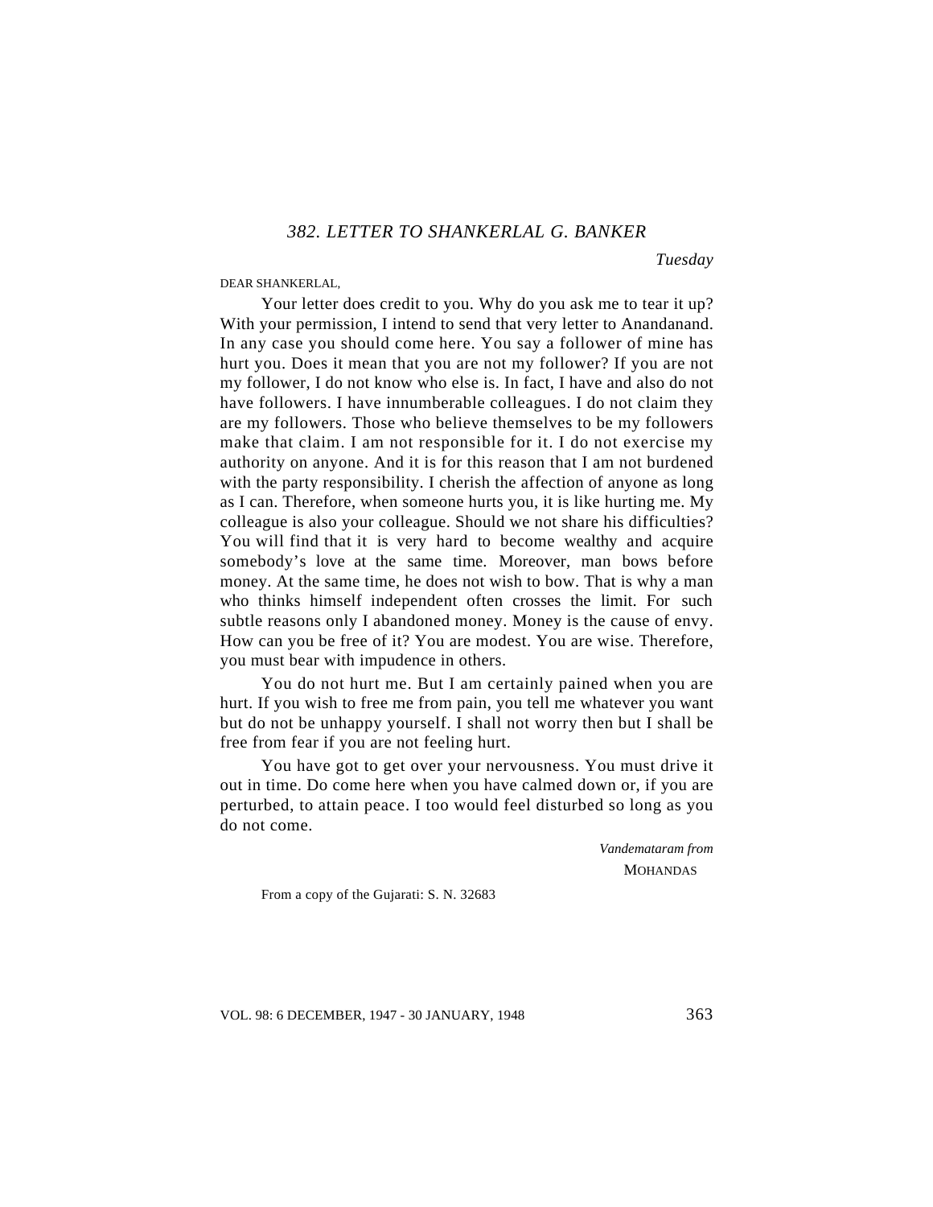## *382. LETTER TO SHANKERLAL G. BANKER*

*Tuesday*

DEAR SHANKERLAL,

Your letter does credit to you. Why do you ask me to tear it up? With your permission, I intend to send that very letter to Anandanand. In any case you should come here. You say a follower of mine has hurt you. Does it mean that you are not my follower? If you are not my follower, I do not know who else is. In fact, I have and also do not have followers. I have innumberable colleagues. I do not claim they are my followers. Those who believe themselves to be my followers make that claim. I am not responsible for it. I do not exercise my authority on anyone. And it is for this reason that I am not burdened with the party responsibility. I cherish the affection of anyone as long as I can. Therefore, when someone hurts you, it is like hurting me. My colleague is also your colleague. Should we not share his difficulties? You will find that it is very hard to become wealthy and acquire somebody's love at the same time. Moreover, man bows before money. At the same time, he does not wish to bow. That is why a man who thinks himself independent often crosses the limit. For such subtle reasons only I abandoned money. Money is the cause of envy. How can you be free of it? You are modest. You are wise. Therefore, you must bear with impudence in others.

You do not hurt me. But I am certainly pained when you are hurt. If you wish to free me from pain, you tell me whatever you want but do not be unhappy yourself. I shall not worry then but I shall be free from fear if you are not feeling hurt.

You have got to get over your nervousness. You must drive it out in time. Do come here when you have calmed down or, if you are perturbed, to attain peace. I too would feel disturbed so long as you do not come.

*Vandemataram from*
MOHANDAS

From a copy of the Gujarati: S. N. 32683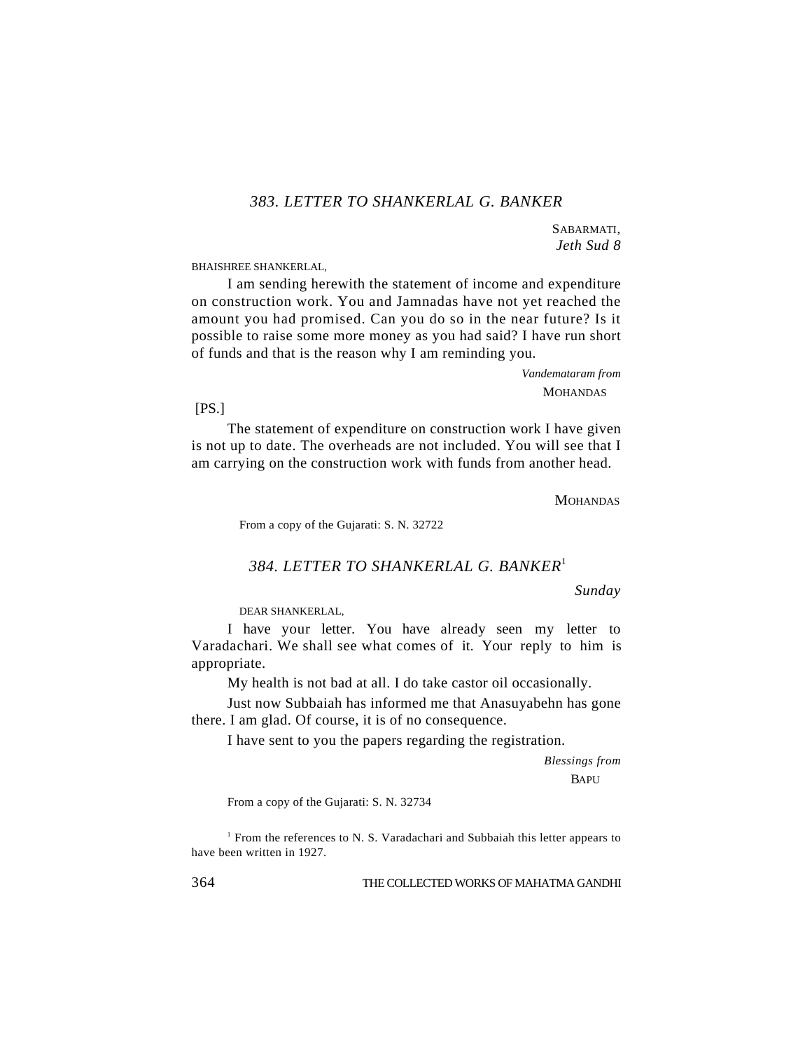### *383. LETTER TO SHANKERLAL G. BANKER*

SABARMATI,
*Jeth Sud 8*

BHAISHREE SHANKERLAL,

I am sending herewith the statement of income and expenditure on construction work. You and Jamnadas have not yet reached the amount you had promised. Can you do so in the near future? Is it possible to raise some more money as you had said? I have run short of funds and that is the reason why I am reminding you.

*Vandemataram from*
MOHANDAS

[PS.]

The statement of expenditure on construction work I have given is not up to date. The overheads are not included. You will see that I am carrying on the construction work with funds from another head.

MOHANDAS

From a copy of the Gujarati: S. N. 32722

### *384. LETTER TO SHANKERLAL G. BANKER*[1]

*Sunday*

DEAR SHANKERLAL,

I have your letter. You have already seen my letter to Varadachari. We shall see what comes of it. Your reply to him is appropriate.

My health is not bad at all. I do take castor oil occasionally.

Just now Subbaiah has informed me that Anasuyabehn has gone there. I am glad. Of course, it is of no consequence.

I have sent to you the papers regarding the registration.

*Blessings from*
BAPU

From a copy of the Gujarati: S. N. 32734

[1] From the references to N. S. Varadachari and Subbaiah this letter appears to have been written in 1927.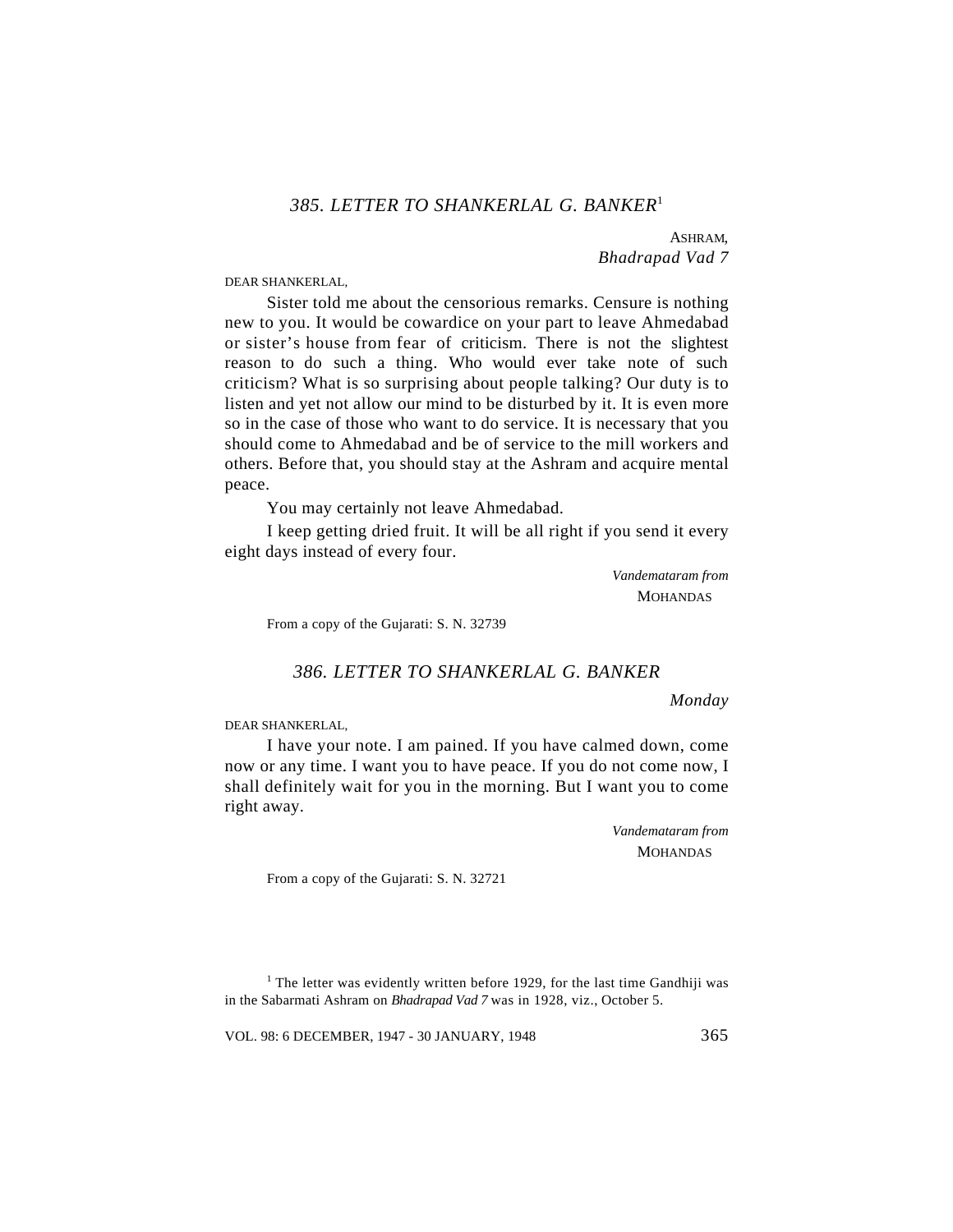### *385. LETTER TO SHANKERLAL G. BANKER*[1]

ASHRAM,
*Bhadrapad Vad 7*

DEAR SHANKERLAL,

Sister told me about the censorious remarks. Censure is nothing new to you. It would be cowardice on your part to leave Ahmedabad or sister's house from fear of criticism. There is not the slightest reason to do such a thing. Who would ever take note of such criticism? What is so surprising about people talking? Our duty is to listen and yet not allow our mind to be disturbed by it. It is even more so in the case of those who want to do service. It is necessary that you should come to Ahmedabad and be of service to the mill workers and others. Before that, you should stay at the Ashram and acquire mental peace.

You may certainly not leave Ahmedabad.

I keep getting dried fruit. It will be all right if you send it every eight days instead of every four.

*Vandemataram from*
MOHANDAS

From a copy of the Gujarati: S. N. 32739

### *386. LETTER TO SHANKERLAL G. BANKER*

*Monday*

DEAR SHANKERLAL,

I have your note. I am pained. If you have calmed down, come now or any time. I want you to have peace. If you do not come now, I shall definitely wait for you in the morning. But I want you to come right away.

*Vandemataram from*
MOHANDAS

From a copy of the Gujarati: S. N. 32721

[1] The letter was evidently written before 1929, for the last time Gandhiji was in the Sabarmati Ashram on *Bhadrapad Vad 7* was in 1928, viz., October 5.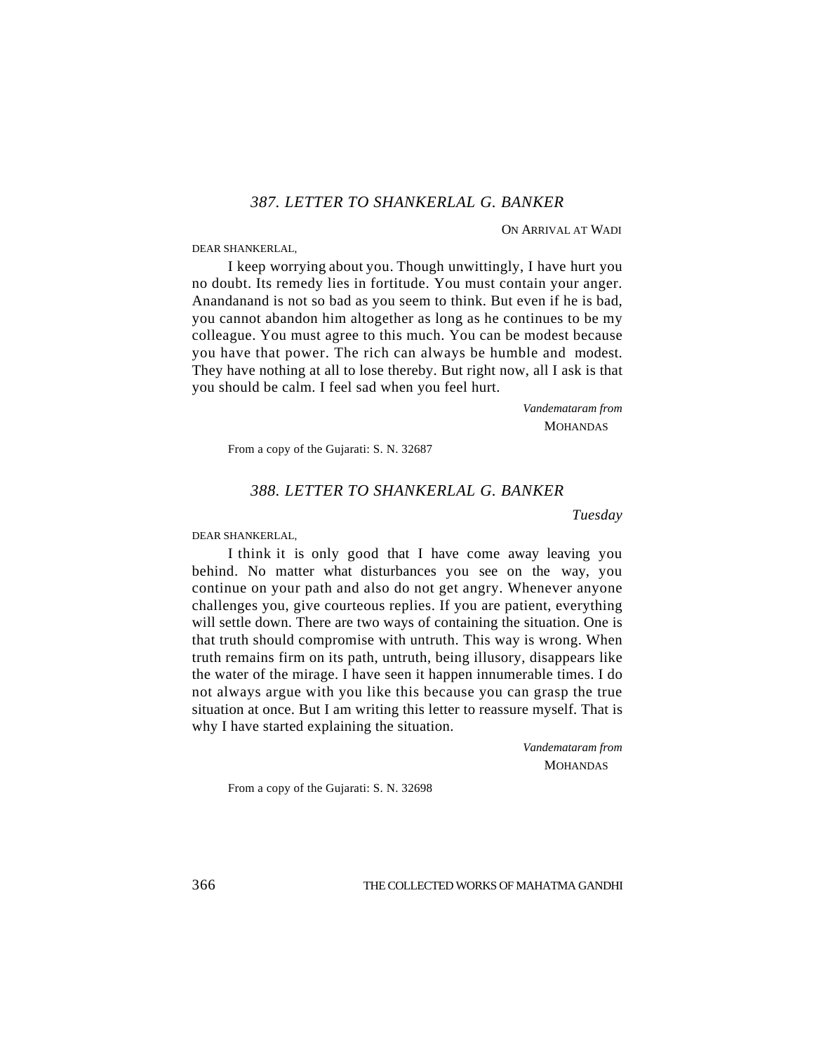## *387. LETTER TO SHANKERLAL G. BANKER*

ON ARRIVAL AT WADI

DEAR SHANKERLAL,

I keep worrying about you. Though unwittingly, I have hurt you no doubt. Its remedy lies in fortitude. You must contain your anger. Anandanand is not so bad as you seem to think. But even if he is bad, you cannot abandon him altogether as long as he continues to be my colleague. You must agree to this much. You can be modest because you have that power. The rich can always be humble and modest. They have nothing at all to lose thereby. But right now, all I ask is that you should be calm. I feel sad when you feel hurt.

*Vandemataram from*
MOHANDAS

From a copy of the Gujarati: S. N. 32687

## *388. LETTER TO SHANKERLAL G. BANKER*

*Tuesday*

DEAR SHANKERLAL,

I think it is only good that I have come away leaving you behind. No matter what disturbances you see on the way, you continue on your path and also do not get angry. Whenever anyone challenges you, give courteous replies. If you are patient, everything will settle down. There are two ways of containing the situation. One is that truth should compromise with untruth. This way is wrong. When truth remains firm on its path, untruth, being illusory, disappears like the water of the mirage. I have seen it happen innumerable times. I do not always argue with you like this because you can grasp the true situation at once. But I am writing this letter to reassure myself. That is why I have started explaining the situation.

*Vandemataram from*
MOHANDAS

From a copy of the Gujarati: S. N. 32698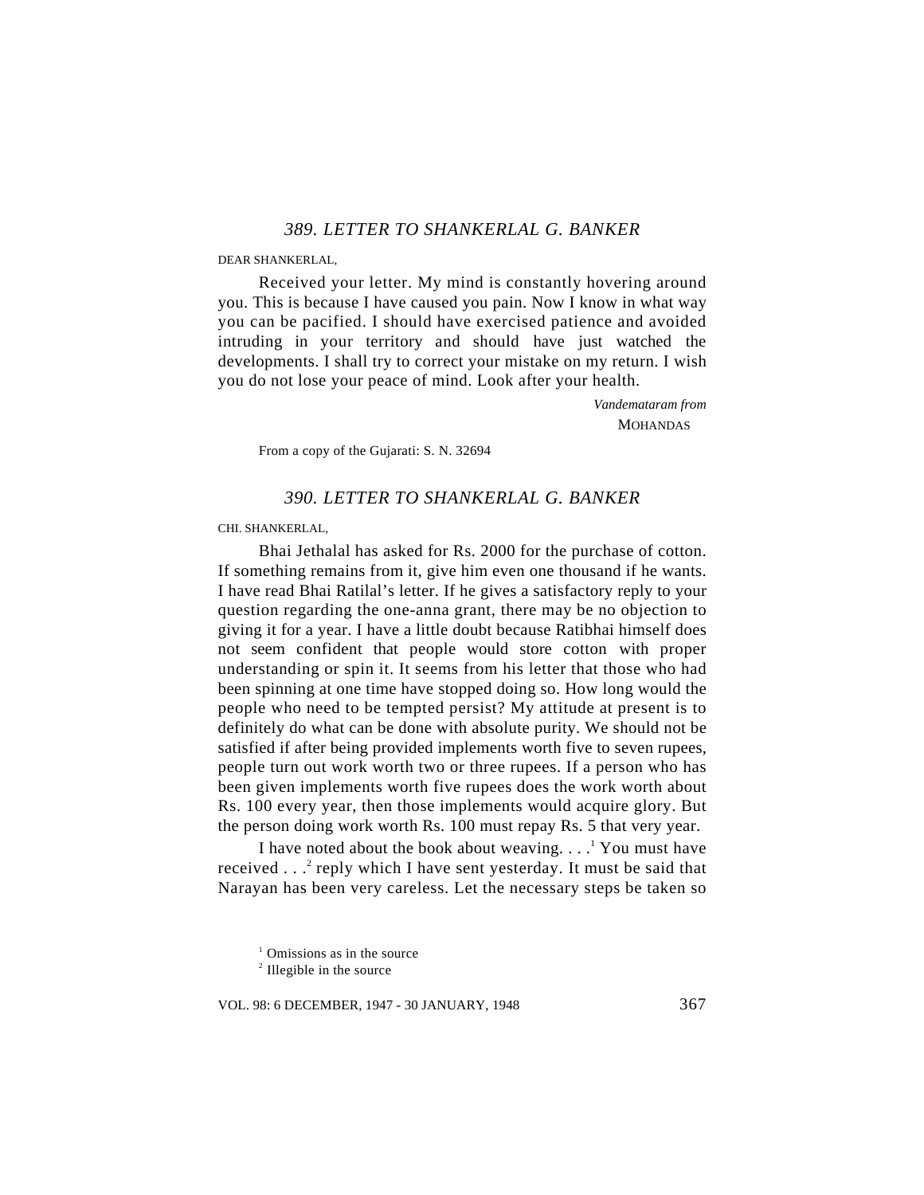### *389. LETTER TO SHANKERLAL G. BANKER*

DEAR SHANKERLAL,

Received your letter. My mind is constantly hovering around you. This is because I have caused you pain. Now I know in what way you can be pacified. I should have exercised patience and avoided intruding in your territory and should have just watched the developments. I shall try to correct your mistake on my return. I wish you do not lose your peace of mind. Look after your health.

*Vandemataram from*
MOHANDAS

From a copy of the Gujarati: S. N. 32694

### *390. LETTER TO SHANKERLAL G. BANKER*

CHI. SHANKERLAL,

Bhai Jethalal has asked for Rs. 2000 for the purchase of cotton. If something remains from it, give him even one thousand if he wants. I have read Bhai Ratilal's letter. If he gives a satisfactory reply to your question regarding the one-anna grant, there may be no objection to giving it for a year. I have a little doubt because Ratibhai himself does not seem confident that people would store cotton with proper understanding or spin it. It seems from his letter that those who had been spinning at one time have stopped doing so. How long would the people who need to be tempted persist? My attitude at present is to definitely do what can be done with absolute purity. We should not be satisfied if after being provided implements worth five to seven rupees, people turn out work worth two or three rupees. If a person who has been given implements worth five rupees does the work worth about Rs. 100 every year, then those implements would acquire glory. But the person doing work worth Rs. 100 must repay Rs. 5 that very year.

I have noted about the book about weaving. . . .[1] You must have received . . .[2] reply which I have sent yesterday. It must be said that Narayan has been very careless. Let the necessary steps be taken so

[1] Omissions as in the source

[2] Illegible in the source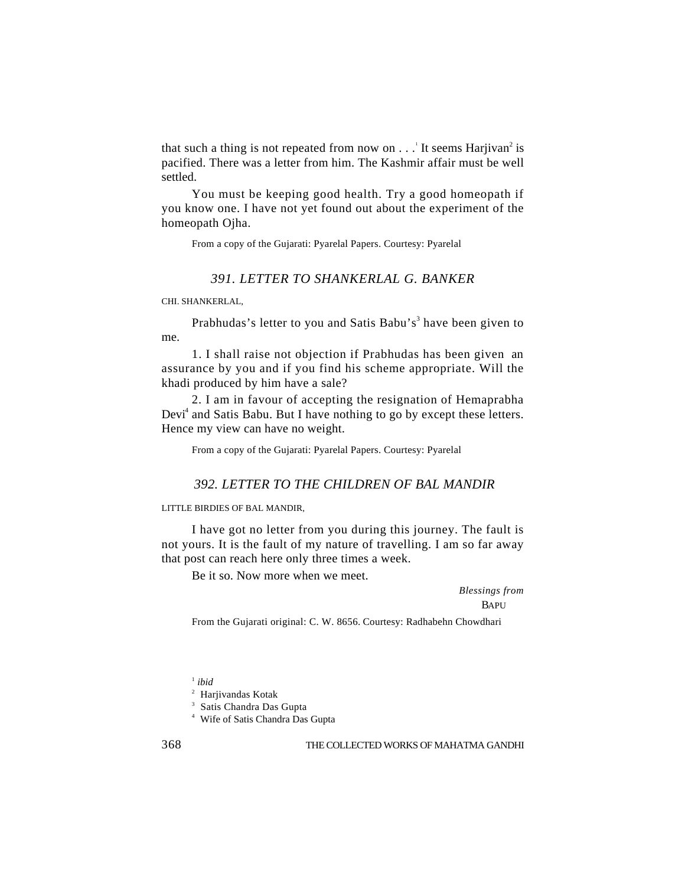that such a thing is not repeated from now on . . .[1] It seems Harjivan[2] is pacified. There was a letter from him. The Kashmir affair must be well settled.

You must be keeping good health. Try a good homeopath if you know one. I have not yet found out about the experiment of the homeopath Ojha.

From a copy of the Gujarati: Pyarelal Papers. Courtesy: Pyarelal

### *391. LETTER TO SHANKERLAL G. BANKER*

CHI. SHANKERLAL,

Prabhudas's letter to you and Satis Babu's[3] have been given to me.

1. I shall raise not objection if Prabhudas has been given an assurance by you and if you find his scheme appropriate. Will the khadi produced by him have a sale?

2. I am in favour of accepting the resignation of Hemaprabha Devi[4] and Satis Babu. But I have nothing to go by except these letters. Hence my view can have no weight.

From a copy of the Gujarati: Pyarelal Papers. Courtesy: Pyarelal

### *392. LETTER TO THE CHILDREN OF BAL MANDIR*

LITTLE BIRDIES OF BAL MANDIR,

I have got no letter from you during this journey. The fault is not yours. It is the fault of my nature of travelling. I am so far away that post can reach here only three times a week.

Be it so. Now more when we meet.

*Blessings from*
BAPU

From the Gujarati original: C. W. 8656. Courtesy: Radhabehn Chowdhari

[1] *ibid*

[2] Harjivandas Kotak

[3] Satis Chandra Das Gupta

[4] Wife of Satis Chandra Das Gupta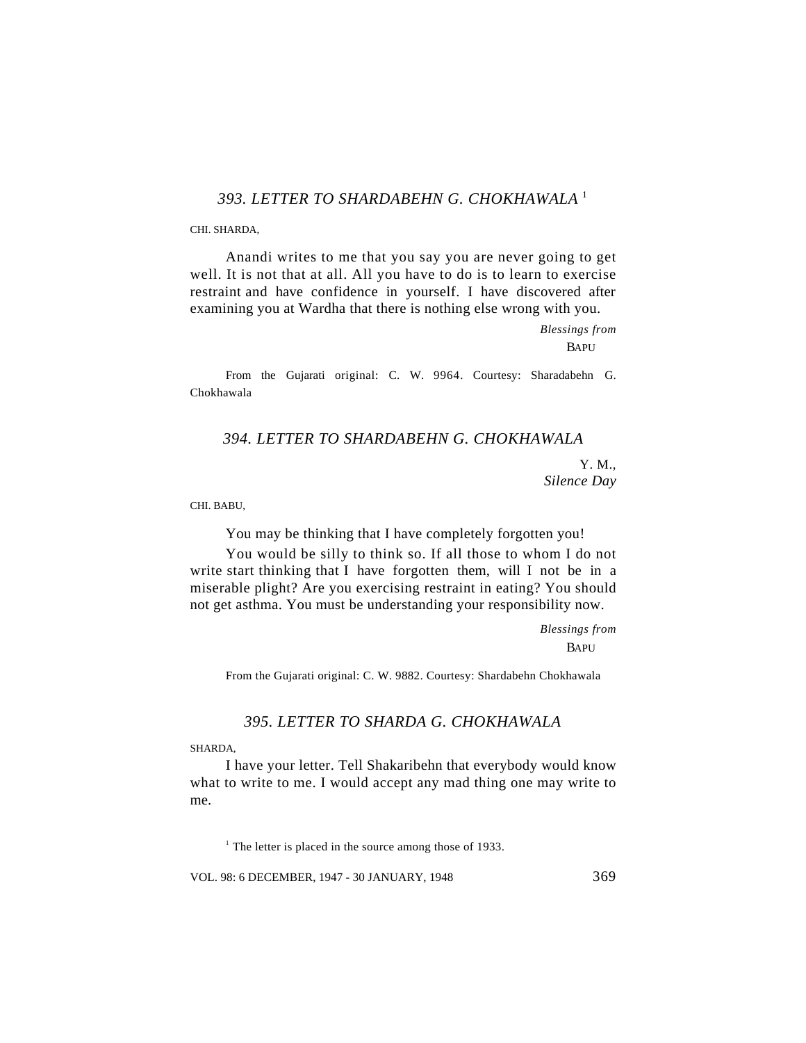### *393. LETTER TO SHARDABEHN G. CHOKHAWALA* [1]

CHI. SHARDA,

Anandi writes to me that you say you are never going to get well. It is not that at all. All you have to do is to learn to exercise restraint and have confidence in yourself. I have discovered after examining you at Wardha that there is nothing else wrong with you.

*Blessings from*
BAPU

From the Gujarati original: C. W. 9964. Courtesy: Sharadabehn G. Chokhawala

### *394. LETTER TO SHARDABEHN G. CHOKHAWALA*

Y. M.,
*Silence Day*

CHI. BABU,

You may be thinking that I have completely forgotten you!

You would be silly to think so. If all those to whom I do not write start thinking that I have forgotten them, will I not be in a miserable plight? Are you exercising restraint in eating? You should not get asthma. You must be understanding your responsibility now.

*Blessings from*
BAPU

From the Gujarati original: C. W. 9882. Courtesy: Shardabehn Chokhawala

### *395. LETTER TO SHARDA G. CHOKHAWALA*

SHARDA,

I have your letter. Tell Shakaribehn that everybody would know what to write to me. I would accept any mad thing one may write to me.

[1] The letter is placed in the source among those of 1933.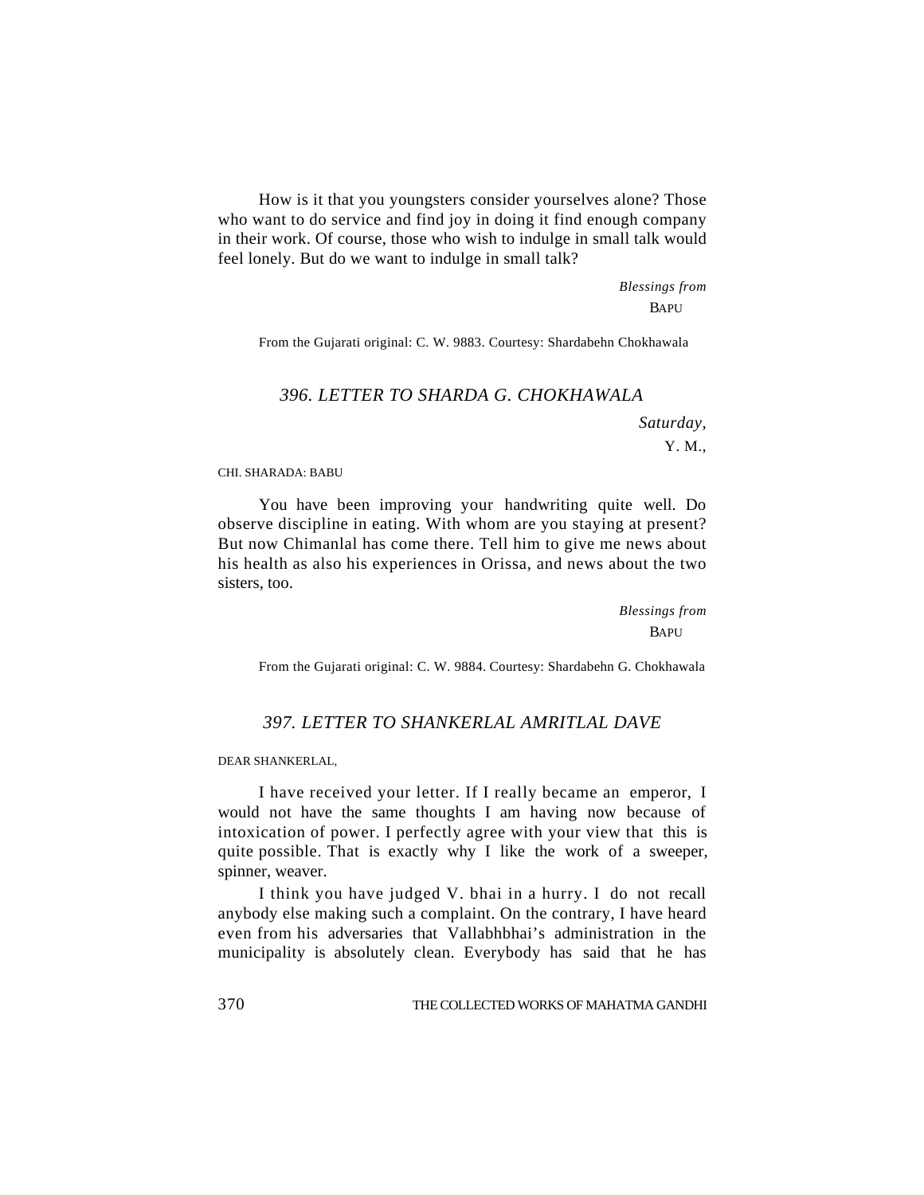How is it that you youngsters consider yourselves alone? Those who want to do service and find joy in doing it find enough company in their work. Of course, those who wish to indulge in small talk would feel lonely. But do we want to indulge in small talk?

*Blessings from*
BAPU

From the Gujarati original: C. W. 9883. Courtesy: Shardabehn Chokhawala

### *396. LETTER TO SHARDA G. CHOKHAWALA*

*Saturday,*
Y. M.,

CHI. SHARADA: BABU

You have been improving your handwriting quite well. Do observe discipline in eating. With whom are you staying at present? But now Chimanlal has come there. Tell him to give me news about his health as also his experiences in Orissa, and news about the two sisters, too.

*Blessings from*
BAPU

From the Gujarati original: C. W. 9884. Courtesy: Shardabehn G. Chokhawala

### *397. LETTER TO SHANKERLAL AMRITLAL DAVE*

DEAR SHANKERLAL,

I have received your letter. If I really became an emperor, I would not have the same thoughts I am having now because of intoxication of power. I perfectly agree with your view that this is quite possible. That is exactly why I like the work of a sweeper, spinner, weaver.

I think you have judged V. bhai in a hurry. I do not recall anybody else making such a complaint. On the contrary, I have heard even from his adversaries that Vallabhbhai's administration in the municipality is absolutely clean. Everybody has said that he has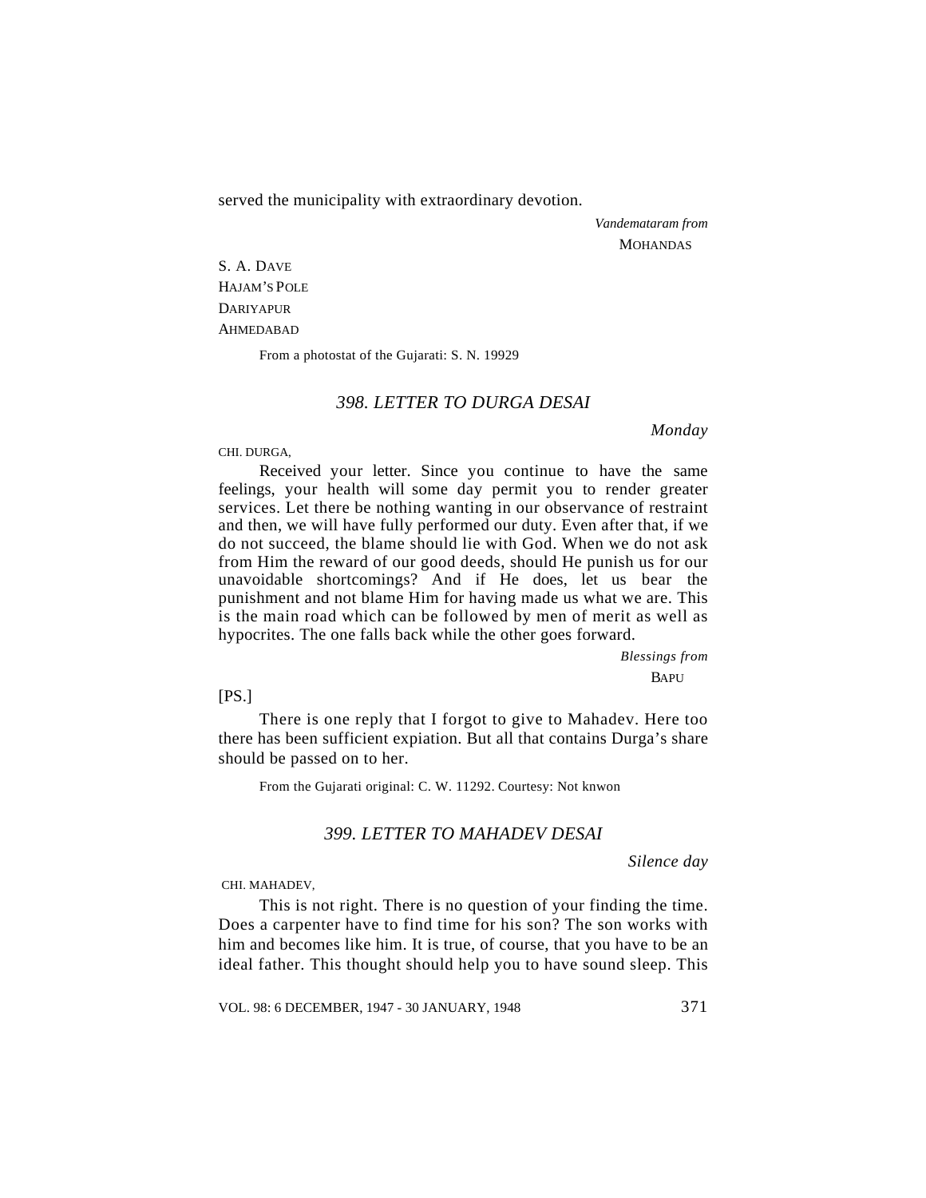served the municipality with extraordinary devotion.

*Vandemataram from*
MOHANDAS

S. A. DAVE
HAJAM'S POLE
DARIYAPUR
AHMEDABAD

From a photostat of the Gujarati: S. N. 19929

### *398. LETTER TO DURGA DESAI*

*Monday*

CHI. DURGA,

Received your letter. Since you continue to have the same feelings, your health will some day permit you to render greater services. Let there be nothing wanting in our observance of restraint and then, we will have fully performed our duty. Even after that, if we do not succeed, the blame should lie with God. When we do not ask from Him the reward of our good deeds, should He punish us for our unavoidable shortcomings? And if He does, let us bear the punishment and not blame Him for having made us what we are. This is the main road which can be followed by men of merit as well as hypocrites. The one falls back while the other goes forward.

*Blessings from*
BAPU

[PS.]

There is one reply that I forgot to give to Mahadev. Here too there has been sufficient expiation. But all that contains Durga's share should be passed on to her.

From the Gujarati original: C. W. 11292. Courtesy: Not knwon

### *399. LETTER TO MAHADEV DESAI*

*Silence day*

CHI. MAHADEV,

This is not right. There is no question of your finding the time. Does a carpenter have to find time for his son? The son works with him and becomes like him. It is true, of course, that you have to be an ideal father. This thought should help you to have sound sleep. This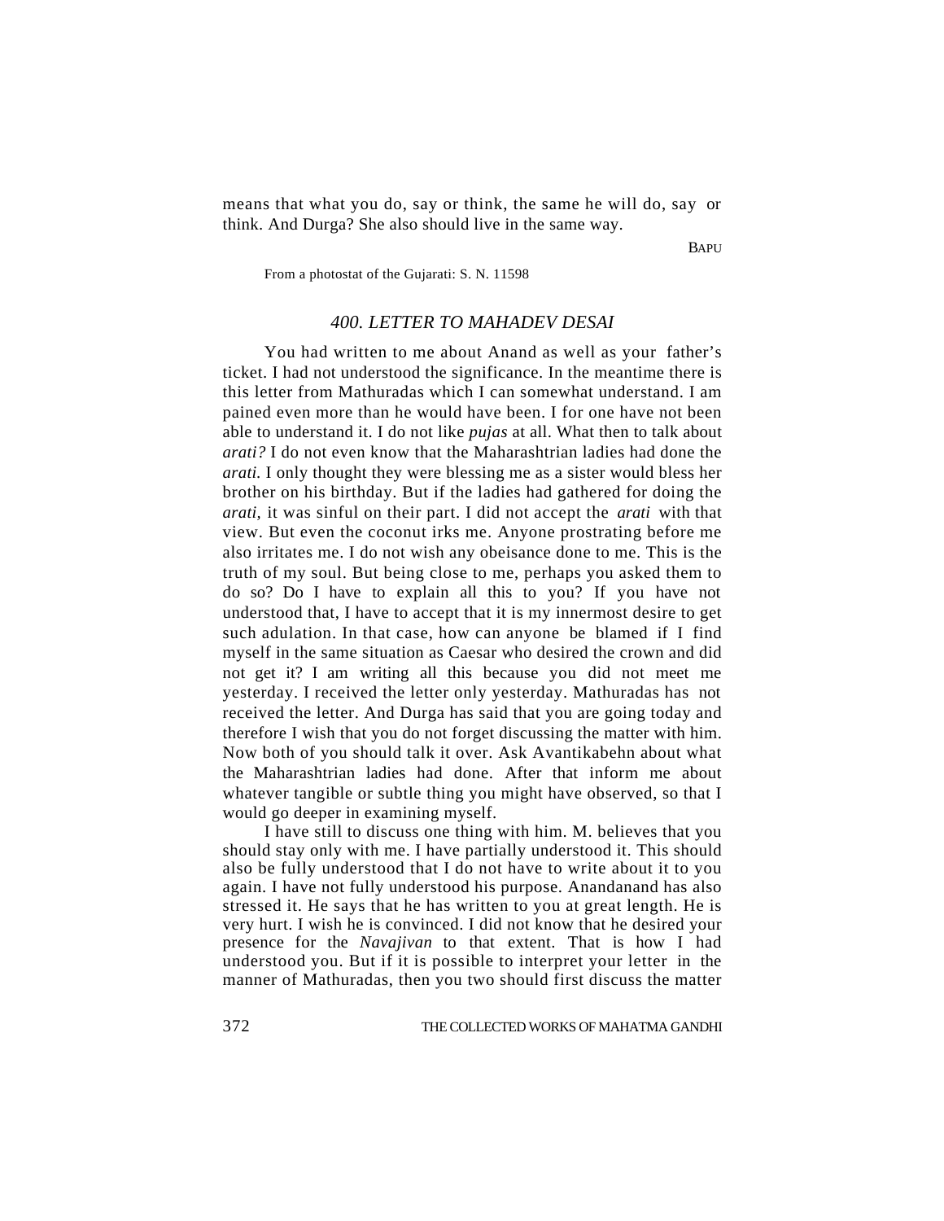means that what you do, say or think, the same he will do, say or think. And Durga? She also should live in the same way.

BAPU

From a photostat of the Gujarati: S. N. 11598

## *400. LETTER TO MAHADEV DESAI*

You had written to me about Anand as well as your father's ticket. I had not understood the significance. In the meantime there is this letter from Mathuradas which I can somewhat understand. I am pained even more than he would have been. I for one have not been able to understand it. I do not like *pujas* at all. What then to talk about *arati?* I do not even know that the Maharashtrian ladies had done the *arati.* I only thought they were blessing me as a sister would bless her brother on his birthday. But if the ladies had gathered for doing the *arati,* it was sinful on their part. I did not accept the *arati* with that view. But even the coconut irks me. Anyone prostrating before me also irritates me. I do not wish any obeisance done to me. This is the truth of my soul. But being close to me, perhaps you asked them to do so? Do I have to explain all this to you? If you have not understood that, I have to accept that it is my innermost desire to get such adulation. In that case, how can anyone be blamed if I find myself in the same situation as Caesar who desired the crown and did not get it? I am writing all this because you did not meet me yesterday. I received the letter only yesterday. Mathuradas has not received the letter. And Durga has said that you are going today and therefore I wish that you do not forget discussing the matter with him. Now both of you should talk it over. Ask Avantikabehn about what the Maharashtrian ladies had done. After that inform me about whatever tangible or subtle thing you might have observed, so that I would go deeper in examining myself.

I have still to discuss one thing with him. M. believes that you should stay only with me. I have partially understood it. This should also be fully understood that I do not have to write about it to you again. I have not fully understood his purpose. Anandanand has also stressed it. He says that he has written to you at great length. He is very hurt. I wish he is convinced. I did not know that he desired your presence for the *Navajivan* to that extent. That is how I had understood you. But if it is possible to interpret your letter in the manner of Mathuradas, then you two should first discuss the matter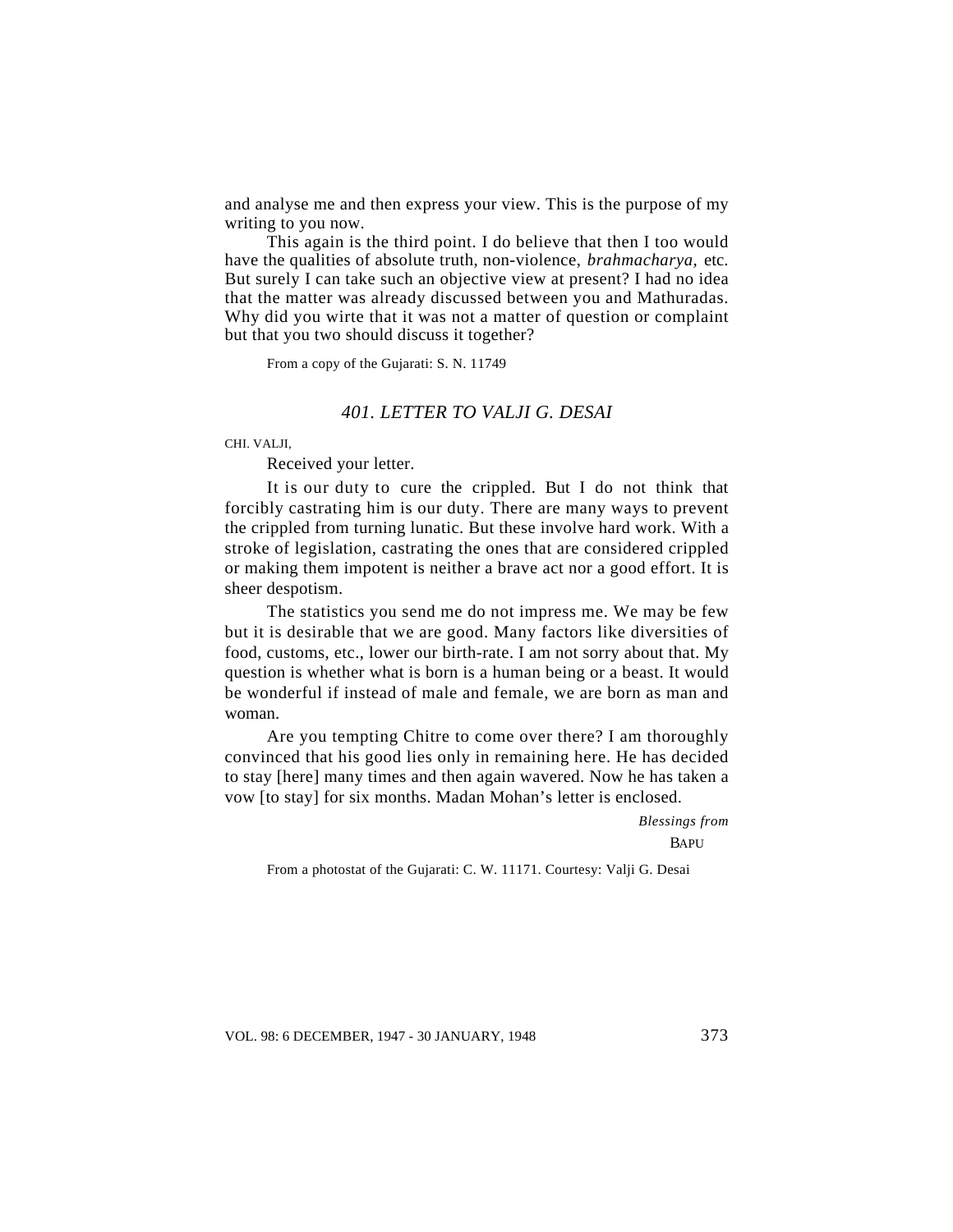and analyse me and then express your view. This is the purpose of my writing to you now.

This again is the third point. I do believe that then I too would have the qualities of absolute truth, non-violence, *brahmacharya*, etc. But surely I can take such an objective view at present? I had no idea that the matter was already discussed between you and Mathuradas. Why did you wirte that it was not a matter of question or complaint but that you two should discuss it together?

From a copy of the Gujarati: S. N. 11749

## *401. LETTER TO VALJI G. DESAI*

CHI. VALJI,

Received your letter.

It is our duty to cure the crippled. But I do not think that forcibly castrating him is our duty. There are many ways to prevent the crippled from turning lunatic. But these involve hard work. With a stroke of legislation, castrating the ones that are considered crippled or making them impotent is neither a brave act nor a good effort. It is sheer despotism.

The statistics you send me do not impress me. We may be few but it is desirable that we are good. Many factors like diversities of food, customs, etc., lower our birth-rate. I am not sorry about that. My question is whether what is born is a human being or a beast. It would be wonderful if instead of male and female, we are born as man and woman.

Are you tempting Chitre to come over there? I am thoroughly convinced that his good lies only in remaining here. He has decided to stay [here] many times and then again wavered. Now he has taken a vow [to stay] for six months. Madan Mohan's letter is enclosed.

*Blessings from*

BAPU

From a photostat of the Gujarati: C. W. 11171. Courtesy: Valji G. Desai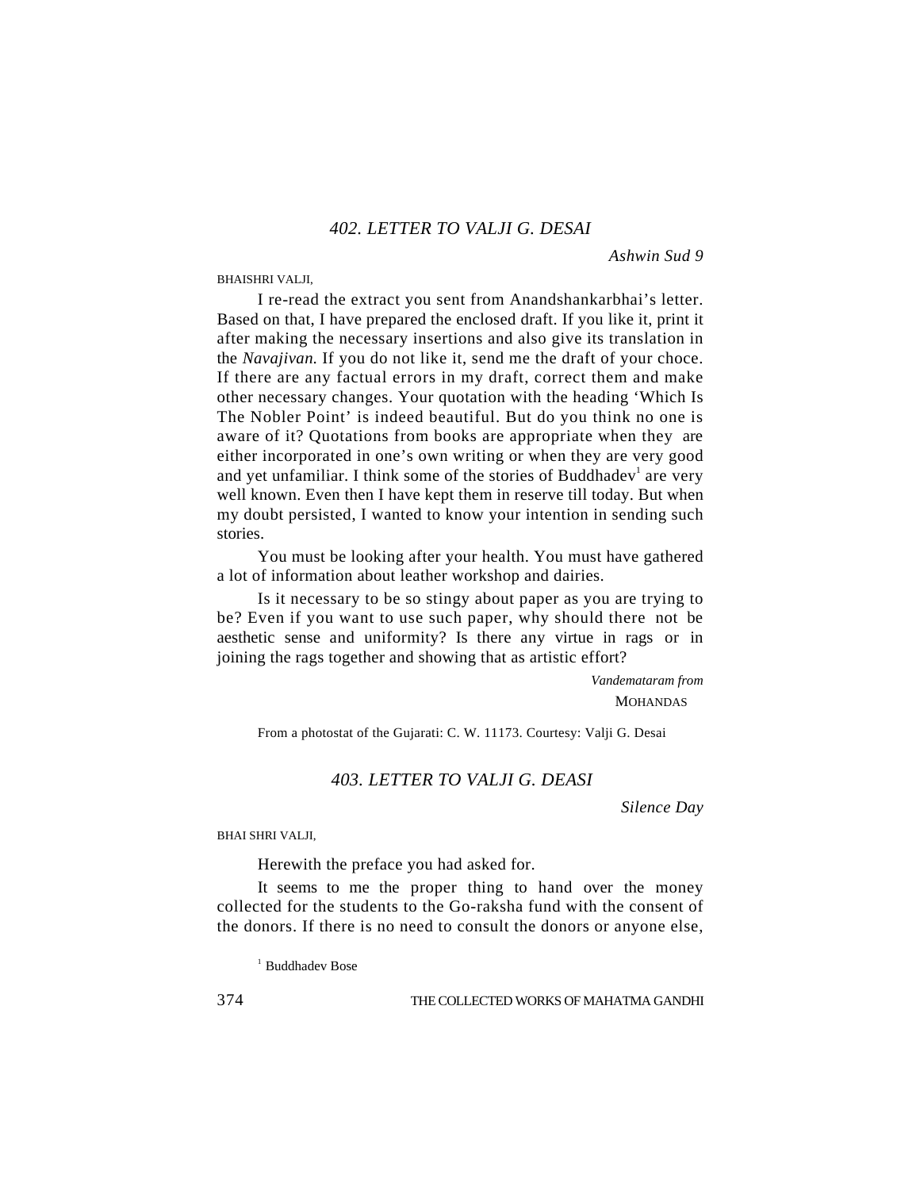## *402. LETTER TO VALJI G. DESAI*

*Ashwin Sud 9*

BHAISHRI VALJI,

I re-read the extract you sent from Anandshankarbhai's letter. Based on that, I have prepared the enclosed draft. If you like it, print it after making the necessary insertions and also give its translation in the *Navajivan.* If you do not like it, send me the draft of your choce. If there are any factual errors in my draft, correct them and make other necessary changes. Your quotation with the heading 'Which Is The Nobler Point' is indeed beautiful. But do you think no one is aware of it? Quotations from books are appropriate when they are either incorporated in one's own writing or when they are very good and yet unfamiliar. I think some of the stories of Buddhadev[1] are very well known. Even then I have kept them in reserve till today. But when my doubt persisted, I wanted to know your intention in sending such stories.

You must be looking after your health. You must have gathered a lot of information about leather workshop and dairies.

Is it necessary to be so stingy about paper as you are trying to be? Even if you want to use such paper, why should there not be aesthetic sense and uniformity? Is there any virtue in rags or in joining the rags together and showing that as artistic effort?

*Vandemataram from*
MOHANDAS

From a photostat of the Gujarati: C. W. 11173. Courtesy: Valji G. Desai

## *403. LETTER TO VALJI G. DEASI*

*Silence Day*

BHAI SHRI VALJI,

Herewith the preface you had asked for.

It seems to me the proper thing to hand over the money collected for the students to the Go-raksha fund with the consent of the donors. If there is no need to consult the donors or anyone else,

[1] Buddhadev Bose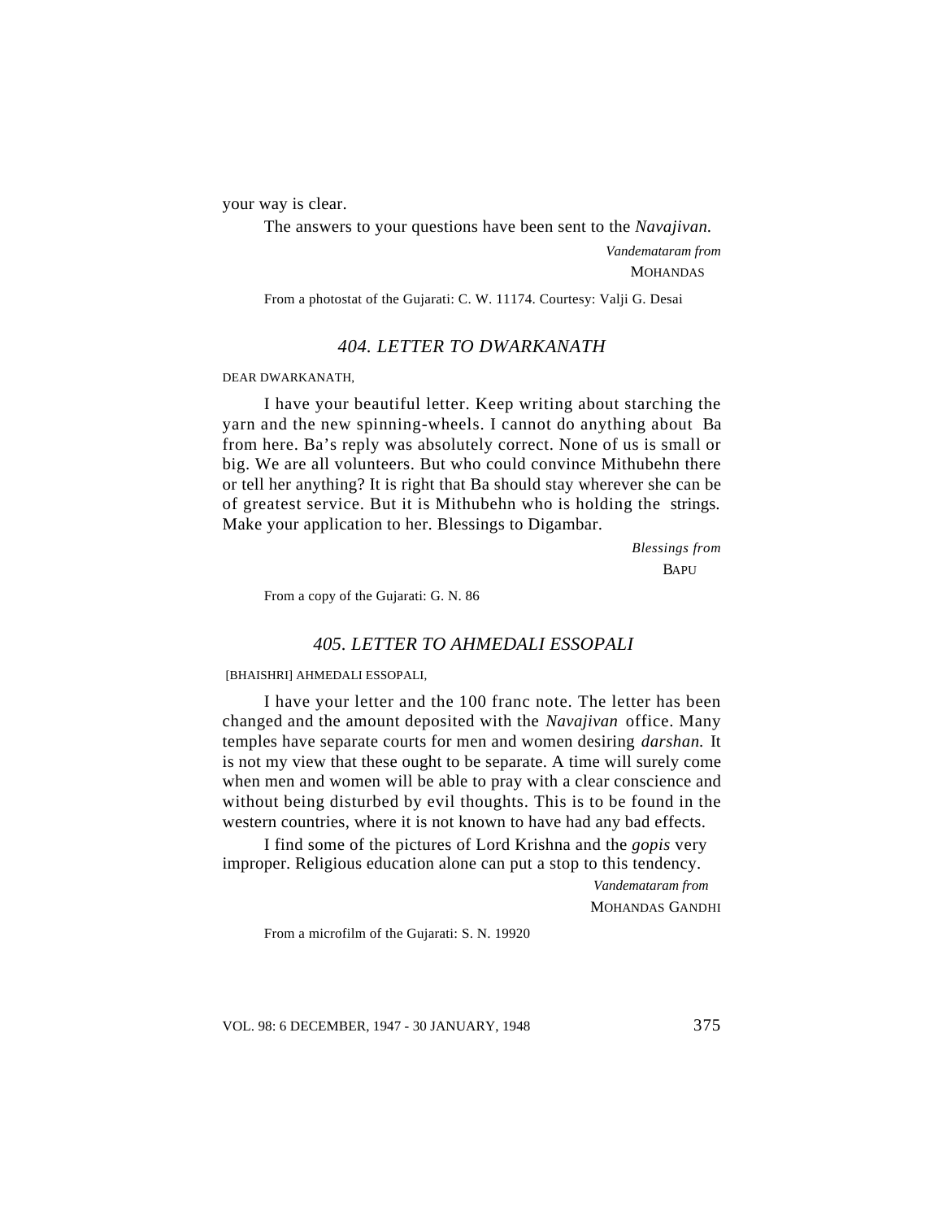your way is clear.

The answers to your questions have been sent to the *Navajivan.*

*Vandemataram from*
MOHANDAS

From a photostat of the Gujarati: C. W. 11174. Courtesy: Valji G. Desai

### *404. LETTER TO DWARKANATH*

DEAR DWARKANATH,

I have your beautiful letter. Keep writing about starching the yarn and the new spinning-wheels. I cannot do anything about Ba from here. Ba's reply was absolutely correct. None of us is small or big. We are all volunteers. But who could convince Mithubehn there or tell her anything? It is right that Ba should stay wherever she can be of greatest service. But it is Mithubehn who is holding the strings. Make your application to her. Blessings to Digambar.

*Blessings from*
BAPU

From a copy of the Gujarati: G. N. 86

### *405. LETTER TO AHMEDALI ESSOPALI*

[BHAISHRI] AHMEDALI ESSOPALI,

I have your letter and the 100 franc note. The letter has been changed and the amount deposited with the *Navajivan* office. Many temples have separate courts for men and women desiring *darshan.* It is not my view that these ought to be separate. A time will surely come when men and women will be able to pray with a clear conscience and without being disturbed by evil thoughts. This is to be found in the western countries, where it is not known to have had any bad effects.

I find some of the pictures of Lord Krishna and the *gopis* very improper. Religious education alone can put a stop to this tendency.

*Vandemataram from*
MOHANDAS GANDHI

From a microfilm of the Gujarati: S. N. 19920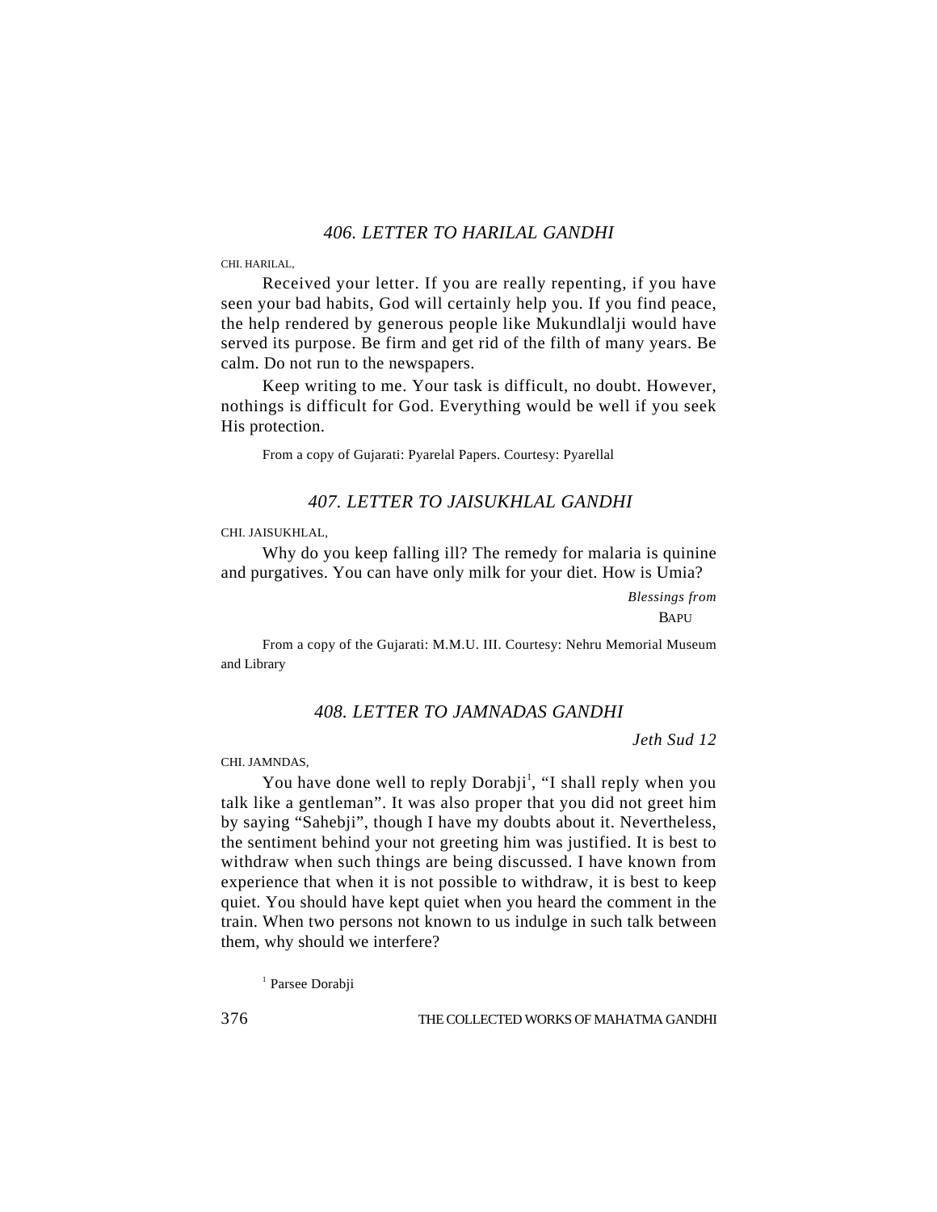## *406. LETTER TO HARILAL GANDHI*

CHI. HARILAL,

Received your letter. If you are really repenting, if you have seen your bad habits, God will certainly help you. If you find peace, the help rendered by generous people like Mukundlalji would have served its purpose. Be firm and get rid of the filth of many years. Be calm. Do not run to the newspapers.

Keep writing to me. Your task is difficult, no doubt. However, nothings is difficult for God. Everything would be well if you seek His protection.

From a copy of Gujarati: Pyarelal Papers. Courtesy: Pyarellal

## *407. LETTER TO JAISUKHLAL GANDHI*

CHI. JAISUKHLAL,

Why do you keep falling ill? The remedy for malaria is quinine and purgatives. You can have only milk for your diet. How is Umia?

*Blessings from*
BAPU

From a copy of the Gujarati: M.M.U. III. Courtesy: Nehru Memorial Museum and Library

## *408. LETTER TO JAMNADAS GANDHI*

*Jeth Sud 12*

CHI. JAMNDAS,

You have done well to reply Dorabji[1], "I shall reply when you talk like a gentleman". It was also proper that you did not greet him by saying "Sahebji", though I have my doubts about it. Nevertheless, the sentiment behind your not greeting him was justified. It is best to withdraw when such things are being discussed. I have known from experience that when it is not possible to withdraw, it is best to keep quiet. You should have kept quiet when you heard the comment in the train. When two persons not known to us indulge in such talk between them, why should we interfere?

[1] Parsee Dorabji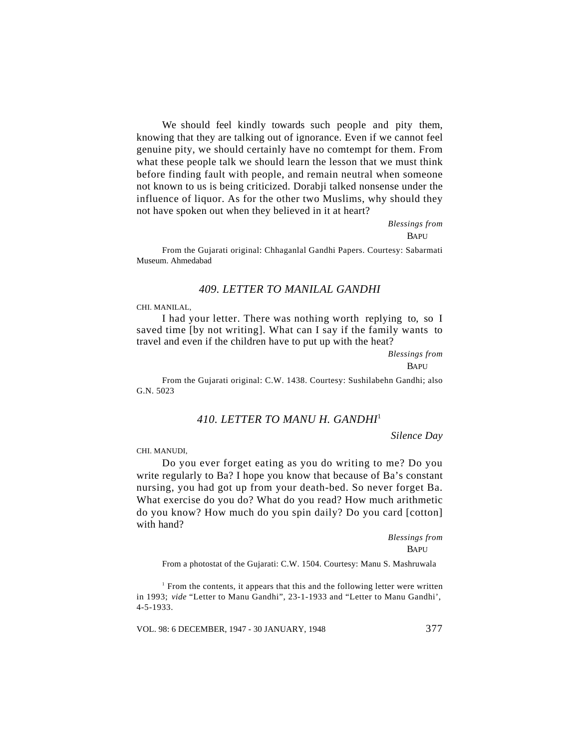We should feel kindly towards such people and pity them, knowing that they are talking out of ignorance. Even if we cannot feel genuine pity, we should certainly have no comtempt for them. From what these people talk we should learn the lesson that we must think before finding fault with people, and remain neutral when someone not known to us is being criticized. Dorabji talked nonsense under the influence of liquor. As for the other two Muslims, why should they not have spoken out when they believed in it at heart?

*Blessings from*
BAPU

From the Gujarati original: Chhaganlal Gandhi Papers. Courtesy: Sabarmati Museum. Ahmedabad

## *409. LETTER TO MANILAL GANDHI*

CHI. MANILAL,

I had your letter. There was nothing worth replying to, so I saved time [by not writing]. What can I say if the family wants to travel and even if the children have to put up with the heat?

*Blessings from*
BAPU

From the Gujarati original: C.W. 1438. Courtesy: Sushilabehn Gandhi; also G.N. 5023

## *410. LETTER TO MANU H. GANDHI*[1]

*Silence Day*

CHI. MANUDI,

Do you ever forget eating as you do writing to me? Do you write regularly to Ba? I hope you know that because of Ba's constant nursing, you had got up from your death-bed. So never forget Ba. What exercise do you do? What do you read? How much arithmetic do you know? How much do you spin daily? Do you card [cotton] with hand?

*Blessings from*
BAPU

From a photostat of the Gujarati: C.W. 1504. Courtesy: Manu S. Mashruwala

[1] From the contents, it appears that this and the following letter were written in 1993; *vide* "Letter to Manu Gandhi", 23-1-1933 and "Letter to Manu Gandhi', 4-5-1933.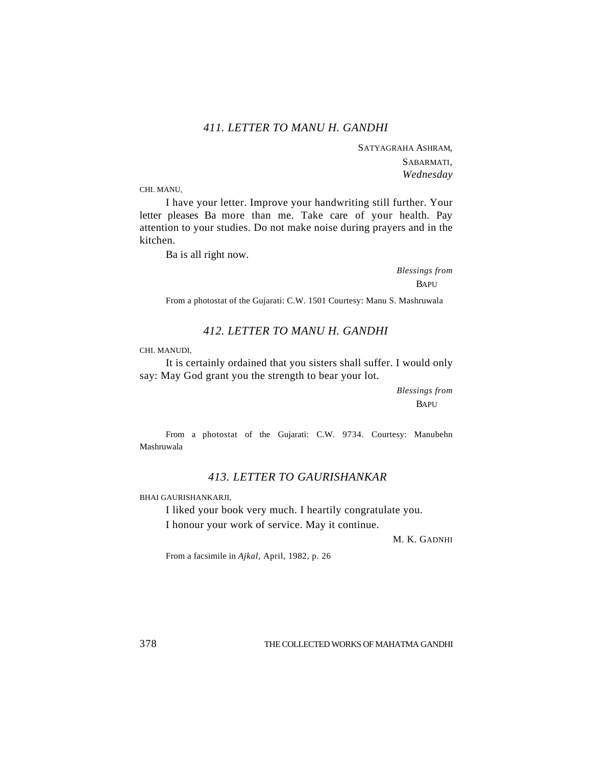### *411. LETTER TO MANU H. GANDHI*

SATYAGRAHA ASHRAM,
SABARMATI,
*Wednesday*

CHI. MANU,

I have your letter. Improve your handwriting still further. Your letter pleases Ba more than me. Take care of your health. Pay attention to your studies. Do not make noise during prayers and in the kitchen.

Ba is all right now.

*Blessings from*
BAPU

From a photostat of the Gujarati: C.W. 1501 Courtesy: Manu S. Mashruwala

### *412. LETTER TO MANU H. GANDHI*

CHI. MANUDI,

It is certainly ordained that you sisters shall suffer. I would only say: May God grant you the strength to bear your lot.

*Blessings from*
BAPU

From a photostat of the Gujarati: C.W. 9734. Courtesy: Manubehn Mashruwala

### *413. LETTER TO GAURISHANKAR*

BHAI GAURISHANKARJI,

I liked your book very much. I heartily congratulate you.

I honour your work of service. May it continue.

M. K. GADNHI

From a facsimile in *Ajkal,* April, 1982, p. 26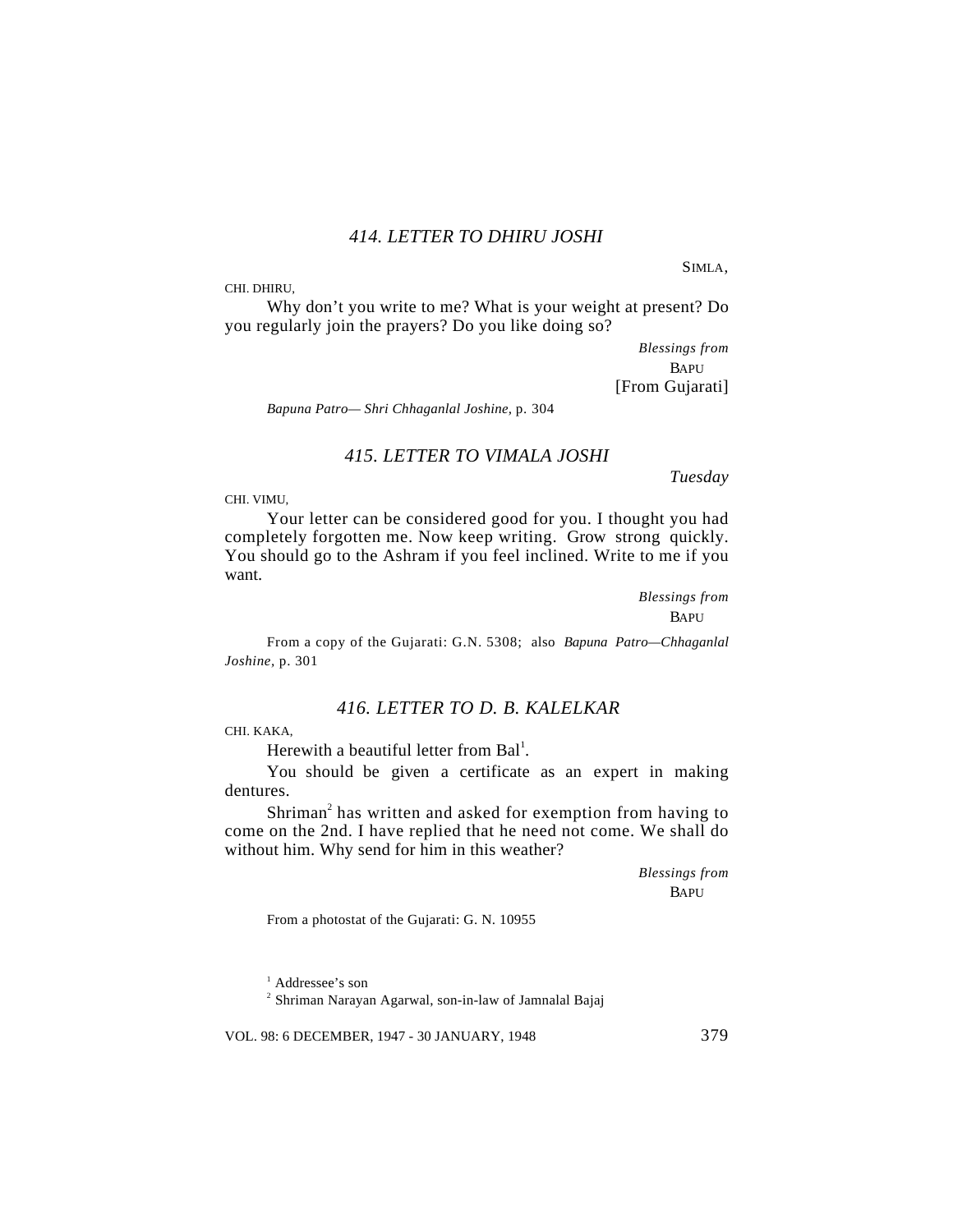### 414. LETTER TO DHIRU JOSHI

SIMLA,

CHI. DHIRU,

Why don't you write to me? What is your weight at present? Do you regularly join the prayers? Do you like doing so?

*Blessings from*
BAPU

[From Gujarati]

*Bapuna Patro— Shri Chhaganlal Joshine*, p. 304

### 415. LETTER TO VIMALA JOSHI

*Tuesday*

CHI. VIMU,

Your letter can be considered good for you. I thought you had completely forgotten me. Now keep writing. Grow strong quickly. You should go to the Ashram if you feel inclined. Write to me if you want.

*Blessings from*
BAPU

From a copy of the Gujarati: G.N. 5308; also *Bapuna Patro—Chhaganlal Joshine*, p. 301

### 416. LETTER TO D. B. KALELKAR

CHI. KAKA,

Herewith a beautiful letter from Bal[1].

You should be given a certificate as an expert in making dentures.

Shriman[2] has written and asked for exemption from having to come on the 2nd. I have replied that he need not come. We shall do without him. Why send for him in this weather?

*Blessings from*
BAPU

From a photostat of the Gujarati: G. N. 10955

[1] Addressee's son

[2] Shriman Narayan Agarwal, son-in-law of Jamnalal Bajaj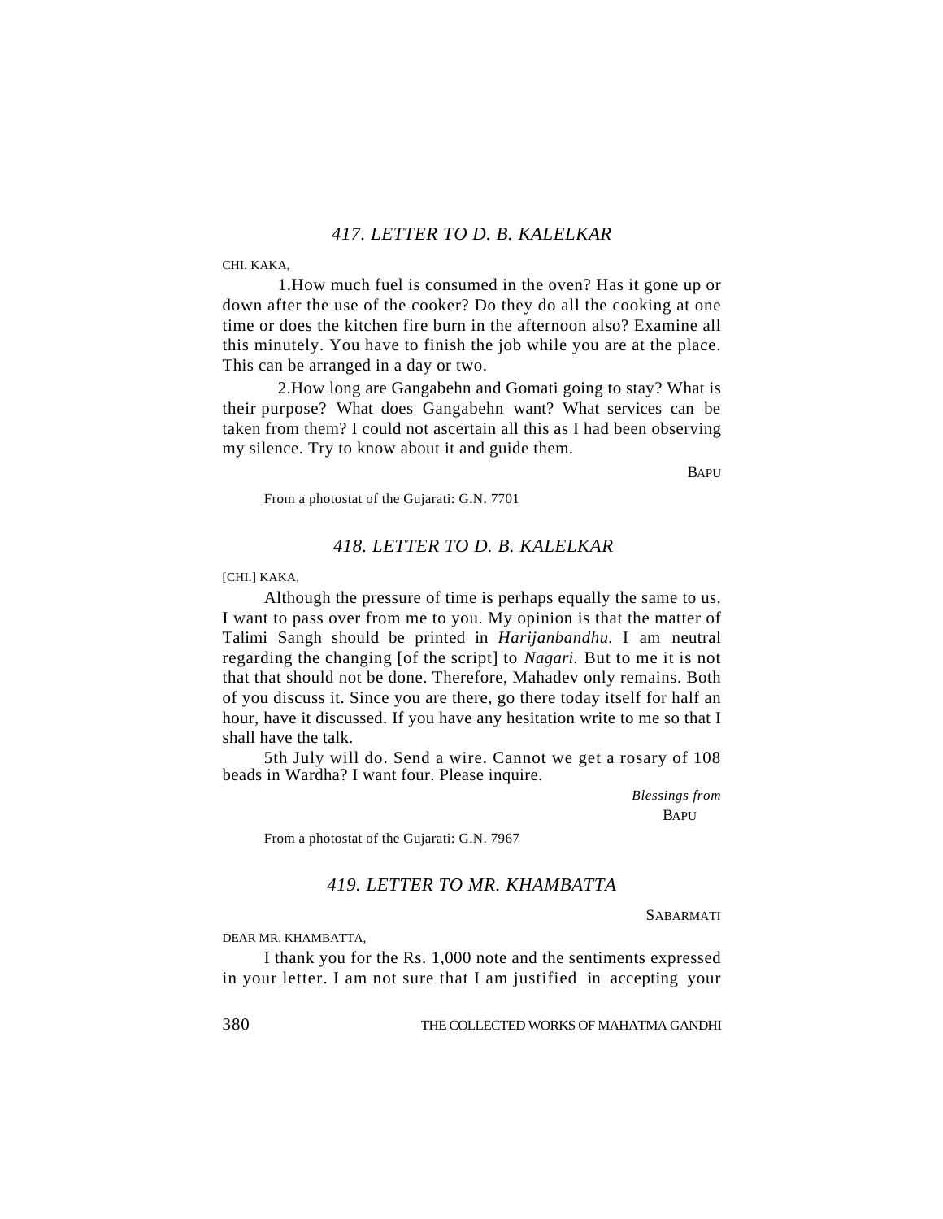## *417. LETTER TO D. B. KALELKAR*

CHI. KAKA,

1.How much fuel is consumed in the oven? Has it gone up or down after the use of the cooker? Do they do all the cooking at one time or does the kitchen fire burn in the afternoon also? Examine all this minutely. You have to finish the job while you are at the place. This can be arranged in a day or two.

2.How long are Gangabehn and Gomati going to stay? What is their purpose? What does Gangabehn want? What services can be taken from them? I could not ascertain all this as I had been observing my silence. Try to know about it and guide them.

BAPU

From a photostat of the Gujarati: G.N. 7701

## *418. LETTER TO D. B. KALELKAR*

[CHI.] KAKA,

Although the pressure of time is perhaps equally the same to us, I want to pass over from me to you. My opinion is that the matter of Talimi Sangh should be printed in *Harijanbandhu.* I am neutral regarding the changing [of the script] to *Nagari.* But to me it is not that that should not be done. Therefore, Mahadev only remains. Both of you discuss it. Since you are there, go there today itself for half an hour, have it discussed. If you have any hesitation write to me so that I shall have the talk.

5th July will do. Send a wire. Cannot we get a rosary of 108 beads in Wardha? I want four. Please inquire.

*Blessings from*
BAPU

From a photostat of the Gujarati: G.N. 7967

## *419. LETTER TO MR. KHAMBATTA*

SABARMATI

DEAR MR. KHAMBATTA,

I thank you for the Rs. 1,000 note and the sentiments expressed in your letter. I am not sure that I am justified in accepting your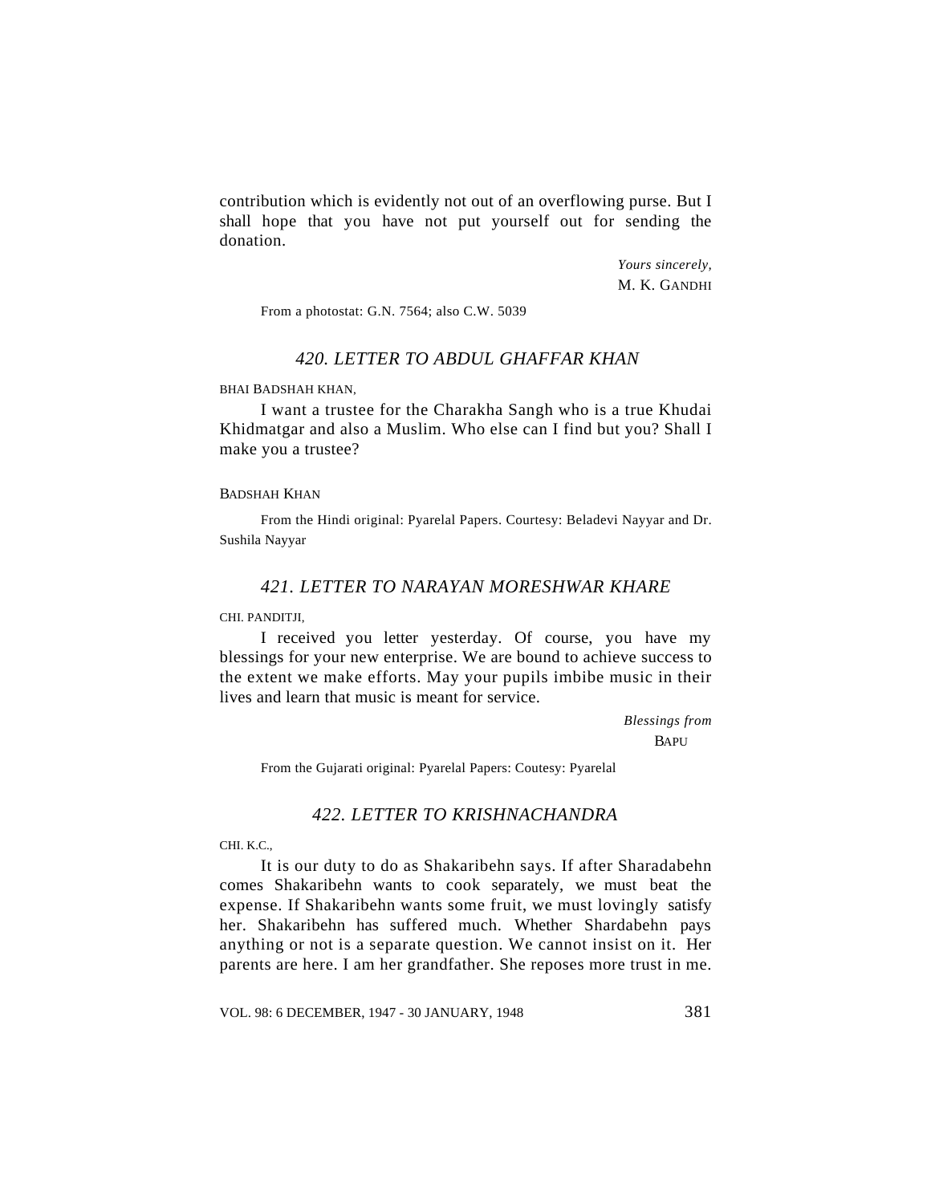contribution which is evidently not out of an overflowing purse. But I shall hope that you have not put yourself out for sending the donation.

*Yours sincerely,*
M. K. GANDHI

From a photostat: G.N. 7564; also C.W. 5039

### *420. LETTER TO ABDUL GHAFFAR KHAN*

BHAI BADSHAH KHAN,

I want a trustee for the Charakha Sangh who is a true Khudai Khidmatgar and also a Muslim. Who else can I find but you? Shall I make you a trustee?

BADSHAH KHAN

From the Hindi original: Pyarelal Papers. Courtesy: Beladevi Nayyar and Dr. Sushila Nayyar

### *421. LETTER TO NARAYAN MORESHWAR KHARE*

CHI. PANDITJI,

I received you letter yesterday. Of course, you have my blessings for your new enterprise. We are bound to achieve success to the extent we make efforts. May your pupils imbibe music in their lives and learn that music is meant for service.

*Blessings from*
BAPU

From the Gujarati original: Pyarelal Papers: Coutesy: Pyarelal

### *422. LETTER TO KRISHNACHANDRA*

CHI. K.C.,

It is our duty to do as Shakaribehn says. If after Sharadabehn comes Shakaribehn wants to cook separately, we must beat the expense. If Shakaribehn wants some fruit, we must lovingly satisfy her. Shakaribehn has suffered much. Whether Shardabehn pays anything or not is a separate question. We cannot insist on it. Her parents are here. I am her grandfather. She reposes more trust in me.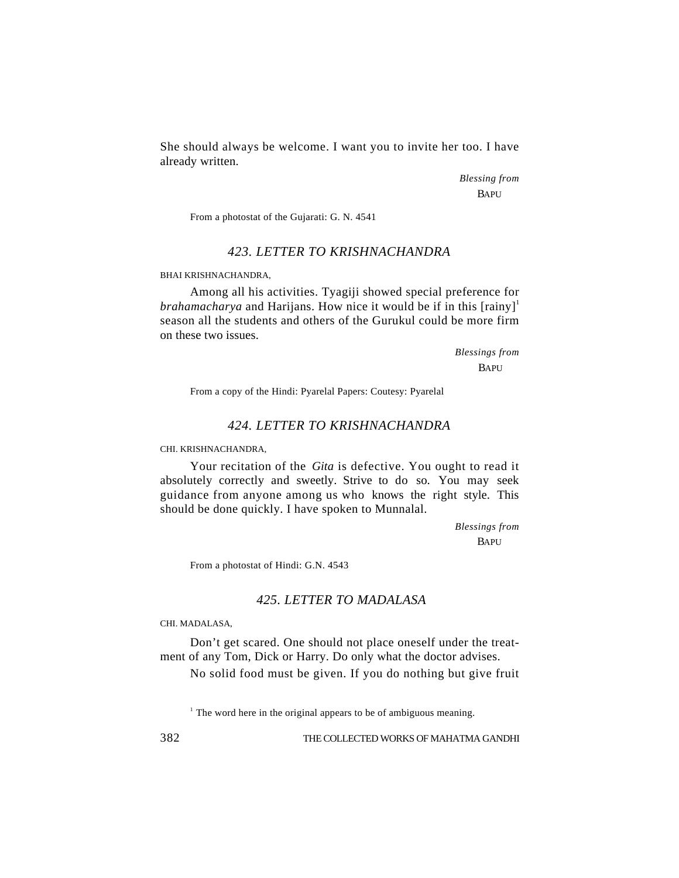She should always be welcome. I want you to invite her too. I have already written.

*Blessing from*
BAPU

From a photostat of the Gujarati: G. N. 4541

### *423. LETTER TO KRISHNACHANDRA*

BHAI KRISHNACHANDRA,

Among all his activities. Tyagiji showed special preference for *brahamacharya* and Harijans. How nice it would be if in this [rainy][1] season all the students and others of the Gurukul could be more firm on these two issues.

*Blessings from*
BAPU

From a copy of the Hindi: Pyarelal Papers: Coutesy: Pyarelal

### *424. LETTER TO KRISHNACHANDRA*

CHI. KRISHNACHANDRA,

Your recitation of the *Gita* is defective. You ought to read it absolutely correctly and sweetly. Strive to do so. You may seek guidance from anyone among us who knows the right style. This should be done quickly. I have spoken to Munnalal.

*Blessings from*
BAPU

From a photostat of Hindi: G.N. 4543

### *425. LETTER TO MADALASA*

CHI. MADALASA,

Don't get scared. One should not place oneself under the treatment of any Tom, Dick or Harry. Do only what the doctor advises.

No solid food must be given. If you do nothing but give fruit

[1] The word here in the original appears to be of ambiguous meaning.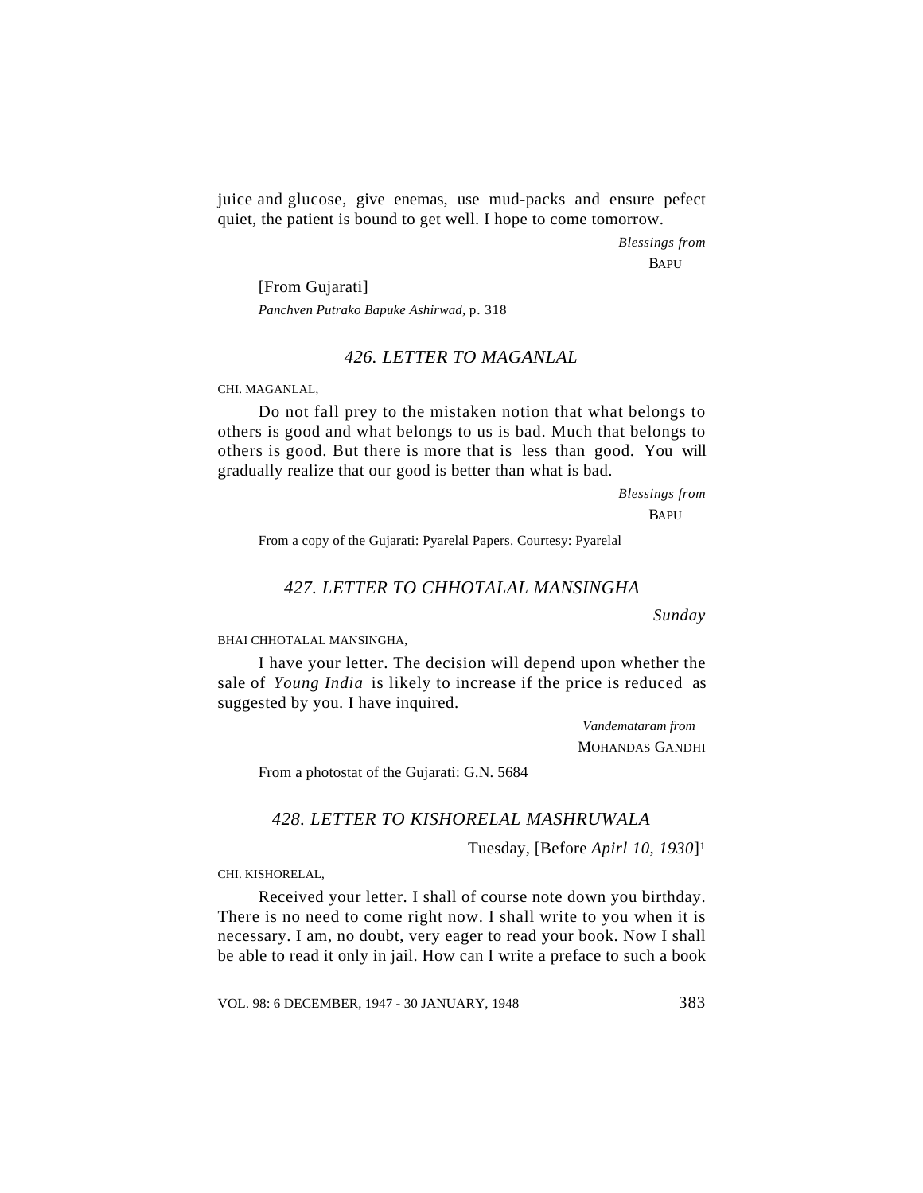juice and glucose, give enemas, use mud-packs and ensure pefect quiet, the patient is bound to get well. I hope to come tomorrow.

*Blessings from*
BAPU

[From Gujarati]
*Panchven Putrako Bapuke Ashirwad*, p. 318

### *426. LETTER TO MAGANLAL*

CHI. MAGANLAL,

Do not fall prey to the mistaken notion that what belongs to others is good and what belongs to us is bad. Much that belongs to others is good. But there is more that is less than good. You will gradually realize that our good is better than what is bad.

*Blessings from*
BAPU

From a copy of the Gujarati: Pyarelal Papers. Courtesy: Pyarelal

### *427. LETTER TO CHHOTALAL MANSINGHA*

*Sunday*

BHAI CHHOTALAL MANSINGHA,

I have your letter. The decision will depend upon whether the sale of *Young India* is likely to increase if the price is reduced as suggested by you. I have inquired.

*Vandemataram from*
MOHANDAS GANDHI

From a photostat of the Gujarati: G.N. 5684

### *428. LETTER TO KISHORELAL MASHRUWALA*

Tuesday, [Before *Apirl 10, 1930*][1]

CHI. KISHORELAL,

Received your letter. I shall of course note down you birthday. There is no need to come right now. I shall write to you when it is necessary. I am, no doubt, very eager to read your book. Now I shall be able to read it only in jail. How can I write a preface to such a book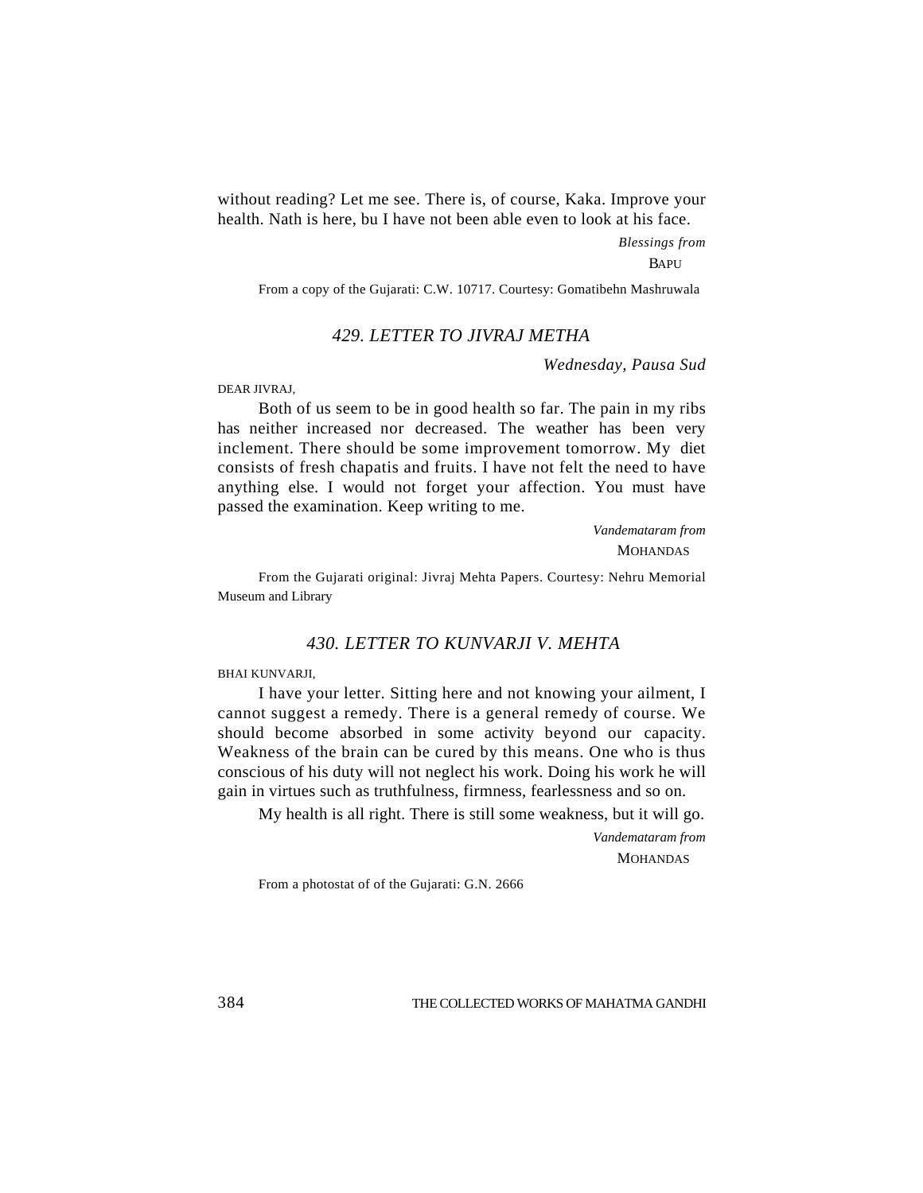without reading? Let me see. There is, of course, Kaka. Improve your health. Nath is here, bu I have not been able even to look at his face.

*Blessings from*
BAPU

From a copy of the Gujarati: C.W. 10717. Courtesy: Gomatibehn Mashruwala

## *429. LETTER TO JIVRAJ METHA*

*Wednesday, Pausa Sud*

DEAR JIVRAJ,

Both of us seem to be in good health so far. The pain in my ribs has neither increased nor decreased. The weather has been very inclement. There should be some improvement tomorrow. My diet consists of fresh chapatis and fruits. I have not felt the need to have anything else. I would not forget your affection. You must have passed the examination. Keep writing to me.

*Vandemataram from*
MOHANDAS

From the Gujarati original: Jivraj Mehta Papers. Courtesy: Nehru Memorial Museum and Library

## *430. LETTER TO KUNVARJI V. MEHTA*

BHAI KUNVARJI,

I have your letter. Sitting here and not knowing your ailment, I cannot suggest a remedy. There is a general remedy of course. We should become absorbed in some activity beyond our capacity. Weakness of the brain can be cured by this means. One who is thus conscious of his duty will not neglect his work. Doing his work he will gain in virtues such as truthfulness, firmness, fearlessness and so on.

My health is all right. There is still some weakness, but it will go.

*Vandemataram from*
MOHANDAS

From a photostat of of the Gujarati: G.N. 2666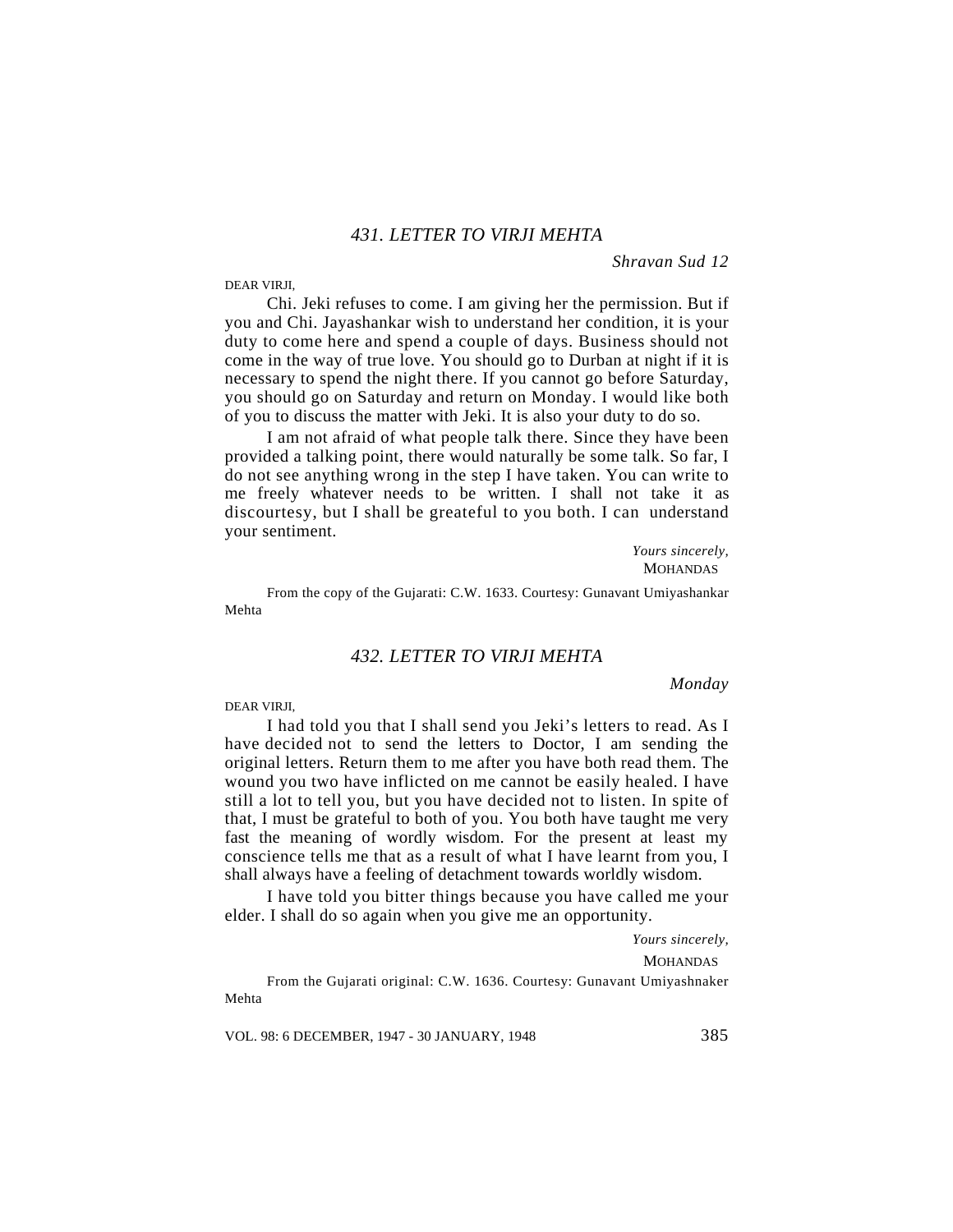### *431. LETTER TO VIRJI MEHTA*

*Shravan Sud 12*

DEAR VIRJI,

Chi. Jeki refuses to come. I am giving her the permission. But if you and Chi. Jayashankar wish to understand her condition, it is your duty to come here and spend a couple of days. Business should not come in the way of true love. You should go to Durban at night if it is necessary to spend the night there. If you cannot go before Saturday, you should go on Saturday and return on Monday. I would like both of you to discuss the matter with Jeki. It is also your duty to do so.

I am not afraid of what people talk there. Since they have been provided a talking point, there would naturally be some talk. So far, I do not see anything wrong in the step I have taken. You can write to me freely whatever needs to be written. I shall not take it as discourtesy, but I shall be greateful to you both. I can understand your sentiment.

*Yours sincerely,*
MOHANDAS

From the copy of the Gujarati: C.W. 1633. Courtesy: Gunavant Umiyashankar Mehta

### *432. LETTER TO VIRJI MEHTA*

*Monday*

DEAR VIRJI,

I had told you that I shall send you Jeki's letters to read. As I have decided not to send the letters to Doctor, I am sending the original letters. Return them to me after you have both read them. The wound you two have inflicted on me cannot be easily healed. I have still a lot to tell you, but you have decided not to listen. In spite of that, I must be grateful to both of you. You both have taught me very fast the meaning of wordly wisdom. For the present at least my conscience tells me that as a result of what I have learnt from you, I shall always have a feeling of detachment towards worldly wisdom.

I have told you bitter things because you have called me your elder. I shall do so again when you give me an opportunity.

*Yours sincerely,*
MOHANDAS

From the Gujarati original: C.W. 1636. Courtesy: Gunavant Umiyashnaker Mehta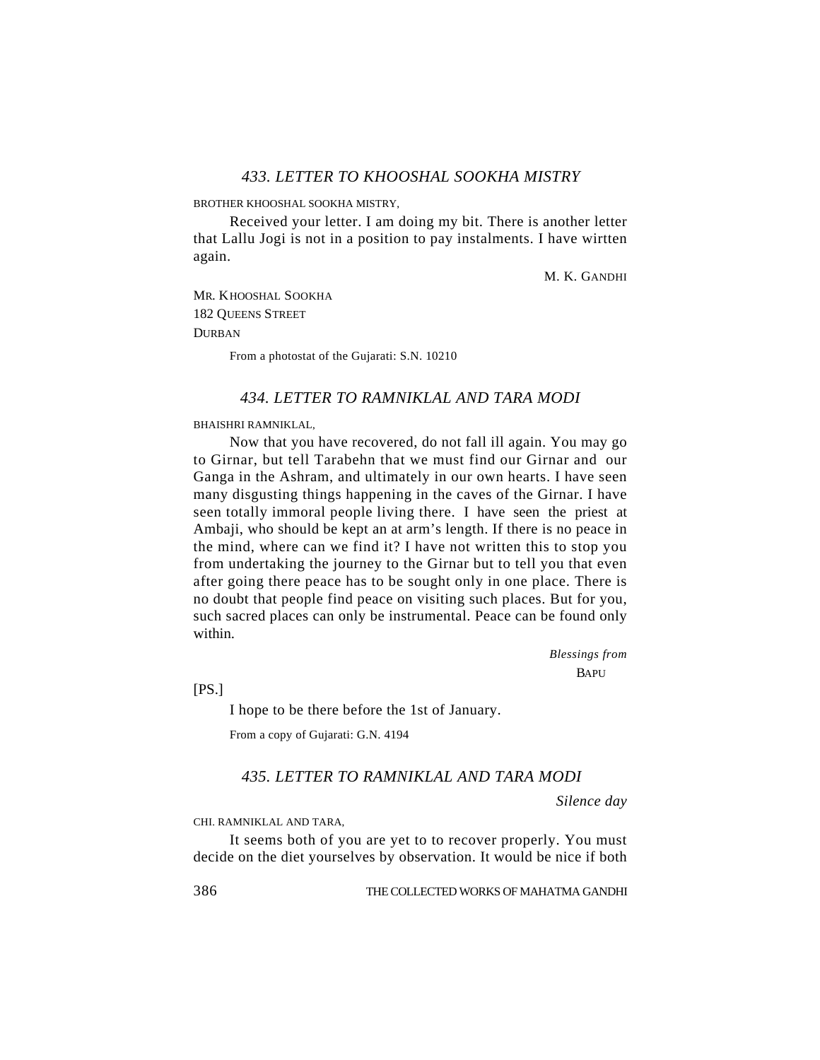### *433. LETTER TO KHOOSHAL SOOKHA MISTRY*

BROTHER KHOOSHAL SOOKHA MISTRY,

Received your letter. I am doing my bit. There is another letter that Lallu Jogi is not in a position to pay instalments. I have wirtten again.

M. K. GANDHI

MR. KHOOSHAL SOOKHA
182 QUEENS STREET
DURBAN

From a photostat of the Gujarati: S.N. 10210

### *434. LETTER TO RAMNIKLAL AND TARA MODI*

BHAISHRI RAMNIKLAL,

Now that you have recovered, do not fall ill again. You may go to Girnar, but tell Tarabehn that we must find our Girnar and our Ganga in the Ashram, and ultimately in our own hearts. I have seen many disgusting things happening in the caves of the Girnar. I have seen totally immoral people living there. I have seen the priest at Ambaji, who should be kept an at arm's length. If there is no peace in the mind, where can we find it? I have not written this to stop you from undertaking the journey to the Girnar but to tell you that even after going there peace has to be sought only in one place. There is no doubt that people find peace on visiting such places. But for you, such sacred places can only be instrumental. Peace can be found only within.

*Blessings from*
BAPU

[PS.]

I hope to be there before the 1st of January.

From a copy of Gujarati: G.N. 4194

### *435. LETTER TO RAMNIKLAL AND TARA MODI*

*Silence day*

CHI. RAMNIKLAL AND TARA,

It seems both of you are yet to to recover properly. You must decide on the diet yourselves by observation. It would be nice if both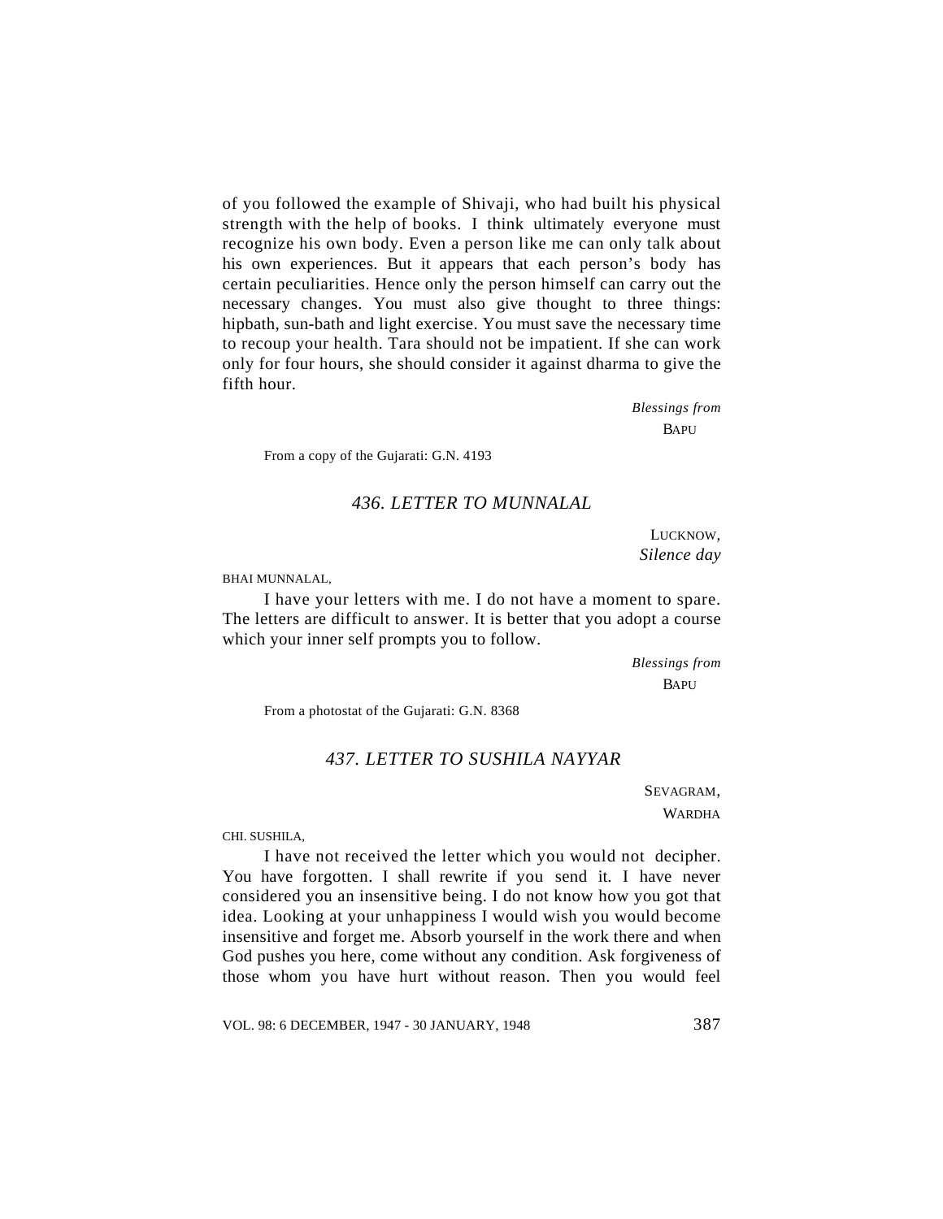of you followed the example of Shivaji, who had built his physical strength with the help of books. I think ultimately everyone must recognize his own body. Even a person like me can only talk about his own experiences. But it appears that each person's body has certain peculiarities. Hence only the person himself can carry out the necessary changes. You must also give thought to three things: hipbath, sun-bath and light exercise. You must save the necessary time to recoup your health. Tara should not be impatient. If she can work only for four hours, she should consider it against dharma to give the fifth hour.

*Blessings from*
BAPU

From a copy of the Gujarati: G.N. 4193

## *436. LETTER TO MUNNALAL*

LUCKNOW,
*Silence day*

BHAI MUNNALAL,

I have your letters with me. I do not have a moment to spare. The letters are difficult to answer. It is better that you adopt a course which your inner self prompts you to follow.

*Blessings from*
BAPU

From a photostat of the Gujarati: G.N. 8368

## *437. LETTER TO SUSHILA NAYYAR*

SEVAGRAM,
WARDHA

CHI. SUSHILA,

I have not received the letter which you would not decipher. You have forgotten. I shall rewrite if you send it. I have never considered you an insensitive being. I do not know how you got that idea. Looking at your unhappiness I would wish you would become insensitive and forget me. Absorb yourself in the work there and when God pushes you here, come without any condition. Ask forgiveness of those whom you have hurt without reason. Then you would feel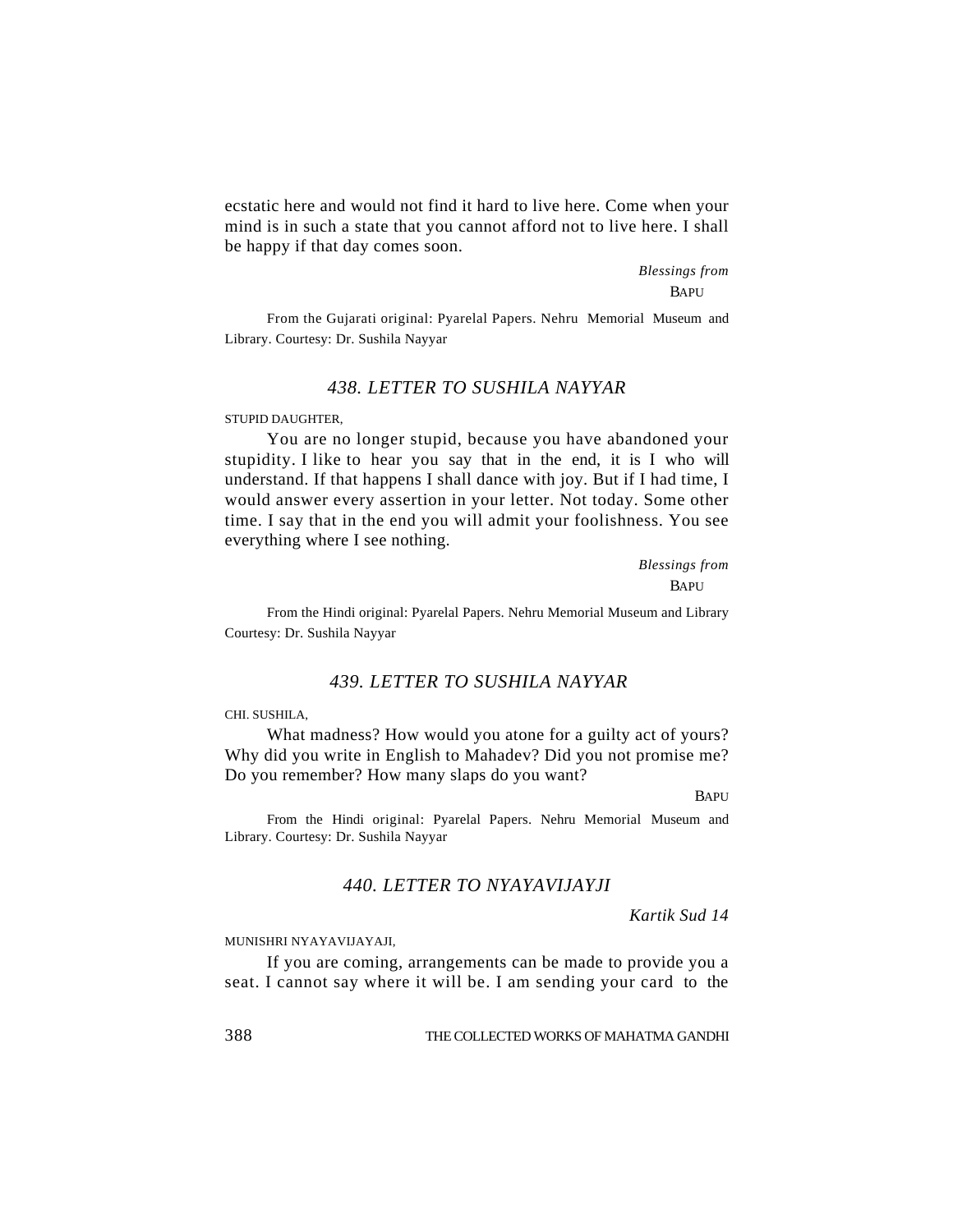ecstatic here and would not find it hard to live here. Come when your mind is in such a state that you cannot afford not to live here. I shall be happy if that day comes soon.

*Blessings from*
BAPU

From the Gujarati original: Pyarelal Papers. Nehru Memorial Museum and Library. Courtesy: Dr. Sushila Nayyar

## *438. LETTER TO SUSHILA NAYYAR*

STUPID DAUGHTER,

You are no longer stupid, because you have abandoned your stupidity. I like to hear you say that in the end, it is I who will understand. If that happens I shall dance with joy. But if I had time, I would answer every assertion in your letter. Not today. Some other time. I say that in the end you will admit your foolishness. You see everything where I see nothing.

*Blessings from*
BAPU

From the Hindi original: Pyarelal Papers. Nehru Memorial Museum and Library Courtesy: Dr. Sushila Nayyar

## *439. LETTER TO SUSHILA NAYYAR*

CHI. SUSHILA,

What madness? How would you atone for a guilty act of yours? Why did you write in English to Mahadev? Did you not promise me? Do you remember? How many slaps do you want?

BAPU

From the Hindi original: Pyarelal Papers. Nehru Memorial Museum and Library. Courtesy: Dr. Sushila Nayyar

## *440. LETTER TO NYAYAVIJAYJI*

*Kartik Sud 14*

MUNISHRI NYAYAVIJAYAJI,

If you are coming, arrangements can be made to provide you a seat. I cannot say where it will be. I am sending your card to the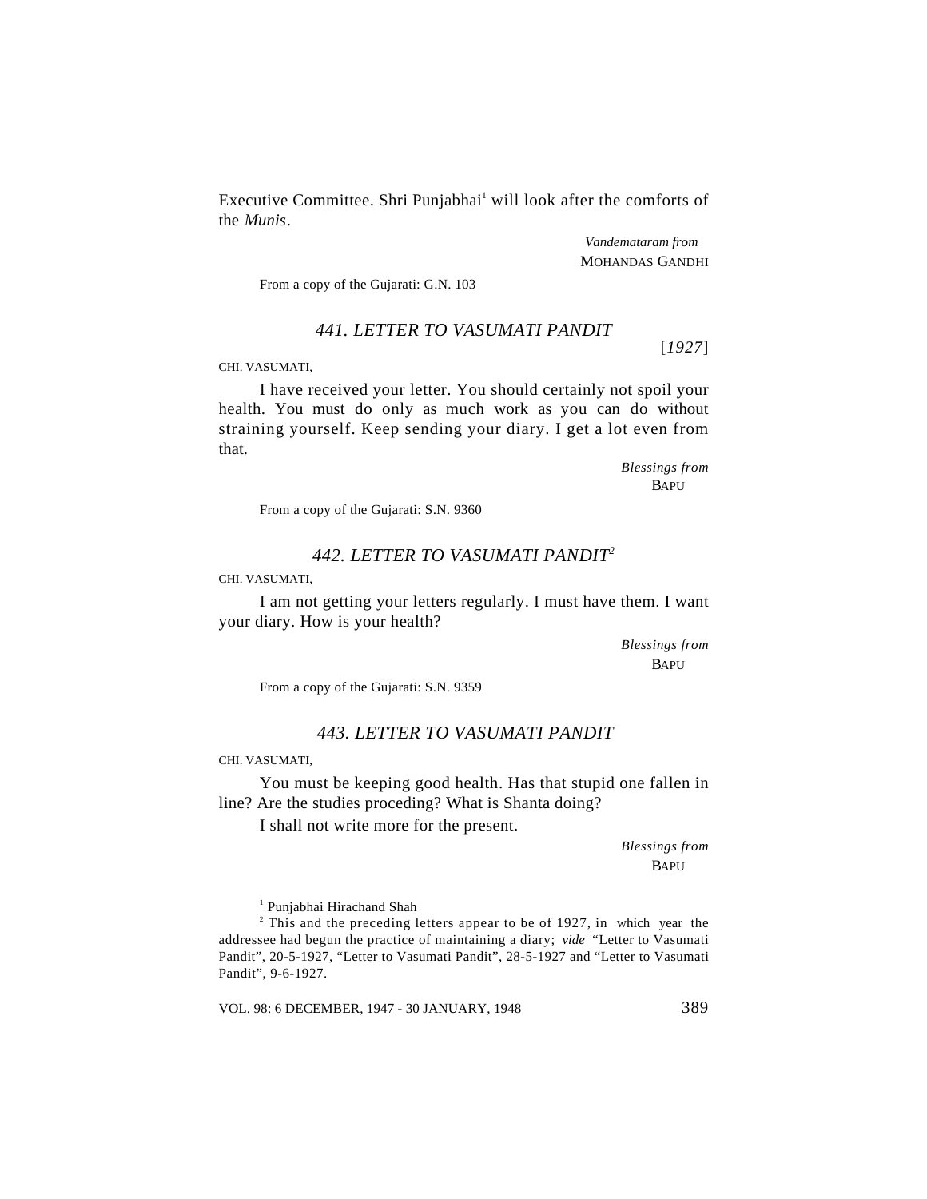Executive Committee. Shri Punjabhai[1] will look after the comforts of the *Munis*.

*Vandemataram from*
MOHANDAS GANDHI

From a copy of the Gujarati: G.N. 103

### *441. LETTER TO VASUMATI PANDIT*

[*1927*]

CHI. VASUMATI,

I have received your letter. You should certainly not spoil your health. You must do only as much work as you can do without straining yourself. Keep sending your diary. I get a lot even from that.

*Blessings from*
BAPU

From a copy of the Gujarati: S.N. 9360

### *442. LETTER TO VASUMATI PANDIT*[2]

CHI. VASUMATI,

I am not getting your letters regularly. I must have them. I want your diary. How is your health?

*Blessings from*
BAPU

From a copy of the Gujarati: S.N. 9359

### *443. LETTER TO VASUMATI PANDIT*

CHI. VASUMATI,

You must be keeping good health. Has that stupid one fallen in line? Are the studies proceding? What is Shanta doing?

I shall not write more for the present.

*Blessings from*
BAPU

[1] Punjabhai Hirachand Shah

[2] This and the preceding letters appear to be of 1927, in which year the addressee had begun the practice of maintaining a diary; *vide* "Letter to Vasumati Pandit", 20-5-1927, "Letter to Vasumati Pandit", 28-5-1927 and "Letter to Vasumati Pandit", 9-6-1927.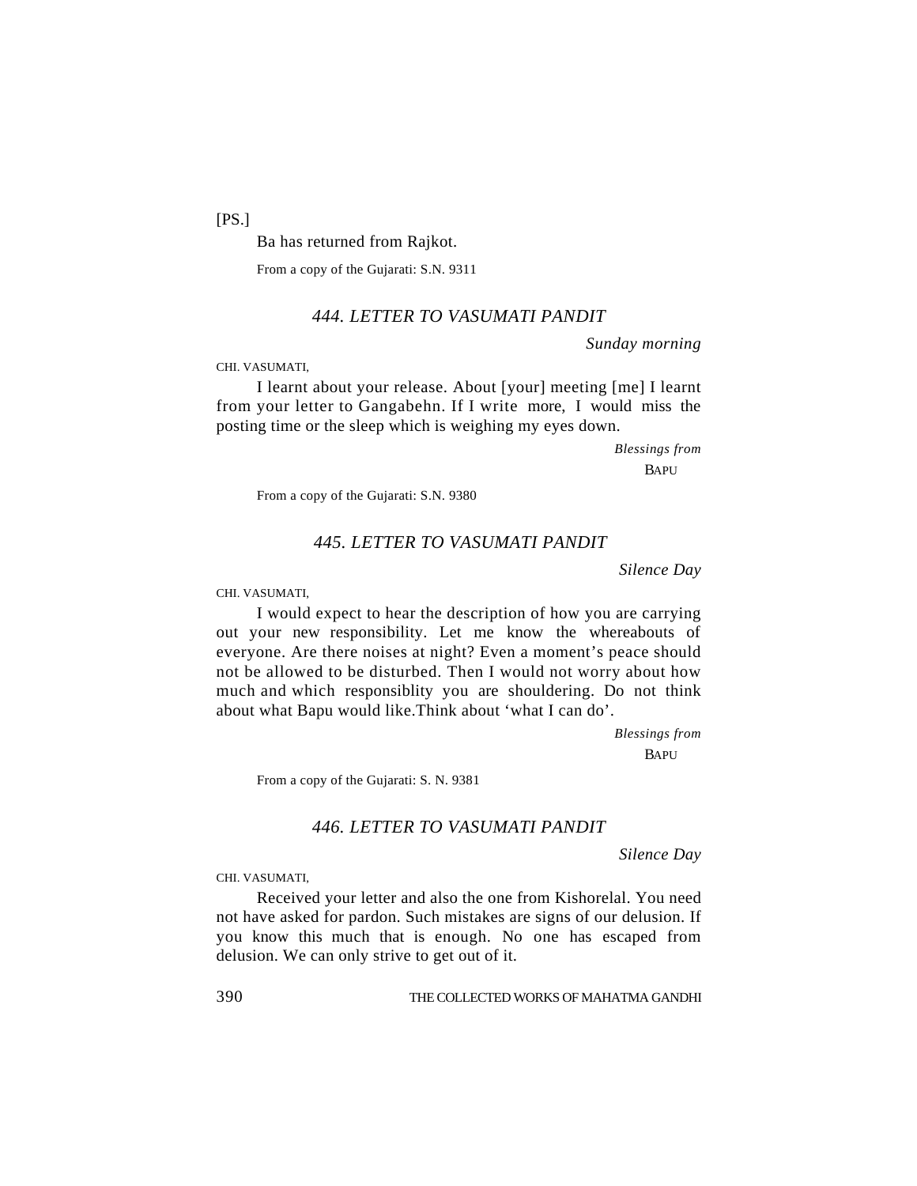[PS.]

Ba has returned from Rajkot.

From a copy of the Gujarati: S.N. 9311

### *444. LETTER TO VASUMATI PANDIT*

*Sunday morning*

CHI. VASUMATI,

I learnt about your release. About [your] meeting [me] I learnt from your letter to Gangabehn. If I write more, I would miss the posting time or the sleep which is weighing my eyes down.

*Blessings from*
BAPU

From a copy of the Gujarati: S.N. 9380

### *445. LETTER TO VASUMATI PANDIT*

*Silence Day*

CHI. VASUMATI,

I would expect to hear the description of how you are carrying out your new responsibility. Let me know the whereabouts of everyone. Are there noises at night? Even a moment's peace should not be allowed to be disturbed. Then I would not worry about how much and which responsiblity you are shouldering. Do not think about what Bapu would like.Think about 'what I can do'.

*Blessings from*
BAPU

From a copy of the Gujarati: S. N. 9381

### *446. LETTER TO VASUMATI PANDIT*

*Silence Day*

CHI. VASUMATI,

Received your letter and also the one from Kishorelal. You need not have asked for pardon. Such mistakes are signs of our delusion. If you know this much that is enough. No one has escaped from delusion. We can only strive to get out of it.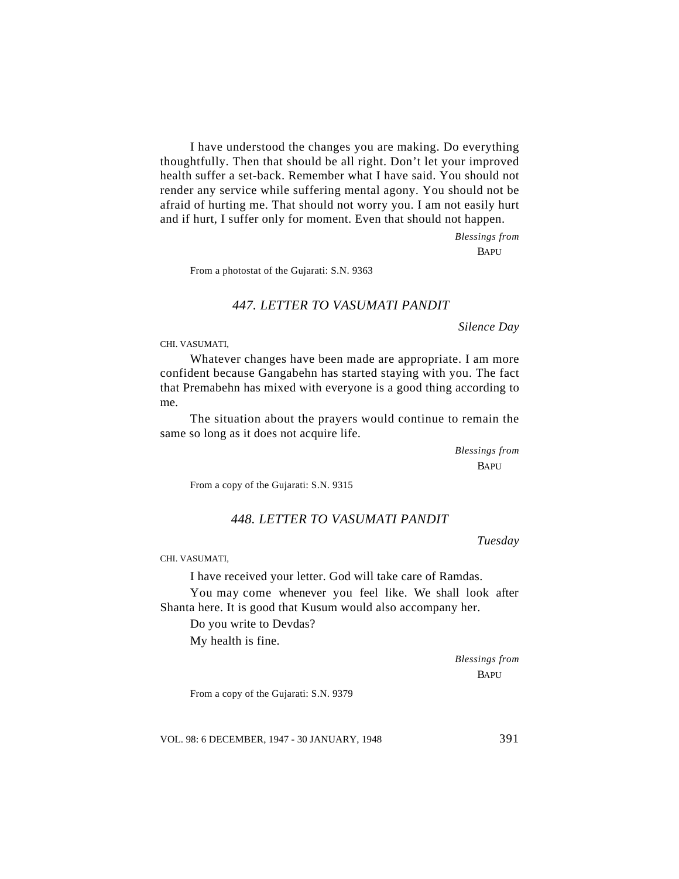I have understood the changes you are making. Do everything thoughtfully. Then that should be all right. Don't let your improved health suffer a set-back. Remember what I have said. You should not render any service while suffering mental agony. You should not be afraid of hurting me. That should not worry you. I am not easily hurt and if hurt, I suffer only for moment. Even that should not happen.

*Blessings from*
BAPU

From a photostat of the Gujarati: S.N. 9363

## *447. LETTER TO VASUMATI PANDIT*

*Silence Day*

CHI. VASUMATI,

Whatever changes have been made are appropriate. I am more confident because Gangabehn has started staying with you. The fact that Premabehn has mixed with everyone is a good thing according to me.

The situation about the prayers would continue to remain the same so long as it does not acquire life.

*Blessings from*
BAPU

From a copy of the Gujarati: S.N. 9315

## *448. LETTER TO VASUMATI PANDIT*

*Tuesday*

CHI. VASUMATI,

I have received your letter. God will take care of Ramdas.

You may come whenever you feel like. We shall look after Shanta here. It is good that Kusum would also accompany her.

Do you write to Devdas?

My health is fine.

*Blessings from*
BAPU

From a copy of the Gujarati: S.N. 9379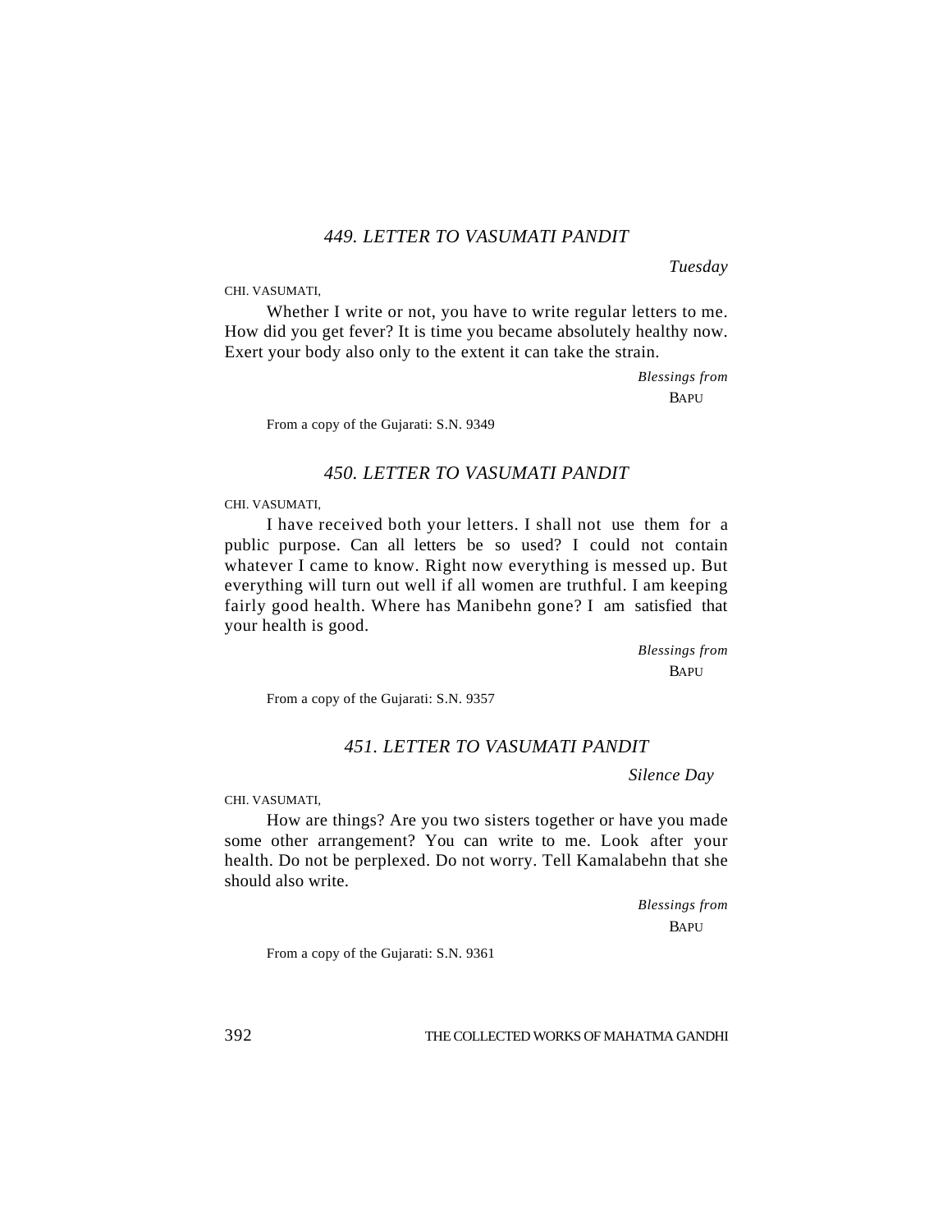### *449. LETTER TO VASUMATI PANDIT*

*Tuesday*

CHI. VASUMATI,

Whether I write or not, you have to write regular letters to me. How did you get fever? It is time you became absolutely healthy now. Exert your body also only to the extent it can take the strain.

*Blessings from*
BAPU

From a copy of the Gujarati: S.N. 9349

### *450. LETTER TO VASUMATI PANDIT*

CHI. VASUMATI,

I have received both your letters. I shall not use them for a public purpose. Can all letters be so used? I could not contain whatever I came to know. Right now everything is messed up. But everything will turn out well if all women are truthful. I am keeping fairly good health. Where has Manibehn gone? I am satisfied that your health is good.

*Blessings from*
BAPU

From a copy of the Gujarati: S.N. 9357

### *451. LETTER TO VASUMATI PANDIT*

*Silence Day*

CHI. VASUMATI,

How are things? Are you two sisters together or have you made some other arrangement? You can write to me. Look after your health. Do not be perplexed. Do not worry. Tell Kamalabehn that she should also write.

*Blessings from*
BAPU

From a copy of the Gujarati: S.N. 9361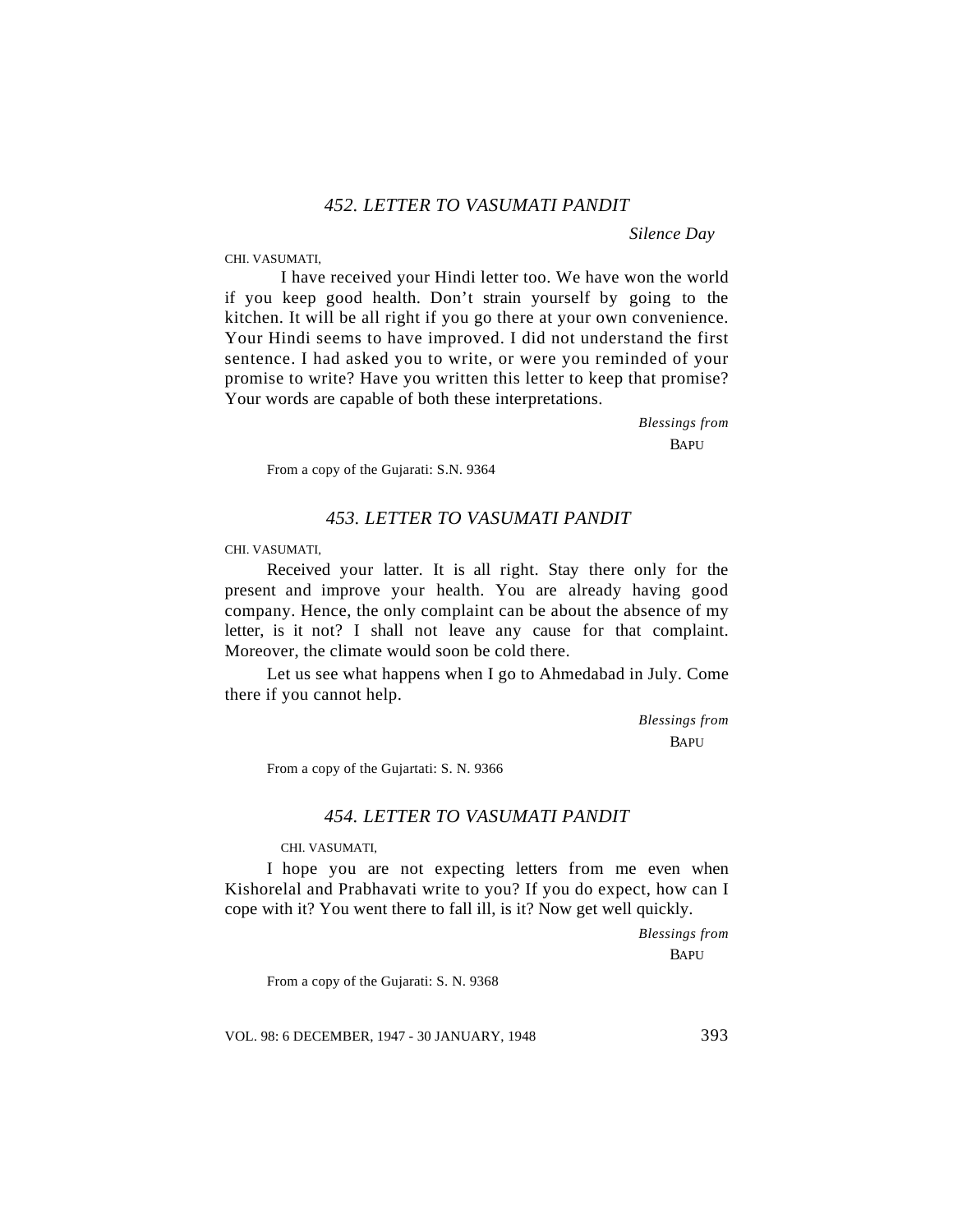### *452. LETTER TO VASUMATI PANDIT*

*Silence Day*

CHI. VASUMATI,

I have received your Hindi letter too. We have won the world if you keep good health. Don't strain yourself by going to the kitchen. It will be all right if you go there at your own convenience. Your Hindi seems to have improved. I did not understand the first sentence. I had asked you to write, or were you reminded of your promise to write? Have you written this letter to keep that promise? Your words are capable of both these interpretations.

*Blessings from*

BAPU

From a copy of the Gujarati: S.N. 9364

### *453. LETTER TO VASUMATI PANDIT*

CHI. VASUMATI,

Received your latter. It is all right. Stay there only for the present and improve your health. You are already having good company. Hence, the only complaint can be about the absence of my letter, is it not? I shall not leave any cause for that complaint. Moreover, the climate would soon be cold there.

Let us see what happens when I go to Ahmedabad in July. Come there if you cannot help.

*Blessings from*

BAPU

From a copy of the Gujartati: S. N. 9366

### *454. LETTER TO VASUMATI PANDIT*

CHI. VASUMATI,

I hope you are not expecting letters from me even when Kishorelal and Prabhavati write to you? If you do expect, how can I cope with it? You went there to fall ill, is it? Now get well quickly.

*Blessings from*

BAPU

From a copy of the Gujarati: S. N. 9368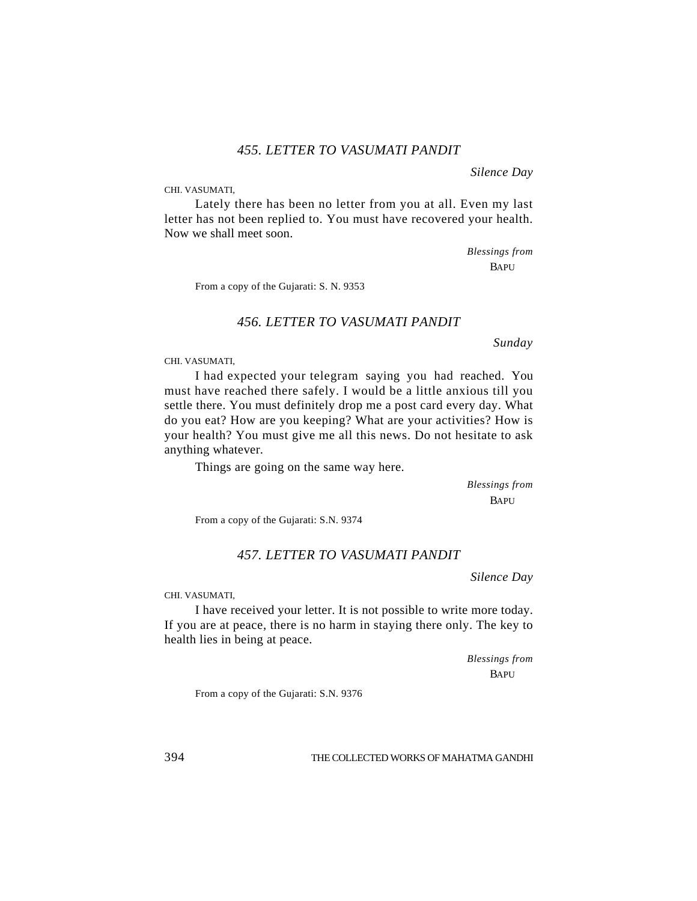### *455. LETTER TO VASUMATI PANDIT*

*Silence Day*

CHI. VASUMATI,

Lately there has been no letter from you at all. Even my last letter has not been replied to. You must have recovered your health. Now we shall meet soon.

*Blessings from*
BAPU

From a copy of the Gujarati: S. N. 9353

### *456. LETTER TO VASUMATI PANDIT*

*Sunday*

CHI. VASUMATI,

I had expected your telegram saying you had reached. You must have reached there safely. I would be a little anxious till you settle there. You must definitely drop me a post card every day. What do you eat? How are you keeping? What are your activities? How is your health? You must give me all this news. Do not hesitate to ask anything whatever.

Things are going on the same way here.

*Blessings from*
BAPU

From a copy of the Gujarati: S.N. 9374

### *457. LETTER TO VASUMATI PANDIT*

*Silence Day*

CHI. VASUMATI,

I have received your letter. It is not possible to write more today. If you are at peace, there is no harm in staying there only. The key to health lies in being at peace.

*Blessings from*
BAPU

From a copy of the Gujarati: S.N. 9376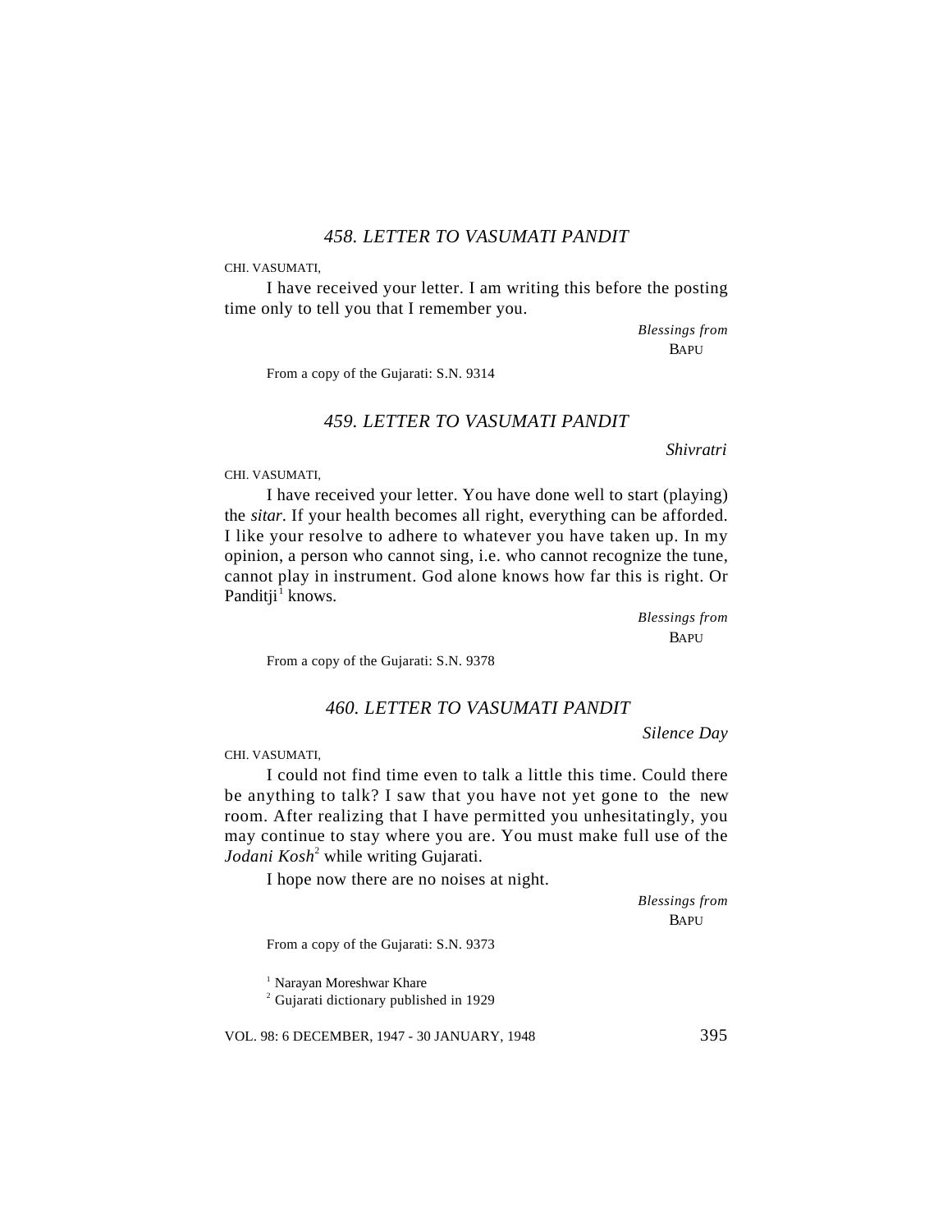### *458. LETTER TO VASUMATI PANDIT*

CHI. VASUMATI,

I have received your letter. I am writing this before the posting time only to tell you that I remember you.

*Blessings from*
BAPU

From a copy of the Gujarati: S.N. 9314

### *459. LETTER TO VASUMATI PANDIT*

*Shivratri*

CHI. VASUMATI,

I have received your letter. You have done well to start (playing) the *sitar*. If your health becomes all right, everything can be afforded. I like your resolve to adhere to whatever you have taken up. In my opinion, a person who cannot sing, i.e. who cannot recognize the tune, cannot play in instrument. God alone knows how far this is right. Or Panditji[1] knows.

*Blessings from*
BAPU

From a copy of the Gujarati: S.N. 9378

### *460. LETTER TO VASUMATI PANDIT*

*Silence Day*

CHI. VASUMATI,

I could not find time even to talk a little this time. Could there be anything to talk? I saw that you have not yet gone to the new room. After realizing that I have permitted you unhesitatingly, you may continue to stay where you are. You must make full use of the *Jodani Kosh*[2] while writing Gujarati.

I hope now there are no noises at night.

*Blessings from*
BAPU

From a copy of the Gujarati: S.N. 9373

[1] Narayan Moreshwar Khare
[2] Gujarati dictionary published in 1929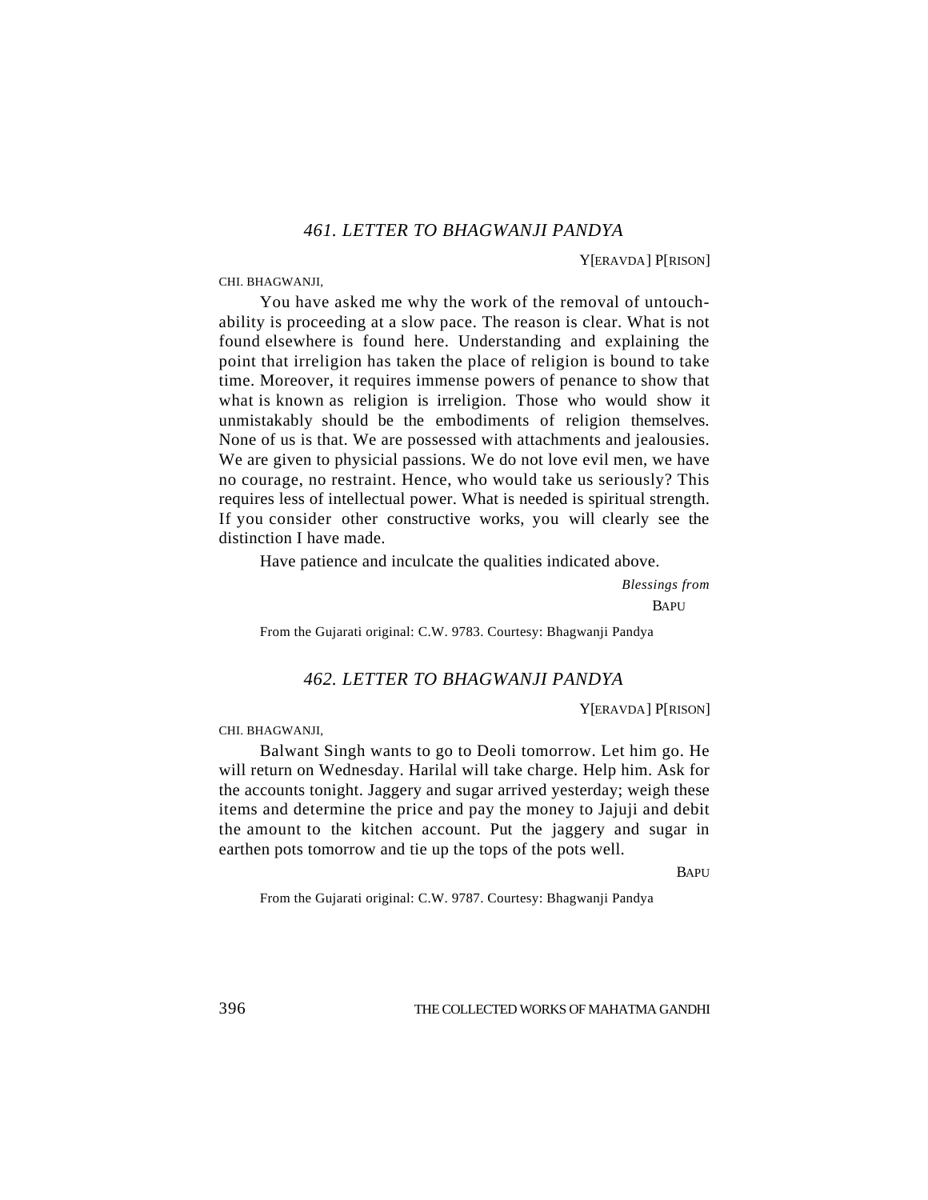### *461. LETTER TO BHAGWANJI PANDYA*

Y[ERAVDA] P[RISON]

CHI. BHAGWANJI,

You have asked me why the work of the removal of untouchability is proceeding at a slow pace. The reason is clear. What is not found elsewhere is found here. Understanding and explaining the point that irreligion has taken the place of religion is bound to take time. Moreover, it requires immense powers of penance to show that what is known as religion is irreligion. Those who would show it unmistakably should be the embodiments of religion themselves. None of us is that. We are possessed with attachments and jealousies. We are given to physicial passions. We do not love evil men, we have no courage, no restraint. Hence, who would take us seriously? This requires less of intellectual power. What is needed is spiritual strength. If you consider other constructive works, you will clearly see the distinction I have made.

Have patience and inculcate the qualities indicated above.

*Blessings from*

BAPU

From the Gujarati original: C.W. 9783. Courtesy: Bhagwanji Pandya

### *462. LETTER TO BHAGWANJI PANDYA*

Y[ERAVDA] P[RISON]

CHI. BHAGWANJI,

Balwant Singh wants to go to Deoli tomorrow. Let him go. He will return on Wednesday. Harilal will take charge. Help him. Ask for the accounts tonight. Jaggery and sugar arrived yesterday; weigh these items and determine the price and pay the money to Jajuji and debit the amount to the kitchen account. Put the jaggery and sugar in earthen pots tomorrow and tie up the tops of the pots well.

BAPU

From the Gujarati original: C.W. 9787. Courtesy: Bhagwanji Pandya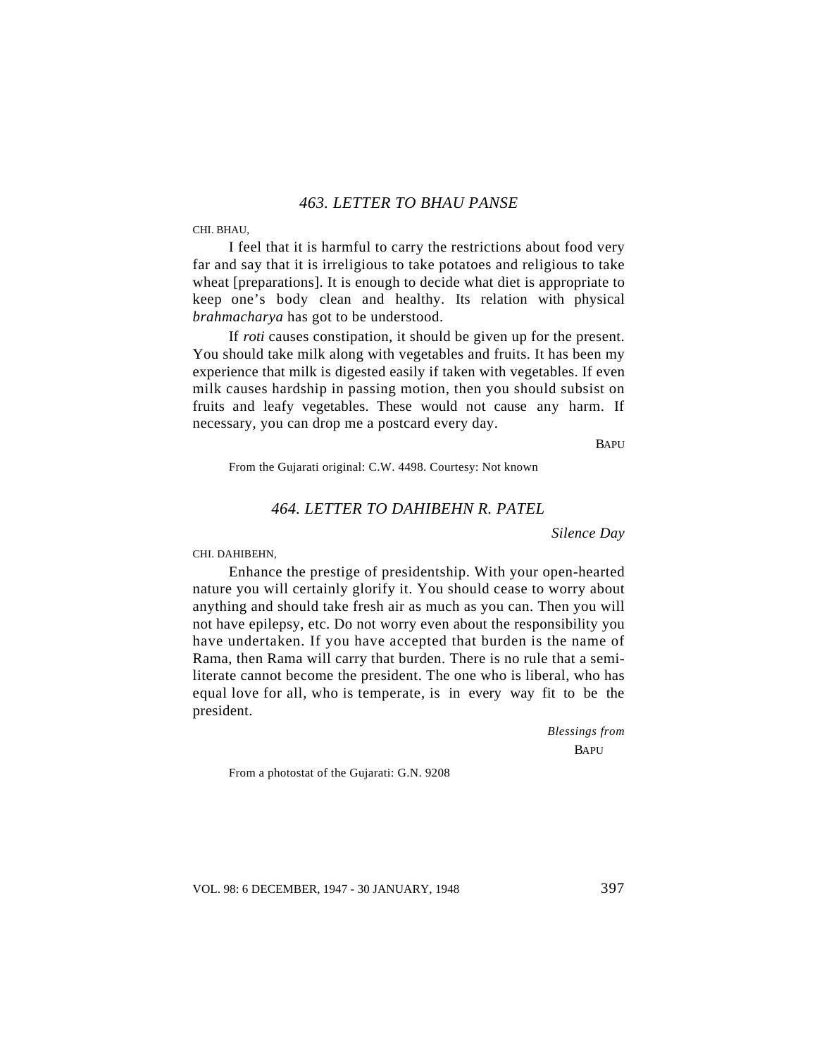## *463. LETTER TO BHAU PANSE*

CHI. BHAU,

I feel that it is harmful to carry the restrictions about food very far and say that it is irreligious to take potatoes and religious to take wheat [preparations]. It is enough to decide what diet is appropriate to keep one's body clean and healthy. Its relation with physical *brahmacharya* has got to be understood.

If *roti* causes constipation, it should be given up for the present. You should take milk along with vegetables and fruits. It has been my experience that milk is digested easily if taken with vegetables. If even milk causes hardship in passing motion, then you should subsist on fruits and leafy vegetables. These would not cause any harm. If necessary, you can drop me a postcard every day.

BAPU

From the Gujarati original: C.W. 4498. Courtesy: Not known

## *464. LETTER TO DAHIBEHN R. PATEL*

*Silence Day*

CHI. DAHIBEHN,

Enhance the prestige of presidentship. With your open-hearted nature you will certainly glorify it. You should cease to worry about anything and should take fresh air as much as you can. Then you will not have epilepsy, etc. Do not worry even about the responsibility you have undertaken. If you have accepted that burden is the name of Rama, then Rama will carry that burden. There is no rule that a semi-literate cannot become the president. The one who is liberal, who has equal love for all, who is temperate, is in every way fit to be the president.

*Blessings from*
BAPU

From a photostat of the Gujarati: G.N. 9208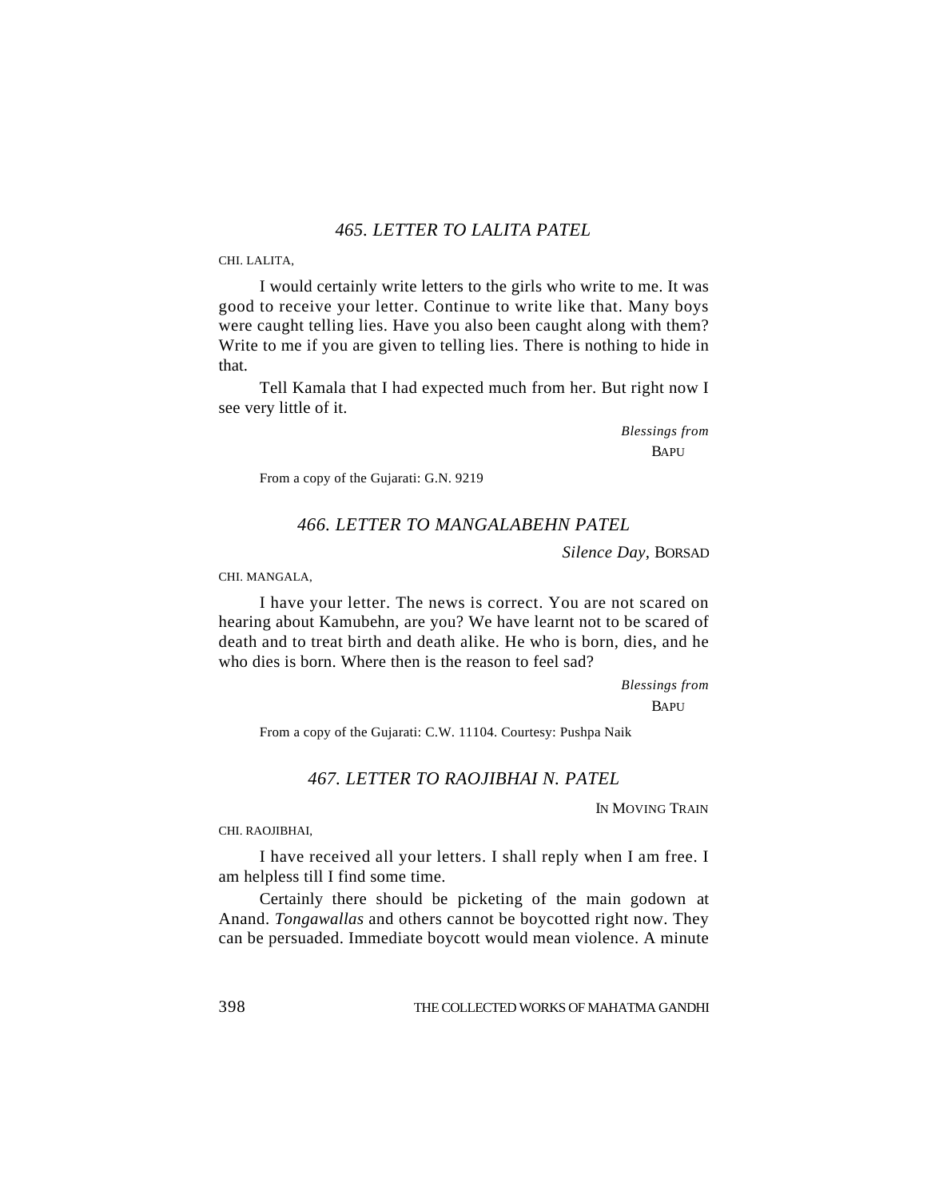## *465. LETTER TO LALITA PATEL*

CHI. LALITA,

I would certainly write letters to the girls who write to me. It was good to receive your letter. Continue to write like that. Many boys were caught telling lies. Have you also been caught along with them? Write to me if you are given to telling lies. There is nothing to hide in that.

Tell Kamala that I had expected much from her. But right now I see very little of it.

*Blessings from*
BAPU

From a copy of the Gujarati: G.N. 9219

## *466. LETTER TO MANGALABEHN PATEL*

*Silence Day*, BORSAD

CHI. MANGALA,

I have your letter. The news is correct. You are not scared on hearing about Kamubehn, are you? We have learnt not to be scared of death and to treat birth and death alike. He who is born, dies, and he who dies is born. Where then is the reason to feel sad?

*Blessings from*
BAPU

From a copy of the Gujarati: C.W. 11104. Courtesy: Pushpa Naik

## *467. LETTER TO RAOJIBHAI N. PATEL*

IN MOVING TRAIN

CHI. RAOJIBHAI,

I have received all your letters. I shall reply when I am free. I am helpless till I find some time.

Certainly there should be picketing of the main godown at Anand. *Tongawallas* and others cannot be boycotted right now. They can be persuaded. Immediate boycott would mean violence. A minute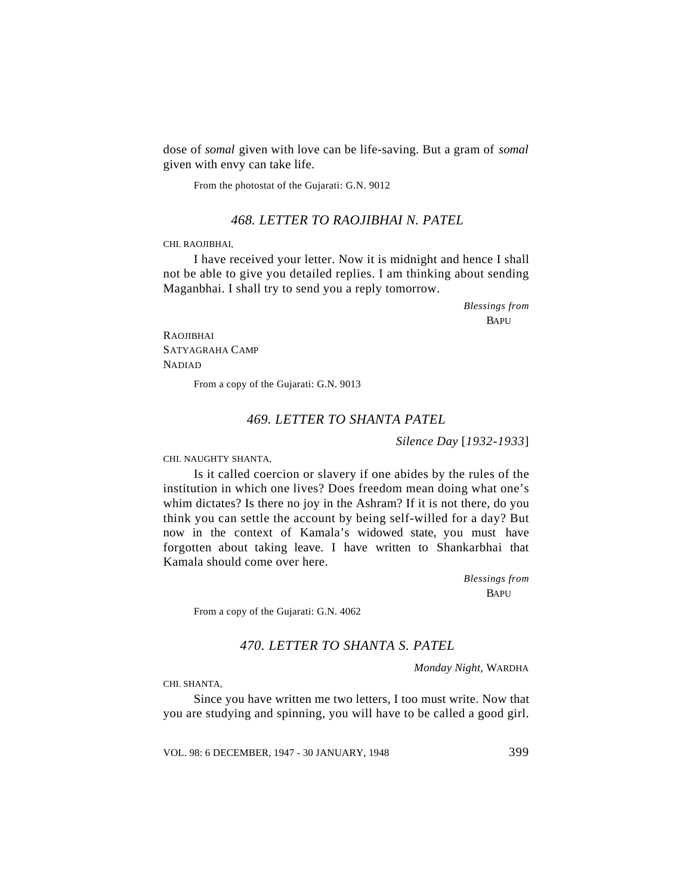dose of *somal* given with love can be life-saving. But a gram of *somal* given with envy can take life.

From the photostat of the Gujarati: G.N. 9012

### *468. LETTER TO RAOJIBHAI N. PATEL*

CHI. RAOJIBHAI,

I have received your letter. Now it is midnight and hence I shall not be able to give you detailed replies. I am thinking about sending Maganbhai. I shall try to send you a reply tomorrow.

*Blessings from*
BAPU

RAOJIBHAI
SATYAGRAHA CAMP
NADIAD

From a copy of the Gujarati: G.N. 9013

### *469. LETTER TO SHANTA PATEL*

*Silence Day* [*1932-1933*]

CHI. NAUGHTY SHANTA,

Is it called coercion or slavery if one abides by the rules of the institution in which one lives? Does freedom mean doing what one's whim dictates? Is there no joy in the Ashram? If it is not there, do you think you can settle the account by being self-willed for a day? But now in the context of Kamala's widowed state, you must have forgotten about taking leave. I have written to Shankarbhai that Kamala should come over here.

*Blessings from*
BAPU

From a copy of the Gujarati: G.N. 4062

### *470. LETTER TO SHANTA S. PATEL*

*Monday Night,* WARDHA

CHI. SHANTA,

Since you have written me two letters, I too must write. Now that you are studying and spinning, you will have to be called a good girl.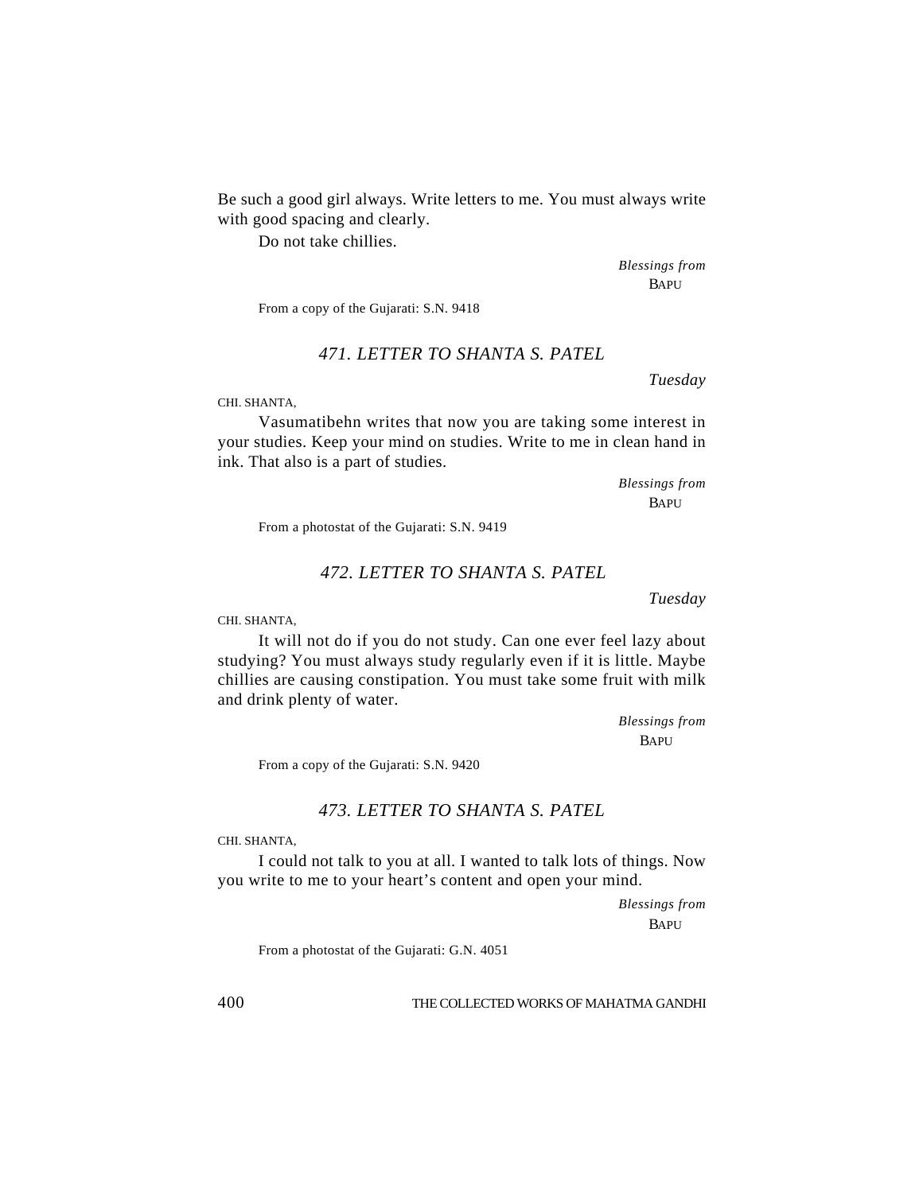Be such a good girl always. Write letters to me. You must always write with good spacing and clearly.

Do not take chillies.

*Blessings from*
BAPU

From a copy of the Gujarati: S.N. 9418

### *471. LETTER TO SHANTA S. PATEL*

*Tuesday*

CHI. SHANTA,

Vasumatibehn writes that now you are taking some interest in your studies. Keep your mind on studies. Write to me in clean hand in ink. That also is a part of studies.

*Blessings from*
BAPU

From a photostat of the Gujarati: S.N. 9419

### *472. LETTER TO SHANTA S. PATEL*

*Tuesday*

CHI. SHANTA,

It will not do if you do not study. Can one ever feel lazy about studying? You must always study regularly even if it is little. Maybe chillies are causing constipation. You must take some fruit with milk and drink plenty of water.

*Blessings from*
BAPU

From a copy of the Gujarati: S.N. 9420

### *473. LETTER TO SHANTA S. PATEL*

CHI. SHANTA,

I could not talk to you at all. I wanted to talk lots of things. Now you write to me to your heart's content and open your mind.

*Blessings from*
BAPU

From a photostat of the Gujarati: G.N. 4051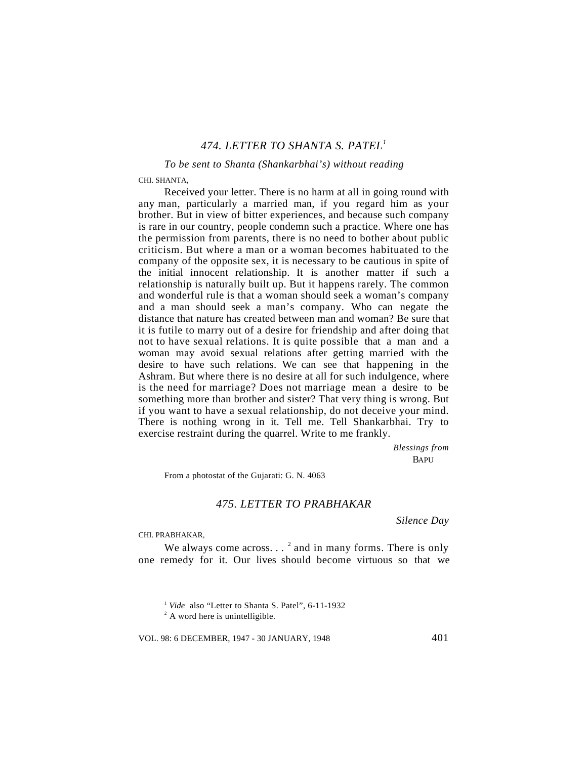## *474. LETTER TO SHANTA S. PATEL*[1]

*To be sent to Shanta (Shankarbhai's) without reading*

CHI. SHANTA,

Received your letter. There is no harm at all in going round with any man, particularly a married man, if you regard him as your brother. But in view of bitter experiences, and because such company is rare in our country, people condemn such a practice. Where one has the permission from parents, there is no need to bother about public criticism. But where a man or a woman becomes habituated to the company of the opposite sex, it is necessary to be cautious in spite of the initial innocent relationship. It is another matter if such a relationship is naturally built up. But it happens rarely. The common and wonderful rule is that a woman should seek a woman's company and a man should seek a man's company. Who can negate the distance that nature has created between man and woman? Be sure that it is futile to marry out of a desire for friendship and after doing that not to have sexual relations. It is quite possible that a man and a woman may avoid sexual relations after getting married with the desire to have such relations. We can see that happening in the Ashram. But where there is no desire at all for such indulgence, where is the need for marriage? Does not marriage mean a desire to be something more than brother and sister? That very thing is wrong. But if you want to have a sexual relationship, do not deceive your mind. There is nothing wrong in it. Tell me. Tell Shankarbhai. Try to exercise restraint during the quarrel. Write to me frankly.

*Blessings from*
BAPU

From a photostat of the Gujarati: G. N. 4063

## *475. LETTER TO PRABHAKAR*

*Silence Day*

CHI. PRABHAKAR,

We always come across. . . [2] and in many forms. There is only one remedy for it. Our lives should become virtuous so that we

[1] *Vide* also "Letter to Shanta S. Patel", 6-11-1932

[2] A word here is unintelligible.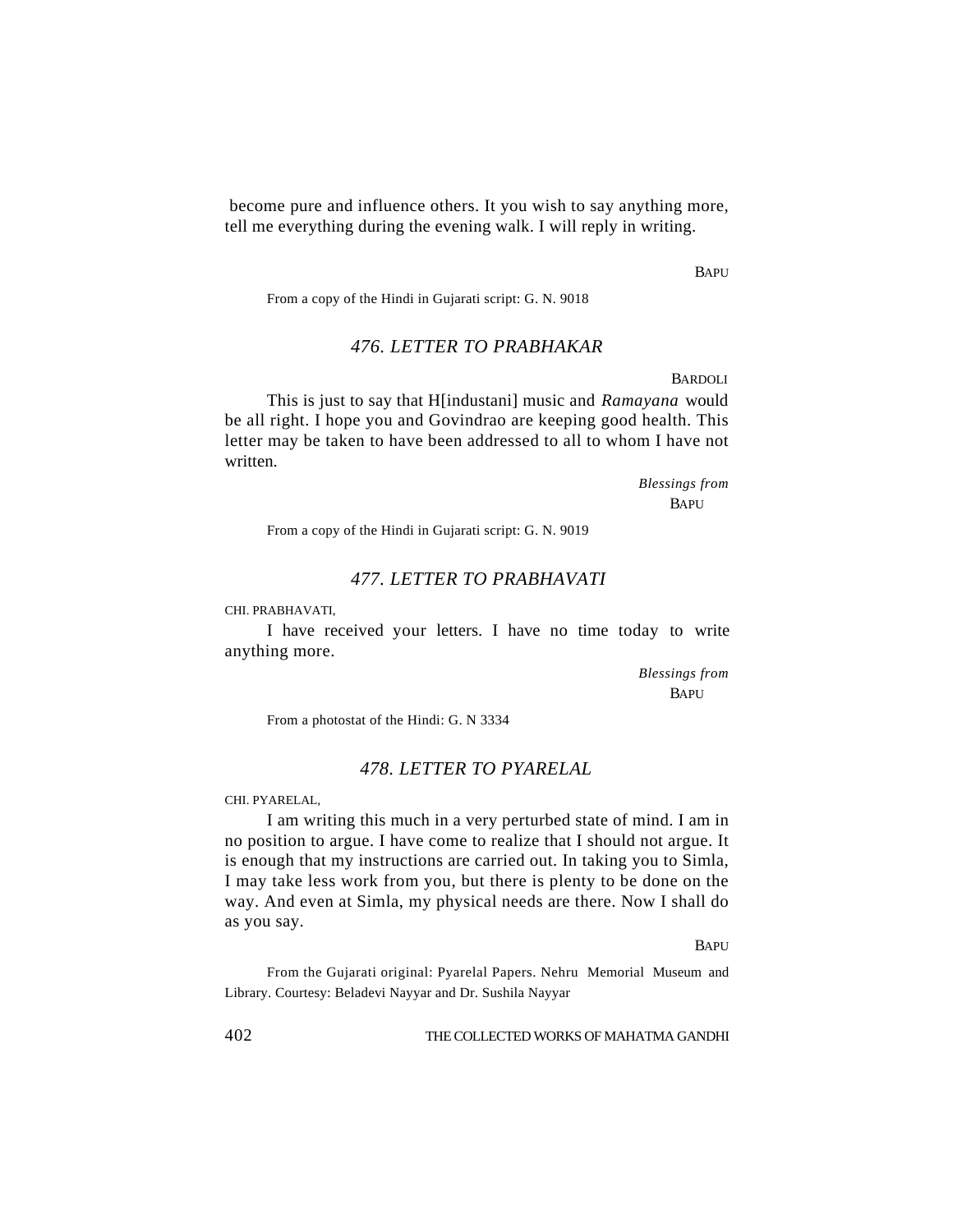become pure and influence others. It you wish to say anything more, tell me everything during the evening walk. I will reply in writing.

BAPU

From a copy of the Hindi in Gujarati script: G. N. 9018

### *476. LETTER TO PRABHAKAR*

BARDOLI

This is just to say that H[industani] music and *Ramayana* would be all right. I hope you and Govindrao are keeping good health. This letter may be taken to have been addressed to all to whom I have not written.

*Blessings from*
BAPU

From a copy of the Hindi in Gujarati script: G. N. 9019

### *477. LETTER TO PRABHAVATI*

CHI. PRABHAVATI,

I have received your letters. I have no time today to write anything more.

*Blessings from*
BAPU

From a photostat of the Hindi: G. N 3334

### *478. LETTER TO PYARELAL*

CHI. PYARELAL,

I am writing this much in a very perturbed state of mind. I am in no position to argue. I have come to realize that I should not argue. It is enough that my instructions are carried out. In taking you to Simla, I may take less work from you, but there is plenty to be done on the way. And even at Simla, my physical needs are there. Now I shall do as you say.

BAPU

From the Gujarati original: Pyarelal Papers. Nehru Memorial Museum and Library. Courtesy: Beladevi Nayyar and Dr. Sushila Nayyar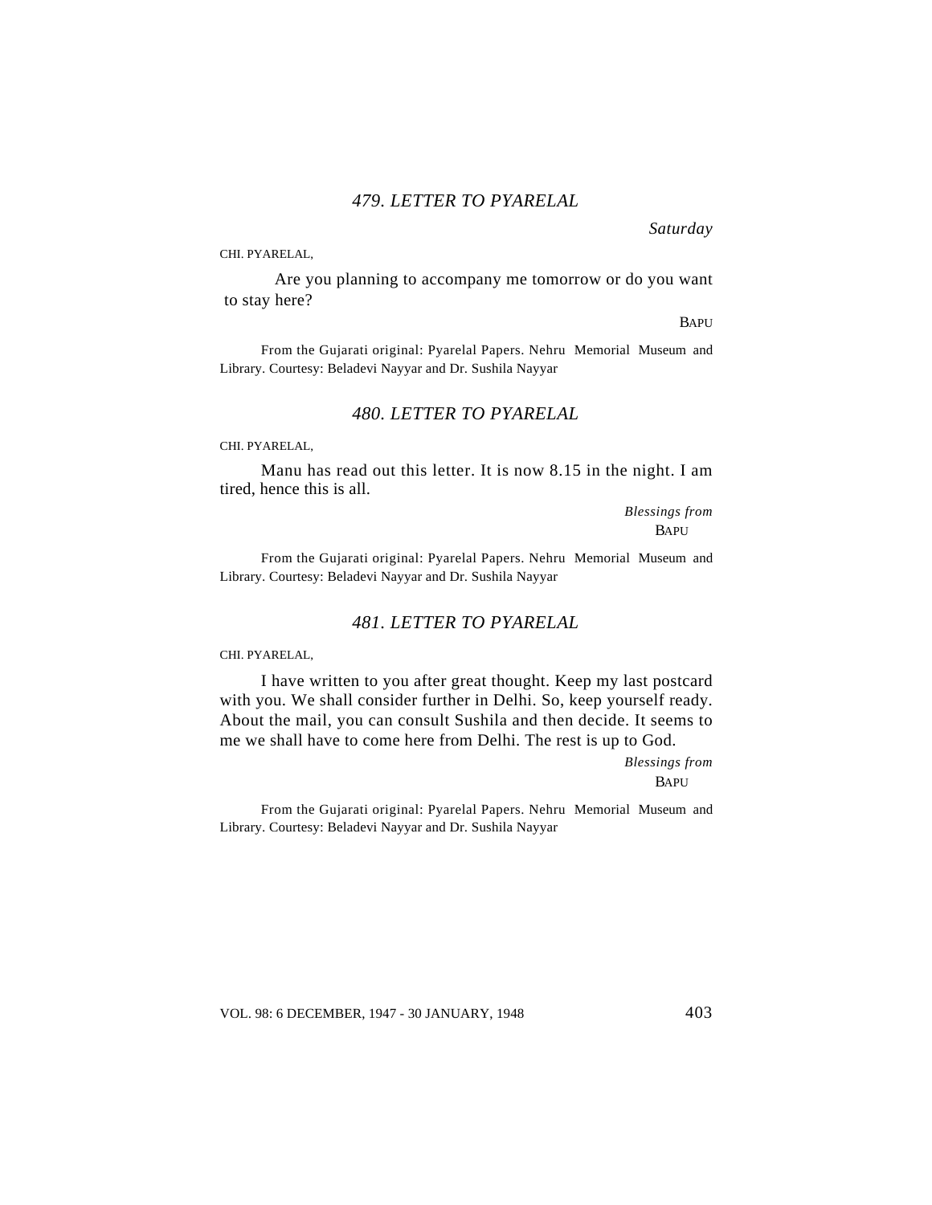## *479. LETTER TO PYARELAL*

*Saturday*

CHI. PYARELAL,

Are you planning to accompany me tomorrow or do you want to stay here?

BAPU

From the Gujarati original: Pyarelal Papers. Nehru Memorial Museum and Library. Courtesy: Beladevi Nayyar and Dr. Sushila Nayyar

## *480. LETTER TO PYARELAL*

CHI. PYARELAL,

Manu has read out this letter. It is now 8.15 in the night. I am tired, hence this is all.

*Blessings from*
BAPU

From the Gujarati original: Pyarelal Papers. Nehru Memorial Museum and Library. Courtesy: Beladevi Nayyar and Dr. Sushila Nayyar

## *481. LETTER TO PYARELAL*

CHI. PYARELAL,

I have written to you after great thought. Keep my last postcard with you. We shall consider further in Delhi. So, keep yourself ready. About the mail, you can consult Sushila and then decide. It seems to me we shall have to come here from Delhi. The rest is up to God.

*Blessings from*
BAPU

From the Gujarati original: Pyarelal Papers. Nehru Memorial Museum and Library. Courtesy: Beladevi Nayyar and Dr. Sushila Nayyar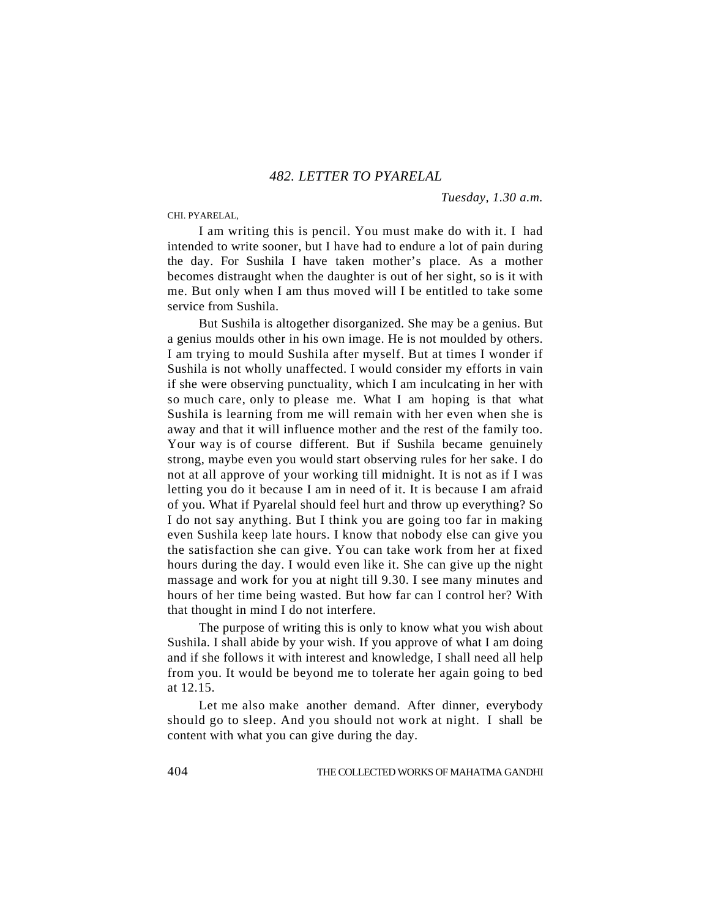## *482. LETTER TO PYARELAL*

*Tuesday, 1.30 a.m.*

CHI. PYARELAL,

I am writing this is pencil. You must make do with it. I had intended to write sooner, but I have had to endure a lot of pain during the day. For Sushila I have taken mother's place. As a mother becomes distraught when the daughter is out of her sight, so is it with me. But only when I am thus moved will I be entitled to take some service from Sushila.

But Sushila is altogether disorganized. She may be a genius. But a genius moulds other in his own image. He is not moulded by others. I am trying to mould Sushila after myself. But at times I wonder if Sushila is not wholly unaffected. I would consider my efforts in vain if she were observing punctuality, which I am inculcating in her with so much care, only to please me. What I am hoping is that what Sushila is learning from me will remain with her even when she is away and that it will influence mother and the rest of the family too. Your way is of course different. But if Sushila became genuinely strong, maybe even you would start observing rules for her sake. I do not at all approve of your working till midnight. It is not as if I was letting you do it because I am in need of it. It is because I am afraid of you. What if Pyarelal should feel hurt and throw up everything? So I do not say anything. But I think you are going too far in making even Sushila keep late hours. I know that nobody else can give you the satisfaction she can give. You can take work from her at fixed hours during the day. I would even like it. She can give up the night massage and work for you at night till 9.30. I see many minutes and hours of her time being wasted. But how far can I control her? With that thought in mind I do not interfere.

The purpose of writing this is only to know what you wish about Sushila. I shall abide by your wish. If you approve of what I am doing and if she follows it with interest and knowledge, I shall need all help from you. It would be beyond me to tolerate her again going to bed at 12.15.

Let me also make another demand. After dinner, everybody should go to sleep. And you should not work at night. I shall be content with what you can give during the day.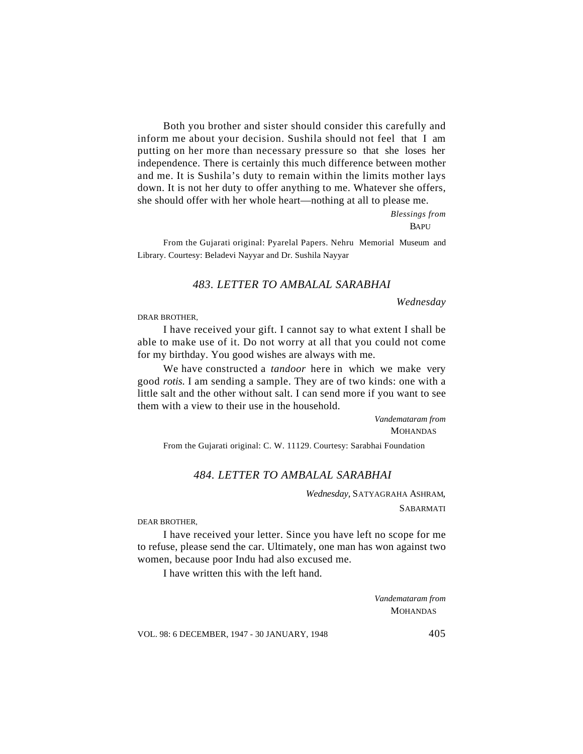Both you brother and sister should consider this carefully and inform me about your decision. Sushila should not feel that I am putting on her more than necessary pressure so that she loses her independence. There is certainly this much difference between mother and me. It is Sushila's duty to remain within the limits mother lays down. It is not her duty to offer anything to me. Whatever she offers, she should offer with her whole heart—nothing at all to please me.

*Blessings from*
BAPU

From the Gujarati original: Pyarelal Papers. Nehru Memorial Museum and Library. Courtesy: Beladevi Nayyar and Dr. Sushila Nayyar

## *483. LETTER TO AMBALAL SARABHAI*

*Wednesday*

DRAR BROTHER,

I have received your gift. I cannot say to what extent I shall be able to make use of it. Do not worry at all that you could not come for my birthday. You good wishes are always with me.

We have constructed a *tandoor* here in which we make very good *rotis.* I am sending a sample. They are of two kinds: one with a little salt and the other without salt. I can send more if you want to see them with a view to their use in the household.

*Vandemataram from*
MOHANDAS

From the Gujarati original: C. W. 11129. Courtesy: Sarabhai Foundation

## *484. LETTER TO AMBALAL SARABHAI*

*Wednesday,* SATYAGRAHA ASHRAM,
SABARMATI

DEAR BROTHER,

I have received your letter. Since you have left no scope for me to refuse, please send the car. Ultimately, one man has won against two women, because poor Indu had also excused me.

I have written this with the left hand.

*Vandemataram from*
MOHANDAS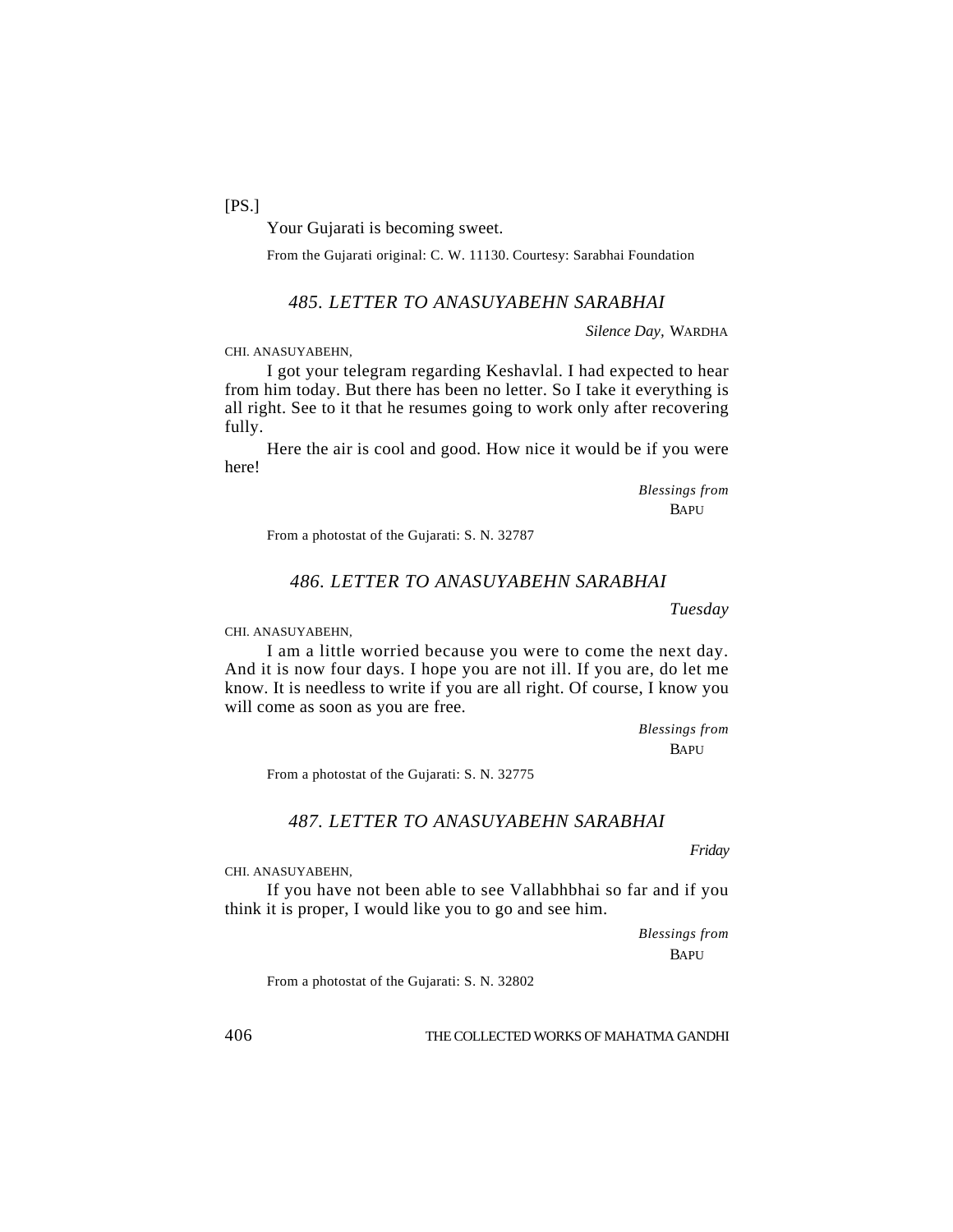[PS.]

Your Gujarati is becoming sweet.

From the Gujarati original: C. W. 11130. Courtesy: Sarabhai Foundation

### *485. LETTER TO ANASUYABEHN SARABHAI*

*Silence Day,* WARDHA

CHI. ANASUYABEHN,

I got your telegram regarding Keshavlal. I had expected to hear from him today. But there has been no letter. So I take it everything is all right. See to it that he resumes going to work only after recovering fully.

Here the air is cool and good. How nice it would be if you were here!

*Blessings from*
BAPU

From a photostat of the Gujarati: S. N. 32787

### *486. LETTER TO ANASUYABEHN SARABHAI*

*Tuesday*

CHI. ANASUYABEHN,

I am a little worried because you were to come the next day. And it is now four days. I hope you are not ill. If you are, do let me know. It is needless to write if you are all right. Of course, I know you will come as soon as you are free.

*Blessings from*
BAPU

From a photostat of the Gujarati: S. N. 32775

### *487. LETTER TO ANASUYABEHN SARABHAI*

*Friday*

CHI. ANASUYABEHN,

If you have not been able to see Vallabhbhai so far and if you think it is proper, I would like you to go and see him.

*Blessings from*
BAPU

From a photostat of the Gujarati: S. N. 32802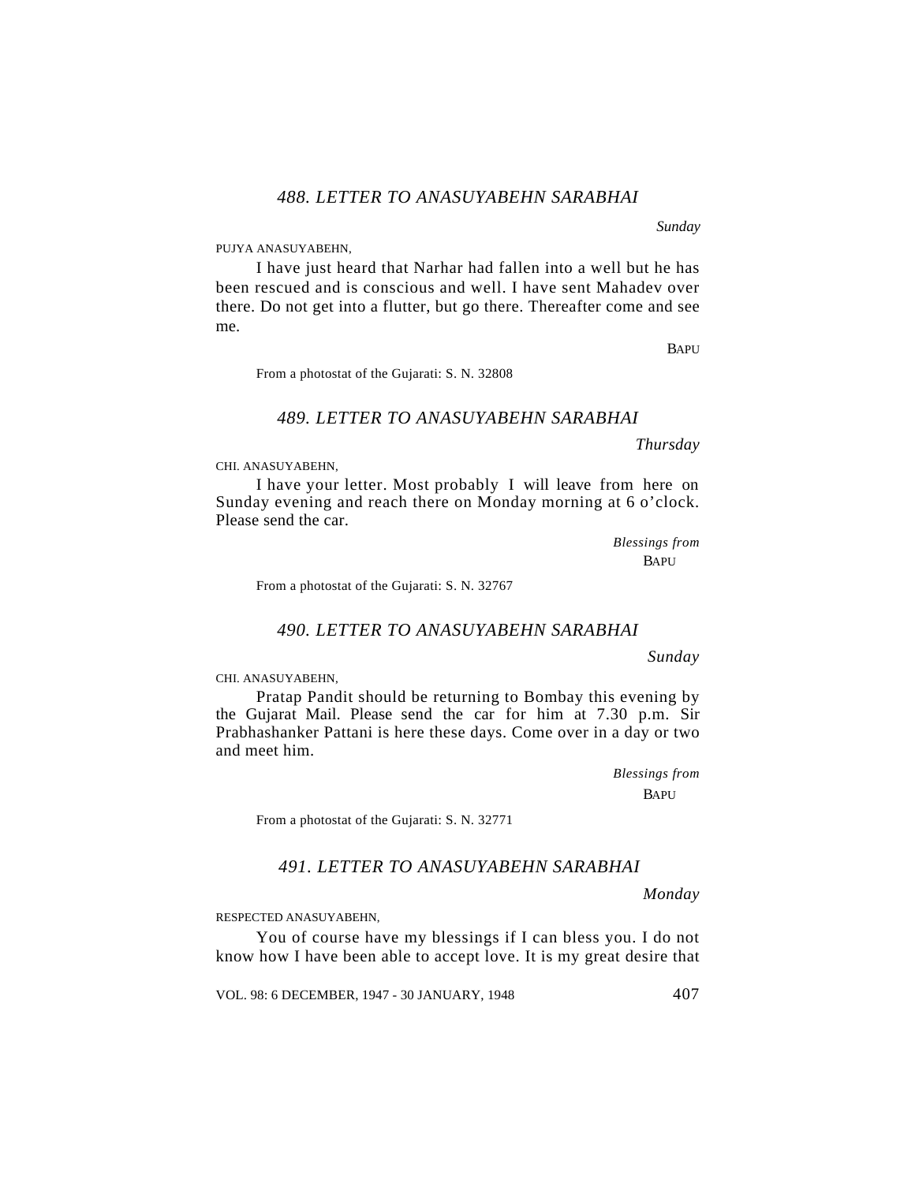### *488. LETTER TO ANASUYABEHN SARABHAI*

*Sunday*

PUJYA ANASUYABEHN,

I have just heard that Narhar had fallen into a well but he has been rescued and is conscious and well. I have sent Mahadev over there. Do not get into a flutter, but go there. Thereafter come and see me.

BAPU

From a photostat of the Gujarati: S. N. 32808

### *489. LETTER TO ANASUYABEHN SARABHAI*

*Thursday*

CHI. ANASUYABEHN,

I have your letter. Most probably I will leave from here on Sunday evening and reach there on Monday morning at 6 o'clock. Please send the car.

*Blessings from*
BAPU

From a photostat of the Gujarati: S. N. 32767

### *490. LETTER TO ANASUYABEHN SARABHAI*

*Sunday*

CHI. ANASUYABEHN,

Pratap Pandit should be returning to Bombay this evening by the Gujarat Mail. Please send the car for him at 7.30 p.m. Sir Prabhashanker Pattani is here these days. Come over in a day or two and meet him.

*Blessings from*
BAPU

From a photostat of the Gujarati: S. N. 32771

### *491. LETTER TO ANASUYABEHN SARABHAI*

*Monday*

RESPECTED ANASUYABEHN,

You of course have my blessings if I can bless you. I do not know how I have been able to accept love. It is my great desire that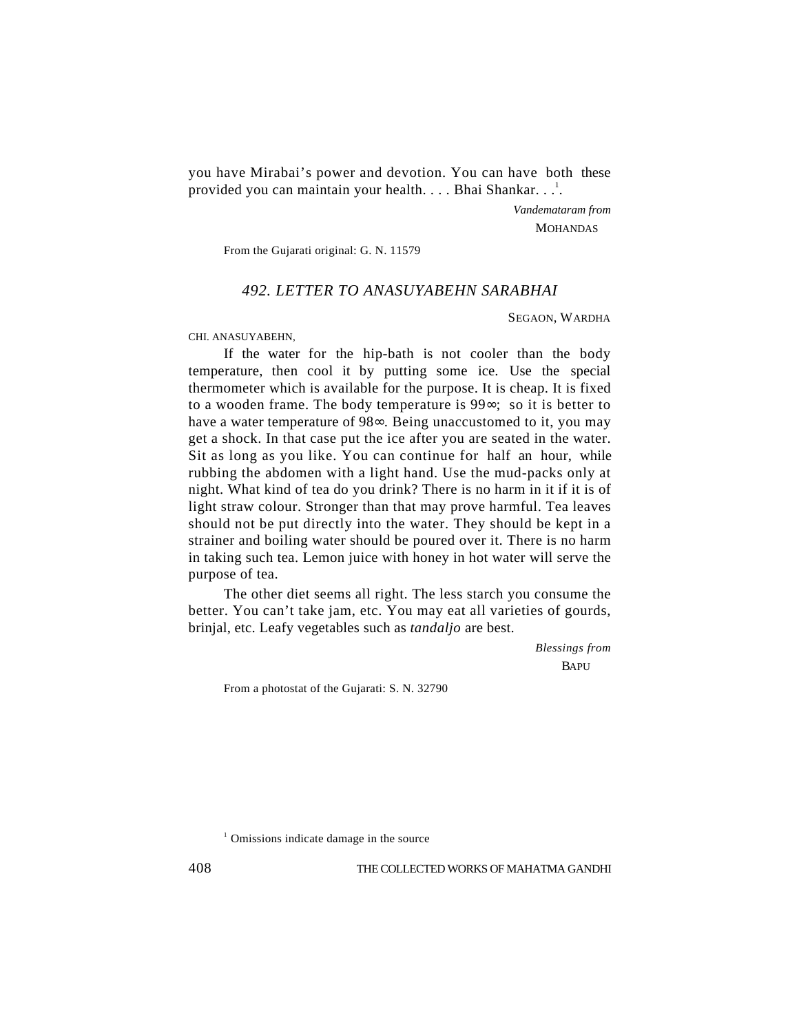you have Mirabai's power and devotion. You can have both these provided you can maintain your health. . . . Bhai Shankar. . .[1].

*Vandemataram from*
MOHANDAS

From the Gujarati original: G. N. 11579

## *492. LETTER TO ANASUYABEHN SARABHAI*

SEGAON, WARDHA

CHI. ANASUYABEHN,

If the water for the hip-bath is not cooler than the body temperature, then cool it by putting some ice. Use the special thermometer which is available for the purpose. It is cheap. It is fixed to a wooden frame. The body temperature is 99∞; so it is better to have a water temperature of 98∞. Being unaccustomed to it, you may get a shock. In that case put the ice after you are seated in the water. Sit as long as you like. You can continue for half an hour, while rubbing the abdomen with a light hand. Use the mud-packs only at night. What kind of tea do you drink? There is no harm in it if it is of light straw colour. Stronger than that may prove harmful. Tea leaves should not be put directly into the water. They should be kept in a strainer and boiling water should be poured over it. There is no harm in taking such tea. Lemon juice with honey in hot water will serve the purpose of tea.

The other diet seems all right. The less starch you consume the better. You can't take jam, etc. You may eat all varieties of gourds, brinjal, etc. Leafy vegetables such as *tandaljo* are best.

*Blessings from*
BAPU

From a photostat of the Gujarati: S. N. 32790

[1] Omissions indicate damage in the source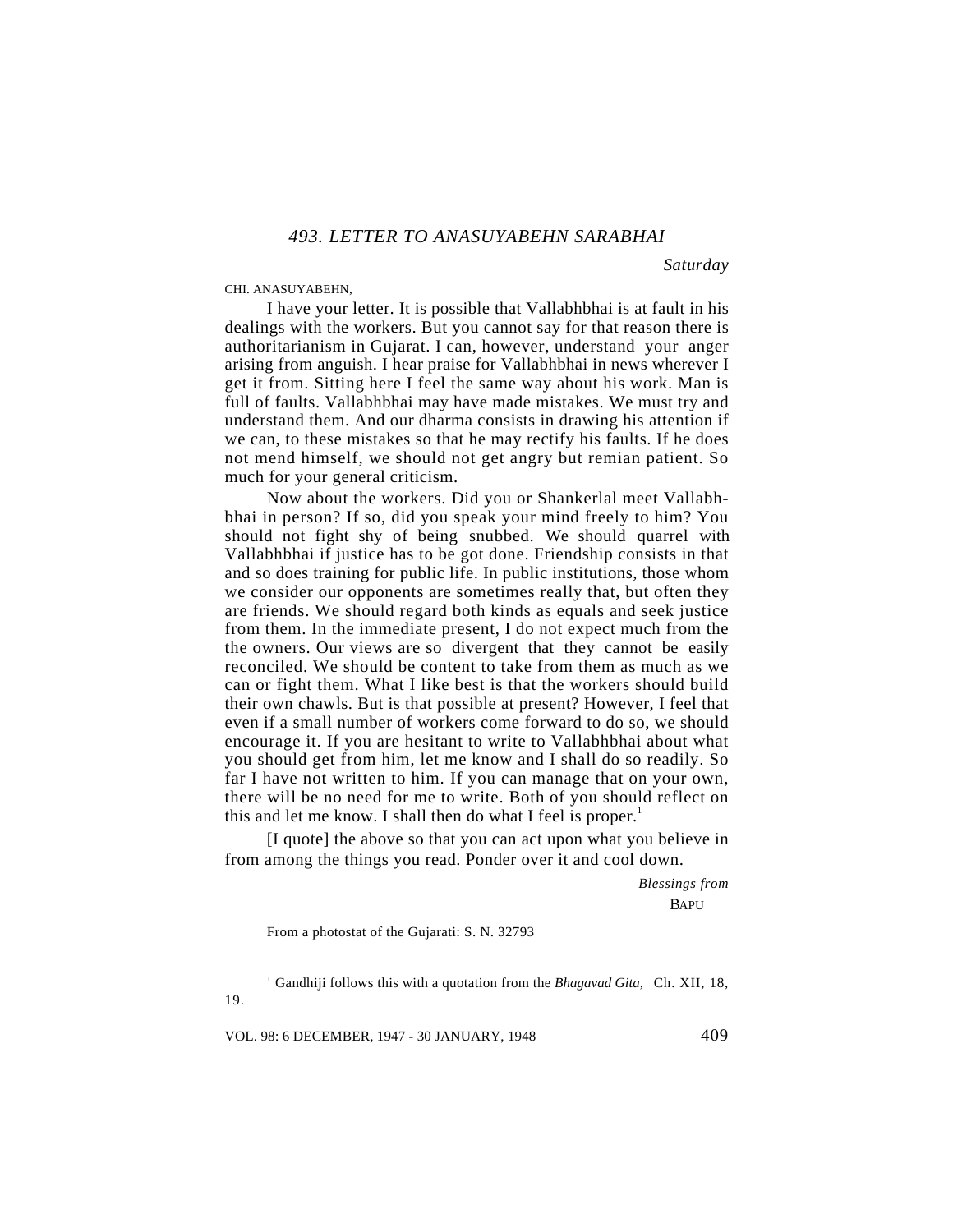### *493. LETTER TO ANASUYABEHN SARABHAI*

*Saturday*

CHI. ANASUYABEHN,

I have your letter. It is possible that Vallabhbhai is at fault in his dealings with the workers. But you cannot say for that reason there is authoritarianism in Gujarat. I can, however, understand your anger arising from anguish. I hear praise for Vallabhbhai in news wherever I get it from. Sitting here I feel the same way about his work. Man is full of faults. Vallabhbhai may have made mistakes. We must try and understand them. And our dharma consists in drawing his attention if we can, to these mistakes so that he may rectify his faults. If he does not mend himself, we should not get angry but remian patient. So much for your general criticism.

Now about the workers. Did you or Shankerlal meet Vallabhbhai in person? If so, did you speak your mind freely to him? You should not fight shy of being snubbed. We should quarrel with Vallabhbhai if justice has to be got done. Friendship consists in that and so does training for public life. In public institutions, those whom we consider our opponents are sometimes really that, but often they are friends. We should regard both kinds as equals and seek justice from them. In the immediate present, I do not expect much from the owners. Our views are so divergent that they cannot be easily reconciled. We should be content to take from them as much as we can or fight them. What I like best is that the workers should build their own chawls. But is that possible at present? However, I feel that even if a small number of workers come forward to do so, we should encourage it. If you are hesitant to write to Vallabhbhai about what you should get from him, let me know and I shall do so readily. So far I have not written to him. If you can manage that on your own, there will be no need for me to write. Both of you should reflect on this and let me know. I shall then do what I feel is proper.[1]

[I quote] the above so that you can act upon what you believe in from among the things you read. Ponder over it and cool down.

*Blessings from*
BAPU

From a photostat of the Gujarati: S. N. 32793

[1] Gandhiji follows this with a quotation from the *Bhagavad Gita*, Ch. XII, 18, 19.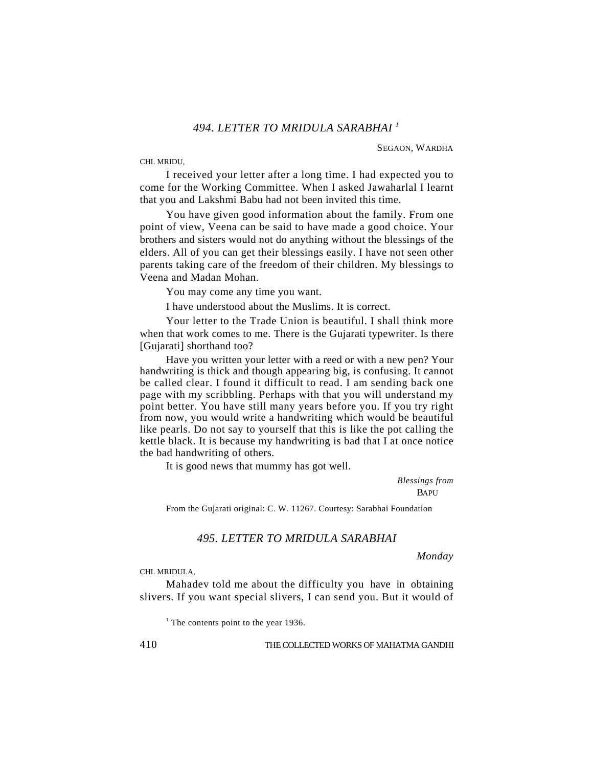## *494. LETTER TO MRIDULA SARABHAI* [1]

SEGAON, WARDHA

CHI. MRIDU,

I received your letter after a long time. I had expected you to come for the Working Committee. When I asked Jawaharlal I learnt that you and Lakshmi Babu had not been invited this time.

You have given good information about the family. From one point of view, Veena can be said to have made a good choice. Your brothers and sisters would not do anything without the blessings of the elders. All of you can get their blessings easily. I have not seen other parents taking care of the freedom of their children. My blessings to Veena and Madan Mohan.

You may come any time you want.

I have understood about the Muslims. It is correct.

Your letter to the Trade Union is beautiful. I shall think more when that work comes to me. There is the Gujarati typewriter. Is there [Gujarati] shorthand too?

Have you written your letter with a reed or with a new pen? Your handwriting is thick and though appearing big, is confusing. It cannot be called clear. I found it difficult to read. I am sending back one page with my scribbling. Perhaps with that you will understand my point better. You have still many years before you. If you try right from now, you would write a handwriting which would be beautiful like pearls. Do not say to yourself that this is like the pot calling the kettle black. It is because my handwriting is bad that I at once notice the bad handwriting of others.

It is good news that mummy has got well.

*Blessings from*
BAPU

From the Gujarati original: C. W. 11267. Courtesy: Sarabhai Foundation

## *495. LETTER TO MRIDULA SARABHAI*

*Monday*

CHI. MRIDULA,

Mahadev told me about the difficulty you have in obtaining slivers. If you want special slivers, I can send you. But it would of

[1] The contents point to the year 1936.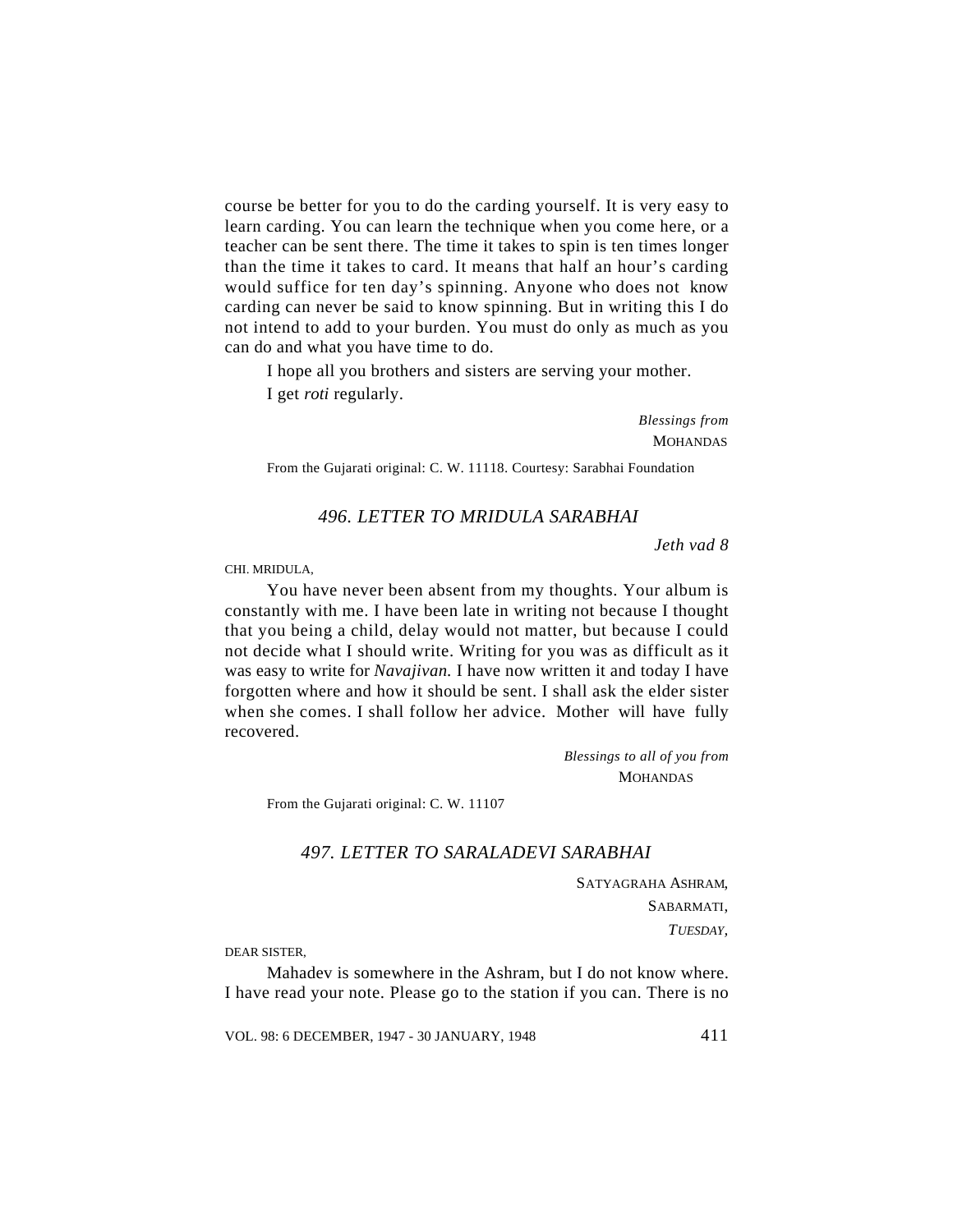course be better for you to do the carding yourself. It is very easy to learn carding. You can learn the technique when you come here, or a teacher can be sent there. The time it takes to spin is ten times longer than the time it takes to card. It means that half an hour's carding would suffice for ten day's spinning. Anyone who does not know carding can never be said to know spinning. But in writing this I do not intend to add to your burden. You must do only as much as you can do and what you have time to do.

I hope all you brothers and sisters are serving your mother.

I get *roti* regularly.

*Blessings from*
MOHANDAS

From the Gujarati original: C. W. 11118. Courtesy: Sarabhai Foundation

### *496. LETTER TO MRIDULA SARABHAI*

*Jeth vad 8*

CHI. MRIDULA,

You have never been absent from my thoughts. Your album is constantly with me. I have been late in writing not because I thought that you being a child, delay would not matter, but because I could not decide what I should write. Writing for you was as difficult as it was easy to write for *Navajivan.* I have now written it and today I have forgotten where and how it should be sent. I shall ask the elder sister when she comes. I shall follow her advice. Mother will have fully recovered.

*Blessings to all of you from*
MOHANDAS

From the Gujarati original: C. W. 11107

### *497. LETTER TO SARALADEVI SARABHAI*

SATYAGRAHA ASHRAM,
SABARMATI,
*TUESDAY,*

DEAR SISTER,

Mahadev is somewhere in the Ashram, but I do not know where. I have read your note. Please go to the station if you can. There is no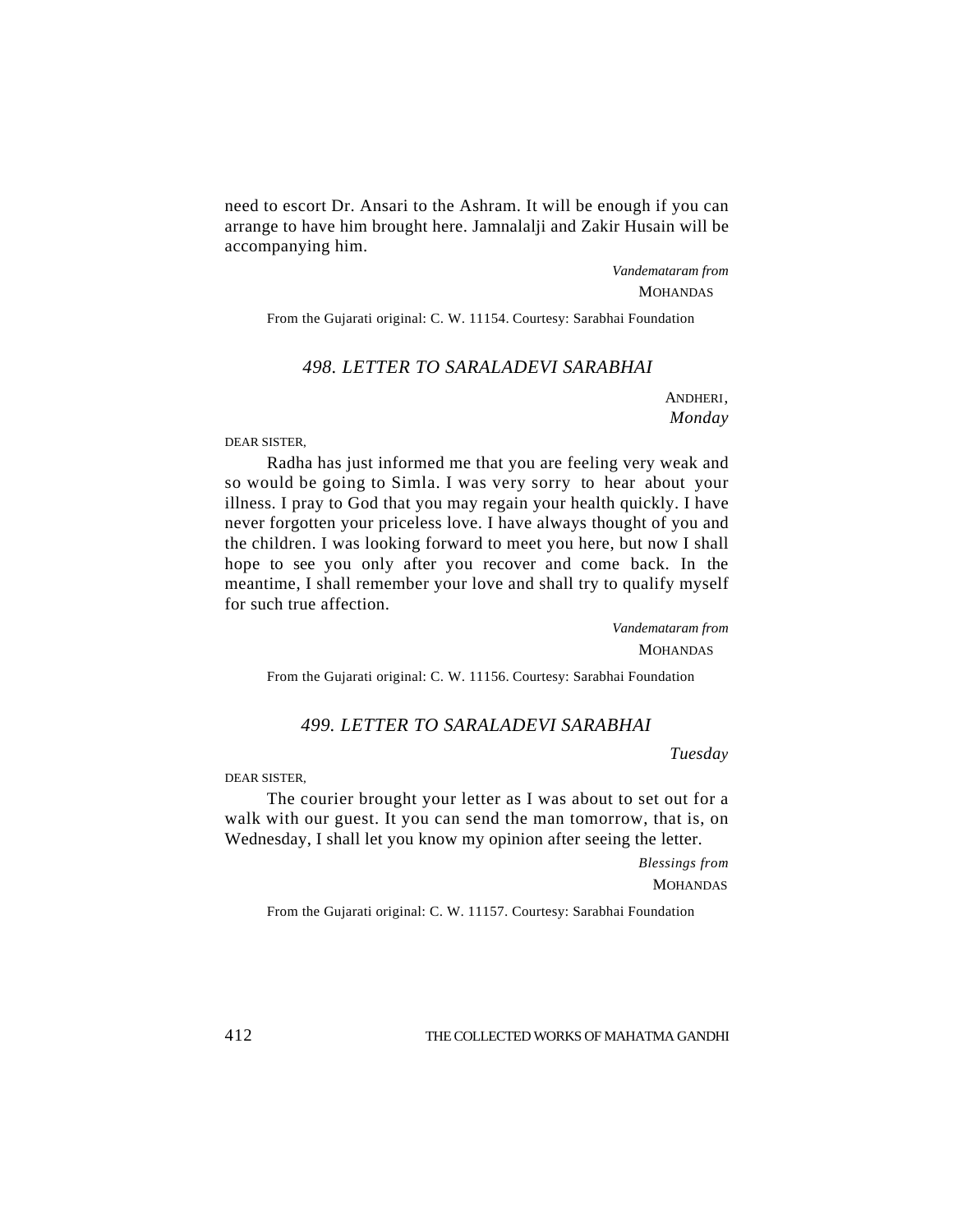need to escort Dr. Ansari to the Ashram. It will be enough if you can arrange to have him brought here. Jamnalalji and Zakir Husain will be accompanying him.

*Vandemataram from*
MOHANDAS

From the Gujarati original: C. W. 11154. Courtesy: Sarabhai Foundation

## *498. LETTER TO SARALADEVI SARABHAI*

ANDHERI,
*Monday*

DEAR SISTER,

Radha has just informed me that you are feeling very weak and so would be going to Simla. I was very sorry to hear about your illness. I pray to God that you may regain your health quickly. I have never forgotten your priceless love. I have always thought of you and the children. I was looking forward to meet you here, but now I shall hope to see you only after you recover and come back. In the meantime, I shall remember your love and shall try to qualify myself for such true affection.

*Vandemataram from*
MOHANDAS

From the Gujarati original: C. W. 11156. Courtesy: Sarabhai Foundation

## *499. LETTER TO SARALADEVI SARABHAI*

*Tuesday*

DEAR SISTER,

The courier brought your letter as I was about to set out for a walk with our guest. It you can send the man tomorrow, that is, on Wednesday, I shall let you know my opinion after seeing the letter.

*Blessings from*
MOHANDAS

From the Gujarati original: C. W. 11157. Courtesy: Sarabhai Foundation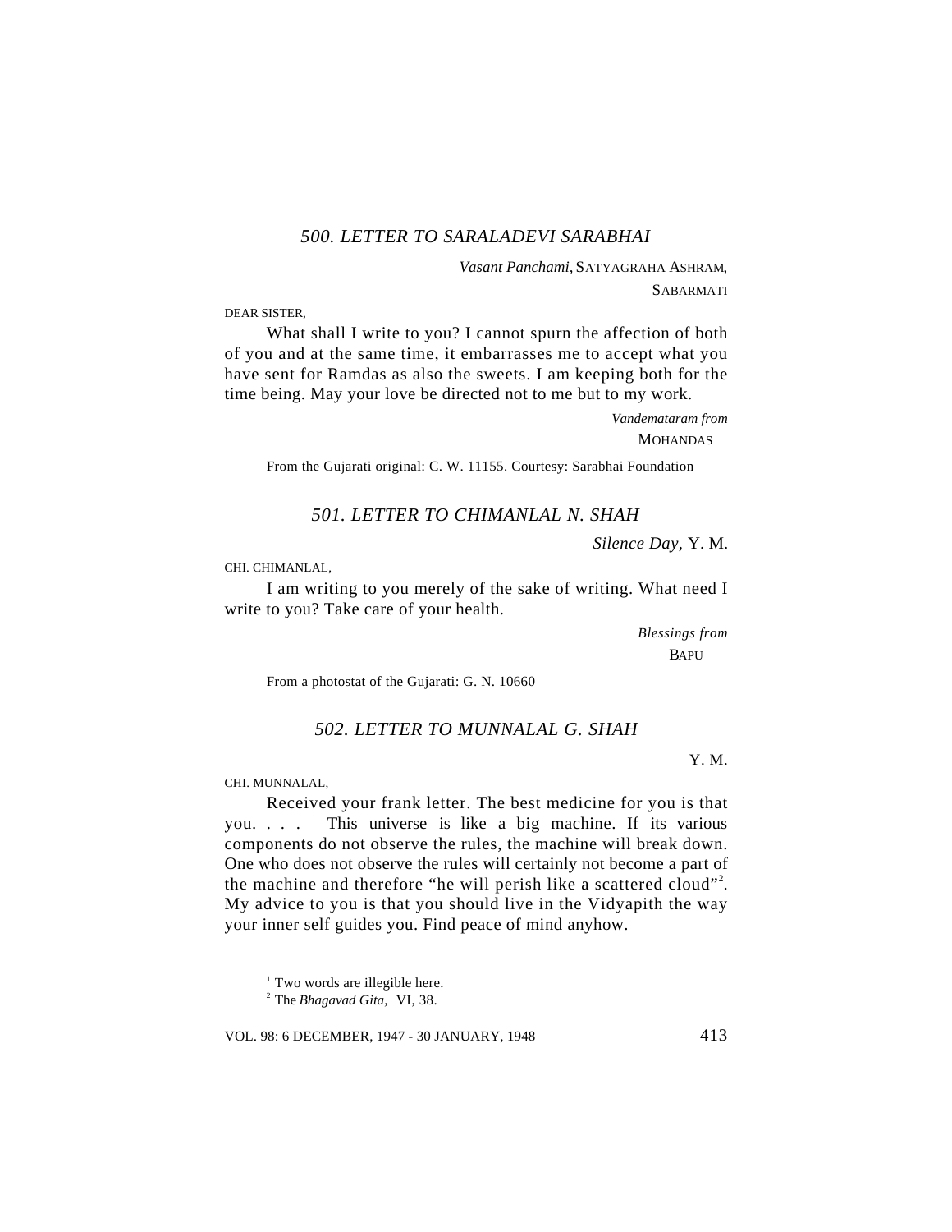### *500. LETTER TO SARALADEVI SARABHAI*

*Vasant Panchami,* SATYAGRAHA ASHRAM,
SABARMATI

DEAR SISTER,

What shall I write to you? I cannot spurn the affection of both of you and at the same time, it embarrasses me to accept what you have sent for Ramdas as also the sweets. I am keeping both for the time being. May your love be directed not to me but to my work.

*Vandemataram from*
MOHANDAS

From the Gujarati original: C. W. 11155. Courtesy: Sarabhai Foundation

### *501. LETTER TO CHIMANLAL N. SHAH*

*Silence Day,* Y. M.

CHI. CHIMANLAL,

I am writing to you merely of the sake of writing. What need I write to you? Take care of your health.

*Blessings from*
BAPU

From a photostat of the Gujarati: G. N. 10660

### *502. LETTER TO MUNNALAL G. SHAH*

Y. M.

CHI. MUNNALAL,

Received your frank letter. The best medicine for you is that you. . . . [1] This universe is like a big machine. If its various components do not observe the rules, the machine will break down. One who does not observe the rules will certainly not become a part of the machine and therefore "he will perish like a scattered cloud"[2]. My advice to you is that you should live in the Vidyapith the way your inner self guides you. Find peace of mind anyhow.

[1] Two words are illegible here.

[2] The *Bhagavad Gita,* VI, 38.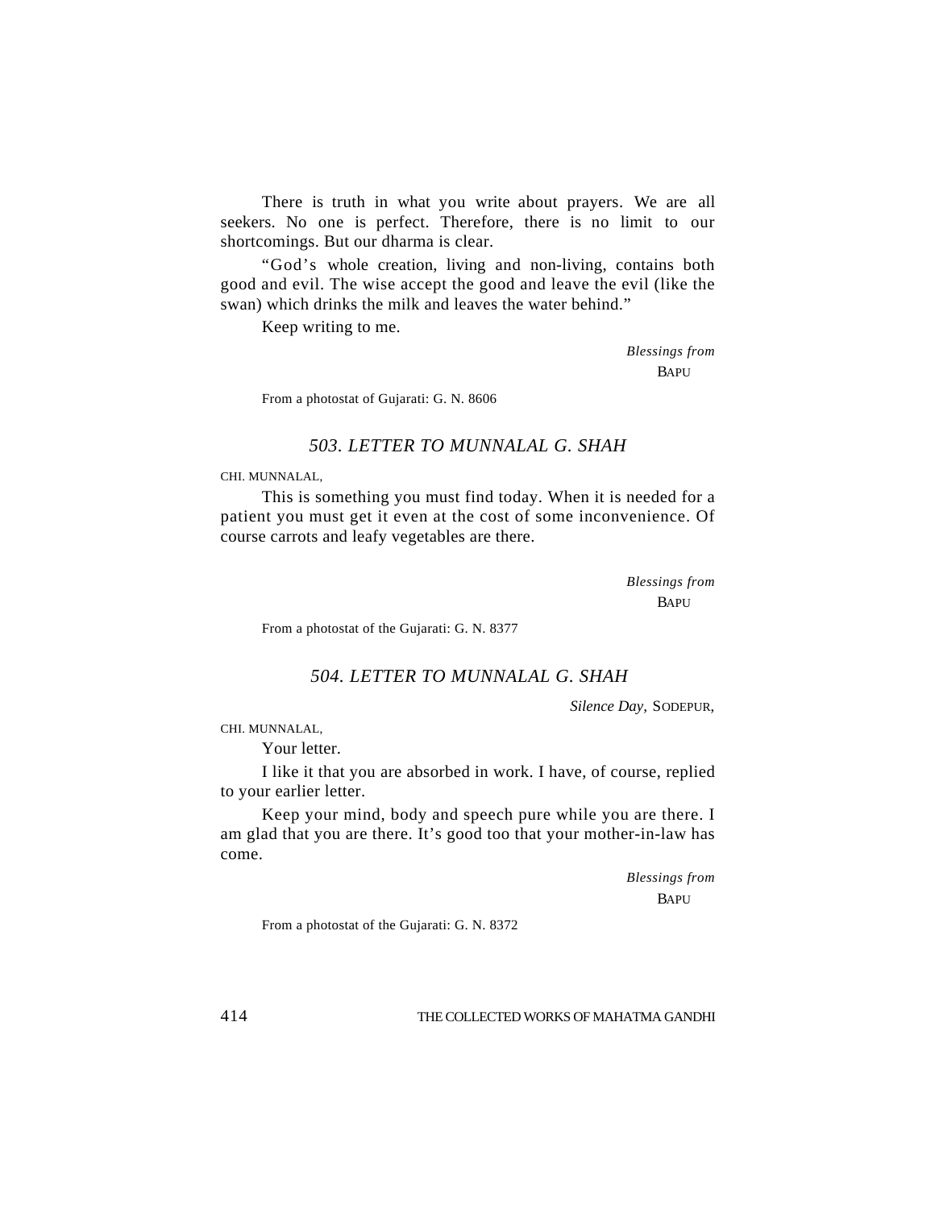There is truth in what you write about prayers. We are all seekers. No one is perfect. Therefore, there is no limit to our shortcomings. But our dharma is clear.

"God's whole creation, living and non-living, contains both good and evil. The wise accept the good and leave the evil (like the swan) which drinks the milk and leaves the water behind."

Keep writing to me.

*Blessings from*
BAPU

From a photostat of Gujarati: G. N. 8606

### *503. LETTER TO MUNNALAL G. SHAH*

CHI. MUNNALAL,

This is something you must find today. When it is needed for a patient you must get it even at the cost of some inconvenience. Of course carrots and leafy vegetables are there.

*Blessings from*
BAPU

From a photostat of the Gujarati: G. N. 8377

### *504. LETTER TO MUNNALAL G. SHAH*

*Silence Day,* SODEPUR,

CHI. MUNNALAL,

Your letter.

I like it that you are absorbed in work. I have, of course, replied to your earlier letter.

Keep your mind, body and speech pure while you are there. I am glad that you are there. It's good too that your mother-in-law has come.

*Blessings from*
BAPU

From a photostat of the Gujarati: G. N. 8372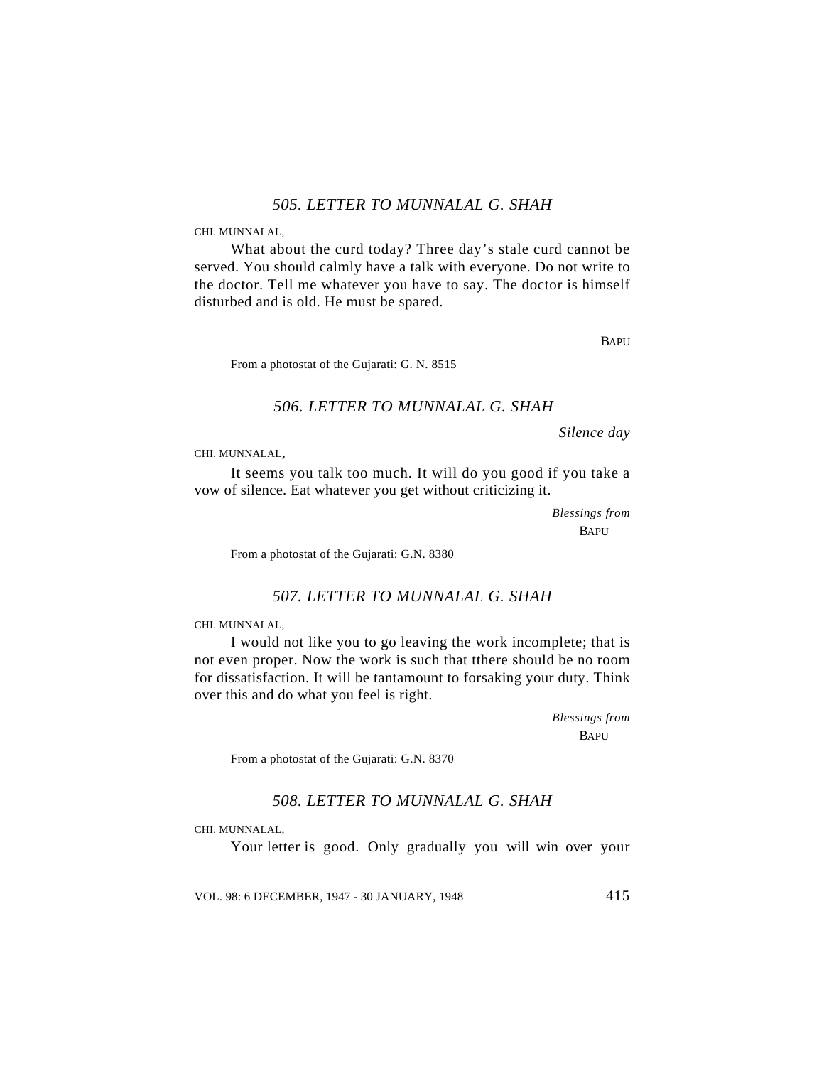### *505. LETTER TO MUNNALAL G. SHAH*

CHI. MUNNALAL,

What about the curd today? Three day's stale curd cannot be served. You should calmly have a talk with everyone. Do not write to the doctor. Tell me whatever you have to say. The doctor is himself disturbed and is old. He must be spared.

BAPU

From a photostat of the Gujarati: G. N. 8515

### *506. LETTER TO MUNNALAL G. SHAH*

*Silence day*

CHI. MUNNALAL,

It seems you talk too much. It will do you good if you take a vow of silence. Eat whatever you get without criticizing it.

*Blessings from*
BAPU

From a photostat of the Gujarati: G.N. 8380

### *507. LETTER TO MUNNALAL G. SHAH*

CHI. MUNNALAL,

I would not like you to go leaving the work incomplete; that is not even proper. Now the work is such that tthere should be no room for dissatisfaction. It will be tantamount to forsaking your duty. Think over this and do what you feel is right.

*Blessings from*
BAPU

From a photostat of the Gujarati: G.N. 8370

### *508. LETTER TO MUNNALAL G. SHAH*

CHI. MUNNALAL,

Your letter is good. Only gradually you will win over your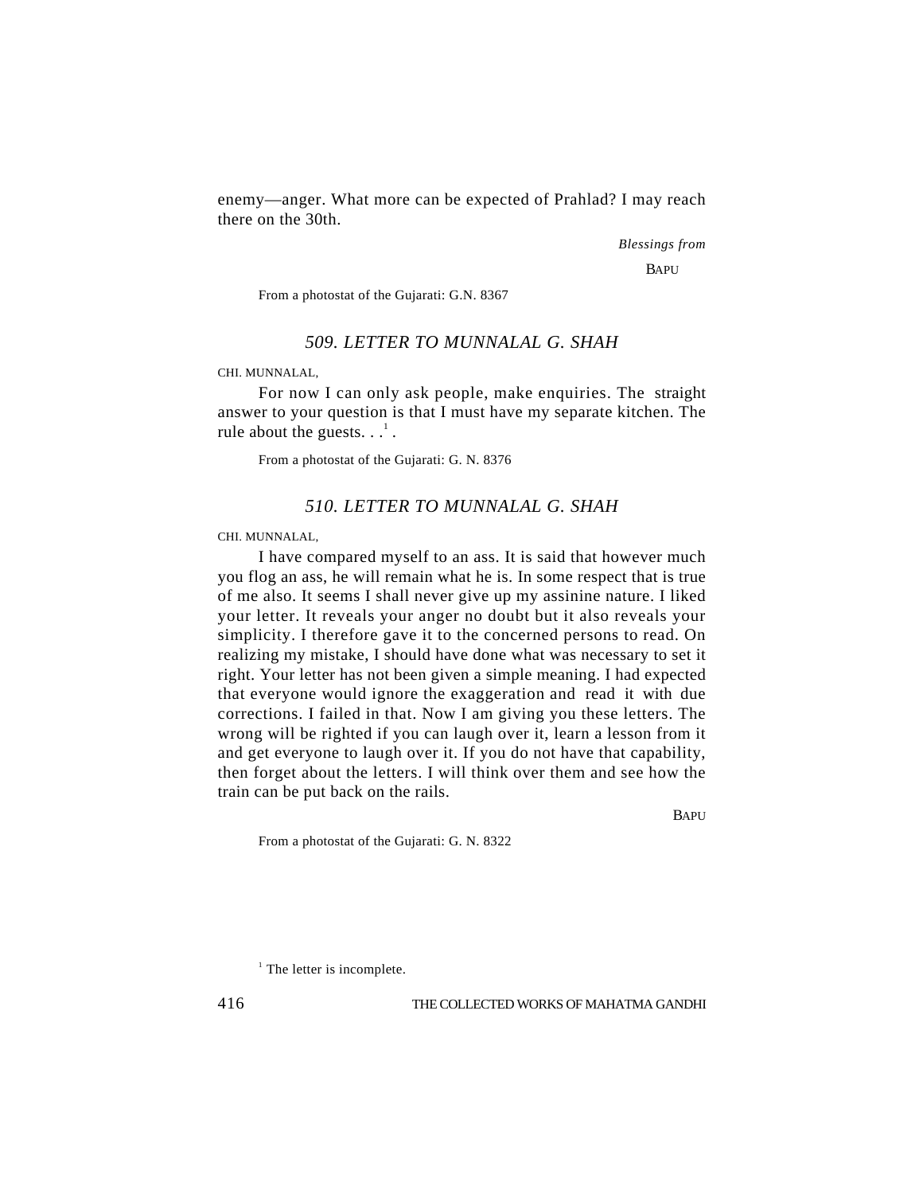enemy—anger. What more can be expected of Prahlad? I may reach there on the 30th.

*Blessings from*

BAPU

From a photostat of the Gujarati: G.N. 8367

## *509. LETTER TO MUNNALAL G. SHAH*

CHI. MUNNALAL,

For now I can only ask people, make enquiries. The straight answer to your question is that I must have my separate kitchen. The rule about the guests. . .[1] .

From a photostat of the Gujarati: G. N. 8376

## *510. LETTER TO MUNNALAL G. SHAH*

CHI. MUNNALAL,

I have compared myself to an ass. It is said that however much you flog an ass, he will remain what he is. In some respect that is true of me also. It seems I shall never give up my assinine nature. I liked your letter. It reveals your anger no doubt but it also reveals your simplicity. I therefore gave it to the concerned persons to read. On realizing my mistake, I should have done what was necessary to set it right. Your letter has not been given a simple meaning. I had expected that everyone would ignore the exaggeration and read it with due corrections. I failed in that. Now I am giving you these letters. The wrong will be righted if you can laugh over it, learn a lesson from it and get everyone to laugh over it. If you do not have that capability, then forget about the letters. I will think over them and see how the train can be put back on the rails.

BAPU

From a photostat of the Gujarati: G. N. 8322

[1] The letter is incomplete.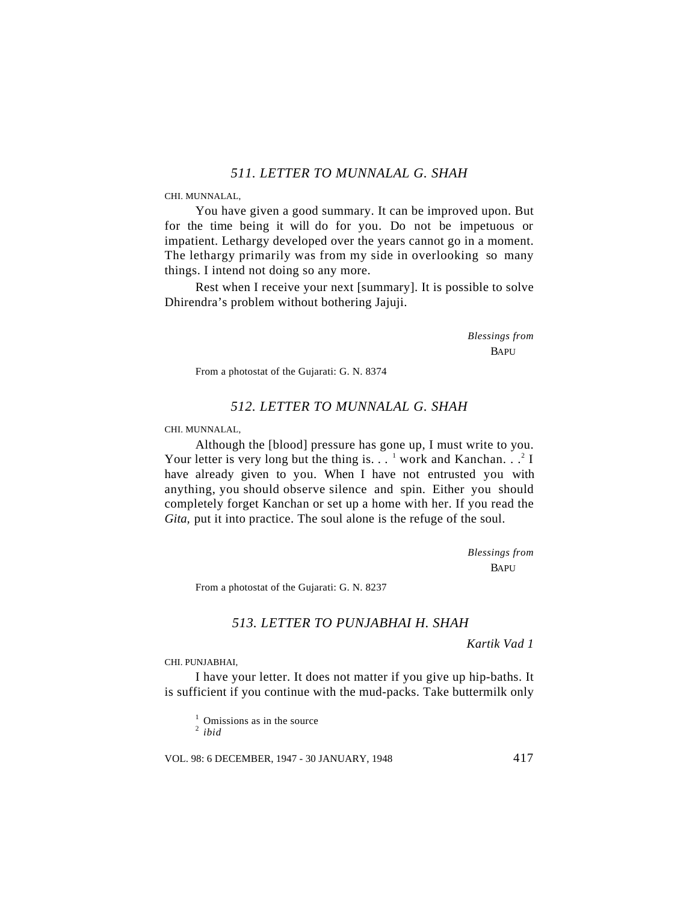## 511. LETTER TO MUNNALAL G. SHAH

CHI. MUNNALAL,

You have given a good summary. It can be improved upon. But for the time being it will do for you. Do not be impetuous or impatient. Lethargy developed over the years cannot go in a moment. The lethargy primarily was from my side in overlooking so many things. I intend not doing so any more.

Rest when I receive your next [summary]. It is possible to solve Dhirendra's problem without bothering Jajuji.

*Blessings from*
BAPU

From a photostat of the Gujarati: G. N. 8374

## 512. LETTER TO MUNNALAL G. SHAH

CHI. MUNNALAL,

Although the [blood] pressure has gone up, I must write to you. Your letter is very long but the thing is. . . [1] work and Kanchan. . .[2] I have already given to you. When I have not entrusted you with anything, you should observe silence and spin. Either you should completely forget Kanchan or set up a home with her. If you read the *Gita,* put it into practice. The soul alone is the refuge of the soul.

*Blessings from*
BAPU

From a photostat of the Gujarati: G. N. 8237

## 513. LETTER TO PUNJABHAI H. SHAH

*Kartik Vad 1*

CHI. PUNJABHAI,

I have your letter. It does not matter if you give up hip-baths. It is sufficient if you continue with the mud-packs. Take buttermilk only

[1] Omissions as in the source
[2] *ibid*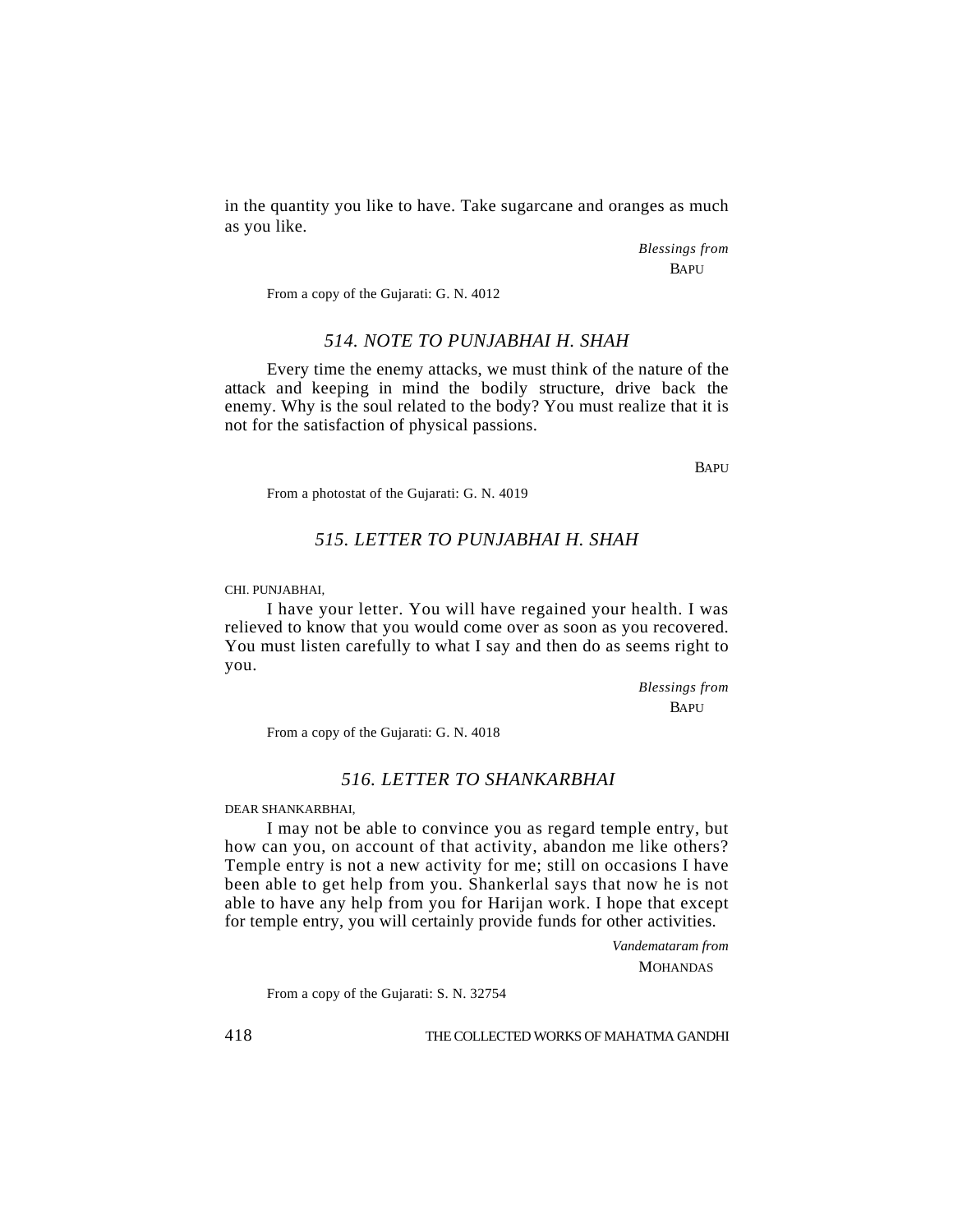in the quantity you like to have. Take sugarcane and oranges as much as you like.

*Blessings from*
BAPU

From a copy of the Gujarati: G. N. 4012

### *514. NOTE TO PUNJABHAI H. SHAH*

Every time the enemy attacks, we must think of the nature of the attack and keeping in mind the bodily structure, drive back the enemy. Why is the soul related to the body? You must realize that it is not for the satisfaction of physical passions.

BAPU

From a photostat of the Gujarati: G. N. 4019

### *515. LETTER TO PUNJABHAI H. SHAH*

CHI. PUNJABHAI,

I have your letter. You will have regained your health. I was relieved to know that you would come over as soon as you recovered. You must listen carefully to what I say and then do as seems right to you.

*Blessings from*
BAPU

From a copy of the Gujarati: G. N. 4018

### *516. LETTER TO SHANKARBHAI*

DEAR SHANKARBHAI,

I may not be able to convince you as regard temple entry, but how can you, on account of that activity, abandon me like others? Temple entry is not a new activity for me; still on occasions I have been able to get help from you. Shankerlal says that now he is not able to have any help from you for Harijan work. I hope that except for temple entry, you will certainly provide funds for other activities.

*Vandemataram from*
MOHANDAS

From a copy of the Gujarati: S. N. 32754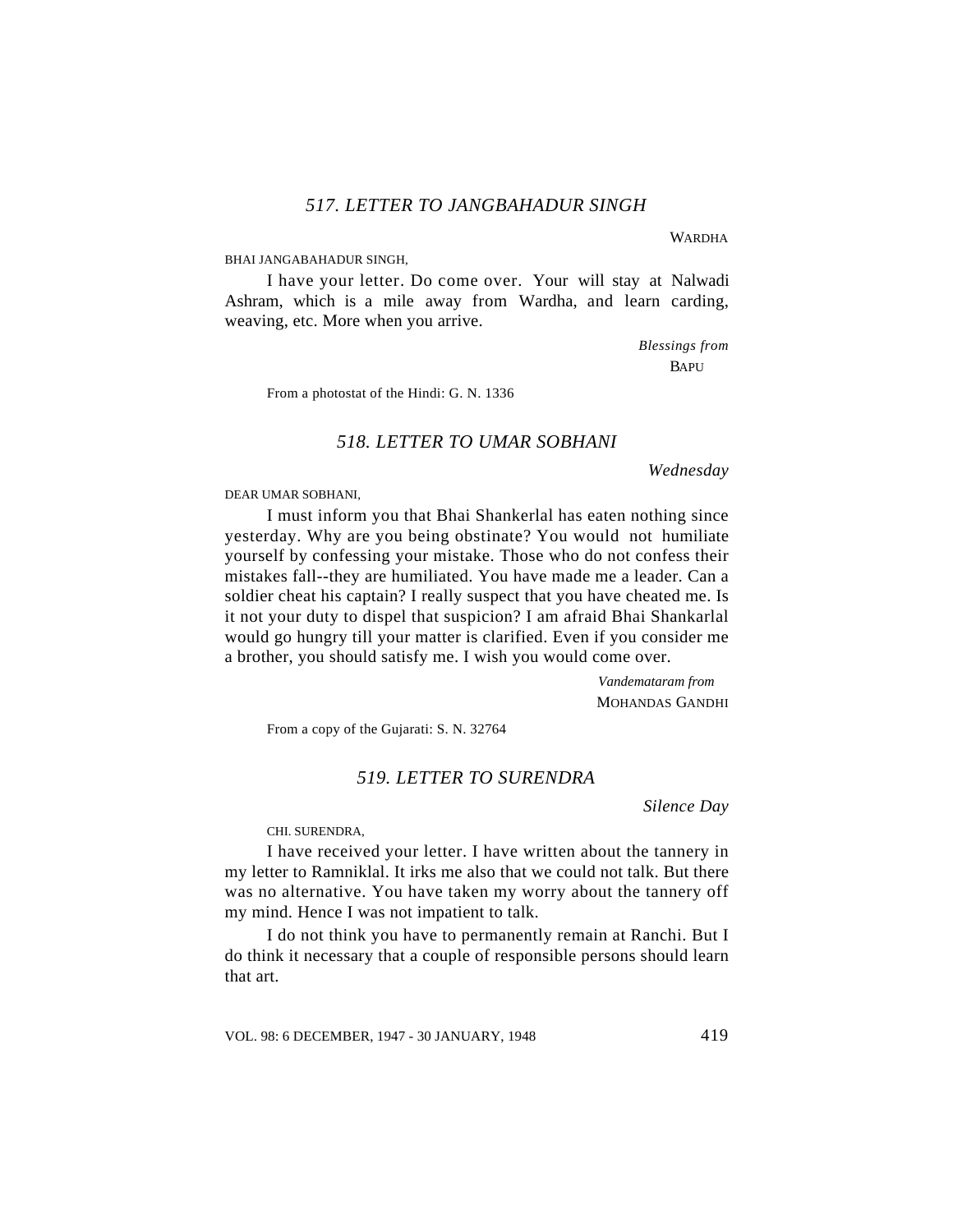## *517. LETTER TO JANGBAHADUR SINGH*

WARDHA

BHAI JANGABAHADUR SINGH,

I have your letter. Do come over. Your will stay at Nalwadi Ashram, which is a mile away from Wardha, and learn carding, weaving, etc. More when you arrive.

*Blessings from*
BAPU

From a photostat of the Hindi: G. N. 1336

## *518. LETTER TO UMAR SOBHANI*

*Wednesday*

DEAR UMAR SOBHANI,

I must inform you that Bhai Shankerlal has eaten nothing since yesterday. Why are you being obstinate? You would not humiliate yourself by confessing your mistake. Those who do not confess their mistakes fall--they are humiliated. You have made me a leader. Can a soldier cheat his captain? I really suspect that you have cheated me. Is it not your duty to dispel that suspicion? I am afraid Bhai Shankarlal would go hungry till your matter is clarified. Even if you consider me a brother, you should satisfy me. I wish you would come over.

*Vandemataram from*
MOHANDAS GANDHI

From a copy of the Gujarati: S. N. 32764

## *519. LETTER TO SURENDRA*

*Silence Day*

CHI. SURENDRA,

I have received your letter. I have written about the tannery in my letter to Ramniklal. It irks me also that we could not talk. But there was no alternative. You have taken my worry about the tannery off my mind. Hence I was not impatient to talk.

I do not think you have to permanently remain at Ranchi. But I do think it necessary that a couple of responsible persons should learn that art.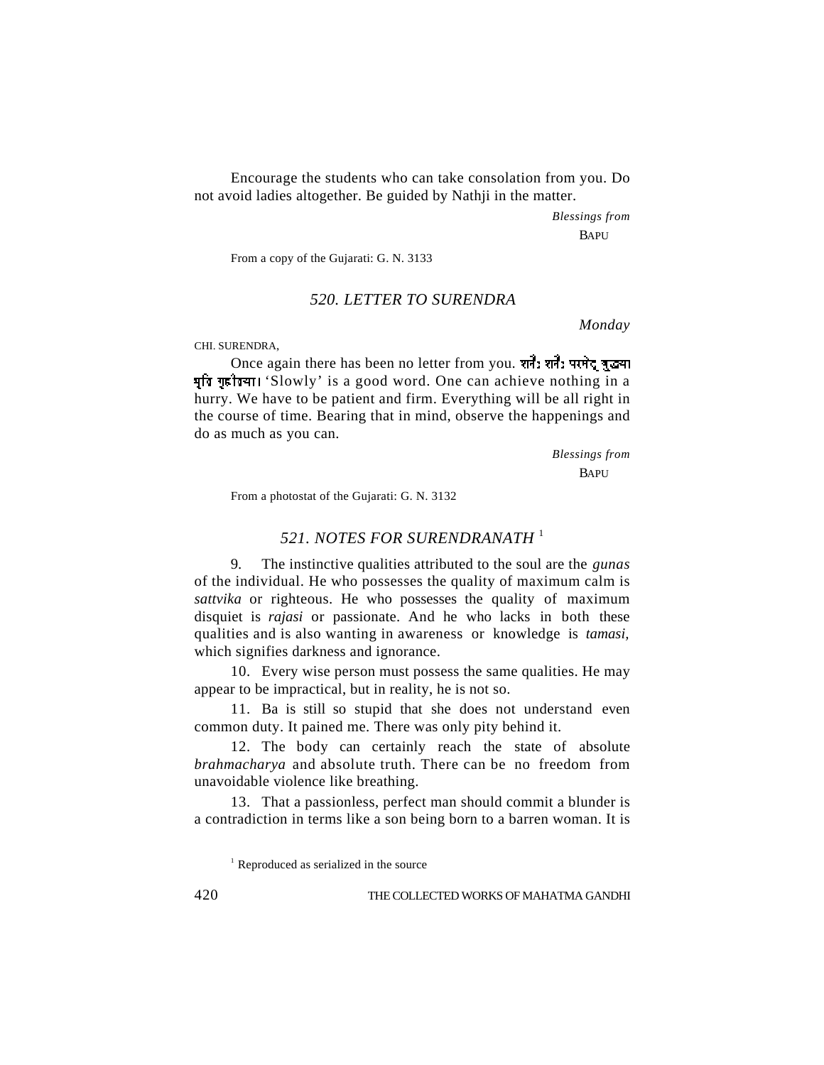Encourage the students who can take consolation from you. Do not avoid ladies altogether. Be guided by Nathji in the matter.

*Blessings from*
BAPU

From a copy of the Gujarati: G. N. 3133

## *520. LETTER TO SURENDRA*

*Monday*

CHI. SURENDRA,

Once again there has been no letter from you. शनैः शनैः परमेद् बुद्ध्या धृति गृहीतया। 'Slowly' is a good word. One can achieve nothing in a hurry. We have to be patient and firm. Everything will be all right in the course of time. Bearing that in mind, observe the happenings and do as much as you can.

*Blessings from*
BAPU

From a photostat of the Gujarati: G. N. 3132

## *521. NOTES FOR SURENDRANATH* [1]

9. The instinctive qualities attributed to the soul are the *gunas* of the individual. He who possesses the quality of maximum calm is *sattvika* or righteous. He who possesses the quality of maximum disquiet is *rajasi* or passionate. And he who lacks in both these qualities and is also wanting in awareness or knowledge is *tamasi,* which signifies darkness and ignorance.

10. Every wise person must possess the same qualities. He may appear to be impractical, but in reality, he is not so.

11. Ba is still so stupid that she does not understand even common duty. It pained me. There was only pity behind it.

12. The body can certainly reach the state of absolute *brahmacharya* and absolute truth. There can be no freedom from unavoidable violence like breathing.

13. That a passionless, perfect man should commit a blunder is a contradiction in terms like a son being born to a barren woman. It is

[1] Reproduced as serialized in the source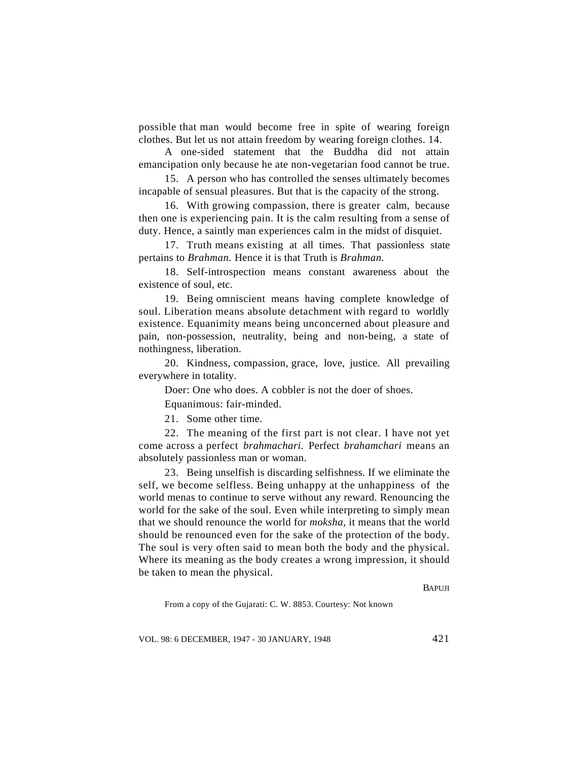possible that man would become free in spite of wearing foreign clothes. But let us not attain freedom by wearing foreign clothes. 14.

A one-sided statement that the Buddha did not attain emancipation only because he ate non-vegetarian food cannot be true.

15. A person who has controlled the senses ultimately becomes incapable of sensual pleasures. But that is the capacity of the strong.

16. With growing compassion, there is greater calm, because then one is experiencing pain. It is the calm resulting from a sense of duty. Hence, a saintly man experiences calm in the midst of disquiet.

17. Truth means existing at all times. That passionless state pertains to *Brahman*. Hence it is that Truth is *Brahman*.

18. Self-introspection means constant awareness about the existence of soul, etc.

19. Being omniscient means having complete knowledge of soul. Liberation means absolute detachment with regard to worldly existence. Equanimity means being unconcerned about pleasure and pain, non-possession, neutrality, being and non-being, a state of nothingness, liberation.

20. Kindness, compassion, grace, love, justice. All prevailing everywhere in totality.

Doer: One who does. A cobbler is not the doer of shoes.

Equanimous: fair-minded.

21. Some other time.

22. The meaning of the first part is not clear. I have not yet come across a perfect *brahmachari*. Perfect *brahamchari* means an absolutely passionless man or woman.

23. Being unselfish is discarding selfishness. If we eliminate the self, we become selfless. Being unhappy at the unhappiness of the world menas to continue to serve without any reward. Renouncing the world for the sake of the soul. Even while interpreting to simply mean that we should renounce the world for *moksha*, it means that the world should be renounced even for the sake of the protection of the body. The soul is very often said to mean both the body and the physical. Where its meaning as the body creates a wrong impression, it should be taken to mean the physical.

BAPUJI

From a copy of the Gujarati: C. W. 8853. Courtesy: Not known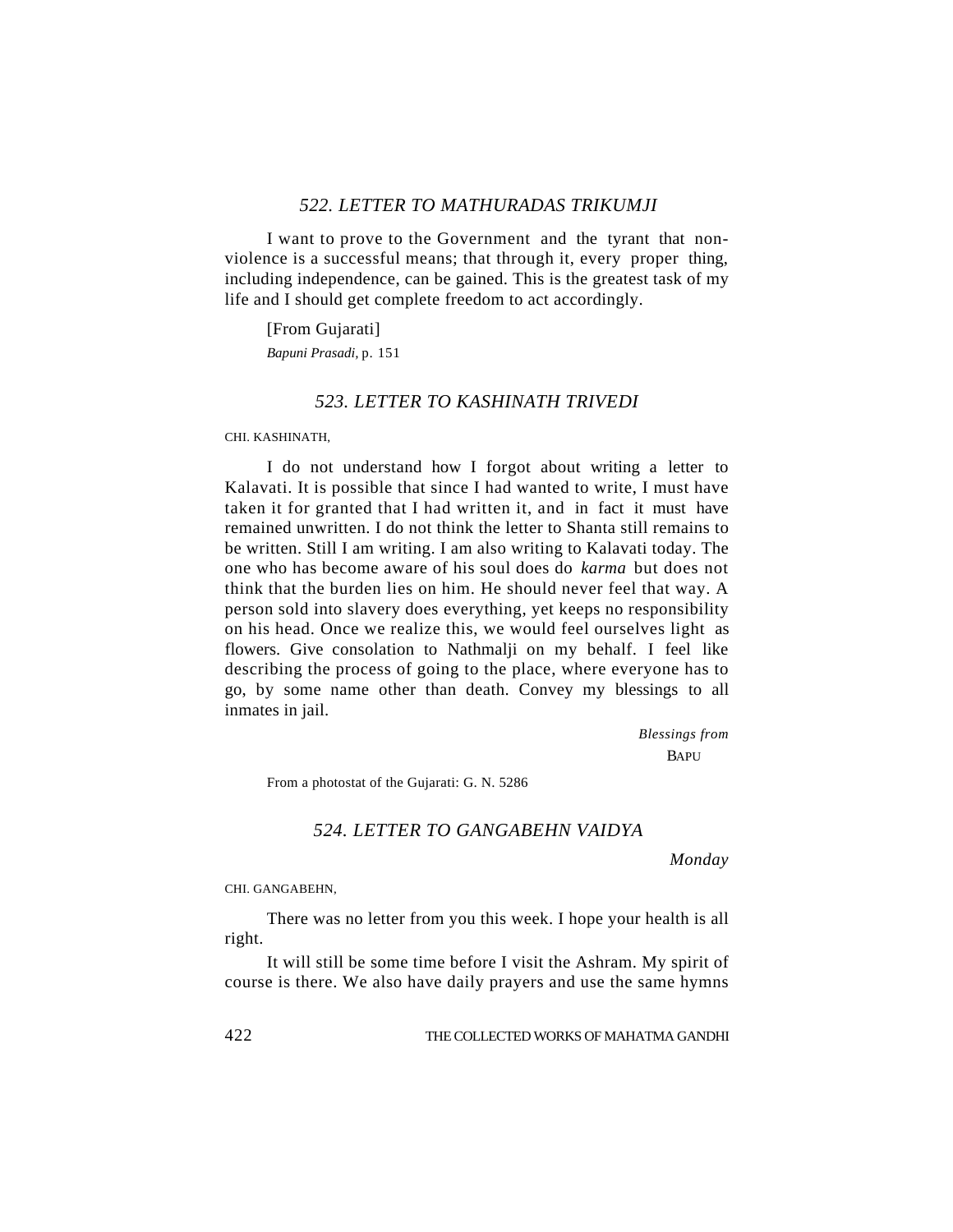### *522. LETTER TO MATHURADAS TRIKUMJI*

I want to prove to the Government and the tyrant that non-violence is a successful means; that through it, every proper thing, including independence, can be gained. This is the greatest task of my life and I should get complete freedom to act accordingly.

[From Gujarati]

*Bapuni Prasadi*, p. 151

### *523. LETTER TO KASHINATH TRIVEDI*

CHI. KASHINATH,

I do not understand how I forgot about writing a letter to Kalavati. It is possible that since I had wanted to write, I must have taken it for granted that I had written it, and in fact it must have remained unwritten. I do not think the letter to Shanta still remains to be written. Still I am writing. I am also writing to Kalavati today. The one who has become aware of his soul does do *karma* but does not think that the burden lies on him. He should never feel that way. A person sold into slavery does everything, yet keeps no responsibility on his head. Once we realize this, we would feel ourselves light as flowers. Give consolation to Nathmalji on my behalf. I feel like describing the process of going to the place, where everyone has to go, by some name other than death. Convey my blessings to all inmates in jail.

*Blessings from*
BAPU

From a photostat of the Gujarati: G. N. 5286

### *524. LETTER TO GANGABEHN VAIDYA*

*Monday*

CHI. GANGABEHN,

There was no letter from you this week. I hope your health is all right.

It will still be some time before I visit the Ashram. My spirit of course is there. We also have daily prayers and use the same hymns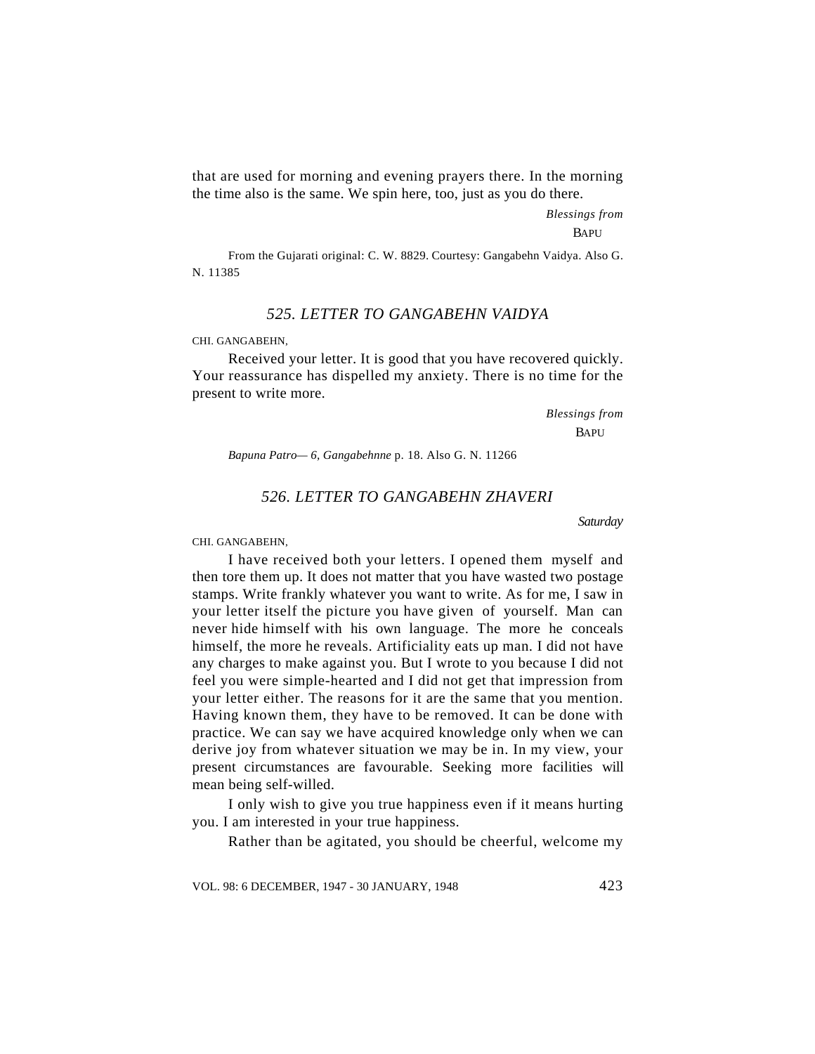that are used for morning and evening prayers there. In the morning the time also is the same. We spin here, too, just as you do there.

*Blessings from*

BAPU

From the Gujarati original: C. W. 8829. Courtesy: Gangabehn Vaidya. Also G. N. 11385

## *525. LETTER TO GANGABEHN VAIDYA*

CHI. GANGABEHN,

Received your letter. It is good that you have recovered quickly. Your reassurance has dispelled my anxiety. There is no time for the present to write more.

*Blessings from*

BAPU

*Bapuna Patro— 6, Gangabehnne* p. 18. Also G. N. 11266

## *526. LETTER TO GANGABEHN ZHAVERI*

*Saturday*

CHI. GANGABEHN,

I have received both your letters. I opened them myself and then tore them up. It does not matter that you have wasted two postage stamps. Write frankly whatever you want to write. As for me, I saw in your letter itself the picture you have given of yourself. Man can never hide himself with his own language. The more he conceals himself, the more he reveals. Artificiality eats up man. I did not have any charges to make against you. But I wrote to you because I did not feel you were simple-hearted and I did not get that impression from your letter either. The reasons for it are the same that you mention. Having known them, they have to be removed. It can be done with practice. We can say we have acquired knowledge only when we can derive joy from whatever situation we may be in. In my view, your present circumstances are favourable. Seeking more facilities will mean being self-willed.

I only wish to give you true happiness even if it means hurting you. I am interested in your true happiness.

Rather than be agitated, you should be cheerful, welcome my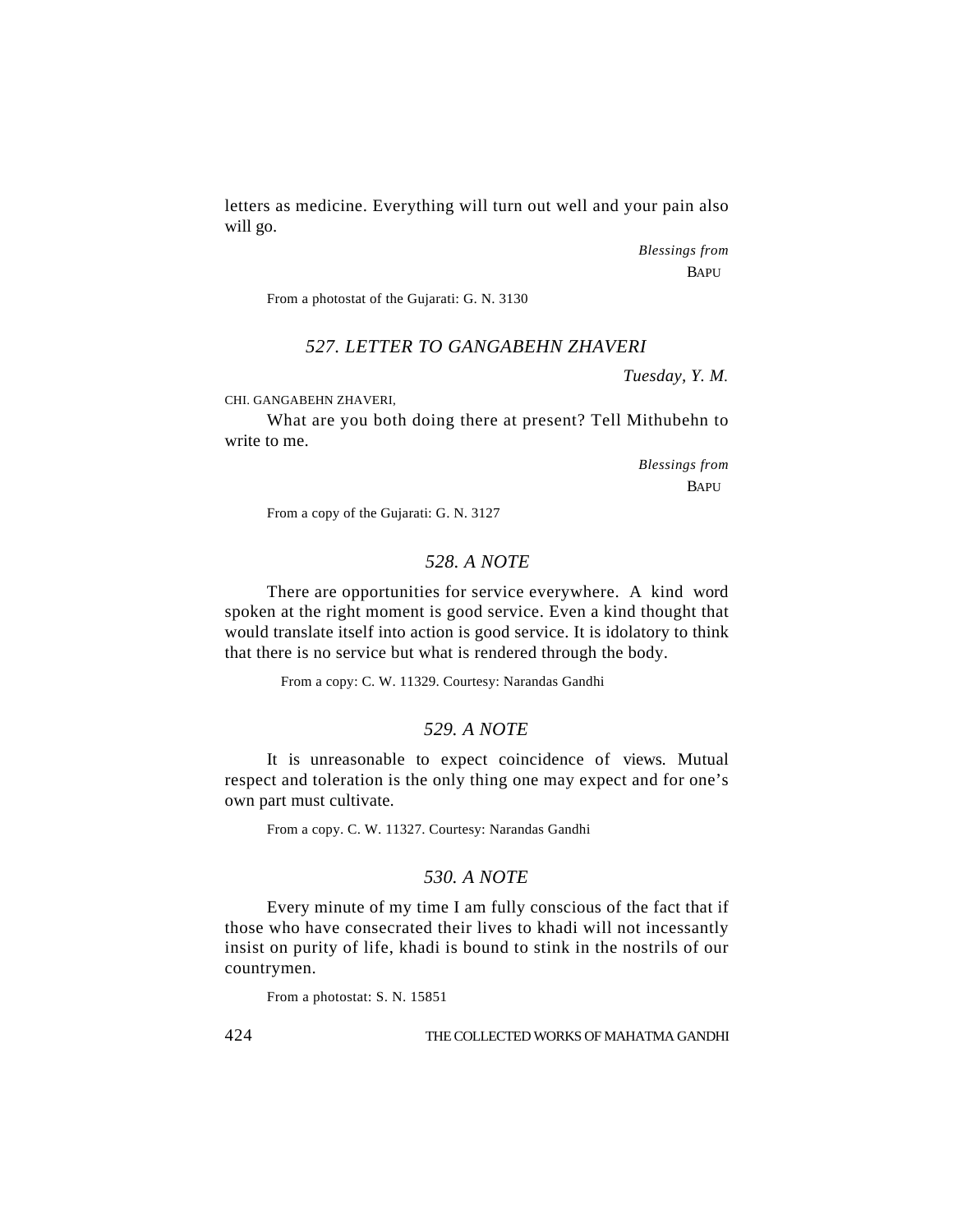letters as medicine. Everything will turn out well and your pain also will go.

*Blessings from*
BAPU

From a photostat of the Gujarati: G. N. 3130

## *527. LETTER TO GANGABEHN ZHAVERI*

*Tuesday, Y. M.*

CHI. GANGABEHN ZHAVERI,

What are you both doing there at present? Tell Mithubehn to write to me.

*Blessings from*
BAPU

From a copy of the Gujarati: G. N. 3127

## *528. A NOTE*

There are opportunities for service everywhere. A kind word spoken at the right moment is good service. Even a kind thought that would translate itself into action is good service. It is idolatory to think that there is no service but what is rendered through the body.

From a copy: C. W. 11329. Courtesy: Narandas Gandhi

## *529. A NOTE*

It is unreasonable to expect coincidence of views. Mutual respect and toleration is the only thing one may expect and for one's own part must cultivate.

From a copy. C. W. 11327. Courtesy: Narandas Gandhi

## *530. A NOTE*

Every minute of my time I am fully conscious of the fact that if those who have consecrated their lives to khadi will not incessantly insist on purity of life, khadi is bound to stink in the nostrils of our countrymen.

From a photostat: S. N. 15851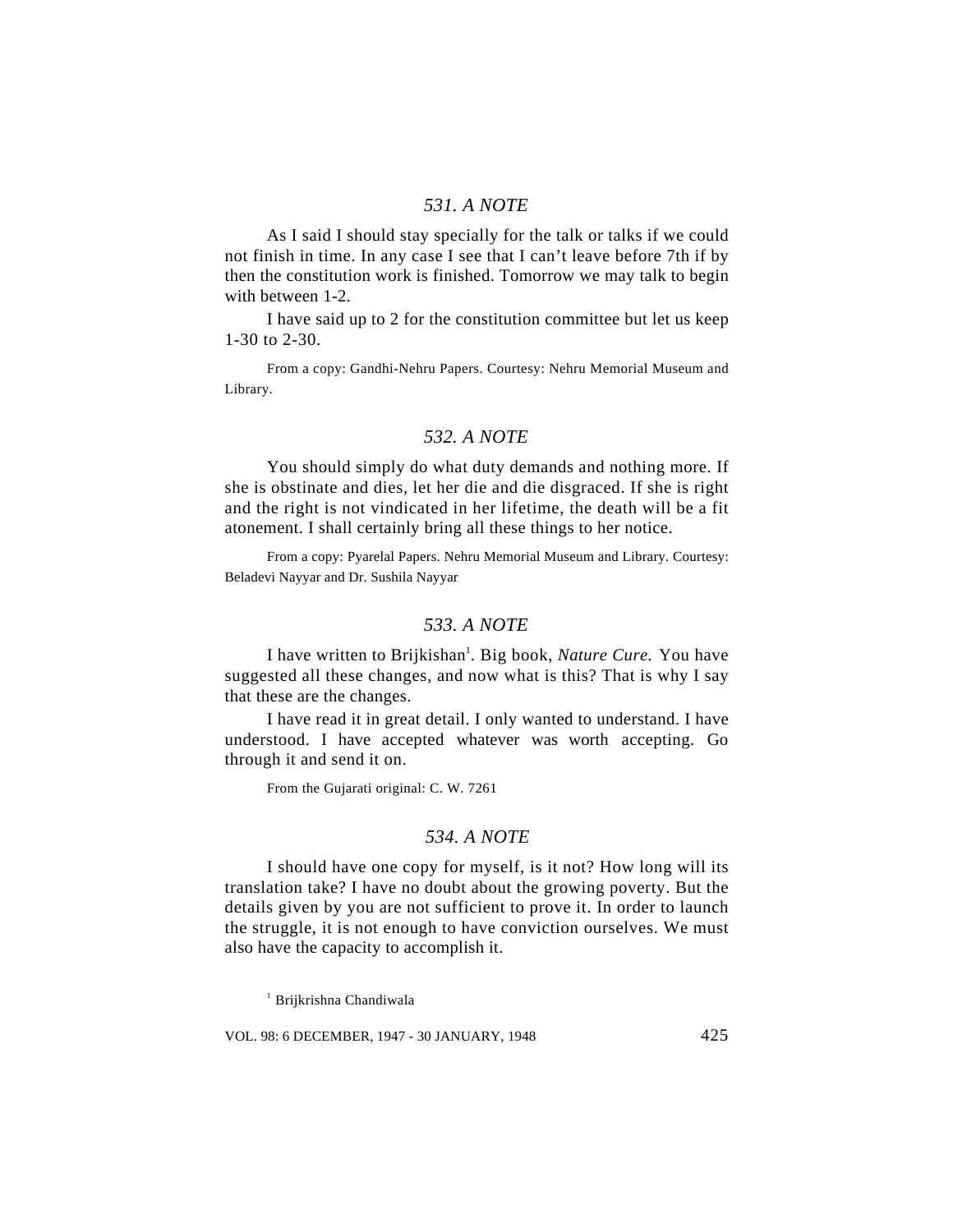### *531. A NOTE*

As I said I should stay specially for the talk or talks if we could not finish in time. In any case I see that I can't leave before 7th if by then the constitution work is finished. Tomorrow we may talk to begin with between 1-2.

I have said up to 2 for the constitution committee but let us keep 1-30 to 2-30.

From a copy: Gandhi-Nehru Papers. Courtesy: Nehru Memorial Museum and Library.

### *532. A NOTE*

You should simply do what duty demands and nothing more. If she is obstinate and dies, let her die and die disgraced. If she is right and the right is not vindicated in her lifetime, the death will be a fit atonement. I shall certainly bring all these things to her notice.

From a copy: Pyarelal Papers. Nehru Memorial Museum and Library. Courtesy: Beladevi Nayyar and Dr. Sushila Nayyar

### *533. A NOTE*

I have written to Brijkishan[1]. Big book, *Nature Cure.* You have suggested all these changes, and now what is this? That is why I say that these are the changes.

I have read it in great detail. I only wanted to understand. I have understood. I have accepted whatever was worth accepting. Go through it and send it on.

From the Gujarati original: C. W. 7261

### *534. A NOTE*

I should have one copy for myself, is it not? How long will its translation take? I have no doubt about the growing poverty. But the details given by you are not sufficient to prove it. In order to launch the struggle, it is not enough to have conviction ourselves. We must also have the capacity to accomplish it.

[1] Brijkrishna Chandiwala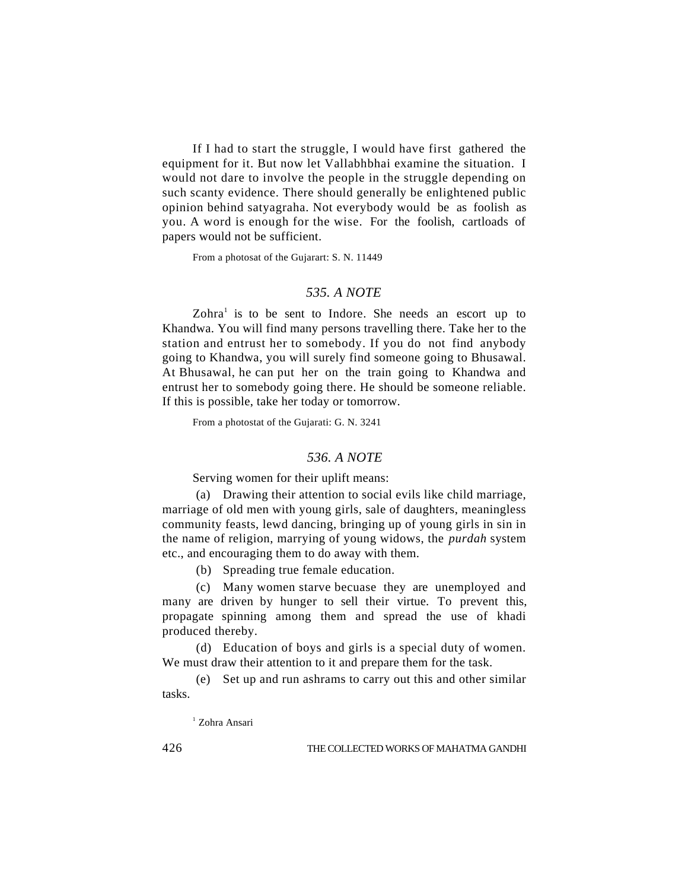If I had to start the struggle, I would have first gathered the equipment for it. But now let Vallabhbhai examine the situation. I would not dare to involve the people in the struggle depending on such scanty evidence. There should generally be enlightened public opinion behind satyagraha. Not everybody would be as foolish as you. A word is enough for the wise. For the foolish, cartloads of papers would not be sufficient.

From a photosat of the Gujarart: S. N. 11449

## *535. A NOTE*

Zohra[1] is to be sent to Indore. She needs an escort up to Khandwa. You will find many persons travelling there. Take her to the station and entrust her to somebody. If you do not find anybody going to Khandwa, you will surely find someone going to Bhusawal. At Bhusawal, he can put her on the train going to Khandwa and entrust her to somebody going there. He should be someone reliable. If this is possible, take her today or tomorrow.

From a photostat of the Gujarati: G. N. 3241

## *536. A NOTE*

Serving women for their uplift means:

(a) Drawing their attention to social evils like child marriage, marriage of old men with young girls, sale of daughters, meaningless community feasts, lewd dancing, bringing up of young girls in sin in the name of religion, marrying of young widows, the *purdah* system etc., and encouraging them to do away with them.

(b) Spreading true female education.

(c) Many women starve becuase they are unemployed and many are driven by hunger to sell their virtue. To prevent this, propagate spinning among them and spread the use of khadi produced thereby.

(d) Education of boys and girls is a special duty of women. We must draw their attention to it and prepare them for the task.

(e) Set up and run ashrams to carry out this and other similar tasks.

[1] Zohra Ansari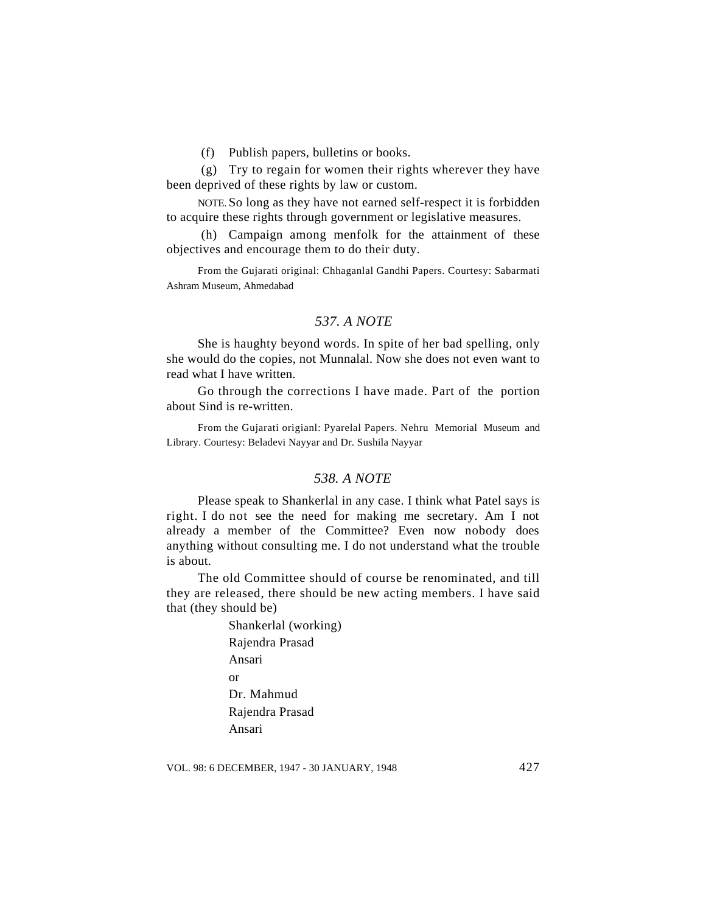(f) Publish papers, bulletins or books.

(g) Try to regain for women their rights wherever they have been deprived of these rights by law or custom.

NOTE. So long as they have not earned self-respect it is forbidden to acquire these rights through government or legislative measures.

(h) Campaign among menfolk for the attainment of these objectives and encourage them to do their duty.

From the Gujarati original: Chhaganlal Gandhi Papers. Courtesy: Sabarmati Ashram Museum, Ahmedabad

### *537. A NOTE*

She is haughty beyond words. In spite of her bad spelling, only she would do the copies, not Munnalal. Now she does not even want to read what I have written.

Go through the corrections I have made. Part of the portion about Sind is re-written.

From the Gujarati origianl: Pyarelal Papers. Nehru Memorial Museum and Library. Courtesy: Beladevi Nayyar and Dr. Sushila Nayyar

### *538. A NOTE*

Please speak to Shankerlal in any case. I think what Patel says is right. I do not see the need for making me secretary. Am I not already a member of the Committee? Even now nobody does anything without consulting me. I do not understand what the trouble is about.

The old Committee should of course be renominated, and till they are released, there should be new acting members. I have said that (they should be)

Shankerlal (working)
Rajendra Prasad
Ansari
or
Dr. Mahmud
Rajendra Prasad
Ansari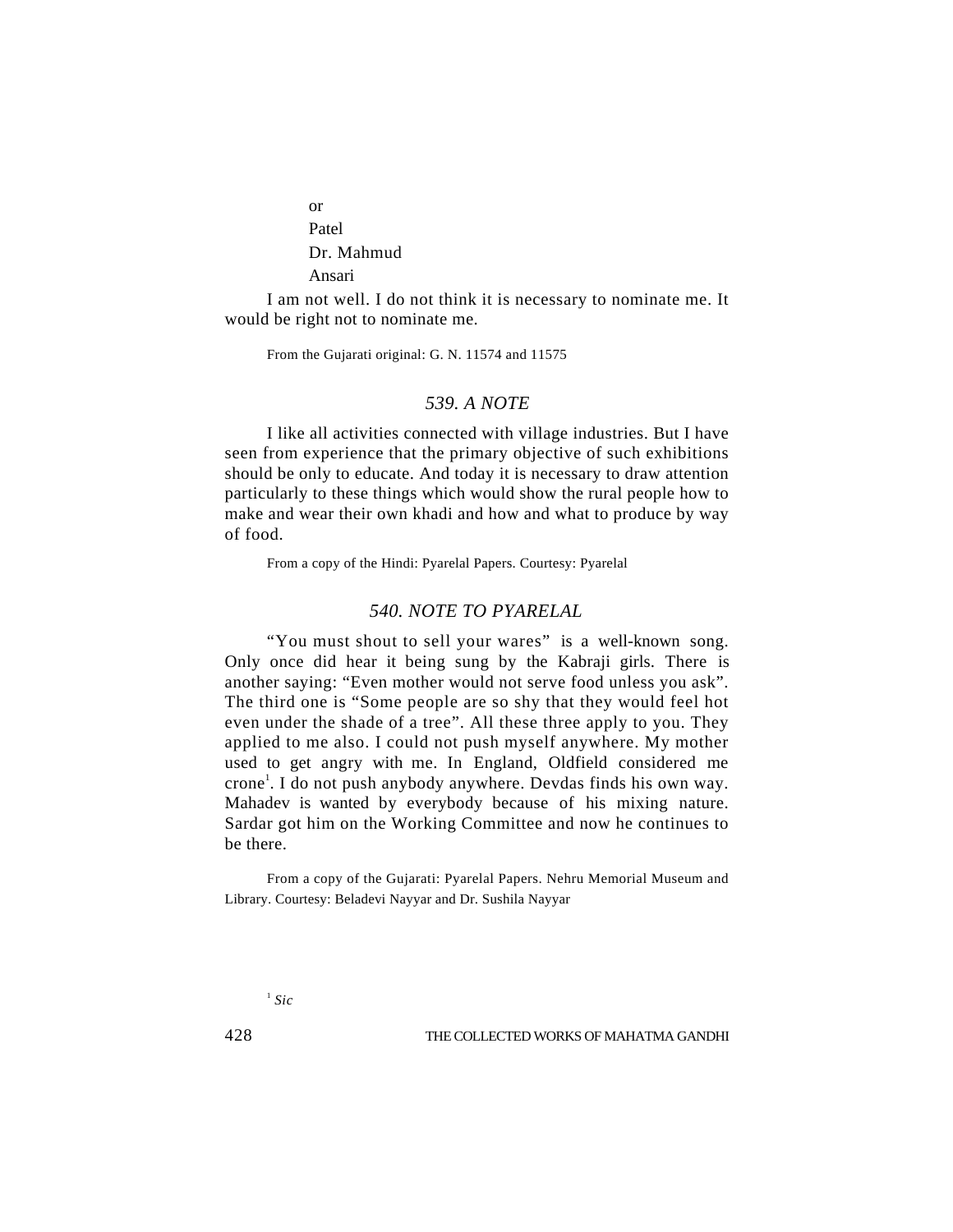or
Patel
Dr. Mahmud
Ansari

I am not well. I do not think it is necessary to nominate me. It would be right not to nominate me.

From the Gujarati original: G. N. 11574 and 11575

## *539. A NOTE*

I like all activities connected with village industries. But I have seen from experience that the primary objective of such exhibitions should be only to educate. And today it is necessary to draw attention particularly to these things which would show the rural people how to make and wear their own khadi and how and what to produce by way of food.

From a copy of the Hindi: Pyarelal Papers. Courtesy: Pyarelal

## *540. NOTE TO PYARELAL*

"You must shout to sell your wares" is a well-known song. Only once did hear it being sung by the Kabraji girls. There is another saying: "Even mother would not serve food unless you ask". The third one is "Some people are so shy that they would feel hot even under the shade of a tree". All these three apply to you. They applied to me also. I could not push myself anywhere. My mother used to get angry with me. In England, Oldfield considered me crone[1]. I do not push anybody anywhere. Devdas finds his own way. Mahadev is wanted by everybody because of his mixing nature. Sardar got him on the Working Committee and now he continues to be there.

From a copy of the Gujarati: Pyarelal Papers. Nehru Memorial Museum and Library. Courtesy: Beladevi Nayyar and Dr. Sushila Nayyar

[1] *Sic*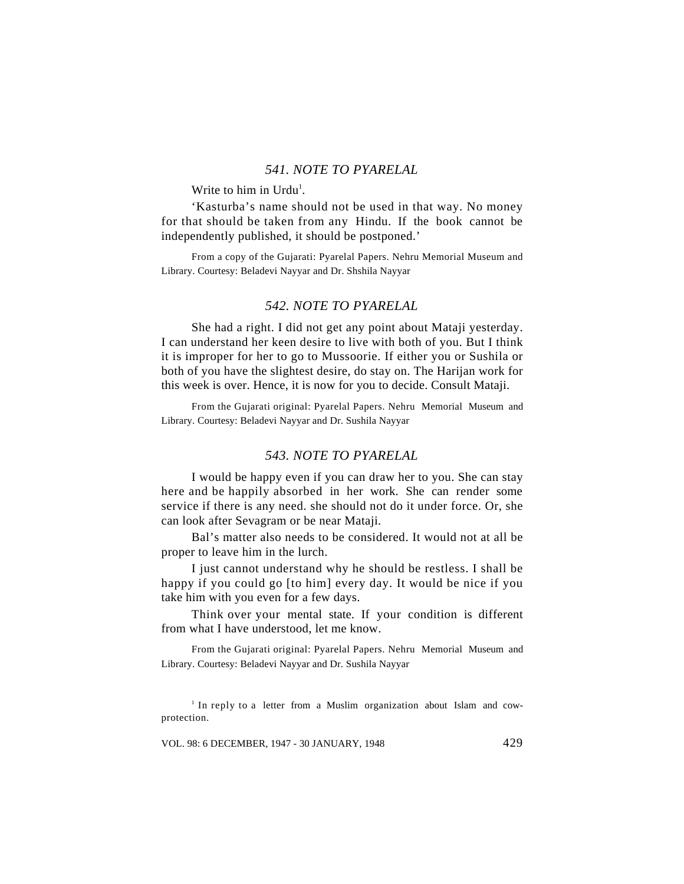### *541. NOTE TO PYARELAL*

Write to him in Urdu[1].

'Kasturba's name should not be used in that way. No money for that should be taken from any Hindu. If the book cannot be independently published, it should be postponed.'

From a copy of the Gujarati: Pyarelal Papers. Nehru Memorial Museum and Library. Courtesy: Beladevi Nayyar and Dr. Shshila Nayyar

### *542. NOTE TO PYARELAL*

She had a right. I did not get any point about Mataji yesterday. I can understand her keen desire to live with both of you. But I think it is improper for her to go to Mussoorie. If either you or Sushila or both of you have the slightest desire, do stay on. The Harijan work for this week is over. Hence, it is now for you to decide. Consult Mataji.

From the Gujarati original: Pyarelal Papers. Nehru Memorial Museum and Library. Courtesy: Beladevi Nayyar and Dr. Sushila Nayyar

### *543. NOTE TO PYARELAL*

I would be happy even if you can draw her to you. She can stay here and be happily absorbed in her work. She can render some service if there is any need. she should not do it under force. Or, she can look after Sevagram or be near Mataji.

Bal's matter also needs to be considered. It would not at all be proper to leave him in the lurch.

I just cannot understand why he should be restless. I shall be happy if you could go [to him] every day. It would be nice if you take him with you even for a few days.

Think over your mental state. If your condition is different from what I have understood, let me know.

From the Gujarati original: Pyarelal Papers. Nehru Memorial Museum and Library. Courtesy: Beladevi Nayyar and Dr. Sushila Nayyar

---

[1] In reply to a letter from a Muslim organization about Islam and cow-protection.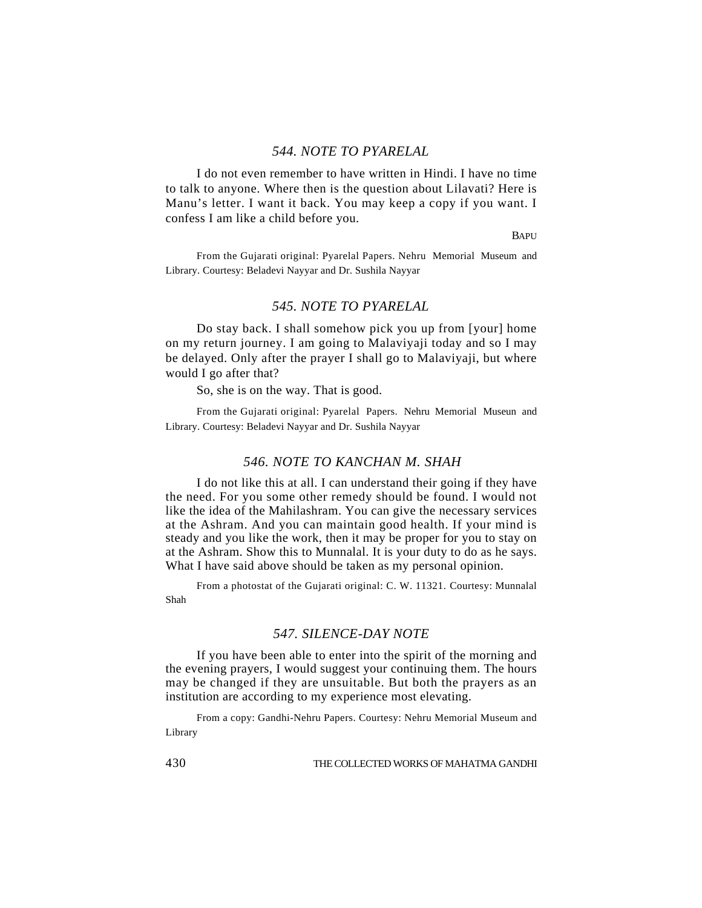## *544. NOTE TO PYARELAL*

I do not even remember to have written in Hindi. I have no time to talk to anyone. Where then is the question about Lilavati? Here is Manu's letter. I want it back. You may keep a copy if you want. I confess I am like a child before you.

BAPU

From the Gujarati original: Pyarelal Papers. Nehru Memorial Museum and Library. Courtesy: Beladevi Nayyar and Dr. Sushila Nayyar

## *545. NOTE TO PYARELAL*

Do stay back. I shall somehow pick you up from [your] home on my return journey. I am going to Malaviyaji today and so I may be delayed. Only after the prayer I shall go to Malaviyaji, but where would I go after that?

So, she is on the way. That is good.

From the Gujarati original: Pyarelal Papers. Nehru Memorial Museun and Library. Courtesy: Beladevi Nayyar and Dr. Sushila Nayyar

## *546. NOTE TO KANCHAN M. SHAH*

I do not like this at all. I can understand their going if they have the need. For you some other remedy should be found. I would not like the idea of the Mahilashram. You can give the necessary services at the Ashram. And you can maintain good health. If your mind is steady and you like the work, then it may be proper for you to stay on at the Ashram. Show this to Munnalal. It is your duty to do as he says. What I have said above should be taken as my personal opinion.

From a photostat of the Gujarati original: C. W. 11321. Courtesy: Munnalal Shah

## *547. SILENCE-DAY NOTE*

If you have been able to enter into the spirit of the morning and the evening prayers, I would suggest your continuing them. The hours may be changed if they are unsuitable. But both the prayers as an institution are according to my experience most elevating.

From a copy: Gandhi-Nehru Papers. Courtesy: Nehru Memorial Museum and Library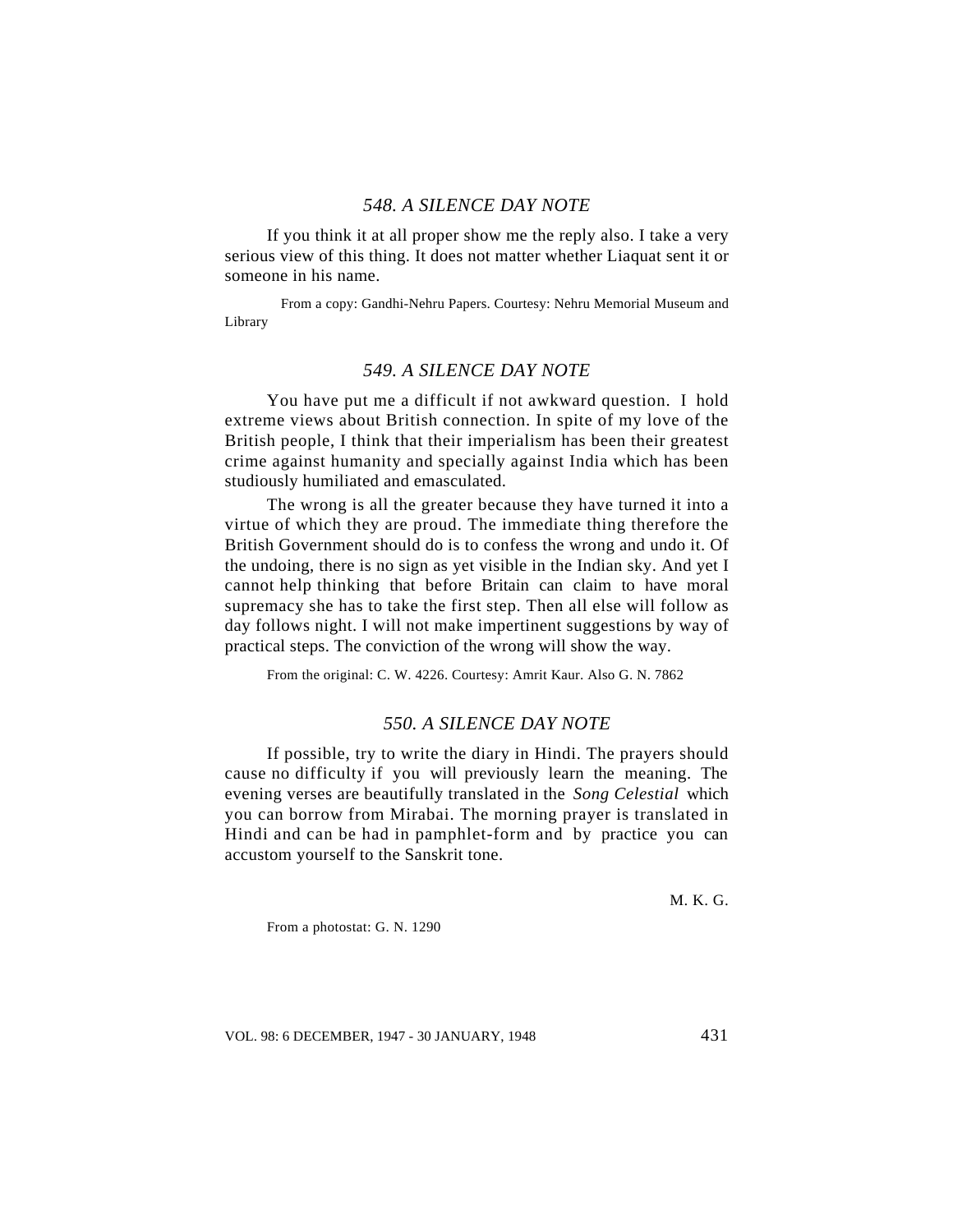## *548. A SILENCE DAY NOTE*

If you think it at all proper show me the reply also. I take a very serious view of this thing. It does not matter whether Liaquat sent it or someone in his name.

From a copy: Gandhi-Nehru Papers. Courtesy: Nehru Memorial Museum and Library

## *549. A SILENCE DAY NOTE*

You have put me a difficult if not awkward question. I hold extreme views about British connection. In spite of my love of the British people, I think that their imperialism has been their greatest crime against humanity and specially against India which has been studiously humiliated and emasculated.

The wrong is all the greater because they have turned it into a virtue of which they are proud. The immediate thing therefore the British Government should do is to confess the wrong and undo it. Of the undoing, there is no sign as yet visible in the Indian sky. And yet I cannot help thinking that before Britain can claim to have moral supremacy she has to take the first step. Then all else will follow as day follows night. I will not make impertinent suggestions by way of practical steps. The conviction of the wrong will show the way.

From the original: C. W. 4226. Courtesy: Amrit Kaur. Also G. N. 7862

## *550. A SILENCE DAY NOTE*

If possible, try to write the diary in Hindi. The prayers should cause no difficulty if you will previously learn the meaning. The evening verses are beautifully translated in the *Song Celestial* which you can borrow from Mirabai. The morning prayer is translated in Hindi and can be had in pamphlet-form and by practice you can accustom yourself to the Sanskrit tone.

M. K. G.

From a photostat: G. N. 1290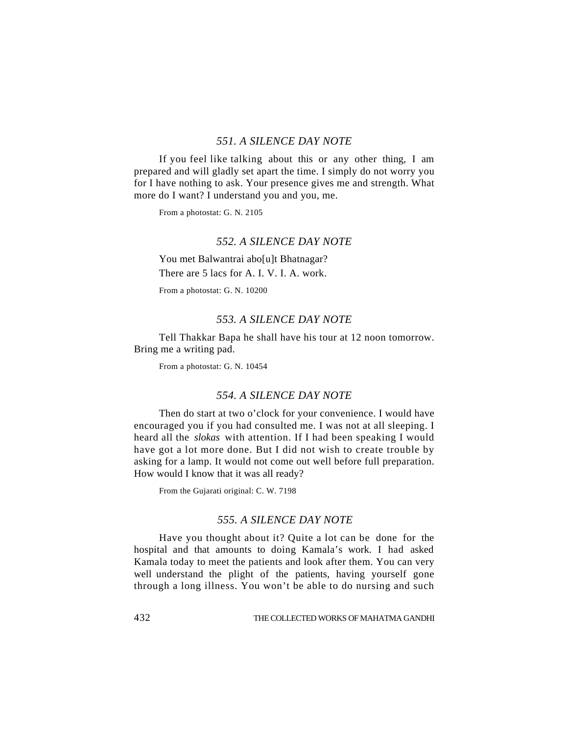## *551. A SILENCE DAY NOTE*

If you feel like talking about this or any other thing, I am prepared and will gladly set apart the time. I simply do not worry you for I have nothing to ask. Your presence gives me and strength. What more do I want? I understand you and you, me.

From a photostat: G. N. 2105

## *552. A SILENCE DAY NOTE*

You met Balwantrai abo[u]t Bhatnagar?

There are 5 lacs for A. I. V. I. A. work.

From a photostat: G. N. 10200

## *553. A SILENCE DAY NOTE*

Tell Thakkar Bapa he shall have his tour at 12 noon tomorrow. Bring me a writing pad.

From a photostat: G. N. 10454

## *554. A SILENCE DAY NOTE*

Then do start at two o'clock for your convenience. I would have encouraged you if you had consulted me. I was not at all sleeping. I heard all the *slokas* with attention. If I had been speaking I would have got a lot more done. But I did not wish to create trouble by asking for a lamp. It would not come out well before full preparation. How would I know that it was all ready?

From the Gujarati original: C. W. 7198

## *555. A SILENCE DAY NOTE*

Have you thought about it? Quite a lot can be done for the hospital and that amounts to doing Kamala's work. I had asked Kamala today to meet the patients and look after them. You can very well understand the plight of the patients, having yourself gone through a long illness. You won't be able to do nursing and such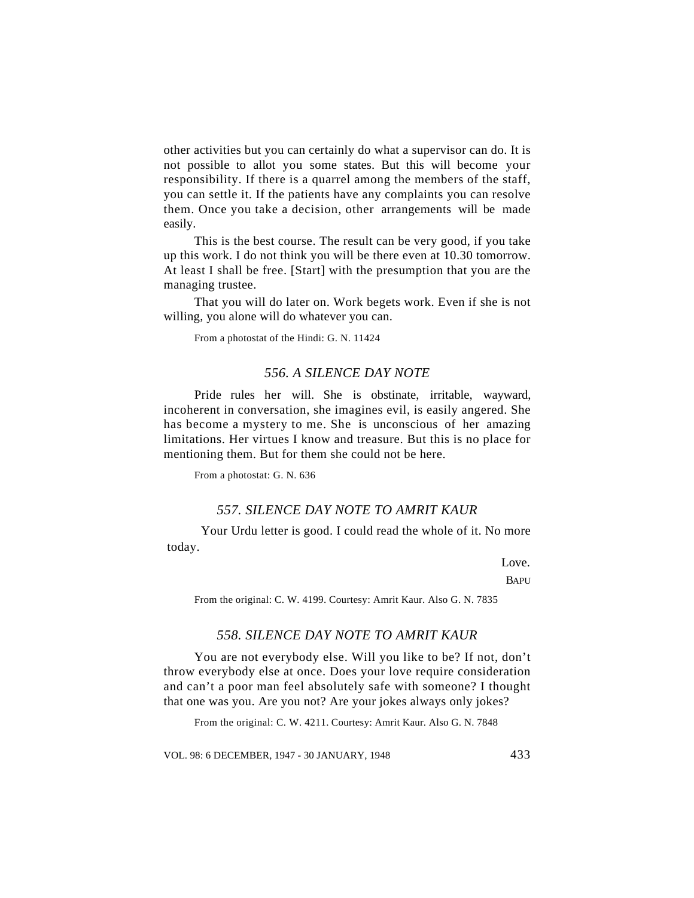other activities but you can certainly do what a supervisor can do. It is not possible to allot you some states. But this will become your responsibility. If there is a quarrel among the members of the staff, you can settle it. If the patients have any complaints you can resolve them. Once you take a decision, other arrangements will be made easily.

This is the best course. The result can be very good, if you take up this work. I do not think you will be there even at 10.30 tomorrow. At least I shall be free. [Start] with the presumption that you are the managing trustee.

That you will do later on. Work begets work. Even if she is not willing, you alone will do whatever you can.

From a photostat of the Hindi: G. N. 11424

### *556. A SILENCE DAY NOTE*

Pride rules her will. She is obstinate, irritable, wayward, incoherent in conversation, she imagines evil, is easily angered. She has become a mystery to me. She is unconscious of her amazing limitations. Her virtues I know and treasure. But this is no place for mentioning them. But for them she could not be here.

From a photostat: G. N. 636

### *557. SILENCE DAY NOTE TO AMRIT KAUR*

Your Urdu letter is good. I could read the whole of it. No more today.

Love.

BAPU

From the original: C. W. 4199. Courtesy: Amrit Kaur. Also G. N. 7835

### *558. SILENCE DAY NOTE TO AMRIT KAUR*

You are not everybody else. Will you like to be? If not, don't throw everybody else at once. Does your love require consideration and can't a poor man feel absolutely safe with someone? I thought that one was you. Are you not? Are your jokes always only jokes?

From the original: C. W. 4211. Courtesy: Amrit Kaur. Also G. N. 7848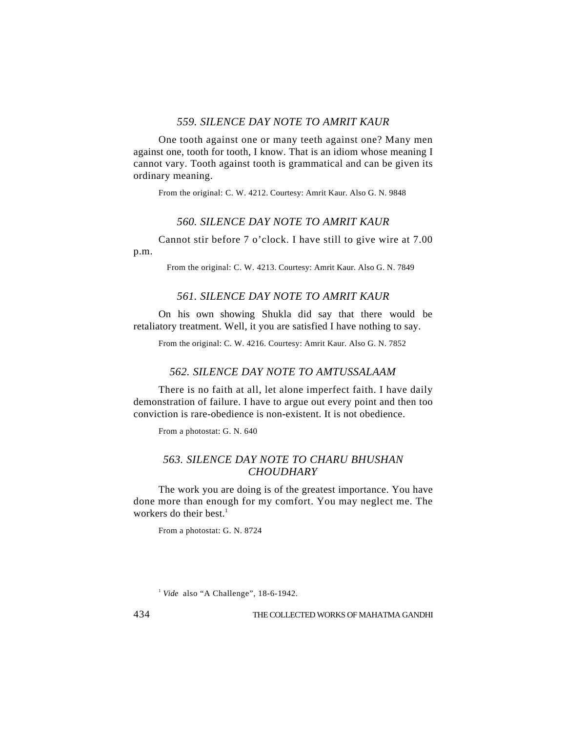### *559. SILENCE DAY NOTE TO AMRIT KAUR*

One tooth against one or many teeth against one? Many men against one, tooth for tooth, I know. That is an idiom whose meaning I cannot vary. Tooth against tooth is grammatical and can be given its ordinary meaning.

From the original: C. W. 4212. Courtesy: Amrit Kaur. Also G. N. 9848

### *560. SILENCE DAY NOTE TO AMRIT KAUR*

Cannot stir before 7 o'clock. I have still to give wire at 7.00 p.m.

From the original: C. W. 4213. Courtesy: Amrit Kaur. Also G. N. 7849

### *561. SILENCE DAY NOTE TO AMRIT KAUR*

On his own showing Shukla did say that there would be retaliatory treatment. Well, it you are satisfied I have nothing to say.

From the original: C. W. 4216. Courtesy: Amrit Kaur. Also G. N. 7852

### *562. SILENCE DAY NOTE TO AMTUSSALAAM*

There is no faith at all, let alone imperfect faith. I have daily demonstration of failure. I have to argue out every point and then too conviction is rare-obedience is non-existent. It is not obedience.

From a photostat: G. N. 640

### *563. SILENCE DAY NOTE TO CHARU BHUSHAN CHOUDHARY*

The work you are doing is of the greatest importance. You have done more than enough for my comfort. You may neglect me. The workers do their best.[1]

From a photostat: G. N. 8724

[1] *Vide* also "A Challenge", 18-6-1942.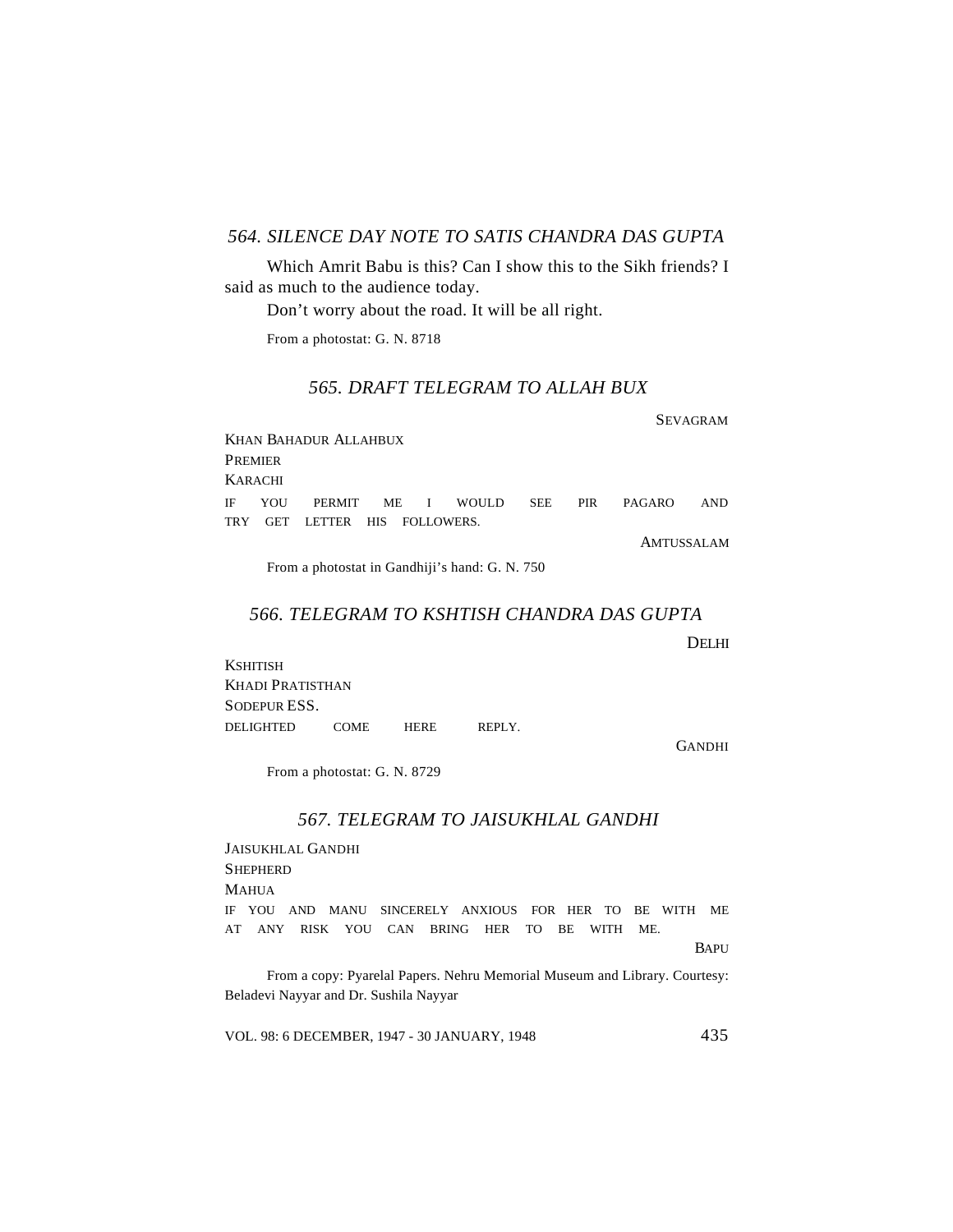### *564. SILENCE DAY NOTE TO SATIS CHANDRA DAS GUPTA*

Which Amrit Babu is this? Can I show this to the Sikh friends? I said as much to the audience today.

Don't worry about the road. It will be all right.

From a photostat: G. N. 8718

### *565. DRAFT TELEGRAM TO ALLAH BUX*

SEVAGRAM

KHAN BAHADUR ALLAHBUX
PREMIER
KARACHI

IF YOU PERMIT ME I WOULD SEE PIR PAGARO AND TRY GET LETTER HIS FOLLOWERS.

AMTUSSALAM

From a photostat in Gandhiji's hand: G. N. 750

### *566. TELEGRAM TO KSHTISH CHANDRA DAS GUPTA*

DELHI

KSHITISH
KHADI PRATISTHAN
SODEPUR ESS.

DELIGHTED COME HERE REPLY.

GANDHI

From a photostat: G. N. 8729

### *567. TELEGRAM TO JAISUKHLAL GANDHI*

JAISUKHLAL GANDHI
SHEPHERD
MAHUA

IF YOU AND MANU SINCERELY ANXIOUS FOR HER TO BE WITH ME AT ANY RISK YOU CAN BRING HER TO BE WITH ME.

BAPU

From a copy: Pyarelal Papers. Nehru Memorial Museum and Library. Courtesy: Beladevi Nayyar and Dr. Sushila Nayyar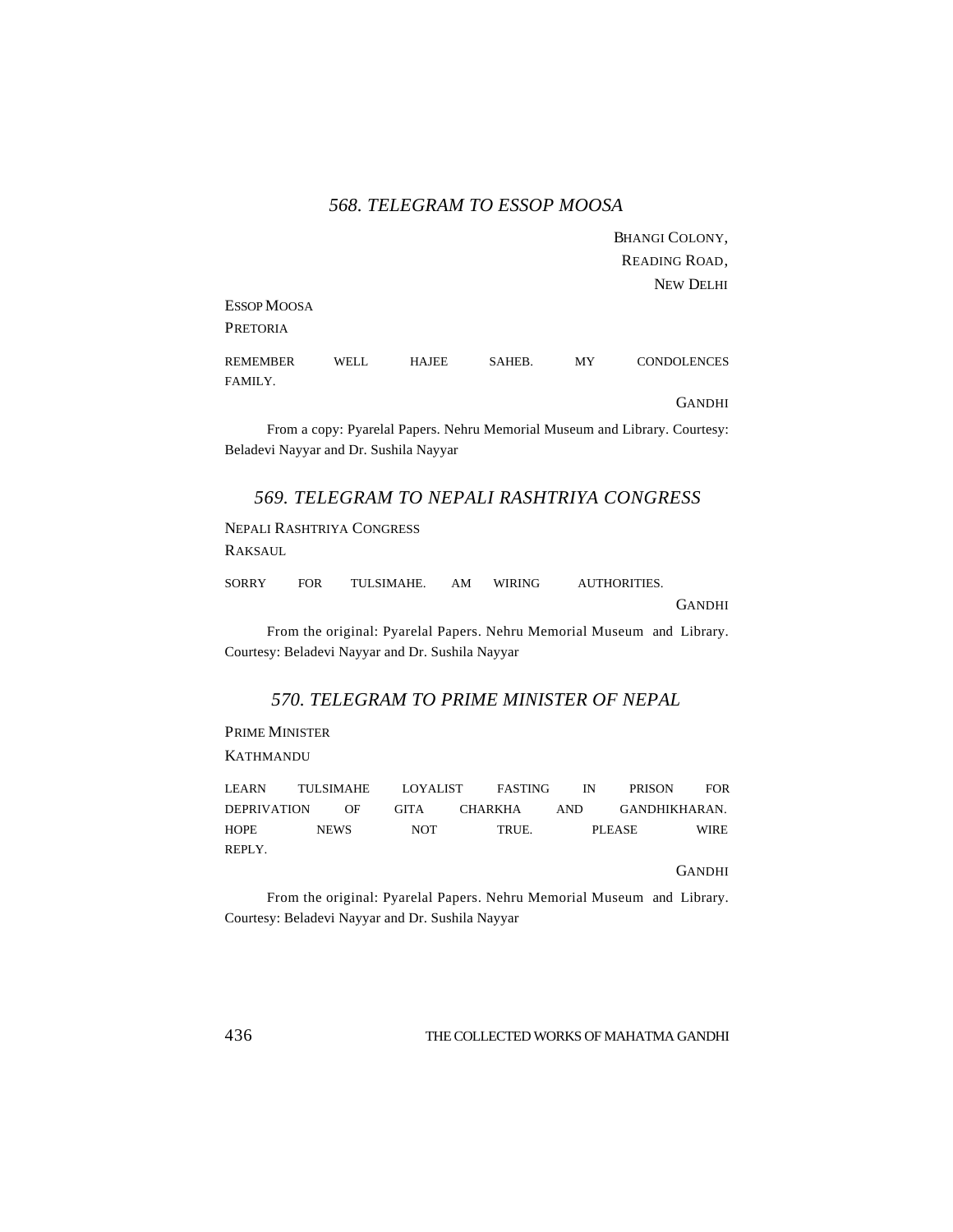### *568. TELEGRAM TO ESSOP MOOSA*

BHANGI COLONY,  
READING ROAD,  
NEW DELHI

ESSOP MOOSA  
PRETORIA

REMEMBER WELL HAJEE SAHEB. MY CONDOLENCES FAMILY.

GANDHI

From a copy: Pyarelal Papers. Nehru Memorial Museum and Library. Courtesy: Beladevi Nayyar and Dr. Sushila Nayyar

### *569. TELEGRAM TO NEPALI RASHTRIYA CONGRESS*

NEPALI RASHTRIYA CONGRESS  
RAKSAUL

SORRY FOR TULSIMAHE. AM WIRING AUTHORITIES.

GANDHI

From the original: Pyarelal Papers. Nehru Memorial Museum and Library. Courtesy: Beladevi Nayyar and Dr. Sushila Nayyar

### *570. TELEGRAM TO PRIME MINISTER OF NEPAL*

PRIME MINISTER  
KATHMANDU

LEARN TULSIMAHE LOYALIST FASTING IN PRISON FOR DEPRIVATION OF GITA CHARKHA AND GANDHIKHARAN. HOPE NEWS NOT TRUE. PLEASE WIRE REPLY.

GANDHI

From the original: Pyarelal Papers. Nehru Memorial Museum and Library. Courtesy: Beladevi Nayyar and Dr. Sushila Nayyar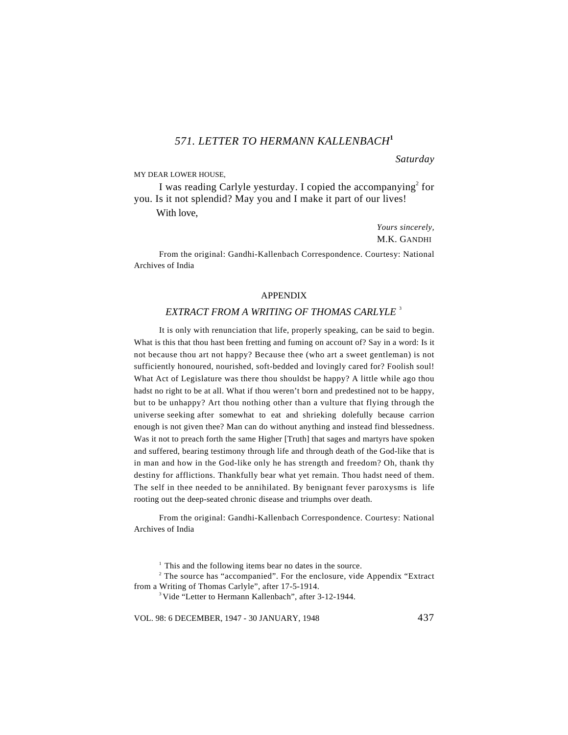## *571. LETTER TO HERMANN KALLENBACH*[1]

*Saturday*

MY DEAR LOWER HOUSE,

I was reading Carlyle yesturday. I copied the accompanying[2] for you. Is it not splendid? May you and I make it part of our lives!

With love,

*Yours sincerely,*
M.K. GANDHI

From the original: Gandhi-Kallenbach Correspondence. Courtesy: National Archives of India

### APPENDIX

### *EXTRACT FROM A WRITING OF THOMAS CARLYLE* [3]

It is only with renunciation that life, properly speaking, can be said to begin. What is this that thou hast been fretting and fuming on account of? Say in a word: Is it not because thou art not happy? Because thee (who art a sweet gentleman) is not sufficiently honoured, nourished, soft-bedded and lovingly cared for? Foolish soul! What Act of Legislature was there thou shouldst be happy? A little while ago thou hadst no right to be at all. What if thou weren't born and predestined not to be happy, but to be unhappy? Art thou nothing other than a vulture that flying through the universe seeking after somewhat to eat and shrieking dolefully because carrion enough is not given thee? Man can do without anything and instead find blessedness. Was it not to preach forth the same Higher [Truth] that sages and martyrs have spoken and suffered, bearing testimony through life and through death of the God-like that is in man and how in the God-like only he has strength and freedom? Oh, thank thy destiny for afflictions. Thankfully bear what yet remain. Thou hadst need of them. The self in thee needed to be annihilated. By benignant fever paroxysms is life rooting out the deep-seated chronic disease and triumphs over death.

From the original: Gandhi-Kallenbach Correspondence. Courtesy: National Archives of India

---

[1] This and the following items bear no dates in the source.

[2] The source has "accompanied". For the enclosure, vide Appendix "Extract from a Writing of Thomas Carlyle", after 17-5-1914.

[3] Vide "Letter to Hermann Kallenbach", after 3-12-1944.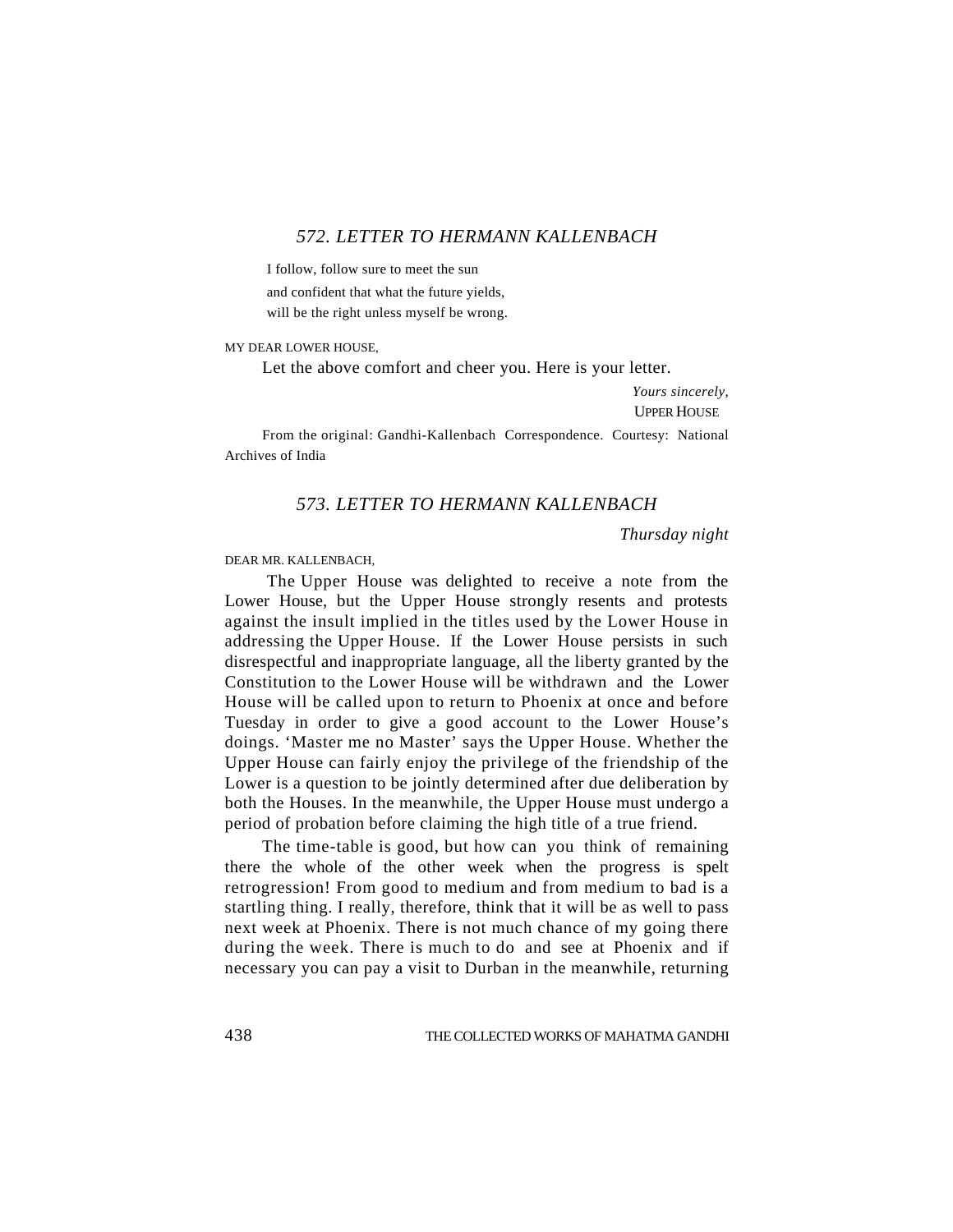### *572. LETTER TO HERMANN KALLENBACH*

I follow, follow sure to meet the sun
and confident that what the future yields,
will be the right unless myself be wrong.

MY DEAR LOWER HOUSE,

Let the above comfort and cheer you. Here is your letter.

*Yours sincerely,*
UPPER HOUSE

From the original: Gandhi-Kallenbach Correspondence. Courtesy: National Archives of India

### *573. LETTER TO HERMANN KALLENBACH*

*Thursday night*

DEAR MR. KALLENBACH,

The Upper House was delighted to receive a note from the Lower House, but the Upper House strongly resents and protests against the insult implied in the titles used by the Lower House in addressing the Upper House. If the Lower House persists in such disrespectful and inappropriate language, all the liberty granted by the Constitution to the Lower House will be withdrawn and the Lower House will be called upon to return to Phoenix at once and before Tuesday in order to give a good account to the Lower House's doings. 'Master me no Master' says the Upper House. Whether the Upper House can fairly enjoy the privilege of the friendship of the Lower is a question to be jointly determined after due deliberation by both the Houses. In the meanwhile, the Upper House must undergo a period of probation before claiming the high title of a true friend.

The time-table is good, but how can you think of remaining there the whole of the other week when the progress is spelt retrogression! From good to medium and from medium to bad is a startling thing. I really, therefore, think that it will be as well to pass next week at Phoenix. There is not much chance of my going there during the week. There is much to do and see at Phoenix and if necessary you can pay a visit to Durban in the meanwhile, returning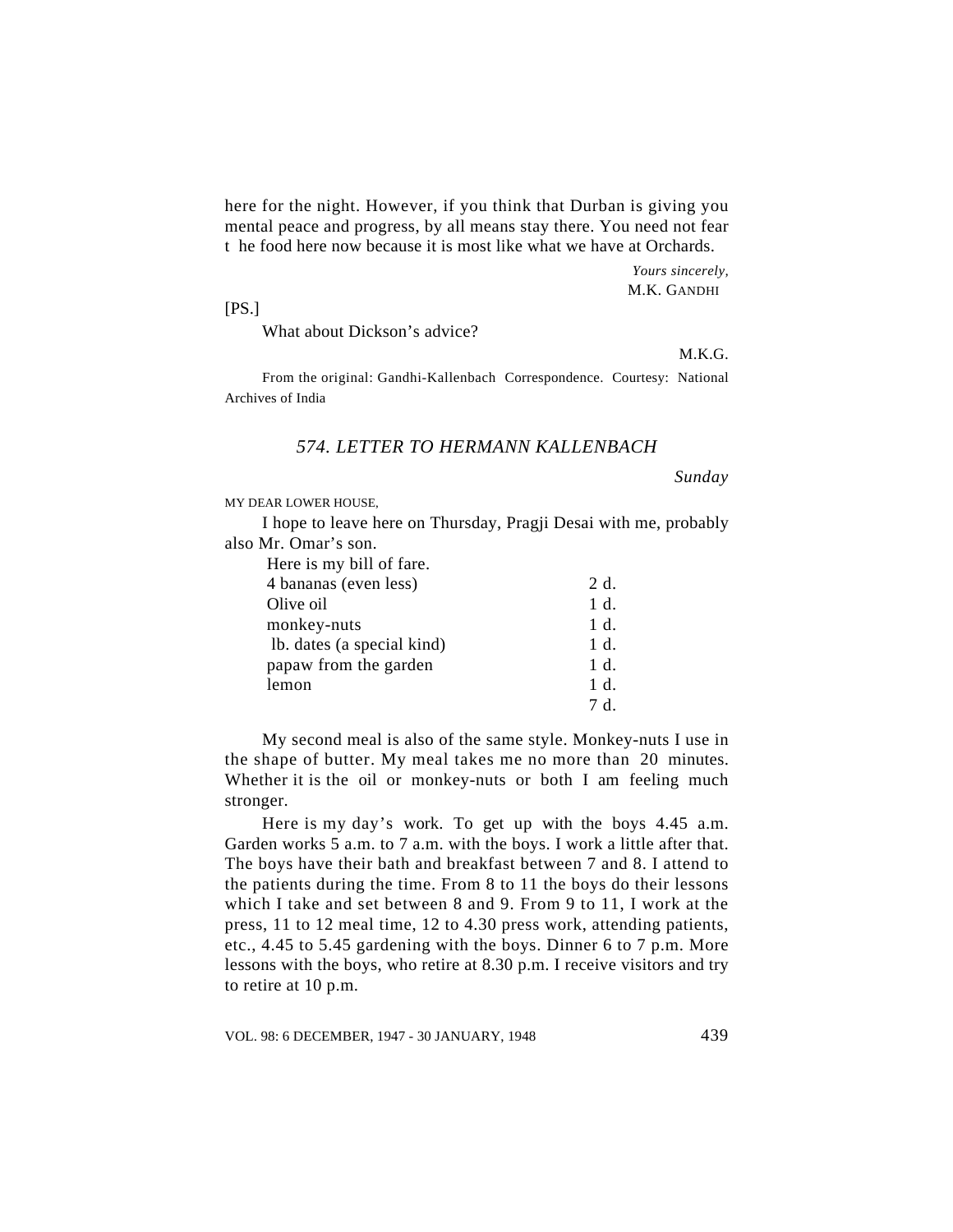here for the night. However, if you think that Durban is giving you mental peace and progress, by all means stay there. You need not fear t he food here now because it is most like what we have at Orchards.

*Yours sincerely,*
M.K. GANDHI

[PS.]

What about Dickson's advice?

M.K.G.

From the original: Gandhi-Kallenbach Correspondence. Courtesy: National Archives of India

## *574. LETTER TO HERMANN KALLENBACH*

*Sunday*

MY DEAR LOWER HOUSE,

I hope to leave here on Thursday, Pragji Desai with me, probably also Mr. Omar's son.

Here is my bill of fare.

| | |
|---|---|
| 4 bananas (even less) | 2 d. |
| Olive oil | 1 d. |
| monkey-nuts | 1 d. |
| lb. dates (a special kind) | 1 d. |
| papaw from the garden | 1 d. |
| lemon | 1 d. |
| | 7 d. |

My second meal is also of the same style. Monkey-nuts I use in the shape of butter. My meal takes me no more than 20 minutes. Whether it is the oil or monkey-nuts or both I am feeling much stronger.

Here is my day's work. To get up with the boys 4.45 a.m. Garden works 5 a.m. to 7 a.m. with the boys. I work a little after that. The boys have their bath and breakfast between 7 and 8. I attend to the patients during the time. From 8 to 11 the boys do their lessons which I take and set between 8 and 9. From 9 to 11, I work at the press, 11 to 12 meal time, 12 to 4.30 press work, attending patients, etc., 4.45 to 5.45 gardening with the boys. Dinner 6 to 7 p.m. More lessons with the boys, who retire at 8.30 p.m. I receive visitors and try to retire at 10 p.m.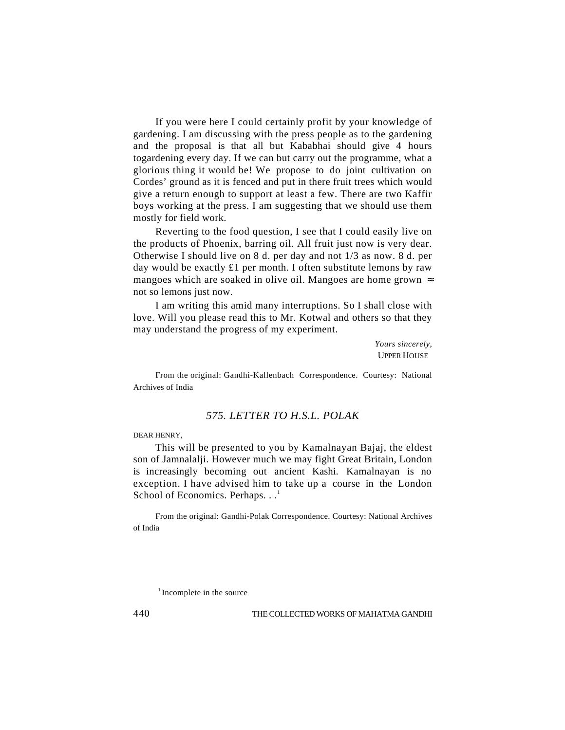If you were here I could certainly profit by your knowledge of gardening. I am discussing with the press people as to the gardening and the proposal is that all but Kababhai should give 4 hours togardening every day. If we can but carry out the programme, what a glorious thing it would be! We propose to do joint cultivation on Cordes' ground as it is fenced and put in there fruit trees which would give a return enough to support at least a few. There are two Kaffir boys working at the press. I am suggesting that we should use them mostly for field work.

Reverting to the food question, I see that I could easily live on the products of Phoenix, barring oil. All fruit just now is very dear. Otherwise I should live on 8 d. per day and not 1/3 as now. 8 d. per day would be exactly £1 per month. I often substitute lemons by raw mangoes which are soaked in olive oil. Mangoes are home grown ≈ not so lemons just now.

I am writing this amid many interruptions. So I shall close with love. Will you please read this to Mr. Kotwal and others so that they may understand the progress of my experiment.

*Yours sincerely,*
UPPER HOUSE

From the original: Gandhi-Kallenbach Correspondence. Courtesy: National Archives of India

## *575. LETTER TO H.S.L. POLAK*

DEAR HENRY,

This will be presented to you by Kamalnayan Bajaj, the eldest son of Jamnalalji. However much we may fight Great Britain, London is increasingly becoming out ancient Kashi. Kamalnayan is no exception. I have advised him to take up a course in the London School of Economics. Perhaps. . .[1]

From the original: Gandhi-Polak Correspondence. Courtesy: National Archives of India

[1] Incomplete in the source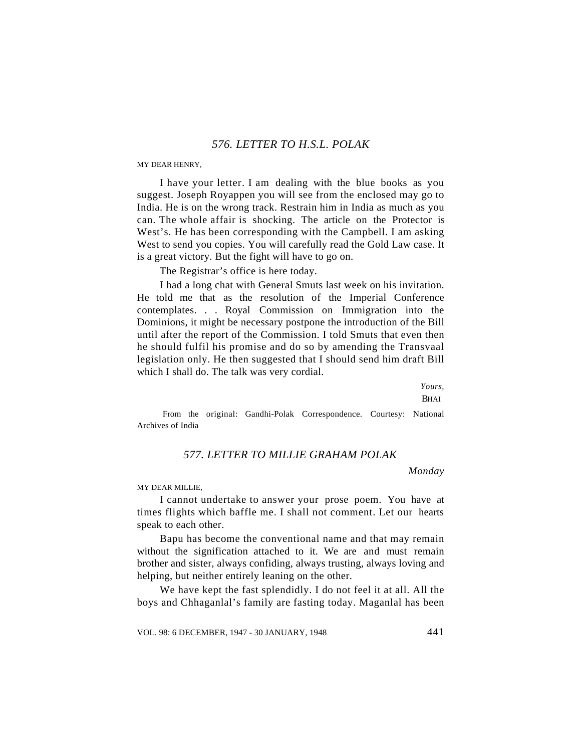## *576. LETTER TO H.S.L. POLAK*

MY DEAR HENRY,

I have your letter. I am dealing with the blue books as you suggest. Joseph Royappen you will see from the enclosed may go to India. He is on the wrong track. Restrain him in India as much as you can. The whole affair is shocking. The article on the Protector is West's. He has been corresponding with the Campbell. I am asking West to send you copies. You will carefully read the Gold Law case. It is a great victory. But the fight will have to go on.

The Registrar's office is here today.

I had a long chat with General Smuts last week on his invitation. He told me that as the resolution of the Imperial Conference contemplates. . . Royal Commission on Immigration into the Dominions, it might be necessary postpone the introduction of the Bill until after the report of the Commission. I told Smuts that even then he should fulfil his promise and do so by amending the Transvaal legislation only. He then suggested that I should send him draft Bill which I shall do. The talk was very cordial.

*Yours,*
BHAI

From the original: Gandhi-Polak Correspondence. Courtesy: National Archives of India

## *577. LETTER TO MILLIE GRAHAM POLAK*

*Monday*

MY DEAR MILLIE,

I cannot undertake to answer your prose poem. You have at times flights which baffle me. I shall not comment. Let our hearts speak to each other.

Bapu has become the conventional name and that may remain without the signification attached to it. We are and must remain brother and sister, always confiding, always trusting, always loving and helping, but neither entirely leaning on the other.

We have kept the fast splendidly. I do not feel it at all. All the boys and Chhaganlal's family are fasting today. Maganlal has been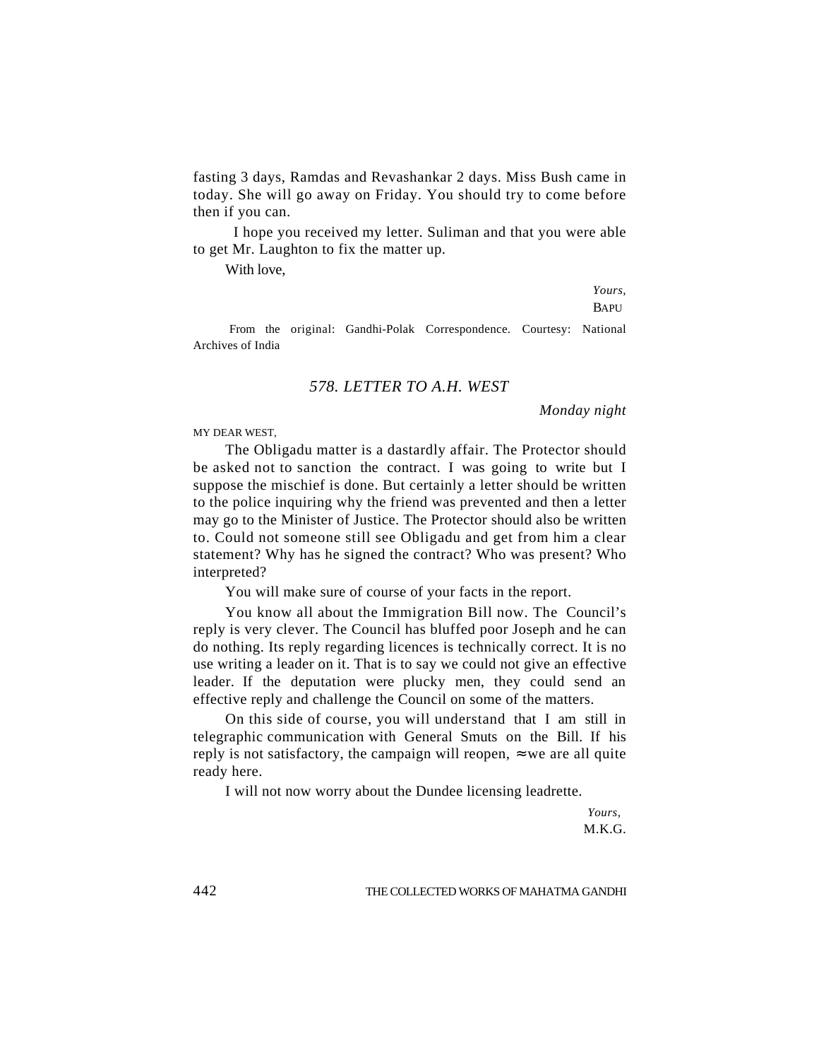fasting 3 days, Ramdas and Revashankar 2 days. Miss Bush came in today. She will go away on Friday. You should try to come before then if you can.

I hope you received my letter. Suliman and that you were able to get Mr. Laughton to fix the matter up.

With love,

*Yours,*
BAPU

From the original: Gandhi-Polak Correspondence. Courtesy: National Archives of India

### *578. LETTER TO A.H. WEST*

*Monday night*

MY DEAR WEST,

The Obligadu matter is a dastardly affair. The Protector should be asked not to sanction the contract. I was going to write but I suppose the mischief is done. But certainly a letter should be written to the police inquiring why the friend was prevented and then a letter may go to the Minister of Justice. The Protector should also be written to. Could not someone still see Obligadu and get from him a clear statement? Why has he signed the contract? Who was present? Who interpreted?

You will make sure of course of your facts in the report.

You know all about the Immigration Bill now. The Council's reply is very clever. The Council has bluffed poor Joseph and he can do nothing. Its reply regarding licences is technically correct. It is no use writing a leader on it. That is to say we could not give an effective leader. If the deputation were plucky men, they could send an effective reply and challenge the Council on some of the matters.

On this side of course, you will understand that I am still in telegraphic communication with General Smuts on the Bill. If his reply is not satisfactory, the campaign will reopen, ≈ we are all quite ready here.

I will not now worry about the Dundee licensing leadrette.

*Yours,*
M.K.G.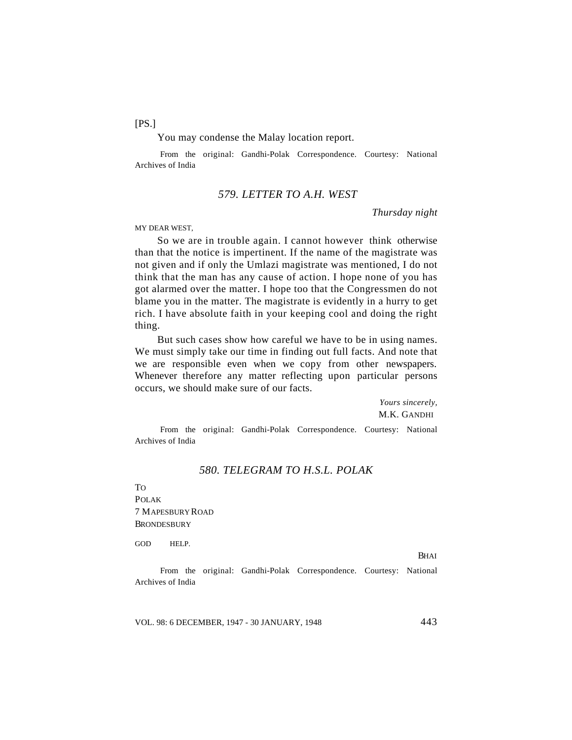[PS.]

You may condense the Malay location report.

From the original: Gandhi-Polak Correspondence. Courtesy: National Archives of India

### *579. LETTER TO A.H. WEST*

*Thursday night*

MY DEAR WEST,

So we are in trouble again. I cannot however think otherwise than that the notice is impertinent. If the name of the magistrate was not given and if only the Umlazi magistrate was mentioned, I do not think that the man has any cause of action. I hope none of you has got alarmed over the matter. I hope too that the Congressmen do not blame you in the matter. The magistrate is evidently in a hurry to get rich. I have absolute faith in your keeping cool and doing the right thing.

But such cases show how careful we have to be in using names. We must simply take our time in finding out full facts. And note that we are responsible even when we copy from other newspapers. Whenever therefore any matter reflecting upon particular persons occurs, we should make sure of our facts.

*Yours sincerely,*
M.K. GANDHI

From the original: Gandhi-Polak Correspondence. Courtesy: National Archives of India

### *580. TELEGRAM TO H.S.L. POLAK*

TO
POLAK
7 MAPESBURY ROAD
BRONDESBURY

GOD HELP.

BHAI

From the original: Gandhi-Polak Correspondence. Courtesy: National Archives of India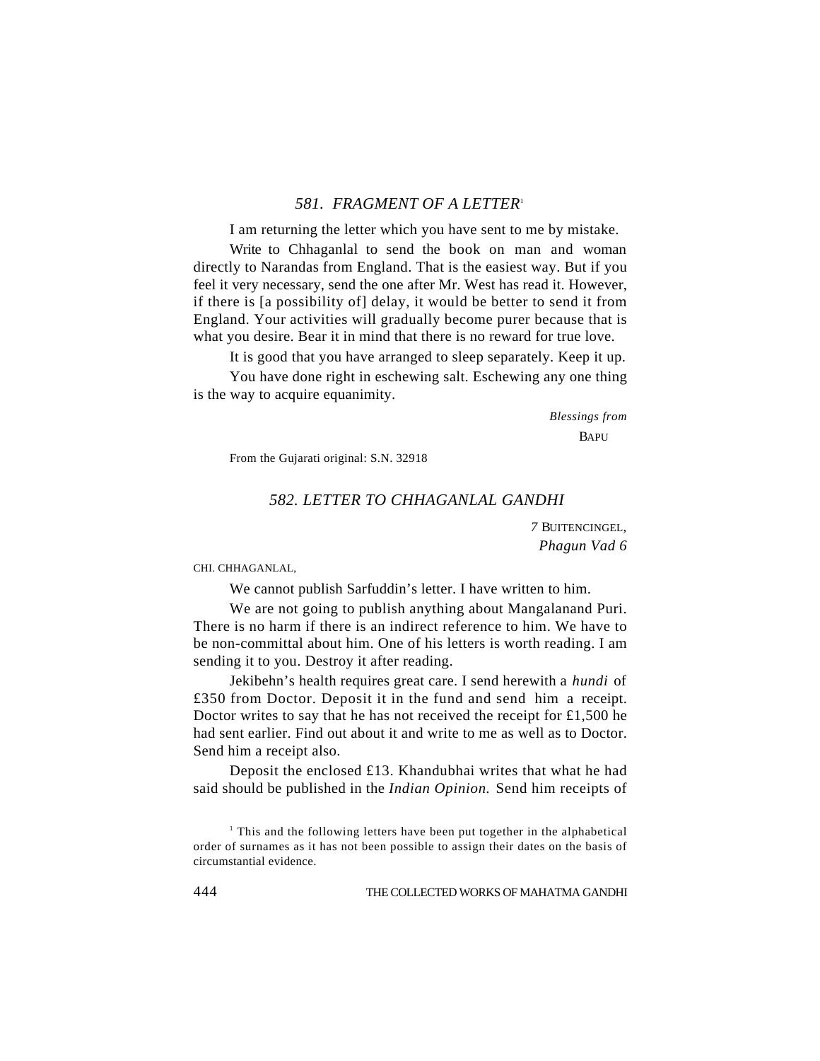### *581. FRAGMENT OF A LETTER*[1]

I am returning the letter which you have sent to me by mistake.

Write to Chhaganlal to send the book on man and woman directly to Narandas from England. That is the easiest way. But if you feel it very necessary, send the one after Mr. West has read it. However, if there is [a possibility of] delay, it would be better to send it from England. Your activities will gradually become purer because that is what you desire. Bear it in mind that there is no reward for true love.

It is good that you have arranged to sleep separately. Keep it up.

You have done right in eschewing salt. Eschewing any one thing is the way to acquire equanimity.

*Blessings from*
BAPU

From the Gujarati original: S.N. 32918

### *582. LETTER TO CHHAGANLAL GANDHI*

*7* BUITENCINGEL,
*Phagun Vad 6*

CHI. CHHAGANLAL,

We cannot publish Sarfuddin's letter. I have written to him.

We are not going to publish anything about Mangalanand Puri. There is no harm if there is an indirect reference to him. We have to be non-committal about him. One of his letters is worth reading. I am sending it to you. Destroy it after reading.

Jekibehn's health requires great care. I send herewith a *hundi* of £350 from Doctor. Deposit it in the fund and send him a receipt. Doctor writes to say that he has not received the receipt for £1,500 he had sent earlier. Find out about it and write to me as well as to Doctor. Send him a receipt also.

Deposit the enclosed £13. Khandubhai writes that what he had said should be published in the *Indian Opinion.* Send him receipts of

[1] This and the following letters have been put together in the alphabetical order of surnames as it has not been possible to assign their dates on the basis of circumstantial evidence.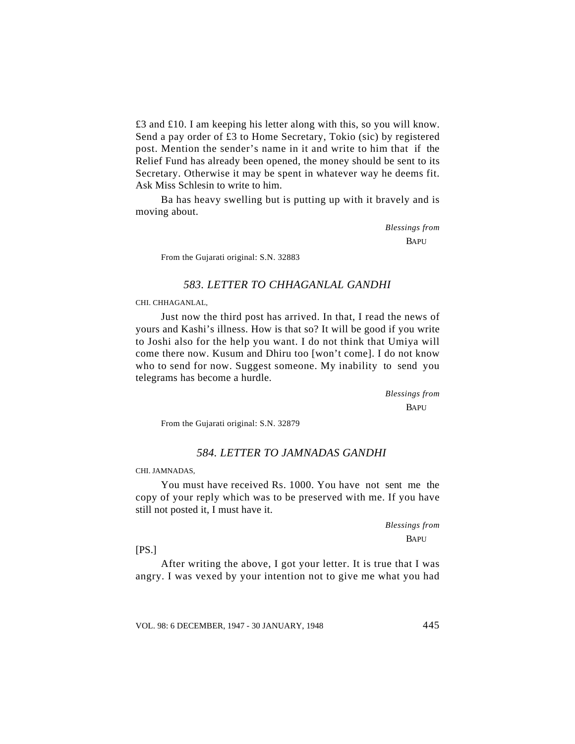£3 and £10. I am keeping his letter along with this, so you will know. Send a pay order of £3 to Home Secretary, Tokio (sic) by registered post. Mention the sender's name in it and write to him that if the Relief Fund has already been opened, the money should be sent to its Secretary. Otherwise it may be spent in whatever way he deems fit. Ask Miss Schlesin to write to him.

Ba has heavy swelling but is putting up with it bravely and is moving about.

*Blessings from*
BAPU

From the Gujarati original: S.N. 32883

### *583. LETTER TO CHHAGANLAL GANDHI*

CHI. CHHAGANLAL,

Just now the third post has arrived. In that, I read the news of yours and Kashi's illness. How is that so? It will be good if you write to Joshi also for the help you want. I do not think that Umiya will come there now. Kusum and Dhiru too [won't come]. I do not know who to send for now. Suggest someone. My inability to send you telegrams has become a hurdle.

*Blessings from*
BAPU

From the Gujarati original: S.N. 32879

### *584. LETTER TO JAMNADAS GANDHI*

CHI. JAMNADAS,

You must have received Rs. 1000. You have not sent me the copy of your reply which was to be preserved with me. If you have still not posted it, I must have it.

*Blessings from*
BAPU

[PS.]

After writing the above, I got your letter. It is true that I was angry. I was vexed by your intention not to give me what you had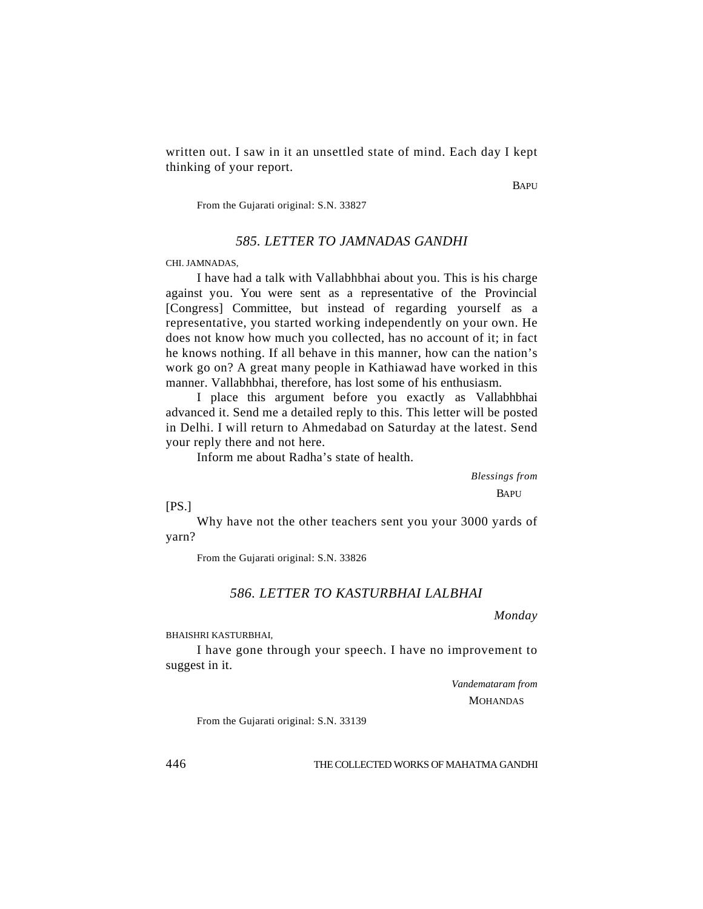written out. I saw in it an unsettled state of mind. Each day I kept thinking of your report.

BAPU

From the Gujarati original: S.N. 33827

## *585. LETTER TO JAMNADAS GANDHI*

CHI. JAMNADAS,

I have had a talk with Vallabhbhai about you. This is his charge against you. You were sent as a representative of the Provincial [Congress] Committee, but instead of regarding yourself as a representative, you started working independently on your own. He does not know how much you collected, has no account of it; in fact he knows nothing. If all behave in this manner, how can the nation's work go on? A great many people in Kathiawad have worked in this manner. Vallabhbhai, therefore, has lost some of his enthusiasm.

I place this argument before you exactly as Vallabhbhai advanced it. Send me a detailed reply to this. This letter will be posted in Delhi. I will return to Ahmedabad on Saturday at the latest. Send your reply there and not here.

Inform me about Radha's state of health.

*Blessings from*

BAPU

[PS.]

Why have not the other teachers sent you your 3000 yards of yarn?

From the Gujarati original: S.N. 33826

## *586. LETTER TO KASTURBHAI LALBHAI*

*Monday*

BHAISHRI KASTURBHAI,

I have gone through your speech. I have no improvement to suggest in it.

*Vandemataram from*

MOHANDAS

From the Gujarati original: S.N. 33139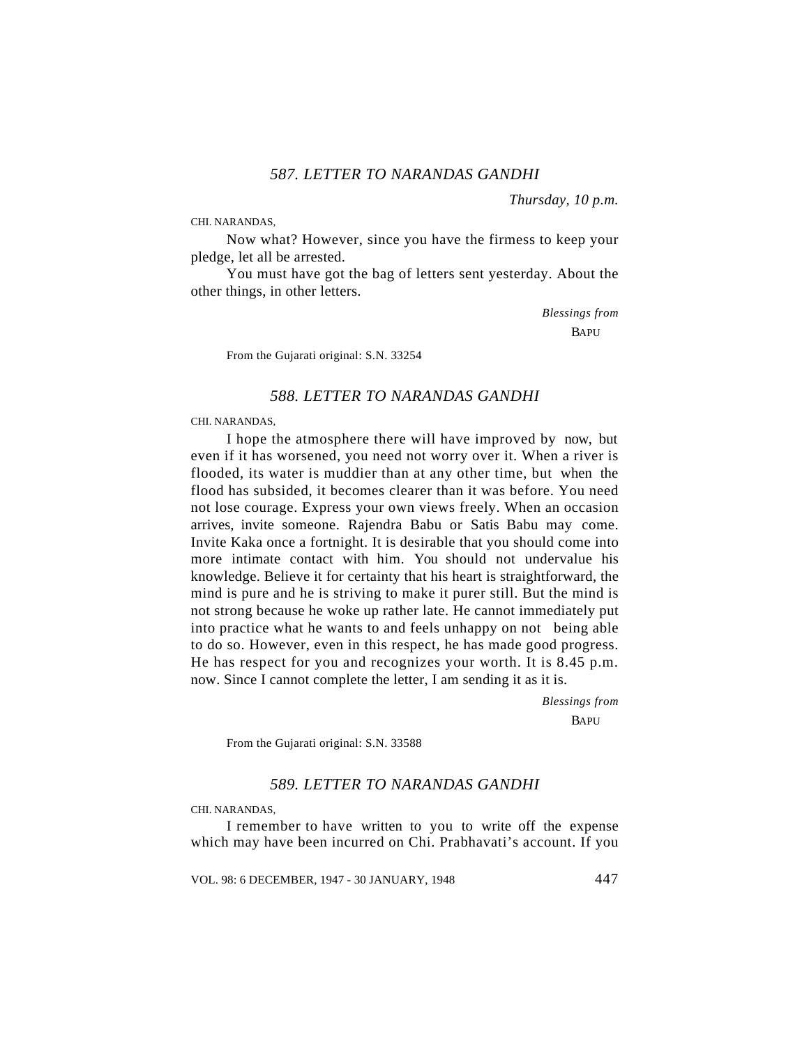### *587. LETTER TO NARANDAS GANDHI*

*Thursday, 10 p.m.*

CHI. NARANDAS,

Now what? However, since you have the firmess to keep your pledge, let all be arrested.

You must have got the bag of letters sent yesterday. About the other things, in other letters.

*Blessings from*
BAPU

From the Gujarati original: S.N. 33254

### *588. LETTER TO NARANDAS GANDHI*

CHI. NARANDAS,

I hope the atmosphere there will have improved by now, but even if it has worsened, you need not worry over it. When a river is flooded, its water is muddier than at any other time, but when the flood has subsided, it becomes clearer than it was before. You need not lose courage. Express your own views freely. When an occasion arrives, invite someone. Rajendra Babu or Satis Babu may come. Invite Kaka once a fortnight. It is desirable that you should come into more intimate contact with him. You should not undervalue his knowledge. Believe it for certainty that his heart is straightforward, the mind is pure and he is striving to make it purer still. But the mind is not strong because he woke up rather late. He cannot immediately put into practice what he wants to and feels unhappy on not being able to do so. However, even in this respect, he has made good progress. He has respect for you and recognizes your worth. It is 8.45 p.m. now. Since I cannot complete the letter, I am sending it as it is.

*Blessings from*
BAPU

From the Gujarati original: S.N. 33588

### *589. LETTER TO NARANDAS GANDHI*

CHI. NARANDAS,

I remember to have written to you to write off the expense which may have been incurred on Chi. Prabhavati's account. If you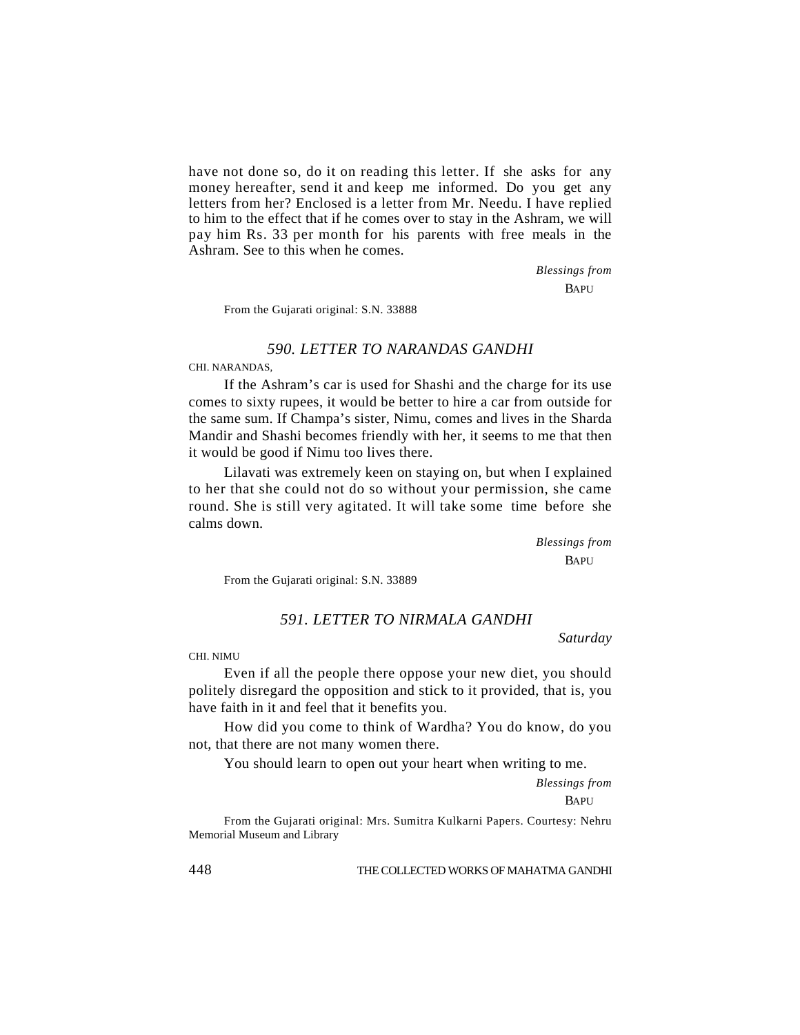have not done so, do it on reading this letter. If she asks for any money hereafter, send it and keep me informed. Do you get any letters from her? Enclosed is a letter from Mr. Needu. I have replied to him to the effect that if he comes over to stay in the Ashram, we will pay him Rs. 33 per month for his parents with free meals in the Ashram. See to this when he comes.

*Blessings from*
BAPU

From the Gujarati original: S.N. 33888

## *590. LETTER TO NARANDAS GANDHI*

CHI. NARANDAS,

If the Ashram's car is used for Shashi and the charge for its use comes to sixty rupees, it would be better to hire a car from outside for the same sum. If Champa's sister, Nimu, comes and lives in the Sharda Mandir and Shashi becomes friendly with her, it seems to me that then it would be good if Nimu too lives there.

Lilavati was extremely keen on staying on, but when I explained to her that she could not do so without your permission, she came round. She is still very agitated. It will take some time before she calms down.

*Blessings from*
BAPU

From the Gujarati original: S.N. 33889

## *591. LETTER TO NIRMALA GANDHI*

*Saturday*

CHI. NIMU

Even if all the people there oppose your new diet, you should politely disregard the opposition and stick to it provided, that is, you have faith in it and feel that it benefits you.

How did you come to think of Wardha? You do know, do you not, that there are not many women there.

You should learn to open out your heart when writing to me.

*Blessings from*
BAPU

From the Gujarati original: Mrs. Sumitra Kulkarni Papers. Courtesy: Nehru Memorial Museum and Library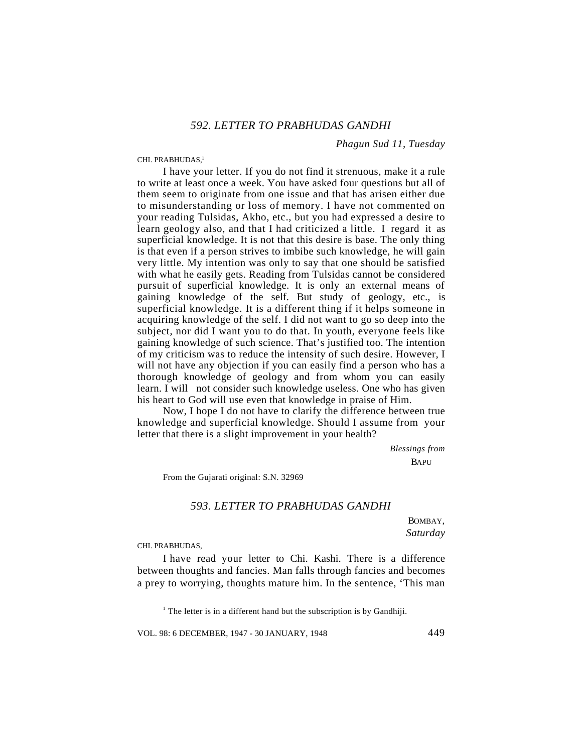## *592. LETTER TO PRABHUDAS GANDHI*

*Phagun Sud 11, Tuesday*

CHI. PRABHUDAS,[1]

I have your letter. If you do not find it strenuous, make it a rule to write at least once a week. You have asked four questions but all of them seem to originate from one issue and that has arisen either due to misunderstanding or loss of memory. I have not commented on your reading Tulsidas, Akho, etc., but you had expressed a desire to learn geology also, and that I had criticized a little. I regard it as superficial knowledge. It is not that this desire is base. The only thing is that even if a person strives to imbibe such knowledge, he will gain very little. My intention was only to say that one should be satisfied with what he easily gets. Reading from Tulsidas cannot be considered pursuit of superficial knowledge. It is only an external means of gaining knowledge of the self. But study of geology, etc., is superficial knowledge. It is a different thing if it helps someone in acquiring knowledge of the self. I did not want to go so deep into the subject, nor did I want you to do that. In youth, everyone feels like gaining knowledge of such science. That's justified too. The intention of my criticism was to reduce the intensity of such desire. However, I will not have any objection if you can easily find a person who has a thorough knowledge of geology and from whom you can easily learn. I will not consider such knowledge useless. One who has given his heart to God will use even that knowledge in praise of Him.

Now, I hope I do not have to clarify the difference between true knowledge and superficial knowledge. Should I assume from your letter that there is a slight improvement in your health?

*Blessings from*
BAPU

From the Gujarati original: S.N. 32969

## *593. LETTER TO PRABHUDAS GANDHI*

BOMBAY,
*Saturday*

CHI. PRABHUDAS,

I have read your letter to Chi. Kashi. There is a difference between thoughts and fancies. Man falls through fancies and becomes a prey to worrying, thoughts mature him. In the sentence, 'This man

[1] The letter is in a different hand but the subscription is by Gandhiji.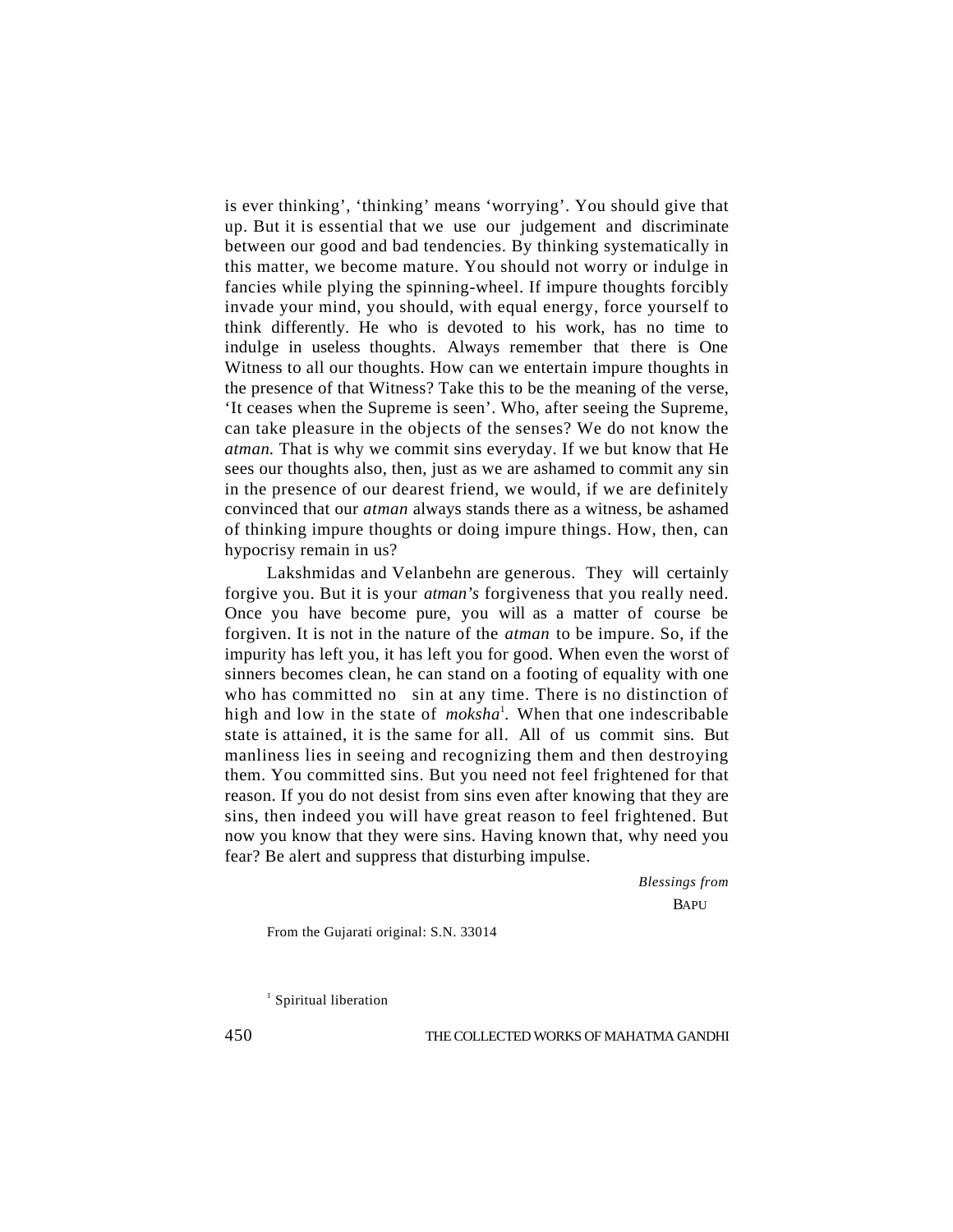is ever thinking', 'thinking' means 'worrying'. You should give that up. But it is essential that we use our judgement and discriminate between our good and bad tendencies. By thinking systematically in this matter, we become mature. You should not worry or indulge in fancies while plying the spinning-wheel. If impure thoughts forcibly invade your mind, you should, with equal energy, force yourself to think differently. He who is devoted to his work, has no time to indulge in useless thoughts. Always remember that there is One Witness to all our thoughts. How can we entertain impure thoughts in the presence of that Witness? Take this to be the meaning of the verse, 'It ceases when the Supreme is seen'. Who, after seeing the Supreme, can take pleasure in the objects of the senses? We do not know the *atman.* That is why we commit sins everyday. If we but know that He sees our thoughts also, then, just as we are ashamed to commit any sin in the presence of our dearest friend, we would, if we are definitely convinced that our *atman* always stands there as a witness, be ashamed of thinking impure thoughts or doing impure things. How, then, can hypocrisy remain in us?

Lakshmidas and Velanbehn are generous. They will certainly forgive you. But it is your *atman's* forgiveness that you really need. Once you have become pure, you will as a matter of course be forgiven. It is not in the nature of the *atman* to be impure. So, if the impurity has left you, it has left you for good. When even the worst of sinners becomes clean, he can stand on a footing of equality with one who has committed no sin at any time. There is no distinction of high and low in the state of *moksha*[1]. When that one indescribable state is attained, it is the same for all. All of us commit sins. But manliness lies in seeing and recognizing them and then destroying them. You committed sins. But you need not feel frightened for that reason. If you do not desist from sins even after knowing that they are sins, then indeed you will have great reason to feel frightened. But now you know that they were sins. Having known that, why need you fear? Be alert and suppress that disturbing impulse.

*Blessings from*

BAPU

From the Gujarati original: S.N. 33014

[1] Spiritual liberation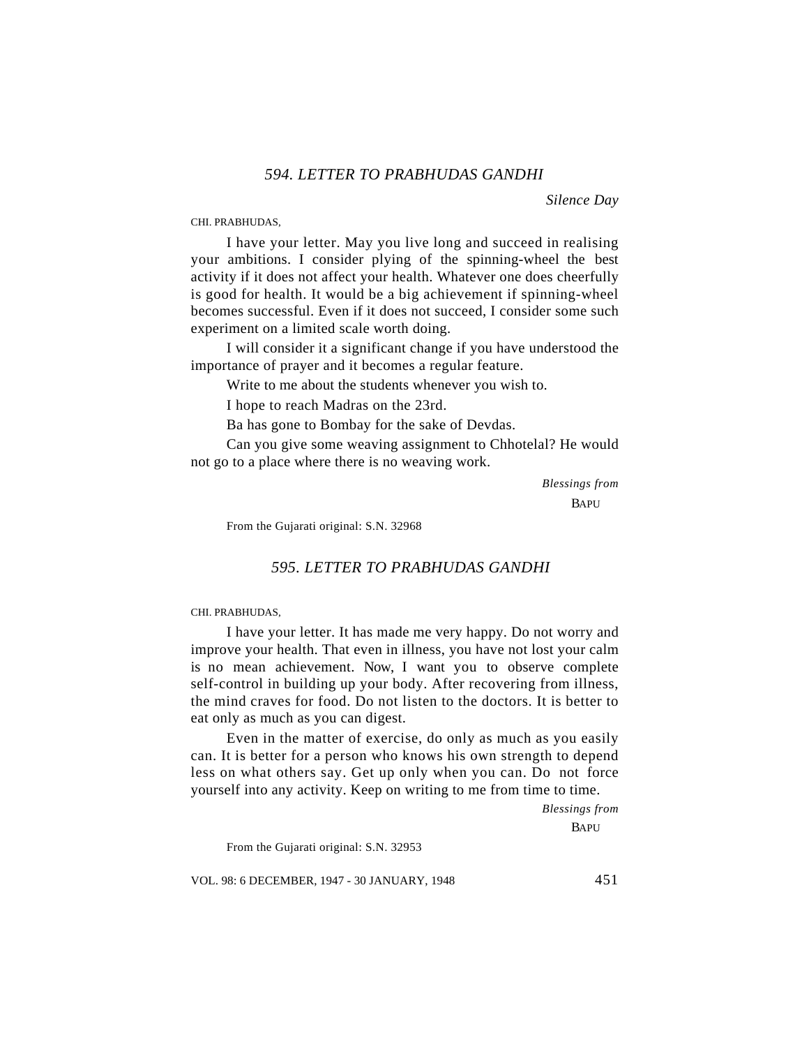## *594. LETTER TO PRABHUDAS GANDHI*

*Silence Day*

CHI. PRABHUDAS,

I have your letter. May you live long and succeed in realising your ambitions. I consider plying of the spinning-wheel the best activity if it does not affect your health. Whatever one does cheerfully is good for health. It would be a big achievement if spinning-wheel becomes successful. Even if it does not succeed, I consider some such experiment on a limited scale worth doing.

I will consider it a significant change if you have understood the importance of prayer and it becomes a regular feature.

Write to me about the students whenever you wish to.

I hope to reach Madras on the 23rd.

Ba has gone to Bombay for the sake of Devdas.

Can you give some weaving assignment to Chhotelal? He would not go to a place where there is no weaving work.

*Blessings from*

BAPU

From the Gujarati original: S.N. 32968

## *595. LETTER TO PRABHUDAS GANDHI*

CHI. PRABHUDAS,

I have your letter. It has made me very happy. Do not worry and improve your health. That even in illness, you have not lost your calm is no mean achievement. Now, I want you to observe complete self-control in building up your body. After recovering from illness, the mind craves for food. Do not listen to the doctors. It is better to eat only as much as you can digest.

Even in the matter of exercise, do only as much as you easily can. It is better for a person who knows his own strength to depend less on what others say. Get up only when you can. Do not force yourself into any activity. Keep on writing to me from time to time.

*Blessings from*

BAPU

From the Gujarati original: S.N. 32953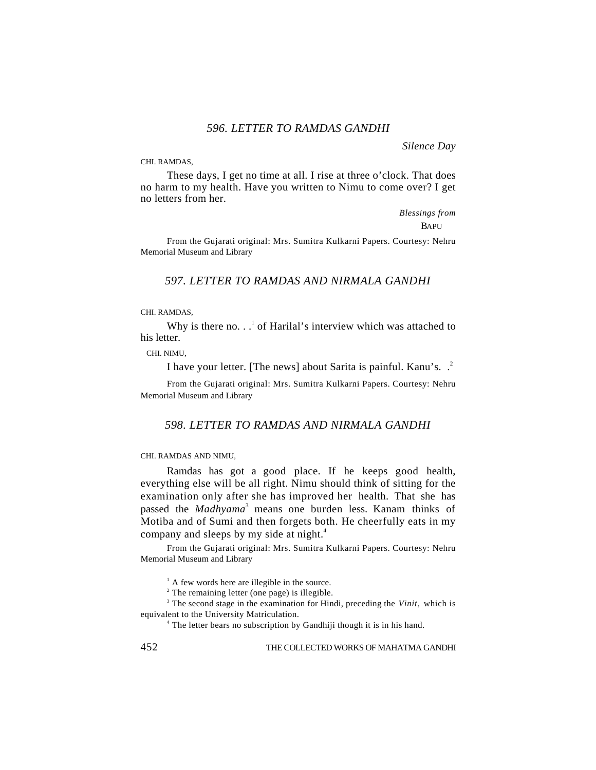## *596. LETTER TO RAMDAS GANDHI*

*Silence Day*

CHI. RAMDAS,

These days, I get no time at all. I rise at three o'clock. That does no harm to my health. Have you written to Nimu to come over? I get no letters from her.

*Blessings from*
BAPU

From the Gujarati original: Mrs. Sumitra Kulkarni Papers. Courtesy: Nehru Memorial Museum and Library

## *597. LETTER TO RAMDAS AND NIRMALA GANDHI*

CHI. RAMDAS,

Why is there no. . .[1] of Harilal's interview which was attached to his letter.

CHI. NIMU,

I have your letter. [The news] about Sarita is painful. Kanu's. .[2]

From the Gujarati original: Mrs. Sumitra Kulkarni Papers. Courtesy: Nehru Memorial Museum and Library

## *598. LETTER TO RAMDAS AND NIRMALA GANDHI*

CHI. RAMDAS AND NIMU,

Ramdas has got a good place. If he keeps good health, everything else will be all right. Nimu should think of sitting for the examination only after she has improved her health. That she has passed the *Madhyama*[3] means one burden less. Kanam thinks of Motiba and of Sumi and then forgets both. He cheerfully eats in my company and sleeps by my side at night.[4]

From the Gujarati original: Mrs. Sumitra Kulkarni Papers. Courtesy: Nehru Memorial Museum and Library

[1] A few words here are illegible in the source.

[2] The remaining letter (one page) is illegible.

[3] The second stage in the examination for Hindi, preceding the *Vinit*, which is equivalent to the University Matriculation.

[4] The letter bears no subscription by Gandhiji though it is in his hand.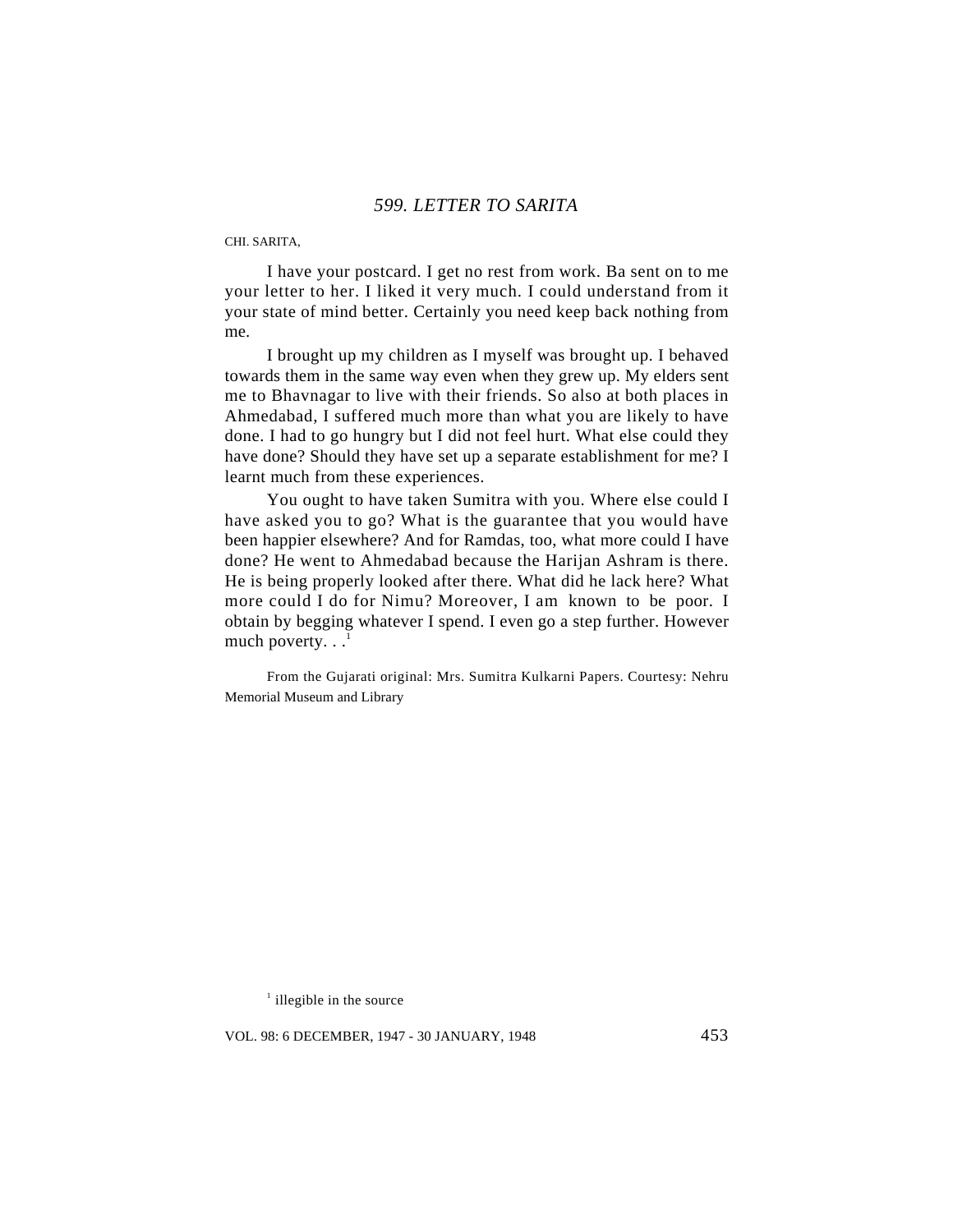## *599. LETTER TO SARITA*

CHI. SARITA,

I have your postcard. I get no rest from work. Ba sent on to me your letter to her. I liked it very much. I could understand from it your state of mind better. Certainly you need keep back nothing from me.

I brought up my children as I myself was brought up. I behaved towards them in the same way even when they grew up. My elders sent me to Bhavnagar to live with their friends. So also at both places in Ahmedabad, I suffered much more than what you are likely to have done. I had to go hungry but I did not feel hurt. What else could they have done? Should they have set up a separate establishment for me? I learnt much from these experiences.

You ought to have taken Sumitra with you. Where else could I have asked you to go? What is the guarantee that you would have been happier elsewhere? And for Ramdas, too, what more could I have done? He went to Ahmedabad because the Harijan Ashram is there. He is being properly looked after there. What did he lack here? What more could I do for Nimu? Moreover, I am known to be poor. I obtain by begging whatever I spend. I even go a step further. However much poverty. . .[1]

From the Gujarati original: Mrs. Sumitra Kulkarni Papers. Courtesy: Nehru Memorial Museum and Library

[1] illegible in the source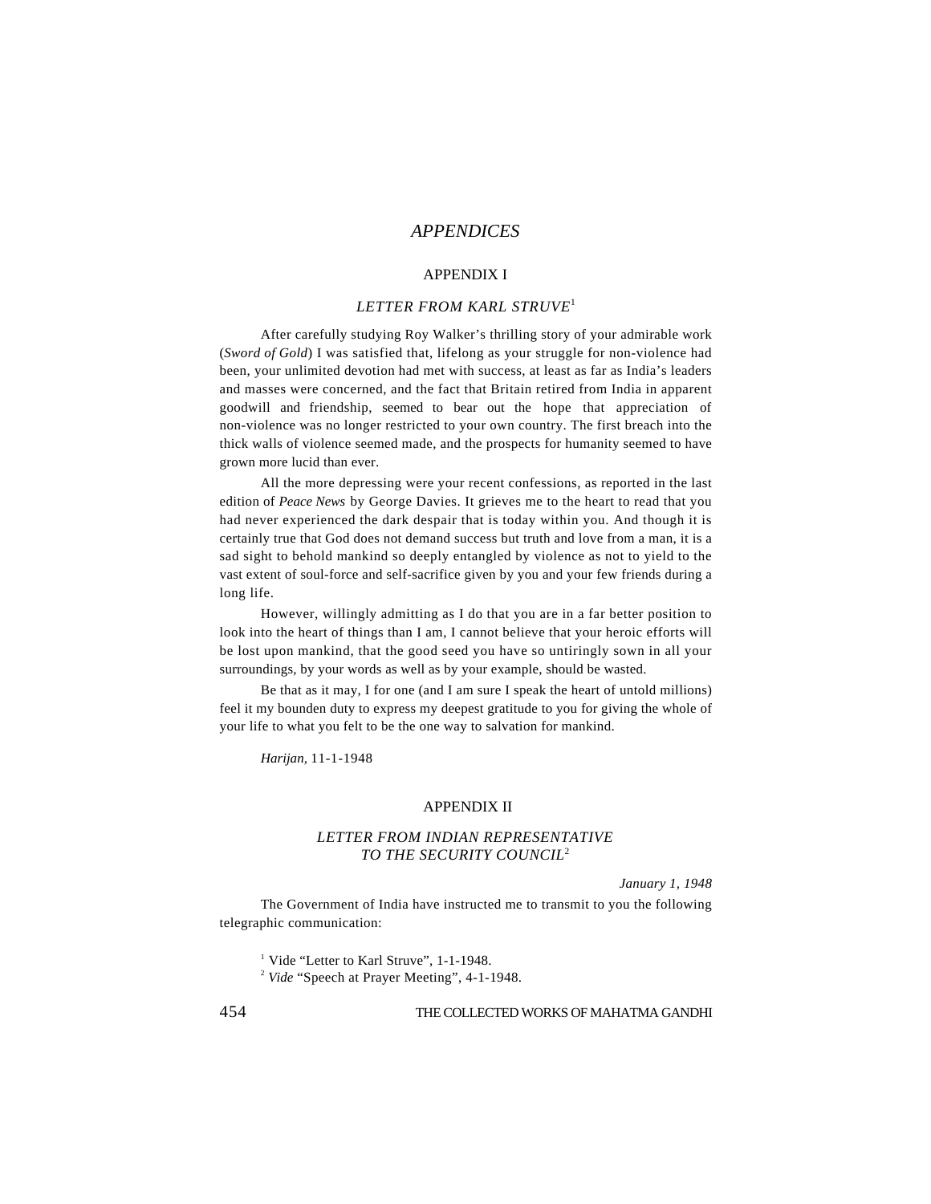# *APPENDICES*

## APPENDIX I

### *LETTER FROM KARL STRUVE*[1]

After carefully studying Roy Walker's thrilling story of your admirable work (*Sword of Gold*) I was satisfied that, lifelong as your struggle for non-violence had been, your unlimited devotion had met with success, at least as far as India's leaders and masses were concerned, and the fact that Britain retired from India in apparent goodwill and friendship, seemed to bear out the hope that appreciation of non-violence was no longer restricted to your own country. The first breach into the thick walls of violence seemed made, and the prospects for humanity seemed to have grown more lucid than ever.

All the more depressing were your recent confessions, as reported in the last edition of *Peace News* by George Davies. It grieves me to the heart to read that you had never experienced the dark despair that is today within you. And though it is certainly true that God does not demand success but truth and love from a man, it is a sad sight to behold mankind so deeply entangled by violence as not to yield to the vast extent of soul-force and self-sacrifice given by you and your few friends during a long life.

However, willingly admitting as I do that you are in a far better position to look into the heart of things than I am, I cannot believe that your heroic efforts will be lost upon mankind, that the good seed you have so untiringly sown in all your surroundings, by your words as well as by your example, should be wasted.

Be that as it may, I for one (and I am sure I speak the heart of untold millions) feel it my bounden duty to express my deepest gratitude to you for giving the whole of your life to what you felt to be the one way to salvation for mankind.

*Harijan*, 11-1-1948

## APPENDIX II

### *LETTER FROM INDIAN REPRESENTATIVE TO THE SECURITY COUNCIL*[2]

*January 1, 1948*

The Government of India have instructed me to transmit to you the following telegraphic communication:

[1] Vide "Letter to Karl Struve", 1-1-1948.

[2] *Vide* "Speech at Prayer Meeting", 4-1-1948.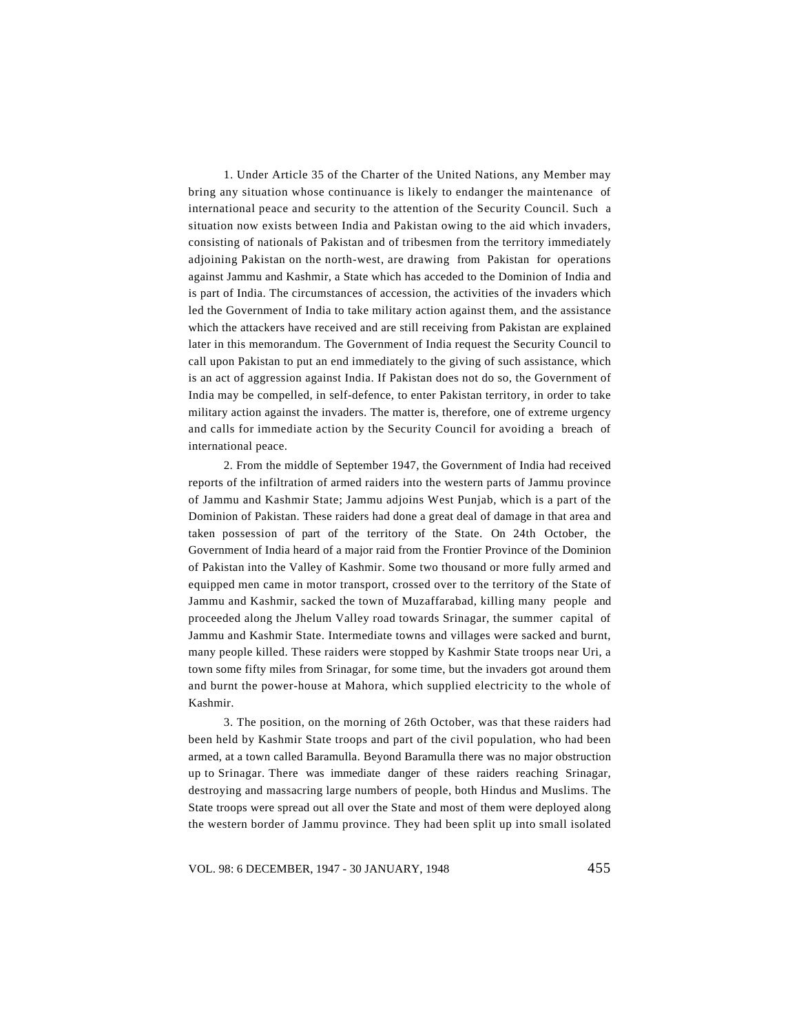1. Under Article 35 of the Charter of the United Nations, any Member may bring any situation whose continuance is likely to endanger the maintenance of international peace and security to the attention of the Security Council. Such a situation now exists between India and Pakistan owing to the aid which invaders, consisting of nationals of Pakistan and of tribesmen from the territory immediately adjoining Pakistan on the north-west, are drawing from Pakistan for operations against Jammu and Kashmir, a State which has acceded to the Dominion of India and is part of India. The circumstances of accession, the activities of the invaders which led the Government of India to take military action against them, and the assistance which the attackers have received and are still receiving from Pakistan are explained later in this memorandum. The Government of India request the Security Council to call upon Pakistan to put an end immediately to the giving of such assistance, which is an act of aggression against India. If Pakistan does not do so, the Government of India may be compelled, in self-defence, to enter Pakistan territory, in order to take military action against the invaders. The matter is, therefore, one of extreme urgency and calls for immediate action by the Security Council for avoiding a breach of international peace.

2. From the middle of September 1947, the Government of India had received reports of the infiltration of armed raiders into the western parts of Jammu province of Jammu and Kashmir State; Jammu adjoins West Punjab, which is a part of the Dominion of Pakistan. These raiders had done a great deal of damage in that area and taken possession of part of the territory of the State. On 24th October, the Government of India heard of a major raid from the Frontier Province of the Dominion of Pakistan into the Valley of Kashmir. Some two thousand or more fully armed and equipped men came in motor transport, crossed over to the territory of the State of Jammu and Kashmir, sacked the town of Muzaffarabad, killing many people and proceeded along the Jhelum Valley road towards Srinagar, the summer capital of Jammu and Kashmir State. Intermediate towns and villages were sacked and burnt, many people killed. These raiders were stopped by Kashmir State troops near Uri, a town some fifty miles from Srinagar, for some time, but the invaders got around them and burnt the power-house at Mahora, which supplied electricity to the whole of Kashmir.

3. The position, on the morning of 26th October, was that these raiders had been held by Kashmir State troops and part of the civil population, who had been armed, at a town called Baramulla. Beyond Baramulla there was no major obstruction up to Srinagar. There was immediate danger of these raiders reaching Srinagar, destroying and massacring large numbers of people, both Hindus and Muslims. The State troops were spread out all over the State and most of them were deployed along the western border of Jammu province. They had been split up into small isolated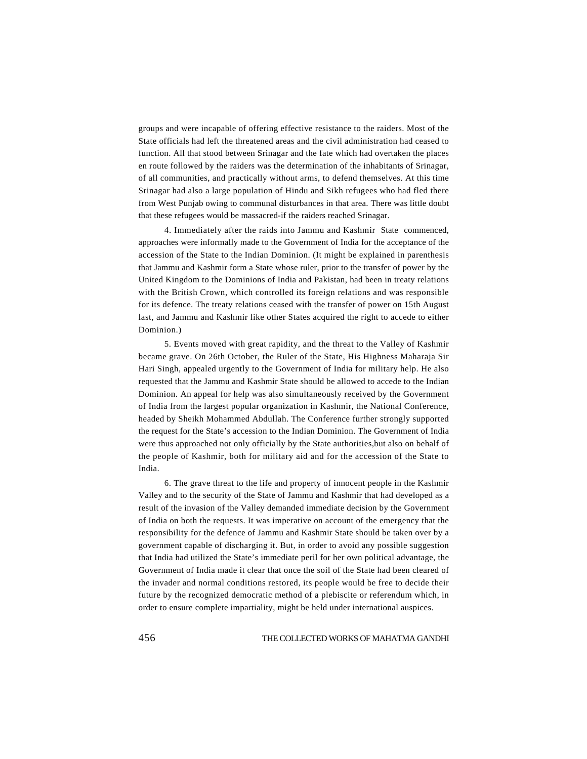groups and were incapable of offering effective resistance to the raiders. Most of the State officials had left the threatened areas and the civil administration had ceased to function. All that stood between Srinagar and the fate which had overtaken the places en route followed by the raiders was the determination of the inhabitants of Srinagar, of all communities, and practically without arms, to defend themselves. At this time Srinagar had also a large population of Hindu and Sikh refugees who had fled there from West Punjab owing to communal disturbances in that area. There was little doubt that these refugees would be massacred-if the raiders reached Srinagar.

4. Immediately after the raids into Jammu and Kashmir State commenced, approaches were informally made to the Government of India for the acceptance of the accession of the State to the Indian Dominion. (It might be explained in parenthesis that Jammu and Kashmir form a State whose ruler, prior to the transfer of power by the United Kingdom to the Dominions of India and Pakistan, had been in treaty relations with the British Crown, which controlled its foreign relations and was responsible for its defence. The treaty relations ceased with the transfer of power on 15th August last, and Jammu and Kashmir like other States acquired the right to accede to either Dominion.)

5. Events moved with great rapidity, and the threat to the Valley of Kashmir became grave. On 26th October, the Ruler of the State, His Highness Maharaja Sir Hari Singh, appealed urgently to the Government of India for military help. He also requested that the Jammu and Kashmir State should be allowed to accede to the Indian Dominion. An appeal for help was also simultaneously received by the Government of India from the largest popular organization in Kashmir, the National Conference, headed by Sheikh Mohammed Abdullah. The Conference further strongly supported the request for the State's accession to the Indian Dominion. The Government of India were thus approached not only officially by the State authorities,but also on behalf of the people of Kashmir, both for military aid and for the accession of the State to India.

6. The grave threat to the life and property of innocent people in the Kashmir Valley and to the security of the State of Jammu and Kashmir that had developed as a result of the invasion of the Valley demanded immediate decision by the Government of India on both the requests. It was imperative on account of the emergency that the responsibility for the defence of Jammu and Kashmir State should be taken over by a government capable of discharging it. But, in order to avoid any possible suggestion that India had utilized the State's immediate peril for her own political advantage, the Government of India made it clear that once the soil of the State had been cleared of the invader and normal conditions restored, its people would be free to decide their future by the recognized democratic method of a plebiscite or referendum which, in order to ensure complete impartiality, might be held under international auspices.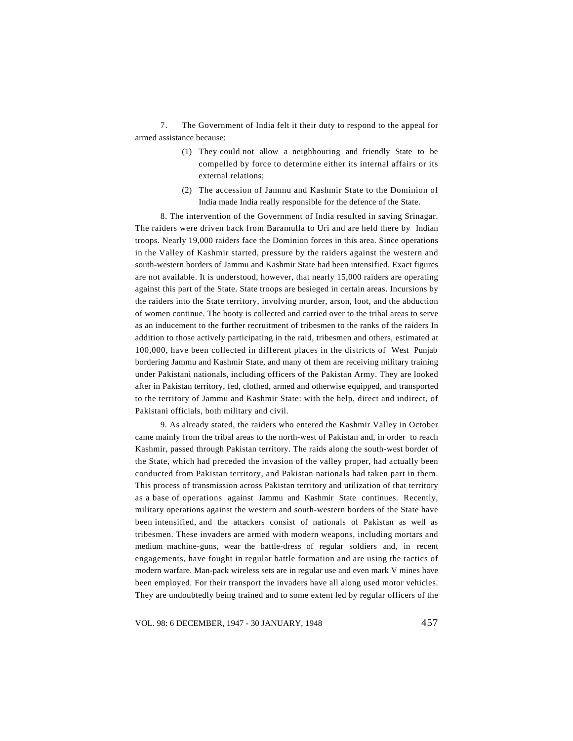7. The Government of India felt it their duty to respond to the appeal for armed assistance because:

(1) They could not allow a neighbouring and friendly State to be compelled by force to determine either its internal affairs or its external relations;

(2) The accession of Jammu and Kashmir State to the Dominion of India made India really responsible for the defence of the State.

8. The intervention of the Government of India resulted in saving Srinagar. The raiders were driven back from Baramulla to Uri and are held there by Indian troops. Nearly 19,000 raiders face the Dominion forces in this area. Since operations in the Valley of Kashmir started, pressure by the raiders against the western and south-western borders of Jammu and Kashmir State had been intensified. Exact figures are not available. It is understood, however, that nearly 15,000 raiders are operating against this part of the State. State troops are besieged in certain areas. Incursions by the raiders into the State territory, involving murder, arson, loot, and the abduction of women continue. The booty is collected and carried over to the tribal areas to serve as an inducement to the further recruitment of tribesmen to the ranks of the raiders In addition to those actively participating in the raid, tribesmen and others, estimated at 100,000, have been collected in different places in the districts of West Punjab bordering Jammu and Kashmir State, and many of them are receiving military training under Pakistani nationals, including officers of the Pakistan Army. They are looked after in Pakistan territory, fed, clothed, armed and otherwise equipped, and transported to the territory of Jammu and Kashmir State: with the help, direct and indirect, of Pakistani officials, both military and civil.

9. As already stated, the raiders who entered the Kashmir Valley in October came mainly from the tribal areas to the north-west of Pakistan and, in order to reach Kashmir, passed through Pakistan territory. The raids along the south-west border of the State, which had preceded the invasion of the valley proper, had actually been conducted from Pakistan territory, and Pakistan nationals had taken part in them. This process of transmission across Pakistan territory and utilization of that territory as a base of operations against Jammu and Kashmir State continues. Recently, military operations against the western and south-western borders of the State have been intensified, and the attackers consist of nationals of Pakistan as well as tribesmen. These invaders are armed with modern weapons, including mortars and medium machine-guns, wear the battle-dress of regular soldiers and, in recent engagements, have fought in regular battle formation and are using the tactics of modern warfare. Man-pack wireless sets are in regular use and even mark V mines have been employed. For their transport the invaders have all along used motor vehicles. They are undoubtedly being trained and to some extent led by regular officers of the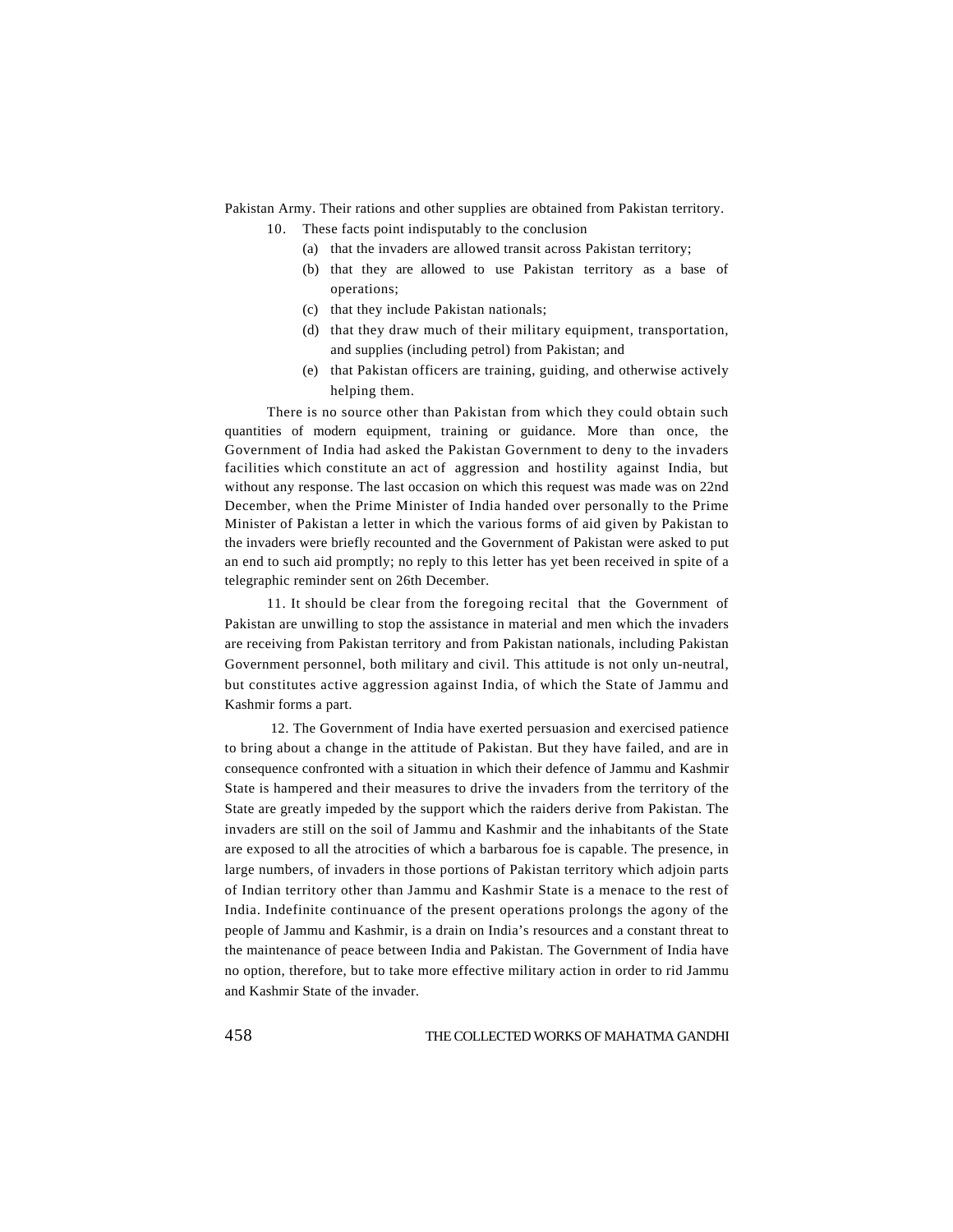Pakistan Army. Their rations and other supplies are obtained from Pakistan territory.

10. These facts point indisputably to the conclusion

(a) that the invaders are allowed transit across Pakistan territory;

(b) that they are allowed to use Pakistan territory as a base of operations;

(c) that they include Pakistan nationals;

(d) that they draw much of their military equipment, transportation, and supplies (including petrol) from Pakistan; and

(e) that Pakistan officers are training, guiding, and otherwise actively helping them.

There is no source other than Pakistan from which they could obtain such quantities of modern equipment, training or guidance. More than once, the Government of India had asked the Pakistan Government to deny to the invaders facilities which constitute an act of aggression and hostility against India, but without any response. The last occasion on which this request was made was on 22nd December, when the Prime Minister of India handed over personally to the Prime Minister of Pakistan a letter in which the various forms of aid given by Pakistan to the invaders were briefly recounted and the Government of Pakistan were asked to put an end to such aid promptly; no reply to this letter has yet been received in spite of a telegraphic reminder sent on 26th December.

11. It should be clear from the foregoing recital that the Government of Pakistan are unwilling to stop the assistance in material and men which the invaders are receiving from Pakistan territory and from Pakistan nationals, including Pakistan Government personnel, both military and civil. This attitude is not only un-neutral, but constitutes active aggression against India, of which the State of Jammu and Kashmir forms a part.

12. The Government of India have exerted persuasion and exercised patience to bring about a change in the attitude of Pakistan. But they have failed, and are in consequence confronted with a situation in which their defence of Jammu and Kashmir State is hampered and their measures to drive the invaders from the territory of the State are greatly impeded by the support which the raiders derive from Pakistan. The invaders are still on the soil of Jammu and Kashmir and the inhabitants of the State are exposed to all the atrocities of which a barbarous foe is capable. The presence, in large numbers, of invaders in those portions of Pakistan territory which adjoin parts of Indian territory other than Jammu and Kashmir State is a menace to the rest of India. Indefinite continuance of the present operations prolongs the agony of the people of Jammu and Kashmir, is a drain on India's resources and a constant threat to the maintenance of peace between India and Pakistan. The Government of India have no option, therefore, but to take more effective military action in order to rid Jammu and Kashmir State of the invader.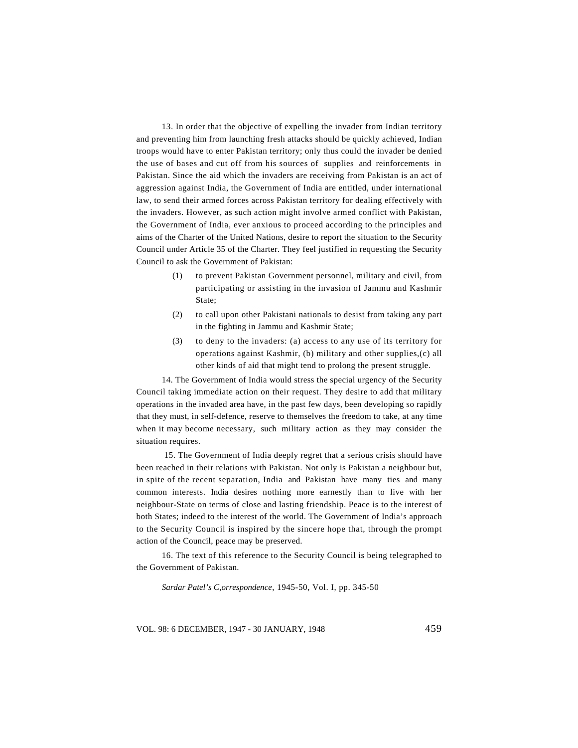13. In order that the objective of expelling the invader from Indian territory and preventing him from launching fresh attacks should be quickly achieved, Indian troops would have to enter Pakistan territory; only thus could the invader be denied the use of bases and cut off from his sources of supplies and reinforcements in Pakistan. Since the aid which the invaders are receiving from Pakistan is an act of aggression against India, the Government of India are entitled, under international law, to send their armed forces across Pakistan territory for dealing effectively with the invaders. However, as such action might involve armed conflict with Pakistan, the Government of India, ever anxious to proceed according to the principles and aims of the Charter of the United Nations, desire to report the situation to the Security Council under Article 35 of the Charter. They feel justified in requesting the Security Council to ask the Government of Pakistan:

(1) to prevent Pakistan Government personnel, military and civil, from participating or assisting in the invasion of Jammu and Kashmir State;

(2) to call upon other Pakistani nationals to desist from taking any part in the fighting in Jammu and Kashmir State;

(3) to deny to the invaders: (a) access to any use of its territory for operations against Kashmir, (b) military and other supplies,(c) all other kinds of aid that might tend to prolong the present struggle.

14. The Government of India would stress the special urgency of the Security Council taking immediate action on their request. They desire to add that military operations in the invaded area have, in the past few days, been developing so rapidly that they must, in self-defence, reserve to themselves the freedom to take, at any time when it may become necessary, such military action as they may consider the situation requires.

15. The Government of India deeply regret that a serious crisis should have been reached in their relations with Pakistan. Not only is Pakistan a neighbour but, in spite of the recent separation, India and Pakistan have many ties and many common interests. India desires nothing more earnestly than to live with her neighbour-State on terms of close and lasting friendship. Peace is to the interest of both States; indeed to the interest of the world. The Government of India's approach to the Security Council is inspired by the sincere hope that, through the prompt action of the Council, peace may be preserved.

16. The text of this reference to the Security Council is being telegraphed to the Government of Pakistan.

*Sardar Patel's C,orrespondence*, 1945-50, Vol. I, pp. 345-50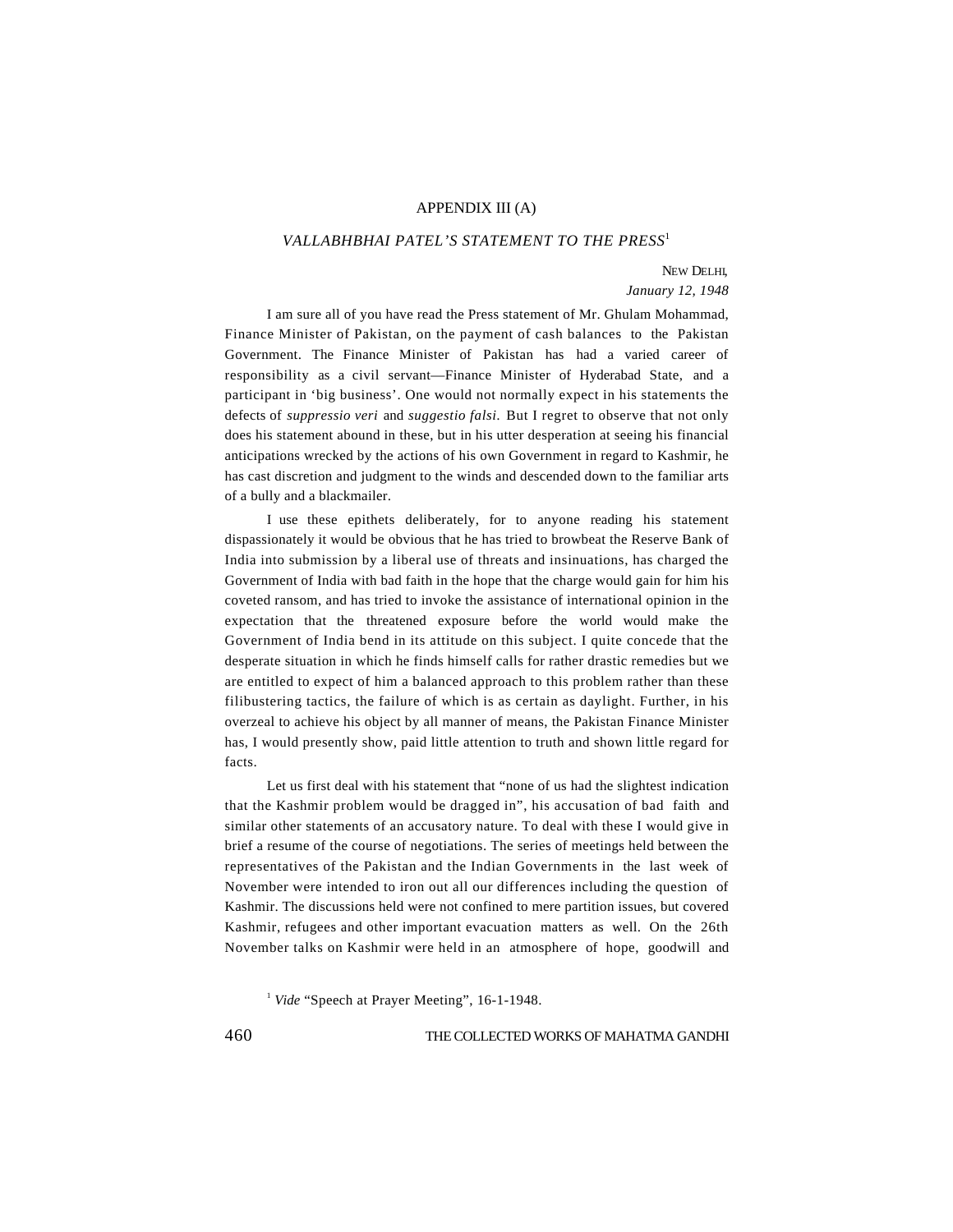## APPENDIX III (A)

### *VALLABHBHAI PATEL'S STATEMENT TO THE PRESS*[1]

NEW DELHI,
*January 12, 1948*

I am sure all of you have read the Press statement of Mr. Ghulam Mohammad, Finance Minister of Pakistan, on the payment of cash balances to the Pakistan Government. The Finance Minister of Pakistan has had a varied career of responsibility as a civil servant—Finance Minister of Hyderabad State, and a participant in 'big business'. One would not normally expect in his statements the defects of *suppressio veri* and *suggestio falsi.* But I regret to observe that not only does his statement abound in these, but in his utter desperation at seeing his financial anticipations wrecked by the actions of his own Government in regard to Kashmir, he has cast discretion and judgment to the winds and descended down to the familiar arts of a bully and a blackmailer.

I use these epithets deliberately, for to anyone reading his statement dispassionately it would be obvious that he has tried to browbeat the Reserve Bank of India into submission by a liberal use of threats and insinuations, has charged the Government of India with bad faith in the hope that the charge would gain for him his coveted ransom, and has tried to invoke the assistance of international opinion in the expectation that the threatened exposure before the world would make the Government of India bend in its attitude on this subject. I quite concede that the desperate situation in which he finds himself calls for rather drastic remedies but we are entitled to expect of him a balanced approach to this problem rather than these filibustering tactics, the failure of which is as certain as daylight. Further, in his overzeal to achieve his object by all manner of means, the Pakistan Finance Minister has, I would presently show, paid little attention to truth and shown little regard for facts.

Let us first deal with his statement that "none of us had the slightest indication that the Kashmir problem would be dragged in", his accusation of bad faith and similar other statements of an accusatory nature. To deal with these I would give in brief a resume of the course of negotiations. The series of meetings held between the representatives of the Pakistan and the Indian Governments in the last week of November were intended to iron out all our differences including the question of Kashmir. The discussions held were not confined to mere partition issues, but covered Kashmir, refugees and other important evacuation matters as well. On the 26th November talks on Kashmir were held in an atmosphere of hope, goodwill and

[1] *Vide* "Speech at Prayer Meeting", 16-1-1948.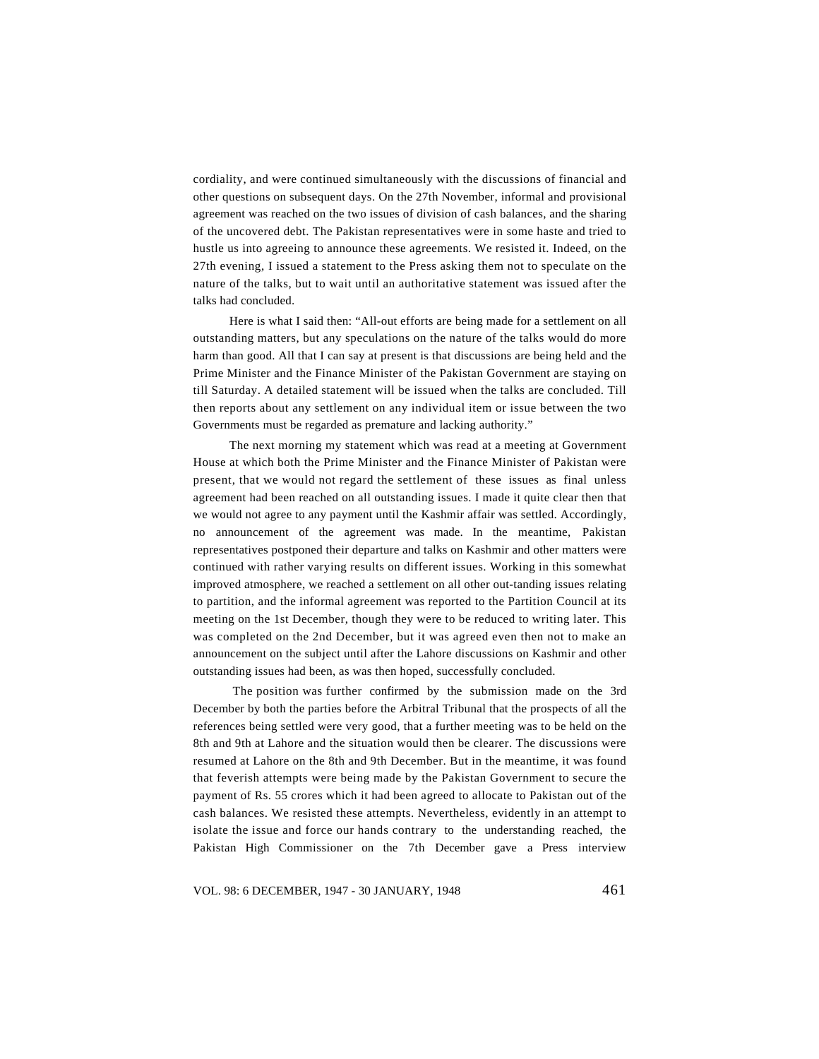cordiality, and were continued simultaneously with the discussions of financial and other questions on subsequent days. On the 27th November, informal and provisional agreement was reached on the two issues of division of cash balances, and the sharing of the uncovered debt. The Pakistan representatives were in some haste and tried to hustle us into agreeing to announce these agreements. We resisted it. Indeed, on the 27th evening, I issued a statement to the Press asking them not to speculate on the nature of the talks, but to wait until an authoritative statement was issued after the talks had concluded.

Here is what I said then: "All-out efforts are being made for a settlement on all outstanding matters, but any speculations on the nature of the talks would do more harm than good. All that I can say at present is that discussions are being held and the Prime Minister and the Finance Minister of the Pakistan Government are staying on till Saturday. A detailed statement will be issued when the talks are concluded. Till then reports about any settlement on any individual item or issue between the two Governments must be regarded as premature and lacking authority."

The next morning my statement which was read at a meeting at Government House at which both the Prime Minister and the Finance Minister of Pakistan were present, that we would not regard the settlement of these issues as final unless agreement had been reached on all outstanding issues. I made it quite clear then that we would not agree to any payment until the Kashmir affair was settled. Accordingly, no announcement of the agreement was made. In the meantime, Pakistan representatives postponed their departure and talks on Kashmir and other matters were continued with rather varying results on different issues. Working in this somewhat improved atmosphere, we reached a settlement on all other out-tanding issues relating to partition, and the informal agreement was reported to the Partition Council at its meeting on the 1st December, though they were to be reduced to writing later. This was completed on the 2nd December, but it was agreed even then not to make an announcement on the subject until after the Lahore discussions on Kashmir and other outstanding issues had been, as was then hoped, successfully concluded.

The position was further confirmed by the submission made on the 3rd December by both the parties before the Arbitral Tribunal that the prospects of all the references being settled were very good, that a further meeting was to be held on the 8th and 9th at Lahore and the situation would then be clearer. The discussions were resumed at Lahore on the 8th and 9th December. But in the meantime, it was found that feverish attempts were being made by the Pakistan Government to secure the payment of Rs. 55 crores which it had been agreed to allocate to Pakistan out of the cash balances. We resisted these attempts. Nevertheless, evidently in an attempt to isolate the issue and force our hands contrary to the understanding reached, the Pakistan High Commissioner on the 7th December gave a Press interview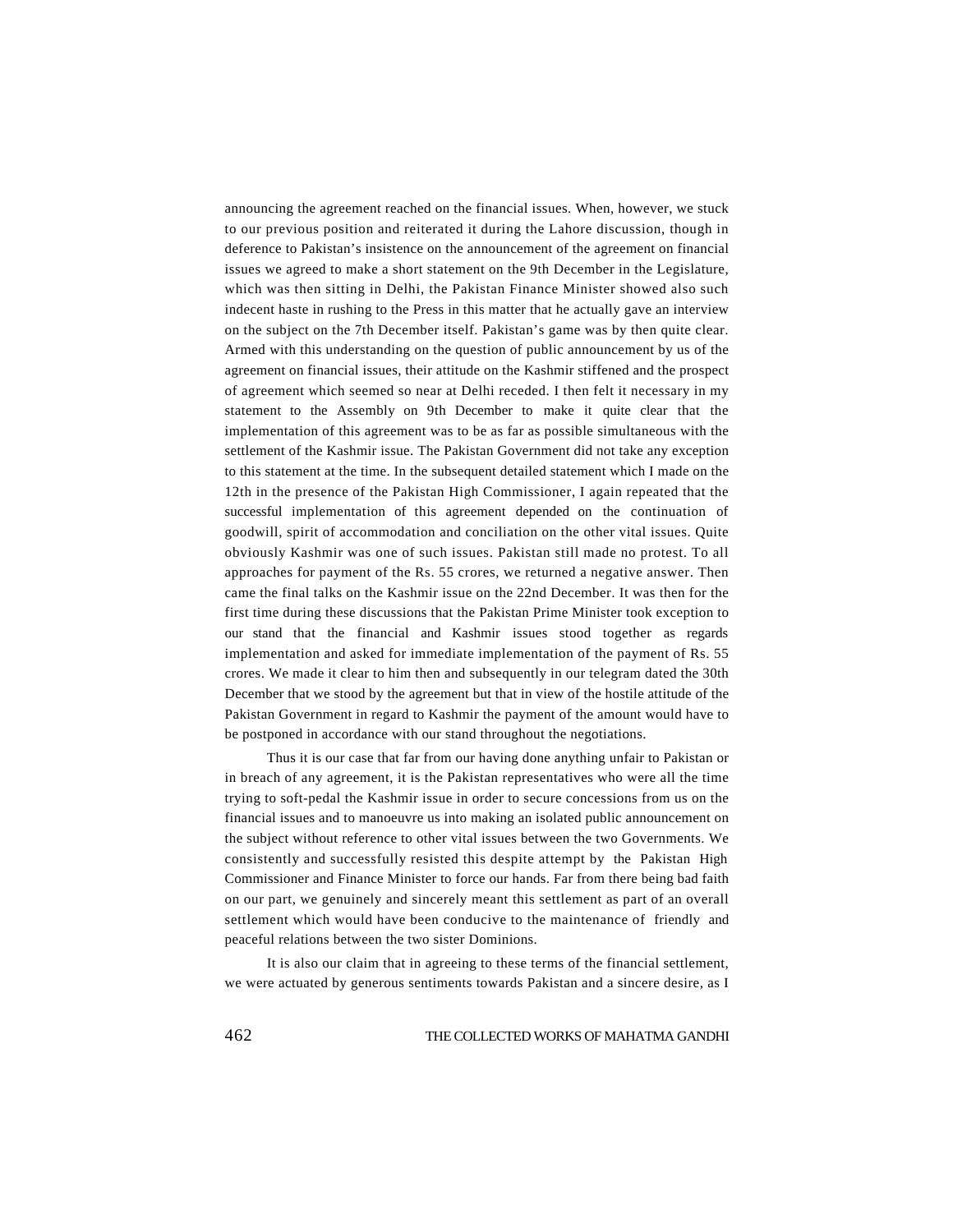announcing the agreement reached on the financial issues. When, however, we stuck to our previous position and reiterated it during the Lahore discussion, though in deference to Pakistan's insistence on the announcement of the agreement on financial issues we agreed to make a short statement on the 9th December in the Legislature, which was then sitting in Delhi, the Pakistan Finance Minister showed also such indecent haste in rushing to the Press in this matter that he actually gave an interview on the subject on the 7th December itself. Pakistan's game was by then quite clear. Armed with this understanding on the question of public announcement by us of the agreement on financial issues, their attitude on the Kashmir stiffened and the prospect of agreement which seemed so near at Delhi receded. I then felt it necessary in my statement to the Assembly on 9th December to make it quite clear that the implementation of this agreement was to be as far as possible simultaneous with the settlement of the Kashmir issue. The Pakistan Government did not take any exception to this statement at the time. In the subsequent detailed statement which I made on the 12th in the presence of the Pakistan High Commissioner, I again repeated that the successful implementation of this agreement depended on the continuation of goodwill, spirit of accommodation and conciliation on the other vital issues. Quite obviously Kashmir was one of such issues. Pakistan still made no protest. To all approaches for payment of the Rs. 55 crores, we returned a negative answer. Then came the final talks on the Kashmir issue on the 22nd December. It was then for the first time during these discussions that the Pakistan Prime Minister took exception to our stand that the financial and Kashmir issues stood together as regards implementation and asked for immediate implementation of the payment of Rs. 55 crores. We made it clear to him then and subsequently in our telegram dated the 30th December that we stood by the agreement but that in view of the hostile attitude of the Pakistan Government in regard to Kashmir the payment of the amount would have to be postponed in accordance with our stand throughout the negotiations.

Thus it is our case that far from our having done anything unfair to Pakistan or in breach of any agreement, it is the Pakistan representatives who were all the time trying to soft-pedal the Kashmir issue in order to secure concessions from us on the financial issues and to manoeuvre us into making an isolated public announcement on the subject without reference to other vital issues between the two Governments. We consistently and successfully resisted this despite attempt by the Pakistan High Commissioner and Finance Minister to force our hands. Far from there being bad faith on our part, we genuinely and sincerely meant this settlement as part of an overall settlement which would have been conducive to the maintenance of friendly and peaceful relations between the two sister Dominions.

It is also our claim that in agreeing to these terms of the financial settlement, we were actuated by generous sentiments towards Pakistan and a sincere desire, as I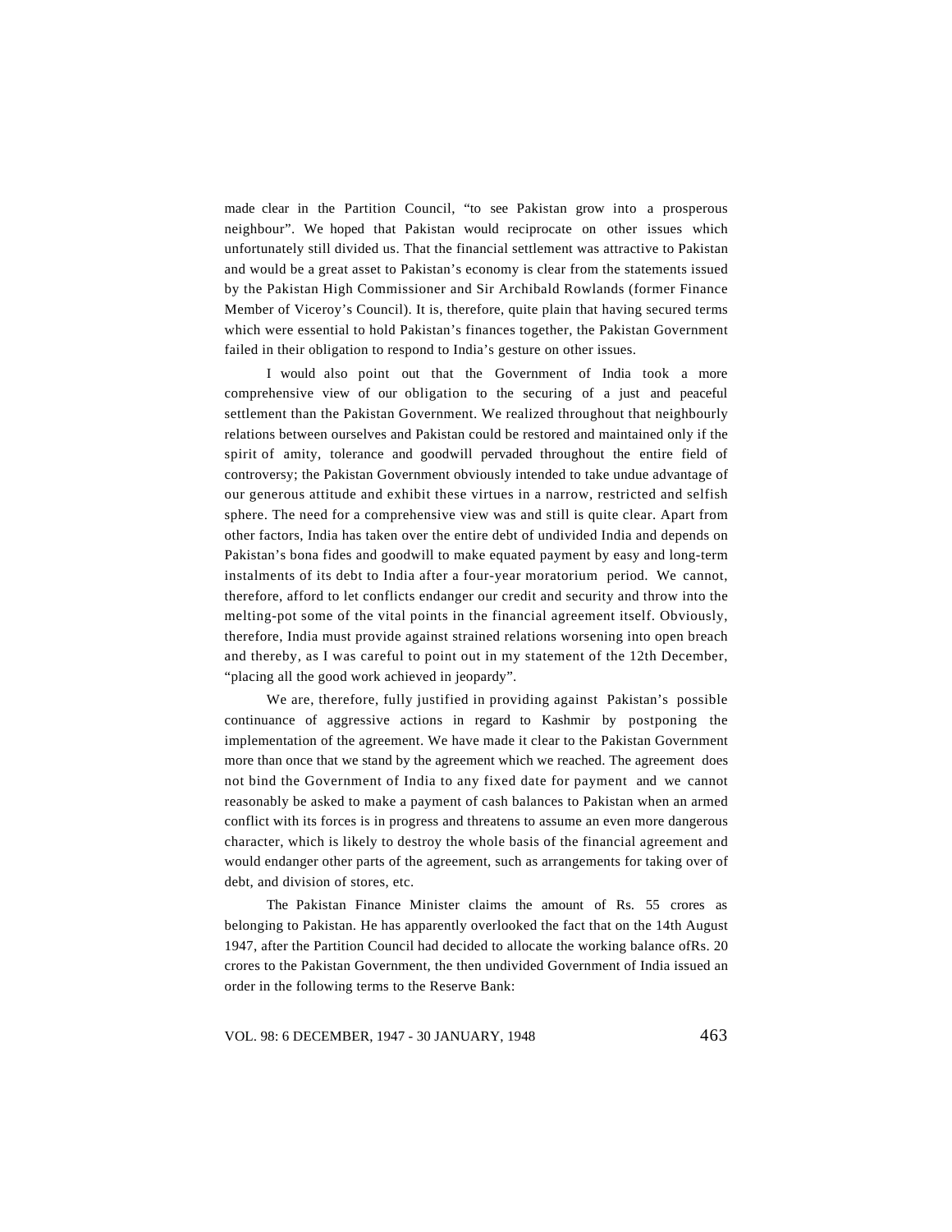made clear in the Partition Council, "to see Pakistan grow into a prosperous neighbour". We hoped that Pakistan would reciprocate on other issues which unfortunately still divided us. That the financial settlement was attractive to Pakistan and would be a great asset to Pakistan's economy is clear from the statements issued by the Pakistan High Commissioner and Sir Archibald Rowlands (former Finance Member of Viceroy's Council). It is, therefore, quite plain that having secured terms which were essential to hold Pakistan's finances together, the Pakistan Government failed in their obligation to respond to India's gesture on other issues.

I would also point out that the Government of India took a more comprehensive view of our obligation to the securing of a just and peaceful settlement than the Pakistan Government. We realized throughout that neighbourly relations between ourselves and Pakistan could be restored and maintained only if the spirit of amity, tolerance and goodwill pervaded throughout the entire field of controversy; the Pakistan Government obviously intended to take undue advantage of our generous attitude and exhibit these virtues in a narrow, restricted and selfish sphere. The need for a comprehensive view was and still is quite clear. Apart from other factors, India has taken over the entire debt of undivided India and depends on Pakistan's bona fides and goodwill to make equated payment by easy and long-term instalments of its debt to India after a four-year moratorium period. We cannot, therefore, afford to let conflicts endanger our credit and security and throw into the melting-pot some of the vital points in the financial agreement itself. Obviously, therefore, India must provide against strained relations worsening into open breach and thereby, as I was careful to point out in my statement of the 12th December, "placing all the good work achieved in jeopardy".

We are, therefore, fully justified in providing against Pakistan's possible continuance of aggressive actions in regard to Kashmir by postponing the implementation of the agreement. We have made it clear to the Pakistan Government more than once that we stand by the agreement which we reached. The agreement does not bind the Government of India to any fixed date for payment and we cannot reasonably be asked to make a payment of cash balances to Pakistan when an armed conflict with its forces is in progress and threatens to assume an even more dangerous character, which is likely to destroy the whole basis of the financial agreement and would endanger other parts of the agreement, such as arrangements for taking over of debt, and division of stores, etc.

The Pakistan Finance Minister claims the amount of Rs. 55 crores as belonging to Pakistan. He has apparently overlooked the fact that on the 14th August 1947, after the Partition Council had decided to allocate the working balance ofRs. 20 crores to the Pakistan Government, the then undivided Government of India issued an order in the following terms to the Reserve Bank: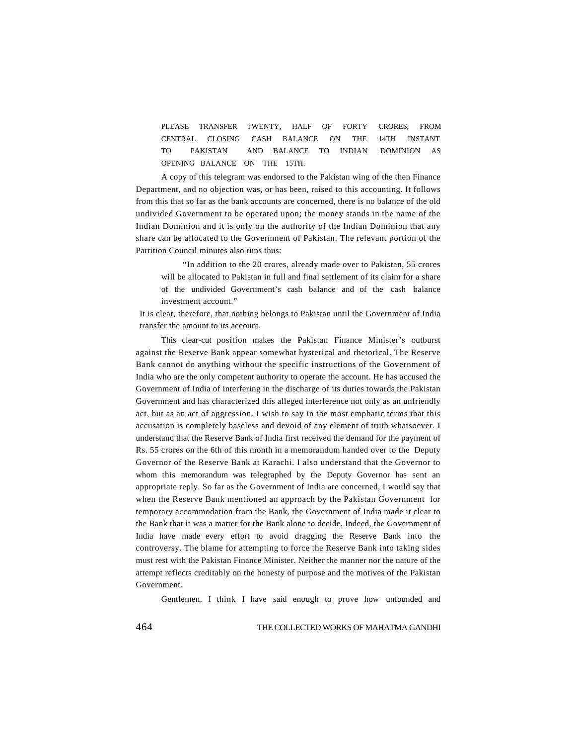> PLEASE TRANSFER TWENTY, HALF OF FORTY CRORES, FROM CENTRAL CLOSING CASH BALANCE ON THE 14TH INSTANT TO PAKISTAN AND BALANCE TO INDIAN DOMINION AS OPENING BALANCE ON THE 15TH.

A copy of this telegram was endorsed to the Pakistan wing of the then Finance Department, and no objection was, or has been, raised to this accounting. It follows from this that so far as the bank accounts are concerned, there is no balance of the old undivided Government to be operated upon; the money stands in the name of the Indian Dominion and it is only on the authority of the Indian Dominion that any share can be allocated to the Government of Pakistan. The relevant portion of the Partition Council minutes also runs thus:

> "In addition to the 20 crores, already made over to Pakistan, 55 crores will be allocated to Pakistan in full and final settlement of its claim for a share of the undivided Government's cash balance and of the cash balance investment account."

It is clear, therefore, that nothing belongs to Pakistan until the Government of India transfer the amount to its account.

This clear-cut position makes the Pakistan Finance Minister's outburst against the Reserve Bank appear somewhat hysterical and rhetorical. The Reserve Bank cannot do anything without the specific instructions of the Government of India who are the only competent authority to operate the account. He has accused the Government of India of interfering in the discharge of its duties towards the Pakistan Government and has characterized this alleged interference not only as an unfriendly act, but as an act of aggression. I wish to say in the most emphatic terms that this accusation is completely baseless and devoid of any element of truth whatsoever. I understand that the Reserve Bank of India first received the demand for the payment of Rs. 55 crores on the 6th of this month in a memorandum handed over to the Deputy Governor of the Reserve Bank at Karachi. I also understand that the Governor to whom this memorandum was telegraphed by the Deputy Governor has sent an appropriate reply. So far as the Government of India are concerned, I would say that when the Reserve Bank mentioned an approach by the Pakistan Government for temporary accommodation from the Bank, the Government of India made it clear to the Bank that it was a matter for the Bank alone to decide. Indeed, the Government of India have made every effort to avoid dragging the Reserve Bank into the controversy. The blame for attempting to force the Reserve Bank into taking sides must rest with the Pakistan Finance Minister. Neither the manner nor the nature of the attempt reflects creditably on the honesty of purpose and the motives of the Pakistan Government.

Gentlemen, I think I have said enough to prove how unfounded and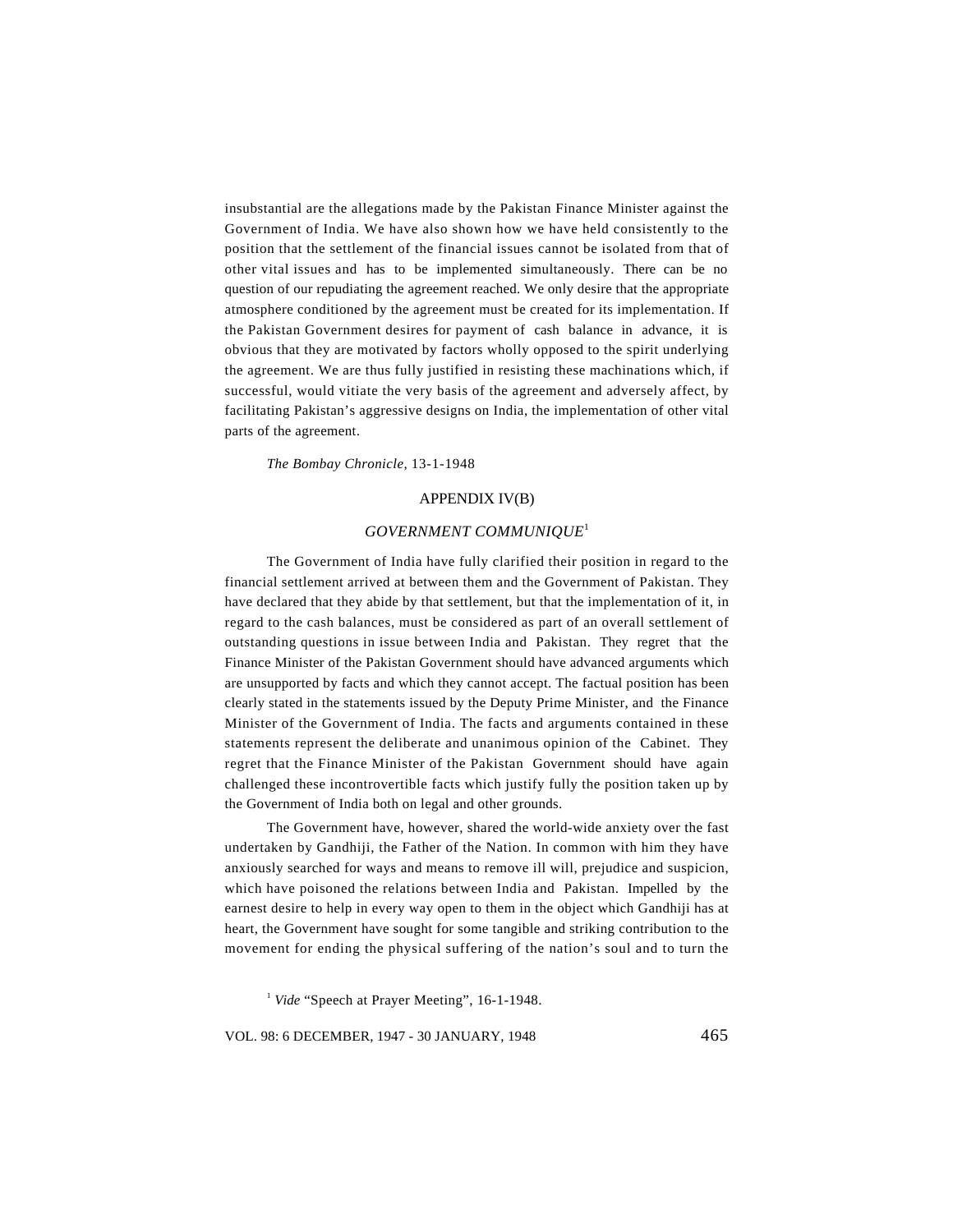insubstantial are the allegations made by the Pakistan Finance Minister against the Government of India. We have also shown how we have held consistently to the position that the settlement of the financial issues cannot be isolated from that of other vital issues and has to be implemented simultaneously. There can be no question of our repudiating the agreement reached. We only desire that the appropriate atmosphere conditioned by the agreement must be created for its implementation. If the Pakistan Government desires for payment of cash balance in advance, it is obvious that they are motivated by factors wholly opposed to the spirit underlying the agreement. We are thus fully justified in resisting these machinations which, if successful, would vitiate the very basis of the agreement and adversely affect, by facilitating Pakistan's aggressive designs on India, the implementation of other vital parts of the agreement.

*The Bombay Chronicle*, 13-1-1948

## APPENDIX IV(B)

### *GOVERNMENT COMMUNIQUE*[1]

The Government of India have fully clarified their position in regard to the financial settlement arrived at between them and the Government of Pakistan. They have declared that they abide by that settlement, but that the implementation of it, in regard to the cash balances, must be considered as part of an overall settlement of outstanding questions in issue between India and Pakistan. They regret that the Finance Minister of the Pakistan Government should have advanced arguments which are unsupported by facts and which they cannot accept. The factual position has been clearly stated in the statements issued by the Deputy Prime Minister, and the Finance Minister of the Government of India. The facts and arguments contained in these statements represent the deliberate and unanimous opinion of the Cabinet. They regret that the Finance Minister of the Pakistan Government should have again challenged these incontrovertible facts which justify fully the position taken up by the Government of India both on legal and other grounds.

The Government have, however, shared the world-wide anxiety over the fast undertaken by Gandhiji, the Father of the Nation. In common with him they have anxiously searched for ways and means to remove ill will, prejudice and suspicion, which have poisoned the relations between India and Pakistan. Impelled by the earnest desire to help in every way open to them in the object which Gandhiji has at heart, the Government have sought for some tangible and striking contribution to the movement for ending the physical suffering of the nation's soul and to turn the

[1] *Vide* "Speech at Prayer Meeting", 16-1-1948.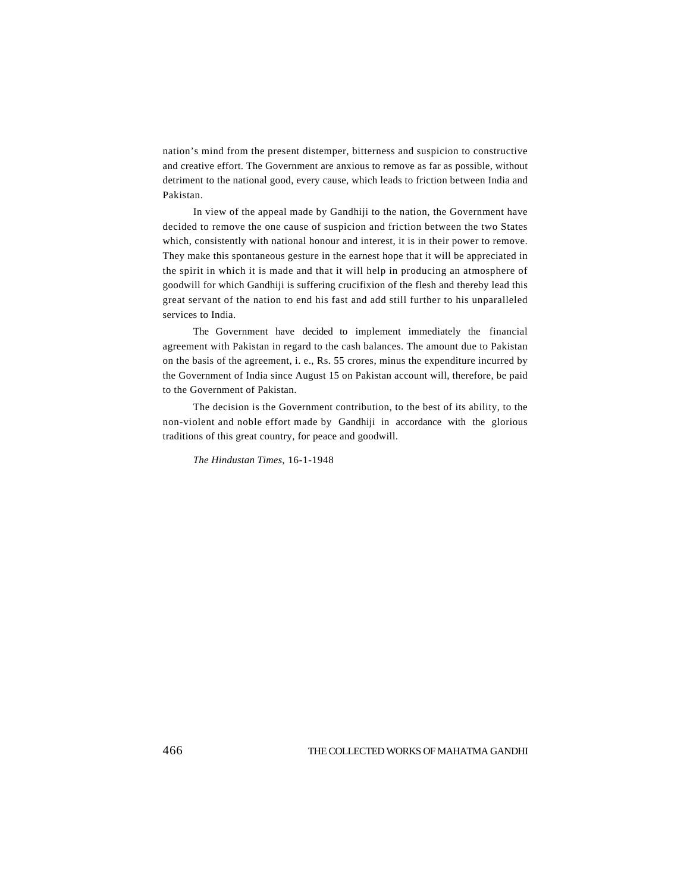nation's mind from the present distemper, bitterness and suspicion to constructive and creative effort. The Government are anxious to remove as far as possible, without detriment to the national good, every cause, which leads to friction between India and Pakistan.

In view of the appeal made by Gandhiji to the nation, the Government have decided to remove the one cause of suspicion and friction between the two States which, consistently with national honour and interest, it is in their power to remove. They make this spontaneous gesture in the earnest hope that it will be appreciated in the spirit in which it is made and that it will help in producing an atmosphere of goodwill for which Gandhiji is suffering crucifixion of the flesh and thereby lead this great servant of the nation to end his fast and add still further to his unparalleled services to India.

The Government have decided to implement immediately the financial agreement with Pakistan in regard to the cash balances. The amount due to Pakistan on the basis of the agreement, i. e., Rs. 55 crores, minus the expenditure incurred by the Government of India since August 15 on Pakistan account will, therefore, be paid to the Government of Pakistan.

The decision is the Government contribution, to the best of its ability, to the non-violent and noble effort made by Gandhiji in accordance with the glorious traditions of this great country, for peace and goodwill.

*The Hindustan Times*, 16-1-1948